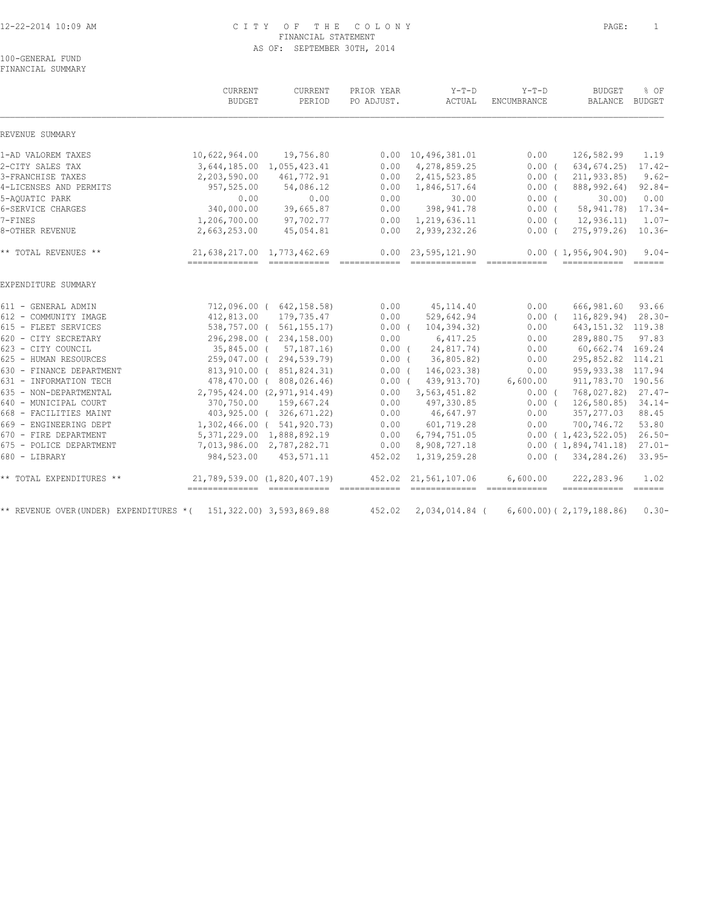# CITY OF THE COLONY
## FINANCIAL STATEMENT
### AS OF: SEPTEMBER 30TH, 2014

100-GENERAL FUND
FINANCIAL SUMMARY

| | CURRENT BUDGET | CURRENT PERIOD | PRIOR YEAR PO ADJUST. | Y-T-D ACTUAL | Y-T-D ENCUMBRANCE | BUDGET BALANCE | % OF BUDGET |
|---|---|---|---|---|---|---|---|
| **REVENUE SUMMARY** | | | | | | | |
| 1-AD VALOREM TAXES | 10,622,964.00 | 19,756.80 | 0.00 | 10,496,381.01 | 0.00 | 126,582.99 | 1.19 |
| 2-CITY SALES TAX | 3,644,185.00 | 1,055,423.41 | 0.00 | 4,278,859.25 | 0.00 | ( 634,674.25) | 17.42- |
| 3-FRANCHISE TAXES | 2,203,590.00 | 461,772.91 | 0.00 | 2,415,523.85 | 0.00 | ( 211,933.85) | 9.62- |
| 4-LICENSES AND PERMITS | 957,525.00 | 54,086.12 | 0.00 | 1,846,517.64 | 0.00 | ( 888,992.64) | 92.84- |
| 5-AQUATIC PARK | 0.00 | 0.00 | 0.00 | 30.00 | 0.00 | ( 30.00) | 0.00 |
| 6-SERVICE CHARGES | 340,000.00 | 39,665.87 | 0.00 | 398,941.78 | 0.00 | ( 58,941.78) | 17.34- |
| 7-FINES | 1,206,700.00 | 97,702.77 | 0.00 | 1,219,636.11 | 0.00 | ( 12,936.11) | 1.07- |
| 8-OTHER REVENUE | 2,663,253.00 | 45,054.81 | 0.00 | 2,939,232.26 | 0.00 | ( 275,979.26) | 10.36- |
| ** TOTAL REVENUES ** | 21,638,217.00 | 1,773,462.69 | 0.00 | 23,595,121.90 | 0.00 | ( 1,956,904.90) | 9.04- |
| **EXPENDITURE SUMMARY** | | | | | | | |
| 611 - GENERAL ADMIN | 712,096.00 | ( 642,158.58) | 0.00 | 45,114.40 | 0.00 | 666,981.60 | 93.66 |
| 612 - COMMUNITY IMAGE | 412,813.00 | 179,735.47 | 0.00 | 529,642.94 | 0.00 | ( 116,829.94) | 28.30- |
| 615 - FLEET SERVICES | 538,757.00 | ( 561,155.17) | 0.00 | ( 104,394.32) | 0.00 | 643,151.32 | 119.38 |
| 620 - CITY SECRETARY | 296,298.00 | ( 234,158.00) | 0.00 | 6,417.25 | 0.00 | 289,880.75 | 97.83 |
| 623 - CITY COUNCIL | 35,845.00 | ( 57,187.16) | 0.00 | ( 24,817.74) | 0.00 | 60,662.74 | 169.24 |
| 625 - HUMAN RESOURCES | 259,047.00 | ( 294,539.79) | 0.00 | ( 36,805.82) | 0.00 | 295,852.82 | 114.21 |
| 630 - FINANCE DEPARTMENT | 813,910.00 | ( 851,824.31) | 0.00 | ( 146,023.38) | 0.00 | 959,933.38 | 117.94 |
| 631 - INFORMATION TECH | 478,470.00 | ( 808,026.46) | 0.00 | ( 439,913.70) | 6,600.00 | 911,783.70 | 190.56 |
| 635 - NON-DEPARTMENTAL | 2,795,424.00 | (2,971,914.49) | 0.00 | 3,563,451.82 | 0.00 | ( 768,027.82) | 27.47- |
| 640 - MUNICIPAL COURT | 370,750.00 | 159,667.24 | 0.00 | 497,330.85 | 0.00 | ( 126,580.85) | 34.14- |
| 668 - FACILITIES MAINT | 403,925.00 | ( 326,671.22) | 0.00 | 46,647.97 | 0.00 | 357,277.03 | 88.45 |
| 669 - ENGINEERING DEPT | 1,302,466.00 | ( 541,920.73) | 0.00 | 601,719.28 | 0.00 | 700,746.72 | 53.80 |
| 670 - FIRE DEPARTMENT | 5,371,229.00 | 1,888,892.19 | 0.00 | 6,794,751.05 | 0.00 | ( 1,423,522.05) | 26.50- |
| 675 - POLICE DEPARTMENT | 7,013,986.00 | 2,787,282.71 | 0.00 | 8,908,727.18 | 0.00 | ( 1,894,741.18) | 27.01- |
| 680 - LIBRARY | 984,523.00 | 453,571.11 | 452.02 | 1,319,259.28 | 0.00 | ( 334,284.26) | 33.95- |
| ** TOTAL EXPENDITURES ** | 21,789,539.00 | (1,820,407.19) | 452.02 | 21,561,107.06 | 6,600.00 | 222,283.96 | 1.02 |
| ** REVENUE OVER(UNDER) EXPENDITURES * | ( 151,322.00) | 3,593,869.88 | 452.02 | 2,034,014.84 | ( 6,600.00) | ( 2,179,188.86) | 0.30- |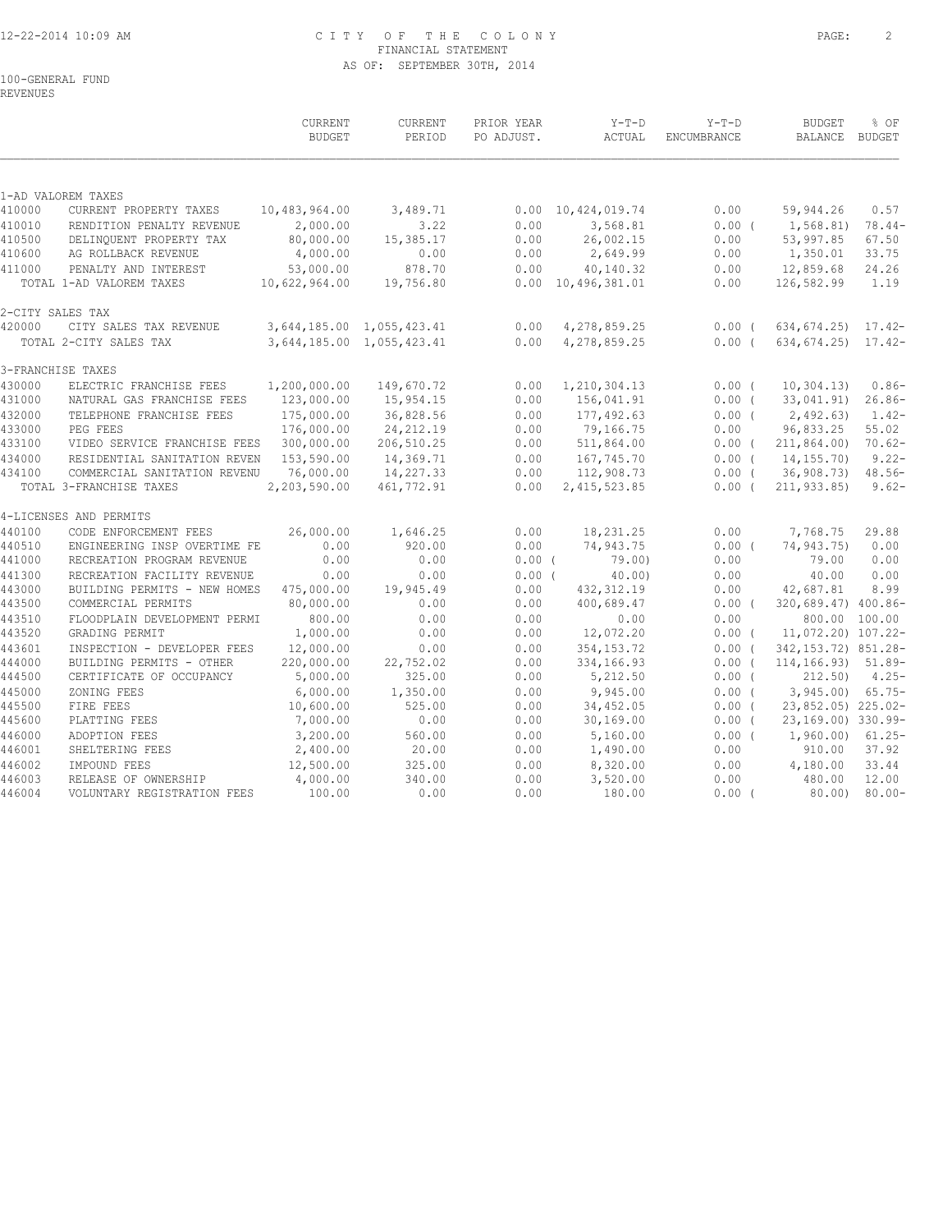100-GENERAL FUND
REVENUES

| | | CURRENT BUDGET | CURRENT PERIOD | PRIOR YEAR PO ADJUST. | Y-T-D ACTUAL | Y-T-D ENCUMBRANCE | BUDGET BALANCE | % OF BUDGET |
|---|---|---|---|---|---|---|---|---|
| 1-AD VALOREM TAXES | | | | | | | | |
| 410000 | CURRENT PROPERTY TAXES | 10,483,964.00 | 3,489.71 | 0.00 | 10,424,019.74 | 0.00 | 59,944.26 | 0.57 |
| 410010 | RENDITION PENALTY REVENUE | 2,000.00 | 3.22 | 0.00 | 3,568.81 | 0.00 ( | 1,568.81) | 78.44- |
| 410500 | DELINQUENT PROPERTY TAX | 80,000.00 | 15,385.17 | 0.00 | 26,002.15 | 0.00 | 53,997.85 | 67.50 |
| 410600 | AG ROLLBACK REVENUE | 4,000.00 | 0.00 | 0.00 | 2,649.99 | 0.00 | 1,350.01 | 33.75 |
| 411000 | PENALTY AND INTEREST | 53,000.00 | 878.70 | 0.00 | 40,140.32 | 0.00 | 12,859.68 | 24.26 |
| | TOTAL 1-AD VALOREM TAXES | 10,622,964.00 | 19,756.80 | 0.00 | 10,496,381.01 | 0.00 | 126,582.99 | 1.19 |
| 2-CITY SALES TAX | | | | | | | | |
| 420000 | CITY SALES TAX REVENUE | 3,644,185.00 | 1,055,423.41 | 0.00 | 4,278,859.25 | 0.00 ( | 634,674.25) | 17.42- |
| | TOTAL 2-CITY SALES TAX | 3,644,185.00 | 1,055,423.41 | 0.00 | 4,278,859.25 | 0.00 ( | 634,674.25) | 17.42- |
| 3-FRANCHISE TAXES | | | | | | | | |
| 430000 | ELECTRIC FRANCHISE FEES | 1,200,000.00 | 149,670.72 | 0.00 | 1,210,304.13 | 0.00 ( | 10,304.13) | 0.86- |
| 431000 | NATURAL GAS FRANCHISE FEES | 123,000.00 | 15,954.15 | 0.00 | 156,041.91 | 0.00 ( | 33,041.91) | 26.86- |
| 432000 | TELEPHONE FRANCHISE FEES | 175,000.00 | 36,828.56 | 0.00 | 177,492.63 | 0.00 ( | 2,492.63) | 1.42- |
| 433000 | PEG FEES | 176,000.00 | 24,212.19 | 0.00 | 79,166.75 | 0.00 | 96,833.25 | 55.02 |
| 433100 | VIDEO SERVICE FRANCHISE FEES | 300,000.00 | 206,510.25 | 0.00 | 511,864.00 | 0.00 ( | 211,864.00) | 70.62- |
| 434000 | RESIDENTIAL SANITATION REVEN | 153,590.00 | 14,369.71 | 0.00 | 167,745.70 | 0.00 ( | 14,155.70) | 9.22- |
| 434100 | COMMERCIAL SANITATION REVENU | 76,000.00 | 14,227.33 | 0.00 | 112,908.73 | 0.00 ( | 36,908.73) | 48.56- |
| | TOTAL 3-FRANCHISE TAXES | 2,203,590.00 | 461,772.91 | 0.00 | 2,415,523.85 | 0.00 ( | 211,933.85) | 9.62- |
| 4-LICENSES AND PERMITS | | | | | | | | |
| 440100 | CODE ENFORCEMENT FEES | 26,000.00 | 1,646.25 | 0.00 | 18,231.25 | 0.00 | 7,768.75 | 29.88 |
| 440510 | ENGINEERING INSP OVERTIME FE | 0.00 | 920.00 | 0.00 | 74,943.75 | 0.00 ( | 74,943.75) | 0.00 |
| 441000 | RECREATION PROGRAM REVENUE | 0.00 | 0.00 | 0.00 ( | 79.00) | 0.00 | 79.00 | 0.00 |
| 441300 | RECREATION FACILITY REVENUE | 0.00 | 0.00 | 0.00 ( | 40.00) | 0.00 | 40.00 | 0.00 |
| 443000 | BUILDING PERMITS - NEW HOMES | 475,000.00 | 19,945.49 | 0.00 | 432,312.19 | 0.00 | 42,687.81 | 8.99 |
| 443500 | COMMERCIAL PERMITS | 80,000.00 | 0.00 | 0.00 | 400,689.47 | 0.00 ( | 320,689.47) | 400.86- |
| 443510 | FLOODPLAIN DEVELOPMENT PERMI | 800.00 | 0.00 | 0.00 | 0.00 | 0.00 | 800.00 | 100.00 |
| 443520 | GRADING PERMIT | 1,000.00 | 0.00 | 0.00 | 12,072.20 | 0.00 ( | 11,072.20) | 107.22- |
| 443601 | INSPECTION - DEVELOPER FEES | 12,000.00 | 0.00 | 0.00 | 354,153.72 | 0.00 ( | 342,153.72) | 851.28- |
| 444000 | BUILDING PERMITS - OTHER | 220,000.00 | 22,752.02 | 0.00 | 334,166.93 | 0.00 ( | 114,166.93) | 51.89- |
| 444500 | CERTIFICATE OF OCCUPANCY | 5,000.00 | 325.00 | 0.00 | 5,212.50 | 0.00 ( | 212.50) | 4.25- |
| 445000 | ZONING FEES | 6,000.00 | 1,350.00 | 0.00 | 9,945.00 | 0.00 ( | 3,945.00) | 65.75- |
| 445500 | FIRE FEES | 10,600.00 | 525.00 | 0.00 | 34,452.05 | 0.00 ( | 23,852.05) | 225.02- |
| 445600 | PLATTING FEES | 7,000.00 | 0.00 | 0.00 | 30,169.00 | 0.00 ( | 23,169.00) | 330.99- |
| 446000 | ADOPTION FEES | 3,200.00 | 560.00 | 0.00 | 5,160.00 | 0.00 ( | 1,960.00) | 61.25- |
| 446001 | SHELTERING FEES | 2,400.00 | 20.00 | 0.00 | 1,490.00 | 0.00 | 910.00 | 37.92 |
| 446002 | IMPOUND FEES | 12,500.00 | 325.00 | 0.00 | 8,320.00 | 0.00 | 4,180.00 | 33.44 |
| 446003 | RELEASE OF OWNERSHIP | 4,000.00 | 340.00 | 0.00 | 3,520.00 | 0.00 | 480.00 | 12.00 |
| 446004 | VOLUNTARY REGISTRATION FEES | 100.00 | 0.00 | 0.00 | 180.00 | 0.00 ( | 80.00) | 80.00- |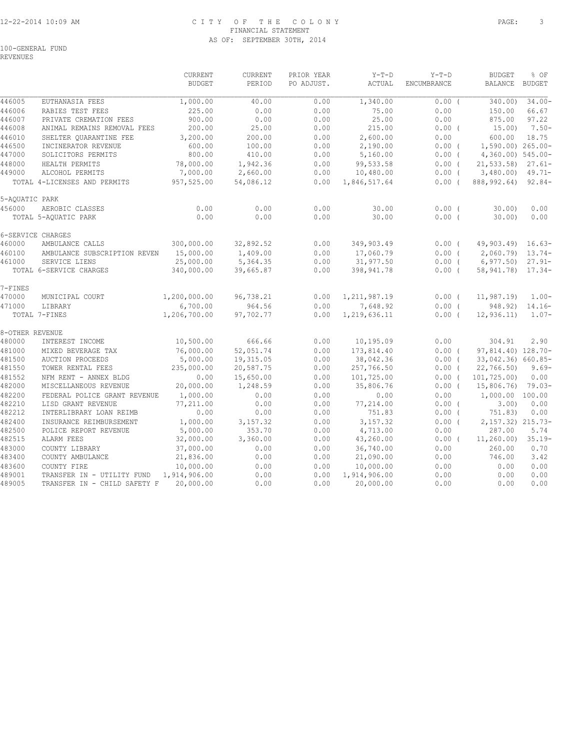100-GENERAL FUND
REVENUES

| | | CURRENT BUDGET | CURRENT PERIOD | PRIOR YEAR PO ADJUST. | Y-T-D ACTUAL | Y-T-D ENCUMBRANCE | BUDGET BALANCE | % OF BUDGET |
|---|---|---|---|---|---|---|---|---|
| 446005 | EUTHANASIA FEES | 1,000.00 | 40.00 | 0.00 | 1,340.00 | 0.00 ( | 340.00) | 34.00- |
| 446006 | RABIES TEST FEES | 225.00 | 0.00 | 0.00 | 75.00 | 0.00 | 150.00 | 66.67 |
| 446007 | PRIVATE CREMATION FEES | 900.00 | 0.00 | 0.00 | 25.00 | 0.00 | 875.00 | 97.22 |
| 446008 | ANIMAL REMAINS REMOVAL FEES | 200.00 | 25.00 | 0.00 | 215.00 | 0.00 ( | 15.00) | 7.50- |
| 446010 | SHELTER QUARANTINE FEE | 3,200.00 | 200.00 | 0.00 | 2,600.00 | 0.00 | 600.00 | 18.75 |
| 446500 | INCINERATOR REVENUE | 600.00 | 100.00 | 0.00 | 2,190.00 | 0.00 ( | 1,590.00) | 265.00- |
| 447000 | SOLICITORS PERMITS | 800.00 | 410.00 | 0.00 | 5,160.00 | 0.00 ( | 4,360.00) | 545.00- |
| 448000 | HEALTH PERMITS | 78,000.00 | 1,942.36 | 0.00 | 99,533.58 | 0.00 ( | 21,533.58) | 27.61- |
| 449000 | ALCOHOL PERMITS | 7,000.00 | 2,660.00 | 0.00 | 10,480.00 | 0.00 ( | 3,480.00) | 49.71- |
| | TOTAL 4-LICENSES AND PERMITS | 957,525.00 | 54,086.12 | 0.00 | 1,846,517.64 | 0.00 ( | 888,992.64) | 92.84- |
| 5-AQUATIC PARK | | | | | | | | |
| 456000 | AEROBIC CLASSES | 0.00 | 0.00 | 0.00 | 30.00 | 0.00 ( | 30.00) | 0.00 |
| | TOTAL 5-AQUATIC PARK | 0.00 | 0.00 | 0.00 | 30.00 | 0.00 ( | 30.00) | 0.00 |
| 6-SERVICE CHARGES | | | | | | | | |
| 460000 | AMBULANCE CALLS | 300,000.00 | 32,892.52 | 0.00 | 349,903.49 | 0.00 ( | 49,903.49) | 16.63- |
| 460100 | AMBULANCE SUBSCRIPTION REVEN | 15,000.00 | 1,409.00 | 0.00 | 17,060.79 | 0.00 ( | 2,060.79) | 13.74- |
| 461000 | SERVICE LIENS | 25,000.00 | 5,364.35 | 0.00 | 31,977.50 | 0.00 ( | 6,977.50) | 27.91- |
| | TOTAL 6-SERVICE CHARGES | 340,000.00 | 39,665.87 | 0.00 | 398,941.78 | 0.00 ( | 58,941.78) | 17.34- |
| 7-FINES | | | | | | | | |
| 470000 | MUNICIPAL COURT | 1,200,000.00 | 96,738.21 | 0.00 | 1,211,987.19 | 0.00 ( | 11,987.19) | 1.00- |
| 471000 | LIBRARY | 6,700.00 | 964.56 | 0.00 | 7,648.92 | 0.00 ( | 948.92) | 14.16- |
| | TOTAL 7-FINES | 1,206,700.00 | 97,702.77 | 0.00 | 1,219,636.11 | 0.00 ( | 12,936.11) | 1.07- |
| 8-OTHER REVENUE | | | | | | | | |
| 480000 | INTEREST INCOME | 10,500.00 | 666.66 | 0.00 | 10,195.09 | 0.00 | 304.91 | 2.90 |
| 481000 | MIXED BEVERAGE TAX | 76,000.00 | 52,051.74 | 0.00 | 173,814.40 | 0.00 ( | 97,814.40) | 128.70- |
| 481500 | AUCTION PROCEEDS | 5,000.00 | 19,315.05 | 0.00 | 38,042.36 | 0.00 ( | 33,042.36) | 660.85- |
| 481550 | TOWER RENTAL FEES | 235,000.00 | 20,587.75 | 0.00 | 257,766.50 | 0.00 ( | 22,766.50) | 9.69- |
| 481552 | NFM RENT - ANNEX BLDG | 0.00 | 15,650.00 | 0.00 | 101,725.00 | 0.00 ( | 101,725.00) | 0.00 |
| 482000 | MISCELLANEOUS REVENUE | 20,000.00 | 1,248.59 | 0.00 | 35,806.76 | 0.00 ( | 15,806.76) | 79.03- |
| 482200 | FEDERAL POLICE GRANT REVENUE | 1,000.00 | 0.00 | 0.00 | 0.00 | 0.00 | 1,000.00 | 100.00 |
| 482210 | LISD GRANT REVENUE | 77,211.00 | 0.00 | 0.00 | 77,214.00 | 0.00 ( | 3.00) | 0.00 |
| 482212 | INTERLIBRARY LOAN REIMB | 0.00 | 0.00 | 0.00 | 751.83 | 0.00 ( | 751.83) | 0.00 |
| 482400 | INSURANCE REIMBURSEMENT | 1,000.00 | 3,157.32 | 0.00 | 3,157.32 | 0.00 ( | 2,157.32) | 215.73- |
| 482500 | POLICE REPORT REVENUE | 5,000.00 | 353.70 | 0.00 | 4,713.00 | 0.00 | 287.00 | 5.74 |
| 482515 | ALARM FEES | 32,000.00 | 3,360.00 | 0.00 | 43,260.00 | 0.00 ( | 11,260.00) | 35.19- |
| 483000 | COUNTY LIBRARY | 37,000.00 | 0.00 | 0.00 | 36,740.00 | 0.00 | 260.00 | 0.70 |
| 483400 | COUNTY AMBULANCE | 21,836.00 | 0.00 | 0.00 | 21,090.00 | 0.00 | 746.00 | 3.42 |
| 483600 | COUNTY FIRE | 10,000.00 | 0.00 | 0.00 | 10,000.00 | 0.00 | 0.00 | 0.00 |
| 489001 | TRANSFER IN - UTILITY FUND | 1,914,906.00 | 0.00 | 0.00 | 1,914,906.00 | 0.00 | 0.00 | 0.00 |
| 489005 | TRANSFER IN - CHILD SAFETY F | 20,000.00 | 0.00 | 0.00 | 20,000.00 | 0.00 | 0.00 | 0.00 |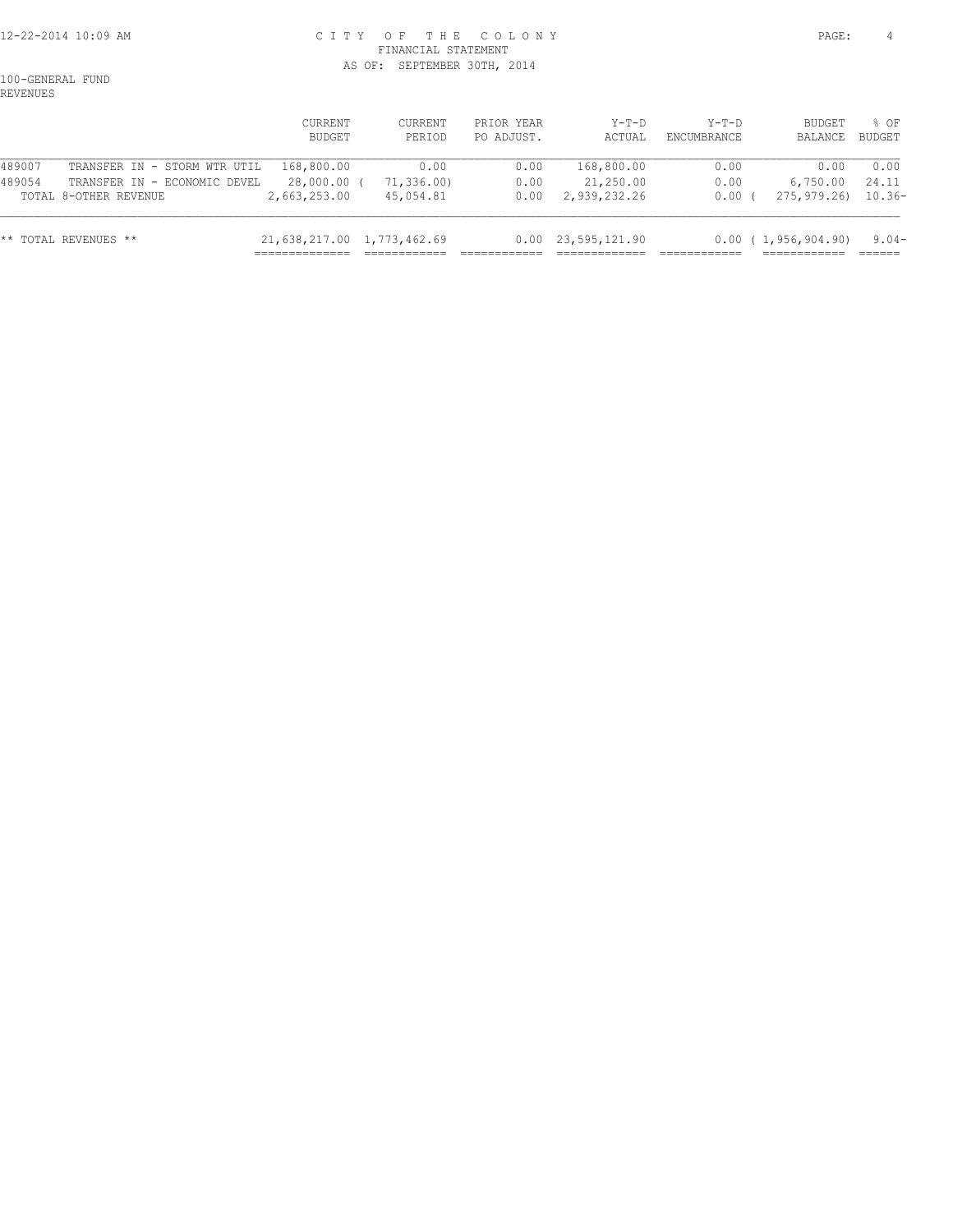CITY OF THE COLONY
FINANCIAL STATEMENT
AS OF: SEPTEMBER 30TH, 2014

100-GENERAL FUND
REVENUES

| | | CURRENT BUDGET | CURRENT PERIOD | PRIOR YEAR PO ADJUST. | Y-T-D ACTUAL | Y-T-D ENCUMBRANCE | BUDGET BALANCE | % OF BUDGET |
|---|---|---|---|---|---|---|---|---|
| 489007 | TRANSFER IN - STORM WTR UTIL | 168,800.00 | 0.00 | 0.00 | 168,800.00 | 0.00 | 0.00 | 0.00 |
| 489054 | TRANSFER IN - ECONOMIC DEVEL | 28,000.00 | ( 71,336.00) | 0.00 | 21,250.00 | 0.00 | 6,750.00 | 24.11 |
| | TOTAL 8-OTHER REVENUE | 2,663,253.00 | 45,054.81 | 0.00 | 2,939,232.26 | 0.00 | ( 275,979.26) | 10.36- |
| | ** TOTAL REVENUES ** | 21,638,217.00 | 1,773,462.69 | 0.00 | 23,595,121.90 | 0.00 | ( 1,956,904.90) | 9.04- |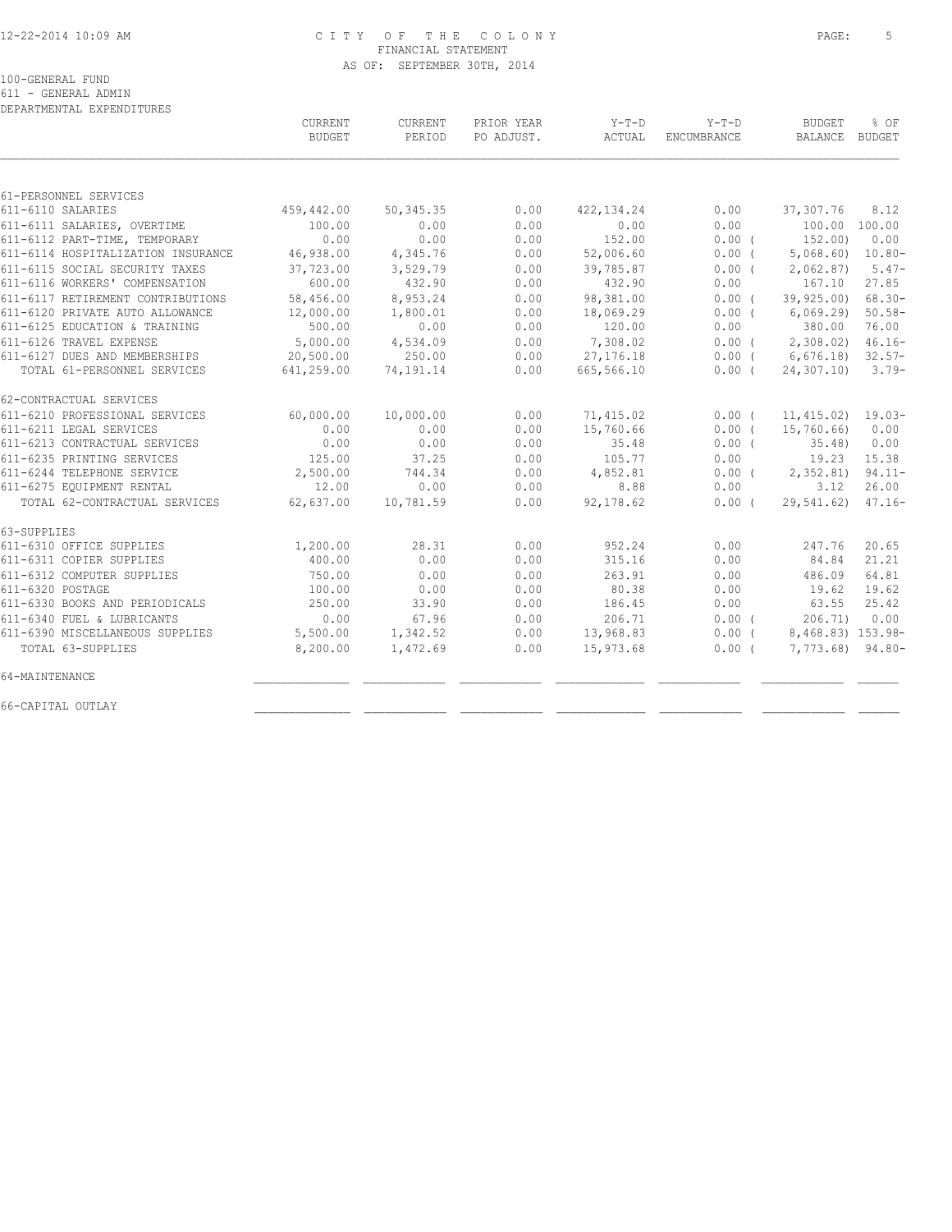CITY OF THE COLONY
FINANCIAL STATEMENT
AS OF: SEPTEMBER 30TH, 2014

100-GENERAL FUND
611 - GENERAL ADMIN
DEPARTMENTAL EXPENDITURES

| | CURRENT BUDGET | CURRENT PERIOD | PRIOR YEAR PO ADJUST. | Y-T-D ACTUAL | Y-T-D ENCUMBRANCE | BUDGET BALANCE | % OF BUDGET |
|---|---|---|---|---|---|---|---|
| 61-PERSONNEL SERVICES | | | | | | | |
| 611-6110 SALARIES | 459,442.00 | 50,345.35 | 0.00 | 422,134.24 | 0.00 | 37,307.76 | 8.12 |
| 611-6111 SALARIES, OVERTIME | 100.00 | 0.00 | 0.00 | 0.00 | 0.00 | 100.00 | 100.00 |
| 611-6112 PART-TIME, TEMPORARY | 0.00 | 0.00 | 0.00 | 152.00 | 0.00 ( | 152.00) | 0.00 |
| 611-6114 HOSPITALIZATION INSURANCE | 46,938.00 | 4,345.76 | 0.00 | 52,006.60 | 0.00 ( | 5,068.60) | 10.80- |
| 611-6115 SOCIAL SECURITY TAXES | 37,723.00 | 3,529.79 | 0.00 | 39,785.87 | 0.00 ( | 2,062.87) | 5.47- |
| 611-6116 WORKERS' COMPENSATION | 600.00 | 432.90 | 0.00 | 432.90 | 0.00 | 167.10 | 27.85 |
| 611-6117 RETIREMENT CONTRIBUTIONS | 58,456.00 | 8,953.24 | 0.00 | 98,381.00 | 0.00 ( | 39,925.00) | 68.30- |
| 611-6120 PRIVATE AUTO ALLOWANCE | 12,000.00 | 1,800.01 | 0.00 | 18,069.29 | 0.00 ( | 6,069.29) | 50.58- |
| 611-6125 EDUCATION & TRAINING | 500.00 | 0.00 | 0.00 | 120.00 | 0.00 | 380.00 | 76.00 |
| 611-6126 TRAVEL EXPENSE | 5,000.00 | 4,534.09 | 0.00 | 7,308.02 | 0.00 ( | 2,308.02) | 46.16- |
| 611-6127 DUES AND MEMBERSHIPS | 20,500.00 | 250.00 | 0.00 | 27,176.18 | 0.00 ( | 6,676.18) | 32.57- |
| TOTAL 61-PERSONNEL SERVICES | 641,259.00 | 74,191.14 | 0.00 | 665,566.10 | 0.00 ( | 24,307.10) | 3.79- |
| 62-CONTRACTUAL SERVICES | | | | | | | |
| 611-6210 PROFESSIONAL SERVICES | 60,000.00 | 10,000.00 | 0.00 | 71,415.02 | 0.00 ( | 11,415.02) | 19.03- |
| 611-6211 LEGAL SERVICES | 0.00 | 0.00 | 0.00 | 15,760.66 | 0.00 ( | 15,760.66) | 0.00 |
| 611-6213 CONTRACTUAL SERVICES | 0.00 | 0.00 | 0.00 | 35.48 | 0.00 ( | 35.48) | 0.00 |
| 611-6235 PRINTING SERVICES | 125.00 | 37.25 | 0.00 | 105.77 | 0.00 | 19.23 | 15.38 |
| 611-6244 TELEPHONE SERVICE | 2,500.00 | 744.34 | 0.00 | 4,852.81 | 0.00 ( | 2,352.81) | 94.11- |
| 611-6275 EQUIPMENT RENTAL | 12.00 | 0.00 | 0.00 | 8.88 | 0.00 | 3.12 | 26.00 |
| TOTAL 62-CONTRACTUAL SERVICES | 62,637.00 | 10,781.59 | 0.00 | 92,178.62 | 0.00 ( | 29,541.62) | 47.16- |
| 63-SUPPLIES | | | | | | | |
| 611-6310 OFFICE SUPPLIES | 1,200.00 | 28.31 | 0.00 | 952.24 | 0.00 | 247.76 | 20.65 |
| 611-6311 COPIER SUPPLIES | 400.00 | 0.00 | 0.00 | 315.16 | 0.00 | 84.84 | 21.21 |
| 611-6312 COMPUTER SUPPLIES | 750.00 | 0.00 | 0.00 | 263.91 | 0.00 | 486.09 | 64.81 |
| 611-6320 POSTAGE | 100.00 | 0.00 | 0.00 | 80.38 | 0.00 | 19.62 | 19.62 |
| 611-6330 BOOKS AND PERIODICALS | 250.00 | 33.90 | 0.00 | 186.45 | 0.00 | 63.55 | 25.42 |
| 611-6340 FUEL & LUBRICANTS | 0.00 | 67.96 | 0.00 | 206.71 | 0.00 ( | 206.71) | 0.00 |
| 611-6390 MISCELLANEOUS SUPPLIES | 5,500.00 | 1,342.52 | 0.00 | 13,968.83 | 0.00 ( | 8,468.83) | 153.98- |
| TOTAL 63-SUPPLIES | 8,200.00 | 1,472.69 | 0.00 | 15,973.68 | 0.00 ( | 7,773.68) | 94.80- |
| 64-MAINTENANCE | | | | | | | |
| 66-CAPITAL OUTLAY | | | | | | | |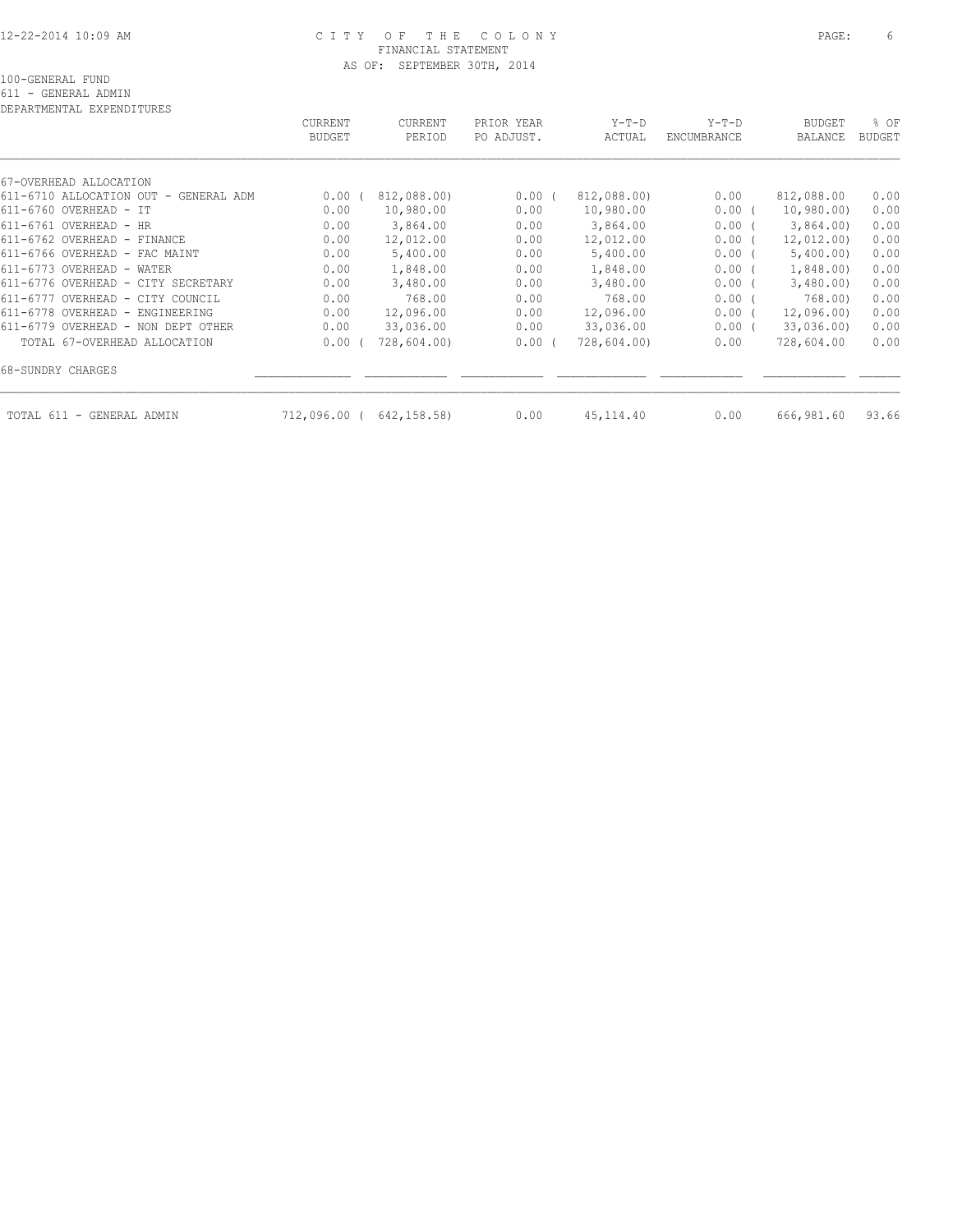# CITY OF THE COLONY
## FINANCIAL STATEMENT
### AS OF: SEPTEMBER 30TH, 2014

100-GENERAL FUND
611 - GENERAL ADMIN
DEPARTMENTAL EXPENDITURES

| | CURRENT BUDGET | CURRENT PERIOD | PRIOR YEAR PO ADJUST. | Y-T-D ACTUAL | Y-T-D ENCUMBRANCE | BUDGET BALANCE | % OF BUDGET |
|---|---|---|---|---|---|---|---|
| 67-OVERHEAD ALLOCATION | | | | | | | |
| 611-6710 ALLOCATION OUT - GENERAL ADM | 0.00 | ( 812,088.00) | 0.00 | ( 812,088.00) | 0.00 | 812,088.00 | 0.00 |
| 611-6760 OVERHEAD - IT | 0.00 | 10,980.00 | 0.00 | 10,980.00 | 0.00 | ( 10,980.00) | 0.00 |
| 611-6761 OVERHEAD - HR | 0.00 | 3,864.00 | 0.00 | 3,864.00 | 0.00 | ( 3,864.00) | 0.00 |
| 611-6762 OVERHEAD - FINANCE | 0.00 | 12,012.00 | 0.00 | 12,012.00 | 0.00 | ( 12,012.00) | 0.00 |
| 611-6766 OVERHEAD - FAC MAINT | 0.00 | 5,400.00 | 0.00 | 5,400.00 | 0.00 | ( 5,400.00) | 0.00 |
| 611-6773 OVERHEAD - WATER | 0.00 | 1,848.00 | 0.00 | 1,848.00 | 0.00 | ( 1,848.00) | 0.00 |
| 611-6776 OVERHEAD - CITY SECRETARY | 0.00 | 3,480.00 | 0.00 | 3,480.00 | 0.00 | ( 3,480.00) | 0.00 |
| 611-6777 OVERHEAD - CITY COUNCIL | 0.00 | 768.00 | 0.00 | 768.00 | 0.00 | ( 768.00) | 0.00 |
| 611-6778 OVERHEAD - ENGINEERING | 0.00 | 12,096.00 | 0.00 | 12,096.00 | 0.00 | ( 12,096.00) | 0.00 |
| 611-6779 OVERHEAD - NON DEPT OTHER | 0.00 | 33,036.00 | 0.00 | 33,036.00 | 0.00 | ( 33,036.00) | 0.00 |
| TOTAL 67-OVERHEAD ALLOCATION | 0.00 | ( 728,604.00) | 0.00 | ( 728,604.00) | 0.00 | 728,604.00 | 0.00 |
| 68-SUNDRY CHARGES | | | | | | | |
| TOTAL 611 - GENERAL ADMIN | 712,096.00 | ( 642,158.58) | 0.00 | 45,114.40 | 0.00 | 666,981.60 | 93.66 |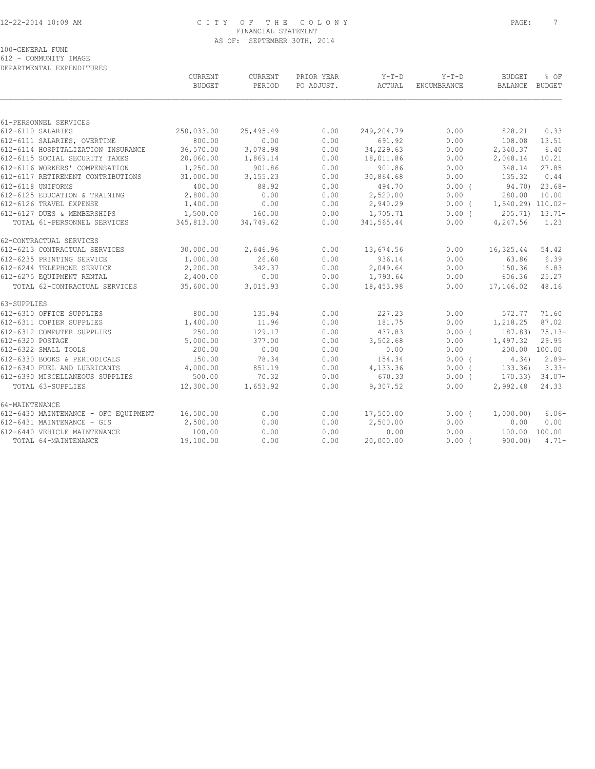# CITY OF THE COLONY
## FINANCIAL STATEMENT
### AS OF: SEPTEMBER 30TH, 2014

100-GENERAL FUND
612 - COMMUNITY IMAGE
DEPARTMENTAL EXPENDITURES

| | CURRENT BUDGET | CURRENT PERIOD | PRIOR YEAR PO ADJUST. | Y-T-D ACTUAL | Y-T-D ENCUMBRANCE | BUDGET BALANCE | % OF BUDGET |
|---|---|---|---|---|---|---|---|
| 61-PERSONNEL SERVICES | | | | | | | |
| 612-6110 SALARIES | 250,033.00 | 25,495.49 | 0.00 | 249,204.79 | 0.00 | 828.21 | 0.33 |
| 612-6111 SALARIES, OVERTIME | 800.00 | 0.00 | 0.00 | 691.92 | 0.00 | 108.08 | 13.51 |
| 612-6114 HOSPITALIZATION INSURANCE | 36,570.00 | 3,078.98 | 0.00 | 34,229.63 | 0.00 | 2,340.37 | 6.40 |
| 612-6115 SOCIAL SECURITY TAXES | 20,060.00 | 1,869.14 | 0.00 | 18,011.86 | 0.00 | 2,048.14 | 10.21 |
| 612-6116 WORKERS' COMPENSATION | 1,250.00 | 901.86 | 0.00 | 901.86 | 0.00 | 348.14 | 27.85 |
| 612-6117 RETIREMENT CONTRIBUTIONS | 31,000.00 | 3,155.23 | 0.00 | 30,864.68 | 0.00 | 135.32 | 0.44 |
| 612-6118 UNIFORMS | 400.00 | 88.92 | 0.00 | 494.70 | 0.00 | ( 94.70) | 23.68- |
| 612-6125 EDUCATION & TRAINING | 2,800.00 | 0.00 | 0.00 | 2,520.00 | 0.00 | 280.00 | 10.00 |
| 612-6126 TRAVEL EXPENSE | 1,400.00 | 0.00 | 0.00 | 2,940.29 | 0.00 | ( 1,540.29) | 110.02- |
| 612-6127 DUES & MEMBERSHIPS | 1,500.00 | 160.00 | 0.00 | 1,705.71 | 0.00 | ( 205.71) | 13.71- |
| TOTAL 61-PERSONNEL SERVICES | 345,813.00 | 34,749.62 | 0.00 | 341,565.44 | 0.00 | 4,247.56 | 1.23 |
| 62-CONTRACTUAL SERVICES | | | | | | | |
| 612-6213 CONTRACTUAL SERVICES | 30,000.00 | 2,646.96 | 0.00 | 13,674.56 | 0.00 | 16,325.44 | 54.42 |
| 612-6235 PRINTING SERVICE | 1,000.00 | 26.60 | 0.00 | 936.14 | 0.00 | 63.86 | 6.39 |
| 612-6244 TELEPHONE SERVICE | 2,200.00 | 342.37 | 0.00 | 2,049.64 | 0.00 | 150.36 | 6.83 |
| 612-6275 EQUIPMENT RENTAL | 2,400.00 | 0.00 | 0.00 | 1,793.64 | 0.00 | 606.36 | 25.27 |
| TOTAL 62-CONTRACTUAL SERVICES | 35,600.00 | 3,015.93 | 0.00 | 18,453.98 | 0.00 | 17,146.02 | 48.16 |
| 63-SUPPLIES | | | | | | | |
| 612-6310 OFFICE SUPPLIES | 800.00 | 135.94 | 0.00 | 227.23 | 0.00 | 572.77 | 71.60 |
| 612-6311 COPIER SUPPLIES | 1,400.00 | 11.96 | 0.00 | 181.75 | 0.00 | 1,218.25 | 87.02 |
| 612-6312 COMPUTER SUPPLIES | 250.00 | 129.17 | 0.00 | 437.83 | 0.00 | ( 187.83) | 75.13- |
| 612-6320 POSTAGE | 5,000.00 | 377.00 | 0.00 | 3,502.68 | 0.00 | 1,497.32 | 29.95 |
| 612-6322 SMALL TOOLS | 200.00 | 0.00 | 0.00 | 0.00 | 0.00 | 200.00 | 100.00 |
| 612-6330 BOOKS & PERIODICALS | 150.00 | 78.34 | 0.00 | 154.34 | 0.00 | ( 4.34) | 2.89- |
| 612-6340 FUEL AND LUBRICANTS | 4,000.00 | 851.19 | 0.00 | 4,133.36 | 0.00 | ( 133.36) | 3.33- |
| 612-6390 MISCELLANEOUS SUPPLIES | 500.00 | 70.32 | 0.00 | 670.33 | 0.00 | ( 170.33) | 34.07- |
| TOTAL 63-SUPPLIES | 12,300.00 | 1,653.92 | 0.00 | 9,307.52 | 0.00 | 2,992.48 | 24.33 |
| 64-MAINTENANCE | | | | | | | |
| 612-6430 MAINTENANCE - OFC EQUIPMENT | 16,500.00 | 0.00 | 0.00 | 17,500.00 | 0.00 | ( 1,000.00) | 6.06- |
| 612-6431 MAINTENANCE - GIS | 2,500.00 | 0.00 | 0.00 | 2,500.00 | 0.00 | 0.00 | 0.00 |
| 612-6440 VEHICLE MAINTENANCE | 100.00 | 0.00 | 0.00 | 0.00 | 0.00 | 100.00 | 100.00 |
| TOTAL 64-MAINTENANCE | 19,100.00 | 0.00 | 0.00 | 20,000.00 | 0.00 | ( 900.00) | 4.71- |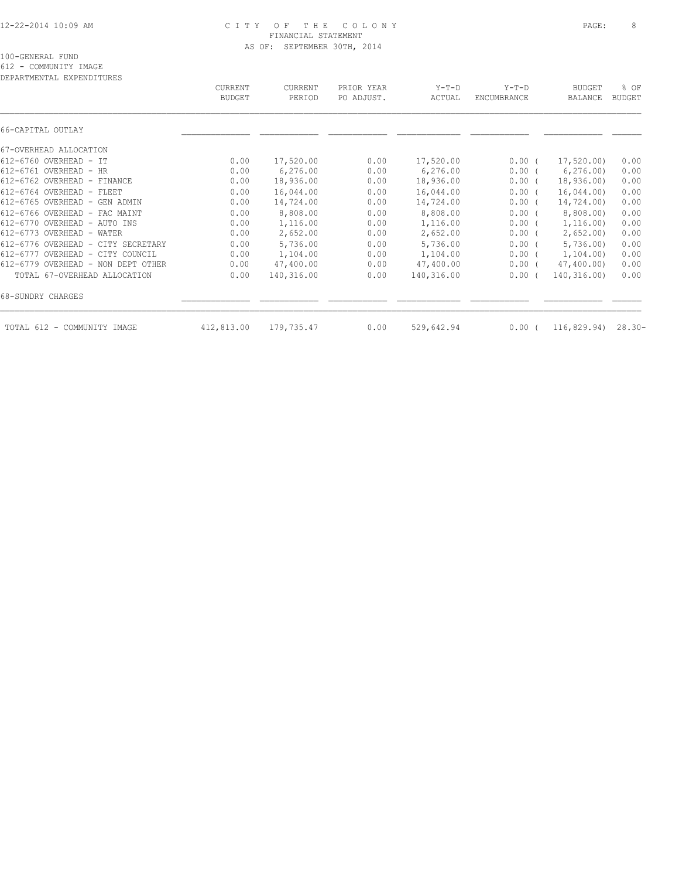CITY OF THE COLONY
FINANCIAL STATEMENT
AS OF: SEPTEMBER 30TH, 2014

100-GENERAL FUND
612 - COMMUNITY IMAGE
DEPARTMENTAL EXPENDITURES

| | CURRENT BUDGET | CURRENT PERIOD | PRIOR YEAR PO ADJUST. | Y-T-D ACTUAL | Y-T-D ENCUMBRANCE | BUDGET BALANCE | % OF BUDGET |
|---|---|---|---|---|---|---|---|
| 66-CAPITAL OUTLAY | | | | | | | |
| 67-OVERHEAD ALLOCATION | | | | | | | |
| 612-6760 OVERHEAD - IT | 0.00 | 17,520.00 | 0.00 | 17,520.00 | 0.00 | ( 17,520.00) | 0.00 |
| 612-6761 OVERHEAD - HR | 0.00 | 6,276.00 | 0.00 | 6,276.00 | 0.00 | ( 6,276.00) | 0.00 |
| 612-6762 OVERHEAD - FINANCE | 0.00 | 18,936.00 | 0.00 | 18,936.00 | 0.00 | ( 18,936.00) | 0.00 |
| 612-6764 OVERHEAD - FLEET | 0.00 | 16,044.00 | 0.00 | 16,044.00 | 0.00 | ( 16,044.00) | 0.00 |
| 612-6765 OVERHEAD - GEN ADMIN | 0.00 | 14,724.00 | 0.00 | 14,724.00 | 0.00 | ( 14,724.00) | 0.00 |
| 612-6766 OVERHEAD - FAC MAINT | 0.00 | 8,808.00 | 0.00 | 8,808.00 | 0.00 | ( 8,808.00) | 0.00 |
| 612-6770 OVERHEAD - AUTO INS | 0.00 | 1,116.00 | 0.00 | 1,116.00 | 0.00 | ( 1,116.00) | 0.00 |
| 612-6773 OVERHEAD - WATER | 0.00 | 2,652.00 | 0.00 | 2,652.00 | 0.00 | ( 2,652.00) | 0.00 |
| 612-6776 OVERHEAD - CITY SECRETARY | 0.00 | 5,736.00 | 0.00 | 5,736.00 | 0.00 | ( 5,736.00) | 0.00 |
| 612-6777 OVERHEAD - CITY COUNCIL | 0.00 | 1,104.00 | 0.00 | 1,104.00 | 0.00 | ( 1,104.00) | 0.00 |
| 612-6779 OVERHEAD - NON DEPT OTHER | 0.00 | 47,400.00 | 0.00 | 47,400.00 | 0.00 | ( 47,400.00) | 0.00 |
| TOTAL 67-OVERHEAD ALLOCATION | 0.00 | 140,316.00 | 0.00 | 140,316.00 | 0.00 | ( 140,316.00) | 0.00 |
| 68-SUNDRY CHARGES | | | | | | | |
| TOTAL 612 - COMMUNITY IMAGE | 412,813.00 | 179,735.47 | 0.00 | 529,642.94 | 0.00 | ( 116,829.94) | 28.30- |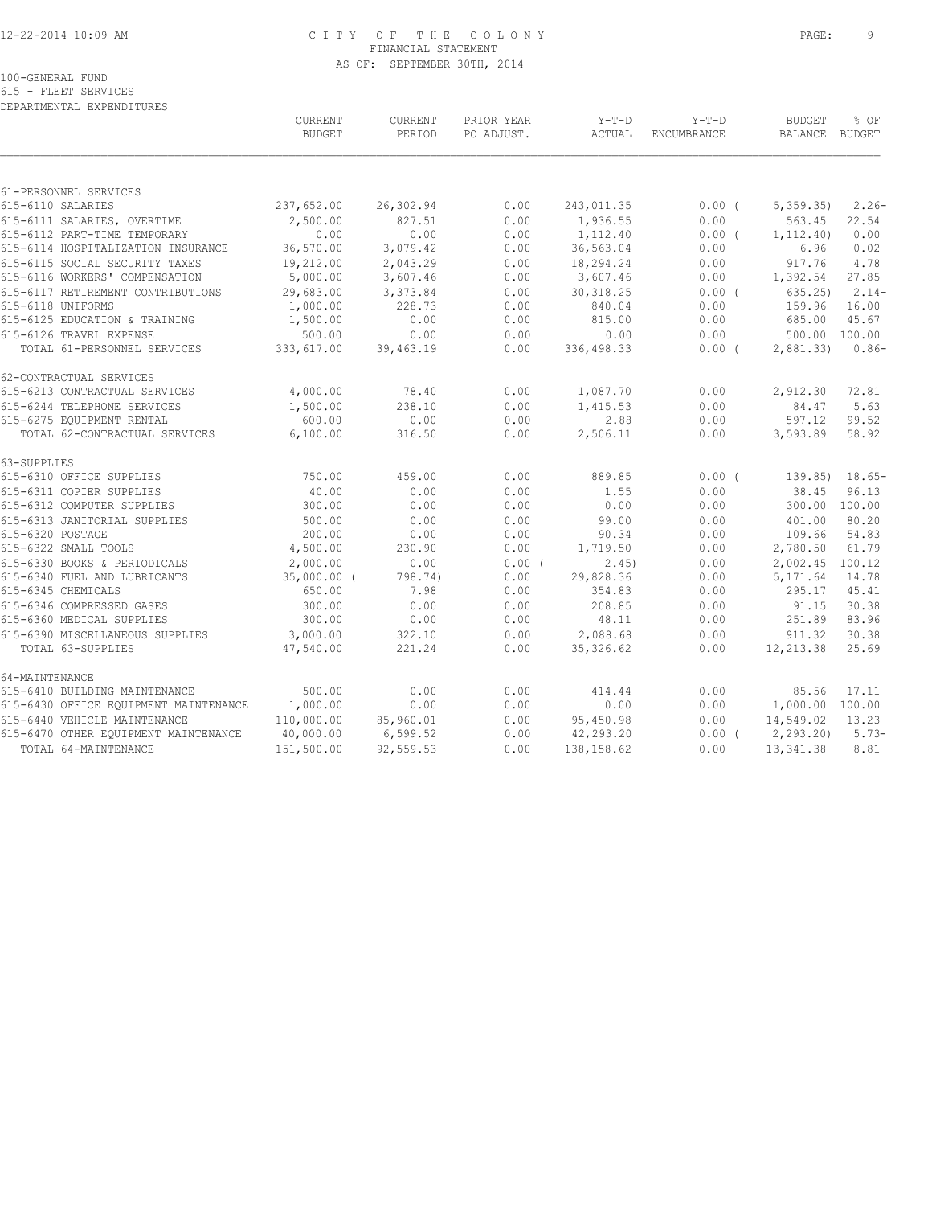# CITY OF THE COLONY
## FINANCIAL STATEMENT
### AS OF: SEPTEMBER 30TH, 2014

100-GENERAL FUND
615 - FLEET SERVICES
DEPARTMENTAL EXPENDITURES

| | CURRENT BUDGET | CURRENT PERIOD | PRIOR YEAR PO ADJUST. | Y-T-D ACTUAL | Y-T-D ENCUMBRANCE | BUDGET BALANCE | % OF BUDGET |
|---|---|---|---|---|---|---|---|
| 61-PERSONNEL SERVICES | | | | | | | |
| 615-6110 SALARIES | 237,652.00 | 26,302.94 | 0.00 | 243,011.35 | 0.00 | ( 5,359.35) | 2.26- |
| 615-6111 SALARIES, OVERTIME | 2,500.00 | 827.51 | 0.00 | 1,936.55 | 0.00 | 563.45 | 22.54 |
| 615-6112 PART-TIME TEMPORARY | 0.00 | 0.00 | 0.00 | 1,112.40 | 0.00 | ( 1,112.40) | 0.00 |
| 615-6114 HOSPITALIZATION INSURANCE | 36,570.00 | 3,079.42 | 0.00 | 36,563.04 | 0.00 | 6.96 | 0.02 |
| 615-6115 SOCIAL SECURITY TAXES | 19,212.00 | 2,043.29 | 0.00 | 18,294.24 | 0.00 | 917.76 | 4.78 |
| 615-6116 WORKERS' COMPENSATION | 5,000.00 | 3,607.46 | 0.00 | 3,607.46 | 0.00 | 1,392.54 | 27.85 |
| 615-6117 RETIREMENT CONTRIBUTIONS | 29,683.00 | 3,373.84 | 0.00 | 30,318.25 | 0.00 | ( 635.25) | 2.14- |
| 615-6118 UNIFORMS | 1,000.00 | 228.73 | 0.00 | 840.04 | 0.00 | 159.96 | 16.00 |
| 615-6125 EDUCATION & TRAINING | 1,500.00 | 0.00 | 0.00 | 815.00 | 0.00 | 685.00 | 45.67 |
| 615-6126 TRAVEL EXPENSE | 500.00 | 0.00 | 0.00 | 0.00 | 0.00 | 500.00 | 100.00 |
| TOTAL 61-PERSONNEL SERVICES | 333,617.00 | 39,463.19 | 0.00 | 336,498.33 | 0.00 | ( 2,881.33) | 0.86- |
| 62-CONTRACTUAL SERVICES | | | | | | | |
| 615-6213 CONTRACTUAL SERVICES | 4,000.00 | 78.40 | 0.00 | 1,087.70 | 0.00 | 2,912.30 | 72.81 |
| 615-6244 TELEPHONE SERVICES | 1,500.00 | 238.10 | 0.00 | 1,415.53 | 0.00 | 84.47 | 5.63 |
| 615-6275 EQUIPMENT RENTAL | 600.00 | 0.00 | 0.00 | 2.88 | 0.00 | 597.12 | 99.52 |
| TOTAL 62-CONTRACTUAL SERVICES | 6,100.00 | 316.50 | 0.00 | 2,506.11 | 0.00 | 3,593.89 | 58.92 |
| 63-SUPPLIES | | | | | | | |
| 615-6310 OFFICE SUPPLIES | 750.00 | 459.00 | 0.00 | 889.85 | 0.00 | ( 139.85) | 18.65- |
| 615-6311 COPIER SUPPLIES | 40.00 | 0.00 | 0.00 | 1.55 | 0.00 | 38.45 | 96.13 |
| 615-6312 COMPUTER SUPPLIES | 300.00 | 0.00 | 0.00 | 0.00 | 0.00 | 300.00 | 100.00 |
| 615-6313 JANITORIAL SUPPLIES | 500.00 | 0.00 | 0.00 | 99.00 | 0.00 | 401.00 | 80.20 |
| 615-6320 POSTAGE | 200.00 | 0.00 | 0.00 | 90.34 | 0.00 | 109.66 | 54.83 |
| 615-6322 SMALL TOOLS | 4,500.00 | 230.90 | 0.00 | 1,719.50 | 0.00 | 2,780.50 | 61.79 |
| 615-6330 BOOKS & PERIODICALS | 2,000.00 | 0.00 | 0.00 | ( 2.45) | 0.00 | 2,002.45 | 100.12 |
| 615-6340 FUEL AND LUBRICANTS | 35,000.00 | ( 798.74) | 0.00 | 29,828.36 | 0.00 | 5,171.64 | 14.78 |
| 615-6345 CHEMICALS | 650.00 | 7.98 | 0.00 | 354.83 | 0.00 | 295.17 | 45.41 |
| 615-6346 COMPRESSED GASES | 300.00 | 0.00 | 0.00 | 208.85 | 0.00 | 91.15 | 30.38 |
| 615-6360 MEDICAL SUPPLIES | 300.00 | 0.00 | 0.00 | 48.11 | 0.00 | 251.89 | 83.96 |
| 615-6390 MISCELLANEOUS SUPPLIES | 3,000.00 | 322.10 | 0.00 | 2,088.68 | 0.00 | 911.32 | 30.38 |
| TOTAL 63-SUPPLIES | 47,540.00 | 221.24 | 0.00 | 35,326.62 | 0.00 | 12,213.38 | 25.69 |
| 64-MAINTENANCE | | | | | | | |
| 615-6410 BUILDING MAINTENANCE | 500.00 | 0.00 | 0.00 | 414.44 | 0.00 | 85.56 | 17.11 |
| 615-6430 OFFICE EQUIPMENT MAINTENANCE | 1,000.00 | 0.00 | 0.00 | 0.00 | 0.00 | 1,000.00 | 100.00 |
| 615-6440 VEHICLE MAINTENANCE | 110,000.00 | 85,960.01 | 0.00 | 95,450.98 | 0.00 | 14,549.02 | 13.23 |
| 615-6470 OTHER EQUIPMENT MAINTENANCE | 40,000.00 | 6,599.52 | 0.00 | 42,293.20 | 0.00 | ( 2,293.20) | 5.73- |
| TOTAL 64-MAINTENANCE | 151,500.00 | 92,559.53 | 0.00 | 138,158.62 | 0.00 | 13,341.38 | 8.81 |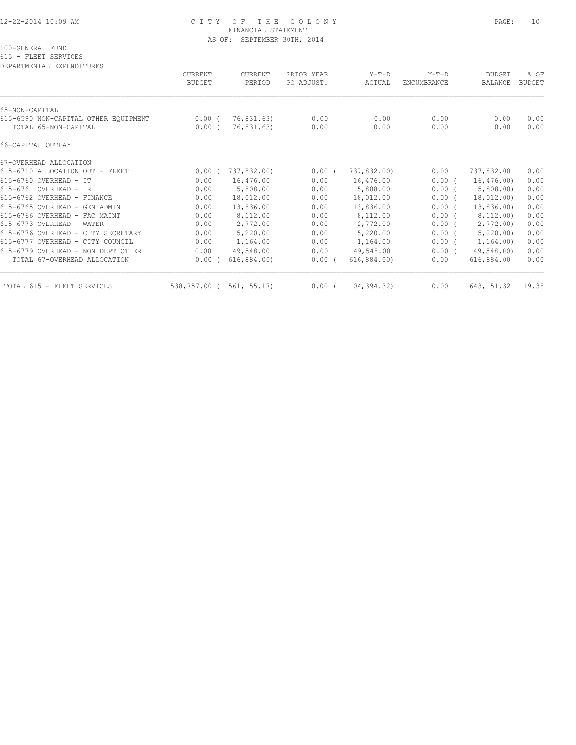100-GENERAL FUND
615 - FLEET SERVICES
DEPARTMENTAL EXPENDITURES

| | CURRENT BUDGET | CURRENT PERIOD | PRIOR YEAR PO ADJUST. | Y-T-D ACTUAL | Y-T-D ENCUMBRANCE | BUDGET BALANCE | % OF BUDGET |
|---|---|---|---|---|---|---|---|
| 65-NON-CAPITAL | | | | | | | |
| 615-6590 NON-CAPITAL OTHER EQUIPMENT | 0.00 | ( 76,831.63) | 0.00 | 0.00 | 0.00 | 0.00 | 0.00 |
| TOTAL 65-NON-CAPITAL | 0.00 | ( 76,831.63) | 0.00 | 0.00 | 0.00 | 0.00 | 0.00 |
| 66-CAPITAL OUTLAY | | | | | | | |
| 67-OVERHEAD ALLOCATION | | | | | | | |
| 615-6710 ALLOCATION OUT - FLEET | 0.00 | ( 737,832.00) | 0.00 | ( 737,832.00) | 0.00 | 737,832.00 | 0.00 |
| 615-6760 OVERHEAD - IT | 0.00 | 16,476.00 | 0.00 | 16,476.00 | 0.00 | ( 16,476.00) | 0.00 |
| 615-6761 OVERHEAD - HR | 0.00 | 5,808.00 | 0.00 | 5,808.00 | 0.00 | ( 5,808.00) | 0.00 |
| 615-6762 OVERHEAD - FINANCE | 0.00 | 18,012.00 | 0.00 | 18,012.00 | 0.00 | ( 18,012.00) | 0.00 |
| 615-6765 OVERHEAD - GEN ADMIN | 0.00 | 13,836.00 | 0.00 | 13,836.00 | 0.00 | ( 13,836.00) | 0.00 |
| 615-6766 OVERHEAD - FAC MAINT | 0.00 | 8,112.00 | 0.00 | 8,112.00 | 0.00 | ( 8,112.00) | 0.00 |
| 615-6773 OVERHEAD - WATER | 0.00 | 2,772.00 | 0.00 | 2,772.00 | 0.00 | ( 2,772.00) | 0.00 |
| 615-6776 OVERHEAD - CITY SECRETARY | 0.00 | 5,220.00 | 0.00 | 5,220.00 | 0.00 | ( 5,220.00) | 0.00 |
| 615-6777 OVERHEAD - CITY COUNCIL | 0.00 | 1,164.00 | 0.00 | 1,164.00 | 0.00 | ( 1,164.00) | 0.00 |
| 615-6779 OVERHEAD - NON DEPT OTHER | 0.00 | 49,548.00 | 0.00 | 49,548.00 | 0.00 | ( 49,548.00) | 0.00 |
| TOTAL 67-OVERHEAD ALLOCATION | 0.00 | ( 616,884.00) | 0.00 | ( 616,884.00) | 0.00 | 616,884.00 | 0.00 |
| TOTAL 615 - FLEET SERVICES | 538,757.00 | ( 561,155.17) | 0.00 | ( 104,394.32) | 0.00 | 643,151.32 | 119.38 |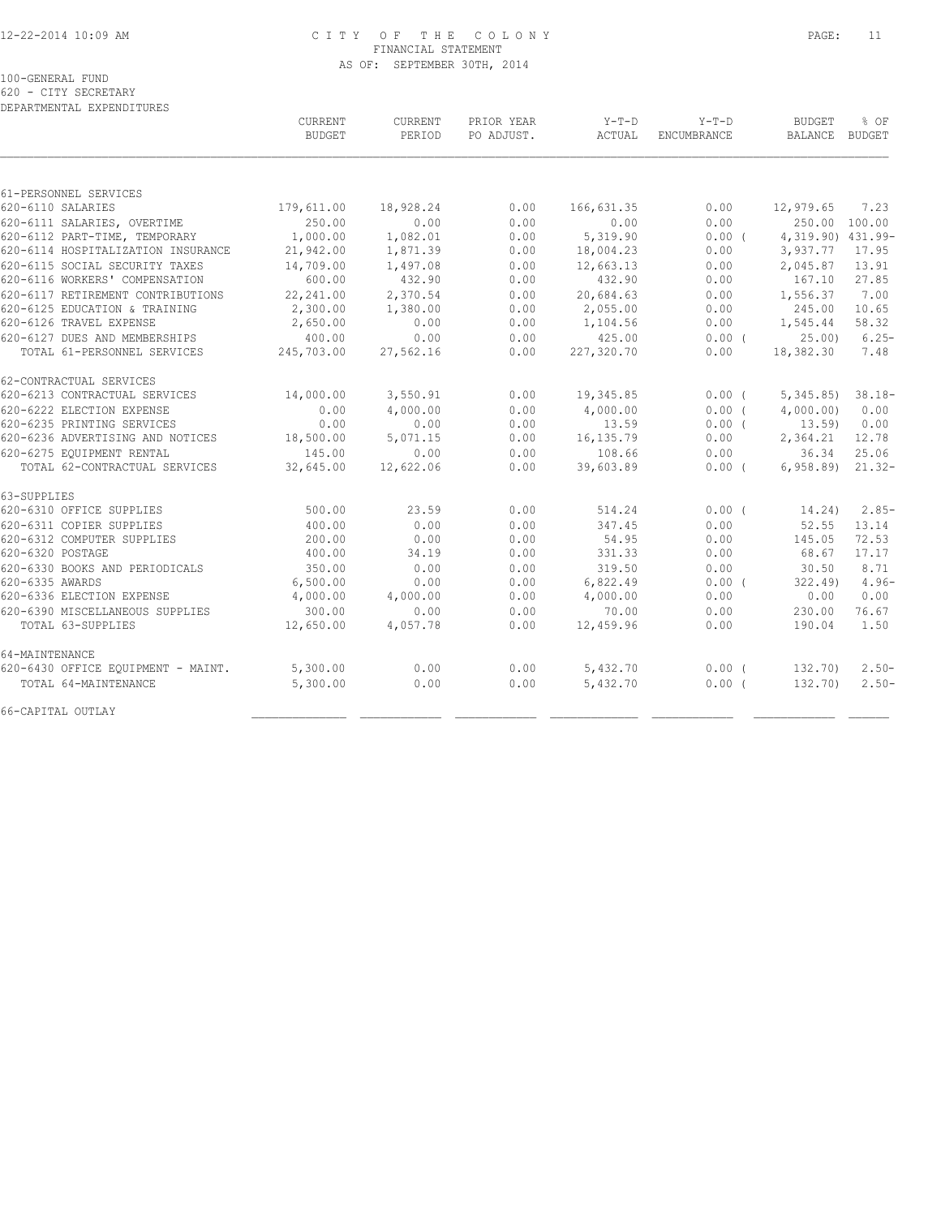# CITY OF THE COLONY
## FINANCIAL STATEMENT
AS OF: SEPTEMBER 30TH, 2014

100-GENERAL FUND
620 - CITY SECRETARY
DEPARTMENTAL EXPENDITURES

| | CURRENT BUDGET | CURRENT PERIOD | PRIOR YEAR PO ADJUST. | Y-T-D ACTUAL | Y-T-D ENCUMBRANCE | BUDGET BALANCE | % OF BUDGET |
|---|---|---|---|---|---|---|---|
| **61-PERSONNEL SERVICES** | | | | | | | |
| 620-6110 SALARIES | 179,611.00 | 18,928.24 | 0.00 | 166,631.35 | 0.00 | 12,979.65 | 7.23 |
| 620-6111 SALARIES, OVERTIME | 250.00 | 0.00 | 0.00 | 0.00 | 0.00 | 250.00 | 100.00 |
| 620-6112 PART-TIME, TEMPORARY | 1,000.00 | 1,082.01 | 0.00 | 5,319.90 | 0.00 ( | 4,319.90) | 431.99- |
| 620-6114 HOSPITALIZATION INSURANCE | 21,942.00 | 1,871.39 | 0.00 | 18,004.23 | 0.00 | 3,937.77 | 17.95 |
| 620-6115 SOCIAL SECURITY TAXES | 14,709.00 | 1,497.08 | 0.00 | 12,663.13 | 0.00 | 2,045.87 | 13.91 |
| 620-6116 WORKERS' COMPENSATION | 600.00 | 432.90 | 0.00 | 432.90 | 0.00 | 167.10 | 27.85 |
| 620-6117 RETIREMENT CONTRIBUTIONS | 22,241.00 | 2,370.54 | 0.00 | 20,684.63 | 0.00 | 1,556.37 | 7.00 |
| 620-6125 EDUCATION & TRAINING | 2,300.00 | 1,380.00 | 0.00 | 2,055.00 | 0.00 | 245.00 | 10.65 |
| 620-6126 TRAVEL EXPENSE | 2,650.00 | 0.00 | 0.00 | 1,104.56 | 0.00 | 1,545.44 | 58.32 |
| 620-6127 DUES AND MEMBERSHIPS | 400.00 | 0.00 | 0.00 | 425.00 | 0.00 ( | 25.00) | 6.25- |
| TOTAL 61-PERSONNEL SERVICES | 245,703.00 | 27,562.16 | 0.00 | 227,320.70 | 0.00 | 18,382.30 | 7.48 |
| **62-CONTRACTUAL SERVICES** | | | | | | | |
| 620-6213 CONTRACTUAL SERVICES | 14,000.00 | 3,550.91 | 0.00 | 19,345.85 | 0.00 ( | 5,345.85) | 38.18- |
| 620-6222 ELECTION EXPENSE | 0.00 | 4,000.00 | 0.00 | 4,000.00 | 0.00 ( | 4,000.00) | 0.00 |
| 620-6235 PRINTING SERVICES | 0.00 | 0.00 | 0.00 | 13.59 | 0.00 ( | 13.59) | 0.00 |
| 620-6236 ADVERTISING AND NOTICES | 18,500.00 | 5,071.15 | 0.00 | 16,135.79 | 0.00 | 2,364.21 | 12.78 |
| 620-6275 EQUIPMENT RENTAL | 145.00 | 0.00 | 0.00 | 108.66 | 0.00 | 36.34 | 25.06 |
| TOTAL 62-CONTRACTUAL SERVICES | 32,645.00 | 12,622.06 | 0.00 | 39,603.89 | 0.00 ( | 6,958.89) | 21.32- |
| **63-SUPPLIES** | | | | | | | |
| 620-6310 OFFICE SUPPLIES | 500.00 | 23.59 | 0.00 | 514.24 | 0.00 ( | 14.24) | 2.85- |
| 620-6311 COPIER SUPPLIES | 400.00 | 0.00 | 0.00 | 347.45 | 0.00 | 52.55 | 13.14 |
| 620-6312 COMPUTER SUPPLIES | 200.00 | 0.00 | 0.00 | 54.95 | 0.00 | 145.05 | 72.53 |
| 620-6320 POSTAGE | 400.00 | 34.19 | 0.00 | 331.33 | 0.00 | 68.67 | 17.17 |
| 620-6330 BOOKS AND PERIODICALS | 350.00 | 0.00 | 0.00 | 319.50 | 0.00 | 30.50 | 8.71 |
| 620-6335 AWARDS | 6,500.00 | 0.00 | 0.00 | 6,822.49 | 0.00 ( | 322.49) | 4.96- |
| 620-6336 ELECTION EXPENSE | 4,000.00 | 4,000.00 | 0.00 | 4,000.00 | 0.00 | 0.00 | 0.00 |
| 620-6390 MISCELLANEOUS SUPPLIES | 300.00 | 0.00 | 0.00 | 70.00 | 0.00 | 230.00 | 76.67 |
| TOTAL 63-SUPPLIES | 12,650.00 | 4,057.78 | 0.00 | 12,459.96 | 0.00 | 190.04 | 1.50 |
| **64-MAINTENANCE** | | | | | | | |
| 620-6430 OFFICE EQUIPMENT - MAINT. | 5,300.00 | 0.00 | 0.00 | 5,432.70 | 0.00 ( | 132.70) | 2.50- |
| TOTAL 64-MAINTENANCE | 5,300.00 | 0.00 | 0.00 | 5,432.70 | 0.00 ( | 132.70) | 2.50- |
| **66-CAPITAL OUTLAY** | | | | | | | |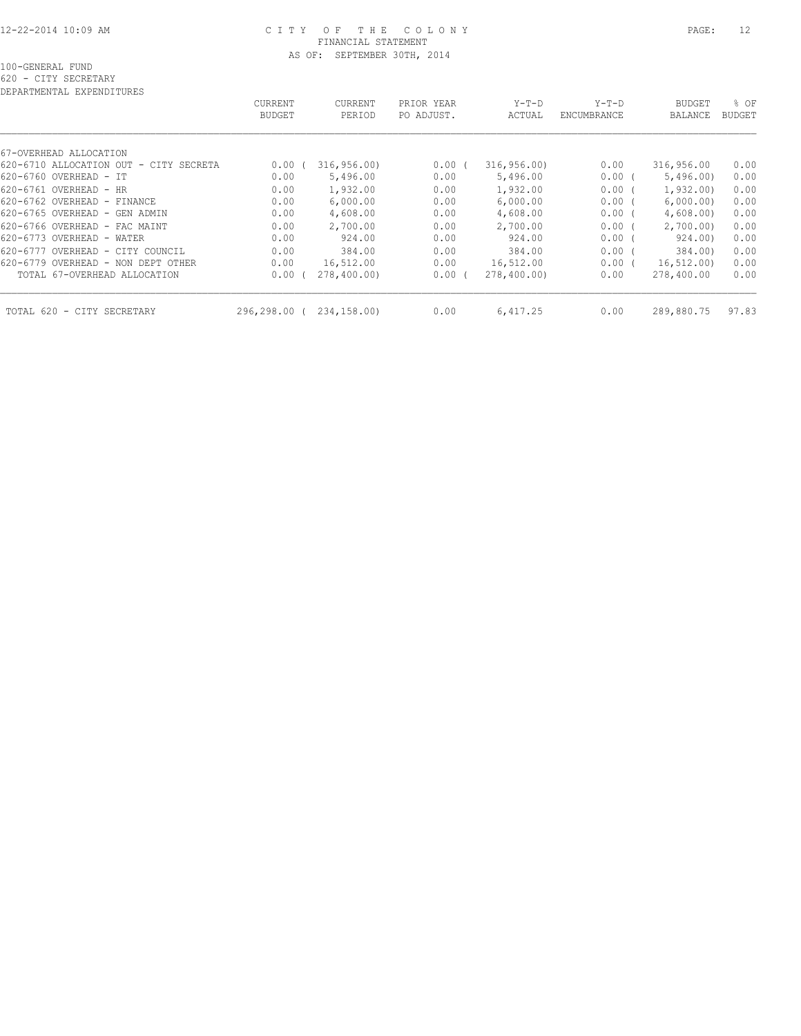100-GENERAL FUND
620 - CITY SECRETARY
DEPARTMENTAL EXPENDITURES

| | CURRENT BUDGET | CURRENT PERIOD | PRIOR YEAR PO ADJUST. | Y-T-D ACTUAL | Y-T-D ENCUMBRANCE | BUDGET BALANCE | % OF BUDGET |
|---|---|---|---|---|---|---|---|
| 67-OVERHEAD ALLOCATION | | | | | | | |
| 620-6710 ALLOCATION OUT - CITY SECRETA | 0.00 | ( 316,956.00) | 0.00 | ( 316,956.00) | 0.00 | 316,956.00 | 0.00 |
| 620-6760 OVERHEAD - IT | 0.00 | 5,496.00 | 0.00 | 5,496.00 | 0.00 | ( 5,496.00) | 0.00 |
| 620-6761 OVERHEAD - HR | 0.00 | 1,932.00 | 0.00 | 1,932.00 | 0.00 | ( 1,932.00) | 0.00 |
| 620-6762 OVERHEAD - FINANCE | 0.00 | 6,000.00 | 0.00 | 6,000.00 | 0.00 | ( 6,000.00) | 0.00 |
| 620-6765 OVERHEAD - GEN ADMIN | 0.00 | 4,608.00 | 0.00 | 4,608.00 | 0.00 | ( 4,608.00) | 0.00 |
| 620-6766 OVERHEAD - FAC MAINT | 0.00 | 2,700.00 | 0.00 | 2,700.00 | 0.00 | ( 2,700.00) | 0.00 |
| 620-6773 OVERHEAD - WATER | 0.00 | 924.00 | 0.00 | 924.00 | 0.00 | ( 924.00) | 0.00 |
| 620-6777 OVERHEAD - CITY COUNCIL | 0.00 | 384.00 | 0.00 | 384.00 | 0.00 | ( 384.00) | 0.00 |
| 620-6779 OVERHEAD - NON DEPT OTHER | 0.00 | 16,512.00 | 0.00 | 16,512.00 | 0.00 | ( 16,512.00) | 0.00 |
| TOTAL 67-OVERHEAD ALLOCATION | 0.00 | ( 278,400.00) | 0.00 | ( 278,400.00) | 0.00 | 278,400.00 | 0.00 |
| TOTAL 620 - CITY SECRETARY | 296,298.00 | ( 234,158.00) | 0.00 | 6,417.25 | 0.00 | 289,880.75 | 97.83 |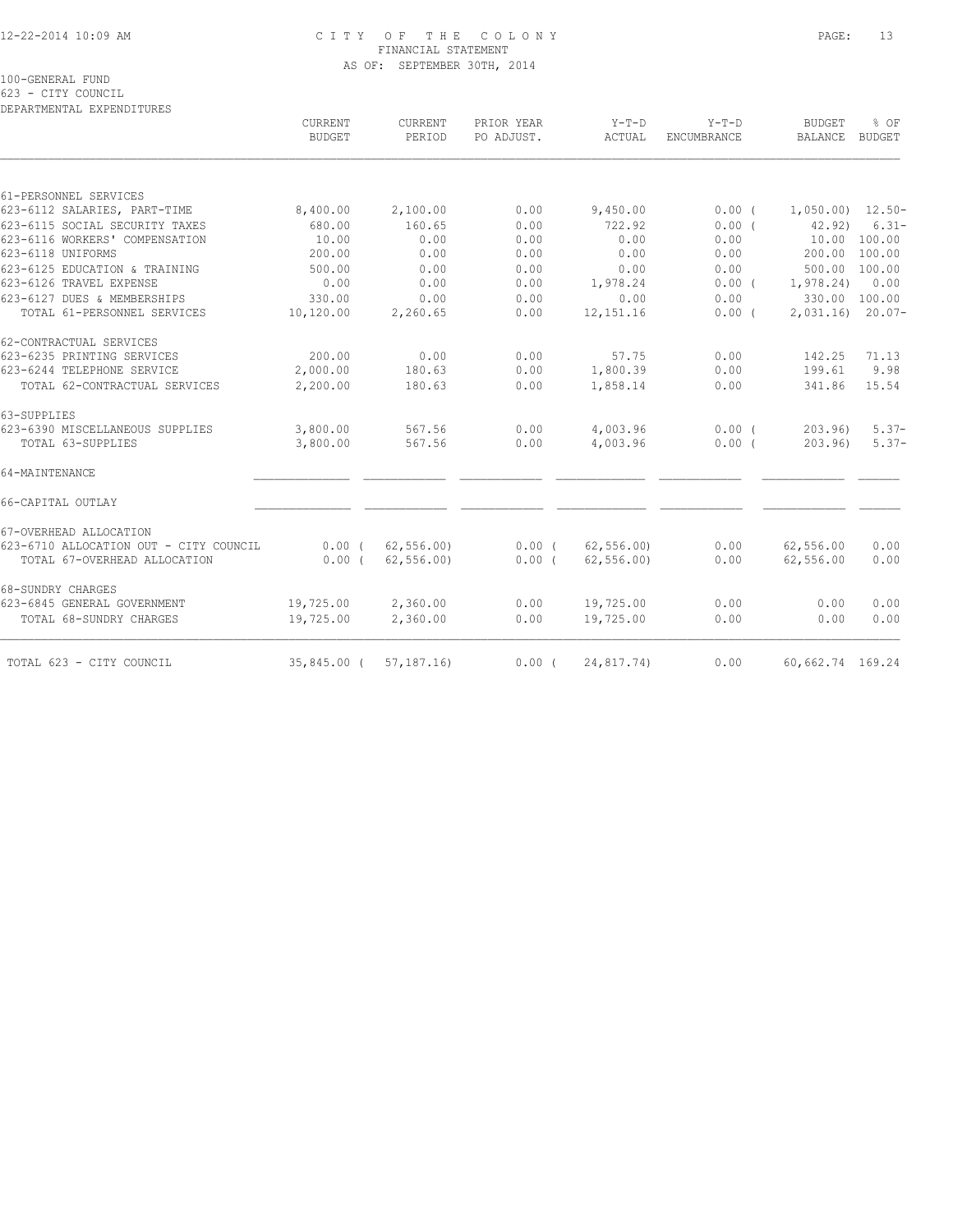# CITY OF THE COLONY

FINANCIAL STATEMENT

AS OF: SEPTEMBER 30TH, 2014

100-GENERAL FUND

623 - CITY COUNCIL

DEPARTMENTAL EXPENDITURES

| | CURRENT BUDGET | CURRENT PERIOD | PRIOR YEAR PO ADJUST. | Y-T-D ACTUAL | Y-T-D ENCUMBRANCE | BUDGET BALANCE | % OF BUDGET |
|---|---|---|---|---|---|---|---|
| 61-PERSONNEL SERVICES | | | | | | | |
| 623-6112 SALARIES, PART-TIME | 8,400.00 | 2,100.00 | 0.00 | 9,450.00 | 0.00 ( | 1,050.00) | 12.50- |
| 623-6115 SOCIAL SECURITY TAXES | 680.00 | 160.65 | 0.00 | 722.92 | 0.00 ( | 42.92) | 6.31- |
| 623-6116 WORKERS' COMPENSATION | 10.00 | 0.00 | 0.00 | 0.00 | 0.00 | 10.00 | 100.00 |
| 623-6118 UNIFORMS | 200.00 | 0.00 | 0.00 | 0.00 | 0.00 | 200.00 | 100.00 |
| 623-6125 EDUCATION & TRAINING | 500.00 | 0.00 | 0.00 | 0.00 | 0.00 | 500.00 | 100.00 |
| 623-6126 TRAVEL EXPENSE | 0.00 | 0.00 | 0.00 | 1,978.24 | 0.00 ( | 1,978.24) | 0.00 |
| 623-6127 DUES & MEMBERSHIPS | 330.00 | 0.00 | 0.00 | 0.00 | 0.00 | 330.00 | 100.00 |
| TOTAL 61-PERSONNEL SERVICES | 10,120.00 | 2,260.65 | 0.00 | 12,151.16 | 0.00 ( | 2,031.16) | 20.07- |
| 62-CONTRACTUAL SERVICES | | | | | | | |
| 623-6235 PRINTING SERVICES | 200.00 | 0.00 | 0.00 | 57.75 | 0.00 | 142.25 | 71.13 |
| 623-6244 TELEPHONE SERVICE | 2,000.00 | 180.63 | 0.00 | 1,800.39 | 0.00 | 199.61 | 9.98 |
| TOTAL 62-CONTRACTUAL SERVICES | 2,200.00 | 180.63 | 0.00 | 1,858.14 | 0.00 | 341.86 | 15.54 |
| 63-SUPPLIES | | | | | | | |
| 623-6390 MISCELLANEOUS SUPPLIES | 3,800.00 | 567.56 | 0.00 | 4,003.96 | 0.00 ( | 203.96) | 5.37- |
| TOTAL 63-SUPPLIES | 3,800.00 | 567.56 | 0.00 | 4,003.96 | 0.00 ( | 203.96) | 5.37- |
| 64-MAINTENANCE | | | | | | | |
| 66-CAPITAL OUTLAY | | | | | | | |
| 67-OVERHEAD ALLOCATION | | | | | | | |
| 623-6710 ALLOCATION OUT - CITY COUNCIL | 0.00 ( | 62,556.00) | 0.00 ( | 62,556.00) | 0.00 | 62,556.00 | 0.00 |
| TOTAL 67-OVERHEAD ALLOCATION | 0.00 ( | 62,556.00) | 0.00 ( | 62,556.00) | 0.00 | 62,556.00 | 0.00 |
| 68-SUNDRY CHARGES | | | | | | | |
| 623-6845 GENERAL GOVERNMENT | 19,725.00 | 2,360.00 | 0.00 | 19,725.00 | 0.00 | 0.00 | 0.00 |
| TOTAL 68-SUNDRY CHARGES | 19,725.00 | 2,360.00 | 0.00 | 19,725.00 | 0.00 | 0.00 | 0.00 |
| TOTAL 623 - CITY COUNCIL | 35,845.00 ( | 57,187.16) | 0.00 ( | 24,817.74) | 0.00 | 60,662.74 | 169.24 |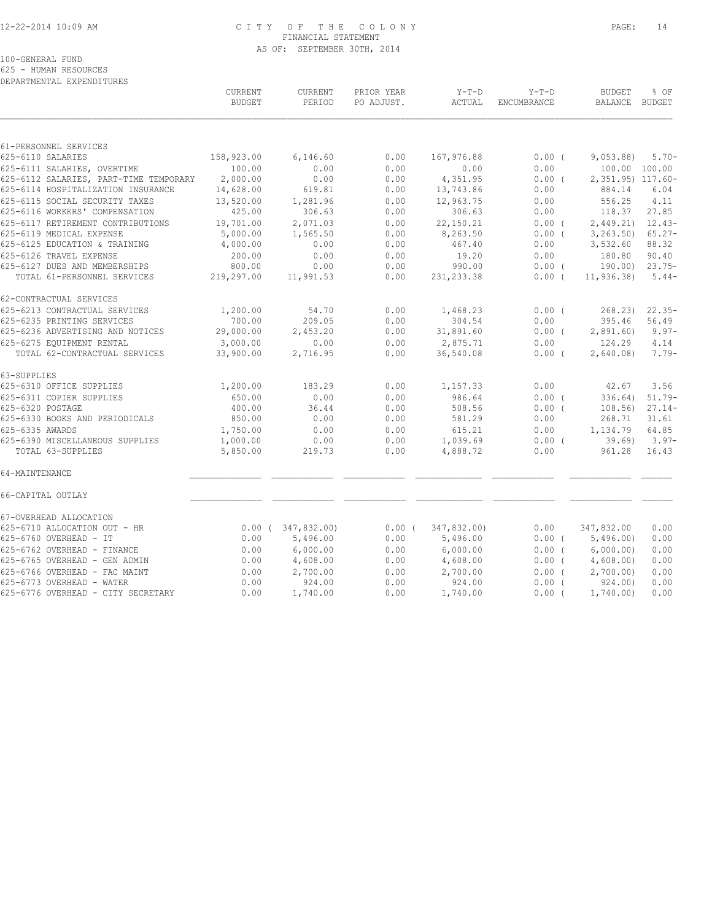CITY OF THE COLONY
FINANCIAL STATEMENT
AS OF: SEPTEMBER 30TH, 2014

100-GENERAL FUND
625 - HUMAN RESOURCES
DEPARTMENTAL EXPENDITURES

| | CURRENT BUDGET | CURRENT PERIOD | PRIOR YEAR PO ADJUST. | Y-T-D ACTUAL | Y-T-D ENCUMBRANCE | BUDGET BALANCE | % OF BUDGET |
|---|---|---|---|---|---|---|---|
| 61-PERSONNEL SERVICES | | | | | | | |
| 625-6110 SALARIES | 158,923.00 | 6,146.60 | 0.00 | 167,976.88 | 0.00 | ( 9,053.88) | 5.70- |
| 625-6111 SALARIES, OVERTIME | 100.00 | 0.00 | 0.00 | 0.00 | 0.00 | 100.00 | 100.00 |
| 625-6112 SALARIES, PART-TIME TEMPORARY | 2,000.00 | 0.00 | 0.00 | 4,351.95 | 0.00 | ( 2,351.95) | 117.60- |
| 625-6114 HOSPITALIZATION INSURANCE | 14,628.00 | 619.81 | 0.00 | 13,743.86 | 0.00 | 884.14 | 6.04 |
| 625-6115 SOCIAL SECURITY TAXES | 13,520.00 | 1,281.96 | 0.00 | 12,963.75 | 0.00 | 556.25 | 4.11 |
| 625-6116 WORKERS' COMPENSATION | 425.00 | 306.63 | 0.00 | 306.63 | 0.00 | 118.37 | 27.85 |
| 625-6117 RETIREMENT CONTRIBUTIONS | 19,701.00 | 2,071.03 | 0.00 | 22,150.21 | 0.00 | ( 2,449.21) | 12.43- |
| 625-6119 MEDICAL EXPENSE | 5,000.00 | 1,565.50 | 0.00 | 8,263.50 | 0.00 | ( 3,263.50) | 65.27- |
| 625-6125 EDUCATION & TRAINING | 4,000.00 | 0.00 | 0.00 | 467.40 | 0.00 | 3,532.60 | 88.32 |
| 625-6126 TRAVEL EXPENSE | 200.00 | 0.00 | 0.00 | 19.20 | 0.00 | 180.80 | 90.40 |
| 625-6127 DUES AND MEMBERSHIPS | 800.00 | 0.00 | 0.00 | 990.00 | 0.00 | ( 190.00) | 23.75- |
| TOTAL 61-PERSONNEL SERVICES | 219,297.00 | 11,991.53 | 0.00 | 231,233.38 | 0.00 | ( 11,936.38) | 5.44- |
| 62-CONTRACTUAL SERVICES | | | | | | | |
| 625-6213 CONTRACTUAL SERVICES | 1,200.00 | 54.70 | 0.00 | 1,468.23 | 0.00 | ( 268.23) | 22.35- |
| 625-6235 PRINTING SERVICES | 700.00 | 209.05 | 0.00 | 304.54 | 0.00 | 395.46 | 56.49 |
| 625-6236 ADVERTISING AND NOTICES | 29,000.00 | 2,453.20 | 0.00 | 31,891.60 | 0.00 | ( 2,891.60) | 9.97- |
| 625-6275 EQUIPMENT RENTAL | 3,000.00 | 0.00 | 0.00 | 2,875.71 | 0.00 | 124.29 | 4.14 |
| TOTAL 62-CONTRACTUAL SERVICES | 33,900.00 | 2,716.95 | 0.00 | 36,540.08 | 0.00 | ( 2,640.08) | 7.79- |
| 63-SUPPLIES | | | | | | | |
| 625-6310 OFFICE SUPPLIES | 1,200.00 | 183.29 | 0.00 | 1,157.33 | 0.00 | 42.67 | 3.56 |
| 625-6311 COPIER SUPPLIES | 650.00 | 0.00 | 0.00 | 986.64 | 0.00 | ( 336.64) | 51.79- |
| 625-6320 POSTAGE | 400.00 | 36.44 | 0.00 | 508.56 | 0.00 | ( 108.56) | 27.14- |
| 625-6330 BOOKS AND PERIODICALS | 850.00 | 0.00 | 0.00 | 581.29 | 0.00 | 268.71 | 31.61 |
| 625-6335 AWARDS | 1,750.00 | 0.00 | 0.00 | 615.21 | 0.00 | 1,134.79 | 64.85 |
| 625-6390 MISCELLANEOUS SUPPLIES | 1,000.00 | 0.00 | 0.00 | 1,039.69 | 0.00 | ( 39.69) | 3.97- |
| TOTAL 63-SUPPLIES | 5,850.00 | 219.73 | 0.00 | 4,888.72 | 0.00 | 961.28 | 16.43 |
| 64-MAINTENANCE | | | | | | | |
| 66-CAPITAL OUTLAY | | | | | | | |
| 67-OVERHEAD ALLOCATION | | | | | | | |
| 625-6710 ALLOCATION OUT - HR | 0.00 | ( 347,832.00) | 0.00 | ( 347,832.00) | 0.00 | 347,832.00 | 0.00 |
| 625-6760 OVERHEAD - IT | 0.00 | 5,496.00 | 0.00 | 5,496.00 | 0.00 | ( 5,496.00) | 0.00 |
| 625-6762 OVERHEAD - FINANCE | 0.00 | 6,000.00 | 0.00 | 6,000.00 | 0.00 | ( 6,000.00) | 0.00 |
| 625-6765 OVERHEAD - GEN ADMIN | 0.00 | 4,608.00 | 0.00 | 4,608.00 | 0.00 | ( 4,608.00) | 0.00 |
| 625-6766 OVERHEAD - FAC MAINT | 0.00 | 2,700.00 | 0.00 | 2,700.00 | 0.00 | ( 2,700.00) | 0.00 |
| 625-6773 OVERHEAD - WATER | 0.00 | 924.00 | 0.00 | 924.00 | 0.00 | ( 924.00) | 0.00 |
| 625-6776 OVERHEAD - CITY SECRETARY | 0.00 | 1,740.00 | 0.00 | 1,740.00 | 0.00 | ( 1,740.00) | 0.00 |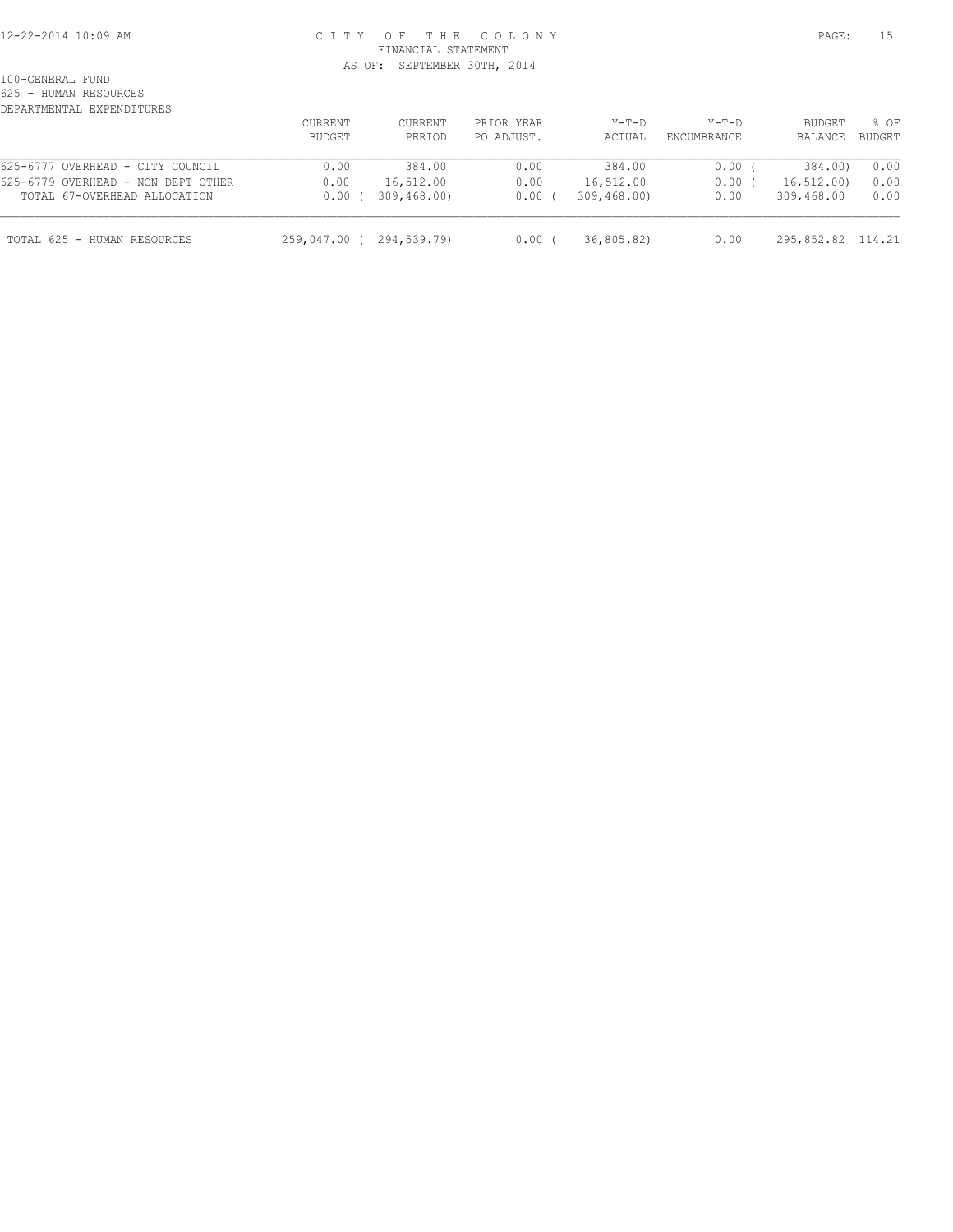100-GENERAL FUND
625 - HUMAN RESOURCES
DEPARTMENTAL EXPENDITURES

| | CURRENT BUDGET | CURRENT PERIOD | PRIOR YEAR PO ADJUST. | Y-T-D ACTUAL | Y-T-D ENCUMBRANCE | BUDGET BALANCE | % OF BUDGET |
|---|---|---|---|---|---|---|---|
| 625-6777 OVERHEAD - CITY COUNCIL | 0.00 | 384.00 | 0.00 | 384.00 | 0.00 | ( 384.00) | 0.00 |
| 625-6779 OVERHEAD - NON DEPT OTHER | 0.00 | 16,512.00 | 0.00 | 16,512.00 | 0.00 | ( 16,512.00) | 0.00 |
| TOTAL 67-OVERHEAD ALLOCATION | 0.00 | ( 309,468.00) | 0.00 | ( 309,468.00) | 0.00 | 309,468.00 | 0.00 |
| TOTAL 625 - HUMAN RESOURCES | 259,047.00 | ( 294,539.79) | 0.00 | ( 36,805.82) | 0.00 | 295,852.82 | 114.21 |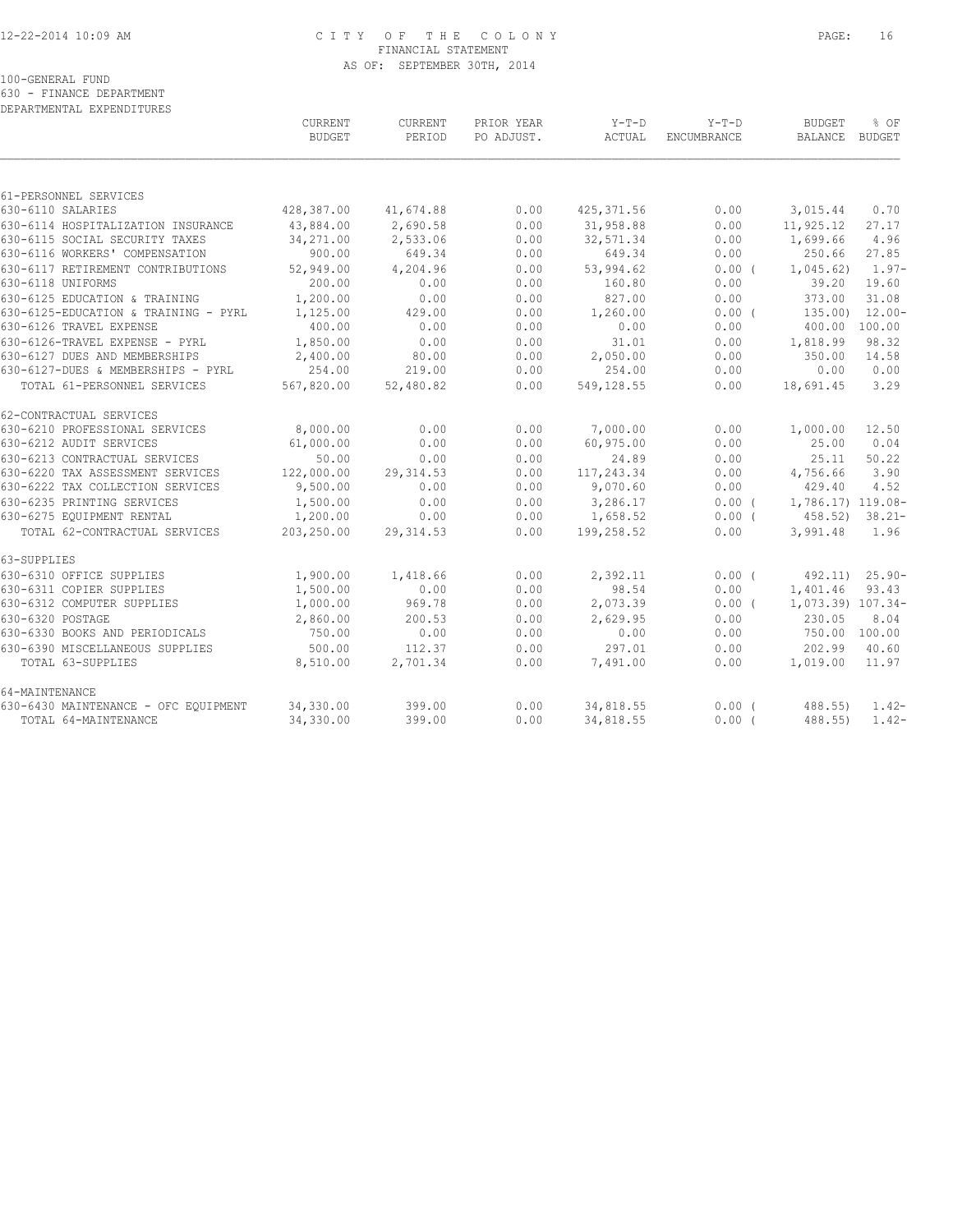CITY OF THE COLONY
FINANCIAL STATEMENT
AS OF: SEPTEMBER 30TH, 2014

100-GENERAL FUND
630 - FINANCE DEPARTMENT
DEPARTMENTAL EXPENDITURES

| | CURRENT BUDGET | CURRENT PERIOD | PRIOR YEAR PO ADJUST. | Y-T-D ACTUAL | Y-T-D ENCUMBRANCE | BUDGET BALANCE | % OF BUDGET |
|---|---|---|---|---|---|---|---|
| 61-PERSONNEL SERVICES | | | | | | | |
| 630-6110 SALARIES | 428,387.00 | 41,674.88 | 0.00 | 425,371.56 | 0.00 | 3,015.44 | 0.70 |
| 630-6114 HOSPITALIZATION INSURANCE | 43,884.00 | 2,690.58 | 0.00 | 31,958.88 | 0.00 | 11,925.12 | 27.17 |
| 630-6115 SOCIAL SECURITY TAXES | 34,271.00 | 2,533.06 | 0.00 | 32,571.34 | 0.00 | 1,699.66 | 4.96 |
| 630-6116 WORKERS' COMPENSATION | 900.00 | 649.34 | 0.00 | 649.34 | 0.00 | 250.66 | 27.85 |
| 630-6117 RETIREMENT CONTRIBUTIONS | 52,949.00 | 4,204.96 | 0.00 | 53,994.62 | 0.00 ( | 1,045.62) | 1.97- |
| 630-6118 UNIFORMS | 200.00 | 0.00 | 0.00 | 160.80 | 0.00 | 39.20 | 19.60 |
| 630-6125 EDUCATION & TRAINING | 1,200.00 | 0.00 | 0.00 | 827.00 | 0.00 | 373.00 | 31.08 |
| 630-6125-EDUCATION & TRAINING - PYRL | 1,125.00 | 429.00 | 0.00 | 1,260.00 | 0.00 ( | 135.00) | 12.00- |
| 630-6126 TRAVEL EXPENSE | 400.00 | 0.00 | 0.00 | 0.00 | 0.00 | 400.00 | 100.00 |
| 630-6126-TRAVEL EXPENSE - PYRL | 1,850.00 | 0.00 | 0.00 | 31.01 | 0.00 | 1,818.99 | 98.32 |
| 630-6127 DUES AND MEMBERSHIPS | 2,400.00 | 80.00 | 0.00 | 2,050.00 | 0.00 | 350.00 | 14.58 |
| 630-6127-DUES & MEMBERSHIPS - PYRL | 254.00 | 219.00 | 0.00 | 254.00 | 0.00 | 0.00 | 0.00 |
| TOTAL 61-PERSONNEL SERVICES | 567,820.00 | 52,480.82 | 0.00 | 549,128.55 | 0.00 | 18,691.45 | 3.29 |
| 62-CONTRACTUAL SERVICES | | | | | | | |
| 630-6210 PROFESSIONAL SERVICES | 8,000.00 | 0.00 | 0.00 | 7,000.00 | 0.00 | 1,000.00 | 12.50 |
| 630-6212 AUDIT SERVICES | 61,000.00 | 0.00 | 0.00 | 60,975.00 | 0.00 | 25.00 | 0.04 |
| 630-6213 CONTRACTUAL SERVICES | 50.00 | 0.00 | 0.00 | 24.89 | 0.00 | 25.11 | 50.22 |
| 630-6220 TAX ASSESSMENT SERVICES | 122,000.00 | 29,314.53 | 0.00 | 117,243.34 | 0.00 | 4,756.66 | 3.90 |
| 630-6222 TAX COLLECTION SERVICES | 9,500.00 | 0.00 | 0.00 | 9,070.60 | 0.00 | 429.40 | 4.52 |
| 630-6235 PRINTING SERVICES | 1,500.00 | 0.00 | 0.00 | 3,286.17 | 0.00 ( | 1,786.17) | 119.08- |
| 630-6275 EQUIPMENT RENTAL | 1,200.00 | 0.00 | 0.00 | 1,658.52 | 0.00 ( | 458.52) | 38.21- |
| TOTAL 62-CONTRACTUAL SERVICES | 203,250.00 | 29,314.53 | 0.00 | 199,258.52 | 0.00 | 3,991.48 | 1.96 |
| 63-SUPPLIES | | | | | | | |
| 630-6310 OFFICE SUPPLIES | 1,900.00 | 1,418.66 | 0.00 | 2,392.11 | 0.00 ( | 492.11) | 25.90- |
| 630-6311 COPIER SUPPLIES | 1,500.00 | 0.00 | 0.00 | 98.54 | 0.00 | 1,401.46 | 93.43 |
| 630-6312 COMPUTER SUPPLIES | 1,000.00 | 969.78 | 0.00 | 2,073.39 | 0.00 ( | 1,073.39) | 107.34- |
| 630-6320 POSTAGE | 2,860.00 | 200.53 | 0.00 | 2,629.95 | 0.00 | 230.05 | 8.04 |
| 630-6330 BOOKS AND PERIODICALS | 750.00 | 0.00 | 0.00 | 0.00 | 0.00 | 750.00 | 100.00 |
| 630-6390 MISCELLANEOUS SUPPLIES | 500.00 | 112.37 | 0.00 | 297.01 | 0.00 | 202.99 | 40.60 |
| TOTAL 63-SUPPLIES | 8,510.00 | 2,701.34 | 0.00 | 7,491.00 | 0.00 | 1,019.00 | 11.97 |
| 64-MAINTENANCE | | | | | | | |
| 630-6430 MAINTENANCE - OFC EQUIPMENT | 34,330.00 | 399.00 | 0.00 | 34,818.55 | 0.00 ( | 488.55) | 1.42- |
| TOTAL 64-MAINTENANCE | 34,330.00 | 399.00 | 0.00 | 34,818.55 | 0.00 ( | 488.55) | 1.42- |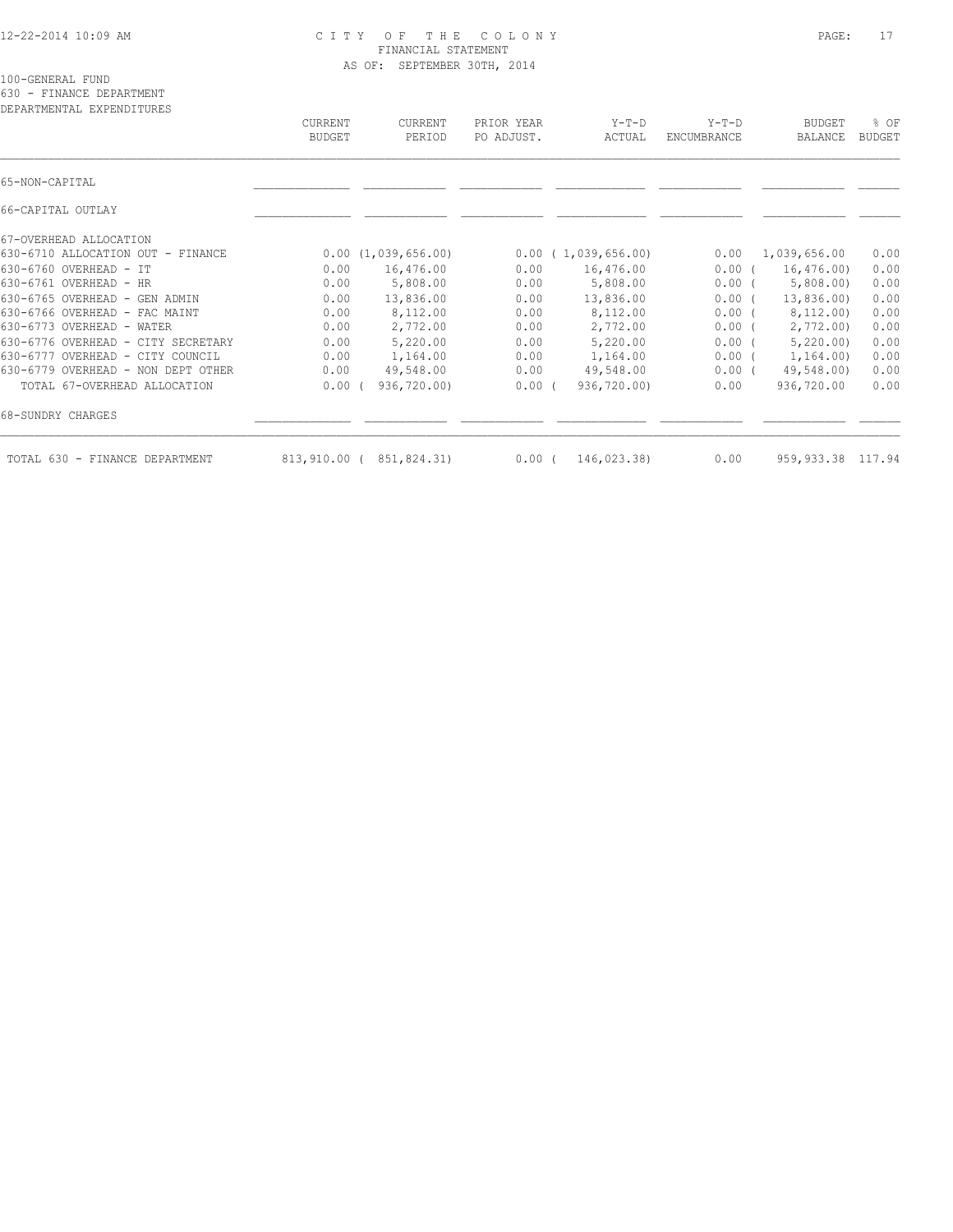# CITY OF THE COLONY
## FINANCIAL STATEMENT
### AS OF: SEPTEMBER 30TH, 2014

100-GENERAL FUND
630 - FINANCE DEPARTMENT
DEPARTMENTAL EXPENDITURES

| | CURRENT BUDGET | CURRENT PERIOD | PRIOR YEAR PO ADJUST. | Y-T-D ACTUAL | Y-T-D ENCUMBRANCE | BUDGET BALANCE | % OF BUDGET |
|---|---|---|---|---|---|---|---|
| 65-NON-CAPITAL | | | | | | | |
| 66-CAPITAL OUTLAY | | | | | | | |
| 67-OVERHEAD ALLOCATION | | | | | | | |
| 630-6710 ALLOCATION OUT - FINANCE | 0.00 | (1,039,656.00) | 0.00 | ( 1,039,656.00) | 0.00 | 1,039,656.00 | 0.00 |
| 630-6760 OVERHEAD - IT | 0.00 | 16,476.00 | 0.00 | 16,476.00 | 0.00 | ( 16,476.00) | 0.00 |
| 630-6761 OVERHEAD - HR | 0.00 | 5,808.00 | 0.00 | 5,808.00 | 0.00 | ( 5,808.00) | 0.00 |
| 630-6765 OVERHEAD - GEN ADMIN | 0.00 | 13,836.00 | 0.00 | 13,836.00 | 0.00 | ( 13,836.00) | 0.00 |
| 630-6766 OVERHEAD - FAC MAINT | 0.00 | 8,112.00 | 0.00 | 8,112.00 | 0.00 | ( 8,112.00) | 0.00 |
| 630-6773 OVERHEAD - WATER | 0.00 | 2,772.00 | 0.00 | 2,772.00 | 0.00 | ( 2,772.00) | 0.00 |
| 630-6776 OVERHEAD - CITY SECRETARY | 0.00 | 5,220.00 | 0.00 | 5,220.00 | 0.00 | ( 5,220.00) | 0.00 |
| 630-6777 OVERHEAD - CITY COUNCIL | 0.00 | 1,164.00 | 0.00 | 1,164.00 | 0.00 | ( 1,164.00) | 0.00 |
| 630-6779 OVERHEAD - NON DEPT OTHER | 0.00 | 49,548.00 | 0.00 | 49,548.00 | 0.00 | ( 49,548.00) | 0.00 |
| TOTAL 67-OVERHEAD ALLOCATION | 0.00 | ( 936,720.00) | 0.00 | ( 936,720.00) | 0.00 | 936,720.00 | 0.00 |
| 68-SUNDRY CHARGES | | | | | | | |
| TOTAL 630 - FINANCE DEPARTMENT | 813,910.00 | ( 851,824.31) | 0.00 | ( 146,023.38) | 0.00 | 959,933.38 | 117.94 |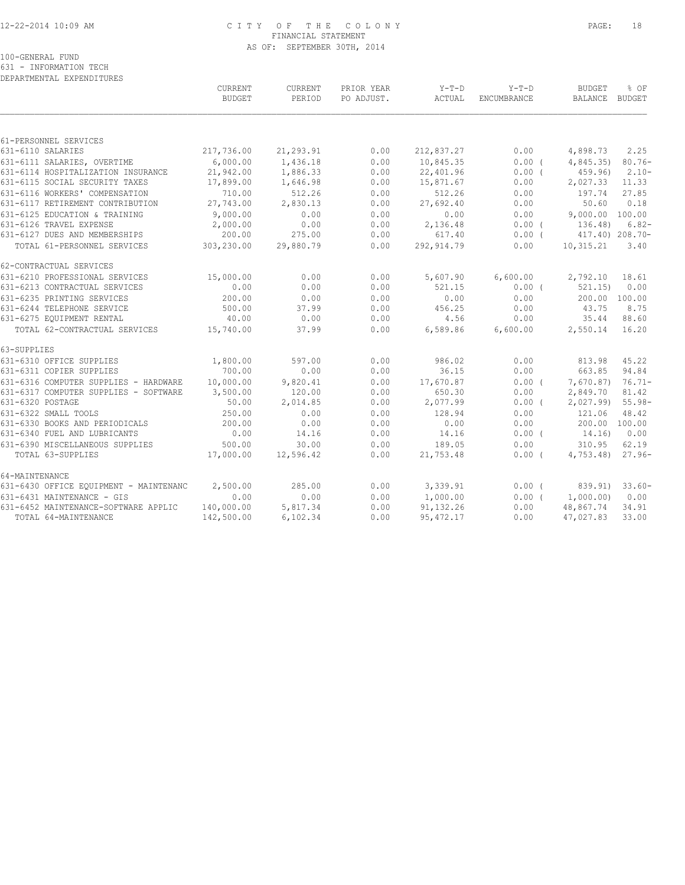CITY OF THE COLONY
FINANCIAL STATEMENT
AS OF: SEPTEMBER 30TH, 2014

100-GENERAL FUND
631 - INFORMATION TECH
DEPARTMENTAL EXPENDITURES

| | CURRENT BUDGET | CURRENT PERIOD | PRIOR YEAR PO ADJUST. | Y-T-D ACTUAL | Y-T-D ENCUMBRANCE | BUDGET BALANCE | % OF BUDGET |
|---|---|---|---|---|---|---|---|
| 61-PERSONNEL SERVICES | | | | | | | |
| 631-6110 SALARIES | 217,736.00 | 21,293.91 | 0.00 | 212,837.27 | 0.00 | 4,898.73 | 2.25 |
| 631-6111 SALARIES, OVERTIME | 6,000.00 | 1,436.18 | 0.00 | 10,845.35 | 0.00 ( | 4,845.35) | 80.76- |
| 631-6114 HOSPITALIZATION INSURANCE | 21,942.00 | 1,886.33 | 0.00 | 22,401.96 | 0.00 ( | 459.96) | 2.10- |
| 631-6115 SOCIAL SECURITY TAXES | 17,899.00 | 1,646.98 | 0.00 | 15,871.67 | 0.00 | 2,027.33 | 11.33 |
| 631-6116 WORKERS' COMPENSATION | 710.00 | 512.26 | 0.00 | 512.26 | 0.00 | 197.74 | 27.85 |
| 631-6117 RETIREMENT CONTRIBUTION | 27,743.00 | 2,830.13 | 0.00 | 27,692.40 | 0.00 | 50.60 | 0.18 |
| 631-6125 EDUCATION & TRAINING | 9,000.00 | 0.00 | 0.00 | 0.00 | 0.00 | 9,000.00 | 100.00 |
| 631-6126 TRAVEL EXPENSE | 2,000.00 | 0.00 | 0.00 | 2,136.48 | 0.00 ( | 136.48) | 6.82- |
| 631-6127 DUES AND MEMBERSHIPS | 200.00 | 275.00 | 0.00 | 617.40 | 0.00 ( | 417.40) | 208.70- |
| TOTAL 61-PERSONNEL SERVICES | 303,230.00 | 29,880.79 | 0.00 | 292,914.79 | 0.00 | 10,315.21 | 3.40 |
| 62-CONTRACTUAL SERVICES | | | | | | | |
| 631-6210 PROFESSIONAL SERVICES | 15,000.00 | 0.00 | 0.00 | 5,607.90 | 6,600.00 | 2,792.10 | 18.61 |
| 631-6213 CONTRACTUAL SERVICES | 0.00 | 0.00 | 0.00 | 521.15 | 0.00 ( | 521.15) | 0.00 |
| 631-6235 PRINTING SERVICES | 200.00 | 0.00 | 0.00 | 0.00 | 0.00 | 200.00 | 100.00 |
| 631-6244 TELEPHONE SERVICE | 500.00 | 37.99 | 0.00 | 456.25 | 0.00 | 43.75 | 8.75 |
| 631-6275 EQUIPMENT RENTAL | 40.00 | 0.00 | 0.00 | 4.56 | 0.00 | 35.44 | 88.60 |
| TOTAL 62-CONTRACTUAL SERVICES | 15,740.00 | 37.99 | 0.00 | 6,589.86 | 6,600.00 | 2,550.14 | 16.20 |
| 63-SUPPLIES | | | | | | | |
| 631-6310 OFFICE SUPPLIES | 1,800.00 | 597.00 | 0.00 | 986.02 | 0.00 | 813.98 | 45.22 |
| 631-6311 COPIER SUPPLIES | 700.00 | 0.00 | 0.00 | 36.15 | 0.00 | 663.85 | 94.84 |
| 631-6316 COMPUTER SUPPLIES - HARDWARE | 10,000.00 | 9,820.41 | 0.00 | 17,670.87 | 0.00 ( | 7,670.87) | 76.71- |
| 631-6317 COMPUTER SUPPLIES - SOFTWARE | 3,500.00 | 120.00 | 0.00 | 650.30 | 0.00 | 2,849.70 | 81.42 |
| 631-6320 POSTAGE | 50.00 | 2,014.85 | 0.00 | 2,077.99 | 0.00 ( | 2,027.99) | 55.98- |
| 631-6322 SMALL TOOLS | 250.00 | 0.00 | 0.00 | 128.94 | 0.00 | 121.06 | 48.42 |
| 631-6330 BOOKS AND PERIODICALS | 200.00 | 0.00 | 0.00 | 0.00 | 0.00 | 200.00 | 100.00 |
| 631-6340 FUEL AND LUBRICANTS | 0.00 | 14.16 | 0.00 | 14.16 | 0.00 ( | 14.16) | 0.00 |
| 631-6390 MISCELLANEOUS SUPPLIES | 500.00 | 30.00 | 0.00 | 189.05 | 0.00 | 310.95 | 62.19 |
| TOTAL 63-SUPPLIES | 17,000.00 | 12,596.42 | 0.00 | 21,753.48 | 0.00 ( | 4,753.48) | 27.96- |
| 64-MAINTENANCE | | | | | | | |
| 631-6430 OFFICE EQUIPMENT - MAINTENANC | 2,500.00 | 285.00 | 0.00 | 3,339.91 | 0.00 ( | 839.91) | 33.60- |
| 631-6431 MAINTENANCE - GIS | 0.00 | 0.00 | 0.00 | 1,000.00 | 0.00 ( | 1,000.00) | 0.00 |
| 631-6452 MAINTENANCE-SOFTWARE APPLIC | 140,000.00 | 5,817.34 | 0.00 | 91,132.26 | 0.00 | 48,867.74 | 34.91 |
| TOTAL 64-MAINTENANCE | 142,500.00 | 6,102.34 | 0.00 | 95,472.17 | 0.00 | 47,027.83 | 33.00 |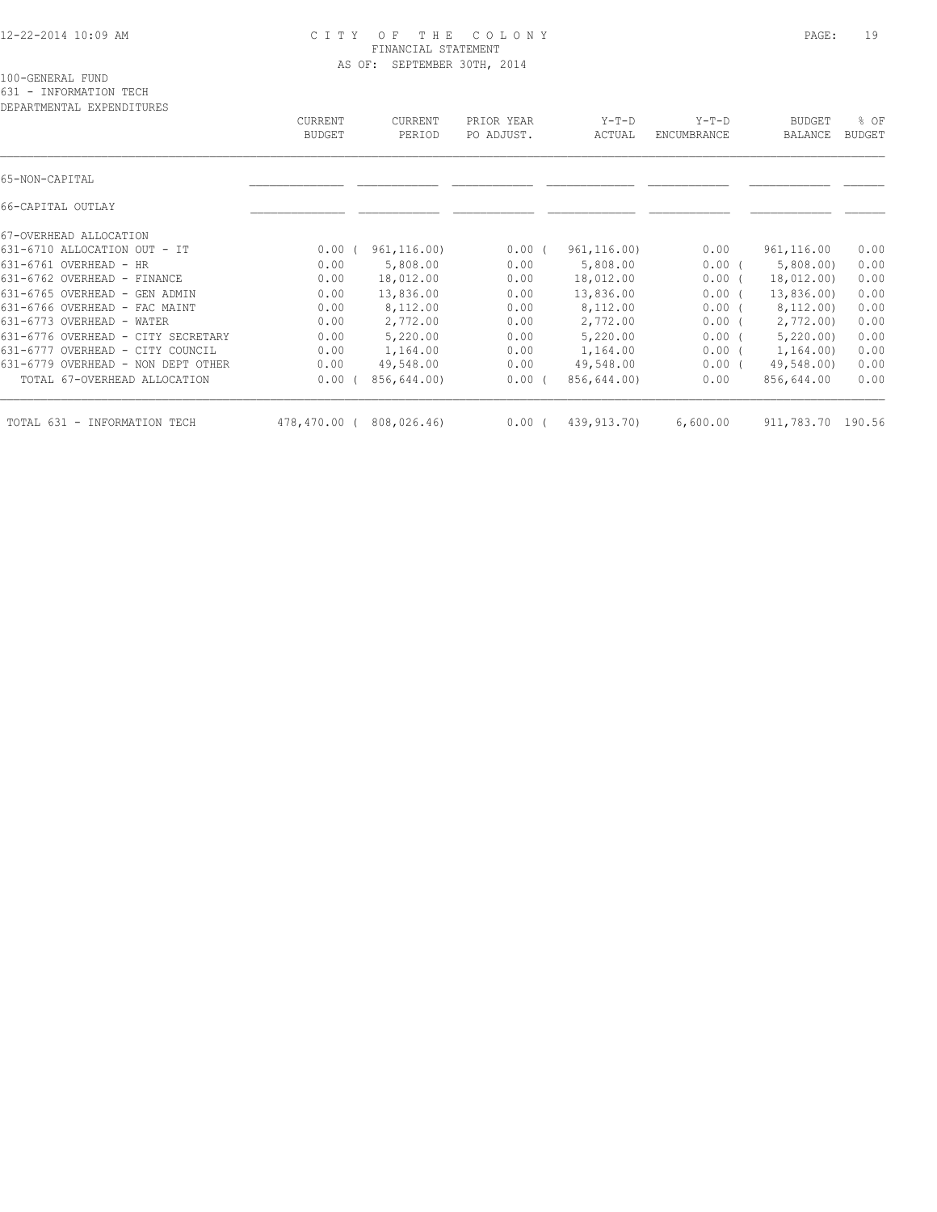# CITY OF THE COLONY
## FINANCIAL STATEMENT
### AS OF: SEPTEMBER 30TH, 2014

100-GENERAL FUND
631 - INFORMATION TECH
DEPARTMENTAL EXPENDITURES

| | CURRENT BUDGET | CURRENT PERIOD | PRIOR YEAR PO ADJUST. | Y-T-D ACTUAL | Y-T-D ENCUMBRANCE | BUDGET BALANCE | % OF BUDGET |
|---|---|---|---|---|---|---|---|
| 65-NON-CAPITAL | | | | | | | |
| 66-CAPITAL OUTLAY | | | | | | | |
| 67-OVERHEAD ALLOCATION | | | | | | | |
| 631-6710 ALLOCATION OUT - IT | 0.00 | ( 961,116.00) | 0.00 | ( 961,116.00) | 0.00 | 961,116.00 | 0.00 |
| 631-6761 OVERHEAD - HR | 0.00 | 5,808.00 | 0.00 | 5,808.00 | 0.00 | ( 5,808.00) | 0.00 |
| 631-6762 OVERHEAD - FINANCE | 0.00 | 18,012.00 | 0.00 | 18,012.00 | 0.00 | ( 18,012.00) | 0.00 |
| 631-6765 OVERHEAD - GEN ADMIN | 0.00 | 13,836.00 | 0.00 | 13,836.00 | 0.00 | ( 13,836.00) | 0.00 |
| 631-6766 OVERHEAD - FAC MAINT | 0.00 | 8,112.00 | 0.00 | 8,112.00 | 0.00 | ( 8,112.00) | 0.00 |
| 631-6773 OVERHEAD - WATER | 0.00 | 2,772.00 | 0.00 | 2,772.00 | 0.00 | ( 2,772.00) | 0.00 |
| 631-6776 OVERHEAD - CITY SECRETARY | 0.00 | 5,220.00 | 0.00 | 5,220.00 | 0.00 | ( 5,220.00) | 0.00 |
| 631-6777 OVERHEAD - CITY COUNCIL | 0.00 | 1,164.00 | 0.00 | 1,164.00 | 0.00 | ( 1,164.00) | 0.00 |
| 631-6779 OVERHEAD - NON DEPT OTHER | 0.00 | 49,548.00 | 0.00 | 49,548.00 | 0.00 | ( 49,548.00) | 0.00 |
| TOTAL 67-OVERHEAD ALLOCATION | 0.00 | ( 856,644.00) | 0.00 | ( 856,644.00) | 0.00 | 856,644.00 | 0.00 |
| TOTAL 631 - INFORMATION TECH | 478,470.00 | ( 808,026.46) | 0.00 | ( 439,913.70) | 6,600.00 | 911,783.70 | 190.56 |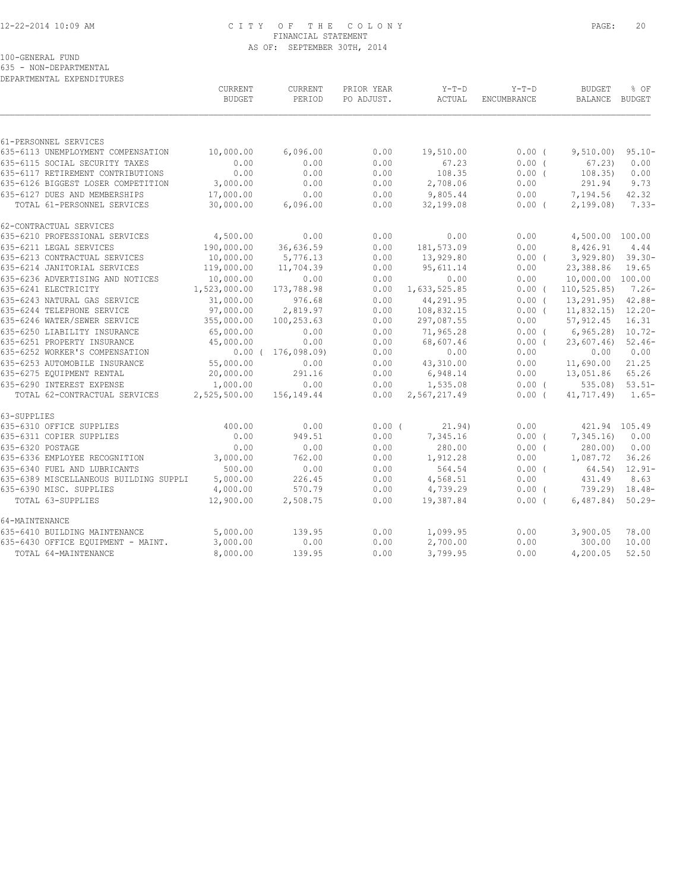CITY OF THE COLONY
FINANCIAL STATEMENT
AS OF: SEPTEMBER 30TH, 2014

100-GENERAL FUND
635 - NON-DEPARTMENTAL
DEPARTMENTAL EXPENDITURES

| | CURRENT BUDGET | CURRENT PERIOD | PRIOR YEAR PO ADJUST. | Y-T-D ACTUAL | Y-T-D ENCUMBRANCE | BUDGET BALANCE | % OF BUDGET |
|---|---|---|---|---|---|---|---|
| **61-PERSONNEL SERVICES** | | | | | | | |
| 635-6113 UNEMPLOYMENT COMPENSATION | 10,000.00 | 6,096.00 | 0.00 | 19,510.00 | 0.00 ( | 9,510.00) | 95.10- |
| 635-6115 SOCIAL SECURITY TAXES | 0.00 | 0.00 | 0.00 | 67.23 | 0.00 ( | 67.23) | 0.00 |
| 635-6117 RETIREMENT CONTRIBUTIONS | 0.00 | 0.00 | 0.00 | 108.35 | 0.00 ( | 108.35) | 0.00 |
| 635-6126 BIGGEST LOSER COMPETITION | 3,000.00 | 0.00 | 0.00 | 2,708.06 | 0.00 | 291.94 | 9.73 |
| 635-6127 DUES AND MEMBERSHIPS | 17,000.00 | 0.00 | 0.00 | 9,805.44 | 0.00 | 7,194.56 | 42.32 |
| TOTAL 61-PERSONNEL SERVICES | 30,000.00 | 6,096.00 | 0.00 | 32,199.08 | 0.00 ( | 2,199.08) | 7.33- |
| **62-CONTRACTUAL SERVICES** | | | | | | | |
| 635-6210 PROFESSIONAL SERVICES | 4,500.00 | 0.00 | 0.00 | 0.00 | 0.00 | 4,500.00 | 100.00 |
| 635-6211 LEGAL SERVICES | 190,000.00 | 36,636.59 | 0.00 | 181,573.09 | 0.00 | 8,426.91 | 4.44 |
| 635-6213 CONTRACTUAL SERVICES | 10,000.00 | 5,776.13 | 0.00 | 13,929.80 | 0.00 ( | 3,929.80) | 39.30- |
| 635-6214 JANITORIAL SERVICES | 119,000.00 | 11,704.39 | 0.00 | 95,611.14 | 0.00 | 23,388.86 | 19.65 |
| 635-6236 ADVERTISING AND NOTICES | 10,000.00 | 0.00 | 0.00 | 0.00 | 0.00 | 10,000.00 | 100.00 |
| 635-6241 ELECTRICITY | 1,523,000.00 | 173,788.98 | 0.00 | 1,633,525.85 | 0.00 ( | 110,525.85) | 7.26- |
| 635-6243 NATURAL GAS SERVICE | 31,000.00 | 976.68 | 0.00 | 44,291.95 | 0.00 ( | 13,291.95) | 42.88- |
| 635-6244 TELEPHONE SERVICE | 97,000.00 | 2,819.97 | 0.00 | 108,832.15 | 0.00 ( | 11,832.15) | 12.20- |
| 635-6246 WATER/SEWER SERVICE | 355,000.00 | 100,253.63 | 0.00 | 297,087.55 | 0.00 | 57,912.45 | 16.31 |
| 635-6250 LIABILITY INSURANCE | 65,000.00 | 0.00 | 0.00 | 71,965.28 | 0.00 ( | 6,965.28) | 10.72- |
| 635-6251 PROPERTY INSURANCE | 45,000.00 | 0.00 | 0.00 | 68,607.46 | 0.00 ( | 23,607.46) | 52.46- |
| 635-6252 WORKER'S COMPENSATION | 0.00 ( | 176,098.09) | 0.00 | 0.00 | 0.00 | 0.00 | 0.00 |
| 635-6253 AUTOMOBILE INSURANCE | 55,000.00 | 0.00 | 0.00 | 43,310.00 | 0.00 | 11,690.00 | 21.25 |
| 635-6275 EQUIPMENT RENTAL | 20,000.00 | 291.16 | 0.00 | 6,948.14 | 0.00 | 13,051.86 | 65.26 |
| 635-6290 INTEREST EXPENSE | 1,000.00 | 0.00 | 0.00 | 1,535.08 | 0.00 ( | 535.08) | 53.51- |
| TOTAL 62-CONTRACTUAL SERVICES | 2,525,500.00 | 156,149.44 | 0.00 | 2,567,217.49 | 0.00 ( | 41,717.49) | 1.65- |
| **63-SUPPLIES** | | | | | | | |
| 635-6310 OFFICE SUPPLIES | 400.00 | 0.00 | 0.00 ( | 21.94) | 0.00 | 421.94 | 105.49 |
| 635-6311 COPIER SUPPLIES | 0.00 | 949.51 | 0.00 | 7,345.16 | 0.00 ( | 7,345.16) | 0.00 |
| 635-6320 POSTAGE | 0.00 | 0.00 | 0.00 | 280.00 | 0.00 ( | 280.00) | 0.00 |
| 635-6336 EMPLOYEE RECOGNITION | 3,000.00 | 762.00 | 0.00 | 1,912.28 | 0.00 | 1,087.72 | 36.26 |
| 635-6340 FUEL AND LUBRICANTS | 500.00 | 0.00 | 0.00 | 564.54 | 0.00 ( | 64.54) | 12.91- |
| 635-6389 MISCELLANEOUS BUILDING SUPPLI | 5,000.00 | 226.45 | 0.00 | 4,568.51 | 0.00 | 431.49 | 8.63 |
| 635-6390 MISC. SUPPLIES | 4,000.00 | 570.79 | 0.00 | 4,739.29 | 0.00 ( | 739.29) | 18.48- |
| TOTAL 63-SUPPLIES | 12,900.00 | 2,508.75 | 0.00 | 19,387.84 | 0.00 ( | 6,487.84) | 50.29- |
| **64-MAINTENANCE** | | | | | | | |
| 635-6410 BUILDING MAINTENANCE | 5,000.00 | 139.95 | 0.00 | 1,099.95 | 0.00 | 3,900.05 | 78.00 |
| 635-6430 OFFICE EQUIPMENT - MAINT. | 3,000.00 | 0.00 | 0.00 | 2,700.00 | 0.00 | 300.00 | 10.00 |
| TOTAL 64-MAINTENANCE | 8,000.00 | 139.95 | 0.00 | 3,799.95 | 0.00 | 4,200.05 | 52.50 |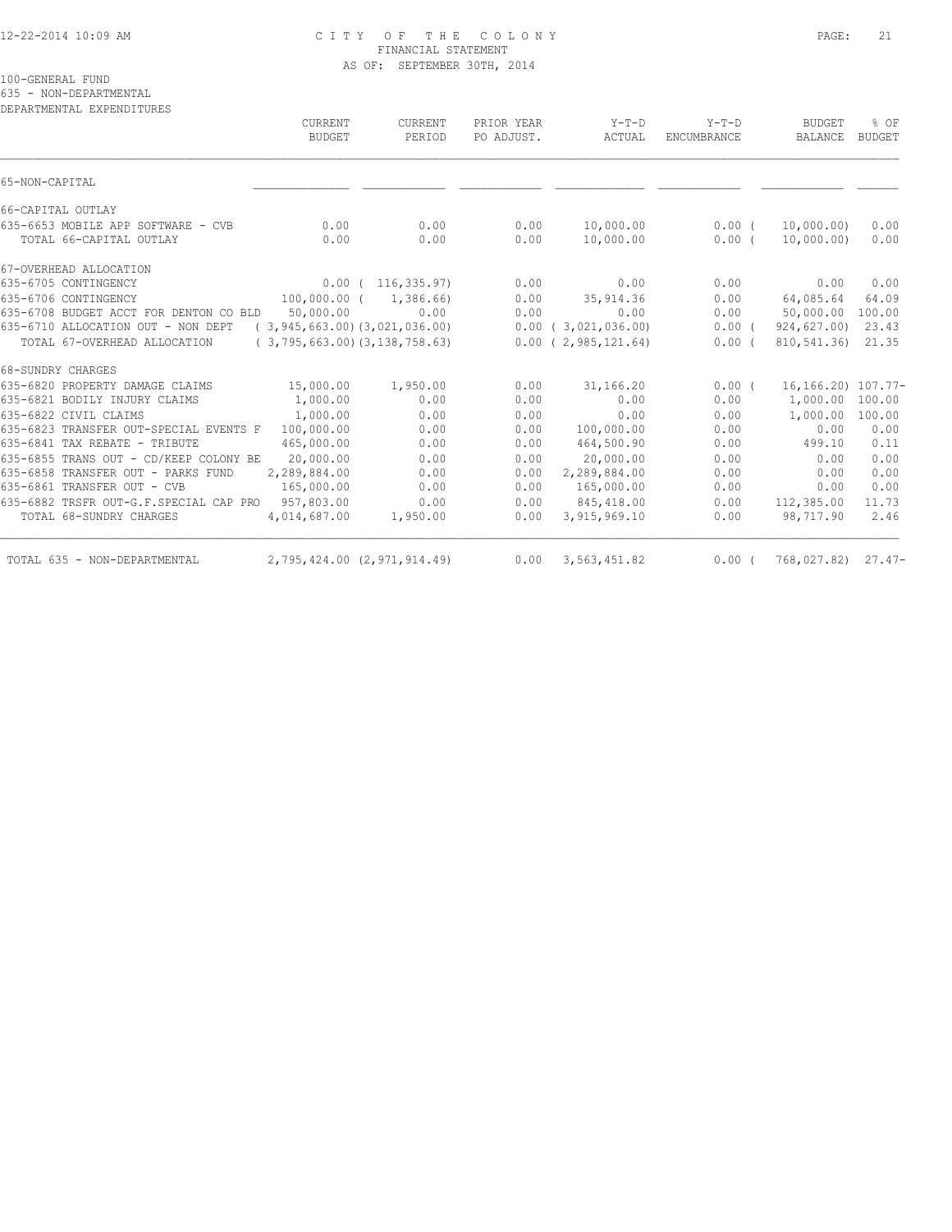CITY OF THE COLONY
FINANCIAL STATEMENT
AS OF: SEPTEMBER 30TH, 2014

100-GENERAL FUND
635 - NON-DEPARTMENTAL
DEPARTMENTAL EXPENDITURES

| | CURRENT BUDGET | CURRENT PERIOD | PRIOR YEAR PO ADJUST. | Y-T-D ACTUAL | Y-T-D ENCUMBRANCE | BUDGET BALANCE | % OF BUDGET |
|---|---|---|---|---|---|---|---|
| 65-NON-CAPITAL | | | | | | | |
| 66-CAPITAL OUTLAY | | | | | | | |
| 635-6653 MOBILE APP SOFTWARE - CVB | 0.00 | 0.00 | 0.00 | 10,000.00 | 0.00 | ( 10,000.00) | 0.00 |
| TOTAL 66-CAPITAL OUTLAY | 0.00 | 0.00 | 0.00 | 10,000.00 | 0.00 | ( 10,000.00) | 0.00 |
| 67-OVERHEAD ALLOCATION | | | | | | | |
| 635-6705 CONTINGENCY | 0.00 | ( 116,335.97) | 0.00 | 0.00 | 0.00 | 0.00 | 0.00 |
| 635-6706 CONTINGENCY | 100,000.00 | ( 1,386.66) | 0.00 | 35,914.36 | 0.00 | 64,085.64 | 64.09 |
| 635-6708 BUDGET ACCT FOR DENTON CO BLD | 50,000.00 | 0.00 | 0.00 | 0.00 | 0.00 | 50,000.00 | 100.00 |
| 635-6710 ALLOCATION OUT - NON DEPT | ( 3,945,663.00) | (3,021,036.00) | 0.00 | ( 3,021,036.00) | 0.00 | ( 924,627.00) | 23.43 |
| TOTAL 67-OVERHEAD ALLOCATION | ( 3,795,663.00) | (3,138,758.63) | 0.00 | ( 2,985,121.64) | 0.00 | ( 810,541.36) | 21.35 |
| 68-SUNDRY CHARGES | | | | | | | |
| 635-6820 PROPERTY DAMAGE CLAIMS | 15,000.00 | 1,950.00 | 0.00 | 31,166.20 | 0.00 | ( 16,166.20) | 107.77- |
| 635-6821 BODILY INJURY CLAIMS | 1,000.00 | 0.00 | 0.00 | 0.00 | 0.00 | 1,000.00 | 100.00 |
| 635-6822 CIVIL CLAIMS | 1,000.00 | 0.00 | 0.00 | 0.00 | 0.00 | 1,000.00 | 100.00 |
| 635-6823 TRANSFER OUT-SPECIAL EVENTS F | 100,000.00 | 0.00 | 0.00 | 100,000.00 | 0.00 | 0.00 | 0.00 |
| 635-6841 TAX REBATE - TRIBUTE | 465,000.00 | 0.00 | 0.00 | 464,500.90 | 0.00 | 499.10 | 0.11 |
| 635-6855 TRANS OUT - CD/KEEP COLONY BE | 20,000.00 | 0.00 | 0.00 | 20,000.00 | 0.00 | 0.00 | 0.00 |
| 635-6858 TRANSFER OUT - PARKS FUND | 2,289,884.00 | 0.00 | 0.00 | 2,289,884.00 | 0.00 | 0.00 | 0.00 |
| 635-6861 TRANSFER OUT - CVB | 165,000.00 | 0.00 | 0.00 | 165,000.00 | 0.00 | 0.00 | 0.00 |
| 635-6882 TRSFR OUT-G.F.SPECIAL CAP PRO | 957,803.00 | 0.00 | 0.00 | 845,418.00 | 0.00 | 112,385.00 | 11.73 |
| TOTAL 68-SUNDRY CHARGES | 4,014,687.00 | 1,950.00 | 0.00 | 3,915,969.10 | 0.00 | 98,717.90 | 2.46 |
| TOTAL 635 - NON-DEPARTMENTAL | 2,795,424.00 | (2,971,914.49) | 0.00 | 3,563,451.82 | 0.00 | ( 768,027.82) | 27.47- |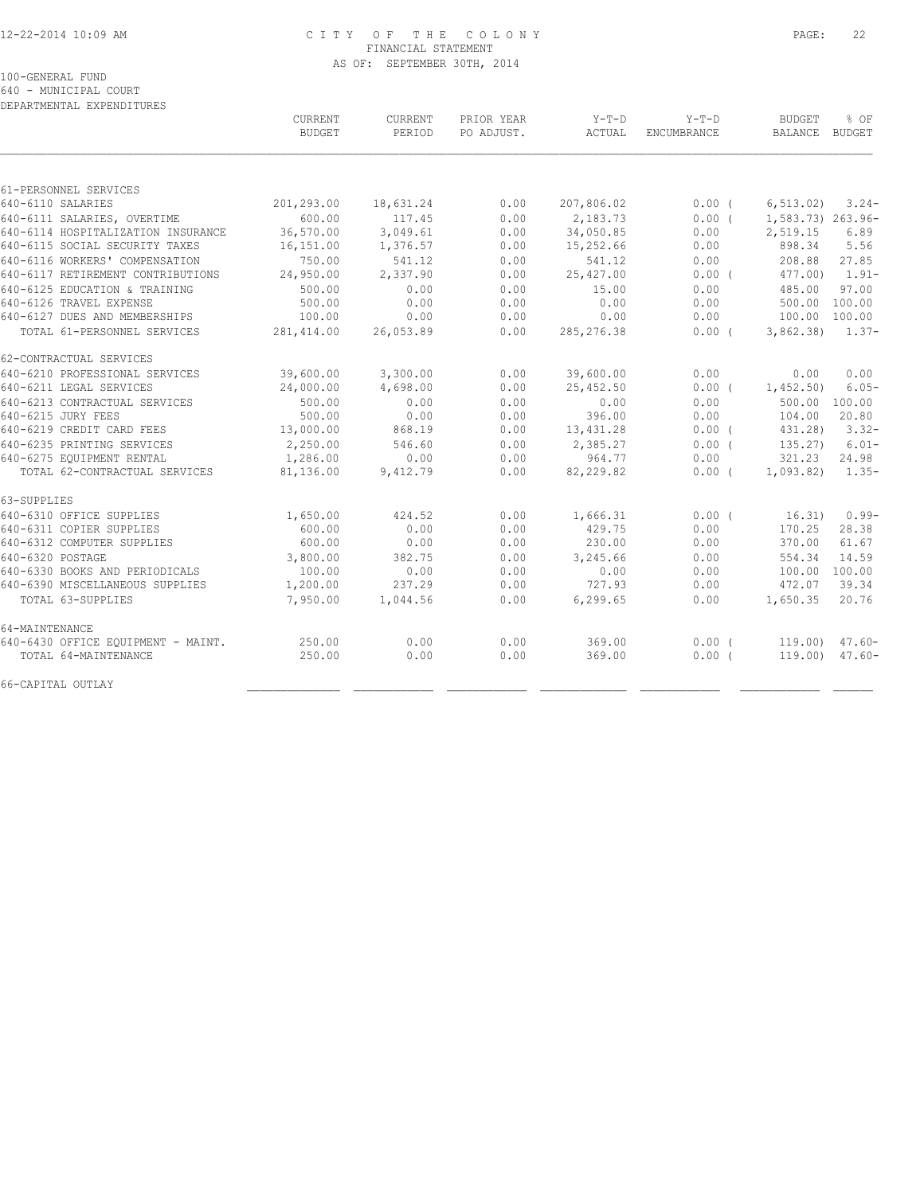CITY OF THE COLONY
FINANCIAL STATEMENT
AS OF: SEPTEMBER 30TH, 2014

100-GENERAL FUND
640 - MUNICIPAL COURT
DEPARTMENTAL EXPENDITURES

| | CURRENT BUDGET | CURRENT PERIOD | PRIOR YEAR PO ADJUST. | Y-T-D ACTUAL | Y-T-D ENCUMBRANCE | BUDGET BALANCE | % OF BUDGET |
|---|---|---|---|---|---|---|---|
| 61-PERSONNEL SERVICES | | | | | | | |
| 640-6110 SALARIES | 201,293.00 | 18,631.24 | 0.00 | 207,806.02 | 0.00 ( | 6,513.02) | 3.24- |
| 640-6111 SALARIES, OVERTIME | 600.00 | 117.45 | 0.00 | 2,183.73 | 0.00 ( | 1,583.73) | 263.96- |
| 640-6114 HOSPITALIZATION INSURANCE | 36,570.00 | 3,049.61 | 0.00 | 34,050.85 | 0.00 | 2,519.15 | 6.89 |
| 640-6115 SOCIAL SECURITY TAXES | 16,151.00 | 1,376.57 | 0.00 | 15,252.66 | 0.00 | 898.34 | 5.56 |
| 640-6116 WORKERS' COMPENSATION | 750.00 | 541.12 | 0.00 | 541.12 | 0.00 | 208.88 | 27.85 |
| 640-6117 RETIREMENT CONTRIBUTIONS | 24,950.00 | 2,337.90 | 0.00 | 25,427.00 | 0.00 ( | 477.00) | 1.91- |
| 640-6125 EDUCATION & TRAINING | 500.00 | 0.00 | 0.00 | 15.00 | 0.00 | 485.00 | 97.00 |
| 640-6126 TRAVEL EXPENSE | 500.00 | 0.00 | 0.00 | 0.00 | 0.00 | 500.00 | 100.00 |
| 640-6127 DUES AND MEMBERSHIPS | 100.00 | 0.00 | 0.00 | 0.00 | 0.00 | 100.00 | 100.00 |
| TOTAL 61-PERSONNEL SERVICES | 281,414.00 | 26,053.89 | 0.00 | 285,276.38 | 0.00 ( | 3,862.38) | 1.37- |
| 62-CONTRACTUAL SERVICES | | | | | | | |
| 640-6210 PROFESSIONAL SERVICES | 39,600.00 | 3,300.00 | 0.00 | 39,600.00 | 0.00 | 0.00 | 0.00 |
| 640-6211 LEGAL SERVICES | 24,000.00 | 4,698.00 | 0.00 | 25,452.50 | 0.00 ( | 1,452.50) | 6.05- |
| 640-6213 CONTRACTUAL SERVICES | 500.00 | 0.00 | 0.00 | 0.00 | 0.00 | 500.00 | 100.00 |
| 640-6215 JURY FEES | 500.00 | 0.00 | 0.00 | 396.00 | 0.00 | 104.00 | 20.80 |
| 640-6219 CREDIT CARD FEES | 13,000.00 | 868.19 | 0.00 | 13,431.28 | 0.00 ( | 431.28) | 3.32- |
| 640-6235 PRINTING SERVICES | 2,250.00 | 546.60 | 0.00 | 2,385.27 | 0.00 ( | 135.27) | 6.01- |
| 640-6275 EQUIPMENT RENTAL | 1,286.00 | 0.00 | 0.00 | 964.77 | 0.00 | 321.23 | 24.98 |
| TOTAL 62-CONTRACTUAL SERVICES | 81,136.00 | 9,412.79 | 0.00 | 82,229.82 | 0.00 ( | 1,093.82) | 1.35- |
| 63-SUPPLIES | | | | | | | |
| 640-6310 OFFICE SUPPLIES | 1,650.00 | 424.52 | 0.00 | 1,666.31 | 0.00 ( | 16.31) | 0.99- |
| 640-6311 COPIER SUPPLIES | 600.00 | 0.00 | 0.00 | 429.75 | 0.00 | 170.25 | 28.38 |
| 640-6312 COMPUTER SUPPLIES | 600.00 | 0.00 | 0.00 | 230.00 | 0.00 | 370.00 | 61.67 |
| 640-6320 POSTAGE | 3,800.00 | 382.75 | 0.00 | 3,245.66 | 0.00 | 554.34 | 14.59 |
| 640-6330 BOOKS AND PERIODICALS | 100.00 | 0.00 | 0.00 | 0.00 | 0.00 | 100.00 | 100.00 |
| 640-6390 MISCELLANEOUS SUPPLIES | 1,200.00 | 237.29 | 0.00 | 727.93 | 0.00 | 472.07 | 39.34 |
| TOTAL 63-SUPPLIES | 7,950.00 | 1,044.56 | 0.00 | 6,299.65 | 0.00 | 1,650.35 | 20.76 |
| 64-MAINTENANCE | | | | | | | |
| 640-6430 OFFICE EQUIPMENT - MAINT. | 250.00 | 0.00 | 0.00 | 369.00 | 0.00 ( | 119.00) | 47.60- |
| TOTAL 64-MAINTENANCE | 250.00 | 0.00 | 0.00 | 369.00 | 0.00 ( | 119.00) | 47.60- |
| 66-CAPITAL OUTLAY | | | | | | | |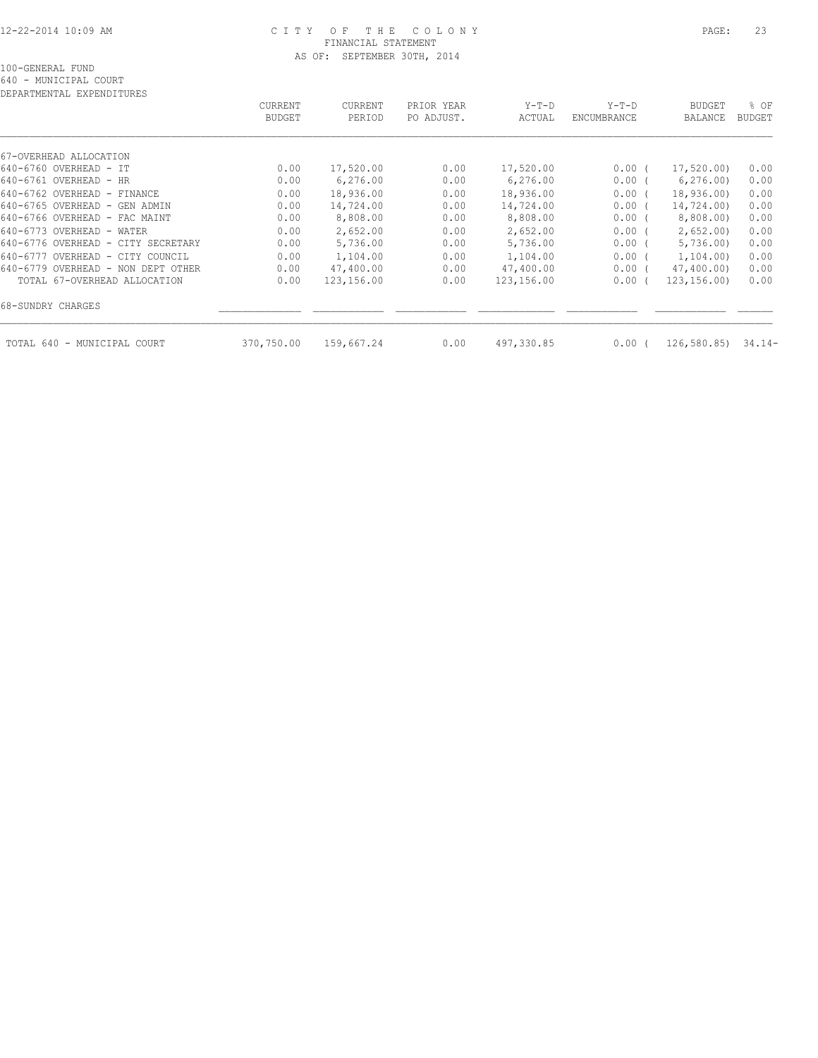100-GENERAL FUND
640 - MUNICIPAL COURT
DEPARTMENTAL EXPENDITURES

| | CURRENT BUDGET | CURRENT PERIOD | PRIOR YEAR PO ADJUST. | Y-T-D ACTUAL | Y-T-D ENCUMBRANCE | BUDGET BALANCE | % OF BUDGET |
|---|---|---|---|---|---|---|---|
| 67-OVERHEAD ALLOCATION | | | | | | | |
| 640-6760 OVERHEAD - IT | 0.00 | 17,520.00 | 0.00 | 17,520.00 | 0.00 | ( 17,520.00) | 0.00 |
| 640-6761 OVERHEAD - HR | 0.00 | 6,276.00 | 0.00 | 6,276.00 | 0.00 | ( 6,276.00) | 0.00 |
| 640-6762 OVERHEAD - FINANCE | 0.00 | 18,936.00 | 0.00 | 18,936.00 | 0.00 | ( 18,936.00) | 0.00 |
| 640-6765 OVERHEAD - GEN ADMIN | 0.00 | 14,724.00 | 0.00 | 14,724.00 | 0.00 | ( 14,724.00) | 0.00 |
| 640-6766 OVERHEAD - FAC MAINT | 0.00 | 8,808.00 | 0.00 | 8,808.00 | 0.00 | ( 8,808.00) | 0.00 |
| 640-6773 OVERHEAD - WATER | 0.00 | 2,652.00 | 0.00 | 2,652.00 | 0.00 | ( 2,652.00) | 0.00 |
| 640-6776 OVERHEAD - CITY SECRETARY | 0.00 | 5,736.00 | 0.00 | 5,736.00 | 0.00 | ( 5,736.00) | 0.00 |
| 640-6777 OVERHEAD - CITY COUNCIL | 0.00 | 1,104.00 | 0.00 | 1,104.00 | 0.00 | ( 1,104.00) | 0.00 |
| 640-6779 OVERHEAD - NON DEPT OTHER | 0.00 | 47,400.00 | 0.00 | 47,400.00 | 0.00 | ( 47,400.00) | 0.00 |
| TOTAL 67-OVERHEAD ALLOCATION | 0.00 | 123,156.00 | 0.00 | 123,156.00 | 0.00 | ( 123,156.00) | 0.00 |
| 68-SUNDRY CHARGES | | | | | | | |
| TOTAL 640 - MUNICIPAL COURT | 370,750.00 | 159,667.24 | 0.00 | 497,330.85 | 0.00 | ( 126,580.85) | 34.14- |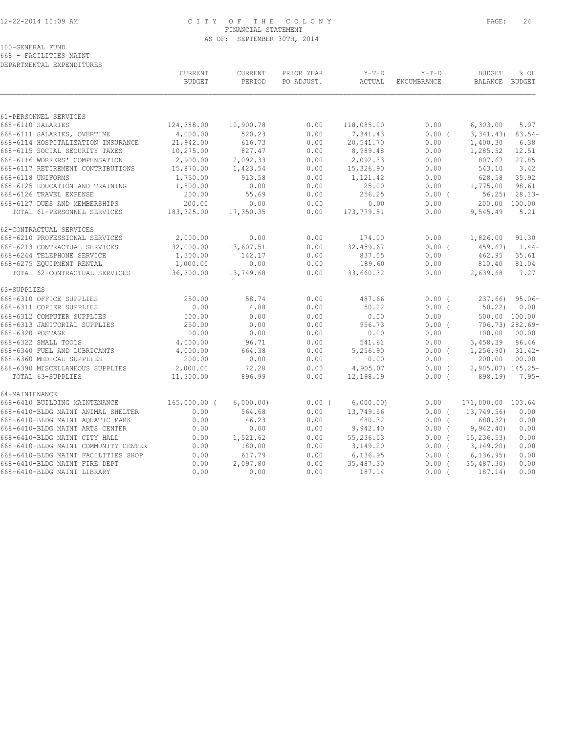CITY OF THE COLONY
FINANCIAL STATEMENT
AS OF: SEPTEMBER 30TH, 2014

100-GENERAL FUND
668 - FACILITIES MAINT
DEPARTMENTAL EXPENDITURES

| | CURRENT BUDGET | CURRENT PERIOD | PRIOR YEAR PO ADJUST. | Y-T-D ACTUAL | Y-T-D ENCUMBRANCE | BUDGET BALANCE | % OF BUDGET |
|---|---|---|---|---|---|---|---|
| 61-PERSONNEL SERVICES | | | | | | | |
| 668-6110 SALARIES | 124,388.00 | 10,900.78 | 0.00 | 118,085.00 | 0.00 | 6,303.00 | 5.07 |
| 668-6111 SALARIES, OVERTIME | 4,000.00 | 520.23 | 0.00 | 7,341.43 | 0.00 ( | 3,341.43) | 83.54- |
| 668-6114 HOSPITALIZATION INSURANCE | 21,942.00 | 616.73 | 0.00 | 20,541.70 | 0.00 | 1,400.30 | 6.38 |
| 668-6115 SOCIAL SECURITY TAXES | 10,275.00 | 827.47 | 0.00 | 8,989.48 | 0.00 | 1,285.52 | 12.51 |
| 668-6116 WORKERS' COMPENSATION | 2,900.00 | 2,092.33 | 0.00 | 2,092.33 | 0.00 | 807.67 | 27.85 |
| 668-6117 RETIREMENT CONTRIBUTIONS | 15,870.00 | 1,423.54 | 0.00 | 15,326.90 | 0.00 | 543.10 | 3.42 |
| 668-6118 UNIFORMS | 1,750.00 | 913.58 | 0.00 | 1,121.42 | 0.00 | 628.58 | 35.92 |
| 668-6125 EDUCATION AND TRAINING | 1,800.00 | 0.00 | 0.00 | 25.00 | 0.00 | 1,775.00 | 98.61 |
| 668-6126 TRAVEL EXPENSE | 200.00 | 55.69 | 0.00 | 256.25 | 0.00 ( | 56.25) | 28.13- |
| 668-6127 DUES AND MEMBERSHIPS | 200.00 | 0.00 | 0.00 | 0.00 | 0.00 | 200.00 | 100.00 |
| TOTAL 61-PERSONNEL SERVICES | 183,325.00 | 17,350.35 | 0.00 | 173,779.51 | 0.00 | 9,545.49 | 5.21 |
| 62-CONTRACTUAL SERVICES | | | | | | | |
| 668-6210 PROFESSIONAL SERVICES | 2,000.00 | 0.00 | 0.00 | 174.00 | 0.00 | 1,826.00 | 91.30 |
| 668-6213 CONTRACTUAL SERVICES | 32,000.00 | 13,607.51 | 0.00 | 32,459.67 | 0.00 ( | 459.67) | 1.44- |
| 668-6244 TELEPHONE SERVICE | 1,300.00 | 142.17 | 0.00 | 837.05 | 0.00 | 462.95 | 35.61 |
| 668-6275 EQUIPMENT RENTAL | 1,000.00 | 0.00 | 0.00 | 189.60 | 0.00 | 810.40 | 81.04 |
| TOTAL 62-CONTRACTUAL SERVICES | 36,300.00 | 13,749.68 | 0.00 | 33,660.32 | 0.00 | 2,639.68 | 7.27 |
| 63-SUPPLIES | | | | | | | |
| 668-6310 OFFICE SUPPLIES | 250.00 | 58.74 | 0.00 | 487.66 | 0.00 ( | 237.66) | 95.06- |
| 668-6311 COPIER SUPPLIES | 0.00 | 4.88 | 0.00 | 50.22 | 0.00 ( | 50.22) | 0.00 |
| 668-6312 COMPUTER SUPPLIES | 500.00 | 0.00 | 0.00 | 0.00 | 0.00 | 500.00 | 100.00 |
| 668-6313 JANITORIAL SUPPLIES | 250.00 | 0.00 | 0.00 | 956.73 | 0.00 ( | 706.73) | 282.69- |
| 668-6320 POSTAGE | 100.00 | 0.00 | 0.00 | 0.00 | 0.00 | 100.00 | 100.00 |
| 668-6322 SMALL TOOLS | 4,000.00 | 96.71 | 0.00 | 541.61 | 0.00 | 3,458.39 | 86.46 |
| 668-6340 FUEL AND LUBRICANTS | 4,000.00 | 664.38 | 0.00 | 5,256.90 | 0.00 ( | 1,256.90) | 31.42- |
| 668-6360 MEDICAL SUPPLIES | 200.00 | 0.00 | 0.00 | 0.00 | 0.00 | 200.00 | 100.00 |
| 668-6390 MISCELLANEOUS SUPPLIES | 2,000.00 | 72.28 | 0.00 | 4,905.07 | 0.00 ( | 2,905.07) | 145.25- |
| TOTAL 63-SUPPLIES | 11,300.00 | 896.99 | 0.00 | 12,198.19 | 0.00 ( | 898.19) | 7.95- |
| 64-MAINTENANCE | | | | | | | |
| 668-6410 BUILDING MAINTENANCE | 165,000.00 ( | 6,000.00) | 0.00 ( | 6,000.00) | 0.00 | 171,000.00 | 103.64 |
| 668-6410-BLDG MAINT ANIMAL SHELTER | 0.00 | 564.68 | 0.00 | 13,749.56 | 0.00 ( | 13,749.56) | 0.00 |
| 668-6410-BLDG MAINT AQUATIC PARK | 0.00 | 46.23 | 0.00 | 680.32 | 0.00 ( | 680.32) | 0.00 |
| 668-6410-BLDG MAINT ARTS CENTER | 0.00 | 0.00 | 0.00 | 9,942.40 | 0.00 ( | 9,942.40) | 0.00 |
| 668-6410-BLDG MAINT CITY HALL | 0.00 | 1,521.62 | 0.00 | 55,236.53 | 0.00 ( | 55,236.53) | 0.00 |
| 668-6410-BLDG MAINT COMMUNITY CENTER | 0.00 | 180.00 | 0.00 | 3,149.20 | 0.00 ( | 3,149.20) | 0.00 |
| 668-6410-BLDG MAINT FACILITIES SHOP | 0.00 | 617.79 | 0.00 | 6,136.95 | 0.00 ( | 6,136.95) | 0.00 |
| 668-6410-BLDG MAINT FIRE DEPT | 0.00 | 2,097.80 | 0.00 | 35,487.30 | 0.00 ( | 35,487.30) | 0.00 |
| 668-6410-BLDG MAINT LIBRARY | 0.00 | 0.00 | 0.00 | 187.14 | 0.00 ( | 187.14) | 0.00 |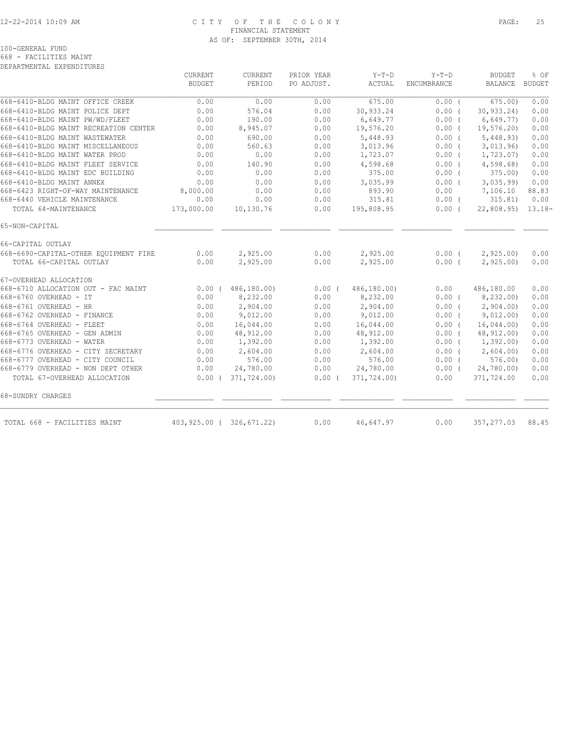100-GENERAL FUND
668 - FACILITIES MAINT
DEPARTMENTAL EXPENDITURES

| | CURRENT BUDGET | CURRENT PERIOD | PRIOR YEAR PO ADJUST. | Y-T-D ACTUAL | Y-T-D ENCUMBRANCE | BUDGET BALANCE | % OF BUDGET |
|---|---|---|---|---|---|---|---|
| 668-6410-BLDG MAINT OFFICE CREEK | 0.00 | 0.00 | 0.00 | 675.00 | 0.00 | ( 675.00) | 0.00 |
| 668-6410-BLDG MAINT POLICE DEPT | 0.00 | 576.04 | 0.00 | 30,933.24 | 0.00 | ( 30,933.24) | 0.00 |
| 668-6410-BLDG MAINT PW/WD/FLEET | 0.00 | 190.00 | 0.00 | 6,649.77 | 0.00 | ( 6,649.77) | 0.00 |
| 668-6410-BLDG MAINT RECREATION CENTER | 0.00 | 8,945.07 | 0.00 | 19,576.20 | 0.00 | ( 19,576.20) | 0.00 |
| 668-6410-BLDG MAINT WASTEWATER | 0.00 | 690.00 | 0.00 | 5,448.93 | 0.00 | ( 5,448.93) | 0.00 |
| 668-6410-BLDG MAINT MISCELLANEOUS | 0.00 | 560.63 | 0.00 | 3,013.96 | 0.00 | ( 3,013.96) | 0.00 |
| 668-6410-BLDG MAINT WATER PROD | 0.00 | 0.00 | 0.00 | 1,723.07 | 0.00 | ( 1,723.07) | 0.00 |
| 668-6410-BLDG MAINT FLEET SERVICE | 0.00 | 140.90 | 0.00 | 4,598.68 | 0.00 | ( 4,598.68) | 0.00 |
| 668-6410-BLDG MAINT EDC BUILDING | 0.00 | 0.00 | 0.00 | 375.00 | 0.00 | ( 375.00) | 0.00 |
| 668-6410-BLDG MAINT ANNEX | 0.00 | 0.00 | 0.00 | 3,035.99 | 0.00 | ( 3,035.99) | 0.00 |
| 668-6423 RIGHT-OF-WAY MAINTENANCE | 8,000.00 | 0.00 | 0.00 | 893.90 | 0.00 | 7,106.10 | 88.83 |
| 668-6440 VEHICLE MAINTENANCE | 0.00 | 0.00 | 0.00 | 315.81 | 0.00 | ( 315.81) | 0.00 |
| TOTAL 64-MAINTENANCE | 173,000.00 | 10,130.76 | 0.00 | 195,808.95 | 0.00 | ( 22,808.95) | 13.18- |
| 65-NON-CAPITAL | | | | | | | |
| 66-CAPITAL OUTLAY | | | | | | | |
| 668-6690-CAPITAL-OTHER EQUIPMENT FIRE | 0.00 | 2,925.00 | 0.00 | 2,925.00 | 0.00 | ( 2,925.00) | 0.00 |
| TOTAL 66-CAPITAL OUTLAY | 0.00 | 2,925.00 | 0.00 | 2,925.00 | 0.00 | ( 2,925.00) | 0.00 |
| 67-OVERHEAD ALLOCATION | | | | | | | |
| 668-6710 ALLOCATION OUT - FAC MAINT | 0.00 | ( 486,180.00) | 0.00 | ( 486,180.00) | 0.00 | 486,180.00 | 0.00 |
| 668-6760 OVERHEAD - IT | 0.00 | 8,232.00 | 0.00 | 8,232.00 | 0.00 | ( 8,232.00) | 0.00 |
| 668-6761 OVERHEAD - HR | 0.00 | 2,904.00 | 0.00 | 2,904.00 | 0.00 | ( 2,904.00) | 0.00 |
| 668-6762 OVERHEAD - FINANCE | 0.00 | 9,012.00 | 0.00 | 9,012.00 | 0.00 | ( 9,012.00) | 0.00 |
| 668-6764 OVERHEAD - FLEET | 0.00 | 16,044.00 | 0.00 | 16,044.00 | 0.00 | ( 16,044.00) | 0.00 |
| 668-6765 OVERHEAD - GEN ADMIN | 0.00 | 48,912.00 | 0.00 | 48,912.00 | 0.00 | ( 48,912.00) | 0.00 |
| 668-6773 OVERHEAD - WATER | 0.00 | 1,392.00 | 0.00 | 1,392.00 | 0.00 | ( 1,392.00) | 0.00 |
| 668-6776 OVERHEAD - CITY SECRETARY | 0.00 | 2,604.00 | 0.00 | 2,604.00 | 0.00 | ( 2,604.00) | 0.00 |
| 668-6777 OVERHEAD - CITY COUNCIL | 0.00 | 576.00 | 0.00 | 576.00 | 0.00 | ( 576.00) | 0.00 |
| 668-6779 OVERHEAD - NON DEPT OTHER | 0.00 | 24,780.00 | 0.00 | 24,780.00 | 0.00 | ( 24,780.00) | 0.00 |
| TOTAL 67-OVERHEAD ALLOCATION | 0.00 | ( 371,724.00) | 0.00 | ( 371,724.00) | 0.00 | 371,724.00 | 0.00 |
| 68-SUNDRY CHARGES | | | | | | | |
| TOTAL 668 - FACILITIES MAINT | 403,925.00 | ( 326,671.22) | 0.00 | 46,647.97 | 0.00 | 357,277.03 | 88.45 |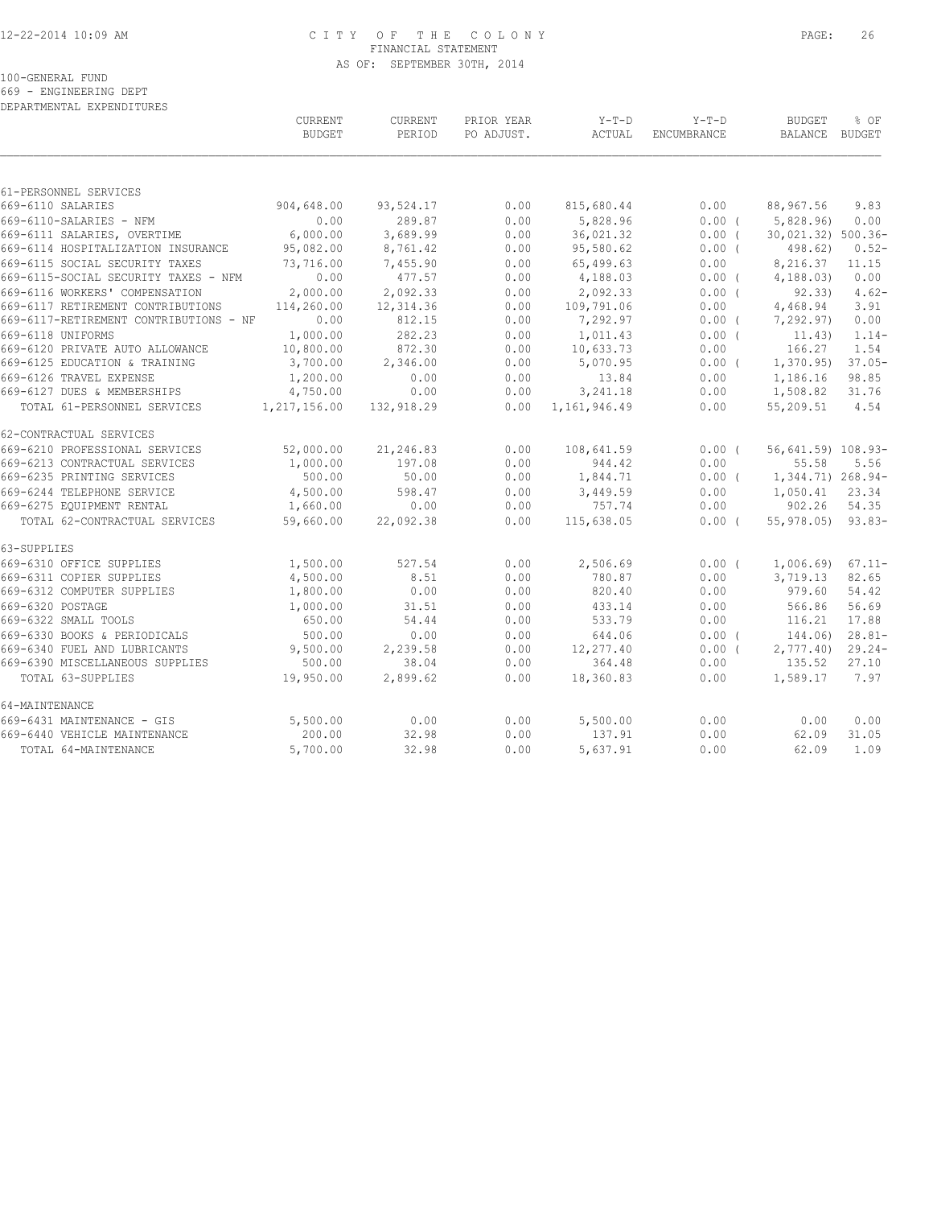CITY OF THE COLONY
FINANCIAL STATEMENT
AS OF: SEPTEMBER 30TH, 2014

100-GENERAL FUND
669 - ENGINEERING DEPT
DEPARTMENTAL EXPENDITURES

| | CURRENT BUDGET | CURRENT PERIOD | PRIOR YEAR PO ADJUST. | Y-T-D ACTUAL | Y-T-D ENCUMBRANCE | BUDGET BALANCE | % OF BUDGET |
|---|---|---|---|---|---|---|---|
| 61-PERSONNEL SERVICES | | | | | | | |
| 669-6110 SALARIES | 904,648.00 | 93,524.17 | 0.00 | 815,680.44 | 0.00 | 88,967.56 | 9.83 |
| 669-6110-SALARIES - NFM | 0.00 | 289.87 | 0.00 | 5,828.96 | 0.00 ( | 5,828.96) | 0.00 |
| 669-6111 SALARIES, OVERTIME | 6,000.00 | 3,689.99 | 0.00 | 36,021.32 | 0.00 ( | 30,021.32) | 500.36- |
| 669-6114 HOSPITALIZATION INSURANCE | 95,082.00 | 8,761.42 | 0.00 | 95,580.62 | 0.00 ( | 498.62) | 0.52- |
| 669-6115 SOCIAL SECURITY TAXES | 73,716.00 | 7,455.90 | 0.00 | 65,499.63 | 0.00 | 8,216.37 | 11.15 |
| 669-6115-SOCIAL SECURITY TAXES - NFM | 0.00 | 477.57 | 0.00 | 4,188.03 | 0.00 ( | 4,188.03) | 0.00 |
| 669-6116 WORKERS' COMPENSATION | 2,000.00 | 2,092.33 | 0.00 | 2,092.33 | 0.00 ( | 92.33) | 4.62- |
| 669-6117 RETIREMENT CONTRIBUTIONS | 114,260.00 | 12,314.36 | 0.00 | 109,791.06 | 0.00 | 4,468.94 | 3.91 |
| 669-6117-RETIREMENT CONTRIBUTIONS - NF | 0.00 | 812.15 | 0.00 | 7,292.97 | 0.00 ( | 7,292.97) | 0.00 |
| 669-6118 UNIFORMS | 1,000.00 | 282.23 | 0.00 | 1,011.43 | 0.00 ( | 11.43) | 1.14- |
| 669-6120 PRIVATE AUTO ALLOWANCE | 10,800.00 | 872.30 | 0.00 | 10,633.73 | 0.00 | 166.27 | 1.54 |
| 669-6125 EDUCATION & TRAINING | 3,700.00 | 2,346.00 | 0.00 | 5,070.95 | 0.00 ( | 1,370.95) | 37.05- |
| 669-6126 TRAVEL EXPENSE | 1,200.00 | 0.00 | 0.00 | 13.84 | 0.00 | 1,186.16 | 98.85 |
| 669-6127 DUES & MEMBERSHIPS | 4,750.00 | 0.00 | 0.00 | 3,241.18 | 0.00 | 1,508.82 | 31.76 |
| TOTAL 61-PERSONNEL SERVICES | 1,217,156.00 | 132,918.29 | 0.00 | 1,161,946.49 | 0.00 | 55,209.51 | 4.54 |
| 62-CONTRACTUAL SERVICES | | | | | | | |
| 669-6210 PROFESSIONAL SERVICES | 52,000.00 | 21,246.83 | 0.00 | 108,641.59 | 0.00 ( | 56,641.59) | 108.93- |
| 669-6213 CONTRACTUAL SERVICES | 1,000.00 | 197.08 | 0.00 | 944.42 | 0.00 | 55.58 | 5.56 |
| 669-6235 PRINTING SERVICES | 500.00 | 50.00 | 0.00 | 1,844.71 | 0.00 ( | 1,344.71) | 268.94- |
| 669-6244 TELEPHONE SERVICE | 4,500.00 | 598.47 | 0.00 | 3,449.59 | 0.00 | 1,050.41 | 23.34 |
| 669-6275 EQUIPMENT RENTAL | 1,660.00 | 0.00 | 0.00 | 757.74 | 0.00 | 902.26 | 54.35 |
| TOTAL 62-CONTRACTUAL SERVICES | 59,660.00 | 22,092.38 | 0.00 | 115,638.05 | 0.00 ( | 55,978.05) | 93.83- |
| 63-SUPPLIES | | | | | | | |
| 669-6310 OFFICE SUPPLIES | 1,500.00 | 527.54 | 0.00 | 2,506.69 | 0.00 ( | 1,006.69) | 67.11- |
| 669-6311 COPIER SUPPLIES | 4,500.00 | 8.51 | 0.00 | 780.87 | 0.00 | 3,719.13 | 82.65 |
| 669-6312 COMPUTER SUPPLIES | 1,800.00 | 0.00 | 0.00 | 820.40 | 0.00 | 979.60 | 54.42 |
| 669-6320 POSTAGE | 1,000.00 | 31.51 | 0.00 | 433.14 | 0.00 | 566.86 | 56.69 |
| 669-6322 SMALL TOOLS | 650.00 | 54.44 | 0.00 | 533.79 | 0.00 | 116.21 | 17.88 |
| 669-6330 BOOKS & PERIODICALS | 500.00 | 0.00 | 0.00 | 644.06 | 0.00 ( | 144.06) | 28.81- |
| 669-6340 FUEL AND LUBRICANTS | 9,500.00 | 2,239.58 | 0.00 | 12,277.40 | 0.00 ( | 2,777.40) | 29.24- |
| 669-6390 MISCELLANEOUS SUPPLIES | 500.00 | 38.04 | 0.00 | 364.48 | 0.00 | 135.52 | 27.10 |
| TOTAL 63-SUPPLIES | 19,950.00 | 2,899.62 | 0.00 | 18,360.83 | 0.00 | 1,589.17 | 7.97 |
| 64-MAINTENANCE | | | | | | | |
| 669-6431 MAINTENANCE - GIS | 5,500.00 | 0.00 | 0.00 | 5,500.00 | 0.00 | 0.00 | 0.00 |
| 669-6440 VEHICLE MAINTENANCE | 200.00 | 32.98 | 0.00 | 137.91 | 0.00 | 62.09 | 31.05 |
| TOTAL 64-MAINTENANCE | 5,700.00 | 32.98 | 0.00 | 5,637.91 | 0.00 | 62.09 | 1.09 |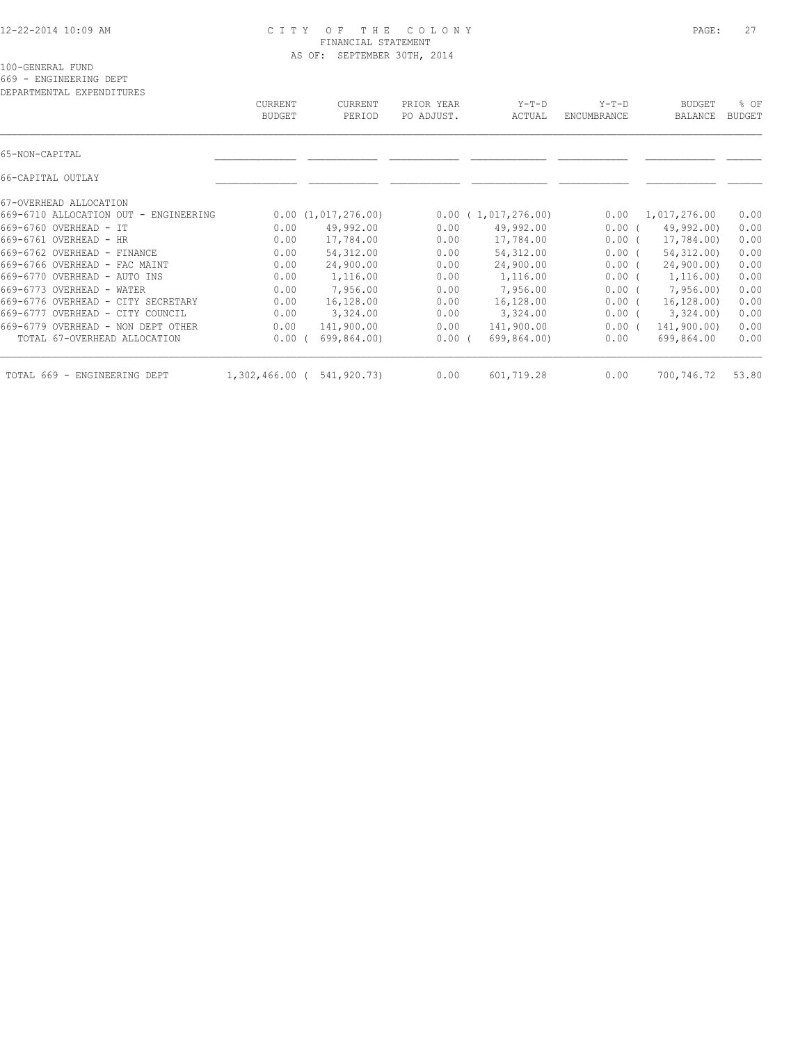# CITY OF THE COLONY
## FINANCIAL STATEMENT
### AS OF: SEPTEMBER 30TH, 2014

100-GENERAL FUND
669 - ENGINEERING DEPT
DEPARTMENTAL EXPENDITURES

| | CURRENT BUDGET | CURRENT PERIOD | PRIOR YEAR PO ADJUST. | Y-T-D ACTUAL | Y-T-D ENCUMBRANCE | BUDGET BALANCE | % OF BUDGET |
|---|---|---|---|---|---|---|---|
| 65-NON-CAPITAL | | | | | | | |
| 66-CAPITAL OUTLAY | | | | | | | |
| 67-OVERHEAD ALLOCATION | | | | | | | |
| 669-6710 ALLOCATION OUT - ENGINEERING | 0.00 | (1,017,276.00) | 0.00 | ( 1,017,276.00) | 0.00 | 1,017,276.00 | 0.00 |
| 669-6760 OVERHEAD - IT | 0.00 | 49,992.00 | 0.00 | 49,992.00 | 0.00 | ( 49,992.00) | 0.00 |
| 669-6761 OVERHEAD - HR | 0.00 | 17,784.00 | 0.00 | 17,784.00 | 0.00 | ( 17,784.00) | 0.00 |
| 669-6762 OVERHEAD - FINANCE | 0.00 | 54,312.00 | 0.00 | 54,312.00 | 0.00 | ( 54,312.00) | 0.00 |
| 669-6766 OVERHEAD - FAC MAINT | 0.00 | 24,900.00 | 0.00 | 24,900.00 | 0.00 | ( 24,900.00) | 0.00 |
| 669-6770 OVERHEAD - AUTO INS | 0.00 | 1,116.00 | 0.00 | 1,116.00 | 0.00 | ( 1,116.00) | 0.00 |
| 669-6773 OVERHEAD - WATER | 0.00 | 7,956.00 | 0.00 | 7,956.00 | 0.00 | ( 7,956.00) | 0.00 |
| 669-6776 OVERHEAD - CITY SECRETARY | 0.00 | 16,128.00 | 0.00 | 16,128.00 | 0.00 | ( 16,128.00) | 0.00 |
| 669-6777 OVERHEAD - CITY COUNCIL | 0.00 | 3,324.00 | 0.00 | 3,324.00 | 0.00 | ( 3,324.00) | 0.00 |
| 669-6779 OVERHEAD - NON DEPT OTHER | 0.00 | 141,900.00 | 0.00 | 141,900.00 | 0.00 | ( 141,900.00) | 0.00 |
| TOTAL 67-OVERHEAD ALLOCATION | 0.00 | ( 699,864.00) | 0.00 | ( 699,864.00) | 0.00 | 699,864.00 | 0.00 |
| TOTAL 669 - ENGINEERING DEPT | 1,302,466.00 | ( 541,920.73) | 0.00 | 601,719.28 | 0.00 | 700,746.72 | 53.80 |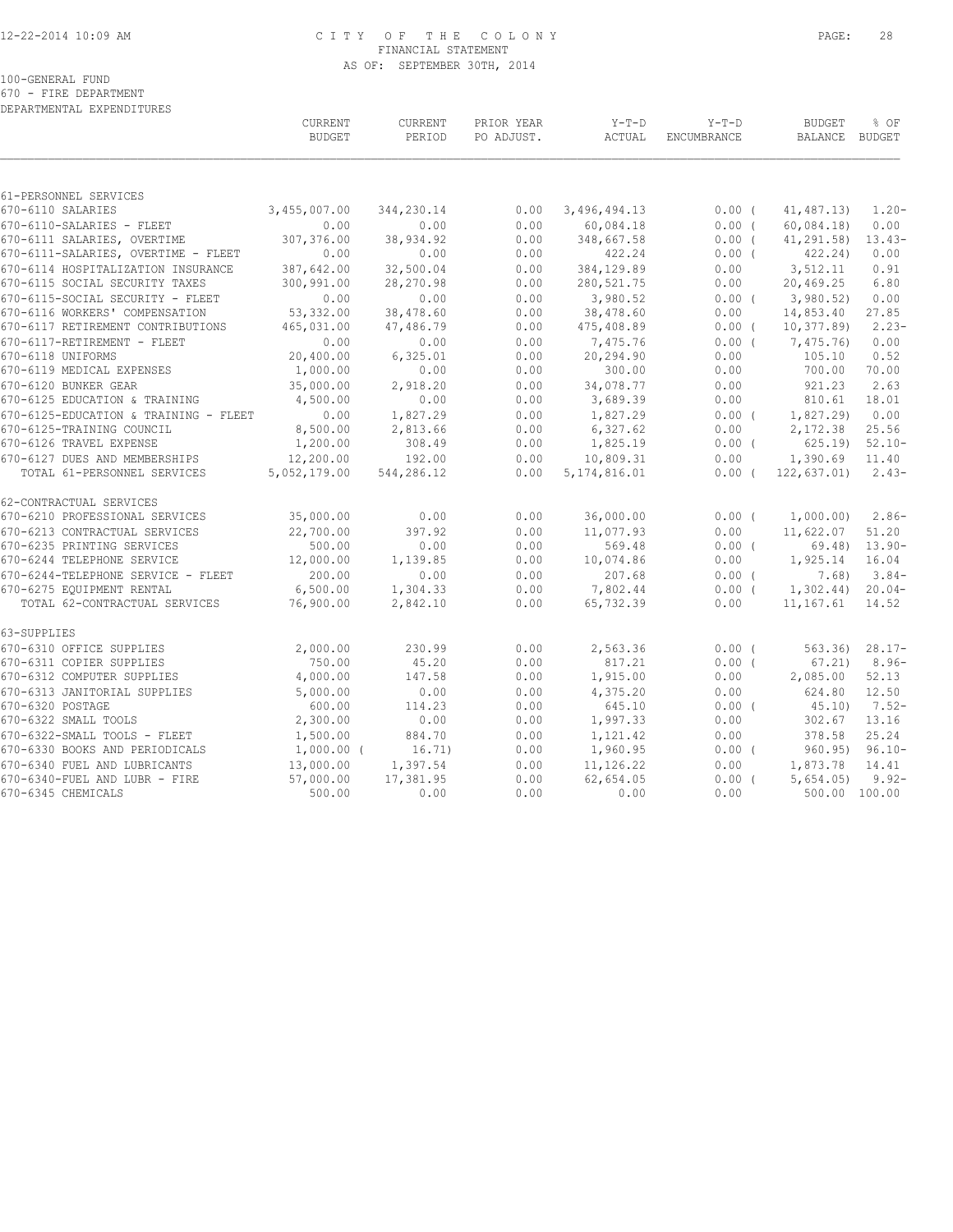100-GENERAL FUND
670 - FIRE DEPARTMENT
DEPARTMENTAL EXPENDITURES

| | CURRENT BUDGET | CURRENT PERIOD | PRIOR YEAR PO ADJUST. | Y-T-D ACTUAL | Y-T-D ENCUMBRANCE | BUDGET BALANCE | % OF BUDGET |
|---|---|---|---|---|---|---|---|
| 61-PERSONNEL SERVICES | | | | | | | |
| 670-6110 SALARIES | 3,455,007.00 | 344,230.14 | 0.00 | 3,496,494.13 | 0.00 ( | 41,487.13) | 1.20- |
| 670-6110-SALARIES - FLEET | 0.00 | 0.00 | 0.00 | 60,084.18 | 0.00 ( | 60,084.18) | 0.00 |
| 670-6111 SALARIES, OVERTIME | 307,376.00 | 38,934.92 | 0.00 | 348,667.58 | 0.00 ( | 41,291.58) | 13.43- |
| 670-6111-SALARIES, OVERTIME - FLEET | 0.00 | 0.00 | 0.00 | 422.24 | 0.00 ( | 422.24) | 0.00 |
| 670-6114 HOSPITALIZATION INSURANCE | 387,642.00 | 32,500.04 | 0.00 | 384,129.89 | 0.00 | 3,512.11 | 0.91 |
| 670-6115 SOCIAL SECURITY TAXES | 300,991.00 | 28,270.98 | 0.00 | 280,521.75 | 0.00 | 20,469.25 | 6.80 |
| 670-6115-SOCIAL SECURITY - FLEET | 0.00 | 0.00 | 0.00 | 3,980.52 | 0.00 ( | 3,980.52) | 0.00 |
| 670-6116 WORKERS' COMPENSATION | 53,332.00 | 38,478.60 | 0.00 | 38,478.60 | 0.00 | 14,853.40 | 27.85 |
| 670-6117 RETIREMENT CONTRIBUTIONS | 465,031.00 | 47,486.79 | 0.00 | 475,408.89 | 0.00 ( | 10,377.89) | 2.23- |
| 670-6117-RETIREMENT - FLEET | 0.00 | 0.00 | 0.00 | 7,475.76 | 0.00 ( | 7,475.76) | 0.00 |
| 670-6118 UNIFORMS | 20,400.00 | 6,325.01 | 0.00 | 20,294.90 | 0.00 | 105.10 | 0.52 |
| 670-6119 MEDICAL EXPENSES | 1,000.00 | 0.00 | 0.00 | 300.00 | 0.00 | 700.00 | 70.00 |
| 670-6120 BUNKER GEAR | 35,000.00 | 2,918.20 | 0.00 | 34,078.77 | 0.00 | 921.23 | 2.63 |
| 670-6125 EDUCATION & TRAINING | 4,500.00 | 0.00 | 0.00 | 3,689.39 | 0.00 | 810.61 | 18.01 |
| 670-6125-EDUCATION & TRAINING - FLEET | 0.00 | 1,827.29 | 0.00 | 1,827.29 | 0.00 ( | 1,827.29) | 0.00 |
| 670-6125-TRAINING COUNCIL | 8,500.00 | 2,813.66 | 0.00 | 6,327.62 | 0.00 | 2,172.38 | 25.56 |
| 670-6126 TRAVEL EXPENSE | 1,200.00 | 308.49 | 0.00 | 1,825.19 | 0.00 ( | 625.19) | 52.10- |
| 670-6127 DUES AND MEMBERSHIPS | 12,200.00 | 192.00 | 0.00 | 10,809.31 | 0.00 | 1,390.69 | 11.40 |
| TOTAL 61-PERSONNEL SERVICES | 5,052,179.00 | 544,286.12 | 0.00 | 5,174,816.01 | 0.00 ( | 122,637.01) | 2.43- |
| 62-CONTRACTUAL SERVICES | | | | | | | |
| 670-6210 PROFESSIONAL SERVICES | 35,000.00 | 0.00 | 0.00 | 36,000.00 | 0.00 ( | 1,000.00) | 2.86- |
| 670-6213 CONTRACTUAL SERVICES | 22,700.00 | 397.92 | 0.00 | 11,077.93 | 0.00 | 11,622.07 | 51.20 |
| 670-6235 PRINTING SERVICES | 500.00 | 0.00 | 0.00 | 569.48 | 0.00 ( | 69.48) | 13.90- |
| 670-6244 TELEPHONE SERVICE | 12,000.00 | 1,139.85 | 0.00 | 10,074.86 | 0.00 | 1,925.14 | 16.04 |
| 670-6244-TELEPHONE SERVICE - FLEET | 200.00 | 0.00 | 0.00 | 207.68 | 0.00 ( | 7.68) | 3.84- |
| 670-6275 EQUIPMENT RENTAL | 6,500.00 | 1,304.33 | 0.00 | 7,802.44 | 0.00 ( | 1,302.44) | 20.04- |
| TOTAL 62-CONTRACTUAL SERVICES | 76,900.00 | 2,842.10 | 0.00 | 65,732.39 | 0.00 | 11,167.61 | 14.52 |
| 63-SUPPLIES | | | | | | | |
| 670-6310 OFFICE SUPPLIES | 2,000.00 | 230.99 | 0.00 | 2,563.36 | 0.00 ( | 563.36) | 28.17- |
| 670-6311 COPIER SUPPLIES | 750.00 | 45.20 | 0.00 | 817.21 | 0.00 ( | 67.21) | 8.96- |
| 670-6312 COMPUTER SUPPLIES | 4,000.00 | 147.58 | 0.00 | 1,915.00 | 0.00 | 2,085.00 | 52.13 |
| 670-6313 JANITORIAL SUPPLIES | 5,000.00 | 0.00 | 0.00 | 4,375.20 | 0.00 | 624.80 | 12.50 |
| 670-6320 POSTAGE | 600.00 | 114.23 | 0.00 | 645.10 | 0.00 ( | 45.10) | 7.52- |
| 670-6322 SMALL TOOLS | 2,300.00 | 0.00 | 0.00 | 1,997.33 | 0.00 | 302.67 | 13.16 |
| 670-6322-SMALL TOOLS - FLEET | 1,500.00 | 884.70 | 0.00 | 1,121.42 | 0.00 | 378.58 | 25.24 |
| 670-6330 BOOKS AND PERIODICALS | 1,000.00 ( | 16.71) | 0.00 | 1,960.95 | 0.00 ( | 960.95) | 96.10- |
| 670-6340 FUEL AND LUBRICANTS | 13,000.00 | 1,397.54 | 0.00 | 11,126.22 | 0.00 | 1,873.78 | 14.41 |
| 670-6340-FUEL AND LUBR - FIRE | 57,000.00 | 17,381.95 | 0.00 | 62,654.05 | 0.00 ( | 5,654.05) | 9.92- |
| 670-6345 CHEMICALS | 500.00 | 0.00 | 0.00 | 0.00 | 0.00 | 500.00 | 100.00 |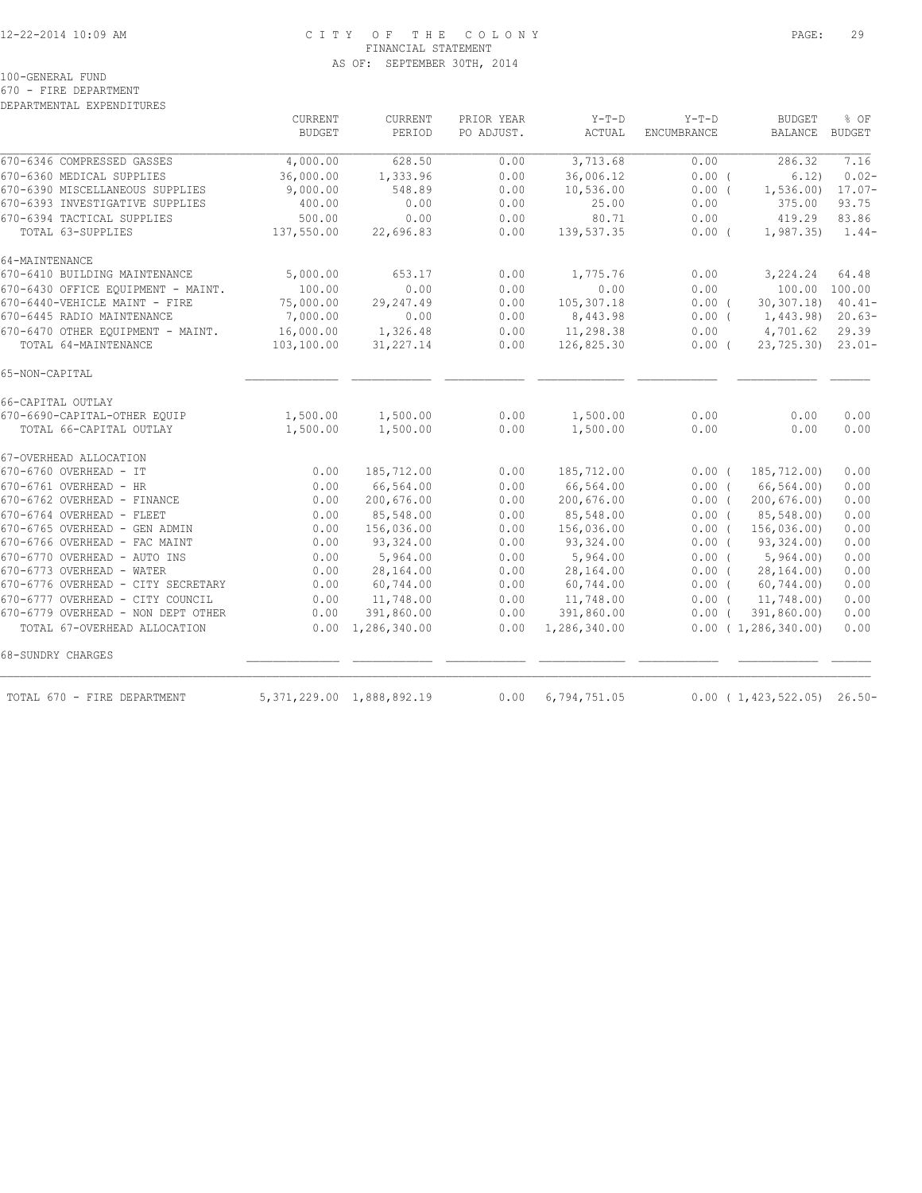100-GENERAL FUND
670 - FIRE DEPARTMENT
DEPARTMENTAL EXPENDITURES

| | CURRENT BUDGET | CURRENT PERIOD | PRIOR YEAR PO ADJUST. | Y-T-D ACTUAL | Y-T-D ENCUMBRANCE | BUDGET BALANCE | % OF BUDGET |
|---|---|---|---|---|---|---|---|
| 670-6346 COMPRESSED GASSES | 4,000.00 | 628.50 | 0.00 | 3,713.68 | 0.00 | 286.32 | 7.16 |
| 670-6360 MEDICAL SUPPLIES | 36,000.00 | 1,333.96 | 0.00 | 36,006.12 | 0.00 ( | 6.12) | 0.02- |
| 670-6390 MISCELLANEOUS SUPPLIES | 9,000.00 | 548.89 | 0.00 | 10,536.00 | 0.00 ( | 1,536.00) | 17.07- |
| 670-6393 INVESTIGATIVE SUPPLIES | 400.00 | 0.00 | 0.00 | 25.00 | 0.00 | 375.00 | 93.75 |
| 670-6394 TACTICAL SUPPLIES | 500.00 | 0.00 | 0.00 | 80.71 | 0.00 | 419.29 | 83.86 |
| TOTAL 63-SUPPLIES | 137,550.00 | 22,696.83 | 0.00 | 139,537.35 | 0.00 ( | 1,987.35) | 1.44- |
| 64-MAINTENANCE | | | | | | | |
| 670-6410 BUILDING MAINTENANCE | 5,000.00 | 653.17 | 0.00 | 1,775.76 | 0.00 | 3,224.24 | 64.48 |
| 670-6430 OFFICE EQUIPMENT - MAINT. | 100.00 | 0.00 | 0.00 | 0.00 | 0.00 | 100.00 | 100.00 |
| 670-6440-VEHICLE MAINT - FIRE | 75,000.00 | 29,247.49 | 0.00 | 105,307.18 | 0.00 ( | 30,307.18) | 40.41- |
| 670-6445 RADIO MAINTENANCE | 7,000.00 | 0.00 | 0.00 | 8,443.98 | 0.00 ( | 1,443.98) | 20.63- |
| 670-6470 OTHER EQUIPMENT - MAINT. | 16,000.00 | 1,326.48 | 0.00 | 11,298.38 | 0.00 | 4,701.62 | 29.39 |
| TOTAL 64-MAINTENANCE | 103,100.00 | 31,227.14 | 0.00 | 126,825.30 | 0.00 ( | 23,725.30) | 23.01- |
| 65-NON-CAPITAL | | | | | | | |
| 66-CAPITAL OUTLAY | | | | | | | |
| 670-6690-CAPITAL-OTHER EQUIP | 1,500.00 | 1,500.00 | 0.00 | 1,500.00 | 0.00 | 0.00 | 0.00 |
| TOTAL 66-CAPITAL OUTLAY | 1,500.00 | 1,500.00 | 0.00 | 1,500.00 | 0.00 | 0.00 | 0.00 |
| 67-OVERHEAD ALLOCATION | | | | | | | |
| 670-6760 OVERHEAD - IT | 0.00 | 185,712.00 | 0.00 | 185,712.00 | 0.00 ( | 185,712.00) | 0.00 |
| 670-6761 OVERHEAD - HR | 0.00 | 66,564.00 | 0.00 | 66,564.00 | 0.00 ( | 66,564.00) | 0.00 |
| 670-6762 OVERHEAD - FINANCE | 0.00 | 200,676.00 | 0.00 | 200,676.00 | 0.00 ( | 200,676.00) | 0.00 |
| 670-6764 OVERHEAD - FLEET | 0.00 | 85,548.00 | 0.00 | 85,548.00 | 0.00 ( | 85,548.00) | 0.00 |
| 670-6765 OVERHEAD - GEN ADMIN | 0.00 | 156,036.00 | 0.00 | 156,036.00 | 0.00 ( | 156,036.00) | 0.00 |
| 670-6766 OVERHEAD - FAC MAINT | 0.00 | 93,324.00 | 0.00 | 93,324.00 | 0.00 ( | 93,324.00) | 0.00 |
| 670-6770 OVERHEAD - AUTO INS | 0.00 | 5,964.00 | 0.00 | 5,964.00 | 0.00 ( | 5,964.00) | 0.00 |
| 670-6773 OVERHEAD - WATER | 0.00 | 28,164.00 | 0.00 | 28,164.00 | 0.00 ( | 28,164.00) | 0.00 |
| 670-6776 OVERHEAD - CITY SECRETARY | 0.00 | 60,744.00 | 0.00 | 60,744.00 | 0.00 ( | 60,744.00) | 0.00 |
| 670-6777 OVERHEAD - CITY COUNCIL | 0.00 | 11,748.00 | 0.00 | 11,748.00 | 0.00 ( | 11,748.00) | 0.00 |
| 670-6779 OVERHEAD - NON DEPT OTHER | 0.00 | 391,860.00 | 0.00 | 391,860.00 | 0.00 ( | 391,860.00) | 0.00 |
| TOTAL 67-OVERHEAD ALLOCATION | 0.00 | 1,286,340.00 | 0.00 | 1,286,340.00 | 0.00 ( | 1,286,340.00) | 0.00 |
| 68-SUNDRY CHARGES | | | | | | | |
| TOTAL 670 - FIRE DEPARTMENT | 5,371,229.00 | 1,888,892.19 | 0.00 | 6,794,751.05 | 0.00 ( | 1,423,522.05) | 26.50- |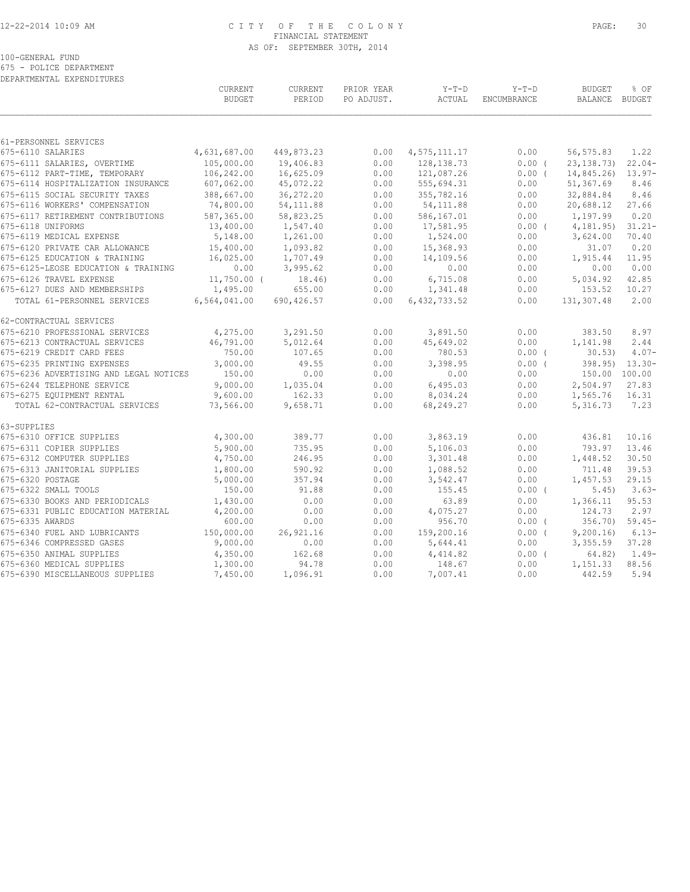CITY OF THE COLONY
FINANCIAL STATEMENT
AS OF: SEPTEMBER 30TH, 2014

100-GENERAL FUND
675 - POLICE DEPARTMENT
DEPARTMENTAL EXPENDITURES

| | CURRENT BUDGET | CURRENT PERIOD | PRIOR YEAR PO ADJUST. | Y-T-D ACTUAL | Y-T-D ENCUMBRANCE | BUDGET BALANCE | % OF BUDGET |
|---|---|---|---|---|---|---|---|
| 61-PERSONNEL SERVICES | | | | | | | |
| 675-6110 SALARIES | 4,631,687.00 | 449,873.23 | 0.00 | 4,575,111.17 | 0.00 | 56,575.83 | 1.22 |
| 675-6111 SALARIES, OVERTIME | 105,000.00 | 19,406.83 | 0.00 | 128,138.73 | 0.00 | ( 23,138.73) | 22.04- |
| 675-6112 PART-TIME, TEMPORARY | 106,242.00 | 16,625.09 | 0.00 | 121,087.26 | 0.00 | ( 14,845.26) | 13.97- |
| 675-6114 HOSPITALIZATION INSURANCE | 607,062.00 | 45,072.22 | 0.00 | 555,694.31 | 0.00 | 51,367.69 | 8.46 |
| 675-6115 SOCIAL SECURITY TAXES | 388,667.00 | 36,272.20 | 0.00 | 355,782.16 | 0.00 | 32,884.84 | 8.46 |
| 675-6116 WORKERS' COMPENSATION | 74,800.00 | 54,111.88 | 0.00 | 54,111.88 | 0.00 | 20,688.12 | 27.66 |
| 675-6117 RETIREMENT CONTRIBUTIONS | 587,365.00 | 58,823.25 | 0.00 | 586,167.01 | 0.00 | 1,197.99 | 0.20 |
| 675-6118 UNIFORMS | 13,400.00 | 1,547.40 | 0.00 | 17,581.95 | 0.00 | ( 4,181.95) | 31.21- |
| 675-6119 MEDICAL EXPENSE | 5,148.00 | 1,261.00 | 0.00 | 1,524.00 | 0.00 | 3,624.00 | 70.40 |
| 675-6120 PRIVATE CAR ALLOWANCE | 15,400.00 | 1,093.82 | 0.00 | 15,368.93 | 0.00 | 31.07 | 0.20 |
| 675-6125 EDUCATION & TRAINING | 16,025.00 | 1,707.49 | 0.00 | 14,109.56 | 0.00 | 1,915.44 | 11.95 |
| 675-6125-LEOSE EDUCATION & TRAINING | 0.00 | 3,995.62 | 0.00 | 0.00 | 0.00 | 0.00 | 0.00 |
| 675-6126 TRAVEL EXPENSE | 11,750.00 | ( 18.46) | 0.00 | 6,715.08 | 0.00 | 5,034.92 | 42.85 |
| 675-6127 DUES AND MEMBERSHIPS | 1,495.00 | 655.00 | 0.00 | 1,341.48 | 0.00 | 153.52 | 10.27 |
| TOTAL 61-PERSONNEL SERVICES | 6,564,041.00 | 690,426.57 | 0.00 | 6,432,733.52 | 0.00 | 131,307.48 | 2.00 |
| 62-CONTRACTUAL SERVICES | | | | | | | |
| 675-6210 PROFESSIONAL SERVICES | 4,275.00 | 3,291.50 | 0.00 | 3,891.50 | 0.00 | 383.50 | 8.97 |
| 675-6213 CONTRACTUAL SERVICES | 46,791.00 | 5,012.64 | 0.00 | 45,649.02 | 0.00 | 1,141.98 | 2.44 |
| 675-6219 CREDIT CARD FEES | 750.00 | 107.65 | 0.00 | 780.53 | 0.00 | ( 30.53) | 4.07- |
| 675-6235 PRINTING EXPENSES | 3,000.00 | 49.55 | 0.00 | 3,398.95 | 0.00 | ( 398.95) | 13.30- |
| 675-6236 ADVERTISING AND LEGAL NOTICES | 150.00 | 0.00 | 0.00 | 0.00 | 0.00 | 150.00 | 100.00 |
| 675-6244 TELEPHONE SERVICE | 9,000.00 | 1,035.04 | 0.00 | 6,495.03 | 0.00 | 2,504.97 | 27.83 |
| 675-6275 EQUIPMENT RENTAL | 9,600.00 | 162.33 | 0.00 | 8,034.24 | 0.00 | 1,565.76 | 16.31 |
| TOTAL 62-CONTRACTUAL SERVICES | 73,566.00 | 9,658.71 | 0.00 | 68,249.27 | 0.00 | 5,316.73 | 7.23 |
| 63-SUPPLIES | | | | | | | |
| 675-6310 OFFICE SUPPLIES | 4,300.00 | 389.77 | 0.00 | 3,863.19 | 0.00 | 436.81 | 10.16 |
| 675-6311 COPIER SUPPLIES | 5,900.00 | 735.95 | 0.00 | 5,106.03 | 0.00 | 793.97 | 13.46 |
| 675-6312 COMPUTER SUPPLIES | 4,750.00 | 246.95 | 0.00 | 3,301.48 | 0.00 | 1,448.52 | 30.50 |
| 675-6313 JANITORIAL SUPPLIES | 1,800.00 | 590.92 | 0.00 | 1,088.52 | 0.00 | 711.48 | 39.53 |
| 675-6320 POSTAGE | 5,000.00 | 357.94 | 0.00 | 3,542.47 | 0.00 | 1,457.53 | 29.15 |
| 675-6322 SMALL TOOLS | 150.00 | 91.88 | 0.00 | 155.45 | 0.00 | ( 5.45) | 3.63- |
| 675-6330 BOOKS AND PERIODICALS | 1,430.00 | 0.00 | 0.00 | 63.89 | 0.00 | 1,366.11 | 95.53 |
| 675-6331 PUBLIC EDUCATION MATERIAL | 4,200.00 | 0.00 | 0.00 | 4,075.27 | 0.00 | 124.73 | 2.97 |
| 675-6335 AWARDS | 600.00 | 0.00 | 0.00 | 956.70 | 0.00 | ( 356.70) | 59.45- |
| 675-6340 FUEL AND LUBRICANTS | 150,000.00 | 26,921.16 | 0.00 | 159,200.16 | 0.00 | ( 9,200.16) | 6.13- |
| 675-6346 COMPRESSED GASES | 9,000.00 | 0.00 | 0.00 | 5,644.41 | 0.00 | 3,355.59 | 37.28 |
| 675-6350 ANIMAL SUPPLIES | 4,350.00 | 162.68 | 0.00 | 4,414.82 | 0.00 | ( 64.82) | 1.49- |
| 675-6360 MEDICAL SUPPLIES | 1,300.00 | 94.78 | 0.00 | 148.67 | 0.00 | 1,151.33 | 88.56 |
| 675-6390 MISCELLANEOUS SUPPLIES | 7,450.00 | 1,096.91 | 0.00 | 7,007.41 | 0.00 | 442.59 | 5.94 |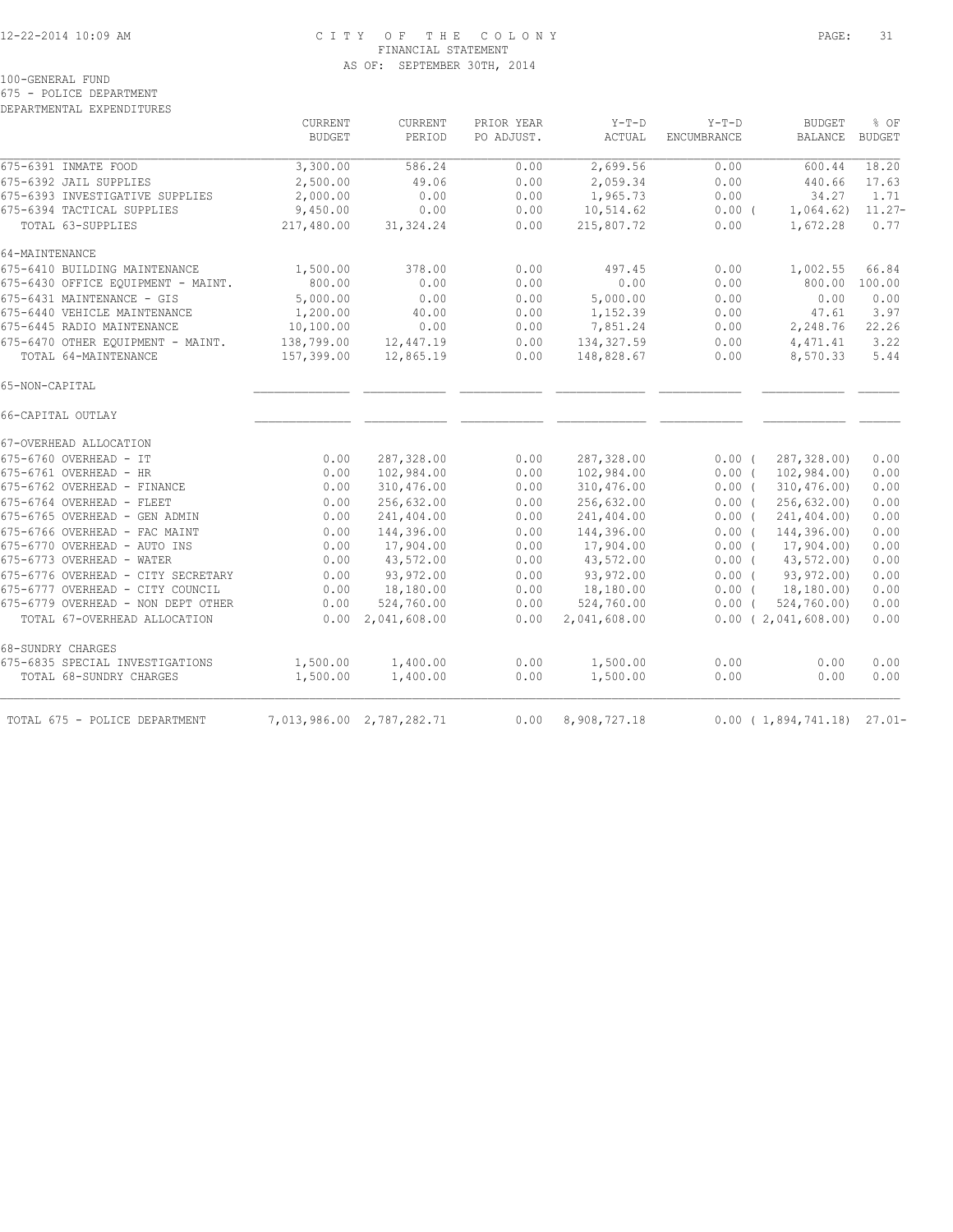# CITY OF THE COLONY
FINANCIAL STATEMENT
AS OF: SEPTEMBER 30TH, 2014

100-GENERAL FUND
675 - POLICE DEPARTMENT
DEPARTMENTAL EXPENDITURES

| | CURRENT BUDGET | CURRENT PERIOD | PRIOR YEAR PO ADJUST. | Y-T-D ACTUAL | Y-T-D ENCUMBRANCE | BUDGET BALANCE | % OF BUDGET |
|---|---|---|---|---|---|---|---|
| 675-6391 INMATE FOOD | 3,300.00 | 586.24 | 0.00 | 2,699.56 | 0.00 | 600.44 | 18.20 |
| 675-6392 JAIL SUPPLIES | 2,500.00 | 49.06 | 0.00 | 2,059.34 | 0.00 | 440.66 | 17.63 |
| 675-6393 INVESTIGATIVE SUPPLIES | 2,000.00 | 0.00 | 0.00 | 1,965.73 | 0.00 | 34.27 | 1.71 |
| 675-6394 TACTICAL SUPPLIES | 9,450.00 | 0.00 | 0.00 | 10,514.62 | 0.00 | ( 1,064.62) | 11.27- |
| TOTAL 63-SUPPLIES | 217,480.00 | 31,324.24 | 0.00 | 215,807.72 | 0.00 | 1,672.28 | 0.77 |
| 64-MAINTENANCE | | | | | | | |
| 675-6410 BUILDING MAINTENANCE | 1,500.00 | 378.00 | 0.00 | 497.45 | 0.00 | 1,002.55 | 66.84 |
| 675-6430 OFFICE EQUIPMENT - MAINT. | 800.00 | 0.00 | 0.00 | 0.00 | 0.00 | 800.00 | 100.00 |
| 675-6431 MAINTENANCE - GIS | 5,000.00 | 0.00 | 0.00 | 5,000.00 | 0.00 | 0.00 | 0.00 |
| 675-6440 VEHICLE MAINTENANCE | 1,200.00 | 40.00 | 0.00 | 1,152.39 | 0.00 | 47.61 | 3.97 |
| 675-6445 RADIO MAINTENANCE | 10,100.00 | 0.00 | 0.00 | 7,851.24 | 0.00 | 2,248.76 | 22.26 |
| 675-6470 OTHER EQUIPMENT - MAINT. | 138,799.00 | 12,447.19 | 0.00 | 134,327.59 | 0.00 | 4,471.41 | 3.22 |
| TOTAL 64-MAINTENANCE | 157,399.00 | 12,865.19 | 0.00 | 148,828.67 | 0.00 | 8,570.33 | 5.44 |
| 65-NON-CAPITAL | | | | | | | |
| 66-CAPITAL OUTLAY | | | | | | | |
| 67-OVERHEAD ALLOCATION | | | | | | | |
| 675-6760 OVERHEAD - IT | 0.00 | 287,328.00 | 0.00 | 287,328.00 | 0.00 | ( 287,328.00) | 0.00 |
| 675-6761 OVERHEAD - HR | 0.00 | 102,984.00 | 0.00 | 102,984.00 | 0.00 | ( 102,984.00) | 0.00 |
| 675-6762 OVERHEAD - FINANCE | 0.00 | 310,476.00 | 0.00 | 310,476.00 | 0.00 | ( 310,476.00) | 0.00 |
| 675-6764 OVERHEAD - FLEET | 0.00 | 256,632.00 | 0.00 | 256,632.00 | 0.00 | ( 256,632.00) | 0.00 |
| 675-6765 OVERHEAD - GEN ADMIN | 0.00 | 241,404.00 | 0.00 | 241,404.00 | 0.00 | ( 241,404.00) | 0.00 |
| 675-6766 OVERHEAD - FAC MAINT | 0.00 | 144,396.00 | 0.00 | 144,396.00 | 0.00 | ( 144,396.00) | 0.00 |
| 675-6770 OVERHEAD - AUTO INS | 0.00 | 17,904.00 | 0.00 | 17,904.00 | 0.00 | ( 17,904.00) | 0.00 |
| 675-6773 OVERHEAD - WATER | 0.00 | 43,572.00 | 0.00 | 43,572.00 | 0.00 | ( 43,572.00) | 0.00 |
| 675-6776 OVERHEAD - CITY SECRETARY | 0.00 | 93,972.00 | 0.00 | 93,972.00 | 0.00 | ( 93,972.00) | 0.00 |
| 675-6777 OVERHEAD - CITY COUNCIL | 0.00 | 18,180.00 | 0.00 | 18,180.00 | 0.00 | ( 18,180.00) | 0.00 |
| 675-6779 OVERHEAD - NON DEPT OTHER | 0.00 | 524,760.00 | 0.00 | 524,760.00 | 0.00 | ( 524,760.00) | 0.00 |
| TOTAL 67-OVERHEAD ALLOCATION | 0.00 | 2,041,608.00 | 0.00 | 2,041,608.00 | 0.00 | ( 2,041,608.00) | 0.00 |
| 68-SUNDRY CHARGES | | | | | | | |
| 675-6835 SPECIAL INVESTIGATIONS | 1,500.00 | 1,400.00 | 0.00 | 1,500.00 | 0.00 | 0.00 | 0.00 |
| TOTAL 68-SUNDRY CHARGES | 1,500.00 | 1,400.00 | 0.00 | 1,500.00 | 0.00 | 0.00 | 0.00 |
| TOTAL 675 - POLICE DEPARTMENT | 7,013,986.00 | 2,787,282.71 | 0.00 | 8,908,727.18 | 0.00 | ( 1,894,741.18) | 27.01- |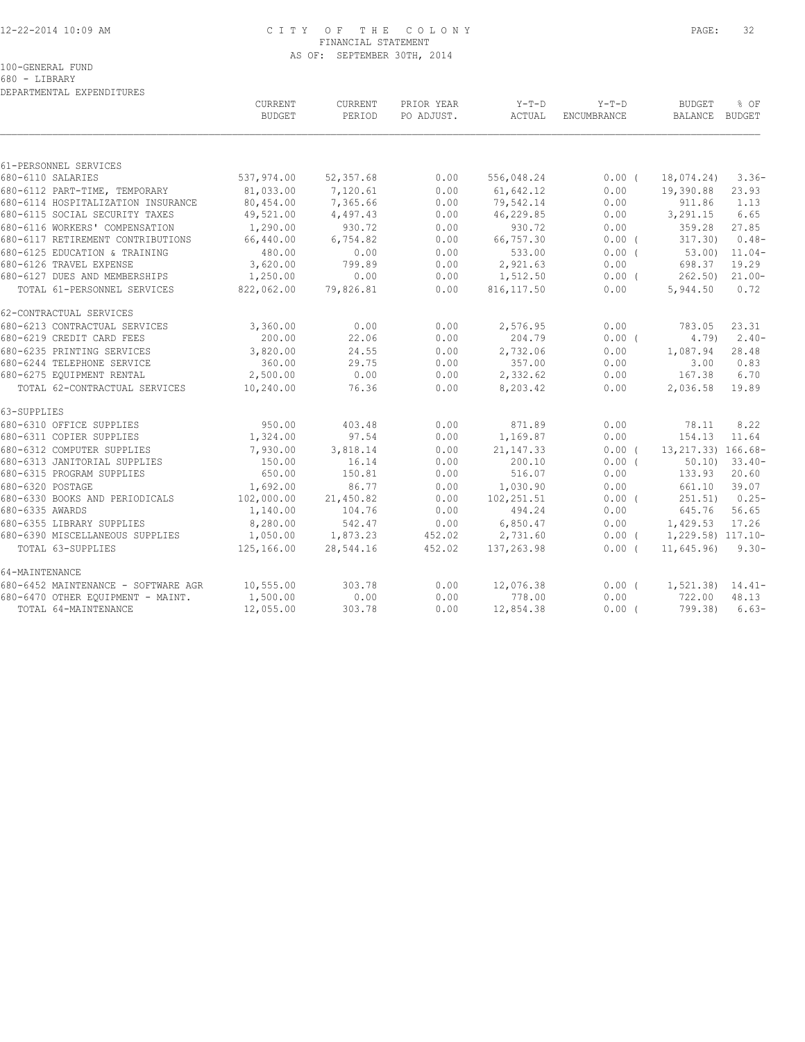CITY OF THE COLONY
FINANCIAL STATEMENT
AS OF: SEPTEMBER 30TH, 2014

100-GENERAL FUND
680 - LIBRARY
DEPARTMENTAL EXPENDITURES

| | CURRENT BUDGET | CURRENT PERIOD | PRIOR YEAR PO ADJUST. | Y-T-D ACTUAL | Y-T-D ENCUMBRANCE | BUDGET BALANCE | % OF BUDGET |
|---|---|---|---|---|---|---|---|
| **61-PERSONNEL SERVICES** | | | | | | | |
| 680-6110 SALARIES | 537,974.00 | 52,357.68 | 0.00 | 556,048.24 | 0.00 | ( 18,074.24) | 3.36- |
| 680-6112 PART-TIME, TEMPORARY | 81,033.00 | 7,120.61 | 0.00 | 61,642.12 | 0.00 | 19,390.88 | 23.93 |
| 680-6114 HOSPITALIZATION INSURANCE | 80,454.00 | 7,365.66 | 0.00 | 79,542.14 | 0.00 | 911.86 | 1.13 |
| 680-6115 SOCIAL SECURITY TAXES | 49,521.00 | 4,497.43 | 0.00 | 46,229.85 | 0.00 | 3,291.15 | 6.65 |
| 680-6116 WORKERS' COMPENSATION | 1,290.00 | 930.72 | 0.00 | 930.72 | 0.00 | 359.28 | 27.85 |
| 680-6117 RETIREMENT CONTRIBUTIONS | 66,440.00 | 6,754.82 | 0.00 | 66,757.30 | 0.00 | ( 317.30) | 0.48- |
| 680-6125 EDUCATION & TRAINING | 480.00 | 0.00 | 0.00 | 533.00 | 0.00 | ( 53.00) | 11.04- |
| 680-6126 TRAVEL EXPENSE | 3,620.00 | 799.89 | 0.00 | 2,921.63 | 0.00 | 698.37 | 19.29 |
| 680-6127 DUES AND MEMBERSHIPS | 1,250.00 | 0.00 | 0.00 | 1,512.50 | 0.00 | ( 262.50) | 21.00- |
| TOTAL 61-PERSONNEL SERVICES | 822,062.00 | 79,826.81 | 0.00 | 816,117.50 | 0.00 | 5,944.50 | 0.72 |
| **62-CONTRACTUAL SERVICES** | | | | | | | |
| 680-6213 CONTRACTUAL SERVICES | 3,360.00 | 0.00 | 0.00 | 2,576.95 | 0.00 | 783.05 | 23.31 |
| 680-6219 CREDIT CARD FEES | 200.00 | 22.06 | 0.00 | 204.79 | 0.00 | ( 4.79) | 2.40- |
| 680-6235 PRINTING SERVICES | 3,820.00 | 24.55 | 0.00 | 2,732.06 | 0.00 | 1,087.94 | 28.48 |
| 680-6244 TELEPHONE SERVICE | 360.00 | 29.75 | 0.00 | 357.00 | 0.00 | 3.00 | 0.83 |
| 680-6275 EQUIPMENT RENTAL | 2,500.00 | 0.00 | 0.00 | 2,332.62 | 0.00 | 167.38 | 6.70 |
| TOTAL 62-CONTRACTUAL SERVICES | 10,240.00 | 76.36 | 0.00 | 8,203.42 | 0.00 | 2,036.58 | 19.89 |
| **63-SUPPLIES** | | | | | | | |
| 680-6310 OFFICE SUPPLIES | 950.00 | 403.48 | 0.00 | 871.89 | 0.00 | 78.11 | 8.22 |
| 680-6311 COPIER SUPPLIES | 1,324.00 | 97.54 | 0.00 | 1,169.87 | 0.00 | 154.13 | 11.64 |
| 680-6312 COMPUTER SUPPLIES | 7,930.00 | 3,818.14 | 0.00 | 21,147.33 | 0.00 | ( 13,217.33) | 166.68- |
| 680-6313 JANITORIAL SUPPLIES | 150.00 | 16.14 | 0.00 | 200.10 | 0.00 | ( 50.10) | 33.40- |
| 680-6315 PROGRAM SUPPLIES | 650.00 | 150.81 | 0.00 | 516.07 | 0.00 | 133.93 | 20.60 |
| 680-6320 POSTAGE | 1,692.00 | 86.77 | 0.00 | 1,030.90 | 0.00 | 661.10 | 39.07 |
| 680-6330 BOOKS AND PERIODICALS | 102,000.00 | 21,450.82 | 0.00 | 102,251.51 | 0.00 | ( 251.51) | 0.25- |
| 680-6335 AWARDS | 1,140.00 | 104.76 | 0.00 | 494.24 | 0.00 | 645.76 | 56.65 |
| 680-6355 LIBRARY SUPPLIES | 8,280.00 | 542.47 | 0.00 | 6,850.47 | 0.00 | 1,429.53 | 17.26 |
| 680-6390 MISCELLANEOUS SUPPLIES | 1,050.00 | 1,873.23 | 452.02 | 2,731.60 | 0.00 | ( 1,229.58) | 117.10- |
| TOTAL 63-SUPPLIES | 125,166.00 | 28,544.16 | 452.02 | 137,263.98 | 0.00 | ( 11,645.96) | 9.30- |
| **64-MAINTENANCE** | | | | | | | |
| 680-6452 MAINTENANCE - SOFTWARE AGR | 10,555.00 | 303.78 | 0.00 | 12,076.38 | 0.00 | ( 1,521.38) | 14.41- |
| 680-6470 OTHER EQUIPMENT - MAINT. | 1,500.00 | 0.00 | 0.00 | 778.00 | 0.00 | 722.00 | 48.13 |
| TOTAL 64-MAINTENANCE | 12,055.00 | 303.78 | 0.00 | 12,854.38 | 0.00 | ( 799.38) | 6.63- |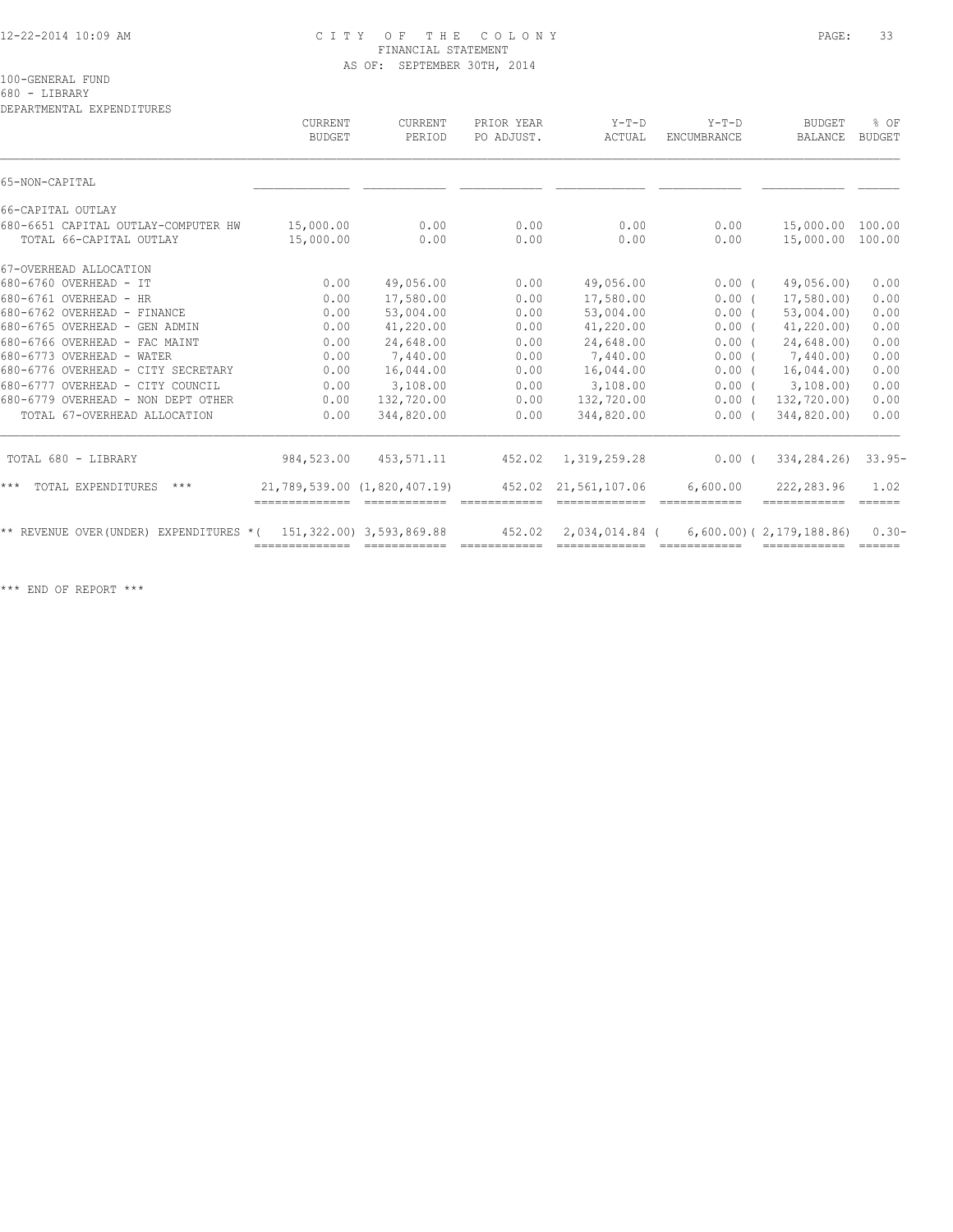CITY OF THE COLONY
FINANCIAL STATEMENT
AS OF: SEPTEMBER 30TH, 2014

100-GENERAL FUND
680 - LIBRARY
DEPARTMENTAL EXPENDITURES

| | CURRENT BUDGET | CURRENT PERIOD | PRIOR YEAR PO ADJUST. | Y-T-D ACTUAL | Y-T-D ENCUMBRANCE | BUDGET BALANCE | % OF BUDGET |
|---|---|---|---|---|---|---|---|
| 65-NON-CAPITAL | | | | | | | |
| 66-CAPITAL OUTLAY | | | | | | | |
| 680-6651 CAPITAL OUTLAY-COMPUTER HW | 15,000.00 | 0.00 | 0.00 | 0.00 | 0.00 | 15,000.00 | 100.00 |
| TOTAL 66-CAPITAL OUTLAY | 15,000.00 | 0.00 | 0.00 | 0.00 | 0.00 | 15,000.00 | 100.00 |
| 67-OVERHEAD ALLOCATION | | | | | | | |
| 680-6760 OVERHEAD - IT | 0.00 | 49,056.00 | 0.00 | 49,056.00 | 0.00 | ( 49,056.00) | 0.00 |
| 680-6761 OVERHEAD - HR | 0.00 | 17,580.00 | 0.00 | 17,580.00 | 0.00 | ( 17,580.00) | 0.00 |
| 680-6762 OVERHEAD - FINANCE | 0.00 | 53,004.00 | 0.00 | 53,004.00 | 0.00 | ( 53,004.00) | 0.00 |
| 680-6765 OVERHEAD - GEN ADMIN | 0.00 | 41,220.00 | 0.00 | 41,220.00 | 0.00 | ( 41,220.00) | 0.00 |
| 680-6766 OVERHEAD - FAC MAINT | 0.00 | 24,648.00 | 0.00 | 24,648.00 | 0.00 | ( 24,648.00) | 0.00 |
| 680-6773 OVERHEAD - WATER | 0.00 | 7,440.00 | 0.00 | 7,440.00 | 0.00 | ( 7,440.00) | 0.00 |
| 680-6776 OVERHEAD - CITY SECRETARY | 0.00 | 16,044.00 | 0.00 | 16,044.00 | 0.00 | ( 16,044.00) | 0.00 |
| 680-6777 OVERHEAD - CITY COUNCIL | 0.00 | 3,108.00 | 0.00 | 3,108.00 | 0.00 | ( 3,108.00) | 0.00 |
| 680-6779 OVERHEAD - NON DEPT OTHER | 0.00 | 132,720.00 | 0.00 | 132,720.00 | 0.00 | ( 132,720.00) | 0.00 |
| TOTAL 67-OVERHEAD ALLOCATION | 0.00 | 344,820.00 | 0.00 | 344,820.00 | 0.00 | ( 344,820.00) | 0.00 |
| TOTAL 680 - LIBRARY | 984,523.00 | 453,571.11 | 452.02 | 1,319,259.28 | 0.00 | ( 334,284.26) | 33.95- |
| *** TOTAL EXPENDITURES *** | 21,789,539.00 | (1,820,407.19) | 452.02 | 21,561,107.06 | 6,600.00 | 222,283.96 | 1.02 |
| ** REVENUE OVER(UNDER) EXPENDITURES * | ( 151,322.00) | 3,593,869.88 | 452.02 | 2,034,014.84 | ( 6,600.00) | ( 2,179,188.86) | 0.30- |

*** END OF REPORT ***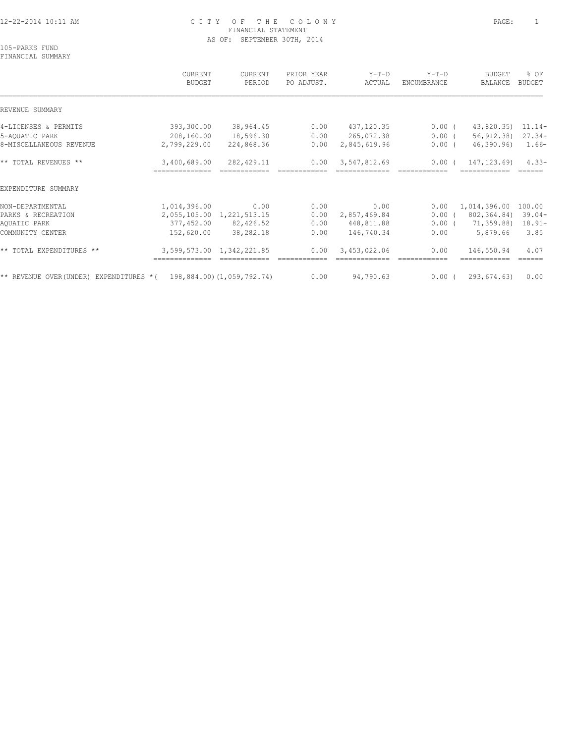12-22-2014 10:11 AM

# CITY OF THE COLONY
## FINANCIAL STATEMENT
### AS OF: SEPTEMBER 30TH, 2014

105-PARKS FUND
FINANCIAL SUMMARY

| | CURRENT BUDGET | CURRENT PERIOD | PRIOR YEAR PO ADJUST. | Y-T-D ACTUAL | Y-T-D ENCUMBRANCE | BUDGET BALANCE | % OF BUDGET |
|---|---|---|---|---|---|---|---|
| REVENUE SUMMARY | | | | | | | |
| 4-LICENSES & PERMITS | 393,300.00 | 38,964.45 | 0.00 | 437,120.35 | 0.00 | ( 43,820.35) | 11.14- |
| 5-AQUATIC PARK | 208,160.00 | 18,596.30 | 0.00 | 265,072.38 | 0.00 | ( 56,912.38) | 27.34- |
| 8-MISCELLANEOUS REVENUE | 2,799,229.00 | 224,868.36 | 0.00 | 2,845,619.96 | 0.00 | ( 46,390.96) | 1.66- |
| ** TOTAL REVENUES ** | 3,400,689.00 | 282,429.11 | 0.00 | 3,547,812.69 | 0.00 | ( 147,123.69) | 4.33- |
| EXPENDITURE SUMMARY | | | | | | | |
| NON-DEPARTMENTAL | 1,014,396.00 | 0.00 | 0.00 | 0.00 | 0.00 | 1,014,396.00 | 100.00 |
| PARKS & RECREATION | 2,055,105.00 | 1,221,513.15 | 0.00 | 2,857,469.84 | 0.00 | ( 802,364.84) | 39.04- |
| AQUATIC PARK | 377,452.00 | 82,426.52 | 0.00 | 448,811.88 | 0.00 | ( 71,359.88) | 18.91- |
| COMMUNITY CENTER | 152,620.00 | 38,282.18 | 0.00 | 146,740.34 | 0.00 | 5,879.66 | 3.85 |
| ** TOTAL EXPENDITURES ** | 3,599,573.00 | 1,342,221.85 | 0.00 | 3,453,022.06 | 0.00 | 146,550.94 | 4.07 |
| ** REVENUE OVER(UNDER) EXPENDITURES * | ( 198,884.00) | (1,059,792.74) | 0.00 | 94,790.63 | 0.00 | ( 293,674.63) | 0.00 |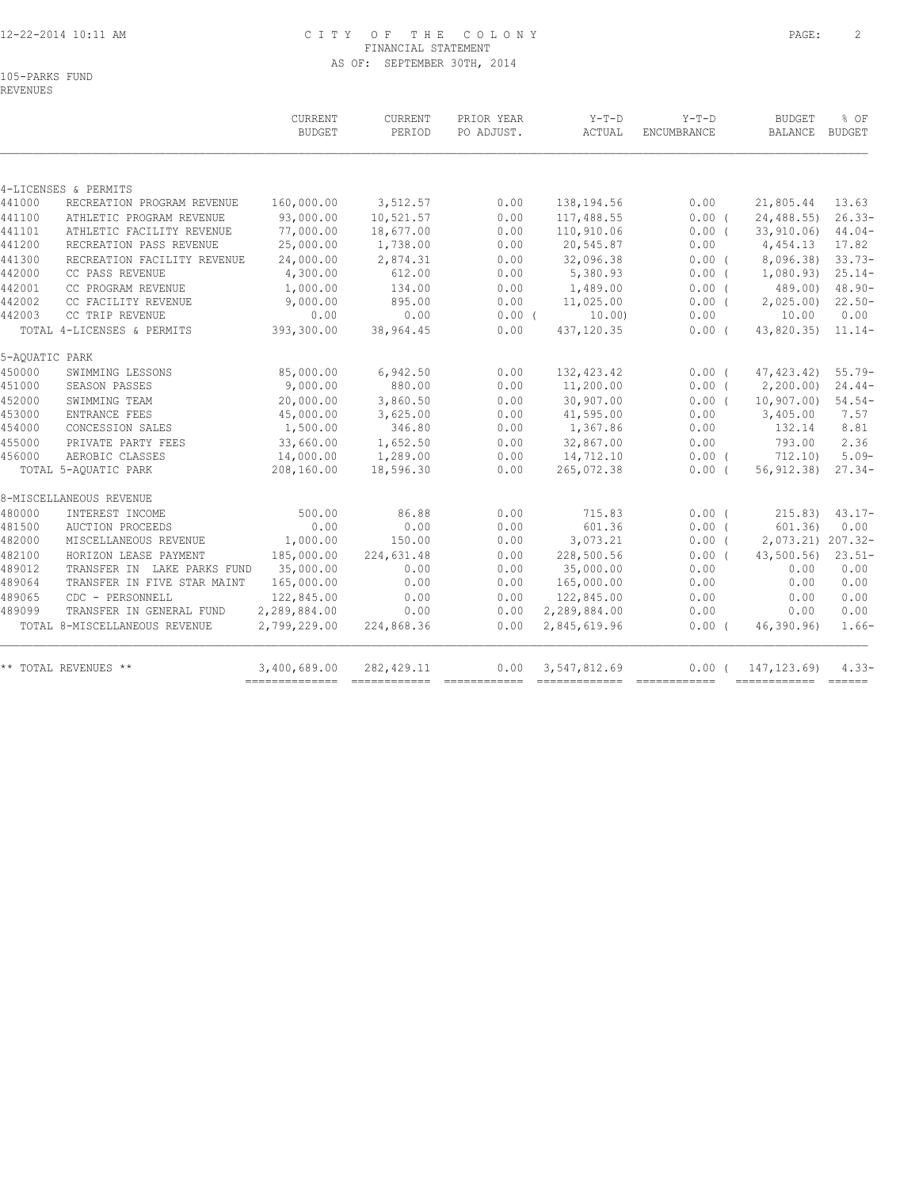CITY OF THE COLONY
FINANCIAL STATEMENT
AS OF: SEPTEMBER 30TH, 2014

105-PARKS FUND
REVENUES

| | | CURRENT BUDGET | CURRENT PERIOD | PRIOR YEAR PO ADJUST. | Y-T-D ACTUAL | Y-T-D ENCUMBRANCE | BUDGET BALANCE | % OF BUDGET |
|---|---|---|---|---|---|---|---|---|
| 4-LICENSES & PERMITS | | | | | | | | |
| 441000 | RECREATION PROGRAM REVENUE | 160,000.00 | 3,512.57 | 0.00 | 138,194.56 | 0.00 | 21,805.44 | 13.63 |
| 441100 | ATHLETIC PROGRAM REVENUE | 93,000.00 | 10,521.57 | 0.00 | 117,488.55 | 0.00 ( | 24,488.55) | 26.33- |
| 441101 | ATHLETIC FACILITY REVENUE | 77,000.00 | 18,677.00 | 0.00 | 110,910.06 | 0.00 ( | 33,910.06) | 44.04- |
| 441200 | RECREATION PASS REVENUE | 25,000.00 | 1,738.00 | 0.00 | 20,545.87 | 0.00 | 4,454.13 | 17.82 |
| 441300 | RECREATION FACILITY REVENUE | 24,000.00 | 2,874.31 | 0.00 | 32,096.38 | 0.00 ( | 8,096.38) | 33.73- |
| 442000 | CC PASS REVENUE | 4,300.00 | 612.00 | 0.00 | 5,380.93 | 0.00 ( | 1,080.93) | 25.14- |
| 442001 | CC PROGRAM REVENUE | 1,000.00 | 134.00 | 0.00 | 1,489.00 | 0.00 ( | 489.00) | 48.90- |
| 442002 | CC FACILITY REVENUE | 9,000.00 | 895.00 | 0.00 | 11,025.00 | 0.00 ( | 2,025.00) | 22.50- |
| 442003 | CC TRIP REVENUE | 0.00 | 0.00 | 0.00 ( | 10.00) | 0.00 | 10.00 | 0.00 |
| | TOTAL 4-LICENSES & PERMITS | 393,300.00 | 38,964.45 | 0.00 | 437,120.35 | 0.00 ( | 43,820.35) | 11.14- |
| 5-AQUATIC PARK | | | | | | | | |
| 450000 | SWIMMING LESSONS | 85,000.00 | 6,942.50 | 0.00 | 132,423.42 | 0.00 ( | 47,423.42) | 55.79- |
| 451000 | SEASON PASSES | 9,000.00 | 880.00 | 0.00 | 11,200.00 | 0.00 ( | 2,200.00) | 24.44- |
| 452000 | SWIMMING TEAM | 20,000.00 | 3,860.50 | 0.00 | 30,907.00 | 0.00 ( | 10,907.00) | 54.54- |
| 453000 | ENTRANCE FEES | 45,000.00 | 3,625.00 | 0.00 | 41,595.00 | 0.00 | 3,405.00 | 7.57 |
| 454000 | CONCESSION SALES | 1,500.00 | 346.80 | 0.00 | 1,367.86 | 0.00 | 132.14 | 8.81 |
| 455000 | PRIVATE PARTY FEES | 33,660.00 | 1,652.50 | 0.00 | 32,867.00 | 0.00 | 793.00 | 2.36 |
| 456000 | AEROBIC CLASSES | 14,000.00 | 1,289.00 | 0.00 | 14,712.10 | 0.00 ( | 712.10) | 5.09- |
| | TOTAL 5-AQUATIC PARK | 208,160.00 | 18,596.30 | 0.00 | 265,072.38 | 0.00 ( | 56,912.38) | 27.34- |
| 8-MISCELLANEOUS REVENUE | | | | | | | | |
| 480000 | INTEREST INCOME | 500.00 | 86.88 | 0.00 | 715.83 | 0.00 ( | 215.83) | 43.17- |
| 481500 | AUCTION PROCEEDS | 0.00 | 0.00 | 0.00 | 601.36 | 0.00 ( | 601.36) | 0.00 |
| 482000 | MISCELLANEOUS REVENUE | 1,000.00 | 150.00 | 0.00 | 3,073.21 | 0.00 ( | 2,073.21) | 207.32- |
| 482100 | HORIZON LEASE PAYMENT | 185,000.00 | 224,631.48 | 0.00 | 228,500.56 | 0.00 ( | 43,500.56) | 23.51- |
| 489012 | TRANSFER IN LAKE PARKS FUND | 35,000.00 | 0.00 | 0.00 | 35,000.00 | 0.00 | 0.00 | 0.00 |
| 489064 | TRANSFER IN FIVE STAR MAINT | 165,000.00 | 0.00 | 0.00 | 165,000.00 | 0.00 | 0.00 | 0.00 |
| 489065 | CDC - PERSONNELL | 122,845.00 | 0.00 | 0.00 | 122,845.00 | 0.00 | 0.00 | 0.00 |
| 489099 | TRANSFER IN GENERAL FUND | 2,289,884.00 | 0.00 | 0.00 | 2,289,884.00 | 0.00 | 0.00 | 0.00 |
| | TOTAL 8-MISCELLANEOUS REVENUE | 2,799,229.00 | 224,868.36 | 0.00 | 2,845,619.96 | 0.00 ( | 46,390.96) | 1.66- |
| ** TOTAL REVENUES ** | | 3,400,689.00 | 282,429.11 | 0.00 | 3,547,812.69 | 0.00 ( | 147,123.69) | 4.33- |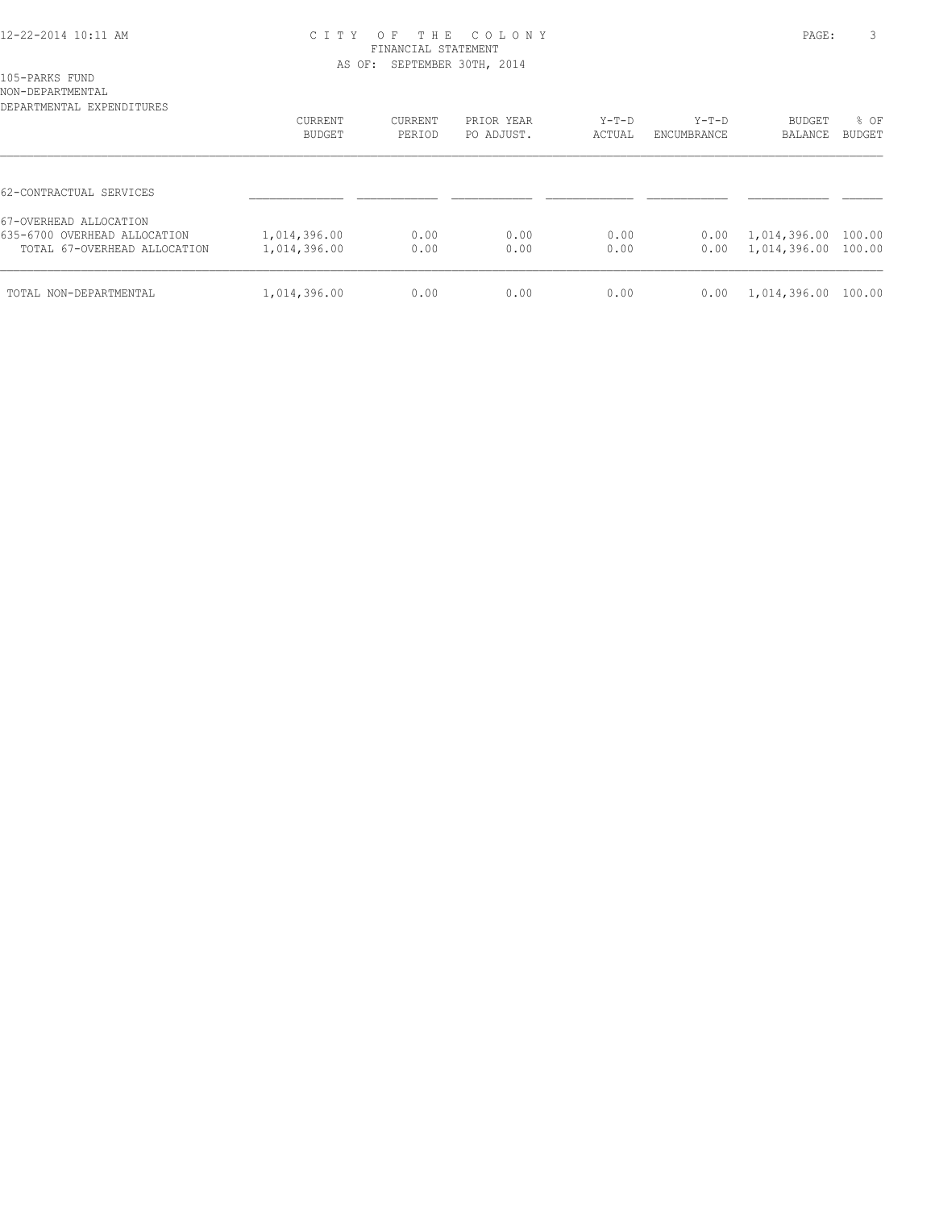CITY OF THE COLONY
FINANCIAL STATEMENT
AS OF: SEPTEMBER 30TH, 2014

105-PARKS FUND
NON-DEPARTMENTAL
DEPARTMENTAL EXPENDITURES

| | CURRENT BUDGET | CURRENT PERIOD | PRIOR YEAR PO ADJUST. | Y-T-D ACTUAL | Y-T-D ENCUMBRANCE | BUDGET BALANCE | % OF BUDGET |
|---|---|---|---|---|---|---|---|
| 62-CONTRACTUAL SERVICES | | | | | | | |
| 67-OVERHEAD ALLOCATION | | | | | | | |
| 635-6700 OVERHEAD ALLOCATION | 1,014,396.00 | 0.00 | 0.00 | 0.00 | 0.00 | 1,014,396.00 | 100.00 |
| TOTAL 67-OVERHEAD ALLOCATION | 1,014,396.00 | 0.00 | 0.00 | 0.00 | 0.00 | 1,014,396.00 | 100.00 |
| TOTAL NON-DEPARTMENTAL | 1,014,396.00 | 0.00 | 0.00 | 0.00 | 0.00 | 1,014,396.00 | 100.00 |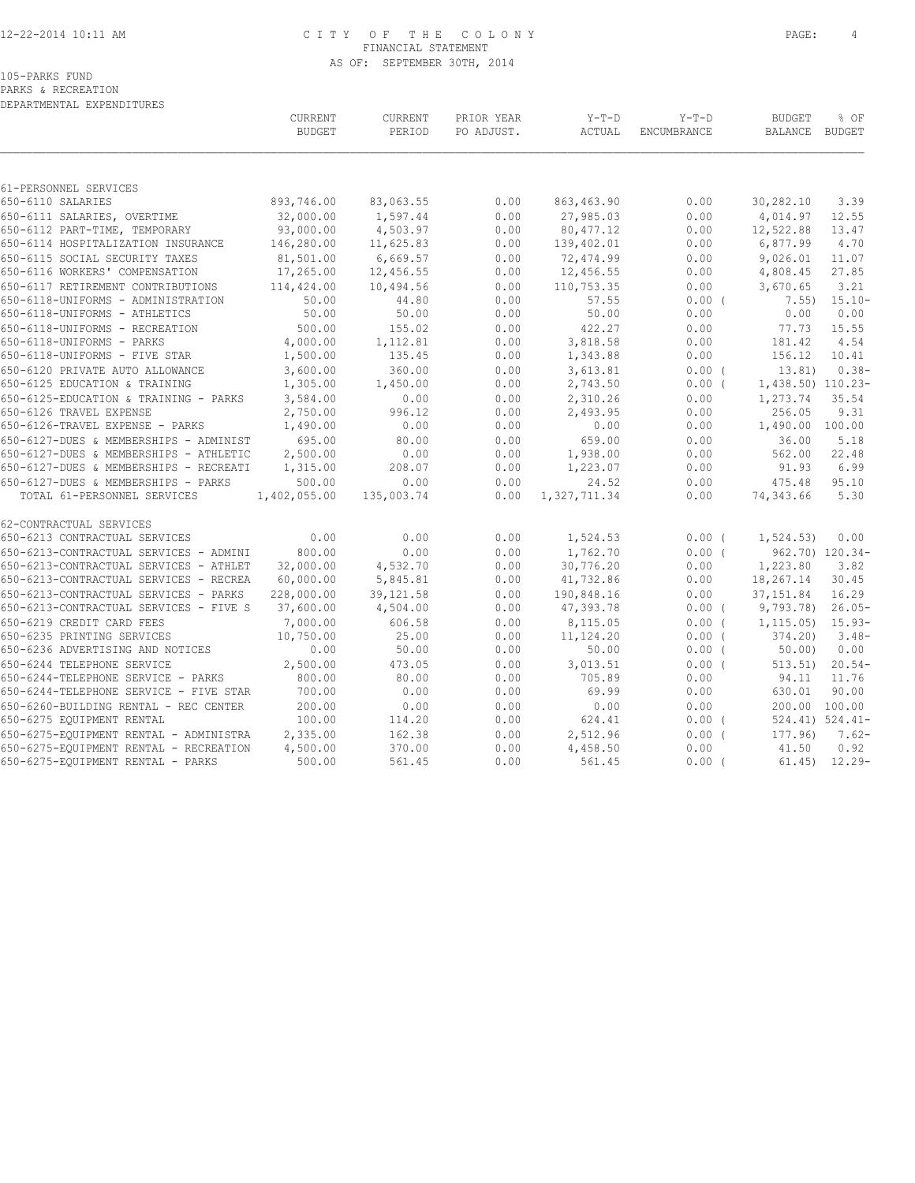CITY OF THE COLONY
FINANCIAL STATEMENT
AS OF: SEPTEMBER 30TH, 2014

105-PARKS FUND
PARKS & RECREATION
DEPARTMENTAL EXPENDITURES

| | CURRENT BUDGET | CURRENT PERIOD | PRIOR YEAR PO ADJUST. | Y-T-D ACTUAL | Y-T-D ENCUMBRANCE | BUDGET BALANCE | % OF BUDGET |
|---|---|---|---|---|---|---|---|
| 61-PERSONNEL SERVICES | | | | | | | |
| 650-6110 SALARIES | 893,746.00 | 83,063.55 | 0.00 | 863,463.90 | 0.00 | 30,282.10 | 3.39 |
| 650-6111 SALARIES, OVERTIME | 32,000.00 | 1,597.44 | 0.00 | 27,985.03 | 0.00 | 4,014.97 | 12.55 |
| 650-6112 PART-TIME, TEMPORARY | 93,000.00 | 4,503.97 | 0.00 | 80,477.12 | 0.00 | 12,522.88 | 13.47 |
| 650-6114 HOSPITALIZATION INSURANCE | 146,280.00 | 11,625.83 | 0.00 | 139,402.01 | 0.00 | 6,877.99 | 4.70 |
| 650-6115 SOCIAL SECURITY TAXES | 81,501.00 | 6,669.57 | 0.00 | 72,474.99 | 0.00 | 9,026.01 | 11.07 |
| 650-6116 WORKERS' COMPENSATION | 17,265.00 | 12,456.55 | 0.00 | 12,456.55 | 0.00 | 4,808.45 | 27.85 |
| 650-6117 RETIREMENT CONTRIBUTIONS | 114,424.00 | 10,494.56 | 0.00 | 110,753.35 | 0.00 | 3,670.65 | 3.21 |
| 650-6118-UNIFORMS - ADMINISTRATION | 50.00 | 44.80 | 0.00 | 57.55 | 0.00 ( | 7.55) | 15.10- |
| 650-6118-UNIFORMS - ATHLETICS | 50.00 | 50.00 | 0.00 | 50.00 | 0.00 | 0.00 | 0.00 |
| 650-6118-UNIFORMS - RECREATION | 500.00 | 155.02 | 0.00 | 422.27 | 0.00 | 77.73 | 15.55 |
| 650-6118-UNIFORMS - PARKS | 4,000.00 | 1,112.81 | 0.00 | 3,818.58 | 0.00 | 181.42 | 4.54 |
| 650-6118-UNIFORMS - FIVE STAR | 1,500.00 | 135.45 | 0.00 | 1,343.88 | 0.00 | 156.12 | 10.41 |
| 650-6120 PRIVATE AUTO ALLOWANCE | 3,600.00 | 360.00 | 0.00 | 3,613.81 | 0.00 ( | 13.81) | 0.38- |
| 650-6125 EDUCATION & TRAINING | 1,305.00 | 1,450.00 | 0.00 | 2,743.50 | 0.00 ( | 1,438.50) | 110.23- |
| 650-6125-EDUCATION & TRAINING - PARKS | 3,584.00 | 0.00 | 0.00 | 2,310.26 | 0.00 | 1,273.74 | 35.54 |
| 650-6126 TRAVEL EXPENSE | 2,750.00 | 996.12 | 0.00 | 2,493.95 | 0.00 | 256.05 | 9.31 |
| 650-6126-TRAVEL EXPENSE - PARKS | 1,490.00 | 0.00 | 0.00 | 0.00 | 0.00 | 1,490.00 | 100.00 |
| 650-6127-DUES & MEMBERSHIPS - ADMINIST | 695.00 | 80.00 | 0.00 | 659.00 | 0.00 | 36.00 | 5.18 |
| 650-6127-DUES & MEMBERSHIPS - ATHLETIC | 2,500.00 | 0.00 | 0.00 | 1,938.00 | 0.00 | 562.00 | 22.48 |
| 650-6127-DUES & MEMBERSHIPS - RECREATI | 1,315.00 | 208.07 | 0.00 | 1,223.07 | 0.00 | 91.93 | 6.99 |
| 650-6127-DUES & MEMBERSHIPS - PARKS | 500.00 | 0.00 | 0.00 | 24.52 | 0.00 | 475.48 | 95.10 |
| TOTAL 61-PERSONNEL SERVICES | 1,402,055.00 | 135,003.74 | 0.00 | 1,327,711.34 | 0.00 | 74,343.66 | 5.30 |
| 62-CONTRACTUAL SERVICES | | | | | | | |
| 650-6213 CONTRACTUAL SERVICES | 0.00 | 0.00 | 0.00 | 1,524.53 | 0.00 ( | 1,524.53) | 0.00 |
| 650-6213-CONTRACTUAL SERVICES - ADMINI | 800.00 | 0.00 | 0.00 | 1,762.70 | 0.00 ( | 962.70) | 120.34- |
| 650-6213-CONTRACTUAL SERVICES - ATHLET | 32,000.00 | 4,532.70 | 0.00 | 30,776.20 | 0.00 | 1,223.80 | 3.82 |
| 650-6213-CONTRACTUAL SERVICES - RECREA | 60,000.00 | 5,845.81 | 0.00 | 41,732.86 | 0.00 | 18,267.14 | 30.45 |
| 650-6213-CONTRACTUAL SERVICES - PARKS | 228,000.00 | 39,121.58 | 0.00 | 190,848.16 | 0.00 | 37,151.84 | 16.29 |
| 650-6213-CONTRACTUAL SERVICES - FIVE S | 37,600.00 | 4,504.00 | 0.00 | 47,393.78 | 0.00 ( | 9,793.78) | 26.05- |
| 650-6219 CREDIT CARD FEES | 7,000.00 | 606.58 | 0.00 | 8,115.05 | 0.00 ( | 1,115.05) | 15.93- |
| 650-6235 PRINTING SERVICES | 10,750.00 | 25.00 | 0.00 | 11,124.20 | 0.00 ( | 374.20) | 3.48- |
| 650-6236 ADVERTISING AND NOTICES | 0.00 | 50.00 | 0.00 | 50.00 | 0.00 ( | 50.00) | 0.00 |
| 650-6244 TELEPHONE SERVICE | 2,500.00 | 473.05 | 0.00 | 3,013.51 | 0.00 ( | 513.51) | 20.54- |
| 650-6244-TELEPHONE SERVICE - PARKS | 800.00 | 80.00 | 0.00 | 705.89 | 0.00 | 94.11 | 11.76 |
| 650-6244-TELEPHONE SERVICE - FIVE STAR | 700.00 | 0.00 | 0.00 | 69.99 | 0.00 | 630.01 | 90.00 |
| 650-6260-BUILDING RENTAL - REC CENTER | 200.00 | 0.00 | 0.00 | 0.00 | 0.00 | 200.00 | 100.00 |
| 650-6275 EQUIPMENT RENTAL | 100.00 | 114.20 | 0.00 | 624.41 | 0.00 ( | 524.41) | 524.41- |
| 650-6275-EQUIPMENT RENTAL - ADMINISTRA | 2,335.00 | 162.38 | 0.00 | 2,512.96 | 0.00 ( | 177.96) | 7.62- |
| 650-6275-EQUIPMENT RENTAL - RECREATION | 4,500.00 | 370.00 | 0.00 | 4,458.50 | 0.00 | 41.50 | 0.92 |
| 650-6275-EQUIPMENT RENTAL - PARKS | 500.00 | 561.45 | 0.00 | 561.45 | 0.00 ( | 61.45) | 12.29- |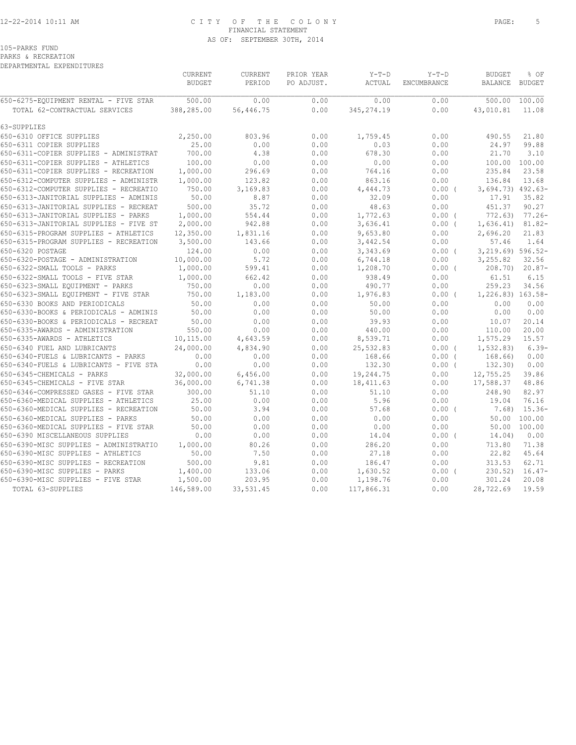105-PARKS FUND
PARKS & RECREATION
DEPARTMENTAL EXPENDITURES

FINANCIAL STATEMENT
AS OF: SEPTEMBER 30TH, 2014

| | CURRENT BUDGET | CURRENT PERIOD | PRIOR YEAR PO ADJUST. | Y-T-D ACTUAL | Y-T-D ENCUMBRANCE | BUDGET BALANCE | % OF BUDGET |
|---|---|---|---|---|---|---|---|
| 650-6275-EQUIPMENT RENTAL - FIVE STAR | 500.00 | 0.00 | 0.00 | 0.00 | 0.00 | 500.00 | 100.00 |
| TOTAL 62-CONTRACTUAL SERVICES | 388,285.00 | 56,446.75 | 0.00 | 345,274.19 | 0.00 | 43,010.81 | 11.08 |
| 63-SUPPLIES | | | | | | | |
| 650-6310 OFFICE SUPPLIES | 2,250.00 | 803.96 | 0.00 | 1,759.45 | 0.00 | 490.55 | 21.80 |
| 650-6311 COPIER SUPPLIES | 25.00 | 0.00 | 0.00 | 0.03 | 0.00 | 24.97 | 99.88 |
| 650-6311-COPIER SUPPLIES - ADMINISTRAT | 700.00 | 4.38 | 0.00 | 678.30 | 0.00 | 21.70 | 3.10 |
| 650-6311-COPIER SUPPLIES - ATHLETICS | 100.00 | 0.00 | 0.00 | 0.00 | 0.00 | 100.00 | 100.00 |
| 650-6311-COPIER SUPPLIES - RECREATION | 1,000.00 | 296.69 | 0.00 | 764.16 | 0.00 | 235.84 | 23.58 |
| 650-6312-COMPUTER SUPPLIES - ADMINISTR | 1,000.00 | 123.82 | 0.00 | 863.16 | 0.00 | 136.84 | 13.68 |
| 650-6312-COMPUTER SUPPLIES - RECREATIO | 750.00 | 3,169.83 | 0.00 | 4,444.73 | 0.00 ( | 3,694.73) | 492.63- |
| 650-6313-JANITORIAL SUPPLIES - ADMINIS | 50.00 | 8.87 | 0.00 | 32.09 | 0.00 | 17.91 | 35.82 |
| 650-6313-JANITORIAL SUPPLIES - RECREAT | 500.00 | 35.72 | 0.00 | 48.63 | 0.00 | 451.37 | 90.27 |
| 650-6313-JANITORIAL SUPPLIES - PARKS | 1,000.00 | 554.44 | 0.00 | 1,772.63 | 0.00 ( | 772.63) | 77.26- |
| 650-6313-JANITORIAL SUPPLIES - FIVE ST | 2,000.00 | 942.88 | 0.00 | 3,636.41 | 0.00 ( | 1,636.41) | 81.82- |
| 650-6315-PROGRAM SUPPLIES - ATHLETICS | 12,350.00 | 1,831.16 | 0.00 | 9,653.80 | 0.00 | 2,696.20 | 21.83 |
| 650-6315-PROGRAM SUPPLIES - RECREATION | 3,500.00 | 143.66 | 0.00 | 3,442.54 | 0.00 | 57.46 | 1.64 |
| 650-6320 POSTAGE | 124.00 | 0.00 | 0.00 | 3,343.69 | 0.00 ( | 3,219.69) | 596.52- |
| 650-6320-POSTAGE - ADMINISTRATION | 10,000.00 | 5.72 | 0.00 | 6,744.18 | 0.00 | 3,255.82 | 32.56 |
| 650-6322-SMALL TOOLS - PARKS | 1,000.00 | 599.41 | 0.00 | 1,208.70 | 0.00 ( | 208.70) | 20.87- |
| 650-6322-SMALL TOOLS - FIVE STAR | 1,000.00 | 662.42 | 0.00 | 938.49 | 0.00 | 61.51 | 6.15 |
| 650-6323-SMALL EQUIPMENT - PARKS | 750.00 | 0.00 | 0.00 | 490.77 | 0.00 | 259.23 | 34.56 |
| 650-6323-SMALL EQUIPMENT - FIVE STAR | 750.00 | 1,183.00 | 0.00 | 1,976.83 | 0.00 ( | 1,226.83) | 163.58- |
| 650-6330 BOOKS AND PERIODICALS | 50.00 | 0.00 | 0.00 | 50.00 | 0.00 | 0.00 | 0.00 |
| 650-6330-BOOKS & PERIODICALS - ADMINIS | 50.00 | 0.00 | 0.00 | 50.00 | 0.00 | 0.00 | 0.00 |
| 650-6330-BOOKS & PERIODICALS - RECREAT | 50.00 | 0.00 | 0.00 | 39.93 | 0.00 | 10.07 | 20.14 |
| 650-6335-AWARDS - ADMINISTRATION | 550.00 | 0.00 | 0.00 | 440.00 | 0.00 | 110.00 | 20.00 |
| 650-6335-AWARDS - ATHLETICS | 10,115.00 | 4,643.59 | 0.00 | 8,539.71 | 0.00 | 1,575.29 | 15.57 |
| 650-6340 FUEL AND LUBRICANTS | 24,000.00 | 4,834.90 | 0.00 | 25,532.83 | 0.00 ( | 1,532.83) | 6.39- |
| 650-6340-FUELS & LUBRICANTS - PARKS | 0.00 | 0.00 | 0.00 | 168.66 | 0.00 ( | 168.66) | 0.00 |
| 650-6340-FUELS & LUBRICANTS - FIVE STA | 0.00 | 0.00 | 0.00 | 132.30 | 0.00 ( | 132.30) | 0.00 |
| 650-6345-CHEMICALS - PARKS | 32,000.00 | 6,456.00 | 0.00 | 19,244.75 | 0.00 | 12,755.25 | 39.86 |
| 650-6345-CHEMICALS - FIVE STAR | 36,000.00 | 6,741.38 | 0.00 | 18,411.63 | 0.00 | 17,588.37 | 48.86 |
| 650-6346-COMPRESSED GASES - FIVE STAR | 300.00 | 51.10 | 0.00 | 51.10 | 0.00 | 248.90 | 82.97 |
| 650-6360-MEDICAL SUPPLIES - ATHLETICS | 25.00 | 0.00 | 0.00 | 5.96 | 0.00 | 19.04 | 76.16 |
| 650-6360-MEDICAL SUPPLIES - RECREATION | 50.00 | 3.94 | 0.00 | 57.68 | 0.00 ( | 7.68) | 15.36- |
| 650-6360-MEDICAL SUPPLIES - PARKS | 50.00 | 0.00 | 0.00 | 0.00 | 0.00 | 50.00 | 100.00 |
| 650-6360-MEDICAL SUPPLIES - FIVE STAR | 50.00 | 0.00 | 0.00 | 0.00 | 0.00 | 50.00 | 100.00 |
| 650-6390 MISCELLANEOUS SUPPLIES | 0.00 | 0.00 | 0.00 | 14.04 | 0.00 ( | 14.04) | 0.00 |
| 650-6390-MISC SUPPLIES - ADMINISTRATIO | 1,000.00 | 80.26 | 0.00 | 286.20 | 0.00 | 713.80 | 71.38 |
| 650-6390-MISC SUPPLIES - ATHLETICS | 50.00 | 7.50 | 0.00 | 27.18 | 0.00 | 22.82 | 45.64 |
| 650-6390-MISC SUPPLIES - RECREATION | 500.00 | 9.81 | 0.00 | 186.47 | 0.00 | 313.53 | 62.71 |
| 650-6390-MISC SUPPLIES - PARKS | 1,400.00 | 133.06 | 0.00 | 1,630.52 | 0.00 ( | 230.52) | 16.47- |
| 650-6390-MISC SUPPLIES - FIVE STAR | 1,500.00 | 203.95 | 0.00 | 1,198.76 | 0.00 | 301.24 | 20.08 |
| TOTAL 63-SUPPLIES | 146,589.00 | 33,531.45 | 0.00 | 117,866.31 | 0.00 | 28,722.69 | 19.59 |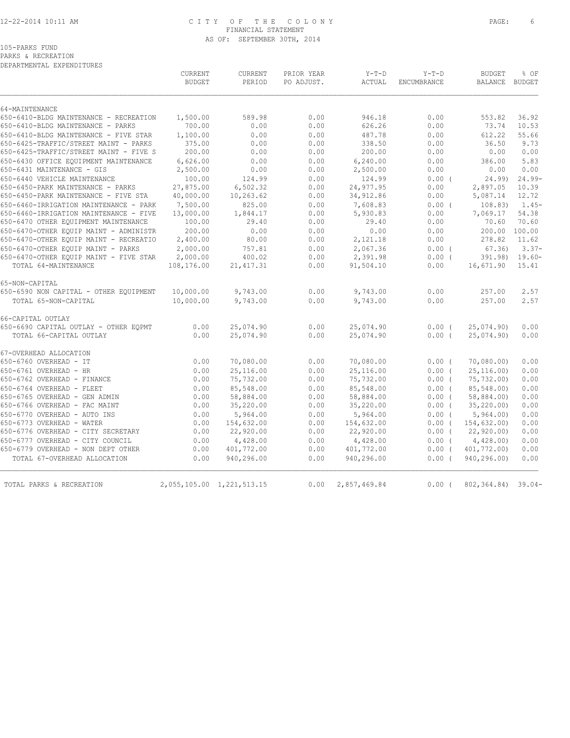CITY OF THE COLONY
FINANCIAL STATEMENT
AS OF: SEPTEMBER 30TH, 2014

105-PARKS FUND
PARKS & RECREATION
DEPARTMENTAL EXPENDITURES

| | CURRENT BUDGET | CURRENT PERIOD | PRIOR YEAR PO ADJUST. | Y-T-D ACTUAL | Y-T-D ENCUMBRANCE | BUDGET BALANCE | % OF BUDGET |
|---|---|---|---|---|---|---|---|
| 64-MAINTENANCE | | | | | | | |
| 650-6410-BLDG MAINTENANCE - RECREATION | 1,500.00 | 589.98 | 0.00 | 946.18 | 0.00 | 553.82 | 36.92 |
| 650-6410-BLDG MAINTENANCE - PARKS | 700.00 | 0.00 | 0.00 | 626.26 | 0.00 | 73.74 | 10.53 |
| 650-6410-BLDG MAINTENANCE - FIVE STAR | 1,100.00 | 0.00 | 0.00 | 487.78 | 0.00 | 612.22 | 55.66 |
| 650-6425-TRAFFIC/STREET MAINT - PARKS | 375.00 | 0.00 | 0.00 | 338.50 | 0.00 | 36.50 | 9.73 |
| 650-6425-TRAFFIC/STREET MAINT - FIVE S | 200.00 | 0.00 | 0.00 | 200.00 | 0.00 | 0.00 | 0.00 |
| 650-6430 OFFICE EQUIPMENT MAINTENANCE | 6,626.00 | 0.00 | 0.00 | 6,240.00 | 0.00 | 386.00 | 5.83 |
| 650-6431 MAINTENANCE - GIS | 2,500.00 | 0.00 | 0.00 | 2,500.00 | 0.00 | 0.00 | 0.00 |
| 650-6440 VEHICLE MAINTENANCE | 100.00 | 124.99 | 0.00 | 124.99 | 0.00 ( | 24.99) | 24.99- |
| 650-6450-PARK MAINTENANCE - PARKS | 27,875.00 | 6,502.32 | 0.00 | 24,977.95 | 0.00 | 2,897.05 | 10.39 |
| 650-6450-PARK MAINTENANCE - FIVE STA | 40,000.00 | 10,263.62 | 0.00 | 34,912.86 | 0.00 | 5,087.14 | 12.72 |
| 650-6460-IRRIGATION MAINTENANCE - PARK | 7,500.00 | 825.00 | 0.00 | 7,608.83 | 0.00 ( | 108.83) | 1.45- |
| 650-6460-IRRIGATION MAINTENANCE - FIVE | 13,000.00 | 1,844.17 | 0.00 | 5,930.83 | 0.00 | 7,069.17 | 54.38 |
| 650-6470 OTHER EQUIPMENT MAINTENANCE | 100.00 | 29.40 | 0.00 | 29.40 | 0.00 | 70.60 | 70.60 |
| 650-6470-OTHER EQUIP MAINT - ADMINISTR | 200.00 | 0.00 | 0.00 | 0.00 | 0.00 | 200.00 | 100.00 |
| 650-6470-OTHER EQUIP MAINT - RECREATIO | 2,400.00 | 80.00 | 0.00 | 2,121.18 | 0.00 | 278.82 | 11.62 |
| 650-6470-OTHER EQUIP MAINT - PARKS | 2,000.00 | 757.81 | 0.00 | 2,067.36 | 0.00 ( | 67.36) | 3.37- |
| 650-6470-OTHER EQUIP MAINT - FIVE STAR | 2,000.00 | 400.02 | 0.00 | 2,391.98 | 0.00 ( | 391.98) | 19.60- |
| TOTAL 64-MAINTENANCE | 108,176.00 | 21,417.31 | 0.00 | 91,504.10 | 0.00 | 16,671.90 | 15.41 |
| 65-NON-CAPITAL | | | | | | | |
| 650-6590 NON CAPITAL - OTHER EQUIPMENT | 10,000.00 | 9,743.00 | 0.00 | 9,743.00 | 0.00 | 257.00 | 2.57 |
| TOTAL 65-NON-CAPITAL | 10,000.00 | 9,743.00 | 0.00 | 9,743.00 | 0.00 | 257.00 | 2.57 |
| 66-CAPITAL OUTLAY | | | | | | | |
| 650-6690 CAPITAL OUTLAY - OTHER EQPMT | 0.00 | 25,074.90 | 0.00 | 25,074.90 | 0.00 ( | 25,074.90) | 0.00 |
| TOTAL 66-CAPITAL OUTLAY | 0.00 | 25,074.90 | 0.00 | 25,074.90 | 0.00 ( | 25,074.90) | 0.00 |
| 67-OVERHEAD ALLOCATION | | | | | | | |
| 650-6760 OVERHEAD - IT | 0.00 | 70,080.00 | 0.00 | 70,080.00 | 0.00 ( | 70,080.00) | 0.00 |
| 650-6761 OVERHEAD - HR | 0.00 | 25,116.00 | 0.00 | 25,116.00 | 0.00 ( | 25,116.00) | 0.00 |
| 650-6762 OVERHEAD - FINANCE | 0.00 | 75,732.00 | 0.00 | 75,732.00 | 0.00 ( | 75,732.00) | 0.00 |
| 650-6764 OVERHEAD - FLEET | 0.00 | 85,548.00 | 0.00 | 85,548.00 | 0.00 ( | 85,548.00) | 0.00 |
| 650-6765 OVERHEAD - GEN ADMIN | 0.00 | 58,884.00 | 0.00 | 58,884.00 | 0.00 ( | 58,884.00) | 0.00 |
| 650-6766 OVERHEAD - FAC MAINT | 0.00 | 35,220.00 | 0.00 | 35,220.00 | 0.00 ( | 35,220.00) | 0.00 |
| 650-6770 OVERHEAD - AUTO INS | 0.00 | 5,964.00 | 0.00 | 5,964.00 | 0.00 ( | 5,964.00) | 0.00 |
| 650-6773 OVERHEAD - WATER | 0.00 | 154,632.00 | 0.00 | 154,632.00 | 0.00 ( | 154,632.00) | 0.00 |
| 650-6776 OVERHEAD - CITY SECRETARY | 0.00 | 22,920.00 | 0.00 | 22,920.00 | 0.00 ( | 22,920.00) | 0.00 |
| 650-6777 OVERHEAD - CITY COUNCIL | 0.00 | 4,428.00 | 0.00 | 4,428.00 | 0.00 ( | 4,428.00) | 0.00 |
| 650-6779 OVERHEAD - NON DEPT OTHER | 0.00 | 401,772.00 | 0.00 | 401,772.00 | 0.00 ( | 401,772.00) | 0.00 |
| TOTAL 67-OVERHEAD ALLOCATION | 0.00 | 940,296.00 | 0.00 | 940,296.00 | 0.00 ( | 940,296.00) | 0.00 |
| TOTAL PARKS & RECREATION | 2,055,105.00 | 1,221,513.15 | 0.00 | 2,857,469.84 | 0.00 ( | 802,364.84) | 39.04- |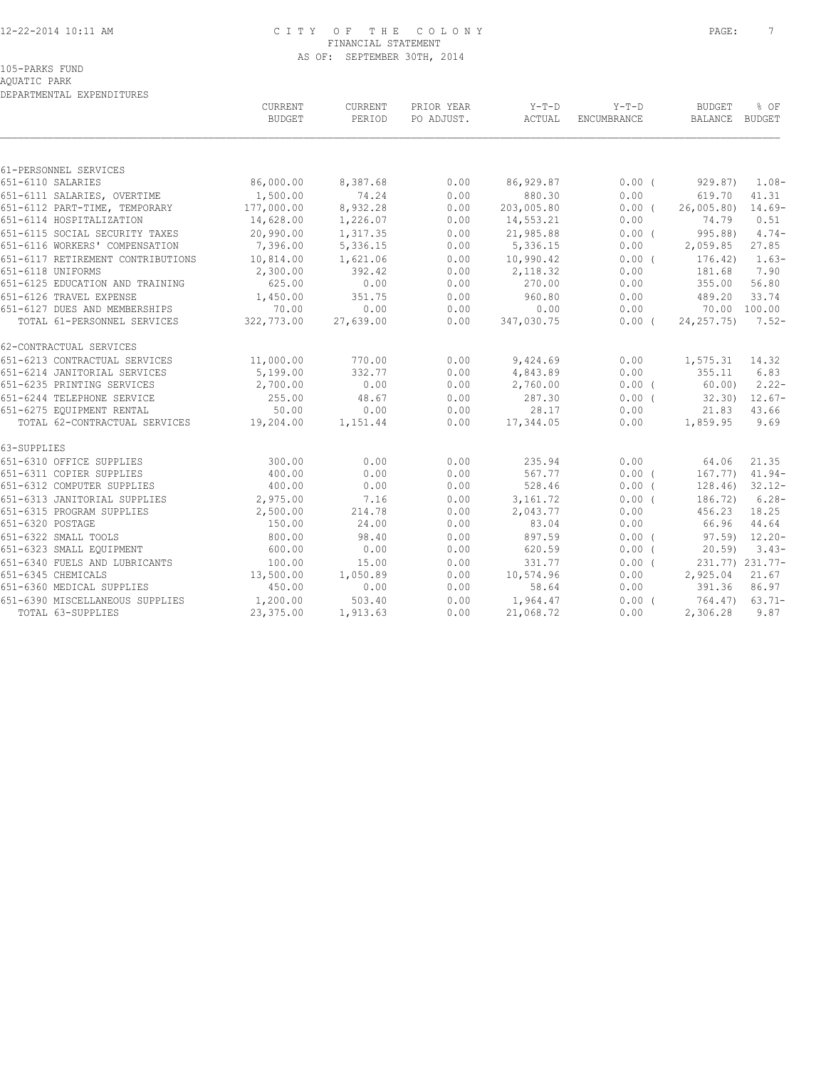CITY OF THE COLONY
FINANCIAL STATEMENT
AS OF: SEPTEMBER 30TH, 2014

105-PARKS FUND
AQUATIC PARK
DEPARTMENTAL EXPENDITURES

| | CURRENT BUDGET | CURRENT PERIOD | PRIOR YEAR PO ADJUST. | Y-T-D ACTUAL | Y-T-D ENCUMBRANCE | BUDGET BALANCE | % OF BUDGET |
|---|---|---|---|---|---|---|---|
| 61-PERSONNEL SERVICES | | | | | | | |
| 651-6110 SALARIES | 86,000.00 | 8,387.68 | 0.00 | 86,929.87 | 0.00 | ( 929.87) | 1.08- |
| 651-6111 SALARIES, OVERTIME | 1,500.00 | 74.24 | 0.00 | 880.30 | 0.00 | 619.70 | 41.31 |
| 651-6112 PART-TIME, TEMPORARY | 177,000.00 | 8,932.28 | 0.00 | 203,005.80 | 0.00 | ( 26,005.80) | 14.69- |
| 651-6114 HOSPITALIZATION | 14,628.00 | 1,226.07 | 0.00 | 14,553.21 | 0.00 | 74.79 | 0.51 |
| 651-6115 SOCIAL SECURITY TAXES | 20,990.00 | 1,317.35 | 0.00 | 21,985.88 | 0.00 | ( 995.88) | 4.74- |
| 651-6116 WORKERS' COMPENSATION | 7,396.00 | 5,336.15 | 0.00 | 5,336.15 | 0.00 | 2,059.85 | 27.85 |
| 651-6117 RETIREMENT CONTRIBUTIONS | 10,814.00 | 1,621.06 | 0.00 | 10,990.42 | 0.00 | ( 176.42) | 1.63- |
| 651-6118 UNIFORMS | 2,300.00 | 392.42 | 0.00 | 2,118.32 | 0.00 | 181.68 | 7.90 |
| 651-6125 EDUCATION AND TRAINING | 625.00 | 0.00 | 0.00 | 270.00 | 0.00 | 355.00 | 56.80 |
| 651-6126 TRAVEL EXPENSE | 1,450.00 | 351.75 | 0.00 | 960.80 | 0.00 | 489.20 | 33.74 |
| 651-6127 DUES AND MEMBERSHIPS | 70.00 | 0.00 | 0.00 | 0.00 | 0.00 | 70.00 | 100.00 |
| TOTAL 61-PERSONNEL SERVICES | 322,773.00 | 27,639.00 | 0.00 | 347,030.75 | 0.00 | ( 24,257.75) | 7.52- |
| 62-CONTRACTUAL SERVICES | | | | | | | |
| 651-6213 CONTRACTUAL SERVICES | 11,000.00 | 770.00 | 0.00 | 9,424.69 | 0.00 | 1,575.31 | 14.32 |
| 651-6214 JANITORIAL SERVICES | 5,199.00 | 332.77 | 0.00 | 4,843.89 | 0.00 | 355.11 | 6.83 |
| 651-6235 PRINTING SERVICES | 2,700.00 | 0.00 | 0.00 | 2,760.00 | 0.00 | ( 60.00) | 2.22- |
| 651-6244 TELEPHONE SERVICE | 255.00 | 48.67 | 0.00 | 287.30 | 0.00 | ( 32.30) | 12.67- |
| 651-6275 EQUIPMENT RENTAL | 50.00 | 0.00 | 0.00 | 28.17 | 0.00 | 21.83 | 43.66 |
| TOTAL 62-CONTRACTUAL SERVICES | 19,204.00 | 1,151.44 | 0.00 | 17,344.05 | 0.00 | 1,859.95 | 9.69 |
| 63-SUPPLIES | | | | | | | |
| 651-6310 OFFICE SUPPLIES | 300.00 | 0.00 | 0.00 | 235.94 | 0.00 | 64.06 | 21.35 |
| 651-6311 COPIER SUPPLIES | 400.00 | 0.00 | 0.00 | 567.77 | 0.00 | ( 167.77) | 41.94- |
| 651-6312 COMPUTER SUPPLIES | 400.00 | 0.00 | 0.00 | 528.46 | 0.00 | ( 128.46) | 32.12- |
| 651-6313 JANITORIAL SUPPLIES | 2,975.00 | 7.16 | 0.00 | 3,161.72 | 0.00 | ( 186.72) | 6.28- |
| 651-6315 PROGRAM SUPPLIES | 2,500.00 | 214.78 | 0.00 | 2,043.77 | 0.00 | 456.23 | 18.25 |
| 651-6320 POSTAGE | 150.00 | 24.00 | 0.00 | 83.04 | 0.00 | 66.96 | 44.64 |
| 651-6322 SMALL TOOLS | 800.00 | 98.40 | 0.00 | 897.59 | 0.00 | ( 97.59) | 12.20- |
| 651-6323 SMALL EQUIPMENT | 600.00 | 0.00 | 0.00 | 620.59 | 0.00 | ( 20.59) | 3.43- |
| 651-6340 FUELS AND LUBRICANTS | 100.00 | 15.00 | 0.00 | 331.77 | 0.00 | ( 231.77) | 231.77- |
| 651-6345 CHEMICALS | 13,500.00 | 1,050.89 | 0.00 | 10,574.96 | 0.00 | 2,925.04 | 21.67 |
| 651-6360 MEDICAL SUPPLIES | 450.00 | 0.00 | 0.00 | 58.64 | 0.00 | 391.36 | 86.97 |
| 651-6390 MISCELLANEOUS SUPPLIES | 1,200.00 | 503.40 | 0.00 | 1,964.47 | 0.00 | ( 764.47) | 63.71- |
| TOTAL 63-SUPPLIES | 23,375.00 | 1,913.63 | 0.00 | 21,068.72 | 0.00 | 2,306.28 | 9.87 |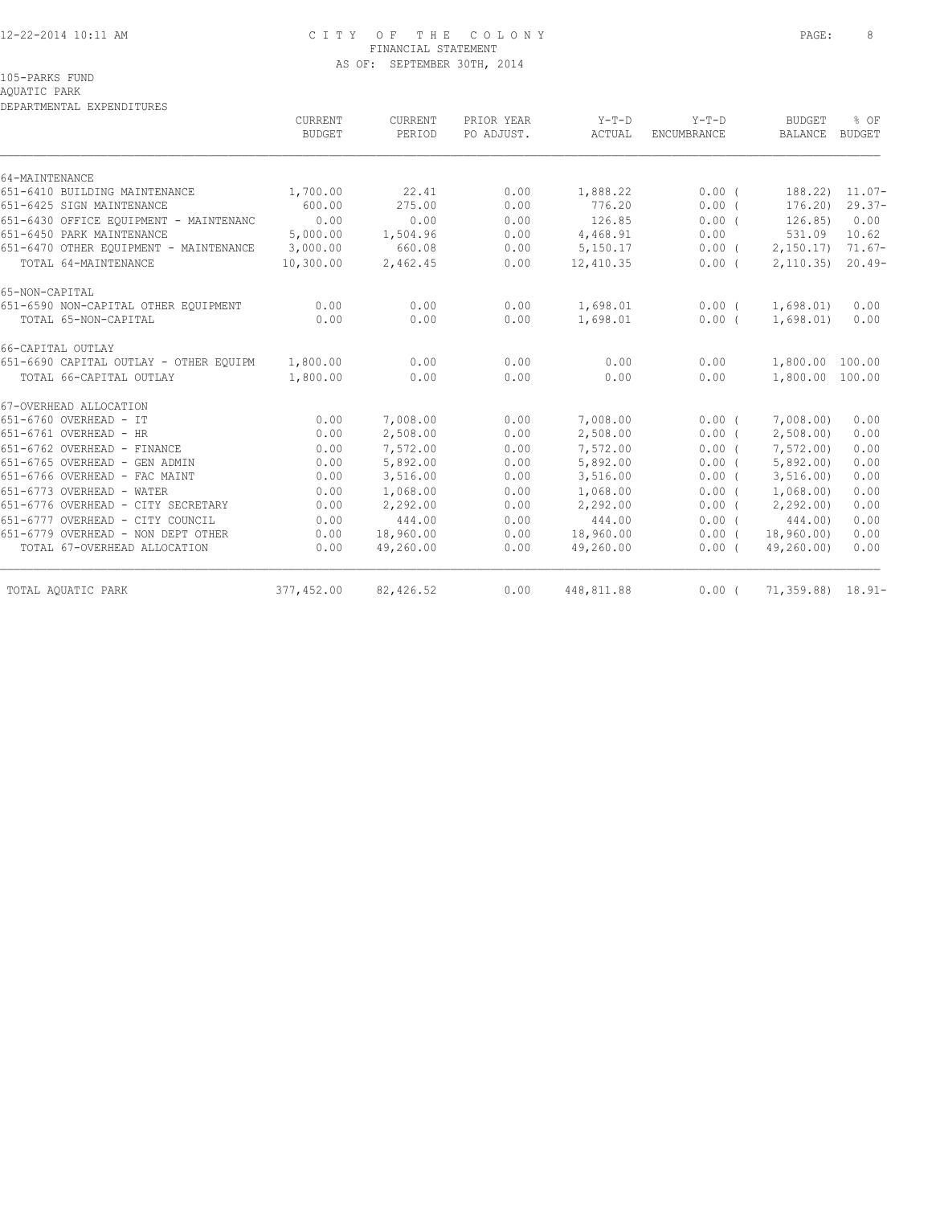CITY OF THE COLONY
FINANCIAL STATEMENT
AS OF: SEPTEMBER 30TH, 2014

105-PARKS FUND
AQUATIC PARK
DEPARTMENTAL EXPENDITURES

| | CURRENT BUDGET | CURRENT PERIOD | PRIOR YEAR PO ADJUST. | Y-T-D ACTUAL | Y-T-D ENCUMBRANCE | BUDGET BALANCE | % OF BUDGET |
|---|---|---|---|---|---|---|---|
| 64-MAINTENANCE | | | | | | | |
| 651-6410 BUILDING MAINTENANCE | 1,700.00 | 22.41 | 0.00 | 1,888.22 | 0.00 ( | 188.22) | 11.07- |
| 651-6425 SIGN MAINTENANCE | 600.00 | 275.00 | 0.00 | 776.20 | 0.00 ( | 176.20) | 29.37- |
| 651-6430 OFFICE EQUIPMENT - MAINTENANC | 0.00 | 0.00 | 0.00 | 126.85 | 0.00 ( | 126.85) | 0.00 |
| 651-6450 PARK MAINTENANCE | 5,000.00 | 1,504.96 | 0.00 | 4,468.91 | 0.00 | 531.09 | 10.62 |
| 651-6470 OTHER EQUIPMENT - MAINTENANCE | 3,000.00 | 660.08 | 0.00 | 5,150.17 | 0.00 ( | 2,150.17) | 71.67- |
| TOTAL 64-MAINTENANCE | 10,300.00 | 2,462.45 | 0.00 | 12,410.35 | 0.00 ( | 2,110.35) | 20.49- |
| 65-NON-CAPITAL | | | | | | | |
| 651-6590 NON-CAPITAL OTHER EQUIPMENT | 0.00 | 0.00 | 0.00 | 1,698.01 | 0.00 ( | 1,698.01) | 0.00 |
| TOTAL 65-NON-CAPITAL | 0.00 | 0.00 | 0.00 | 1,698.01 | 0.00 ( | 1,698.01) | 0.00 |
| 66-CAPITAL OUTLAY | | | | | | | |
| 651-6690 CAPITAL OUTLAY - OTHER EQUIPM | 1,800.00 | 0.00 | 0.00 | 0.00 | 0.00 | 1,800.00 | 100.00 |
| TOTAL 66-CAPITAL OUTLAY | 1,800.00 | 0.00 | 0.00 | 0.00 | 0.00 | 1,800.00 | 100.00 |
| 67-OVERHEAD ALLOCATION | | | | | | | |
| 651-6760 OVERHEAD - IT | 0.00 | 7,008.00 | 0.00 | 7,008.00 | 0.00 ( | 7,008.00) | 0.00 |
| 651-6761 OVERHEAD - HR | 0.00 | 2,508.00 | 0.00 | 2,508.00 | 0.00 ( | 2,508.00) | 0.00 |
| 651-6762 OVERHEAD - FINANCE | 0.00 | 7,572.00 | 0.00 | 7,572.00 | 0.00 ( | 7,572.00) | 0.00 |
| 651-6765 OVERHEAD - GEN ADMIN | 0.00 | 5,892.00 | 0.00 | 5,892.00 | 0.00 ( | 5,892.00) | 0.00 |
| 651-6766 OVERHEAD - FAC MAINT | 0.00 | 3,516.00 | 0.00 | 3,516.00 | 0.00 ( | 3,516.00) | 0.00 |
| 651-6773 OVERHEAD - WATER | 0.00 | 1,068.00 | 0.00 | 1,068.00 | 0.00 ( | 1,068.00) | 0.00 |
| 651-6776 OVERHEAD - CITY SECRETARY | 0.00 | 2,292.00 | 0.00 | 2,292.00 | 0.00 ( | 2,292.00) | 0.00 |
| 651-6777 OVERHEAD - CITY COUNCIL | 0.00 | 444.00 | 0.00 | 444.00 | 0.00 ( | 444.00) | 0.00 |
| 651-6779 OVERHEAD - NON DEPT OTHER | 0.00 | 18,960.00 | 0.00 | 18,960.00 | 0.00 ( | 18,960.00) | 0.00 |
| TOTAL 67-OVERHEAD ALLOCATION | 0.00 | 49,260.00 | 0.00 | 49,260.00 | 0.00 ( | 49,260.00) | 0.00 |
| TOTAL AQUATIC PARK | 377,452.00 | 82,426.52 | 0.00 | 448,811.88 | 0.00 ( | 71,359.88) | 18.91- |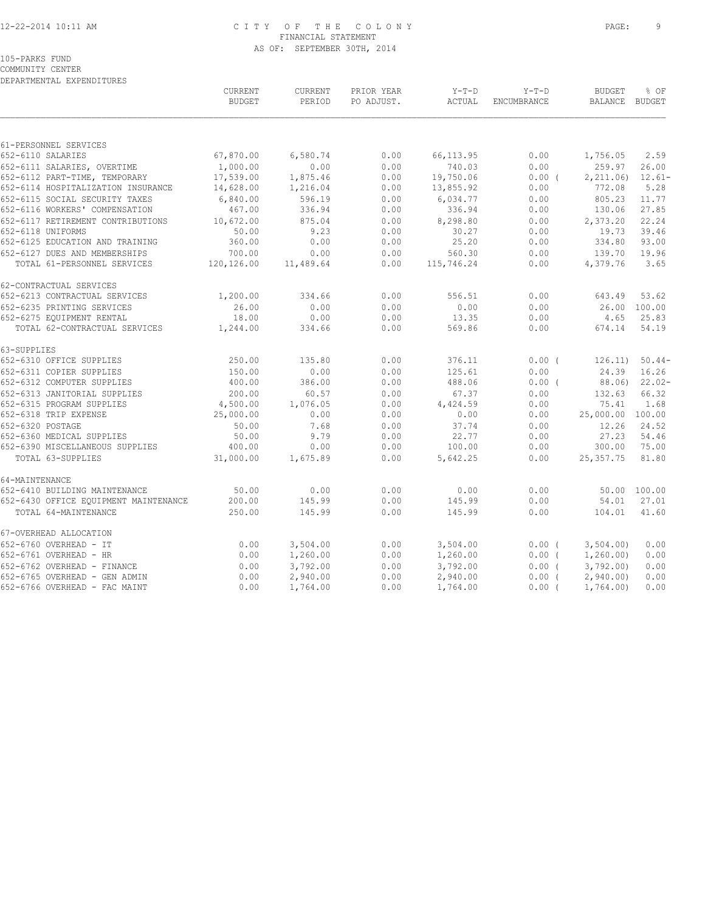CITY OF THE COLONY
FINANCIAL STATEMENT
AS OF: SEPTEMBER 30TH, 2014

105-PARKS FUND
COMMUNITY CENTER
DEPARTMENTAL EXPENDITURES

| | CURRENT BUDGET | CURRENT PERIOD | PRIOR YEAR PO ADJUST. | Y-T-D ACTUAL | Y-T-D ENCUMBRANCE | BUDGET BALANCE | % OF BUDGET |
|---|---|---|---|---|---|---|---|
| 61-PERSONNEL SERVICES | | | | | | | |
| 652-6110 SALARIES | 67,870.00 | 6,580.74 | 0.00 | 66,113.95 | 0.00 | 1,756.05 | 2.59 |
| 652-6111 SALARIES, OVERTIME | 1,000.00 | 0.00 | 0.00 | 740.03 | 0.00 | 259.97 | 26.00 |
| 652-6112 PART-TIME, TEMPORARY | 17,539.00 | 1,875.46 | 0.00 | 19,750.06 | 0.00 ( | 2,211.06) | 12.61- |
| 652-6114 HOSPITALIZATION INSURANCE | 14,628.00 | 1,216.04 | 0.00 | 13,855.92 | 0.00 | 772.08 | 5.28 |
| 652-6115 SOCIAL SECURITY TAXES | 6,840.00 | 596.19 | 0.00 | 6,034.77 | 0.00 | 805.23 | 11.77 |
| 652-6116 WORKERS' COMPENSATION | 467.00 | 336.94 | 0.00 | 336.94 | 0.00 | 130.06 | 27.85 |
| 652-6117 RETIREMENT CONTRIBUTIONS | 10,672.00 | 875.04 | 0.00 | 8,298.80 | 0.00 | 2,373.20 | 22.24 |
| 652-6118 UNIFORMS | 50.00 | 9.23 | 0.00 | 30.27 | 0.00 | 19.73 | 39.46 |
| 652-6125 EDUCATION AND TRAINING | 360.00 | 0.00 | 0.00 | 25.20 | 0.00 | 334.80 | 93.00 |
| 652-6127 DUES AND MEMBERSHIPS | 700.00 | 0.00 | 0.00 | 560.30 | 0.00 | 139.70 | 19.96 |
| TOTAL 61-PERSONNEL SERVICES | 120,126.00 | 11,489.64 | 0.00 | 115,746.24 | 0.00 | 4,379.76 | 3.65 |
| 62-CONTRACTUAL SERVICES | | | | | | | |
| 652-6213 CONTRACTUAL SERVICES | 1,200.00 | 334.66 | 0.00 | 556.51 | 0.00 | 643.49 | 53.62 |
| 652-6235 PRINTING SERVICES | 26.00 | 0.00 | 0.00 | 0.00 | 0.00 | 26.00 | 100.00 |
| 652-6275 EQUIPMENT RENTAL | 18.00 | 0.00 | 0.00 | 13.35 | 0.00 | 4.65 | 25.83 |
| TOTAL 62-CONTRACTUAL SERVICES | 1,244.00 | 334.66 | 0.00 | 569.86 | 0.00 | 674.14 | 54.19 |
| 63-SUPPLIES | | | | | | | |
| 652-6310 OFFICE SUPPLIES | 250.00 | 135.80 | 0.00 | 376.11 | 0.00 ( | 126.11) | 50.44- |
| 652-6311 COPIER SUPPLIES | 150.00 | 0.00 | 0.00 | 125.61 | 0.00 | 24.39 | 16.26 |
| 652-6312 COMPUTER SUPPLIES | 400.00 | 386.00 | 0.00 | 488.06 | 0.00 ( | 88.06) | 22.02- |
| 652-6313 JANITORIAL SUPPLIES | 200.00 | 60.57 | 0.00 | 67.37 | 0.00 | 132.63 | 66.32 |
| 652-6315 PROGRAM SUPPLIES | 4,500.00 | 1,076.05 | 0.00 | 4,424.59 | 0.00 | 75.41 | 1.68 |
| 652-6318 TRIP EXPENSE | 25,000.00 | 0.00 | 0.00 | 0.00 | 0.00 | 25,000.00 | 100.00 |
| 652-6320 POSTAGE | 50.00 | 7.68 | 0.00 | 37.74 | 0.00 | 12.26 | 24.52 |
| 652-6360 MEDICAL SUPPLIES | 50.00 | 9.79 | 0.00 | 22.77 | 0.00 | 27.23 | 54.46 |
| 652-6390 MISCELLANEOUS SUPPLIES | 400.00 | 0.00 | 0.00 | 100.00 | 0.00 | 300.00 | 75.00 |
| TOTAL 63-SUPPLIES | 31,000.00 | 1,675.89 | 0.00 | 5,642.25 | 0.00 | 25,357.75 | 81.80 |
| 64-MAINTENANCE | | | | | | | |
| 652-6410 BUILDING MAINTENANCE | 50.00 | 0.00 | 0.00 | 0.00 | 0.00 | 50.00 | 100.00 |
| 652-6430 OFFICE EQUIPMENT MAINTENANCE | 200.00 | 145.99 | 0.00 | 145.99 | 0.00 | 54.01 | 27.01 |
| TOTAL 64-MAINTENANCE | 250.00 | 145.99 | 0.00 | 145.99 | 0.00 | 104.01 | 41.60 |
| 67-OVERHEAD ALLOCATION | | | | | | | |
| 652-6760 OVERHEAD - IT | 0.00 | 3,504.00 | 0.00 | 3,504.00 | 0.00 ( | 3,504.00) | 0.00 |
| 652-6761 OVERHEAD - HR | 0.00 | 1,260.00 | 0.00 | 1,260.00 | 0.00 ( | 1,260.00) | 0.00 |
| 652-6762 OVERHEAD - FINANCE | 0.00 | 3,792.00 | 0.00 | 3,792.00 | 0.00 ( | 3,792.00) | 0.00 |
| 652-6765 OVERHEAD - GEN ADMIN | 0.00 | 2,940.00 | 0.00 | 2,940.00 | 0.00 ( | 2,940.00) | 0.00 |
| 652-6766 OVERHEAD - FAC MAINT | 0.00 | 1,764.00 | 0.00 | 1,764.00 | 0.00 ( | 1,764.00) | 0.00 |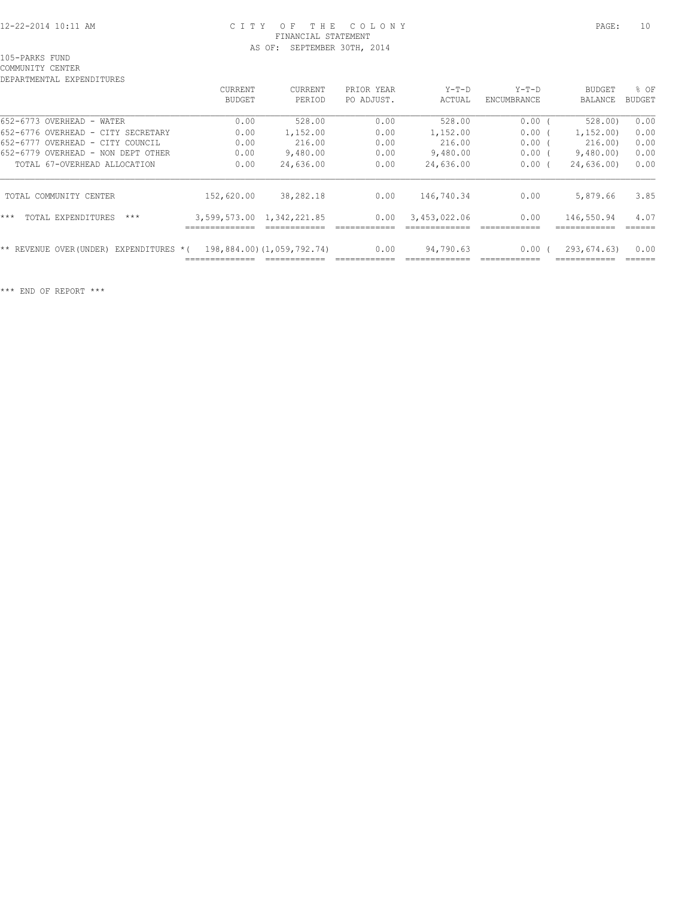CITY OF THE COLONY
FINANCIAL STATEMENT
AS OF: SEPTEMBER 30TH, 2014

105-PARKS FUND
COMMUNITY CENTER
DEPARTMENTAL EXPENDITURES

| | CURRENT BUDGET | CURRENT PERIOD | PRIOR YEAR PO ADJUST. | Y-T-D ACTUAL | Y-T-D ENCUMBRANCE | BUDGET BALANCE | % OF BUDGET |
|---|---|---|---|---|---|---|---|
| 652-6773 OVERHEAD - WATER | 0.00 | 528.00 | 0.00 | 528.00 | 0.00 | ( 528.00) | 0.00 |
| 652-6776 OVERHEAD - CITY SECRETARY | 0.00 | 1,152.00 | 0.00 | 1,152.00 | 0.00 | ( 1,152.00) | 0.00 |
| 652-6777 OVERHEAD - CITY COUNCIL | 0.00 | 216.00 | 0.00 | 216.00 | 0.00 | ( 216.00) | 0.00 |
| 652-6779 OVERHEAD - NON DEPT OTHER | 0.00 | 9,480.00 | 0.00 | 9,480.00 | 0.00 | ( 9,480.00) | 0.00 |
| TOTAL 67-OVERHEAD ALLOCATION | 0.00 | 24,636.00 | 0.00 | 24,636.00 | 0.00 | ( 24,636.00) | 0.00 |
| TOTAL COMMUNITY CENTER | 152,620.00 | 38,282.18 | 0.00 | 146,740.34 | 0.00 | 5,879.66 | 3.85 |
| *** TOTAL EXPENDITURES *** | 3,599,573.00 | 1,342,221.85 | 0.00 | 3,453,022.06 | 0.00 | 146,550.94 | 4.07 |
| ** REVENUE OVER(UNDER) EXPENDITURES * | ( 198,884.00) | (1,059,792.74) | 0.00 | 94,790.63 | 0.00 | ( 293,674.63) | 0.00 |

*** END OF REPORT ***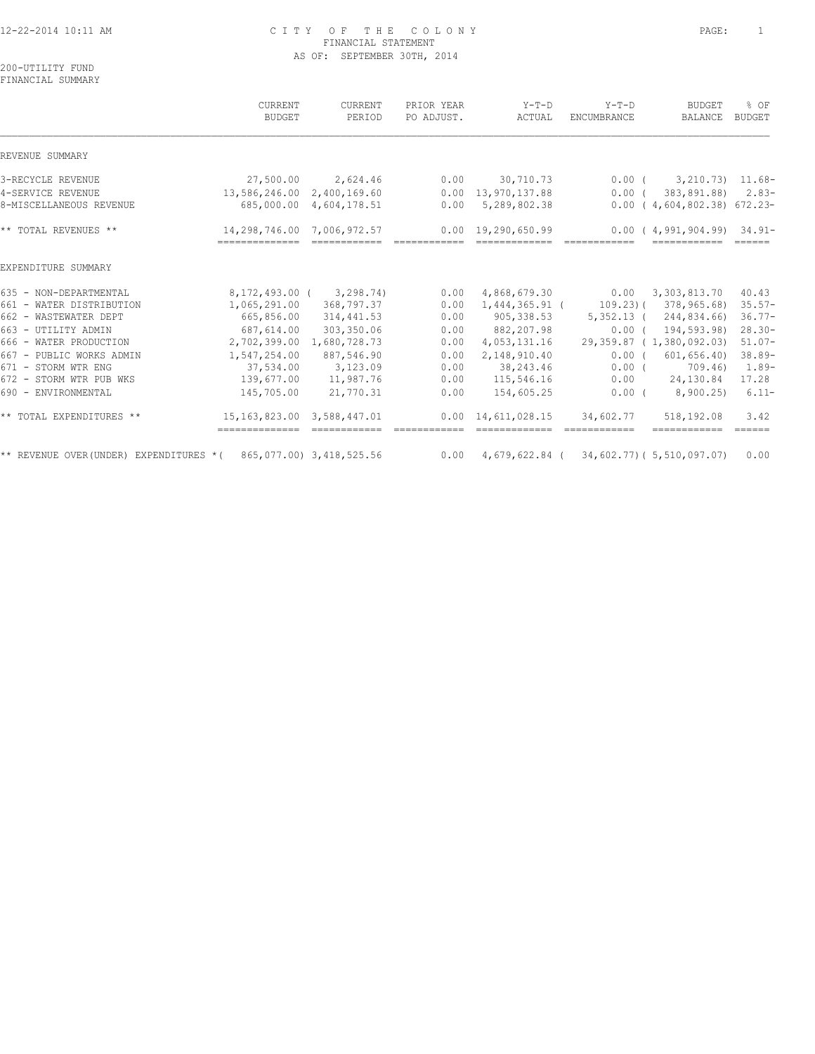CITY OF THE COLONY
FINANCIAL STATEMENT
AS OF: SEPTEMBER 30TH, 2014

200-UTILITY FUND
FINANCIAL SUMMARY

| | CURRENT BUDGET | CURRENT PERIOD | PRIOR YEAR PO ADJUST. | Y-T-D ACTUAL | Y-T-D ENCUMBRANCE | BUDGET BALANCE | % OF BUDGET |
|---|---|---|---|---|---|---|---|
| REVENUE SUMMARY | | | | | | | |
| 3-RECYCLE REVENUE | 27,500.00 | 2,624.46 | 0.00 | 30,710.73 | 0.00 | ( 3,210.73) | 11.68- |
| 4-SERVICE REVENUE | 13,586,246.00 | 2,400,169.60 | 0.00 | 13,970,137.88 | 0.00 | ( 383,891.88) | 2.83- |
| 8-MISCELLANEOUS REVENUE | 685,000.00 | 4,604,178.51 | 0.00 | 5,289,802.38 | 0.00 | ( 4,604,802.38) | 672.23- |
| ** TOTAL REVENUES ** | 14,298,746.00 | 7,006,972.57 | 0.00 | 19,290,650.99 | 0.00 | ( 4,991,904.99) | 34.91- |
| EXPENDITURE SUMMARY | | | | | | | |
| 635 - NON-DEPARTMENTAL | 8,172,493.00 | ( 3,298.74) | 0.00 | 4,868,679.30 | 0.00 | 3,303,813.70 | 40.43 |
| 661 - WATER DISTRIBUTION | 1,065,291.00 | 368,797.37 | 0.00 | 1,444,365.91 | ( 109.23) | ( 378,965.68) | 35.57- |
| 662 - WASTEWATER DEPT | 665,856.00 | 314,441.53 | 0.00 | 905,338.53 | 5,352.13 | ( 244,834.66) | 36.77- |
| 663 - UTILITY ADMIN | 687,614.00 | 303,350.06 | 0.00 | 882,207.98 | 0.00 | ( 194,593.98) | 28.30- |
| 666 - WATER PRODUCTION | 2,702,399.00 | 1,680,728.73 | 0.00 | 4,053,131.16 | 29,359.87 | ( 1,380,092.03) | 51.07- |
| 667 - PUBLIC WORKS ADMIN | 1,547,254.00 | 887,546.90 | 0.00 | 2,148,910.40 | 0.00 | ( 601,656.40) | 38.89- |
| 671 - STORM WTR ENG | 37,534.00 | 3,123.09 | 0.00 | 38,243.46 | 0.00 | ( 709.46) | 1.89- |
| 672 - STORM WTR PUB WKS | 139,677.00 | 11,987.76 | 0.00 | 115,546.16 | 0.00 | 24,130.84 | 17.28 |
| 690 - ENVIRONMENTAL | 145,705.00 | 21,770.31 | 0.00 | 154,605.25 | 0.00 | ( 8,900.25) | 6.11- |
| ** TOTAL EXPENDITURES ** | 15,163,823.00 | 3,588,447.01 | 0.00 | 14,611,028.15 | 34,602.77 | 518,192.08 | 3.42 |
| ** REVENUE OVER(UNDER) EXPENDITURES * | ( 865,077.00) | 3,418,525.56 | 0.00 | 4,679,622.84 | ( 34,602.77) | ( 5,510,097.07) | 0.00 |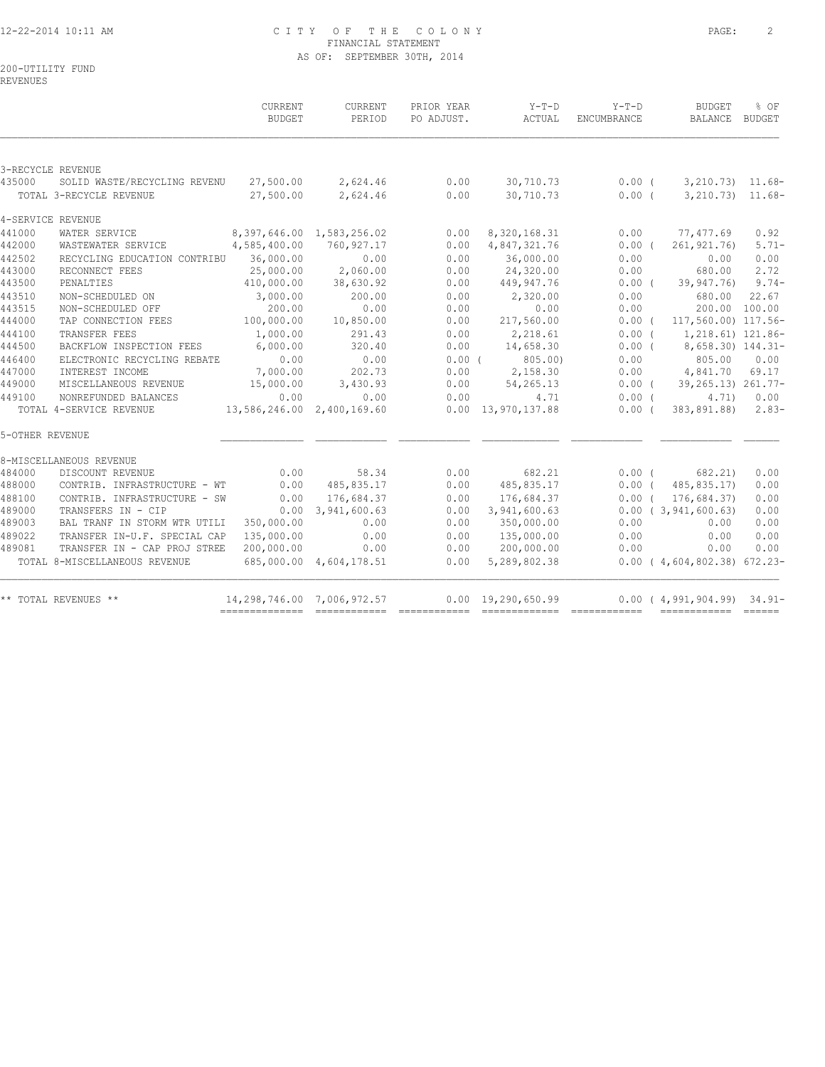# CITY OF THE COLONY
## FINANCIAL STATEMENT
### AS OF: SEPTEMBER 30TH, 2014

200-UTILITY FUND
REVENUES

| | | CURRENT BUDGET | CURRENT PERIOD | PRIOR YEAR PO ADJUST. | Y-T-D ACTUAL | Y-T-D ENCUMBRANCE | BUDGET BALANCE | % OF BUDGET |
|---|---|---|---|---|---|---|---|---|
| **3-RECYCLE REVENUE** | | | | | | | | |
| 435000 | SOLID WASTE/RECYCLING REVENU | 27,500.00 | 2,624.46 | 0.00 | 30,710.73 | 0.00 | ( 3,210.73) | 11.68- |
| | TOTAL 3-RECYCLE REVENUE | 27,500.00 | 2,624.46 | 0.00 | 30,710.73 | 0.00 | ( 3,210.73) | 11.68- |
| **4-SERVICE REVENUE** | | | | | | | | |
| 441000 | WATER SERVICE | 8,397,646.00 | 1,583,256.02 | 0.00 | 8,320,168.31 | 0.00 | 77,477.69 | 0.92 |
| 442000 | WASTEWATER SERVICE | 4,585,400.00 | 760,927.17 | 0.00 | 4,847,321.76 | 0.00 | ( 261,921.76) | 5.71- |
| 442502 | RECYCLING EDUCATION CONTRIBU | 36,000.00 | 0.00 | 0.00 | 36,000.00 | 0.00 | 0.00 | 0.00 |
| 443000 | RECONNECT FEES | 25,000.00 | 2,060.00 | 0.00 | 24,320.00 | 0.00 | 680.00 | 2.72 |
| 443500 | PENALTIES | 410,000.00 | 38,630.92 | 0.00 | 449,947.76 | 0.00 | ( 39,947.76) | 9.74- |
| 443510 | NON-SCHEDULED ON | 3,000.00 | 200.00 | 0.00 | 2,320.00 | 0.00 | 680.00 | 22.67 |
| 443515 | NON-SCHEDULED OFF | 200.00 | 0.00 | 0.00 | 0.00 | 0.00 | 200.00 | 100.00 |
| 444000 | TAP CONNECTION FEES | 100,000.00 | 10,850.00 | 0.00 | 217,560.00 | 0.00 | ( 117,560.00) | 117.56- |
| 444100 | TRANSFER FEES | 1,000.00 | 291.43 | 0.00 | 2,218.61 | 0.00 | ( 1,218.61) | 121.86- |
| 444500 | BACKFLOW INSPECTION FEES | 6,000.00 | 320.40 | 0.00 | 14,658.30 | 0.00 | ( 8,658.30) | 144.31- |
| 446400 | ELECTRONIC RECYCLING REBATE | 0.00 | 0.00 | 0.00 | ( 805.00) | 0.00 | 805.00 | 0.00 |
| 447000 | INTEREST INCOME | 7,000.00 | 202.73 | 0.00 | 2,158.30 | 0.00 | 4,841.70 | 69.17 |
| 449000 | MISCELLANEOUS REVENUE | 15,000.00 | 3,430.93 | 0.00 | 54,265.13 | 0.00 | ( 39,265.13) | 261.77- |
| 449100 | NONREFUNDED BALANCES | 0.00 | 0.00 | 0.00 | 4.71 | 0.00 | ( 4.71) | 0.00 |
| | TOTAL 4-SERVICE REVENUE | 13,586,246.00 | 2,400,169.60 | 0.00 | 13,970,137.88 | 0.00 | ( 383,891.88) | 2.83- |
| **5-OTHER REVENUE** | | | | | | | | |
| **8-MISCELLANEOUS REVENUE** | | | | | | | | |
| 484000 | DISCOUNT REVENUE | 0.00 | 58.34 | 0.00 | 682.21 | 0.00 | ( 682.21) | 0.00 |
| 488000 | CONTRIB. INFRASTRUCTURE - WT | 0.00 | 485,835.17 | 0.00 | 485,835.17 | 0.00 | ( 485,835.17) | 0.00 |
| 488100 | CONTRIB. INFRASTRUCTURE - SW | 0.00 | 176,684.37 | 0.00 | 176,684.37 | 0.00 | ( 176,684.37) | 0.00 |
| 489000 | TRANSFERS IN - CIP | 0.00 | 3,941,600.63 | 0.00 | 3,941,600.63 | 0.00 | ( 3,941,600.63) | 0.00 |
| 489003 | BAL TRANF IN STORM WTR UTILI | 350,000.00 | 0.00 | 0.00 | 350,000.00 | 0.00 | 0.00 | 0.00 |
| 489022 | TRANSFER IN-U.F. SPECIAL CAP | 135,000.00 | 0.00 | 0.00 | 135,000.00 | 0.00 | 0.00 | 0.00 |
| 489081 | TRANSFER IN - CAP PROJ STREE | 200,000.00 | 0.00 | 0.00 | 200,000.00 | 0.00 | 0.00 | 0.00 |
| | TOTAL 8-MISCELLANEOUS REVENUE | 685,000.00 | 4,604,178.51 | 0.00 | 5,289,802.38 | 0.00 | ( 4,604,802.38) | 672.23- |
| ** TOTAL REVENUES ** | | 14,298,746.00 | 7,006,972.57 | 0.00 | 19,290,650.99 | 0.00 | ( 4,991,904.99) | 34.91- |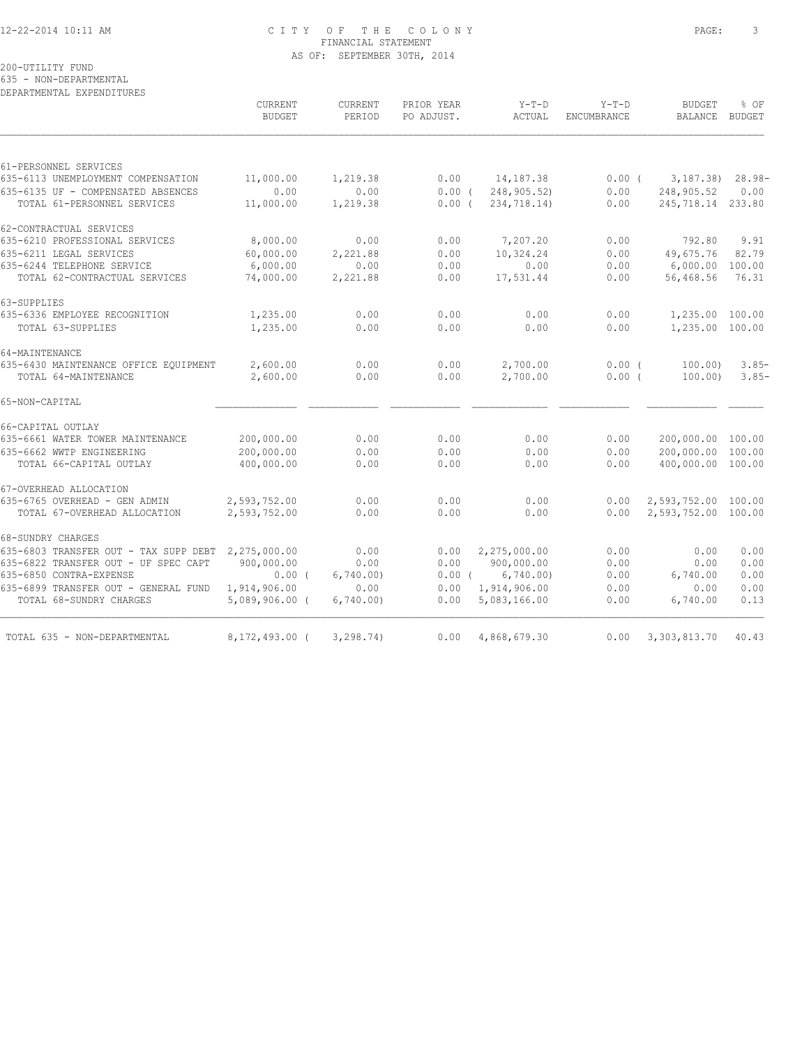CITY OF THE COLONY
FINANCIAL STATEMENT
AS OF: SEPTEMBER 30TH, 2014

200-UTILITY FUND
635 - NON-DEPARTMENTAL
DEPARTMENTAL EXPENDITURES

| | CURRENT BUDGET | CURRENT PERIOD | PRIOR YEAR PO ADJUST. | Y-T-D ACTUAL | Y-T-D ENCUMBRANCE | BUDGET BALANCE | % OF BUDGET |
|---|---|---|---|---|---|---|---|
| 61-PERSONNEL SERVICES | | | | | | | |
| 635-6113 UNEMPLOYMENT COMPENSATION | 11,000.00 | 1,219.38 | 0.00 | 14,187.38 | 0.00 | ( 3,187.38) | 28.98- |
| 635-6135 UF - COMPENSATED ABSENCES | 0.00 | 0.00 | 0.00 | ( 248,905.52) | 0.00 | 248,905.52 | 0.00 |
| TOTAL 61-PERSONNEL SERVICES | 11,000.00 | 1,219.38 | 0.00 | ( 234,718.14) | 0.00 | 245,718.14 | 233.80 |
| 62-CONTRACTUAL SERVICES | | | | | | | |
| 635-6210 PROFESSIONAL SERVICES | 8,000.00 | 0.00 | 0.00 | 7,207.20 | 0.00 | 792.80 | 9.91 |
| 635-6211 LEGAL SERVICES | 60,000.00 | 2,221.88 | 0.00 | 10,324.24 | 0.00 | 49,675.76 | 82.79 |
| 635-6244 TELEPHONE SERVICE | 6,000.00 | 0.00 | 0.00 | 0.00 | 0.00 | 6,000.00 | 100.00 |
| TOTAL 62-CONTRACTUAL SERVICES | 74,000.00 | 2,221.88 | 0.00 | 17,531.44 | 0.00 | 56,468.56 | 76.31 |
| 63-SUPPLIES | | | | | | | |
| 635-6336 EMPLOYEE RECOGNITION | 1,235.00 | 0.00 | 0.00 | 0.00 | 0.00 | 1,235.00 | 100.00 |
| TOTAL 63-SUPPLIES | 1,235.00 | 0.00 | 0.00 | 0.00 | 0.00 | 1,235.00 | 100.00 |
| 64-MAINTENANCE | | | | | | | |
| 635-6430 MAINTENANCE OFFICE EQUIPMENT | 2,600.00 | 0.00 | 0.00 | 2,700.00 | 0.00 | ( 100.00) | 3.85- |
| TOTAL 64-MAINTENANCE | 2,600.00 | 0.00 | 0.00 | 2,700.00 | 0.00 | ( 100.00) | 3.85- |
| 65-NON-CAPITAL | | | | | | | |
| 66-CAPITAL OUTLAY | | | | | | | |
| 635-6661 WATER TOWER MAINTENANCE | 200,000.00 | 0.00 | 0.00 | 0.00 | 0.00 | 200,000.00 | 100.00 |
| 635-6662 WWTP ENGINEERING | 200,000.00 | 0.00 | 0.00 | 0.00 | 0.00 | 200,000.00 | 100.00 |
| TOTAL 66-CAPITAL OUTLAY | 400,000.00 | 0.00 | 0.00 | 0.00 | 0.00 | 400,000.00 | 100.00 |
| 67-OVERHEAD ALLOCATION | | | | | | | |
| 635-6765 OVERHEAD - GEN ADMIN | 2,593,752.00 | 0.00 | 0.00 | 0.00 | 0.00 | 2,593,752.00 | 100.00 |
| TOTAL 67-OVERHEAD ALLOCATION | 2,593,752.00 | 0.00 | 0.00 | 0.00 | 0.00 | 2,593,752.00 | 100.00 |
| 68-SUNDRY CHARGES | | | | | | | |
| 635-6803 TRANSFER OUT - TAX SUPP DEBT | 2,275,000.00 | 0.00 | 0.00 | 2,275,000.00 | 0.00 | 0.00 | 0.00 |
| 635-6822 TRANSFER OUT - UF SPEC CAPT | 900,000.00 | 0.00 | 0.00 | 900,000.00 | 0.00 | 0.00 | 0.00 |
| 635-6850 CONTRA-EXPENSE | 0.00 | ( 6,740.00) | 0.00 | ( 6,740.00) | 0.00 | 6,740.00 | 0.00 |
| 635-6899 TRANSFER OUT - GENERAL FUND | 1,914,906.00 | 0.00 | 0.00 | 1,914,906.00 | 0.00 | 0.00 | 0.00 |
| TOTAL 68-SUNDRY CHARGES | 5,089,906.00 | ( 6,740.00) | 0.00 | 5,083,166.00 | 0.00 | 6,740.00 | 0.13 |
| TOTAL 635 - NON-DEPARTMENTAL | 8,172,493.00 | ( 3,298.74) | 0.00 | 4,868,679.30 | 0.00 | 3,303,813.70 | 40.43 |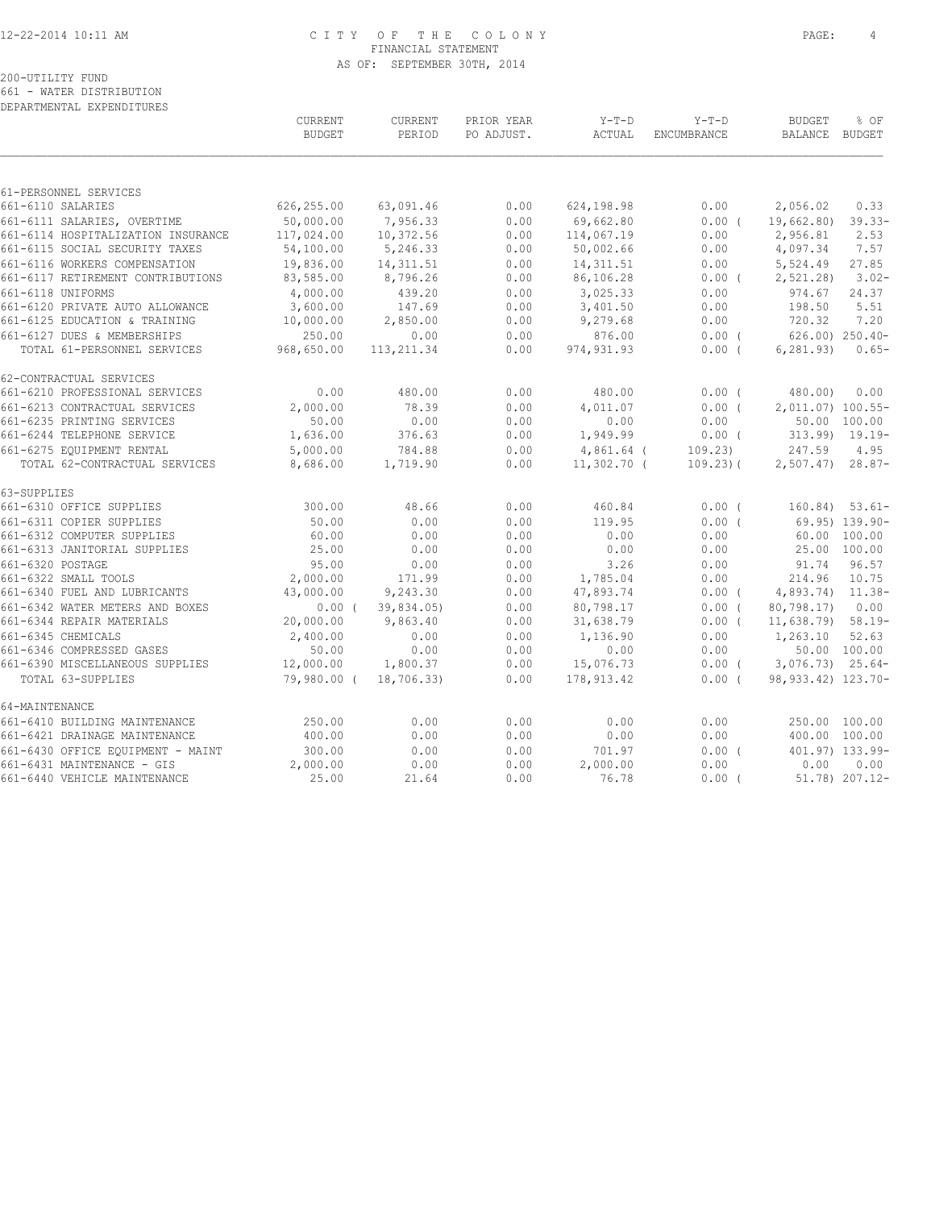CITY OF THE COLONY
FINANCIAL STATEMENT
AS OF: SEPTEMBER 30TH, 2014

200-UTILITY FUND
661 - WATER DISTRIBUTION
DEPARTMENTAL EXPENDITURES

| | CURRENT BUDGET | CURRENT PERIOD | PRIOR YEAR PO ADJUST. | Y-T-D ACTUAL | Y-T-D ENCUMBRANCE | BUDGET BALANCE | % OF BUDGET |
|---|---|---|---|---|---|---|---|
| 61-PERSONNEL SERVICES | | | | | | | |
| 661-6110 SALARIES | 626,255.00 | 63,091.46 | 0.00 | 624,198.98 | 0.00 | 2,056.02 | 0.33 |
| 661-6111 SALARIES, OVERTIME | 50,000.00 | 7,956.33 | 0.00 | 69,662.80 | 0.00 | ( 19,662.80) | 39.33- |
| 661-6114 HOSPITALIZATION INSURANCE | 117,024.00 | 10,372.56 | 0.00 | 114,067.19 | 0.00 | 2,956.81 | 2.53 |
| 661-6115 SOCIAL SECURITY TAXES | 54,100.00 | 5,246.33 | 0.00 | 50,002.66 | 0.00 | 4,097.34 | 7.57 |
| 661-6116 WORKERS COMPENSATION | 19,836.00 | 14,311.51 | 0.00 | 14,311.51 | 0.00 | 5,524.49 | 27.85 |
| 661-6117 RETIREMENT CONTRIBUTIONS | 83,585.00 | 8,796.26 | 0.00 | 86,106.28 | 0.00 | ( 2,521.28) | 3.02- |
| 661-6118 UNIFORMS | 4,000.00 | 439.20 | 0.00 | 3,025.33 | 0.00 | 974.67 | 24.37 |
| 661-6120 PRIVATE AUTO ALLOWANCE | 3,600.00 | 147.69 | 0.00 | 3,401.50 | 0.00 | 198.50 | 5.51 |
| 661-6125 EDUCATION & TRAINING | 10,000.00 | 2,850.00 | 0.00 | 9,279.68 | 0.00 | 720.32 | 7.20 |
| 661-6127 DUES & MEMBERSHIPS | 250.00 | 0.00 | 0.00 | 876.00 | 0.00 | ( 626.00) | 250.40- |
| TOTAL 61-PERSONNEL SERVICES | 968,650.00 | 113,211.34 | 0.00 | 974,931.93 | 0.00 | ( 6,281.93) | 0.65- |
| 62-CONTRACTUAL SERVICES | | | | | | | |
| 661-6210 PROFESSIONAL SERVICES | 0.00 | 480.00 | 0.00 | 480.00 | 0.00 | ( 480.00) | 0.00 |
| 661-6213 CONTRACTUAL SERVICES | 2,000.00 | 78.39 | 0.00 | 4,011.07 | 0.00 | ( 2,011.07) | 100.55- |
| 661-6235 PRINTING SERVICES | 50.00 | 0.00 | 0.00 | 0.00 | 0.00 | 50.00 | 100.00 |
| 661-6244 TELEPHONE SERVICE | 1,636.00 | 376.63 | 0.00 | 1,949.99 | 0.00 | ( 313.99) | 19.19- |
| 661-6275 EQUIPMENT RENTAL | 5,000.00 | 784.88 | 0.00 | 4,861.64 | ( 109.23) | 247.59 | 4.95 |
| TOTAL 62-CONTRACTUAL SERVICES | 8,686.00 | 1,719.90 | 0.00 | 11,302.70 | ( 109.23) | ( 2,507.47) | 28.87- |
| 63-SUPPLIES | | | | | | | |
| 661-6310 OFFICE SUPPLIES | 300.00 | 48.66 | 0.00 | 460.84 | 0.00 | ( 160.84) | 53.61- |
| 661-6311 COPIER SUPPLIES | 50.00 | 0.00 | 0.00 | 119.95 | 0.00 | ( 69.95) | 139.90- |
| 661-6312 COMPUTER SUPPLIES | 60.00 | 0.00 | 0.00 | 0.00 | 0.00 | 60.00 | 100.00 |
| 661-6313 JANITORIAL SUPPLIES | 25.00 | 0.00 | 0.00 | 0.00 | 0.00 | 25.00 | 100.00 |
| 661-6320 POSTAGE | 95.00 | 0.00 | 0.00 | 3.26 | 0.00 | 91.74 | 96.57 |
| 661-6322 SMALL TOOLS | 2,000.00 | 171.99 | 0.00 | 1,785.04 | 0.00 | 214.96 | 10.75 |
| 661-6340 FUEL AND LUBRICANTS | 43,000.00 | 9,243.30 | 0.00 | 47,893.74 | 0.00 | ( 4,893.74) | 11.38- |
| 661-6342 WATER METERS AND BOXES | 0.00 | ( 39,834.05) | 0.00 | 80,798.17 | 0.00 | ( 80,798.17) | 0.00 |
| 661-6344 REPAIR MATERIALS | 20,000.00 | 9,863.40 | 0.00 | 31,638.79 | 0.00 | ( 11,638.79) | 58.19- |
| 661-6345 CHEMICALS | 2,400.00 | 0.00 | 0.00 | 1,136.90 | 0.00 | 1,263.10 | 52.63 |
| 661-6346 COMPRESSED GASES | 50.00 | 0.00 | 0.00 | 0.00 | 0.00 | 50.00 | 100.00 |
| 661-6390 MISCELLANEOUS SUPPLIES | 12,000.00 | 1,800.37 | 0.00 | 15,076.73 | 0.00 | ( 3,076.73) | 25.64- |
| TOTAL 63-SUPPLIES | 79,980.00 | ( 18,706.33) | 0.00 | 178,913.42 | 0.00 | ( 98,933.42) | 123.70- |
| 64-MAINTENANCE | | | | | | | |
| 661-6410 BUILDING MAINTENANCE | 250.00 | 0.00 | 0.00 | 0.00 | 0.00 | 250.00 | 100.00 |
| 661-6421 DRAINAGE MAINTENANCE | 400.00 | 0.00 | 0.00 | 0.00 | 0.00 | 400.00 | 100.00 |
| 661-6430 OFFICE EQUIPMENT - MAINT | 300.00 | 0.00 | 0.00 | 701.97 | 0.00 | ( 401.97) | 133.99- |
| 661-6431 MAINTENANCE - GIS | 2,000.00 | 0.00 | 0.00 | 2,000.00 | 0.00 | 0.00 | 0.00 |
| 661-6440 VEHICLE MAINTENANCE | 25.00 | 21.64 | 0.00 | 76.78 | 0.00 | ( 51.78) | 207.12- |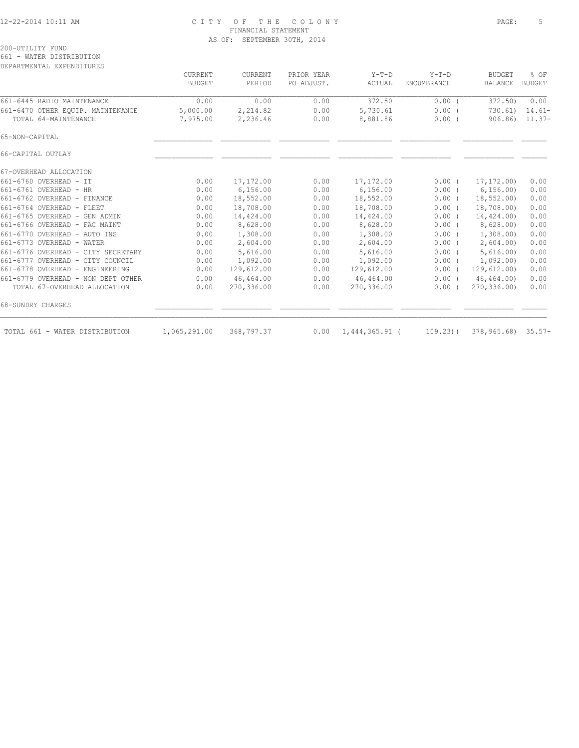CITY OF THE COLONY
FINANCIAL STATEMENT
AS OF: SEPTEMBER 30TH, 2014

200-UTILITY FUND
661 - WATER DISTRIBUTION
DEPARTMENTAL EXPENDITURES

| | CURRENT BUDGET | CURRENT PERIOD | PRIOR YEAR PO ADJUST. | Y-T-D ACTUAL | Y-T-D ENCUMBRANCE | BUDGET BALANCE | % OF BUDGET |
|---|---|---|---|---|---|---|---|
| 661-6445 RADIO MAINTENANCE | 0.00 | 0.00 | 0.00 | 372.50 | 0.00 | ( 372.50) | 0.00 |
| 661-6470 OTHER EQUIP. MAINTENANCE | 5,000.00 | 2,214.82 | 0.00 | 5,730.61 | 0.00 | ( 730.61) | 14.61- |
| TOTAL 64-MAINTENANCE | 7,975.00 | 2,236.46 | 0.00 | 8,881.86 | 0.00 | ( 906.86) | 11.37- |
| 65-NON-CAPITAL | | | | | | | |
| 66-CAPITAL OUTLAY | | | | | | | |
| 67-OVERHEAD ALLOCATION | | | | | | | |
| 661-6760 OVERHEAD - IT | 0.00 | 17,172.00 | 0.00 | 17,172.00 | 0.00 | ( 17,172.00) | 0.00 |
| 661-6761 OVERHEAD - HR | 0.00 | 6,156.00 | 0.00 | 6,156.00 | 0.00 | ( 6,156.00) | 0.00 |
| 661-6762 OVERHEAD - FINANCE | 0.00 | 18,552.00 | 0.00 | 18,552.00 | 0.00 | ( 18,552.00) | 0.00 |
| 661-6764 OVERHEAD - FLEET | 0.00 | 18,708.00 | 0.00 | 18,708.00 | 0.00 | ( 18,708.00) | 0.00 |
| 661-6765 OVERHEAD - GEN ADMIN | 0.00 | 14,424.00 | 0.00 | 14,424.00 | 0.00 | ( 14,424.00) | 0.00 |
| 661-6766 OVERHEAD - FAC MAINT | 0.00 | 8,628.00 | 0.00 | 8,628.00 | 0.00 | ( 8,628.00) | 0.00 |
| 661-6770 OVERHEAD - AUTO INS | 0.00 | 1,308.00 | 0.00 | 1,308.00 | 0.00 | ( 1,308.00) | 0.00 |
| 661-6773 OVERHEAD - WATER | 0.00 | 2,604.00 | 0.00 | 2,604.00 | 0.00 | ( 2,604.00) | 0.00 |
| 661-6776 OVERHEAD - CITY SECRETARY | 0.00 | 5,616.00 | 0.00 | 5,616.00 | 0.00 | ( 5,616.00) | 0.00 |
| 661-6777 OVERHEAD - CITY COUNCIL | 0.00 | 1,092.00 | 0.00 | 1,092.00 | 0.00 | ( 1,092.00) | 0.00 |
| 661-6778 OVERHEAD - ENGINEERING | 0.00 | 129,612.00 | 0.00 | 129,612.00 | 0.00 | ( 129,612.00) | 0.00 |
| 661-6779 OVERHEAD - NON DEPT OTHER | 0.00 | 46,464.00 | 0.00 | 46,464.00 | 0.00 | ( 46,464.00) | 0.00 |
| TOTAL 67-OVERHEAD ALLOCATION | 0.00 | 270,336.00 | 0.00 | 270,336.00 | 0.00 | ( 270,336.00) | 0.00 |
| 68-SUNDRY CHARGES | | | | | | | |
| TOTAL 661 - WATER DISTRIBUTION | 1,065,291.00 | 368,797.37 | 0.00 | 1,444,365.91 | ( 109.23) | ( 378,965.68) | 35.57- |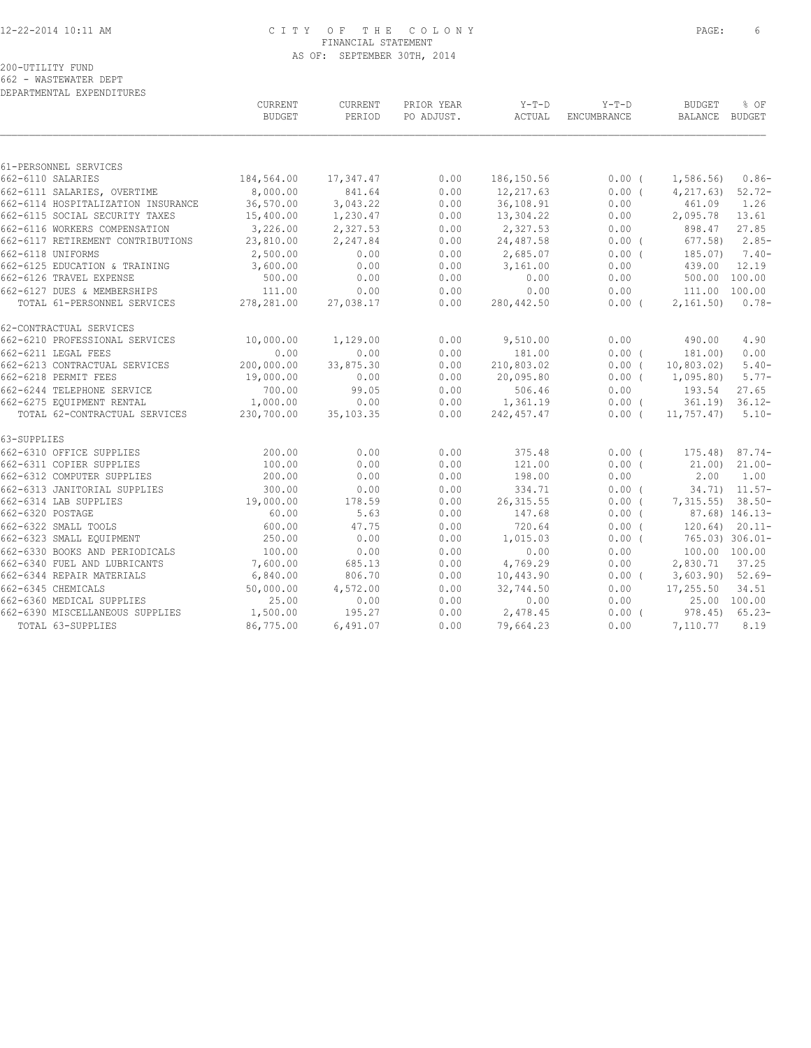CITY OF THE COLONY
FINANCIAL STATEMENT
AS OF: SEPTEMBER 30TH, 2014

200-UTILITY FUND
662 - WASTEWATER DEPT
DEPARTMENTAL EXPENDITURES

| | CURRENT BUDGET | CURRENT PERIOD | PRIOR YEAR PO ADJUST. | Y-T-D ACTUAL | Y-T-D ENCUMBRANCE | BUDGET BALANCE | % OF BUDGET |
|---|---|---|---|---|---|---|---|
| 61-PERSONNEL SERVICES | | | | | | | |
| 662-6110 SALARIES | 184,564.00 | 17,347.47 | 0.00 | 186,150.56 | 0.00 | ( 1,586.56) | 0.86- |
| 662-6111 SALARIES, OVERTIME | 8,000.00 | 841.64 | 0.00 | 12,217.63 | 0.00 | ( 4,217.63) | 52.72- |
| 662-6114 HOSPITALIZATION INSURANCE | 36,570.00 | 3,043.22 | 0.00 | 36,108.91 | 0.00 | 461.09 | 1.26 |
| 662-6115 SOCIAL SECURITY TAXES | 15,400.00 | 1,230.47 | 0.00 | 13,304.22 | 0.00 | 2,095.78 | 13.61 |
| 662-6116 WORKERS COMPENSATION | 3,226.00 | 2,327.53 | 0.00 | 2,327.53 | 0.00 | 898.47 | 27.85 |
| 662-6117 RETIREMENT CONTRIBUTIONS | 23,810.00 | 2,247.84 | 0.00 | 24,487.58 | 0.00 | ( 677.58) | 2.85- |
| 662-6118 UNIFORMS | 2,500.00 | 0.00 | 0.00 | 2,685.07 | 0.00 | ( 185.07) | 7.40- |
| 662-6125 EDUCATION & TRAINING | 3,600.00 | 0.00 | 0.00 | 3,161.00 | 0.00 | 439.00 | 12.19 |
| 662-6126 TRAVEL EXPENSE | 500.00 | 0.00 | 0.00 | 0.00 | 0.00 | 500.00 | 100.00 |
| 662-6127 DUES & MEMBERSHIPS | 111.00 | 0.00 | 0.00 | 0.00 | 0.00 | 111.00 | 100.00 |
| TOTAL 61-PERSONNEL SERVICES | 278,281.00 | 27,038.17 | 0.00 | 280,442.50 | 0.00 | ( 2,161.50) | 0.78- |
| 62-CONTRACTUAL SERVICES | | | | | | | |
| 662-6210 PROFESSIONAL SERVICES | 10,000.00 | 1,129.00 | 0.00 | 9,510.00 | 0.00 | 490.00 | 4.90 |
| 662-6211 LEGAL FEES | 0.00 | 0.00 | 0.00 | 181.00 | 0.00 | ( 181.00) | 0.00 |
| 662-6213 CONTRACTUAL SERVICES | 200,000.00 | 33,875.30 | 0.00 | 210,803.02 | 0.00 | ( 10,803.02) | 5.40- |
| 662-6218 PERMIT FEES | 19,000.00 | 0.00 | 0.00 | 20,095.80 | 0.00 | ( 1,095.80) | 5.77- |
| 662-6244 TELEPHONE SERVICE | 700.00 | 99.05 | 0.00 | 506.46 | 0.00 | 193.54 | 27.65 |
| 662-6275 EQUIPMENT RENTAL | 1,000.00 | 0.00 | 0.00 | 1,361.19 | 0.00 | ( 361.19) | 36.12- |
| TOTAL 62-CONTRACTUAL SERVICES | 230,700.00 | 35,103.35 | 0.00 | 242,457.47 | 0.00 | ( 11,757.47) | 5.10- |
| 63-SUPPLIES | | | | | | | |
| 662-6310 OFFICE SUPPLIES | 200.00 | 0.00 | 0.00 | 375.48 | 0.00 | ( 175.48) | 87.74- |
| 662-6311 COPIER SUPPLIES | 100.00 | 0.00 | 0.00 | 121.00 | 0.00 | ( 21.00) | 21.00- |
| 662-6312 COMPUTER SUPPLIES | 200.00 | 0.00 | 0.00 | 198.00 | 0.00 | 2.00 | 1.00 |
| 662-6313 JANITORIAL SUPPLIES | 300.00 | 0.00 | 0.00 | 334.71 | 0.00 | ( 34.71) | 11.57- |
| 662-6314 LAB SUPPLIES | 19,000.00 | 178.59 | 0.00 | 26,315.55 | 0.00 | ( 7,315.55) | 38.50- |
| 662-6320 POSTAGE | 60.00 | 5.63 | 0.00 | 147.68 | 0.00 | ( 87.68) | 146.13- |
| 662-6322 SMALL TOOLS | 600.00 | 47.75 | 0.00 | 720.64 | 0.00 | ( 120.64) | 20.11- |
| 662-6323 SMALL EQUIPMENT | 250.00 | 0.00 | 0.00 | 1,015.03 | 0.00 | ( 765.03) | 306.01- |
| 662-6330 BOOKS AND PERIODICALS | 100.00 | 0.00 | 0.00 | 0.00 | 0.00 | 100.00 | 100.00 |
| 662-6340 FUEL AND LUBRICANTS | 7,600.00 | 685.13 | 0.00 | 4,769.29 | 0.00 | 2,830.71 | 37.25 |
| 662-6344 REPAIR MATERIALS | 6,840.00 | 806.70 | 0.00 | 10,443.90 | 0.00 | ( 3,603.90) | 52.69- |
| 662-6345 CHEMICALS | 50,000.00 | 4,572.00 | 0.00 | 32,744.50 | 0.00 | 17,255.50 | 34.51 |
| 662-6360 MEDICAL SUPPLIES | 25.00 | 0.00 | 0.00 | 0.00 | 0.00 | 25.00 | 100.00 |
| 662-6390 MISCELLANEOUS SUPPLIES | 1,500.00 | 195.27 | 0.00 | 2,478.45 | 0.00 | ( 978.45) | 65.23- |
| TOTAL 63-SUPPLIES | 86,775.00 | 6,491.07 | 0.00 | 79,664.23 | 0.00 | 7,110.77 | 8.19 |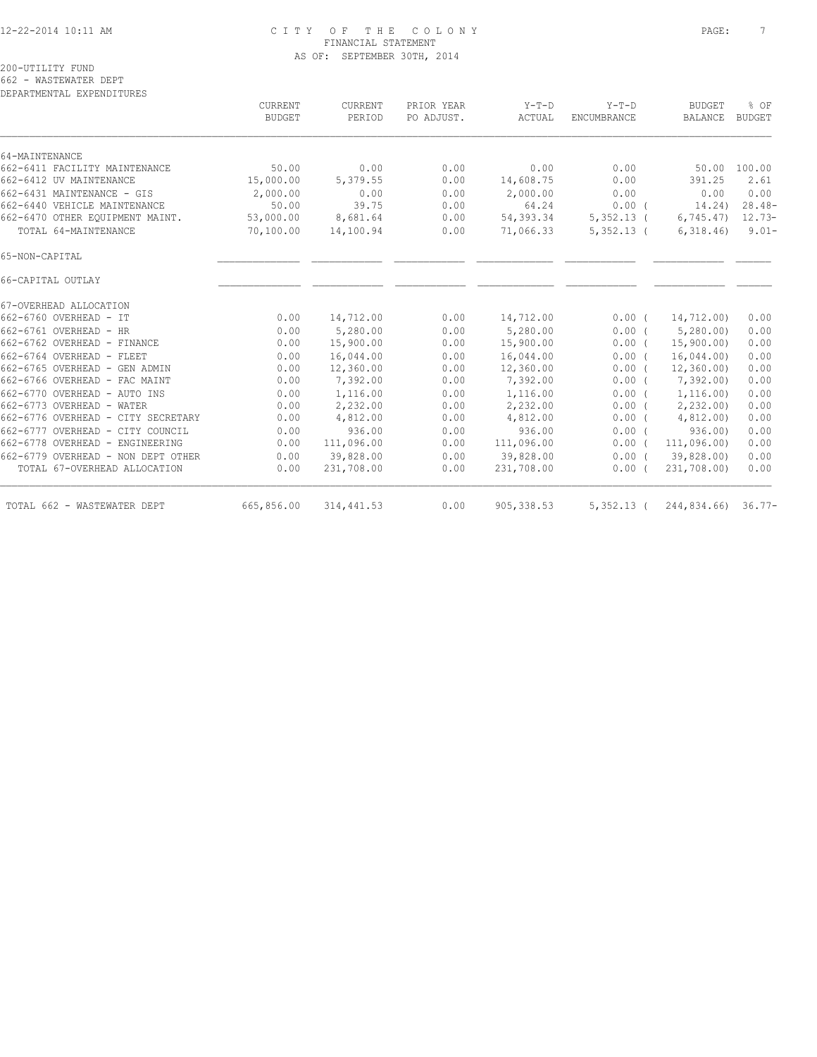CITY OF THE COLONY
FINANCIAL STATEMENT
AS OF: SEPTEMBER 30TH, 2014

200-UTILITY FUND
662 - WASTEWATER DEPT
DEPARTMENTAL EXPENDITURES

| | CURRENT BUDGET | CURRENT PERIOD | PRIOR YEAR PO ADJUST. | Y-T-D ACTUAL | Y-T-D ENCUMBRANCE | BUDGET BALANCE | % OF BUDGET |
|---|---|---|---|---|---|---|---|
| 64-MAINTENANCE | | | | | | | |
| 662-6411 FACILITY MAINTENANCE | 50.00 | 0.00 | 0.00 | 0.00 | 0.00 | 50.00 | 100.00 |
| 662-6412 UV MAINTENANCE | 15,000.00 | 5,379.55 | 0.00 | 14,608.75 | 0.00 | 391.25 | 2.61 |
| 662-6431 MAINTENANCE - GIS | 2,000.00 | 0.00 | 0.00 | 2,000.00 | 0.00 | 0.00 | 0.00 |
| 662-6440 VEHICLE MAINTENANCE | 50.00 | 39.75 | 0.00 | 64.24 | 0.00 ( | 14.24) | 28.48- |
| 662-6470 OTHER EQUIPMENT MAINT. | 53,000.00 | 8,681.64 | 0.00 | 54,393.34 | 5,352.13 ( | 6,745.47) | 12.73- |
| TOTAL 64-MAINTENANCE | 70,100.00 | 14,100.94 | 0.00 | 71,066.33 | 5,352.13 ( | 6,318.46) | 9.01- |
| 65-NON-CAPITAL | | | | | | | |
| 66-CAPITAL OUTLAY | | | | | | | |
| 67-OVERHEAD ALLOCATION | | | | | | | |
| 662-6760 OVERHEAD - IT | 0.00 | 14,712.00 | 0.00 | 14,712.00 | 0.00 ( | 14,712.00) | 0.00 |
| 662-6761 OVERHEAD - HR | 0.00 | 5,280.00 | 0.00 | 5,280.00 | 0.00 ( | 5,280.00) | 0.00 |
| 662-6762 OVERHEAD - FINANCE | 0.00 | 15,900.00 | 0.00 | 15,900.00 | 0.00 ( | 15,900.00) | 0.00 |
| 662-6764 OVERHEAD - FLEET | 0.00 | 16,044.00 | 0.00 | 16,044.00 | 0.00 ( | 16,044.00) | 0.00 |
| 662-6765 OVERHEAD - GEN ADMIN | 0.00 | 12,360.00 | 0.00 | 12,360.00 | 0.00 ( | 12,360.00) | 0.00 |
| 662-6766 OVERHEAD - FAC MAINT | 0.00 | 7,392.00 | 0.00 | 7,392.00 | 0.00 ( | 7,392.00) | 0.00 |
| 662-6770 OVERHEAD - AUTO INS | 0.00 | 1,116.00 | 0.00 | 1,116.00 | 0.00 ( | 1,116.00) | 0.00 |
| 662-6773 OVERHEAD - WATER | 0.00 | 2,232.00 | 0.00 | 2,232.00 | 0.00 ( | 2,232.00) | 0.00 |
| 662-6776 OVERHEAD - CITY SECRETARY | 0.00 | 4,812.00 | 0.00 | 4,812.00 | 0.00 ( | 4,812.00) | 0.00 |
| 662-6777 OVERHEAD - CITY COUNCIL | 0.00 | 936.00 | 0.00 | 936.00 | 0.00 ( | 936.00) | 0.00 |
| 662-6778 OVERHEAD - ENGINEERING | 0.00 | 111,096.00 | 0.00 | 111,096.00 | 0.00 ( | 111,096.00) | 0.00 |
| 662-6779 OVERHEAD - NON DEPT OTHER | 0.00 | 39,828.00 | 0.00 | 39,828.00 | 0.00 ( | 39,828.00) | 0.00 |
| TOTAL 67-OVERHEAD ALLOCATION | 0.00 | 231,708.00 | 0.00 | 231,708.00 | 0.00 ( | 231,708.00) | 0.00 |
| TOTAL 662 - WASTEWATER DEPT | 665,856.00 | 314,441.53 | 0.00 | 905,338.53 | 5,352.13 ( | 244,834.66) | 36.77- |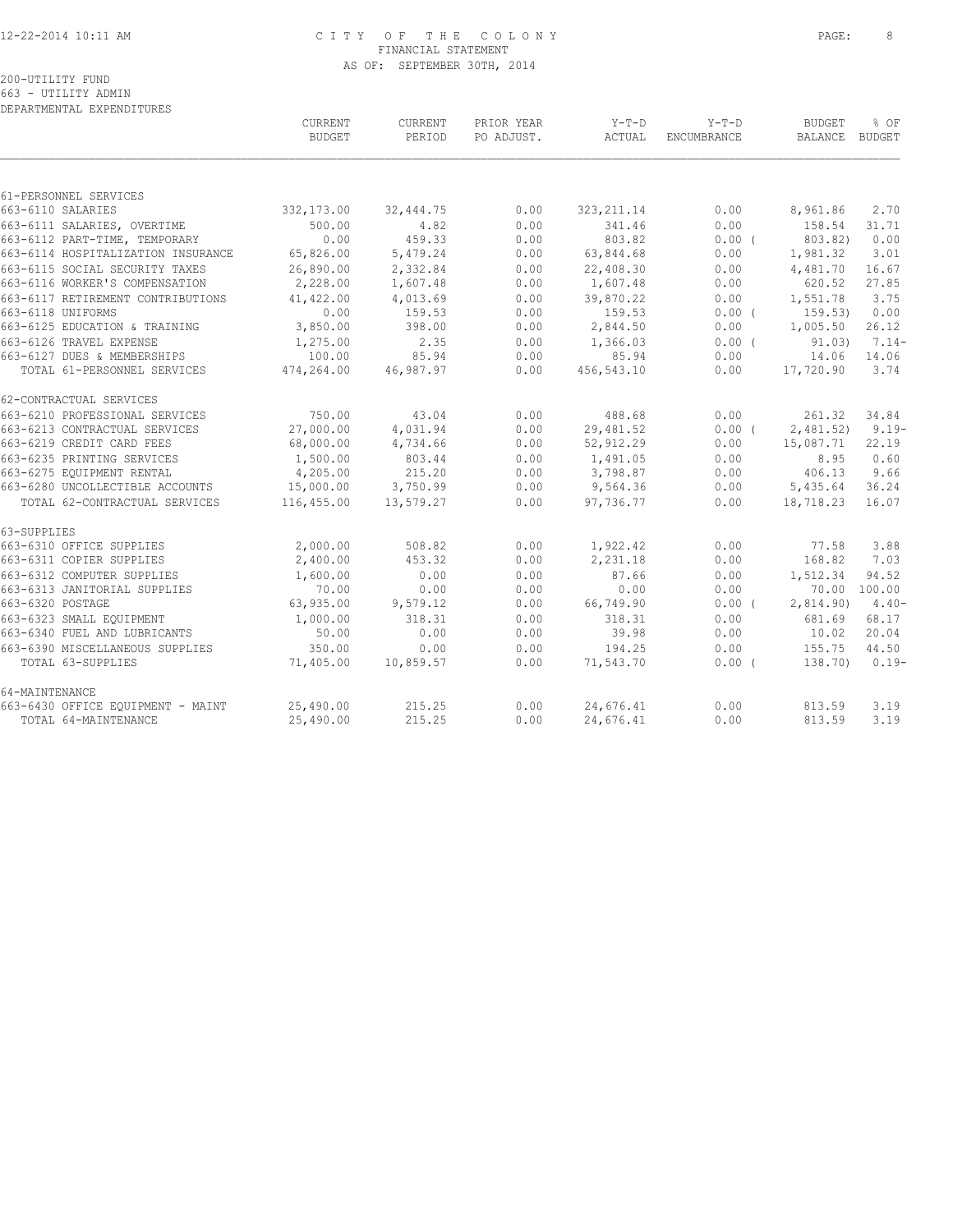CITY OF THE COLONY
FINANCIAL STATEMENT
AS OF: SEPTEMBER 30TH, 2014

200-UTILITY FUND
663 - UTILITY ADMIN
DEPARTMENTAL EXPENDITURES

| | CURRENT BUDGET | CURRENT PERIOD | PRIOR YEAR PO ADJUST. | Y-T-D ACTUAL | Y-T-D ENCUMBRANCE | BUDGET BALANCE | % OF BUDGET |
|---|---|---|---|---|---|---|---|
| **61-PERSONNEL SERVICES** | | | | | | | |
| 663-6110 SALARIES | 332,173.00 | 32,444.75 | 0.00 | 323,211.14 | 0.00 | 8,961.86 | 2.70 |
| 663-6111 SALARIES, OVERTIME | 500.00 | 4.82 | 0.00 | 341.46 | 0.00 | 158.54 | 31.71 |
| 663-6112 PART-TIME, TEMPORARY | 0.00 | 459.33 | 0.00 | 803.82 | 0.00 | ( 803.82) | 0.00 |
| 663-6114 HOSPITALIZATION INSURANCE | 65,826.00 | 5,479.24 | 0.00 | 63,844.68 | 0.00 | 1,981.32 | 3.01 |
| 663-6115 SOCIAL SECURITY TAXES | 26,890.00 | 2,332.84 | 0.00 | 22,408.30 | 0.00 | 4,481.70 | 16.67 |
| 663-6116 WORKER'S COMPENSATION | 2,228.00 | 1,607.48 | 0.00 | 1,607.48 | 0.00 | 620.52 | 27.85 |
| 663-6117 RETIREMENT CONTRIBUTIONS | 41,422.00 | 4,013.69 | 0.00 | 39,870.22 | 0.00 | 1,551.78 | 3.75 |
| 663-6118 UNIFORMS | 0.00 | 159.53 | 0.00 | 159.53 | 0.00 | ( 159.53) | 0.00 |
| 663-6125 EDUCATION & TRAINING | 3,850.00 | 398.00 | 0.00 | 2,844.50 | 0.00 | 1,005.50 | 26.12 |
| 663-6126 TRAVEL EXPENSE | 1,275.00 | 2.35 | 0.00 | 1,366.03 | 0.00 | ( 91.03) | 7.14- |
| 663-6127 DUES & MEMBERSHIPS | 100.00 | 85.94 | 0.00 | 85.94 | 0.00 | 14.06 | 14.06 |
| TOTAL 61-PERSONNEL SERVICES | 474,264.00 | 46,987.97 | 0.00 | 456,543.10 | 0.00 | 17,720.90 | 3.74 |
| **62-CONTRACTUAL SERVICES** | | | | | | | |
| 663-6210 PROFESSIONAL SERVICES | 750.00 | 43.04 | 0.00 | 488.68 | 0.00 | 261.32 | 34.84 |
| 663-6213 CONTRACTUAL SERVICES | 27,000.00 | 4,031.94 | 0.00 | 29,481.52 | 0.00 | ( 2,481.52) | 9.19- |
| 663-6219 CREDIT CARD FEES | 68,000.00 | 4,734.66 | 0.00 | 52,912.29 | 0.00 | 15,087.71 | 22.19 |
| 663-6235 PRINTING SERVICES | 1,500.00 | 803.44 | 0.00 | 1,491.05 | 0.00 | 8.95 | 0.60 |
| 663-6275 EQUIPMENT RENTAL | 4,205.00 | 215.20 | 0.00 | 3,798.87 | 0.00 | 406.13 | 9.66 |
| 663-6280 UNCOLLECTIBLE ACCOUNTS | 15,000.00 | 3,750.99 | 0.00 | 9,564.36 | 0.00 | 5,435.64 | 36.24 |
| TOTAL 62-CONTRACTUAL SERVICES | 116,455.00 | 13,579.27 | 0.00 | 97,736.77 | 0.00 | 18,718.23 | 16.07 |
| **63-SUPPLIES** | | | | | | | |
| 663-6310 OFFICE SUPPLIES | 2,000.00 | 508.82 | 0.00 | 1,922.42 | 0.00 | 77.58 | 3.88 |
| 663-6311 COPIER SUPPLIES | 2,400.00 | 453.32 | 0.00 | 2,231.18 | 0.00 | 168.82 | 7.03 |
| 663-6312 COMPUTER SUPPLIES | 1,600.00 | 0.00 | 0.00 | 87.66 | 0.00 | 1,512.34 | 94.52 |
| 663-6313 JANITORIAL SUPPLIES | 70.00 | 0.00 | 0.00 | 0.00 | 0.00 | 70.00 | 100.00 |
| 663-6320 POSTAGE | 63,935.00 | 9,579.12 | 0.00 | 66,749.90 | 0.00 | ( 2,814.90) | 4.40- |
| 663-6323 SMALL EQUIPMENT | 1,000.00 | 318.31 | 0.00 | 318.31 | 0.00 | 681.69 | 68.17 |
| 663-6340 FUEL AND LUBRICANTS | 50.00 | 0.00 | 0.00 | 39.98 | 0.00 | 10.02 | 20.04 |
| 663-6390 MISCELLANEOUS SUPPLIES | 350.00 | 0.00 | 0.00 | 194.25 | 0.00 | 155.75 | 44.50 |
| TOTAL 63-SUPPLIES | 71,405.00 | 10,859.57 | 0.00 | 71,543.70 | 0.00 | ( 138.70) | 0.19- |
| **64-MAINTENANCE** | | | | | | | |
| 663-6430 OFFICE EQUIPMENT - MAINT | 25,490.00 | 215.25 | 0.00 | 24,676.41 | 0.00 | 813.59 | 3.19 |
| TOTAL 64-MAINTENANCE | 25,490.00 | 215.25 | 0.00 | 24,676.41 | 0.00 | 813.59 | 3.19 |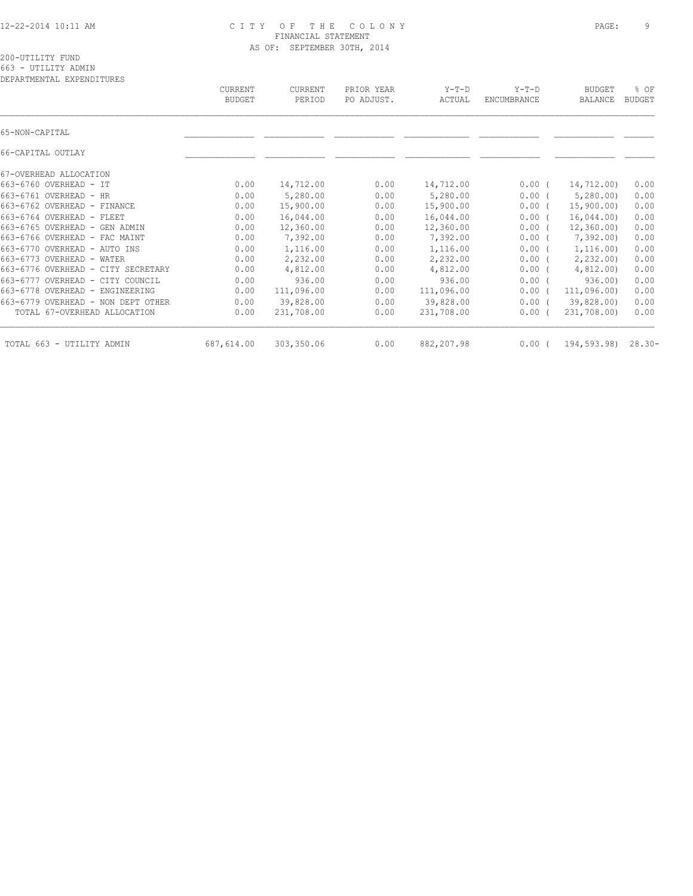CITY OF THE COLONY
FINANCIAL STATEMENT
AS OF: SEPTEMBER 30TH, 2014

200-UTILITY FUND
663 - UTILITY ADMIN
DEPARTMENTAL EXPENDITURES

| | CURRENT BUDGET | CURRENT PERIOD | PRIOR YEAR PO ADJUST. | Y-T-D ACTUAL | Y-T-D ENCUMBRANCE | BUDGET BALANCE | % OF BUDGET |
|---|---|---|---|---|---|---|---|
| 65-NON-CAPITAL | | | | | | | |
| 66-CAPITAL OUTLAY | | | | | | | |
| 67-OVERHEAD ALLOCATION | | | | | | | |
| 663-6760 OVERHEAD - IT | 0.00 | 14,712.00 | 0.00 | 14,712.00 | 0.00 | ( 14,712.00) | 0.00 |
| 663-6761 OVERHEAD - HR | 0.00 | 5,280.00 | 0.00 | 5,280.00 | 0.00 | ( 5,280.00) | 0.00 |
| 663-6762 OVERHEAD - FINANCE | 0.00 | 15,900.00 | 0.00 | 15,900.00 | 0.00 | ( 15,900.00) | 0.00 |
| 663-6764 OVERHEAD - FLEET | 0.00 | 16,044.00 | 0.00 | 16,044.00 | 0.00 | ( 16,044.00) | 0.00 |
| 663-6765 OVERHEAD - GEN ADMIN | 0.00 | 12,360.00 | 0.00 | 12,360.00 | 0.00 | ( 12,360.00) | 0.00 |
| 663-6766 OVERHEAD - FAC MAINT | 0.00 | 7,392.00 | 0.00 | 7,392.00 | 0.00 | ( 7,392.00) | 0.00 |
| 663-6770 OVERHEAD - AUTO INS | 0.00 | 1,116.00 | 0.00 | 1,116.00 | 0.00 | ( 1,116.00) | 0.00 |
| 663-6773 OVERHEAD - WATER | 0.00 | 2,232.00 | 0.00 | 2,232.00 | 0.00 | ( 2,232.00) | 0.00 |
| 663-6776 OVERHEAD - CITY SECRETARY | 0.00 | 4,812.00 | 0.00 | 4,812.00 | 0.00 | ( 4,812.00) | 0.00 |
| 663-6777 OVERHEAD - CITY COUNCIL | 0.00 | 936.00 | 0.00 | 936.00 | 0.00 | ( 936.00) | 0.00 |
| 663-6778 OVERHEAD - ENGINEERING | 0.00 | 111,096.00 | 0.00 | 111,096.00 | 0.00 | ( 111,096.00) | 0.00 |
| 663-6779 OVERHEAD - NON DEPT OTHER | 0.00 | 39,828.00 | 0.00 | 39,828.00 | 0.00 | ( 39,828.00) | 0.00 |
| TOTAL 67-OVERHEAD ALLOCATION | 0.00 | 231,708.00 | 0.00 | 231,708.00 | 0.00 | ( 231,708.00) | 0.00 |
| TOTAL 663 - UTILITY ADMIN | 687,614.00 | 303,350.06 | 0.00 | 882,207.98 | 0.00 | ( 194,593.98) | 28.30- |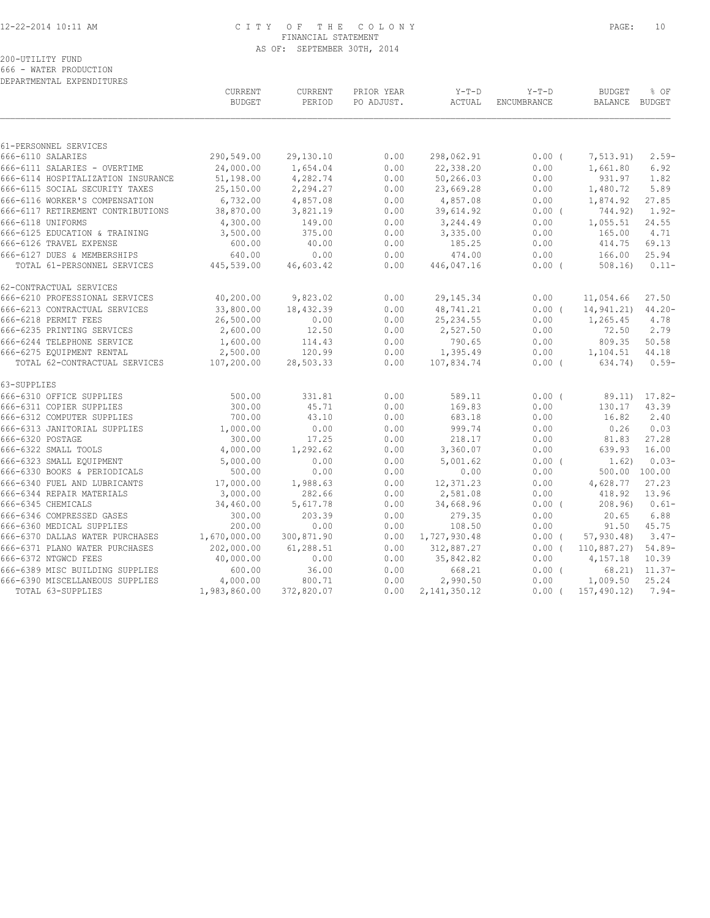CITY OF THE COLONY
FINANCIAL STATEMENT
AS OF: SEPTEMBER 30TH, 2014

200-UTILITY FUND
666 - WATER PRODUCTION
DEPARTMENTAL EXPENDITURES

| | CURRENT BUDGET | CURRENT PERIOD | PRIOR YEAR PO ADJUST. | Y-T-D ACTUAL | Y-T-D ENCUMBRANCE | BUDGET BALANCE | % OF BUDGET |
|---|---|---|---|---|---|---|---|
| 61-PERSONNEL SERVICES | | | | | | | |
| 666-6110 SALARIES | 290,549.00 | 29,130.10 | 0.00 | 298,062.91 | 0.00 | ( 7,513.91) | 2.59- |
| 666-6111 SALARIES - OVERTIME | 24,000.00 | 1,654.04 | 0.00 | 22,338.20 | 0.00 | 1,661.80 | 6.92 |
| 666-6114 HOSPITALIZATION INSURANCE | 51,198.00 | 4,282.74 | 0.00 | 50,266.03 | 0.00 | 931.97 | 1.82 |
| 666-6115 SOCIAL SECURITY TAXES | 25,150.00 | 2,294.27 | 0.00 | 23,669.28 | 0.00 | 1,480.72 | 5.89 |
| 666-6116 WORKER'S COMPENSATION | 6,732.00 | 4,857.08 | 0.00 | 4,857.08 | 0.00 | 1,874.92 | 27.85 |
| 666-6117 RETIREMENT CONTRIBUTIONS | 38,870.00 | 3,821.19 | 0.00 | 39,614.92 | 0.00 | ( 744.92) | 1.92- |
| 666-6118 UNIFORMS | 4,300.00 | 149.00 | 0.00 | 3,244.49 | 0.00 | 1,055.51 | 24.55 |
| 666-6125 EDUCATION & TRAINING | 3,500.00 | 375.00 | 0.00 | 3,335.00 | 0.00 | 165.00 | 4.71 |
| 666-6126 TRAVEL EXPENSE | 600.00 | 40.00 | 0.00 | 185.25 | 0.00 | 414.75 | 69.13 |
| 666-6127 DUES & MEMBERSHIPS | 640.00 | 0.00 | 0.00 | 474.00 | 0.00 | 166.00 | 25.94 |
| TOTAL 61-PERSONNEL SERVICES | 445,539.00 | 46,603.42 | 0.00 | 446,047.16 | 0.00 | ( 508.16) | 0.11- |
| 62-CONTRACTUAL SERVICES | | | | | | | |
| 666-6210 PROFESSIONAL SERVICES | 40,200.00 | 9,823.02 | 0.00 | 29,145.34 | 0.00 | 11,054.66 | 27.50 |
| 666-6213 CONTRACTUAL SERVICES | 33,800.00 | 18,432.39 | 0.00 | 48,741.21 | 0.00 | ( 14,941.21) | 44.20- |
| 666-6218 PERMIT FEES | 26,500.00 | 0.00 | 0.00 | 25,234.55 | 0.00 | 1,265.45 | 4.78 |
| 666-6235 PRINTING SERVICES | 2,600.00 | 12.50 | 0.00 | 2,527.50 | 0.00 | 72.50 | 2.79 |
| 666-6244 TELEPHONE SERVICE | 1,600.00 | 114.43 | 0.00 | 790.65 | 0.00 | 809.35 | 50.58 |
| 666-6275 EQUIPMENT RENTAL | 2,500.00 | 120.99 | 0.00 | 1,395.49 | 0.00 | 1,104.51 | 44.18 |
| TOTAL 62-CONTRACTUAL SERVICES | 107,200.00 | 28,503.33 | 0.00 | 107,834.74 | 0.00 | ( 634.74) | 0.59- |
| 63-SUPPLIES | | | | | | | |
| 666-6310 OFFICE SUPPLIES | 500.00 | 331.81 | 0.00 | 589.11 | 0.00 | ( 89.11) | 17.82- |
| 666-6311 COPIER SUPPLIES | 300.00 | 45.71 | 0.00 | 169.83 | 0.00 | 130.17 | 43.39 |
| 666-6312 COMPUTER SUPPLIES | 700.00 | 43.10 | 0.00 | 683.18 | 0.00 | 16.82 | 2.40 |
| 666-6313 JANITORIAL SUPPLIES | 1,000.00 | 0.00 | 0.00 | 999.74 | 0.00 | 0.26 | 0.03 |
| 666-6320 POSTAGE | 300.00 | 17.25 | 0.00 | 218.17 | 0.00 | 81.83 | 27.28 |
| 666-6322 SMALL TOOLS | 4,000.00 | 1,292.62 | 0.00 | 3,360.07 | 0.00 | 639.93 | 16.00 |
| 666-6323 SMALL EQUIPMENT | 5,000.00 | 0.00 | 0.00 | 5,001.62 | 0.00 | ( 1.62) | 0.03- |
| 666-6330 BOOKS & PERIODICALS | 500.00 | 0.00 | 0.00 | 0.00 | 0.00 | 500.00 | 100.00 |
| 666-6340 FUEL AND LUBRICANTS | 17,000.00 | 1,988.63 | 0.00 | 12,371.23 | 0.00 | 4,628.77 | 27.23 |
| 666-6344 REPAIR MATERIALS | 3,000.00 | 282.66 | 0.00 | 2,581.08 | 0.00 | 418.92 | 13.96 |
| 666-6345 CHEMICALS | 34,460.00 | 5,617.78 | 0.00 | 34,668.96 | 0.00 | ( 208.96) | 0.61- |
| 666-6346 COMPRESSED GASES | 300.00 | 203.39 | 0.00 | 279.35 | 0.00 | 20.65 | 6.88 |
| 666-6360 MEDICAL SUPPLIES | 200.00 | 0.00 | 0.00 | 108.50 | 0.00 | 91.50 | 45.75 |
| 666-6370 DALLAS WATER PURCHASES | 1,670,000.00 | 300,871.90 | 0.00 | 1,727,930.48 | 0.00 | ( 57,930.48) | 3.47- |
| 666-6371 PLANO WATER PURCHASES | 202,000.00 | 61,288.51 | 0.00 | 312,887.27 | 0.00 | ( 110,887.27) | 54.89- |
| 666-6372 NTGWCD FEES | 40,000.00 | 0.00 | 0.00 | 35,842.82 | 0.00 | 4,157.18 | 10.39 |
| 666-6389 MISC BUILDING SUPPLIES | 600.00 | 36.00 | 0.00 | 668.21 | 0.00 | ( 68.21) | 11.37- |
| 666-6390 MISCELLANEOUS SUPPLIES | 4,000.00 | 800.71 | 0.00 | 2,990.50 | 0.00 | 1,009.50 | 25.24 |
| TOTAL 63-SUPPLIES | 1,983,860.00 | 372,820.07 | 0.00 | 2,141,350.12 | 0.00 | ( 157,490.12) | 7.94- |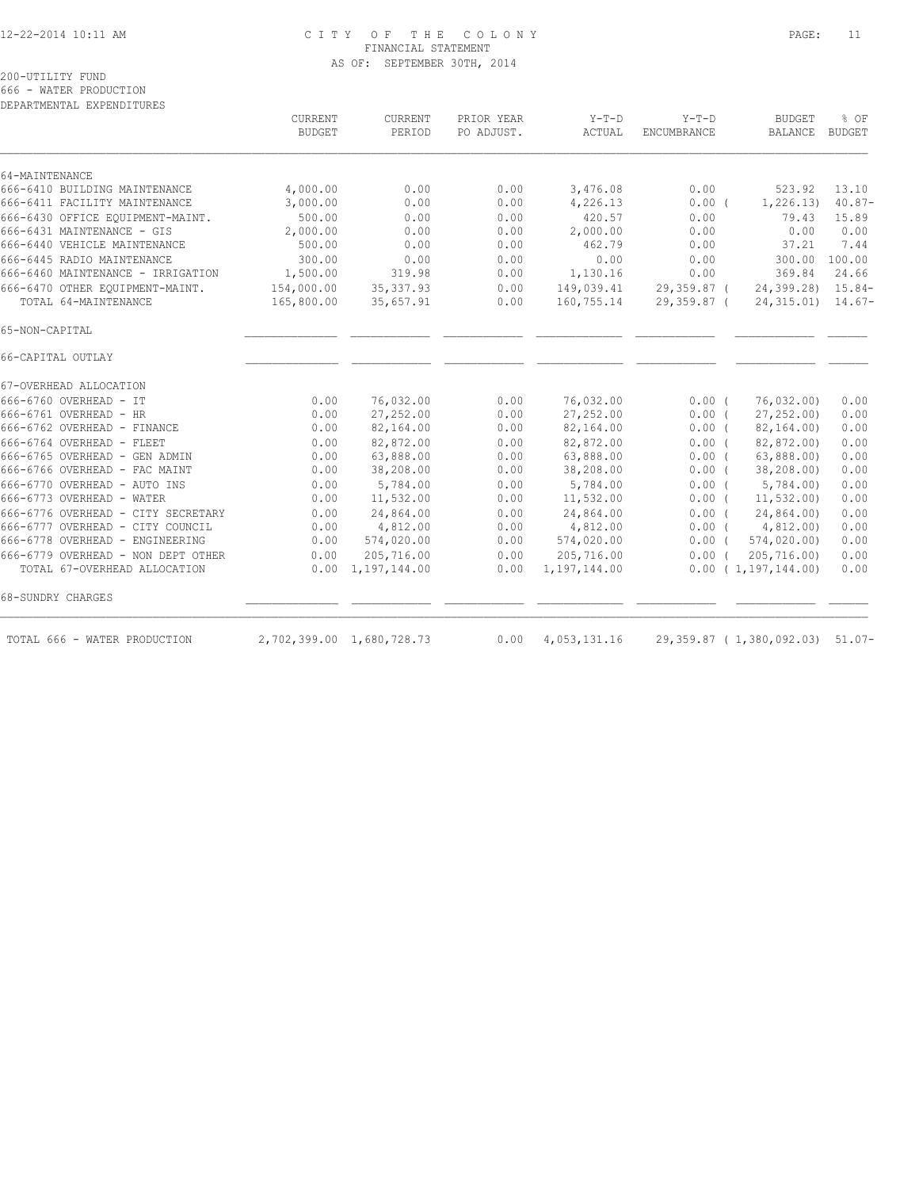# CITY OF THE COLONY
## FINANCIAL STATEMENT
### AS OF: SEPTEMBER 30TH, 2014

200-UTILITY FUND
666 - WATER PRODUCTION
DEPARTMENTAL EXPENDITURES

| | CURRENT BUDGET | CURRENT PERIOD | PRIOR YEAR PO ADJUST. | Y-T-D ACTUAL | Y-T-D ENCUMBRANCE | BUDGET BALANCE | % OF BUDGET |
|---|---|---|---|---|---|---|---|
| 64-MAINTENANCE | | | | | | | |
| 666-6410 BUILDING MAINTENANCE | 4,000.00 | 0.00 | 0.00 | 3,476.08 | 0.00 | 523.92 | 13.10 |
| 666-6411 FACILITY MAINTENANCE | 3,000.00 | 0.00 | 0.00 | 4,226.13 | 0.00 | ( 1,226.13) | 40.87- |
| 666-6430 OFFICE EQUIPMENT-MAINT. | 500.00 | 0.00 | 0.00 | 420.57 | 0.00 | 79.43 | 15.89 |
| 666-6431 MAINTENANCE - GIS | 2,000.00 | 0.00 | 0.00 | 2,000.00 | 0.00 | 0.00 | 0.00 |
| 666-6440 VEHICLE MAINTENANCE | 500.00 | 0.00 | 0.00 | 462.79 | 0.00 | 37.21 | 7.44 |
| 666-6445 RADIO MAINTENANCE | 300.00 | 0.00 | 0.00 | 0.00 | 0.00 | 300.00 | 100.00 |
| 666-6460 MAINTENANCE - IRRIGATION | 1,500.00 | 319.98 | 0.00 | 1,130.16 | 0.00 | 369.84 | 24.66 |
| 666-6470 OTHER EQUIPMENT-MAINT. | 154,000.00 | 35,337.93 | 0.00 | 149,039.41 | 29,359.87 | ( 24,399.28) | 15.84- |
| TOTAL 64-MAINTENANCE | 165,800.00 | 35,657.91 | 0.00 | 160,755.14 | 29,359.87 | ( 24,315.01) | 14.67- |
| 65-NON-CAPITAL | | | | | | | |
| 66-CAPITAL OUTLAY | | | | | | | |
| 67-OVERHEAD ALLOCATION | | | | | | | |
| 666-6760 OVERHEAD - IT | 0.00 | 76,032.00 | 0.00 | 76,032.00 | 0.00 | ( 76,032.00) | 0.00 |
| 666-6761 OVERHEAD - HR | 0.00 | 27,252.00 | 0.00 | 27,252.00 | 0.00 | ( 27,252.00) | 0.00 |
| 666-6762 OVERHEAD - FINANCE | 0.00 | 82,164.00 | 0.00 | 82,164.00 | 0.00 | ( 82,164.00) | 0.00 |
| 666-6764 OVERHEAD - FLEET | 0.00 | 82,872.00 | 0.00 | 82,872.00 | 0.00 | ( 82,872.00) | 0.00 |
| 666-6765 OVERHEAD - GEN ADMIN | 0.00 | 63,888.00 | 0.00 | 63,888.00 | 0.00 | ( 63,888.00) | 0.00 |
| 666-6766 OVERHEAD - FAC MAINT | 0.00 | 38,208.00 | 0.00 | 38,208.00 | 0.00 | ( 38,208.00) | 0.00 |
| 666-6770 OVERHEAD - AUTO INS | 0.00 | 5,784.00 | 0.00 | 5,784.00 | 0.00 | ( 5,784.00) | 0.00 |
| 666-6773 OVERHEAD - WATER | 0.00 | 11,532.00 | 0.00 | 11,532.00 | 0.00 | ( 11,532.00) | 0.00 |
| 666-6776 OVERHEAD - CITY SECRETARY | 0.00 | 24,864.00 | 0.00 | 24,864.00 | 0.00 | ( 24,864.00) | 0.00 |
| 666-6777 OVERHEAD - CITY COUNCIL | 0.00 | 4,812.00 | 0.00 | 4,812.00 | 0.00 | ( 4,812.00) | 0.00 |
| 666-6778 OVERHEAD - ENGINEERING | 0.00 | 574,020.00 | 0.00 | 574,020.00 | 0.00 | ( 574,020.00) | 0.00 |
| 666-6779 OVERHEAD - NON DEPT OTHER | 0.00 | 205,716.00 | 0.00 | 205,716.00 | 0.00 | ( 205,716.00) | 0.00 |
| TOTAL 67-OVERHEAD ALLOCATION | 0.00 | 1,197,144.00 | 0.00 | 1,197,144.00 | 0.00 | ( 1,197,144.00) | 0.00 |
| 68-SUNDRY CHARGES | | | | | | | |
| TOTAL 666 - WATER PRODUCTION | 2,702,399.00 | 1,680,728.73 | 0.00 | 4,053,131.16 | 29,359.87 | ( 1,380,092.03) | 51.07- |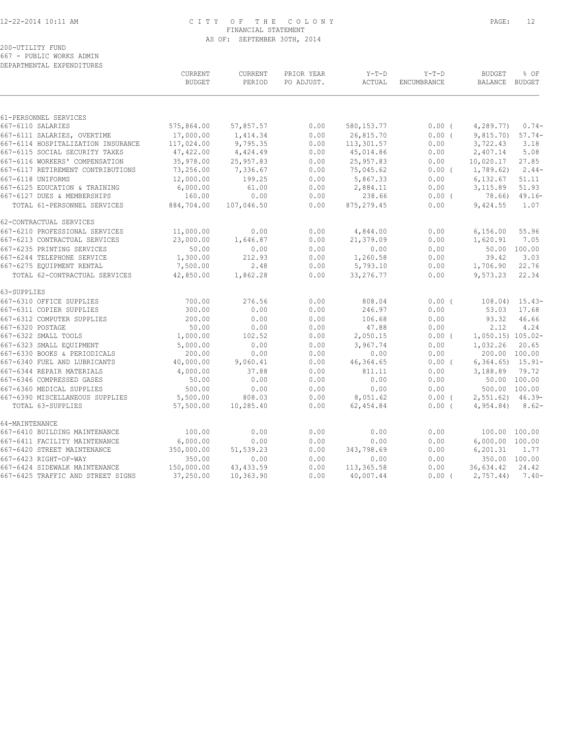CITY OF THE COLONY
FINANCIAL STATEMENT
AS OF: SEPTEMBER 30TH, 2014

200-UTILITY FUND
667 - PUBLIC WORKS ADMIN
DEPARTMENTAL EXPENDITURES

| | CURRENT BUDGET | CURRENT PERIOD | PRIOR YEAR PO ADJUST. | Y-T-D ACTUAL | Y-T-D ENCUMBRANCE | BUDGET BALANCE | % OF BUDGET |
|---|---|---|---|---|---|---|---|
| **61-PERSONNEL SERVICES** | | | | | | | |
| 667-6110 SALARIES | 575,864.00 | 57,857.57 | 0.00 | 580,153.77 | 0.00 ( | 4,289.77) | 0.74- |
| 667-6111 SALARIES, OVERTIME | 17,000.00 | 1,414.34 | 0.00 | 26,815.70 | 0.00 ( | 9,815.70) | 57.74- |
| 667-6114 HOSPITALIZATION INSURANCE | 117,024.00 | 9,795.35 | 0.00 | 113,301.57 | 0.00 | 3,722.43 | 3.18 |
| 667-6115 SOCIAL SECURITY TAXES | 47,422.00 | 4,424.49 | 0.00 | 45,014.86 | 0.00 | 2,407.14 | 5.08 |
| 667-6116 WORKERS' COMPENSATION | 35,978.00 | 25,957.83 | 0.00 | 25,957.83 | 0.00 | 10,020.17 | 27.85 |
| 667-6117 RETIREMENT CONTRIBUTIONS | 73,256.00 | 7,336.67 | 0.00 | 75,045.62 | 0.00 ( | 1,789.62) | 2.44- |
| 667-6118 UNIFORMS | 12,000.00 | 199.25 | 0.00 | 5,867.33 | 0.00 | 6,132.67 | 51.11 |
| 667-6125 EDUCATION & TRAINING | 6,000.00 | 61.00 | 0.00 | 2,884.11 | 0.00 | 3,115.89 | 51.93 |
| 667-6127 DUES & MEMBERSHIPS | 160.00 | 0.00 | 0.00 | 238.66 | 0.00 ( | 78.66) | 49.16- |
| TOTAL 61-PERSONNEL SERVICES | 884,704.00 | 107,046.50 | 0.00 | 875,279.45 | 0.00 | 9,424.55 | 1.07 |
| **62-CONTRACTUAL SERVICES** | | | | | | | |
| 667-6210 PROFESSIONAL SERVICES | 11,000.00 | 0.00 | 0.00 | 4,844.00 | 0.00 | 6,156.00 | 55.96 |
| 667-6213 CONTRACTUAL SERVICES | 23,000.00 | 1,646.87 | 0.00 | 21,379.09 | 0.00 | 1,620.91 | 7.05 |
| 667-6235 PRINTING SERVICES | 50.00 | 0.00 | 0.00 | 0.00 | 0.00 | 50.00 | 100.00 |
| 667-6244 TELEPHONE SERVICE | 1,300.00 | 212.93 | 0.00 | 1,260.58 | 0.00 | 39.42 | 3.03 |
| 667-6275 EQUIPMENT RENTAL | 7,500.00 | 2.48 | 0.00 | 5,793.10 | 0.00 | 1,706.90 | 22.76 |
| TOTAL 62-CONTRACTUAL SERVICES | 42,850.00 | 1,862.28 | 0.00 | 33,276.77 | 0.00 | 9,573.23 | 22.34 |
| **63-SUPPLIES** | | | | | | | |
| 667-6310 OFFICE SUPPLIES | 700.00 | 276.56 | 0.00 | 808.04 | 0.00 ( | 108.04) | 15.43- |
| 667-6311 COPIER SUPPLIES | 300.00 | 0.00 | 0.00 | 246.97 | 0.00 | 53.03 | 17.68 |
| 667-6312 COMPUTER SUPPLIES | 200.00 | 0.00 | 0.00 | 106.68 | 0.00 | 93.32 | 46.66 |
| 667-6320 POSTAGE | 50.00 | 0.00 | 0.00 | 47.88 | 0.00 | 2.12 | 4.24 |
| 667-6322 SMALL TOOLS | 1,000.00 | 102.52 | 0.00 | 2,050.15 | 0.00 ( | 1,050.15) | 105.02- |
| 667-6323 SMALL EQUIPMENT | 5,000.00 | 0.00 | 0.00 | 3,967.74 | 0.00 | 1,032.26 | 20.65 |
| 667-6330 BOOKS & PERIODICALS | 200.00 | 0.00 | 0.00 | 0.00 | 0.00 | 200.00 | 100.00 |
| 667-6340 FUEL AND LUBRICANTS | 40,000.00 | 9,060.41 | 0.00 | 46,364.65 | 0.00 ( | 6,364.65) | 15.91- |
| 667-6344 REPAIR MATERIALS | 4,000.00 | 37.88 | 0.00 | 811.11 | 0.00 | 3,188.89 | 79.72 |
| 667-6346 COMPRESSED GASES | 50.00 | 0.00 | 0.00 | 0.00 | 0.00 | 50.00 | 100.00 |
| 667-6360 MEDICAL SUPPLIES | 500.00 | 0.00 | 0.00 | 0.00 | 0.00 | 500.00 | 100.00 |
| 667-6390 MISCELLANEOUS SUPPLIES | 5,500.00 | 808.03 | 0.00 | 8,051.62 | 0.00 ( | 2,551.62) | 46.39- |
| TOTAL 63-SUPPLIES | 57,500.00 | 10,285.40 | 0.00 | 62,454.84 | 0.00 ( | 4,954.84) | 8.62- |
| **64-MAINTENANCE** | | | | | | | |
| 667-6410 BUILDING MAINTENANCE | 100.00 | 0.00 | 0.00 | 0.00 | 0.00 | 100.00 | 100.00 |
| 667-6411 FACILITY MAINTENANCE | 6,000.00 | 0.00 | 0.00 | 0.00 | 0.00 | 6,000.00 | 100.00 |
| 667-6420 STREET MAINTENANCE | 350,000.00 | 51,539.23 | 0.00 | 343,798.69 | 0.00 | 6,201.31 | 1.77 |
| 667-6423 RIGHT-OF-WAY | 350.00 | 0.00 | 0.00 | 0.00 | 0.00 | 350.00 | 100.00 |
| 667-6424 SIDEWALK MAINTENANCE | 150,000.00 | 43,433.59 | 0.00 | 113,365.58 | 0.00 | 36,634.42 | 24.42 |
| 667-6425 TRAFFIC AND STREET SIGNS | 37,250.00 | 10,363.90 | 0.00 | 40,007.44 | 0.00 ( | 2,757.44) | 7.40- |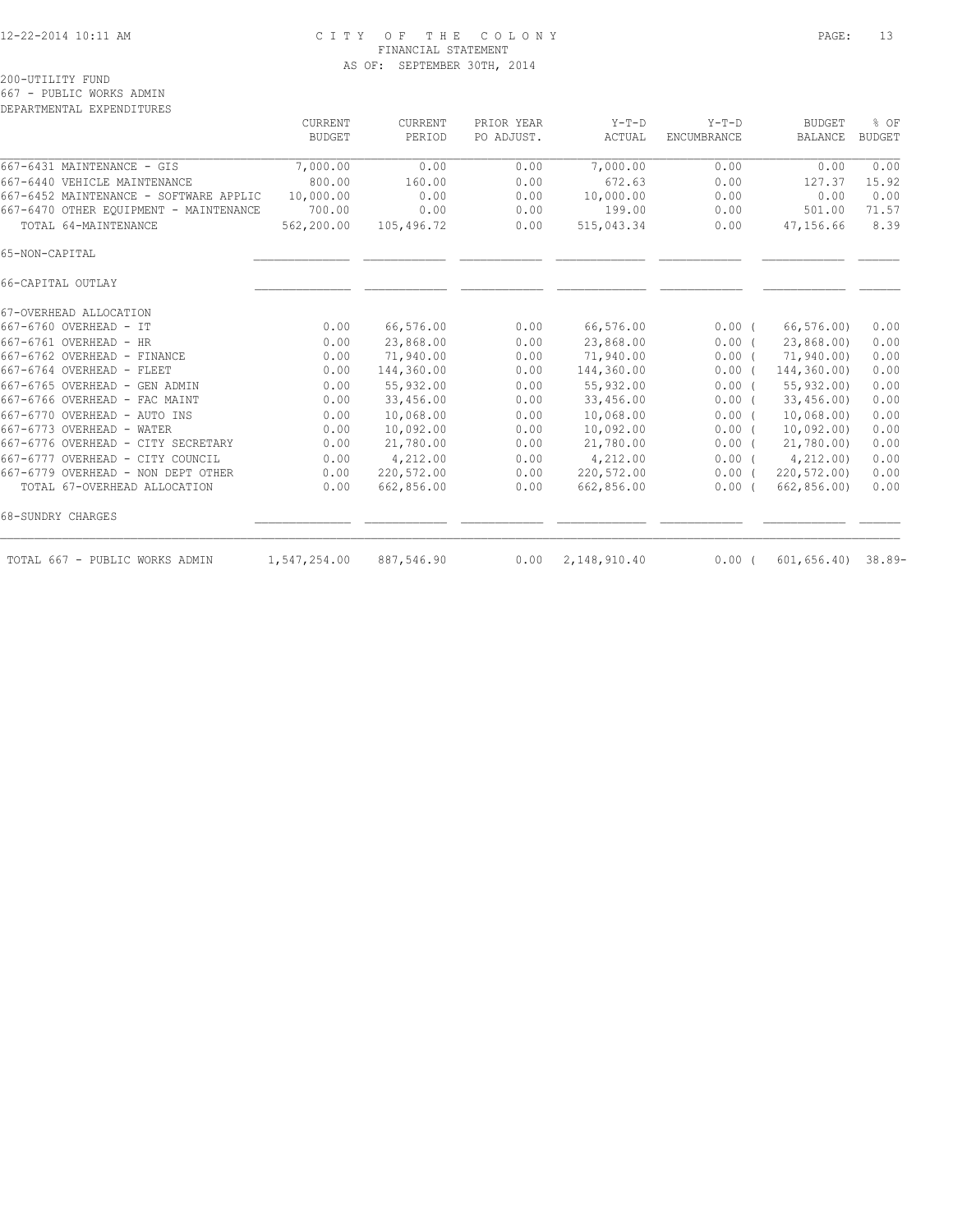200-UTILITY FUND
667 - PUBLIC WORKS ADMIN
DEPARTMENTAL EXPENDITURES

| | CURRENT BUDGET | CURRENT PERIOD | PRIOR YEAR PO ADJUST. | Y-T-D ACTUAL | Y-T-D ENCUMBRANCE | BUDGET BALANCE | % OF BUDGET |
|---|---|---|---|---|---|---|---|
| 667-6431 MAINTENANCE - GIS | 7,000.00 | 0.00 | 0.00 | 7,000.00 | 0.00 | 0.00 | 0.00 |
| 667-6440 VEHICLE MAINTENANCE | 800.00 | 160.00 | 0.00 | 672.63 | 0.00 | 127.37 | 15.92 |
| 667-6452 MAINTENANCE - SOFTWARE APPLIC | 10,000.00 | 0.00 | 0.00 | 10,000.00 | 0.00 | 0.00 | 0.00 |
| 667-6470 OTHER EQUIPMENT - MAINTENANCE | 700.00 | 0.00 | 0.00 | 199.00 | 0.00 | 501.00 | 71.57 |
| TOTAL 64-MAINTENANCE | 562,200.00 | 105,496.72 | 0.00 | 515,043.34 | 0.00 | 47,156.66 | 8.39 |
| 65-NON-CAPITAL | | | | | | | |
| 66-CAPITAL OUTLAY | | | | | | | |
| 67-OVERHEAD ALLOCATION | | | | | | | |
| 667-6760 OVERHEAD - IT | 0.00 | 66,576.00 | 0.00 | 66,576.00 | 0.00 | ( 66,576.00) | 0.00 |
| 667-6761 OVERHEAD - HR | 0.00 | 23,868.00 | 0.00 | 23,868.00 | 0.00 | ( 23,868.00) | 0.00 |
| 667-6762 OVERHEAD - FINANCE | 0.00 | 71,940.00 | 0.00 | 71,940.00 | 0.00 | ( 71,940.00) | 0.00 |
| 667-6764 OVERHEAD - FLEET | 0.00 | 144,360.00 | 0.00 | 144,360.00 | 0.00 | ( 144,360.00) | 0.00 |
| 667-6765 OVERHEAD - GEN ADMIN | 0.00 | 55,932.00 | 0.00 | 55,932.00 | 0.00 | ( 55,932.00) | 0.00 |
| 667-6766 OVERHEAD - FAC MAINT | 0.00 | 33,456.00 | 0.00 | 33,456.00 | 0.00 | ( 33,456.00) | 0.00 |
| 667-6770 OVERHEAD - AUTO INS | 0.00 | 10,068.00 | 0.00 | 10,068.00 | 0.00 | ( 10,068.00) | 0.00 |
| 667-6773 OVERHEAD - WATER | 0.00 | 10,092.00 | 0.00 | 10,092.00 | 0.00 | ( 10,092.00) | 0.00 |
| 667-6776 OVERHEAD - CITY SECRETARY | 0.00 | 21,780.00 | 0.00 | 21,780.00 | 0.00 | ( 21,780.00) | 0.00 |
| 667-6777 OVERHEAD - CITY COUNCIL | 0.00 | 4,212.00 | 0.00 | 4,212.00 | 0.00 | ( 4,212.00) | 0.00 |
| 667-6779 OVERHEAD - NON DEPT OTHER | 0.00 | 220,572.00 | 0.00 | 220,572.00 | 0.00 | ( 220,572.00) | 0.00 |
| TOTAL 67-OVERHEAD ALLOCATION | 0.00 | 662,856.00 | 0.00 | 662,856.00 | 0.00 | ( 662,856.00) | 0.00 |
| 68-SUNDRY CHARGES | | | | | | | |
| TOTAL 667 - PUBLIC WORKS ADMIN | 1,547,254.00 | 887,546.90 | 0.00 | 2,148,910.40 | 0.00 | ( 601,656.40) | 38.89- |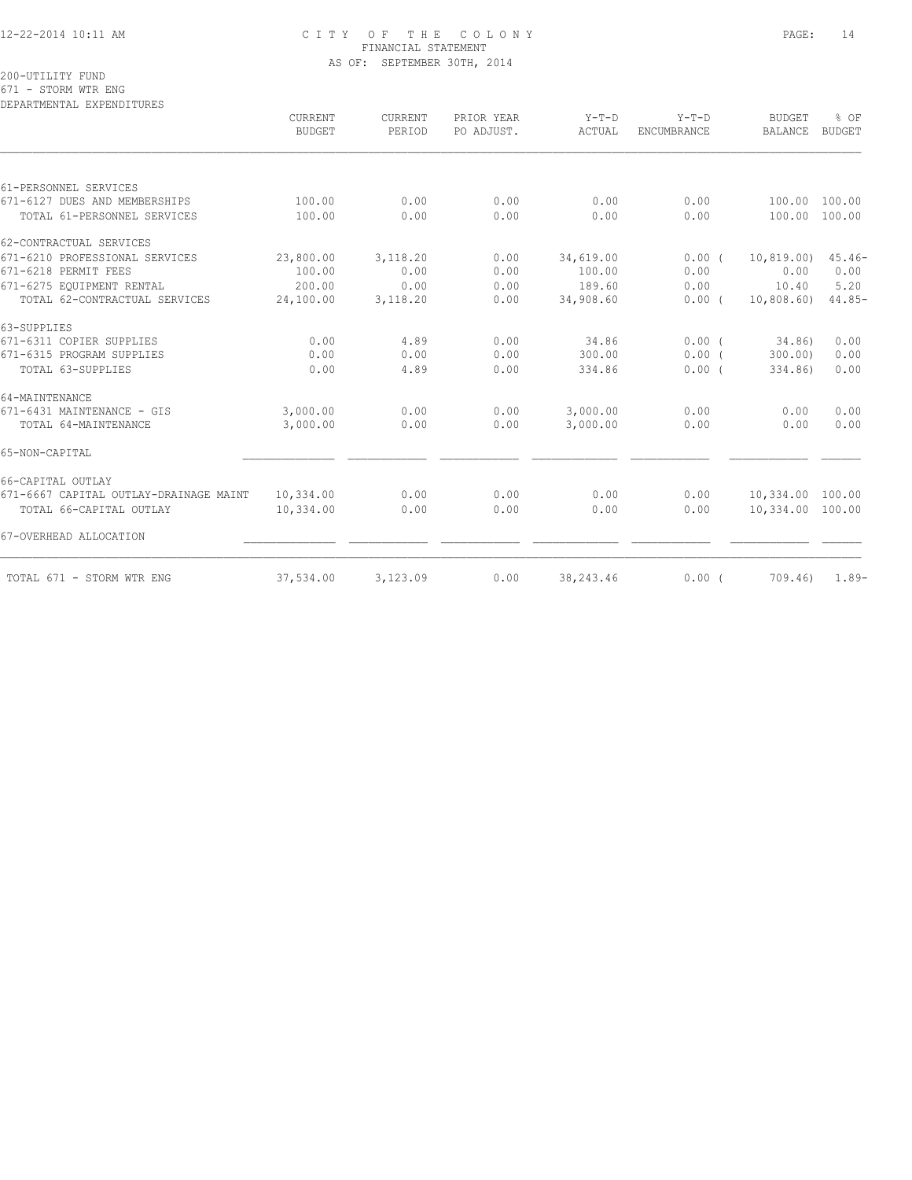# CITY OF THE COLONY
## FINANCIAL STATEMENT
### AS OF: SEPTEMBER 30TH, 2014

200-UTILITY FUND
671 - STORM WTR ENG
DEPARTMENTAL EXPENDITURES

| | CURRENT BUDGET | CURRENT PERIOD | PRIOR YEAR PO ADJUST. | Y-T-D ACTUAL | Y-T-D ENCUMBRANCE | BUDGET BALANCE | % OF BUDGET |
|---|---|---|---|---|---|---|---|
| 61-PERSONNEL SERVICES | | | | | | | |
| 671-6127 DUES AND MEMBERSHIPS | 100.00 | 0.00 | 0.00 | 0.00 | 0.00 | 100.00 | 100.00 |
| TOTAL 61-PERSONNEL SERVICES | 100.00 | 0.00 | 0.00 | 0.00 | 0.00 | 100.00 | 100.00 |
| 62-CONTRACTUAL SERVICES | | | | | | | |
| 671-6210 PROFESSIONAL SERVICES | 23,800.00 | 3,118.20 | 0.00 | 34,619.00 | 0.00 | ( 10,819.00) | 45.46- |
| 671-6218 PERMIT FEES | 100.00 | 0.00 | 0.00 | 100.00 | 0.00 | 0.00 | 0.00 |
| 671-6275 EQUIPMENT RENTAL | 200.00 | 0.00 | 0.00 | 189.60 | 0.00 | 10.40 | 5.20 |
| TOTAL 62-CONTRACTUAL SERVICES | 24,100.00 | 3,118.20 | 0.00 | 34,908.60 | 0.00 | ( 10,808.60) | 44.85- |
| 63-SUPPLIES | | | | | | | |
| 671-6311 COPIER SUPPLIES | 0.00 | 4.89 | 0.00 | 34.86 | 0.00 | ( 34.86) | 0.00 |
| 671-6315 PROGRAM SUPPLIES | 0.00 | 0.00 | 0.00 | 300.00 | 0.00 | ( 300.00) | 0.00 |
| TOTAL 63-SUPPLIES | 0.00 | 4.89 | 0.00 | 334.86 | 0.00 | ( 334.86) | 0.00 |
| 64-MAINTENANCE | | | | | | | |
| 671-6431 MAINTENANCE - GIS | 3,000.00 | 0.00 | 0.00 | 3,000.00 | 0.00 | 0.00 | 0.00 |
| TOTAL 64-MAINTENANCE | 3,000.00 | 0.00 | 0.00 | 3,000.00 | 0.00 | 0.00 | 0.00 |
| 65-NON-CAPITAL | | | | | | | |
| 66-CAPITAL OUTLAY | | | | | | | |
| 671-6667 CAPITAL OUTLAY-DRAINAGE MAINT | 10,334.00 | 0.00 | 0.00 | 0.00 | 0.00 | 10,334.00 | 100.00 |
| TOTAL 66-CAPITAL OUTLAY | 10,334.00 | 0.00 | 0.00 | 0.00 | 0.00 | 10,334.00 | 100.00 |
| 67-OVERHEAD ALLOCATION | | | | | | | |
| TOTAL 671 - STORM WTR ENG | 37,534.00 | 3,123.09 | 0.00 | 38,243.46 | 0.00 | ( 709.46) | 1.89- |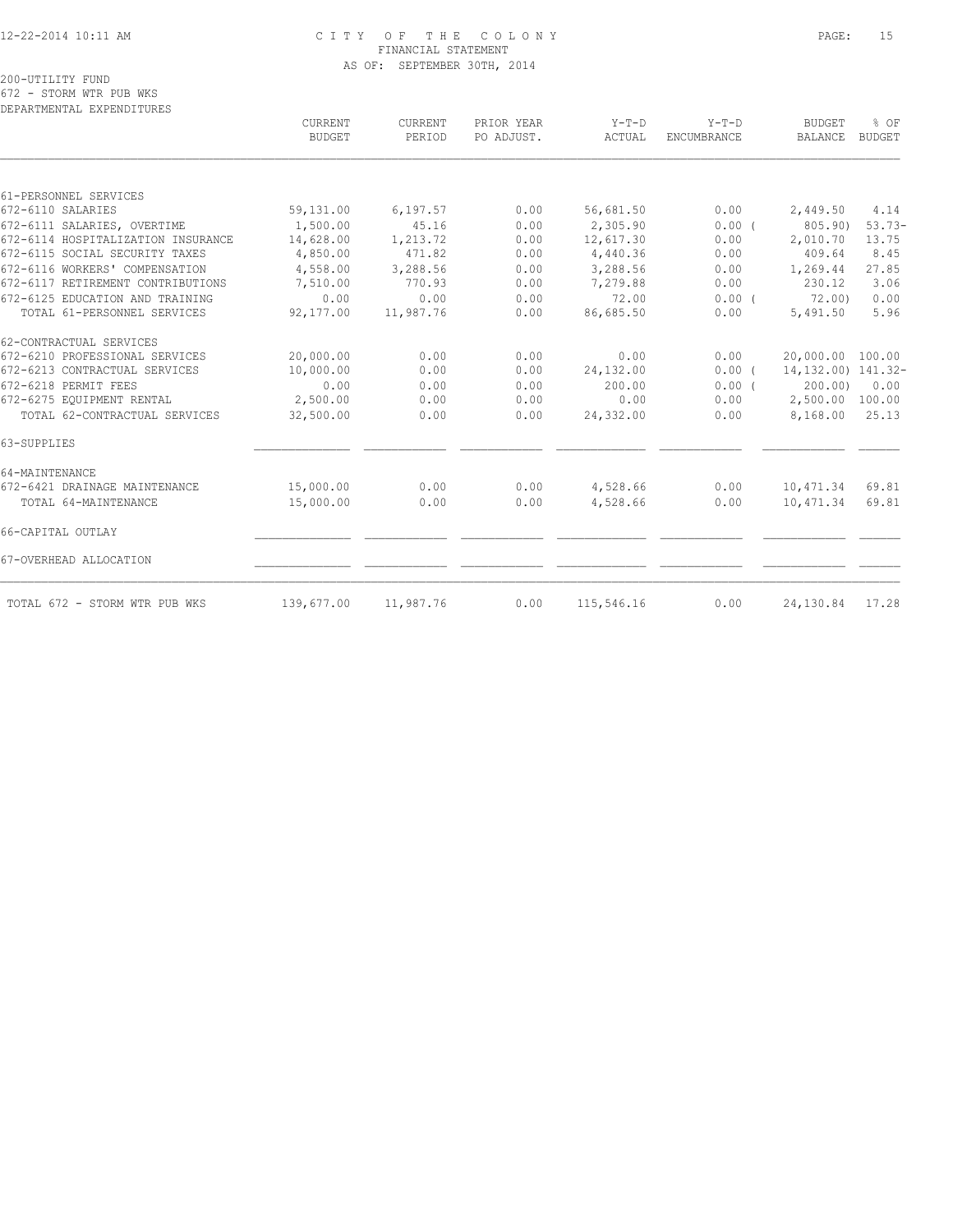CITY OF THE COLONY
FINANCIAL STATEMENT
AS OF: SEPTEMBER 30TH, 2014

200-UTILITY FUND
672 - STORM WTR PUB WKS
DEPARTMENTAL EXPENDITURES

| | CURRENT BUDGET | CURRENT PERIOD | PRIOR YEAR PO ADJUST. | Y-T-D ACTUAL | Y-T-D ENCUMBRANCE | BUDGET BALANCE | % OF BUDGET |
|---|---|---|---|---|---|---|---|
| 61-PERSONNEL SERVICES | | | | | | | |
| 672-6110 SALARIES | 59,131.00 | 6,197.57 | 0.00 | 56,681.50 | 0.00 | 2,449.50 | 4.14 |
| 672-6111 SALARIES, OVERTIME | 1,500.00 | 45.16 | 0.00 | 2,305.90 | 0.00 ( | 805.90) | 53.73- |
| 672-6114 HOSPITALIZATION INSURANCE | 14,628.00 | 1,213.72 | 0.00 | 12,617.30 | 0.00 | 2,010.70 | 13.75 |
| 672-6115 SOCIAL SECURITY TAXES | 4,850.00 | 471.82 | 0.00 | 4,440.36 | 0.00 | 409.64 | 8.45 |
| 672-6116 WORKERS' COMPENSATION | 4,558.00 | 3,288.56 | 0.00 | 3,288.56 | 0.00 | 1,269.44 | 27.85 |
| 672-6117 RETIREMENT CONTRIBUTIONS | 7,510.00 | 770.93 | 0.00 | 7,279.88 | 0.00 | 230.12 | 3.06 |
| 672-6125 EDUCATION AND TRAINING | 0.00 | 0.00 | 0.00 | 72.00 | 0.00 ( | 72.00) | 0.00 |
| TOTAL 61-PERSONNEL SERVICES | 92,177.00 | 11,987.76 | 0.00 | 86,685.50 | 0.00 | 5,491.50 | 5.96 |
| 62-CONTRACTUAL SERVICES | | | | | | | |
| 672-6210 PROFESSIONAL SERVICES | 20,000.00 | 0.00 | 0.00 | 0.00 | 0.00 | 20,000.00 | 100.00 |
| 672-6213 CONTRACTUAL SERVICES | 10,000.00 | 0.00 | 0.00 | 24,132.00 | 0.00 ( | 14,132.00) | 141.32- |
| 672-6218 PERMIT FEES | 0.00 | 0.00 | 0.00 | 200.00 | 0.00 ( | 200.00) | 0.00 |
| 672-6275 EQUIPMENT RENTAL | 2,500.00 | 0.00 | 0.00 | 0.00 | 0.00 | 2,500.00 | 100.00 |
| TOTAL 62-CONTRACTUAL SERVICES | 32,500.00 | 0.00 | 0.00 | 24,332.00 | 0.00 | 8,168.00 | 25.13 |
| 63-SUPPLIES | | | | | | | |
| 64-MAINTENANCE | | | | | | | |
| 672-6421 DRAINAGE MAINTENANCE | 15,000.00 | 0.00 | 0.00 | 4,528.66 | 0.00 | 10,471.34 | 69.81 |
| TOTAL 64-MAINTENANCE | 15,000.00 | 0.00 | 0.00 | 4,528.66 | 0.00 | 10,471.34 | 69.81 |
| 66-CAPITAL OUTLAY | | | | | | | |
| 67-OVERHEAD ALLOCATION | | | | | | | |
| TOTAL 672 - STORM WTR PUB WKS | 139,677.00 | 11,987.76 | 0.00 | 115,546.16 | 0.00 | 24,130.84 | 17.28 |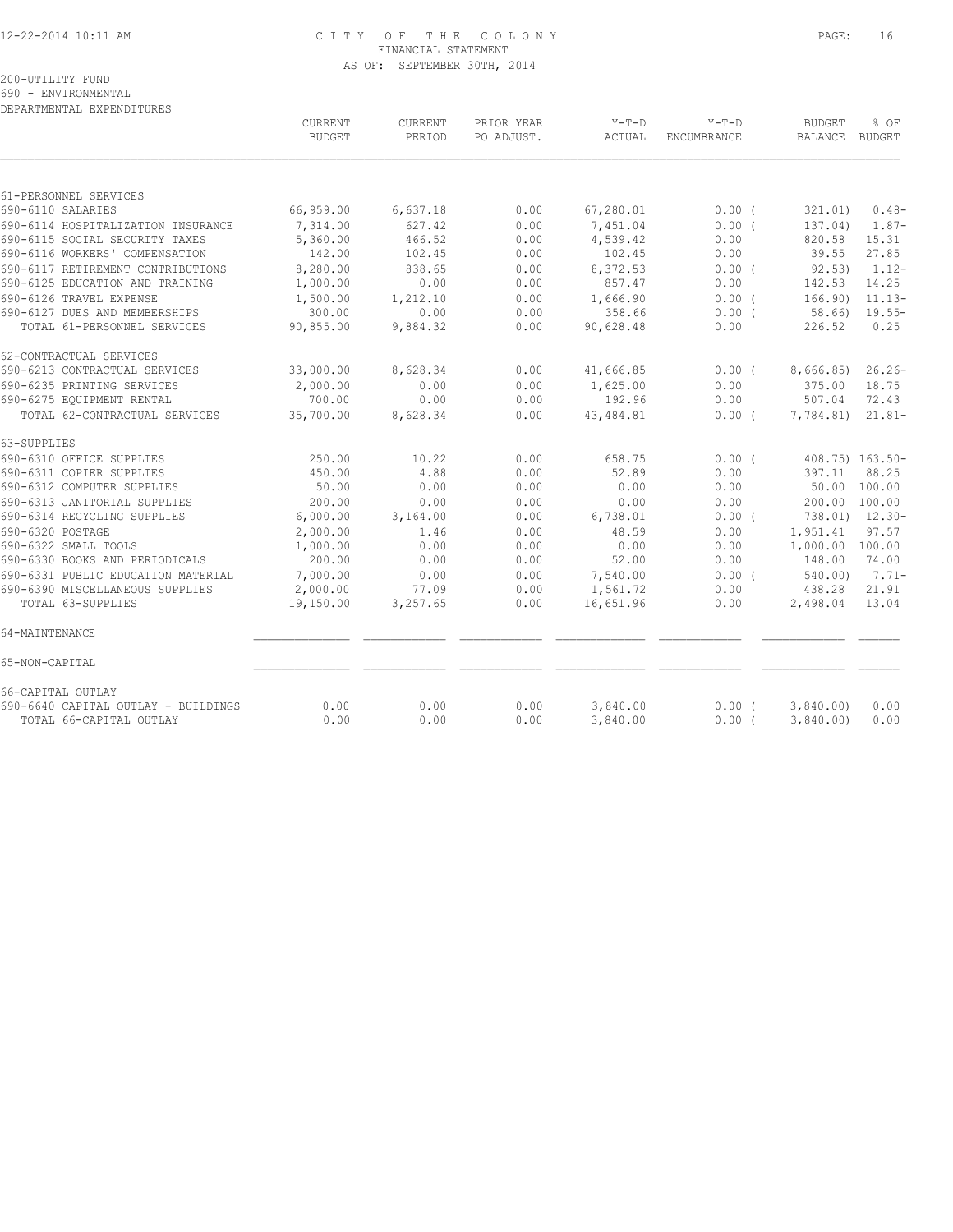CITY OF THE COLONY
FINANCIAL STATEMENT
AS OF: SEPTEMBER 30TH, 2014

200-UTILITY FUND
690 - ENVIRONMENTAL
DEPARTMENTAL EXPENDITURES

| | CURRENT BUDGET | CURRENT PERIOD | PRIOR YEAR PO ADJUST. | Y-T-D ACTUAL | Y-T-D ENCUMBRANCE | BUDGET BALANCE | % OF BUDGET |
|---|---|---|---|---|---|---|---|
| 61-PERSONNEL SERVICES | | | | | | | |
| 690-6110 SALARIES | 66,959.00 | 6,637.18 | 0.00 | 67,280.01 | 0.00 ( | 321.01) | 0.48- |
| 690-6114 HOSPITALIZATION INSURANCE | 7,314.00 | 627.42 | 0.00 | 7,451.04 | 0.00 ( | 137.04) | 1.87- |
| 690-6115 SOCIAL SECURITY TAXES | 5,360.00 | 466.52 | 0.00 | 4,539.42 | 0.00 | 820.58 | 15.31 |
| 690-6116 WORKERS' COMPENSATION | 142.00 | 102.45 | 0.00 | 102.45 | 0.00 | 39.55 | 27.85 |
| 690-6117 RETIREMENT CONTRIBUTIONS | 8,280.00 | 838.65 | 0.00 | 8,372.53 | 0.00 ( | 92.53) | 1.12- |
| 690-6125 EDUCATION AND TRAINING | 1,000.00 | 0.00 | 0.00 | 857.47 | 0.00 | 142.53 | 14.25 |
| 690-6126 TRAVEL EXPENSE | 1,500.00 | 1,212.10 | 0.00 | 1,666.90 | 0.00 ( | 166.90) | 11.13- |
| 690-6127 DUES AND MEMBERSHIPS | 300.00 | 0.00 | 0.00 | 358.66 | 0.00 ( | 58.66) | 19.55- |
| TOTAL 61-PERSONNEL SERVICES | 90,855.00 | 9,884.32 | 0.00 | 90,628.48 | 0.00 | 226.52 | 0.25 |
| 62-CONTRACTUAL SERVICES | | | | | | | |
| 690-6213 CONTRACTUAL SERVICES | 33,000.00 | 8,628.34 | 0.00 | 41,666.85 | 0.00 ( | 8,666.85) | 26.26- |
| 690-6235 PRINTING SERVICES | 2,000.00 | 0.00 | 0.00 | 1,625.00 | 0.00 | 375.00 | 18.75 |
| 690-6275 EQUIPMENT RENTAL | 700.00 | 0.00 | 0.00 | 192.96 | 0.00 | 507.04 | 72.43 |
| TOTAL 62-CONTRACTUAL SERVICES | 35,700.00 | 8,628.34 | 0.00 | 43,484.81 | 0.00 ( | 7,784.81) | 21.81- |
| 63-SUPPLIES | | | | | | | |
| 690-6310 OFFICE SUPPLIES | 250.00 | 10.22 | 0.00 | 658.75 | 0.00 ( | 408.75) | 163.50- |
| 690-6311 COPIER SUPPLIES | 450.00 | 4.88 | 0.00 | 52.89 | 0.00 | 397.11 | 88.25 |
| 690-6312 COMPUTER SUPPLIES | 50.00 | 0.00 | 0.00 | 0.00 | 0.00 | 50.00 | 100.00 |
| 690-6313 JANITORIAL SUPPLIES | 200.00 | 0.00 | 0.00 | 0.00 | 0.00 | 200.00 | 100.00 |
| 690-6314 RECYCLING SUPPLIES | 6,000.00 | 3,164.00 | 0.00 | 6,738.01 | 0.00 ( | 738.01) | 12.30- |
| 690-6320 POSTAGE | 2,000.00 | 1.46 | 0.00 | 48.59 | 0.00 | 1,951.41 | 97.57 |
| 690-6322 SMALL TOOLS | 1,000.00 | 0.00 | 0.00 | 0.00 | 0.00 | 1,000.00 | 100.00 |
| 690-6330 BOOKS AND PERIODICALS | 200.00 | 0.00 | 0.00 | 52.00 | 0.00 | 148.00 | 74.00 |
| 690-6331 PUBLIC EDUCATION MATERIAL | 7,000.00 | 0.00 | 0.00 | 7,540.00 | 0.00 ( | 540.00) | 7.71- |
| 690-6390 MISCELLANEOUS SUPPLIES | 2,000.00 | 77.09 | 0.00 | 1,561.72 | 0.00 | 438.28 | 21.91 |
| TOTAL 63-SUPPLIES | 19,150.00 | 3,257.65 | 0.00 | 16,651.96 | 0.00 | 2,498.04 | 13.04 |
| 64-MAINTENANCE | | | | | | | |
| 65-NON-CAPITAL | | | | | | | |
| 66-CAPITAL OUTLAY | | | | | | | |
| 690-6640 CAPITAL OUTLAY - BUILDINGS | 0.00 | 0.00 | 0.00 | 3,840.00 | 0.00 ( | 3,840.00) | 0.00 |
| TOTAL 66-CAPITAL OUTLAY | 0.00 | 0.00 | 0.00 | 3,840.00 | 0.00 ( | 3,840.00) | 0.00 |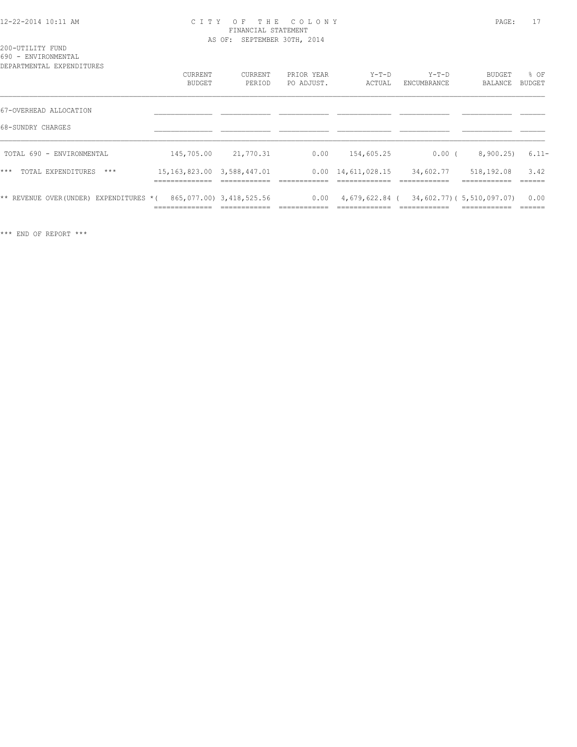CITY OF THE COLONY
FINANCIAL STATEMENT
AS OF: SEPTEMBER 30TH, 2014

200-UTILITY FUND
690 - ENVIRONMENTAL
DEPARTMENTAL EXPENDITURES

| | CURRENT BUDGET | CURRENT PERIOD | PRIOR YEAR PO ADJUST. | Y-T-D ACTUAL | Y-T-D ENCUMBRANCE | BUDGET BALANCE | % OF BUDGET |
|---|---|---|---|---|---|---|---|
| 67-OVERHEAD ALLOCATION | | | | | | | |
| 68-SUNDRY CHARGES | | | | | | | |
| TOTAL 690 - ENVIRONMENTAL | 145,705.00 | 21,770.31 | 0.00 | 154,605.25 | 0.00 | ( 8,900.25) | 6.11- |
| *** TOTAL EXPENDITURES *** | 15,163,823.00 | 3,588,447.01 | 0.00 | 14,611,028.15 | 34,602.77 | 518,192.08 | 3.42 |
| ** REVENUE OVER(UNDER) EXPENDITURES * | ( 865,077.00) | 3,418,525.56 | 0.00 | 4,679,622.84 | ( 34,602.77) | ( 5,510,097.07) | 0.00 |

*** END OF REPORT ***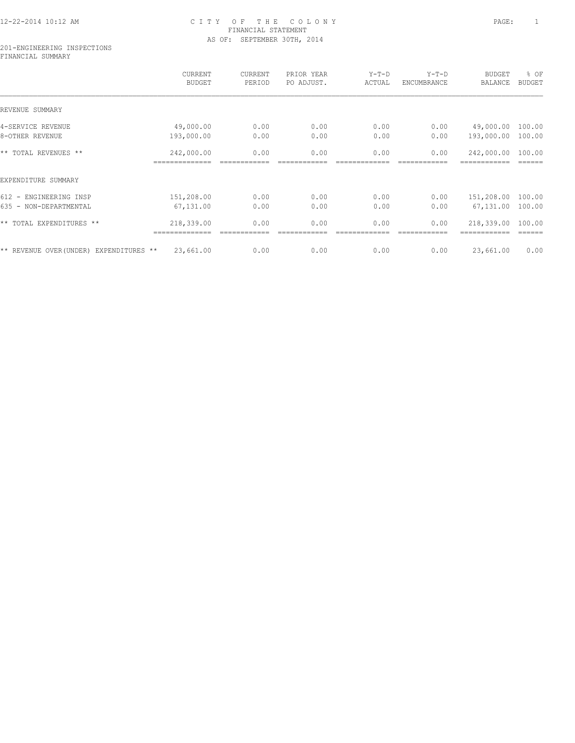# CITY OF THE COLONY
## FINANCIAL STATEMENT
### AS OF: SEPTEMBER 30TH, 2014

201-ENGINEERING INSPECTIONS
FINANCIAL SUMMARY

| | CURRENT BUDGET | CURRENT PERIOD | PRIOR YEAR PO ADJUST. | Y-T-D ACTUAL | Y-T-D ENCUMBRANCE | BUDGET BALANCE | % OF BUDGET |
|---|---|---|---|---|---|---|---|
| REVENUE SUMMARY | | | | | | | |
| 4-SERVICE REVENUE | 49,000.00 | 0.00 | 0.00 | 0.00 | 0.00 | 49,000.00 | 100.00 |
| 8-OTHER REVENUE | 193,000.00 | 0.00 | 0.00 | 0.00 | 0.00 | 193,000.00 | 100.00 |
| ** TOTAL REVENUES ** | 242,000.00 | 0.00 | 0.00 | 0.00 | 0.00 | 242,000.00 | 100.00 |
| EXPENDITURE SUMMARY | | | | | | | |
| 612 - ENGINEERING INSP | 151,208.00 | 0.00 | 0.00 | 0.00 | 0.00 | 151,208.00 | 100.00 |
| 635 - NON-DEPARTMENTAL | 67,131.00 | 0.00 | 0.00 | 0.00 | 0.00 | 67,131.00 | 100.00 |
| ** TOTAL EXPENDITURES ** | 218,339.00 | 0.00 | 0.00 | 0.00 | 0.00 | 218,339.00 | 100.00 |
| ** REVENUE OVER(UNDER) EXPENDITURES ** | 23,661.00 | 0.00 | 0.00 | 0.00 | 0.00 | 23,661.00 | 0.00 |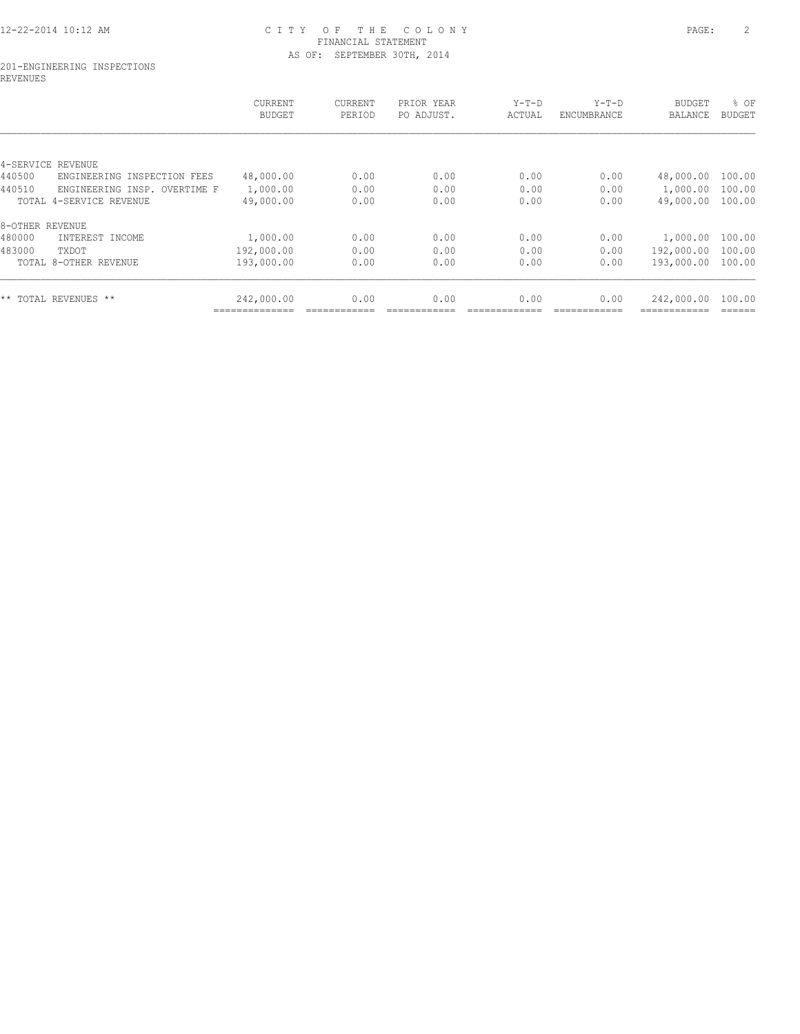CITY OF THE COLONY
FINANCIAL STATEMENT
AS OF: SEPTEMBER 30TH, 2014

201-ENGINEERING INSPECTIONS
REVENUES

| | CURRENT BUDGET | CURRENT PERIOD | PRIOR YEAR PO ADJUST. | Y-T-D ACTUAL | Y-T-D ENCUMBRANCE | BUDGET BALANCE | % OF BUDGET |
|---|---|---|---|---|---|---|---|
| 4-SERVICE REVENUE | | | | | | | |
| 440500 ENGINEERING INSPECTION FEES | 48,000.00 | 0.00 | 0.00 | 0.00 | 0.00 | 48,000.00 | 100.00 |
| 440510 ENGINEERING INSP. OVERTIME F | 1,000.00 | 0.00 | 0.00 | 0.00 | 0.00 | 1,000.00 | 100.00 |
| TOTAL 4-SERVICE REVENUE | 49,000.00 | 0.00 | 0.00 | 0.00 | 0.00 | 49,000.00 | 100.00 |
| 8-OTHER REVENUE | | | | | | | |
| 480000 INTEREST INCOME | 1,000.00 | 0.00 | 0.00 | 0.00 | 0.00 | 1,000.00 | 100.00 |
| 483000 TXDOT | 192,000.00 | 0.00 | 0.00 | 0.00 | 0.00 | 192,000.00 | 100.00 |
| TOTAL 8-OTHER REVENUE | 193,000.00 | 0.00 | 0.00 | 0.00 | 0.00 | 193,000.00 | 100.00 |
| ** TOTAL REVENUES ** | 242,000.00 | 0.00 | 0.00 | 0.00 | 0.00 | 242,000.00 | 100.00 |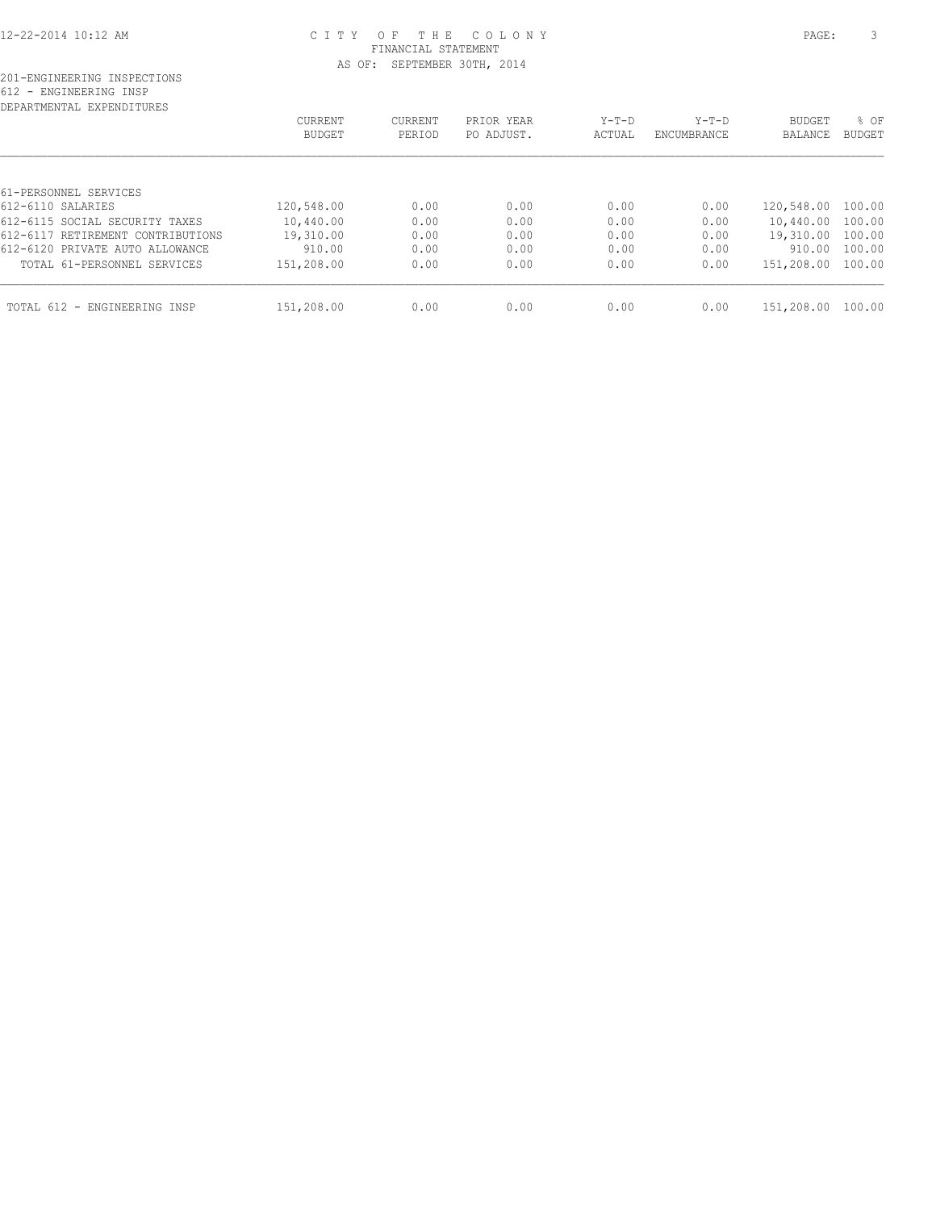# CITY OF THE COLONY
## FINANCIAL STATEMENT
### AS OF: SEPTEMBER 30TH, 2014

201-ENGINEERING INSPECTIONS
612 - ENGINEERING INSP
DEPARTMENTAL EXPENDITURES

| | CURRENT BUDGET | CURRENT PERIOD | PRIOR YEAR PO ADJUST. | Y-T-D ACTUAL | Y-T-D ENCUMBRANCE | BUDGET BALANCE | % OF BUDGET |
|---|---|---|---|---|---|---|---|
| 61-PERSONNEL SERVICES | | | | | | | |
| 612-6110 SALARIES | 120,548.00 | 0.00 | 0.00 | 0.00 | 0.00 | 120,548.00 | 100.00 |
| 612-6115 SOCIAL SECURITY TAXES | 10,440.00 | 0.00 | 0.00 | 0.00 | 0.00 | 10,440.00 | 100.00 |
| 612-6117 RETIREMENT CONTRIBUTIONS | 19,310.00 | 0.00 | 0.00 | 0.00 | 0.00 | 19,310.00 | 100.00 |
| 612-6120 PRIVATE AUTO ALLOWANCE | 910.00 | 0.00 | 0.00 | 0.00 | 0.00 | 910.00 | 100.00 |
| TOTAL 61-PERSONNEL SERVICES | 151,208.00 | 0.00 | 0.00 | 0.00 | 0.00 | 151,208.00 | 100.00 |
| TOTAL 612 - ENGINEERING INSP | 151,208.00 | 0.00 | 0.00 | 0.00 | 0.00 | 151,208.00 | 100.00 |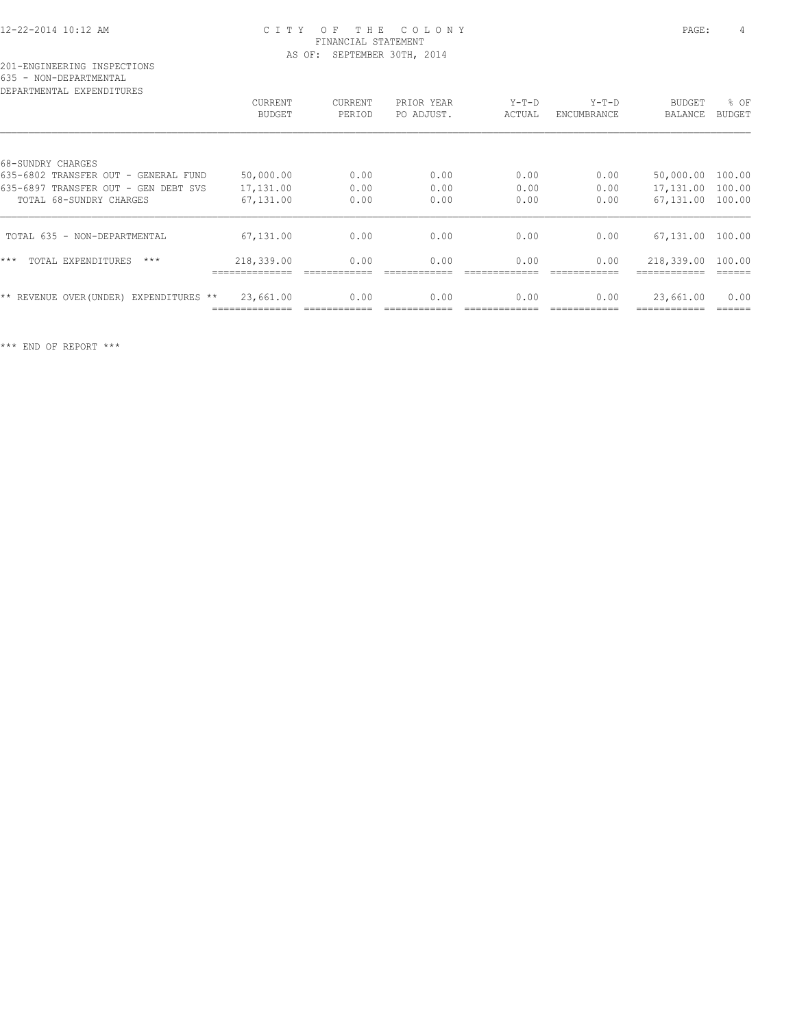CITY OF THE COLONY
FINANCIAL STATEMENT
AS OF: SEPTEMBER 30TH, 2014

201-ENGINEERING INSPECTIONS
635 - NON-DEPARTMENTAL
DEPARTMENTAL EXPENDITURES

| | CURRENT BUDGET | CURRENT PERIOD | PRIOR YEAR PO ADJUST. | Y-T-D ACTUAL | Y-T-D ENCUMBRANCE | BUDGET BALANCE | % OF BUDGET |
|---|---|---|---|---|---|---|---|
| 68-SUNDRY CHARGES | | | | | | | |
| 635-6802 TRANSFER OUT - GENERAL FUND | 50,000.00 | 0.00 | 0.00 | 0.00 | 0.00 | 50,000.00 | 100.00 |
| 635-6897 TRANSFER OUT - GEN DEBT SVS | 17,131.00 | 0.00 | 0.00 | 0.00 | 0.00 | 17,131.00 | 100.00 |
| TOTAL 68-SUNDRY CHARGES | 67,131.00 | 0.00 | 0.00 | 0.00 | 0.00 | 67,131.00 | 100.00 |
| TOTAL 635 - NON-DEPARTMENTAL | 67,131.00 | 0.00 | 0.00 | 0.00 | 0.00 | 67,131.00 | 100.00 |
| *** TOTAL EXPENDITURES *** | 218,339.00 | 0.00 | 0.00 | 0.00 | 0.00 | 218,339.00 | 100.00 |
| ** REVENUE OVER(UNDER) EXPENDITURES ** | 23,661.00 | 0.00 | 0.00 | 0.00 | 0.00 | 23,661.00 | 0.00 |

*** END OF REPORT ***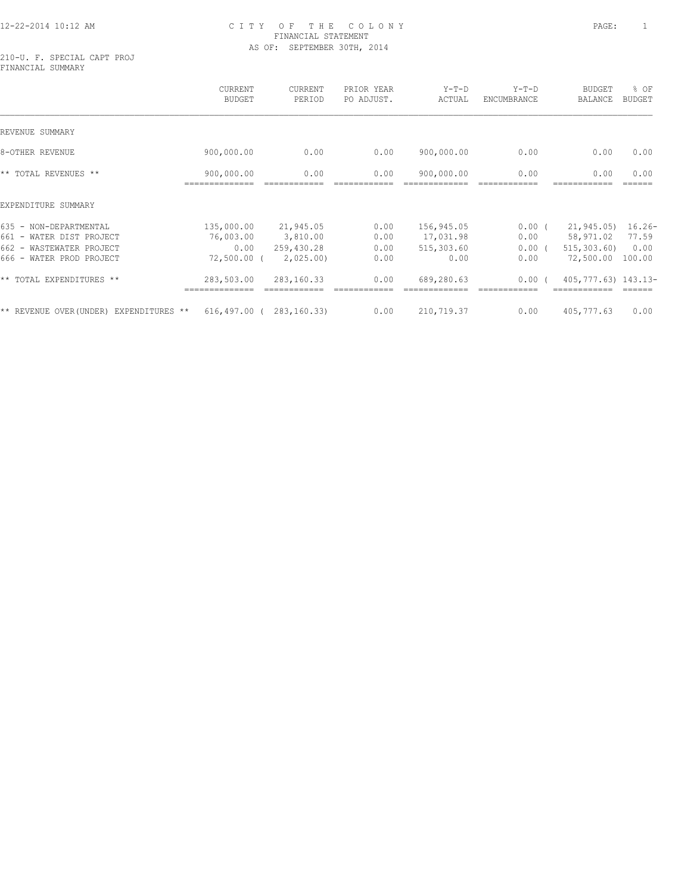12-22-2014 10:12 AM

CITY OF THE COLONY
FINANCIAL STATEMENT
AS OF: SEPTEMBER 30TH, 2014

210-U. F. SPECIAL CAPT PROJ
FINANCIAL SUMMARY

| | CURRENT BUDGET | CURRENT PERIOD | PRIOR YEAR PO ADJUST. | Y-T-D ACTUAL | Y-T-D ENCUMBRANCE | BUDGET BALANCE | % OF BUDGET |
|---|---|---|---|---|---|---|---|
| REVENUE SUMMARY | | | | | | | |
| 8-OTHER REVENUE | 900,000.00 | 0.00 | 0.00 | 900,000.00 | 0.00 | 0.00 | 0.00 |
| ** TOTAL REVENUES ** | 900,000.00 | 0.00 | 0.00 | 900,000.00 | 0.00 | 0.00 | 0.00 |
| EXPENDITURE SUMMARY | | | | | | | |
| 635 - NON-DEPARTMENTAL | 135,000.00 | 21,945.05 | 0.00 | 156,945.05 | 0.00 | ( 21,945.05) | 16.26- |
| 661 - WATER DIST PROJECT | 76,003.00 | 3,810.00 | 0.00 | 17,031.98 | 0.00 | 58,971.02 | 77.59 |
| 662 - WASTEWATER PROJECT | 0.00 | 259,430.28 | 0.00 | 515,303.60 | 0.00 | ( 515,303.60) | 0.00 |
| 666 - WATER PROD PROJECT | 72,500.00 | ( 2,025.00) | 0.00 | 0.00 | 0.00 | 72,500.00 | 100.00 |
| ** TOTAL EXPENDITURES ** | 283,503.00 | 283,160.33 | 0.00 | 689,280.63 | 0.00 | ( 405,777.63) | 143.13- |
| ** REVENUE OVER(UNDER) EXPENDITURES ** | 616,497.00 | ( 283,160.33) | 0.00 | 210,719.37 | 0.00 | 405,777.63 | 0.00 |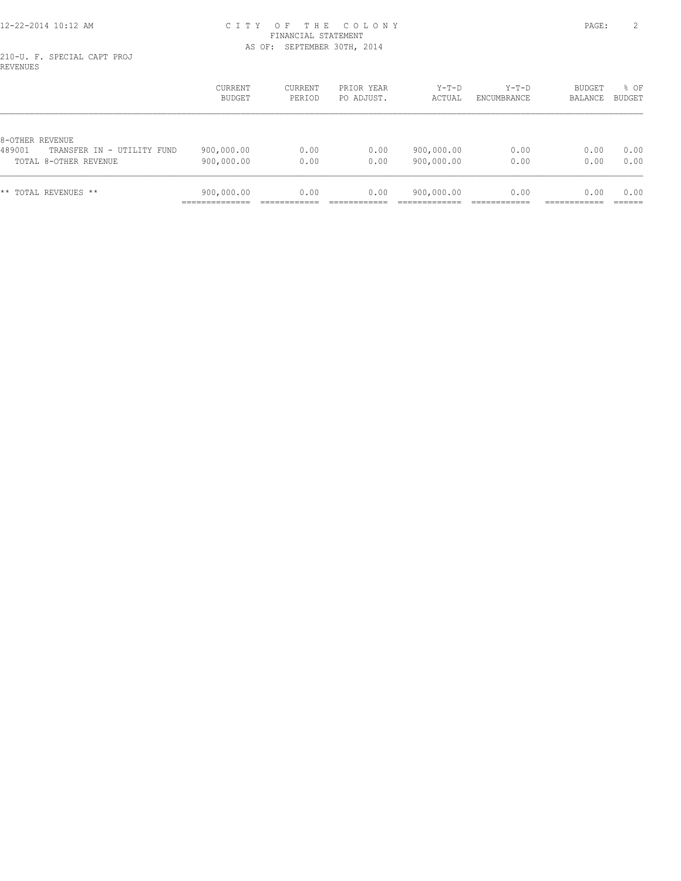# CITY OF THE COLONY
## FINANCIAL STATEMENT
### AS OF: SEPTEMBER 30TH, 2014

210-U. F. SPECIAL CAPT PROJ
REVENUES

| | CURRENT BUDGET | CURRENT PERIOD | PRIOR YEAR PO ADJUST. | Y-T-D ACTUAL | Y-T-D ENCUMBRANCE | BUDGET BALANCE | % OF BUDGET |
|---|---|---|---|---|---|---|---|
| 8-OTHER REVENUE | | | | | | | |
| 489001 TRANSFER IN - UTILITY FUND | 900,000.00 | 0.00 | 0.00 | 900,000.00 | 0.00 | 0.00 | 0.00 |
| TOTAL 8-OTHER REVENUE | 900,000.00 | 0.00 | 0.00 | 900,000.00 | 0.00 | 0.00 | 0.00 |
| ** TOTAL REVENUES ** | 900,000.00 | 0.00 | 0.00 | 900,000.00 | 0.00 | 0.00 | 0.00 |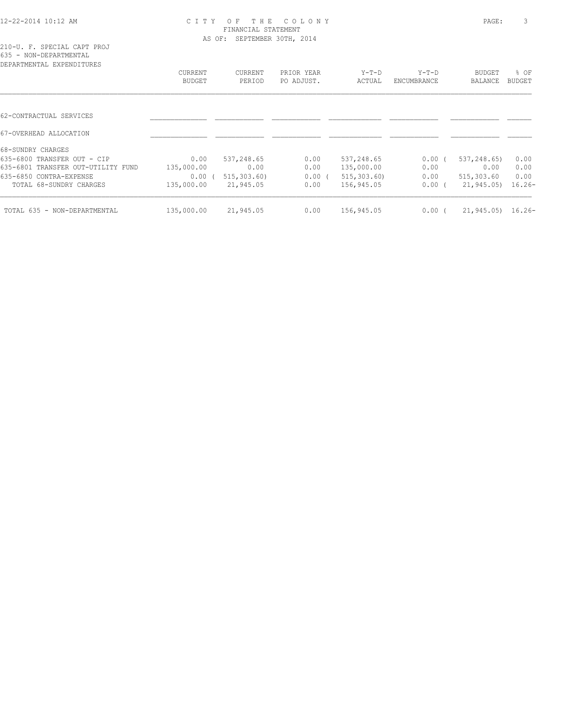CITY OF THE COLONY
FINANCIAL STATEMENT
AS OF: SEPTEMBER 30TH, 2014

210-U. F. SPECIAL CAPT PROJ
635 - NON-DEPARTMENTAL
DEPARTMENTAL EXPENDITURES

| | CURRENT BUDGET | CURRENT PERIOD | PRIOR YEAR PO ADJUST. | Y-T-D ACTUAL | Y-T-D ENCUMBRANCE | BUDGET BALANCE | % OF BUDGET |
|---|---|---|---|---|---|---|---|
| 62-CONTRACTUAL SERVICES | | | | | | | |
| 67-OVERHEAD ALLOCATION | | | | | | | |
| 68-SUNDRY CHARGES | | | | | | | |
| 635-6800 TRANSFER OUT - CIP | 0.00 | 537,248.65 | 0.00 | 537,248.65 | 0.00 | ( 537,248.65) | 0.00 |
| 635-6801 TRANSFER OUT-UTILITY FUND | 135,000.00 | 0.00 | 0.00 | 135,000.00 | 0.00 | 0.00 | 0.00 |
| 635-6850 CONTRA-EXPENSE | 0.00 | ( 515,303.60) | 0.00 | ( 515,303.60) | 0.00 | 515,303.60 | 0.00 |
| TOTAL 68-SUNDRY CHARGES | 135,000.00 | 21,945.05 | 0.00 | 156,945.05 | 0.00 | ( 21,945.05) | 16.26- |
| TOTAL 635 - NON-DEPARTMENTAL | 135,000.00 | 21,945.05 | 0.00 | 156,945.05 | 0.00 | ( 21,945.05) | 16.26- |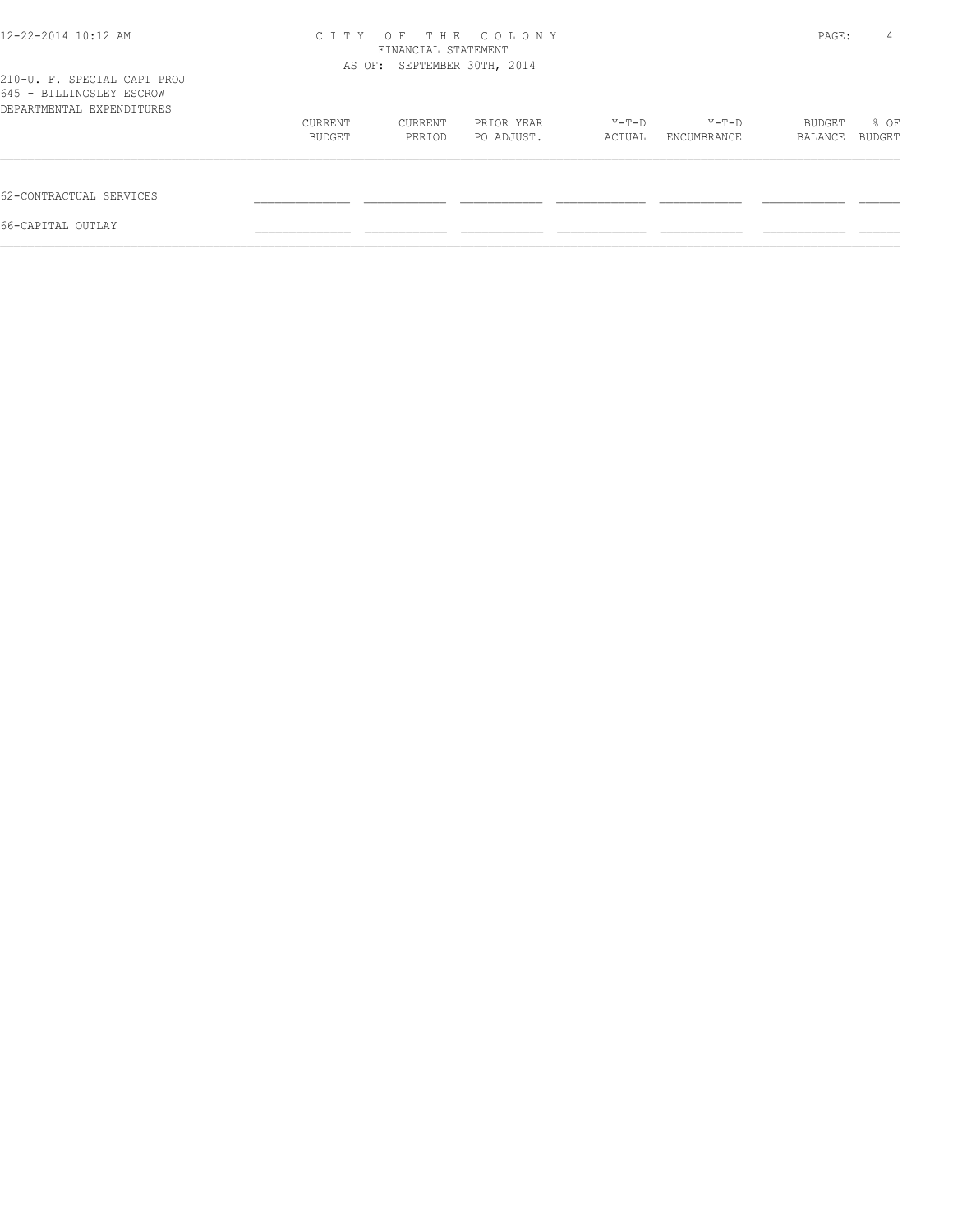CITY OF THE COLONY
FINANCIAL STATEMENT
AS OF: SEPTEMBER 30TH, 2014

210-U. F. SPECIAL CAPT PROJ
645 - BILLINGSLEY ESCROW
DEPARTMENTAL EXPENDITURES

| | CURRENT BUDGET | CURRENT PERIOD | PRIOR YEAR PO ADJUST. | Y-T-D ACTUAL | Y-T-D ENCUMBRANCE | BUDGET BALANCE | % OF BUDGET |
|---|---|---|---|---|---|---|---|
| 62-CONTRACTUAL SERVICES | | | | | | | |
| 66-CAPITAL OUTLAY | | | | | | | |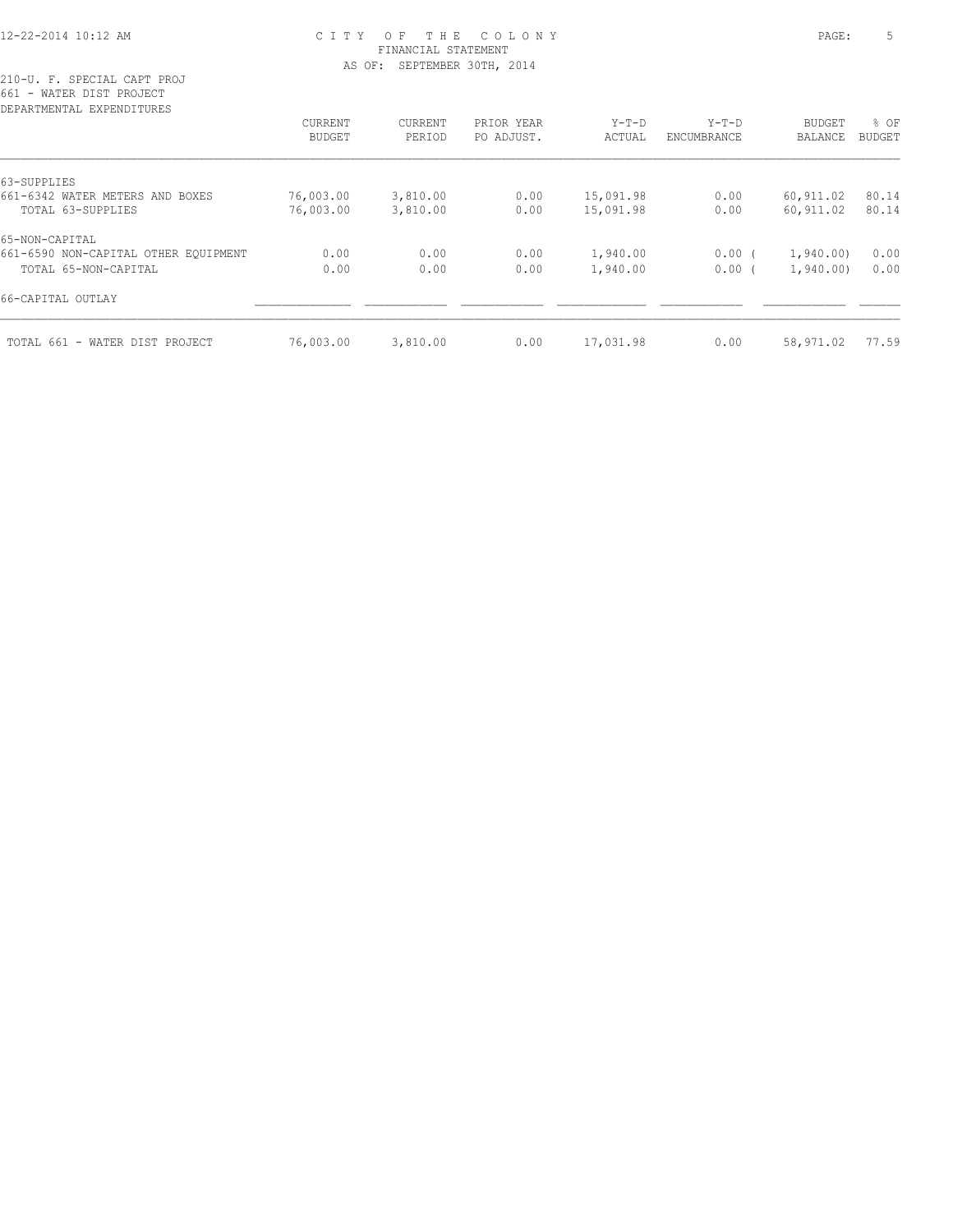# CITY OF THE COLONY
## FINANCIAL STATEMENT
### AS OF: SEPTEMBER 30TH, 2014

210-U. F. SPECIAL CAPT PROJ
661 - WATER DIST PROJECT
DEPARTMENTAL EXPENDITURES

| | CURRENT BUDGET | CURRENT PERIOD | PRIOR YEAR PO ADJUST. | Y-T-D ACTUAL | Y-T-D ENCUMBRANCE | BUDGET BALANCE | % OF BUDGET |
|---|---|---|---|---|---|---|---|
| 63-SUPPLIES | | | | | | | |
| 661-6342 WATER METERS AND BOXES | 76,003.00 | 3,810.00 | 0.00 | 15,091.98 | 0.00 | 60,911.02 | 80.14 |
| TOTAL 63-SUPPLIES | 76,003.00 | 3,810.00 | 0.00 | 15,091.98 | 0.00 | 60,911.02 | 80.14 |
| 65-NON-CAPITAL | | | | | | | |
| 661-6590 NON-CAPITAL OTHER EQUIPMENT | 0.00 | 0.00 | 0.00 | 1,940.00 | 0.00 | ( 1,940.00) | 0.00 |
| TOTAL 65-NON-CAPITAL | 0.00 | 0.00 | 0.00 | 1,940.00 | 0.00 | ( 1,940.00) | 0.00 |
| 66-CAPITAL OUTLAY | | | | | | | |
| TOTAL 661 - WATER DIST PROJECT | 76,003.00 | 3,810.00 | 0.00 | 17,031.98 | 0.00 | 58,971.02 | 77.59 |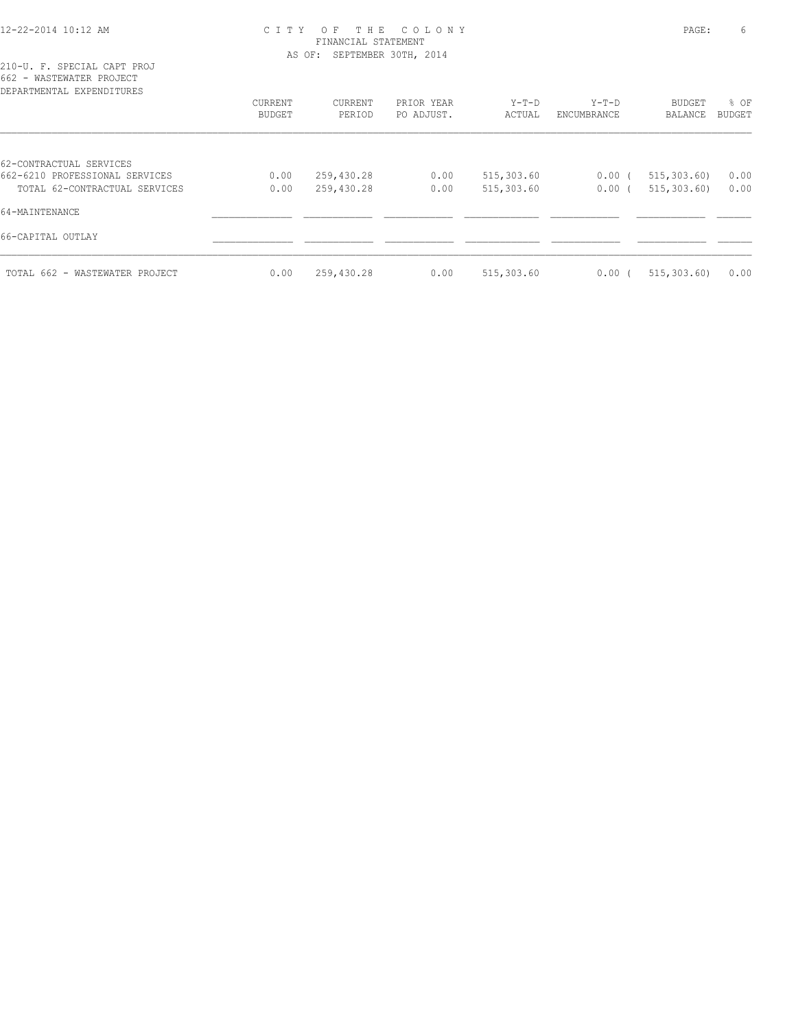CITY OF THE COLONY
FINANCIAL STATEMENT
AS OF: SEPTEMBER 30TH, 2014

210-U. F. SPECIAL CAPT PROJ
662 - WASTEWATER PROJECT
DEPARTMENTAL EXPENDITURES

| | CURRENT BUDGET | CURRENT PERIOD | PRIOR YEAR PO ADJUST. | Y-T-D ACTUAL | Y-T-D ENCUMBRANCE | BUDGET BALANCE | % OF BUDGET |
|---|---|---|---|---|---|---|---|
| 62-CONTRACTUAL SERVICES | | | | | | | |
| 662-6210 PROFESSIONAL SERVICES | 0.00 | 259,430.28 | 0.00 | 515,303.60 | 0.00 | ( 515,303.60) | 0.00 |
| TOTAL 62-CONTRACTUAL SERVICES | 0.00 | 259,430.28 | 0.00 | 515,303.60 | 0.00 | ( 515,303.60) | 0.00 |
| 64-MAINTENANCE | | | | | | | |
| 66-CAPITAL OUTLAY | | | | | | | |
| TOTAL 662 - WASTEWATER PROJECT | 0.00 | 259,430.28 | 0.00 | 515,303.60 | 0.00 | ( 515,303.60) | 0.00 |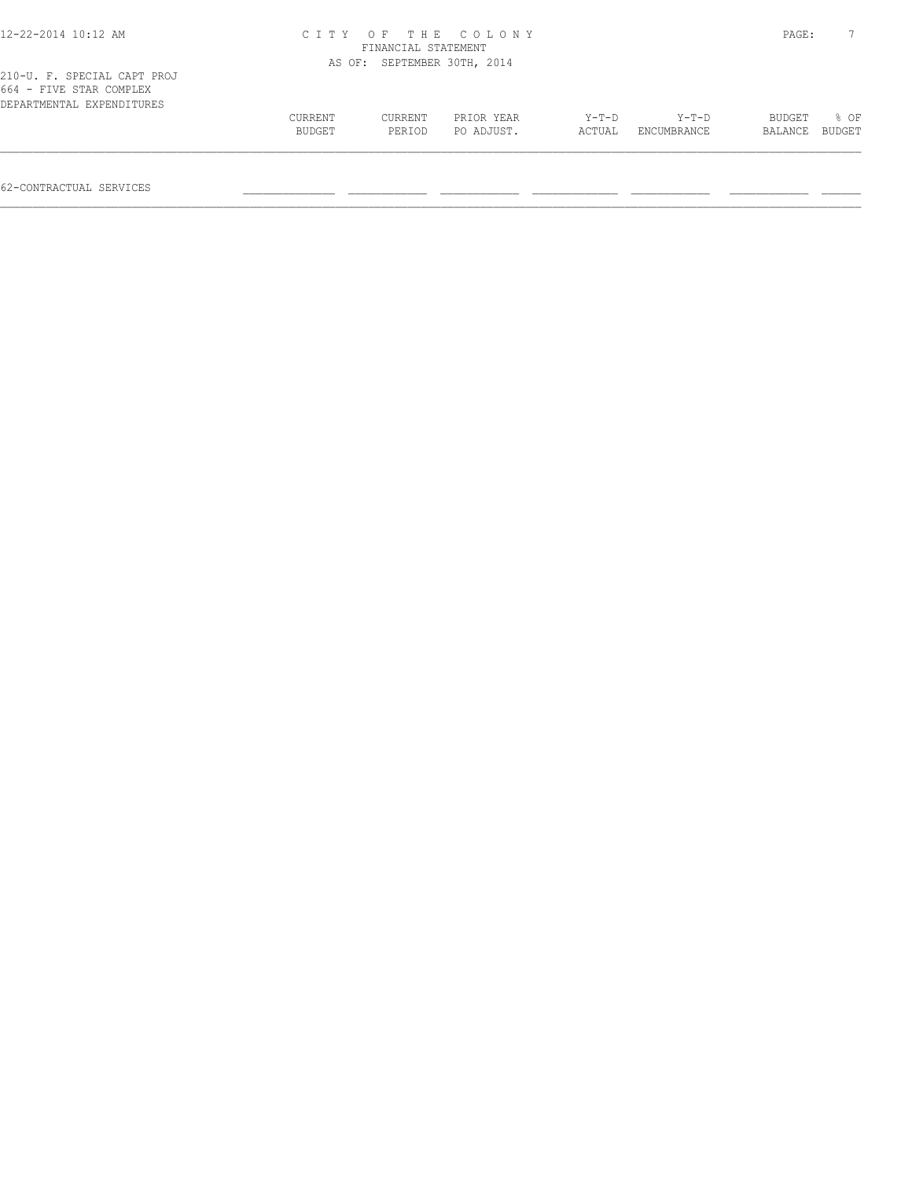C I T Y   O F   T H E   C O L O N Y
FINANCIAL STATEMENT
AS OF: SEPTEMBER 30TH, 2014

210-U. F. SPECIAL CAPT PROJ
664 - FIVE STAR COMPLEX
DEPARTMENTAL EXPENDITURES

| | CURRENT BUDGET | CURRENT PERIOD | PRIOR YEAR PO ADJUST. | Y-T-D ACTUAL | Y-T-D ENCUMBRANCE | BUDGET BALANCE | % OF BUDGET |
|---|---|---|---|---|---|---|---|
| 62-CONTRACTUAL SERVICES | | | | | | | |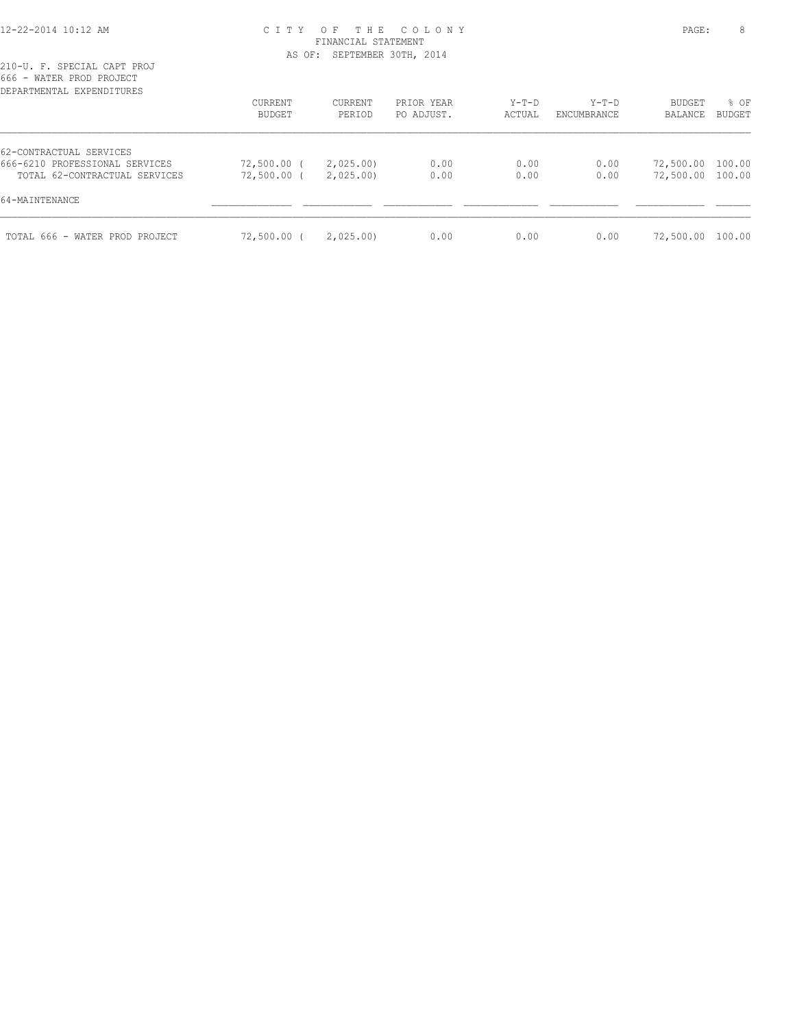# CITY OF THE COLONY
FINANCIAL STATEMENT
AS OF: SEPTEMBER 30TH, 2014

210-U. F. SPECIAL CAPT PROJ
666 - WATER PROD PROJECT
DEPARTMENTAL EXPENDITURES

| | CURRENT BUDGET | CURRENT PERIOD | PRIOR YEAR PO ADJUST. | Y-T-D ACTUAL | Y-T-D ENCUMBRANCE | BUDGET BALANCE | % OF BUDGET |
|---|---|---|---|---|---|---|---|
| 62-CONTRACTUAL SERVICES | | | | | | | |
| 666-6210 PROFESSIONAL SERVICES | 72,500.00 | ( 2,025.00) | 0.00 | 0.00 | 0.00 | 72,500.00 | 100.00 |
| TOTAL 62-CONTRACTUAL SERVICES | 72,500.00 | ( 2,025.00) | 0.00 | 0.00 | 0.00 | 72,500.00 | 100.00 |
| 64-MAINTENANCE | | | | | | | |
| TOTAL 666 - WATER PROD PROJECT | 72,500.00 | ( 2,025.00) | 0.00 | 0.00 | 0.00 | 72,500.00 | 100.00 |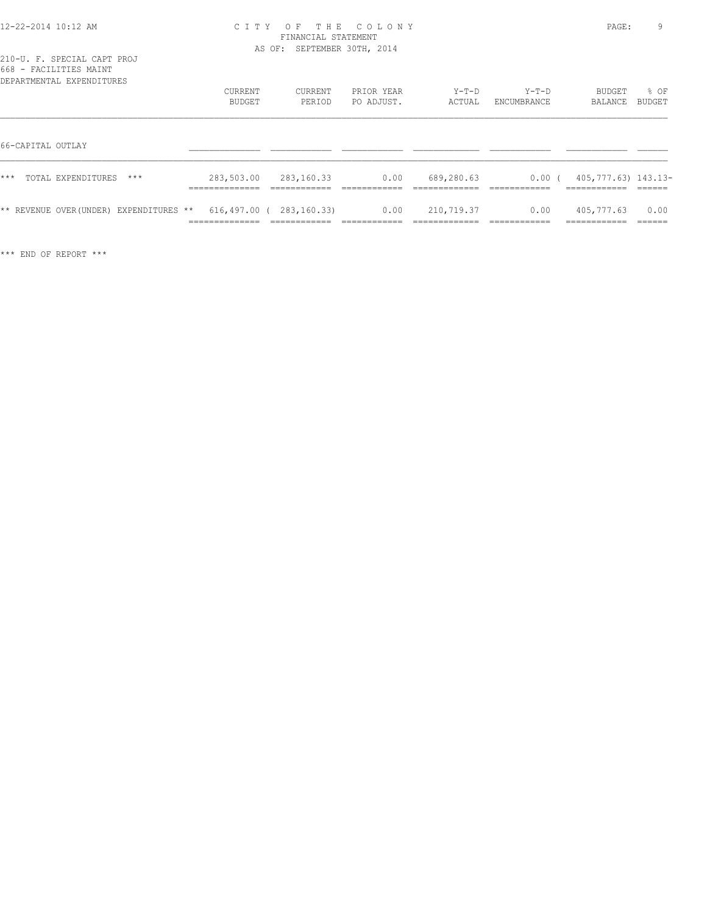CITY OF THE COLONY
FINANCIAL STATEMENT
AS OF: SEPTEMBER 30TH, 2014

210-U. F. SPECIAL CAPT PROJ
668 - FACILITIES MAINT
DEPARTMENTAL EXPENDITURES

| | CURRENT BUDGET | CURRENT PERIOD | PRIOR YEAR PO ADJUST. | Y-T-D ACTUAL | Y-T-D ENCUMBRANCE | BUDGET BALANCE | % OF BUDGET |
|---|---|---|---|---|---|---|---|
| 66-CAPITAL OUTLAY | | | | | | | |
| *** TOTAL EXPENDITURES *** | 283,503.00 | 283,160.33 | 0.00 | 689,280.63 | 0.00 | ( 405,777.63) | 143.13- |
| ** REVENUE OVER(UNDER) EXPENDITURES ** | 616,497.00 | ( 283,160.33) | 0.00 | 210,719.37 | 0.00 | 405,777.63 | 0.00 |

*** END OF REPORT ***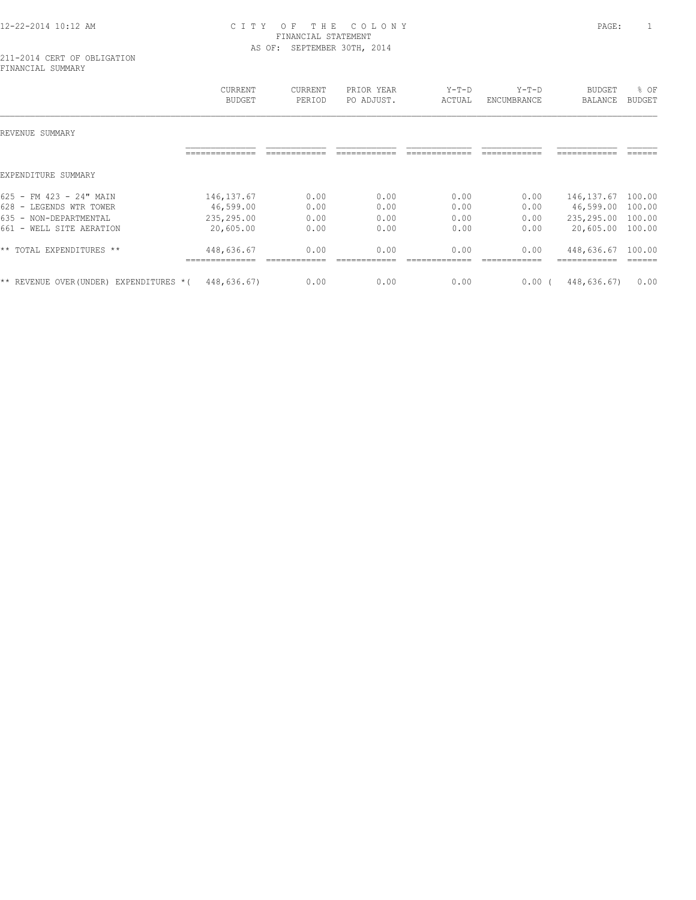CITY OF THE COLONY
FINANCIAL STATEMENT
AS OF: SEPTEMBER 30TH, 2014

211-2014 CERT OF OBLIGATION
FINANCIAL SUMMARY

| | CURRENT BUDGET | CURRENT PERIOD | PRIOR YEAR PO ADJUST. | Y-T-D ACTUAL | Y-T-D ENCUMBRANCE | BUDGET BALANCE | % OF BUDGET |
|---|---|---|---|---|---|---|---|
| REVENUE SUMMARY | | | | | | | |
| EXPENDITURE SUMMARY | | | | | | | |
| 625 - FM 423 - 24" MAIN | 146,137.67 | 0.00 | 0.00 | 0.00 | 0.00 | 146,137.67 | 100.00 |
| 628 - LEGENDS WTR TOWER | 46,599.00 | 0.00 | 0.00 | 0.00 | 0.00 | 46,599.00 | 100.00 |
| 635 - NON-DEPARTMENTAL | 235,295.00 | 0.00 | 0.00 | 0.00 | 0.00 | 235,295.00 | 100.00 |
| 661 - WELL SITE AERATION | 20,605.00 | 0.00 | 0.00 | 0.00 | 0.00 | 20,605.00 | 100.00 |
| ** TOTAL EXPENDITURES ** | 448,636.67 | 0.00 | 0.00 | 0.00 | 0.00 | 448,636.67 | 100.00 |
| ** REVENUE OVER(UNDER) EXPENDITURES * | ( 448,636.67) | 0.00 | 0.00 | 0.00 | 0.00 | ( 448,636.67) | 0.00 |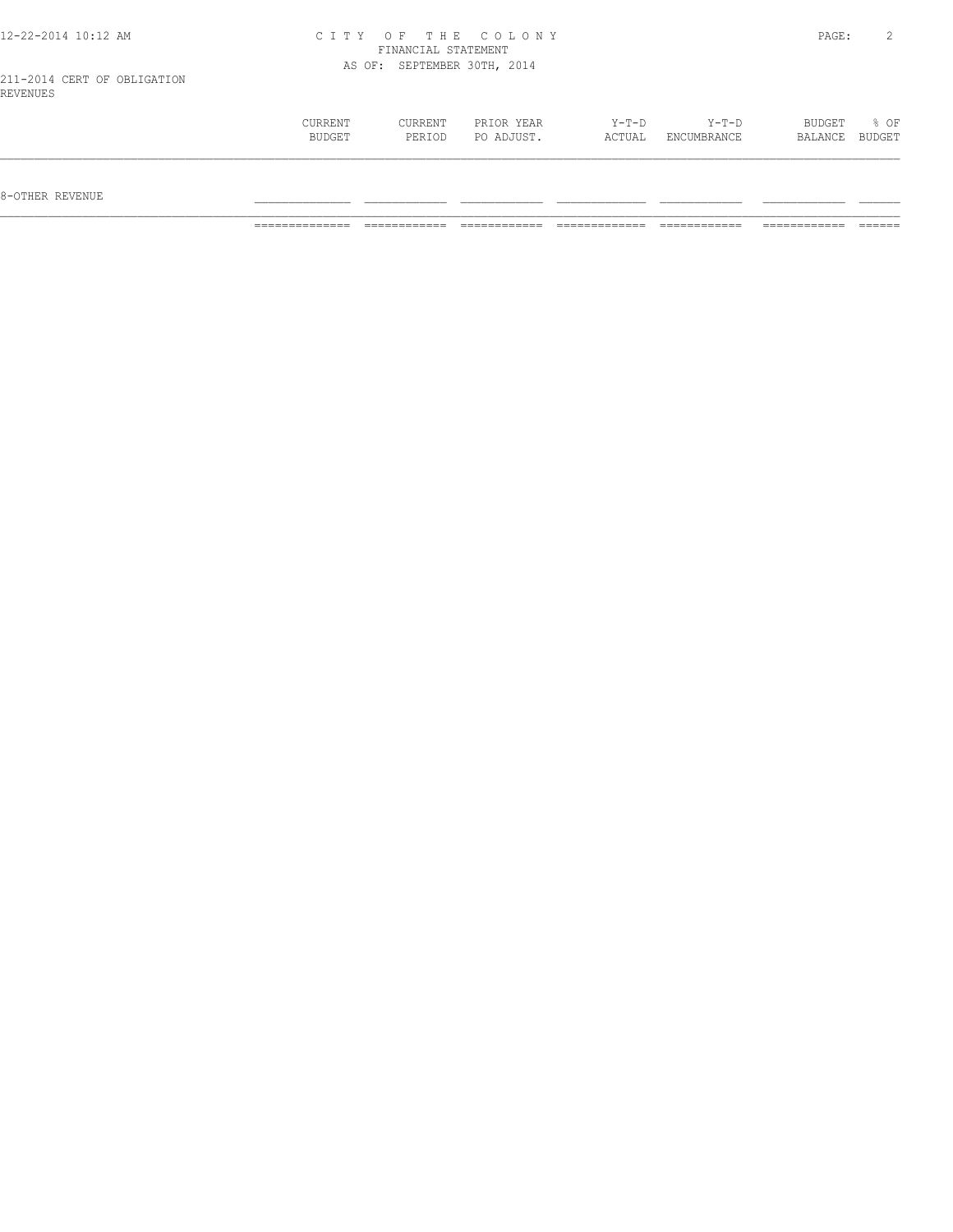211-2014 CERT OF OBLIGATION
REVENUES

| | CURRENT BUDGET | CURRENT PERIOD | PRIOR YEAR PO ADJUST. | Y-T-D ACTUAL | Y-T-D ENCUMBRANCE | BUDGET BALANCE | % OF BUDGET |
|---|---|---|---|---|---|---|---|
| 8-OTHER REVENUE | | | | | | | |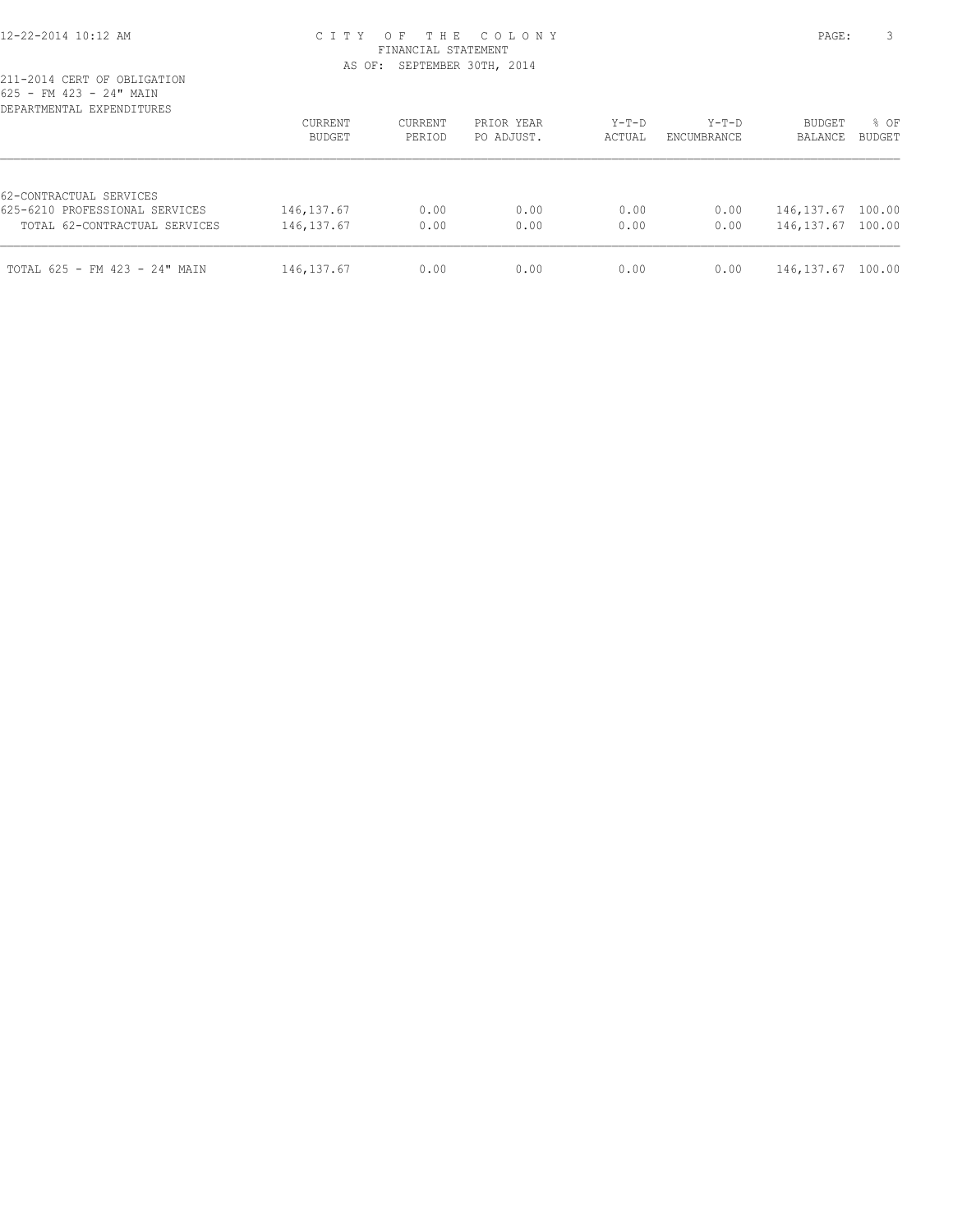CITY OF THE COLONY
FINANCIAL STATEMENT
AS OF: SEPTEMBER 30TH, 2014

211-2014 CERT OF OBLIGATION
625 - FM 423 - 24" MAIN
DEPARTMENTAL EXPENDITURES

| | CURRENT BUDGET | CURRENT PERIOD | PRIOR YEAR PO ADJUST. | Y-T-D ACTUAL | Y-T-D ENCUMBRANCE | BUDGET BALANCE | % OF BUDGET |
|---|---|---|---|---|---|---|---|
| 62-CONTRACTUAL SERVICES | | | | | | | |
| 625-6210 PROFESSIONAL SERVICES | 146,137.67 | 0.00 | 0.00 | 0.00 | 0.00 | 146,137.67 | 100.00 |
| TOTAL 62-CONTRACTUAL SERVICES | 146,137.67 | 0.00 | 0.00 | 0.00 | 0.00 | 146,137.67 | 100.00 |
| TOTAL 625 - FM 423 - 24" MAIN | 146,137.67 | 0.00 | 0.00 | 0.00 | 0.00 | 146,137.67 | 100.00 |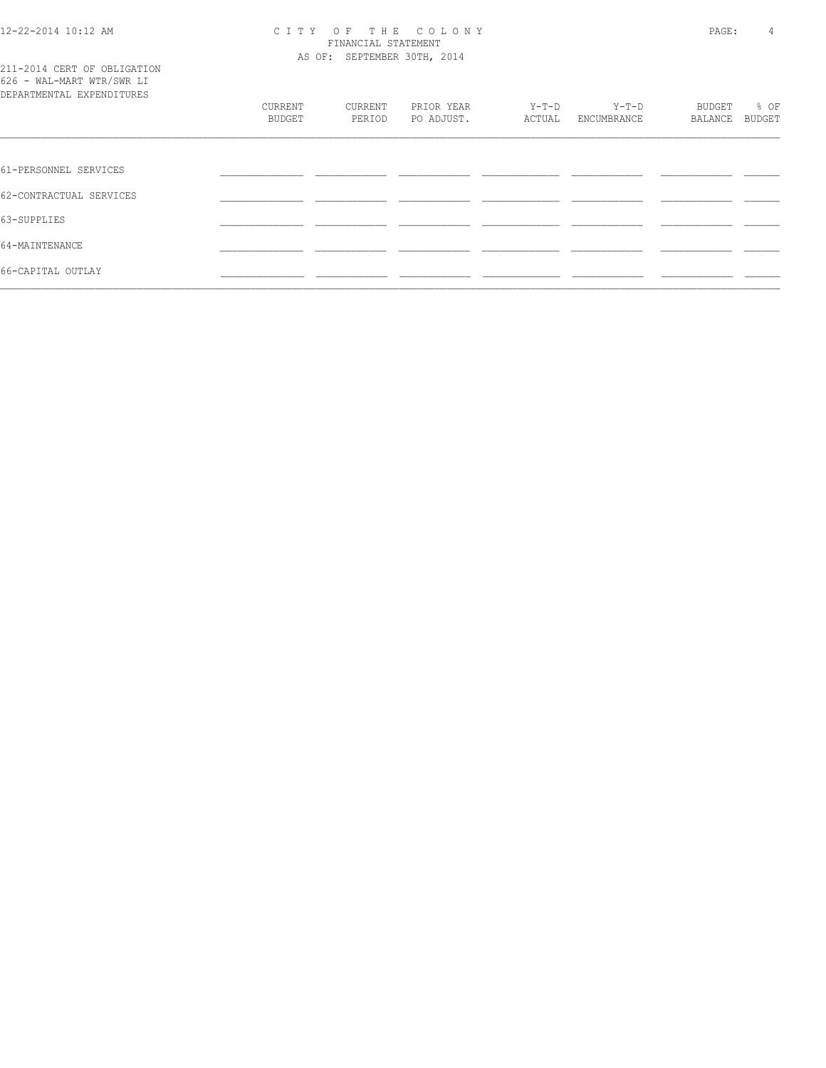211-2014 CERT OF OBLIGATION
626 - WAL-MART WTR/SWR LI
DEPARTMENTAL EXPENDITURES

| | CURRENT BUDGET | CURRENT PERIOD | PRIOR YEAR PO ADJUST. | Y-T-D ACTUAL | Y-T-D ENCUMBRANCE | BUDGET BALANCE | % OF BUDGET |
|---|---|---|---|---|---|---|---|
| 61-PERSONNEL SERVICES | | | | | | | |
| 62-CONTRACTUAL SERVICES | | | | | | | |
| 63-SUPPLIES | | | | | | | |
| 64-MAINTENANCE | | | | | | | |
| 66-CAPITAL OUTLAY | | | | | | | |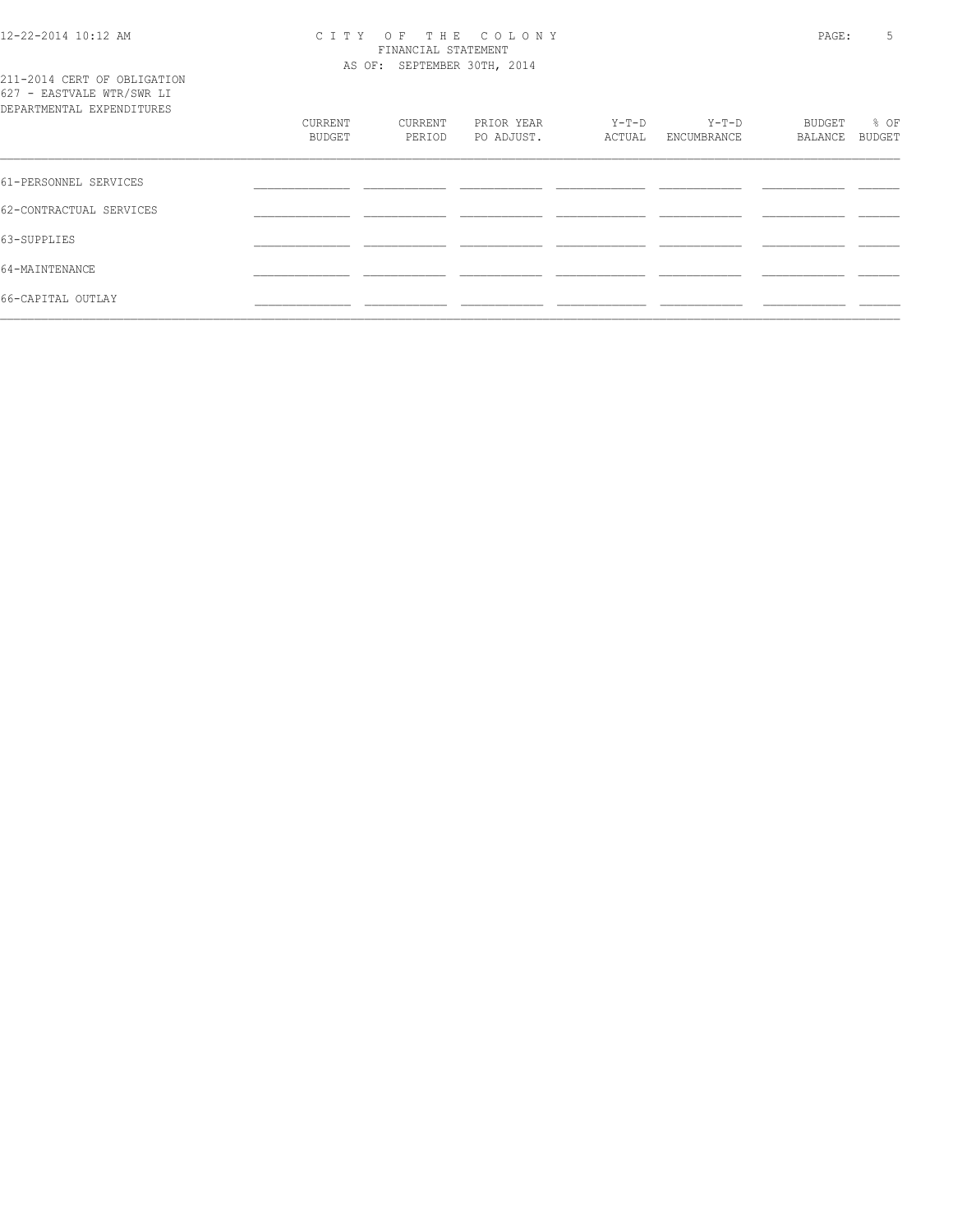CITY OF THE COLONY
FINANCIAL STATEMENT
AS OF: SEPTEMBER 30TH, 2014

211-2014 CERT OF OBLIGATION
627 - EASTVALE WTR/SWR LI
DEPARTMENTAL EXPENDITURES

| | CURRENT BUDGET | CURRENT PERIOD | PRIOR YEAR PO ADJUST. | Y-T-D ACTUAL | Y-T-D ENCUMBRANCE | BUDGET BALANCE | % OF BUDGET |
|---|---|---|---|---|---|---|---|
| 61-PERSONNEL SERVICES | | | | | | | |
| 62-CONTRACTUAL SERVICES | | | | | | | |
| 63-SUPPLIES | | | | | | | |
| 64-MAINTENANCE | | | | | | | |
| 66-CAPITAL OUTLAY | | | | | | | |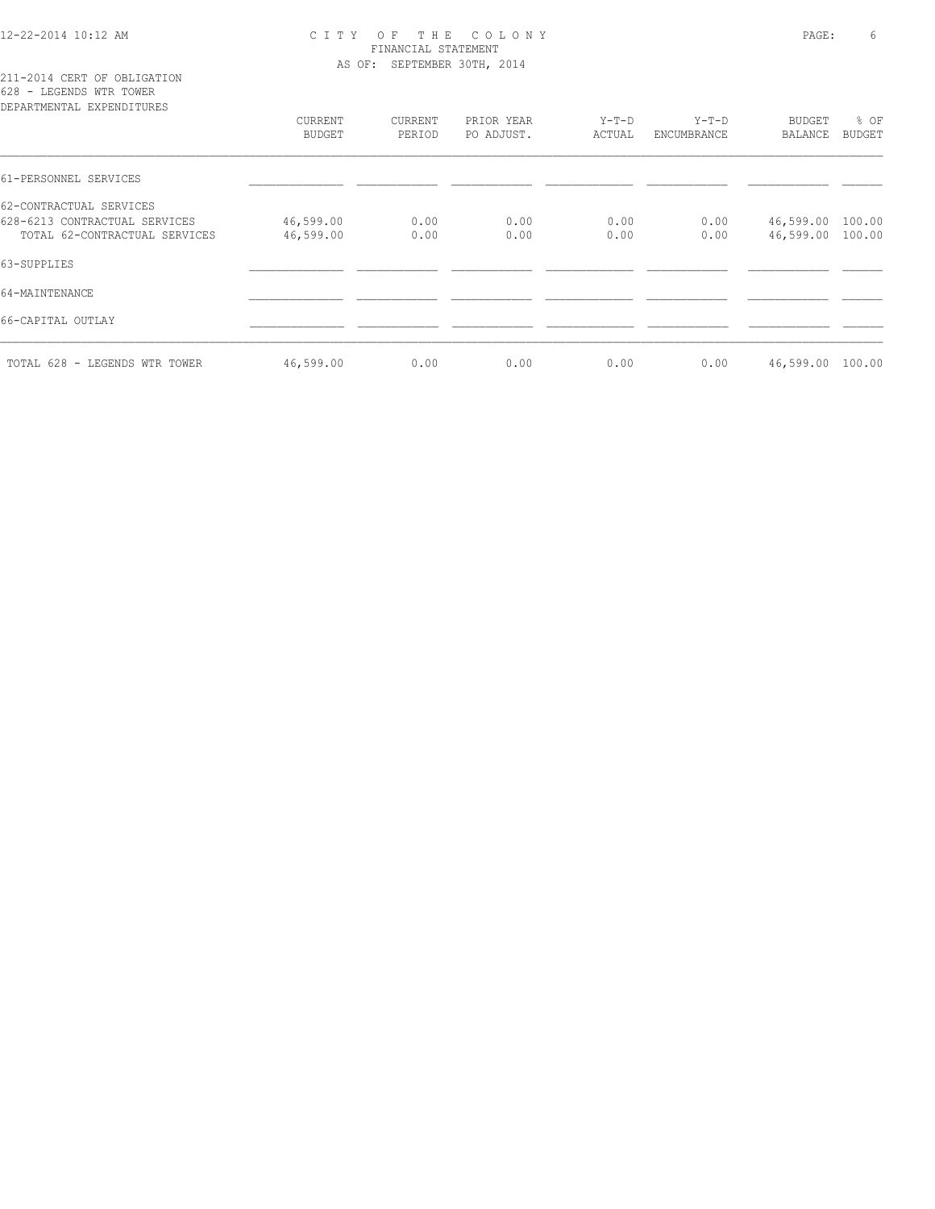211-2014 CERT OF OBLIGATION
628 - LEGENDS WTR TOWER
DEPARTMENTAL EXPENDITURES

| | CURRENT BUDGET | CURRENT PERIOD | PRIOR YEAR PO ADJUST. | Y-T-D ACTUAL | Y-T-D ENCUMBRANCE | BUDGET BALANCE | % OF BUDGET |
|---|---|---|---|---|---|---|---|
| 61-PERSONNEL SERVICES | | | | | | | |
| 62-CONTRACTUAL SERVICES | | | | | | | |
| 628-6213 CONTRACTUAL SERVICES | 46,599.00 | 0.00 | 0.00 | 0.00 | 0.00 | 46,599.00 | 100.00 |
| TOTAL 62-CONTRACTUAL SERVICES | 46,599.00 | 0.00 | 0.00 | 0.00 | 0.00 | 46,599.00 | 100.00 |
| 63-SUPPLIES | | | | | | | |
| 64-MAINTENANCE | | | | | | | |
| 66-CAPITAL OUTLAY | | | | | | | |
| TOTAL 628 - LEGENDS WTR TOWER | 46,599.00 | 0.00 | 0.00 | 0.00 | 0.00 | 46,599.00 | 100.00 |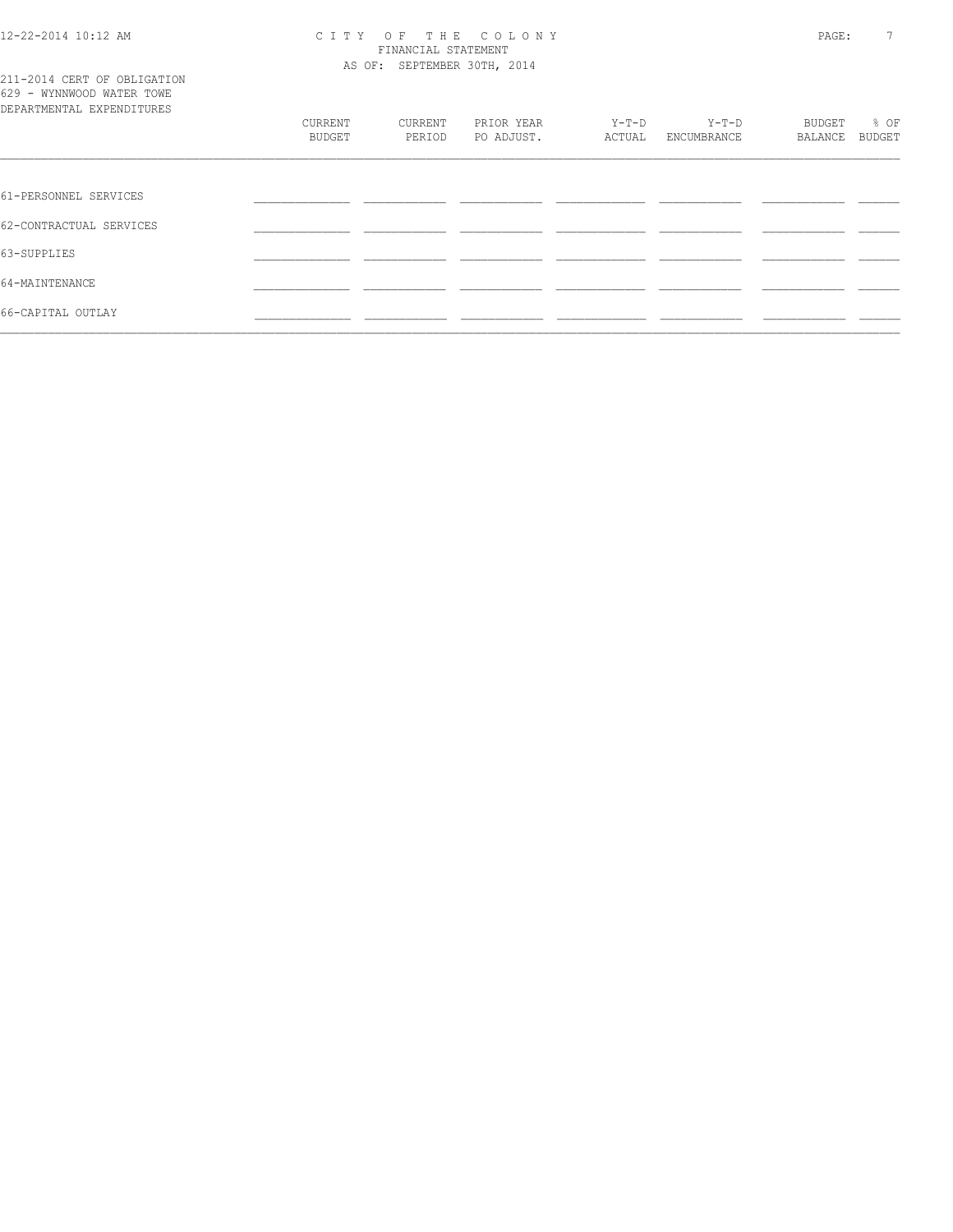211-2014 CERT OF OBLIGATION
629 - WYNNWOOD WATER TOWE
DEPARTMENTAL EXPENDITURES

| | CURRENT BUDGET | CURRENT PERIOD | PRIOR YEAR PO ADJUST. | Y-T-D ACTUAL | Y-T-D ENCUMBRANCE | BUDGET BALANCE | % OF BUDGET |
|---|---|---|---|---|---|---|---|
| 61-PERSONNEL SERVICES | | | | | | | |
| 62-CONTRACTUAL SERVICES | | | | | | | |
| 63-SUPPLIES | | | | | | | |
| 64-MAINTENANCE | | | | | | | |
| 66-CAPITAL OUTLAY | | | | | | | |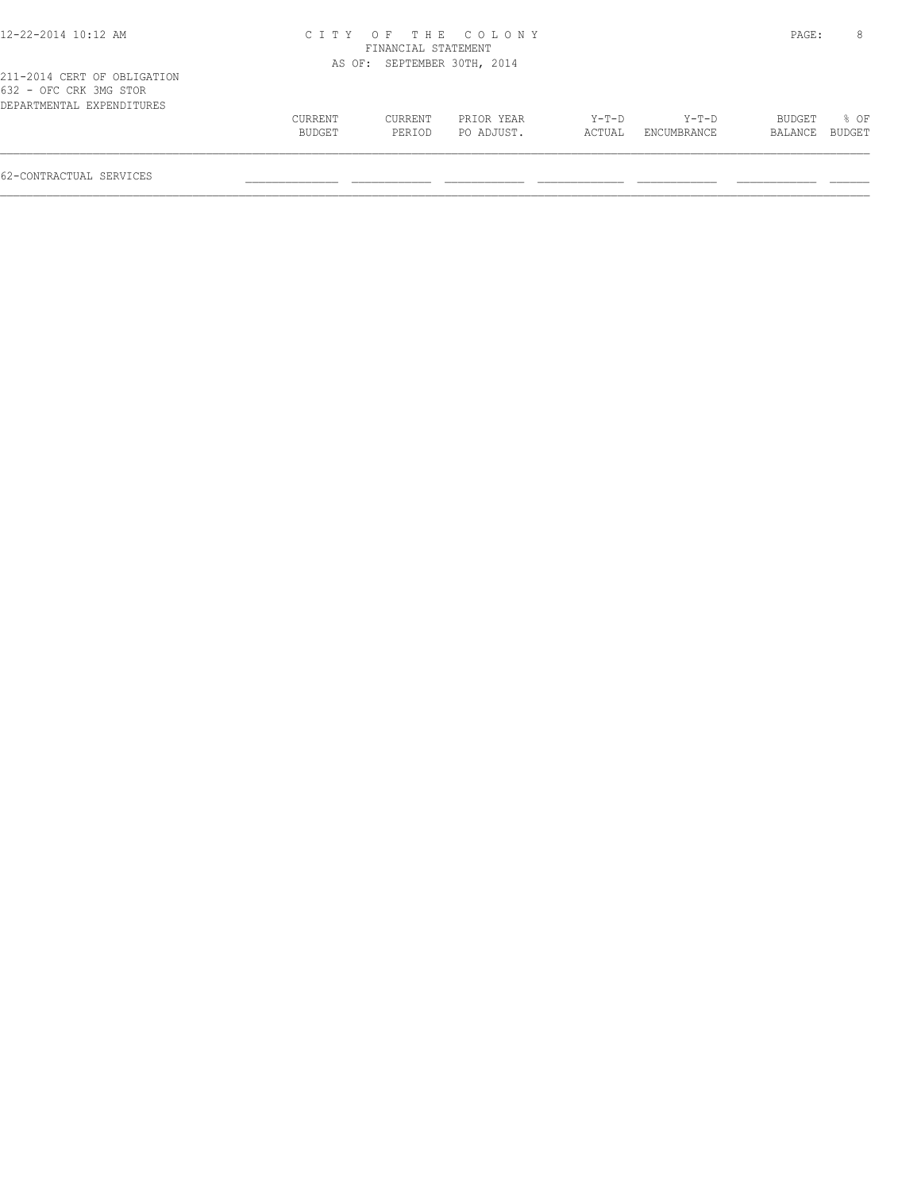CITY OF THE COLONY
FINANCIAL STATEMENT
AS OF: SEPTEMBER 30TH, 2014

211-2014 CERT OF OBLIGATION
632 - OFC CRK 3MG STOR
DEPARTMENTAL EXPENDITURES

| | CURRENT BUDGET | CURRENT PERIOD | PRIOR YEAR PO ADJUST. | Y-T-D ACTUAL | Y-T-D ENCUMBRANCE | BUDGET BALANCE | % OF BUDGET |
|---|---|---|---|---|---|---|---|
| 62-CONTRACTUAL SERVICES | | | | | | | |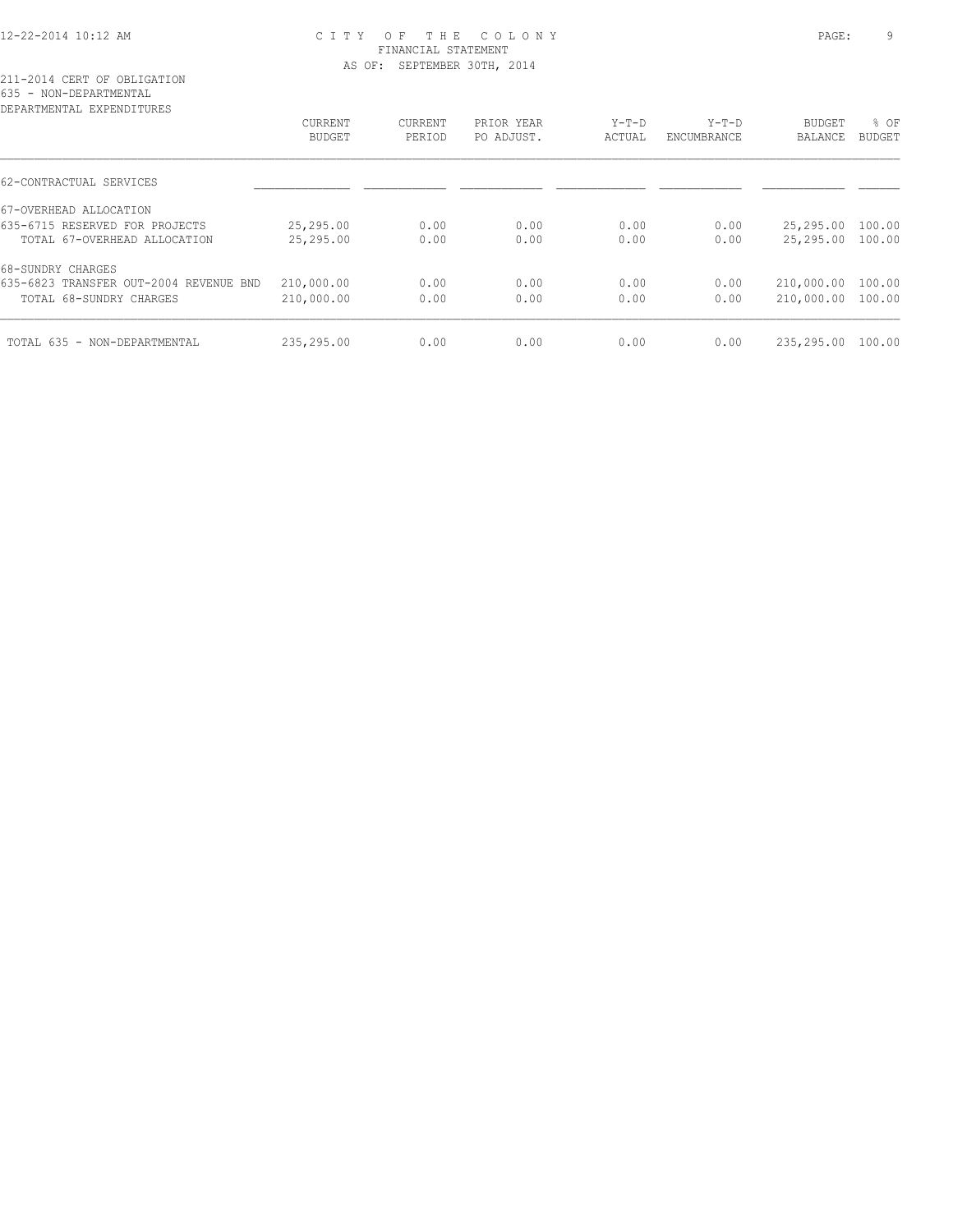211-2014 CERT OF OBLIGATION
635 - NON-DEPARTMENTAL
DEPARTMENTAL EXPENDITURES

| | CURRENT BUDGET | CURRENT PERIOD | PRIOR YEAR PO ADJUST. | Y-T-D ACTUAL | Y-T-D ENCUMBRANCE | BUDGET BALANCE | % OF BUDGET |
|---|---|---|---|---|---|---|---|
| 62-CONTRACTUAL SERVICES | | | | | | | |
| 67-OVERHEAD ALLOCATION | | | | | | | |
| 635-6715 RESERVED FOR PROJECTS | 25,295.00 | 0.00 | 0.00 | 0.00 | 0.00 | 25,295.00 | 100.00 |
| TOTAL 67-OVERHEAD ALLOCATION | 25,295.00 | 0.00 | 0.00 | 0.00 | 0.00 | 25,295.00 | 100.00 |
| 68-SUNDRY CHARGES | | | | | | | |
| 635-6823 TRANSFER OUT-2004 REVENUE BND | 210,000.00 | 0.00 | 0.00 | 0.00 | 0.00 | 210,000.00 | 100.00 |
| TOTAL 68-SUNDRY CHARGES | 210,000.00 | 0.00 | 0.00 | 0.00 | 0.00 | 210,000.00 | 100.00 |
| TOTAL 635 - NON-DEPARTMENTAL | 235,295.00 | 0.00 | 0.00 | 0.00 | 0.00 | 235,295.00 | 100.00 |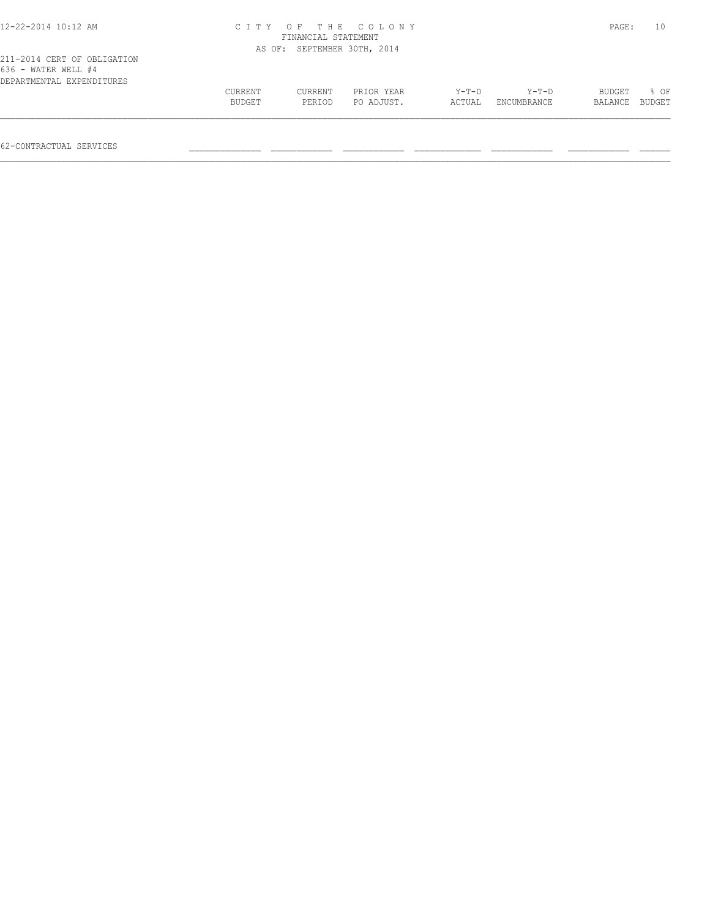211-2014 CERT OF OBLIGATION
636 - WATER WELL #4
DEPARTMENTAL EXPENDITURES

| | CURRENT BUDGET | CURRENT PERIOD | PRIOR YEAR PO ADJUST. | Y-T-D ACTUAL | Y-T-D ENCUMBRANCE | BUDGET BALANCE | % OF BUDGET |
|---|---|---|---|---|---|---|---|
| 62-CONTRACTUAL SERVICES | | | | | | | |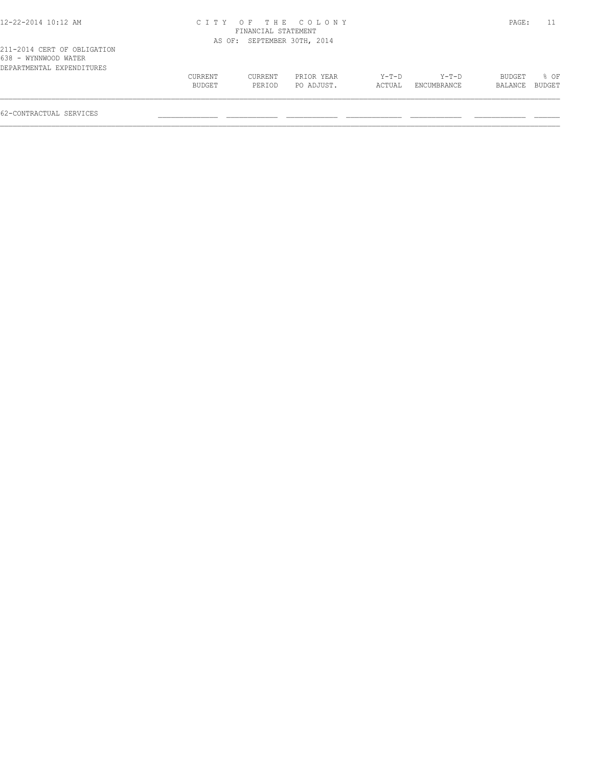211-2014 CERT OF OBLIGATION
638 - WYNNWOOD WATER
DEPARTMENTAL EXPENDITURES

| | CURRENT BUDGET | CURRENT PERIOD | PRIOR YEAR PO ADJUST. | Y-T-D ACTUAL | Y-T-D ENCUMBRANCE | BUDGET BALANCE | % OF BUDGET |
|---|---|---|---|---|---|---|---|
| 62-CONTRACTUAL SERVICES | | | | | | | |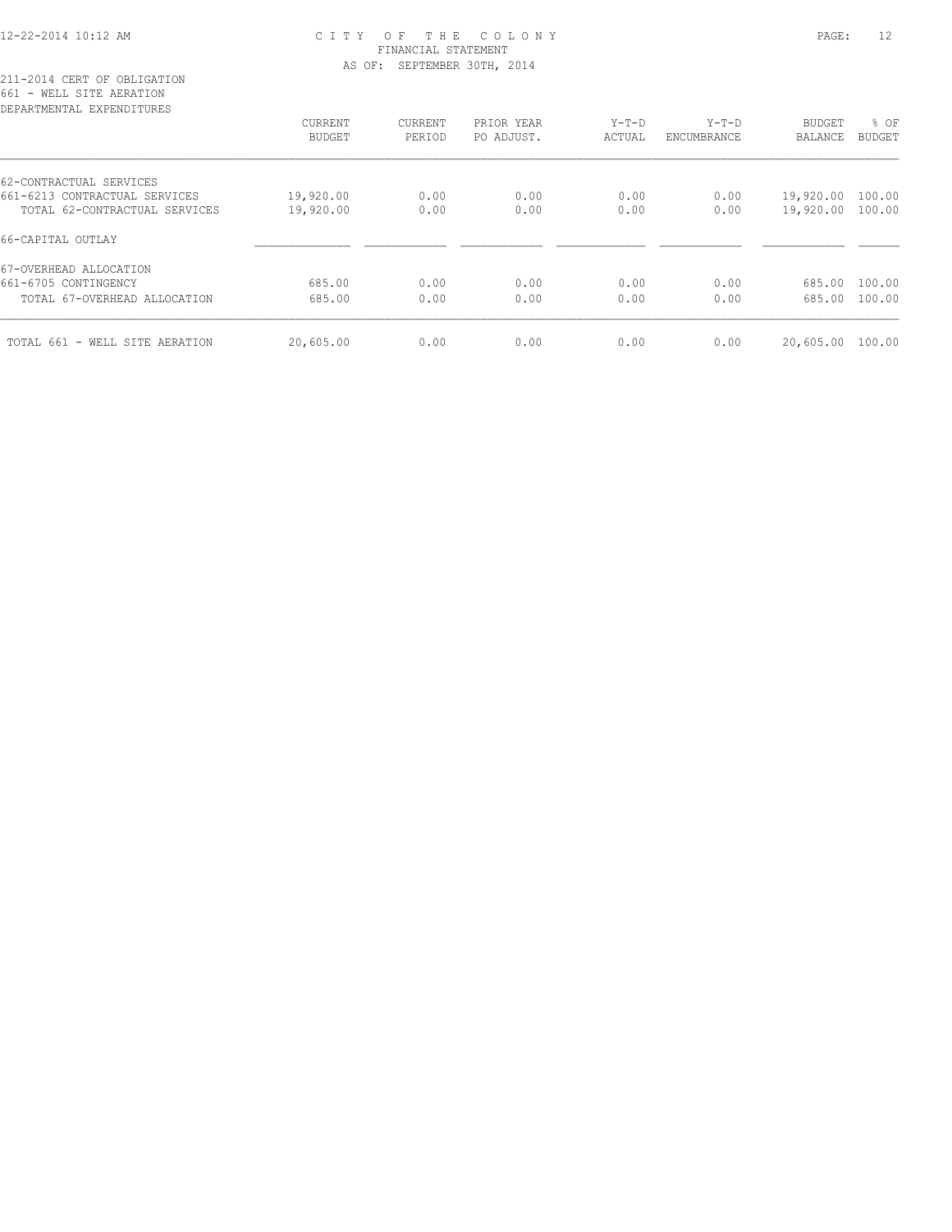211-2014 CERT OF OBLIGATION
661 - WELL SITE AERATION
DEPARTMENTAL EXPENDITURES

| | CURRENT BUDGET | CURRENT PERIOD | PRIOR YEAR PO ADJUST. | Y-T-D ACTUAL | Y-T-D ENCUMBRANCE | BUDGET BALANCE | % OF BUDGET |
|---|---|---|---|---|---|---|---|
| 62-CONTRACTUAL SERVICES | | | | | | | |
| 661-6213 CONTRACTUAL SERVICES | 19,920.00 | 0.00 | 0.00 | 0.00 | 0.00 | 19,920.00 | 100.00 |
| TOTAL 62-CONTRACTUAL SERVICES | 19,920.00 | 0.00 | 0.00 | 0.00 | 0.00 | 19,920.00 | 100.00 |
| 66-CAPITAL OUTLAY | | | | | | | |
| 67-OVERHEAD ALLOCATION | | | | | | | |
| 661-6705 CONTINGENCY | 685.00 | 0.00 | 0.00 | 0.00 | 0.00 | 685.00 | 100.00 |
| TOTAL 67-OVERHEAD ALLOCATION | 685.00 | 0.00 | 0.00 | 0.00 | 0.00 | 685.00 | 100.00 |
| TOTAL 661 - WELL SITE AERATION | 20,605.00 | 0.00 | 0.00 | 0.00 | 0.00 | 20,605.00 | 100.00 |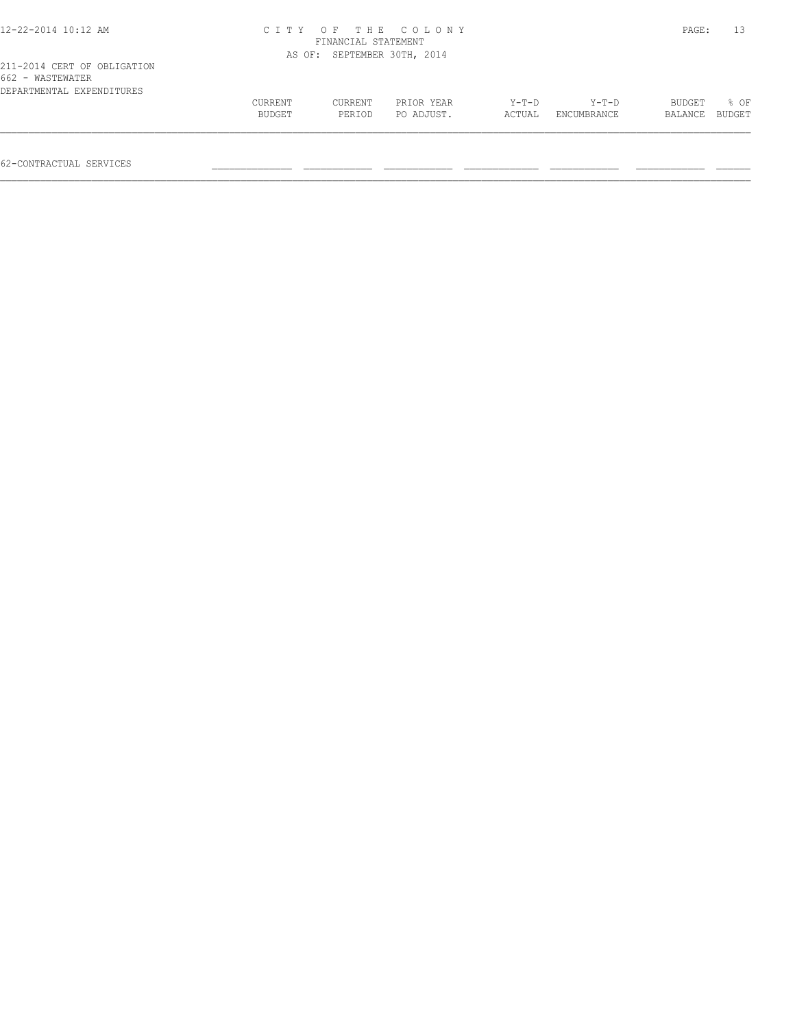211-2014 CERT OF OBLIGATION
662 - WASTEWATER
DEPARTMENTAL EXPENDITURES

| | CURRENT BUDGET | CURRENT PERIOD | PRIOR YEAR PO ADJUST. | Y-T-D ACTUAL | Y-T-D ENCUMBRANCE | BUDGET BALANCE | % OF BUDGET |
|---|---|---|---|---|---|---|---|
| 62-CONTRACTUAL SERVICES | | | | | | | |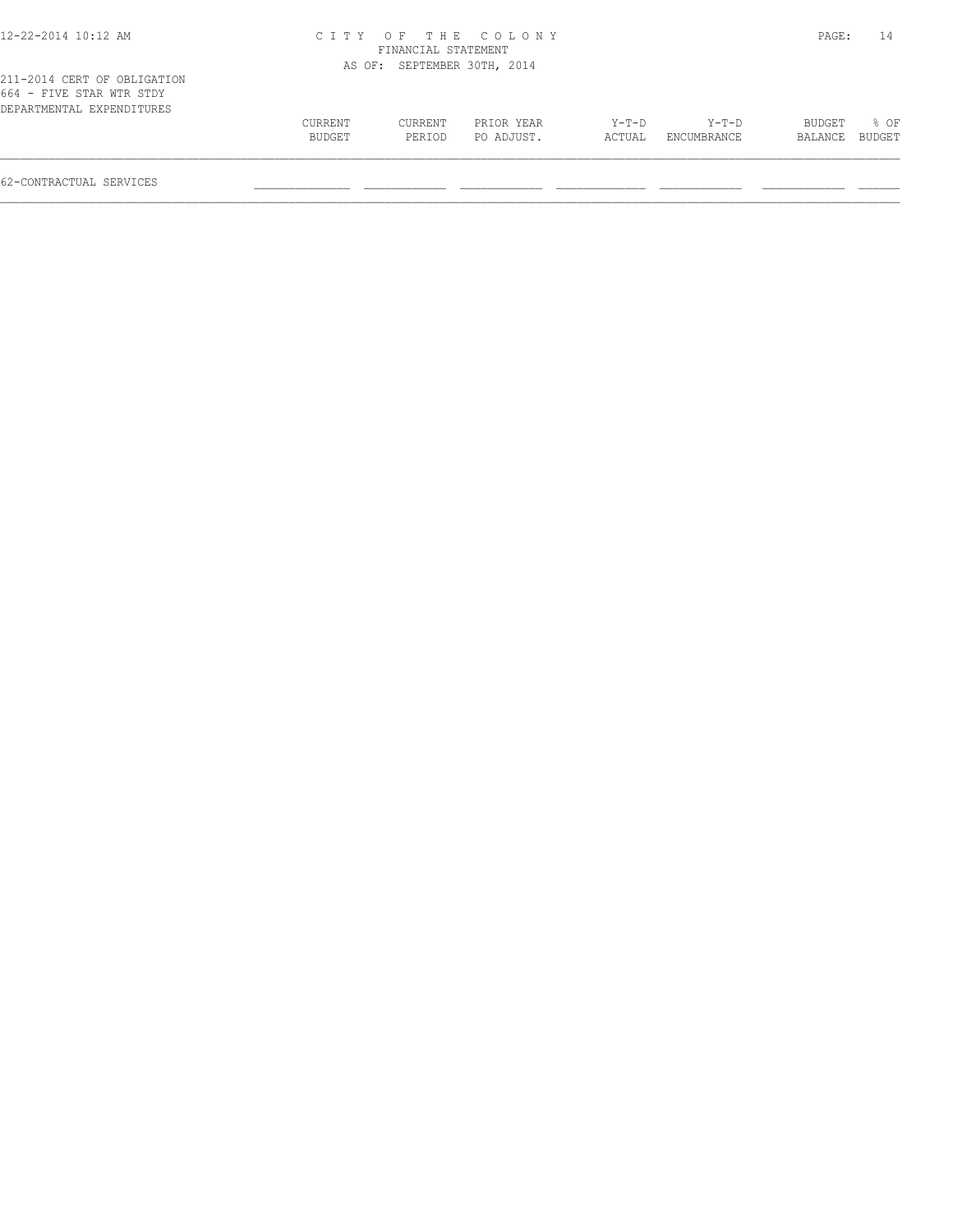C I T Y  O F  T H E  C O L O N Y
FINANCIAL STATEMENT
AS OF: SEPTEMBER 30TH, 2014

211-2014 CERT OF OBLIGATION
664 - FIVE STAR WTR STDY
DEPARTMENTAL EXPENDITURES

| | CURRENT BUDGET | CURRENT PERIOD | PRIOR YEAR PO ADJUST. | Y-T-D ACTUAL | Y-T-D ENCUMBRANCE | BUDGET BALANCE | % OF BUDGET |
|---|---|---|---|---|---|---|---|
| 62-CONTRACTUAL SERVICES | | | | | | | |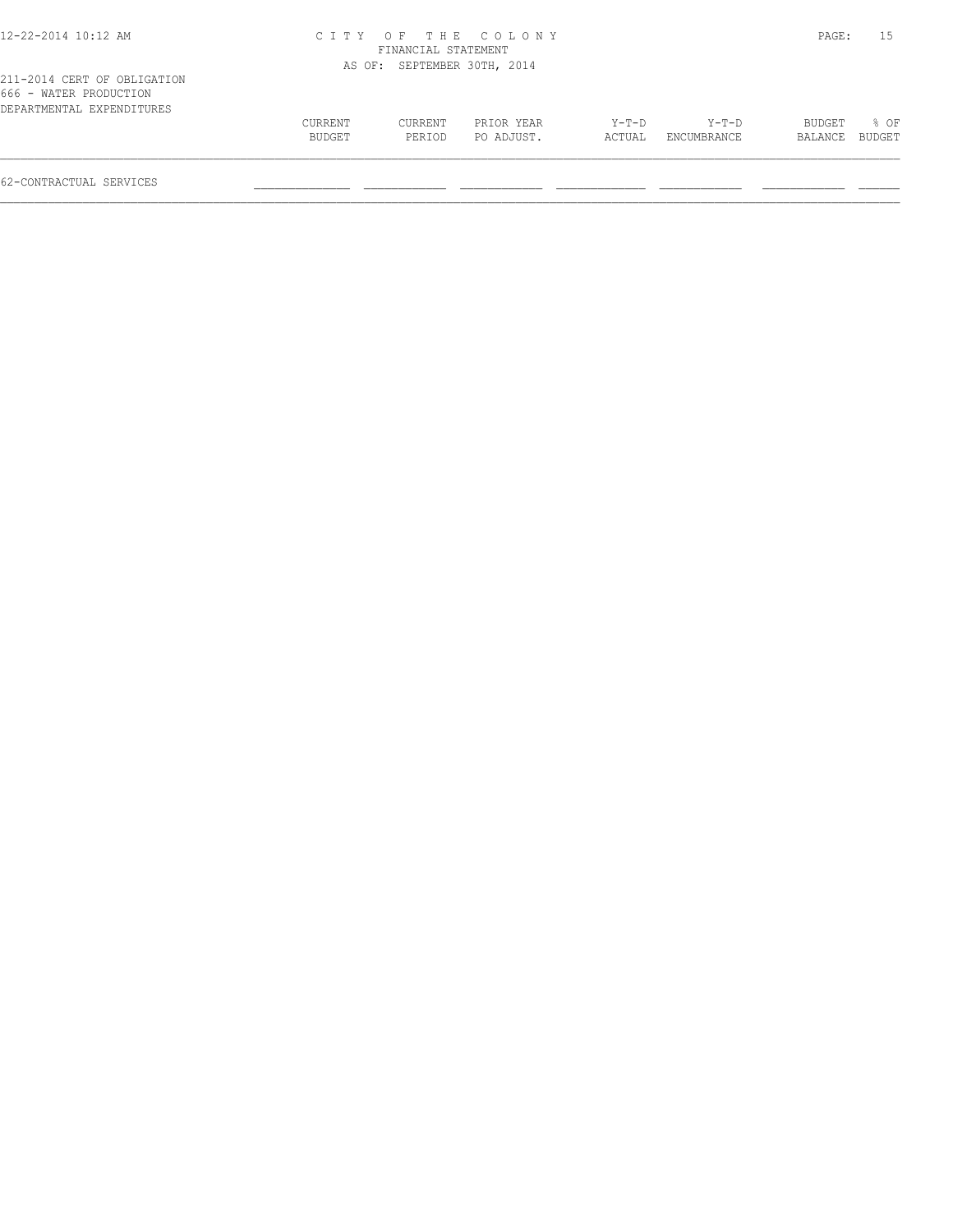CITY OF THE COLONY
FINANCIAL STATEMENT
AS OF: SEPTEMBER 30TH, 2014

211-2014 CERT OF OBLIGATION
666 - WATER PRODUCTION
DEPARTMENTAL EXPENDITURES

| | CURRENT BUDGET | CURRENT PERIOD | PRIOR YEAR PO ADJUST. | Y-T-D ACTUAL | Y-T-D ENCUMBRANCE | BUDGET BALANCE | % OF BUDGET |
|---|---|---|---|---|---|---|---|
| 62-CONTRACTUAL SERVICES | | | | | | | |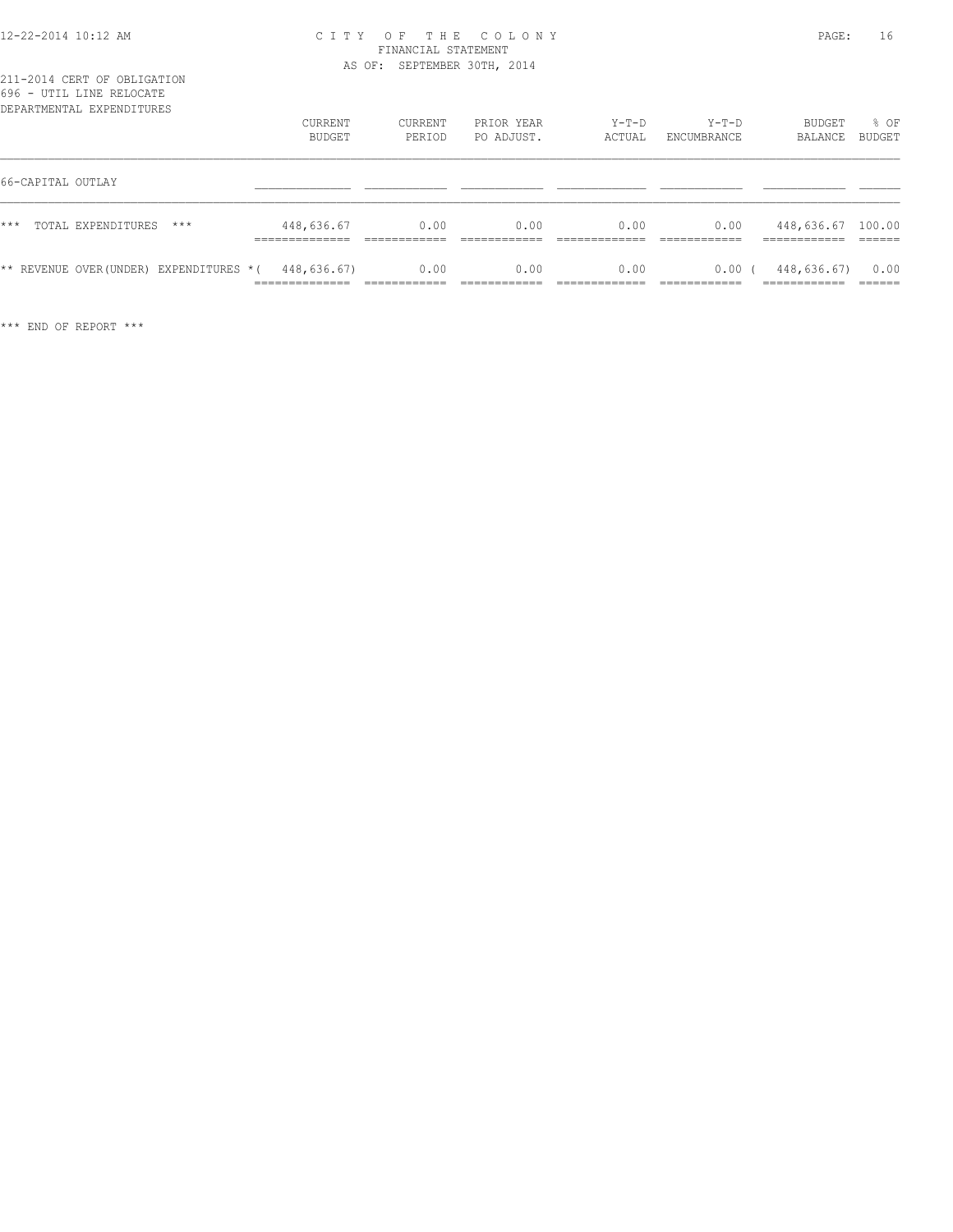CITY OF THE COLONY
FINANCIAL STATEMENT
AS OF: SEPTEMBER 30TH, 2014

211-2014 CERT OF OBLIGATION
696 - UTIL LINE RELOCATE
DEPARTMENTAL EXPENDITURES

| | CURRENT BUDGET | CURRENT PERIOD | PRIOR YEAR PO ADJUST. | Y-T-D ACTUAL | Y-T-D ENCUMBRANCE | BUDGET BALANCE | % OF BUDGET |
|---|---|---|---|---|---|---|---|
| 66-CAPITAL OUTLAY | | | | | | | |
| *** TOTAL EXPENDITURES *** | 448,636.67 | 0.00 | 0.00 | 0.00 | 0.00 | 448,636.67 | 100.00 |
| ** REVENUE OVER(UNDER) EXPENDITURES * | ( 448,636.67) | 0.00 | 0.00 | 0.00 | 0.00 | ( 448,636.67) | 0.00 |

*** END OF REPORT ***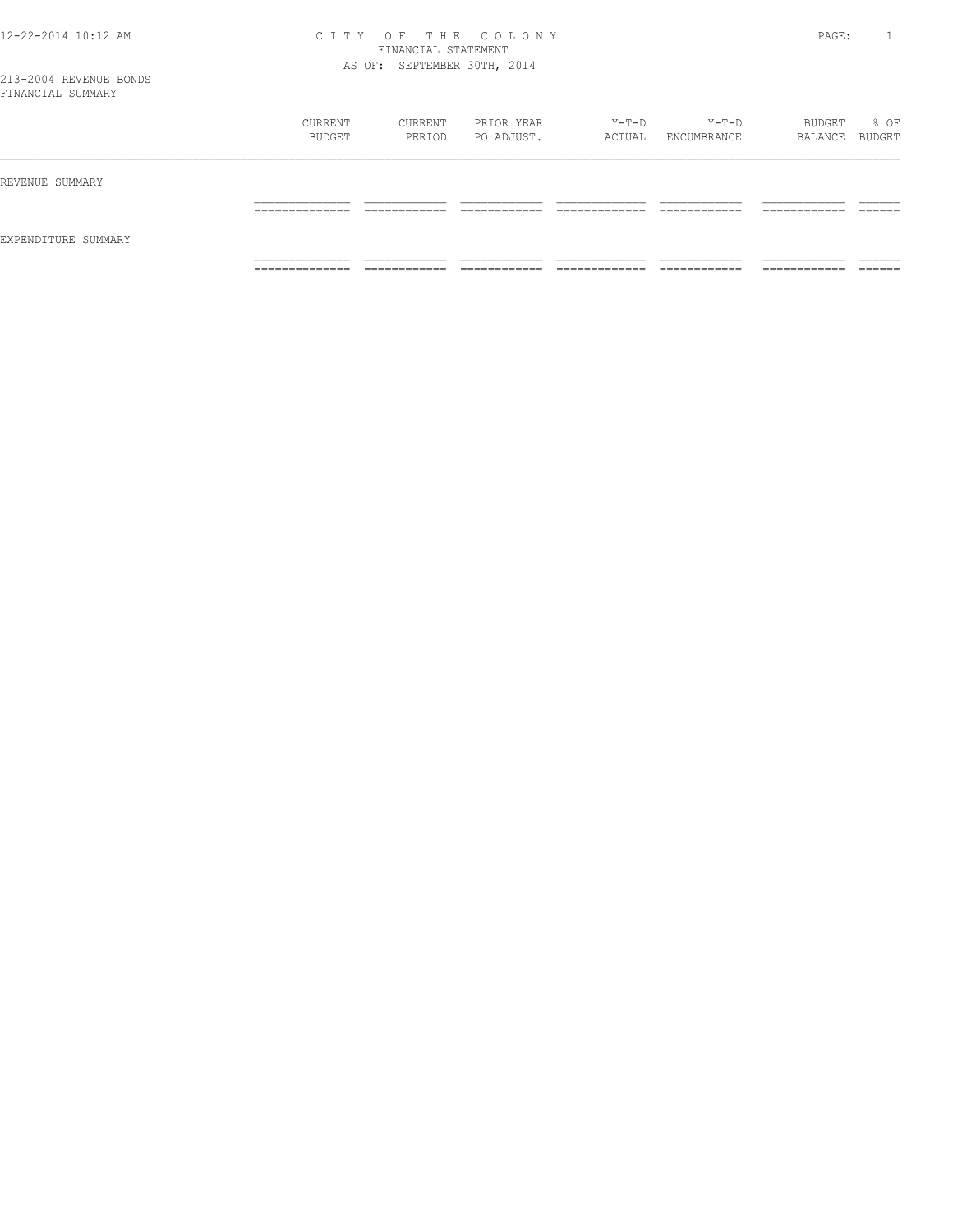# CITY OF THE COLONY
## FINANCIAL STATEMENT
### AS OF: SEPTEMBER 30TH, 2014

213-2004 REVENUE BONDS
FINANCIAL SUMMARY

| | CURRENT BUDGET | CURRENT PERIOD | PRIOR YEAR PO ADJUST. | Y-T-D ACTUAL | Y-T-D ENCUMBRANCE | BUDGET BALANCE | % OF BUDGET |
|---|---|---|---|---|---|---|---|
| REVENUE SUMMARY | | | | | | | |
| EXPENDITURE SUMMARY | | | | | | | |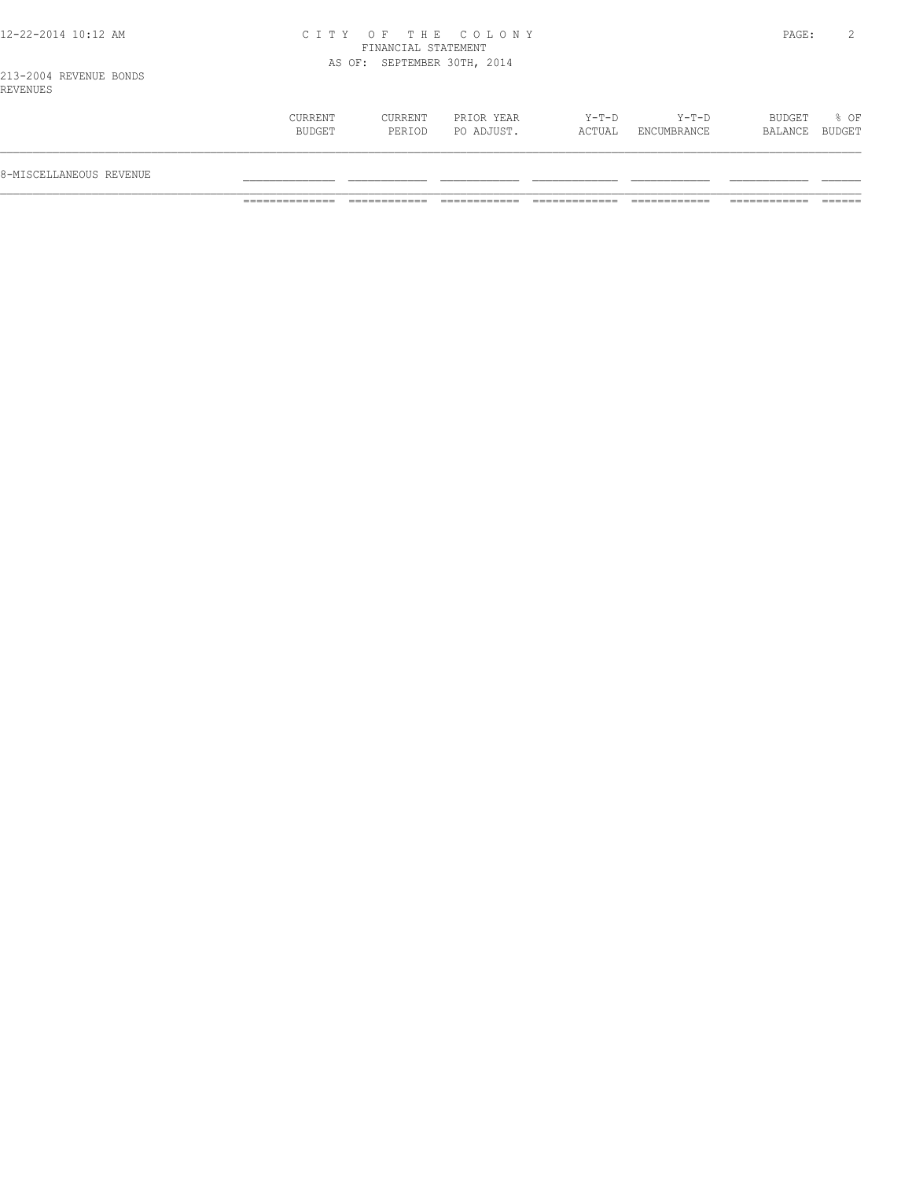CITY OF THE COLONY
FINANCIAL STATEMENT
AS OF: SEPTEMBER 30TH, 2014

213-2004 REVENUE BONDS
REVENUES

| | CURRENT BUDGET | CURRENT PERIOD | PRIOR YEAR PO ADJUST. | Y-T-D ACTUAL | Y-T-D ENCUMBRANCE | BUDGET BALANCE | % OF BUDGET |
|---|---|---|---|---|---|---|---|
| 8-MISCELLANEOUS REVENUE | | | | | | | |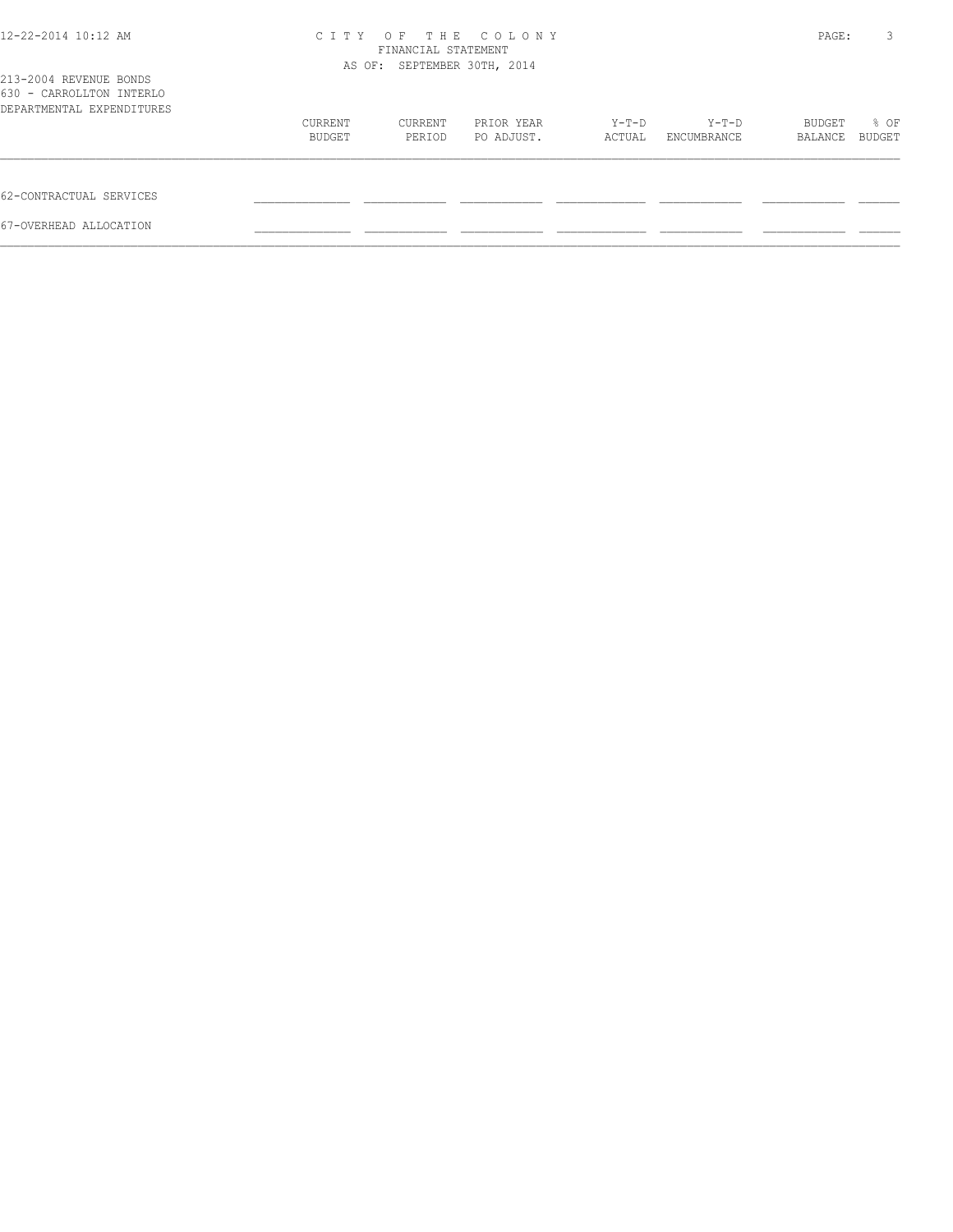CITY OF THE COLONY
FINANCIAL STATEMENT
AS OF: SEPTEMBER 30TH, 2014

213-2004 REVENUE BONDS
630 - CARROLLTON INTERLO
DEPARTMENTAL EXPENDITURES

| | CURRENT BUDGET | CURRENT PERIOD | PRIOR YEAR PO ADJUST. | Y-T-D ACTUAL | Y-T-D ENCUMBRANCE | BUDGET BALANCE | % OF BUDGET |
|---|---|---|---|---|---|---|---|
| 62-CONTRACTUAL SERVICES | | | | | | | |
| 67-OVERHEAD ALLOCATION | | | | | | | |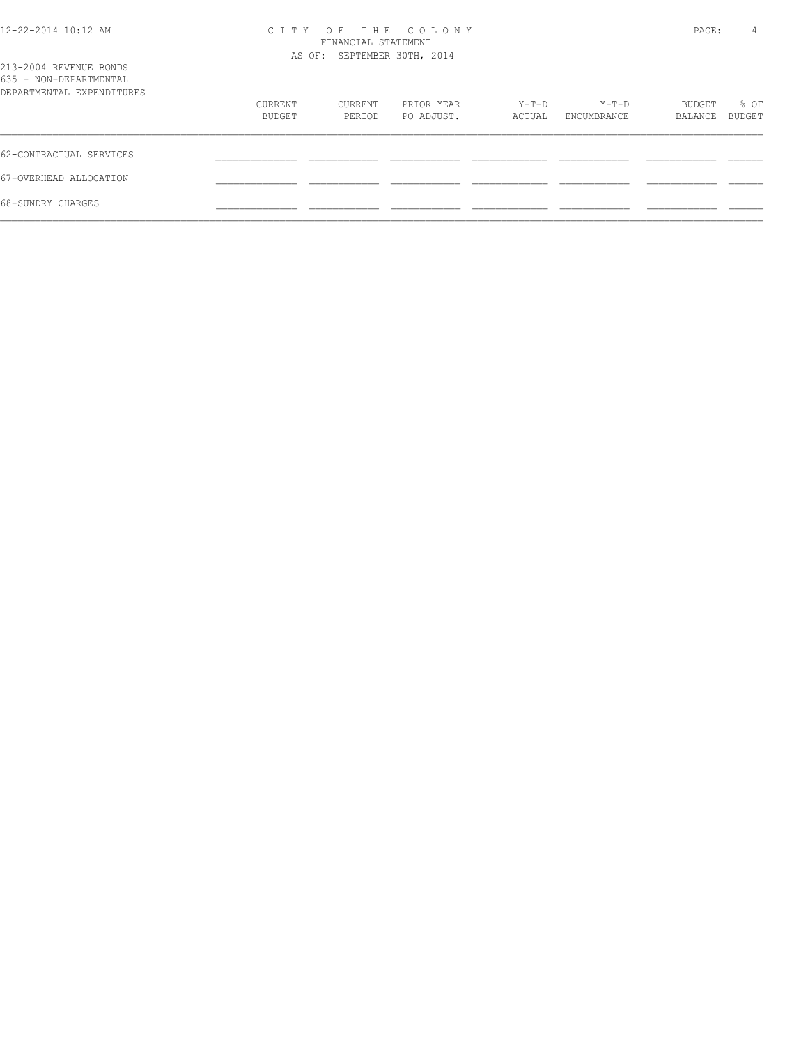CITY OF THE COLONY
FINANCIAL STATEMENT
AS OF: SEPTEMBER 30TH, 2014

213-2004 REVENUE BONDS
635 - NON-DEPARTMENTAL
DEPARTMENTAL EXPENDITURES

| | CURRENT BUDGET | CURRENT PERIOD | PRIOR YEAR PO ADJUST. | Y-T-D ACTUAL | Y-T-D ENCUMBRANCE | BUDGET BALANCE | % OF BUDGET |
|---|---|---|---|---|---|---|---|
| 62-CONTRACTUAL SERVICES | | | | | | | |
| 67-OVERHEAD ALLOCATION | | | | | | | |
| 68-SUNDRY CHARGES | | | | | | | |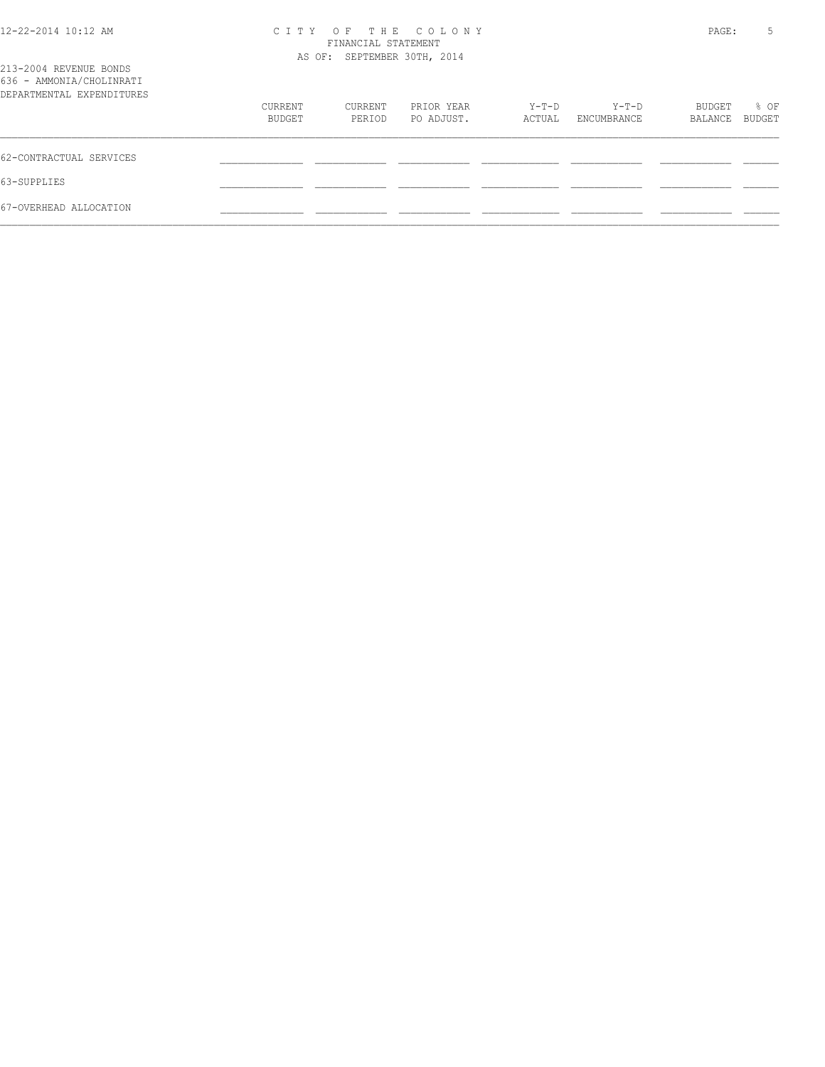CITY OF THE COLONY
FINANCIAL STATEMENT
AS OF: SEPTEMBER 30TH, 2014

213-2004 REVENUE BONDS
636 - AMMONIA/CHOLINRATI
DEPARTMENTAL EXPENDITURES

| | CURRENT BUDGET | CURRENT PERIOD | PRIOR YEAR PO ADJUST. | Y-T-D ACTUAL | Y-T-D ENCUMBRANCE | BUDGET BALANCE | % OF BUDGET |
|---|---|---|---|---|---|---|---|
| 62-CONTRACTUAL SERVICES | | | | | | | |
| 63-SUPPLIES | | | | | | | |
| 67-OVERHEAD ALLOCATION | | | | | | | |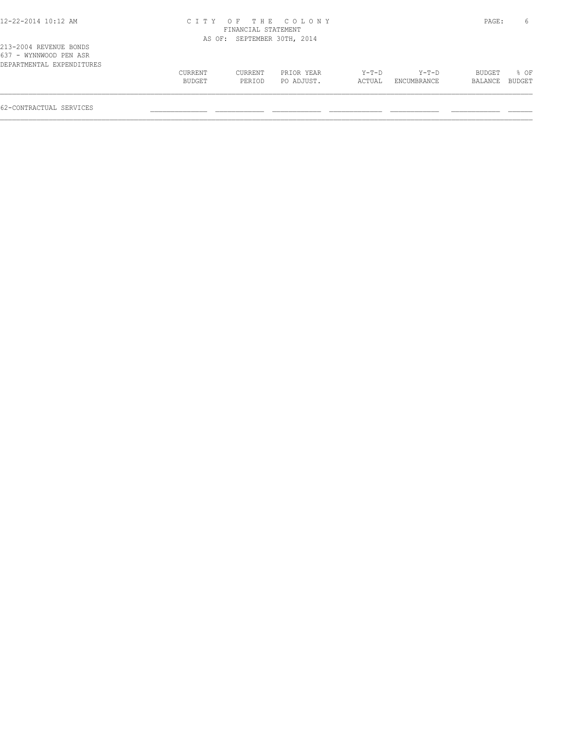213-2004 REVENUE BONDS
637 - WYNNWOOD PEN ASR
DEPARTMENTAL EXPENDITURES

| | CURRENT BUDGET | CURRENT PERIOD | PRIOR YEAR PO ADJUST. | Y-T-D ACTUAL | Y-T-D ENCUMBRANCE | BUDGET BALANCE | % OF BUDGET |
|---|---|---|---|---|---|---|---|
| 62-CONTRACTUAL SERVICES | | | | | | | |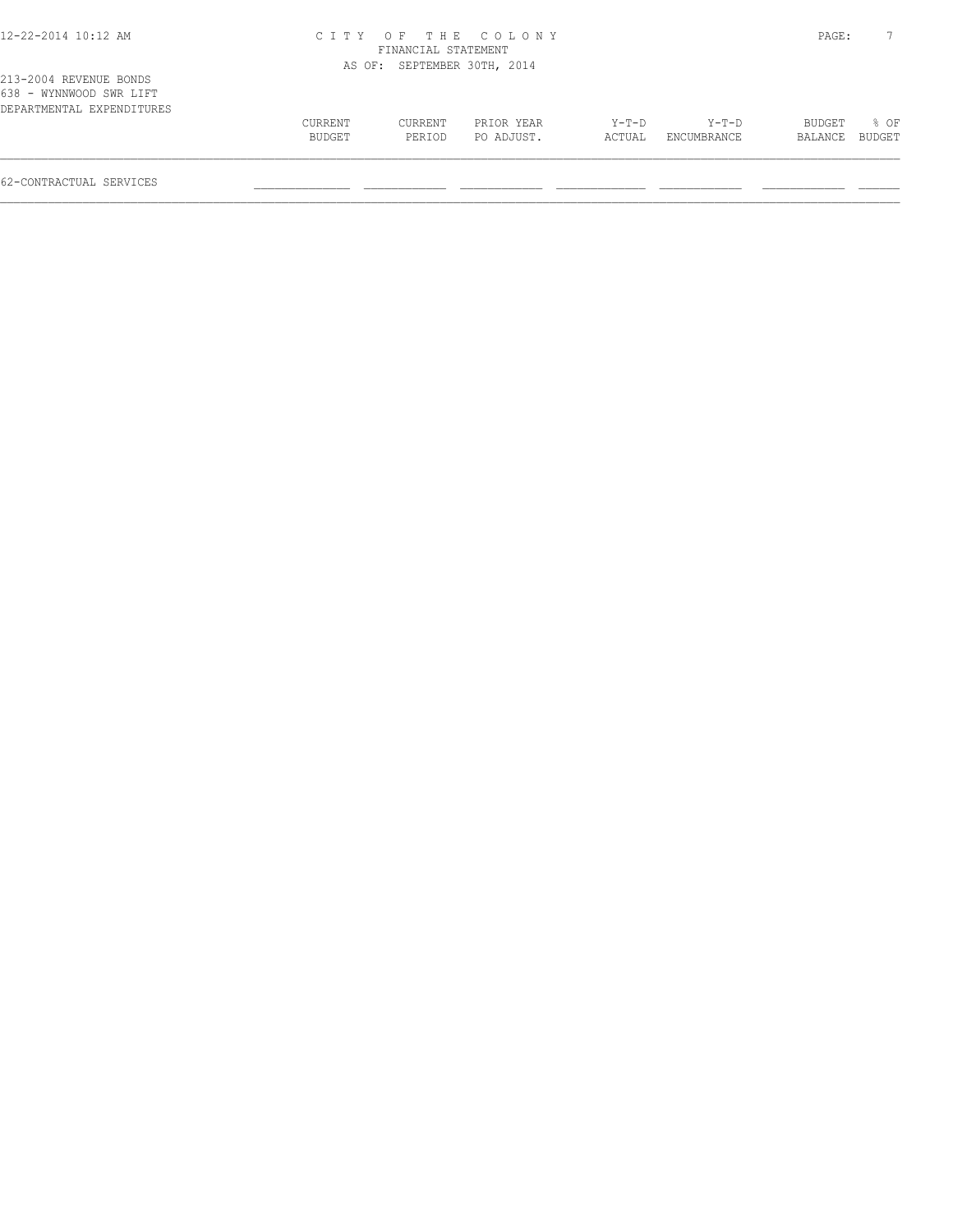## CITY OF THE COLONY
### FINANCIAL STATEMENT
AS OF: SEPTEMBER 30TH, 2014

213-2004 REVENUE BONDS
638 - WYNNWOOD SWR LIFT
DEPARTMENTAL EXPENDITURES

| | CURRENT BUDGET | CURRENT PERIOD | PRIOR YEAR PO ADJUST. | Y-T-D ACTUAL | Y-T-D ENCUMBRANCE | BUDGET BALANCE | % OF BUDGET |
|---|---|---|---|---|---|---|---|
| 62-CONTRACTUAL SERVICES | | | | | | | |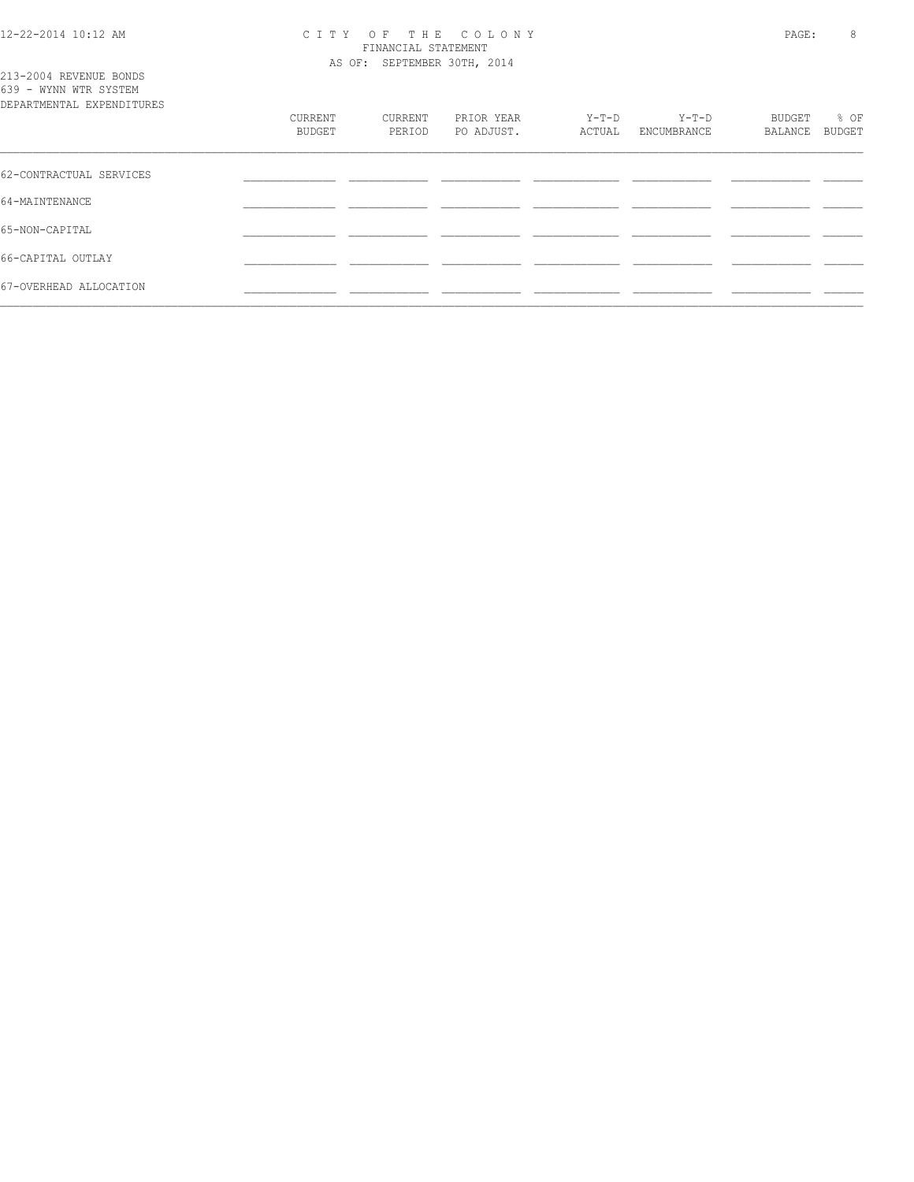213-2004 REVENUE BONDS
639 - WYNN WTR SYSTEM
DEPARTMENTAL EXPENDITURES

| | CURRENT BUDGET | CURRENT PERIOD | PRIOR YEAR PO ADJUST. | Y-T-D ACTUAL | Y-T-D ENCUMBRANCE | BUDGET BALANCE | % OF BUDGET |
|---|---|---|---|---|---|---|---|
| 62-CONTRACTUAL SERVICES | | | | | | | |
| 64-MAINTENANCE | | | | | | | |
| 65-NON-CAPITAL | | | | | | | |
| 66-CAPITAL OUTLAY | | | | | | | |
| 67-OVERHEAD ALLOCATION | | | | | | | |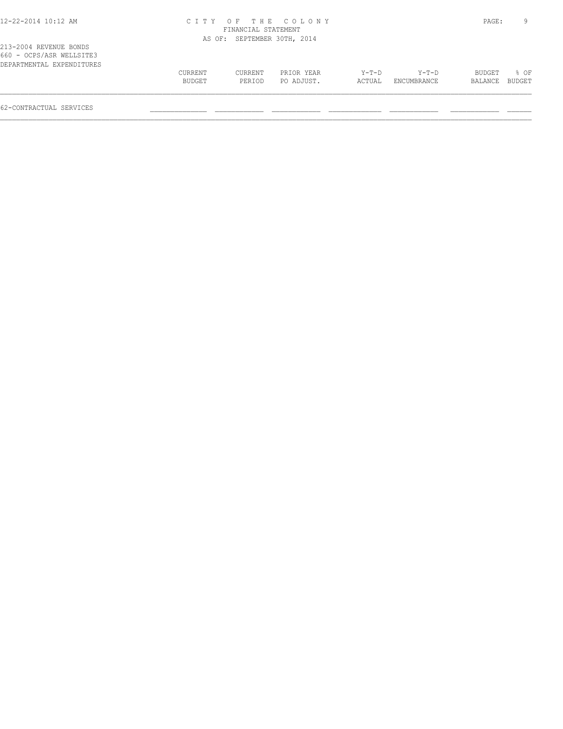CITY OF THE COLONY
FINANCIAL STATEMENT
AS OF: SEPTEMBER 30TH, 2014

213-2004 REVENUE BONDS
660 - OCPS/ASR WELLSITE3
DEPARTMENTAL EXPENDITURES

| | CURRENT BUDGET | CURRENT PERIOD | PRIOR YEAR PO ADJUST. | Y-T-D ACTUAL | Y-T-D ENCUMBRANCE | BUDGET BALANCE | % OF BUDGET |
|---|---|---|---|---|---|---|---|
| 62-CONTRACTUAL SERVICES | | | | | | | |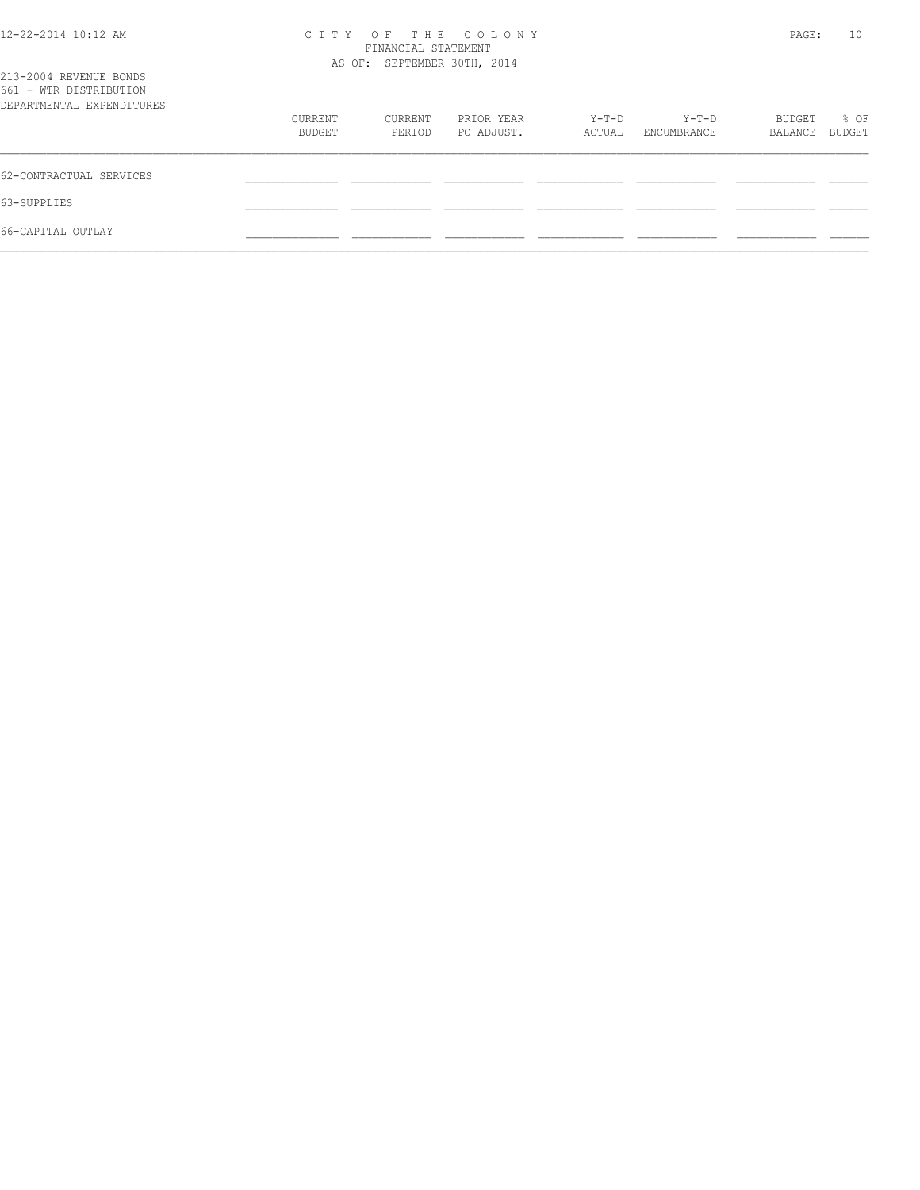213-2004 REVENUE BONDS
661 - WTR DISTRIBUTION
DEPARTMENTAL EXPENDITURES

| | CURRENT BUDGET | CURRENT PERIOD | PRIOR YEAR PO ADJUST. | Y-T-D ACTUAL | Y-T-D ENCUMBRANCE | BUDGET BALANCE | % OF BUDGET |
|---|---|---|---|---|---|---|---|
| 62-CONTRACTUAL SERVICES | | | | | | | |
| 63-SUPPLIES | | | | | | | |
| 66-CAPITAL OUTLAY | | | | | | | |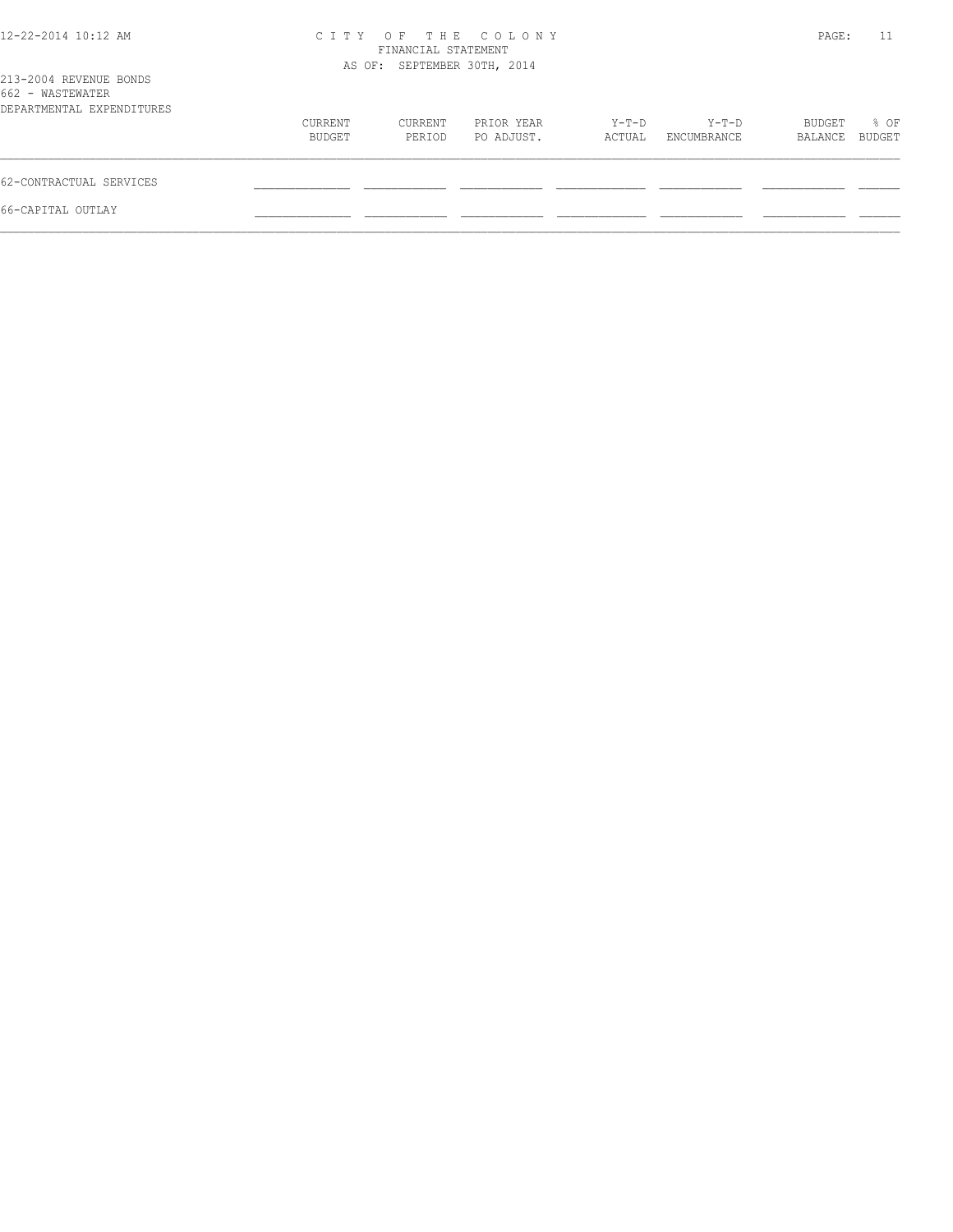CITY OF THE COLONY
FINANCIAL STATEMENT
AS OF: SEPTEMBER 30TH, 2014

213-2004 REVENUE BONDS
662 - WASTEWATER
DEPARTMENTAL EXPENDITURES

| | CURRENT BUDGET | CURRENT PERIOD | PRIOR YEAR PO ADJUST. | Y-T-D ACTUAL | Y-T-D ENCUMBRANCE | BUDGET BALANCE | % OF BUDGET |
|---|---|---|---|---|---|---|---|
| 62-CONTRACTUAL SERVICES | | | | | | | |
| 66-CAPITAL OUTLAY | | | | | | | |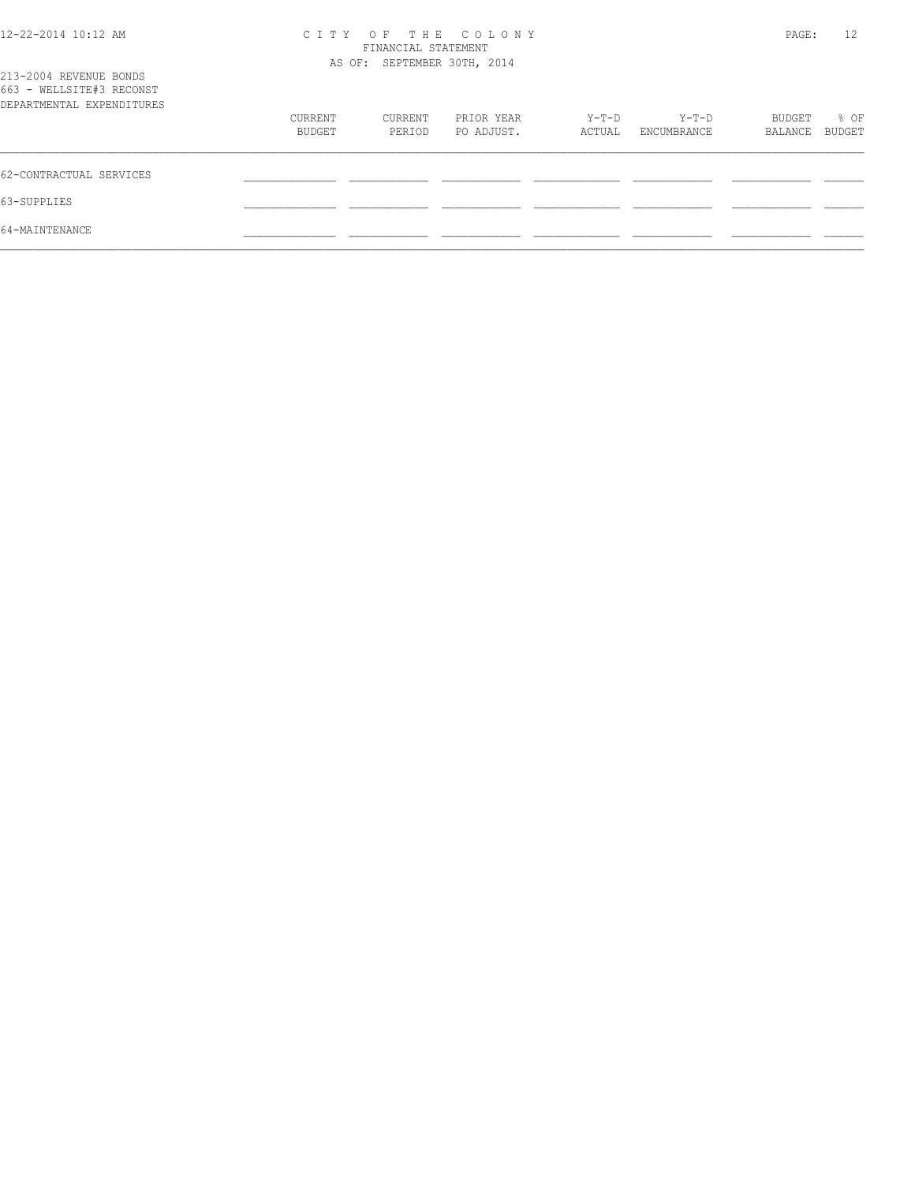213-2004 REVENUE BONDS
663 - WELLSITE#3 RECONST
DEPARTMENTAL EXPENDITURES

| | CURRENT BUDGET | CURRENT PERIOD | PRIOR YEAR PO ADJUST. | Y-T-D ACTUAL | Y-T-D ENCUMBRANCE | BUDGET BALANCE | % OF BUDGET |
|---|---|---|---|---|---|---|---|
| 62-CONTRACTUAL SERVICES | | | | | | | |
| 63-SUPPLIES | | | | | | | |
| 64-MAINTENANCE | | | | | | | |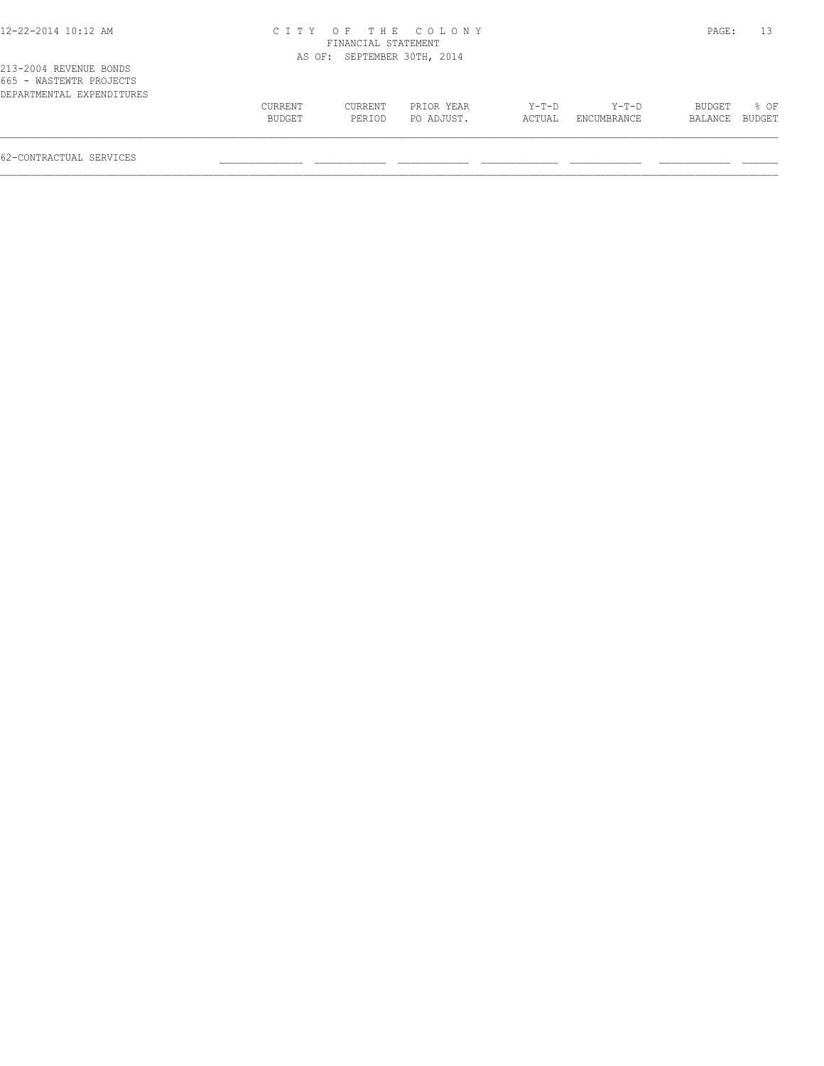CITY OF THE COLONY
FINANCIAL STATEMENT
AS OF: SEPTEMBER 30TH, 2014

213-2004 REVENUE BONDS
665 - WASTEWTR PROJECTS
DEPARTMENTAL EXPENDITURES

| | CURRENT BUDGET | CURRENT PERIOD | PRIOR YEAR PO ADJUST. | Y-T-D ACTUAL | Y-T-D ENCUMBRANCE | BUDGET BALANCE | % OF BUDGET |
|---|---|---|---|---|---|---|---|
| 62-CONTRACTUAL SERVICES | | | | | | | |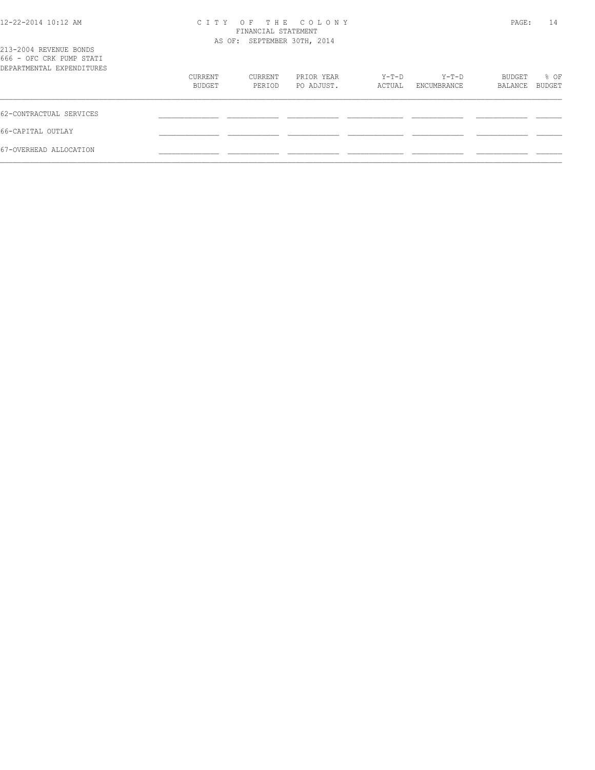CITY OF THE COLONY
FINANCIAL STATEMENT
AS OF: SEPTEMBER 30TH, 2014

213-2004 REVENUE BONDS
666 - OFC CRK PUMP STATI
DEPARTMENTAL EXPENDITURES

| | CURRENT BUDGET | CURRENT PERIOD | PRIOR YEAR PO ADJUST. | Y-T-D ACTUAL | Y-T-D ENCUMBRANCE | BUDGET BALANCE | % OF BUDGET |
|---|---|---|---|---|---|---|---|
| 62-CONTRACTUAL SERVICES | | | | | | | |
| 66-CAPITAL OUTLAY | | | | | | | |
| 67-OVERHEAD ALLOCATION | | | | | | | |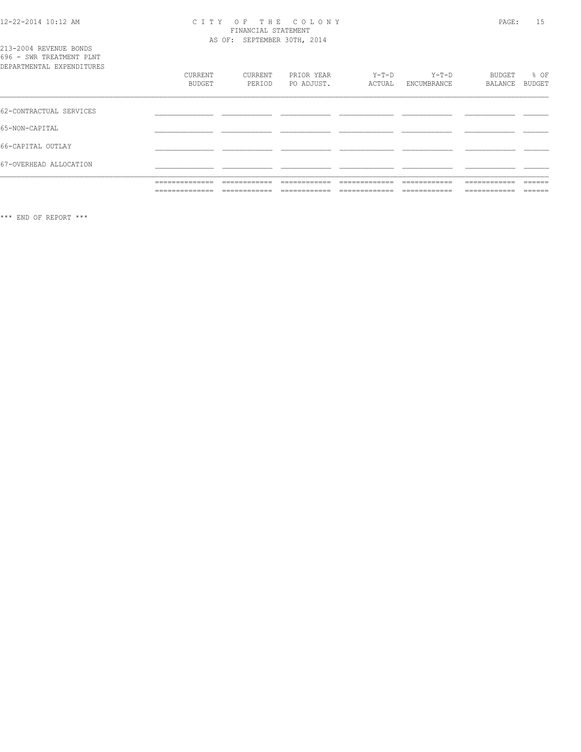CITY OF THE COLONY
FINANCIAL STATEMENT
AS OF: SEPTEMBER 30TH, 2014

213-2004 REVENUE BONDS
696 - SWR TREATMENT PLNT
DEPARTMENTAL EXPENDITURES

| | CURRENT BUDGET | CURRENT PERIOD | PRIOR YEAR PO ADJUST. | Y-T-D ACTUAL | Y-T-D ENCUMBRANCE | BUDGET BALANCE | % OF BUDGET |
|---|---|---|---|---|---|---|---|
| 62-CONTRACTUAL SERVICES | | | | | | | |
| 65-NON-CAPITAL | | | | | | | |
| 66-CAPITAL OUTLAY | | | | | | | |
| 67-OVERHEAD ALLOCATION | | | | | | | |

*** END OF REPORT ***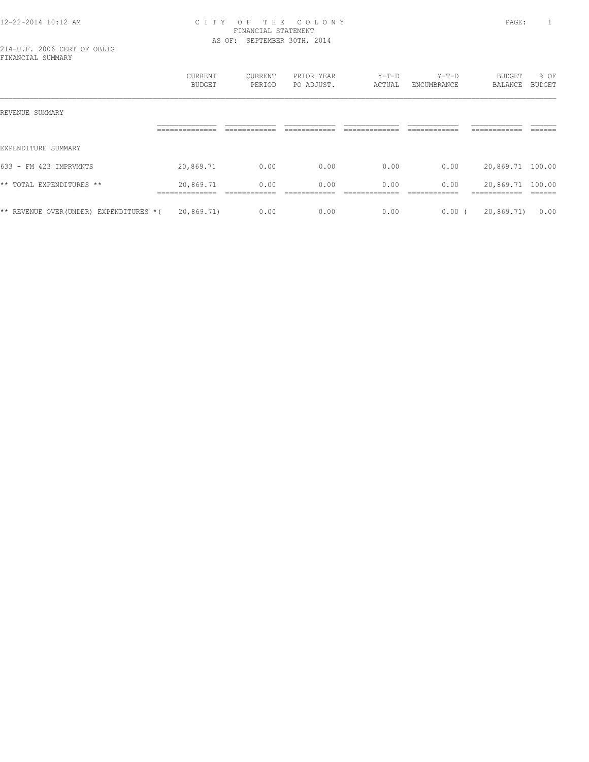12-22-2014 10:12 AM

# CITY OF THE COLONY
## FINANCIAL STATEMENT
AS OF: SEPTEMBER 30TH, 2014

214-U.F. 2006 CERT OF OBLIG
FINANCIAL SUMMARY

| | CURRENT BUDGET | CURRENT PERIOD | PRIOR YEAR PO ADJUST. | Y-T-D ACTUAL | Y-T-D ENCUMBRANCE | BUDGET BALANCE | % OF BUDGET |
|---|---|---|---|---|---|---|---|
| REVENUE SUMMARY | | | | | | | |
| EXPENDITURE SUMMARY | | | | | | | |
| 633 - FM 423 IMPRVMNTS | 20,869.71 | 0.00 | 0.00 | 0.00 | 0.00 | 20,869.71 | 100.00 |
| ** TOTAL EXPENDITURES ** | 20,869.71 | 0.00 | 0.00 | 0.00 | 0.00 | 20,869.71 | 100.00 |
| ** REVENUE OVER(UNDER) EXPENDITURES * | ( 20,869.71) | 0.00 | 0.00 | 0.00 | 0.00 | ( 20,869.71) | 0.00 |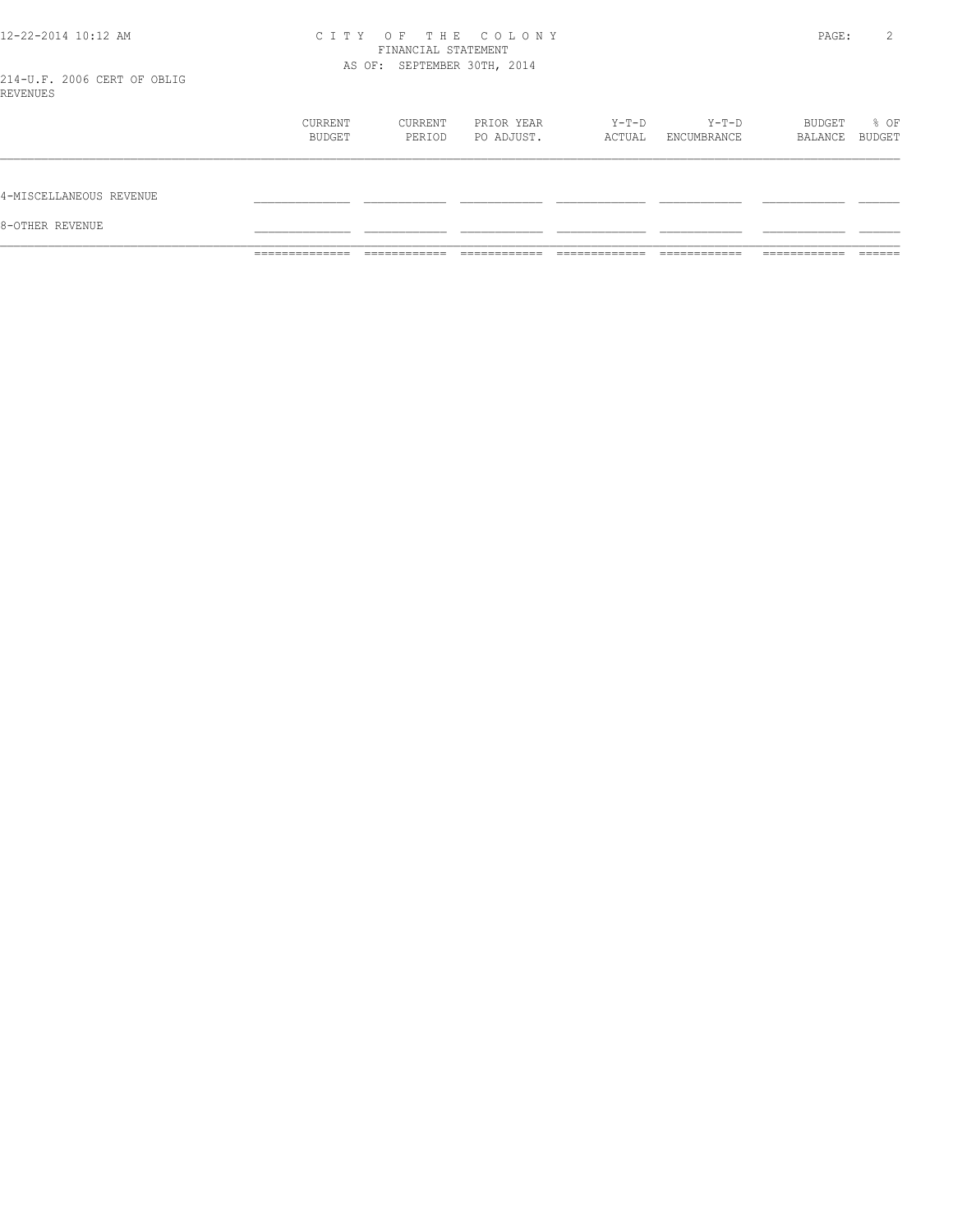# CITY OF THE COLONY
FINANCIAL STATEMENT
AS OF: SEPTEMBER 30TH, 2014

214-U.F. 2006 CERT OF OBLIG
REVENUES

| | CURRENT BUDGET | CURRENT PERIOD | PRIOR YEAR PO ADJUST. | Y-T-D ACTUAL | Y-T-D ENCUMBRANCE | BUDGET BALANCE | % OF BUDGET |
|---|---|---|---|---|---|---|---|
| 4-MISCELLANEOUS REVENUE | | | | | | | |
| 8-OTHER REVENUE | | | | | | | |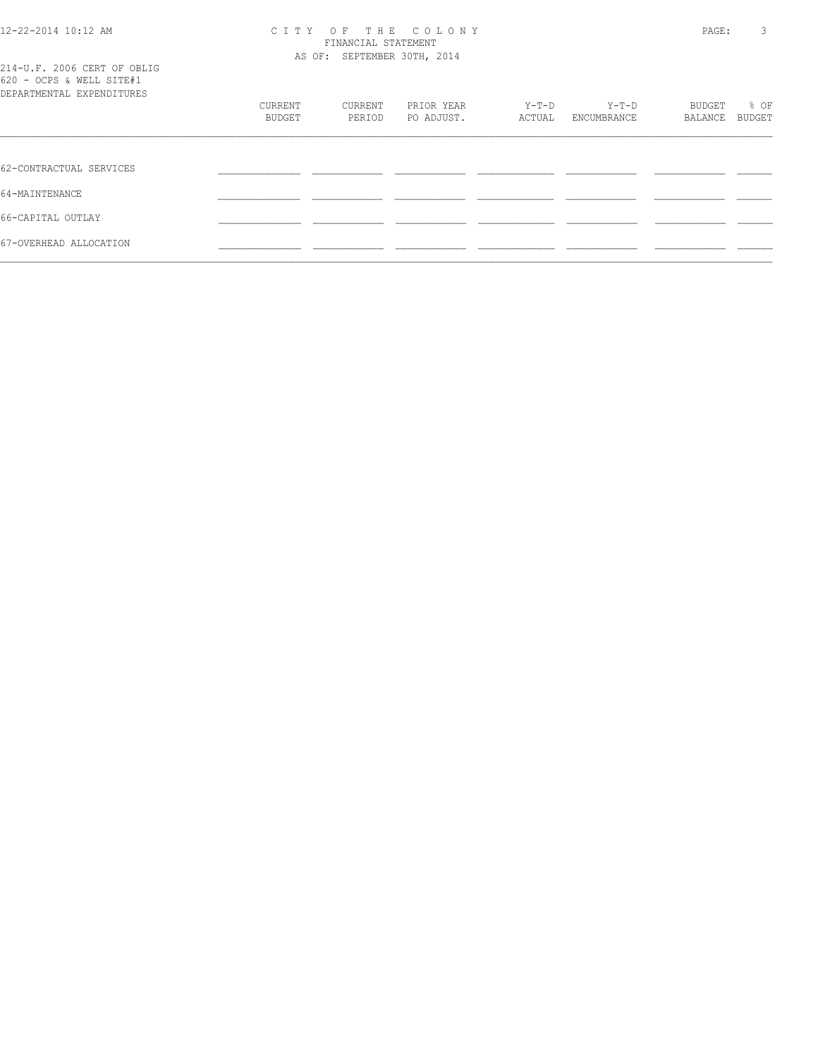CITY OF THE COLONY
FINANCIAL STATEMENT
AS OF: SEPTEMBER 30TH, 2014

214-U.F. 2006 CERT OF OBLIG
620 - OCPS & WELL SITE#1
DEPARTMENTAL EXPENDITURES

| | CURRENT BUDGET | CURRENT PERIOD | PRIOR YEAR PO ADJUST. | Y-T-D ACTUAL | Y-T-D ENCUMBRANCE | BUDGET BALANCE | % OF BUDGET |
|---|---|---|---|---|---|---|---|
| 62-CONTRACTUAL SERVICES | | | | | | | |
| 64-MAINTENANCE | | | | | | | |
| 66-CAPITAL OUTLAY | | | | | | | |
| 67-OVERHEAD ALLOCATION | | | | | | | |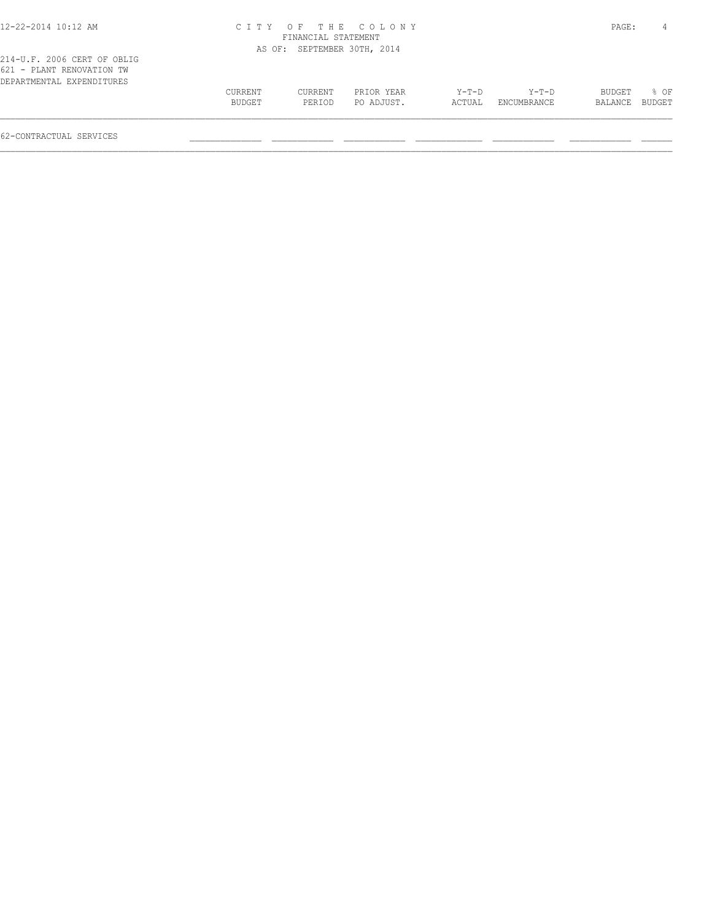CITY OF THE COLONY
FINANCIAL STATEMENT
AS OF: SEPTEMBER 30TH, 2014

214-U.F. 2006 CERT OF OBLIG
621 - PLANT RENOVATION TW
DEPARTMENTAL EXPENDITURES

| | CURRENT BUDGET | CURRENT PERIOD | PRIOR YEAR PO ADJUST. | Y-T-D ACTUAL | Y-T-D ENCUMBRANCE | BUDGET BALANCE | % OF BUDGET |
|---|---|---|---|---|---|---|---|
| 62-CONTRACTUAL SERVICES | | | | | | | |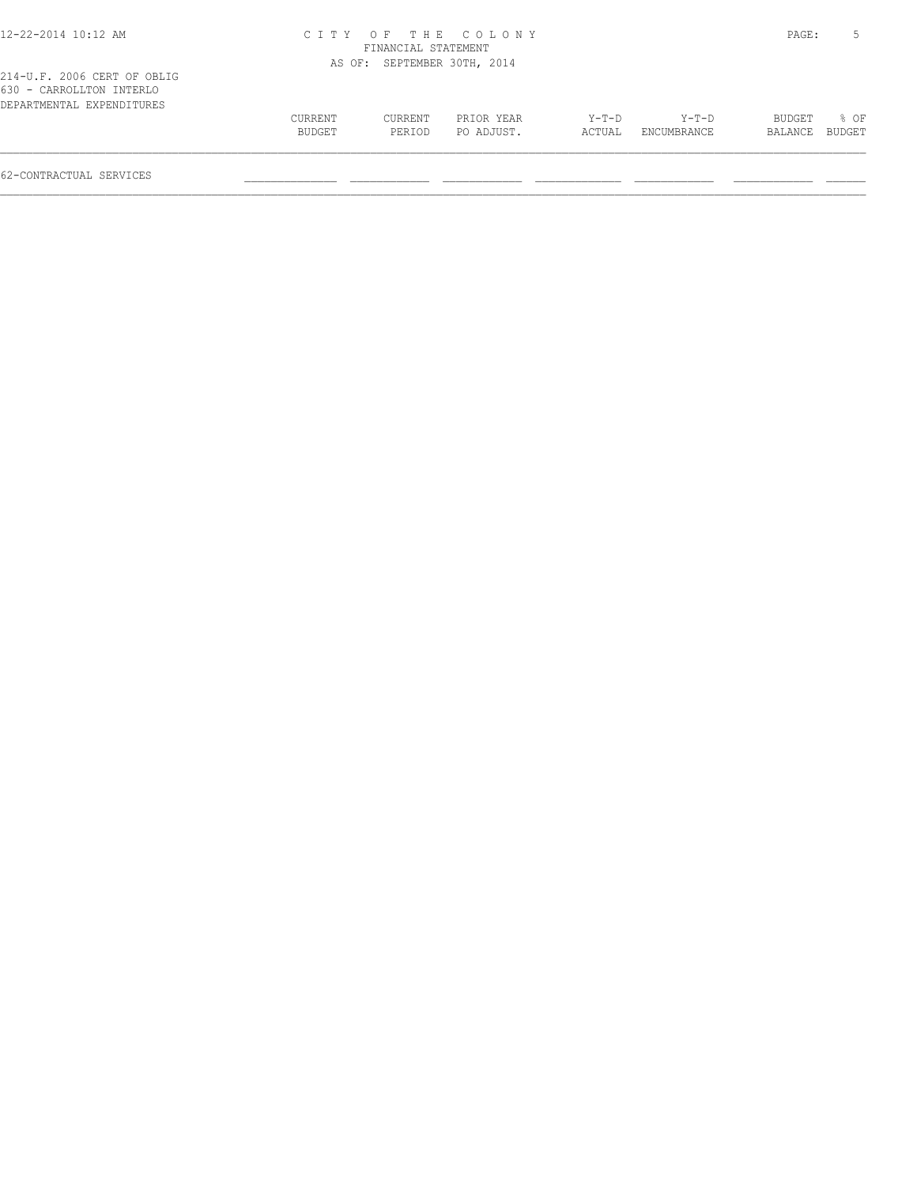214-U.F. 2006 CERT OF OBLIG
630 - CARROLLTON INTERLO
DEPARTMENTAL EXPENDITURES

| | CURRENT BUDGET | CURRENT PERIOD | PRIOR YEAR PO ADJUST. | Y-T-D ACTUAL | Y-T-D ENCUMBRANCE | BUDGET BALANCE | % OF BUDGET |
|---|---|---|---|---|---|---|---|
| 62-CONTRACTUAL SERVICES | | | | | | | |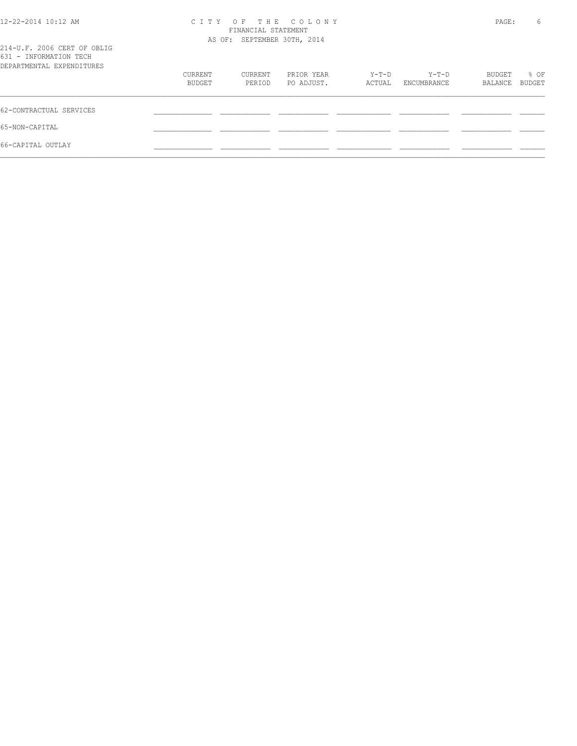214-U.F. 2006 CERT OF OBLIG
631 - INFORMATION TECH
DEPARTMENTAL EXPENDITURES

| | CURRENT BUDGET | CURRENT PERIOD | PRIOR YEAR PO ADJUST. | Y-T-D ACTUAL | Y-T-D ENCUMBRANCE | BUDGET BALANCE | % OF BUDGET |
|---|---|---|---|---|---|---|---|
| 62-CONTRACTUAL SERVICES | | | | | | | |
| 65-NON-CAPITAL | | | | | | | |
| 66-CAPITAL OUTLAY | | | | | | | |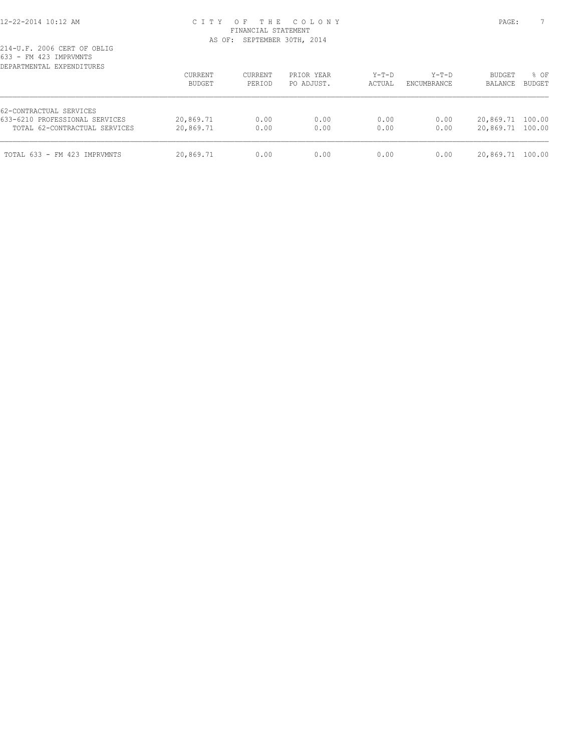CITY OF THE COLONY
FINANCIAL STATEMENT
AS OF: SEPTEMBER 30TH, 2014

214-U.F. 2006 CERT OF OBLIG
633 - FM 423 IMPRVMNTS
DEPARTMENTAL EXPENDITURES

| | CURRENT BUDGET | CURRENT PERIOD | PRIOR YEAR PO ADJUST. | Y-T-D ACTUAL | Y-T-D ENCUMBRANCE | BUDGET BALANCE | % OF BUDGET |
|---|---|---|---|---|---|---|---|
| 62-CONTRACTUAL SERVICES | | | | | | | |
| 633-6210 PROFESSIONAL SERVICES | 20,869.71 | 0.00 | 0.00 | 0.00 | 0.00 | 20,869.71 | 100.00 |
| TOTAL 62-CONTRACTUAL SERVICES | 20,869.71 | 0.00 | 0.00 | 0.00 | 0.00 | 20,869.71 | 100.00 |
| TOTAL 633 - FM 423 IMPRVMNTS | 20,869.71 | 0.00 | 0.00 | 0.00 | 0.00 | 20,869.71 | 100.00 |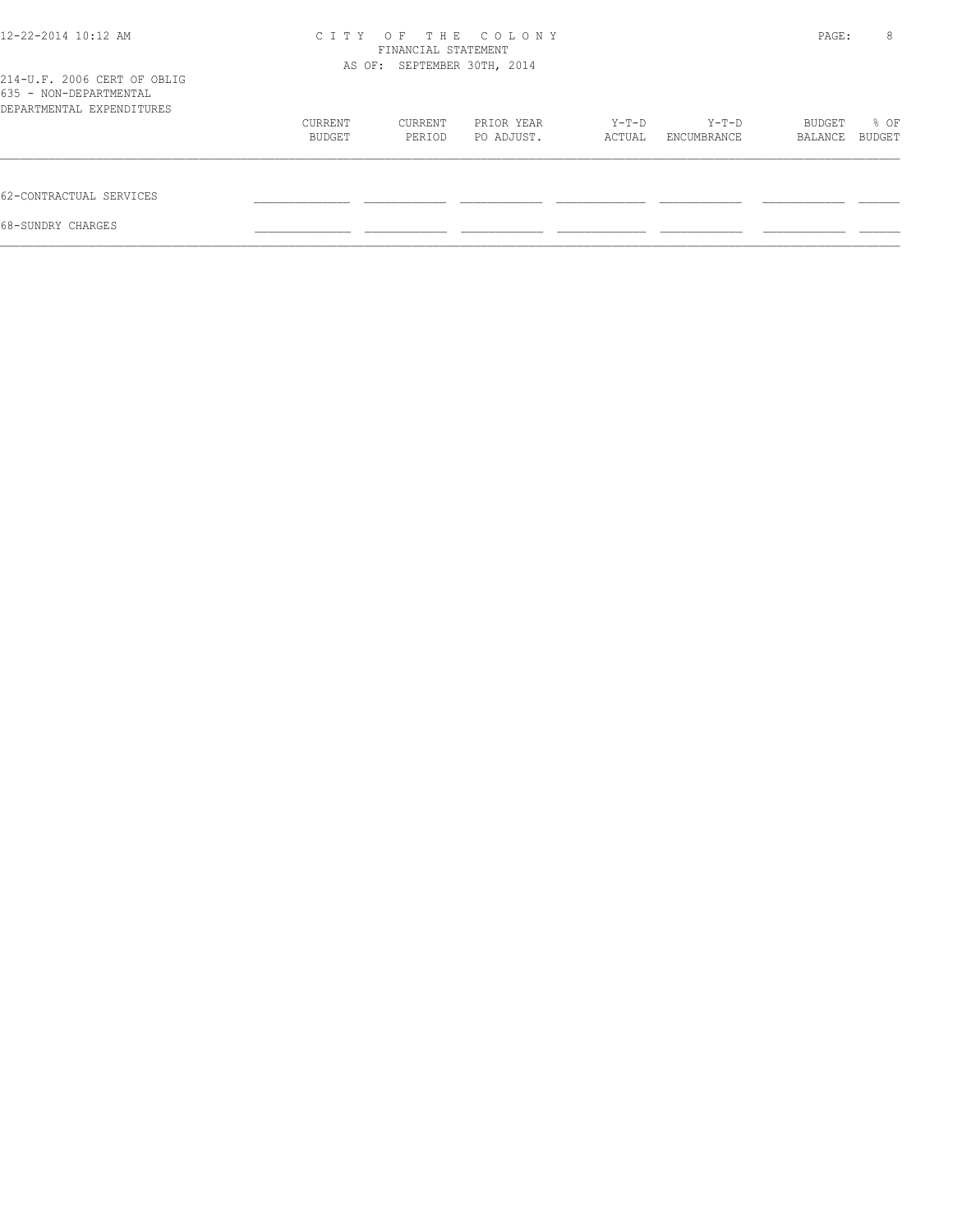C I T Y   O F   T H E   C O L O N Y
FINANCIAL STATEMENT
AS OF: SEPTEMBER 30TH, 2014

214-U.F. 2006 CERT OF OBLIG
635 - NON-DEPARTMENTAL
DEPARTMENTAL EXPENDITURES

| | CURRENT BUDGET | CURRENT PERIOD | PRIOR YEAR PO ADJUST. | Y-T-D ACTUAL | Y-T-D ENCUMBRANCE | BUDGET BALANCE | % OF BUDGET |
|---|---|---|---|---|---|---|---|
| 62-CONTRACTUAL SERVICES | | | | | | | |
| 68-SUNDRY CHARGES | | | | | | | |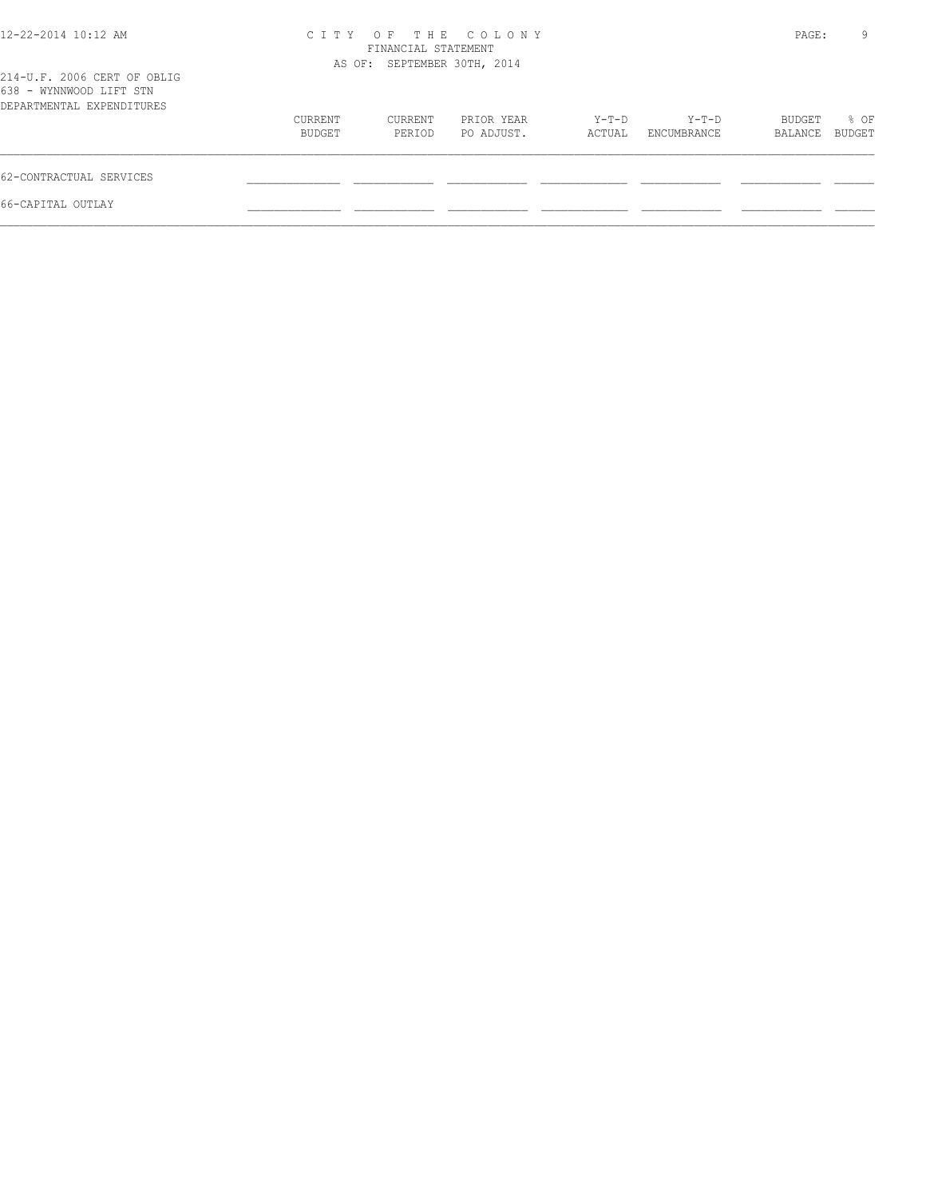214-U.F. 2006 CERT OF OBLIG
638 - WYNNWOOD LIFT STN
DEPARTMENTAL EXPENDITURES

| | CURRENT BUDGET | CURRENT PERIOD | PRIOR YEAR PO ADJUST. | Y-T-D ACTUAL | Y-T-D ENCUMBRANCE | BUDGET BALANCE | % OF BUDGET |
|---|---|---|---|---|---|---|---|
| 62-CONTRACTUAL SERVICES | | | | | | | |
| 66-CAPITAL OUTLAY | | | | | | | |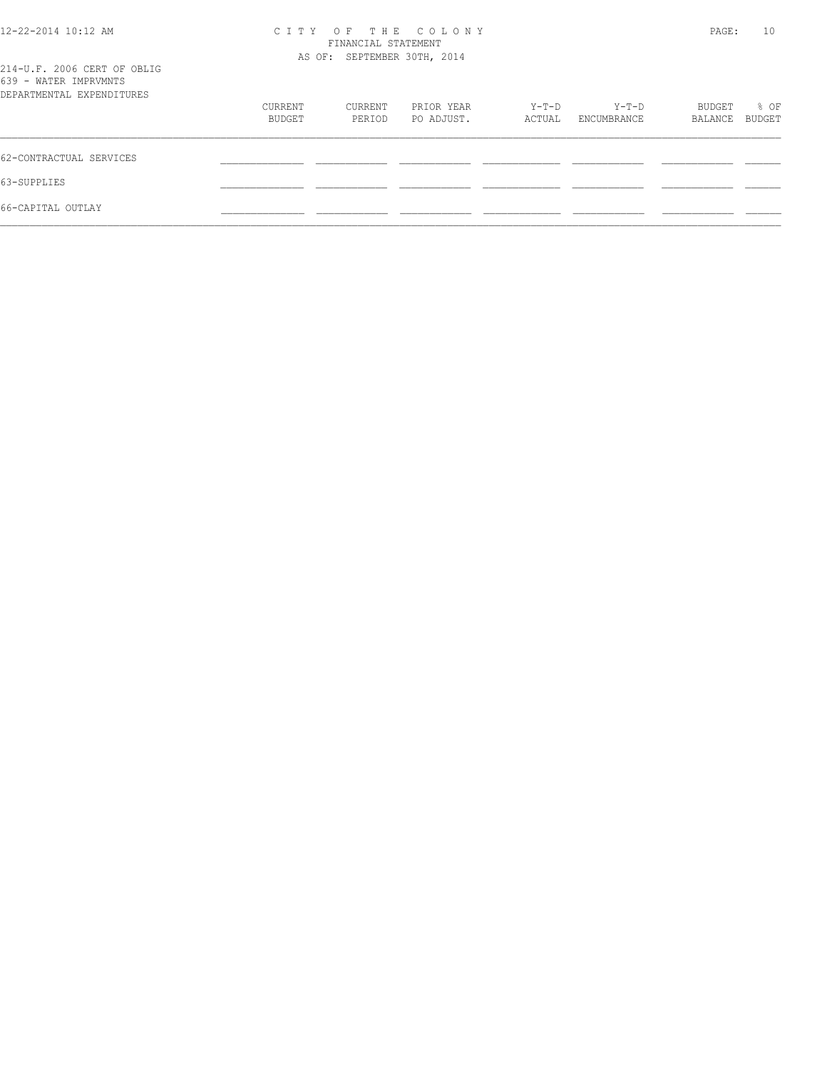214-U.F. 2006 CERT OF OBLIG
639 - WATER IMPRVMNTS
DEPARTMENTAL EXPENDITURES

| | CURRENT BUDGET | CURRENT PERIOD | PRIOR YEAR PO ADJUST. | Y-T-D ACTUAL | Y-T-D ENCUMBRANCE | BUDGET BALANCE | % OF BUDGET |
|---|---|---|---|---|---|---|---|
| 62-CONTRACTUAL SERVICES | | | | | | | |
| 63-SUPPLIES | | | | | | | |
| 66-CAPITAL OUTLAY | | | | | | | |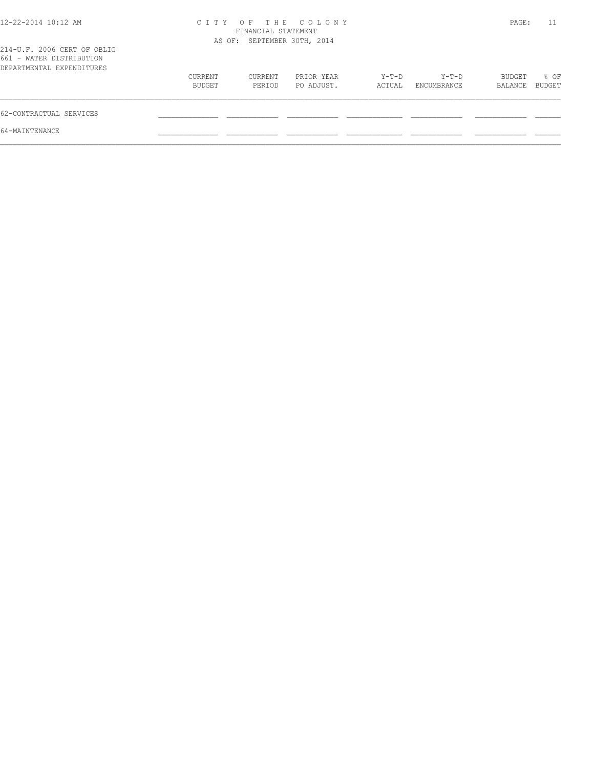CITY OF THE COLONY
FINANCIAL STATEMENT
AS OF: SEPTEMBER 30TH, 2014

214-U.F. 2006 CERT OF OBLIG
661 - WATER DISTRIBUTION
DEPARTMENTAL EXPENDITURES

| | CURRENT BUDGET | CURRENT PERIOD | PRIOR YEAR PO ADJUST. | Y-T-D ACTUAL | Y-T-D ENCUMBRANCE | BUDGET BALANCE | % OF BUDGET |
|---|---|---|---|---|---|---|---|
| 62-CONTRACTUAL SERVICES | | | | | | | |
| 64-MAINTENANCE | | | | | | | |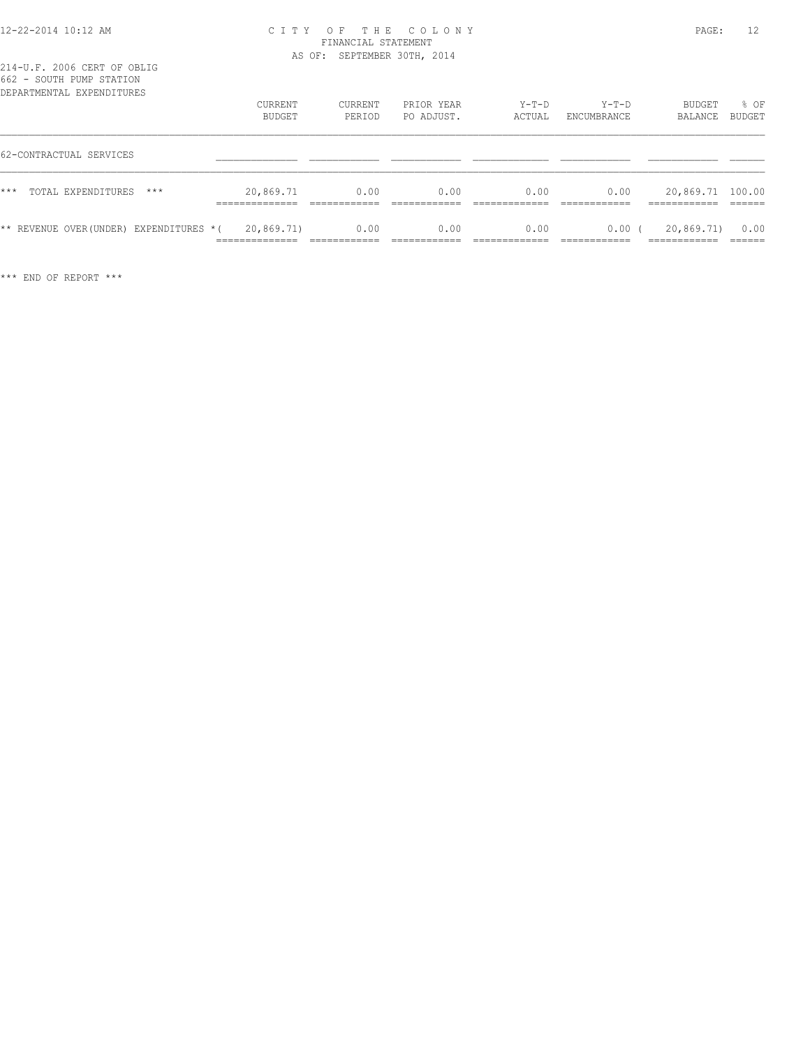CITY OF THE COLONY
FINANCIAL STATEMENT
AS OF: SEPTEMBER 30TH, 2014

214-U.F. 2006 CERT OF OBLIG
662 - SOUTH PUMP STATION
DEPARTMENTAL EXPENDITURES

| | CURRENT BUDGET | CURRENT PERIOD | PRIOR YEAR PO ADJUST. | Y-T-D ACTUAL | Y-T-D ENCUMBRANCE | BUDGET BALANCE | % OF BUDGET |
|---|---|---|---|---|---|---|---|
| 62-CONTRACTUAL SERVICES | | | | | | | |
| *** TOTAL EXPENDITURES *** | 20,869.71 | 0.00 | 0.00 | 0.00 | 0.00 | 20,869.71 | 100.00 |
| ** REVENUE OVER(UNDER) EXPENDITURES * | ( 20,869.71) | 0.00 | 0.00 | 0.00 | 0.00 | ( 20,869.71) | 0.00 |

*** END OF REPORT ***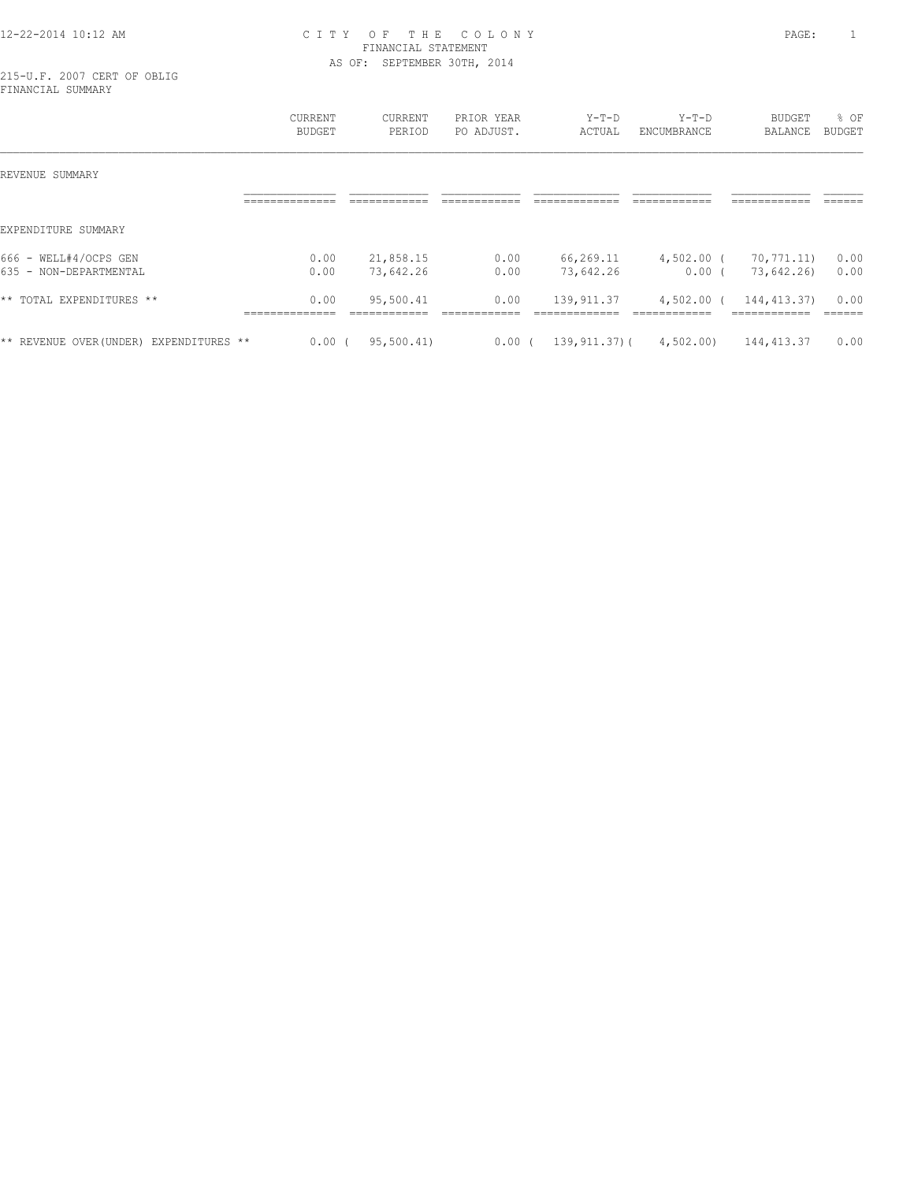CITY OF THE COLONY
FINANCIAL STATEMENT
AS OF: SEPTEMBER 30TH, 2014

215-U.F. 2007 CERT OF OBLIG
FINANCIAL SUMMARY

| | CURRENT BUDGET | CURRENT PERIOD | PRIOR YEAR PO ADJUST. | Y-T-D ACTUAL | Y-T-D ENCUMBRANCE | BUDGET BALANCE | % OF BUDGET |
|---|---|---|---|---|---|---|---|
| REVENUE SUMMARY | | | | | | | |
| EXPENDITURE SUMMARY | | | | | | | |
| 666 - WELL#4/OCPS GEN | 0.00 | 21,858.15 | 0.00 | 66,269.11 | 4,502.00 | (70,771.11) | 0.00 |
| 635 - NON-DEPARTMENTAL | 0.00 | 73,642.26 | 0.00 | 73,642.26 | 0.00 | (73,642.26) | 0.00 |
| ** TOTAL EXPENDITURES ** | 0.00 | 95,500.41 | 0.00 | 139,911.37 | 4,502.00 | (144,413.37) | 0.00 |
| ** REVENUE OVER(UNDER) EXPENDITURES ** | 0.00 | (95,500.41) | 0.00 | (139,911.37) | (4,502.00) | 144,413.37 | 0.00 |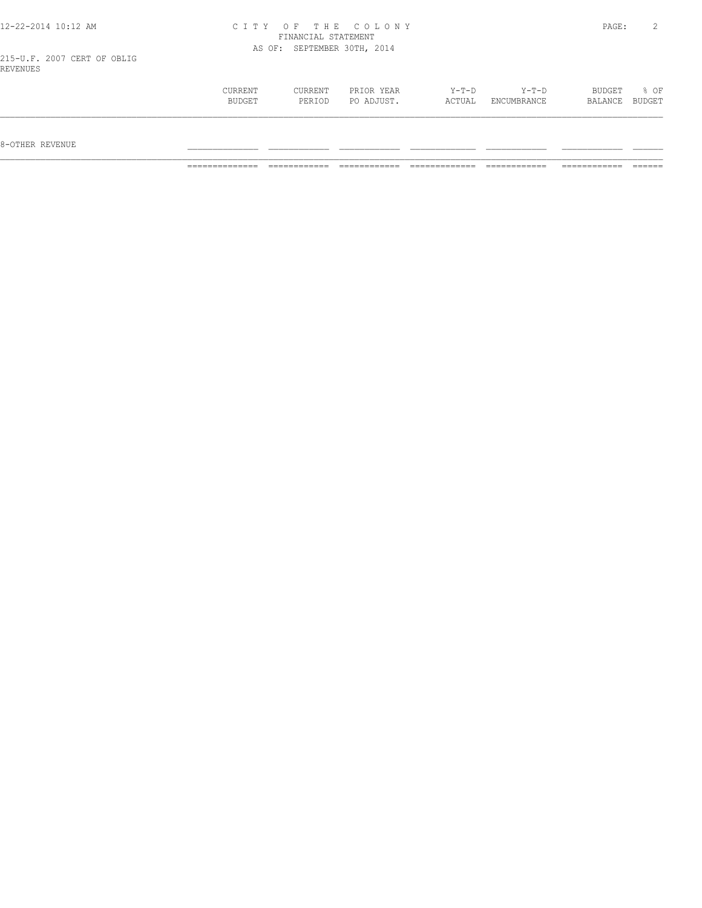CITY OF THE COLONY
FINANCIAL STATEMENT
AS OF: SEPTEMBER 30TH, 2014

215-U.F. 2007 CERT OF OBLIG
REVENUES

| | CURRENT BUDGET | CURRENT PERIOD | PRIOR YEAR PO ADJUST. | Y-T-D ACTUAL | Y-T-D ENCUMBRANCE | BUDGET BALANCE | % OF BUDGET |
|---|---|---|---|---|---|---|---|
| 8-OTHER REVENUE | | | | | | | |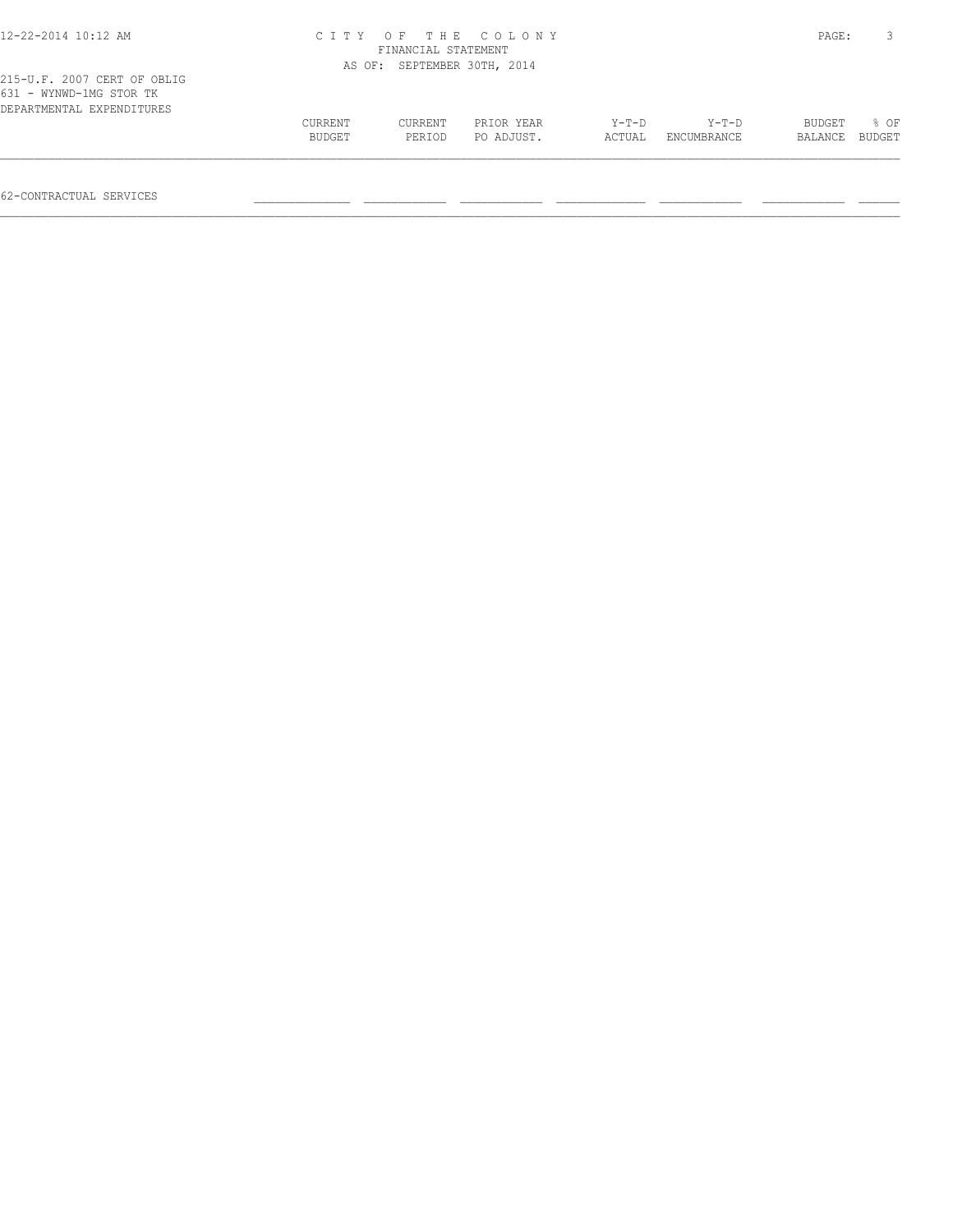215-U.F. 2007 CERT OF OBLIG
631 - WYNWD-1MG STOR TK
DEPARTMENTAL EXPENDITURES

| | CURRENT BUDGET | CURRENT PERIOD | PRIOR YEAR PO ADJUST. | Y-T-D ACTUAL | Y-T-D ENCUMBRANCE | BUDGET BALANCE | % OF BUDGET |
|---|---|---|---|---|---|---|---|
| 62-CONTRACTUAL SERVICES | | | | | | | |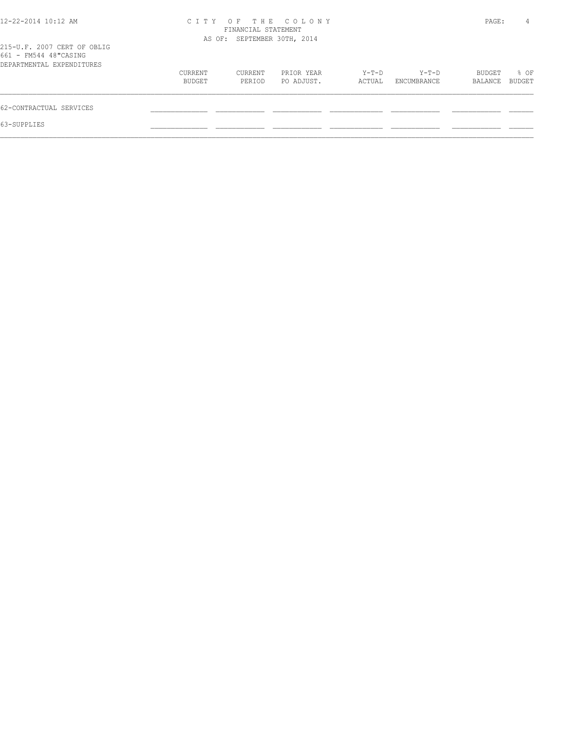CITY OF THE COLONY
FINANCIAL STATEMENT
AS OF: SEPTEMBER 30TH, 2014

215-U.F. 2007 CERT OF OBLIG
661 - FM544 48"CASING
DEPARTMENTAL EXPENDITURES

| | CURRENT BUDGET | CURRENT PERIOD | PRIOR YEAR PO ADJUST. | Y-T-D ACTUAL | Y-T-D ENCUMBRANCE | BUDGET BALANCE | % OF BUDGET |
|---|---|---|---|---|---|---|---|
| 62-CONTRACTUAL SERVICES | | | | | | | |
| 63-SUPPLIES | | | | | | | |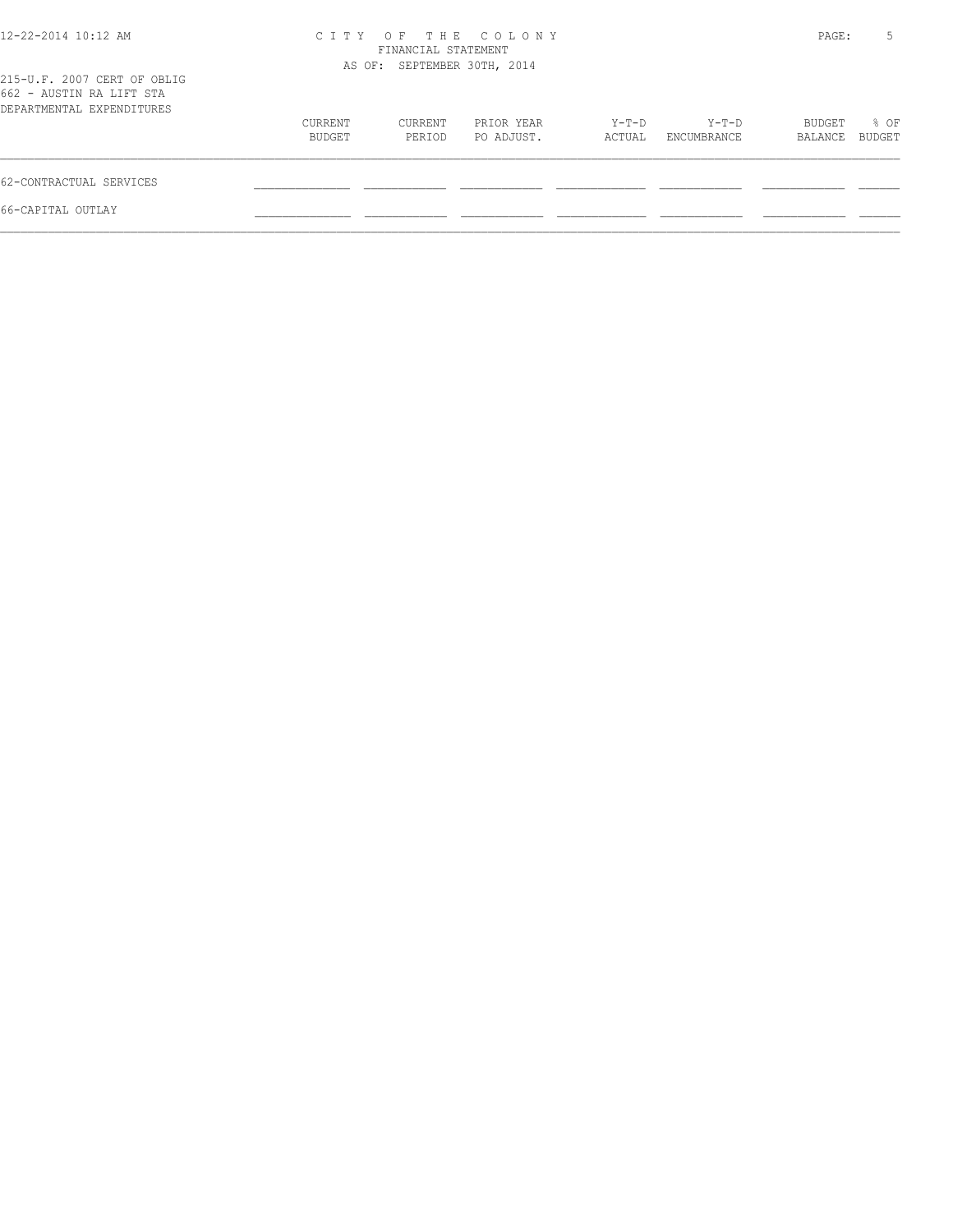215-U.F. 2007 CERT OF OBLIG
662 - AUSTIN RA LIFT STA
DEPARTMENTAL EXPENDITURES

| | CURRENT BUDGET | CURRENT PERIOD | PRIOR YEAR PO ADJUST. | Y-T-D ACTUAL | Y-T-D ENCUMBRANCE | BUDGET BALANCE | % OF BUDGET |
|---|---|---|---|---|---|---|---|
| 62-CONTRACTUAL SERVICES | | | | | | | |
| 66-CAPITAL OUTLAY | | | | | | | |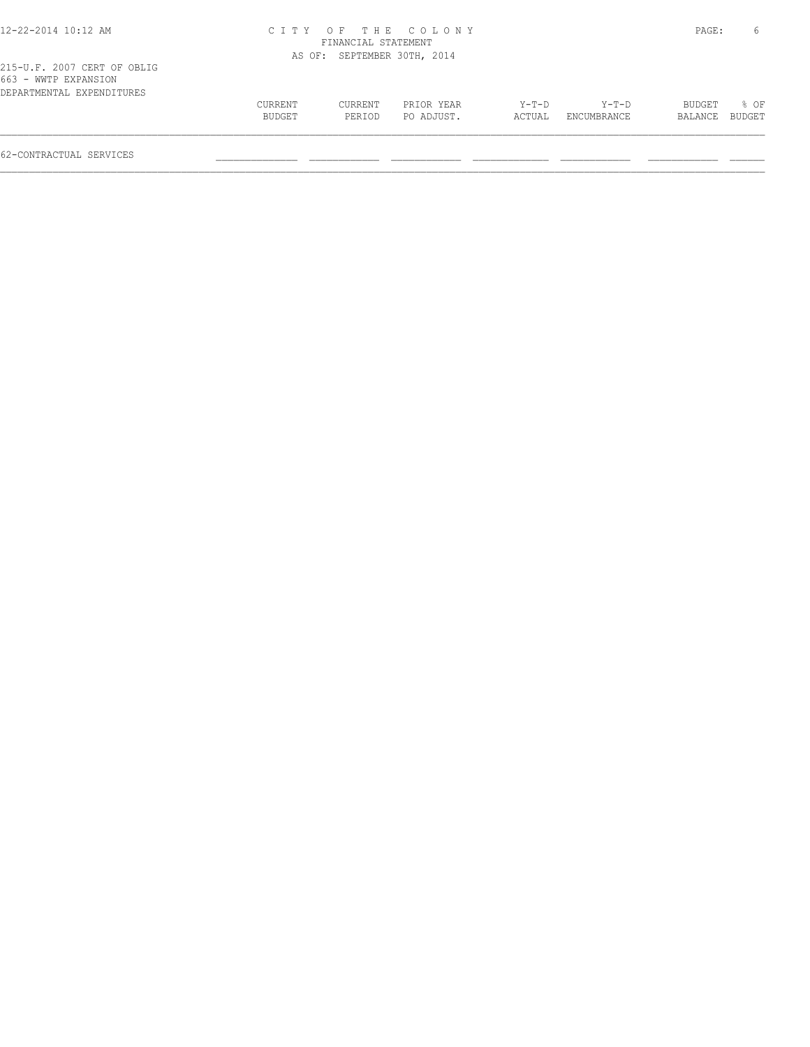CITY OF THE COLONY
FINANCIAL STATEMENT
AS OF: SEPTEMBER 30TH, 2014

215-U.F. 2007 CERT OF OBLIG
663 - WWTP EXPANSION
DEPARTMENTAL EXPENDITURES

| | CURRENT BUDGET | CURRENT PERIOD | PRIOR YEAR PO ADJUST. | Y-T-D ACTUAL | Y-T-D ENCUMBRANCE | BUDGET BALANCE | % OF BUDGET |
|---|---|---|---|---|---|---|---|
| 62-CONTRACTUAL SERVICES | | | | | | | |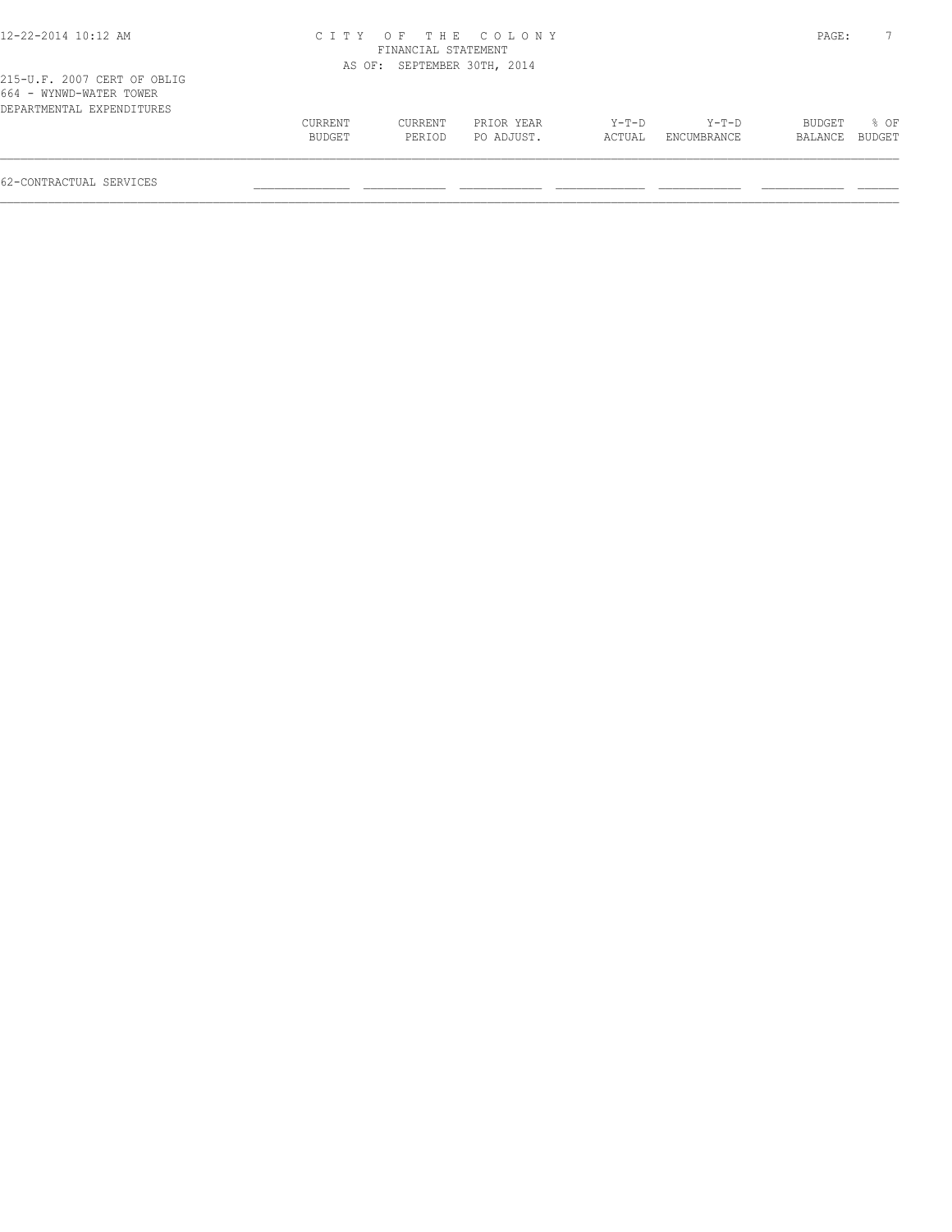215-U.F. 2007 CERT OF OBLIG
664 - WYNWD-WATER TOWER
DEPARTMENTAL EXPENDITURES

CITY OF THE COLONY
FINANCIAL STATEMENT
AS OF: SEPTEMBER 30TH, 2014

| | CURRENT BUDGET | CURRENT PERIOD | PRIOR YEAR PO ADJUST. | Y-T-D ACTUAL | Y-T-D ENCUMBRANCE | BUDGET BALANCE | % OF BUDGET |
|---|---|---|---|---|---|---|---|
| 62-CONTRACTUAL SERVICES | | | | | | | |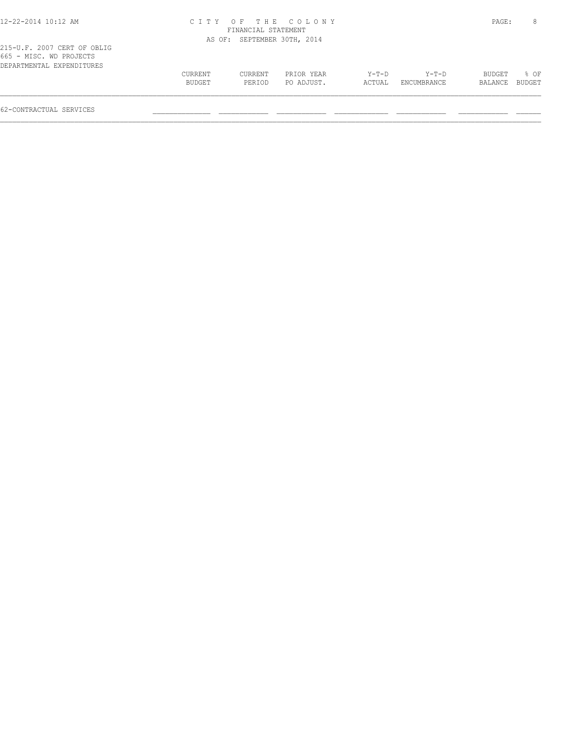215-U.F. 2007 CERT OF OBLIG
665 - MISC. WD PROJECTS
DEPARTMENTAL EXPENDITURES

| | CURRENT BUDGET | CURRENT PERIOD | PRIOR YEAR PO ADJUST. | Y-T-D ACTUAL | Y-T-D ENCUMBRANCE | BUDGET BALANCE | % OF BUDGET |
|---|---|---|---|---|---|---|---|
| 62-CONTRACTUAL SERVICES | | | | | | | |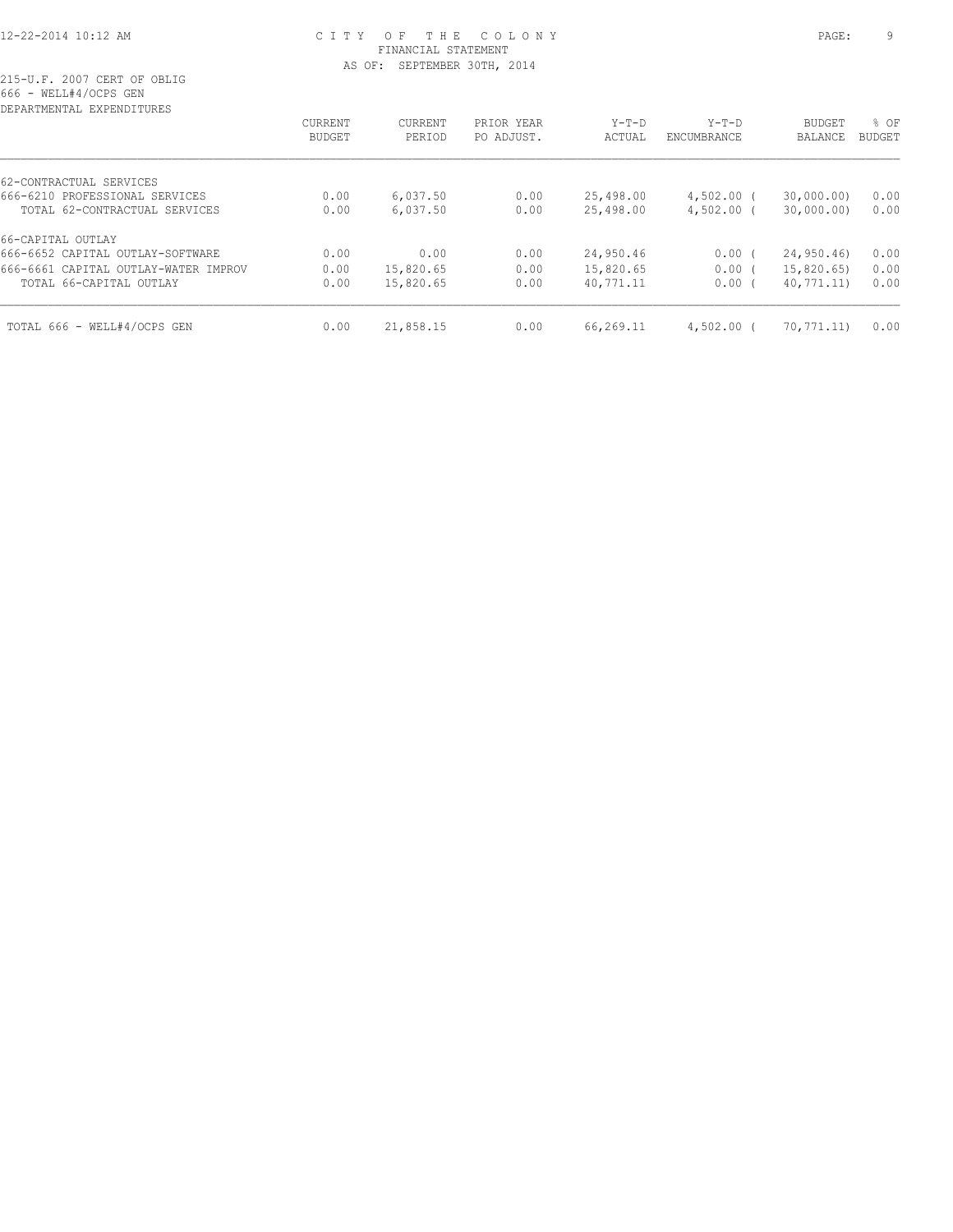CITY OF THE COLONY
FINANCIAL STATEMENT
AS OF: SEPTEMBER 30TH, 2014

215-U.F. 2007 CERT OF OBLIG
666 - WELL#4/OCPS GEN
DEPARTMENTAL EXPENDITURES

| | CURRENT BUDGET | CURRENT PERIOD | PRIOR YEAR PO ADJUST. | Y-T-D ACTUAL | Y-T-D ENCUMBRANCE | BUDGET BALANCE | % OF BUDGET |
|---|---|---|---|---|---|---|---|
| 62-CONTRACTUAL SERVICES | | | | | | | |
| 666-6210 PROFESSIONAL SERVICES | 0.00 | 6,037.50 | 0.00 | 25,498.00 | 4,502.00 | ( 30,000.00) | 0.00 |
| TOTAL 62-CONTRACTUAL SERVICES | 0.00 | 6,037.50 | 0.00 | 25,498.00 | 4,502.00 | ( 30,000.00) | 0.00 |
| 66-CAPITAL OUTLAY | | | | | | | |
| 666-6652 CAPITAL OUTLAY-SOFTWARE | 0.00 | 0.00 | 0.00 | 24,950.46 | 0.00 | ( 24,950.46) | 0.00 |
| 666-6661 CAPITAL OUTLAY-WATER IMPROV | 0.00 | 15,820.65 | 0.00 | 15,820.65 | 0.00 | ( 15,820.65) | 0.00 |
| TOTAL 66-CAPITAL OUTLAY | 0.00 | 15,820.65 | 0.00 | 40,771.11 | 0.00 | ( 40,771.11) | 0.00 |
| TOTAL 666 - WELL#4/OCPS GEN | 0.00 | 21,858.15 | 0.00 | 66,269.11 | 4,502.00 | ( 70,771.11) | 0.00 |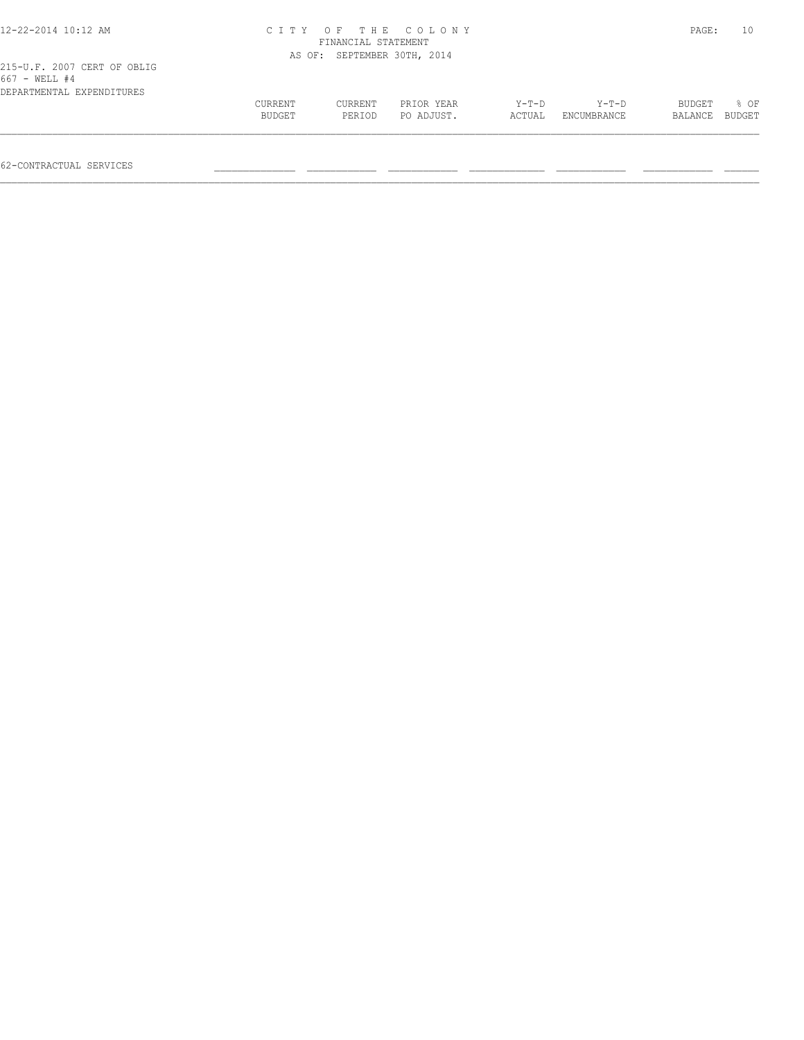CITY OF THE COLONY
FINANCIAL STATEMENT
AS OF: SEPTEMBER 30TH, 2014

215-U.F. 2007 CERT OF OBLIG
667 - WELL #4
DEPARTMENTAL EXPENDITURES

| | CURRENT BUDGET | CURRENT PERIOD | PRIOR YEAR PO ADJUST. | Y-T-D ACTUAL | Y-T-D ENCUMBRANCE | BUDGET BALANCE | % OF BUDGET |
|---|---|---|---|---|---|---|---|
| 62-CONTRACTUAL SERVICES | | | | | | | |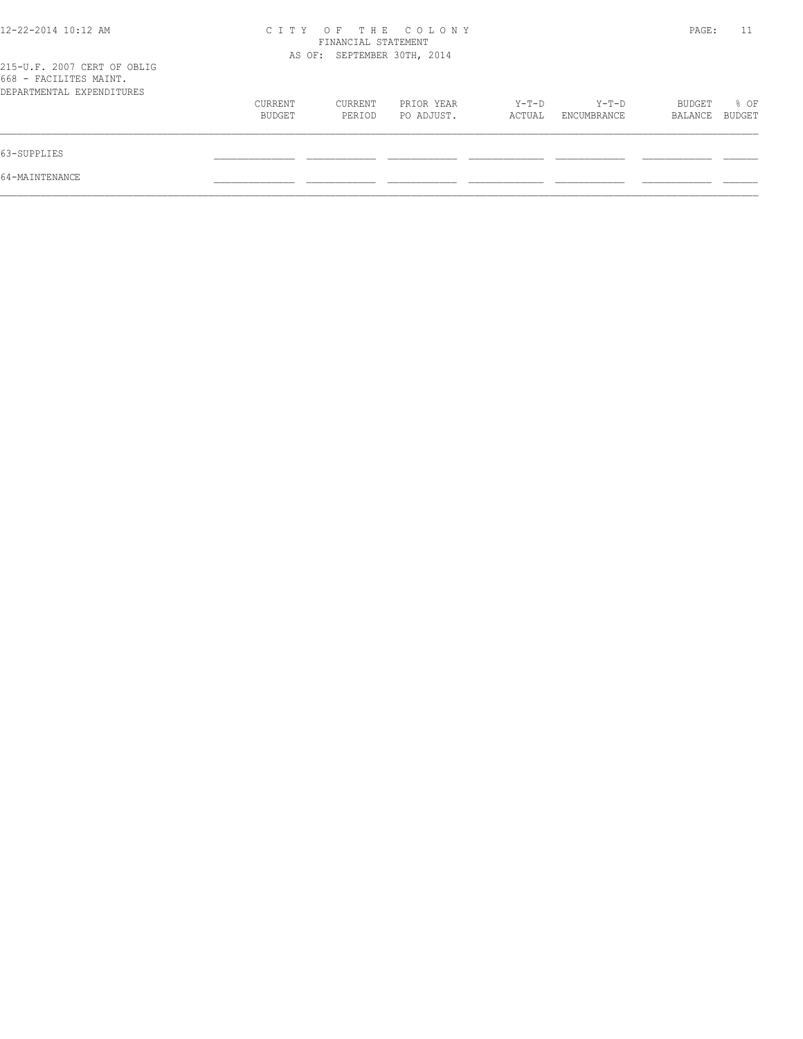215-U.F. 2007 CERT OF OBLIG
668 - FACILITES MAINT.
DEPARTMENTAL EXPENDITURES

|  | CURRENT BUDGET | CURRENT PERIOD | PRIOR YEAR PO ADJUST. | Y-T-D ACTUAL | Y-T-D ENCUMBRANCE | BUDGET BALANCE | % OF BUDGET |
|---|---|---|---|---|---|---|---|
| 63-SUPPLIES |  |  |  |  |  |  |  |
| 64-MAINTENANCE |  |  |  |  |  |  |  |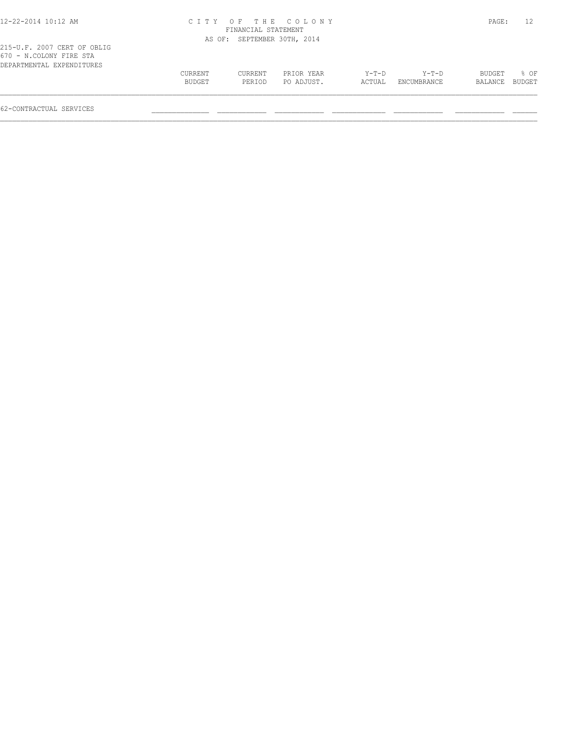CITY OF THE COLONY
FINANCIAL STATEMENT
AS OF: SEPTEMBER 30TH, 2014

215-U.F. 2007 CERT OF OBLIG
670 - N.COLONY FIRE STA
DEPARTMENTAL EXPENDITURES

| | CURRENT BUDGET | CURRENT PERIOD | PRIOR YEAR PO ADJUST. | Y-T-D ACTUAL | Y-T-D ENCUMBRANCE | BUDGET BALANCE | % OF BUDGET |
|---|---|---|---|---|---|---|---|
| 62-CONTRACTUAL SERVICES | | | | | | | |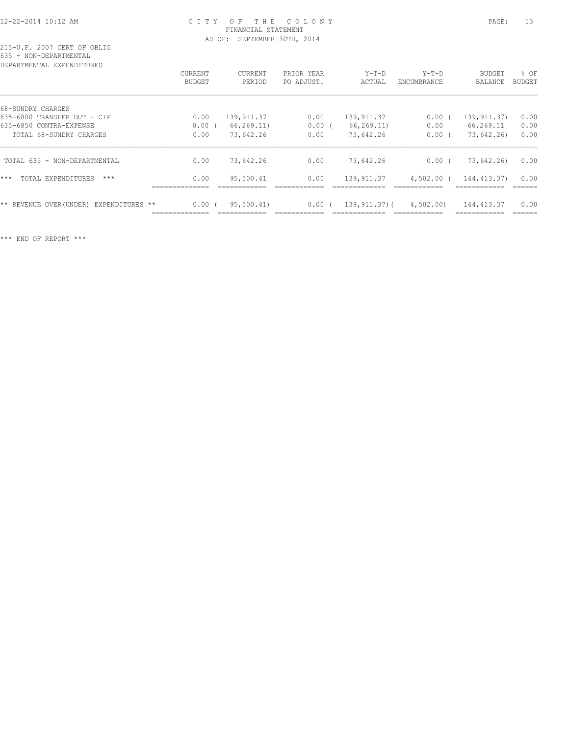215-U.F. 2007 CERT OF OBLIG
635 - NON-DEPARTMENTAL
DEPARTMENTAL EXPENDITURES

FINANCIAL STATEMENT
AS OF: SEPTEMBER 30TH, 2014

| | CURRENT BUDGET | CURRENT PERIOD | PRIOR YEAR PO ADJUST. | Y-T-D ACTUAL | Y-T-D ENCUMBRANCE | BUDGET BALANCE | % OF BUDGET |
|---|---|---|---|---|---|---|---|
| 68-SUNDRY CHARGES | | | | | | | |
| 635-6800 TRANSFER OUT - CIP | 0.00 | 139,911.37 | 0.00 | 139,911.37 | 0.00 | ( 139,911.37) | 0.00 |
| 635-6850 CONTRA-EXPENSE | 0.00 | ( 66,269.11) | 0.00 | ( 66,269.11) | 0.00 | 66,269.11 | 0.00 |
| TOTAL 68-SUNDRY CHARGES | 0.00 | 73,642.26 | 0.00 | 73,642.26 | 0.00 | ( 73,642.26) | 0.00 |
| TOTAL 635 - NON-DEPARTMENTAL | 0.00 | 73,642.26 | 0.00 | 73,642.26 | 0.00 | ( 73,642.26) | 0.00 |
| *** TOTAL EXPENDITURES *** | 0.00 | 95,500.41 | 0.00 | 139,911.37 | 4,502.00 | ( 144,413.37) | 0.00 |
| ** REVENUE OVER(UNDER) EXPENDITURES ** | 0.00 | ( 95,500.41) | 0.00 | ( 139,911.37) | ( 4,502.00) | 144,413.37 | 0.00 |

*** END OF REPORT ***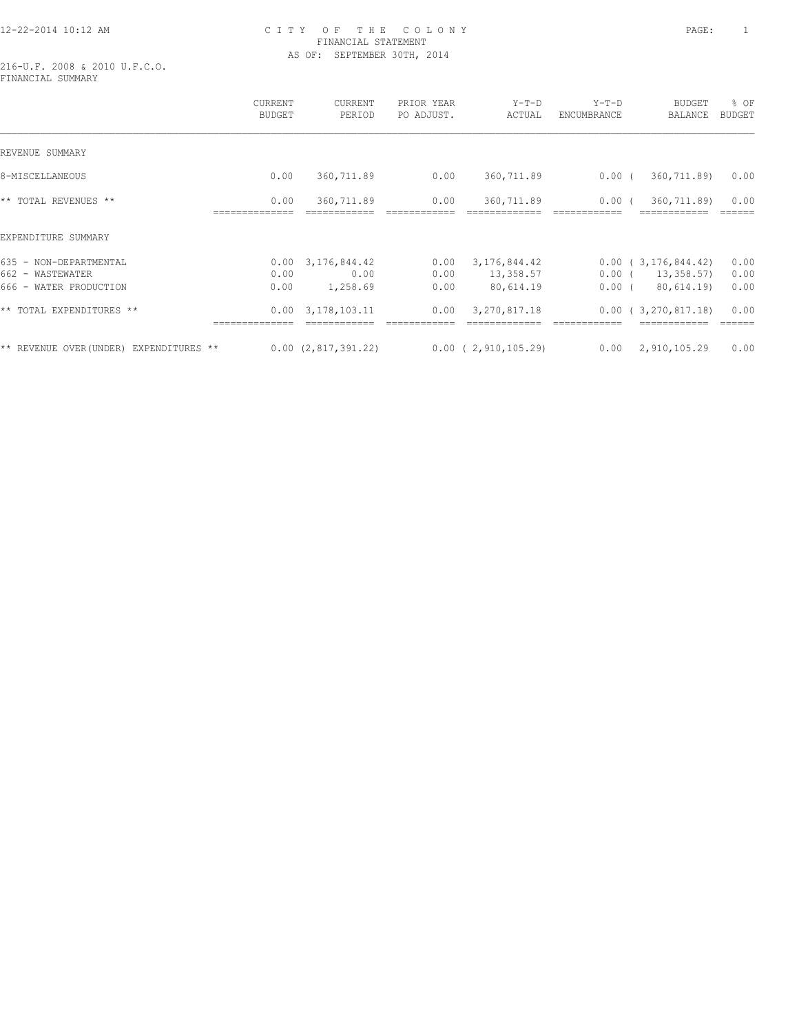CITY OF THE COLONY
FINANCIAL STATEMENT
AS OF: SEPTEMBER 30TH, 2014

216-U.F. 2008 & 2010 U.F.C.O.
FINANCIAL SUMMARY

| | CURRENT BUDGET | CURRENT PERIOD | PRIOR YEAR PO ADJUST. | Y-T-D ACTUAL | Y-T-D ENCUMBRANCE | BUDGET BALANCE | % OF BUDGET |
|---|---|---|---|---|---|---|---|
| REVENUE SUMMARY | | | | | | | |
| 8-MISCELLANEOUS | 0.00 | 360,711.89 | 0.00 | 360,711.89 | 0.00 | ( 360,711.89) | 0.00 |
| ** TOTAL REVENUES ** | 0.00 | 360,711.89 | 0.00 | 360,711.89 | 0.00 | ( 360,711.89) | 0.00 |
| EXPENDITURE SUMMARY | | | | | | | |
| 635 - NON-DEPARTMENTAL | 0.00 | 3,176,844.42 | 0.00 | 3,176,844.42 | 0.00 | ( 3,176,844.42) | 0.00 |
| 662 - WASTEWATER | 0.00 | 0.00 | 0.00 | 13,358.57 | 0.00 | ( 13,358.57) | 0.00 |
| 666 - WATER PRODUCTION | 0.00 | 1,258.69 | 0.00 | 80,614.19 | 0.00 | ( 80,614.19) | 0.00 |
| ** TOTAL EXPENDITURES ** | 0.00 | 3,178,103.11 | 0.00 | 3,270,817.18 | 0.00 | ( 3,270,817.18) | 0.00 |
| ** REVENUE OVER(UNDER) EXPENDITURES ** | 0.00 | (2,817,391.22) | 0.00 | ( 2,910,105.29) | 0.00 | 2,910,105.29 | 0.00 |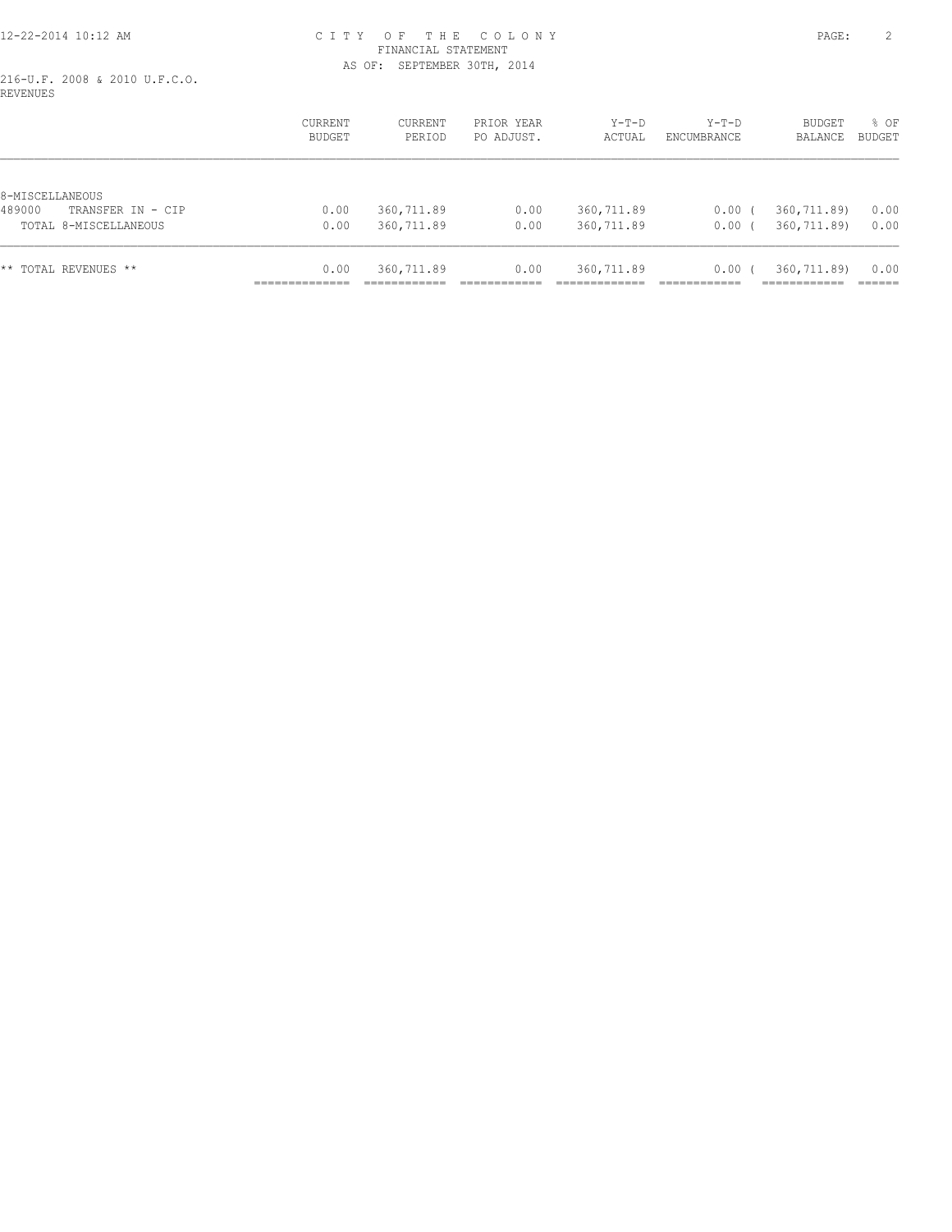# CITY OF THE COLONY

FINANCIAL STATEMENT

AS OF: SEPTEMBER 30TH, 2014

216-U.F. 2008 & 2010 U.F.C.O.

REVENUES

| | CURRENT BUDGET | CURRENT PERIOD | PRIOR YEAR PO ADJUST. | Y-T-D ACTUAL | Y-T-D ENCUMBRANCE | BUDGET BALANCE | % OF BUDGET |
|---|---|---|---|---|---|---|---|
| 8-MISCELLANEOUS | | | | | | | |
| 489000 TRANSFER IN - CIP | 0.00 | 360,711.89 | 0.00 | 360,711.89 | 0.00 | ( 360,711.89) | 0.00 |
| TOTAL 8-MISCELLANEOUS | 0.00 | 360,711.89 | 0.00 | 360,711.89 | 0.00 | ( 360,711.89) | 0.00 |
| ** TOTAL REVENUES ** | 0.00 | 360,711.89 | 0.00 | 360,711.89 | 0.00 | ( 360,711.89) | 0.00 |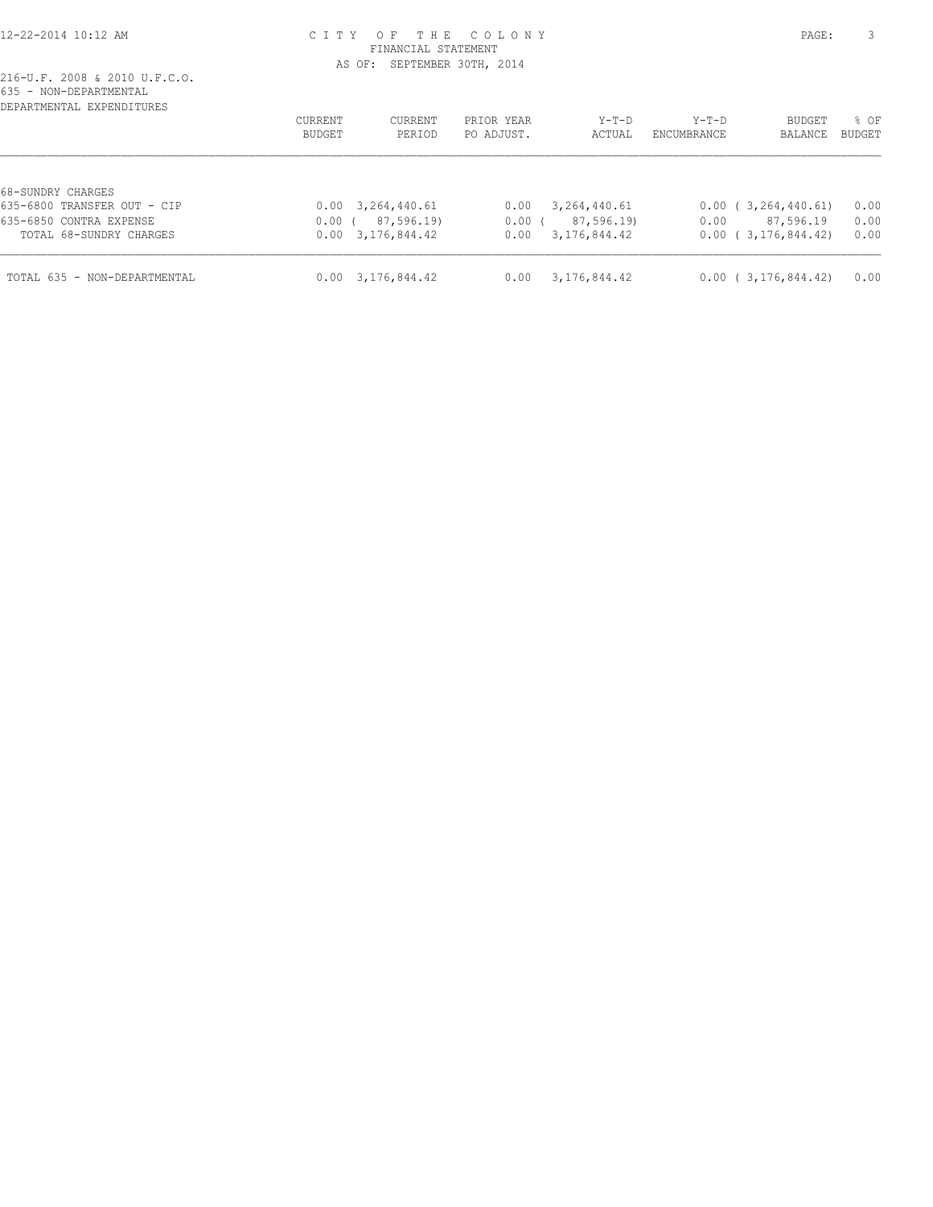# CITY OF THE COLONY
## FINANCIAL STATEMENT
### AS OF: SEPTEMBER 30TH, 2014

216-U.F. 2008 & 2010 U.F.C.O.
635 - NON-DEPARTMENTAL
DEPARTMENTAL EXPENDITURES

| | CURRENT BUDGET | CURRENT PERIOD | PRIOR YEAR PO ADJUST. | Y-T-D ACTUAL | Y-T-D ENCUMBRANCE | BUDGET BALANCE | % OF BUDGET |
|---|---|---|---|---|---|---|---|
| 68-SUNDRY CHARGES | | | | | | | |
| 635-6800 TRANSFER OUT - CIP | 0.00 | 3,264,440.61 | 0.00 | 3,264,440.61 | 0.00 | ( 3,264,440.61) | 0.00 |
| 635-6850 CONTRA EXPENSE | 0.00 | ( 87,596.19) | 0.00 | ( 87,596.19) | 0.00 | 87,596.19 | 0.00 |
| TOTAL 68-SUNDRY CHARGES | 0.00 | 3,176,844.42 | 0.00 | 3,176,844.42 | 0.00 | ( 3,176,844.42) | 0.00 |
| TOTAL 635 - NON-DEPARTMENTAL | 0.00 | 3,176,844.42 | 0.00 | 3,176,844.42 | 0.00 | ( 3,176,844.42) | 0.00 |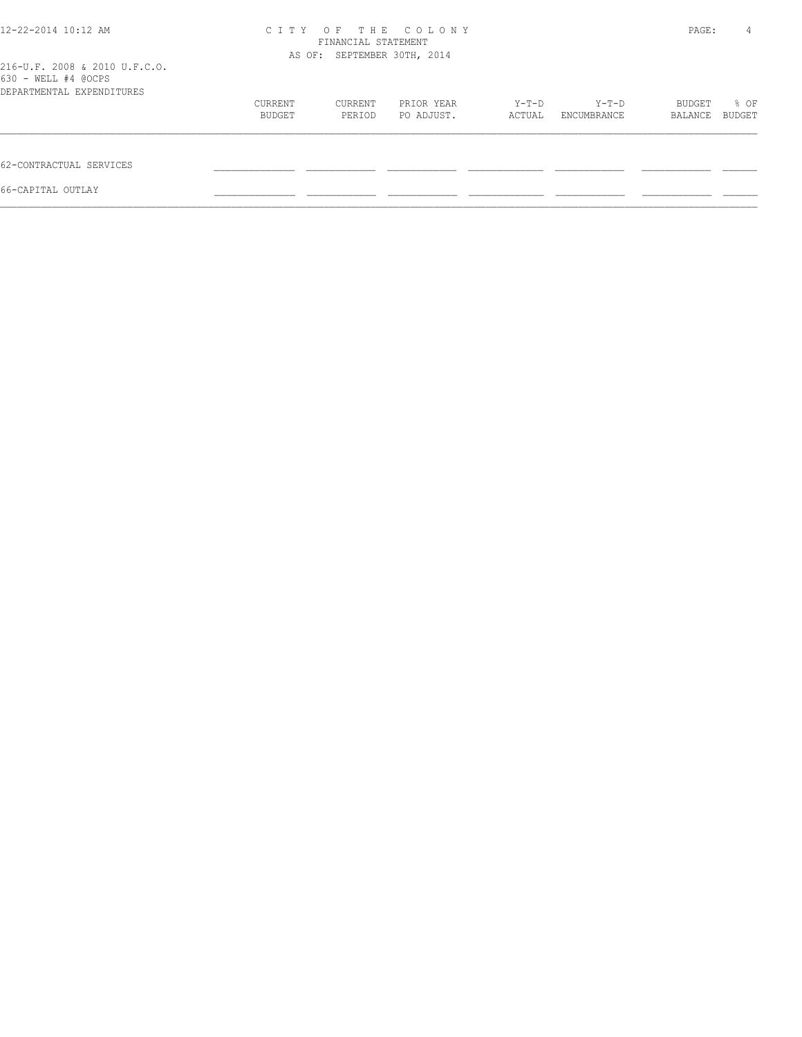216-U.F. 2008 & 2010 U.F.C.O.
630 - WELL #4 @OCPS
DEPARTMENTAL EXPENDITURES

| | CURRENT BUDGET | CURRENT PERIOD | PRIOR YEAR PO ADJUST. | Y-T-D ACTUAL | Y-T-D ENCUMBRANCE | BUDGET BALANCE | % OF BUDGET |
|---|---|---|---|---|---|---|---|
| 62-CONTRACTUAL SERVICES | | | | | | | |
| 66-CAPITAL OUTLAY | | | | | | | |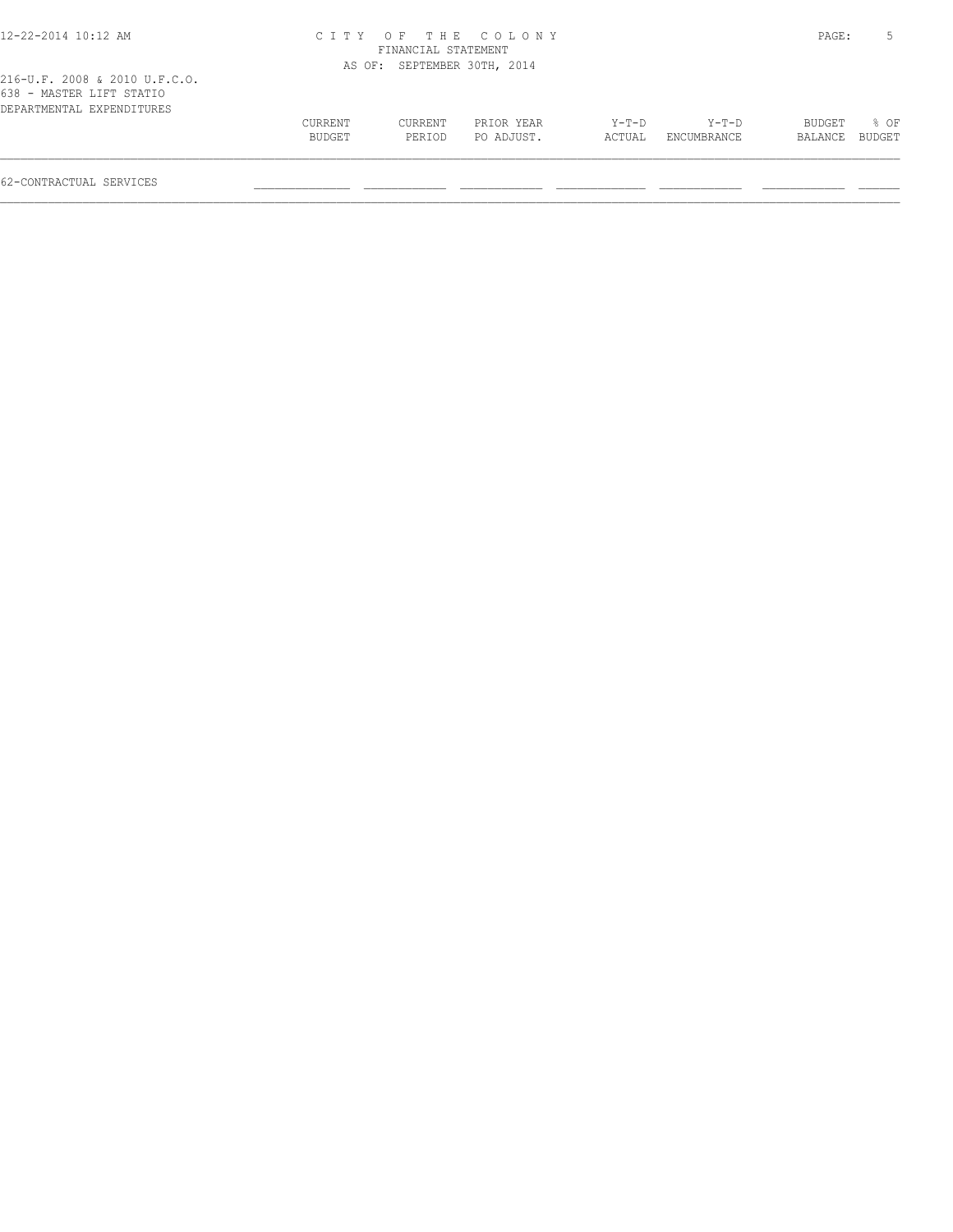CITY OF THE COLONY
FINANCIAL STATEMENT
AS OF: SEPTEMBER 30TH, 2014

216-U.F. 2008 & 2010 U.F.C.O.
638 - MASTER LIFT STATIO
DEPARTMENTAL EXPENDITURES

| | CURRENT BUDGET | CURRENT PERIOD | PRIOR YEAR PO ADJUST. | Y-T-D ACTUAL | Y-T-D ENCUMBRANCE | BUDGET BALANCE | % OF BUDGET |
|---|---|---|---|---|---|---|---|
| 62-CONTRACTUAL SERVICES | | | | | | | |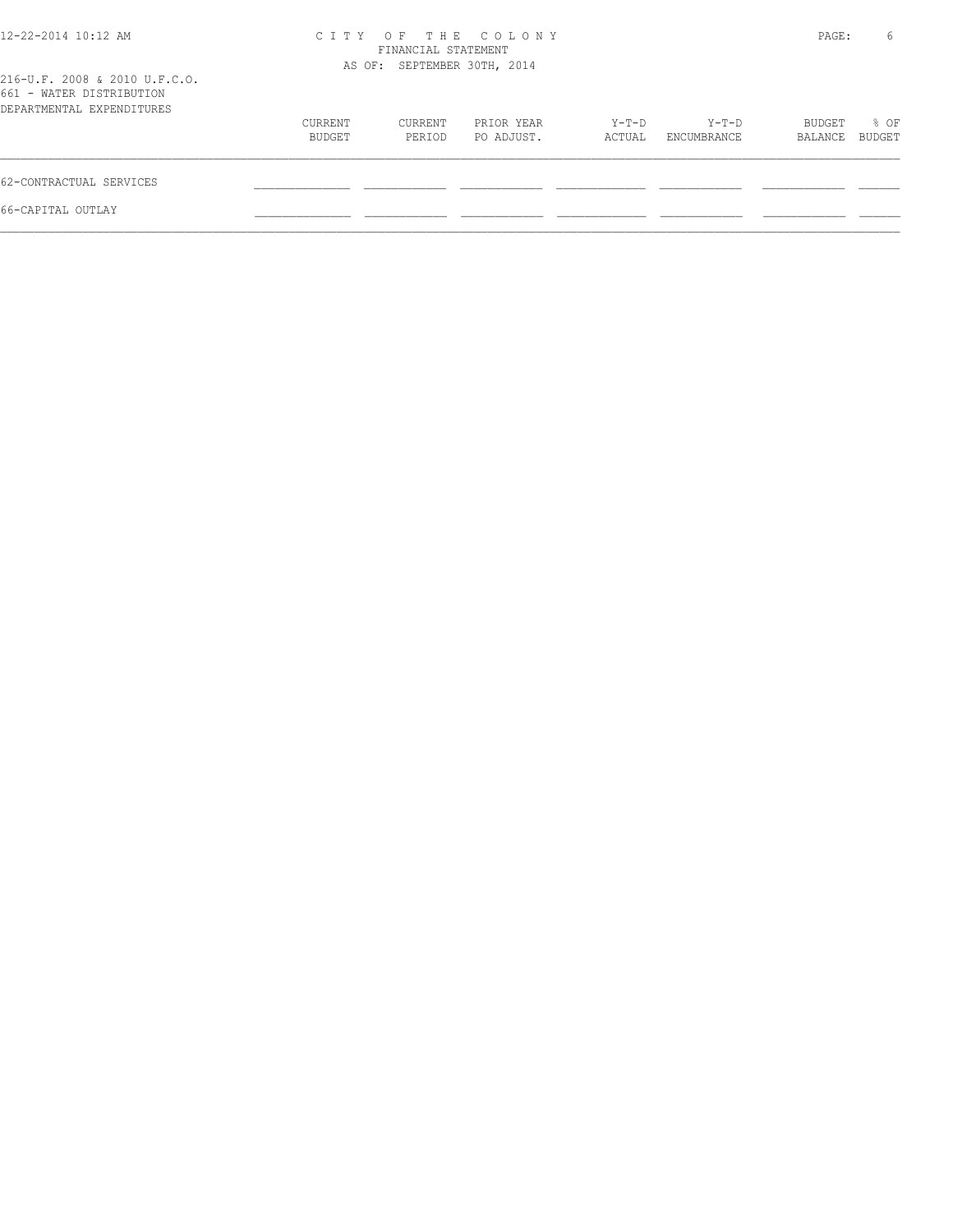CITY OF THE COLONY
FINANCIAL STATEMENT
AS OF: SEPTEMBER 30TH, 2014

216-U.F. 2008 & 2010 U.F.C.O.
661 - WATER DISTRIBUTION
DEPARTMENTAL EXPENDITURES

| | CURRENT BUDGET | CURRENT PERIOD | PRIOR YEAR PO ADJUST. | Y-T-D ACTUAL | Y-T-D ENCUMBRANCE | BUDGET BALANCE | % OF BUDGET |
|---|---|---|---|---|---|---|---|
| 62-CONTRACTUAL SERVICES | | | | | | | |
| 66-CAPITAL OUTLAY | | | | | | | |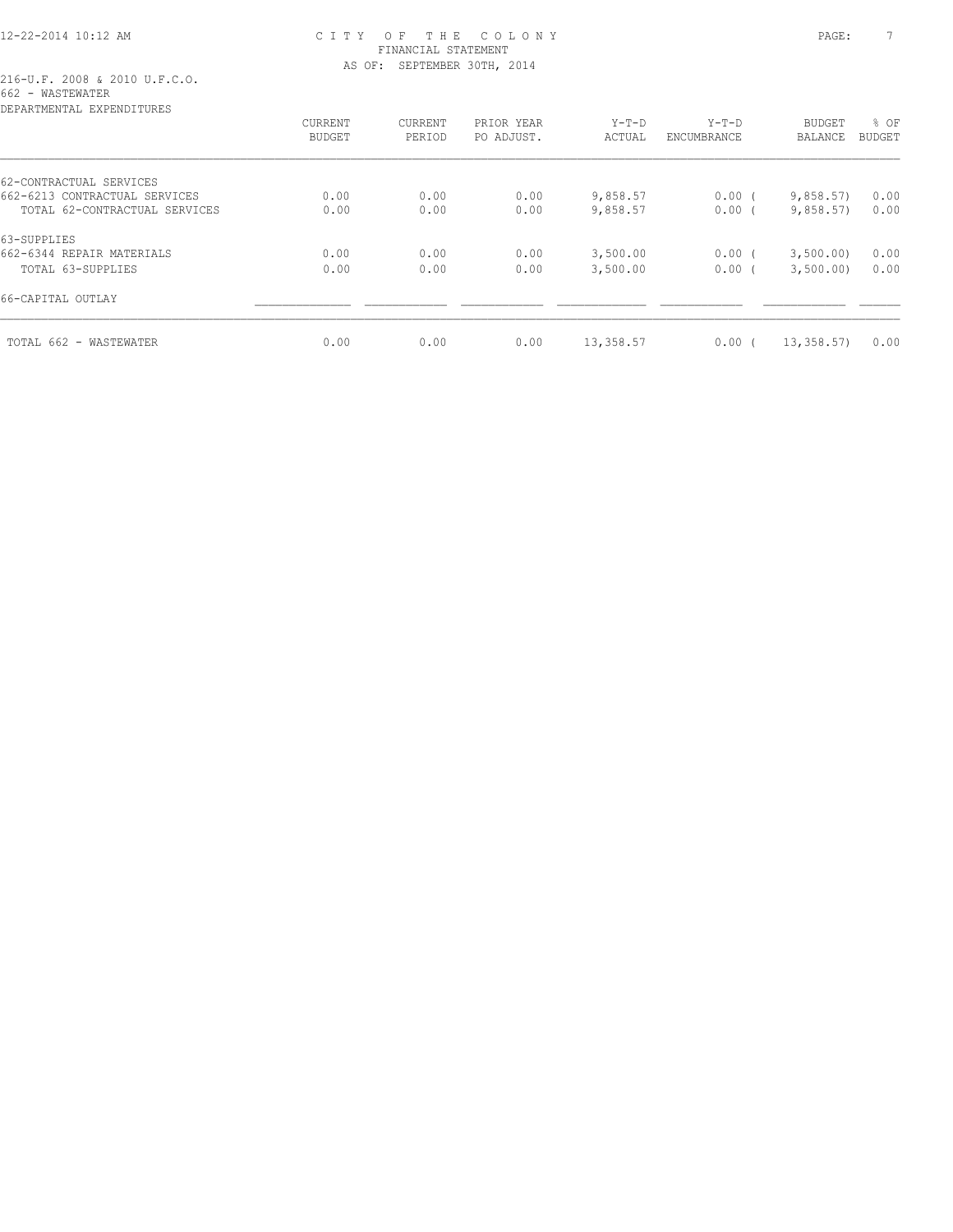CITY OF THE COLONY
FINANCIAL STATEMENT
AS OF: SEPTEMBER 30TH, 2014

216-U.F. 2008 & 2010 U.F.C.O.
662 - WASTEWATER
DEPARTMENTAL EXPENDITURES

| | CURRENT BUDGET | CURRENT PERIOD | PRIOR YEAR PO ADJUST. | Y-T-D ACTUAL | Y-T-D ENCUMBRANCE | BUDGET BALANCE | % OF BUDGET |
|---|---|---|---|---|---|---|---|
| 62-CONTRACTUAL SERVICES | | | | | | | |
| 662-6213 CONTRACTUAL SERVICES | 0.00 | 0.00 | 0.00 | 9,858.57 | 0.00 | ( 9,858.57) | 0.00 |
| TOTAL 62-CONTRACTUAL SERVICES | 0.00 | 0.00 | 0.00 | 9,858.57 | 0.00 | ( 9,858.57) | 0.00 |
| 63-SUPPLIES | | | | | | | |
| 662-6344 REPAIR MATERIALS | 0.00 | 0.00 | 0.00 | 3,500.00 | 0.00 | ( 3,500.00) | 0.00 |
| TOTAL 63-SUPPLIES | 0.00 | 0.00 | 0.00 | 3,500.00 | 0.00 | ( 3,500.00) | 0.00 |
| 66-CAPITAL OUTLAY | | | | | | | |
| TOTAL 662 - WASTEWATER | 0.00 | 0.00 | 0.00 | 13,358.57 | 0.00 | ( 13,358.57) | 0.00 |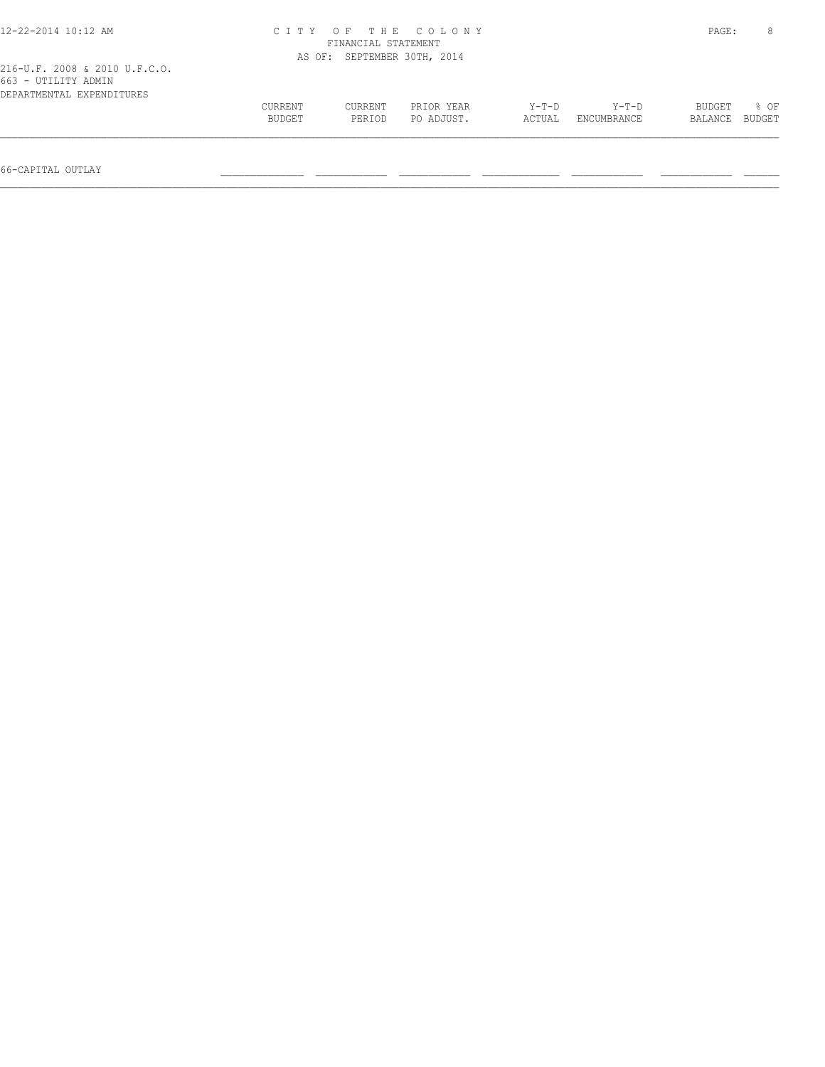216-U.F. 2008 & 2010 U.F.C.O.
663 - UTILITY ADMIN
DEPARTMENTAL EXPENDITURES

| | CURRENT BUDGET | CURRENT PERIOD | PRIOR YEAR PO ADJUST. | Y-T-D ACTUAL | Y-T-D ENCUMBRANCE | BUDGET BALANCE | % OF BUDGET |
|---|---|---|---|---|---|---|---|
| 66-CAPITAL OUTLAY | | | | | | | |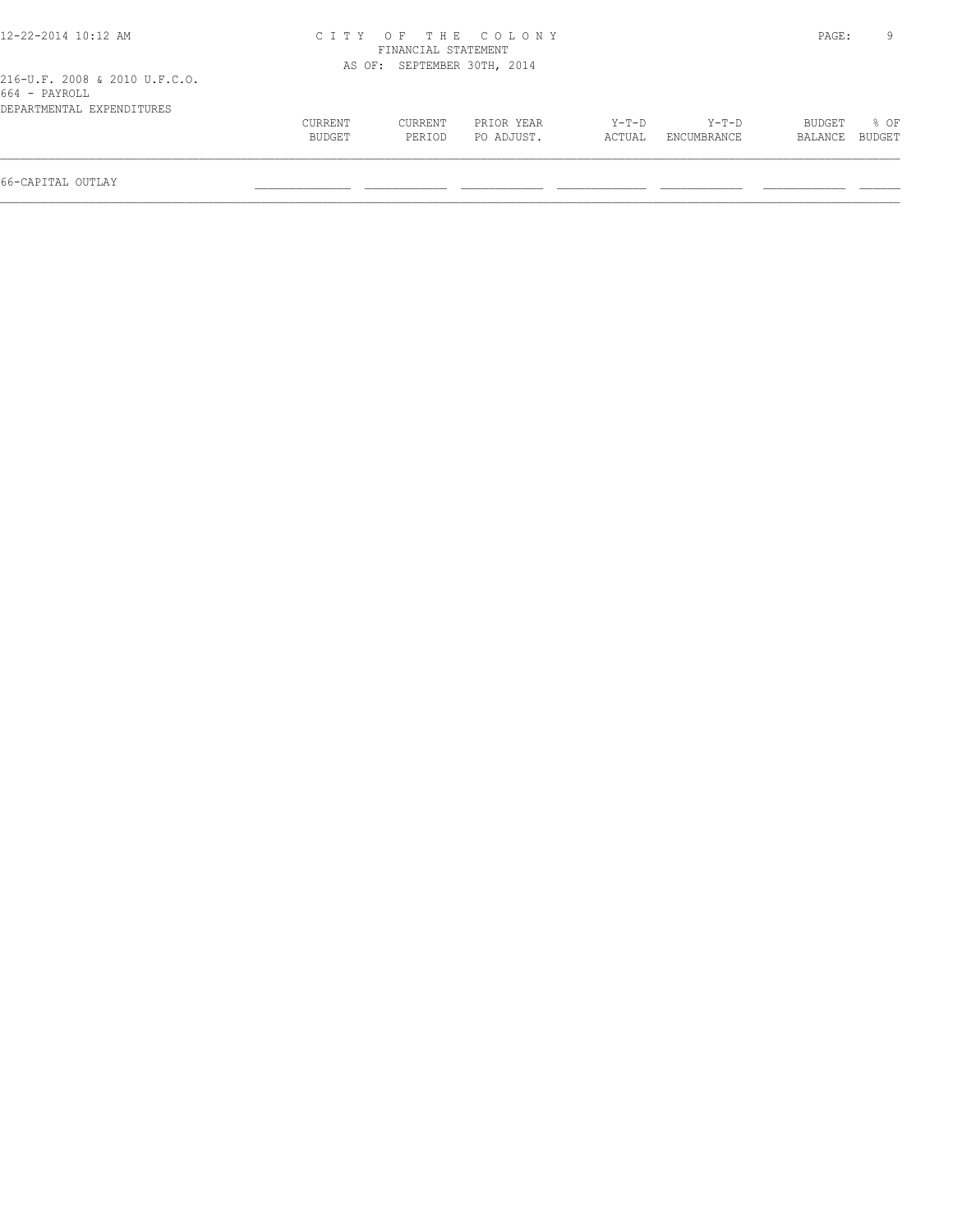216-U.F. 2008 & 2010 U.F.C.O.
664 - PAYROLL
DEPARTMENTAL EXPENDITURES

| | CURRENT BUDGET | CURRENT PERIOD | PRIOR YEAR PO ADJUST. | Y-T-D ACTUAL | Y-T-D ENCUMBRANCE | BUDGET BALANCE | % OF BUDGET |
|---|---|---|---|---|---|---|---|
| 66-CAPITAL OUTLAY | | | | | | | |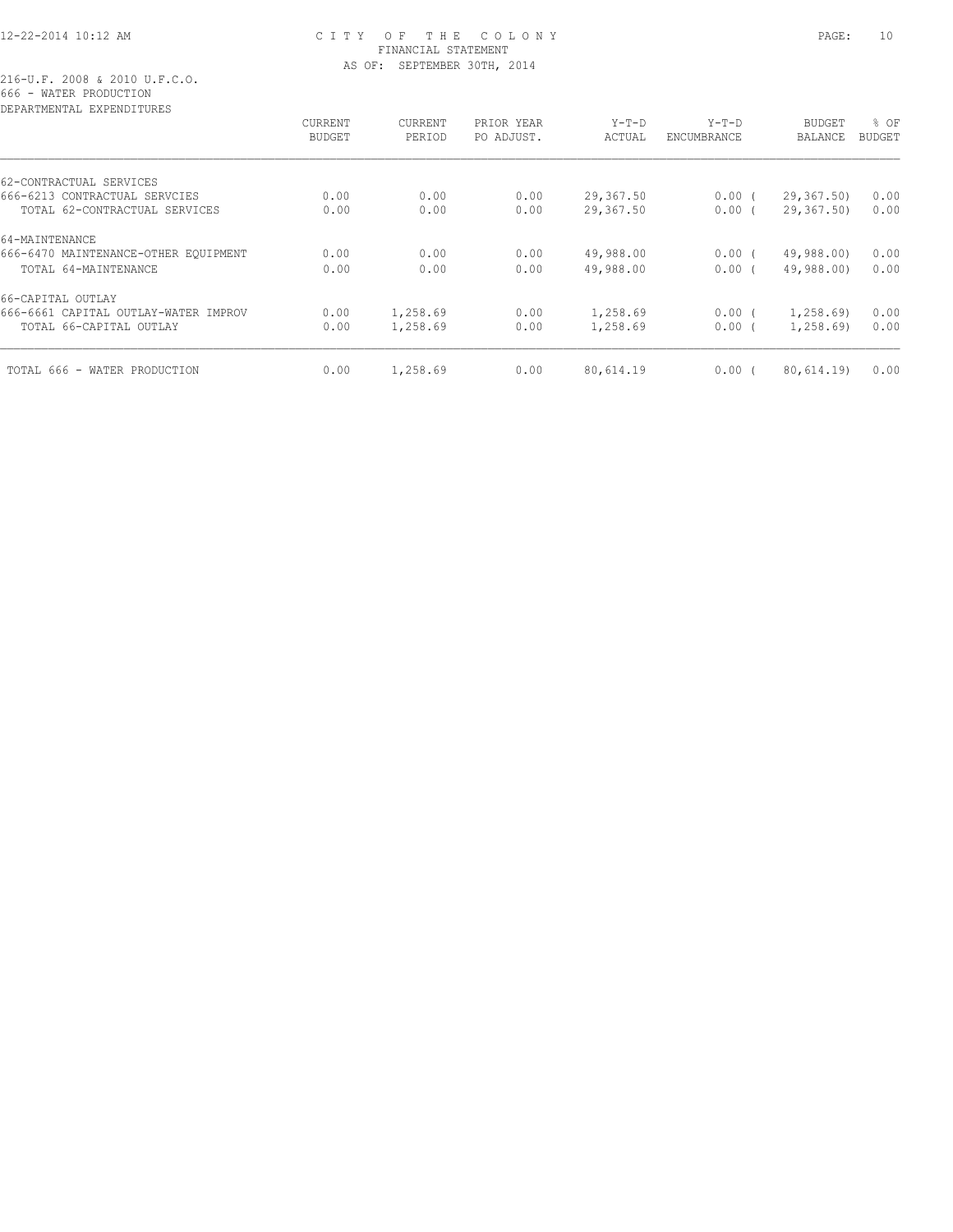CITY OF THE COLONY
FINANCIAL STATEMENT
AS OF: SEPTEMBER 30TH, 2014

216-U.F. 2008 & 2010 U.F.C.O.
666 - WATER PRODUCTION
DEPARTMENTAL EXPENDITURES

| | CURRENT BUDGET | CURRENT PERIOD | PRIOR YEAR PO ADJUST. | Y-T-D ACTUAL | Y-T-D ENCUMBRANCE | BUDGET BALANCE | % OF BUDGET |
|---|---|---|---|---|---|---|---|
| 62-CONTRACTUAL SERVICES | | | | | | | |
| 666-6213 CONTRACTUAL SERVCIES | 0.00 | 0.00 | 0.00 | 29,367.50 | 0.00 | ( 29,367.50) | 0.00 |
| TOTAL 62-CONTRACTUAL SERVICES | 0.00 | 0.00 | 0.00 | 29,367.50 | 0.00 | ( 29,367.50) | 0.00 |
| 64-MAINTENANCE | | | | | | | |
| 666-6470 MAINTENANCE-OTHER EQUIPMENT | 0.00 | 0.00 | 0.00 | 49,988.00 | 0.00 | ( 49,988.00) | 0.00 |
| TOTAL 64-MAINTENANCE | 0.00 | 0.00 | 0.00 | 49,988.00 | 0.00 | ( 49,988.00) | 0.00 |
| 66-CAPITAL OUTLAY | | | | | | | |
| 666-6661 CAPITAL OUTLAY-WATER IMPROV | 0.00 | 1,258.69 | 0.00 | 1,258.69 | 0.00 | ( 1,258.69) | 0.00 |
| TOTAL 66-CAPITAL OUTLAY | 0.00 | 1,258.69 | 0.00 | 1,258.69 | 0.00 | ( 1,258.69) | 0.00 |
| TOTAL 666 - WATER PRODUCTION | 0.00 | 1,258.69 | 0.00 | 80,614.19 | 0.00 | ( 80,614.19) | 0.00 |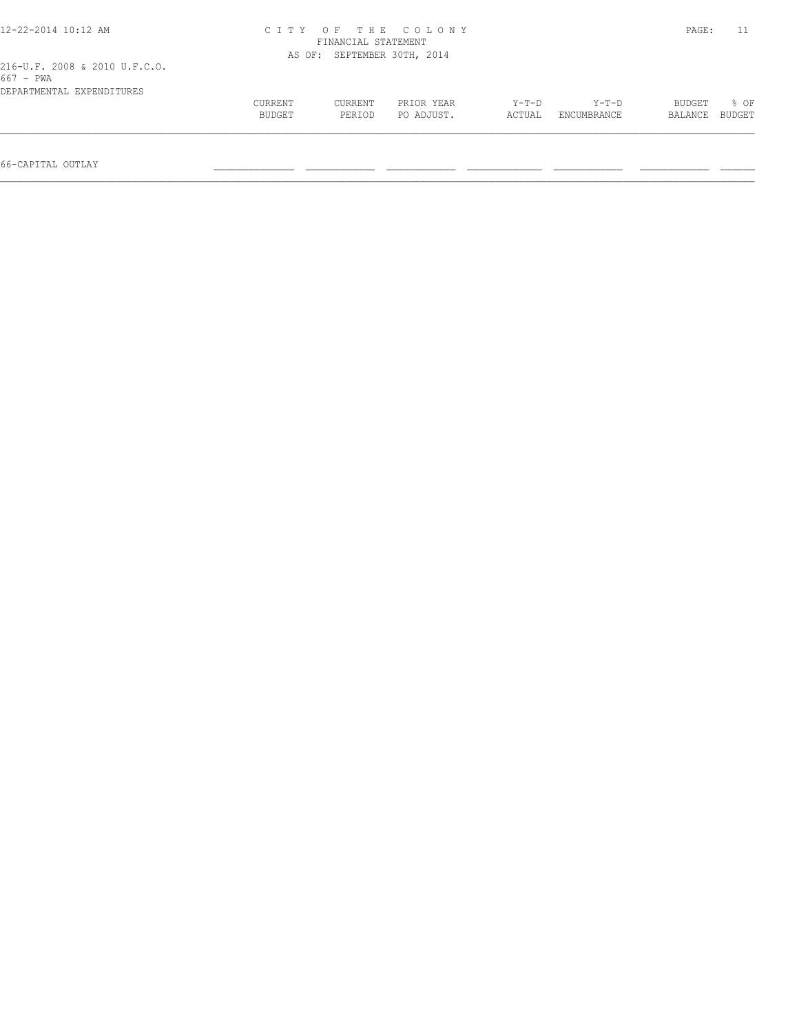216-U.F. 2008 & 2010 U.F.C.O.
667 - PWA
DEPARTMENTAL EXPENDITURES

| | CURRENT BUDGET | CURRENT PERIOD | PRIOR YEAR PO ADJUST. | Y-T-D ACTUAL | Y-T-D ENCUMBRANCE | BUDGET BALANCE | % OF BUDGET |
|---|---|---|---|---|---|---|---|
| 66-CAPITAL OUTLAY | | | | | | | |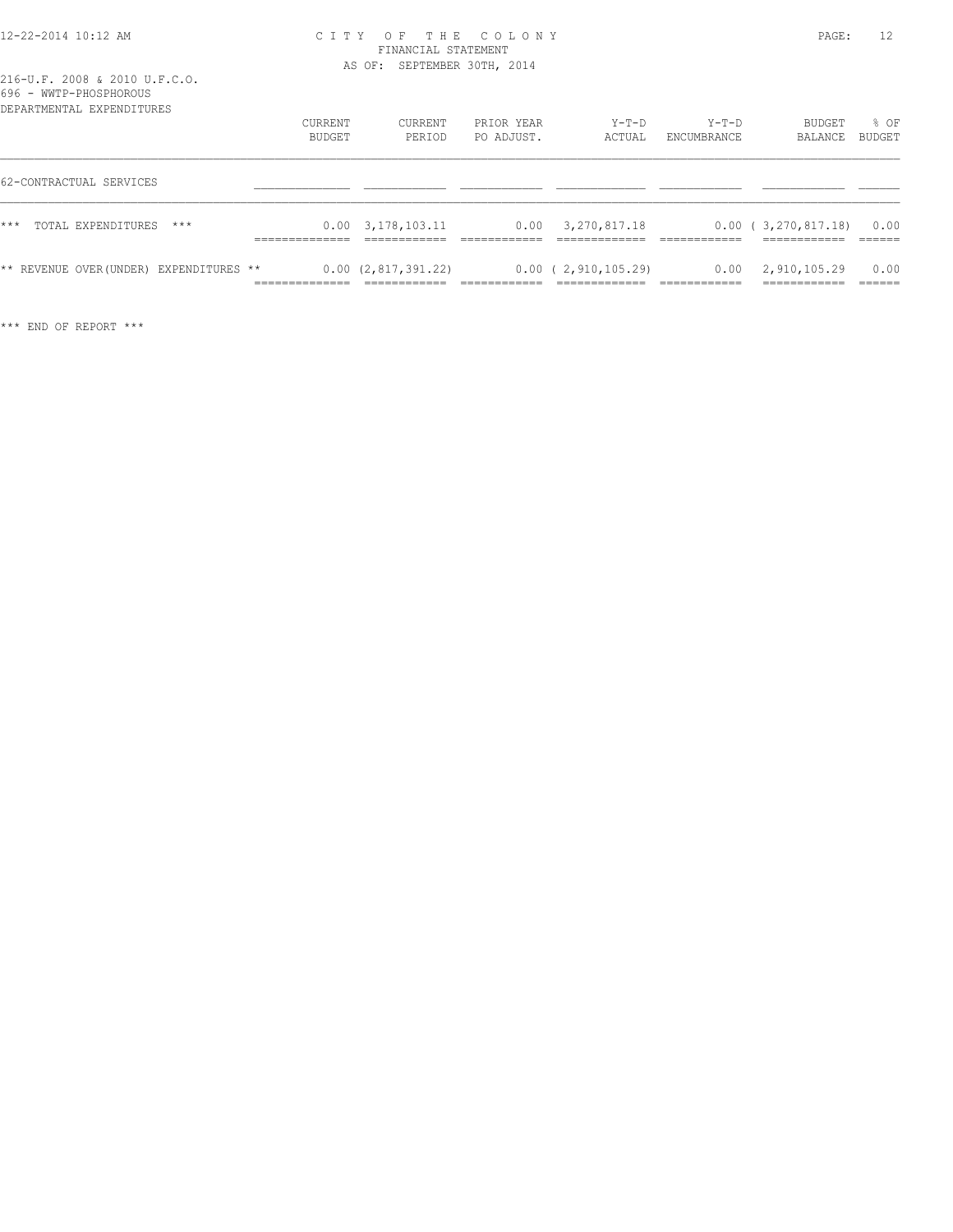C I T Y O F T H E C O L O N Y
FINANCIAL STATEMENT
AS OF: SEPTEMBER 30TH, 2014

216-U.F. 2008 & 2010 U.F.C.O.
696 - WWTP-PHOSPHOROUS
DEPARTMENTAL EXPENDITURES

| | CURRENT BUDGET | CURRENT PERIOD | PRIOR YEAR PO ADJUST. | Y-T-D ACTUAL | Y-T-D ENCUMBRANCE | BUDGET BALANCE | % OF BUDGET |
|---|---|---|---|---|---|---|---|
| 62-CONTRACTUAL SERVICES | | | | | | | |
| *** TOTAL EXPENDITURES *** | 0.00 | 3,178,103.11 | 0.00 | 3,270,817.18 | 0.00 | ( 3,270,817.18) | 0.00 |
| ** REVENUE OVER(UNDER) EXPENDITURES ** | 0.00 | (2,817,391.22) | 0.00 | ( 2,910,105.29) | 0.00 | 2,910,105.29 | 0.00 |

*** END OF REPORT ***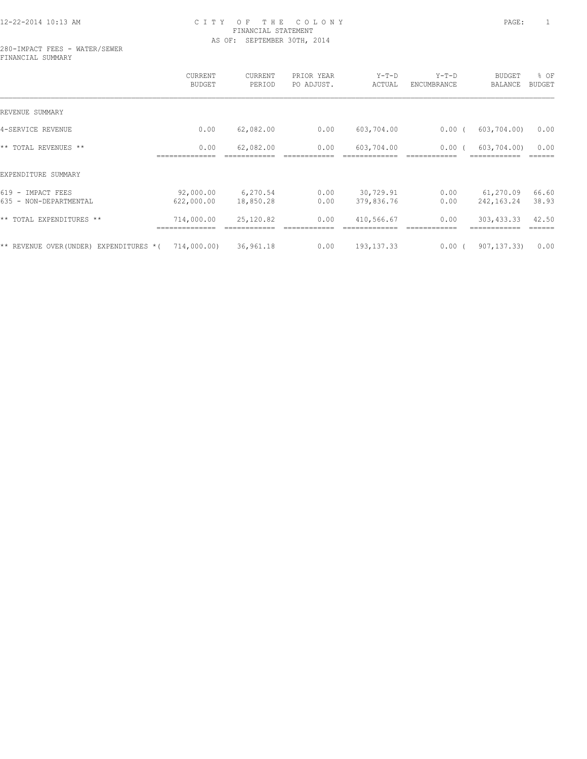CITY OF THE COLONY
FINANCIAL STATEMENT
AS OF: SEPTEMBER 30TH, 2014

280-IMPACT FEES - WATER/SEWER
FINANCIAL SUMMARY

| | CURRENT BUDGET | CURRENT PERIOD | PRIOR YEAR PO ADJUST. | Y-T-D ACTUAL | Y-T-D ENCUMBRANCE | BUDGET BALANCE | % OF BUDGET |
|---|---|---|---|---|---|---|---|
| REVENUE SUMMARY | | | | | | | |
| 4-SERVICE REVENUE | 0.00 | 62,082.00 | 0.00 | 603,704.00 | 0.00 | ( 603,704.00) | 0.00 |
| ** TOTAL REVENUES ** | 0.00 | 62,082.00 | 0.00 | 603,704.00 | 0.00 | ( 603,704.00) | 0.00 |
| EXPENDITURE SUMMARY | | | | | | | |
| 619 - IMPACT FEES | 92,000.00 | 6,270.54 | 0.00 | 30,729.91 | 0.00 | 61,270.09 | 66.60 |
| 635 - NON-DEPARTMENTAL | 622,000.00 | 18,850.28 | 0.00 | 379,836.76 | 0.00 | 242,163.24 | 38.93 |
| ** TOTAL EXPENDITURES ** | 714,000.00 | 25,120.82 | 0.00 | 410,566.67 | 0.00 | 303,433.33 | 42.50 |
| ** REVENUE OVER(UNDER) EXPENDITURES * | ( 714,000.00) | 36,961.18 | 0.00 | 193,137.33 | 0.00 | ( 907,137.33) | 0.00 |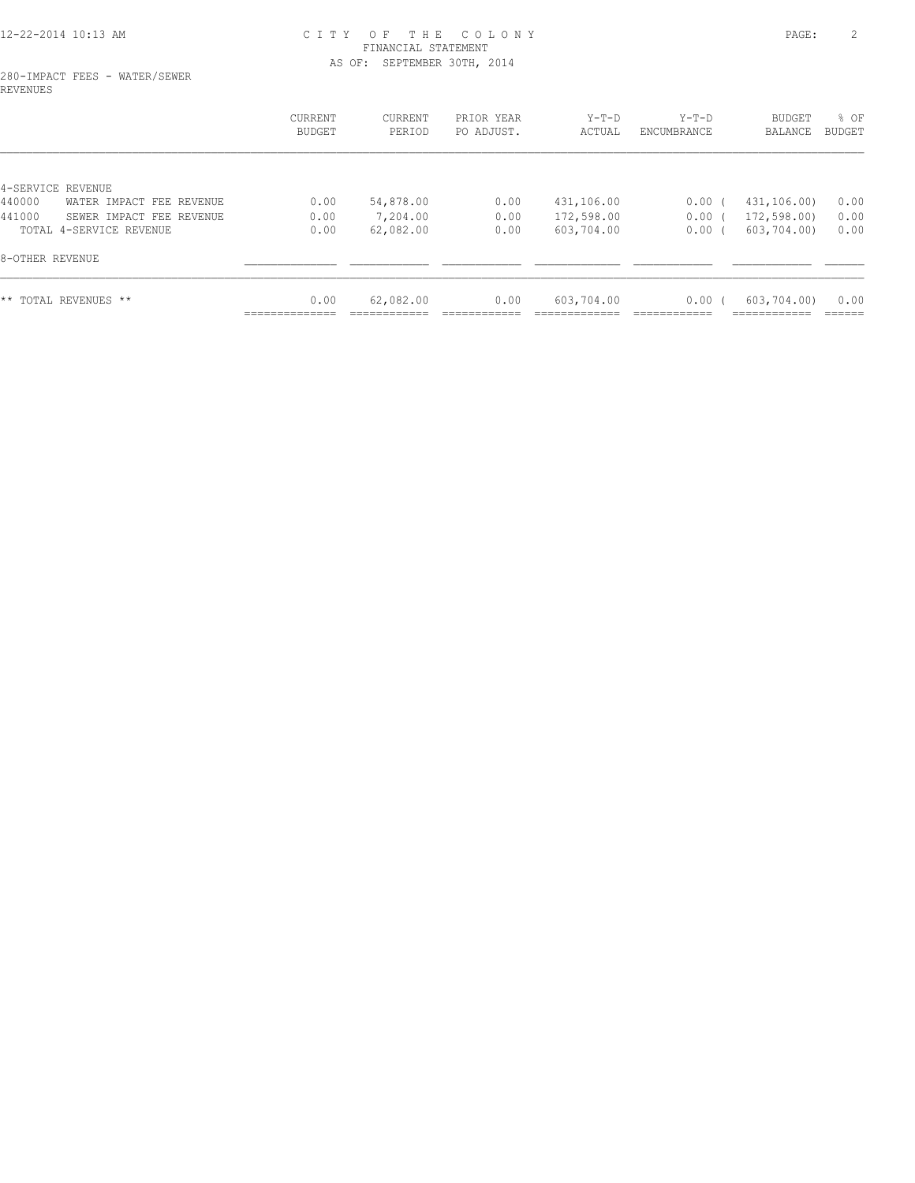CITY OF THE COLONY
FINANCIAL STATEMENT
AS OF: SEPTEMBER 30TH, 2014

280-IMPACT FEES - WATER/SEWER
REVENUES

| | CURRENT BUDGET | CURRENT PERIOD | PRIOR YEAR PO ADJUST. | Y-T-D ACTUAL | Y-T-D ENCUMBRANCE | BUDGET BALANCE | % OF BUDGET |
|---|---|---|---|---|---|---|---|
| 4-SERVICE REVENUE | | | | | | | |
| 440000 WATER IMPACT FEE REVENUE | 0.00 | 54,878.00 | 0.00 | 431,106.00 | 0.00 | ( 431,106.00) | 0.00 |
| 441000 SEWER IMPACT FEE REVENUE | 0.00 | 7,204.00 | 0.00 | 172,598.00 | 0.00 | ( 172,598.00) | 0.00 |
| TOTAL 4-SERVICE REVENUE | 0.00 | 62,082.00 | 0.00 | 603,704.00 | 0.00 | ( 603,704.00) | 0.00 |
| 8-OTHER REVENUE | | | | | | | |
| ** TOTAL REVENUES ** | 0.00 | 62,082.00 | 0.00 | 603,704.00 | 0.00 | ( 603,704.00) | 0.00 |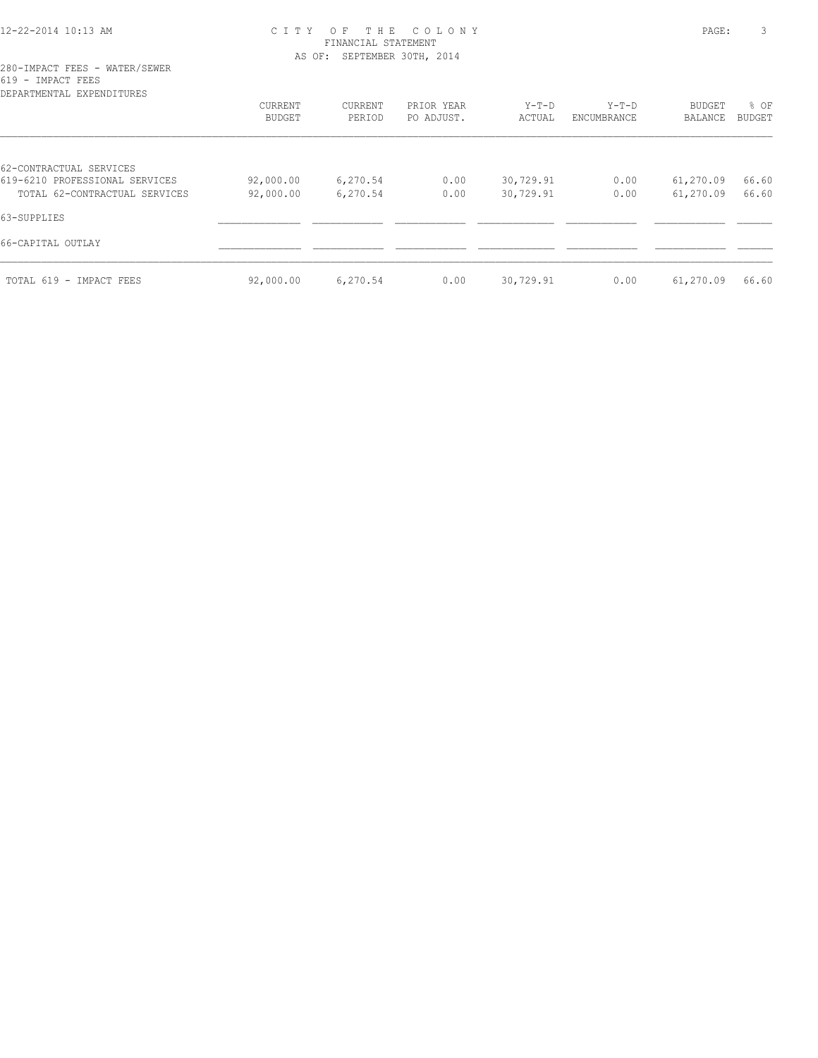CITY OF THE COLONY
FINANCIAL STATEMENT
AS OF: SEPTEMBER 30TH, 2014

280-IMPACT FEES - WATER/SEWER
619 - IMPACT FEES
DEPARTMENTAL EXPENDITURES

| | CURRENT BUDGET | CURRENT PERIOD | PRIOR YEAR PO ADJUST. | Y-T-D ACTUAL | Y-T-D ENCUMBRANCE | BUDGET BALANCE | % OF BUDGET |
|---|---|---|---|---|---|---|---|
| 62-CONTRACTUAL SERVICES | | | | | | | |
| 619-6210 PROFESSIONAL SERVICES | 92,000.00 | 6,270.54 | 0.00 | 30,729.91 | 0.00 | 61,270.09 | 66.60 |
| TOTAL 62-CONTRACTUAL SERVICES | 92,000.00 | 6,270.54 | 0.00 | 30,729.91 | 0.00 | 61,270.09 | 66.60 |
| 63-SUPPLIES | | | | | | | |
| 66-CAPITAL OUTLAY | | | | | | | |
| TOTAL 619 - IMPACT FEES | 92,000.00 | 6,270.54 | 0.00 | 30,729.91 | 0.00 | 61,270.09 | 66.60 |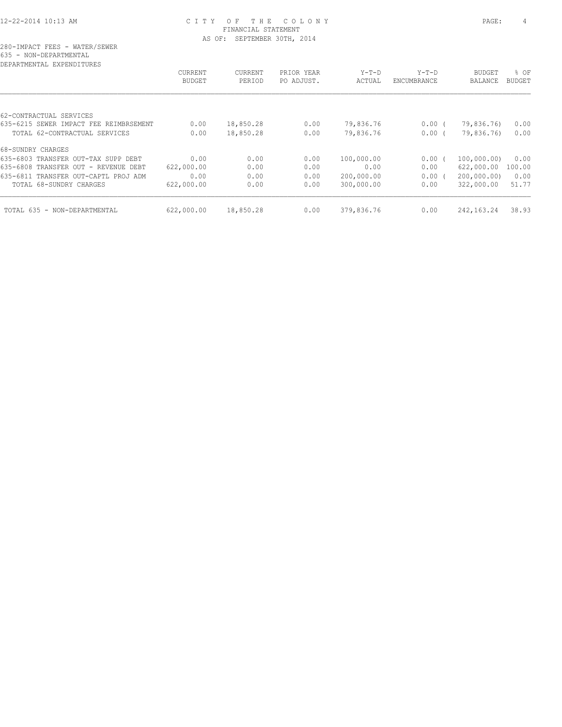CITY OF THE COLONY
FINANCIAL STATEMENT
AS OF: SEPTEMBER 30TH, 2014

280-IMPACT FEES - WATER/SEWER
635 - NON-DEPARTMENTAL
DEPARTMENTAL EXPENDITURES

| | CURRENT BUDGET | CURRENT PERIOD | PRIOR YEAR PO ADJUST. | Y-T-D ACTUAL | Y-T-D ENCUMBRANCE | BUDGET BALANCE | % OF BUDGET |
|---|---|---|---|---|---|---|---|
| 62-CONTRACTUAL SERVICES | | | | | | | |
| 635-6215 SEWER IMPACT FEE REIMBRSEMENT | 0.00 | 18,850.28 | 0.00 | 79,836.76 | 0.00 | ( 79,836.76) | 0.00 |
| TOTAL 62-CONTRACTUAL SERVICES | 0.00 | 18,850.28 | 0.00 | 79,836.76 | 0.00 | ( 79,836.76) | 0.00 |
| 68-SUNDRY CHARGES | | | | | | | |
| 635-6803 TRANSFER OUT-TAX SUPP DEBT | 0.00 | 0.00 | 0.00 | 100,000.00 | 0.00 | ( 100,000.00) | 0.00 |
| 635-6808 TRANSFER OUT - REVENUE DEBT | 622,000.00 | 0.00 | 0.00 | 0.00 | 0.00 | 622,000.00 | 100.00 |
| 635-6811 TRANSFER OUT-CAPTL PROJ ADM | 0.00 | 0.00 | 0.00 | 200,000.00 | 0.00 | ( 200,000.00) | 0.00 |
| TOTAL 68-SUNDRY CHARGES | 622,000.00 | 0.00 | 0.00 | 300,000.00 | 0.00 | 322,000.00 | 51.77 |
| TOTAL 635 - NON-DEPARTMENTAL | 622,000.00 | 18,850.28 | 0.00 | 379,836.76 | 0.00 | 242,163.24 | 38.93 |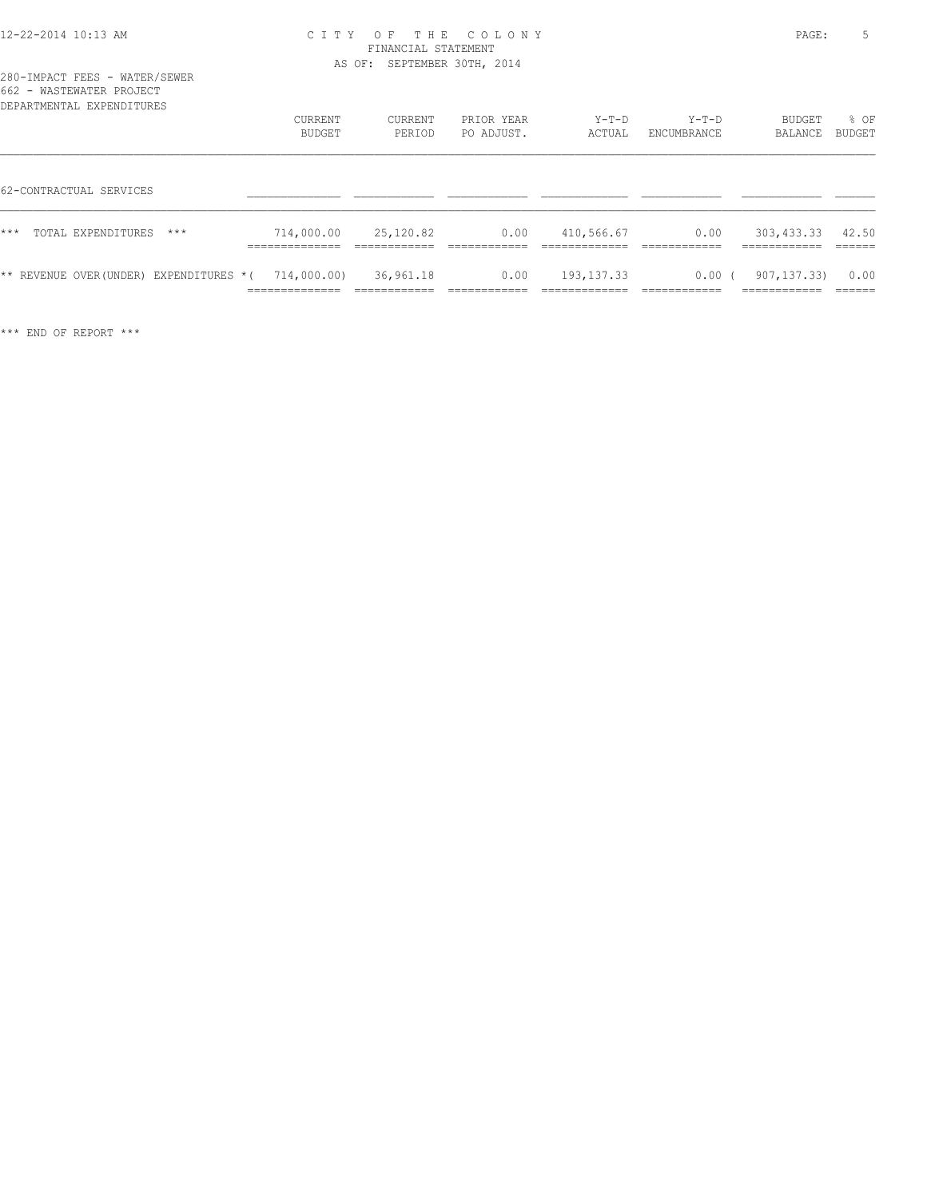280-IMPACT FEES - WATER/SEWER
662 - WASTEWATER PROJECT
DEPARTMENTAL EXPENDITURES

| | CURRENT BUDGET | CURRENT PERIOD | PRIOR YEAR PO ADJUST. | Y-T-D ACTUAL | Y-T-D ENCUMBRANCE | BUDGET BALANCE | % OF BUDGET |
|---|---|---|---|---|---|---|---|
| 62-CONTRACTUAL SERVICES | | | | | | | |
| *** TOTAL EXPENDITURES *** | 714,000.00 | 25,120.82 | 0.00 | 410,566.67 | 0.00 | 303,433.33 | 42.50 |
| ** REVENUE OVER(UNDER) EXPENDITURES * | (714,000.00) | 36,961.18 | 0.00 | 193,137.33 | 0.00 | (907,137.33) | 0.00 |

*** END OF REPORT ***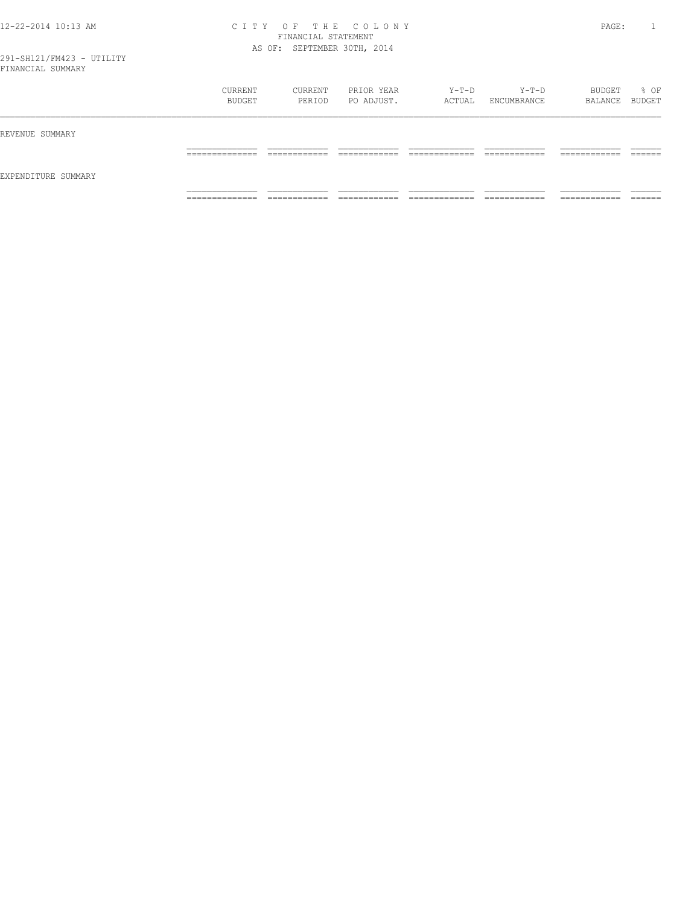CITY OF THE COLONY
FINANCIAL STATEMENT
AS OF: SEPTEMBER 30TH, 2014

291-SH121/FM423 - UTILITY
FINANCIAL SUMMARY

| | CURRENT BUDGET | CURRENT PERIOD | PRIOR YEAR PO ADJUST. | Y-T-D ACTUAL | Y-T-D ENCUMBRANCE | BUDGET BALANCE | % OF BUDGET |
|---|---|---|---|---|---|---|---|
| REVENUE SUMMARY | | | | | | | |
| EXPENDITURE SUMMARY | | | | | | | |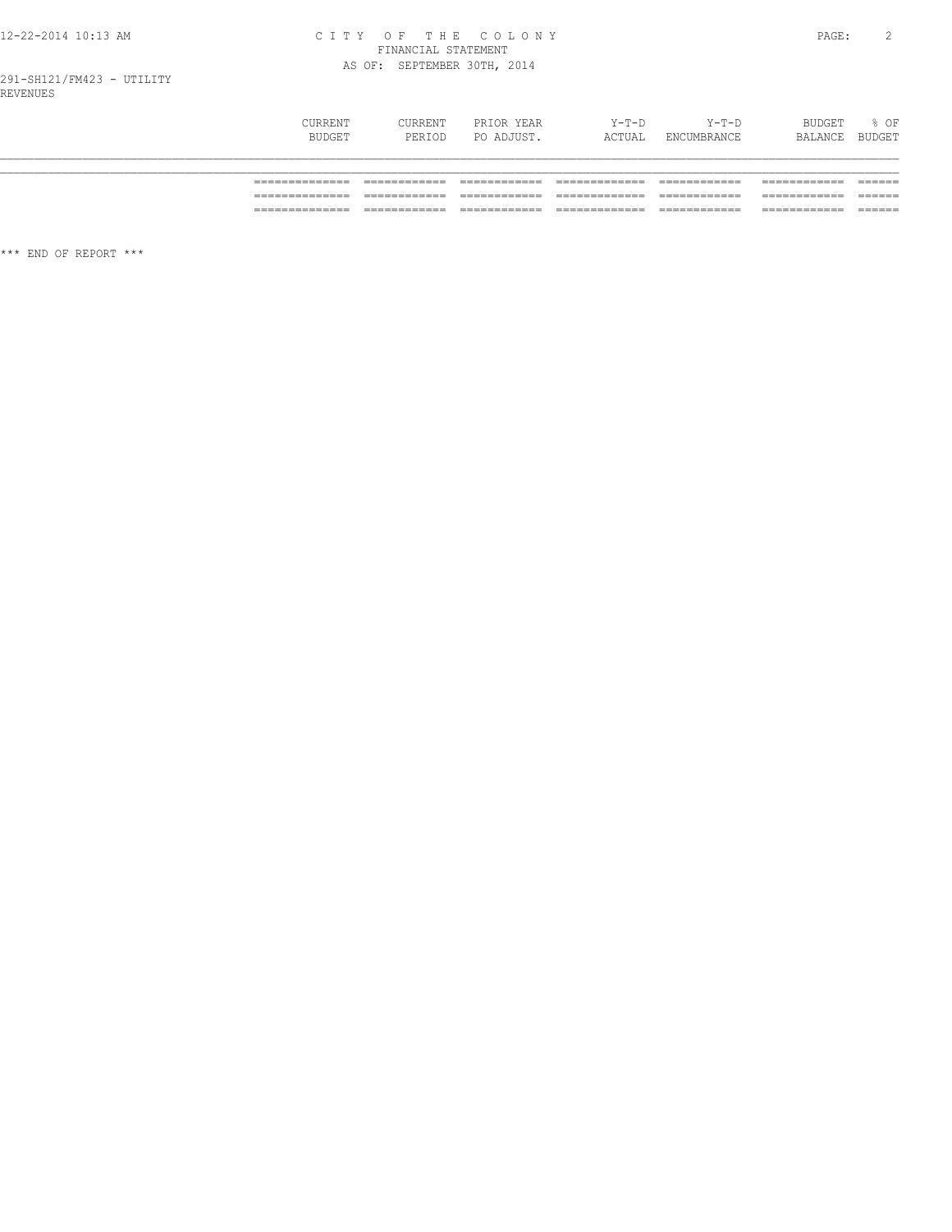291-SH121/FM423 - UTILITY
REVENUES

| | CURRENT BUDGET | CURRENT PERIOD | PRIOR YEAR PO ADJUST. | Y-T-D ACTUAL | Y-T-D ENCUMBRANCE | BUDGET BALANCE | % OF BUDGET |
|---|---|---|---|---|---|---|---|
| | ============= | ============ | ============ | ============= | ============ | ============ | ====== |
| | ============= | ============ | ============ | ============= | ============ | ============ | ====== |
| | ============= | ============ | ============ | ============= | ============ | ============ | ====== |

*** END OF REPORT ***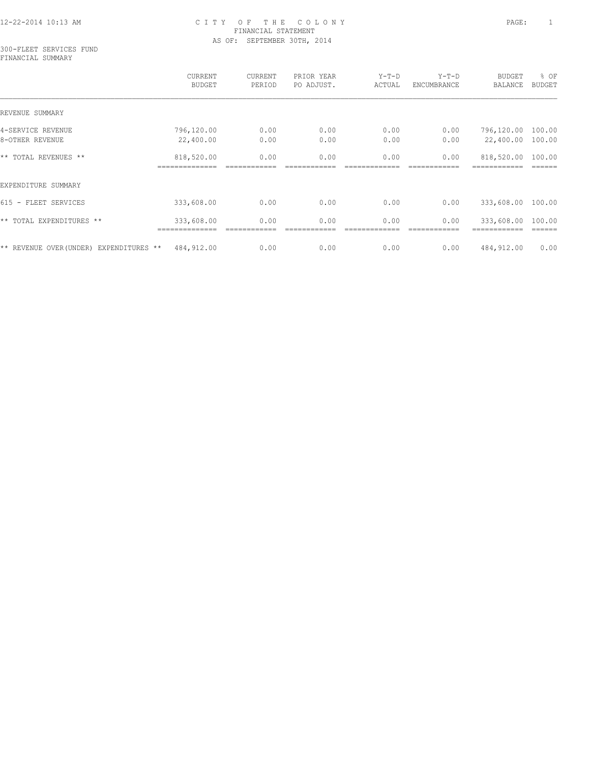12-22-2014 10:13 AM

# CITY OF THE COLONY
FINANCIAL STATEMENT
AS OF: SEPTEMBER 30TH, 2014

300-FLEET SERVICES FUND
FINANCIAL SUMMARY

| | CURRENT BUDGET | CURRENT PERIOD | PRIOR YEAR PO ADJUST. | Y-T-D ACTUAL | Y-T-D ENCUMBRANCE | BUDGET BALANCE | % OF BUDGET |
|---|---|---|---|---|---|---|---|
| REVENUE SUMMARY | | | | | | | |
| 4-SERVICE REVENUE | 796,120.00 | 0.00 | 0.00 | 0.00 | 0.00 | 796,120.00 | 100.00 |
| 8-OTHER REVENUE | 22,400.00 | 0.00 | 0.00 | 0.00 | 0.00 | 22,400.00 | 100.00 |
| ** TOTAL REVENUES ** | 818,520.00 | 0.00 | 0.00 | 0.00 | 0.00 | 818,520.00 | 100.00 |
| EXPENDITURE SUMMARY | | | | | | | |
| 615 - FLEET SERVICES | 333,608.00 | 0.00 | 0.00 | 0.00 | 0.00 | 333,608.00 | 100.00 |
| ** TOTAL EXPENDITURES ** | 333,608.00 | 0.00 | 0.00 | 0.00 | 0.00 | 333,608.00 | 100.00 |
| ** REVENUE OVER(UNDER) EXPENDITURES ** | 484,912.00 | 0.00 | 0.00 | 0.00 | 0.00 | 484,912.00 | 0.00 |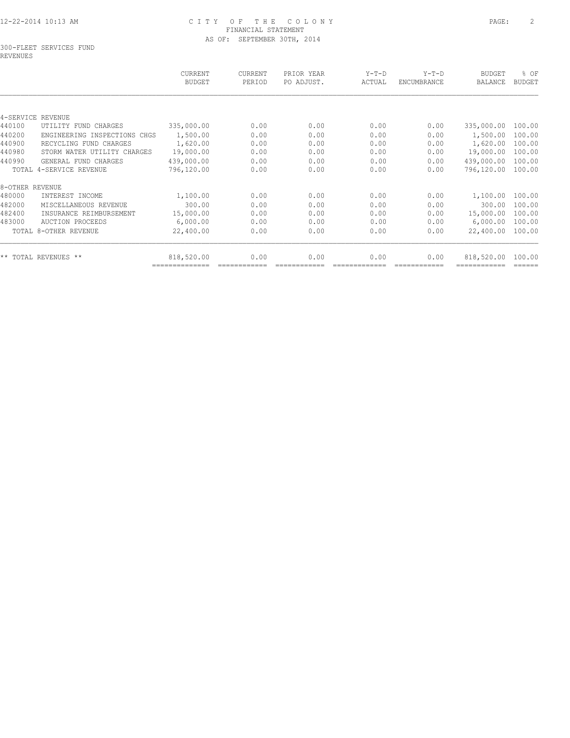# CITY OF THE COLONY
## FINANCIAL STATEMENT
### AS OF: SEPTEMBER 30TH, 2014

300-FLEET SERVICES FUND
REVENUES

| | | CURRENT BUDGET | CURRENT PERIOD | PRIOR YEAR PO ADJUST. | Y-T-D ACTUAL | Y-T-D ENCUMBRANCE | BUDGET BALANCE | % OF BUDGET |
|---|---|---|---|---|---|---|---|---|
| 4-SERVICE REVENUE | | | | | | | | |
| 440100 | UTILITY FUND CHARGES | 335,000.00 | 0.00 | 0.00 | 0.00 | 0.00 | 335,000.00 | 100.00 |
| 440200 | ENGINEERING INSPECTIONS CHGS | 1,500.00 | 0.00 | 0.00 | 0.00 | 0.00 | 1,500.00 | 100.00 |
| 440900 | RECYCLING FUND CHARGES | 1,620.00 | 0.00 | 0.00 | 0.00 | 0.00 | 1,620.00 | 100.00 |
| 440980 | STORM WATER UTILITY CHARGES | 19,000.00 | 0.00 | 0.00 | 0.00 | 0.00 | 19,000.00 | 100.00 |
| 440990 | GENERAL FUND CHARGES | 439,000.00 | 0.00 | 0.00 | 0.00 | 0.00 | 439,000.00 | 100.00 |
| | TOTAL 4-SERVICE REVENUE | 796,120.00 | 0.00 | 0.00 | 0.00 | 0.00 | 796,120.00 | 100.00 |
| 8-OTHER REVENUE | | | | | | | | |
| 480000 | INTEREST INCOME | 1,100.00 | 0.00 | 0.00 | 0.00 | 0.00 | 1,100.00 | 100.00 |
| 482000 | MISCELLANEOUS REVENUE | 300.00 | 0.00 | 0.00 | 0.00 | 0.00 | 300.00 | 100.00 |
| 482400 | INSURANCE REIMBURSEMENT | 15,000.00 | 0.00 | 0.00 | 0.00 | 0.00 | 15,000.00 | 100.00 |
| 483000 | AUCTION PROCEEDS | 6,000.00 | 0.00 | 0.00 | 0.00 | 0.00 | 6,000.00 | 100.00 |
| | TOTAL 8-OTHER REVENUE | 22,400.00 | 0.00 | 0.00 | 0.00 | 0.00 | 22,400.00 | 100.00 |
| ** TOTAL REVENUES ** | | 818,520.00 | 0.00 | 0.00 | 0.00 | 0.00 | 818,520.00 | 100.00 |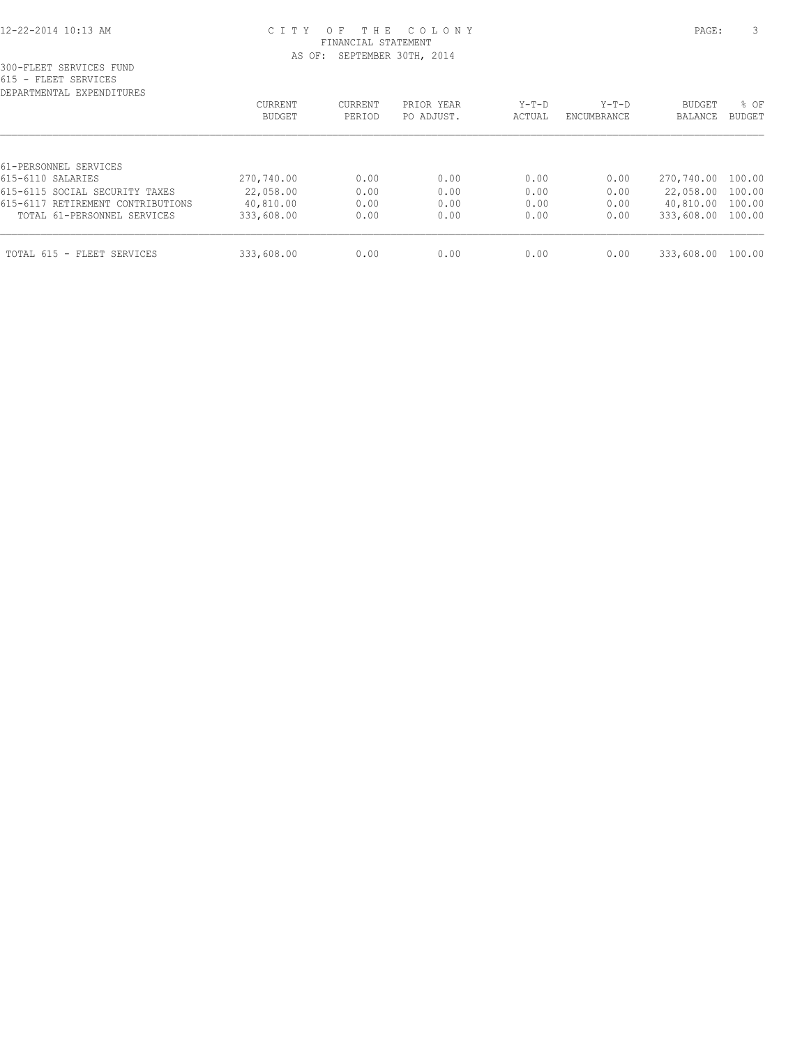CITY OF THE COLONY
FINANCIAL STATEMENT
AS OF: SEPTEMBER 30TH, 2014

300-FLEET SERVICES FUND
615 - FLEET SERVICES
DEPARTMENTAL EXPENDITURES

| | CURRENT BUDGET | CURRENT PERIOD | PRIOR YEAR PO ADJUST. | Y-T-D ACTUAL | Y-T-D ENCUMBRANCE | BUDGET BALANCE | % OF BUDGET |
|---|---|---|---|---|---|---|---|
| 61-PERSONNEL SERVICES | | | | | | | |
| 615-6110 SALARIES | 270,740.00 | 0.00 | 0.00 | 0.00 | 0.00 | 270,740.00 | 100.00 |
| 615-6115 SOCIAL SECURITY TAXES | 22,058.00 | 0.00 | 0.00 | 0.00 | 0.00 | 22,058.00 | 100.00 |
| 615-6117 RETIREMENT CONTRIBUTIONS | 40,810.00 | 0.00 | 0.00 | 0.00 | 0.00 | 40,810.00 | 100.00 |
| TOTAL 61-PERSONNEL SERVICES | 333,608.00 | 0.00 | 0.00 | 0.00 | 0.00 | 333,608.00 | 100.00 |
| TOTAL 615 - FLEET SERVICES | 333,608.00 | 0.00 | 0.00 | 0.00 | 0.00 | 333,608.00 | 100.00 |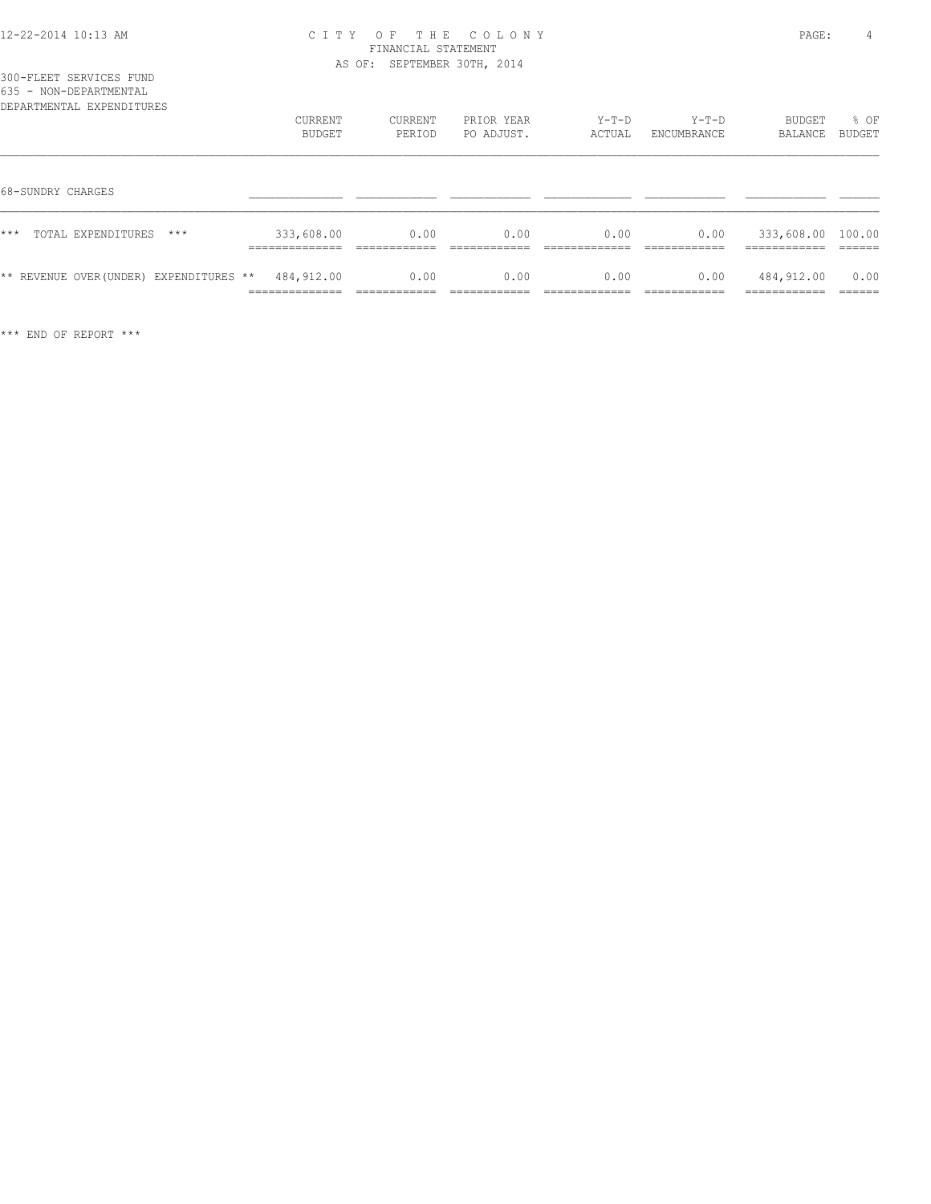CITY OF THE COLONY
FINANCIAL STATEMENT
AS OF: SEPTEMBER 30TH, 2014

300-FLEET SERVICES FUND
635 - NON-DEPARTMENTAL
DEPARTMENTAL EXPENDITURES

| | CURRENT BUDGET | CURRENT PERIOD | PRIOR YEAR PO ADJUST. | Y-T-D ACTUAL | Y-T-D ENCUMBRANCE | BUDGET BALANCE | % OF BUDGET |
|---|---|---|---|---|---|---|---|
| 68-SUNDRY CHARGES | | | | | | | |
| *** TOTAL EXPENDITURES *** | 333,608.00 | 0.00 | 0.00 | 0.00 | 0.00 | 333,608.00 | 100.00 |
| ** REVENUE OVER(UNDER) EXPENDITURES ** | 484,912.00 | 0.00 | 0.00 | 0.00 | 0.00 | 484,912.00 | 0.00 |

*** END OF REPORT ***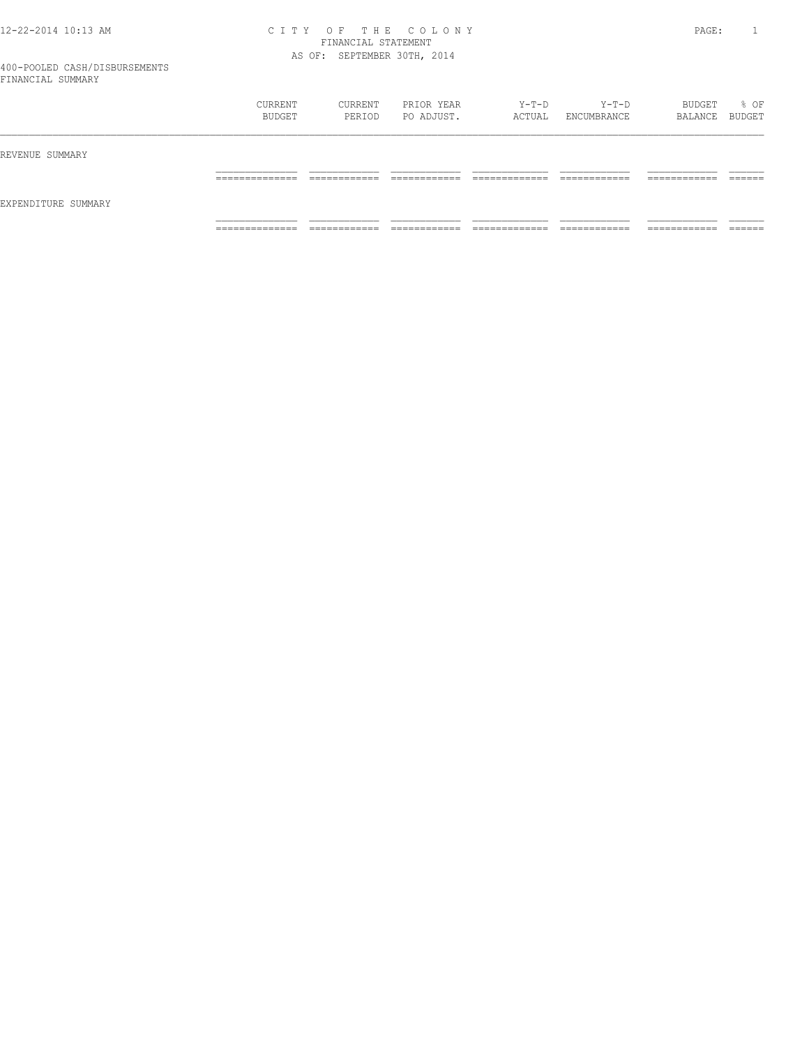CITY OF THE COLONY
FINANCIAL STATEMENT
AS OF: SEPTEMBER 30TH, 2014

400-POOLED CASH/DISBURSEMENTS
FINANCIAL SUMMARY

| | CURRENT BUDGET | CURRENT PERIOD | PRIOR YEAR PO ADJUST. | Y-T-D ACTUAL | Y-T-D ENCUMBRANCE | BUDGET BALANCE | % OF BUDGET |
|---|---|---|---|---|---|---|---|
| REVENUE SUMMARY | | | | | | | |
| EXPENDITURE SUMMARY | | | | | | | |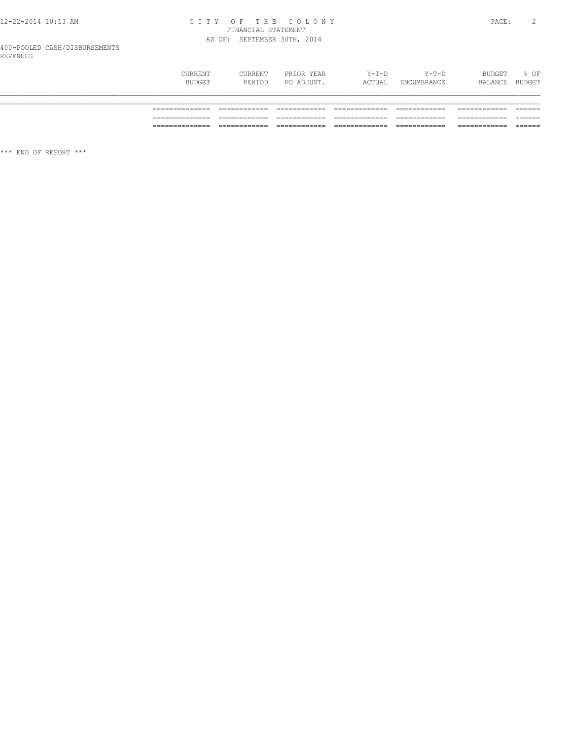400-POOLED CASH/DISBURSEMENTS

REVENUES

| | CURRENT BUDGET | CURRENT PERIOD | PRIOR YEAR PO ADJUST. | Y-T-D ACTUAL | Y-T-D ENCUMBRANCE | BUDGET BALANCE | % OF BUDGET |
|---|---|---|---|---|---|---|---|
| | ============= | ============ | ============ | ============= | ============ | ============ | ====== |
| | ============= | ============ | ============ | ============= | ============ | ============ | ====== |
| | ============= | ============ | ============ | ============= | ============ | ============ | ====== |

*** END OF REPORT ***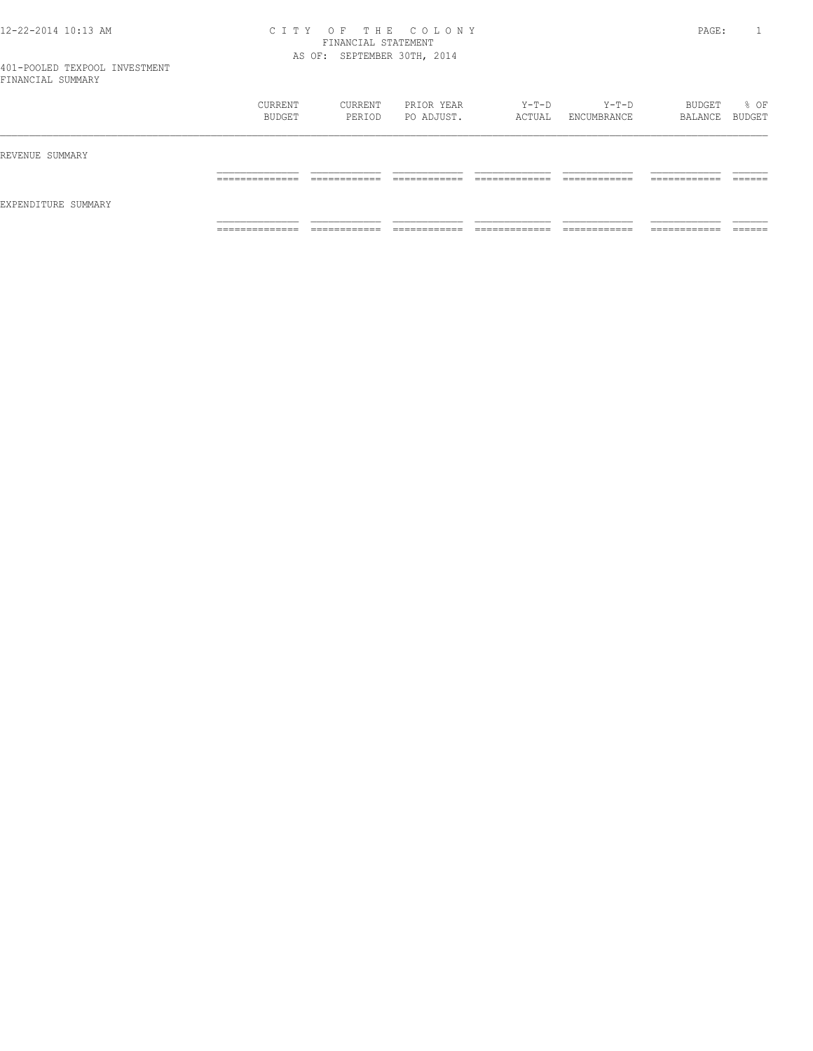# CITY OF THE COLONY
## FINANCIAL STATEMENT
### AS OF: SEPTEMBER 30TH, 2014

401-POOLED TEXPOOL INVESTMENT
FINANCIAL SUMMARY

| | CURRENT BUDGET | CURRENT PERIOD | PRIOR YEAR PO ADJUST. | Y-T-D ACTUAL | Y-T-D ENCUMBRANCE | BUDGET BALANCE | % OF BUDGET |
|---|---|---|---|---|---|---|---|
| REVENUE SUMMARY | | | | | | | |
| EXPENDITURE SUMMARY | | | | | | | |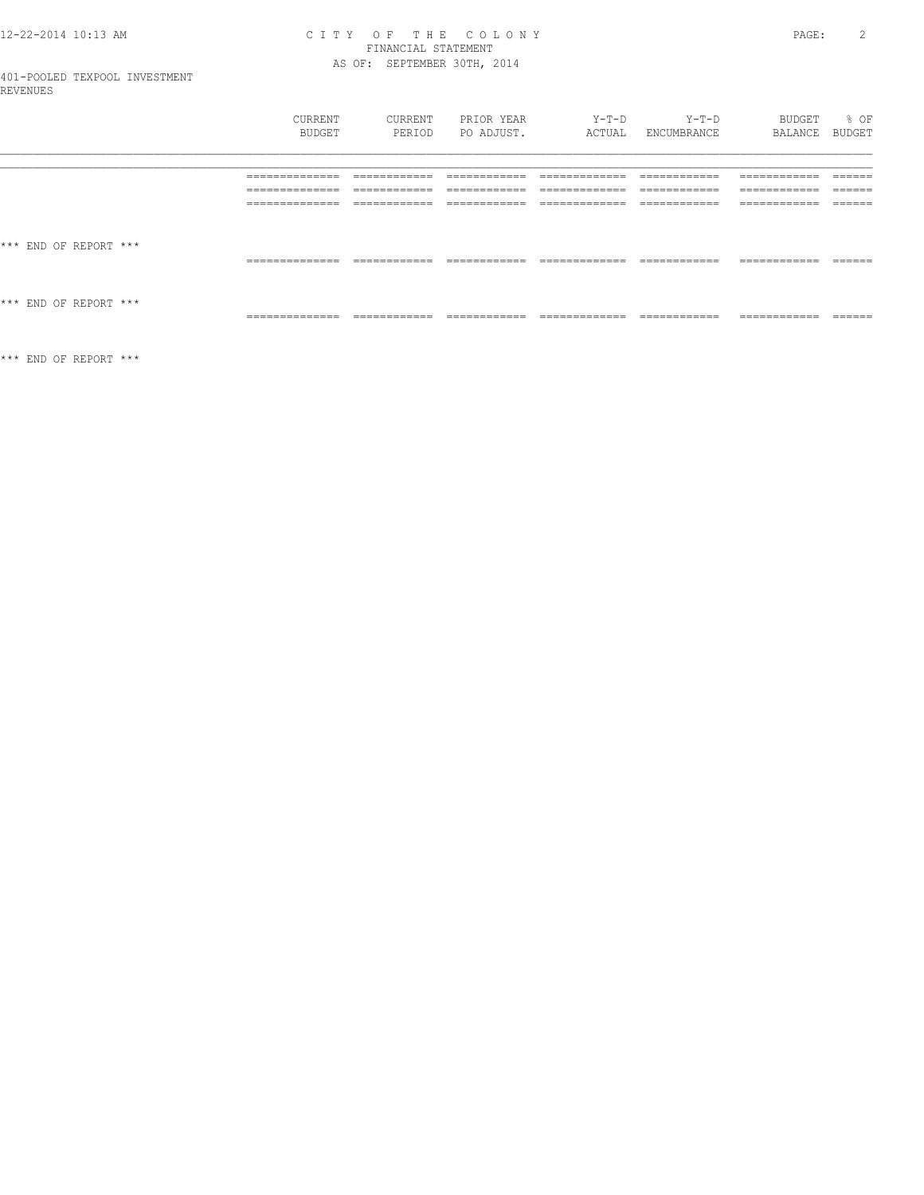401-POOLED TEXPOOL INVESTMENT
REVENUES

| | CURRENT BUDGET | CURRENT PERIOD | PRIOR YEAR PO ADJUST. | Y-T-D ACTUAL | Y-T-D ENCUMBRANCE | BUDGET BALANCE | % OF BUDGET |
|---|---|---|---|---|---|---|---|
| | ============= | ============ | ============ | ============= | ============ | ============ | ====== |
| | ============= | ============ | ============ | ============= | ============ | ============ | ====== |
| | ============= | ============ | ============ | ============= | ============ | ============ | ====== |
| *** END OF REPORT *** | | | | | | | |
| | ============= | ============ | ============ | ============= | ============ | ============ | ====== |
| *** END OF REPORT *** | | | | | | | |
| | ============= | ============ | ============ | ============= | ============ | ============ | ====== |

*** END OF REPORT ***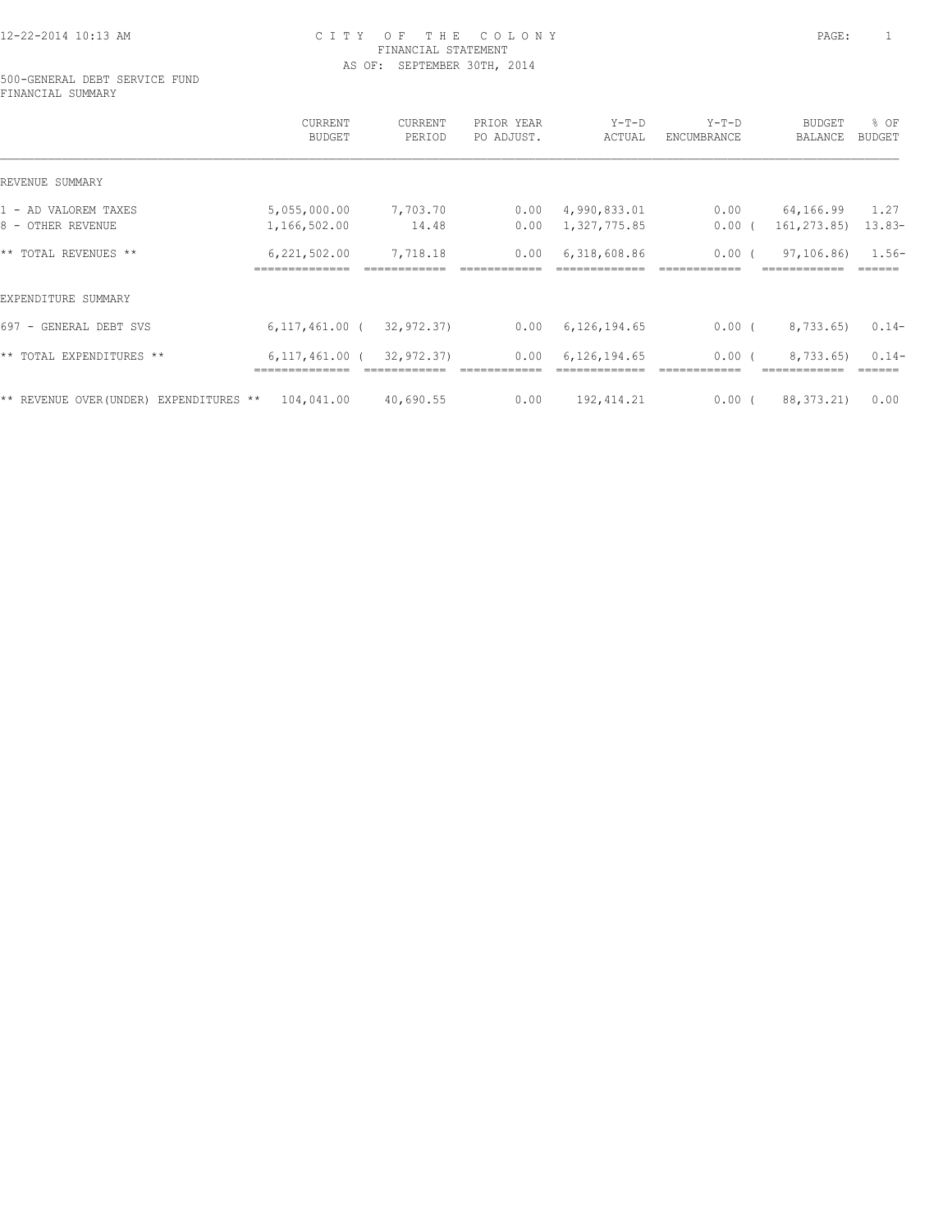# CITY OF THE COLONY
## FINANCIAL STATEMENT
### AS OF: SEPTEMBER 30TH, 2014

500-GENERAL DEBT SERVICE FUND
FINANCIAL SUMMARY

| | CURRENT BUDGET | CURRENT PERIOD | PRIOR YEAR PO ADJUST. | Y-T-D ACTUAL | Y-T-D ENCUMBRANCE | BUDGET BALANCE | % OF BUDGET |
|---|---|---|---|---|---|---|---|
| REVENUE SUMMARY | | | | | | | |
| 1 - AD VALOREM TAXES | 5,055,000.00 | 7,703.70 | 0.00 | 4,990,833.01 | 0.00 | 64,166.99 | 1.27 |
| 8 - OTHER REVENUE | 1,166,502.00 | 14.48 | 0.00 | 1,327,775.85 | 0.00 | ( 161,273.85) | 13.83- |
| ** TOTAL REVENUES ** | 6,221,502.00 | 7,718.18 | 0.00 | 6,318,608.86 | 0.00 | ( 97,106.86) | 1.56- |
| EXPENDITURE SUMMARY | | | | | | | |
| 697 - GENERAL DEBT SVS | 6,117,461.00 | ( 32,972.37) | 0.00 | 6,126,194.65 | 0.00 | ( 8,733.65) | 0.14- |
| ** TOTAL EXPENDITURES ** | 6,117,461.00 | ( 32,972.37) | 0.00 | 6,126,194.65 | 0.00 | ( 8,733.65) | 0.14- |
| ** REVENUE OVER(UNDER) EXPENDITURES ** | 104,041.00 | 40,690.55 | 0.00 | 192,414.21 | 0.00 | ( 88,373.21) | 0.00 |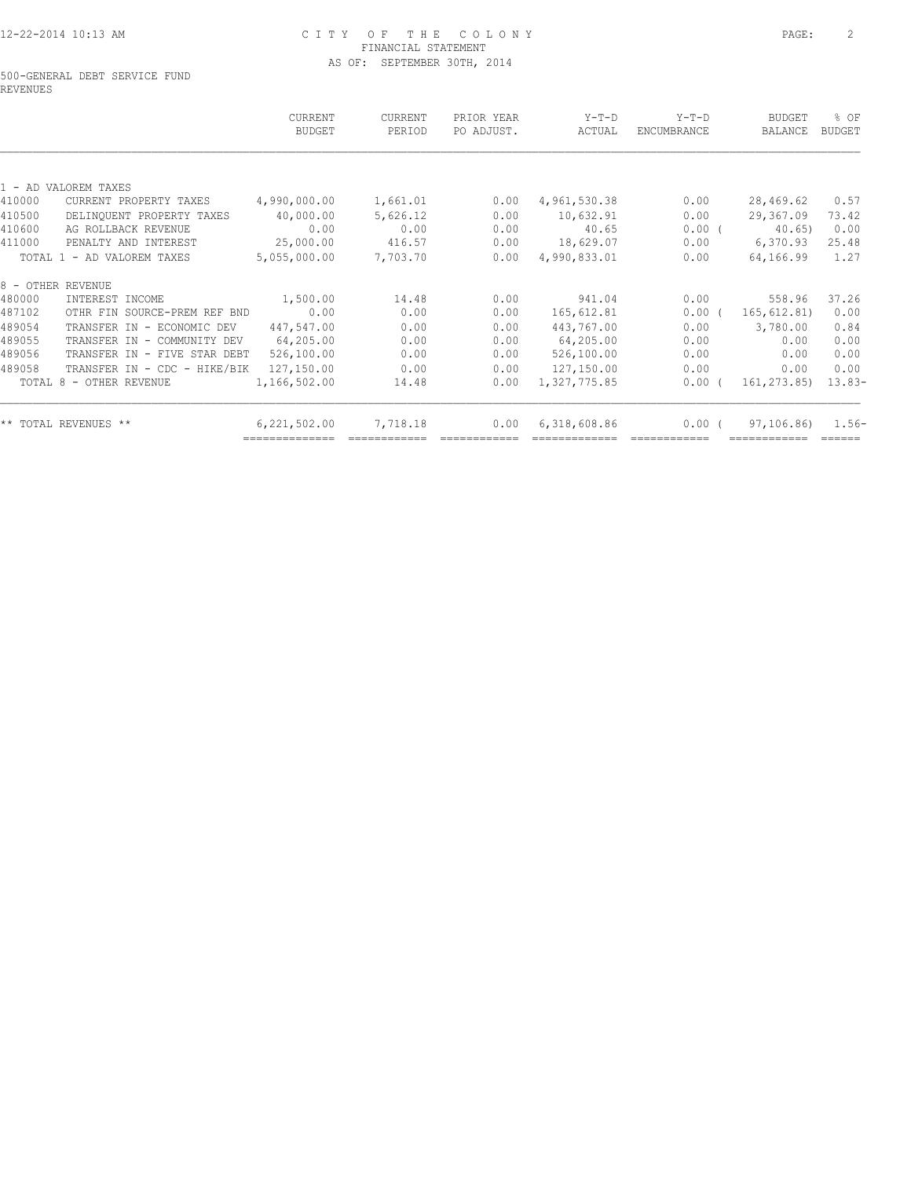# CITY OF THE COLONY
## FINANCIAL STATEMENT
### AS OF: SEPTEMBER 30TH, 2014

500-GENERAL DEBT SERVICE FUND
REVENUES

| | | CURRENT BUDGET | CURRENT PERIOD | PRIOR YEAR PO ADJUST. | Y-T-D ACTUAL | Y-T-D ENCUMBRANCE | BUDGET BALANCE | % OF BUDGET |
|---|---|---|---|---|---|---|---|---|
| 1 - AD VALOREM TAXES | | | | | | | | |
| 410000 | CURRENT PROPERTY TAXES | 4,990,000.00 | 1,661.01 | 0.00 | 4,961,530.38 | 0.00 | 28,469.62 | 0.57 |
| 410500 | DELINQUENT PROPERTY TAXES | 40,000.00 | 5,626.12 | 0.00 | 10,632.91 | 0.00 | 29,367.09 | 73.42 |
| 410600 | AG ROLLBACK REVENUE | 0.00 | 0.00 | 0.00 | 40.65 | 0.00 ( | 40.65) | 0.00 |
| 411000 | PENALTY AND INTEREST | 25,000.00 | 416.57 | 0.00 | 18,629.07 | 0.00 | 6,370.93 | 25.48 |
| | TOTAL 1 - AD VALOREM TAXES | 5,055,000.00 | 7,703.70 | 0.00 | 4,990,833.01 | 0.00 | 64,166.99 | 1.27 |
| 8 - OTHER REVENUE | | | | | | | | |
| 480000 | INTEREST INCOME | 1,500.00 | 14.48 | 0.00 | 941.04 | 0.00 | 558.96 | 37.26 |
| 487102 | OTHR FIN SOURCE-PREM REF BND | 0.00 | 0.00 | 0.00 | 165,612.81 | 0.00 ( | 165,612.81) | 0.00 |
| 489054 | TRANSFER IN - ECONOMIC DEV | 447,547.00 | 0.00 | 0.00 | 443,767.00 | 0.00 | 3,780.00 | 0.84 |
| 489055 | TRANSFER IN - COMMUNITY DEV | 64,205.00 | 0.00 | 0.00 | 64,205.00 | 0.00 | 0.00 | 0.00 |
| 489056 | TRANSFER IN - FIVE STAR DEBT | 526,100.00 | 0.00 | 0.00 | 526,100.00 | 0.00 | 0.00 | 0.00 |
| 489058 | TRANSFER IN - CDC - HIKE/BIK | 127,150.00 | 0.00 | 0.00 | 127,150.00 | 0.00 | 0.00 | 0.00 |
| | TOTAL 8 - OTHER REVENUE | 1,166,502.00 | 14.48 | 0.00 | 1,327,775.85 | 0.00 ( | 161,273.85) | 13.83- |
| ** TOTAL REVENUES ** | | 6,221,502.00 | 7,718.18 | 0.00 | 6,318,608.86 | 0.00 ( | 97,106.86) | 1.56- |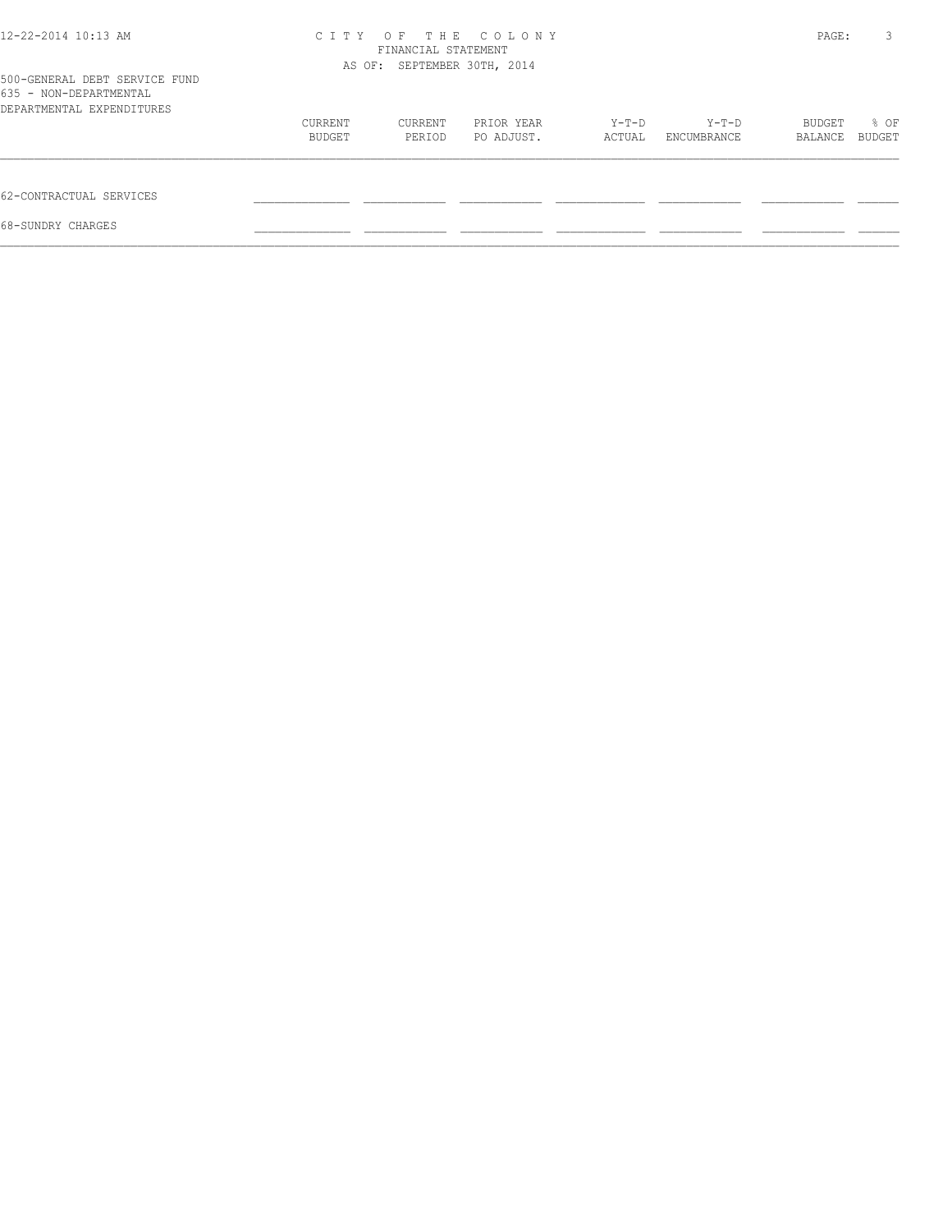CITY OF THE COLONY
FINANCIAL STATEMENT
AS OF: SEPTEMBER 30TH, 2014

500-GENERAL DEBT SERVICE FUND
635 - NON-DEPARTMENTAL
DEPARTMENTAL EXPENDITURES

| | CURRENT BUDGET | CURRENT PERIOD | PRIOR YEAR PO ADJUST. | Y-T-D ACTUAL | Y-T-D ENCUMBRANCE | BUDGET BALANCE | % OF BUDGET |
|---|---|---|---|---|---|---|---|
| 62-CONTRACTUAL SERVICES | | | | | | | |
| 68-SUNDRY CHARGES | | | | | | | |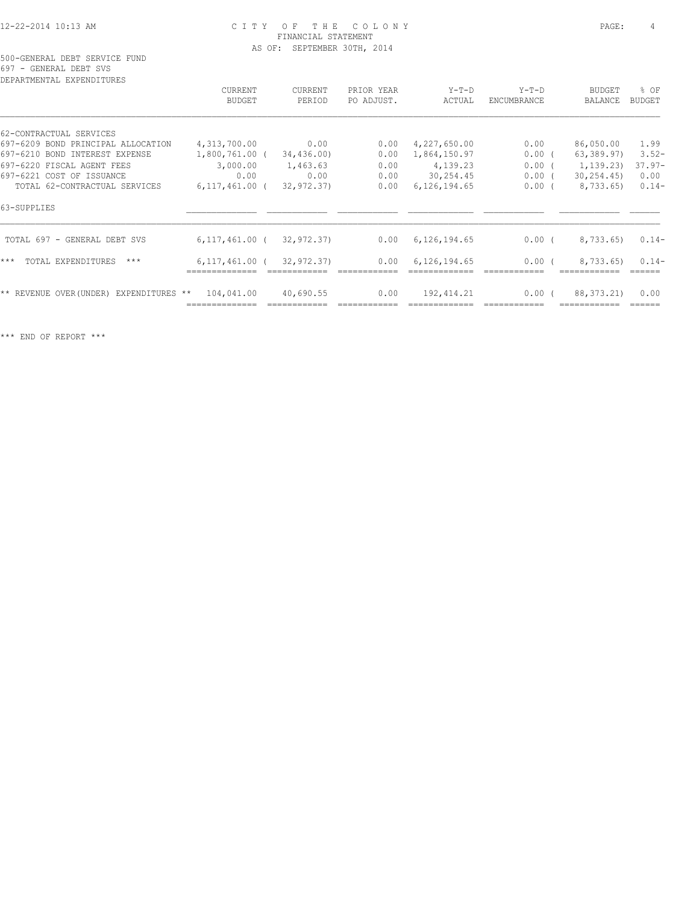CITY OF THE COLONY
FINANCIAL STATEMENT
AS OF: SEPTEMBER 30TH, 2014

500-GENERAL DEBT SERVICE FUND
697 - GENERAL DEBT SVS
DEPARTMENTAL EXPENDITURES

| | CURRENT BUDGET | CURRENT PERIOD | PRIOR YEAR PO ADJUST. | Y-T-D ACTUAL | Y-T-D ENCUMBRANCE | BUDGET BALANCE | % OF BUDGET |
|---|---|---|---|---|---|---|---|
| 62-CONTRACTUAL SERVICES | | | | | | | |
| 697-6209 BOND PRINCIPAL ALLOCATION | 4,313,700.00 | 0.00 | 0.00 | 4,227,650.00 | 0.00 | 86,050.00 | 1.99 |
| 697-6210 BOND INTEREST EXPENSE | 1,800,761.00 | ( 34,436.00) | 0.00 | 1,864,150.97 | 0.00 | ( 63,389.97) | 3.52- |
| 697-6220 FISCAL AGENT FEES | 3,000.00 | 1,463.63 | 0.00 | 4,139.23 | 0.00 | ( 1,139.23) | 37.97- |
| 697-6221 COST OF ISSUANCE | 0.00 | 0.00 | 0.00 | 30,254.45 | 0.00 | ( 30,254.45) | 0.00 |
| TOTAL 62-CONTRACTUAL SERVICES | 6,117,461.00 | ( 32,972.37) | 0.00 | 6,126,194.65 | 0.00 | ( 8,733.65) | 0.14- |
| 63-SUPPLIES | | | | | | | |
| TOTAL 697 - GENERAL DEBT SVS | 6,117,461.00 | ( 32,972.37) | 0.00 | 6,126,194.65 | 0.00 | ( 8,733.65) | 0.14- |
| *** TOTAL EXPENDITURES *** | 6,117,461.00 | ( 32,972.37) | 0.00 | 6,126,194.65 | 0.00 | ( 8,733.65) | 0.14- |
| ** REVENUE OVER(UNDER) EXPENDITURES ** | 104,041.00 | 40,690.55 | 0.00 | 192,414.21 | 0.00 | ( 88,373.21) | 0.00 |

*** END OF REPORT ***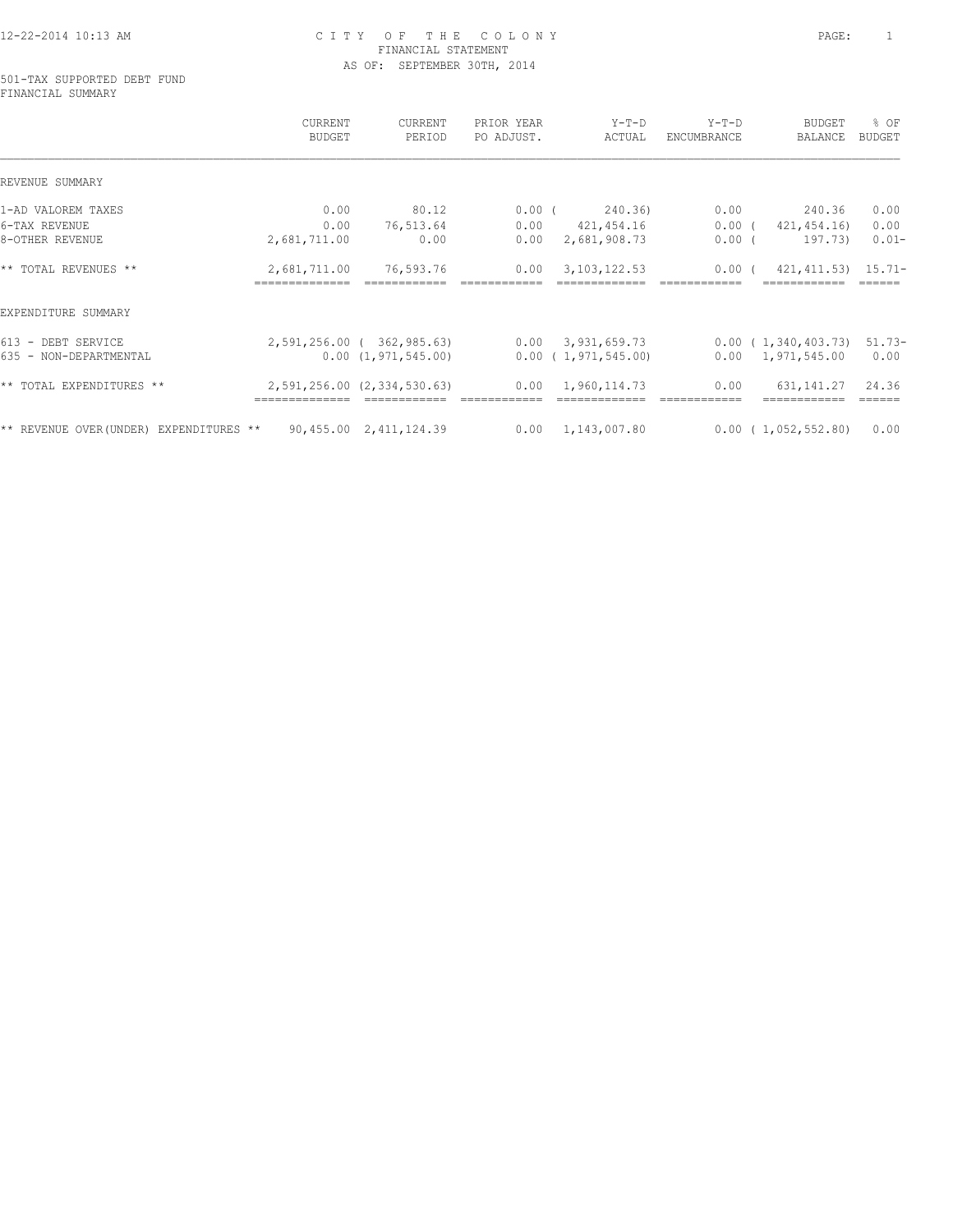12-22-2014 10:13 AM

# CITY OF THE COLONY
FINANCIAL STATEMENT
AS OF: SEPTEMBER 30TH, 2014

501-TAX SUPPORTED DEBT FUND
FINANCIAL SUMMARY

| | CURRENT BUDGET | CURRENT PERIOD | PRIOR YEAR PO ADJUST. | Y-T-D ACTUAL | Y-T-D ENCUMBRANCE | BUDGET BALANCE | % OF BUDGET |
|---|---|---|---|---|---|---|---|
| REVENUE SUMMARY | | | | | | | |
| 1-AD VALOREM TAXES | 0.00 | 80.12 | 0.00 | ( 240.36) | 0.00 | 240.36 | 0.00 |
| 6-TAX REVENUE | 0.00 | 76,513.64 | 0.00 | 421,454.16 | 0.00 | ( 421,454.16) | 0.00 |
| 8-OTHER REVENUE | 2,681,711.00 | 0.00 | 0.00 | 2,681,908.73 | 0.00 | ( 197.73) | 0.01- |
| ** TOTAL REVENUES ** | 2,681,711.00 | 76,593.76 | 0.00 | 3,103,122.53 | 0.00 | ( 421,411.53) | 15.71- |
| EXPENDITURE SUMMARY | | | | | | | |
| 613 - DEBT SERVICE | 2,591,256.00 | ( 362,985.63) | 0.00 | 3,931,659.73 | 0.00 | ( 1,340,403.73) | 51.73- |
| 635 - NON-DEPARTMENTAL | 0.00 | (1,971,545.00) | 0.00 | ( 1,971,545.00) | 0.00 | 1,971,545.00 | 0.00 |
| ** TOTAL EXPENDITURES ** | 2,591,256.00 | (2,334,530.63) | 0.00 | 1,960,114.73 | 0.00 | 631,141.27 | 24.36 |
| ** REVENUE OVER(UNDER) EXPENDITURES ** | 90,455.00 | 2,411,124.39 | 0.00 | 1,143,007.80 | 0.00 | ( 1,052,552.80) | 0.00 |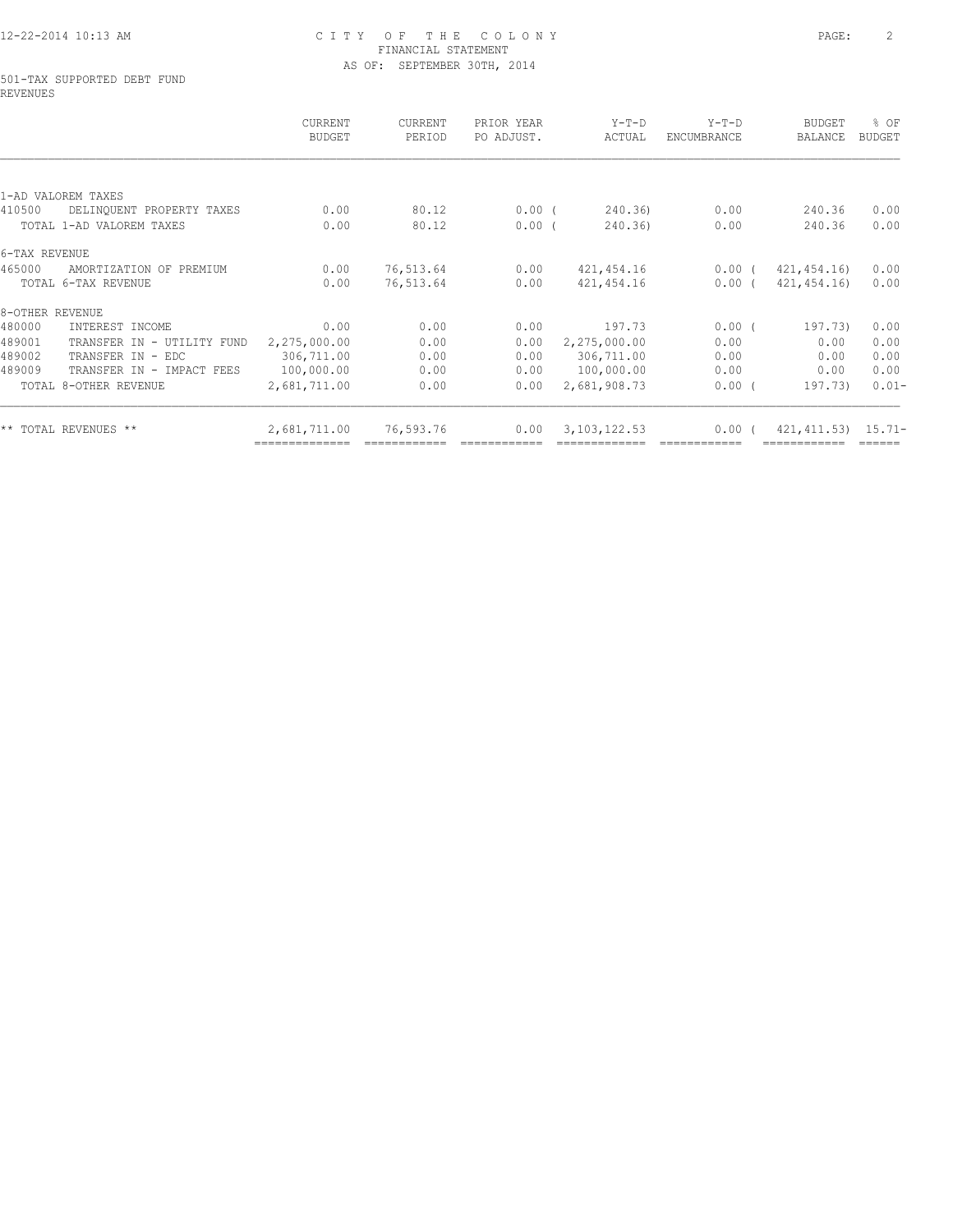CITY OF THE COLONY
FINANCIAL STATEMENT
AS OF: SEPTEMBER 30TH, 2014

501-TAX SUPPORTED DEBT FUND
REVENUES

| | CURRENT BUDGET | CURRENT PERIOD | PRIOR YEAR PO ADJUST. | Y-T-D ACTUAL | Y-T-D ENCUMBRANCE | BUDGET BALANCE | % OF BUDGET |
|---|---|---|---|---|---|---|---|
| 1-AD VALOREM TAXES | | | | | | | |
| 410500 DELINQUENT PROPERTY TAXES | 0.00 | 80.12 | 0.00 | ( 240.36) | 0.00 | 240.36 | 0.00 |
| TOTAL 1-AD VALOREM TAXES | 0.00 | 80.12 | 0.00 | ( 240.36) | 0.00 | 240.36 | 0.00 |
| 6-TAX REVENUE | | | | | | | |
| 465000 AMORTIZATION OF PREMIUM | 0.00 | 76,513.64 | 0.00 | 421,454.16 | 0.00 | ( 421,454.16) | 0.00 |
| TOTAL 6-TAX REVENUE | 0.00 | 76,513.64 | 0.00 | 421,454.16 | 0.00 | ( 421,454.16) | 0.00 |
| 8-OTHER REVENUE | | | | | | | |
| 480000 INTEREST INCOME | 0.00 | 0.00 | 0.00 | 197.73 | 0.00 | ( 197.73) | 0.00 |
| 489001 TRANSFER IN - UTILITY FUND | 2,275,000.00 | 0.00 | 0.00 | 2,275,000.00 | 0.00 | 0.00 | 0.00 |
| 489002 TRANSFER IN - EDC | 306,711.00 | 0.00 | 0.00 | 306,711.00 | 0.00 | 0.00 | 0.00 |
| 489009 TRANSFER IN - IMPACT FEES | 100,000.00 | 0.00 | 0.00 | 100,000.00 | 0.00 | 0.00 | 0.00 |
| TOTAL 8-OTHER REVENUE | 2,681,711.00 | 0.00 | 0.00 | 2,681,908.73 | 0.00 | ( 197.73) | 0.01- |
| ** TOTAL REVENUES ** | 2,681,711.00 | 76,593.76 | 0.00 | 3,103,122.53 | 0.00 | ( 421,411.53) | 15.71- |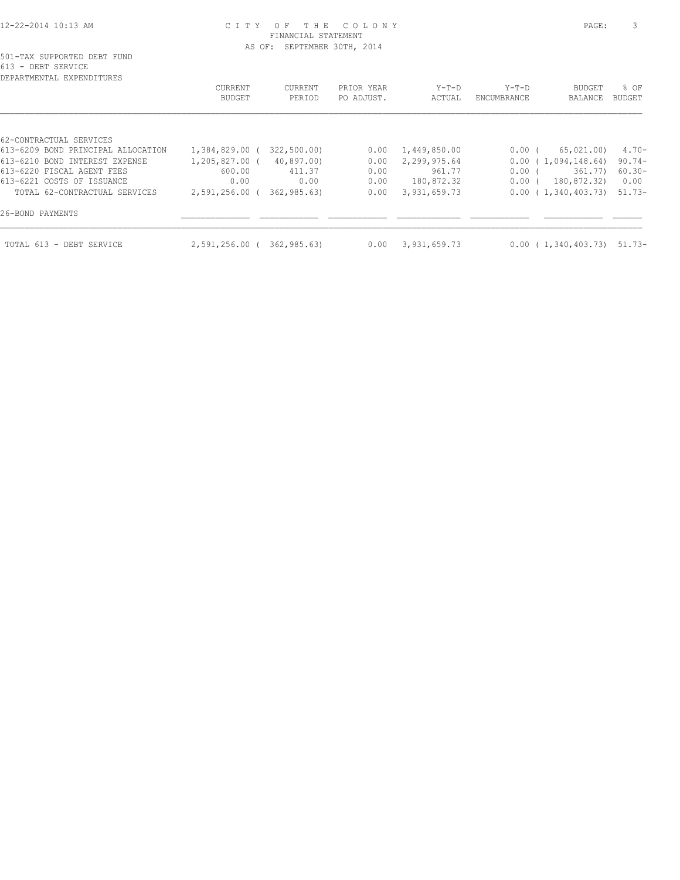CITY OF THE COLONY
FINANCIAL STATEMENT
AS OF: SEPTEMBER 30TH, 2014

501-TAX SUPPORTED DEBT FUND
613 - DEBT SERVICE
DEPARTMENTAL EXPENDITURES

| | CURRENT BUDGET | CURRENT PERIOD | PRIOR YEAR PO ADJUST. | Y-T-D ACTUAL | Y-T-D ENCUMBRANCE | BUDGET BALANCE | % OF BUDGET |
|---|---|---|---|---|---|---|---|
| 62-CONTRACTUAL SERVICES | | | | | | | |
| 613-6209 BOND PRINCIPAL ALLOCATION | 1,384,829.00 | ( 322,500.00) | 0.00 | 1,449,850.00 | 0.00 | ( 65,021.00) | 4.70- |
| 613-6210 BOND INTEREST EXPENSE | 1,205,827.00 | ( 40,897.00) | 0.00 | 2,299,975.64 | 0.00 | ( 1,094,148.64) | 90.74- |
| 613-6220 FISCAL AGENT FEES | 600.00 | 411.37 | 0.00 | 961.77 | 0.00 | ( 361.77) | 60.30- |
| 613-6221 COSTS OF ISSUANCE | 0.00 | 0.00 | 0.00 | 180,872.32 | 0.00 | ( 180,872.32) | 0.00 |
| TOTAL 62-CONTRACTUAL SERVICES | 2,591,256.00 | ( 362,985.63) | 0.00 | 3,931,659.73 | 0.00 | ( 1,340,403.73) | 51.73- |
| 26-BOND PAYMENTS | | | | | | | |
| TOTAL 613 - DEBT SERVICE | 2,591,256.00 | ( 362,985.63) | 0.00 | 3,931,659.73 | 0.00 | ( 1,340,403.73) | 51.73- |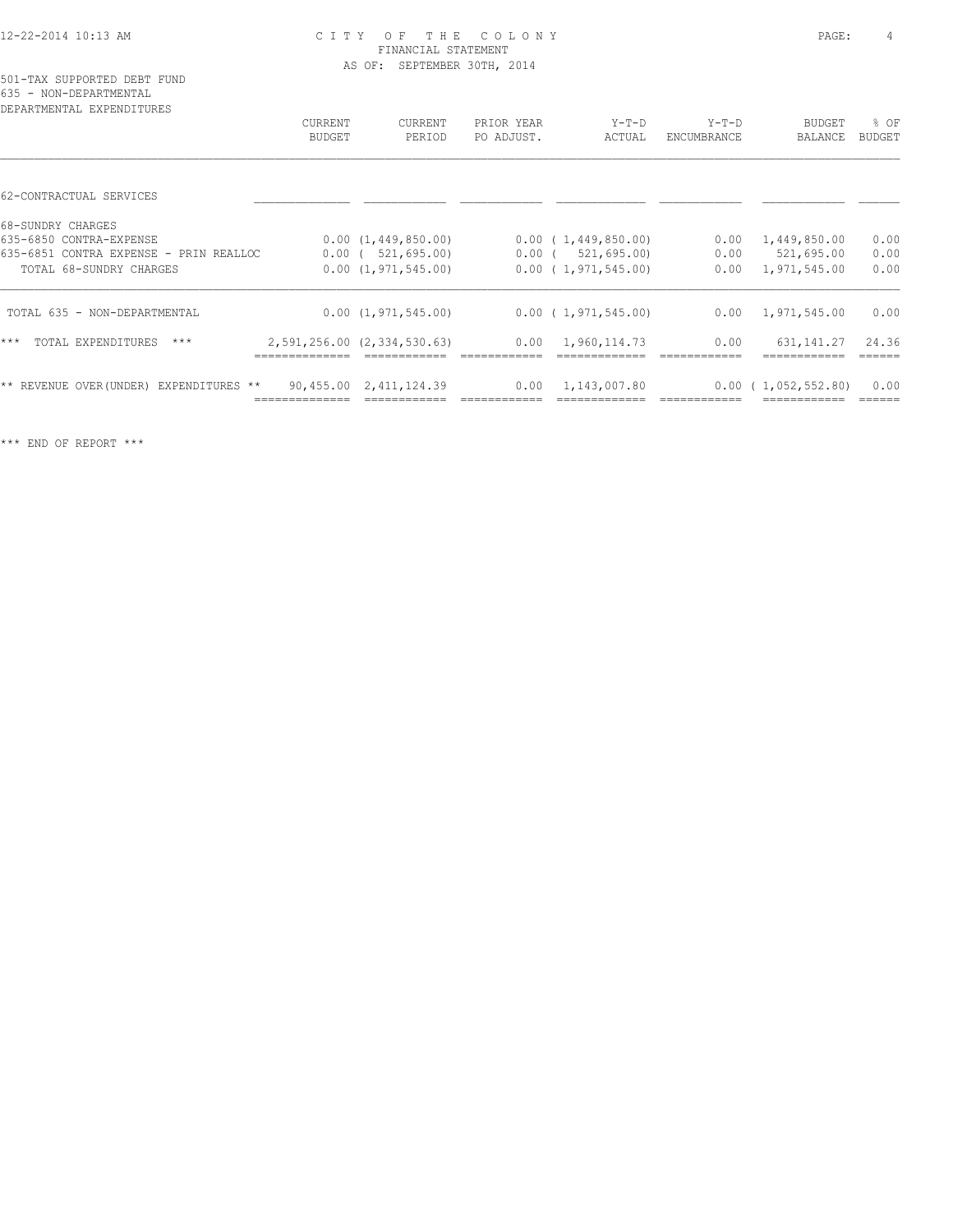CITY OF THE COLONY
FINANCIAL STATEMENT
AS OF: SEPTEMBER 30TH, 2014

501-TAX SUPPORTED DEBT FUND
635 - NON-DEPARTMENTAL
DEPARTMENTAL EXPENDITURES

| | CURRENT BUDGET | CURRENT PERIOD | PRIOR YEAR PO ADJUST. | Y-T-D ACTUAL | Y-T-D ENCUMBRANCE | BUDGET BALANCE | % OF BUDGET |
|---|---|---|---|---|---|---|---|
| 62-CONTRACTUAL SERVICES | | | | | | | |
| 68-SUNDRY CHARGES | | | | | | | |
| 635-6850 CONTRA-EXPENSE | 0.00 | (1,449,850.00) | 0.00 | (1,449,850.00) | 0.00 | 1,449,850.00 | 0.00 |
| 635-6851 CONTRA EXPENSE - PRIN REALLOC | 0.00 | ( 521,695.00) | 0.00 | ( 521,695.00) | 0.00 | 521,695.00 | 0.00 |
| TOTAL 68-SUNDRY CHARGES | 0.00 | (1,971,545.00) | 0.00 | (1,971,545.00) | 0.00 | 1,971,545.00 | 0.00 |
| TOTAL 635 - NON-DEPARTMENTAL | 0.00 | (1,971,545.00) | 0.00 | (1,971,545.00) | 0.00 | 1,971,545.00 | 0.00 |
| *** TOTAL EXPENDITURES *** | 2,591,256.00 | (2,334,530.63) | 0.00 | 1,960,114.73 | 0.00 | 631,141.27 | 24.36 |
| ** REVENUE OVER(UNDER) EXPENDITURES ** | 90,455.00 | 2,411,124.39 | 0.00 | 1,143,007.80 | 0.00 | (1,052,552.80) | 0.00 |

*** END OF REPORT ***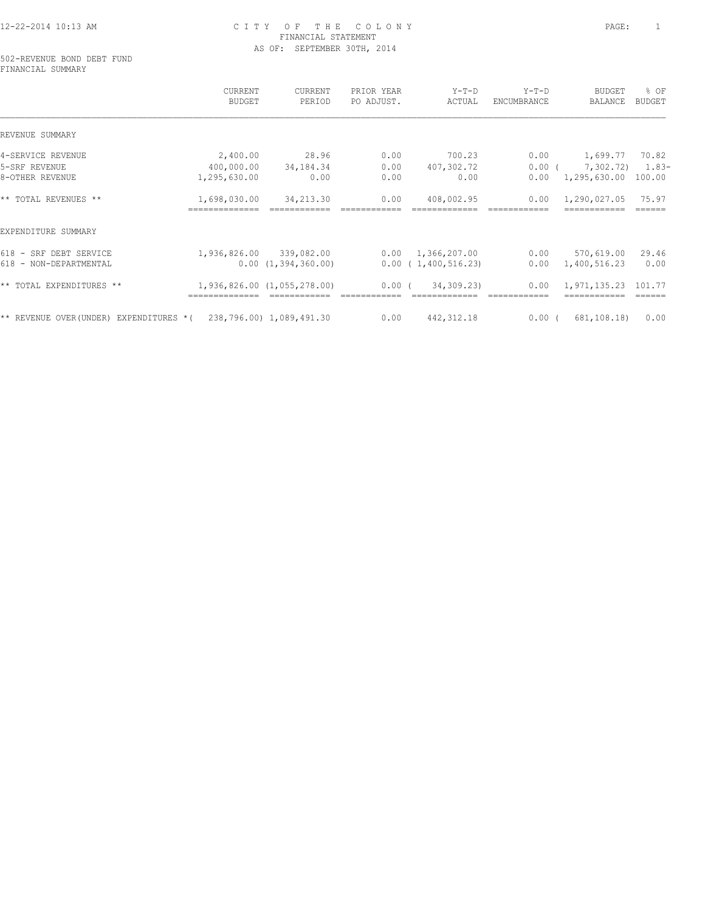CITY OF THE COLONY
FINANCIAL STATEMENT
AS OF: SEPTEMBER 30TH, 2014

502-REVENUE BOND DEBT FUND
FINANCIAL SUMMARY

| | CURRENT BUDGET | CURRENT PERIOD | PRIOR YEAR PO ADJUST. | Y-T-D ACTUAL | Y-T-D ENCUMBRANCE | BUDGET BALANCE | % OF BUDGET |
|---|---|---|---|---|---|---|---|
| REVENUE SUMMARY | | | | | | | |
| 4-SERVICE REVENUE | 2,400.00 | 28.96 | 0.00 | 700.23 | 0.00 | 1,699.77 | 70.82 |
| 5-SRF REVENUE | 400,000.00 | 34,184.34 | 0.00 | 407,302.72 | 0.00 | ( 7,302.72) | 1.83- |
| 8-OTHER REVENUE | 1,295,630.00 | 0.00 | 0.00 | 0.00 | 0.00 | 1,295,630.00 | 100.00 |
| ** TOTAL REVENUES ** | 1,698,030.00 | 34,213.30 | 0.00 | 408,002.95 | 0.00 | 1,290,027.05 | 75.97 |
| EXPENDITURE SUMMARY | | | | | | | |
| 618 - SRF DEBT SERVICE | 1,936,826.00 | 339,082.00 | 0.00 | 1,366,207.00 | 0.00 | 570,619.00 | 29.46 |
| 618 - NON-DEPARTMENTAL | 0.00 | (1,394,360.00) | 0.00 | ( 1,400,516.23) | 0.00 | 1,400,516.23 | 0.00 |
| ** TOTAL EXPENDITURES ** | 1,936,826.00 | (1,055,278.00) | 0.00 | ( 34,309.23) | 0.00 | 1,971,135.23 | 101.77 |
| ** REVENUE OVER(UNDER) EXPENDITURES * | ( 238,796.00) | 1,089,491.30 | 0.00 | 442,312.18 | 0.00 | ( 681,108.18) | 0.00 |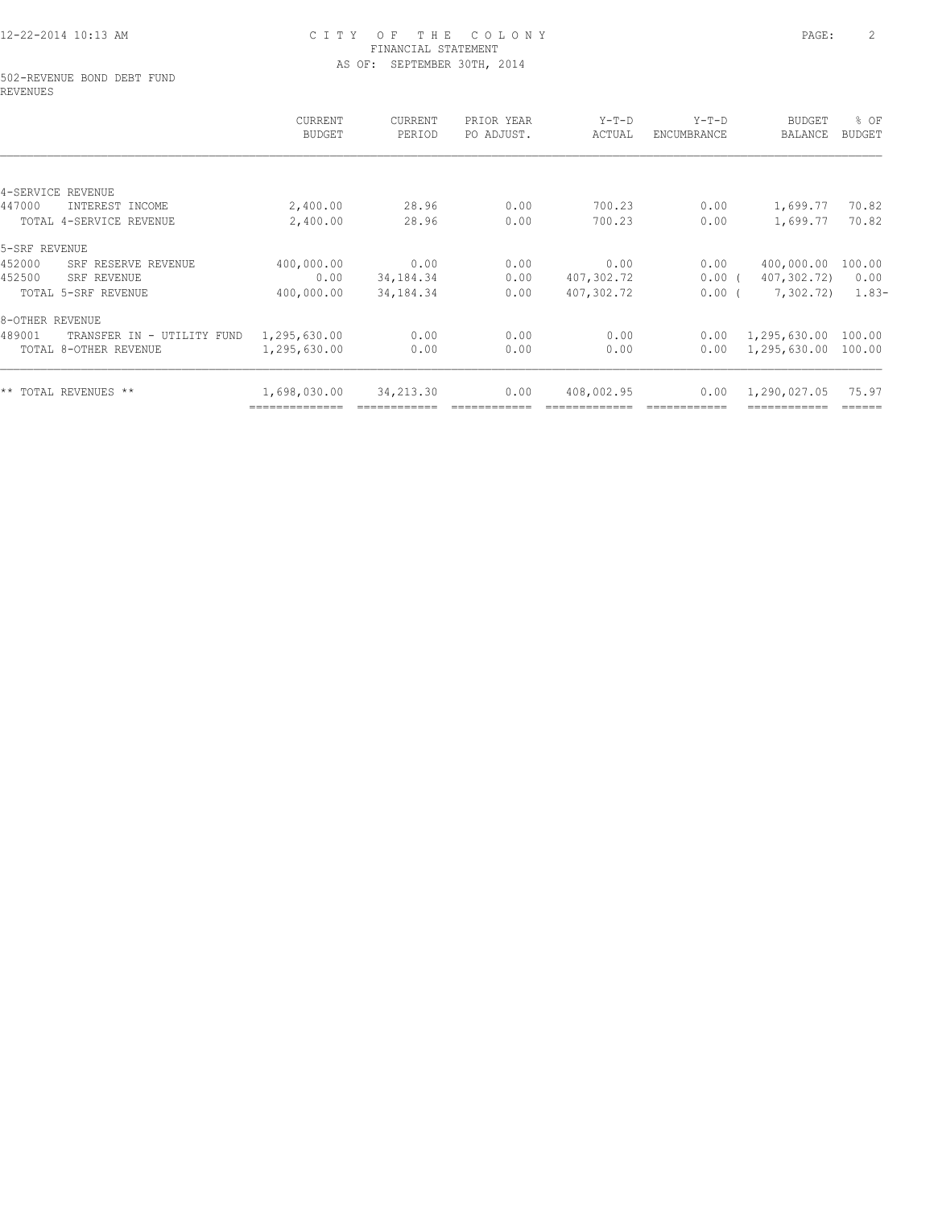CITY OF THE COLONY
FINANCIAL STATEMENT
AS OF: SEPTEMBER 30TH, 2014

502-REVENUE BOND DEBT FUND
REVENUES

| | CURRENT BUDGET | CURRENT PERIOD | PRIOR YEAR PO ADJUST. | Y-T-D ACTUAL | Y-T-D ENCUMBRANCE | BUDGET BALANCE | % OF BUDGET |
|---|---|---|---|---|---|---|---|
| **4-SERVICE REVENUE** | | | | | | | |
| 447000 INTEREST INCOME | 2,400.00 | 28.96 | 0.00 | 700.23 | 0.00 | 1,699.77 | 70.82 |
| TOTAL 4-SERVICE REVENUE | 2,400.00 | 28.96 | 0.00 | 700.23 | 0.00 | 1,699.77 | 70.82 |
| **5-SRF REVENUE** | | | | | | | |
| 452000 SRF RESERVE REVENUE | 400,000.00 | 0.00 | 0.00 | 0.00 | 0.00 | 400,000.00 | 100.00 |
| 452500 SRF REVENUE | 0.00 | 34,184.34 | 0.00 | 407,302.72 | 0.00 | ( 407,302.72) | 0.00 |
| TOTAL 5-SRF REVENUE | 400,000.00 | 34,184.34 | 0.00 | 407,302.72 | 0.00 | ( 7,302.72) | 1.83- |
| **8-OTHER REVENUE** | | | | | | | |
| 489001 TRANSFER IN - UTILITY FUND | 1,295,630.00 | 0.00 | 0.00 | 0.00 | 0.00 | 1,295,630.00 | 100.00 |
| TOTAL 8-OTHER REVENUE | 1,295,630.00 | 0.00 | 0.00 | 0.00 | 0.00 | 1,295,630.00 | 100.00 |
| ** TOTAL REVENUES ** | 1,698,030.00 | 34,213.30 | 0.00 | 408,002.95 | 0.00 | 1,290,027.05 | 75.97 |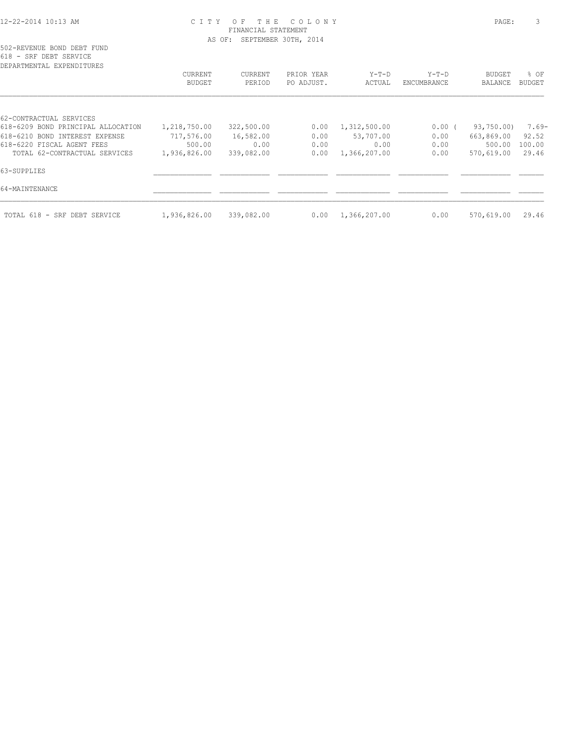# CITY OF THE COLONY
## FINANCIAL STATEMENT
### AS OF: SEPTEMBER 30TH, 2014

502-REVENUE BOND DEBT FUND
618 - SRF DEBT SERVICE
DEPARTMENTAL EXPENDITURES

| | CURRENT BUDGET | CURRENT PERIOD | PRIOR YEAR PO ADJUST. | Y-T-D ACTUAL | Y-T-D ENCUMBRANCE | BUDGET BALANCE | % OF BUDGET |
|---|---|---|---|---|---|---|---|
| 62-CONTRACTUAL SERVICES | | | | | | | |
| 618-6209 BOND PRINCIPAL ALLOCATION | 1,218,750.00 | 322,500.00 | 0.00 | 1,312,500.00 | 0.00 | ( 93,750.00) | 7.69- |
| 618-6210 BOND INTEREST EXPENSE | 717,576.00 | 16,582.00 | 0.00 | 53,707.00 | 0.00 | 663,869.00 | 92.52 |
| 618-6220 FISCAL AGENT FEES | 500.00 | 0.00 | 0.00 | 0.00 | 0.00 | 500.00 | 100.00 |
| TOTAL 62-CONTRACTUAL SERVICES | 1,936,826.00 | 339,082.00 | 0.00 | 1,366,207.00 | 0.00 | 570,619.00 | 29.46 |
| 63-SUPPLIES | | | | | | | |
| 64-MAINTENANCE | | | | | | | |
| TOTAL 618 - SRF DEBT SERVICE | 1,936,826.00 | 339,082.00 | 0.00 | 1,366,207.00 | 0.00 | 570,619.00 | 29.46 |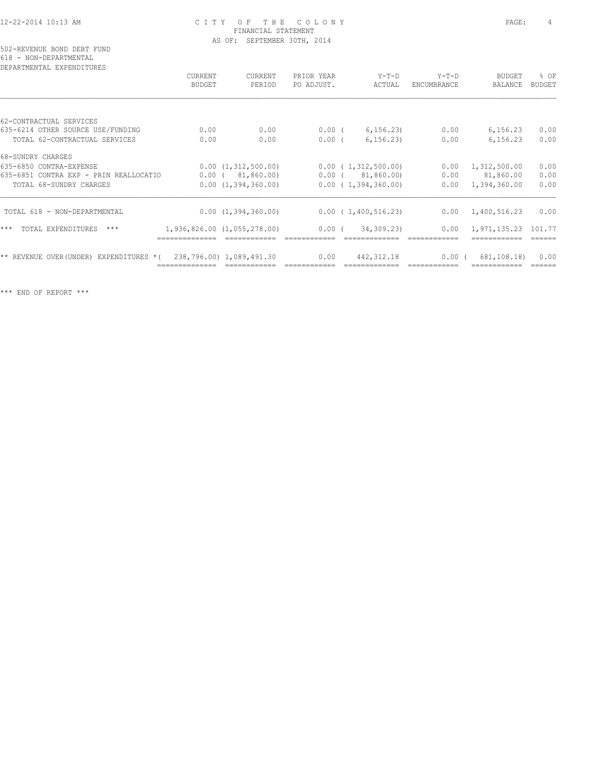CITY OF THE COLONY
FINANCIAL STATEMENT
AS OF: SEPTEMBER 30TH, 2014

502-REVENUE BOND DEBT FUND
618 - NON-DEPARTMENTAL
DEPARTMENTAL EXPENDITURES

| | CURRENT BUDGET | CURRENT PERIOD | PRIOR YEAR PO ADJUST. | Y-T-D ACTUAL | Y-T-D ENCUMBRANCE | BUDGET BALANCE | % OF BUDGET |
|---|---|---|---|---|---|---|---|
| 62-CONTRACTUAL SERVICES | | | | | | | |
| 635-6214 OTHER SOURCE USE/FUNDING | 0.00 | 0.00 | 0.00 | ( 6,156.23) | 0.00 | 6,156.23 | 0.00 |
| TOTAL 62-CONTRACTUAL SERVICES | 0.00 | 0.00 | 0.00 | ( 6,156.23) | 0.00 | 6,156.23 | 0.00 |
| 68-SUNDRY CHARGES | | | | | | | |
| 635-6850 CONTRA-EXPENSE | 0.00 | (1,312,500.00) | 0.00 | ( 1,312,500.00) | 0.00 | 1,312,500.00 | 0.00 |
| 635-6851 CONTRA EXP - PRIN REALLOCATIO | 0.00 | ( 81,860.00) | 0.00 | ( 81,860.00) | 0.00 | 81,860.00 | 0.00 |
| TOTAL 68-SUNDRY CHARGES | 0.00 | (1,394,360.00) | 0.00 | ( 1,394,360.00) | 0.00 | 1,394,360.00 | 0.00 |
| TOTAL 618 - NON-DEPARTMENTAL | 0.00 | (1,394,360.00) | 0.00 | ( 1,400,516.23) | 0.00 | 1,400,516.23 | 0.00 |
| *** TOTAL EXPENDITURES *** | 1,936,826.00 | (1,055,278.00) | 0.00 | ( 34,309.23) | 0.00 | 1,971,135.23 | 101.77 |
| ** REVENUE OVER(UNDER) EXPENDITURES * | ( 238,796.00) | 1,089,491.30 | 0.00 | 442,312.18 | 0.00 | ( 681,108.18) | 0.00 |

*** END OF REPORT ***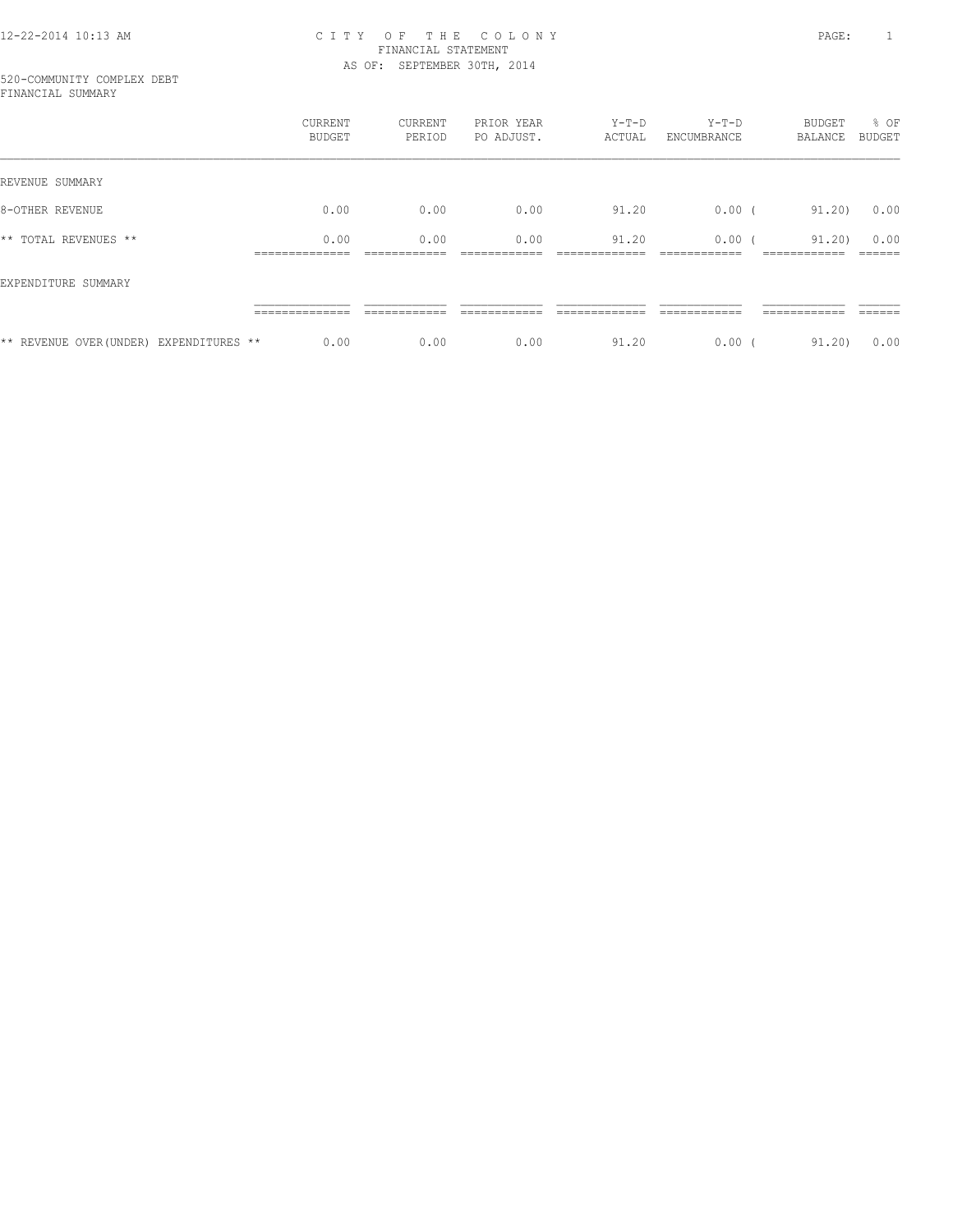# CITY OF THE COLONY
## FINANCIAL STATEMENT
### AS OF: SEPTEMBER 30TH, 2014

520-COMMUNITY COMPLEX DEBT
FINANCIAL SUMMARY

| | CURRENT BUDGET | CURRENT PERIOD | PRIOR YEAR PO ADJUST. | Y-T-D ACTUAL | Y-T-D ENCUMBRANCE | BUDGET BALANCE | % OF BUDGET |
|---|---|---|---|---|---|---|---|
| REVENUE SUMMARY | | | | | | | |
| 8-OTHER REVENUE | 0.00 | 0.00 | 0.00 | 91.20 | 0.00 | ( 91.20) | 0.00 |
| ** TOTAL REVENUES ** | 0.00 | 0.00 | 0.00 | 91.20 | 0.00 | ( 91.20) | 0.00 |
| EXPENDITURE SUMMARY | | | | | | | |
| ** REVENUE OVER(UNDER) EXPENDITURES ** | 0.00 | 0.00 | 0.00 | 91.20 | 0.00 | ( 91.20) | 0.00 |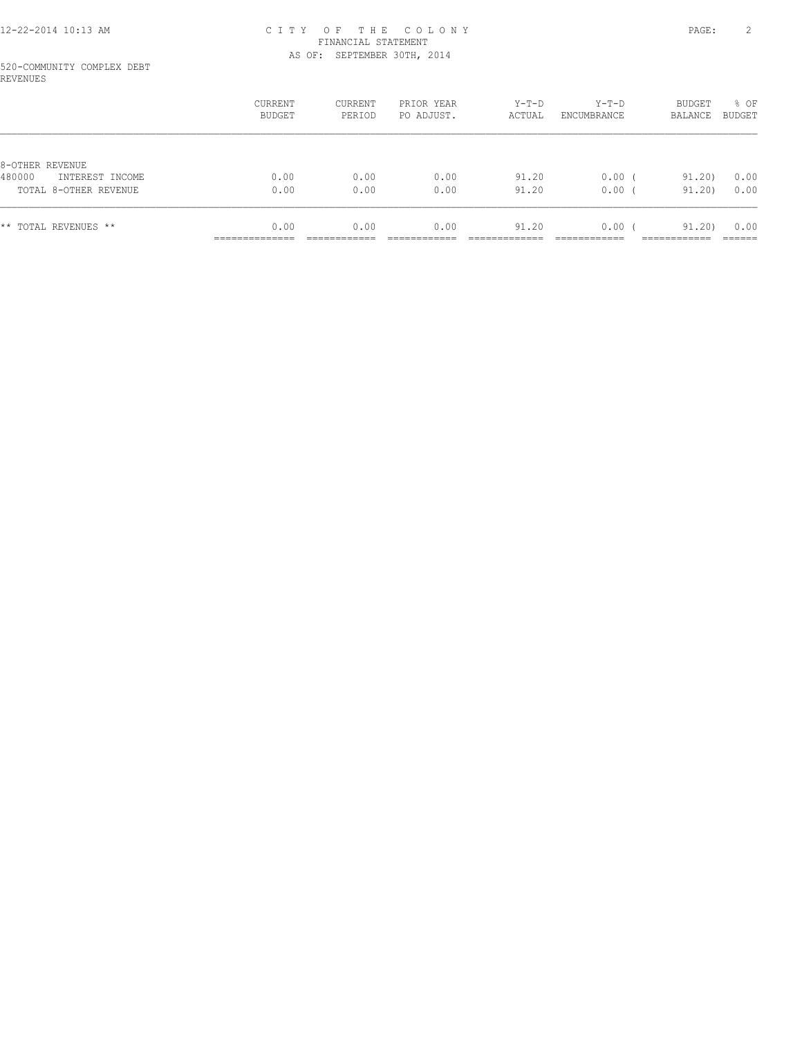CITY OF THE COLONY
FINANCIAL STATEMENT
AS OF: SEPTEMBER 30TH, 2014

520-COMMUNITY COMPLEX DEBT
REVENUES

| | CURRENT BUDGET | CURRENT PERIOD | PRIOR YEAR PO ADJUST. | Y-T-D ACTUAL | Y-T-D ENCUMBRANCE | BUDGET BALANCE | % OF BUDGET |
|---|---|---|---|---|---|---|---|
| 8-OTHER REVENUE | | | | | | | |
| 480000 INTEREST INCOME | 0.00 | 0.00 | 0.00 | 91.20 | 0.00 | ( 91.20) | 0.00 |
| TOTAL 8-OTHER REVENUE | 0.00 | 0.00 | 0.00 | 91.20 | 0.00 | ( 91.20) | 0.00 |
| ** TOTAL REVENUES ** | 0.00 | 0.00 | 0.00 | 91.20 | 0.00 | ( 91.20) | 0.00 |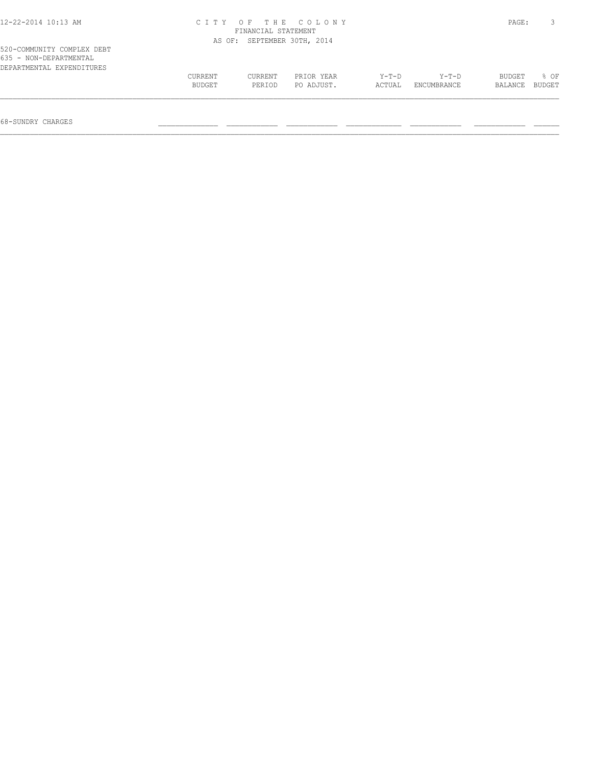CITY OF THE COLONY
FINANCIAL STATEMENT
AS OF: SEPTEMBER 30TH, 2014

520-COMMUNITY COMPLEX DEBT
635 - NON-DEPARTMENTAL
DEPARTMENTAL EXPENDITURES

| | CURRENT BUDGET | CURRENT PERIOD | PRIOR YEAR PO ADJUST. | Y-T-D ACTUAL | Y-T-D ENCUMBRANCE | BUDGET BALANCE | % OF BUDGET |
|---|---|---|---|---|---|---|---|
| 68-SUNDRY CHARGES | | | | | | | |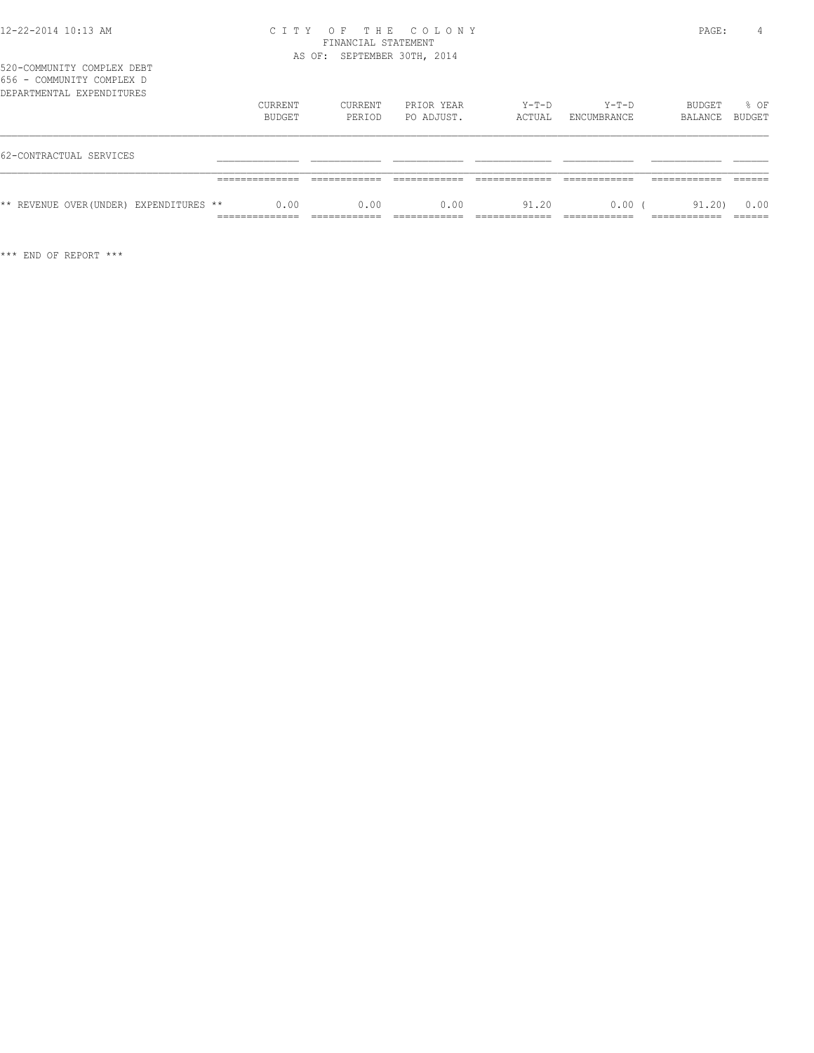CITY OF THE COLONY
FINANCIAL STATEMENT
AS OF: SEPTEMBER 30TH, 2014

520-COMMUNITY COMPLEX DEBT
656 - COMMUNITY COMPLEX D
DEPARTMENTAL EXPENDITURES

| | CURRENT BUDGET | CURRENT PERIOD | PRIOR YEAR PO ADJUST. | Y-T-D ACTUAL | Y-T-D ENCUMBRANCE | BUDGET BALANCE | % OF BUDGET |
|---|---|---|---|---|---|---|---|
| 62-CONTRACTUAL SERVICES | | | | | | | |
| ** REVENUE OVER(UNDER) EXPENDITURES ** | 0.00 | 0.00 | 0.00 | 91.20 | 0.00 | ( 91.20) | 0.00 |

*** END OF REPORT ***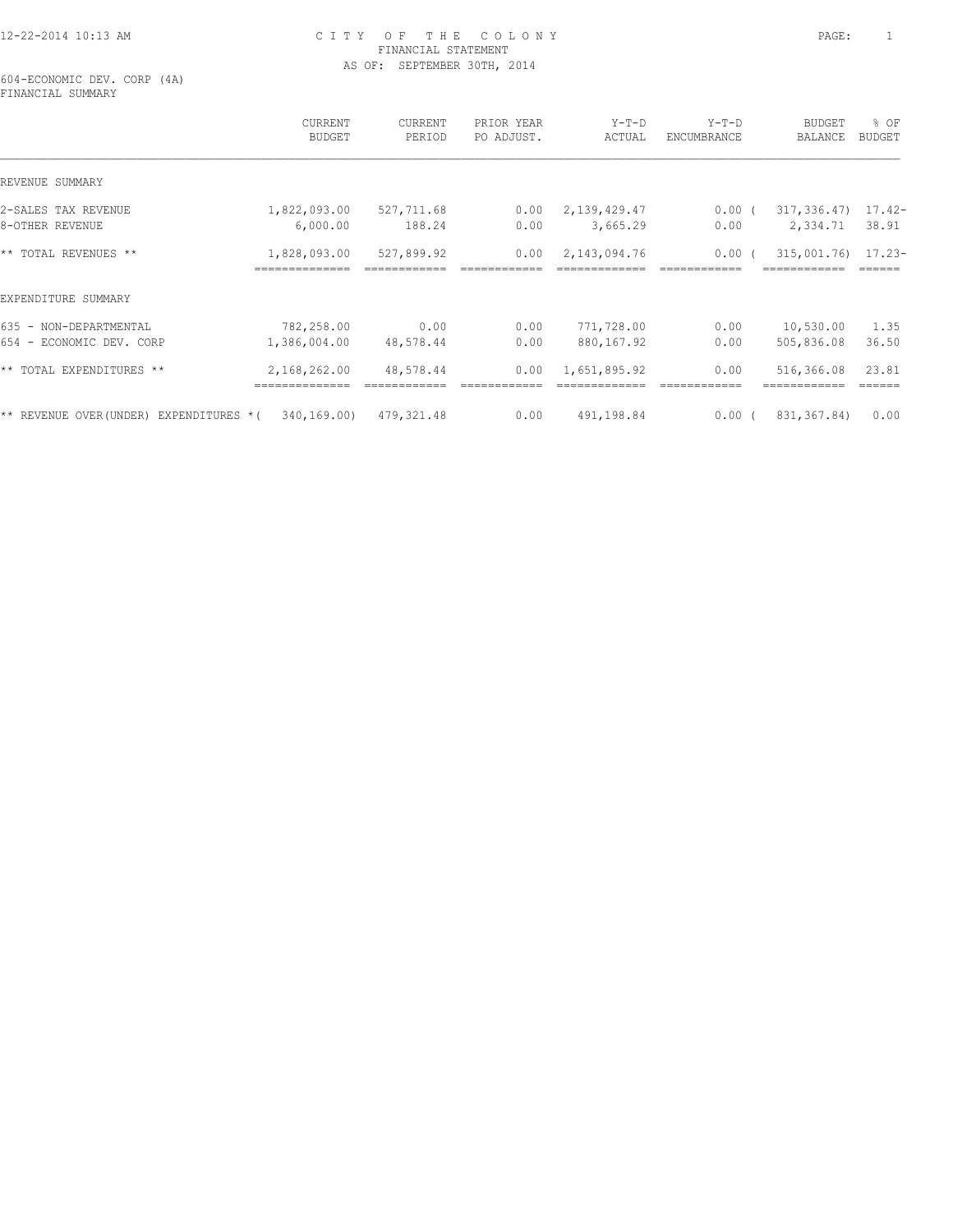CITY OF THE COLONY
FINANCIAL STATEMENT
AS OF: SEPTEMBER 30TH, 2014

604-ECONOMIC DEV. CORP (4A)
FINANCIAL SUMMARY

| | CURRENT BUDGET | CURRENT PERIOD | PRIOR YEAR PO ADJUST. | Y-T-D ACTUAL | Y-T-D ENCUMBRANCE | BUDGET BALANCE | % OF BUDGET |
|---|---|---|---|---|---|---|---|
| REVENUE SUMMARY | | | | | | | |
| 2-SALES TAX REVENUE | 1,822,093.00 | 527,711.68 | 0.00 | 2,139,429.47 | 0.00 | ( 317,336.47) | 17.42- |
| 8-OTHER REVENUE | 6,000.00 | 188.24 | 0.00 | 3,665.29 | 0.00 | 2,334.71 | 38.91 |
| ** TOTAL REVENUES ** | 1,828,093.00 | 527,899.92 | 0.00 | 2,143,094.76 | 0.00 | ( 315,001.76) | 17.23- |
| EXPENDITURE SUMMARY | | | | | | | |
| 635 - NON-DEPARTMENTAL | 782,258.00 | 0.00 | 0.00 | 771,728.00 | 0.00 | 10,530.00 | 1.35 |
| 654 - ECONOMIC DEV. CORP | 1,386,004.00 | 48,578.44 | 0.00 | 880,167.92 | 0.00 | 505,836.08 | 36.50 |
| ** TOTAL EXPENDITURES ** | 2,168,262.00 | 48,578.44 | 0.00 | 1,651,895.92 | 0.00 | 516,366.08 | 23.81 |
| ** REVENUE OVER(UNDER) EXPENDITURES * | ( 340,169.00) | 479,321.48 | 0.00 | 491,198.84 | 0.00 | ( 831,367.84) | 0.00 |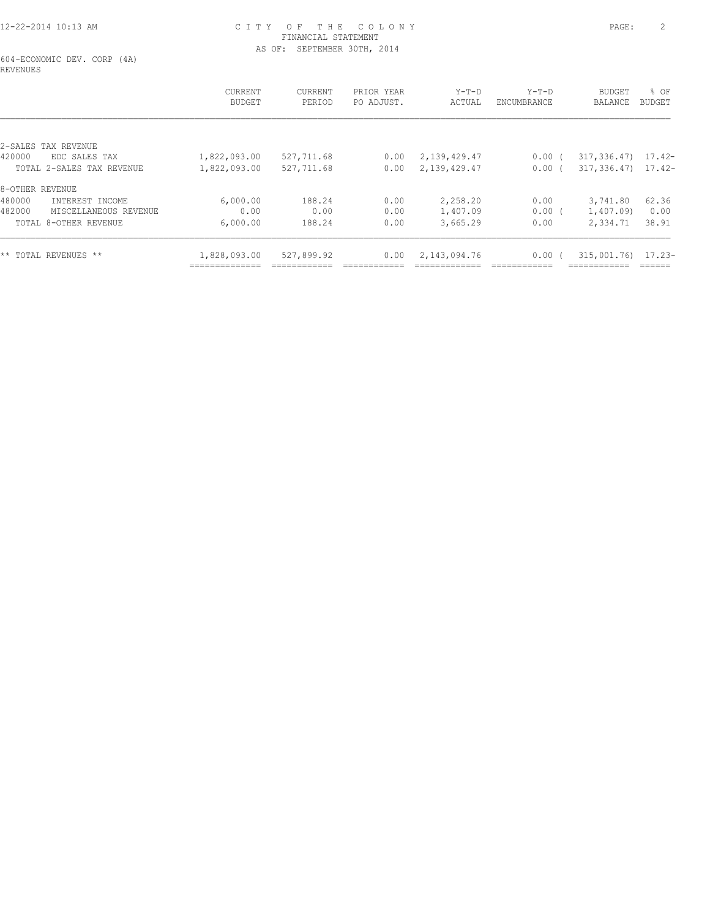# CITY OF THE COLONY

FINANCIAL STATEMENT

AS OF: SEPTEMBER 30TH, 2014

604-ECONOMIC DEV. CORP (4A)

REVENUES

| | CURRENT BUDGET | CURRENT PERIOD | PRIOR YEAR PO ADJUST. | Y-T-D ACTUAL | Y-T-D ENCUMBRANCE | BUDGET BALANCE | % OF BUDGET |
|---|---|---|---|---|---|---|---|
| **2-SALES TAX REVENUE** | | | | | | | |
| 420000 EDC SALES TAX | 1,822,093.00 | 527,711.68 | 0.00 | 2,139,429.47 | 0.00 | ( 317,336.47) | 17.42- |
| TOTAL 2-SALES TAX REVENUE | 1,822,093.00 | 527,711.68 | 0.00 | 2,139,429.47 | 0.00 | ( 317,336.47) | 17.42- |
| **8-OTHER REVENUE** | | | | | | | |
| 480000 INTEREST INCOME | 6,000.00 | 188.24 | 0.00 | 2,258.20 | 0.00 | 3,741.80 | 62.36 |
| 482000 MISCELLANEOUS REVENUE | 0.00 | 0.00 | 0.00 | 1,407.09 | 0.00 | ( 1,407.09) | 0.00 |
| TOTAL 8-OTHER REVENUE | 6,000.00 | 188.24 | 0.00 | 3,665.29 | 0.00 | 2,334.71 | 38.91 |
| ** TOTAL REVENUES ** | 1,828,093.00 | 527,899.92 | 0.00 | 2,143,094.76 | 0.00 | ( 315,001.76) | 17.23- |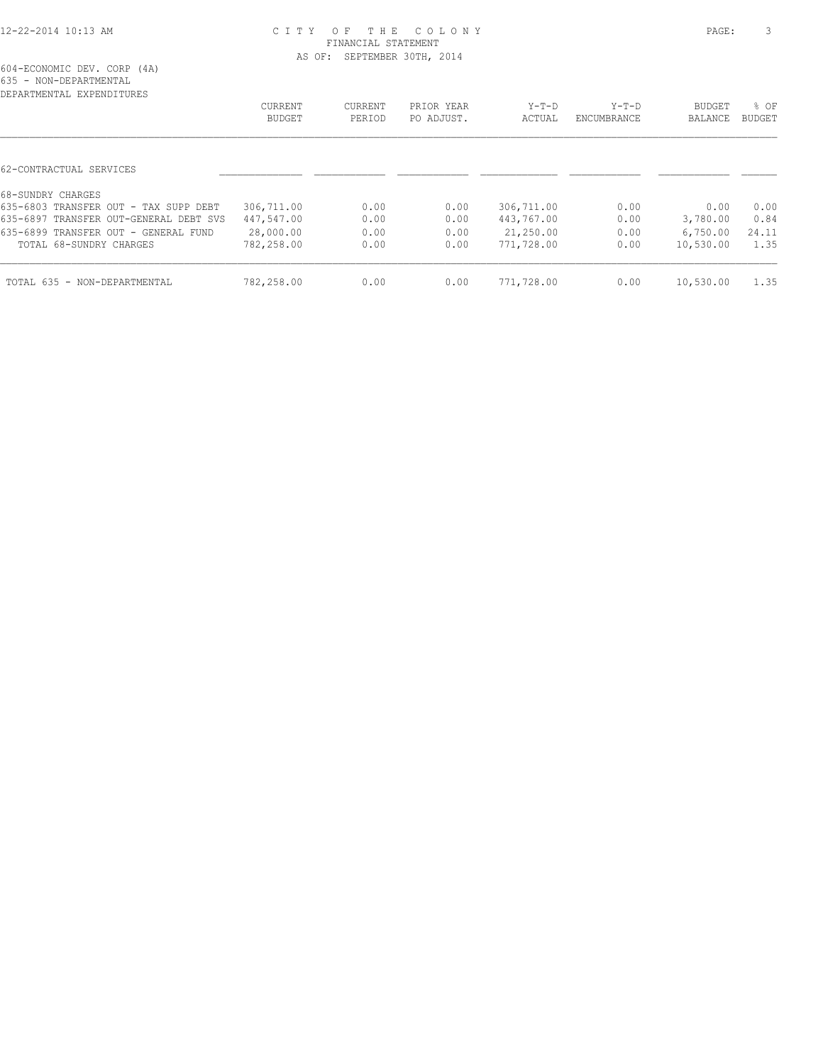CITY OF THE COLONY
FINANCIAL STATEMENT
AS OF: SEPTEMBER 30TH, 2014

604-ECONOMIC DEV. CORP (4A)
635 - NON-DEPARTMENTAL
DEPARTMENTAL EXPENDITURES

| | CURRENT BUDGET | CURRENT PERIOD | PRIOR YEAR PO ADJUST. | Y-T-D ACTUAL | Y-T-D ENCUMBRANCE | BUDGET BALANCE | % OF BUDGET |
|---|---|---|---|---|---|---|---|
| 62-CONTRACTUAL SERVICES | | | | | | | |
| 68-SUNDRY CHARGES | | | | | | | |
| 635-6803 TRANSFER OUT - TAX SUPP DEBT | 306,711.00 | 0.00 | 0.00 | 306,711.00 | 0.00 | 0.00 | 0.00 |
| 635-6897 TRANSFER OUT-GENERAL DEBT SVS | 447,547.00 | 0.00 | 0.00 | 443,767.00 | 0.00 | 3,780.00 | 0.84 |
| 635-6899 TRANSFER OUT - GENERAL FUND | 28,000.00 | 0.00 | 0.00 | 21,250.00 | 0.00 | 6,750.00 | 24.11 |
| TOTAL 68-SUNDRY CHARGES | 782,258.00 | 0.00 | 0.00 | 771,728.00 | 0.00 | 10,530.00 | 1.35 |
| TOTAL 635 - NON-DEPARTMENTAL | 782,258.00 | 0.00 | 0.00 | 771,728.00 | 0.00 | 10,530.00 | 1.35 |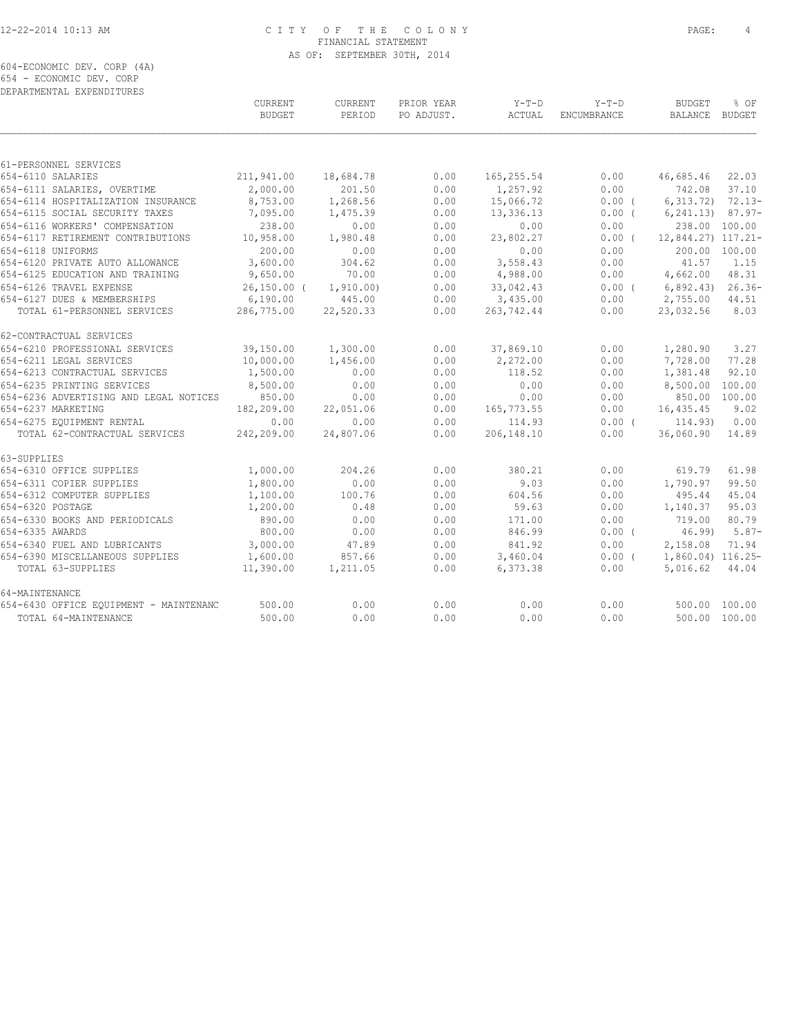CITY OF THE COLONY
FINANCIAL STATEMENT
AS OF: SEPTEMBER 30TH, 2014

604-ECONOMIC DEV. CORP (4A)
654 - ECONOMIC DEV. CORP
DEPARTMENTAL EXPENDITURES

| | CURRENT BUDGET | CURRENT PERIOD | PRIOR YEAR PO ADJUST. | Y-T-D ACTUAL | Y-T-D ENCUMBRANCE | BUDGET BALANCE | % OF BUDGET |
|---|---|---|---|---|---|---|---|
| 61-PERSONNEL SERVICES | | | | | | | |
| 654-6110 SALARIES | 211,941.00 | 18,684.78 | 0.00 | 165,255.54 | 0.00 | 46,685.46 | 22.03 |
| 654-6111 SALARIES, OVERTIME | 2,000.00 | 201.50 | 0.00 | 1,257.92 | 0.00 | 742.08 | 37.10 |
| 654-6114 HOSPITALIZATION INSURANCE | 8,753.00 | 1,268.56 | 0.00 | 15,066.72 | 0.00 | ( 6,313.72) | 72.13- |
| 654-6115 SOCIAL SECURITY TAXES | 7,095.00 | 1,475.39 | 0.00 | 13,336.13 | 0.00 | ( 6,241.13) | 87.97- |
| 654-6116 WORKERS' COMPENSATION | 238.00 | 0.00 | 0.00 | 0.00 | 0.00 | 238.00 | 100.00 |
| 654-6117 RETIREMENT CONTRIBUTIONS | 10,958.00 | 1,980.48 | 0.00 | 23,802.27 | 0.00 | ( 12,844.27) | 117.21- |
| 654-6118 UNIFORMS | 200.00 | 0.00 | 0.00 | 0.00 | 0.00 | 200.00 | 100.00 |
| 654-6120 PRIVATE AUTO ALLOWANCE | 3,600.00 | 304.62 | 0.00 | 3,558.43 | 0.00 | 41.57 | 1.15 |
| 654-6125 EDUCATION AND TRAINING | 9,650.00 | 70.00 | 0.00 | 4,988.00 | 0.00 | 4,662.00 | 48.31 |
| 654-6126 TRAVEL EXPENSE | 26,150.00 | ( 1,910.00) | 0.00 | 33,042.43 | 0.00 | ( 6,892.43) | 26.36- |
| 654-6127 DUES & MEMBERSHIPS | 6,190.00 | 445.00 | 0.00 | 3,435.00 | 0.00 | 2,755.00 | 44.51 |
| TOTAL 61-PERSONNEL SERVICES | 286,775.00 | 22,520.33 | 0.00 | 263,742.44 | 0.00 | 23,032.56 | 8.03 |
| 62-CONTRACTUAL SERVICES | | | | | | | |
| 654-6210 PROFESSIONAL SERVICES | 39,150.00 | 1,300.00 | 0.00 | 37,869.10 | 0.00 | 1,280.90 | 3.27 |
| 654-6211 LEGAL SERVICES | 10,000.00 | 1,456.00 | 0.00 | 2,272.00 | 0.00 | 7,728.00 | 77.28 |
| 654-6213 CONTRACTUAL SERVICES | 1,500.00 | 0.00 | 0.00 | 118.52 | 0.00 | 1,381.48 | 92.10 |
| 654-6235 PRINTING SERVICES | 8,500.00 | 0.00 | 0.00 | 0.00 | 0.00 | 8,500.00 | 100.00 |
| 654-6236 ADVERTISING AND LEGAL NOTICES | 850.00 | 0.00 | 0.00 | 0.00 | 0.00 | 850.00 | 100.00 |
| 654-6237 MARKETING | 182,209.00 | 22,051.06 | 0.00 | 165,773.55 | 0.00 | 16,435.45 | 9.02 |
| 654-6275 EQUIPMENT RENTAL | 0.00 | 0.00 | 0.00 | 114.93 | 0.00 | ( 114.93) | 0.00 |
| TOTAL 62-CONTRACTUAL SERVICES | 242,209.00 | 24,807.06 | 0.00 | 206,148.10 | 0.00 | 36,060.90 | 14.89 |
| 63-SUPPLIES | | | | | | | |
| 654-6310 OFFICE SUPPLIES | 1,000.00 | 204.26 | 0.00 | 380.21 | 0.00 | 619.79 | 61.98 |
| 654-6311 COPIER SUPPLIES | 1,800.00 | 0.00 | 0.00 | 9.03 | 0.00 | 1,790.97 | 99.50 |
| 654-6312 COMPUTER SUPPLIES | 1,100.00 | 100.76 | 0.00 | 604.56 | 0.00 | 495.44 | 45.04 |
| 654-6320 POSTAGE | 1,200.00 | 0.48 | 0.00 | 59.63 | 0.00 | 1,140.37 | 95.03 |
| 654-6330 BOOKS AND PERIODICALS | 890.00 | 0.00 | 0.00 | 171.00 | 0.00 | 719.00 | 80.79 |
| 654-6335 AWARDS | 800.00 | 0.00 | 0.00 | 846.99 | 0.00 | ( 46.99) | 5.87- |
| 654-6340 FUEL AND LUBRICANTS | 3,000.00 | 47.89 | 0.00 | 841.92 | 0.00 | 2,158.08 | 71.94 |
| 654-6390 MISCELLANEOUS SUPPLIES | 1,600.00 | 857.66 | 0.00 | 3,460.04 | 0.00 | ( 1,860.04) | 116.25- |
| TOTAL 63-SUPPLIES | 11,390.00 | 1,211.05 | 0.00 | 6,373.38 | 0.00 | 5,016.62 | 44.04 |
| 64-MAINTENANCE | | | | | | | |
| 654-6430 OFFICE EQUIPMENT - MAINTENANC | 500.00 | 0.00 | 0.00 | 0.00 | 0.00 | 500.00 | 100.00 |
| TOTAL 64-MAINTENANCE | 500.00 | 0.00 | 0.00 | 0.00 | 0.00 | 500.00 | 100.00 |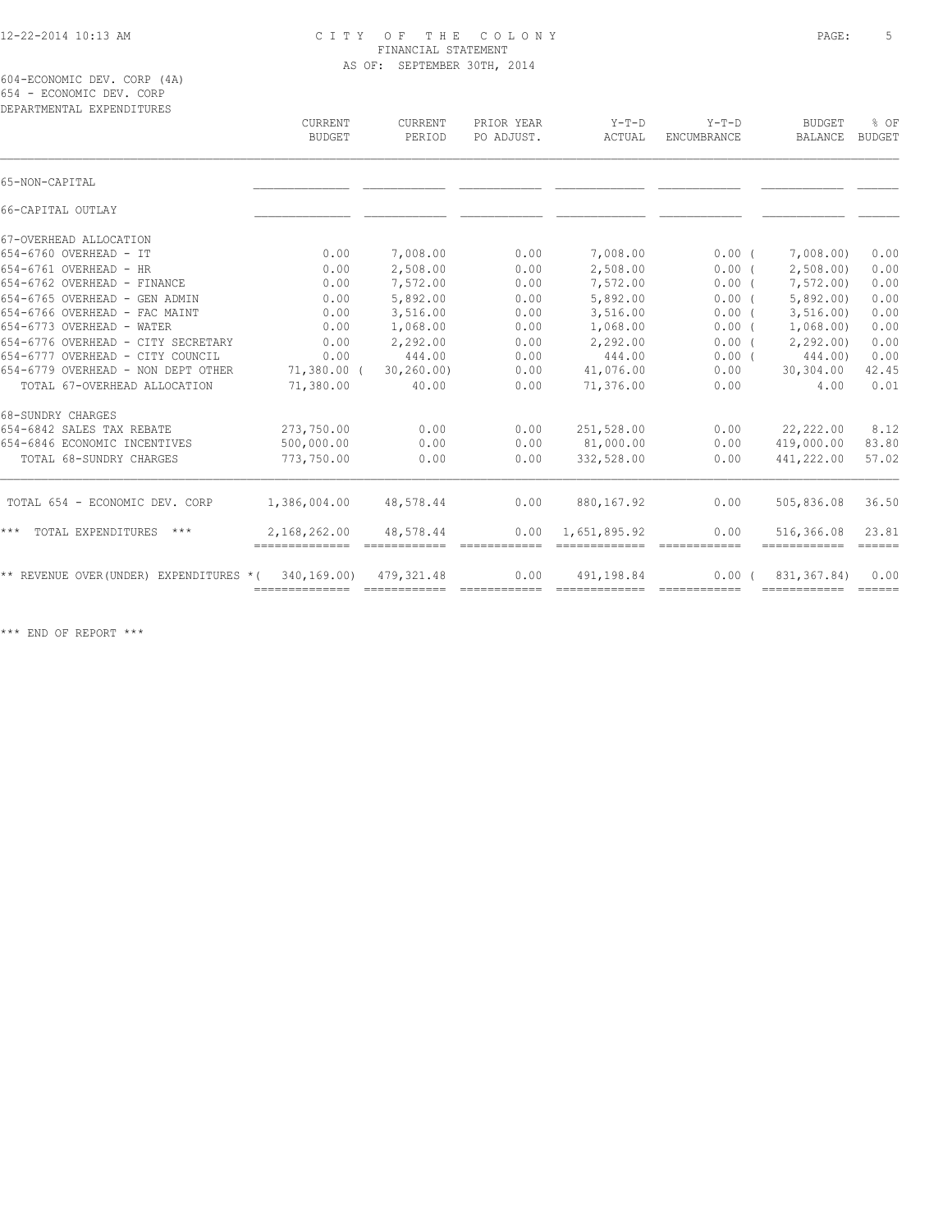CITY OF THE COLONY
FINANCIAL STATEMENT
AS OF: SEPTEMBER 30TH, 2014

604-ECONOMIC DEV. CORP (4A)
654 - ECONOMIC DEV. CORP
DEPARTMENTAL EXPENDITURES

| | CURRENT BUDGET | CURRENT PERIOD | PRIOR YEAR PO ADJUST. | Y-T-D ACTUAL | Y-T-D ENCUMBRANCE | BUDGET BALANCE | % OF BUDGET |
|---|---|---|---|---|---|---|---|
| 65-NON-CAPITAL | | | | | | | |
| 66-CAPITAL OUTLAY | | | | | | | |
| 67-OVERHEAD ALLOCATION | | | | | | | |
| 654-6760 OVERHEAD - IT | 0.00 | 7,008.00 | 0.00 | 7,008.00 | 0.00 | ( 7,008.00) | 0.00 |
| 654-6761 OVERHEAD - HR | 0.00 | 2,508.00 | 0.00 | 2,508.00 | 0.00 | ( 2,508.00) | 0.00 |
| 654-6762 OVERHEAD - FINANCE | 0.00 | 7,572.00 | 0.00 | 7,572.00 | 0.00 | ( 7,572.00) | 0.00 |
| 654-6765 OVERHEAD - GEN ADMIN | 0.00 | 5,892.00 | 0.00 | 5,892.00 | 0.00 | ( 5,892.00) | 0.00 |
| 654-6766 OVERHEAD - FAC MAINT | 0.00 | 3,516.00 | 0.00 | 3,516.00 | 0.00 | ( 3,516.00) | 0.00 |
| 654-6773 OVERHEAD - WATER | 0.00 | 1,068.00 | 0.00 | 1,068.00 | 0.00 | ( 1,068.00) | 0.00 |
| 654-6776 OVERHEAD - CITY SECRETARY | 0.00 | 2,292.00 | 0.00 | 2,292.00 | 0.00 | ( 2,292.00) | 0.00 |
| 654-6777 OVERHEAD - CITY COUNCIL | 0.00 | 444.00 | 0.00 | 444.00 | 0.00 | ( 444.00) | 0.00 |
| 654-6779 OVERHEAD - NON DEPT OTHER | 71,380.00 | ( 30,260.00) | 0.00 | 41,076.00 | 0.00 | 30,304.00 | 42.45 |
| TOTAL 67-OVERHEAD ALLOCATION | 71,380.00 | 40.00 | 0.00 | 71,376.00 | 0.00 | 4.00 | 0.01 |
| 68-SUNDRY CHARGES | | | | | | | |
| 654-6842 SALES TAX REBATE | 273,750.00 | 0.00 | 0.00 | 251,528.00 | 0.00 | 22,222.00 | 8.12 |
| 654-6846 ECONOMIC INCENTIVES | 500,000.00 | 0.00 | 0.00 | 81,000.00 | 0.00 | 419,000.00 | 83.80 |
| TOTAL 68-SUNDRY CHARGES | 773,750.00 | 0.00 | 0.00 | 332,528.00 | 0.00 | 441,222.00 | 57.02 |
| TOTAL 654 - ECONOMIC DEV. CORP | 1,386,004.00 | 48,578.44 | 0.00 | 880,167.92 | 0.00 | 505,836.08 | 36.50 |
| *** TOTAL EXPENDITURES *** | 2,168,262.00 | 48,578.44 | 0.00 | 1,651,895.92 | 0.00 | 516,366.08 | 23.81 |
| ** REVENUE OVER(UNDER) EXPENDITURES * | ( 340,169.00) | 479,321.48 | 0.00 | 491,198.84 | 0.00 | ( 831,367.84) | 0.00 |

*** END OF REPORT ***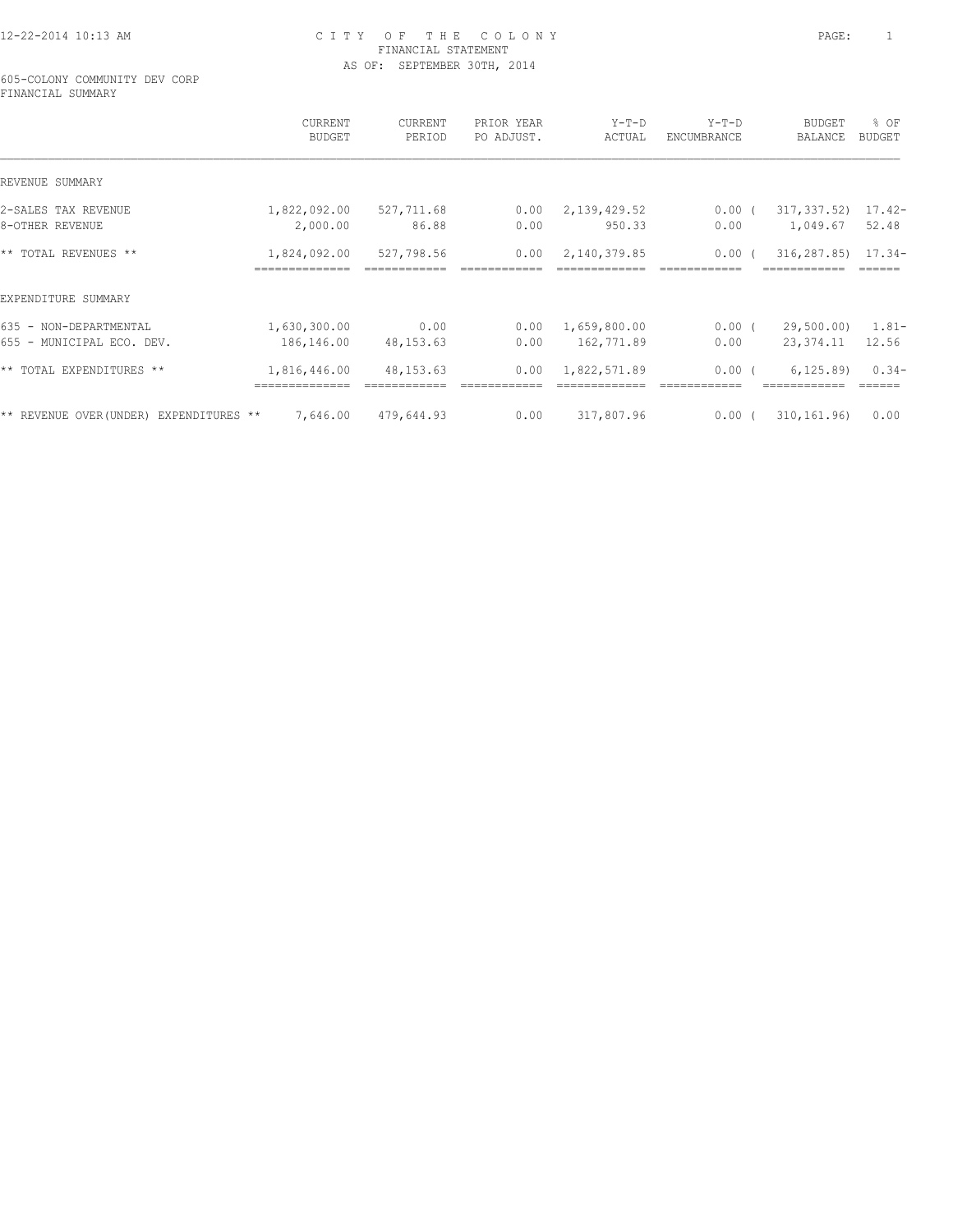# CITY OF THE COLONY
## FINANCIAL STATEMENT
### AS OF: SEPTEMBER 30TH, 2014

12-22-2014 10:13 AM

605-COLONY COMMUNITY DEV CORP
FINANCIAL SUMMARY

| | CURRENT BUDGET | CURRENT PERIOD | PRIOR YEAR PO ADJUST. | Y-T-D ACTUAL | Y-T-D ENCUMBRANCE | BUDGET BALANCE | % OF BUDGET |
|---|---|---|---|---|---|---|---|
| REVENUE SUMMARY | | | | | | | |
| 2-SALES TAX REVENUE | 1,822,092.00 | 527,711.68 | 0.00 | 2,139,429.52 | 0.00 | ( 317,337.52) | 17.42- |
| 8-OTHER REVENUE | 2,000.00 | 86.88 | 0.00 | 950.33 | 0.00 | 1,049.67 | 52.48 |
| ** TOTAL REVENUES ** | 1,824,092.00 | 527,798.56 | 0.00 | 2,140,379.85 | 0.00 | ( 316,287.85) | 17.34- |
| EXPENDITURE SUMMARY | | | | | | | |
| 635 - NON-DEPARTMENTAL | 1,630,300.00 | 0.00 | 0.00 | 1,659,800.00 | 0.00 | ( 29,500.00) | 1.81- |
| 655 - MUNICIPAL ECO. DEV. | 186,146.00 | 48,153.63 | 0.00 | 162,771.89 | 0.00 | 23,374.11 | 12.56 |
| ** TOTAL EXPENDITURES ** | 1,816,446.00 | 48,153.63 | 0.00 | 1,822,571.89 | 0.00 | ( 6,125.89) | 0.34- |
| ** REVENUE OVER(UNDER) EXPENDITURES ** | 7,646.00 | 479,644.93 | 0.00 | 317,807.96 | 0.00 | ( 310,161.96) | 0.00 |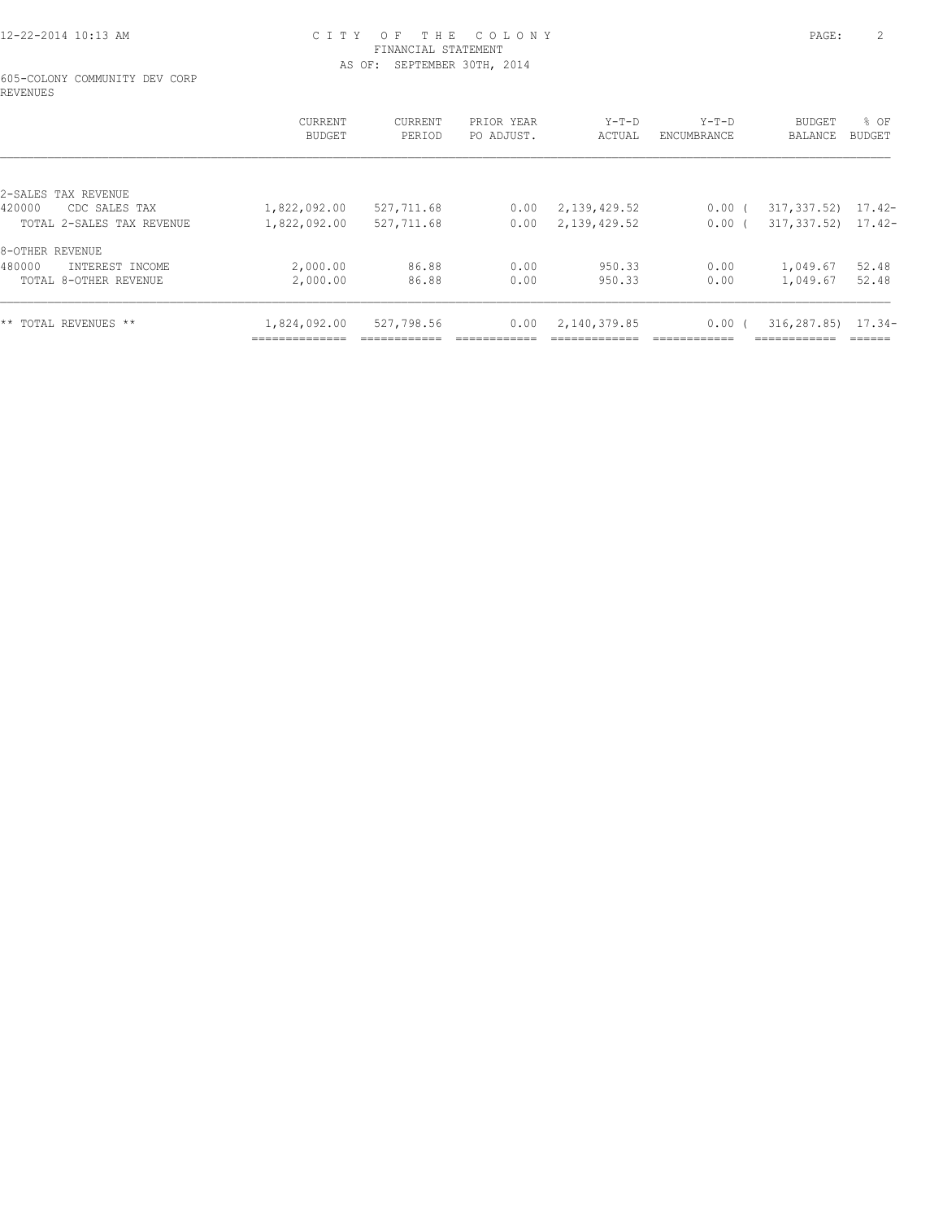# CITY OF THE COLONY
## FINANCIAL STATEMENT
AS OF: SEPTEMBER 30TH, 2014

605-COLONY COMMUNITY DEV CORP
REVENUES

| | CURRENT BUDGET | CURRENT PERIOD | PRIOR YEAR PO ADJUST. | Y-T-D ACTUAL | Y-T-D ENCUMBRANCE | BUDGET BALANCE | % OF BUDGET |
|---|---|---|---|---|---|---|---|
| 2-SALES TAX REVENUE | | | | | | | |
| 420000 CDC SALES TAX | 1,822,092.00 | 527,711.68 | 0.00 | 2,139,429.52 | 0.00 | ( 317,337.52) | 17.42- |
| TOTAL 2-SALES TAX REVENUE | 1,822,092.00 | 527,711.68 | 0.00 | 2,139,429.52 | 0.00 | ( 317,337.52) | 17.42- |
| 8-OTHER REVENUE | | | | | | | |
| 480000 INTEREST INCOME | 2,000.00 | 86.88 | 0.00 | 950.33 | 0.00 | 1,049.67 | 52.48 |
| TOTAL 8-OTHER REVENUE | 2,000.00 | 86.88 | 0.00 | 950.33 | 0.00 | 1,049.67 | 52.48 |
| ** TOTAL REVENUES ** | 1,824,092.00 | 527,798.56 | 0.00 | 2,140,379.85 | 0.00 | ( 316,287.85) | 17.34- |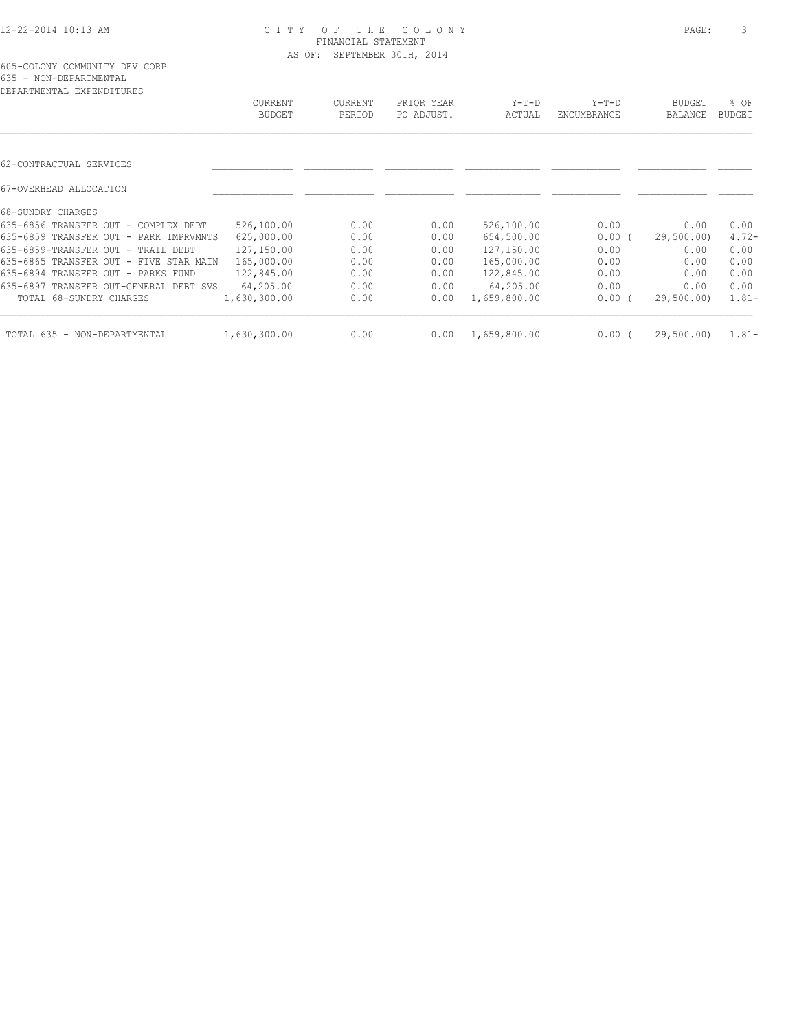CITY OF THE COLONY
FINANCIAL STATEMENT
AS OF: SEPTEMBER 30TH, 2014

605-COLONY COMMUNITY DEV CORP
635 - NON-DEPARTMENTAL
DEPARTMENTAL EXPENDITURES

| | CURRENT BUDGET | CURRENT PERIOD | PRIOR YEAR PO ADJUST. | Y-T-D ACTUAL | Y-T-D ENCUMBRANCE | BUDGET BALANCE | % OF BUDGET |
|---|---|---|---|---|---|---|---|
| 62-CONTRACTUAL SERVICES | | | | | | | |
| 67-OVERHEAD ALLOCATION | | | | | | | |
| 68-SUNDRY CHARGES | | | | | | | |
| 635-6856 TRANSFER OUT - COMPLEX DEBT | 526,100.00 | 0.00 | 0.00 | 526,100.00 | 0.00 | 0.00 | 0.00 |
| 635-6859 TRANSFER OUT - PARK IMPRVMNTS | 625,000.00 | 0.00 | 0.00 | 654,500.00 | 0.00 | ( 29,500.00) | 4.72- |
| 635-6859-TRANSFER OUT - TRAIL DEBT | 127,150.00 | 0.00 | 0.00 | 127,150.00 | 0.00 | 0.00 | 0.00 |
| 635-6865 TRANSFER OUT - FIVE STAR MAIN | 165,000.00 | 0.00 | 0.00 | 165,000.00 | 0.00 | 0.00 | 0.00 |
| 635-6894 TRANSFER OUT - PARKS FUND | 122,845.00 | 0.00 | 0.00 | 122,845.00 | 0.00 | 0.00 | 0.00 |
| 635-6897 TRANSFER OUT-GENERAL DEBT SVS | 64,205.00 | 0.00 | 0.00 | 64,205.00 | 0.00 | 0.00 | 0.00 |
| TOTAL 68-SUNDRY CHARGES | 1,630,300.00 | 0.00 | 0.00 | 1,659,800.00 | 0.00 | ( 29,500.00) | 1.81- |
| TOTAL 635 - NON-DEPARTMENTAL | 1,630,300.00 | 0.00 | 0.00 | 1,659,800.00 | 0.00 | ( 29,500.00) | 1.81- |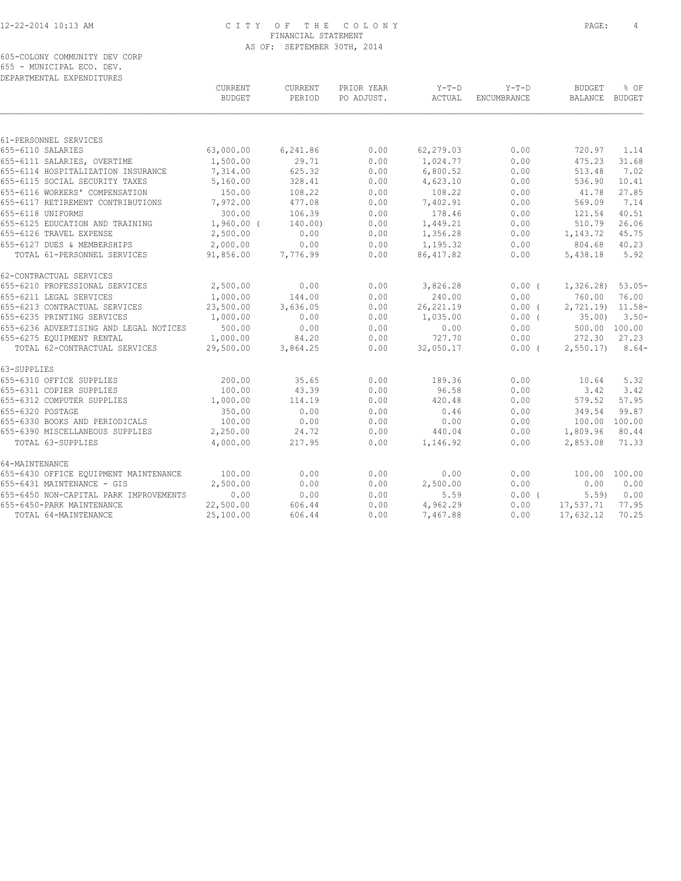CITY OF THE COLONY
FINANCIAL STATEMENT
AS OF: SEPTEMBER 30TH, 2014

605-COLONY COMMUNITY DEV CORP
655 - MUNICIPAL ECO. DEV.
DEPARTMENTAL EXPENDITURES

| | CURRENT BUDGET | CURRENT PERIOD | PRIOR YEAR PO ADJUST. | Y-T-D ACTUAL | Y-T-D ENCUMBRANCE | BUDGET BALANCE | % OF BUDGET |
|---|---|---|---|---|---|---|---|
| **61-PERSONNEL SERVICES** | | | | | | | |
| 655-6110 SALARIES | 63,000.00 | 6,241.86 | 0.00 | 62,279.03 | 0.00 | 720.97 | 1.14 |
| 655-6111 SALARIES, OVERTIME | 1,500.00 | 29.71 | 0.00 | 1,024.77 | 0.00 | 475.23 | 31.68 |
| 655-6114 HOSPITALIZATION INSURANCE | 7,314.00 | 625.32 | 0.00 | 6,800.52 | 0.00 | 513.48 | 7.02 |
| 655-6115 SOCIAL SECURITY TAXES | 5,160.00 | 328.41 | 0.00 | 4,623.10 | 0.00 | 536.90 | 10.41 |
| 655-6116 WORKERS' COMPENSATION | 150.00 | 108.22 | 0.00 | 108.22 | 0.00 | 41.78 | 27.85 |
| 655-6117 RETIREMENT CONTRIBUTIONS | 7,972.00 | 477.08 | 0.00 | 7,402.91 | 0.00 | 569.09 | 7.14 |
| 655-6118 UNIFORMS | 300.00 | 106.39 | 0.00 | 178.46 | 0.00 | 121.54 | 40.51 |
| 655-6125 EDUCATION AND TRAINING | 1,960.00 | (140.00) | 0.00 | 1,449.21 | 0.00 | 510.79 | 26.06 |
| 655-6126 TRAVEL EXPENSE | 2,500.00 | 0.00 | 0.00 | 1,356.28 | 0.00 | 1,143.72 | 45.75 |
| 655-6127 DUES & MEMBERSHIPS | 2,000.00 | 0.00 | 0.00 | 1,195.32 | 0.00 | 804.68 | 40.23 |
| TOTAL 61-PERSONNEL SERVICES | 91,856.00 | 7,776.99 | 0.00 | 86,417.82 | 0.00 | 5,438.18 | 5.92 |
| **62-CONTRACTUAL SERVICES** | | | | | | | |
| 655-6210 PROFESSIONAL SERVICES | 2,500.00 | 0.00 | 0.00 | 3,826.28 | 0.00 | (1,326.28) | 53.05- |
| 655-6211 LEGAL SERVICES | 1,000.00 | 144.00 | 0.00 | 240.00 | 0.00 | 760.00 | 76.00 |
| 655-6213 CONTRACTUAL SERVICES | 23,500.00 | 3,636.05 | 0.00 | 26,221.19 | 0.00 | (2,721.19) | 11.58- |
| 655-6235 PRINTING SERVICES | 1,000.00 | 0.00 | 0.00 | 1,035.00 | 0.00 | (35.00) | 3.50- |
| 655-6236 ADVERTISING AND LEGAL NOTICES | 500.00 | 0.00 | 0.00 | 0.00 | 0.00 | 500.00 | 100.00 |
| 655-6275 EQUIPMENT RENTAL | 1,000.00 | 84.20 | 0.00 | 727.70 | 0.00 | 272.30 | 27.23 |
| TOTAL 62-CONTRACTUAL SERVICES | 29,500.00 | 3,864.25 | 0.00 | 32,050.17 | 0.00 | (2,550.17) | 8.64- |
| **63-SUPPLIES** | | | | | | | |
| 655-6310 OFFICE SUPPLIES | 200.00 | 35.65 | 0.00 | 189.36 | 0.00 | 10.64 | 5.32 |
| 655-6311 COPIER SUPPLIES | 100.00 | 43.39 | 0.00 | 96.58 | 0.00 | 3.42 | 3.42 |
| 655-6312 COMPUTER SUPPLIES | 1,000.00 | 114.19 | 0.00 | 420.48 | 0.00 | 579.52 | 57.95 |
| 655-6320 POSTAGE | 350.00 | 0.00 | 0.00 | 0.46 | 0.00 | 349.54 | 99.87 |
| 655-6330 BOOKS AND PERIODICALS | 100.00 | 0.00 | 0.00 | 0.00 | 0.00 | 100.00 | 100.00 |
| 655-6390 MISCELLANEOUS SUPPLIES | 2,250.00 | 24.72 | 0.00 | 440.04 | 0.00 | 1,809.96 | 80.44 |
| TOTAL 63-SUPPLIES | 4,000.00 | 217.95 | 0.00 | 1,146.92 | 0.00 | 2,853.08 | 71.33 |
| **64-MAINTENANCE** | | | | | | | |
| 655-6430 OFFICE EQUIPMENT MAINTENANCE | 100.00 | 0.00 | 0.00 | 0.00 | 0.00 | 100.00 | 100.00 |
| 655-6431 MAINTENANCE - GIS | 2,500.00 | 0.00 | 0.00 | 2,500.00 | 0.00 | 0.00 | 0.00 |
| 655-6450 NON-CAPITAL PARK IMPROVEMENTS | 0.00 | 0.00 | 0.00 | 5.59 | 0.00 | (5.59) | 0.00 |
| 655-6450-PARK MAINTENANCE | 22,500.00 | 606.44 | 0.00 | 4,962.29 | 0.00 | 17,537.71 | 77.95 |
| TOTAL 64-MAINTENANCE | 25,100.00 | 606.44 | 0.00 | 7,467.88 | 0.00 | 17,632.12 | 70.25 |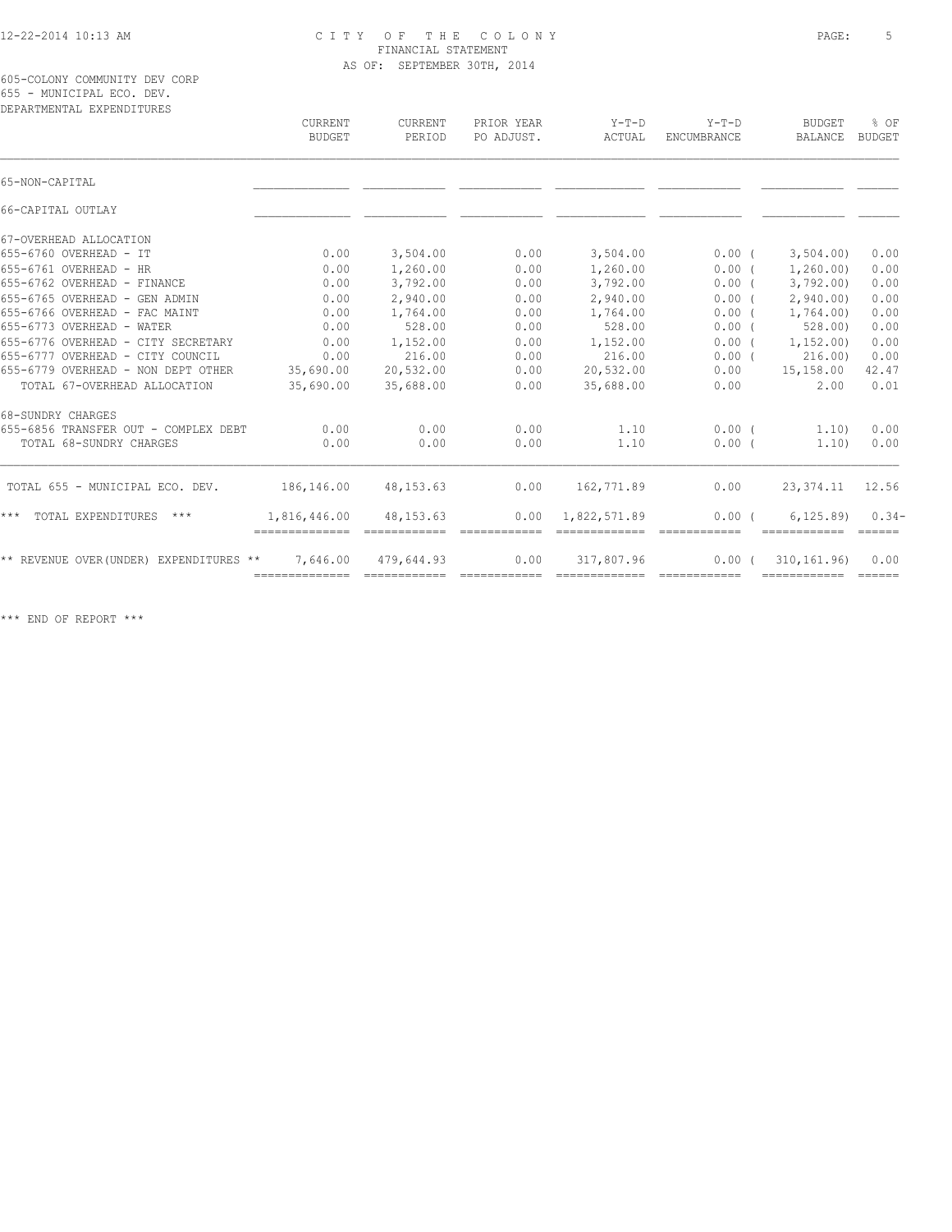CITY OF THE COLONY
FINANCIAL STATEMENT
AS OF: SEPTEMBER 30TH, 2014

605-COLONY COMMUNITY DEV CORP
655 - MUNICIPAL ECO. DEV.
DEPARTMENTAL EXPENDITURES

| | CURRENT BUDGET | CURRENT PERIOD | PRIOR YEAR PO ADJUST. | Y-T-D ACTUAL | Y-T-D ENCUMBRANCE | BUDGET BALANCE | % OF BUDGET |
|---|---|---|---|---|---|---|---|
| 65-NON-CAPITAL | | | | | | | |
| 66-CAPITAL OUTLAY | | | | | | | |
| 67-OVERHEAD ALLOCATION | | | | | | | |
| 655-6760 OVERHEAD - IT | 0.00 | 3,504.00 | 0.00 | 3,504.00 | 0.00 | ( 3,504.00) | 0.00 |
| 655-6761 OVERHEAD - HR | 0.00 | 1,260.00 | 0.00 | 1,260.00 | 0.00 | ( 1,260.00) | 0.00 |
| 655-6762 OVERHEAD - FINANCE | 0.00 | 3,792.00 | 0.00 | 3,792.00 | 0.00 | ( 3,792.00) | 0.00 |
| 655-6765 OVERHEAD - GEN ADMIN | 0.00 | 2,940.00 | 0.00 | 2,940.00 | 0.00 | ( 2,940.00) | 0.00 |
| 655-6766 OVERHEAD - FAC MAINT | 0.00 | 1,764.00 | 0.00 | 1,764.00 | 0.00 | ( 1,764.00) | 0.00 |
| 655-6773 OVERHEAD - WATER | 0.00 | 528.00 | 0.00 | 528.00 | 0.00 | ( 528.00) | 0.00 |
| 655-6776 OVERHEAD - CITY SECRETARY | 0.00 | 1,152.00 | 0.00 | 1,152.00 | 0.00 | ( 1,152.00) | 0.00 |
| 655-6777 OVERHEAD - CITY COUNCIL | 0.00 | 216.00 | 0.00 | 216.00 | 0.00 | ( 216.00) | 0.00 |
| 655-6779 OVERHEAD - NON DEPT OTHER | 35,690.00 | 20,532.00 | 0.00 | 20,532.00 | 0.00 | 15,158.00 | 42.47 |
| TOTAL 67-OVERHEAD ALLOCATION | 35,690.00 | 35,688.00 | 0.00 | 35,688.00 | 0.00 | 2.00 | 0.01 |
| 68-SUNDRY CHARGES | | | | | | | |
| 655-6856 TRANSFER OUT - COMPLEX DEBT | 0.00 | 0.00 | 0.00 | 1.10 | 0.00 | ( 1.10) | 0.00 |
| TOTAL 68-SUNDRY CHARGES | 0.00 | 0.00 | 0.00 | 1.10 | 0.00 | ( 1.10) | 0.00 |
| TOTAL 655 - MUNICIPAL ECO. DEV. | 186,146.00 | 48,153.63 | 0.00 | 162,771.89 | 0.00 | 23,374.11 | 12.56 |
| *** TOTAL EXPENDITURES *** | 1,816,446.00 | 48,153.63 | 0.00 | 1,822,571.89 | 0.00 | ( 6,125.89) | 0.34- |
| ** REVENUE OVER(UNDER) EXPENDITURES ** | 7,646.00 | 479,644.93 | 0.00 | 317,807.96 | 0.00 | ( 310,161.96) | 0.00 |

*** END OF REPORT ***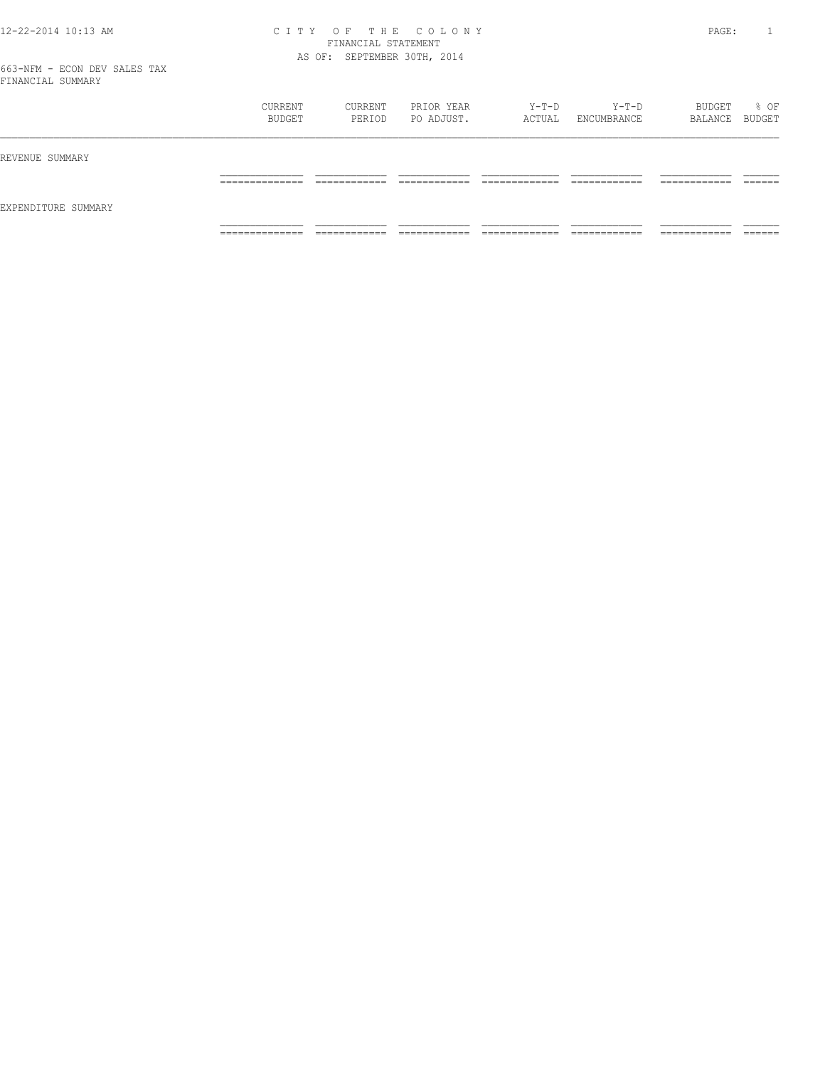# CITY OF THE COLONY

FINANCIAL STATEMENT

AS OF: SEPTEMBER 30TH, 2014

663-NFM - ECON DEV SALES TAX

FINANCIAL SUMMARY

| | CURRENT BUDGET | CURRENT PERIOD | PRIOR YEAR PO ADJUST. | Y-T-D ACTUAL | Y-T-D ENCUMBRANCE | BUDGET BALANCE | % OF BUDGET |
|---|---|---|---|---|---|---|---|
| REVENUE SUMMARY | | | | | | | |
| EXPENDITURE SUMMARY | | | | | | | |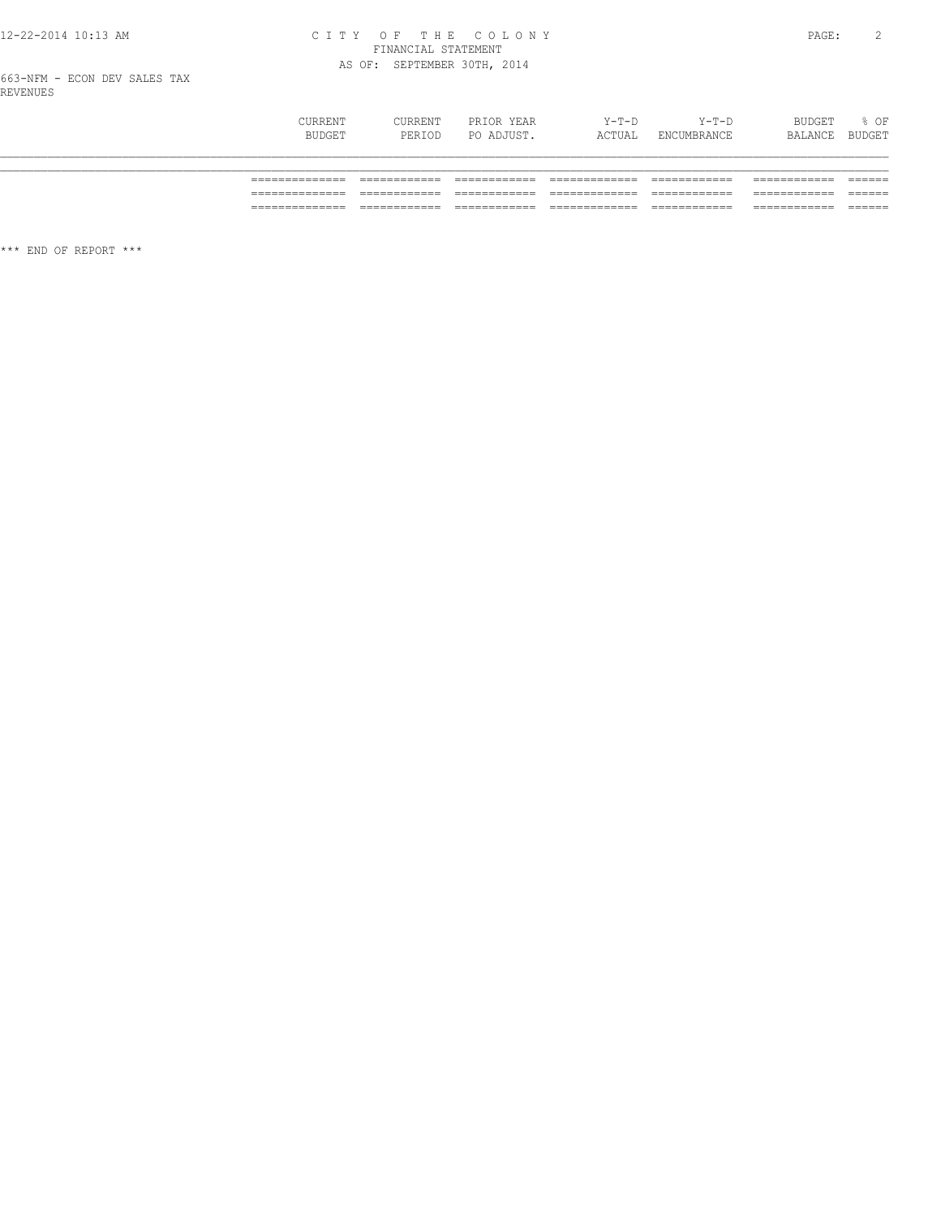# CITY OF THE COLONY
## FINANCIAL STATEMENT
### AS OF: SEPTEMBER 30TH, 2014

663-NFM - ECON DEV SALES TAX

REVENUES

| | CURRENT BUDGET | CURRENT PERIOD | PRIOR YEAR PO ADJUST. | Y-T-D ACTUAL | Y-T-D ENCUMBRANCE | BUDGET BALANCE | % OF BUDGET |
|---|---|---|---|---|---|---|---|
| | ============= | ============ | ============ | ============= | ============ | ============ | ====== |
| | ============= | ============ | ============ | ============= | ============ | ============ | ====== |
| | ============= | ============ | ============ | ============= | ============ | ============ | ====== |

\*\*\* END OF REPORT \*\*\*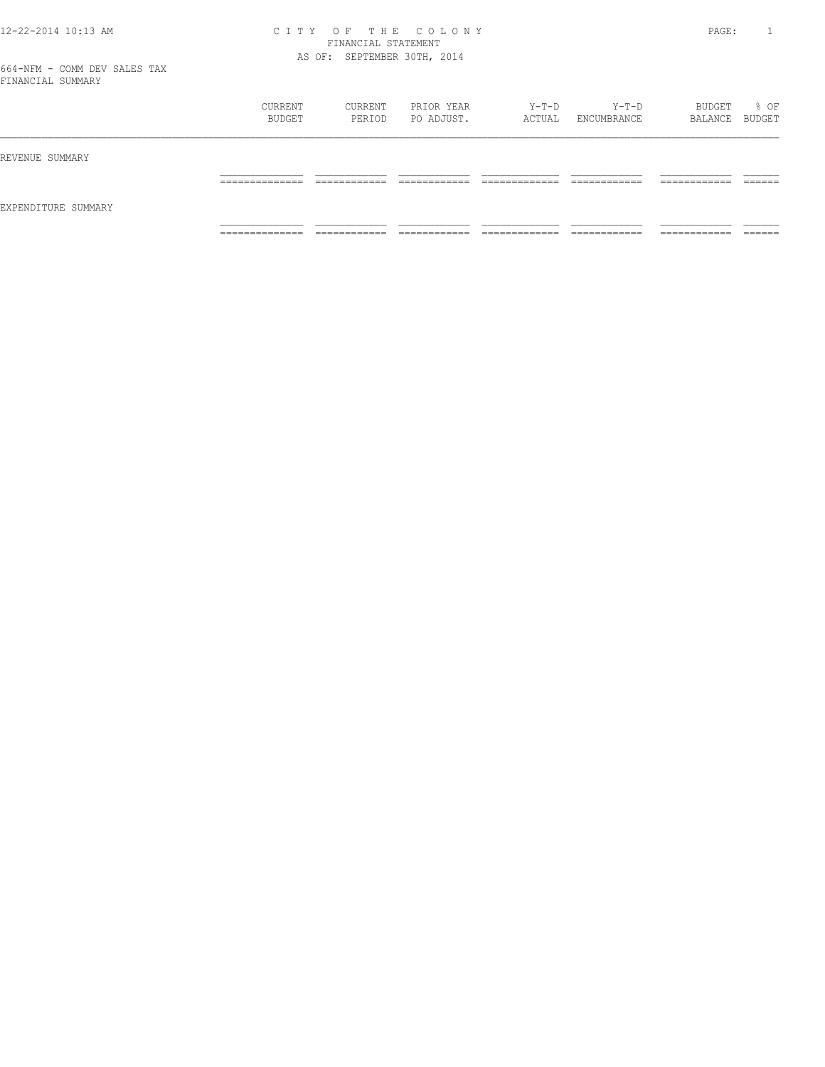# CITY OF THE COLONY

FINANCIAL STATEMENT

AS OF: SEPTEMBER 30TH, 2014

664-NFM - COMM DEV SALES TAX

FINANCIAL SUMMARY

| | CURRENT BUDGET | CURRENT PERIOD | PRIOR YEAR PO ADJUST. | Y-T-D ACTUAL | Y-T-D ENCUMBRANCE | BUDGET BALANCE | % OF BUDGET |
|---|---|---|---|---|---|---|---|
| REVENUE SUMMARY | | | | | | | |
| EXPENDITURE SUMMARY | | | | | | | |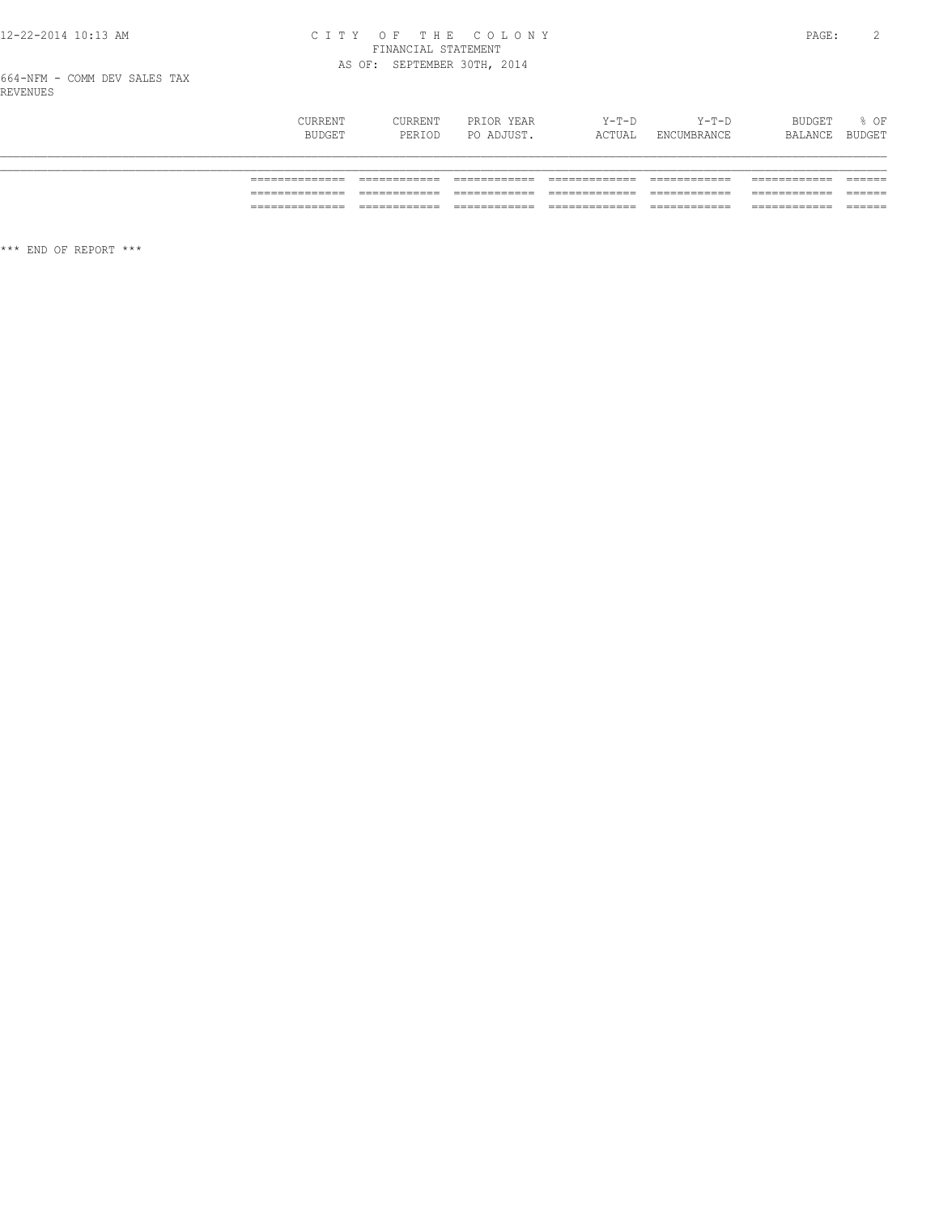664-NFM - COMM DEV SALES TAX

REVENUES

| | CURRENT BUDGET | CURRENT PERIOD | PRIOR YEAR PO ADJUST. | Y-T-D ACTUAL | Y-T-D ENCUMBRANCE | BUDGET BALANCE | % OF BUDGET |
|---|---|---|---|---|---|---|---|
| | | | | | | | |

\*\*\* END OF REPORT \*\*\*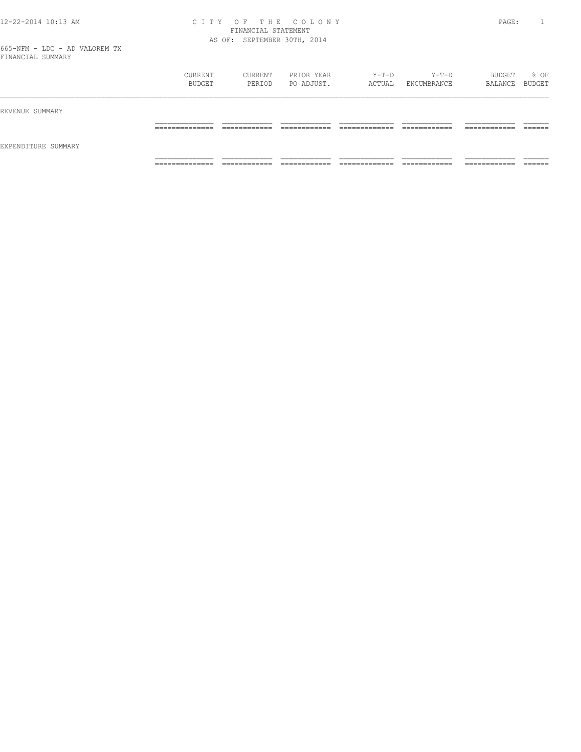# CITY OF THE COLONY
## FINANCIAL STATEMENT
### AS OF: SEPTEMBER 30TH, 2014

665-NFM - LDC - AD VALOREM TX
FINANCIAL SUMMARY

| | CURRENT BUDGET | CURRENT PERIOD | PRIOR YEAR PO ADJUST. | Y-T-D ACTUAL | Y-T-D ENCUMBRANCE | BUDGET BALANCE | % OF BUDGET |
|---|---|---|---|---|---|---|---|
| REVENUE SUMMARY | | | | | | | |
| EXPENDITURE SUMMARY | | | | | | | |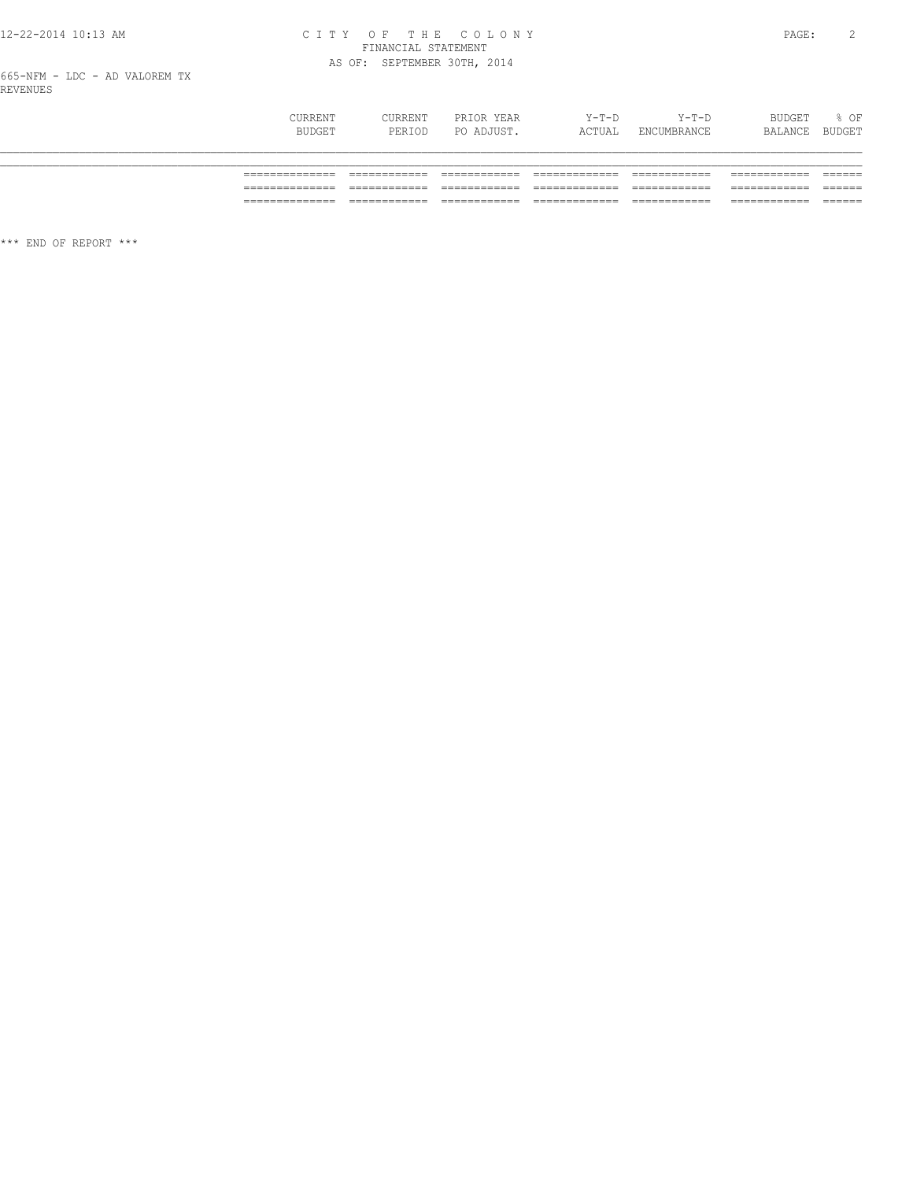665-NFM - LDC - AD VALOREM TX
REVENUES

| CURRENT BUDGET | CURRENT PERIOD | PRIOR YEAR PO ADJUST. | Y-T-D ACTUAL | Y-T-D ENCUMBRANCE | BUDGET BALANCE | % OF BUDGET |
|---|---|---|---|---|---|---|

*** END OF REPORT ***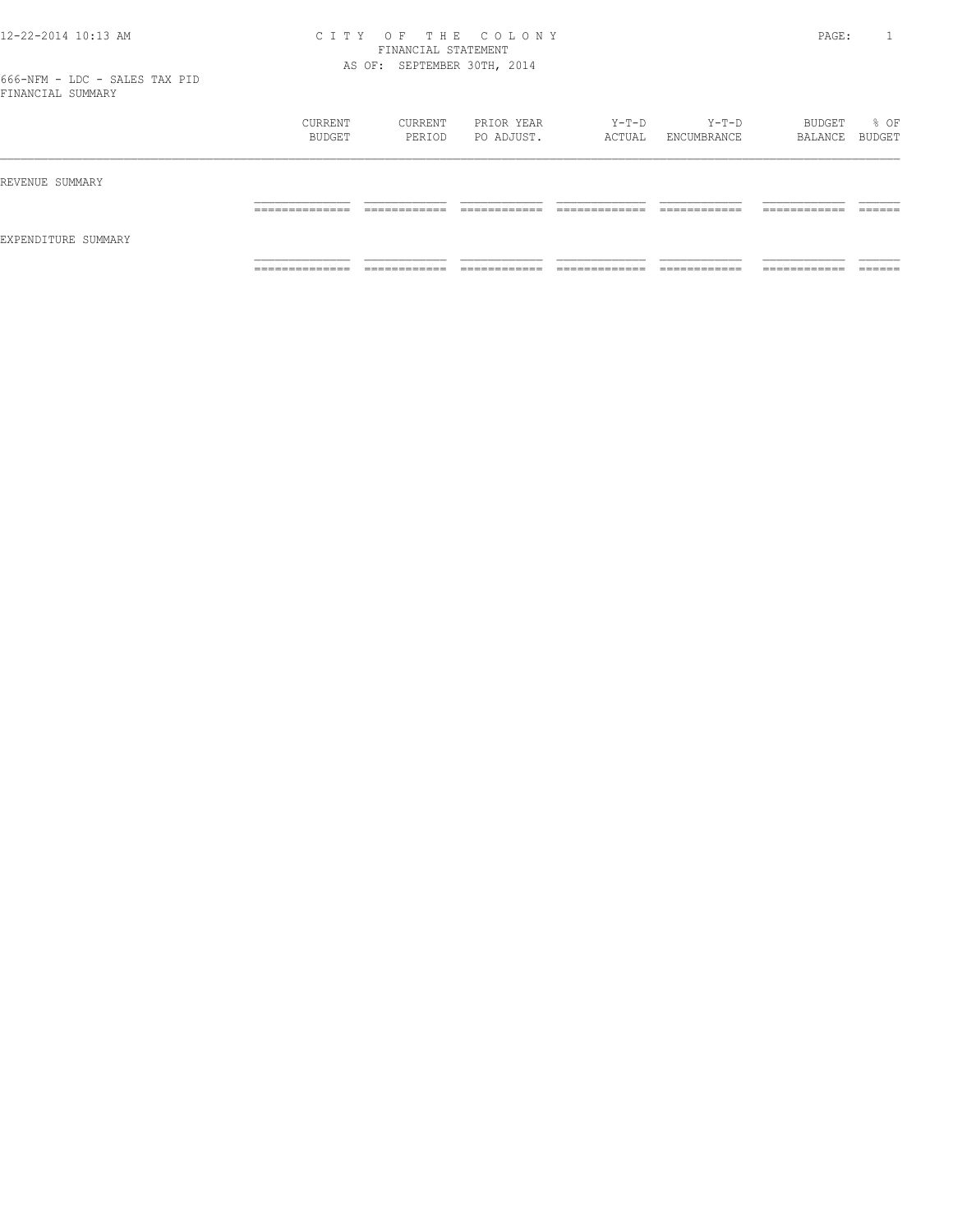# CITY OF THE COLONY

FINANCIAL STATEMENT

AS OF: SEPTEMBER 30TH, 2014

666-NFM - LDC - SALES TAX PID

FINANCIAL SUMMARY

| | CURRENT BUDGET | CURRENT PERIOD | PRIOR YEAR PO ADJUST. | Y-T-D ACTUAL | Y-T-D ENCUMBRANCE | BUDGET BALANCE | % OF BUDGET |
|---|---|---|---|---|---|---|---|
| REVENUE SUMMARY | | | | | | | |
| EXPENDITURE SUMMARY | | | | | | | |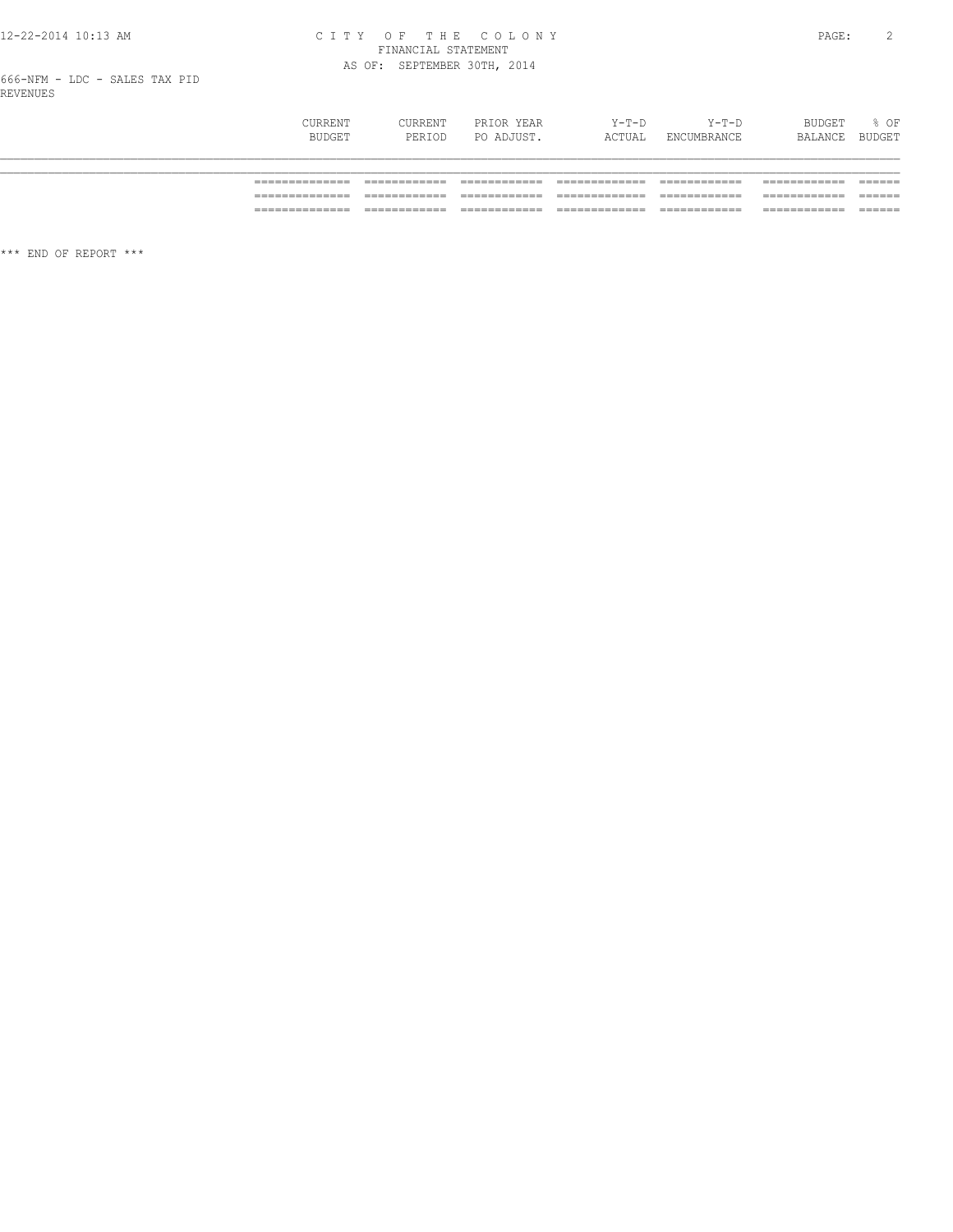# CITY OF THE COLONY
## FINANCIAL STATEMENT
### AS OF: SEPTEMBER 30TH, 2014

666-NFM - LDC - SALES TAX PID
REVENUES

| | CURRENT BUDGET | CURRENT PERIOD | PRIOR YEAR PO ADJUST. | Y-T-D ACTUAL | Y-T-D ENCUMBRANCE | BUDGET BALANCE | % OF BUDGET |
|---|---|---|---|---|---|---|---|
| | | | | | | | |

\*\*\* END OF REPORT \*\*\*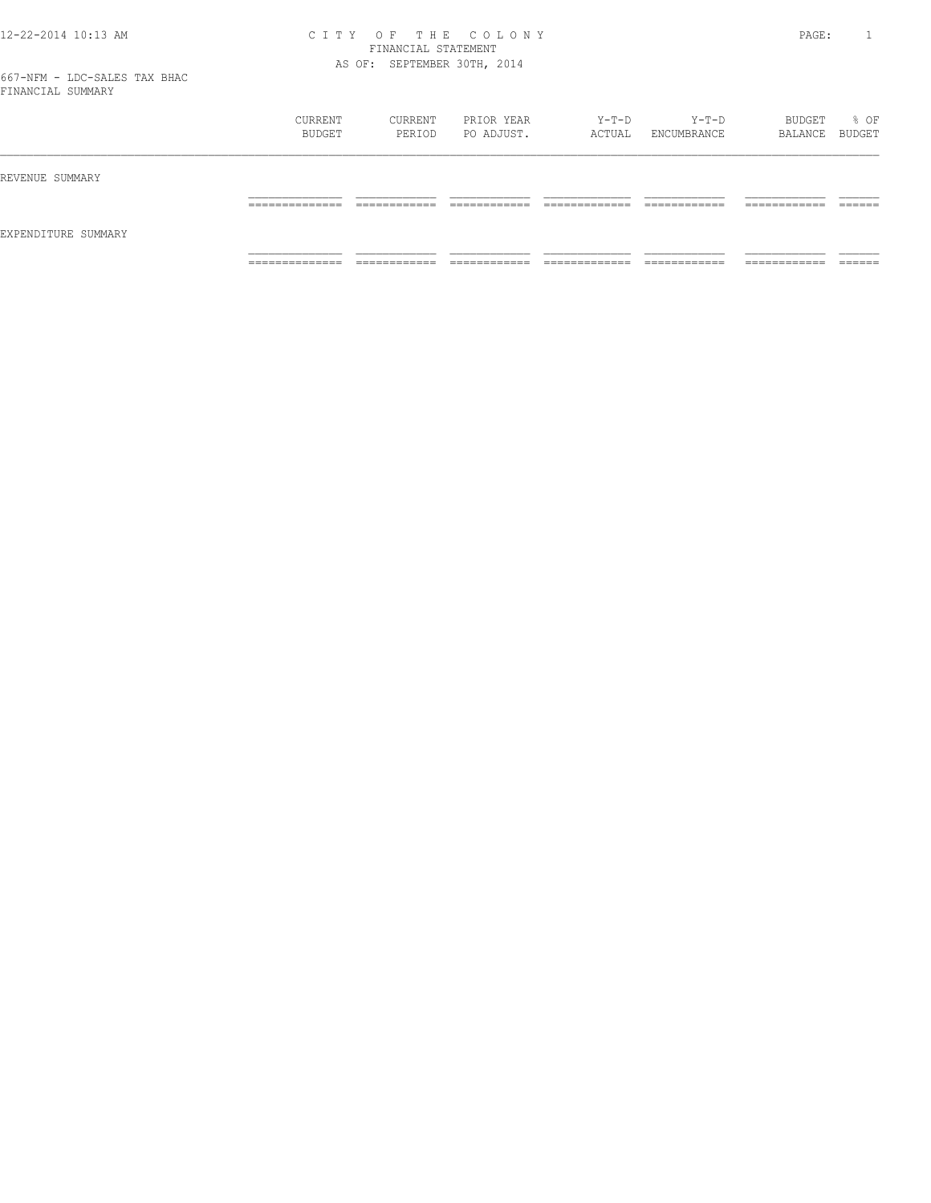# CITY OF THE COLONY
## FINANCIAL STATEMENT
### AS OF: SEPTEMBER 30TH, 2014

667-NFM - LDC-SALES TAX BHAC
FINANCIAL SUMMARY

| | CURRENT BUDGET | CURRENT PERIOD | PRIOR YEAR PO ADJUST. | Y-T-D ACTUAL | Y-T-D ENCUMBRANCE | BUDGET BALANCE | % OF BUDGET |
|---|---|---|---|---|---|---|---|
| REVENUE SUMMARY | | | | | | | |
| EXPENDITURE SUMMARY | | | | | | | |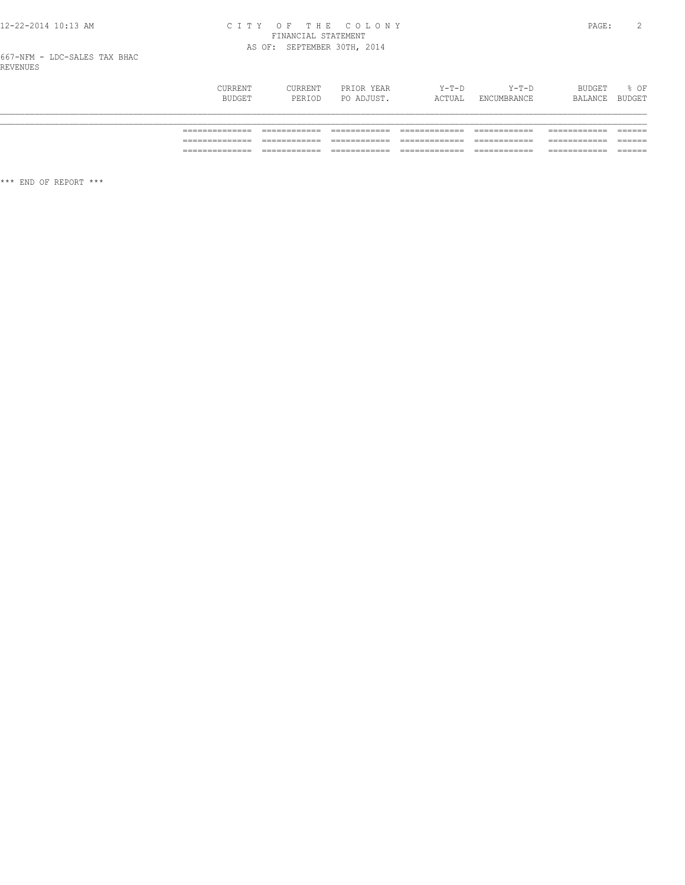667-NFM - LDC-SALES TAX BHAC

REVENUES

| | CURRENT BUDGET | CURRENT PERIOD | PRIOR YEAR PO ADJUST. | Y-T-D ACTUAL | Y-T-D ENCUMBRANCE | BUDGET BALANCE | % OF BUDGET |
|---|---|---|---|---|---|---|---|
| | ============== | ============ | ============ | ============= | ============ | ============ | ====== |
| | ============== | ============ | ============ | ============= | ============ | ============ | ====== |
| | ============== | ============ | ============ | ============= | ============ | ============ | ====== |

*** END OF REPORT ***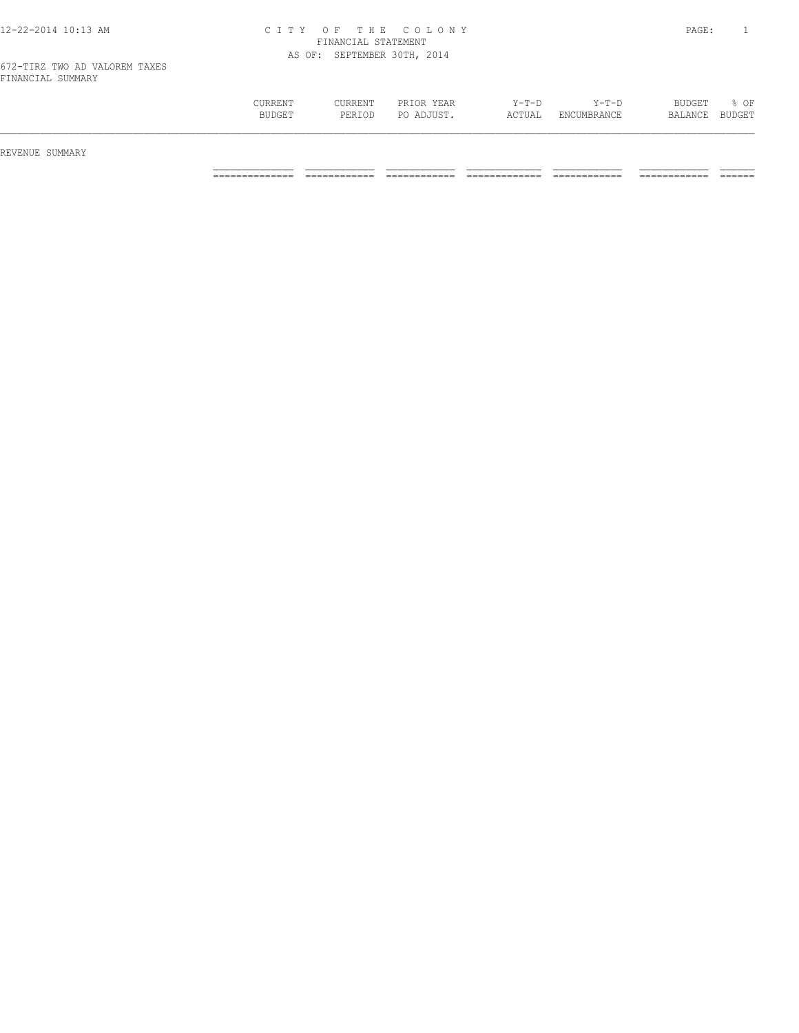# CITY OF THE COLONY
## FINANCIAL STATEMENT
### AS OF: SEPTEMBER 30TH, 2014

672-TIRZ TWO AD VALOREM TAXES
FINANCIAL SUMMARY

| | CURRENT BUDGET | CURRENT PERIOD | PRIOR YEAR PO ADJUST. | Y-T-D ACTUAL | Y-T-D ENCUMBRANCE | BUDGET BALANCE | % OF BUDGET |
|---|---|---|---|---|---|---|---|
| REVENUE SUMMARY | | | | | | | |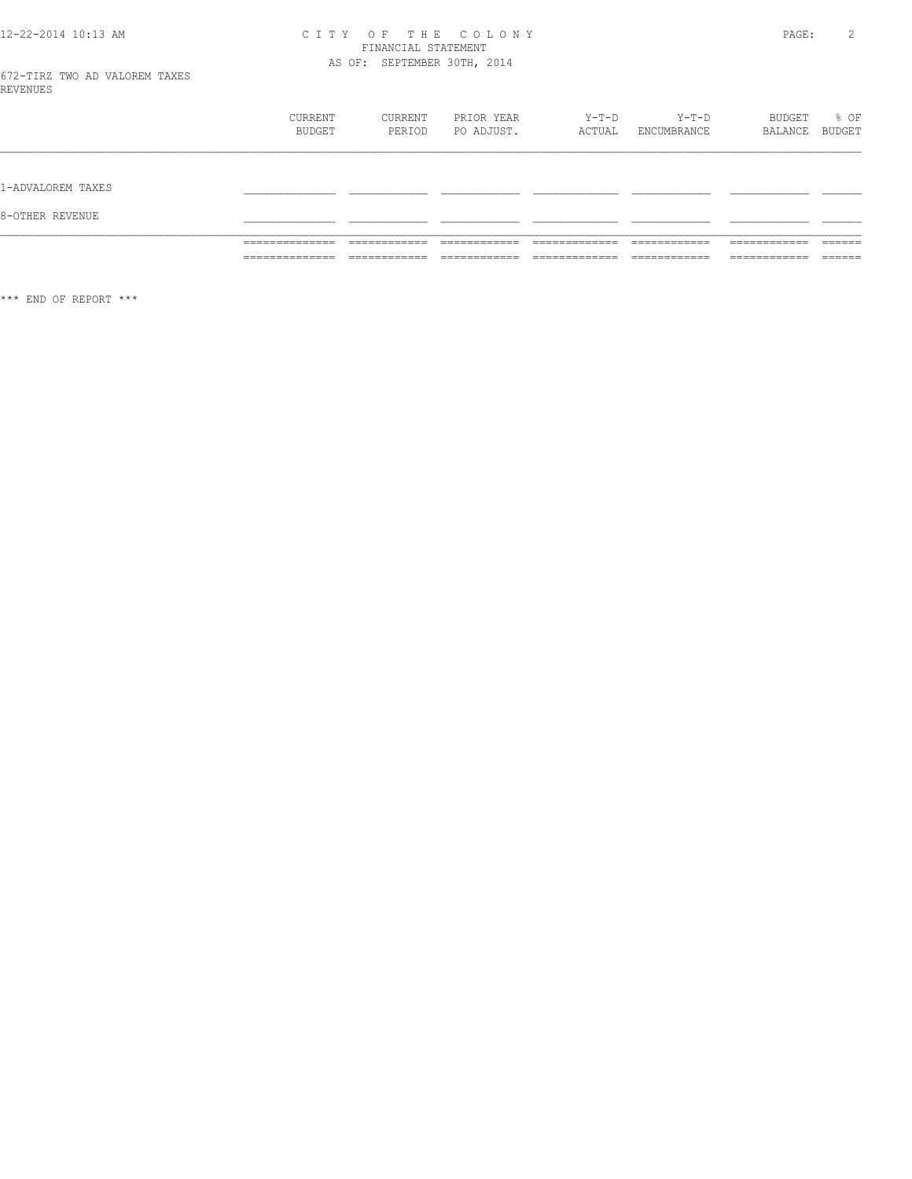CITY OF THE COLONY
FINANCIAL STATEMENT
AS OF: SEPTEMBER 30TH, 2014

672-TIRZ TWO AD VALOREM TAXES
REVENUES

| | CURRENT BUDGET | CURRENT PERIOD | PRIOR YEAR PO ADJUST. | Y-T-D ACTUAL | Y-T-D ENCUMBRANCE | BUDGET BALANCE | % OF BUDGET |
|---|---|---|---|---|---|---|---|
| 1-ADVALOREM TAXES | | | | | | | |
| 8-OTHER REVENUE | | | | | | | |

*** END OF REPORT ***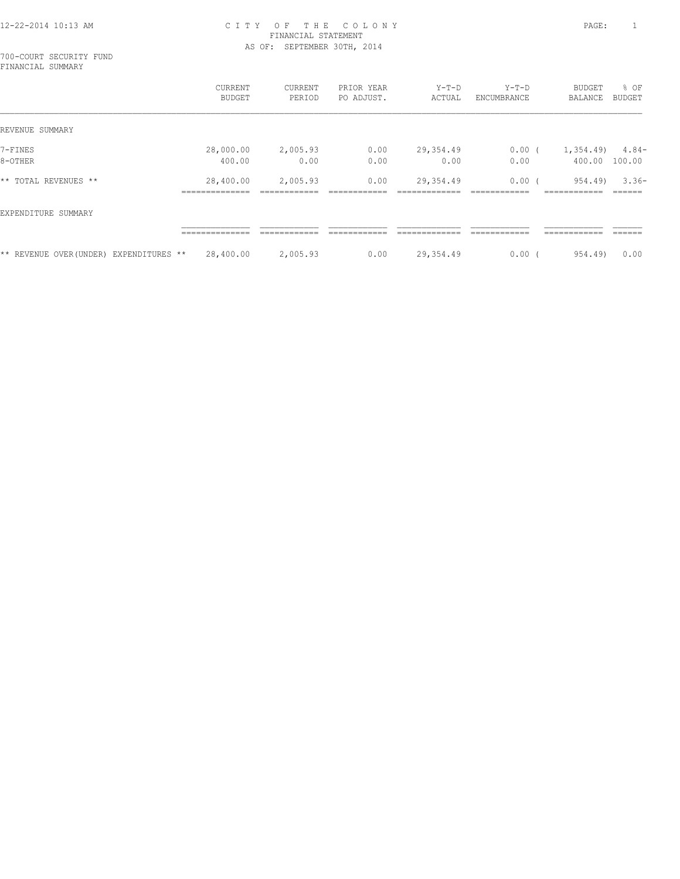# CITY OF THE COLONY
## FINANCIAL STATEMENT
### AS OF: SEPTEMBER 30TH, 2014

700-COURT SECURITY FUND
FINANCIAL SUMMARY

| | CURRENT BUDGET | CURRENT PERIOD | PRIOR YEAR PO ADJUST. | Y-T-D ACTUAL | Y-T-D ENCUMBRANCE | BUDGET BALANCE | % OF BUDGET |
|---|---|---|---|---|---|---|---|
| REVENUE SUMMARY | | | | | | | |
| 7-FINES | 28,000.00 | 2,005.93 | 0.00 | 29,354.49 | 0.00 | ( 1,354.49) | 4.84- |
| 8-OTHER | 400.00 | 0.00 | 0.00 | 0.00 | 0.00 | 400.00 | 100.00 |
| ** TOTAL REVENUES ** | 28,400.00 | 2,005.93 | 0.00 | 29,354.49 | 0.00 | ( 954.49) | 3.36- |
| EXPENDITURE SUMMARY | | | | | | | |
| ** REVENUE OVER(UNDER) EXPENDITURES ** | 28,400.00 | 2,005.93 | 0.00 | 29,354.49 | 0.00 | ( 954.49) | 0.00 |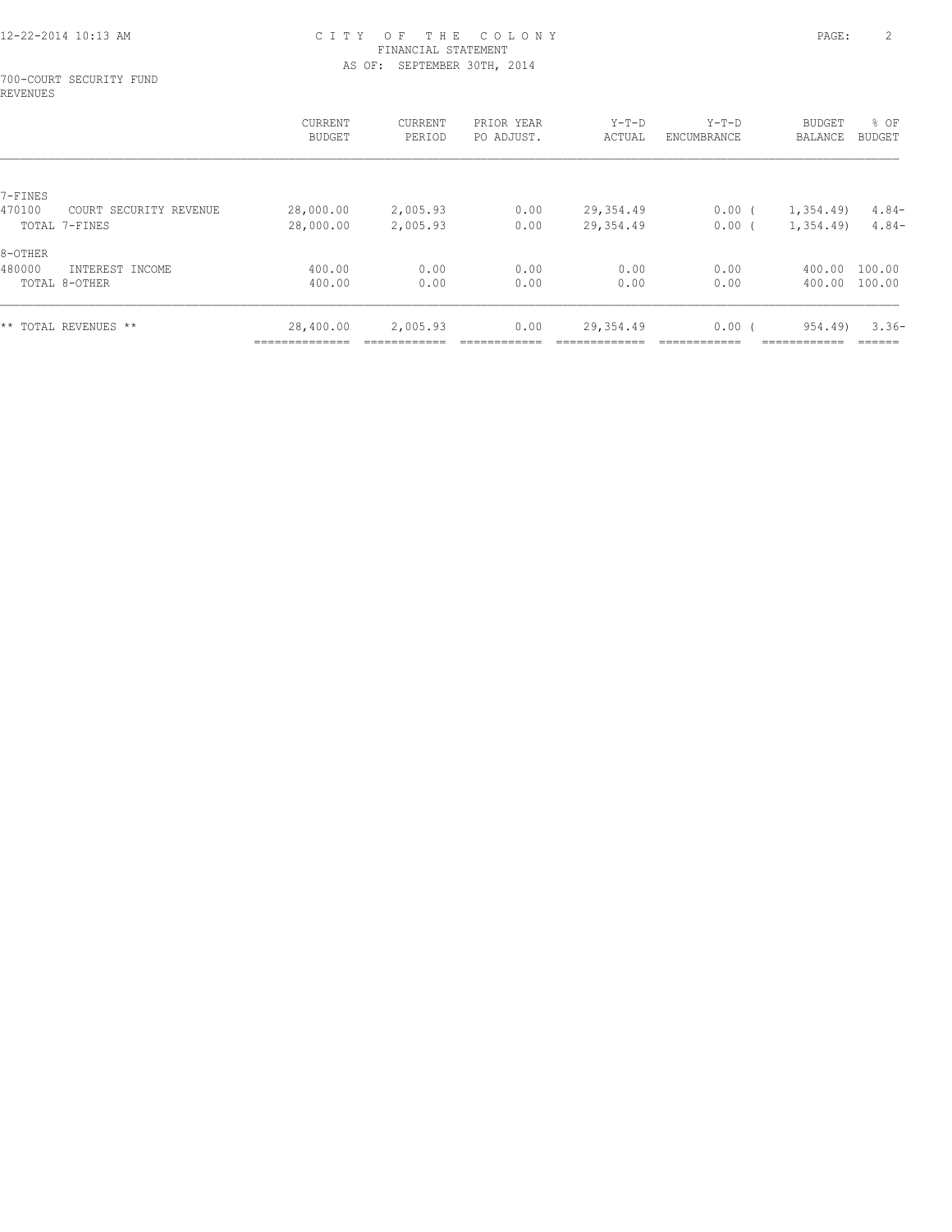CITY OF THE COLONY
FINANCIAL STATEMENT
AS OF: SEPTEMBER 30TH, 2014

700-COURT SECURITY FUND
REVENUES

| | CURRENT BUDGET | CURRENT PERIOD | PRIOR YEAR PO ADJUST. | Y-T-D ACTUAL | Y-T-D ENCUMBRANCE | BUDGET BALANCE | % OF BUDGET |
|---|---|---|---|---|---|---|---|
| 7-FINES | | | | | | | |
| 470100 COURT SECURITY REVENUE | 28,000.00 | 2,005.93 | 0.00 | 29,354.49 | 0.00 | ( 1,354.49) | 4.84- |
| TOTAL 7-FINES | 28,000.00 | 2,005.93 | 0.00 | 29,354.49 | 0.00 | ( 1,354.49) | 4.84- |
| 8-OTHER | | | | | | | |
| 480000 INTEREST INCOME | 400.00 | 0.00 | 0.00 | 0.00 | 0.00 | 400.00 | 100.00 |
| TOTAL 8-OTHER | 400.00 | 0.00 | 0.00 | 0.00 | 0.00 | 400.00 | 100.00 |
| ** TOTAL REVENUES ** | 28,400.00 | 2,005.93 | 0.00 | 29,354.49 | 0.00 | ( 954.49) | 3.36- |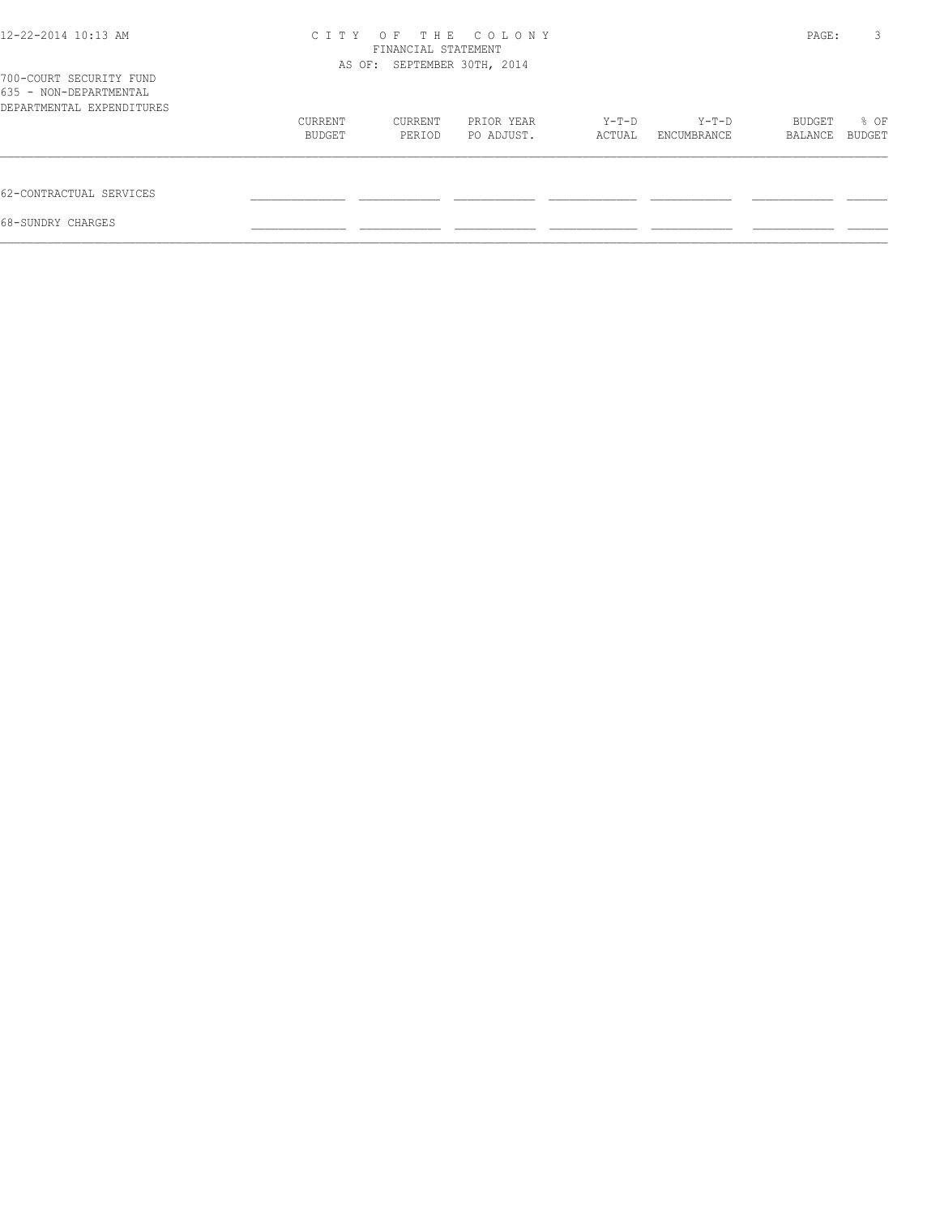CITY OF THE COLONY
FINANCIAL STATEMENT
AS OF: SEPTEMBER 30TH, 2014

700-COURT SECURITY FUND
635 - NON-DEPARTMENTAL
DEPARTMENTAL EXPENDITURES

| | CURRENT BUDGET | CURRENT PERIOD | PRIOR YEAR PO ADJUST. | Y-T-D ACTUAL | Y-T-D ENCUMBRANCE | BUDGET BALANCE | % OF BUDGET |
|---|---|---|---|---|---|---|---|
| 62-CONTRACTUAL SERVICES | | | | | | | |
| 68-SUNDRY CHARGES | | | | | | | |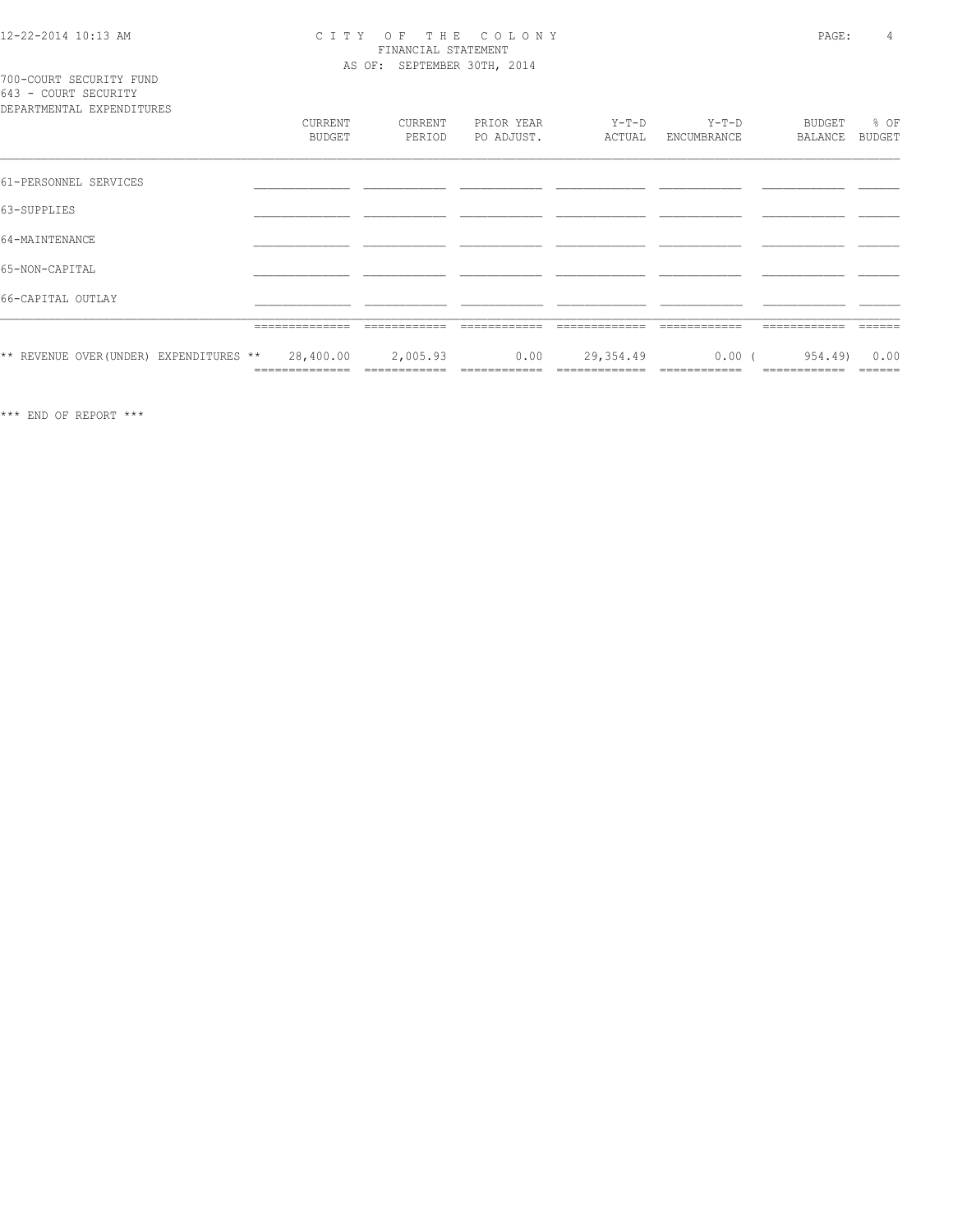CITY OF THE COLONY
FINANCIAL STATEMENT
AS OF: SEPTEMBER 30TH, 2014

700-COURT SECURITY FUND
643 - COURT SECURITY
DEPARTMENTAL EXPENDITURES

| | CURRENT BUDGET | CURRENT PERIOD | PRIOR YEAR PO ADJUST. | Y-T-D ACTUAL | Y-T-D ENCUMBRANCE | BUDGET BALANCE | % OF BUDGET |
|---|---|---|---|---|---|---|---|
| 61-PERSONNEL SERVICES | | | | | | | |
| 63-SUPPLIES | | | | | | | |
| 64-MAINTENANCE | | | | | | | |
| 65-NON-CAPITAL | | | | | | | |
| 66-CAPITAL OUTLAY | | | | | | | |
| ** REVENUE OVER(UNDER) EXPENDITURES ** | 28,400.00 | 2,005.93 | 0.00 | 29,354.49 | 0.00 | ( 954.49) | 0.00 |

*** END OF REPORT ***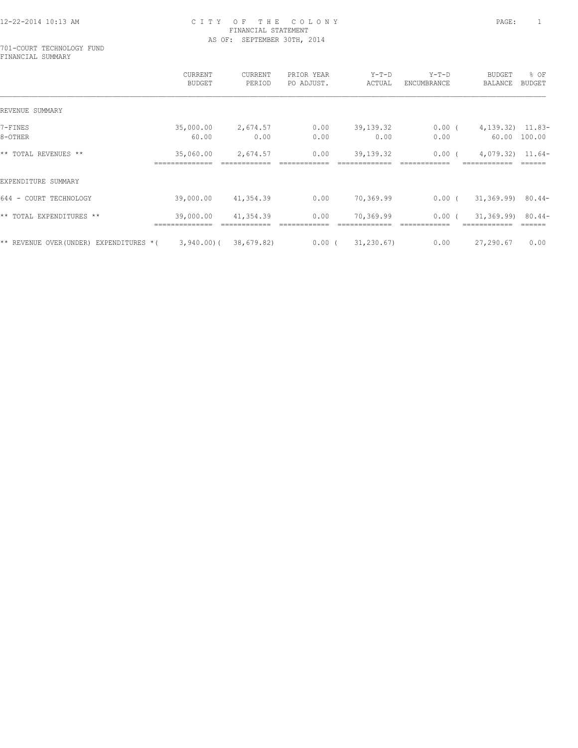12-22-2014 10:13 AM

# CITY OF THE COLONY
## FINANCIAL STATEMENT
AS OF: SEPTEMBER 30TH, 2014

701-COURT TECHNOLOGY FUND
FINANCIAL SUMMARY

| | CURRENT BUDGET | CURRENT PERIOD | PRIOR YEAR PO ADJUST. | Y-T-D ACTUAL | Y-T-D ENCUMBRANCE | BUDGET BALANCE | % OF BUDGET |
|---|---|---|---|---|---|---|---|
| REVENUE SUMMARY | | | | | | | |
| 7-FINES | 35,000.00 | 2,674.57 | 0.00 | 39,139.32 | 0.00 | ( 4,139.32) | 11.83- |
| 8-OTHER | 60.00 | 0.00 | 0.00 | 0.00 | 0.00 | 60.00 | 100.00 |
| ** TOTAL REVENUES ** | 35,060.00 | 2,674.57 | 0.00 | 39,139.32 | 0.00 | ( 4,079.32) | 11.64- |
| EXPENDITURE SUMMARY | | | | | | | |
| 644 - COURT TECHNOLOGY | 39,000.00 | 41,354.39 | 0.00 | 70,369.99 | 0.00 | ( 31,369.99) | 80.44- |
| ** TOTAL EXPENDITURES ** | 39,000.00 | 41,354.39 | 0.00 | 70,369.99 | 0.00 | ( 31,369.99) | 80.44- |
| ** REVENUE OVER(UNDER) EXPENDITURES * | ( 3,940.00) | ( 38,679.82) | 0.00 | ( 31,230.67) | 0.00 | 27,290.67 | 0.00 |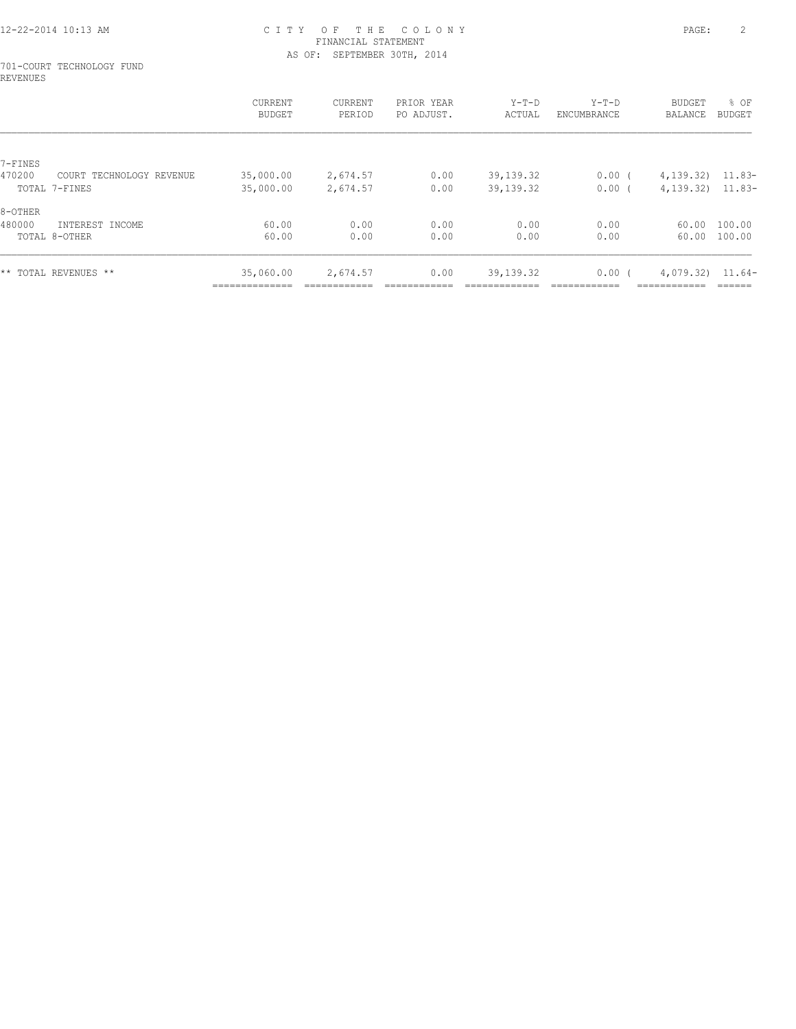# CITY OF THE COLONY
## FINANCIAL STATEMENT
### AS OF: SEPTEMBER 30TH, 2014

701-COURT TECHNOLOGY FUND
REVENUES

| | CURRENT BUDGET | CURRENT PERIOD | PRIOR YEAR PO ADJUST. | Y-T-D ACTUAL | Y-T-D ENCUMBRANCE | BUDGET BALANCE | % OF BUDGET |
|---|---|---|---|---|---|---|---|
| 7-FINES | | | | | | | |
| 470200 COURT TECHNOLOGY REVENUE | 35,000.00 | 2,674.57 | 0.00 | 39,139.32 | 0.00 | ( 4,139.32) | 11.83- |
| TOTAL 7-FINES | 35,000.00 | 2,674.57 | 0.00 | 39,139.32 | 0.00 | ( 4,139.32) | 11.83- |
| 8-OTHER | | | | | | | |
| 480000 INTEREST INCOME | 60.00 | 0.00 | 0.00 | 0.00 | 0.00 | 60.00 | 100.00 |
| TOTAL 8-OTHER | 60.00 | 0.00 | 0.00 | 0.00 | 0.00 | 60.00 | 100.00 |
| ** TOTAL REVENUES ** | 35,060.00 | 2,674.57 | 0.00 | 39,139.32 | 0.00 | ( 4,079.32) | 11.64- |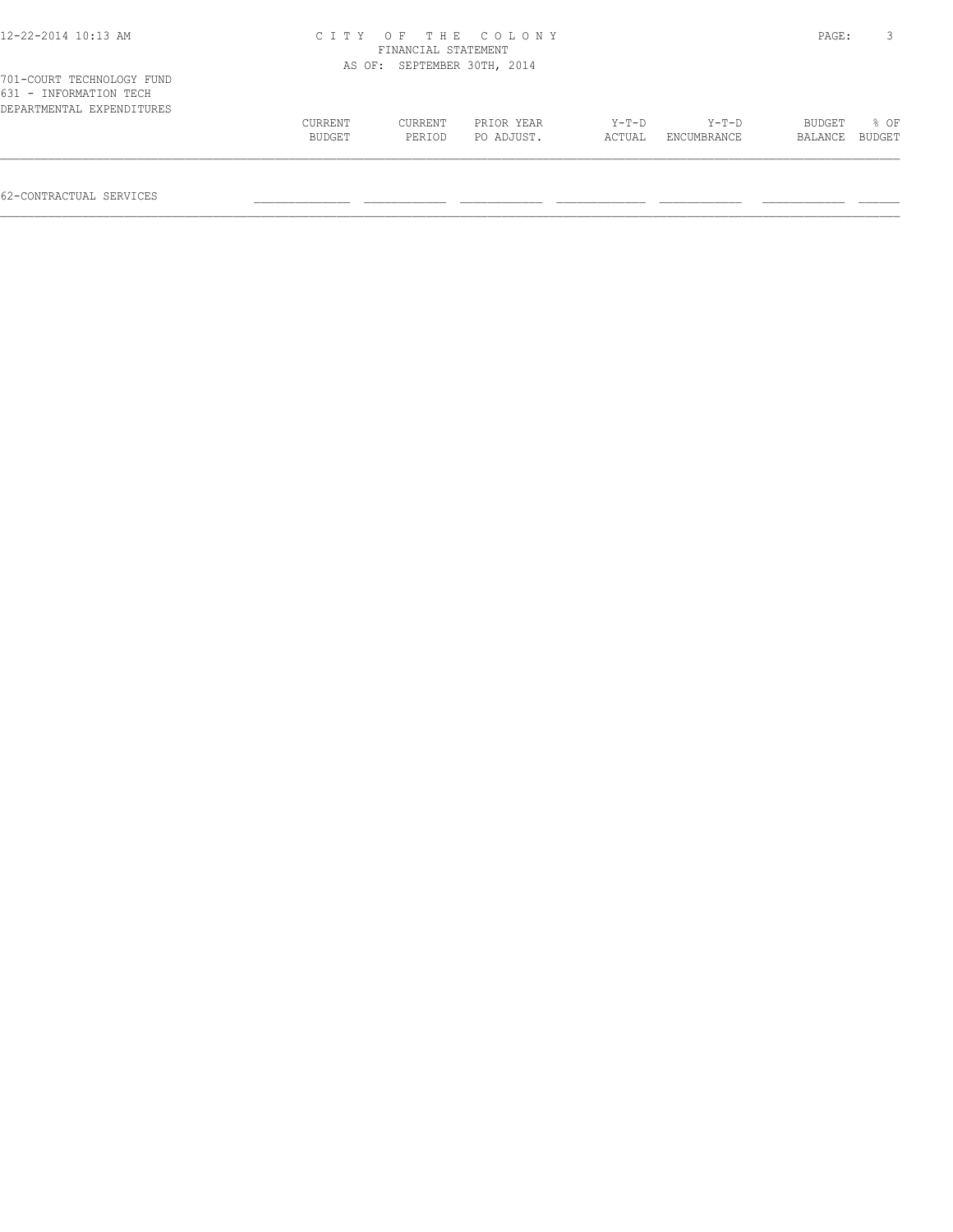CITY OF THE COLONY
FINANCIAL STATEMENT
AS OF: SEPTEMBER 30TH, 2014

701-COURT TECHNOLOGY FUND
631 - INFORMATION TECH
DEPARTMENTAL EXPENDITURES

| | CURRENT BUDGET | CURRENT PERIOD | PRIOR YEAR PO ADJUST. | Y-T-D ACTUAL | Y-T-D ENCUMBRANCE | BUDGET BALANCE | % OF BUDGET |
|---|---|---|---|---|---|---|---|
| 62-CONTRACTUAL SERVICES | | | | | | | |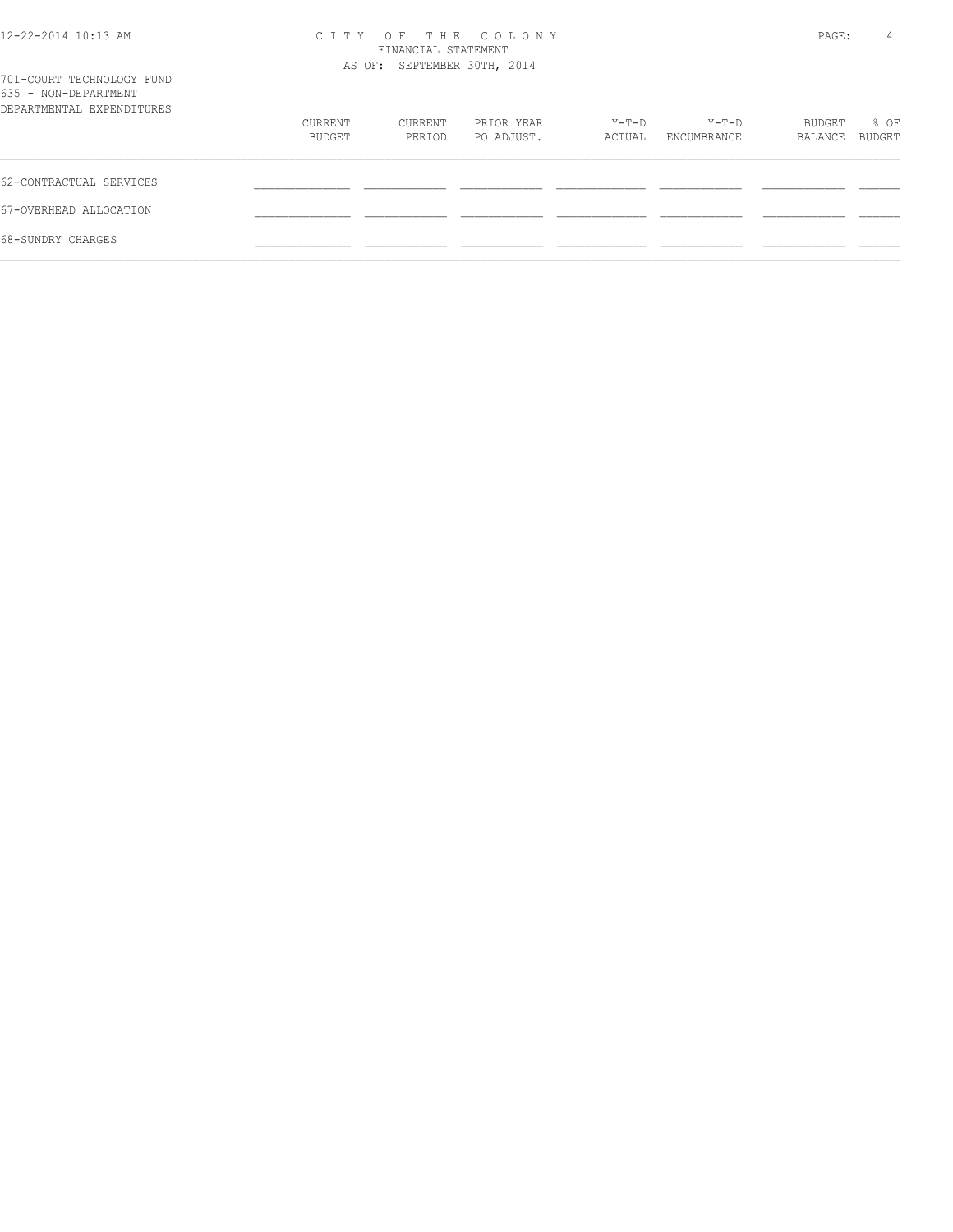CITY OF THE COLONY
FINANCIAL STATEMENT
AS OF: SEPTEMBER 30TH, 2014

701-COURT TECHNOLOGY FUND
635 - NON-DEPARTMENT
DEPARTMENTAL EXPENDITURES

| | CURRENT BUDGET | CURRENT PERIOD | PRIOR YEAR PO ADJUST. | Y-T-D ACTUAL | Y-T-D ENCUMBRANCE | BUDGET BALANCE | % OF BUDGET |
|---|---|---|---|---|---|---|---|
| 62-CONTRACTUAL SERVICES | | | | | | | |
| 67-OVERHEAD ALLOCATION | | | | | | | |
| 68-SUNDRY CHARGES | | | | | | | |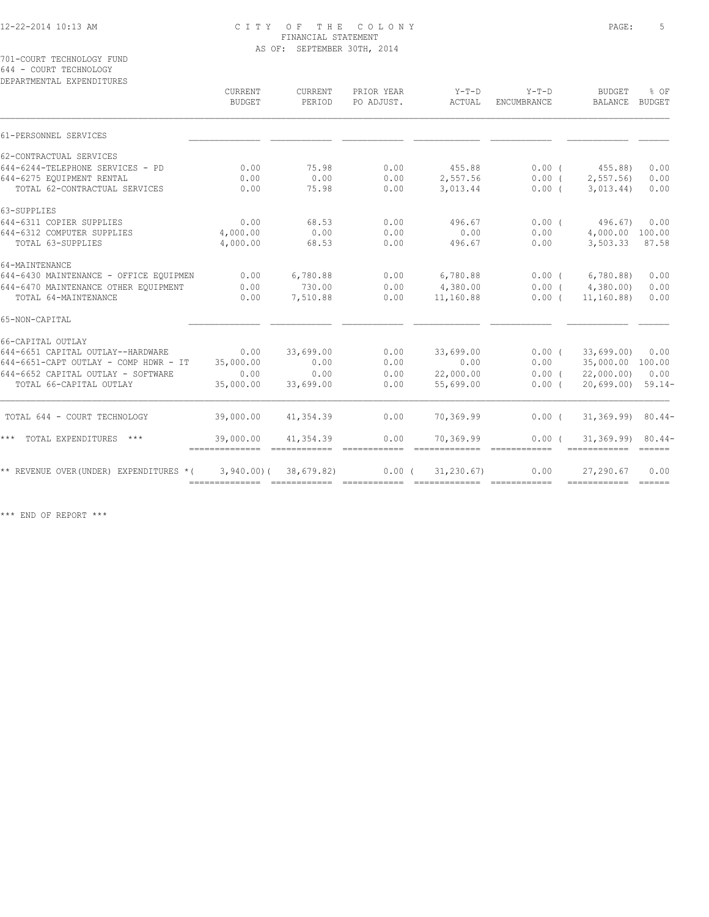CITY OF THE COLONY
FINANCIAL STATEMENT
AS OF: SEPTEMBER 30TH, 2014

701-COURT TECHNOLOGY FUND
644 - COURT TECHNOLOGY
DEPARTMENTAL EXPENDITURES

| | CURRENT BUDGET | CURRENT PERIOD | PRIOR YEAR PO ADJUST. | Y-T-D ACTUAL | Y-T-D ENCUMBRANCE | BUDGET BALANCE | % OF BUDGET |
|---|---|---|---|---|---|---|---|
| 61-PERSONNEL SERVICES | | | | | | | |
| 62-CONTRACTUAL SERVICES | | | | | | | |
| 644-6244-TELEPHONE SERVICES - PD | 0.00 | 75.98 | 0.00 | 455.88 | 0.00 | ( 455.88) | 0.00 |
| 644-6275 EQUIPMENT RENTAL | 0.00 | 0.00 | 0.00 | 2,557.56 | 0.00 | ( 2,557.56) | 0.00 |
| TOTAL 62-CONTRACTUAL SERVICES | 0.00 | 75.98 | 0.00 | 3,013.44 | 0.00 | ( 3,013.44) | 0.00 |
| 63-SUPPLIES | | | | | | | |
| 644-6311 COPIER SUPPLIES | 0.00 | 68.53 | 0.00 | 496.67 | 0.00 | ( 496.67) | 0.00 |
| 644-6312 COMPUTER SUPPLIES | 4,000.00 | 0.00 | 0.00 | 0.00 | 0.00 | 4,000.00 | 100.00 |
| TOTAL 63-SUPPLIES | 4,000.00 | 68.53 | 0.00 | 496.67 | 0.00 | 3,503.33 | 87.58 |
| 64-MAINTENANCE | | | | | | | |
| 644-6430 MAINTENANCE - OFFICE EQUIPMEN | 0.00 | 6,780.88 | 0.00 | 6,780.88 | 0.00 | ( 6,780.88) | 0.00 |
| 644-6470 MAINTENANCE OTHER EQUIPMENT | 0.00 | 730.00 | 0.00 | 4,380.00 | 0.00 | ( 4,380.00) | 0.00 |
| TOTAL 64-MAINTENANCE | 0.00 | 7,510.88 | 0.00 | 11,160.88 | 0.00 | ( 11,160.88) | 0.00 |
| 65-NON-CAPITAL | | | | | | | |
| 66-CAPITAL OUTLAY | | | | | | | |
| 644-6651 CAPITAL OUTLAY--HARDWARE | 0.00 | 33,699.00 | 0.00 | 33,699.00 | 0.00 | ( 33,699.00) | 0.00 |
| 644-6651-CAPT OUTLAY - COMP HDWR - IT | 35,000.00 | 0.00 | 0.00 | 0.00 | 0.00 | 35,000.00 | 100.00 |
| 644-6652 CAPITAL OUTLAY - SOFTWARE | 0.00 | 0.00 | 0.00 | 22,000.00 | 0.00 | ( 22,000.00) | 0.00 |
| TOTAL 66-CAPITAL OUTLAY | 35,000.00 | 33,699.00 | 0.00 | 55,699.00 | 0.00 | ( 20,699.00) | 59.14- |
| TOTAL 644 - COURT TECHNOLOGY | 39,000.00 | 41,354.39 | 0.00 | 70,369.99 | 0.00 | ( 31,369.99) | 80.44- |
| *** TOTAL EXPENDITURES *** | 39,000.00 | 41,354.39 | 0.00 | 70,369.99 | 0.00 | ( 31,369.99) | 80.44- |
| ** REVENUE OVER(UNDER) EXPENDITURES * | ( 3,940.00) | ( 38,679.82) | 0.00 | ( 31,230.67) | 0.00 | 27,290.67 | 0.00 |

*** END OF REPORT ***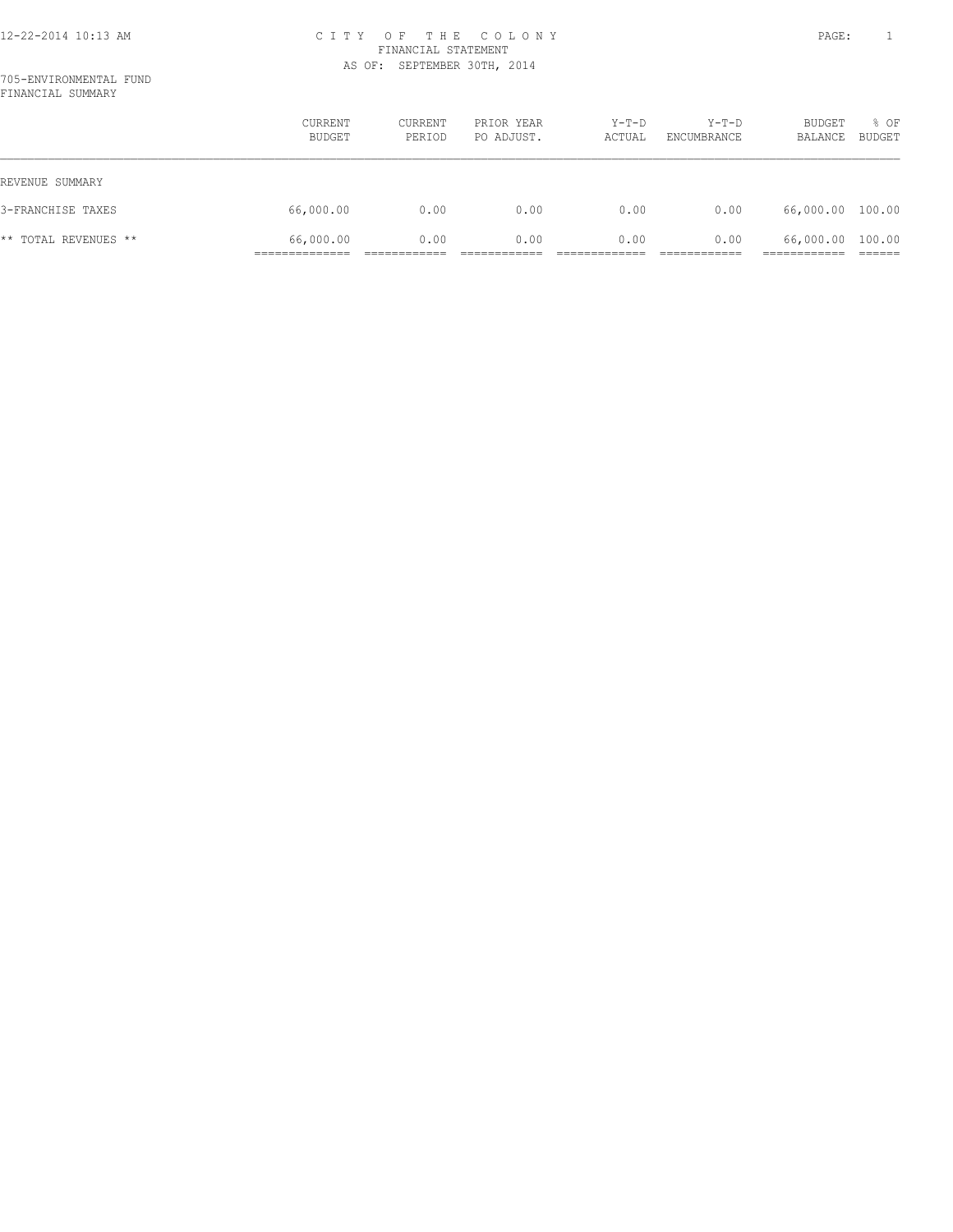# CITY OF THE COLONY
## FINANCIAL STATEMENT
### AS OF: SEPTEMBER 30TH, 2014

705-ENVIRONMENTAL FUND
FINANCIAL SUMMARY

| | CURRENT BUDGET | CURRENT PERIOD | PRIOR YEAR PO ADJUST. | Y-T-D ACTUAL | Y-T-D ENCUMBRANCE | BUDGET BALANCE | % OF BUDGET |
|---|---|---|---|---|---|---|---|
| REVENUE SUMMARY | | | | | | | |
| 3-FRANCHISE TAXES | 66,000.00 | 0.00 | 0.00 | 0.00 | 0.00 | 66,000.00 | 100.00 |
| ** TOTAL REVENUES ** | 66,000.00 | 0.00 | 0.00 | 0.00 | 0.00 | 66,000.00 | 100.00 |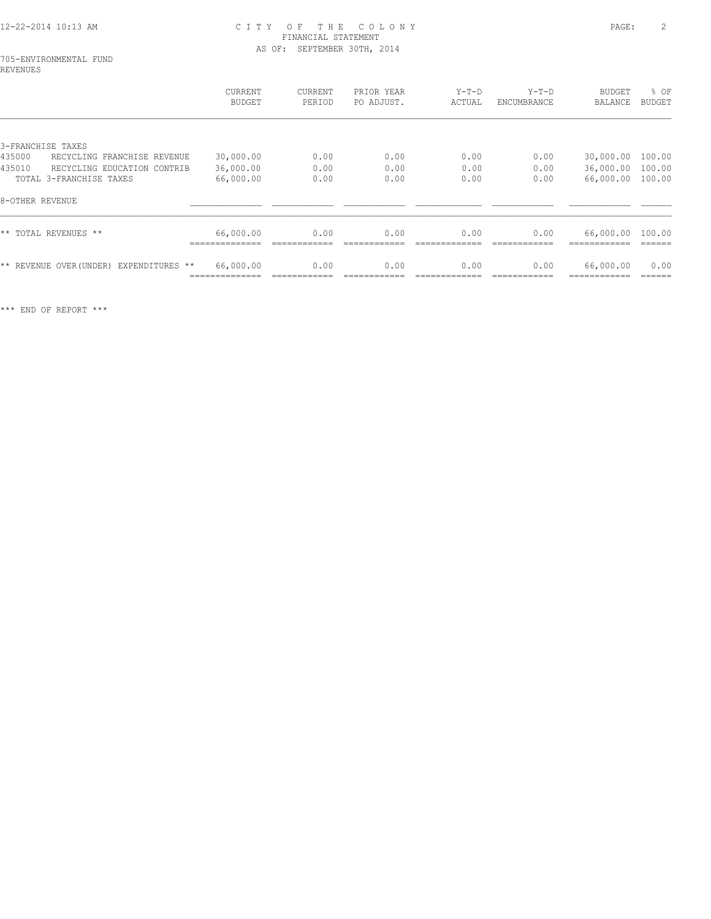12-22-2014 10:13 AM

# CITY OF THE COLONY
## FINANCIAL STATEMENT
### AS OF: SEPTEMBER 30TH, 2014

705-ENVIRONMENTAL FUND
REVENUES

| | CURRENT BUDGET | CURRENT PERIOD | PRIOR YEAR PO ADJUST. | Y-T-D ACTUAL | Y-T-D ENCUMBRANCE | BUDGET BALANCE | % OF BUDGET |
|---|---|---|---|---|---|---|---|
| 3-FRANCHISE TAXES | | | | | | | |
| 435000 RECYCLING FRANCHISE REVENUE | 30,000.00 | 0.00 | 0.00 | 0.00 | 0.00 | 30,000.00 | 100.00 |
| 435010 RECYCLING EDUCATION CONTRIB | 36,000.00 | 0.00 | 0.00 | 0.00 | 0.00 | 36,000.00 | 100.00 |
| TOTAL 3-FRANCHISE TAXES | 66,000.00 | 0.00 | 0.00 | 0.00 | 0.00 | 66,000.00 | 100.00 |
| 8-OTHER REVENUE | | | | | | | |
| ** TOTAL REVENUES ** | 66,000.00 | 0.00 | 0.00 | 0.00 | 0.00 | 66,000.00 | 100.00 |
| ** REVENUE OVER(UNDER) EXPENDITURES ** | 66,000.00 | 0.00 | 0.00 | 0.00 | 0.00 | 66,000.00 | 0.00 |

*** END OF REPORT ***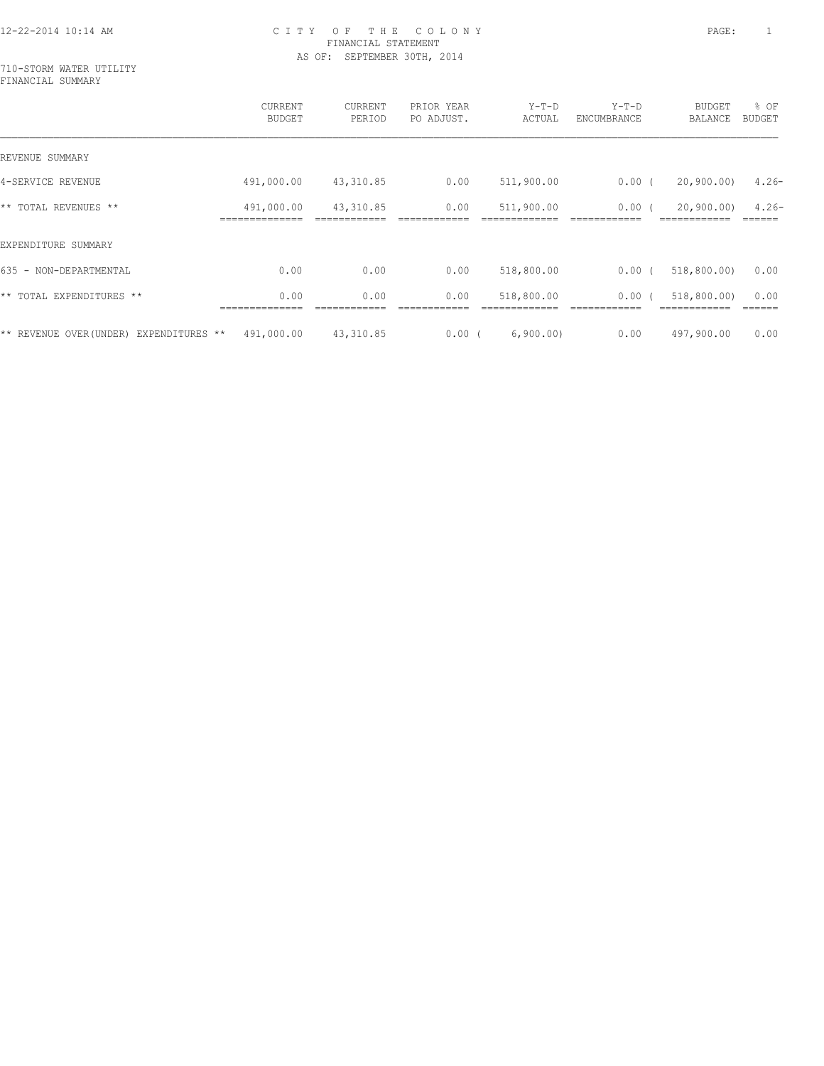CITY OF THE COLONY
FINANCIAL STATEMENT
AS OF: SEPTEMBER 30TH, 2014

710-STORM WATER UTILITY
FINANCIAL SUMMARY

| | CURRENT BUDGET | CURRENT PERIOD | PRIOR YEAR PO ADJUST. | Y-T-D ACTUAL | Y-T-D ENCUMBRANCE | BUDGET BALANCE | % OF BUDGET |
|---|---|---|---|---|---|---|---|
| REVENUE SUMMARY | | | | | | | |
| 4-SERVICE REVENUE | 491,000.00 | 43,310.85 | 0.00 | 511,900.00 | 0.00 | ( 20,900.00) | 4.26- |
| ** TOTAL REVENUES ** | 491,000.00 | 43,310.85 | 0.00 | 511,900.00 | 0.00 | ( 20,900.00) | 4.26- |
| EXPENDITURE SUMMARY | | | | | | | |
| 635 - NON-DEPARTMENTAL | 0.00 | 0.00 | 0.00 | 518,800.00 | 0.00 | ( 518,800.00) | 0.00 |
| ** TOTAL EXPENDITURES ** | 0.00 | 0.00 | 0.00 | 518,800.00 | 0.00 | ( 518,800.00) | 0.00 |
| ** REVENUE OVER(UNDER) EXPENDITURES ** | 491,000.00 | 43,310.85 | 0.00 | ( 6,900.00) | 0.00 | 497,900.00 | 0.00 |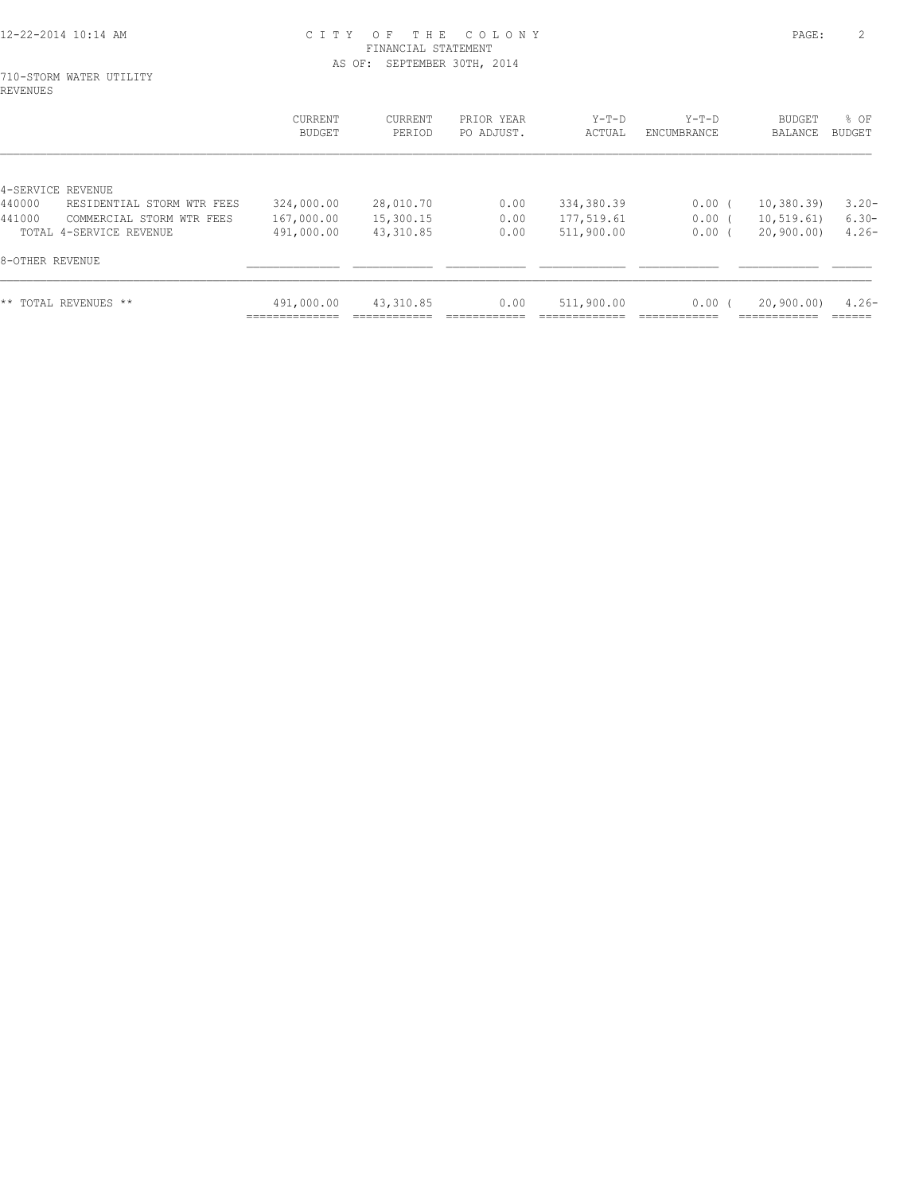CITY OF THE COLONY
FINANCIAL STATEMENT
AS OF: SEPTEMBER 30TH, 2014

710-STORM WATER UTILITY
REVENUES

| | CURRENT BUDGET | CURRENT PERIOD | PRIOR YEAR PO ADJUST. | Y-T-D ACTUAL | Y-T-D ENCUMBRANCE | BUDGET BALANCE | % OF BUDGET |
|---|---|---|---|---|---|---|---|
| 4-SERVICE REVENUE | | | | | | | |
| 440000 RESIDENTIAL STORM WTR FEES | 324,000.00 | 28,010.70 | 0.00 | 334,380.39 | 0.00 | ( 10,380.39) | 3.20- |
| 441000 COMMERCIAL STORM WTR FEES | 167,000.00 | 15,300.15 | 0.00 | 177,519.61 | 0.00 | ( 10,519.61) | 6.30- |
| TOTAL 4-SERVICE REVENUE | 491,000.00 | 43,310.85 | 0.00 | 511,900.00 | 0.00 | ( 20,900.00) | 4.26- |
| 8-OTHER REVENUE | | | | | | | |
| ** TOTAL REVENUES ** | 491,000.00 | 43,310.85 | 0.00 | 511,900.00 | 0.00 | ( 20,900.00) | 4.26- |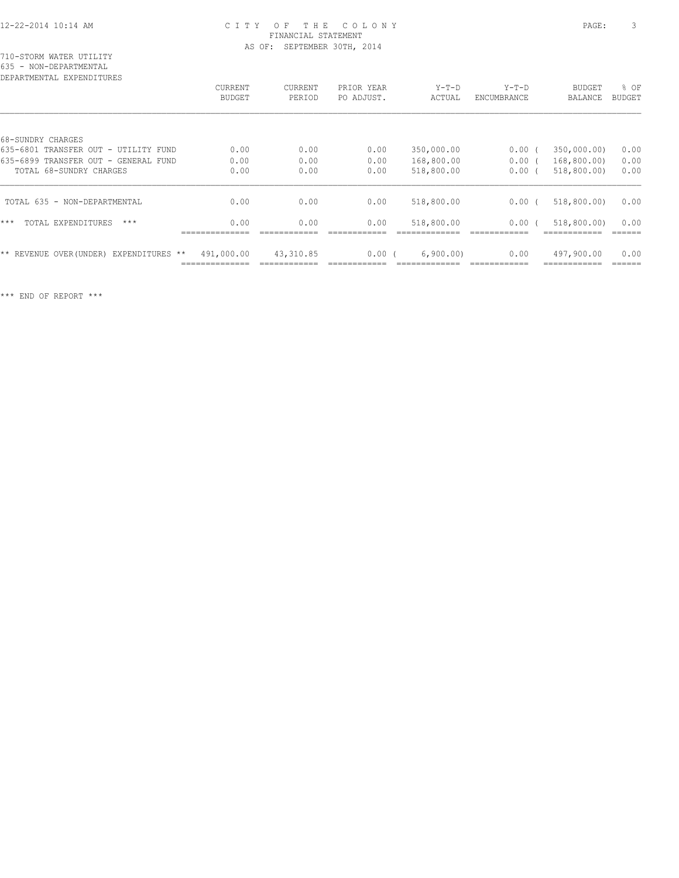CITY OF THE COLONY
FINANCIAL STATEMENT
AS OF: SEPTEMBER 30TH, 2014

710-STORM WATER UTILITY
635 - NON-DEPARTMENTAL
DEPARTMENTAL EXPENDITURES

| | CURRENT BUDGET | CURRENT PERIOD | PRIOR YEAR PO ADJUST. | Y-T-D ACTUAL | Y-T-D ENCUMBRANCE | BUDGET BALANCE | % OF BUDGET |
|---|---|---|---|---|---|---|---|
| 68-SUNDRY CHARGES | | | | | | | |
| 635-6801 TRANSFER OUT - UTILITY FUND | 0.00 | 0.00 | 0.00 | 350,000.00 | 0.00 | ( 350,000.00) | 0.00 |
| 635-6899 TRANSFER OUT - GENERAL FUND | 0.00 | 0.00 | 0.00 | 168,800.00 | 0.00 | ( 168,800.00) | 0.00 |
| TOTAL 68-SUNDRY CHARGES | 0.00 | 0.00 | 0.00 | 518,800.00 | 0.00 | ( 518,800.00) | 0.00 |
| TOTAL 635 - NON-DEPARTMENTAL | 0.00 | 0.00 | 0.00 | 518,800.00 | 0.00 | ( 518,800.00) | 0.00 |
| *** TOTAL EXPENDITURES *** | 0.00 | 0.00 | 0.00 | 518,800.00 | 0.00 | ( 518,800.00) | 0.00 |
| ** REVENUE OVER(UNDER) EXPENDITURES ** | 491,000.00 | 43,310.85 | 0.00 | ( 6,900.00) | 0.00 | 497,900.00 | 0.00 |

*** END OF REPORT ***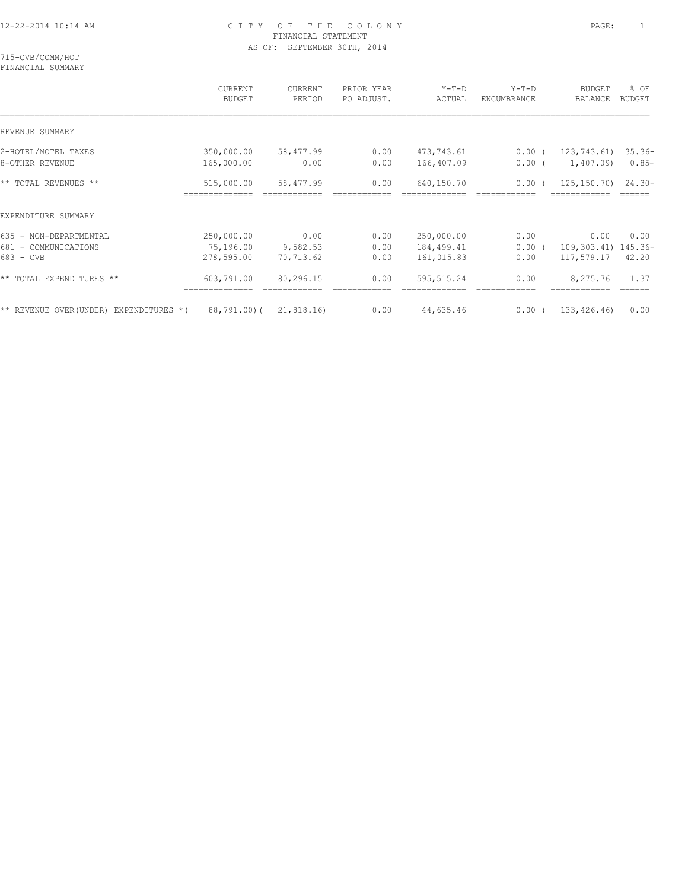# CITY OF THE COLONY
## FINANCIAL STATEMENT
### AS OF: SEPTEMBER 30TH, 2014

715-CVB/COMM/HOT
FINANCIAL SUMMARY

| | CURRENT BUDGET | CURRENT PERIOD | PRIOR YEAR PO ADJUST. | Y-T-D ACTUAL | Y-T-D ENCUMBRANCE | BUDGET BALANCE | % OF BUDGET |
|---|---|---|---|---|---|---|---|
| REVENUE SUMMARY | | | | | | | |
| 2-HOTEL/MOTEL TAXES | 350,000.00 | 58,477.99 | 0.00 | 473,743.61 | 0.00 | ( 123,743.61) | 35.36- |
| 8-OTHER REVENUE | 165,000.00 | 0.00 | 0.00 | 166,407.09 | 0.00 | ( 1,407.09) | 0.85- |
| ** TOTAL REVENUES ** | 515,000.00 | 58,477.99 | 0.00 | 640,150.70 | 0.00 | ( 125,150.70) | 24.30- |
| EXPENDITURE SUMMARY | | | | | | | |
| 635 - NON-DEPARTMENTAL | 250,000.00 | 0.00 | 0.00 | 250,000.00 | 0.00 | 0.00 | 0.00 |
| 681 - COMMUNICATIONS | 75,196.00 | 9,582.53 | 0.00 | 184,499.41 | 0.00 | ( 109,303.41) | 145.36- |
| 683 - CVB | 278,595.00 | 70,713.62 | 0.00 | 161,015.83 | 0.00 | 117,579.17 | 42.20 |
| ** TOTAL EXPENDITURES ** | 603,791.00 | 80,296.15 | 0.00 | 595,515.24 | 0.00 | 8,275.76 | 1.37 |
| ** REVENUE OVER(UNDER) EXPENDITURES * | ( 88,791.00) | ( 21,818.16) | 0.00 | 44,635.46 | 0.00 | ( 133,426.46) | 0.00 |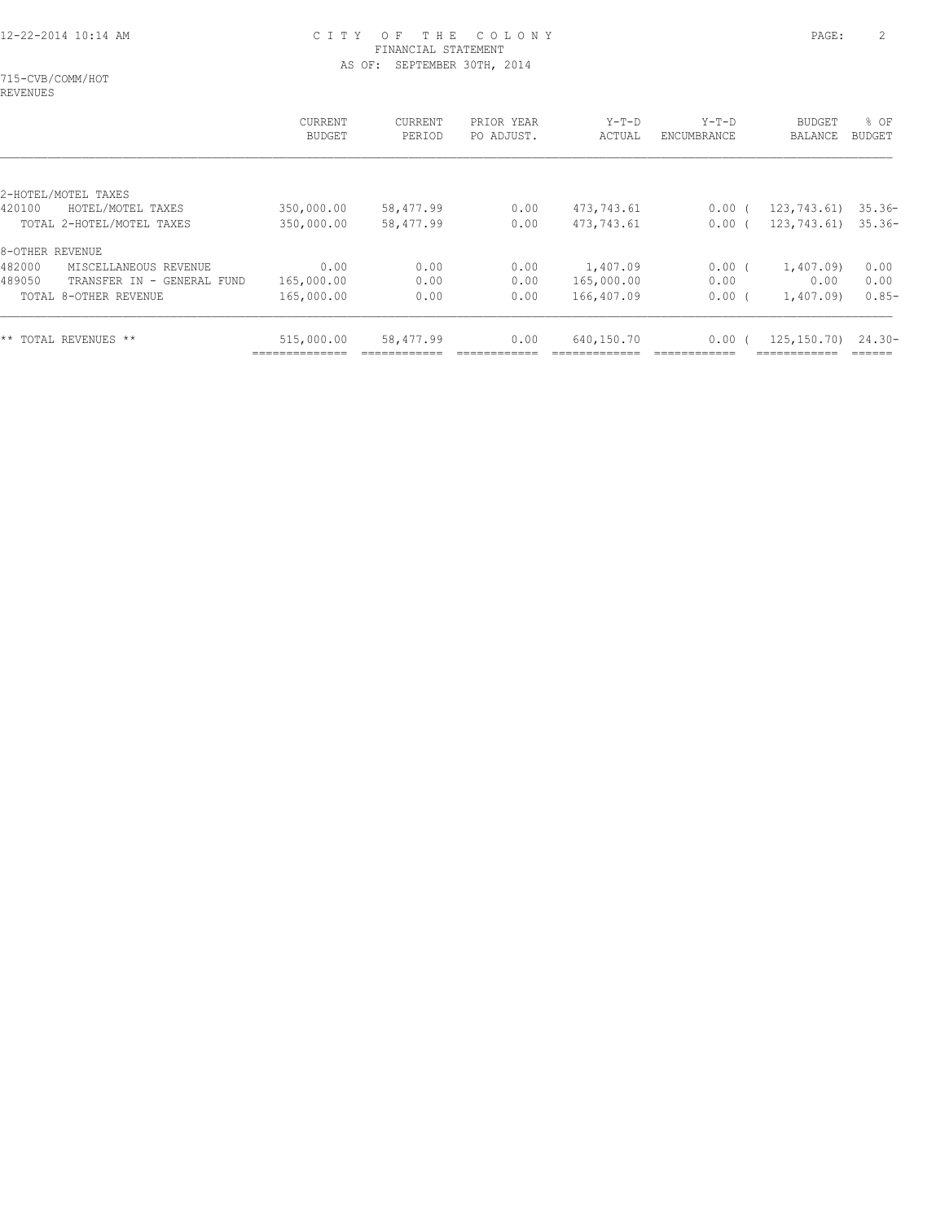# CITY OF THE COLONY
## FINANCIAL STATEMENT
### AS OF: SEPTEMBER 30TH, 2014

715-CVB/COMM/HOT
REVENUES

| | CURRENT BUDGET | CURRENT PERIOD | PRIOR YEAR PO ADJUST. | Y-T-D ACTUAL | Y-T-D ENCUMBRANCE | BUDGET BALANCE | % OF BUDGET |
|---|---|---|---|---|---|---|---|
| **2-HOTEL/MOTEL TAXES** | | | | | | | |
| 420100 HOTEL/MOTEL TAXES | 350,000.00 | 58,477.99 | 0.00 | 473,743.61 | 0.00 | ( 123,743.61) | 35.36- |
| TOTAL 2-HOTEL/MOTEL TAXES | 350,000.00 | 58,477.99 | 0.00 | 473,743.61 | 0.00 | ( 123,743.61) | 35.36- |
| **8-OTHER REVENUE** | | | | | | | |
| 482000 MISCELLANEOUS REVENUE | 0.00 | 0.00 | 0.00 | 1,407.09 | 0.00 | ( 1,407.09) | 0.00 |
| 489050 TRANSFER IN - GENERAL FUND | 165,000.00 | 0.00 | 0.00 | 165,000.00 | 0.00 | 0.00 | 0.00 |
| TOTAL 8-OTHER REVENUE | 165,000.00 | 0.00 | 0.00 | 166,407.09 | 0.00 | ( 1,407.09) | 0.85- |
| ** TOTAL REVENUES ** | 515,000.00 | 58,477.99 | 0.00 | 640,150.70 | 0.00 | ( 125,150.70) | 24.30- |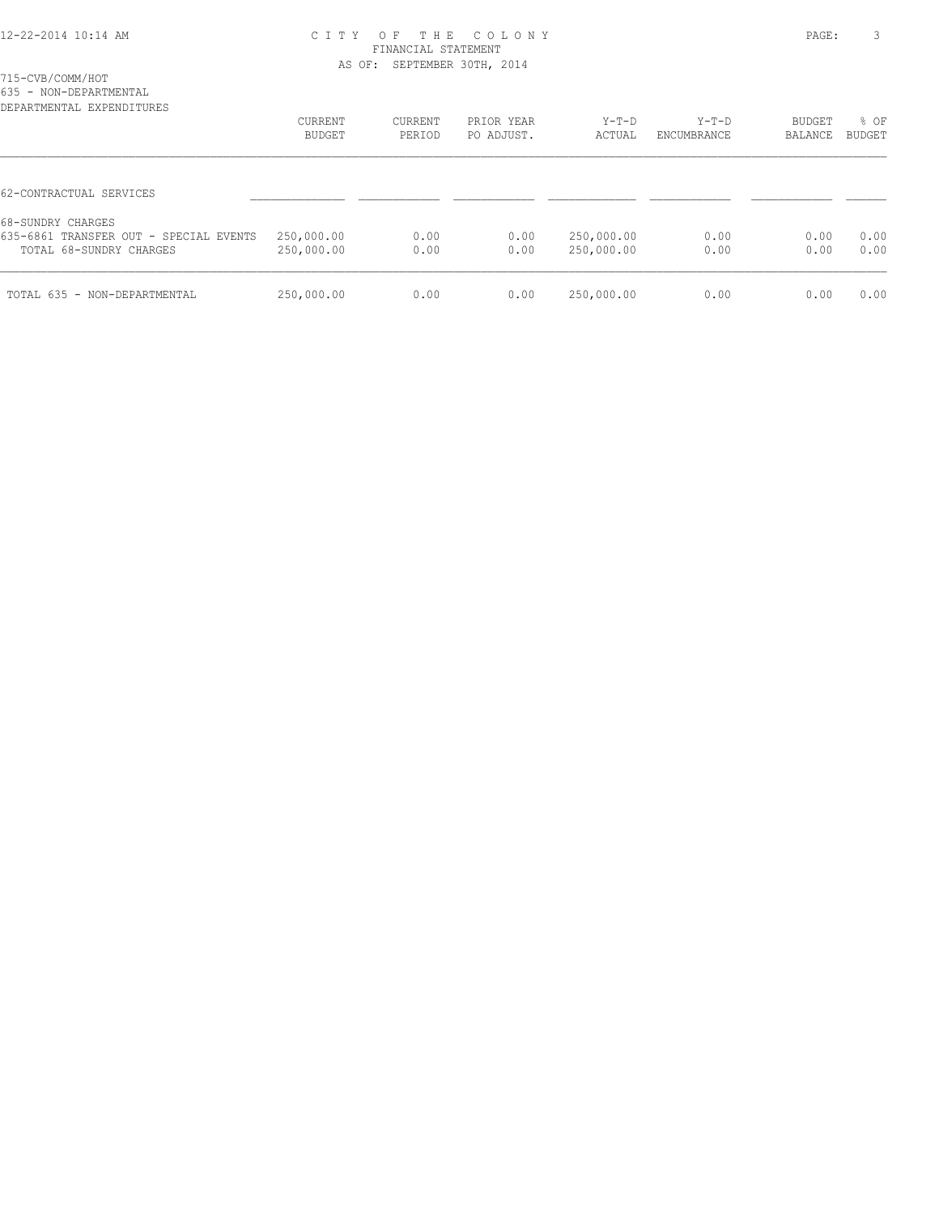CITY OF THE COLONY
FINANCIAL STATEMENT
AS OF: SEPTEMBER 30TH, 2014

715-CVB/COMM/HOT
635 - NON-DEPARTMENTAL
DEPARTMENTAL EXPENDITURES

| | CURRENT BUDGET | CURRENT PERIOD | PRIOR YEAR PO ADJUST. | Y-T-D ACTUAL | Y-T-D ENCUMBRANCE | BUDGET BALANCE | % OF BUDGET |
|---|---|---|---|---|---|---|---|
| 62-CONTRACTUAL SERVICES | | | | | | | |
| 68-SUNDRY CHARGES | | | | | | | |
| 635-6861 TRANSFER OUT - SPECIAL EVENTS | 250,000.00 | 0.00 | 0.00 | 250,000.00 | 0.00 | 0.00 | 0.00 |
| TOTAL 68-SUNDRY CHARGES | 250,000.00 | 0.00 | 0.00 | 250,000.00 | 0.00 | 0.00 | 0.00 |
| TOTAL 635 - NON-DEPARTMENTAL | 250,000.00 | 0.00 | 0.00 | 250,000.00 | 0.00 | 0.00 | 0.00 |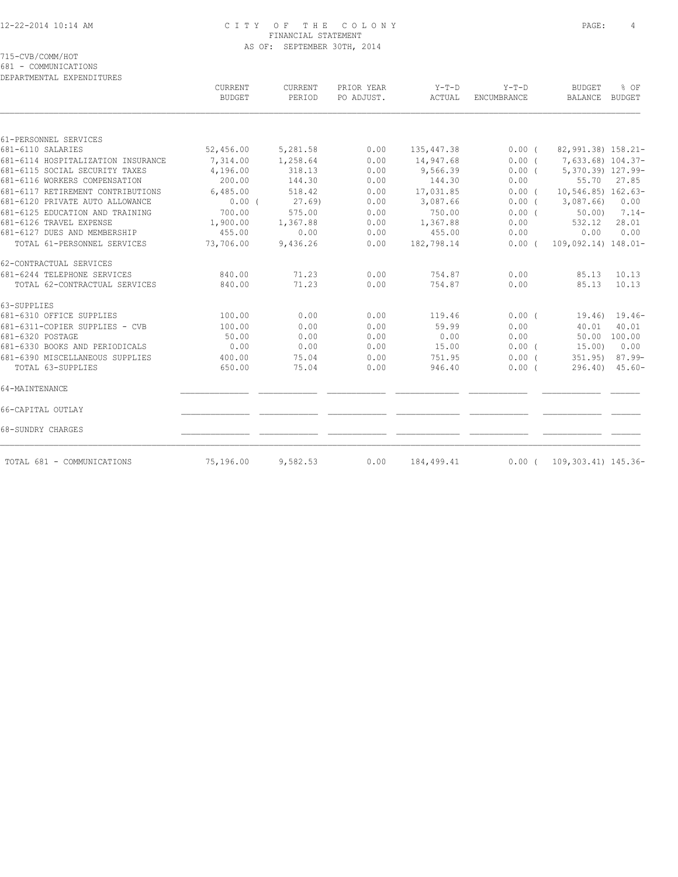CITY OF THE COLONY
FINANCIAL STATEMENT
AS OF: SEPTEMBER 30TH, 2014

715-CVB/COMM/HOT
681 - COMMUNICATIONS
DEPARTMENTAL EXPENDITURES

| | CURRENT BUDGET | CURRENT PERIOD | PRIOR YEAR PO ADJUST. | Y-T-D ACTUAL | Y-T-D ENCUMBRANCE | BUDGET BALANCE | % OF BUDGET |
|---|---|---|---|---|---|---|---|
| 61-PERSONNEL SERVICES | | | | | | | |
| 681-6110 SALARIES | 52,456.00 | 5,281.58 | 0.00 | 135,447.38 | 0.00 ( | 82,991.38) | 158.21- |
| 681-6114 HOSPITALIZATION INSURANCE | 7,314.00 | 1,258.64 | 0.00 | 14,947.68 | 0.00 ( | 7,633.68) | 104.37- |
| 681-6115 SOCIAL SECURITY TAXES | 4,196.00 | 318.13 | 0.00 | 9,566.39 | 0.00 ( | 5,370.39) | 127.99- |
| 681-6116 WORKERS COMPENSATION | 200.00 | 144.30 | 0.00 | 144.30 | 0.00 | 55.70 | 27.85 |
| 681-6117 RETIREMENT CONTRIBUTIONS | 6,485.00 | 518.42 | 0.00 | 17,031.85 | 0.00 ( | 10,546.85) | 162.63- |
| 681-6120 PRIVATE AUTO ALLOWANCE | 0.00 ( | 27.69) | 0.00 | 3,087.66 | 0.00 ( | 3,087.66) | 0.00 |
| 681-6125 EDUCATION AND TRAINING | 700.00 | 575.00 | 0.00 | 750.00 | 0.00 ( | 50.00) | 7.14- |
| 681-6126 TRAVEL EXPENSE | 1,900.00 | 1,367.88 | 0.00 | 1,367.88 | 0.00 | 532.12 | 28.01 |
| 681-6127 DUES AND MEMBERSHIP | 455.00 | 0.00 | 0.00 | 455.00 | 0.00 | 0.00 | 0.00 |
| TOTAL 61-PERSONNEL SERVICES | 73,706.00 | 9,436.26 | 0.00 | 182,798.14 | 0.00 ( | 109,092.14) | 148.01- |
| 62-CONTRACTUAL SERVICES | | | | | | | |
| 681-6244 TELEPHONE SERVICES | 840.00 | 71.23 | 0.00 | 754.87 | 0.00 | 85.13 | 10.13 |
| TOTAL 62-CONTRACTUAL SERVICES | 840.00 | 71.23 | 0.00 | 754.87 | 0.00 | 85.13 | 10.13 |
| 63-SUPPLIES | | | | | | | |
| 681-6310 OFFICE SUPPLIES | 100.00 | 0.00 | 0.00 | 119.46 | 0.00 ( | 19.46) | 19.46- |
| 681-6311-COPIER SUPPLIES - CVB | 100.00 | 0.00 | 0.00 | 59.99 | 0.00 | 40.01 | 40.01 |
| 681-6320 POSTAGE | 50.00 | 0.00 | 0.00 | 0.00 | 0.00 | 50.00 | 100.00 |
| 681-6330 BOOKS AND PERIODICALS | 0.00 | 0.00 | 0.00 | 15.00 | 0.00 ( | 15.00) | 0.00 |
| 681-6390 MISCELLANEOUS SUPPLIES | 400.00 | 75.04 | 0.00 | 751.95 | 0.00 ( | 351.95) | 87.99- |
| TOTAL 63-SUPPLIES | 650.00 | 75.04 | 0.00 | 946.40 | 0.00 ( | 296.40) | 45.60- |
| 64-MAINTENANCE | | | | | | | |
| 66-CAPITAL OUTLAY | | | | | | | |
| 68-SUNDRY CHARGES | | | | | | | |
| TOTAL 681 - COMMUNICATIONS | 75,196.00 | 9,582.53 | 0.00 | 184,499.41 | 0.00 ( | 109,303.41) | 145.36- |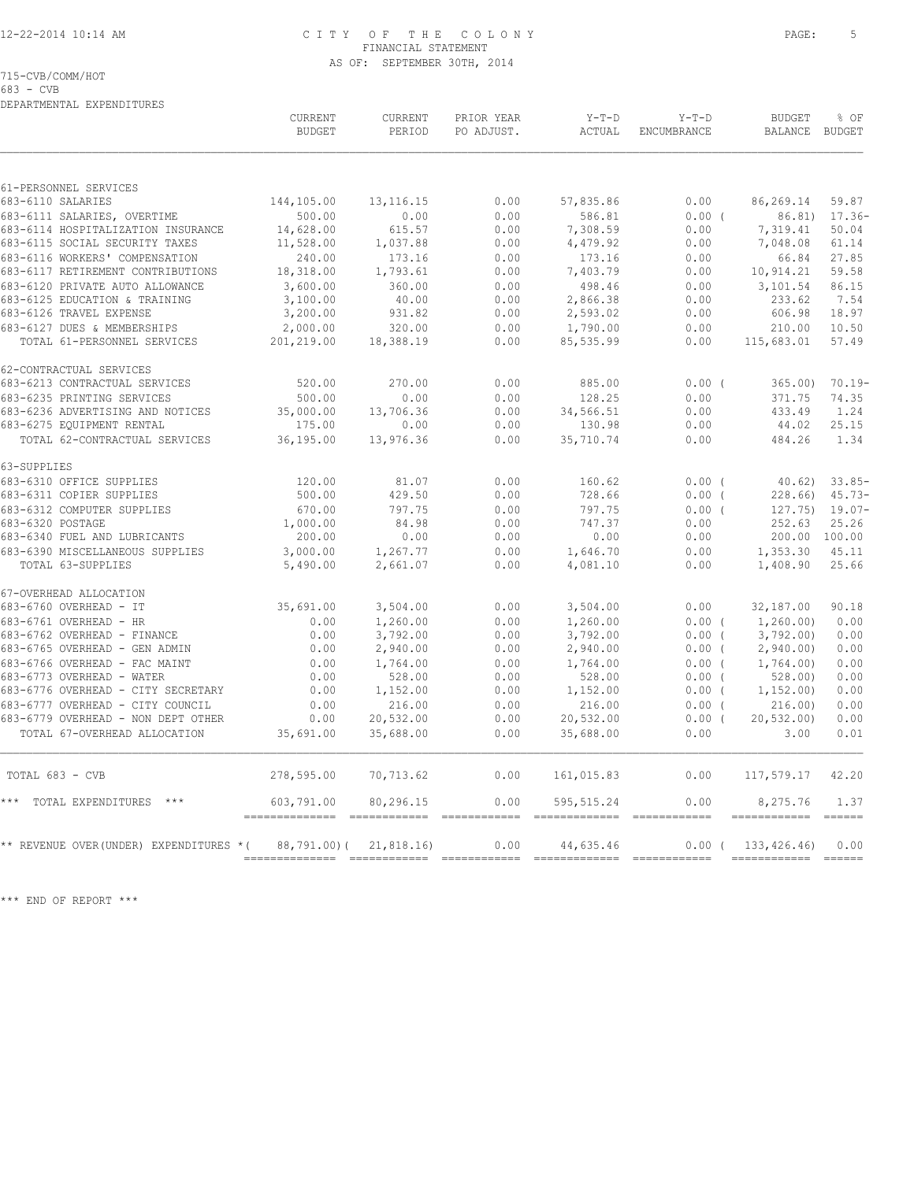CITY OF THE COLONY
FINANCIAL STATEMENT
AS OF: SEPTEMBER 30TH, 2014

715-CVB/COMM/HOT
683 - CVB
DEPARTMENTAL EXPENDITURES

| | CURRENT BUDGET | CURRENT PERIOD | PRIOR YEAR PO ADJUST. | Y-T-D ACTUAL | Y-T-D ENCUMBRANCE | BUDGET BALANCE | % OF BUDGET |
|---|---|---|---|---|---|---|---|
| 61-PERSONNEL SERVICES | | | | | | | |
| 683-6110 SALARIES | 144,105.00 | 13,116.15 | 0.00 | 57,835.86 | 0.00 | 86,269.14 | 59.87 |
| 683-6111 SALARIES, OVERTIME | 500.00 | 0.00 | 0.00 | 586.81 | 0.00 ( | 86.81) | 17.36- |
| 683-6114 HOSPITALIZATION INSURANCE | 14,628.00 | 615.57 | 0.00 | 7,308.59 | 0.00 | 7,319.41 | 50.04 |
| 683-6115 SOCIAL SECURITY TAXES | 11,528.00 | 1,037.88 | 0.00 | 4,479.92 | 0.00 | 7,048.08 | 61.14 |
| 683-6116 WORKERS' COMPENSATION | 240.00 | 173.16 | 0.00 | 173.16 | 0.00 | 66.84 | 27.85 |
| 683-6117 RETIREMENT CONTRIBUTIONS | 18,318.00 | 1,793.61 | 0.00 | 7,403.79 | 0.00 | 10,914.21 | 59.58 |
| 683-6120 PRIVATE AUTO ALLOWANCE | 3,600.00 | 360.00 | 0.00 | 498.46 | 0.00 | 3,101.54 | 86.15 |
| 683-6125 EDUCATION & TRAINING | 3,100.00 | 40.00 | 0.00 | 2,866.38 | 0.00 | 233.62 | 7.54 |
| 683-6126 TRAVEL EXPENSE | 3,200.00 | 931.82 | 0.00 | 2,593.02 | 0.00 | 606.98 | 18.97 |
| 683-6127 DUES & MEMBERSHIPS | 2,000.00 | 320.00 | 0.00 | 1,790.00 | 0.00 | 210.00 | 10.50 |
| TOTAL 61-PERSONNEL SERVICES | 201,219.00 | 18,388.19 | 0.00 | 85,535.99 | 0.00 | 115,683.01 | 57.49 |
| 62-CONTRACTUAL SERVICES | | | | | | | |
| 683-6213 CONTRACTUAL SERVICES | 520.00 | 270.00 | 0.00 | 885.00 | 0.00 ( | 365.00) | 70.19- |
| 683-6235 PRINTING SERVICES | 500.00 | 0.00 | 0.00 | 128.25 | 0.00 | 371.75 | 74.35 |
| 683-6236 ADVERTISING AND NOTICES | 35,000.00 | 13,706.36 | 0.00 | 34,566.51 | 0.00 | 433.49 | 1.24 |
| 683-6275 EQUIPMENT RENTAL | 175.00 | 0.00 | 0.00 | 130.98 | 0.00 | 44.02 | 25.15 |
| TOTAL 62-CONTRACTUAL SERVICES | 36,195.00 | 13,976.36 | 0.00 | 35,710.74 | 0.00 | 484.26 | 1.34 |
| 63-SUPPLIES | | | | | | | |
| 683-6310 OFFICE SUPPLIES | 120.00 | 81.07 | 0.00 | 160.62 | 0.00 ( | 40.62) | 33.85- |
| 683-6311 COPIER SUPPLIES | 500.00 | 429.50 | 0.00 | 728.66 | 0.00 ( | 228.66) | 45.73- |
| 683-6312 COMPUTER SUPPLIES | 670.00 | 797.75 | 0.00 | 797.75 | 0.00 ( | 127.75) | 19.07- |
| 683-6320 POSTAGE | 1,000.00 | 84.98 | 0.00 | 747.37 | 0.00 | 252.63 | 25.26 |
| 683-6340 FUEL AND LUBRICANTS | 200.00 | 0.00 | 0.00 | 0.00 | 0.00 | 200.00 | 100.00 |
| 683-6390 MISCELLANEOUS SUPPLIES | 3,000.00 | 1,267.77 | 0.00 | 1,646.70 | 0.00 | 1,353.30 | 45.11 |
| TOTAL 63-SUPPLIES | 5,490.00 | 2,661.07 | 0.00 | 4,081.10 | 0.00 | 1,408.90 | 25.66 |
| 67-OVERHEAD ALLOCATION | | | | | | | |
| 683-6760 OVERHEAD - IT | 35,691.00 | 3,504.00 | 0.00 | 3,504.00 | 0.00 | 32,187.00 | 90.18 |
| 683-6761 OVERHEAD - HR | 0.00 | 1,260.00 | 0.00 | 1,260.00 | 0.00 ( | 1,260.00) | 0.00 |
| 683-6762 OVERHEAD - FINANCE | 0.00 | 3,792.00 | 0.00 | 3,792.00 | 0.00 ( | 3,792.00) | 0.00 |
| 683-6765 OVERHEAD - GEN ADMIN | 0.00 | 2,940.00 | 0.00 | 2,940.00 | 0.00 ( | 2,940.00) | 0.00 |
| 683-6766 OVERHEAD - FAC MAINT | 0.00 | 1,764.00 | 0.00 | 1,764.00 | 0.00 ( | 1,764.00) | 0.00 |
| 683-6773 OVERHEAD - WATER | 0.00 | 528.00 | 0.00 | 528.00 | 0.00 ( | 528.00) | 0.00 |
| 683-6776 OVERHEAD - CITY SECRETARY | 0.00 | 1,152.00 | 0.00 | 1,152.00 | 0.00 ( | 1,152.00) | 0.00 |
| 683-6777 OVERHEAD - CITY COUNCIL | 0.00 | 216.00 | 0.00 | 216.00 | 0.00 ( | 216.00) | 0.00 |
| 683-6779 OVERHEAD - NON DEPT OTHER | 0.00 | 20,532.00 | 0.00 | 20,532.00 | 0.00 ( | 20,532.00) | 0.00 |
| TOTAL 67-OVERHEAD ALLOCATION | 35,691.00 | 35,688.00 | 0.00 | 35,688.00 | 0.00 | 3.00 | 0.01 |
| TOTAL 683 - CVB | 278,595.00 | 70,713.62 | 0.00 | 161,015.83 | 0.00 | 117,579.17 | 42.20 |
| *** TOTAL EXPENDITURES *** | 603,791.00 | 80,296.15 | 0.00 | 595,515.24 | 0.00 | 8,275.76 | 1.37 |
| ** REVENUE OVER(UNDER) EXPENDITURES * | ( 88,791.00) | ( 21,818.16) | 0.00 | 44,635.46 | 0.00 ( | 133,426.46) | 0.00 |

*** END OF REPORT ***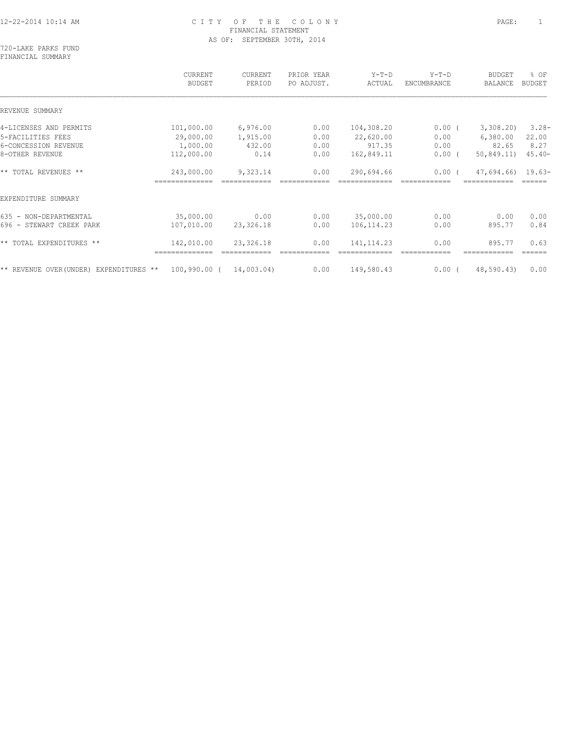12-22-2014 10:14 AM

# CITY OF THE COLONY
## FINANCIAL STATEMENT
### AS OF: SEPTEMBER 30TH, 2014

720-LAKE PARKS FUND
FINANCIAL SUMMARY

| | CURRENT BUDGET | CURRENT PERIOD | PRIOR YEAR PO ADJUST. | Y-T-D ACTUAL | Y-T-D ENCUMBRANCE | BUDGET BALANCE | % OF BUDGET |
|---|---|---|---|---|---|---|---|
| REVENUE SUMMARY | | | | | | | |
| 4-LICENSES AND PERMITS | 101,000.00 | 6,976.00 | 0.00 | 104,308.20 | 0.00 | ( 3,308.20) | 3.28- |
| 5-FACILITIES FEES | 29,000.00 | 1,915.00 | 0.00 | 22,620.00 | 0.00 | 6,380.00 | 22.00 |
| 6-CONCESSION REVENUE | 1,000.00 | 432.00 | 0.00 | 917.35 | 0.00 | 82.65 | 8.27 |
| 8-OTHER REVENUE | 112,000.00 | 0.14 | 0.00 | 162,849.11 | 0.00 | ( 50,849.11) | 45.40- |
| ** TOTAL REVENUES ** | 243,000.00 | 9,323.14 | 0.00 | 290,694.66 | 0.00 | ( 47,694.66) | 19.63- |
| EXPENDITURE SUMMARY | | | | | | | |
| 635 - NON-DEPARTMENTAL | 35,000.00 | 0.00 | 0.00 | 35,000.00 | 0.00 | 0.00 | 0.00 |
| 696 - STEWART CREEK PARK | 107,010.00 | 23,326.18 | 0.00 | 106,114.23 | 0.00 | 895.77 | 0.84 |
| ** TOTAL EXPENDITURES ** | 142,010.00 | 23,326.18 | 0.00 | 141,114.23 | 0.00 | 895.77 | 0.63 |
| ** REVENUE OVER(UNDER) EXPENDITURES ** | 100,990.00 | ( 14,003.04) | 0.00 | 149,580.43 | 0.00 | ( 48,590.43) | 0.00 |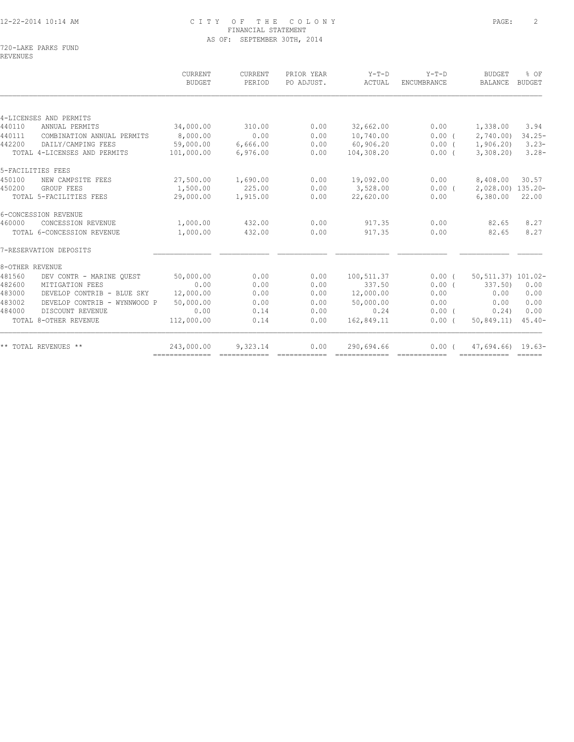CITY OF THE COLONY
FINANCIAL STATEMENT
AS OF: SEPTEMBER 30TH, 2014

720-LAKE PARKS FUND
REVENUES

| | | CURRENT BUDGET | CURRENT PERIOD | PRIOR YEAR PO ADJUST. | Y-T-D ACTUAL | Y-T-D ENCUMBRANCE | BUDGET BALANCE | % OF BUDGET |
|---|---|---|---|---|---|---|---|---|
| 4-LICENSES AND PERMITS | | | | | | | | |
| 440110 | ANNUAL PERMITS | 34,000.00 | 310.00 | 0.00 | 32,662.00 | 0.00 | 1,338.00 | 3.94 |
| 440111 | COMBINATION ANNUAL PERMITS | 8,000.00 | 0.00 | 0.00 | 10,740.00 | 0.00 ( | 2,740.00) | 34.25- |
| 442200 | DAILY/CAMPING FEES | 59,000.00 | 6,666.00 | 0.00 | 60,906.20 | 0.00 ( | 1,906.20) | 3.23- |
| | TOTAL 4-LICENSES AND PERMITS | 101,000.00 | 6,976.00 | 0.00 | 104,308.20 | 0.00 ( | 3,308.20) | 3.28- |
| 5-FACILITIES FEES | | | | | | | | |
| 450100 | NEW CAMPSITE FEES | 27,500.00 | 1,690.00 | 0.00 | 19,092.00 | 0.00 | 8,408.00 | 30.57 |
| 450200 | GROUP FEES | 1,500.00 | 225.00 | 0.00 | 3,528.00 | 0.00 ( | 2,028.00) | 135.20- |
| | TOTAL 5-FACILITIES FEES | 29,000.00 | 1,915.00 | 0.00 | 22,620.00 | 0.00 | 6,380.00 | 22.00 |
| 6-CONCESSION REVENUE | | | | | | | | |
| 460000 | CONCESSION REVENUE | 1,000.00 | 432.00 | 0.00 | 917.35 | 0.00 | 82.65 | 8.27 |
| | TOTAL 6-CONCESSION REVENUE | 1,000.00 | 432.00 | 0.00 | 917.35 | 0.00 | 82.65 | 8.27 |
| 7-RESERVATION DEPOSITS | | | | | | | | |
| 8-OTHER REVENUE | | | | | | | | |
| 481560 | DEV CONTR - MARINE QUEST | 50,000.00 | 0.00 | 0.00 | 100,511.37 | 0.00 ( | 50,511.37) | 101.02- |
| 482600 | MITIGATION FEES | 0.00 | 0.00 | 0.00 | 337.50 | 0.00 ( | 337.50) | 0.00 |
| 483000 | DEVELOP CONTRIB - BLUE SKY | 12,000.00 | 0.00 | 0.00 | 12,000.00 | 0.00 | 0.00 | 0.00 |
| 483002 | DEVELOP CONTRIB - WYNNWOOD P | 50,000.00 | 0.00 | 0.00 | 50,000.00 | 0.00 | 0.00 | 0.00 |
| 484000 | DISCOUNT REVENUE | 0.00 | 0.14 | 0.00 | 0.24 | 0.00 ( | 0.24) | 0.00 |
| | TOTAL 8-OTHER REVENUE | 112,000.00 | 0.14 | 0.00 | 162,849.11 | 0.00 ( | 50,849.11) | 45.40- |
| | ** TOTAL REVENUES ** | 243,000.00 | 9,323.14 | 0.00 | 290,694.66 | 0.00 ( | 47,694.66) | 19.63- |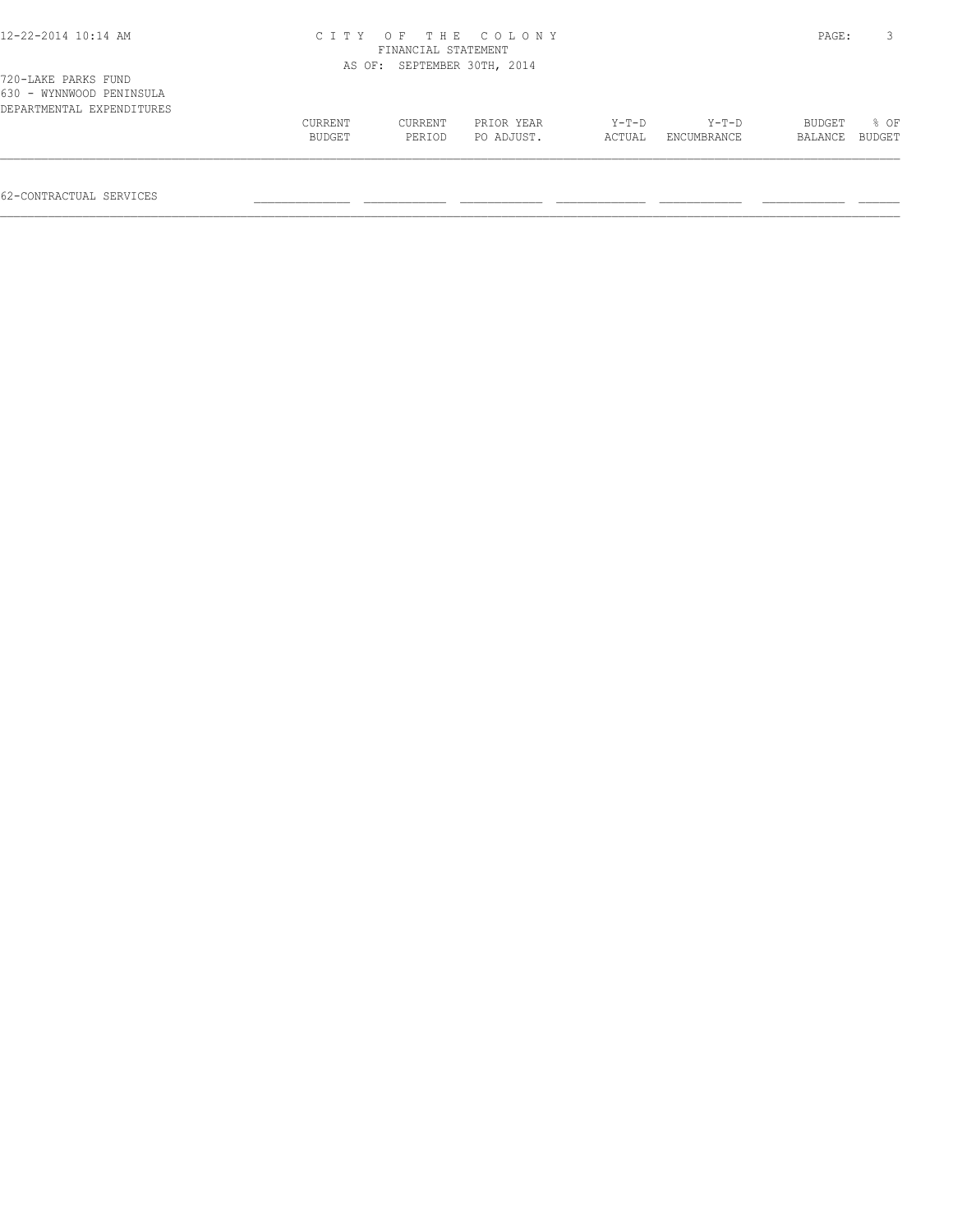720-LAKE PARKS FUND
630 - WYNNWOOD PENINSULA
DEPARTMENTAL EXPENDITURES

| | CURRENT BUDGET | CURRENT PERIOD | PRIOR YEAR PO ADJUST. | Y-T-D ACTUAL | Y-T-D ENCUMBRANCE | BUDGET BALANCE | % OF BUDGET |
|---|---|---|---|---|---|---|---|
| 62-CONTRACTUAL SERVICES | | | | | | | |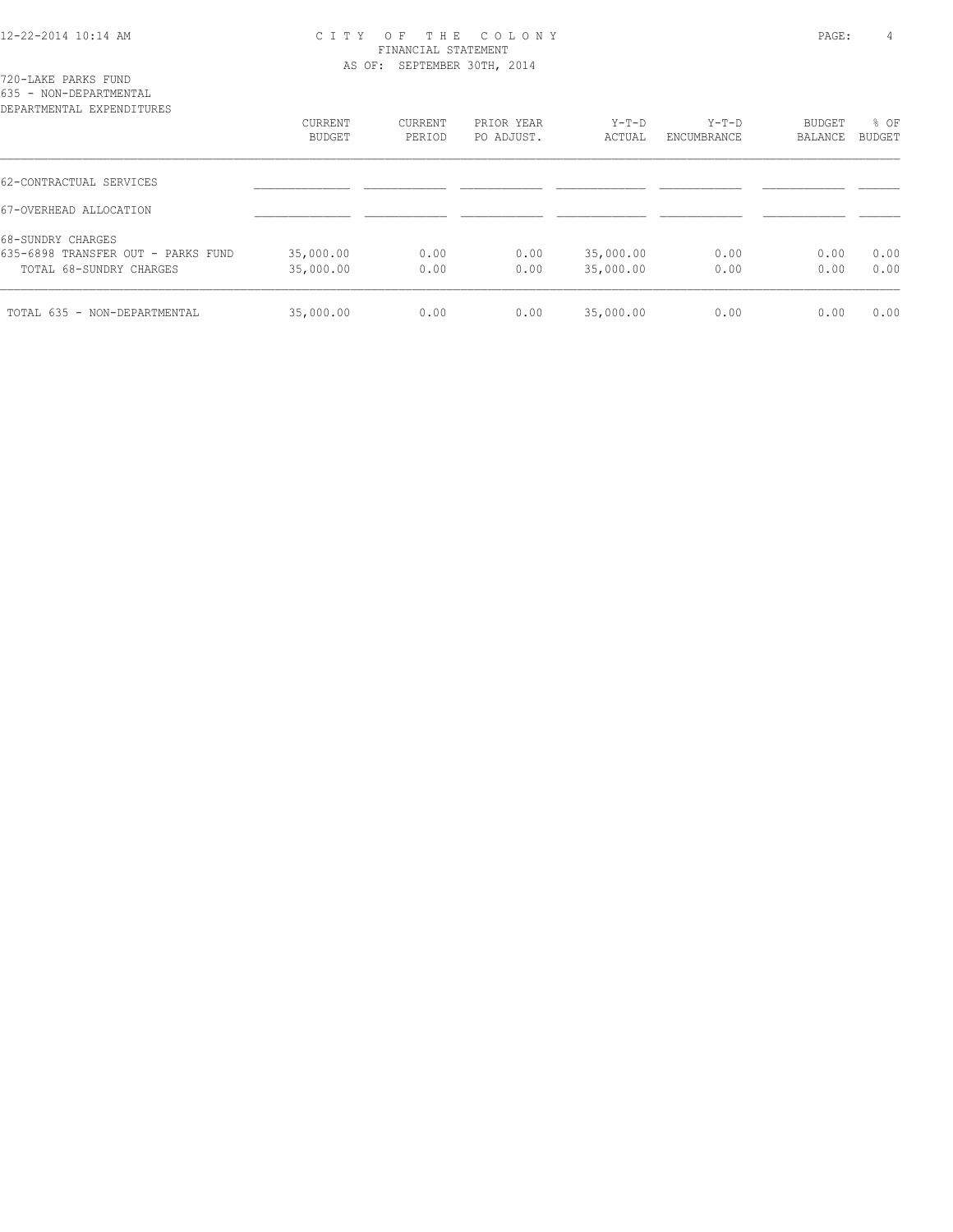# CITY OF THE COLONY

FINANCIAL STATEMENT

AS OF: SEPTEMBER 30TH, 2014

720-LAKE PARKS FUND

635 - NON-DEPARTMENTAL

DEPARTMENTAL EXPENDITURES

| | CURRENT BUDGET | CURRENT PERIOD | PRIOR YEAR PO ADJUST. | Y-T-D ACTUAL | Y-T-D ENCUMBRANCE | BUDGET BALANCE | % OF BUDGET |
|---|---|---|---|---|---|---|---|
| 62-CONTRACTUAL SERVICES | | | | | | | |
| 67-OVERHEAD ALLOCATION | | | | | | | |
| 68-SUNDRY CHARGES | | | | | | | |
| 635-6898 TRANSFER OUT - PARKS FUND | 35,000.00 | 0.00 | 0.00 | 35,000.00 | 0.00 | 0.00 | 0.00 |
| TOTAL 68-SUNDRY CHARGES | 35,000.00 | 0.00 | 0.00 | 35,000.00 | 0.00 | 0.00 | 0.00 |
| TOTAL 635 - NON-DEPARTMENTAL | 35,000.00 | 0.00 | 0.00 | 35,000.00 | 0.00 | 0.00 | 0.00 |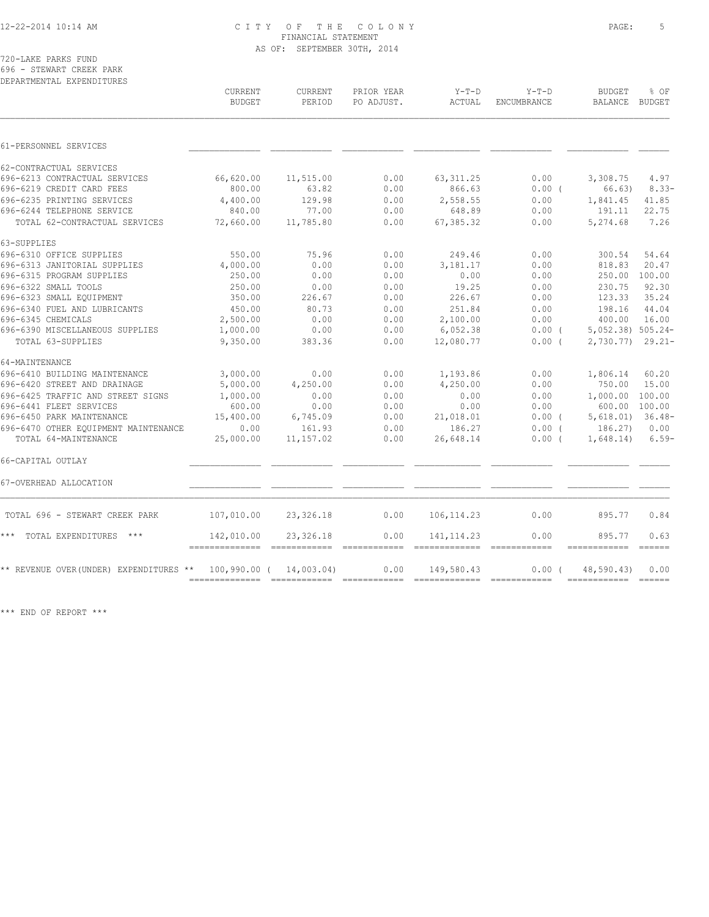CITY OF THE COLONY
FINANCIAL STATEMENT
AS OF: SEPTEMBER 30TH, 2014

720-LAKE PARKS FUND
696 - STEWART CREEK PARK
DEPARTMENTAL EXPENDITURES

| | CURRENT BUDGET | CURRENT PERIOD | PRIOR YEAR PO ADJUST. | Y-T-D ACTUAL | Y-T-D ENCUMBRANCE | BUDGET BALANCE | % OF BUDGET |
|---|---|---|---|---|---|---|---|
| 61-PERSONNEL SERVICES | | | | | | | |
| 62-CONTRACTUAL SERVICES | | | | | | | |
| 696-6213 CONTRACTUAL SERVICES | 66,620.00 | 11,515.00 | 0.00 | 63,311.25 | 0.00 | 3,308.75 | 4.97 |
| 696-6219 CREDIT CARD FEES | 800.00 | 63.82 | 0.00 | 866.63 | 0.00 | ( 66.63) | 8.33- |
| 696-6235 PRINTING SERVICES | 4,400.00 | 129.98 | 0.00 | 2,558.55 | 0.00 | 1,841.45 | 41.85 |
| 696-6244 TELEPHONE SERVICE | 840.00 | 77.00 | 0.00 | 648.89 | 0.00 | 191.11 | 22.75 |
| TOTAL 62-CONTRACTUAL SERVICES | 72,660.00 | 11,785.80 | 0.00 | 67,385.32 | 0.00 | 5,274.68 | 7.26 |
| 63-SUPPLIES | | | | | | | |
| 696-6310 OFFICE SUPPLIES | 550.00 | 75.96 | 0.00 | 249.46 | 0.00 | 300.54 | 54.64 |
| 696-6313 JANITORIAL SUPPLIES | 4,000.00 | 0.00 | 0.00 | 3,181.17 | 0.00 | 818.83 | 20.47 |
| 696-6315 PROGRAM SUPPLIES | 250.00 | 0.00 | 0.00 | 0.00 | 0.00 | 250.00 | 100.00 |
| 696-6322 SMALL TOOLS | 250.00 | 0.00 | 0.00 | 19.25 | 0.00 | 230.75 | 92.30 |
| 696-6323 SMALL EQUIPMENT | 350.00 | 226.67 | 0.00 | 226.67 | 0.00 | 123.33 | 35.24 |
| 696-6340 FUEL AND LUBRICANTS | 450.00 | 80.73 | 0.00 | 251.84 | 0.00 | 198.16 | 44.04 |
| 696-6345 CHEMICALS | 2,500.00 | 0.00 | 0.00 | 2,100.00 | 0.00 | 400.00 | 16.00 |
| 696-6390 MISCELLANEOUS SUPPLIES | 1,000.00 | 0.00 | 0.00 | 6,052.38 | 0.00 | ( 5,052.38) | 505.24- |
| TOTAL 63-SUPPLIES | 9,350.00 | 383.36 | 0.00 | 12,080.77 | 0.00 | ( 2,730.77) | 29.21- |
| 64-MAINTENANCE | | | | | | | |
| 696-6410 BUILDING MAINTENANCE | 3,000.00 | 0.00 | 0.00 | 1,193.86 | 0.00 | 1,806.14 | 60.20 |
| 696-6420 STREET AND DRAINAGE | 5,000.00 | 4,250.00 | 0.00 | 4,250.00 | 0.00 | 750.00 | 15.00 |
| 696-6425 TRAFFIC AND STREET SIGNS | 1,000.00 | 0.00 | 0.00 | 0.00 | 0.00 | 1,000.00 | 100.00 |
| 696-6441 FLEET SERVICES | 600.00 | 0.00 | 0.00 | 0.00 | 0.00 | 600.00 | 100.00 |
| 696-6450 PARK MAINTENANCE | 15,400.00 | 6,745.09 | 0.00 | 21,018.01 | 0.00 | ( 5,618.01) | 36.48- |
| 696-6470 OTHER EQUIPMENT MAINTENANCE | 0.00 | 161.93 | 0.00 | 186.27 | 0.00 | ( 186.27) | 0.00 |
| TOTAL 64-MAINTENANCE | 25,000.00 | 11,157.02 | 0.00 | 26,648.14 | 0.00 | ( 1,648.14) | 6.59- |
| 66-CAPITAL OUTLAY | | | | | | | |
| 67-OVERHEAD ALLOCATION | | | | | | | |
| TOTAL 696 - STEWART CREEK PARK | 107,010.00 | 23,326.18 | 0.00 | 106,114.23 | 0.00 | 895.77 | 0.84 |
| *** TOTAL EXPENDITURES *** | 142,010.00 | 23,326.18 | 0.00 | 141,114.23 | 0.00 | 895.77 | 0.63 |
| ** REVENUE OVER(UNDER) EXPENDITURES ** | 100,990.00 | ( 14,003.04) | 0.00 | 149,580.43 | 0.00 | ( 48,590.43) | 0.00 |

*** END OF REPORT ***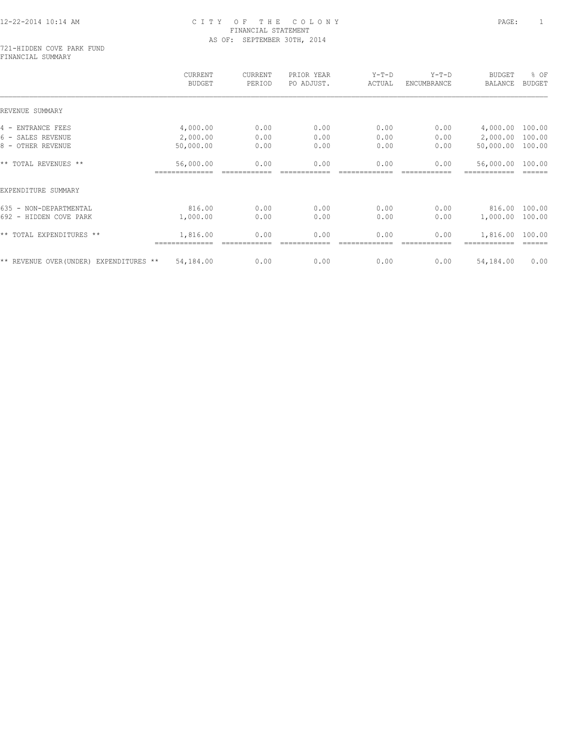# CITY OF THE COLONY
## FINANCIAL STATEMENT
### AS OF: SEPTEMBER 30TH, 2014

721-HIDDEN COVE PARK FUND
FINANCIAL SUMMARY

| | CURRENT BUDGET | CURRENT PERIOD | PRIOR YEAR PO ADJUST. | Y-T-D ACTUAL | Y-T-D ENCUMBRANCE | BUDGET BALANCE | % OF BUDGET |
|---|---|---|---|---|---|---|---|
| REVENUE SUMMARY | | | | | | | |
| 4 - ENTRANCE FEES | 4,000.00 | 0.00 | 0.00 | 0.00 | 0.00 | 4,000.00 | 100.00 |
| 6 - SALES REVENUE | 2,000.00 | 0.00 | 0.00 | 0.00 | 0.00 | 2,000.00 | 100.00 |
| 8 - OTHER REVENUE | 50,000.00 | 0.00 | 0.00 | 0.00 | 0.00 | 50,000.00 | 100.00 |
| ** TOTAL REVENUES ** | 56,000.00 | 0.00 | 0.00 | 0.00 | 0.00 | 56,000.00 | 100.00 |
| EXPENDITURE SUMMARY | | | | | | | |
| 635 - NON-DEPARTMENTAL | 816.00 | 0.00 | 0.00 | 0.00 | 0.00 | 816.00 | 100.00 |
| 692 - HIDDEN COVE PARK | 1,000.00 | 0.00 | 0.00 | 0.00 | 0.00 | 1,000.00 | 100.00 |
| ** TOTAL EXPENDITURES ** | 1,816.00 | 0.00 | 0.00 | 0.00 | 0.00 | 1,816.00 | 100.00 |
| ** REVENUE OVER(UNDER) EXPENDITURES ** | 54,184.00 | 0.00 | 0.00 | 0.00 | 0.00 | 54,184.00 | 0.00 |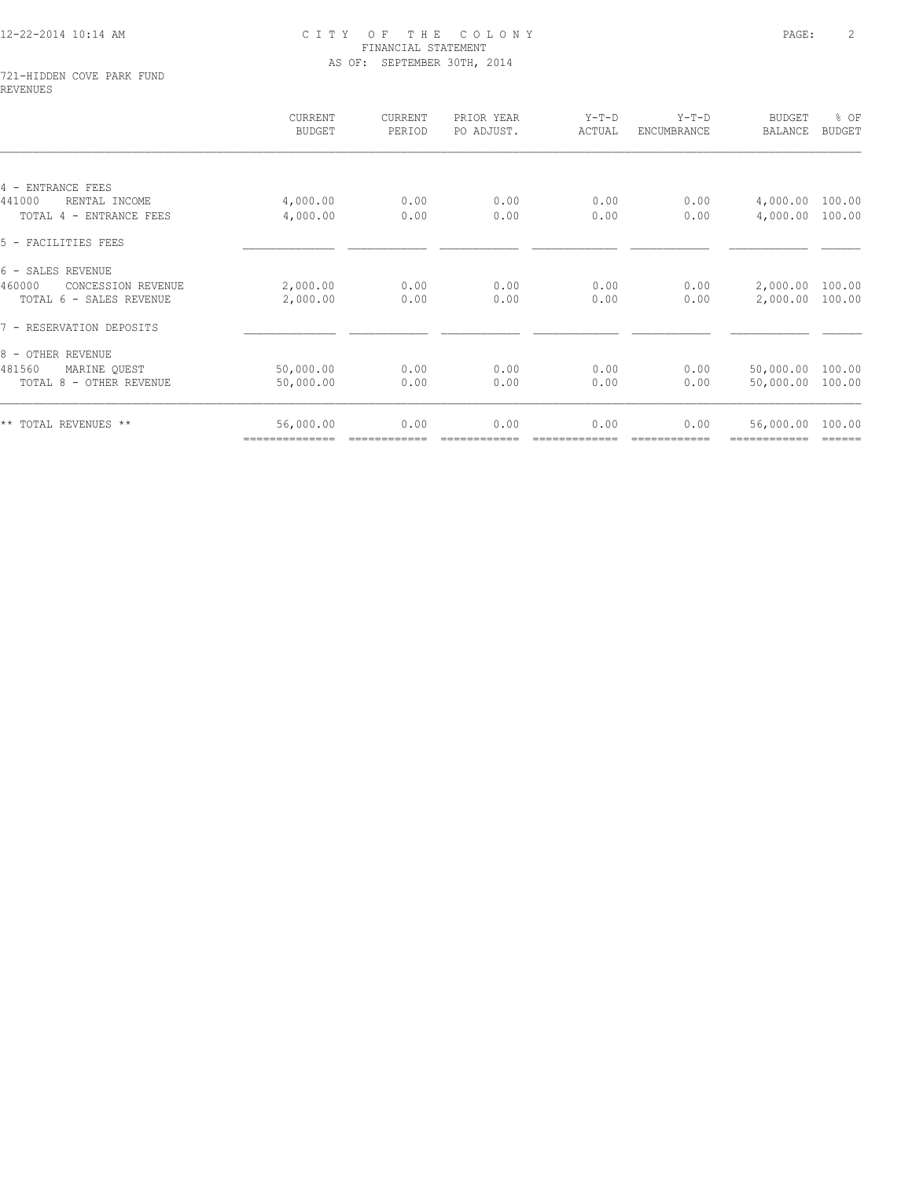# CITY OF THE COLONY
## FINANCIAL STATEMENT
### AS OF: SEPTEMBER 30TH, 2014

721-HIDDEN COVE PARK FUND
REVENUES

| | CURRENT BUDGET | CURRENT PERIOD | PRIOR YEAR PO ADJUST. | Y-T-D ACTUAL | Y-T-D ENCUMBRANCE | BUDGET BALANCE | % OF BUDGET |
|---|---|---|---|---|---|---|---|
| 4 - ENTRANCE FEES | | | | | | | |
| 441000 RENTAL INCOME | 4,000.00 | 0.00 | 0.00 | 0.00 | 0.00 | 4,000.00 | 100.00 |
| TOTAL 4 - ENTRANCE FEES | 4,000.00 | 0.00 | 0.00 | 0.00 | 0.00 | 4,000.00 | 100.00 |
| 5 - FACILITIES FEES | | | | | | | |
| 6 - SALES REVENUE | | | | | | | |
| 460000 CONCESSION REVENUE | 2,000.00 | 0.00 | 0.00 | 0.00 | 0.00 | 2,000.00 | 100.00 |
| TOTAL 6 - SALES REVENUE | 2,000.00 | 0.00 | 0.00 | 0.00 | 0.00 | 2,000.00 | 100.00 |
| 7 - RESERVATION DEPOSITS | | | | | | | |
| 8 - OTHER REVENUE | | | | | | | |
| 481560 MARINE QUEST | 50,000.00 | 0.00 | 0.00 | 0.00 | 0.00 | 50,000.00 | 100.00 |
| TOTAL 8 - OTHER REVENUE | 50,000.00 | 0.00 | 0.00 | 0.00 | 0.00 | 50,000.00 | 100.00 |
| ** TOTAL REVENUES ** | 56,000.00 | 0.00 | 0.00 | 0.00 | 0.00 | 56,000.00 | 100.00 |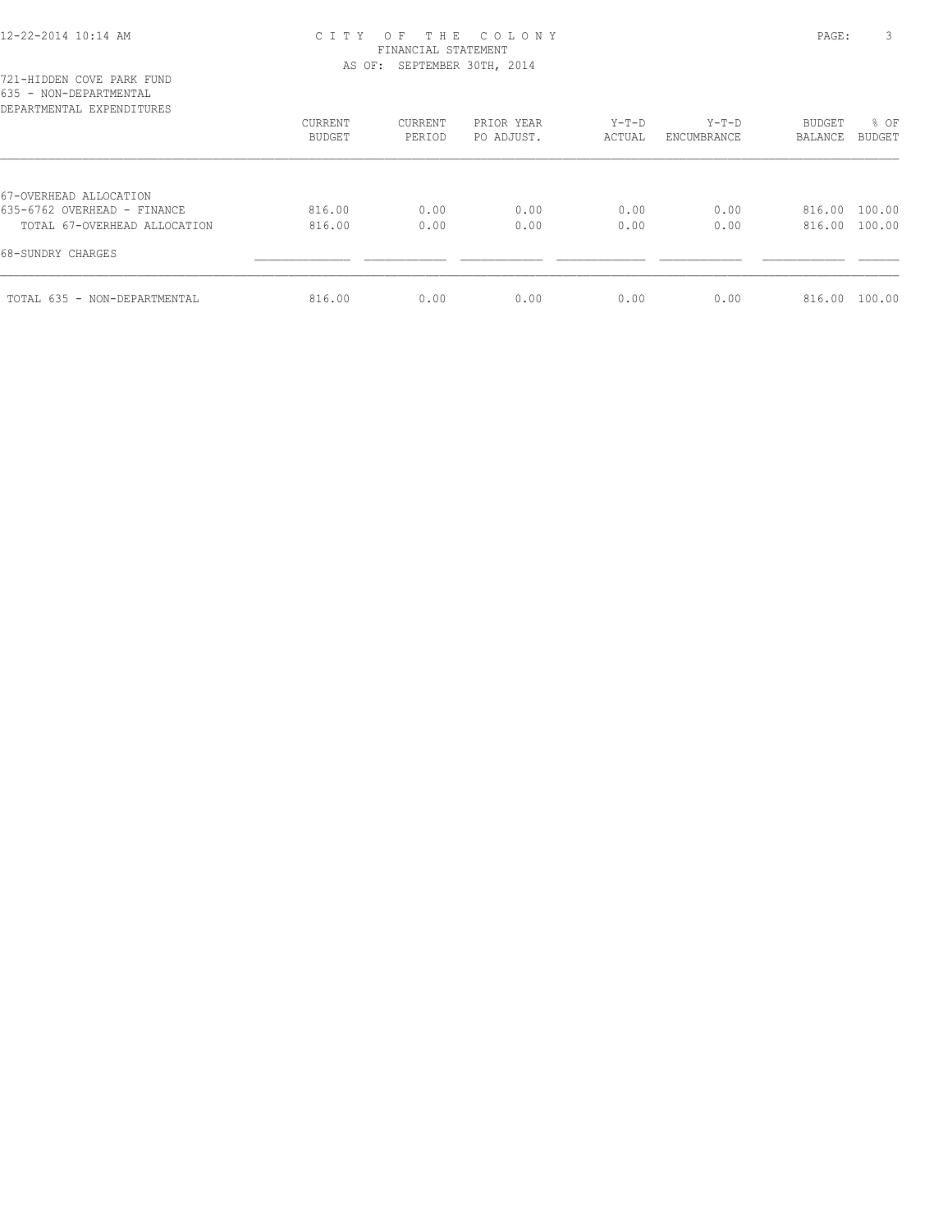# CITY OF THE COLONY

FINANCIAL STATEMENT

AS OF: SEPTEMBER 30TH, 2014

721-HIDDEN COVE PARK FUND

635 - NON-DEPARTMENTAL

DEPARTMENTAL EXPENDITURES

| | CURRENT BUDGET | CURRENT PERIOD | PRIOR YEAR PO ADJUST. | Y-T-D ACTUAL | Y-T-D ENCUMBRANCE | BUDGET BALANCE | % OF BUDGET |
|---|---|---|---|---|---|---|---|
| 67-OVERHEAD ALLOCATION | | | | | | | |
| 635-6762 OVERHEAD - FINANCE | 816.00 | 0.00 | 0.00 | 0.00 | 0.00 | 816.00 | 100.00 |
| TOTAL 67-OVERHEAD ALLOCATION | 816.00 | 0.00 | 0.00 | 0.00 | 0.00 | 816.00 | 100.00 |
| 68-SUNDRY CHARGES | | | | | | | |
| TOTAL 635 - NON-DEPARTMENTAL | 816.00 | 0.00 | 0.00 | 0.00 | 0.00 | 816.00 | 100.00 |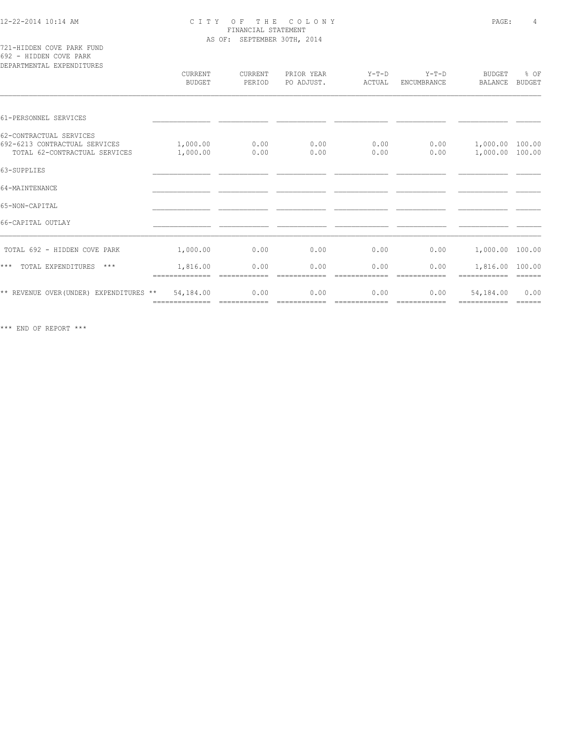CITY OF THE COLONY
FINANCIAL STATEMENT
AS OF: SEPTEMBER 30TH, 2014

721-HIDDEN COVE PARK FUND
692 - HIDDEN COVE PARK
DEPARTMENTAL EXPENDITURES

| | CURRENT BUDGET | CURRENT PERIOD | PRIOR YEAR PO ADJUST. | Y-T-D ACTUAL | Y-T-D ENCUMBRANCE | BUDGET BALANCE | % OF BUDGET |
|---|---|---|---|---|---|---|---|
| 61-PERSONNEL SERVICES | | | | | | | |
| 62-CONTRACTUAL SERVICES | | | | | | | |
| 692-6213 CONTRACTUAL SERVICES | 1,000.00 | 0.00 | 0.00 | 0.00 | 0.00 | 1,000.00 | 100.00 |
| TOTAL 62-CONTRACTUAL SERVICES | 1,000.00 | 0.00 | 0.00 | 0.00 | 0.00 | 1,000.00 | 100.00 |
| 63-SUPPLIES | | | | | | | |
| 64-MAINTENANCE | | | | | | | |
| 65-NON-CAPITAL | | | | | | | |
| 66-CAPITAL OUTLAY | | | | | | | |
| TOTAL 692 - HIDDEN COVE PARK | 1,000.00 | 0.00 | 0.00 | 0.00 | 0.00 | 1,000.00 | 100.00 |
| *** TOTAL EXPENDITURES *** | 1,816.00 | 0.00 | 0.00 | 0.00 | 0.00 | 1,816.00 | 100.00 |
| ** REVENUE OVER(UNDER) EXPENDITURES ** | 54,184.00 | 0.00 | 0.00 | 0.00 | 0.00 | 54,184.00 | 0.00 |

*** END OF REPORT ***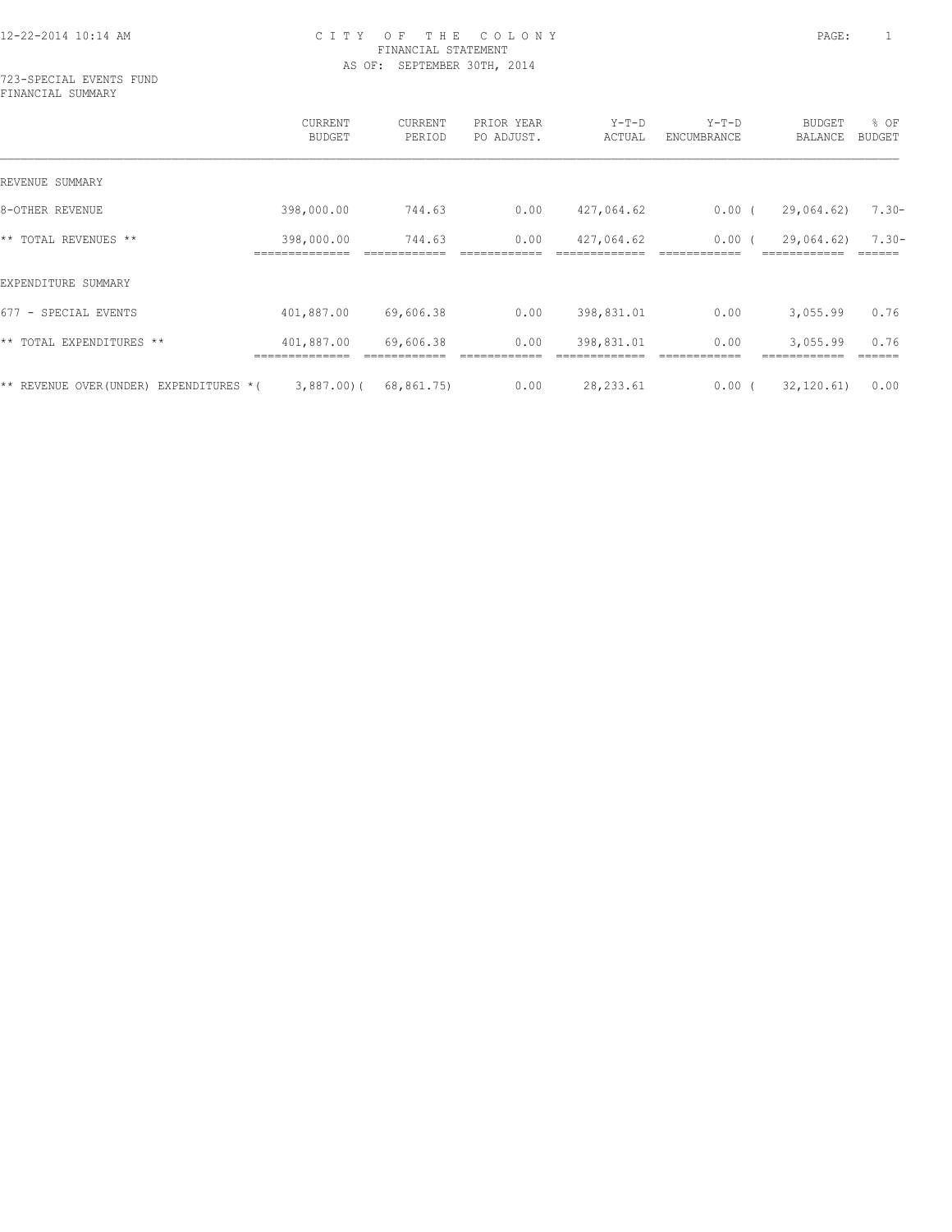CITY OF THE COLONY
FINANCIAL STATEMENT
AS OF: SEPTEMBER 30TH, 2014

723-SPECIAL EVENTS FUND
FINANCIAL SUMMARY

| | CURRENT BUDGET | CURRENT PERIOD | PRIOR YEAR PO ADJUST. | Y-T-D ACTUAL | Y-T-D ENCUMBRANCE | BUDGET BALANCE | % OF BUDGET |
|---|---|---|---|---|---|---|---|
| REVENUE SUMMARY | | | | | | | |
| 8-OTHER REVENUE | 398,000.00 | 744.63 | 0.00 | 427,064.62 | 0.00 | ( 29,064.62) | 7.30- |
| ** TOTAL REVENUES ** | 398,000.00 | 744.63 | 0.00 | 427,064.62 | 0.00 | ( 29,064.62) | 7.30- |
| EXPENDITURE SUMMARY | | | | | | | |
| 677 - SPECIAL EVENTS | 401,887.00 | 69,606.38 | 0.00 | 398,831.01 | 0.00 | 3,055.99 | 0.76 |
| ** TOTAL EXPENDITURES ** | 401,887.00 | 69,606.38 | 0.00 | 398,831.01 | 0.00 | 3,055.99 | 0.76 |
| ** REVENUE OVER(UNDER) EXPENDITURES * | ( 3,887.00) | ( 68,861.75) | 0.00 | 28,233.61 | 0.00 | ( 32,120.61) | 0.00 |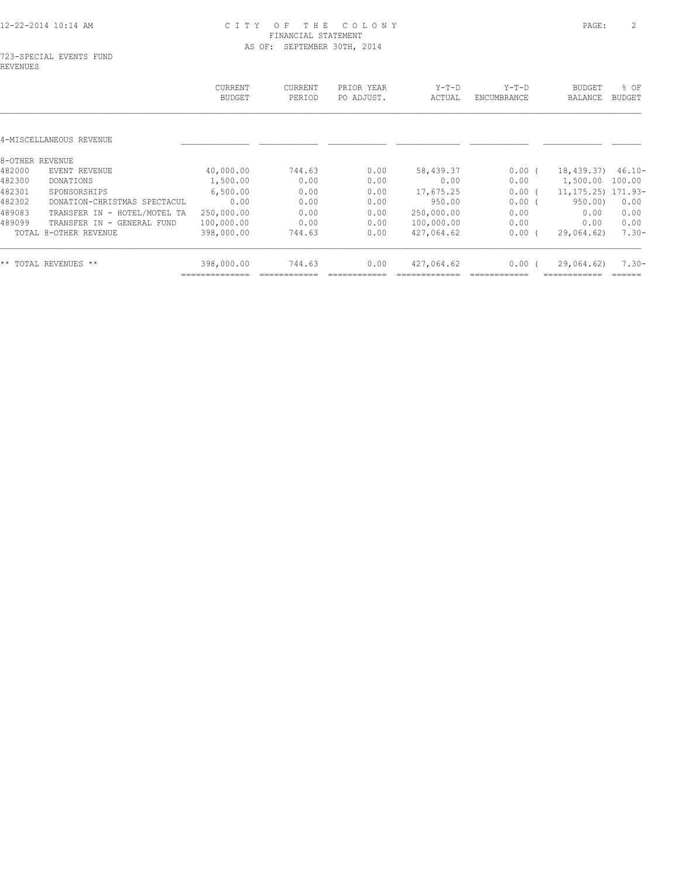# CITY OF THE COLONY
## FINANCIAL STATEMENT
### AS OF: SEPTEMBER 30TH, 2014

723-SPECIAL EVENTS FUND
REVENUES

| | | CURRENT BUDGET | CURRENT PERIOD | PRIOR YEAR PO ADJUST. | Y-T-D ACTUAL | Y-T-D ENCUMBRANCE | BUDGET BALANCE | % OF BUDGET |
|---|---|---|---|---|---|---|---|---|
| 4-MISCELLANEOUS REVENUE | | | | | | | | |
| 8-OTHER REVENUE | | | | | | | | |
| 482000 | EVENT REVENUE | 40,000.00 | 744.63 | 0.00 | 58,439.37 | 0.00 | ( 18,439.37) | 46.10- |
| 482300 | DONATIONS | 1,500.00 | 0.00 | 0.00 | 0.00 | 0.00 | 1,500.00 | 100.00 |
| 482301 | SPONSORSHIPS | 6,500.00 | 0.00 | 0.00 | 17,675.25 | 0.00 | ( 11,175.25) | 171.93- |
| 482302 | DONATION-CHRISTMAS SPECTACUL | 0.00 | 0.00 | 0.00 | 950.00 | 0.00 | ( 950.00) | 0.00 |
| 489083 | TRANSFER IN - HOTEL/MOTEL TA | 250,000.00 | 0.00 | 0.00 | 250,000.00 | 0.00 | 0.00 | 0.00 |
| 489099 | TRANSFER IN - GENERAL FUND | 100,000.00 | 0.00 | 0.00 | 100,000.00 | 0.00 | 0.00 | 0.00 |
| | TOTAL 8-OTHER REVENUE | 398,000.00 | 744.63 | 0.00 | 427,064.62 | 0.00 | ( 29,064.62) | 7.30- |
| ** TOTAL REVENUES ** | | 398,000.00 | 744.63 | 0.00 | 427,064.62 | 0.00 | ( 29,064.62) | 7.30- |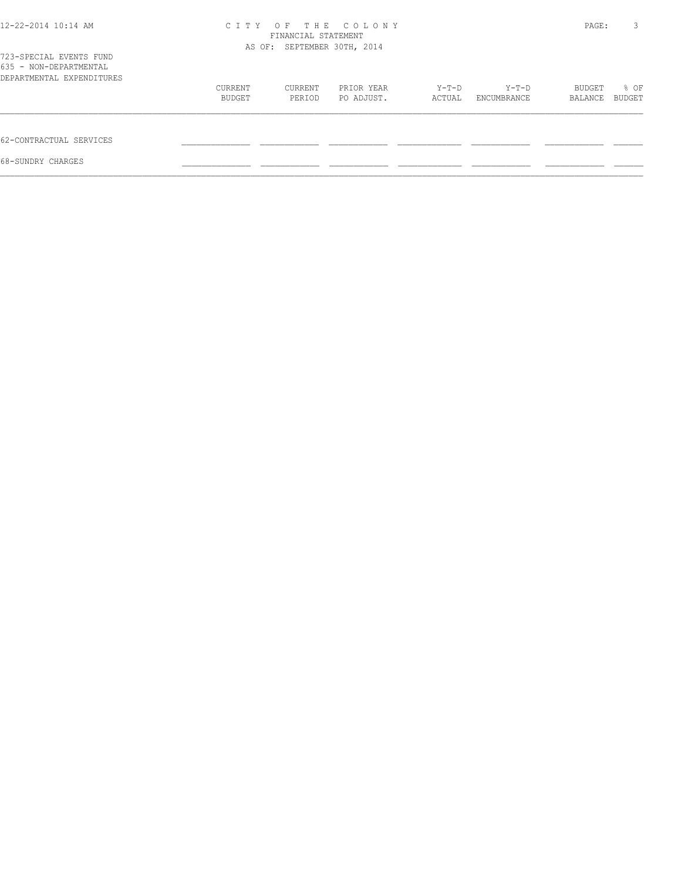CITY OF THE COLONY
FINANCIAL STATEMENT
AS OF: SEPTEMBER 30TH, 2014

723-SPECIAL EVENTS FUND
635 - NON-DEPARTMENTAL
DEPARTMENTAL EXPENDITURES

| | CURRENT BUDGET | CURRENT PERIOD | PRIOR YEAR PO ADJUST. | Y-T-D ACTUAL | Y-T-D ENCUMBRANCE | BUDGET BALANCE | % OF BUDGET |
|---|---|---|---|---|---|---|---|
| 62-CONTRACTUAL SERVICES | | | | | | | |
| 68-SUNDRY CHARGES | | | | | | | |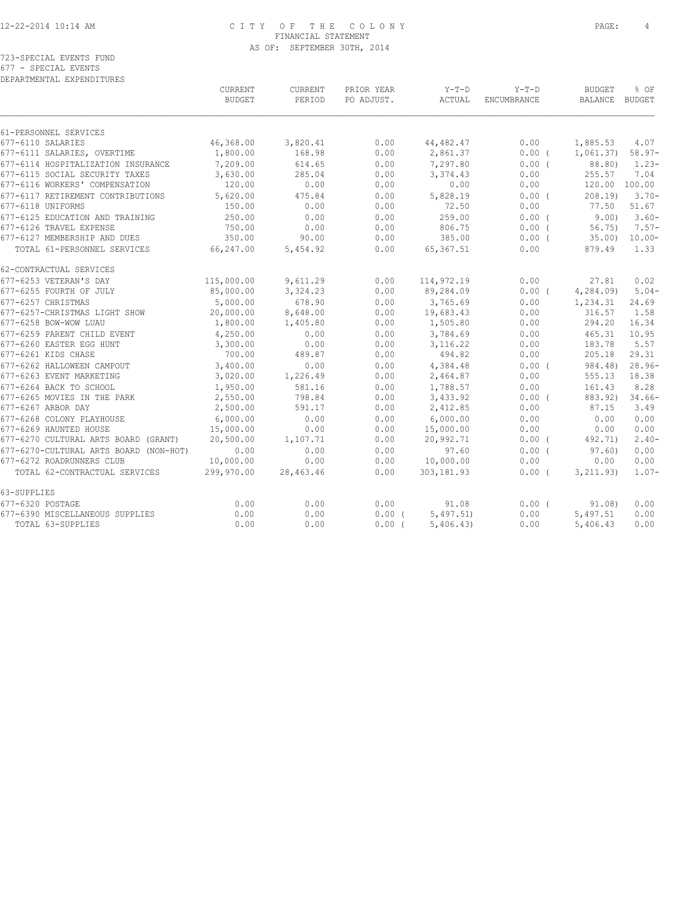# CITY OF THE COLONY
## FINANCIAL STATEMENT
### AS OF: SEPTEMBER 30TH, 2014

723-SPECIAL EVENTS FUND
677 - SPECIAL EVENTS
DEPARTMENTAL EXPENDITURES

| | CURRENT BUDGET | CURRENT PERIOD | PRIOR YEAR PO ADJUST. | Y-T-D ACTUAL | Y-T-D ENCUMBRANCE | BUDGET BALANCE | % OF BUDGET |
|---|---|---|---|---|---|---|---|
| **61-PERSONNEL SERVICES** | | | | | | | |
| 677-6110 SALARIES | 46,368.00 | 3,820.41 | 0.00 | 44,482.47 | 0.00 | 1,885.53 | 4.07 |
| 677-6111 SALARIES, OVERTIME | 1,800.00 | 168.98 | 0.00 | 2,861.37 | 0.00 | ( 1,061.37) | 58.97- |
| 677-6114 HOSPITALIZATION INSURANCE | 7,209.00 | 614.65 | 0.00 | 7,297.80 | 0.00 | ( 88.80) | 1.23- |
| 677-6115 SOCIAL SECURITY TAXES | 3,630.00 | 285.04 | 0.00 | 3,374.43 | 0.00 | 255.57 | 7.04 |
| 677-6116 WORKERS' COMPENSATION | 120.00 | 0.00 | 0.00 | 0.00 | 0.00 | 120.00 | 100.00 |
| 677-6117 RETIREMENT CONTRIBUTIONS | 5,620.00 | 475.84 | 0.00 | 5,828.19 | 0.00 | ( 208.19) | 3.70- |
| 677-6118 UNIFORMS | 150.00 | 0.00 | 0.00 | 72.50 | 0.00 | 77.50 | 51.67 |
| 677-6125 EDUCATION AND TRAINING | 250.00 | 0.00 | 0.00 | 259.00 | 0.00 | ( 9.00) | 3.60- |
| 677-6126 TRAVEL EXPENSE | 750.00 | 0.00 | 0.00 | 806.75 | 0.00 | ( 56.75) | 7.57- |
| 677-6127 MEMBERSHIP AND DUES | 350.00 | 90.00 | 0.00 | 385.00 | 0.00 | ( 35.00) | 10.00- |
| TOTAL 61-PERSONNEL SERVICES | 66,247.00 | 5,454.92 | 0.00 | 65,367.51 | 0.00 | 879.49 | 1.33 |
| **62-CONTRACTUAL SERVICES** | | | | | | | |
| 677-6253 VETERAN'S DAY | 115,000.00 | 9,611.29 | 0.00 | 114,972.19 | 0.00 | 27.81 | 0.02 |
| 677-6255 FOURTH OF JULY | 85,000.00 | 3,324.23 | 0.00 | 89,284.09 | 0.00 | ( 4,284.09) | 5.04- |
| 677-6257 CHRISTMAS | 5,000.00 | 678.90 | 0.00 | 3,765.69 | 0.00 | 1,234.31 | 24.69 |
| 677-6257-CHRISTMAS LIGHT SHOW | 20,000.00 | 8,648.00 | 0.00 | 19,683.43 | 0.00 | 316.57 | 1.58 |
| 677-6258 BOW-WOW LUAU | 1,800.00 | 1,405.80 | 0.00 | 1,505.80 | 0.00 | 294.20 | 16.34 |
| 677-6259 PARENT CHILD EVENT | 4,250.00 | 0.00 | 0.00 | 3,784.69 | 0.00 | 465.31 | 10.95 |
| 677-6260 EASTER EGG HUNT | 3,300.00 | 0.00 | 0.00 | 3,116.22 | 0.00 | 183.78 | 5.57 |
| 677-6261 KIDS CHASE | 700.00 | 489.87 | 0.00 | 494.82 | 0.00 | 205.18 | 29.31 |
| 677-6262 HALLOWEEN CAMPOUT | 3,400.00 | 0.00 | 0.00 | 4,384.48 | 0.00 | ( 984.48) | 28.96- |
| 677-6263 EVENT MARKETING | 3,020.00 | 1,226.49 | 0.00 | 2,464.87 | 0.00 | 555.13 | 18.38 |
| 677-6264 BACK TO SCHOOL | 1,950.00 | 581.16 | 0.00 | 1,788.57 | 0.00 | 161.43 | 8.28 |
| 677-6265 MOVIES IN THE PARK | 2,550.00 | 798.84 | 0.00 | 3,433.92 | 0.00 | ( 883.92) | 34.66- |
| 677-6267 ARBOR DAY | 2,500.00 | 591.17 | 0.00 | 2,412.85 | 0.00 | 87.15 | 3.49 |
| 677-6268 COLONY PLAYHOUSE | 6,000.00 | 0.00 | 0.00 | 6,000.00 | 0.00 | 0.00 | 0.00 |
| 677-6269 HAUNTED HOUSE | 15,000.00 | 0.00 | 0.00 | 15,000.00 | 0.00 | 0.00 | 0.00 |
| 677-6270 CULTURAL ARTS BOARD (GRANT) | 20,500.00 | 1,107.71 | 0.00 | 20,992.71 | 0.00 | ( 492.71) | 2.40- |
| 677-6270-CULTURAL ARTS BOARD (NON-HOT) | 0.00 | 0.00 | 0.00 | 97.60 | 0.00 | ( 97.60) | 0.00 |
| 677-6272 ROADRUNNERS CLUB | 10,000.00 | 0.00 | 0.00 | 10,000.00 | 0.00 | 0.00 | 0.00 |
| TOTAL 62-CONTRACTUAL SERVICES | 299,970.00 | 28,463.46 | 0.00 | 303,181.93 | 0.00 | ( 3,211.93) | 1.07- |
| **63-SUPPLIES** | | | | | | | |
| 677-6320 POSTAGE | 0.00 | 0.00 | 0.00 | 91.08 | 0.00 | ( 91.08) | 0.00 |
| 677-6390 MISCELLANEOUS SUPPLIES | 0.00 | 0.00 | 0.00 | ( 5,497.51) | 0.00 | 5,497.51 | 0.00 |
| TOTAL 63-SUPPLIES | 0.00 | 0.00 | 0.00 | ( 5,406.43) | 0.00 | 5,406.43 | 0.00 |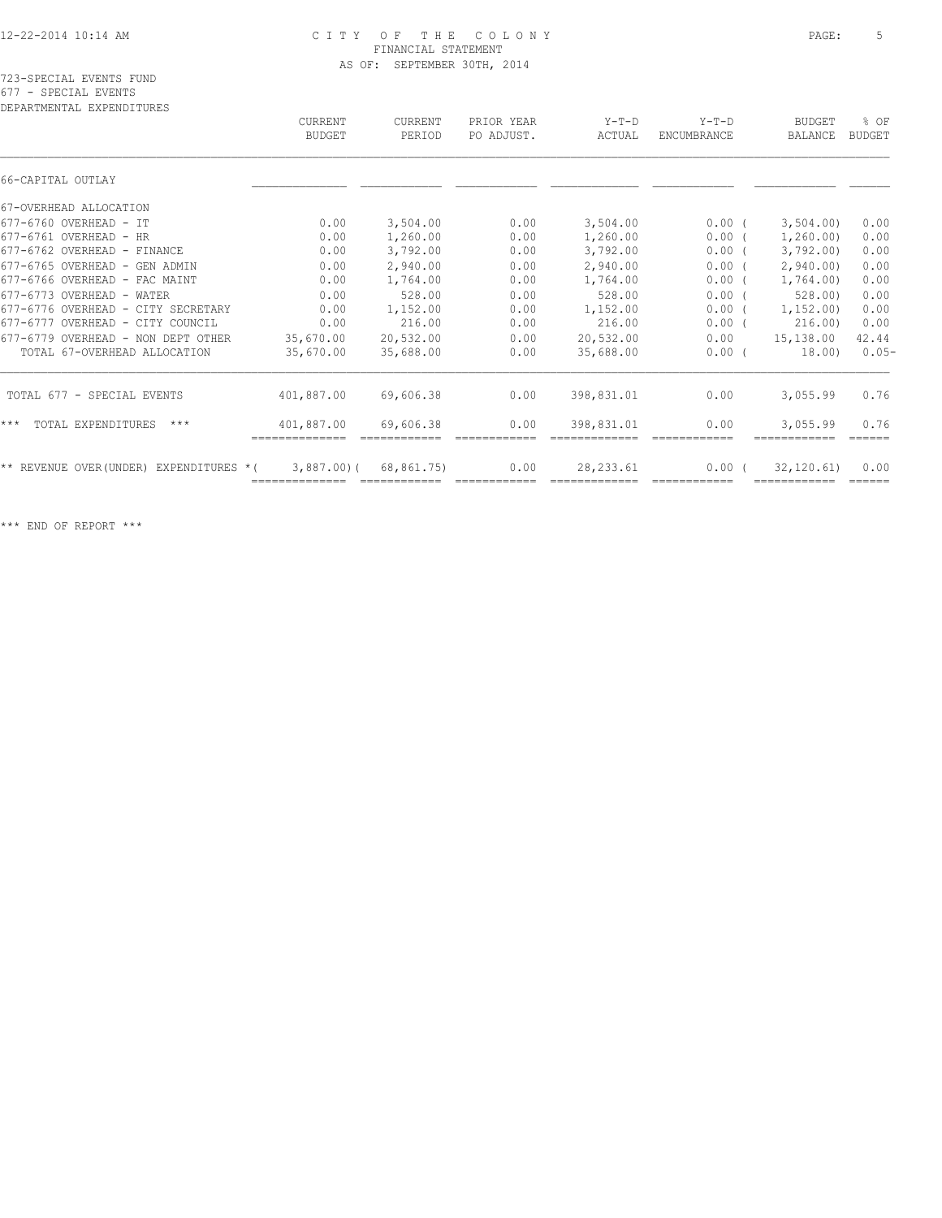CITY OF THE COLONY
FINANCIAL STATEMENT
AS OF: SEPTEMBER 30TH, 2014

723-SPECIAL EVENTS FUND
677 - SPECIAL EVENTS
DEPARTMENTAL EXPENDITURES

| | CURRENT BUDGET | CURRENT PERIOD | PRIOR YEAR PO ADJUST. | Y-T-D ACTUAL | Y-T-D ENCUMBRANCE | BUDGET BALANCE | % OF BUDGET |
|---|---|---|---|---|---|---|---|
| 66-CAPITAL OUTLAY | | | | | | | |
| 67-OVERHEAD ALLOCATION | | | | | | | |
| 677-6760 OVERHEAD - IT | 0.00 | 3,504.00 | 0.00 | 3,504.00 | 0.00 | ( 3,504.00) | 0.00 |
| 677-6761 OVERHEAD - HR | 0.00 | 1,260.00 | 0.00 | 1,260.00 | 0.00 | ( 1,260.00) | 0.00 |
| 677-6762 OVERHEAD - FINANCE | 0.00 | 3,792.00 | 0.00 | 3,792.00 | 0.00 | ( 3,792.00) | 0.00 |
| 677-6765 OVERHEAD - GEN ADMIN | 0.00 | 2,940.00 | 0.00 | 2,940.00 | 0.00 | ( 2,940.00) | 0.00 |
| 677-6766 OVERHEAD - FAC MAINT | 0.00 | 1,764.00 | 0.00 | 1,764.00 | 0.00 | ( 1,764.00) | 0.00 |
| 677-6773 OVERHEAD - WATER | 0.00 | 528.00 | 0.00 | 528.00 | 0.00 | ( 528.00) | 0.00 |
| 677-6776 OVERHEAD - CITY SECRETARY | 0.00 | 1,152.00 | 0.00 | 1,152.00 | 0.00 | ( 1,152.00) | 0.00 |
| 677-6777 OVERHEAD - CITY COUNCIL | 0.00 | 216.00 | 0.00 | 216.00 | 0.00 | ( 216.00) | 0.00 |
| 677-6779 OVERHEAD - NON DEPT OTHER | 35,670.00 | 20,532.00 | 0.00 | 20,532.00 | 0.00 | 15,138.00 | 42.44 |
| TOTAL 67-OVERHEAD ALLOCATION | 35,670.00 | 35,688.00 | 0.00 | 35,688.00 | 0.00 | ( 18.00) | 0.05- |
| TOTAL 677 - SPECIAL EVENTS | 401,887.00 | 69,606.38 | 0.00 | 398,831.01 | 0.00 | 3,055.99 | 0.76 |
| *** TOTAL EXPENDITURES *** | 401,887.00 | 69,606.38 | 0.00 | 398,831.01 | 0.00 | 3,055.99 | 0.76 |
| ** REVENUE OVER(UNDER) EXPENDITURES * | ( 3,887.00) | ( 68,861.75) | 0.00 | 28,233.61 | 0.00 | ( 32,120.61) | 0.00 |

*** END OF REPORT ***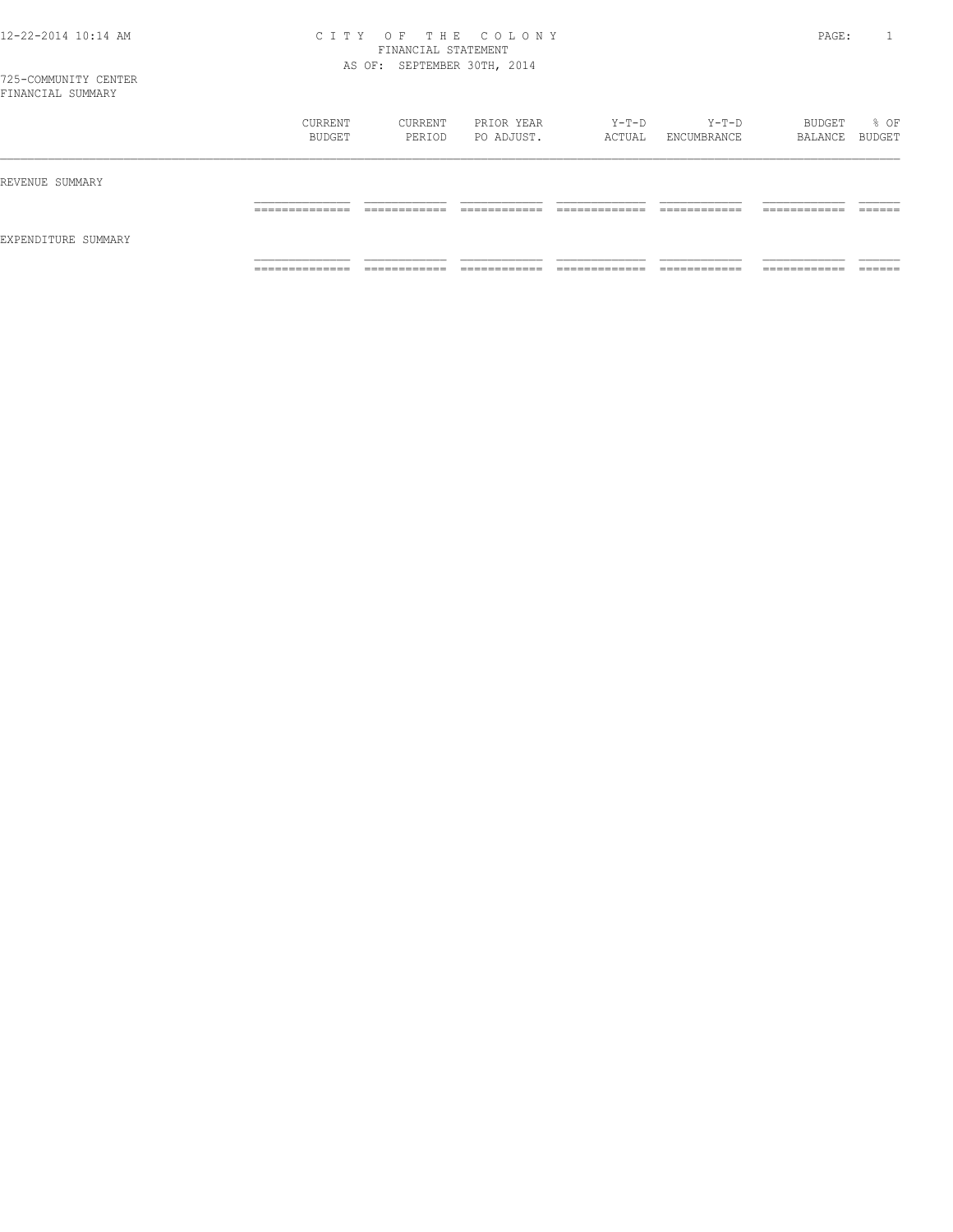# CITY OF THE COLONY
## FINANCIAL STATEMENT
### AS OF: SEPTEMBER 30TH, 2014

725-COMMUNITY CENTER
FINANCIAL SUMMARY

| | CURRENT BUDGET | CURRENT PERIOD | PRIOR YEAR PO ADJUST. | Y-T-D ACTUAL | Y-T-D ENCUMBRANCE | BUDGET BALANCE | % OF BUDGET |
|---|---|---|---|---|---|---|---|
| REVENUE SUMMARY | | | | | | | |
| EXPENDITURE SUMMARY | | | | | | | |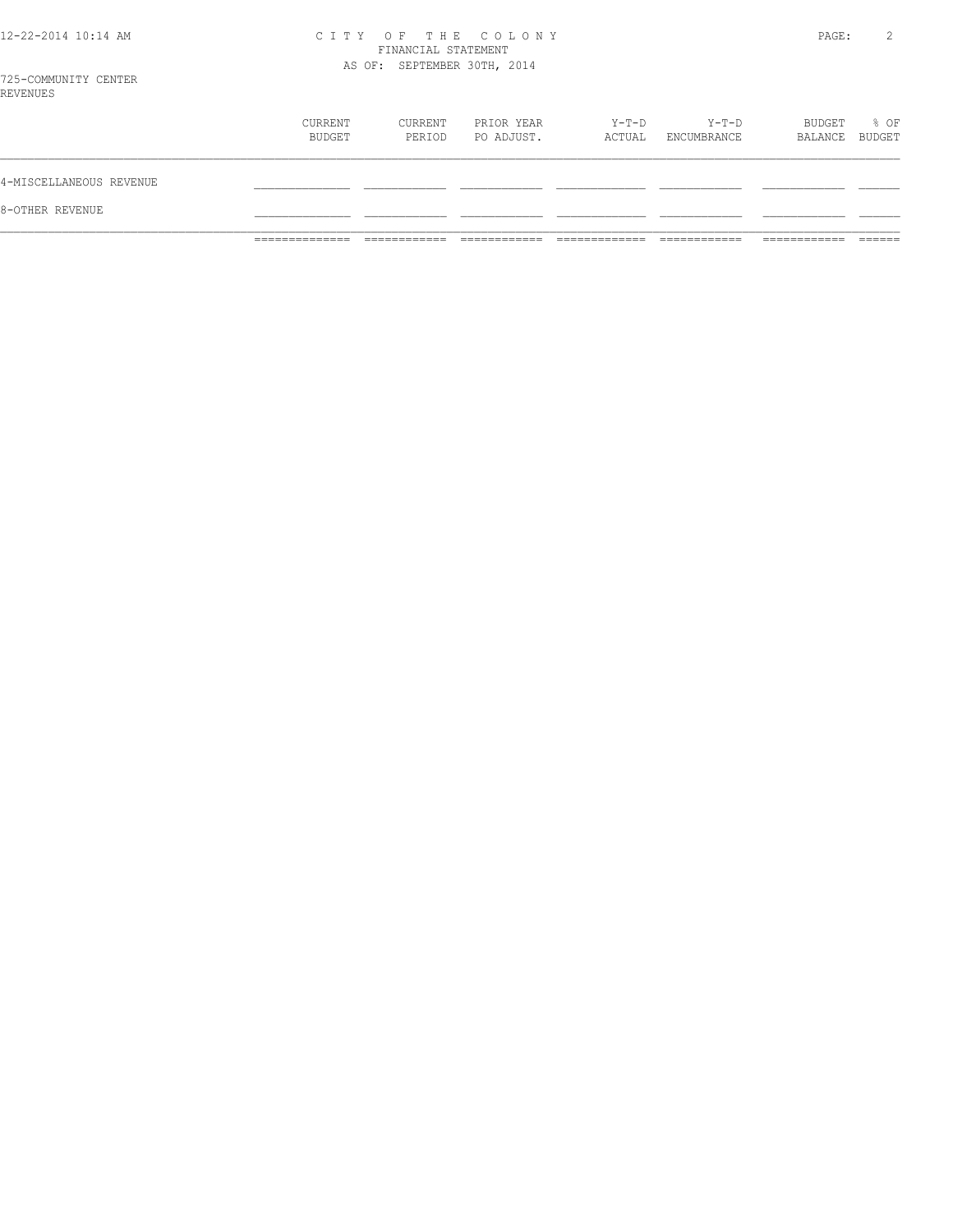CITY OF THE COLONY
FINANCIAL STATEMENT
AS OF: SEPTEMBER 30TH, 2014

725-COMMUNITY CENTER
REVENUES

| | CURRENT BUDGET | CURRENT PERIOD | PRIOR YEAR PO ADJUST. | Y-T-D ACTUAL | Y-T-D ENCUMBRANCE | BUDGET BALANCE | % OF BUDGET |
|---|---|---|---|---|---|---|---|
| 4-MISCELLANEOUS REVENUE | | | | | | | |
| 8-OTHER REVENUE | | | | | | | |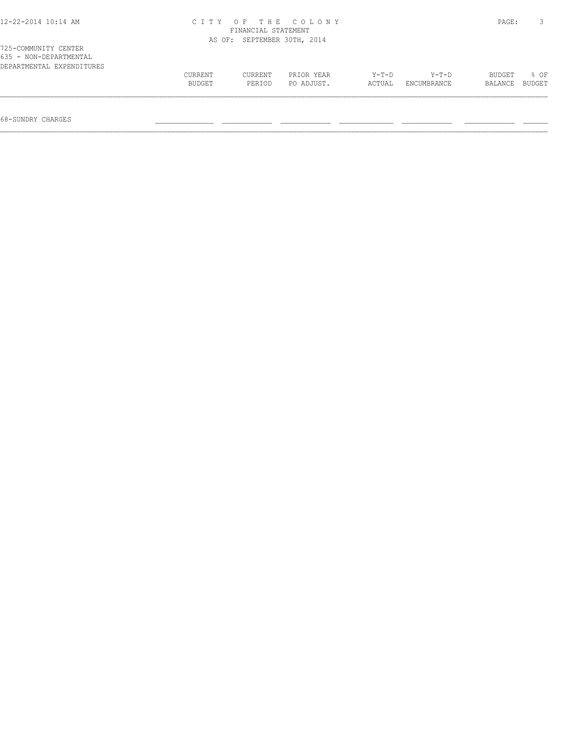CITY OF THE COLONY
FINANCIAL STATEMENT
AS OF: SEPTEMBER 30TH, 2014

725-COMMUNITY CENTER
635 - NON-DEPARTMENTAL
DEPARTMENTAL EXPENDITURES

| | CURRENT BUDGET | CURRENT PERIOD | PRIOR YEAR PO ADJUST. | Y-T-D ACTUAL | Y-T-D ENCUMBRANCE | BUDGET BALANCE | % OF BUDGET |
|---|---|---|---|---|---|---|---|
| 68-SUNDRY CHARGES | | | | | | | |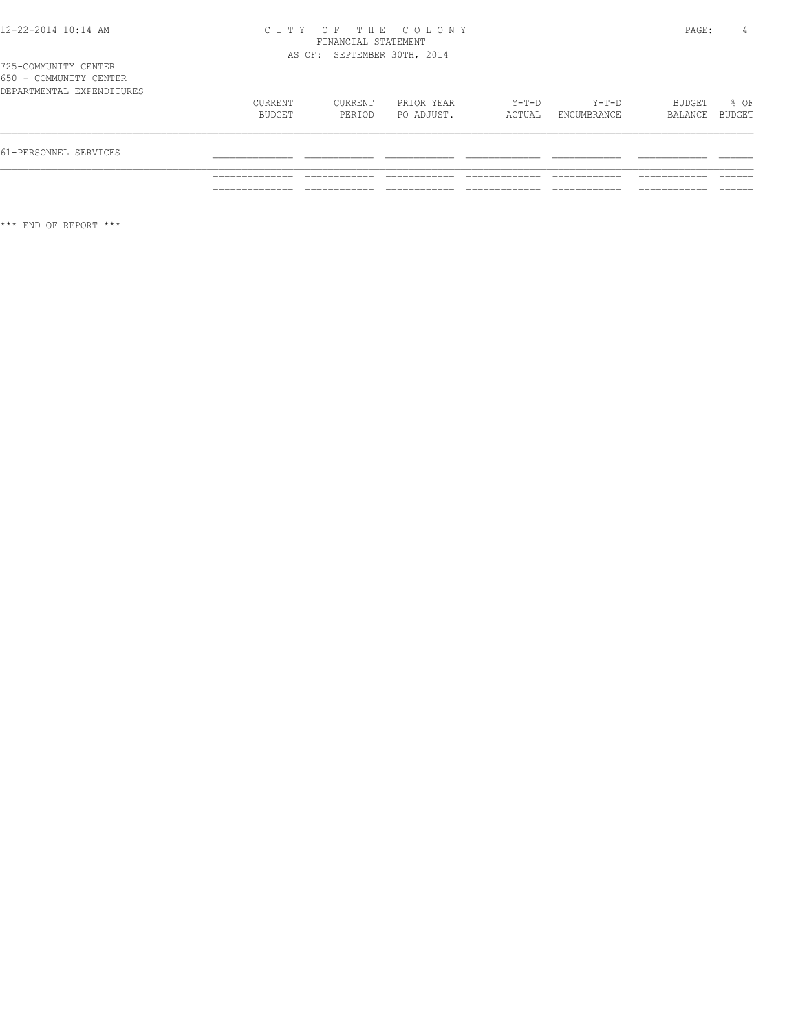CITY OF THE COLONY
FINANCIAL STATEMENT
AS OF: SEPTEMBER 30TH, 2014

725-COMMUNITY CENTER
650 - COMMUNITY CENTER
DEPARTMENTAL EXPENDITURES

| | CURRENT BUDGET | CURRENT PERIOD | PRIOR YEAR PO ADJUST. | Y-T-D ACTUAL | Y-T-D ENCUMBRANCE | BUDGET BALANCE | % OF BUDGET |
|---|---|---|---|---|---|---|---|
| 61-PERSONNEL SERVICES | | | | | | | |
| | | | | | | | |

*** END OF REPORT ***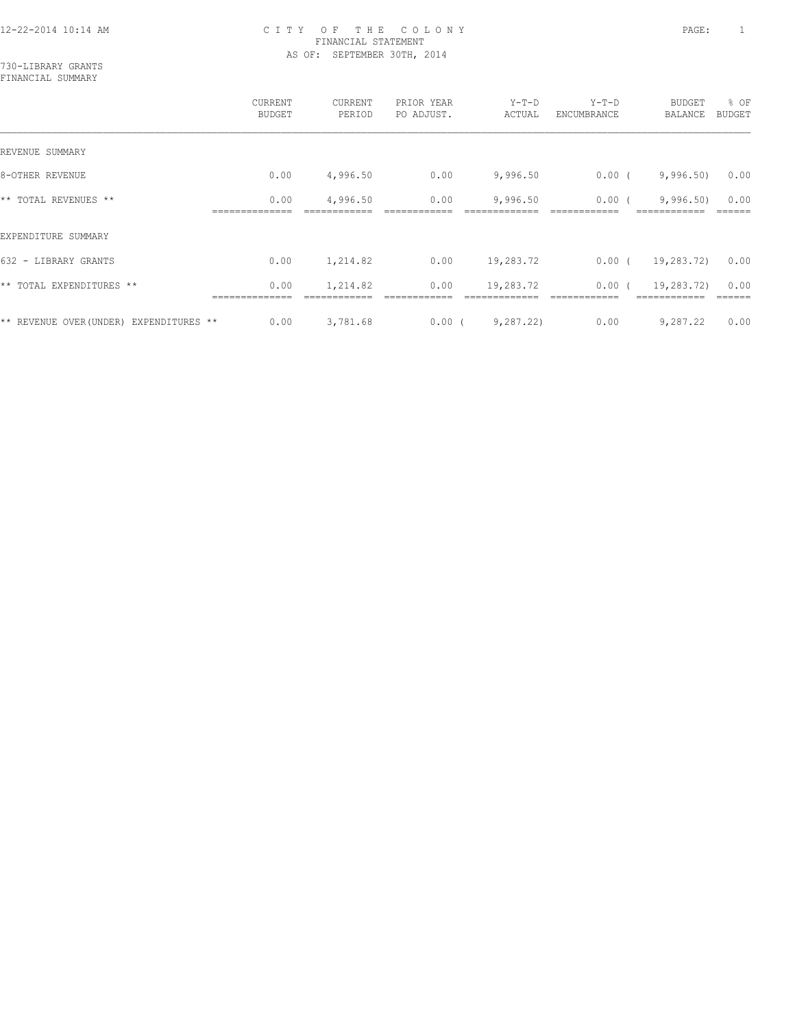# CITY OF THE COLONY
## FINANCIAL STATEMENT
### AS OF: SEPTEMBER 30TH, 2014

730-LIBRARY GRANTS
FINANCIAL SUMMARY

| | CURRENT BUDGET | CURRENT PERIOD | PRIOR YEAR PO ADJUST. | Y-T-D ACTUAL | Y-T-D ENCUMBRANCE | BUDGET BALANCE | % OF BUDGET |
|---|---|---|---|---|---|---|---|
| REVENUE SUMMARY | | | | | | | |
| 8-OTHER REVENUE | 0.00 | 4,996.50 | 0.00 | 9,996.50 | 0.00 | ( 9,996.50) | 0.00 |
| ** TOTAL REVENUES ** | 0.00 | 4,996.50 | 0.00 | 9,996.50 | 0.00 | ( 9,996.50) | 0.00 |
| EXPENDITURE SUMMARY | | | | | | | |
| 632 - LIBRARY GRANTS | 0.00 | 1,214.82 | 0.00 | 19,283.72 | 0.00 | ( 19,283.72) | 0.00 |
| ** TOTAL EXPENDITURES ** | 0.00 | 1,214.82 | 0.00 | 19,283.72 | 0.00 | ( 19,283.72) | 0.00 |
| ** REVENUE OVER(UNDER) EXPENDITURES ** | 0.00 | 3,781.68 | 0.00 | ( 9,287.22) | 0.00 | 9,287.22 | 0.00 |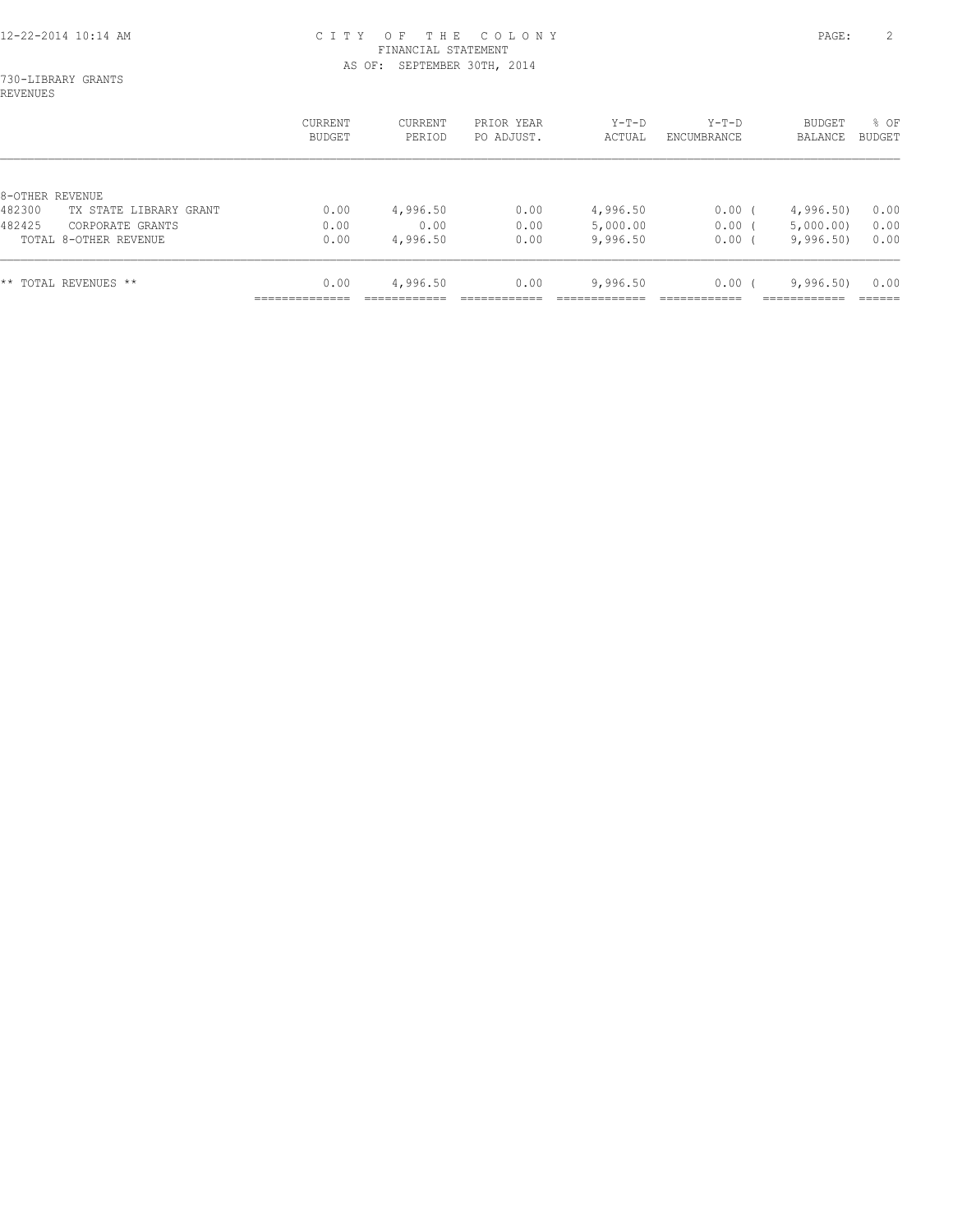CITY OF THE COLONY
FINANCIAL STATEMENT
AS OF: SEPTEMBER 30TH, 2014

730-LIBRARY GRANTS
REVENUES

| | CURRENT BUDGET | CURRENT PERIOD | PRIOR YEAR PO ADJUST. | Y-T-D ACTUAL | Y-T-D ENCUMBRANCE | BUDGET BALANCE | % OF BUDGET |
|---|---|---|---|---|---|---|---|
| 8-OTHER REVENUE | | | | | | | |
| 482300 TX STATE LIBRARY GRANT | 0.00 | 4,996.50 | 0.00 | 4,996.50 | 0.00 | ( 4,996.50) | 0.00 |
| 482425 CORPORATE GRANTS | 0.00 | 0.00 | 0.00 | 5,000.00 | 0.00 | ( 5,000.00) | 0.00 |
| TOTAL 8-OTHER REVENUE | 0.00 | 4,996.50 | 0.00 | 9,996.50 | 0.00 | ( 9,996.50) | 0.00 |
| ** TOTAL REVENUES ** | 0.00 | 4,996.50 | 0.00 | 9,996.50 | 0.00 | ( 9,996.50) | 0.00 |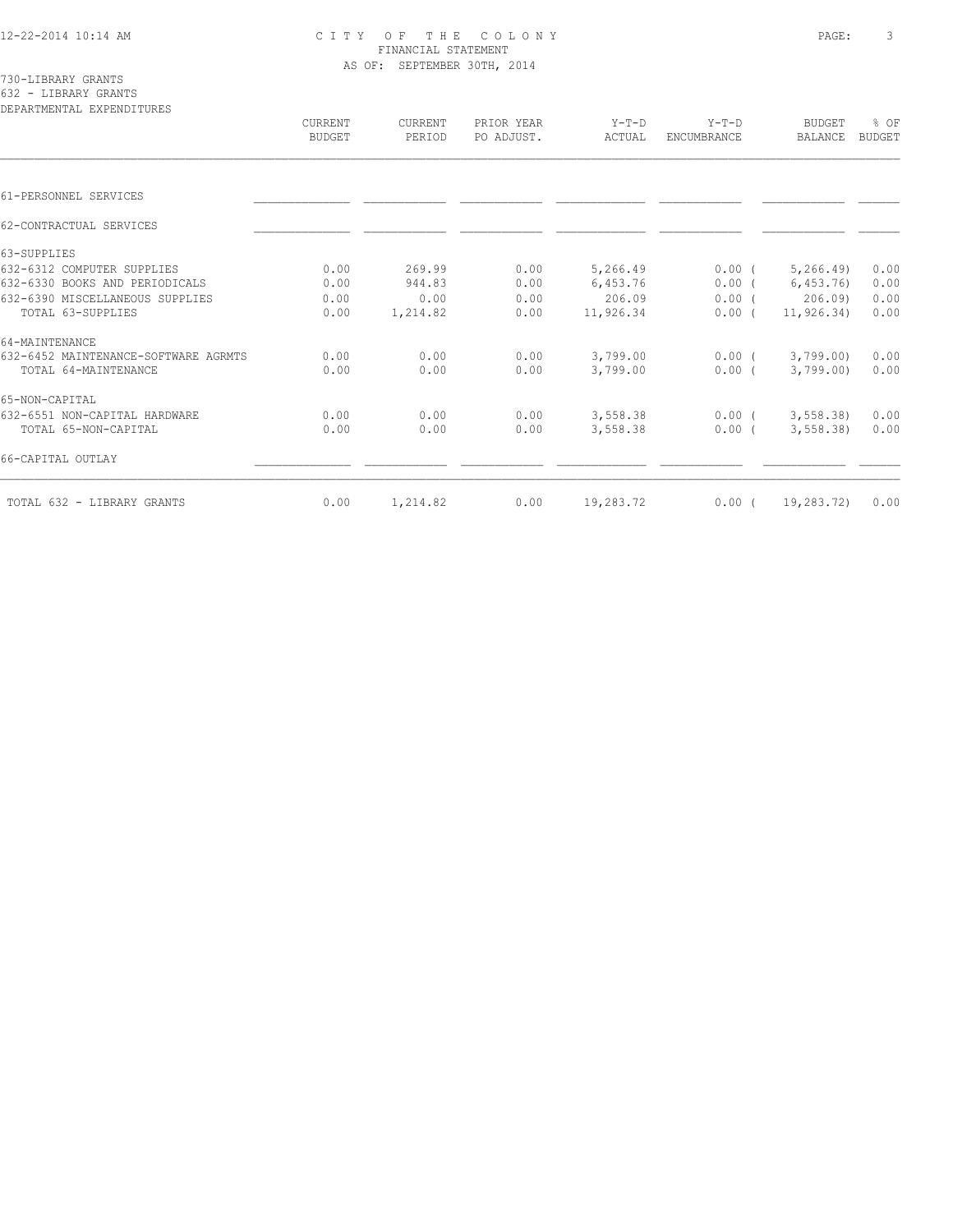CITY OF THE COLONY
FINANCIAL STATEMENT
AS OF: SEPTEMBER 30TH, 2014

730-LIBRARY GRANTS
632 - LIBRARY GRANTS
DEPARTMENTAL EXPENDITURES

| | CURRENT BUDGET | CURRENT PERIOD | PRIOR YEAR PO ADJUST. | Y-T-D ACTUAL | Y-T-D ENCUMBRANCE | BUDGET BALANCE | % OF BUDGET |
|---|---|---|---|---|---|---|---|
| 61-PERSONNEL SERVICES | | | | | | | |
| 62-CONTRACTUAL SERVICES | | | | | | | |
| 63-SUPPLIES | | | | | | | |
| 632-6312 COMPUTER SUPPLIES | 0.00 | 269.99 | 0.00 | 5,266.49 | 0.00 | ( 5,266.49) | 0.00 |
| 632-6330 BOOKS AND PERIODICALS | 0.00 | 944.83 | 0.00 | 6,453.76 | 0.00 | ( 6,453.76) | 0.00 |
| 632-6390 MISCELLANEOUS SUPPLIES | 0.00 | 0.00 | 0.00 | 206.09 | 0.00 | ( 206.09) | 0.00 |
| TOTAL 63-SUPPLIES | 0.00 | 1,214.82 | 0.00 | 11,926.34 | 0.00 | ( 11,926.34) | 0.00 |
| 64-MAINTENANCE | | | | | | | |
| 632-6452 MAINTENANCE-SOFTWARE AGRMTS | 0.00 | 0.00 | 0.00 | 3,799.00 | 0.00 | ( 3,799.00) | 0.00 |
| TOTAL 64-MAINTENANCE | 0.00 | 0.00 | 0.00 | 3,799.00 | 0.00 | ( 3,799.00) | 0.00 |
| 65-NON-CAPITAL | | | | | | | |
| 632-6551 NON-CAPITAL HARDWARE | 0.00 | 0.00 | 0.00 | 3,558.38 | 0.00 | ( 3,558.38) | 0.00 |
| TOTAL 65-NON-CAPITAL | 0.00 | 0.00 | 0.00 | 3,558.38 | 0.00 | ( 3,558.38) | 0.00 |
| 66-CAPITAL OUTLAY | | | | | | | |
| TOTAL 632 - LIBRARY GRANTS | 0.00 | 1,214.82 | 0.00 | 19,283.72 | 0.00 | ( 19,283.72) | 0.00 |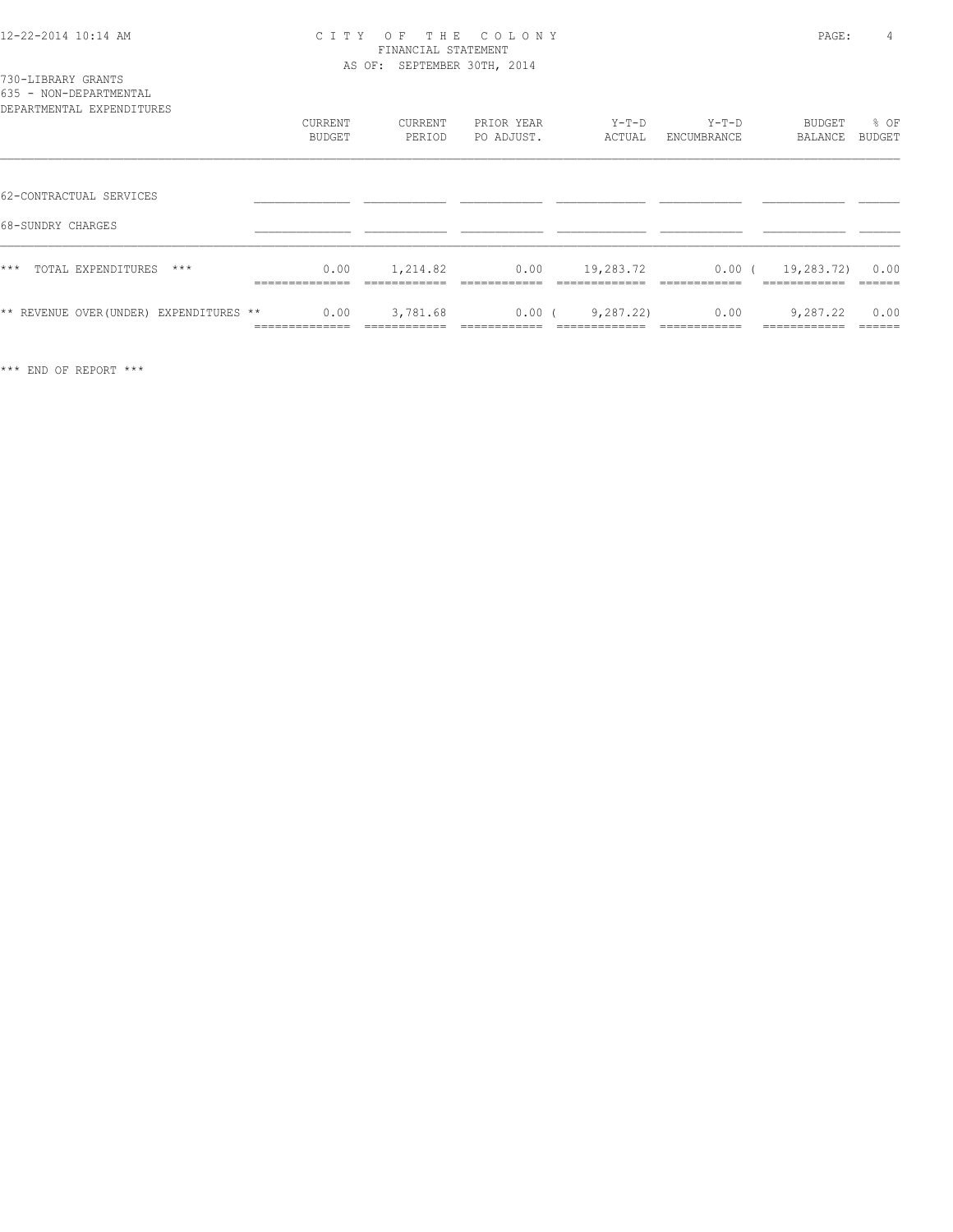CITY OF THE COLONY
FINANCIAL STATEMENT
AS OF: SEPTEMBER 30TH, 2014

730-LIBRARY GRANTS
635 - NON-DEPARTMENTAL
DEPARTMENTAL EXPENDITURES

| | CURRENT BUDGET | CURRENT PERIOD | PRIOR YEAR PO ADJUST. | Y-T-D ACTUAL | Y-T-D ENCUMBRANCE | BUDGET BALANCE | % OF BUDGET |
|---|---|---|---|---|---|---|---|
| 62-CONTRACTUAL SERVICES | | | | | | | |
| 68-SUNDRY CHARGES | | | | | | | |
| *** TOTAL EXPENDITURES *** | 0.00 | 1,214.82 | 0.00 | 19,283.72 | 0.00 | ( 19,283.72) | 0.00 |
| ** REVENUE OVER(UNDER) EXPENDITURES ** | 0.00 | 3,781.68 | 0.00 | ( 9,287.22) | 0.00 | 9,287.22 | 0.00 |

*** END OF REPORT ***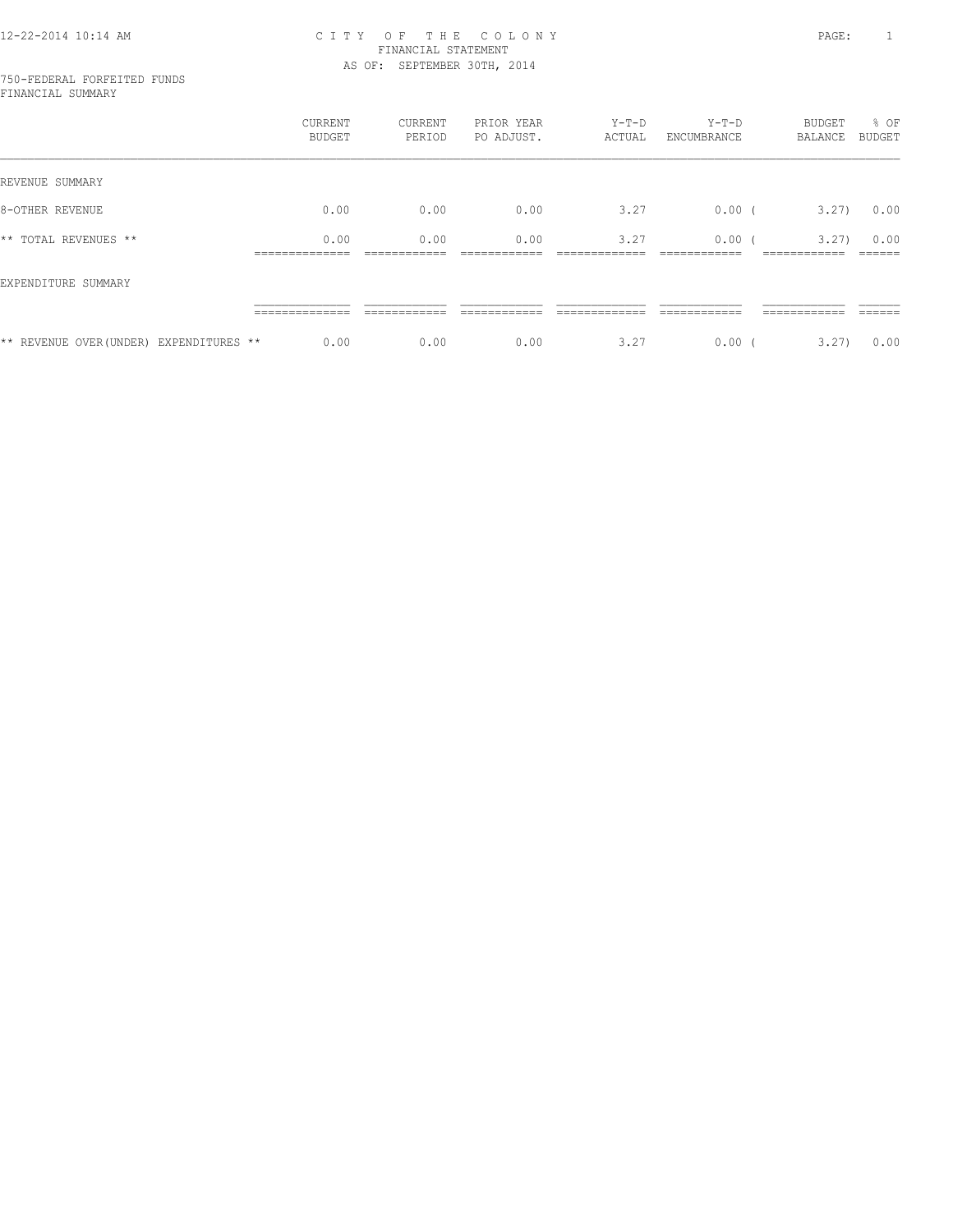# CITY OF THE COLONY
## FINANCIAL STATEMENT
### AS OF: SEPTEMBER 30TH, 2014

750-FEDERAL FORFEITED FUNDS
FINANCIAL SUMMARY

| | CURRENT BUDGET | CURRENT PERIOD | PRIOR YEAR PO ADJUST. | Y-T-D ACTUAL | Y-T-D ENCUMBRANCE | BUDGET BALANCE | % OF BUDGET |
|---|---|---|---|---|---|---|---|
| REVENUE SUMMARY | | | | | | | |
| 8-OTHER REVENUE | 0.00 | 0.00 | 0.00 | 3.27 | 0.00 | ( 3.27) | 0.00 |
| ** TOTAL REVENUES ** | 0.00 | 0.00 | 0.00 | 3.27 | 0.00 | ( 3.27) | 0.00 |
| EXPENDITURE SUMMARY | | | | | | | |
| ** REVENUE OVER(UNDER) EXPENDITURES ** | 0.00 | 0.00 | 0.00 | 3.27 | 0.00 | ( 3.27) | 0.00 |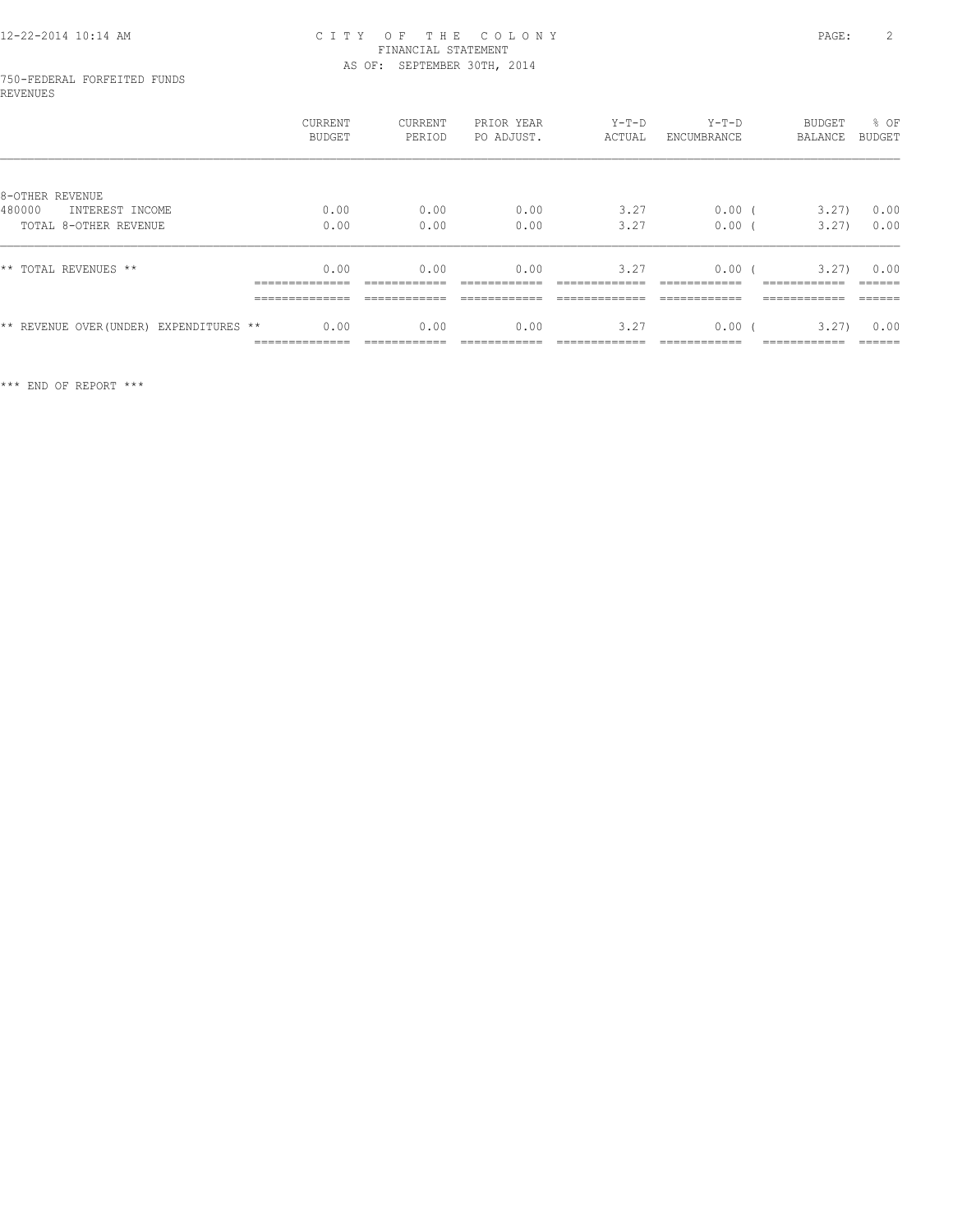CITY OF THE COLONY
FINANCIAL STATEMENT
AS OF: SEPTEMBER 30TH, 2014

750-FEDERAL FORFEITED FUNDS
REVENUES

| | CURRENT BUDGET | CURRENT PERIOD | PRIOR YEAR PO ADJUST. | Y-T-D ACTUAL | Y-T-D ENCUMBRANCE | BUDGET BALANCE | % OF BUDGET |
|---|---|---|---|---|---|---|---|
| 8-OTHER REVENUE | | | | | | | |
| 480000 INTEREST INCOME | 0.00 | 0.00 | 0.00 | 3.27 | 0.00 | ( 3.27) | 0.00 |
| TOTAL 8-OTHER REVENUE | 0.00 | 0.00 | 0.00 | 3.27 | 0.00 | ( 3.27) | 0.00 |
| ** TOTAL REVENUES ** | 0.00 | 0.00 | 0.00 | 3.27 | 0.00 | ( 3.27) | 0.00 |
| ** REVENUE OVER(UNDER) EXPENDITURES ** | 0.00 | 0.00 | 0.00 | 3.27 | 0.00 | ( 3.27) | 0.00 |

*** END OF REPORT ***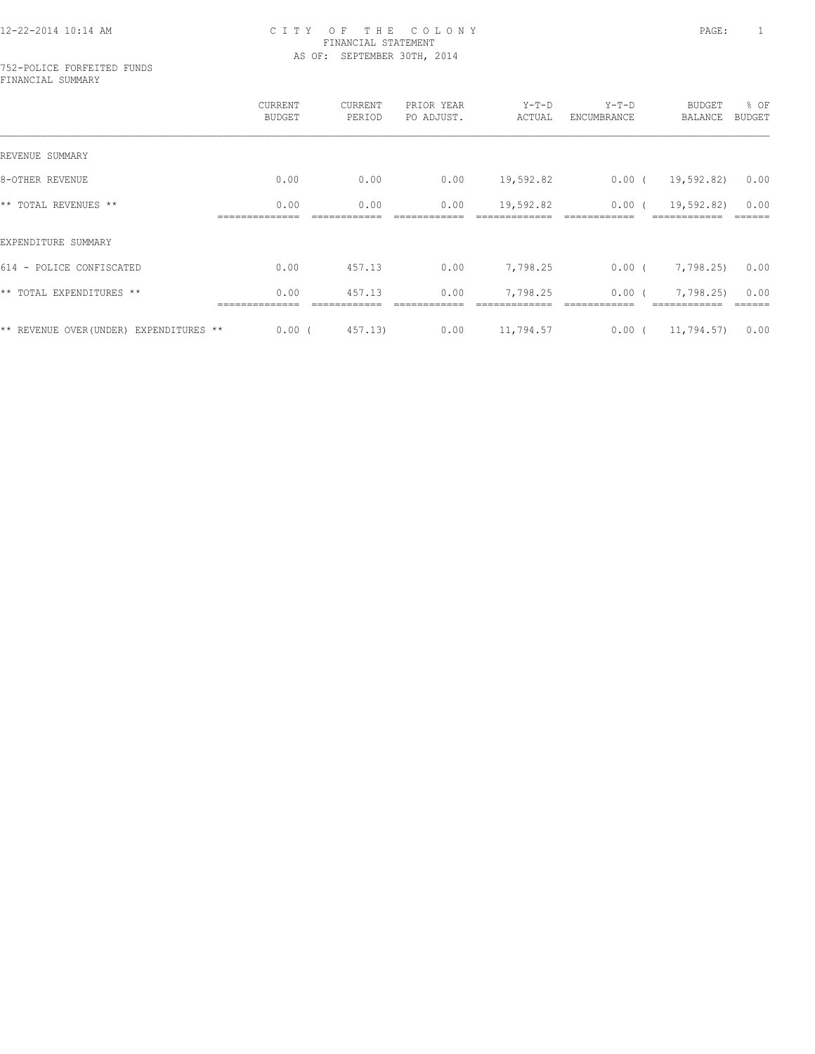CITY OF THE COLONY
FINANCIAL STATEMENT
AS OF: SEPTEMBER 30TH, 2014

752-POLICE FORFEITED FUNDS
FINANCIAL SUMMARY

| | CURRENT BUDGET | CURRENT PERIOD | PRIOR YEAR PO ADJUST. | Y-T-D ACTUAL | Y-T-D ENCUMBRANCE | BUDGET BALANCE | % OF BUDGET |
|---|---|---|---|---|---|---|---|
| REVENUE SUMMARY | | | | | | | |
| 8-OTHER REVENUE | 0.00 | 0.00 | 0.00 | 19,592.82 | 0.00 | ( 19,592.82) | 0.00 |
| ** TOTAL REVENUES ** | 0.00 | 0.00 | 0.00 | 19,592.82 | 0.00 | ( 19,592.82) | 0.00 |
| EXPENDITURE SUMMARY | | | | | | | |
| 614 - POLICE CONFISCATED | 0.00 | 457.13 | 0.00 | 7,798.25 | 0.00 | ( 7,798.25) | 0.00 |
| ** TOTAL EXPENDITURES ** | 0.00 | 457.13 | 0.00 | 7,798.25 | 0.00 | ( 7,798.25) | 0.00 |
| ** REVENUE OVER(UNDER) EXPENDITURES ** | 0.00 | ( 457.13) | 0.00 | 11,794.57 | 0.00 | ( 11,794.57) | 0.00 |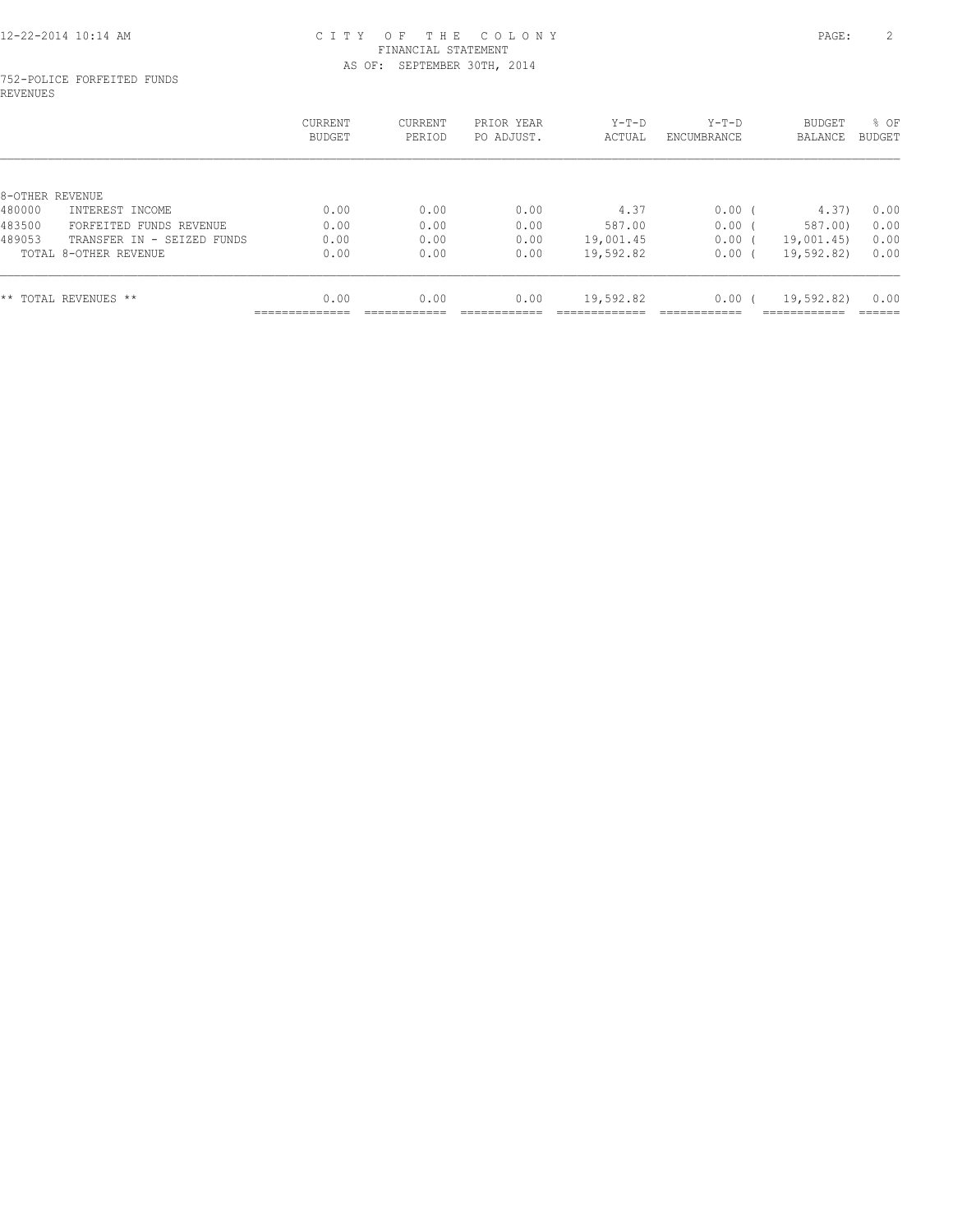CITY OF THE COLONY
FINANCIAL STATEMENT
AS OF: SEPTEMBER 30TH, 2014

752-POLICE FORFEITED FUNDS
REVENUES

| | CURRENT BUDGET | CURRENT PERIOD | PRIOR YEAR PO ADJUST. | Y-T-D ACTUAL | Y-T-D ENCUMBRANCE | BUDGET BALANCE | % OF BUDGET |
|---|---|---|---|---|---|---|---|
| 8-OTHER REVENUE | | | | | | | |
| 480000 INTEREST INCOME | 0.00 | 0.00 | 0.00 | 4.37 | 0.00 | ( 4.37) | 0.00 |
| 483500 FORFEITED FUNDS REVENUE | 0.00 | 0.00 | 0.00 | 587.00 | 0.00 | ( 587.00) | 0.00 |
| 489053 TRANSFER IN - SEIZED FUNDS | 0.00 | 0.00 | 0.00 | 19,001.45 | 0.00 | ( 19,001.45) | 0.00 |
| TOTAL 8-OTHER REVENUE | 0.00 | 0.00 | 0.00 | 19,592.82 | 0.00 | ( 19,592.82) | 0.00 |
| ** TOTAL REVENUES ** | 0.00 | 0.00 | 0.00 | 19,592.82 | 0.00 | ( 19,592.82) | 0.00 |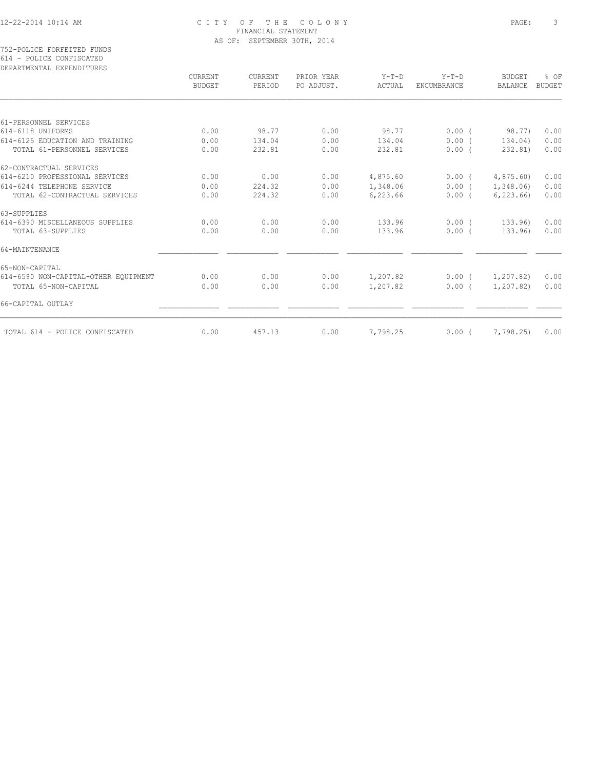CITY OF THE COLONY
FINANCIAL STATEMENT
AS OF: SEPTEMBER 30TH, 2014

752-POLICE FORFEITED FUNDS
614 - POLICE CONFISCATED
DEPARTMENTAL EXPENDITURES

| | CURRENT BUDGET | CURRENT PERIOD | PRIOR YEAR PO ADJUST. | Y-T-D ACTUAL | Y-T-D ENCUMBRANCE | BUDGET BALANCE | % OF BUDGET |
|---|---|---|---|---|---|---|---|
| 61-PERSONNEL SERVICES | | | | | | | |
| 614-6118 UNIFORMS | 0.00 | 98.77 | 0.00 | 98.77 | 0.00 | ( 98.77) | 0.00 |
| 614-6125 EDUCATION AND TRAINING | 0.00 | 134.04 | 0.00 | 134.04 | 0.00 | ( 134.04) | 0.00 |
| TOTAL 61-PERSONNEL SERVICES | 0.00 | 232.81 | 0.00 | 232.81 | 0.00 | ( 232.81) | 0.00 |
| 62-CONTRACTUAL SERVICES | | | | | | | |
| 614-6210 PROFESSIONAL SERVICES | 0.00 | 0.00 | 0.00 | 4,875.60 | 0.00 | ( 4,875.60) | 0.00 |
| 614-6244 TELEPHONE SERVICE | 0.00 | 224.32 | 0.00 | 1,348.06 | 0.00 | ( 1,348.06) | 0.00 |
| TOTAL 62-CONTRACTUAL SERVICES | 0.00 | 224.32 | 0.00 | 6,223.66 | 0.00 | ( 6,223.66) | 0.00 |
| 63-SUPPLIES | | | | | | | |
| 614-6390 MISCELLANEOUS SUPPLIES | 0.00 | 0.00 | 0.00 | 133.96 | 0.00 | ( 133.96) | 0.00 |
| TOTAL 63-SUPPLIES | 0.00 | 0.00 | 0.00 | 133.96 | 0.00 | ( 133.96) | 0.00 |
| 64-MAINTENANCE | | | | | | | |
| 65-NON-CAPITAL | | | | | | | |
| 614-6590 NON-CAPITAL-OTHER EQUIPMENT | 0.00 | 0.00 | 0.00 | 1,207.82 | 0.00 | ( 1,207.82) | 0.00 |
| TOTAL 65-NON-CAPITAL | 0.00 | 0.00 | 0.00 | 1,207.82 | 0.00 | ( 1,207.82) | 0.00 |
| 66-CAPITAL OUTLAY | | | | | | | |
| TOTAL 614 - POLICE CONFISCATED | 0.00 | 457.13 | 0.00 | 7,798.25 | 0.00 | ( 7,798.25) | 0.00 |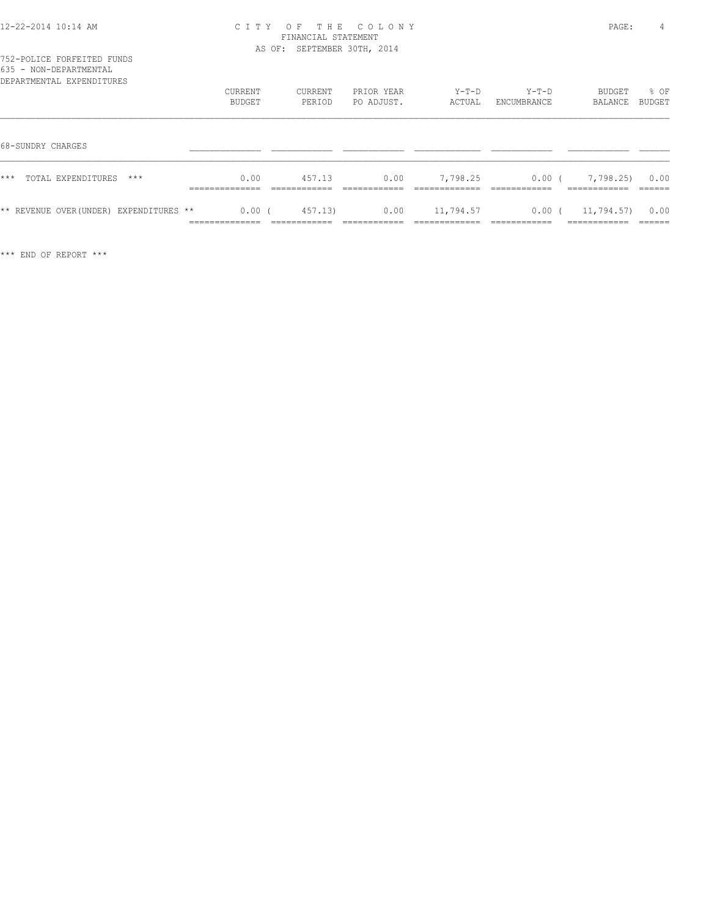CITY OF THE COLONY
FINANCIAL STATEMENT
AS OF: SEPTEMBER 30TH, 2014

752-POLICE FORFEITED FUNDS
635 - NON-DEPARTMENTAL
DEPARTMENTAL EXPENDITURES

| | CURRENT BUDGET | CURRENT PERIOD | PRIOR YEAR PO ADJUST. | Y-T-D ACTUAL | Y-T-D ENCUMBRANCE | BUDGET BALANCE | % OF BUDGET |
|---|---|---|---|---|---|---|---|
| 68-SUNDRY CHARGES | | | | | | | |
| *** TOTAL EXPENDITURES *** | 0.00 | 457.13 | 0.00 | 7,798.25 | 0.00 | ( 7,798.25) | 0.00 |
| ** REVENUE OVER(UNDER) EXPENDITURES ** | 0.00 | ( 457.13) | 0.00 | 11,794.57 | 0.00 | ( 11,794.57) | 0.00 |

*** END OF REPORT ***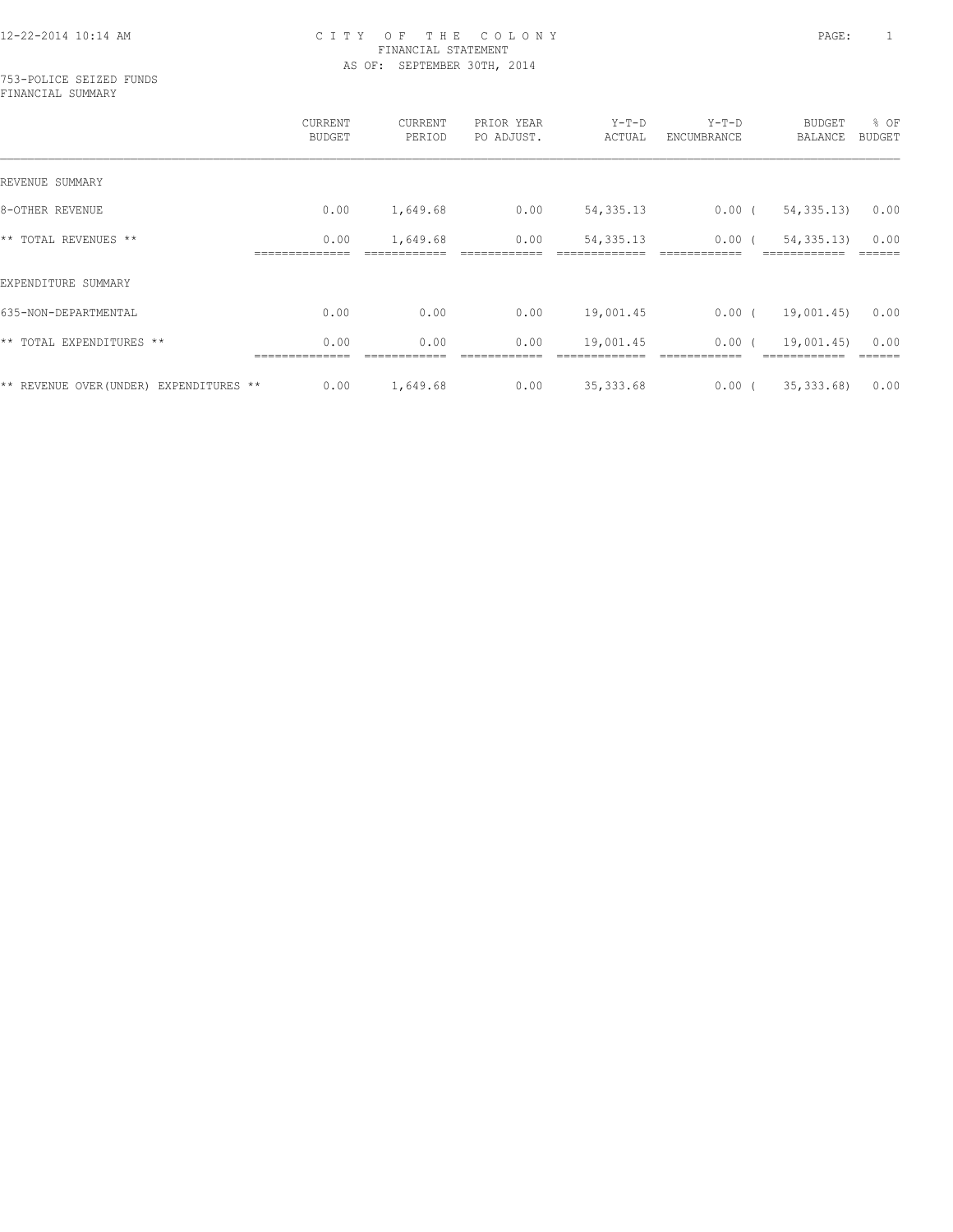CITY OF THE COLONY
FINANCIAL STATEMENT
AS OF: SEPTEMBER 30TH, 2014

753-POLICE SEIZED FUNDS
FINANCIAL SUMMARY

| | CURRENT BUDGET | CURRENT PERIOD | PRIOR YEAR PO ADJUST. | Y-T-D ACTUAL | Y-T-D ENCUMBRANCE | BUDGET BALANCE | % OF BUDGET |
|---|---|---|---|---|---|---|---|
| REVENUE SUMMARY | | | | | | | |
| 8-OTHER REVENUE | 0.00 | 1,649.68 | 0.00 | 54,335.13 | 0.00 | ( 54,335.13) | 0.00 |
| ** TOTAL REVENUES ** | 0.00 | 1,649.68 | 0.00 | 54,335.13 | 0.00 | ( 54,335.13) | 0.00 |
| EXPENDITURE SUMMARY | | | | | | | |
| 635-NON-DEPARTMENTAL | 0.00 | 0.00 | 0.00 | 19,001.45 | 0.00 | ( 19,001.45) | 0.00 |
| ** TOTAL EXPENDITURES ** | 0.00 | 0.00 | 0.00 | 19,001.45 | 0.00 | ( 19,001.45) | 0.00 |
| ** REVENUE OVER(UNDER) EXPENDITURES ** | 0.00 | 1,649.68 | 0.00 | 35,333.68 | 0.00 | ( 35,333.68) | 0.00 |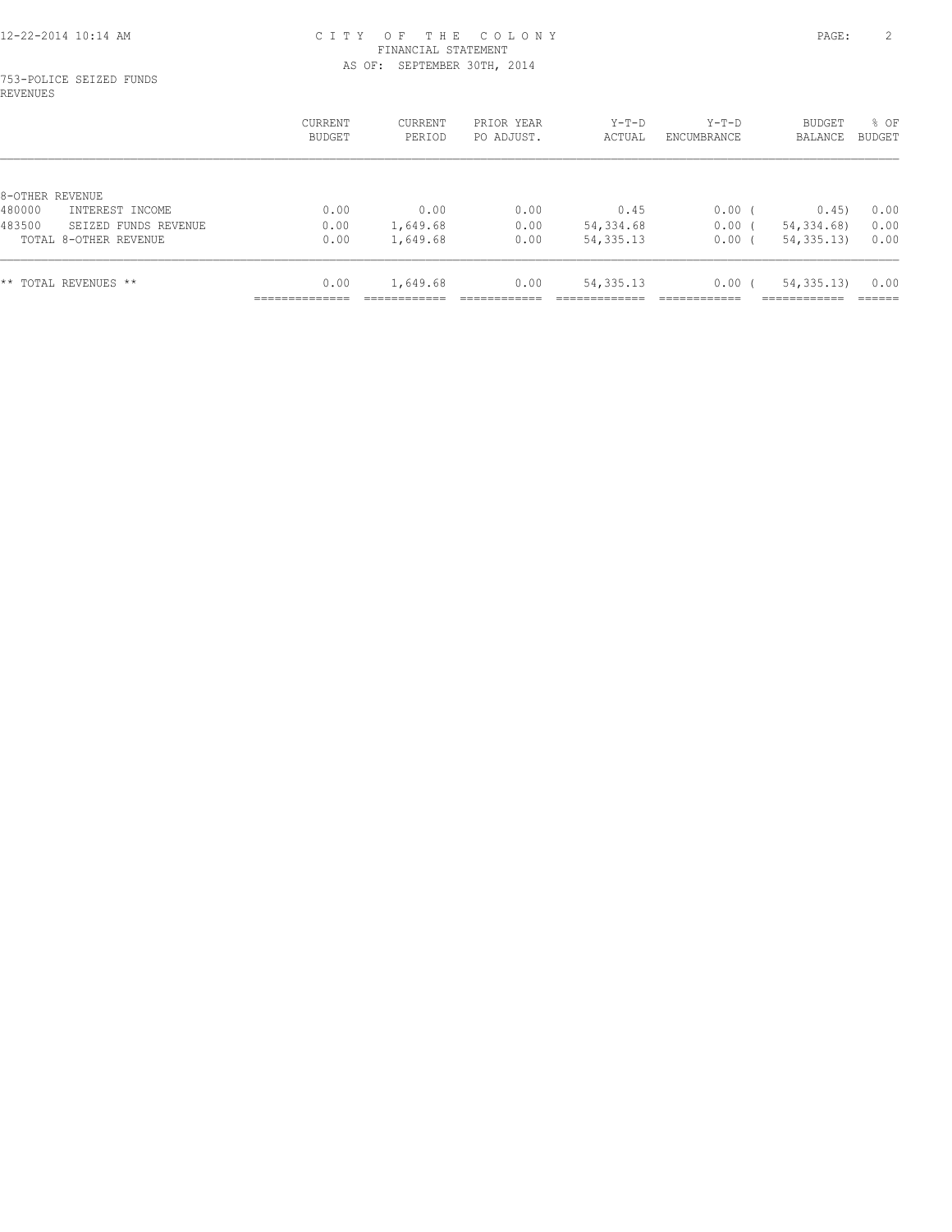CITY OF THE COLONY
FINANCIAL STATEMENT
AS OF: SEPTEMBER 30TH, 2014

753-POLICE SEIZED FUNDS
REVENUES

| | CURRENT BUDGET | CURRENT PERIOD | PRIOR YEAR PO ADJUST. | Y-T-D ACTUAL | Y-T-D ENCUMBRANCE | BUDGET BALANCE | % OF BUDGET |
|---|---|---|---|---|---|---|---|
| 8-OTHER REVENUE | | | | | | | |
| 480000 INTEREST INCOME | 0.00 | 0.00 | 0.00 | 0.45 | 0.00 | ( 0.45) | 0.00 |
| 483500 SEIZED FUNDS REVENUE | 0.00 | 1,649.68 | 0.00 | 54,334.68 | 0.00 | ( 54,334.68) | 0.00 |
| TOTAL 8-OTHER REVENUE | 0.00 | 1,649.68 | 0.00 | 54,335.13 | 0.00 | ( 54,335.13) | 0.00 |
| ** TOTAL REVENUES ** | 0.00 | 1,649.68 | 0.00 | 54,335.13 | 0.00 | ( 54,335.13) | 0.00 |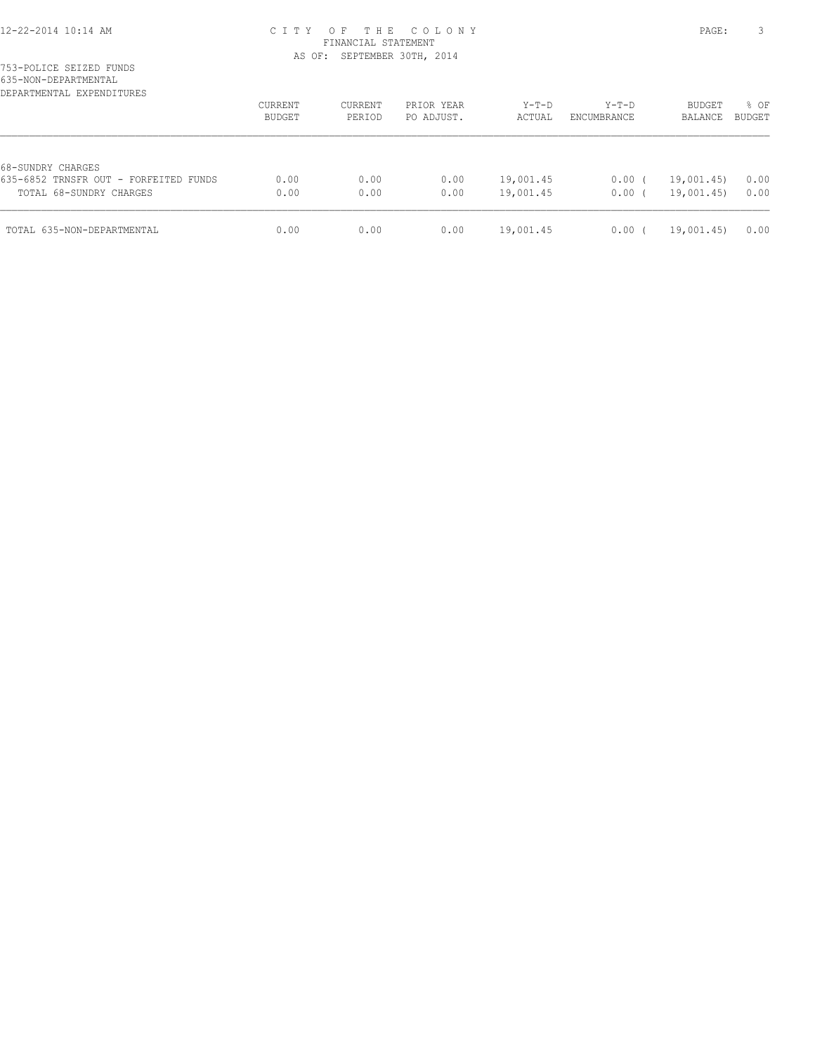CITY OF THE COLONY
FINANCIAL STATEMENT
AS OF: SEPTEMBER 30TH, 2014

753-POLICE SEIZED FUNDS
635-NON-DEPARTMENTAL
DEPARTMENTAL EXPENDITURES

| | CURRENT BUDGET | CURRENT PERIOD | PRIOR YEAR PO ADJUST. | Y-T-D ACTUAL | Y-T-D ENCUMBRANCE | BUDGET BALANCE | % OF BUDGET |
|---|---|---|---|---|---|---|---|
| 68-SUNDRY CHARGES | | | | | | | |
| 635-6852 TRNSFR OUT - FORFEITED FUNDS | 0.00 | 0.00 | 0.00 | 19,001.45 | 0.00 | ( 19,001.45) | 0.00 |
| TOTAL 68-SUNDRY CHARGES | 0.00 | 0.00 | 0.00 | 19,001.45 | 0.00 | ( 19,001.45) | 0.00 |
| TOTAL 635-NON-DEPARTMENTAL | 0.00 | 0.00 | 0.00 | 19,001.45 | 0.00 | ( 19,001.45) | 0.00 |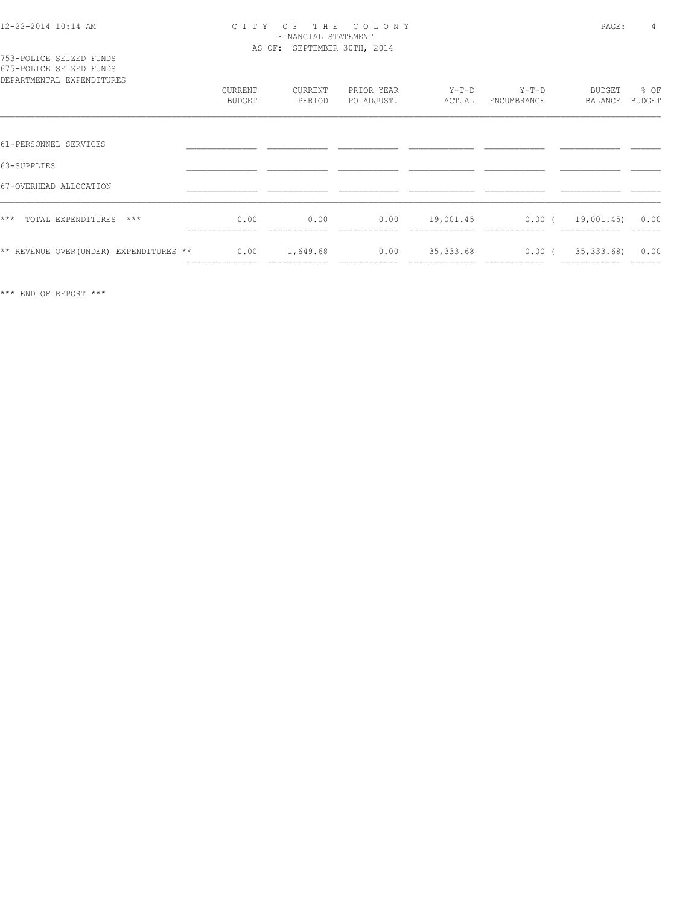CITY OF THE COLONY
FINANCIAL STATEMENT
AS OF: SEPTEMBER 30TH, 2014

753-POLICE SEIZED FUNDS
675-POLICE SEIZED FUNDS
DEPARTMENTAL EXPENDITURES

| | CURRENT BUDGET | CURRENT PERIOD | PRIOR YEAR PO ADJUST. | Y-T-D ACTUAL | Y-T-D ENCUMBRANCE | BUDGET BALANCE | % OF BUDGET |
|---|---|---|---|---|---|---|---|
| 61-PERSONNEL SERVICES | | | | | | | |
| 63-SUPPLIES | | | | | | | |
| 67-OVERHEAD ALLOCATION | | | | | | | |
| *** TOTAL EXPENDITURES *** | 0.00 | 0.00 | 0.00 | 19,001.45 | 0.00 | ( 19,001.45) | 0.00 |
| ** REVENUE OVER(UNDER) EXPENDITURES ** | 0.00 | 1,649.68 | 0.00 | 35,333.68 | 0.00 | ( 35,333.68) | 0.00 |

*** END OF REPORT ***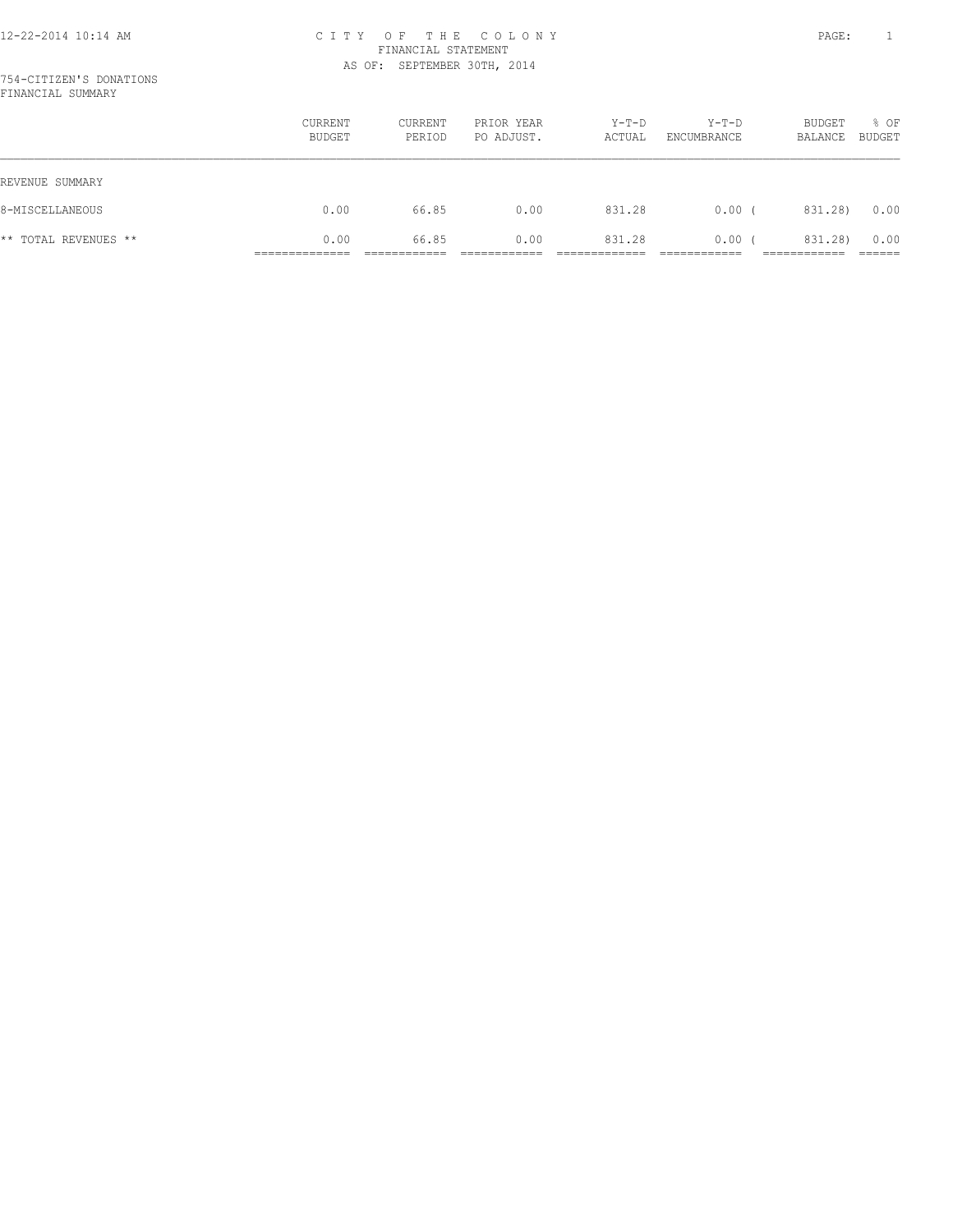CITY OF THE COLONY
FINANCIAL STATEMENT
AS OF: SEPTEMBER 30TH, 2014

754-CITIZEN'S DONATIONS
FINANCIAL SUMMARY

| | CURRENT BUDGET | CURRENT PERIOD | PRIOR YEAR PO ADJUST. | Y-T-D ACTUAL | Y-T-D ENCUMBRANCE | BUDGET BALANCE | % OF BUDGET |
|---|---|---|---|---|---|---|---|
| REVENUE SUMMARY | | | | | | | |
| 8-MISCELLANEOUS | 0.00 | 66.85 | 0.00 | 831.28 | 0.00 | ( 831.28) | 0.00 |
| ** TOTAL REVENUES ** | 0.00 | 66.85 | 0.00 | 831.28 | 0.00 | ( 831.28) | 0.00 |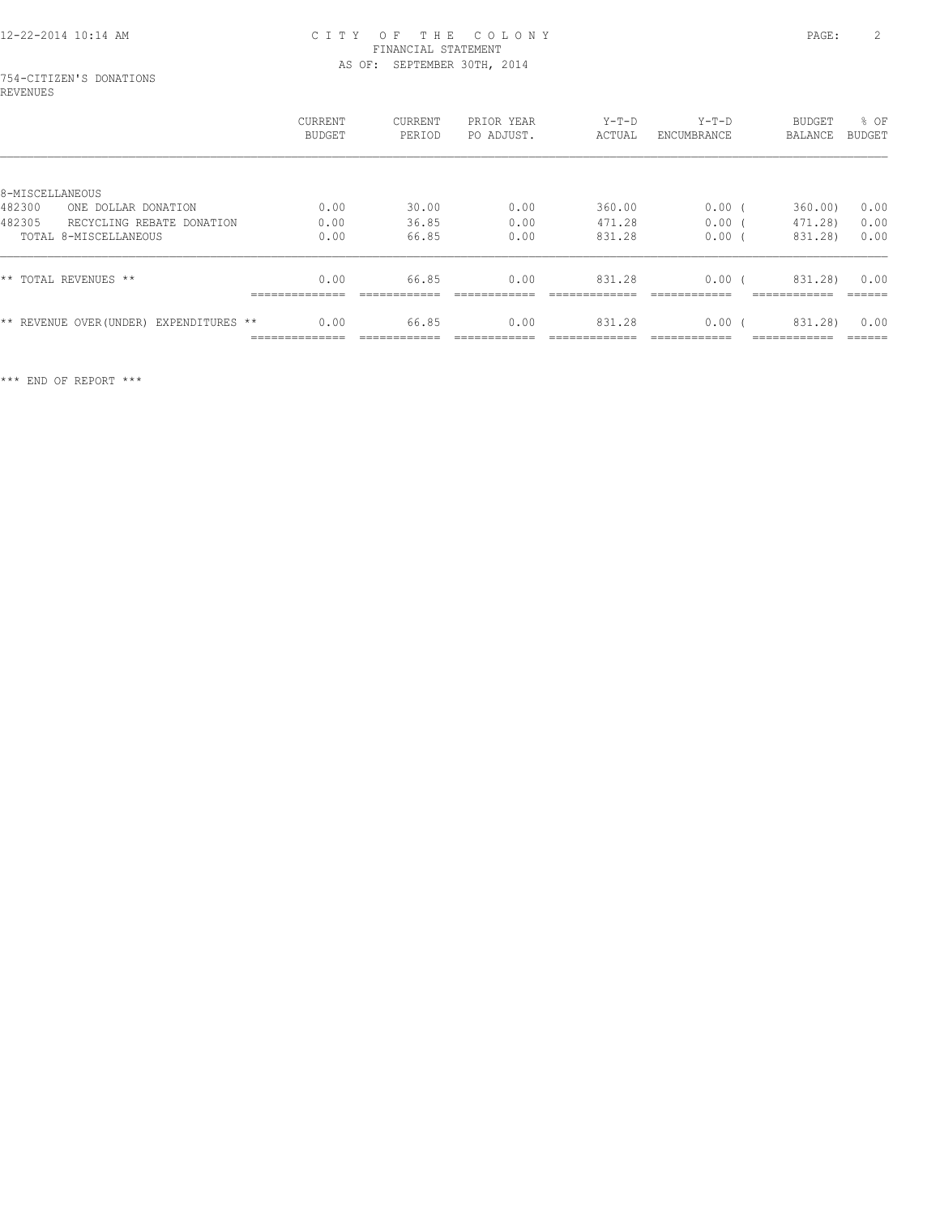CITY OF THE COLONY
FINANCIAL STATEMENT
AS OF: SEPTEMBER 30TH, 2014

754-CITIZEN'S DONATIONS
REVENUES

| | CURRENT BUDGET | CURRENT PERIOD | PRIOR YEAR PO ADJUST. | Y-T-D ACTUAL | Y-T-D ENCUMBRANCE | BUDGET BALANCE | % OF BUDGET |
|---|---|---|---|---|---|---|---|
| 8-MISCELLANEOUS | | | | | | | |
| 482300 ONE DOLLAR DONATION | 0.00 | 30.00 | 0.00 | 360.00 | 0.00 | ( 360.00) | 0.00 |
| 482305 RECYCLING REBATE DONATION | 0.00 | 36.85 | 0.00 | 471.28 | 0.00 | ( 471.28) | 0.00 |
| TOTAL 8-MISCELLANEOUS | 0.00 | 66.85 | 0.00 | 831.28 | 0.00 | ( 831.28) | 0.00 |
| ** TOTAL REVENUES ** | 0.00 | 66.85 | 0.00 | 831.28 | 0.00 | ( 831.28) | 0.00 |
| ** REVENUE OVER(UNDER) EXPENDITURES ** | 0.00 | 66.85 | 0.00 | 831.28 | 0.00 | ( 831.28) | 0.00 |

*** END OF REPORT ***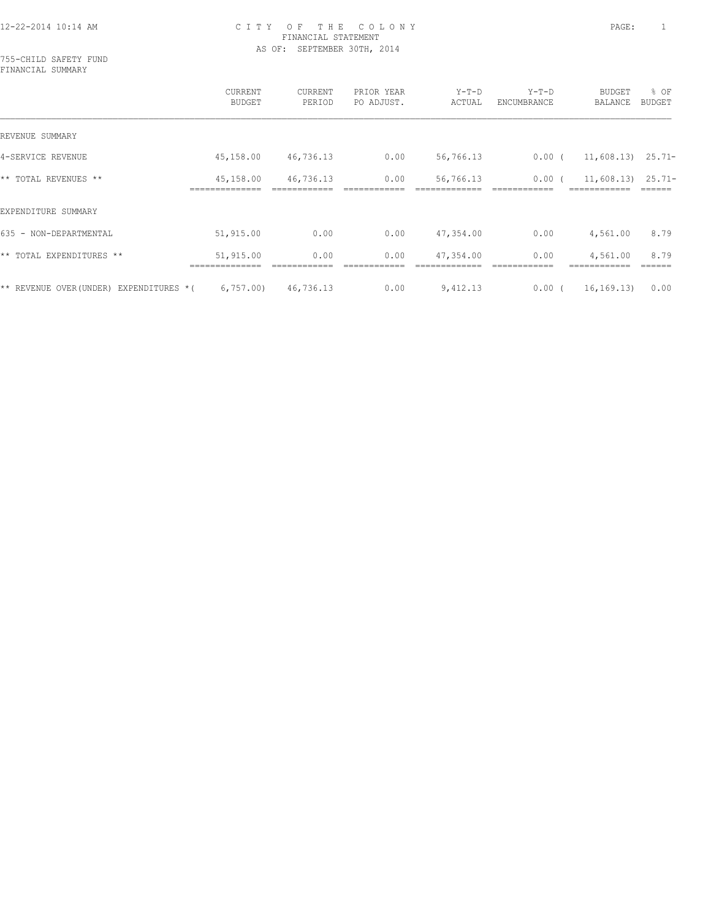# CITY OF THE COLONY
## FINANCIAL STATEMENT
### AS OF: SEPTEMBER 30TH, 2014

755-CHILD SAFETY FUND
FINANCIAL SUMMARY

| | CURRENT BUDGET | CURRENT PERIOD | PRIOR YEAR PO ADJUST. | Y-T-D ACTUAL | Y-T-D ENCUMBRANCE | BUDGET BALANCE | % OF BUDGET |
|---|---|---|---|---|---|---|---|
| REVENUE SUMMARY | | | | | | | |
| 4-SERVICE REVENUE | 45,158.00 | 46,736.13 | 0.00 | 56,766.13 | 0.00 | ( 11,608.13) | 25.71- |
| ** TOTAL REVENUES ** | 45,158.00 | 46,736.13 | 0.00 | 56,766.13 | 0.00 | ( 11,608.13) | 25.71- |
| EXPENDITURE SUMMARY | | | | | | | |
| 635 - NON-DEPARTMENTAL | 51,915.00 | 0.00 | 0.00 | 47,354.00 | 0.00 | 4,561.00 | 8.79 |
| ** TOTAL EXPENDITURES ** | 51,915.00 | 0.00 | 0.00 | 47,354.00 | 0.00 | 4,561.00 | 8.79 |
| ** REVENUE OVER(UNDER) EXPENDITURES * | ( 6,757.00) | 46,736.13 | 0.00 | 9,412.13 | 0.00 | ( 16,169.13) | 0.00 |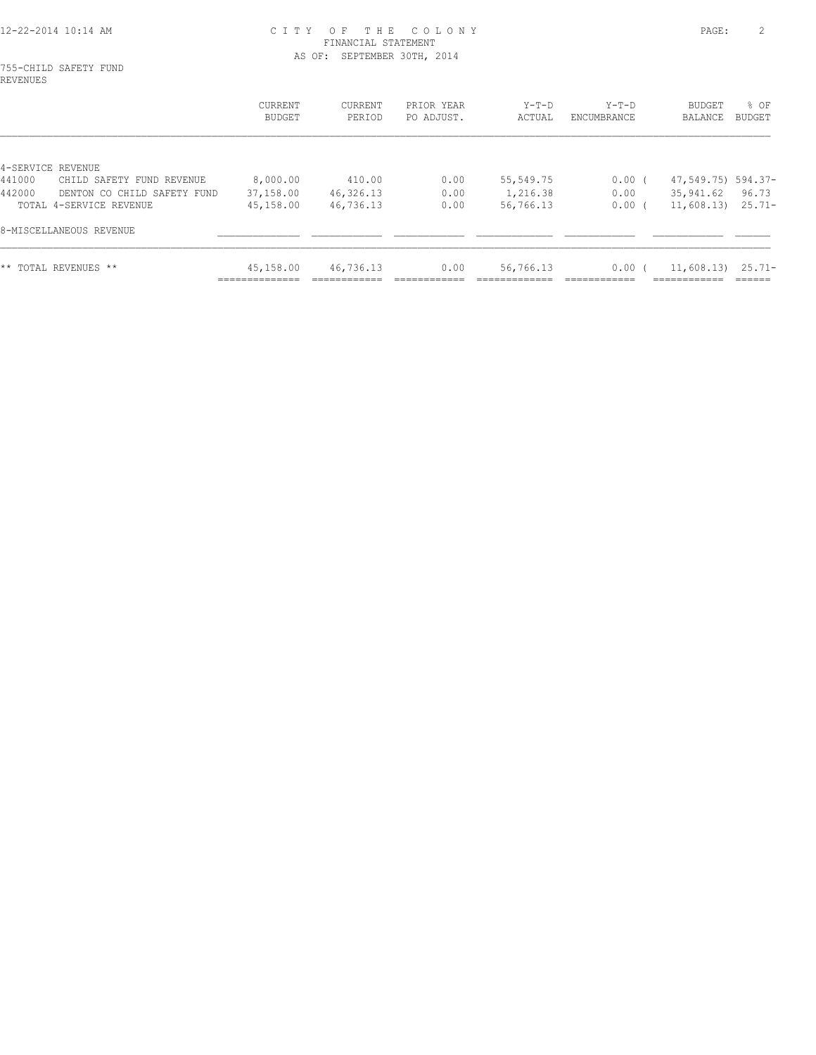# CITY OF THE COLONY
## FINANCIAL STATEMENT
### AS OF: SEPTEMBER 30TH, 2014

755-CHILD SAFETY FUND
REVENUES

| | CURRENT BUDGET | CURRENT PERIOD | PRIOR YEAR PO ADJUST. | Y-T-D ACTUAL | Y-T-D ENCUMBRANCE | BUDGET BALANCE | % OF BUDGET |
|---|---|---|---|---|---|---|---|
| 4-SERVICE REVENUE | | | | | | | |
| 441000 CHILD SAFETY FUND REVENUE | 8,000.00 | 410.00 | 0.00 | 55,549.75 | 0.00 | ( 47,549.75) | 594.37- |
| 442000 DENTON CO CHILD SAFETY FUND | 37,158.00 | 46,326.13 | 0.00 | 1,216.38 | 0.00 | 35,941.62 | 96.73 |
| TOTAL 4-SERVICE REVENUE | 45,158.00 | 46,736.13 | 0.00 | 56,766.13 | 0.00 | ( 11,608.13) | 25.71- |
| 8-MISCELLANEOUS REVENUE | | | | | | | |
| ** TOTAL REVENUES ** | 45,158.00 | 46,736.13 | 0.00 | 56,766.13 | 0.00 | ( 11,608.13) | 25.71- |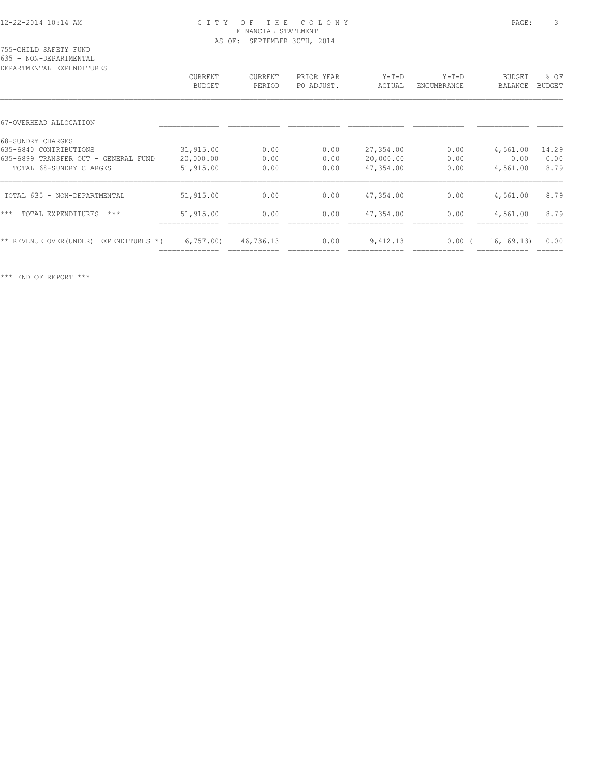CITY OF THE COLONY
FINANCIAL STATEMENT
AS OF: SEPTEMBER 30TH, 2014

755-CHILD SAFETY FUND
635 - NON-DEPARTMENTAL
DEPARTMENTAL EXPENDITURES

| | CURRENT BUDGET | CURRENT PERIOD | PRIOR YEAR PO ADJUST. | Y-T-D ACTUAL | Y-T-D ENCUMBRANCE | BUDGET BALANCE | % OF BUDGET |
|---|---|---|---|---|---|---|---|
| 67-OVERHEAD ALLOCATION | | | | | | | |
| 68-SUNDRY CHARGES | | | | | | | |
| 635-6840 CONTRIBUTIONS | 31,915.00 | 0.00 | 0.00 | 27,354.00 | 0.00 | 4,561.00 | 14.29 |
| 635-6899 TRANSFER OUT - GENERAL FUND | 20,000.00 | 0.00 | 0.00 | 20,000.00 | 0.00 | 0.00 | 0.00 |
| TOTAL 68-SUNDRY CHARGES | 51,915.00 | 0.00 | 0.00 | 47,354.00 | 0.00 | 4,561.00 | 8.79 |
| TOTAL 635 - NON-DEPARTMENTAL | 51,915.00 | 0.00 | 0.00 | 47,354.00 | 0.00 | 4,561.00 | 8.79 |
| *** TOTAL EXPENDITURES *** | 51,915.00 | 0.00 | 0.00 | 47,354.00 | 0.00 | 4,561.00 | 8.79 |
| ** REVENUE OVER(UNDER) EXPENDITURES * | ( 6,757.00) | 46,736.13 | 0.00 | 9,412.13 | 0.00 | ( 16,169.13) | 0.00 |

*** END OF REPORT ***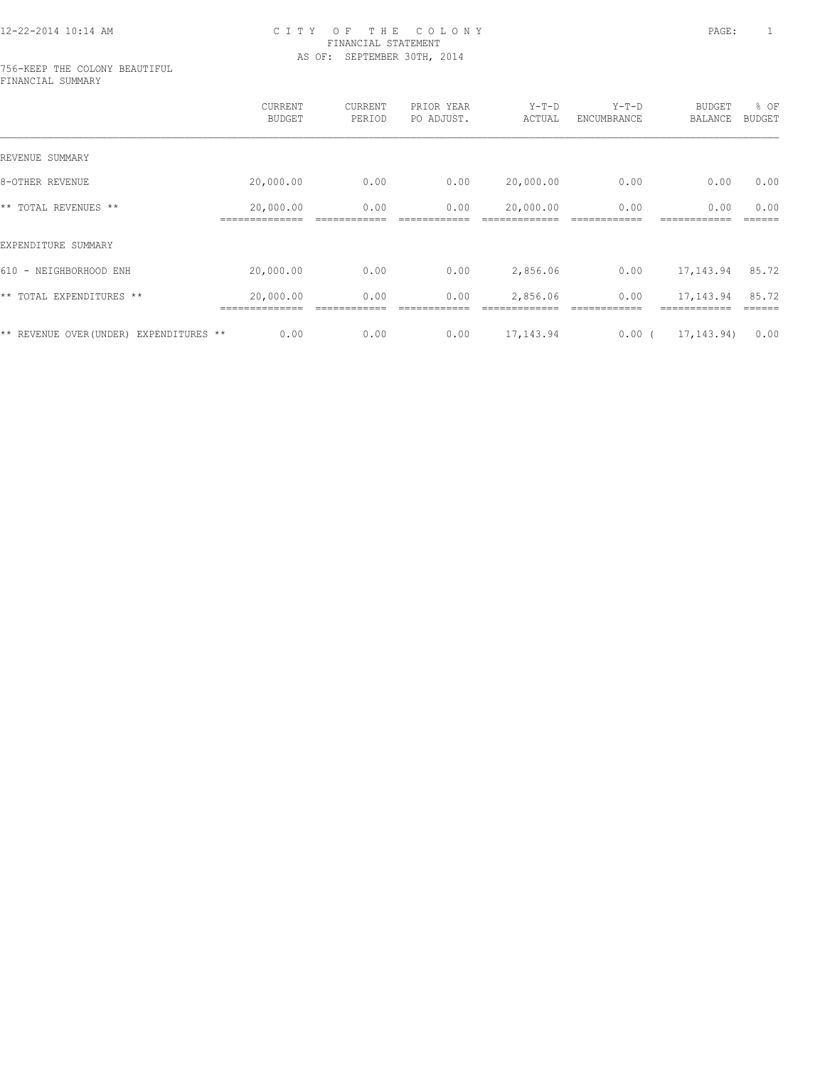CITY OF THE COLONY
FINANCIAL STATEMENT
AS OF: SEPTEMBER 30TH, 2014

756-KEEP THE COLONY BEAUTIFUL
FINANCIAL SUMMARY

| | CURRENT BUDGET | CURRENT PERIOD | PRIOR YEAR PO ADJUST. | Y-T-D ACTUAL | Y-T-D ENCUMBRANCE | BUDGET BALANCE | % OF BUDGET |
|---|---|---|---|---|---|---|---|
| REVENUE SUMMARY | | | | | | | |
| 8-OTHER REVENUE | 20,000.00 | 0.00 | 0.00 | 20,000.00 | 0.00 | 0.00 | 0.00 |
| ** TOTAL REVENUES ** | 20,000.00 | 0.00 | 0.00 | 20,000.00 | 0.00 | 0.00 | 0.00 |
| EXPENDITURE SUMMARY | | | | | | | |
| 610 - NEIGHBORHOOD ENH | 20,000.00 | 0.00 | 0.00 | 2,856.06 | 0.00 | 17,143.94 | 85.72 |
| ** TOTAL EXPENDITURES ** | 20,000.00 | 0.00 | 0.00 | 2,856.06 | 0.00 | 17,143.94 | 85.72 |
| ** REVENUE OVER(UNDER) EXPENDITURES ** | 0.00 | 0.00 | 0.00 | 17,143.94 | 0.00 | (17,143.94) | 0.00 |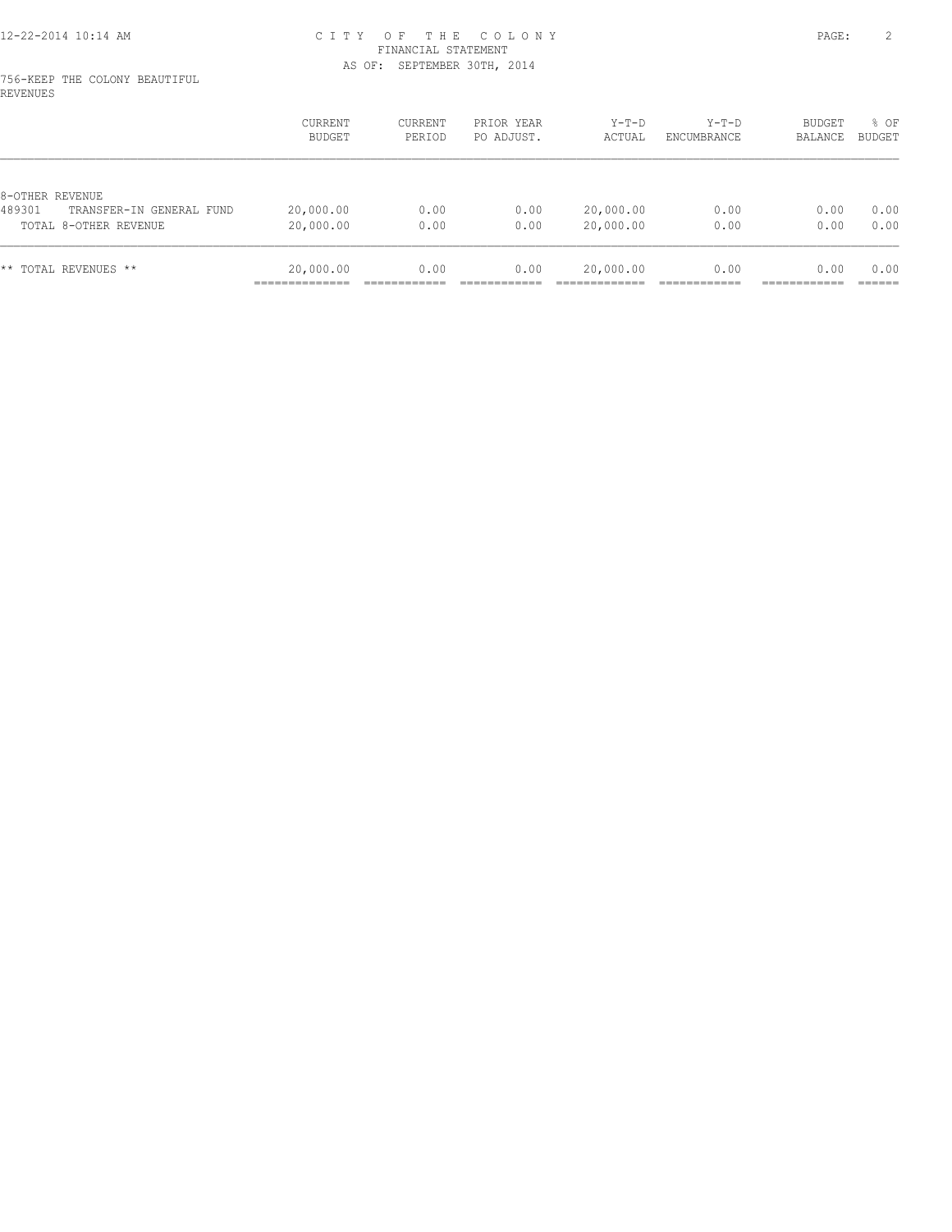CITY OF THE COLONY
FINANCIAL STATEMENT
AS OF: SEPTEMBER 30TH, 2014

756-KEEP THE COLONY BEAUTIFUL
REVENUES

| | CURRENT BUDGET | CURRENT PERIOD | PRIOR YEAR PO ADJUST. | Y-T-D ACTUAL | Y-T-D ENCUMBRANCE | BUDGET BALANCE | % OF BUDGET |
|---|---|---|---|---|---|---|---|
| 8-OTHER REVENUE | | | | | | | |
| 489301 TRANSFER-IN GENERAL FUND | 20,000.00 | 0.00 | 0.00 | 20,000.00 | 0.00 | 0.00 | 0.00 |
| TOTAL 8-OTHER REVENUE | 20,000.00 | 0.00 | 0.00 | 20,000.00 | 0.00 | 0.00 | 0.00 |
| ** TOTAL REVENUES ** | 20,000.00 | 0.00 | 0.00 | 20,000.00 | 0.00 | 0.00 | 0.00 |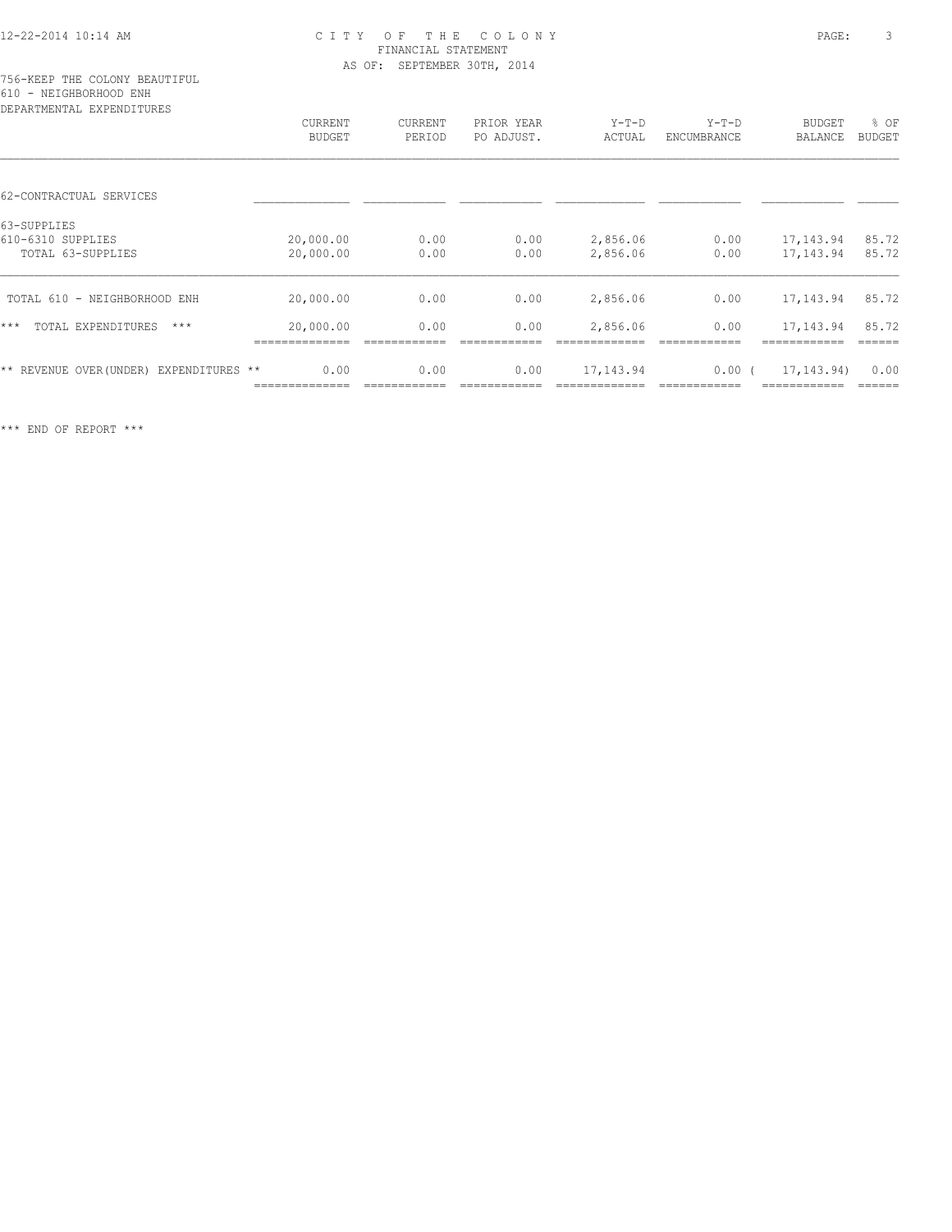CITY OF THE COLONY
FINANCIAL STATEMENT
AS OF: SEPTEMBER 30TH, 2014

756-KEEP THE COLONY BEAUTIFUL
610 - NEIGHBORHOOD ENH
DEPARTMENTAL EXPENDITURES

| | CURRENT BUDGET | CURRENT PERIOD | PRIOR YEAR PO ADJUST. | Y-T-D ACTUAL | Y-T-D ENCUMBRANCE | BUDGET BALANCE | % OF BUDGET |
|---|---|---|---|---|---|---|---|
| 62-CONTRACTUAL SERVICES | | | | | | | |
| 63-SUPPLIES | | | | | | | |
| 610-6310 SUPPLIES | 20,000.00 | 0.00 | 0.00 | 2,856.06 | 0.00 | 17,143.94 | 85.72 |
| TOTAL 63-SUPPLIES | 20,000.00 | 0.00 | 0.00 | 2,856.06 | 0.00 | 17,143.94 | 85.72 |
| TOTAL 610 - NEIGHBORHOOD ENH | 20,000.00 | 0.00 | 0.00 | 2,856.06 | 0.00 | 17,143.94 | 85.72 |
| *** TOTAL EXPENDITURES *** | 20,000.00 | 0.00 | 0.00 | 2,856.06 | 0.00 | 17,143.94 | 85.72 |
| ** REVENUE OVER(UNDER) EXPENDITURES ** | 0.00 | 0.00 | 0.00 | 17,143.94 | 0.00 | ( 17,143.94) | 0.00 |

*** END OF REPORT ***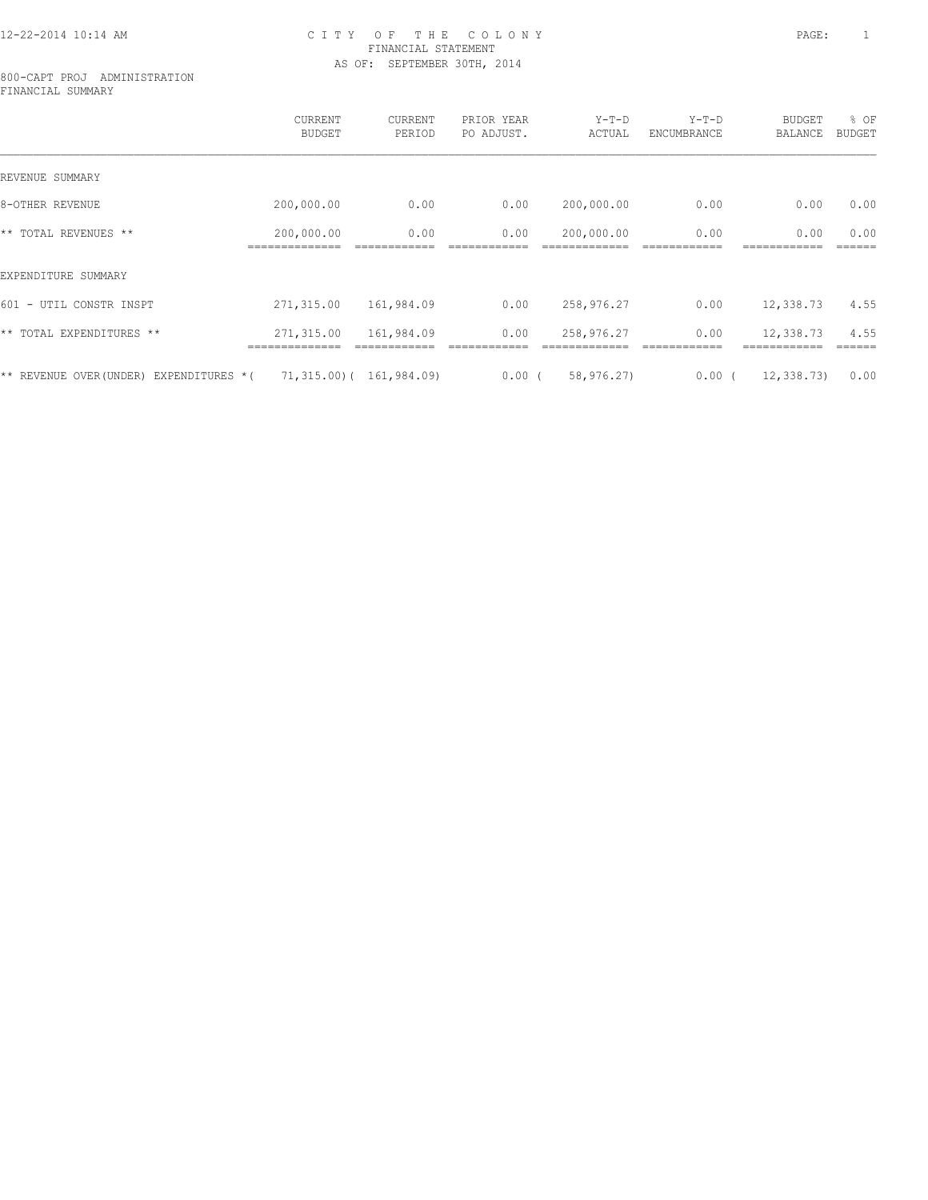# CITY OF THE COLONY
## FINANCIAL STATEMENT
### AS OF: SEPTEMBER 30TH, 2014

800-CAPT PROJ ADMINISTRATION
FINANCIAL SUMMARY

| | CURRENT BUDGET | CURRENT PERIOD | PRIOR YEAR PO ADJUST. | Y-T-D ACTUAL | Y-T-D ENCUMBRANCE | BUDGET BALANCE | % OF BUDGET |
|---|---|---|---|---|---|---|---|
| REVENUE SUMMARY | | | | | | | |
| 8-OTHER REVENUE | 200,000.00 | 0.00 | 0.00 | 200,000.00 | 0.00 | 0.00 | 0.00 |
| ** TOTAL REVENUES ** | 200,000.00 | 0.00 | 0.00 | 200,000.00 | 0.00 | 0.00 | 0.00 |
| EXPENDITURE SUMMARY | | | | | | | |
| 601 - UTIL CONSTR INSPT | 271,315.00 | 161,984.09 | 0.00 | 258,976.27 | 0.00 | 12,338.73 | 4.55 |
| ** TOTAL EXPENDITURES ** | 271,315.00 | 161,984.09 | 0.00 | 258,976.27 | 0.00 | 12,338.73 | 4.55 |
| ** REVENUE OVER(UNDER) EXPENDITURES ** | ( 71,315.00) | ( 161,984.09) | 0.00 | ( 58,976.27) | 0.00 | ( 12,338.73) | 0.00 |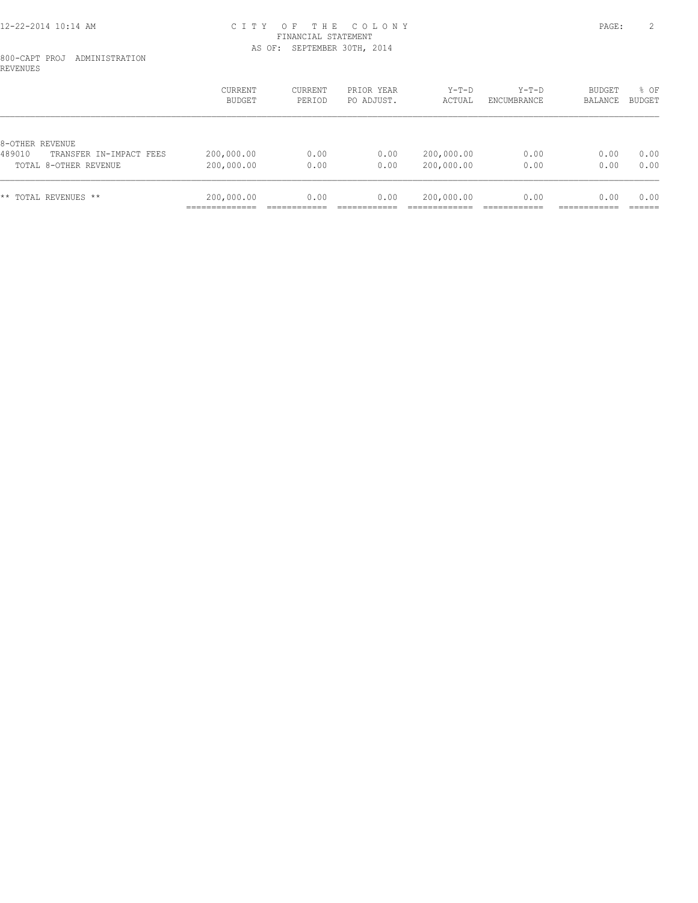CITY OF THE COLONY
FINANCIAL STATEMENT
AS OF: SEPTEMBER 30TH, 2014

800-CAPT PROJ ADMINISTRATION
REVENUES

| | CURRENT BUDGET | CURRENT PERIOD | PRIOR YEAR PO ADJUST. | Y-T-D ACTUAL | Y-T-D ENCUMBRANCE | BUDGET BALANCE | % OF BUDGET |
|---|---|---|---|---|---|---|---|
| 8-OTHER REVENUE | | | | | | | |
| 489010 TRANSFER IN-IMPACT FEES | 200,000.00 | 0.00 | 0.00 | 200,000.00 | 0.00 | 0.00 | 0.00 |
| TOTAL 8-OTHER REVENUE | 200,000.00 | 0.00 | 0.00 | 200,000.00 | 0.00 | 0.00 | 0.00 |
| ** TOTAL REVENUES ** | 200,000.00 | 0.00 | 0.00 | 200,000.00 | 0.00 | 0.00 | 0.00 |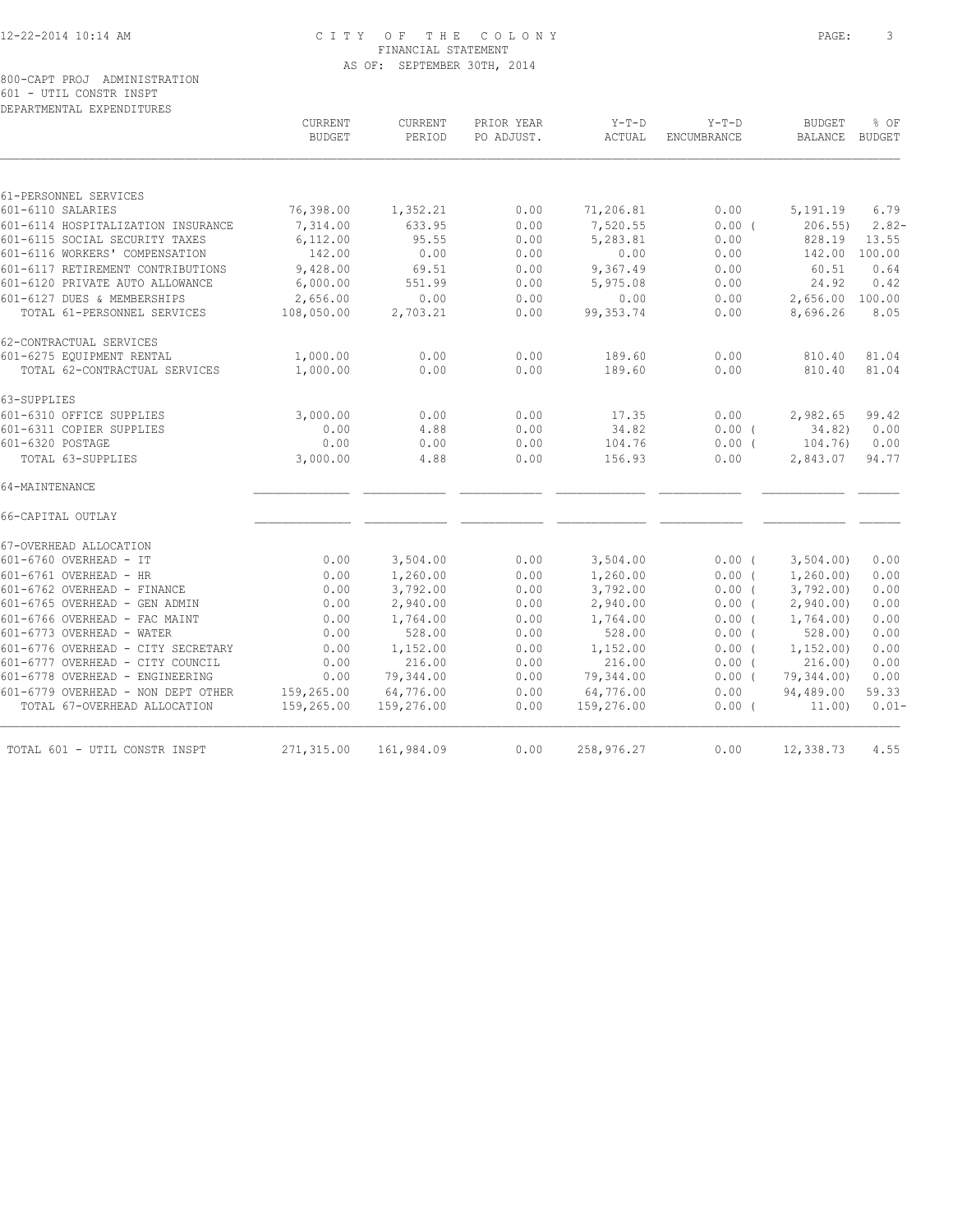CITY OF THE COLONY
FINANCIAL STATEMENT
AS OF: SEPTEMBER 30TH, 2014

800-CAPT PROJ ADMINISTRATION
601 - UTIL CONSTR INSPT
DEPARTMENTAL EXPENDITURES

| | CURRENT BUDGET | CURRENT PERIOD | PRIOR YEAR PO ADJUST. | Y-T-D ACTUAL | Y-T-D ENCUMBRANCE | BUDGET BALANCE | % OF BUDGET |
|---|---|---|---|---|---|---|---|
| 61-PERSONNEL SERVICES | | | | | | | |
| 601-6110 SALARIES | 76,398.00 | 1,352.21 | 0.00 | 71,206.81 | 0.00 | 5,191.19 | 6.79 |
| 601-6114 HOSPITALIZATION INSURANCE | 7,314.00 | 633.95 | 0.00 | 7,520.55 | 0.00 ( | 206.55) | 2.82- |
| 601-6115 SOCIAL SECURITY TAXES | 6,112.00 | 95.55 | 0.00 | 5,283.81 | 0.00 | 828.19 | 13.55 |
| 601-6116 WORKERS' COMPENSATION | 142.00 | 0.00 | 0.00 | 0.00 | 0.00 | 142.00 | 100.00 |
| 601-6117 RETIREMENT CONTRIBUTIONS | 9,428.00 | 69.51 | 0.00 | 9,367.49 | 0.00 | 60.51 | 0.64 |
| 601-6120 PRIVATE AUTO ALLOWANCE | 6,000.00 | 551.99 | 0.00 | 5,975.08 | 0.00 | 24.92 | 0.42 |
| 601-6127 DUES & MEMBERSHIPS | 2,656.00 | 0.00 | 0.00 | 0.00 | 0.00 | 2,656.00 | 100.00 |
| TOTAL 61-PERSONNEL SERVICES | 108,050.00 | 2,703.21 | 0.00 | 99,353.74 | 0.00 | 8,696.26 | 8.05 |
| 62-CONTRACTUAL SERVICES | | | | | | | |
| 601-6275 EQUIPMENT RENTAL | 1,000.00 | 0.00 | 0.00 | 189.60 | 0.00 | 810.40 | 81.04 |
| TOTAL 62-CONTRACTUAL SERVICES | 1,000.00 | 0.00 | 0.00 | 189.60 | 0.00 | 810.40 | 81.04 |
| 63-SUPPLIES | | | | | | | |
| 601-6310 OFFICE SUPPLIES | 3,000.00 | 0.00 | 0.00 | 17.35 | 0.00 | 2,982.65 | 99.42 |
| 601-6311 COPIER SUPPLIES | 0.00 | 4.88 | 0.00 | 34.82 | 0.00 ( | 34.82) | 0.00 |
| 601-6320 POSTAGE | 0.00 | 0.00 | 0.00 | 104.76 | 0.00 ( | 104.76) | 0.00 |
| TOTAL 63-SUPPLIES | 3,000.00 | 4.88 | 0.00 | 156.93 | 0.00 | 2,843.07 | 94.77 |
| 64-MAINTENANCE | | | | | | | |
| 66-CAPITAL OUTLAY | | | | | | | |
| 67-OVERHEAD ALLOCATION | | | | | | | |
| 601-6760 OVERHEAD - IT | 0.00 | 3,504.00 | 0.00 | 3,504.00 | 0.00 ( | 3,504.00) | 0.00 |
| 601-6761 OVERHEAD - HR | 0.00 | 1,260.00 | 0.00 | 1,260.00 | 0.00 ( | 1,260.00) | 0.00 |
| 601-6762 OVERHEAD - FINANCE | 0.00 | 3,792.00 | 0.00 | 3,792.00 | 0.00 ( | 3,792.00) | 0.00 |
| 601-6765 OVERHEAD - GEN ADMIN | 0.00 | 2,940.00 | 0.00 | 2,940.00 | 0.00 ( | 2,940.00) | 0.00 |
| 601-6766 OVERHEAD - FAC MAINT | 0.00 | 1,764.00 | 0.00 | 1,764.00 | 0.00 ( | 1,764.00) | 0.00 |
| 601-6773 OVERHEAD - WATER | 0.00 | 528.00 | 0.00 | 528.00 | 0.00 ( | 528.00) | 0.00 |
| 601-6776 OVERHEAD - CITY SECRETARY | 0.00 | 1,152.00 | 0.00 | 1,152.00 | 0.00 ( | 1,152.00) | 0.00 |
| 601-6777 OVERHEAD - CITY COUNCIL | 0.00 | 216.00 | 0.00 | 216.00 | 0.00 ( | 216.00) | 0.00 |
| 601-6778 OVERHEAD - ENGINEERING | 0.00 | 79,344.00 | 0.00 | 79,344.00 | 0.00 ( | 79,344.00) | 0.00 |
| 601-6779 OVERHEAD - NON DEPT OTHER | 159,265.00 | 64,776.00 | 0.00 | 64,776.00 | 0.00 | 94,489.00 | 59.33 |
| TOTAL 67-OVERHEAD ALLOCATION | 159,265.00 | 159,276.00 | 0.00 | 159,276.00 | 0.00 ( | 11.00) | 0.01- |
| TOTAL 601 - UTIL CONSTR INSPT | 271,315.00 | 161,984.09 | 0.00 | 258,976.27 | 0.00 | 12,338.73 | 4.55 |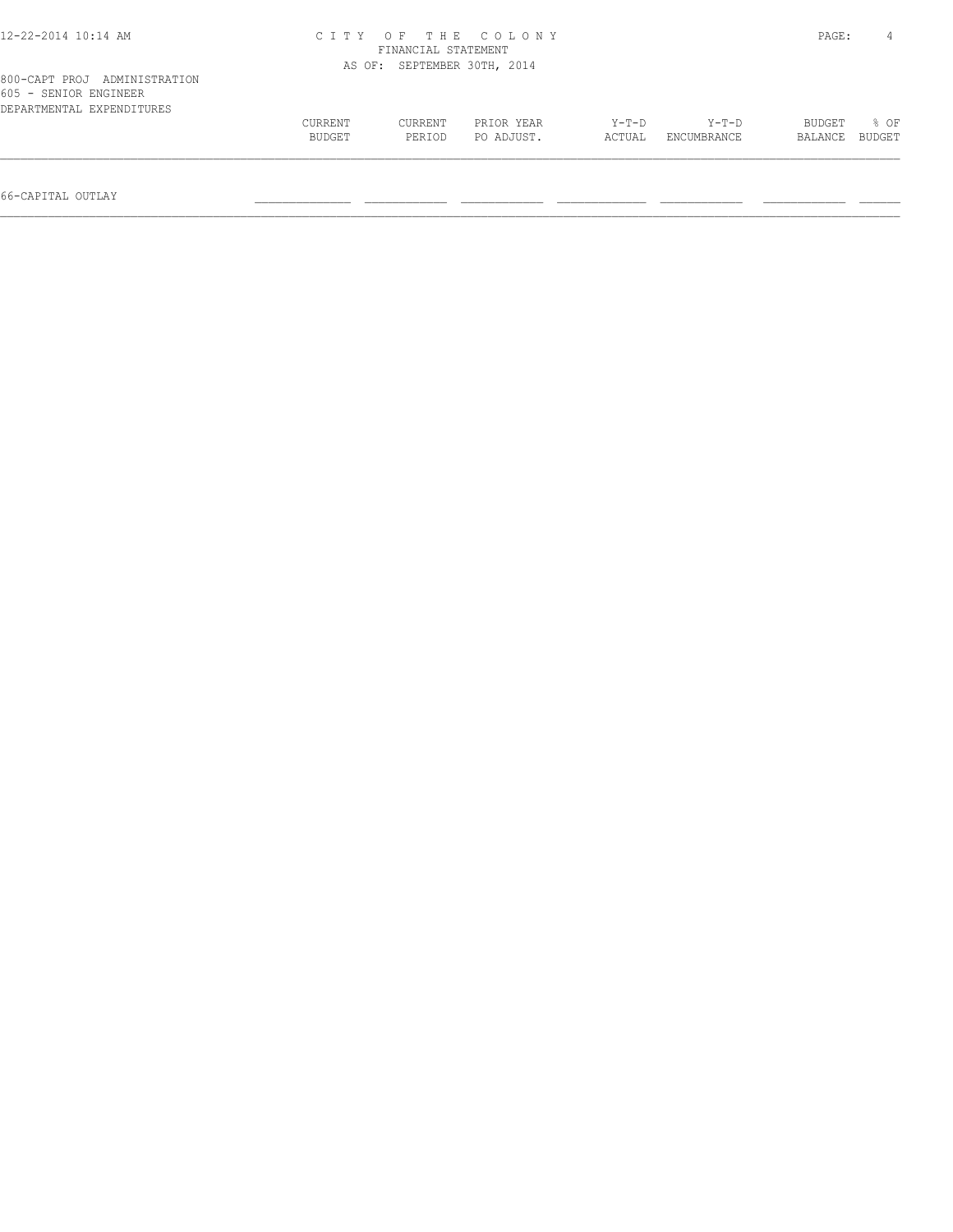CITY OF THE COLONY
FINANCIAL STATEMENT
AS OF: SEPTEMBER 30TH, 2014

800-CAPT PROJ ADMINISTRATION
605 - SENIOR ENGINEER
DEPARTMENTAL EXPENDITURES

| | CURRENT BUDGET | CURRENT PERIOD | PRIOR YEAR PO ADJUST. | Y-T-D ACTUAL | Y-T-D ENCUMBRANCE | BUDGET BALANCE | % OF BUDGET |
|---|---|---|---|---|---|---|---|
| 66-CAPITAL OUTLAY | | | | | | | |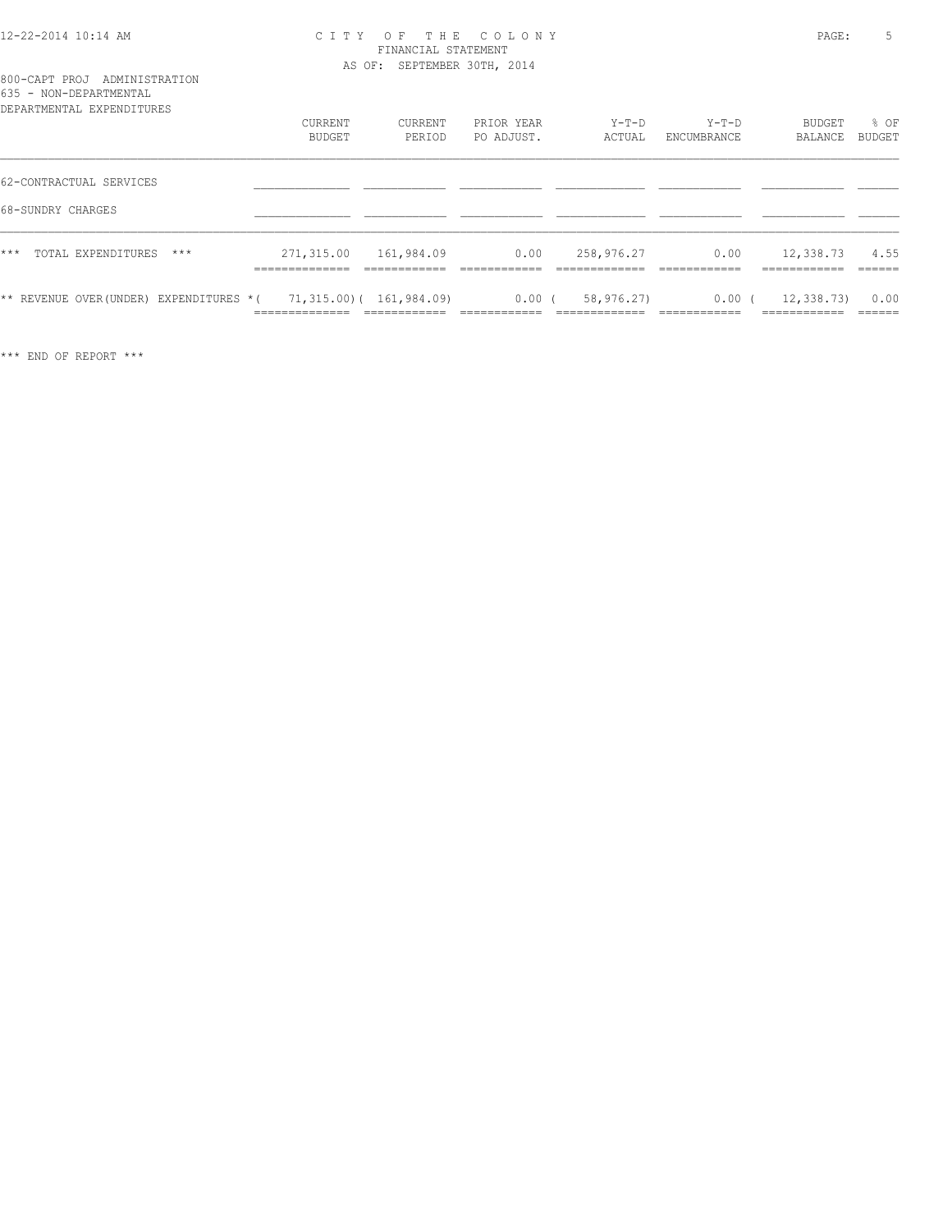# CITY OF THE COLONY

FINANCIAL STATEMENT

AS OF: SEPTEMBER 30TH, 2014

800-CAPT PROJ ADMINISTRATION

635 - NON-DEPARTMENTAL

DEPARTMENTAL EXPENDITURES

| | CURRENT BUDGET | CURRENT PERIOD | PRIOR YEAR PO ADJUST. | Y-T-D ACTUAL | Y-T-D ENCUMBRANCE | BUDGET BALANCE | % OF BUDGET |
|---|---|---|---|---|---|---|---|
| 62-CONTRACTUAL SERVICES | | | | | | | |
| 68-SUNDRY CHARGES | | | | | | | |
| *** TOTAL EXPENDITURES *** | 271,315.00 | 161,984.09 | 0.00 | 258,976.27 | 0.00 | 12,338.73 | 4.55 |
| ** REVENUE OVER(UNDER) EXPENDITURES * | ( 71,315.00) | ( 161,984.09) | 0.00 | ( 58,976.27) | 0.00 | ( 12,338.73) | 0.00 |

*** END OF REPORT ***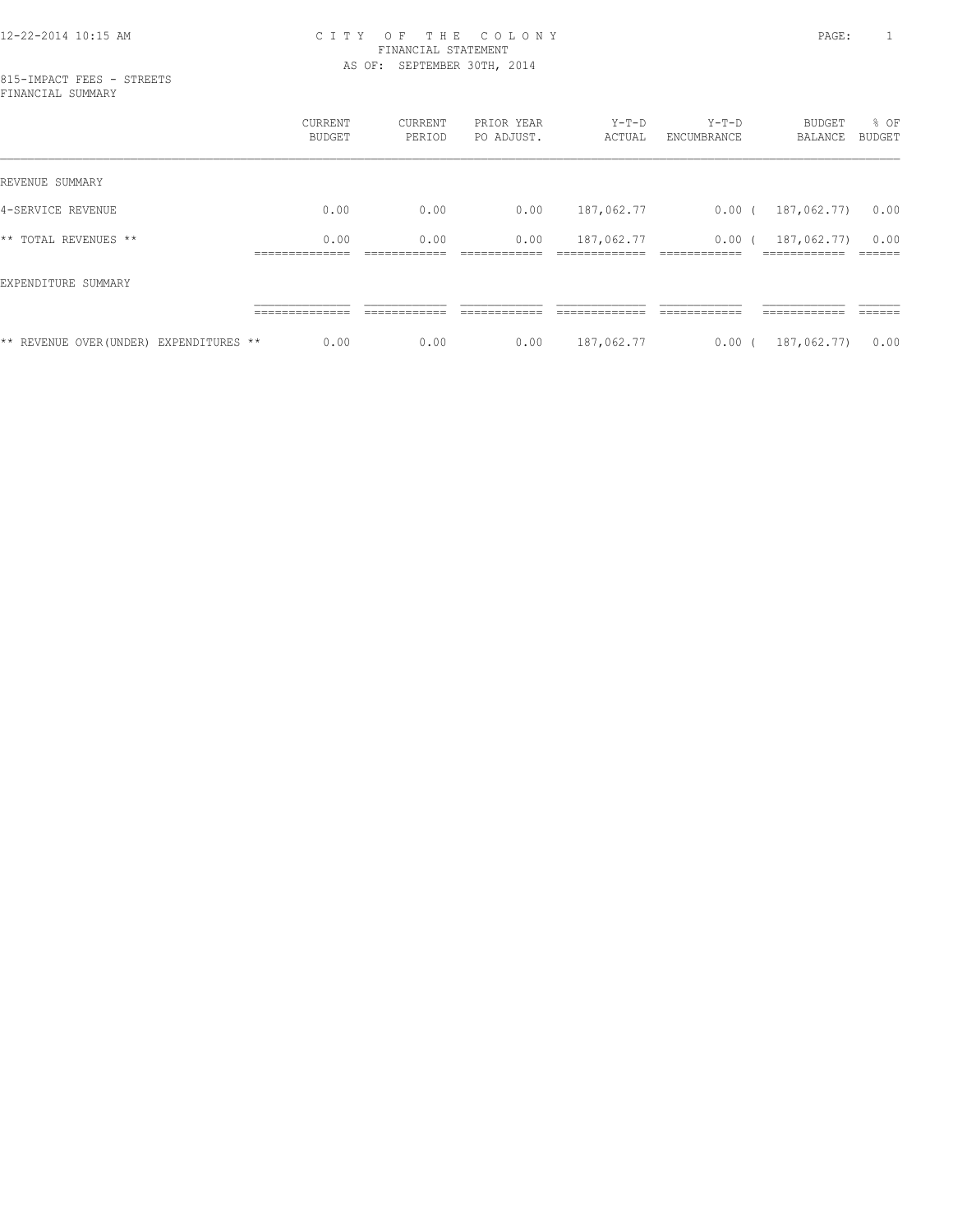# CITY OF THE COLONY
## FINANCIAL STATEMENT
### AS OF: SEPTEMBER 30TH, 2014

815-IMPACT FEES - STREETS
FINANCIAL SUMMARY

| | CURRENT BUDGET | CURRENT PERIOD | PRIOR YEAR PO ADJUST. | Y-T-D ACTUAL | Y-T-D ENCUMBRANCE | BUDGET BALANCE | % OF BUDGET |
|---|---|---|---|---|---|---|---|
| REVENUE SUMMARY | | | | | | | |
| 4-SERVICE REVENUE | 0.00 | 0.00 | 0.00 | 187,062.77 | 0.00 | ( 187,062.77) | 0.00 |
| ** TOTAL REVENUES ** | 0.00 | 0.00 | 0.00 | 187,062.77 | 0.00 | ( 187,062.77) | 0.00 |
| EXPENDITURE SUMMARY | | | | | | | |
| ** REVENUE OVER(UNDER) EXPENDITURES ** | 0.00 | 0.00 | 0.00 | 187,062.77 | 0.00 | ( 187,062.77) | 0.00 |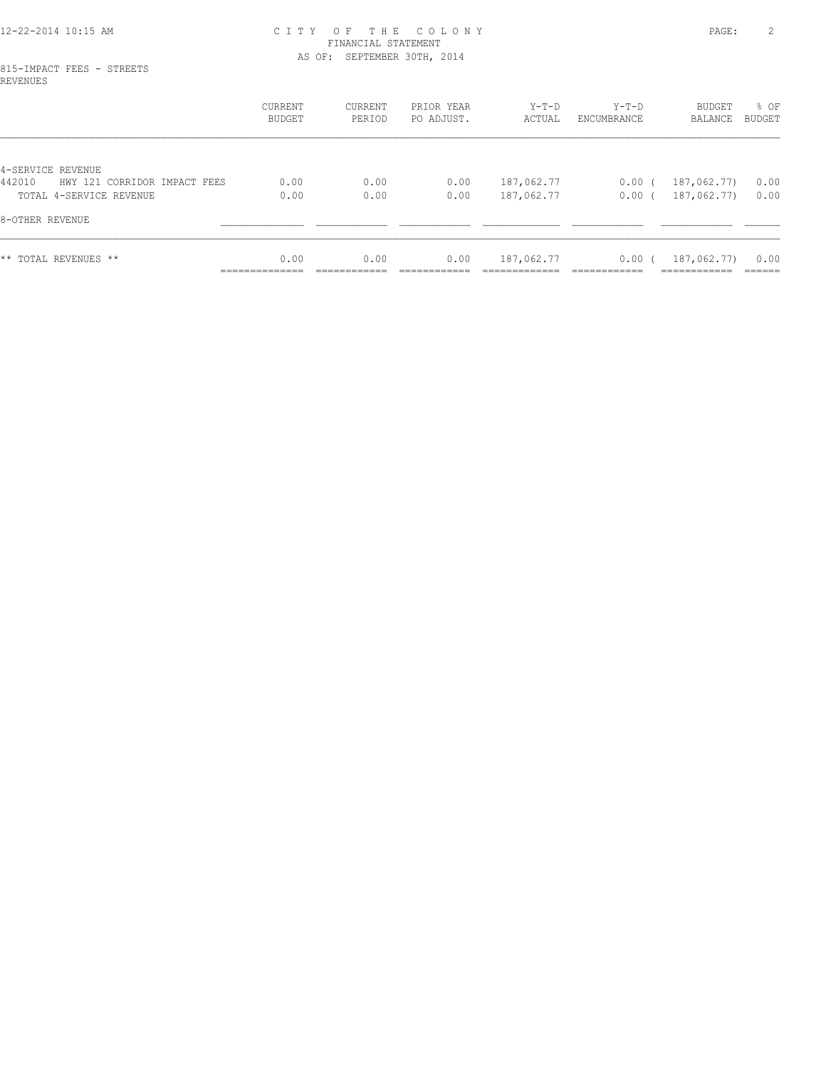CITY OF THE COLONY
FINANCIAL STATEMENT
AS OF: SEPTEMBER 30TH, 2014

815-IMPACT FEES - STREETS
REVENUES

| | CURRENT BUDGET | CURRENT PERIOD | PRIOR YEAR PO ADJUST. | Y-T-D ACTUAL | Y-T-D ENCUMBRANCE | BUDGET BALANCE | % OF BUDGET |
|---|---|---|---|---|---|---|---|
| 4-SERVICE REVENUE | | | | | | | |
| 442010 HWY 121 CORRIDOR IMPACT FEES | 0.00 | 0.00 | 0.00 | 187,062.77 | 0.00 | ( 187,062.77) | 0.00 |
| TOTAL 4-SERVICE REVENUE | 0.00 | 0.00 | 0.00 | 187,062.77 | 0.00 | ( 187,062.77) | 0.00 |
| 8-OTHER REVENUE | | | | | | | |
| ** TOTAL REVENUES ** | 0.00 | 0.00 | 0.00 | 187,062.77 | 0.00 | ( 187,062.77) | 0.00 |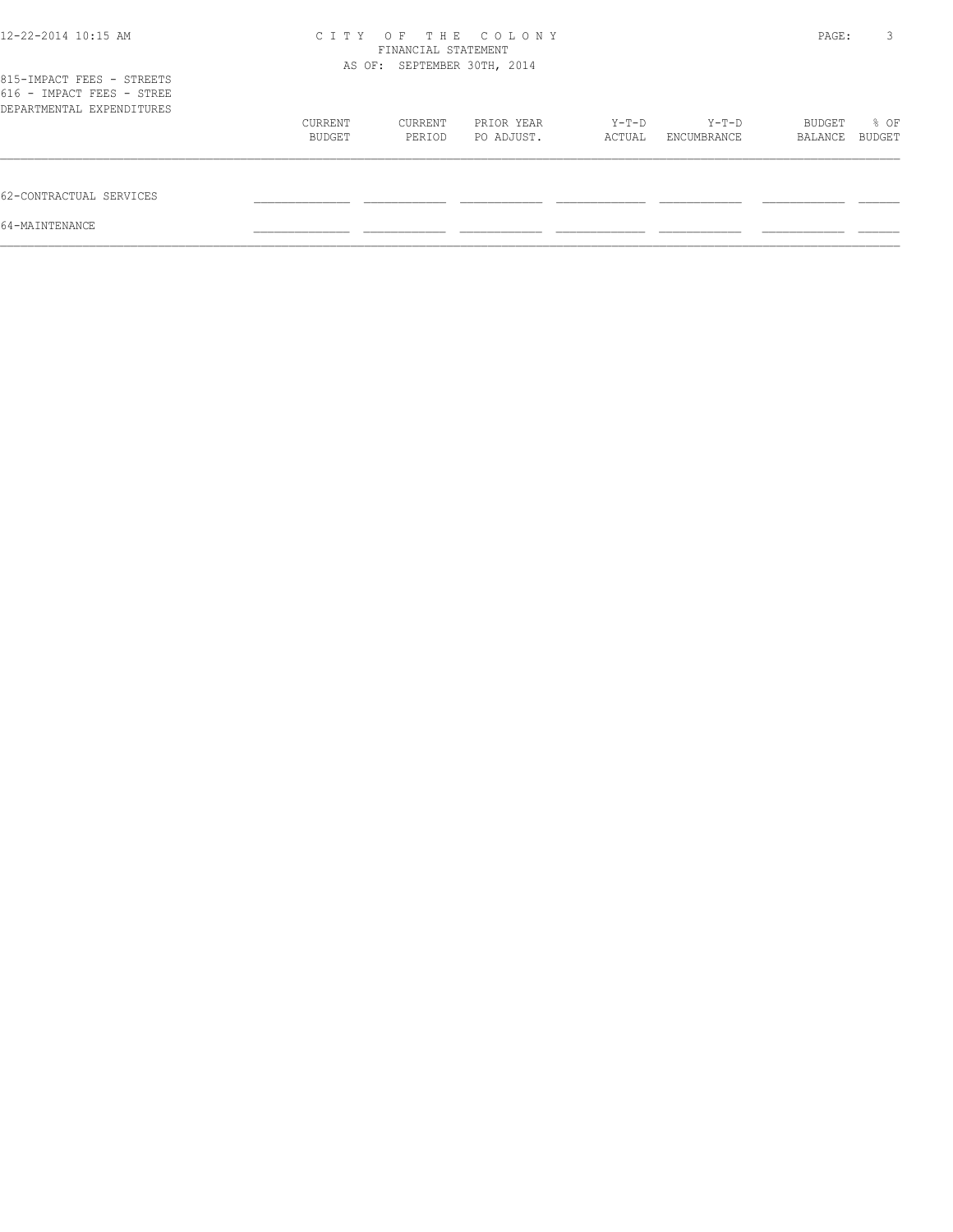CITY OF THE COLONY
FINANCIAL STATEMENT
AS OF: SEPTEMBER 30TH, 2014

815-IMPACT FEES - STREETS
616 - IMPACT FEES - STREE
DEPARTMENTAL EXPENDITURES

| | CURRENT BUDGET | CURRENT PERIOD | PRIOR YEAR PO ADJUST. | Y-T-D ACTUAL | Y-T-D ENCUMBRANCE | BUDGET BALANCE | % OF BUDGET |
|---|---|---|---|---|---|---|---|
| 62-CONTRACTUAL SERVICES | | | | | | | |
| 64-MAINTENANCE | | | | | | | |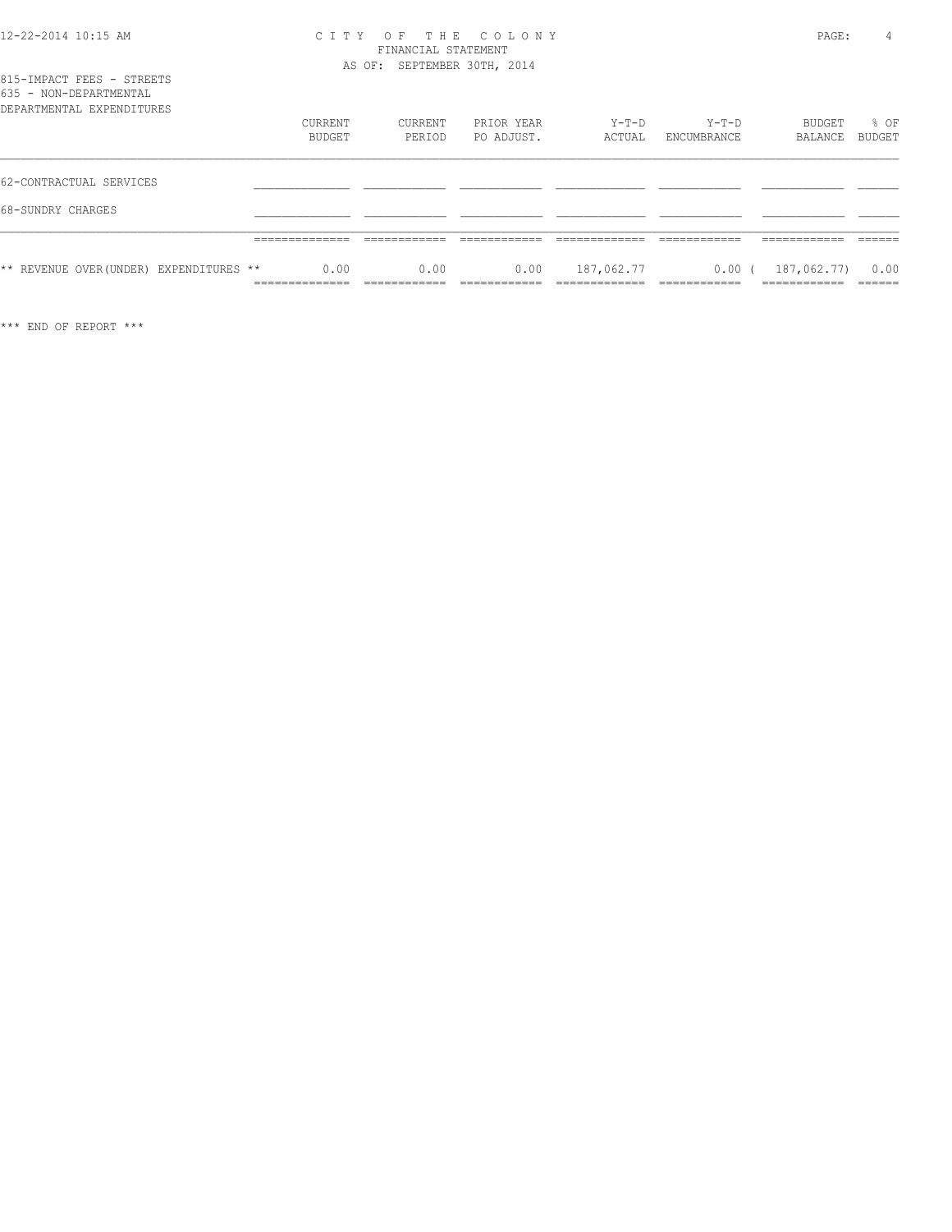CITY OF THE COLONY
FINANCIAL STATEMENT
AS OF: SEPTEMBER 30TH, 2014

815-IMPACT FEES - STREETS
635 - NON-DEPARTMENTAL
DEPARTMENTAL EXPENDITURES

| | CURRENT BUDGET | CURRENT PERIOD | PRIOR YEAR PO ADJUST. | Y-T-D ACTUAL | Y-T-D ENCUMBRANCE | BUDGET BALANCE | % OF BUDGET |
|---|---|---|---|---|---|---|---|
| 62-CONTRACTUAL SERVICES | | | | | | | |
| 68-SUNDRY CHARGES | | | | | | | |
| ** REVENUE OVER(UNDER) EXPENDITURES ** | 0.00 | 0.00 | 0.00 | 187,062.77 | 0.00 | ( 187,062.77) | 0.00 |

*** END OF REPORT ***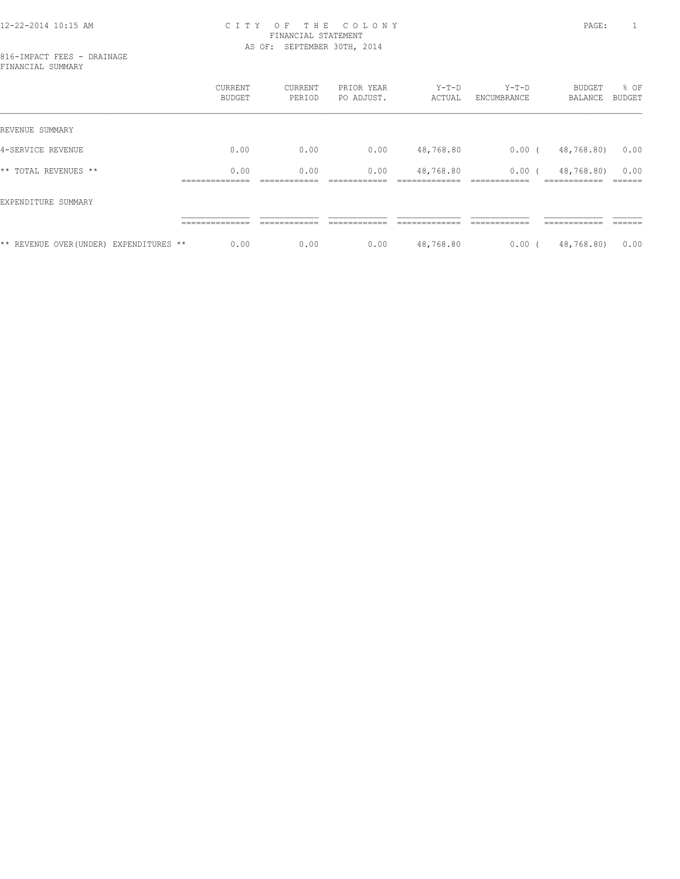# CITY OF THE COLONY

FINANCIAL STATEMENT

AS OF: SEPTEMBER 30TH, 2014

12-22-2014 10:15 AM

816-IMPACT FEES - DRAINAGE

FINANCIAL SUMMARY

| | CURRENT BUDGET | CURRENT PERIOD | PRIOR YEAR PO ADJUST. | Y-T-D ACTUAL | Y-T-D ENCUMBRANCE | BUDGET BALANCE | % OF BUDGET |
|---|---|---|---|---|---|---|---|
| REVENUE SUMMARY | | | | | | | |
| 4-SERVICE REVENUE | 0.00 | 0.00 | 0.00 | 48,768.80 | 0.00 | ( 48,768.80) | 0.00 |
| ** TOTAL REVENUES ** | 0.00 | 0.00 | 0.00 | 48,768.80 | 0.00 | ( 48,768.80) | 0.00 |
| EXPENDITURE SUMMARY | | | | | | | |
| ** REVENUE OVER(UNDER) EXPENDITURES ** | 0.00 | 0.00 | 0.00 | 48,768.80 | 0.00 | ( 48,768.80) | 0.00 |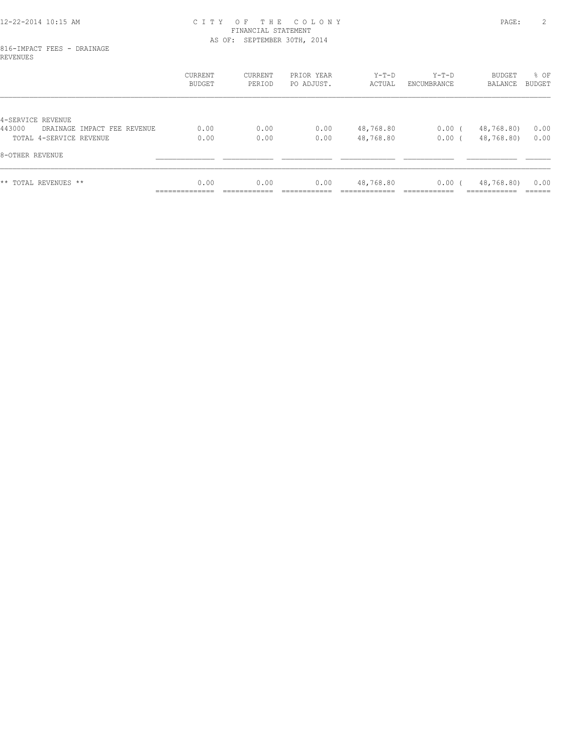CITY OF THE COLONY
FINANCIAL STATEMENT
AS OF: SEPTEMBER 30TH, 2014

816-IMPACT FEES - DRAINAGE
REVENUES

| | CURRENT BUDGET | CURRENT PERIOD | PRIOR YEAR PO ADJUST. | Y-T-D ACTUAL | Y-T-D ENCUMBRANCE | BUDGET BALANCE | % OF BUDGET |
|---|---|---|---|---|---|---|---|
| 4-SERVICE REVENUE | | | | | | | |
| 443000 DRAINAGE IMPACT FEE REVENUE | 0.00 | 0.00 | 0.00 | 48,768.80 | 0.00 | ( 48,768.80) | 0.00 |
| TOTAL 4-SERVICE REVENUE | 0.00 | 0.00 | 0.00 | 48,768.80 | 0.00 | ( 48,768.80) | 0.00 |
| 8-OTHER REVENUE | | | | | | | |
| ** TOTAL REVENUES ** | 0.00 | 0.00 | 0.00 | 48,768.80 | 0.00 | ( 48,768.80) | 0.00 |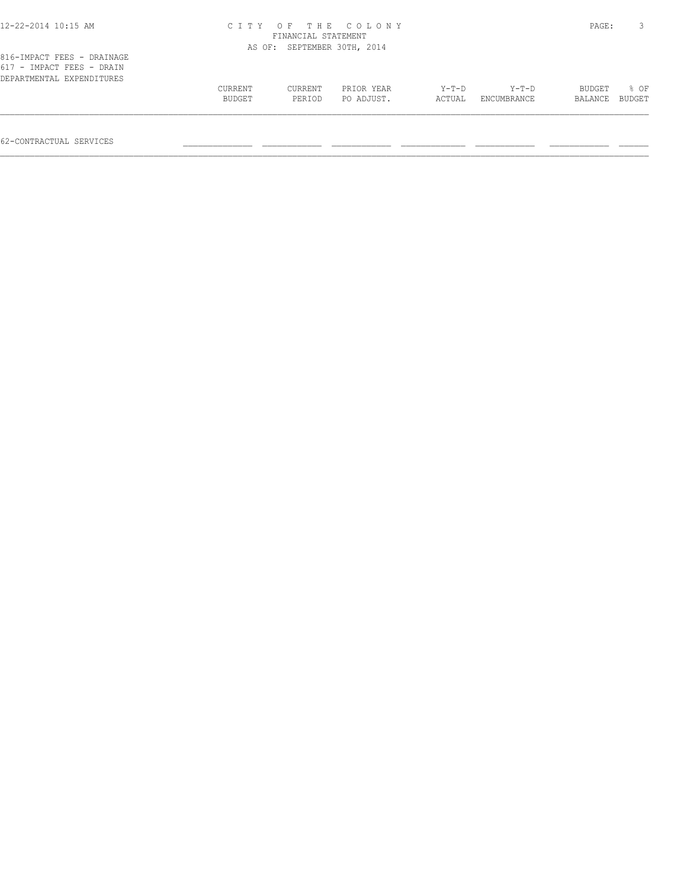CITY OF THE COLONY
FINANCIAL STATEMENT
AS OF: SEPTEMBER 30TH, 2014

816-IMPACT FEES - DRAINAGE
617 - IMPACT FEES - DRAIN
DEPARTMENTAL EXPENDITURES

| | CURRENT BUDGET | CURRENT PERIOD | PRIOR YEAR PO ADJUST. | Y-T-D ACTUAL | Y-T-D ENCUMBRANCE | BUDGET BALANCE | % OF BUDGET |
|---|---|---|---|---|---|---|---|
| 62-CONTRACTUAL SERVICES | | | | | | | |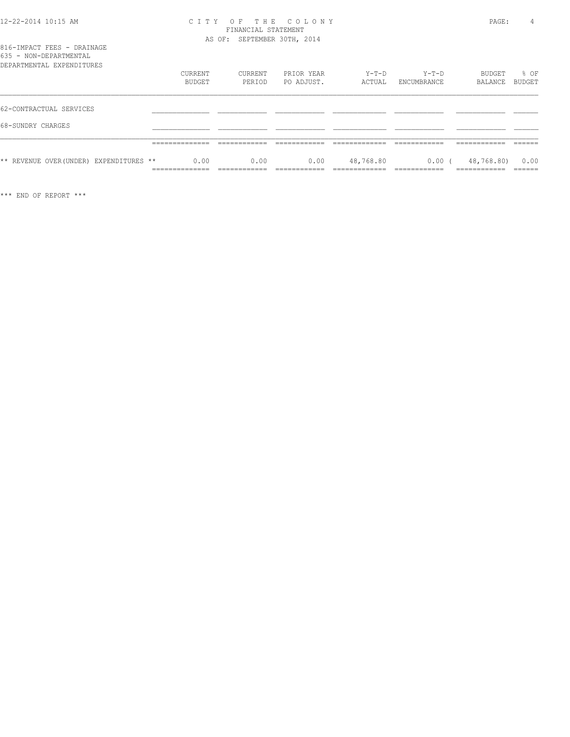CITY OF THE COLONY
FINANCIAL STATEMENT
AS OF: SEPTEMBER 30TH, 2014

816-IMPACT FEES - DRAINAGE
635 - NON-DEPARTMENTAL
DEPARTMENTAL EXPENDITURES

| | CURRENT BUDGET | CURRENT PERIOD | PRIOR YEAR PO ADJUST. | Y-T-D ACTUAL | Y-T-D ENCUMBRANCE | BUDGET BALANCE | % OF BUDGET |
|---|---|---|---|---|---|---|---|
| 62-CONTRACTUAL SERVICES | | | | | | | |
| 68-SUNDRY CHARGES | | | | | | | |
| ** REVENUE OVER(UNDER) EXPENDITURES ** | 0.00 | 0.00 | 0.00 | 48,768.80 | 0.00 | ( 48,768.80) | 0.00 |

*** END OF REPORT ***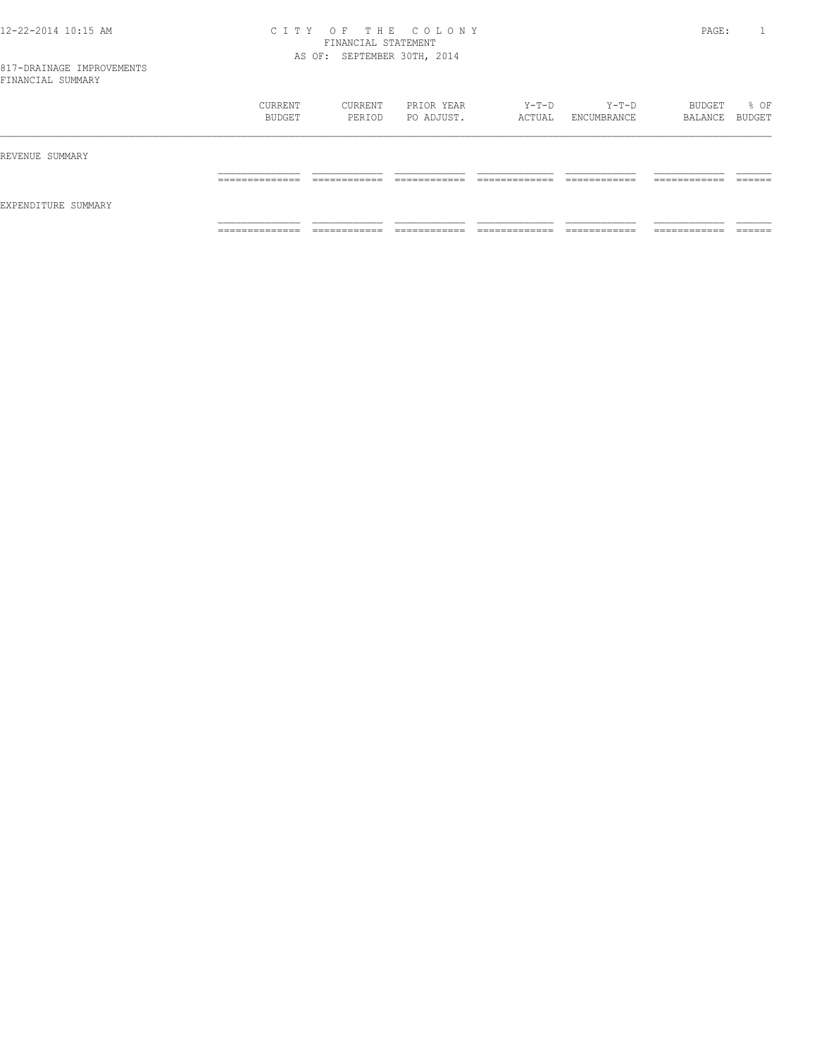# CITY OF THE COLONY
## FINANCIAL STATEMENT
### AS OF: SEPTEMBER 30TH, 2014

817-DRAINAGE IMPROVEMENTS
FINANCIAL SUMMARY

| | CURRENT BUDGET | CURRENT PERIOD | PRIOR YEAR PO ADJUST. | Y-T-D ACTUAL | Y-T-D ENCUMBRANCE | BUDGET BALANCE | % OF BUDGET |
|---|---|---|---|---|---|---|---|
| REVENUE SUMMARY | | | | | | | |
| EXPENDITURE SUMMARY | | | | | | | |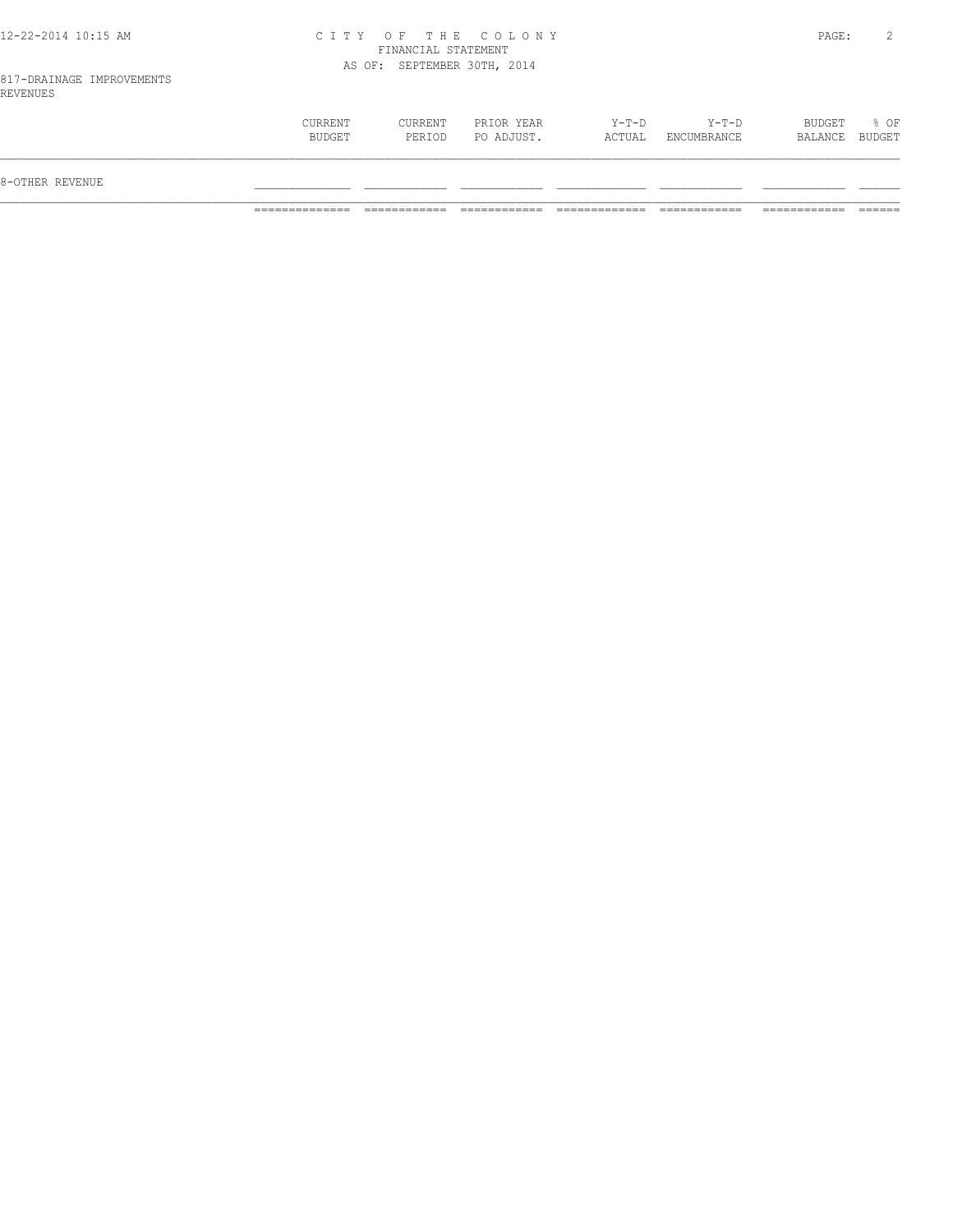CITY OF THE COLONY
FINANCIAL STATEMENT
AS OF: SEPTEMBER 30TH, 2014

817-DRAINAGE IMPROVEMENTS
REVENUES

| | CURRENT BUDGET | CURRENT PERIOD | PRIOR YEAR PO ADJUST. | Y-T-D ACTUAL | Y-T-D ENCUMBRANCE | BUDGET BALANCE | % OF BUDGET |
|---|---|---|---|---|---|---|---|
| 8-OTHER REVENUE | | | | | | | |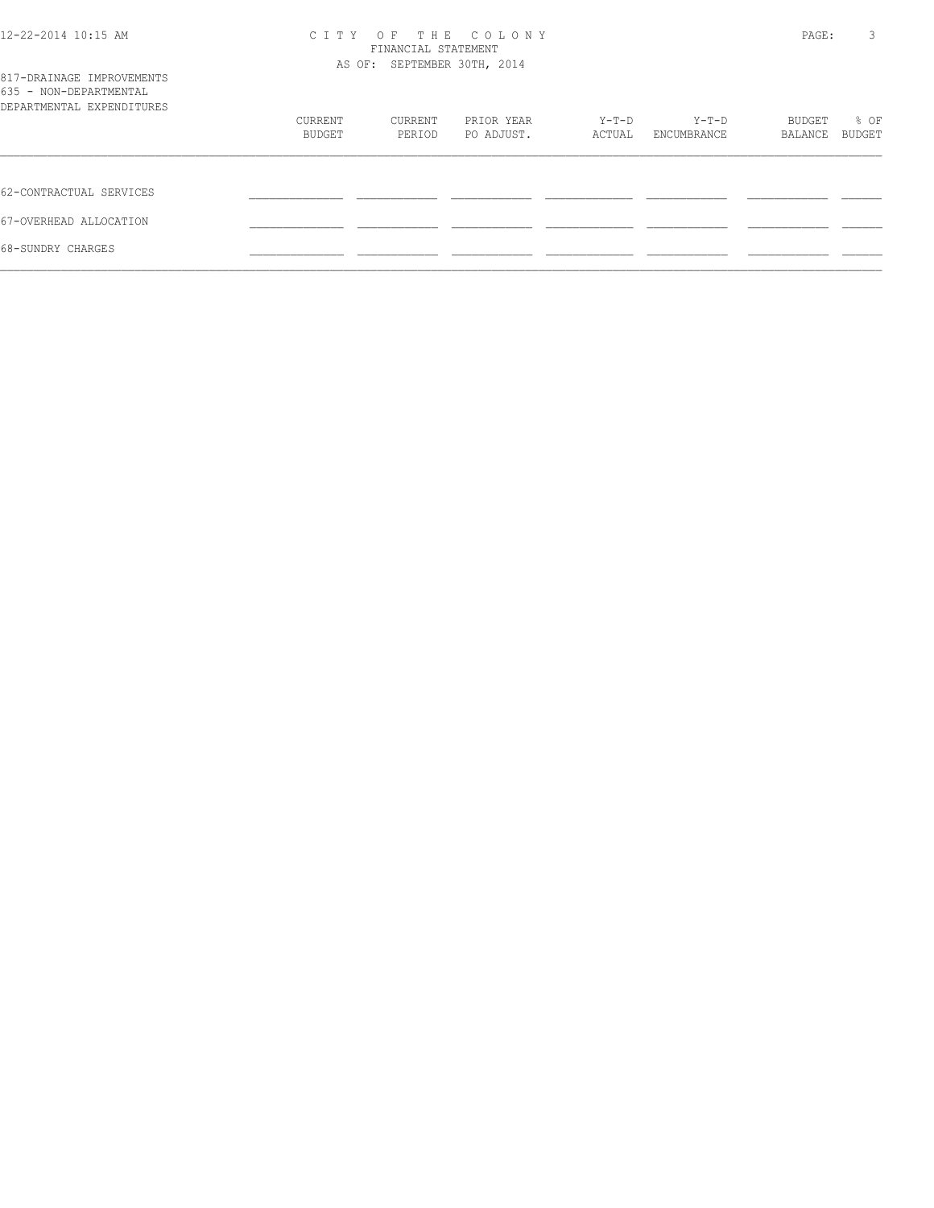C I T Y O F T H E C O L O N Y
FINANCIAL STATEMENT
AS OF: SEPTEMBER 30TH, 2014

817-DRAINAGE IMPROVEMENTS
635 - NON-DEPARTMENTAL
DEPARTMENTAL EXPENDITURES

| | CURRENT BUDGET | CURRENT PERIOD | PRIOR YEAR PO ADJUST. | Y-T-D ACTUAL | Y-T-D ENCUMBRANCE | BUDGET BALANCE | % OF BUDGET |
|---|---|---|---|---|---|---|---|
| 62-CONTRACTUAL SERVICES | | | | | | | |
| 67-OVERHEAD ALLOCATION | | | | | | | |
| 68-SUNDRY CHARGES | | | | | | | |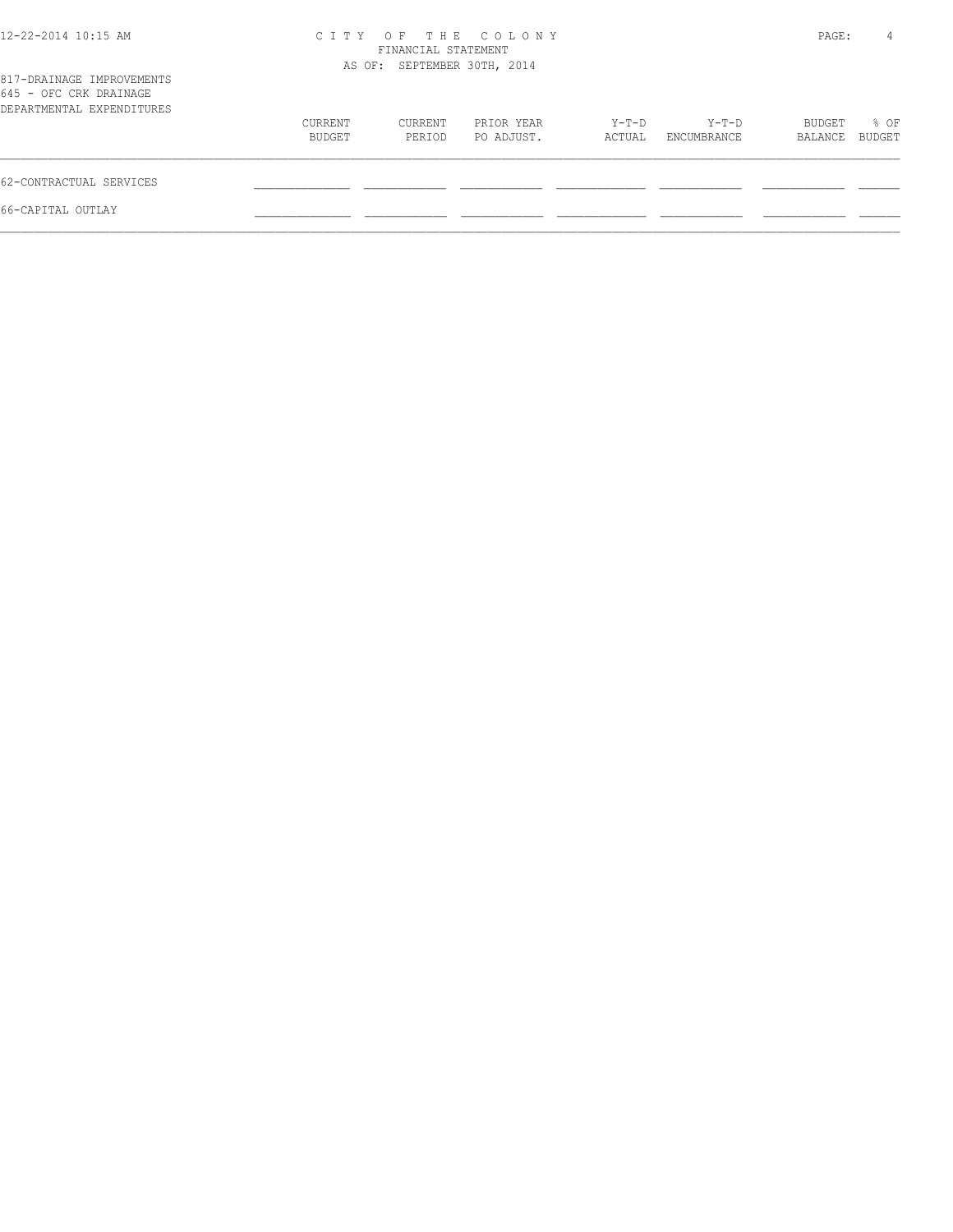CITY OF THE COLONY
FINANCIAL STATEMENT
AS OF: SEPTEMBER 30TH, 2014

817-DRAINAGE IMPROVEMENTS
645 - OFC CRK DRAINAGE
DEPARTMENTAL EXPENDITURES

| | CURRENT BUDGET | CURRENT PERIOD | PRIOR YEAR PO ADJUST. | Y-T-D ACTUAL | Y-T-D ENCUMBRANCE | BUDGET BALANCE | % OF BUDGET |
|---|---|---|---|---|---|---|---|
| 62-CONTRACTUAL SERVICES | | | | | | | |
| 66-CAPITAL OUTLAY | | | | | | | |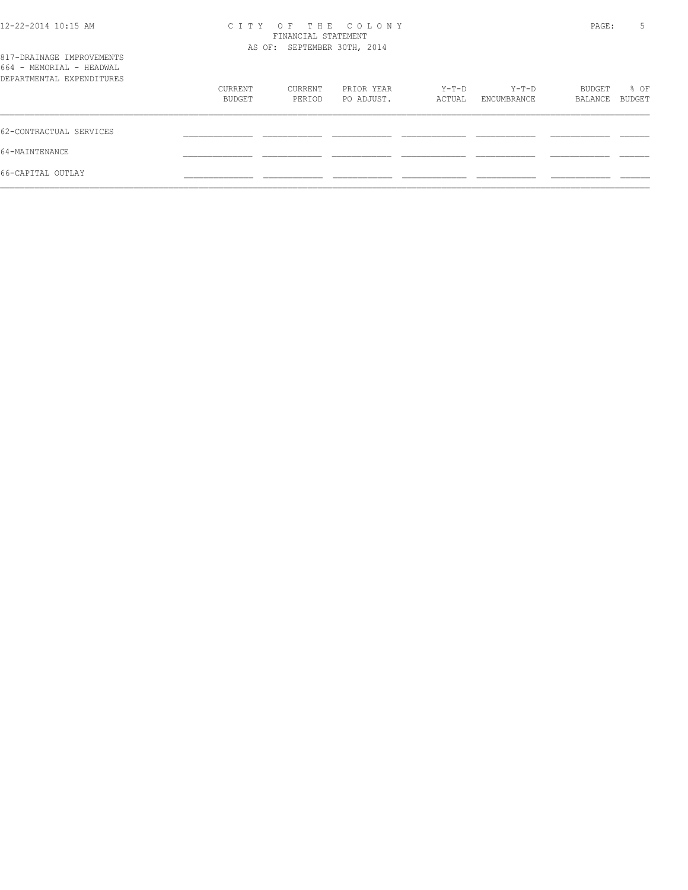CITY OF THE COLONY
FINANCIAL STATEMENT
AS OF: SEPTEMBER 30TH, 2014

817-DRAINAGE IMPROVEMENTS
664 - MEMORIAL - HEADWAL
DEPARTMENTAL EXPENDITURES

| | CURRENT BUDGET | CURRENT PERIOD | PRIOR YEAR PO ADJUST. | Y-T-D ACTUAL | Y-T-D ENCUMBRANCE | BUDGET BALANCE | % OF BUDGET |
|---|---|---|---|---|---|---|---|
| 62-CONTRACTUAL SERVICES | | | | | | | |
| 64-MAINTENANCE | | | | | | | |
| 66-CAPITAL OUTLAY | | | | | | | |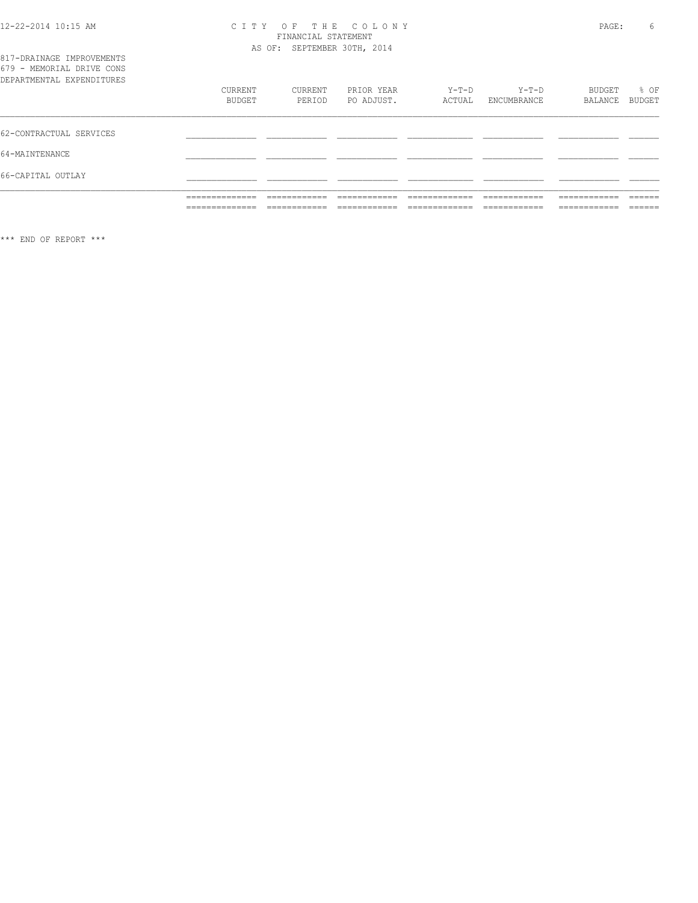CITY OF THE COLONY
FINANCIAL STATEMENT
AS OF: SEPTEMBER 30TH, 2014

817-DRAINAGE IMPROVEMENTS
679 - MEMORIAL DRIVE CONS
DEPARTMENTAL EXPENDITURES

| | CURRENT BUDGET | CURRENT PERIOD | PRIOR YEAR PO ADJUST. | Y-T-D ACTUAL | Y-T-D ENCUMBRANCE | BUDGET BALANCE | % OF BUDGET |
|---|---|---|---|---|---|---|---|
| 62-CONTRACTUAL SERVICES | | | | | | | |
| 64-MAINTENANCE | | | | | | | |
| 66-CAPITAL OUTLAY | | | | | | | |

*** END OF REPORT ***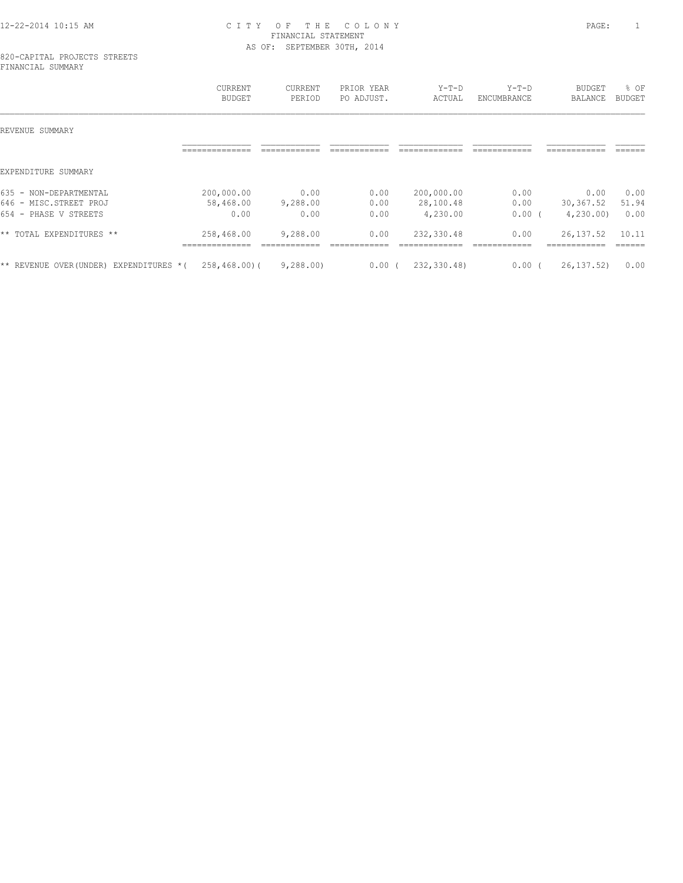CITY OF THE COLONY
FINANCIAL STATEMENT
AS OF: SEPTEMBER 30TH, 2014

820-CAPITAL PROJECTS STREETS
FINANCIAL SUMMARY

| | CURRENT BUDGET | CURRENT PERIOD | PRIOR YEAR PO ADJUST. | Y-T-D ACTUAL | Y-T-D ENCUMBRANCE | BUDGET BALANCE | % OF BUDGET |
|---|---|---|---|---|---|---|---|
| REVENUE SUMMARY | | | | | | | |
| EXPENDITURE SUMMARY | | | | | | | |
| 635 - NON-DEPARTMENTAL | 200,000.00 | 0.00 | 0.00 | 200,000.00 | 0.00 | 0.00 | 0.00 |
| 646 - MISC.STREET PROJ | 58,468.00 | 9,288.00 | 0.00 | 28,100.48 | 0.00 | 30,367.52 | 51.94 |
| 654 - PHASE V STREETS | 0.00 | 0.00 | 0.00 | 4,230.00 | 0.00 | ( 4,230.00) | 0.00 |
| ** TOTAL EXPENDITURES ** | 258,468.00 | 9,288.00 | 0.00 | 232,330.48 | 0.00 | 26,137.52 | 10.11 |
| ** REVENUE OVER(UNDER) EXPENDITURES * | ( 258,468.00) | ( 9,288.00) | 0.00 | ( 232,330.48) | 0.00 | ( 26,137.52) | 0.00 |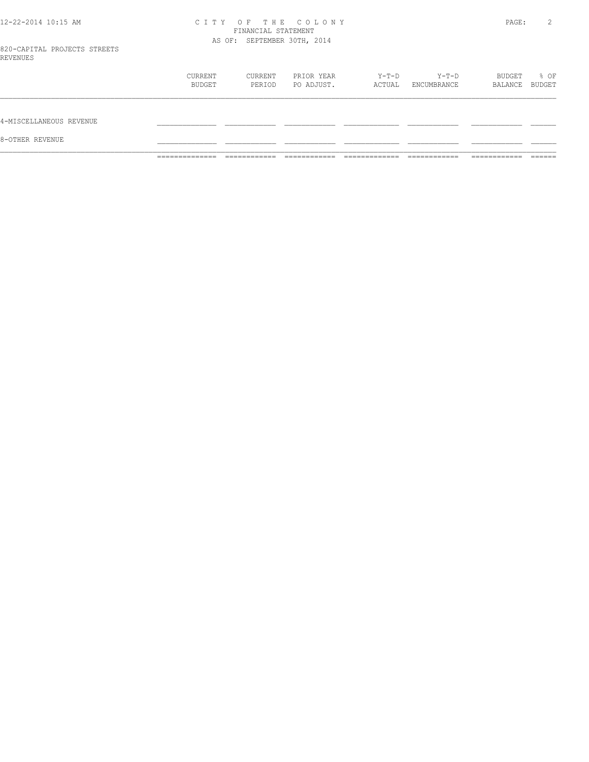CITY OF THE COLONY
FINANCIAL STATEMENT
AS OF: SEPTEMBER 30TH, 2014

820-CAPITAL PROJECTS STREETS
REVENUES

| | CURRENT BUDGET | CURRENT PERIOD | PRIOR YEAR PO ADJUST. | Y-T-D ACTUAL | Y-T-D ENCUMBRANCE | BUDGET BALANCE | % OF BUDGET |
|---|---|---|---|---|---|---|---|
| 4-MISCELLANEOUS REVENUE | | | | | | | |
| 8-OTHER REVENUE | | | | | | | |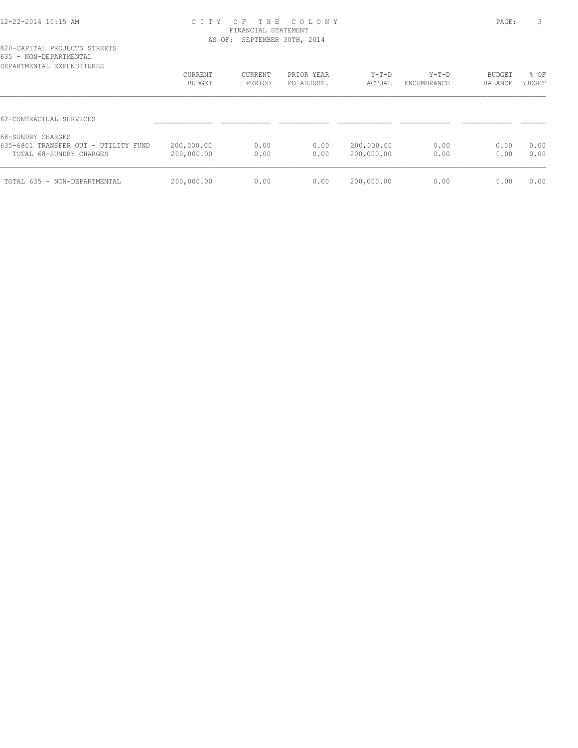# CITY OF THE COLONY
## FINANCIAL STATEMENT
### AS OF: SEPTEMBER 30TH, 2014

820-CAPITAL PROJECTS STREETS
635 - NON-DEPARTMENTAL
DEPARTMENTAL EXPENDITURES

| | CURRENT BUDGET | CURRENT PERIOD | PRIOR YEAR PO ADJUST. | Y-T-D ACTUAL | Y-T-D ENCUMBRANCE | BUDGET BALANCE | % OF BUDGET |
|---|---|---|---|---|---|---|---|
| 62-CONTRACTUAL SERVICES | | | | | | | |
| 68-SUNDRY CHARGES | | | | | | | |
| 635-6801 TRANSFER OUT - UTILITY FUND | 200,000.00 | 0.00 | 0.00 | 200,000.00 | 0.00 | 0.00 | 0.00 |
| TOTAL 68-SUNDRY CHARGES | 200,000.00 | 0.00 | 0.00 | 200,000.00 | 0.00 | 0.00 | 0.00 |
| TOTAL 635 - NON-DEPARTMENTAL | 200,000.00 | 0.00 | 0.00 | 200,000.00 | 0.00 | 0.00 | 0.00 |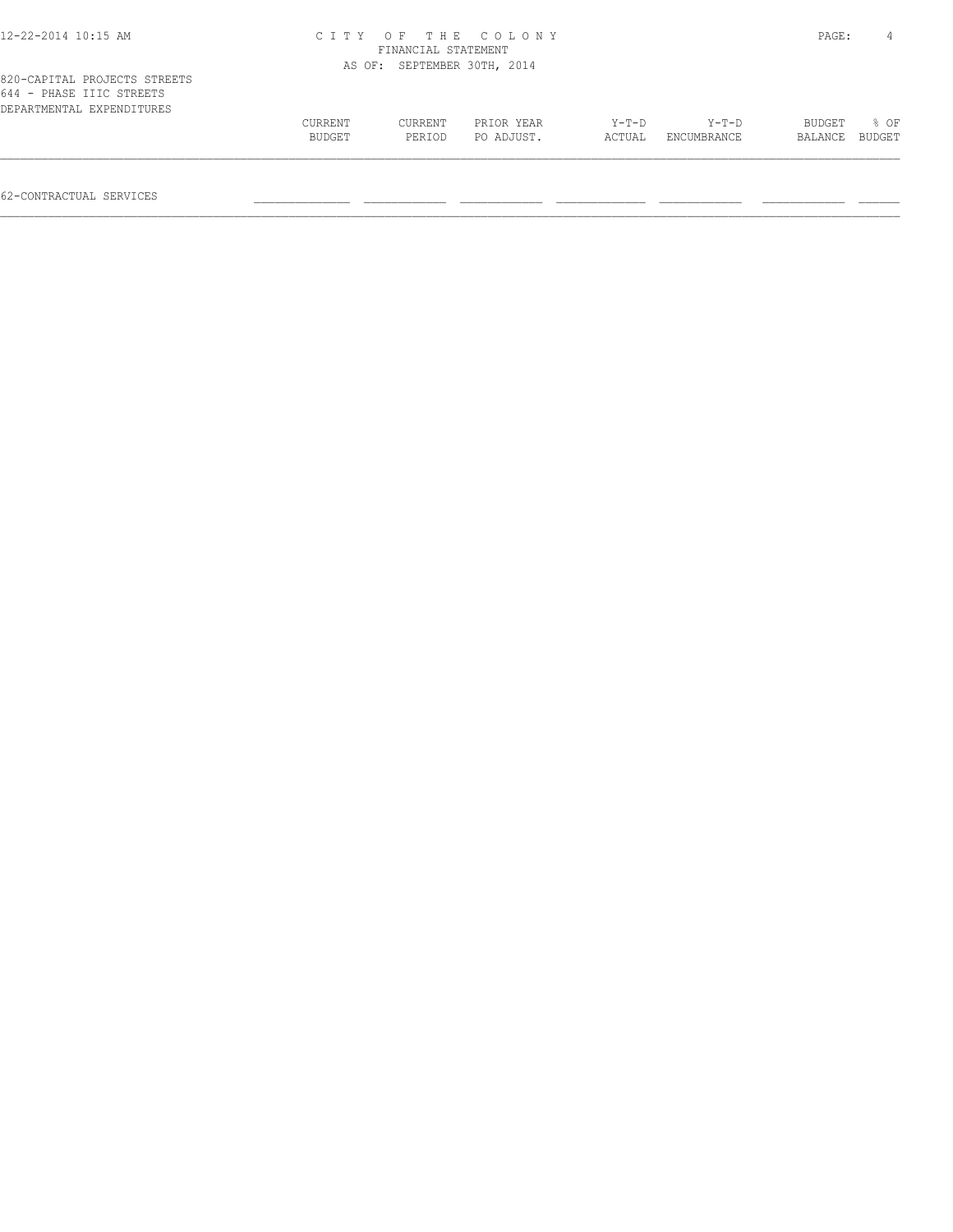820-CAPITAL PROJECTS STREETS
644 - PHASE IIIC STREETS
DEPARTMENTAL EXPENDITURES

| | CURRENT BUDGET | CURRENT PERIOD | PRIOR YEAR PO ADJUST. | Y-T-D ACTUAL | Y-T-D ENCUMBRANCE | BUDGET BALANCE | % OF BUDGET |
|---|---|---|---|---|---|---|---|
| 62-CONTRACTUAL SERVICES | | | | | | | |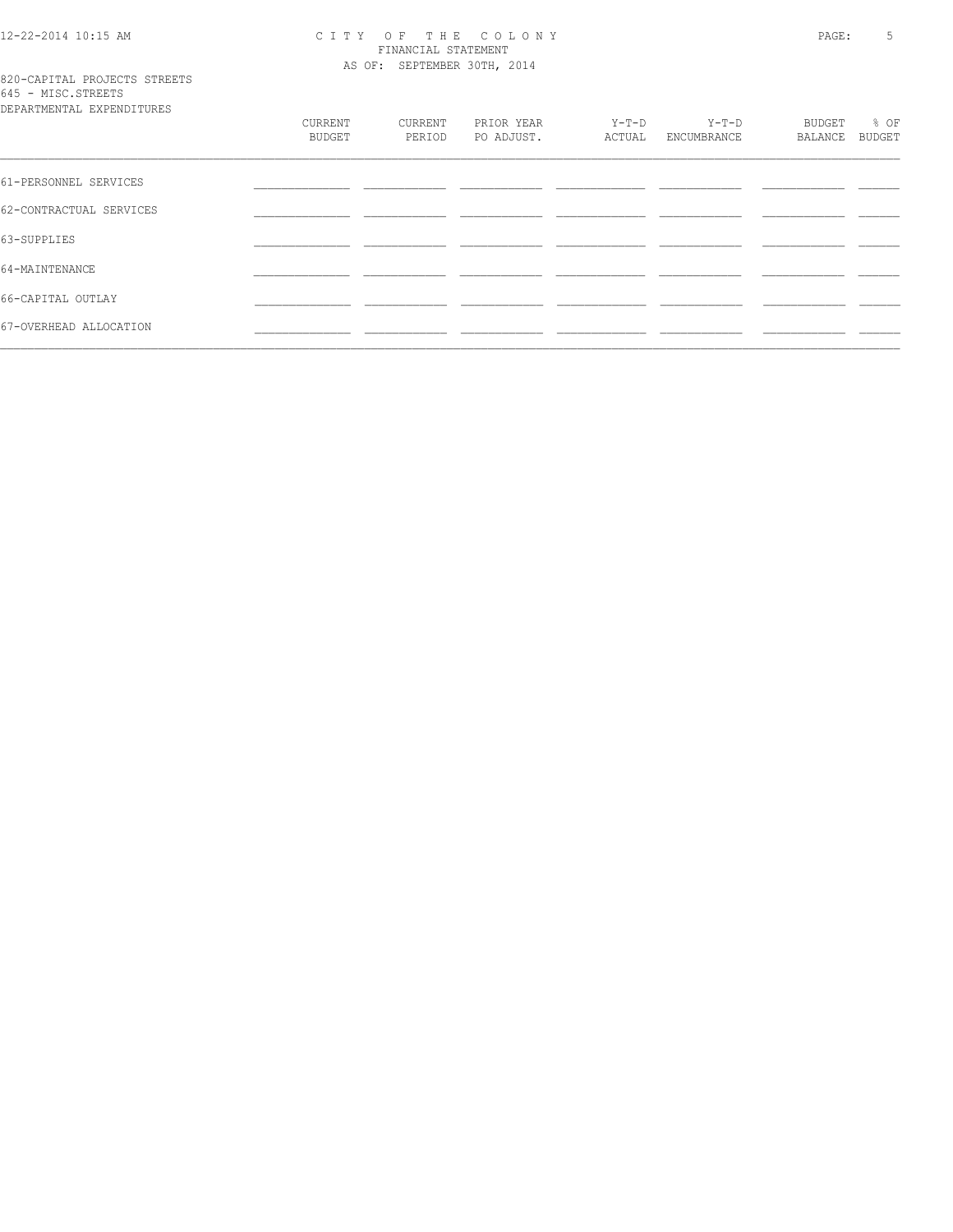CITY OF THE COLONY
FINANCIAL STATEMENT
AS OF: SEPTEMBER 30TH, 2014

820-CAPITAL PROJECTS STREETS
645 - MISC.STREETS
DEPARTMENTAL EXPENDITURES

| | CURRENT BUDGET | CURRENT PERIOD | PRIOR YEAR PO ADJUST. | Y-T-D ACTUAL | Y-T-D ENCUMBRANCE | BUDGET BALANCE | % OF BUDGET |
|---|---|---|---|---|---|---|---|
| 61-PERSONNEL SERVICES | | | | | | | |
| 62-CONTRACTUAL SERVICES | | | | | | | |
| 63-SUPPLIES | | | | | | | |
| 64-MAINTENANCE | | | | | | | |
| 66-CAPITAL OUTLAY | | | | | | | |
| 67-OVERHEAD ALLOCATION | | | | | | | |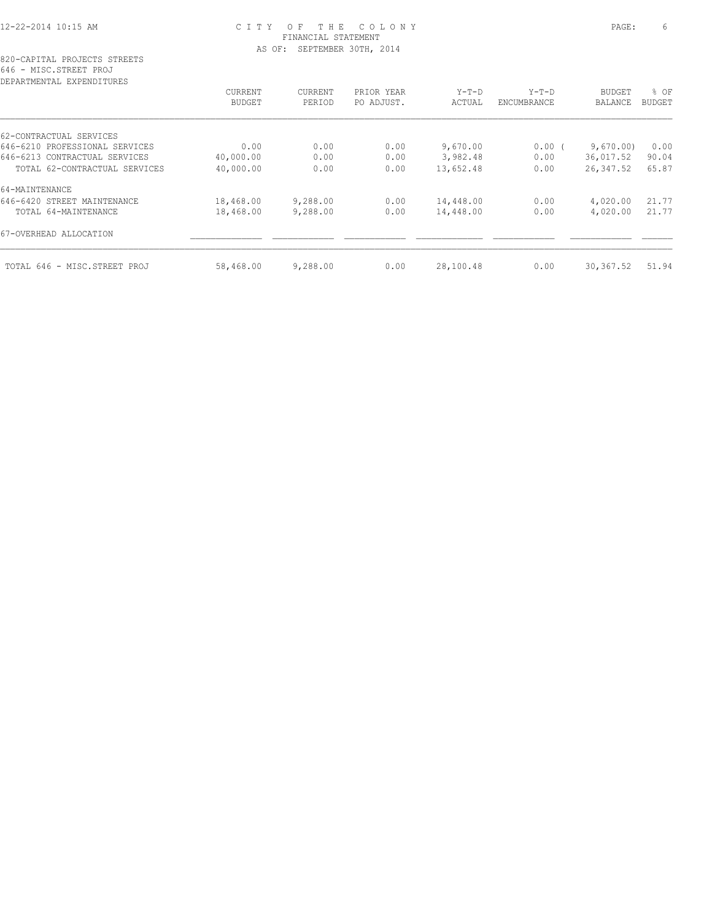CITY OF THE COLONY
FINANCIAL STATEMENT
AS OF: SEPTEMBER 30TH, 2014

820-CAPITAL PROJECTS STREETS
646 - MISC.STREET PROJ
DEPARTMENTAL EXPENDITURES

| | CURRENT BUDGET | CURRENT PERIOD | PRIOR YEAR PO ADJUST. | Y-T-D ACTUAL | Y-T-D ENCUMBRANCE | BUDGET BALANCE | % OF BUDGET |
|---|---|---|---|---|---|---|---|
| 62-CONTRACTUAL SERVICES | | | | | | | |
| 646-6210 PROFESSIONAL SERVICES | 0.00 | 0.00 | 0.00 | 9,670.00 | 0.00 | ( 9,670.00) | 0.00 |
| 646-6213 CONTRACTUAL SERVICES | 40,000.00 | 0.00 | 0.00 | 3,982.48 | 0.00 | 36,017.52 | 90.04 |
| TOTAL 62-CONTRACTUAL SERVICES | 40,000.00 | 0.00 | 0.00 | 13,652.48 | 0.00 | 26,347.52 | 65.87 |
| 64-MAINTENANCE | | | | | | | |
| 646-6420 STREET MAINTENANCE | 18,468.00 | 9,288.00 | 0.00 | 14,448.00 | 0.00 | 4,020.00 | 21.77 |
| TOTAL 64-MAINTENANCE | 18,468.00 | 9,288.00 | 0.00 | 14,448.00 | 0.00 | 4,020.00 | 21.77 |
| 67-OVERHEAD ALLOCATION | | | | | | | |
| TOTAL 646 - MISC.STREET PROJ | 58,468.00 | 9,288.00 | 0.00 | 28,100.48 | 0.00 | 30,367.52 | 51.94 |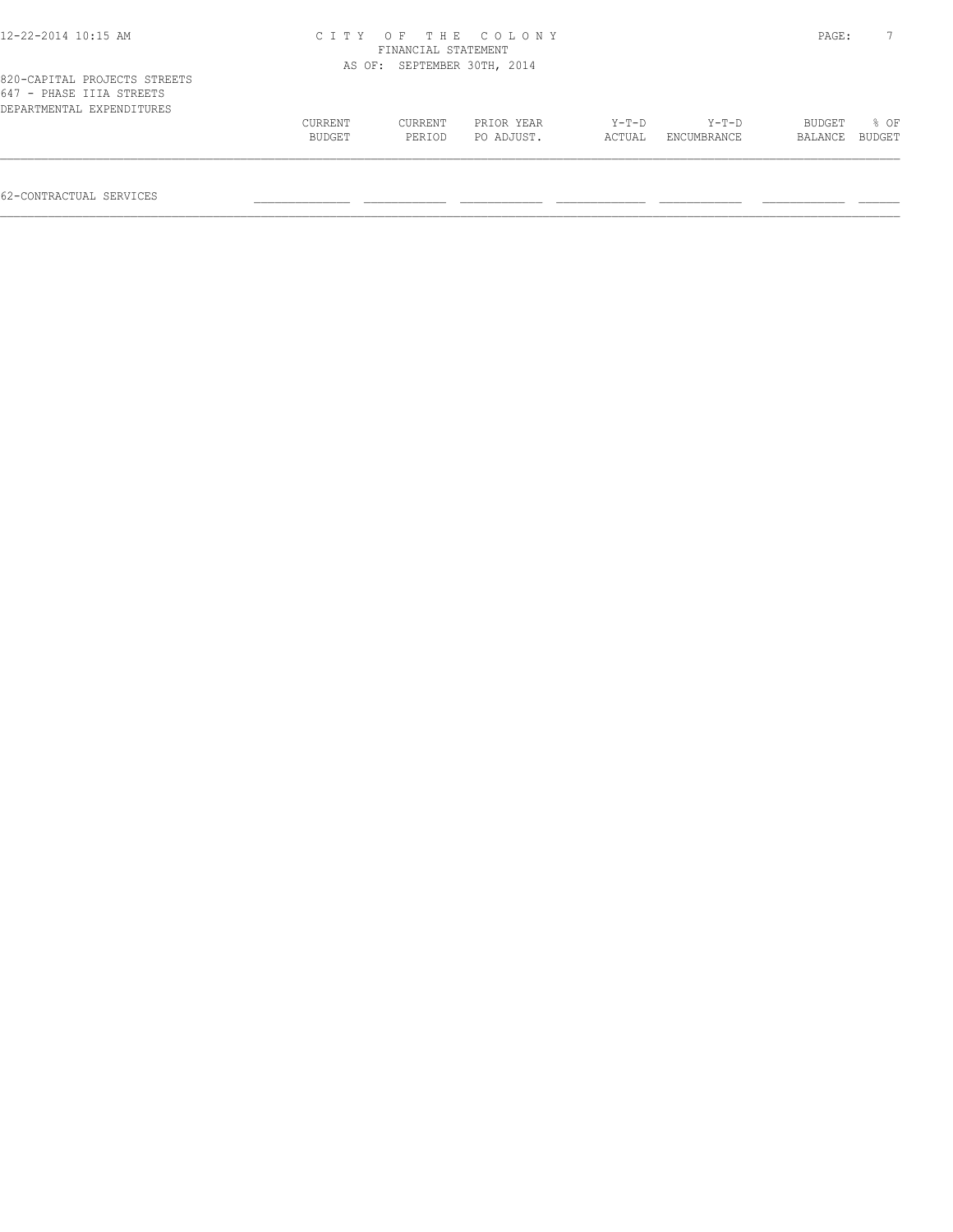820-CAPITAL PROJECTS STREETS
647 - PHASE IIIA STREETS
DEPARTMENTAL EXPENDITURES

| | CURRENT BUDGET | CURRENT PERIOD | PRIOR YEAR PO ADJUST. | Y-T-D ACTUAL | Y-T-D ENCUMBRANCE | BUDGET BALANCE | % OF BUDGET |
|---|---|---|---|---|---|---|---|
| 62-CONTRACTUAL SERVICES | | | | | | | |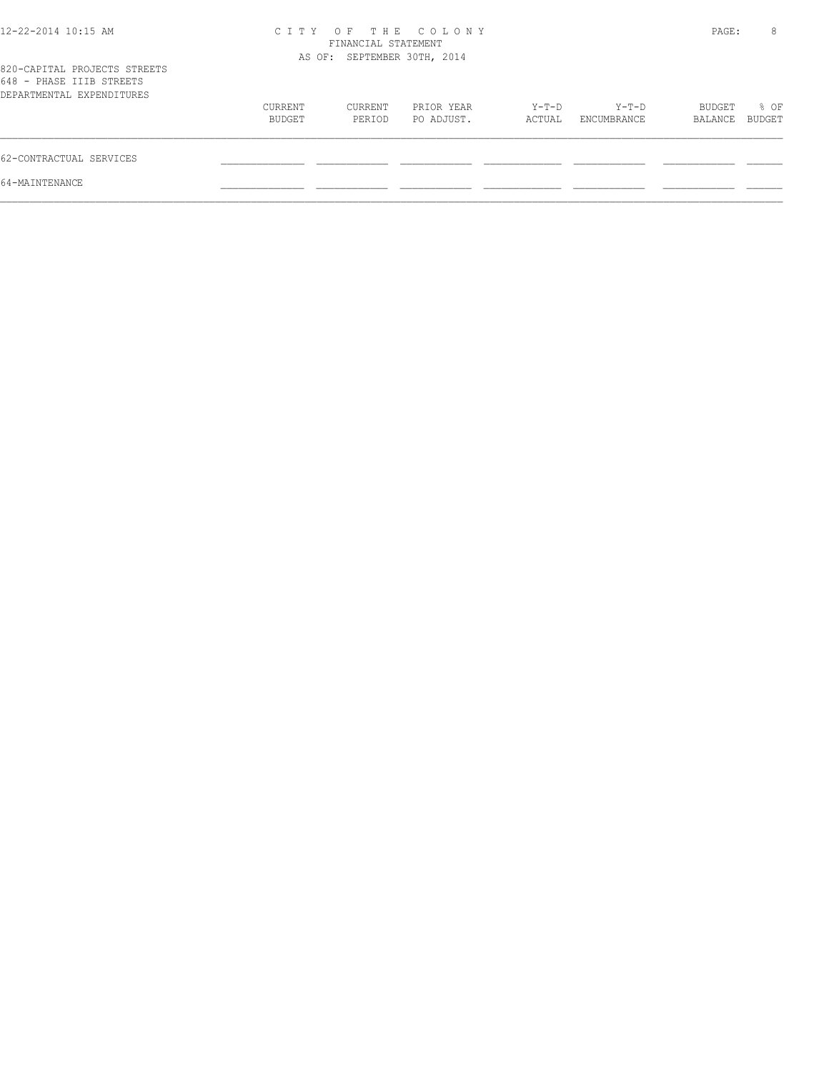# CITY OF THE COLONY
## FINANCIAL STATEMENT
### AS OF: SEPTEMBER 30TH, 2014

820-CAPITAL PROJECTS STREETS
648 - PHASE IIIB STREETS
DEPARTMENTAL EXPENDITURES

| | CURRENT BUDGET | CURRENT PERIOD | PRIOR YEAR PO ADJUST. | Y-T-D ACTUAL | Y-T-D ENCUMBRANCE | BUDGET BALANCE | % OF BUDGET |
|---|---|---|---|---|---|---|---|
| 62-CONTRACTUAL SERVICES | | | | | | | |
| 64-MAINTENANCE | | | | | | | |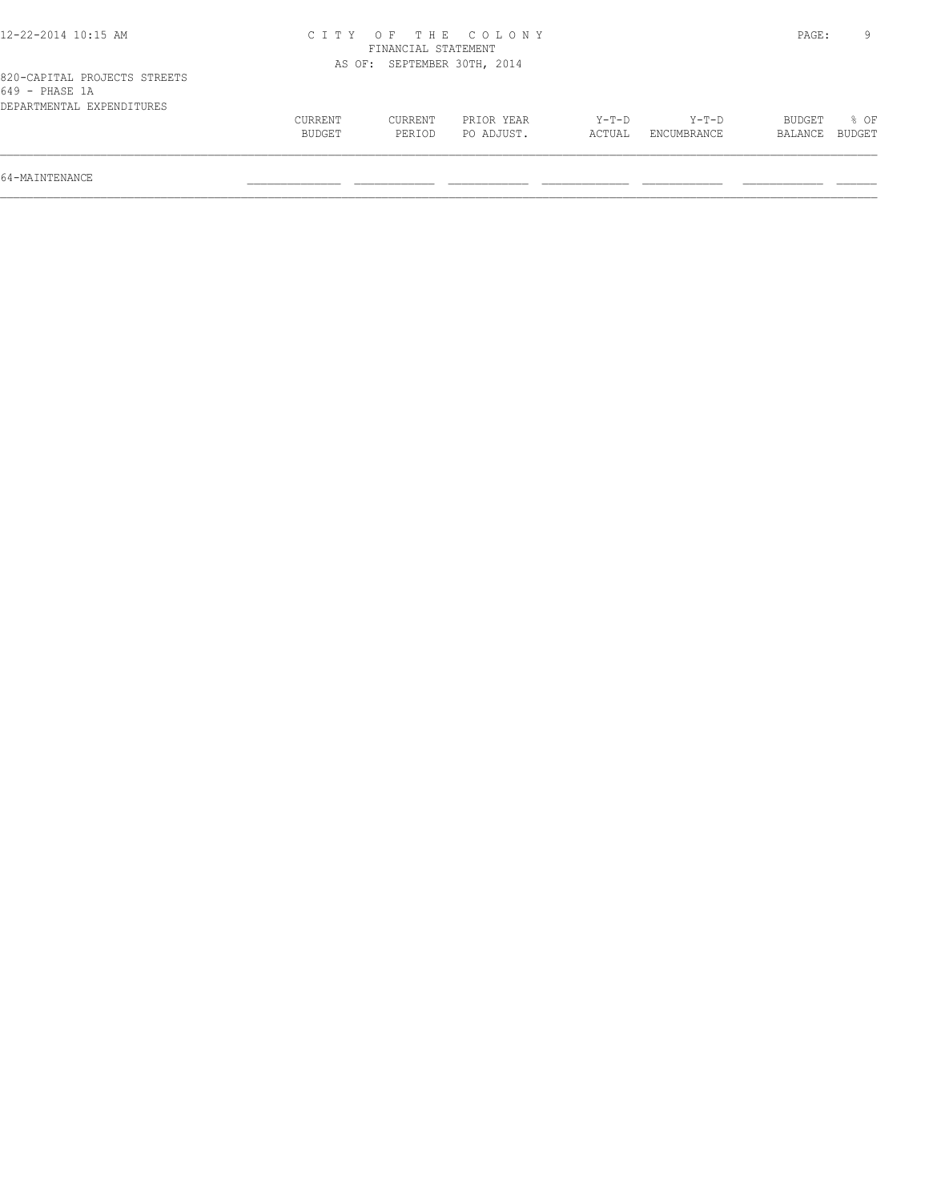CITY OF THE COLONY
FINANCIAL STATEMENT
AS OF: SEPTEMBER 30TH, 2014

820-CAPITAL PROJECTS STREETS
649 - PHASE 1A
DEPARTMENTAL EXPENDITURES

| | CURRENT BUDGET | CURRENT PERIOD | PRIOR YEAR PO ADJUST. | Y-T-D ACTUAL | Y-T-D ENCUMBRANCE | BUDGET BALANCE | % OF BUDGET |
|---|---|---|---|---|---|---|---|
| 64-MAINTENANCE | | | | | | | |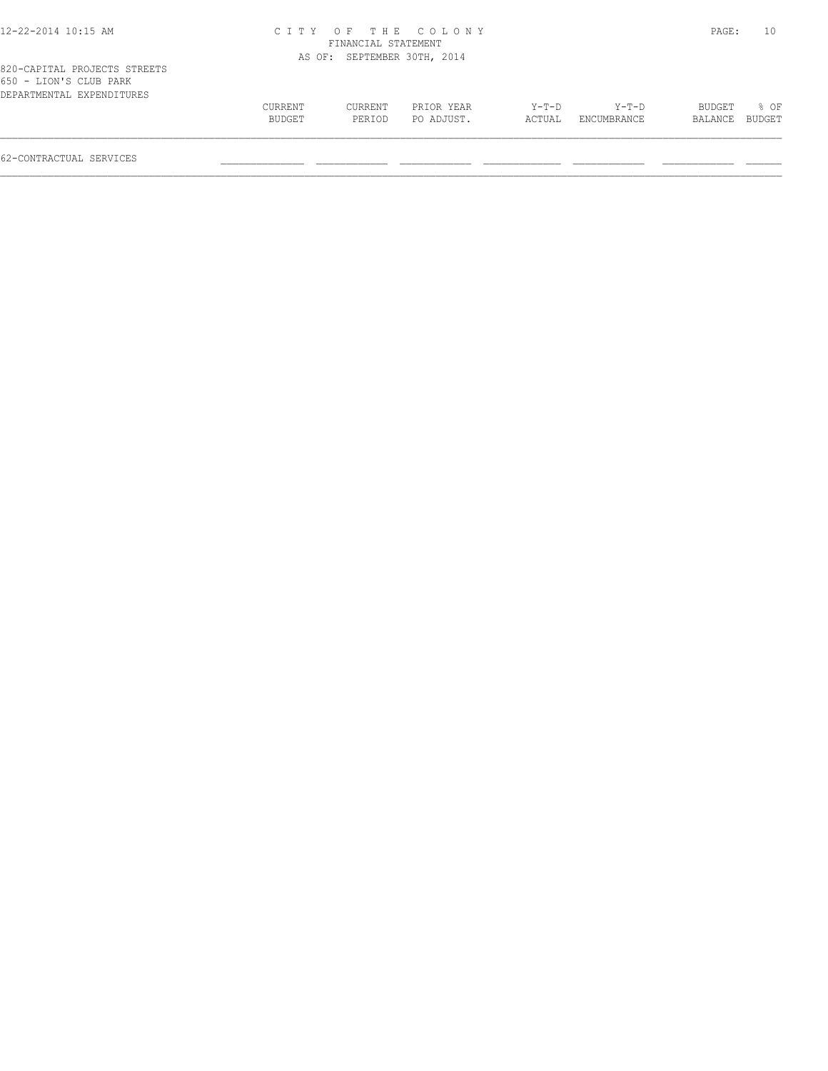# CITY OF THE COLONY
## FINANCIAL STATEMENT
### AS OF: SEPTEMBER 30TH, 2014

820-CAPITAL PROJECTS STREETS
650 - LION'S CLUB PARK
DEPARTMENTAL EXPENDITURES

| | CURRENT BUDGET | CURRENT PERIOD | PRIOR YEAR PO ADJUST. | Y-T-D ACTUAL | Y-T-D ENCUMBRANCE | BUDGET BALANCE | % OF BUDGET |
|---|---|---|---|---|---|---|---|
| 62-CONTRACTUAL SERVICES | | | | | | | |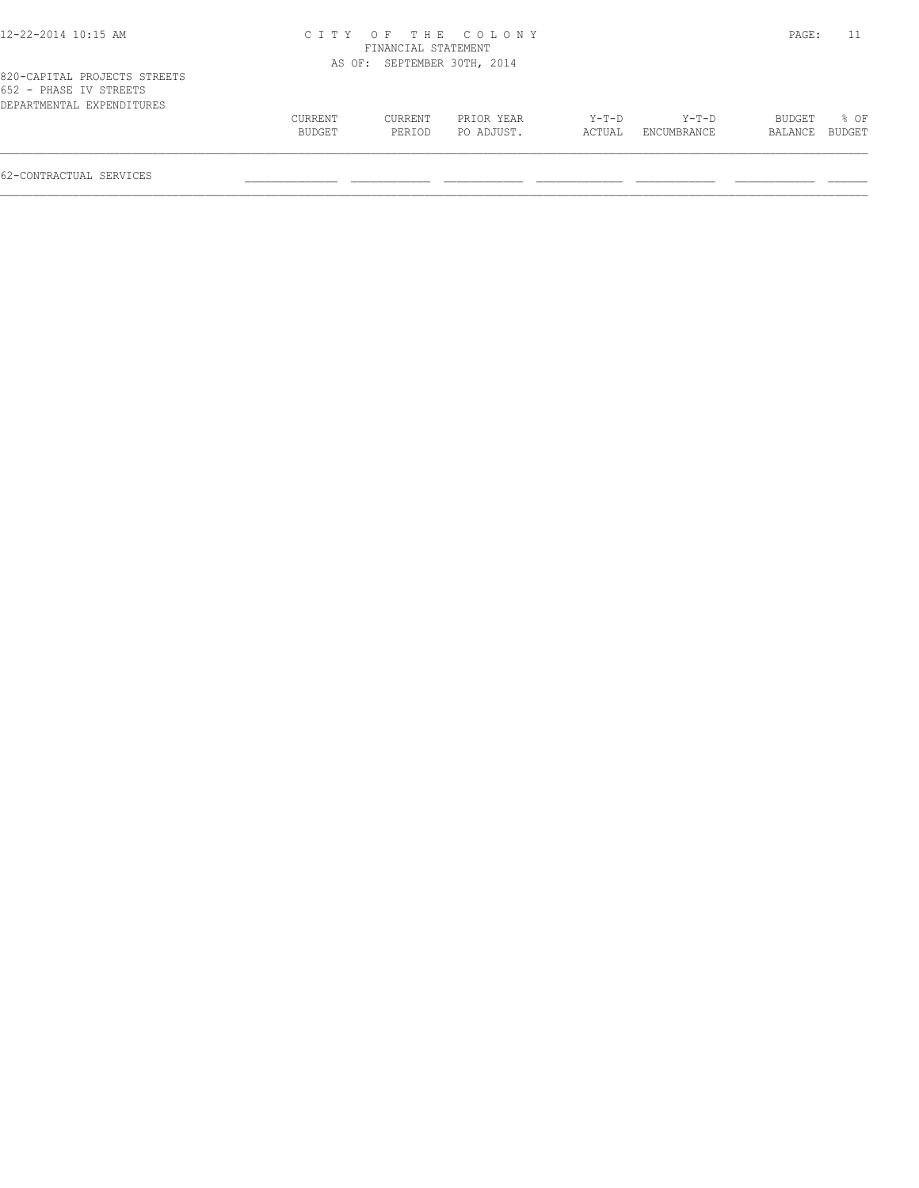820-CAPITAL PROJECTS STREETS
652 - PHASE IV STREETS
DEPARTMENTAL EXPENDITURES

| | CURRENT BUDGET | CURRENT PERIOD | PRIOR YEAR PO ADJUST. | Y-T-D ACTUAL | Y-T-D ENCUMBRANCE | BUDGET BALANCE | % OF BUDGET |
|---|---|---|---|---|---|---|---|
| 62-CONTRACTUAL SERVICES | | | | | | | |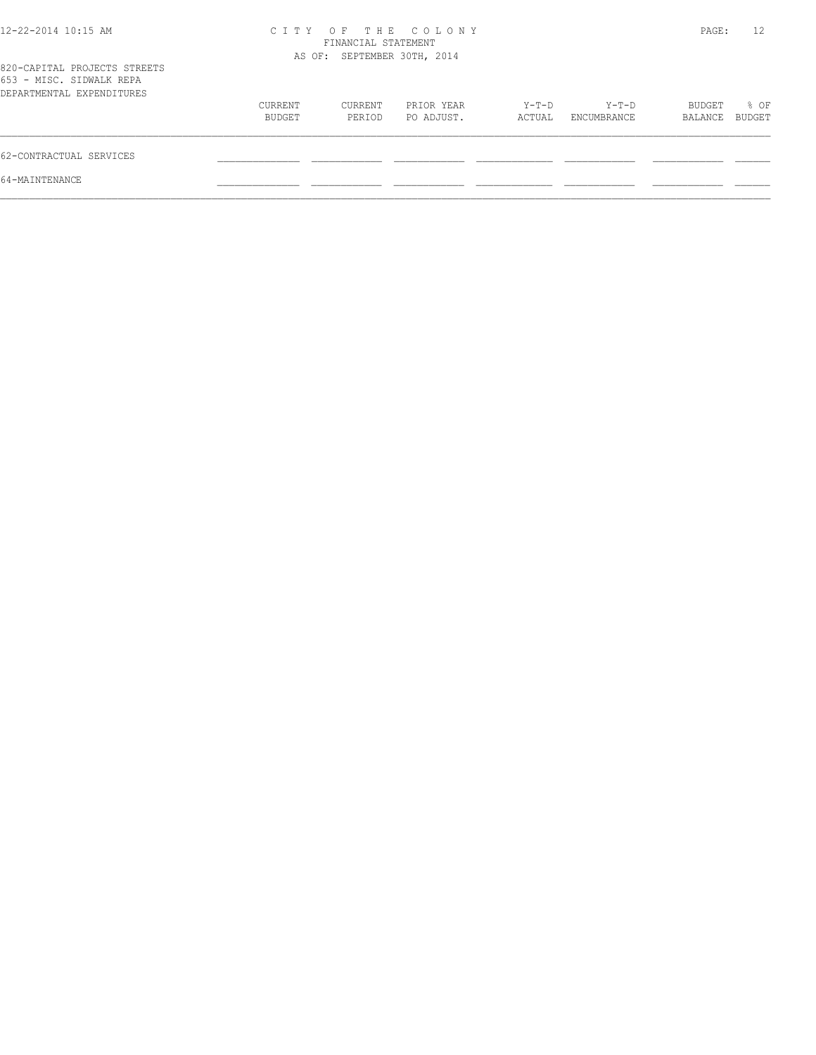820-CAPITAL PROJECTS STREETS
653 - MISC. SIDWALK REPA
DEPARTMENTAL EXPENDITURES

| | CURRENT BUDGET | CURRENT PERIOD | PRIOR YEAR PO ADJUST. | Y-T-D ACTUAL | Y-T-D ENCUMBRANCE | BUDGET BALANCE | % OF BUDGET |
|---|---|---|---|---|---|---|---|
| 62-CONTRACTUAL SERVICES | | | | | | | |
| 64-MAINTENANCE | | | | | | | |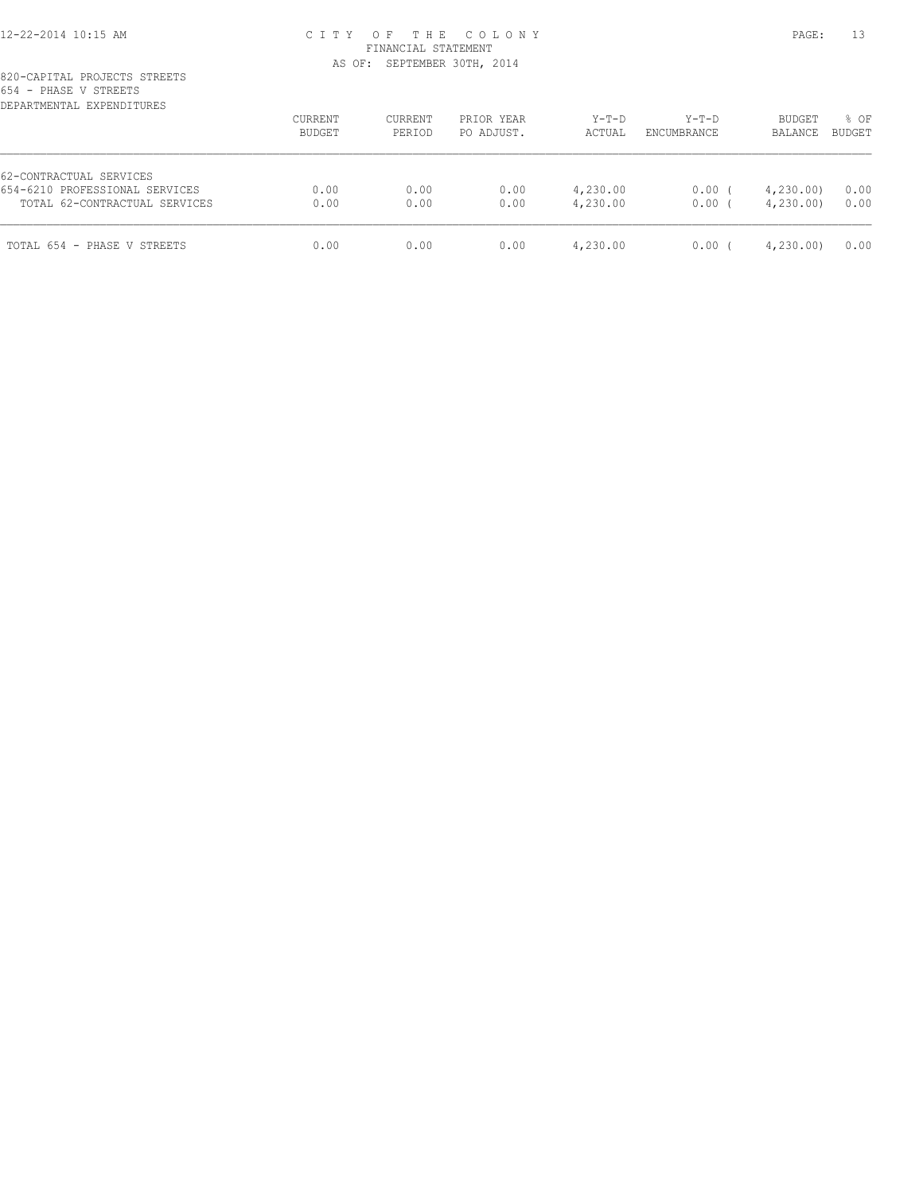# CITY OF THE COLONY
FINANCIAL STATEMENT
AS OF: SEPTEMBER 30TH, 2014

820-CAPITAL PROJECTS STREETS
654 - PHASE V STREETS
DEPARTMENTAL EXPENDITURES

| | CURRENT BUDGET | CURRENT PERIOD | PRIOR YEAR PO ADJUST. | Y-T-D ACTUAL | Y-T-D ENCUMBRANCE | BUDGET BALANCE | % OF BUDGET |
|---|---|---|---|---|---|---|---|
| 62-CONTRACTUAL SERVICES | | | | | | | |
| 654-6210 PROFESSIONAL SERVICES | 0.00 | 0.00 | 0.00 | 4,230.00 | 0.00 | ( 4,230.00) | 0.00 |
| TOTAL 62-CONTRACTUAL SERVICES | 0.00 | 0.00 | 0.00 | 4,230.00 | 0.00 | ( 4,230.00) | 0.00 |
| TOTAL 654 - PHASE V STREETS | 0.00 | 0.00 | 0.00 | 4,230.00 | 0.00 | ( 4,230.00) | 0.00 |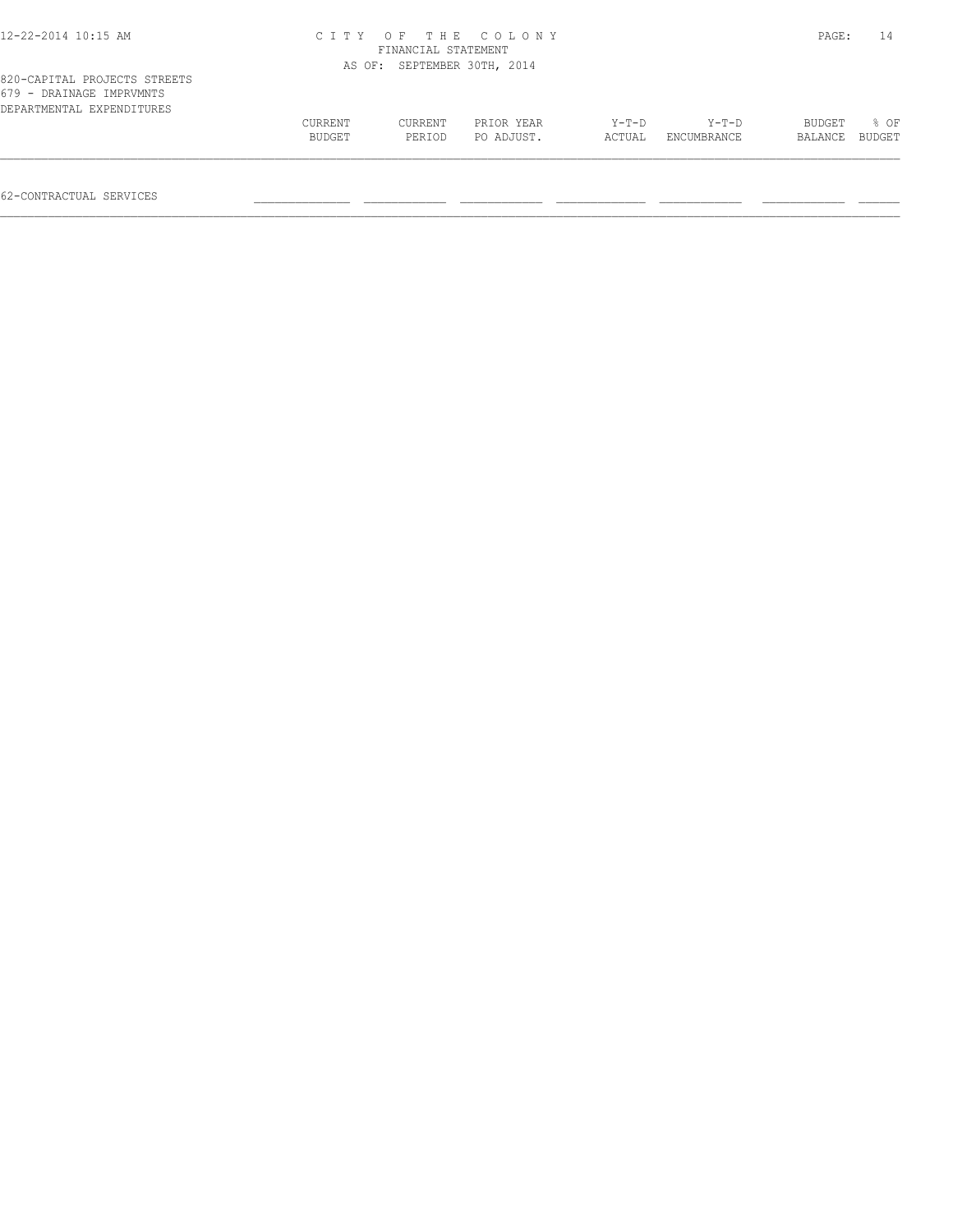# CITY OF THE COLONY
FINANCIAL STATEMENT
AS OF: SEPTEMBER 30TH, 2014

820-CAPITAL PROJECTS STREETS
679 - DRAINAGE IMPRVMNTS
DEPARTMENTAL EXPENDITURES

| | CURRENT BUDGET | CURRENT PERIOD | PRIOR YEAR PO ADJUST. | Y-T-D ACTUAL | Y-T-D ENCUMBRANCE | BUDGET BALANCE | % OF BUDGET |
|---|---|---|---|---|---|---|---|
| 62-CONTRACTUAL SERVICES | | | | | | | |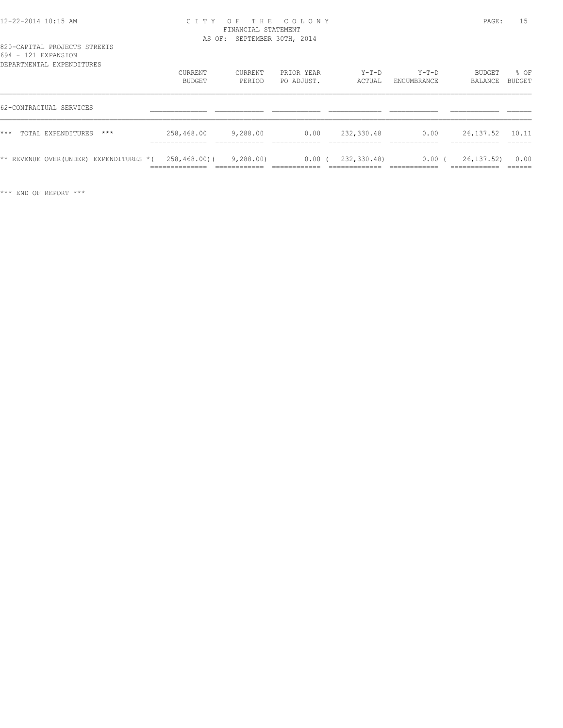820-CAPITAL PROJECTS STREETS
694 - 121 EXPANSION
DEPARTMENTAL EXPENDITURES

| | CURRENT BUDGET | CURRENT PERIOD | PRIOR YEAR PO ADJUST. | Y-T-D ACTUAL | Y-T-D ENCUMBRANCE | BUDGET BALANCE | % OF BUDGET |
|---|---|---|---|---|---|---|---|
| 62-CONTRACTUAL SERVICES | | | | | | | |
| *** TOTAL EXPENDITURES *** | 258,468.00 | 9,288.00 | 0.00 | 232,330.48 | 0.00 | 26,137.52 | 10.11 |
| ** REVENUE OVER(UNDER) EXPENDITURES * | ( 258,468.00) | ( 9,288.00) | 0.00 | ( 232,330.48) | 0.00 | ( 26,137.52) | 0.00 |

*** END OF REPORT ***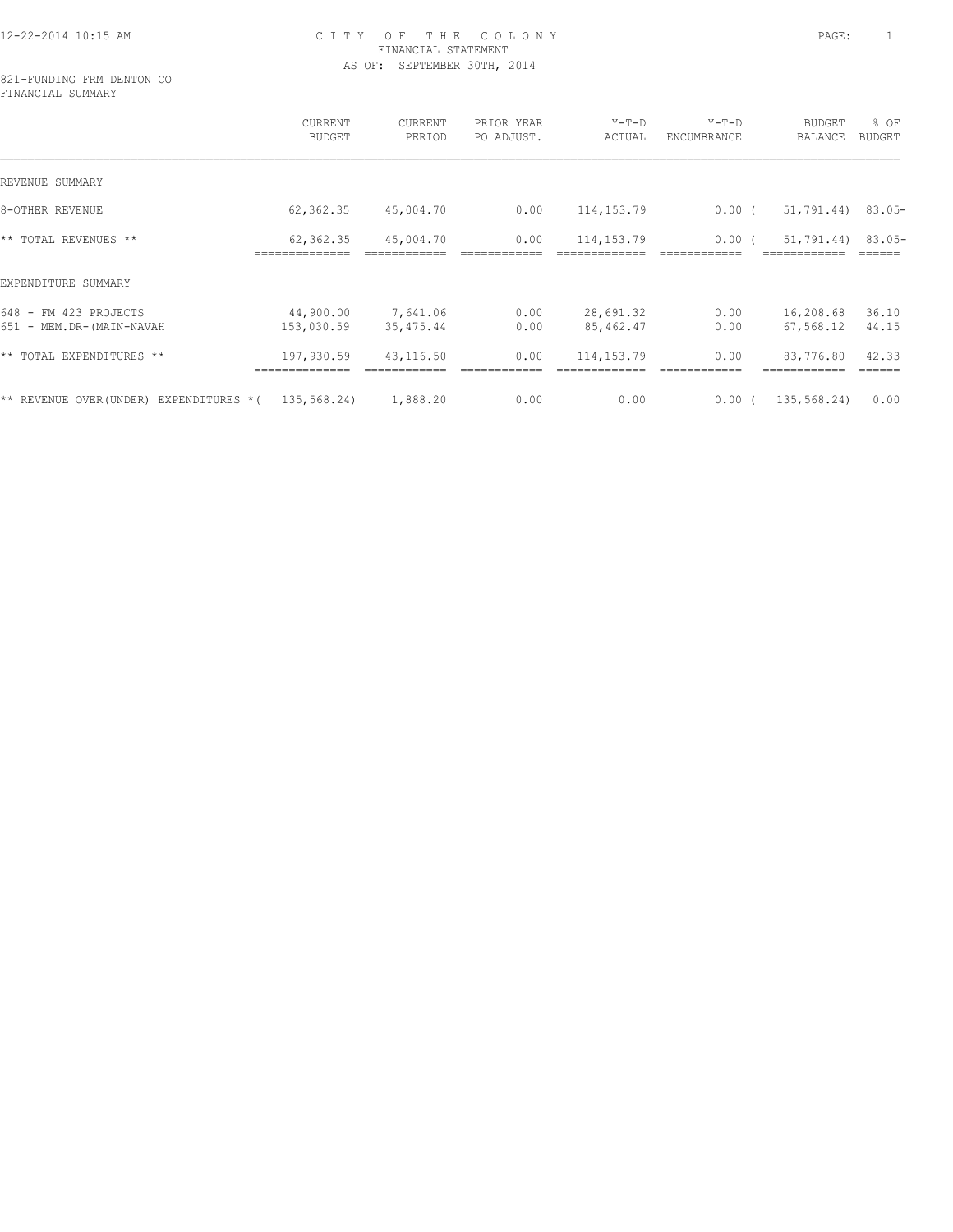12-22-2014 10:15 AM

# CITY OF THE COLONY
## FINANCIAL STATEMENT
AS OF: SEPTEMBER 30TH, 2014

821-FUNDING FRM DENTON CO
FINANCIAL SUMMARY

| | CURRENT BUDGET | CURRENT PERIOD | PRIOR YEAR PO ADJUST. | Y-T-D ACTUAL | Y-T-D ENCUMBRANCE | BUDGET BALANCE | % OF BUDGET |
|---|---|---|---|---|---|---|---|
| REVENUE SUMMARY | | | | | | | |
| 8-OTHER REVENUE | 62,362.35 | 45,004.70 | 0.00 | 114,153.79 | 0.00 | ( 51,791.44) | 83.05- |
| ** TOTAL REVENUES ** | 62,362.35 | 45,004.70 | 0.00 | 114,153.79 | 0.00 | ( 51,791.44) | 83.05- |
| EXPENDITURE SUMMARY | | | | | | | |
| 648 - FM 423 PROJECTS | 44,900.00 | 7,641.06 | 0.00 | 28,691.32 | 0.00 | 16,208.68 | 36.10 |
| 651 - MEM.DR-(MAIN-NAVAH | 153,030.59 | 35,475.44 | 0.00 | 85,462.47 | 0.00 | 67,568.12 | 44.15 |
| ** TOTAL EXPENDITURES ** | 197,930.59 | 43,116.50 | 0.00 | 114,153.79 | 0.00 | 83,776.80 | 42.33 |
| ** REVENUE OVER(UNDER) EXPENDITURES * | ( 135,568.24) | 1,888.20 | 0.00 | 0.00 | 0.00 | ( 135,568.24) | 0.00 |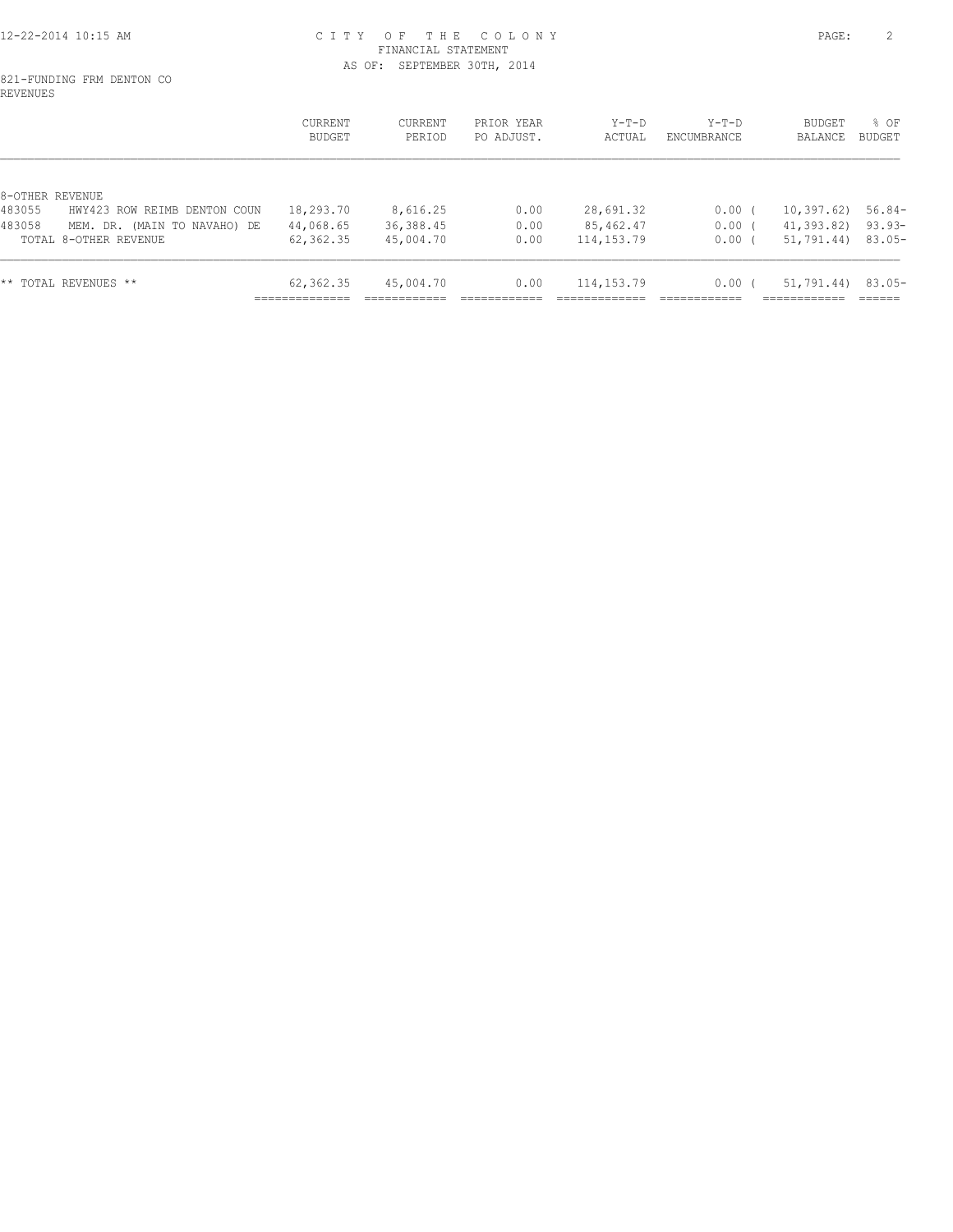CITY OF THE COLONY
FINANCIAL STATEMENT
AS OF: SEPTEMBER 30TH, 2014

821-FUNDING FRM DENTON CO
REVENUES

| | CURRENT BUDGET | CURRENT PERIOD | PRIOR YEAR PO ADJUST. | Y-T-D ACTUAL | Y-T-D ENCUMBRANCE | BUDGET BALANCE | % OF BUDGET |
|---|---|---|---|---|---|---|---|
| 8-OTHER REVENUE | | | | | | | |
| 483055 HWY423 ROW REIMB DENTON COUN | 18,293.70 | 8,616.25 | 0.00 | 28,691.32 | 0.00 | ( 10,397.62) | 56.84- |
| 483058 MEM. DR. (MAIN TO NAVAHO) DE | 44,068.65 | 36,388.45 | 0.00 | 85,462.47 | 0.00 | ( 41,393.82) | 93.93- |
| TOTAL 8-OTHER REVENUE | 62,362.35 | 45,004.70 | 0.00 | 114,153.79 | 0.00 | ( 51,791.44) | 83.05- |
| ** TOTAL REVENUES ** | 62,362.35 | 45,004.70 | 0.00 | 114,153.79 | 0.00 | ( 51,791.44) | 83.05- |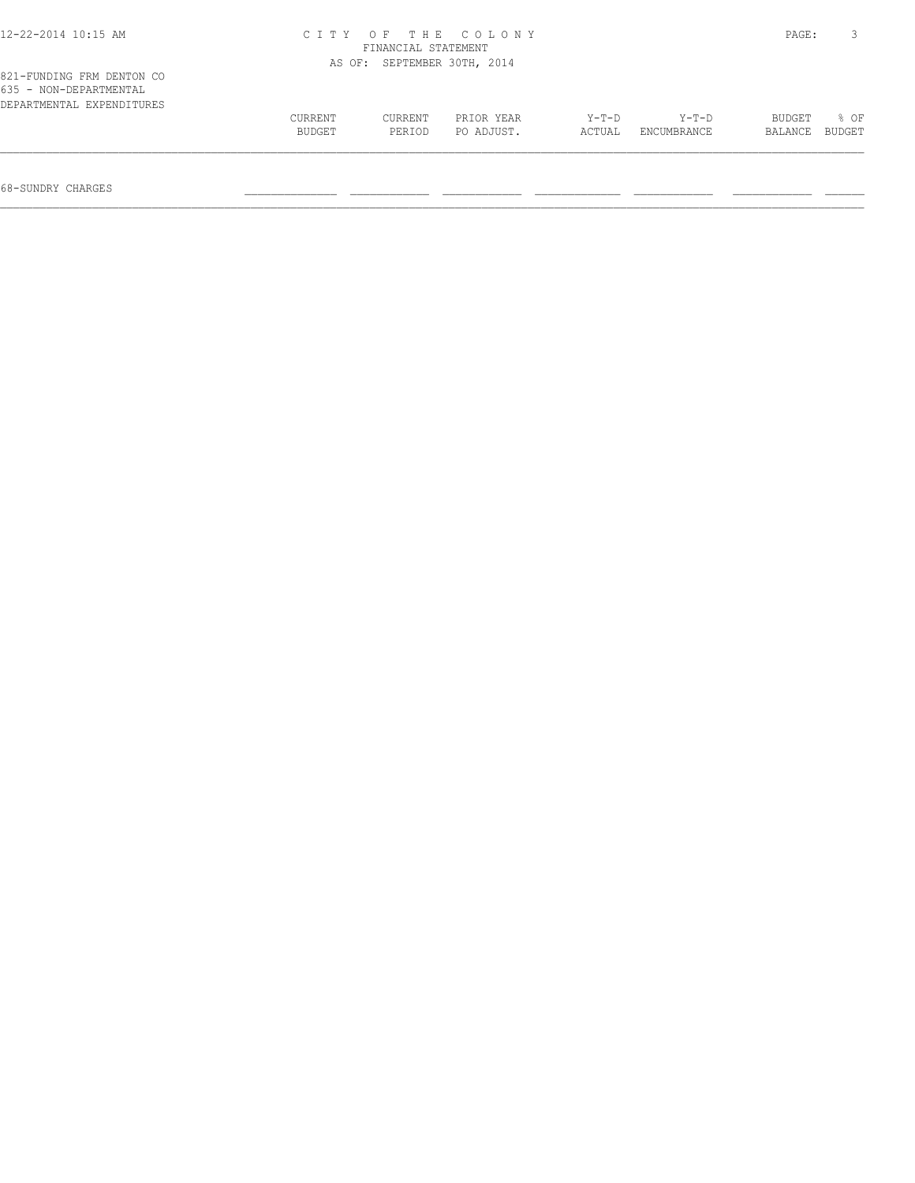CITY OF THE COLONY
FINANCIAL STATEMENT
AS OF: SEPTEMBER 30TH, 2014

821-FUNDING FRM DENTON CO
635 - NON-DEPARTMENTAL
DEPARTMENTAL EXPENDITURES

| | CURRENT BUDGET | CURRENT PERIOD | PRIOR YEAR PO ADJUST. | Y-T-D ACTUAL | Y-T-D ENCUMBRANCE | BUDGET BALANCE | % OF BUDGET |
|---|---|---|---|---|---|---|---|
| 68-SUNDRY CHARGES | | | | | | | |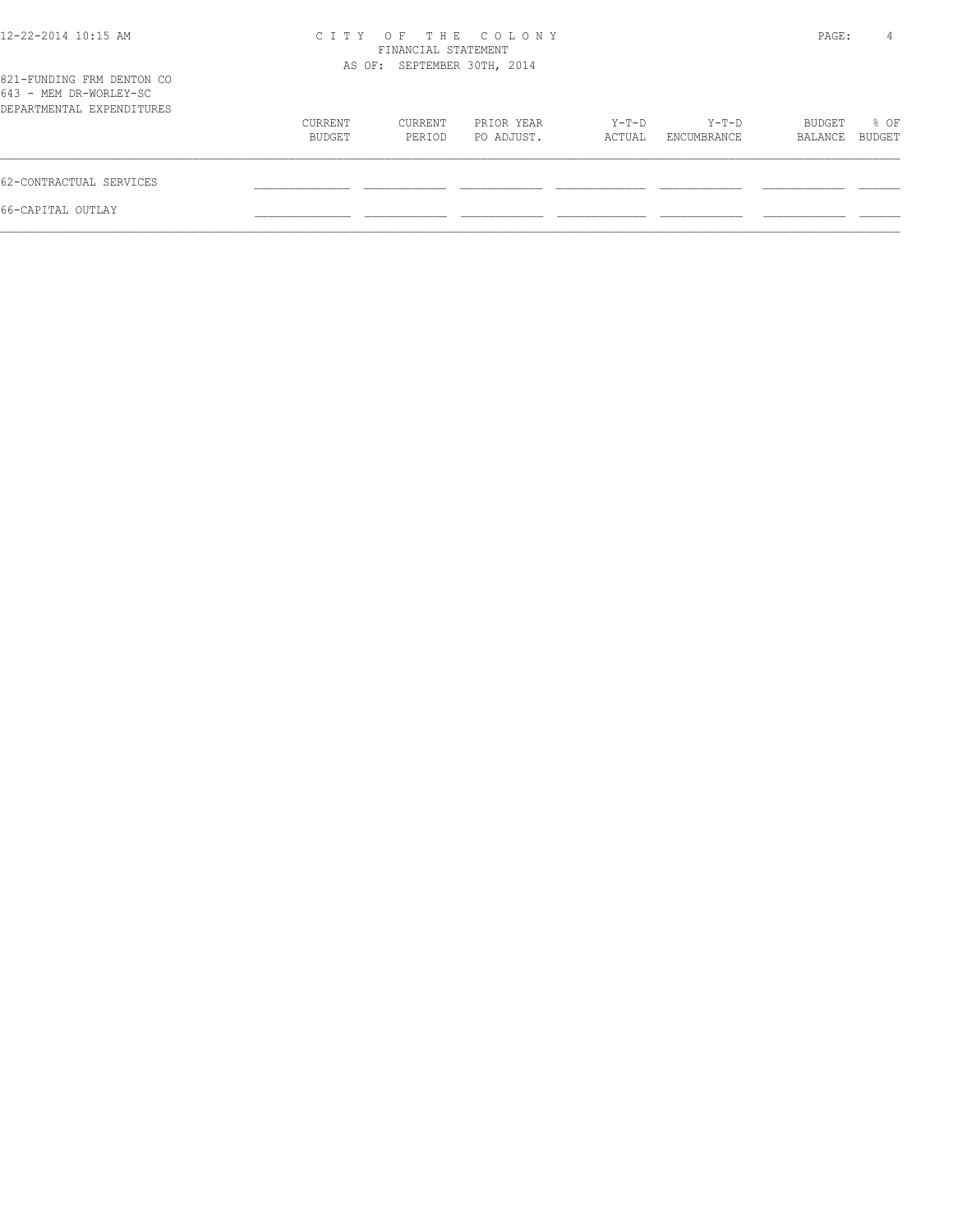CITY OF THE COLONY
FINANCIAL STATEMENT
AS OF: SEPTEMBER 30TH, 2014

821-FUNDING FRM DENTON CO
643 - MEM DR-WORLEY-SC
DEPARTMENTAL EXPENDITURES

| | CURRENT BUDGET | CURRENT PERIOD | PRIOR YEAR PO ADJUST. | Y-T-D ACTUAL | Y-T-D ENCUMBRANCE | BUDGET BALANCE | % OF BUDGET |
|---|---|---|---|---|---|---|---|
| 62-CONTRACTUAL SERVICES | | | | | | | |
| 66-CAPITAL OUTLAY | | | | | | | |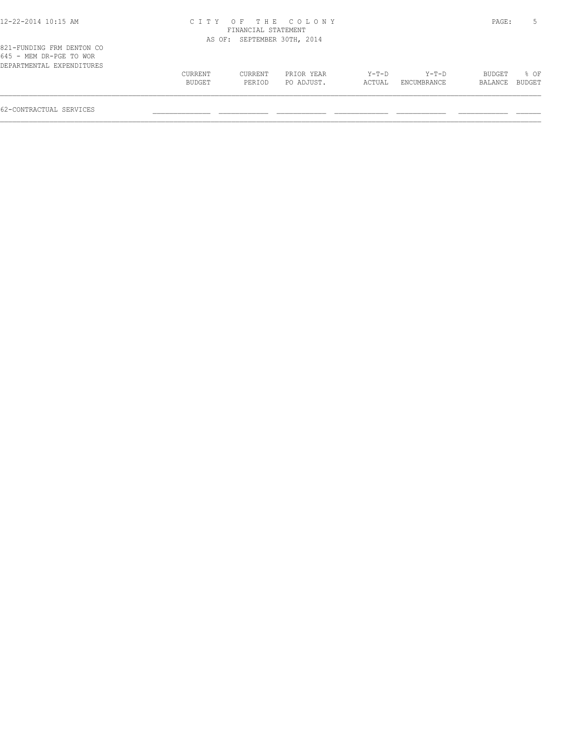FINANCIAL STATEMENT

AS OF: SEPTEMBER 30TH, 2014

821-FUNDING FRM DENTON CO

645 - MEM DR-PGE TO WOR

DEPARTMENTAL EXPENDITURES

| | CURRENT BUDGET | CURRENT PERIOD | PRIOR YEAR PO ADJUST. | Y-T-D ACTUAL | Y-T-D ENCUMBRANCE | BUDGET BALANCE | % OF BUDGET |
|---|---|---|---|---|---|---|---|
| 62-CONTRACTUAL SERVICES | | | | | | | |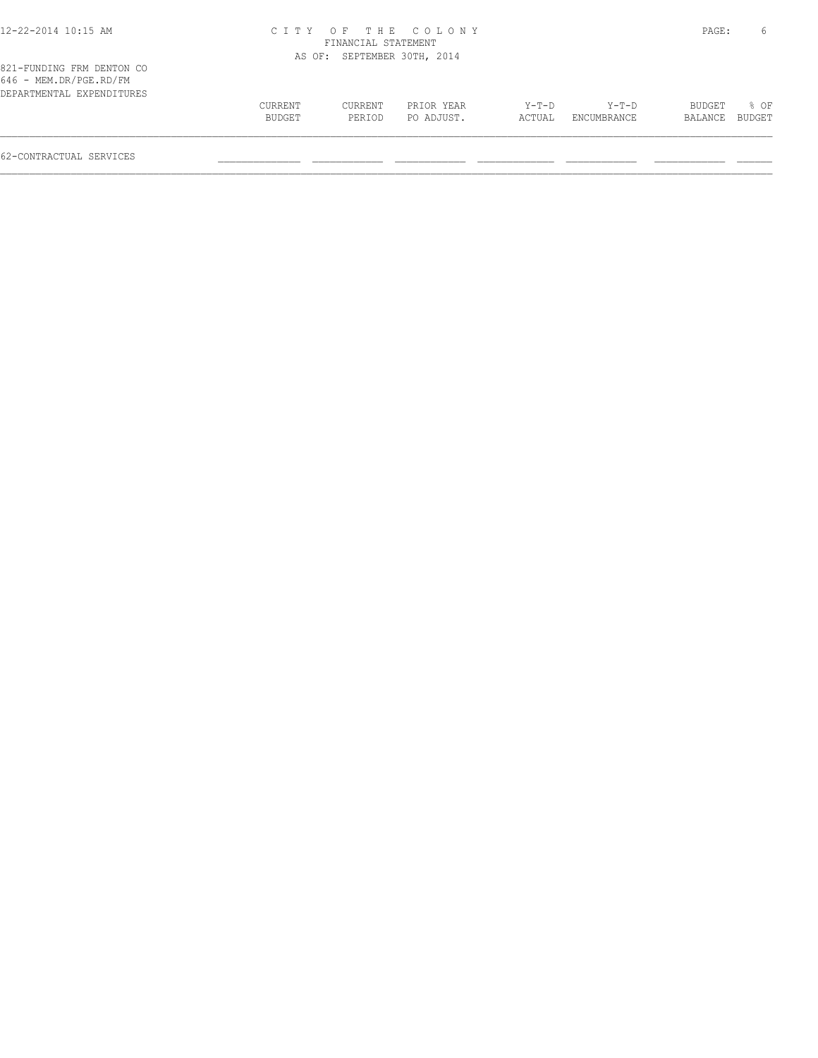# CITY OF THE COLONY

FINANCIAL STATEMENT

AS OF: SEPTEMBER 30TH, 2014

821-FUNDING FRM DENTON CO

646 - MEM.DR/PGE.RD/FM

DEPARTMENTAL EXPENDITURES

| | CURRENT BUDGET | CURRENT PERIOD | PRIOR YEAR PO ADJUST. | Y-T-D ACTUAL | Y-T-D ENCUMBRANCE | BUDGET BALANCE | % OF BUDGET |
|---|---|---|---|---|---|---|---|
| 62-CONTRACTUAL SERVICES | | | | | | | |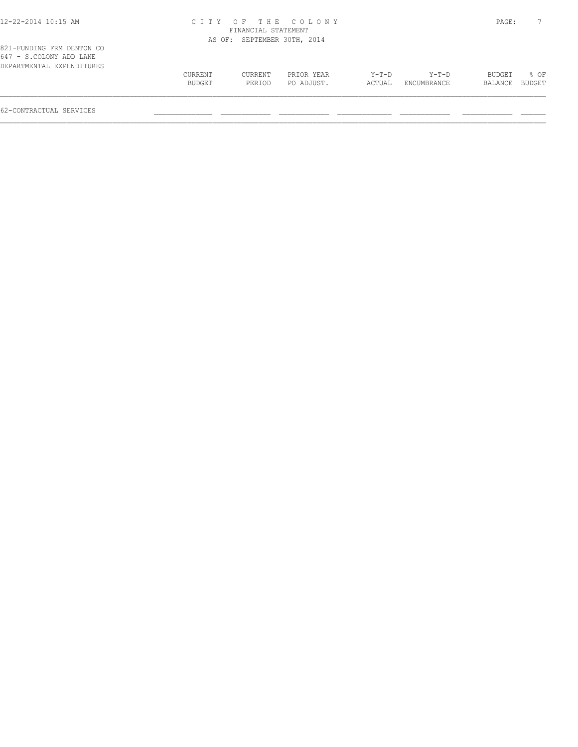# CITY OF THE COLONY
## FINANCIAL STATEMENT
### AS OF: SEPTEMBER 30TH, 2014

12-22-2014 10:15 AM

821-FUNDING FRM DENTON CO
647 - S.COLONY ADD LANE
DEPARTMENTAL EXPENDITURES

| | CURRENT BUDGET | CURRENT PERIOD | PRIOR YEAR PO ADJUST. | Y-T-D ACTUAL | Y-T-D ENCUMBRANCE | BUDGET BALANCE | % OF BUDGET |
|---|---|---|---|---|---|---|---|
| 62-CONTRACTUAL SERVICES | | | | | | | |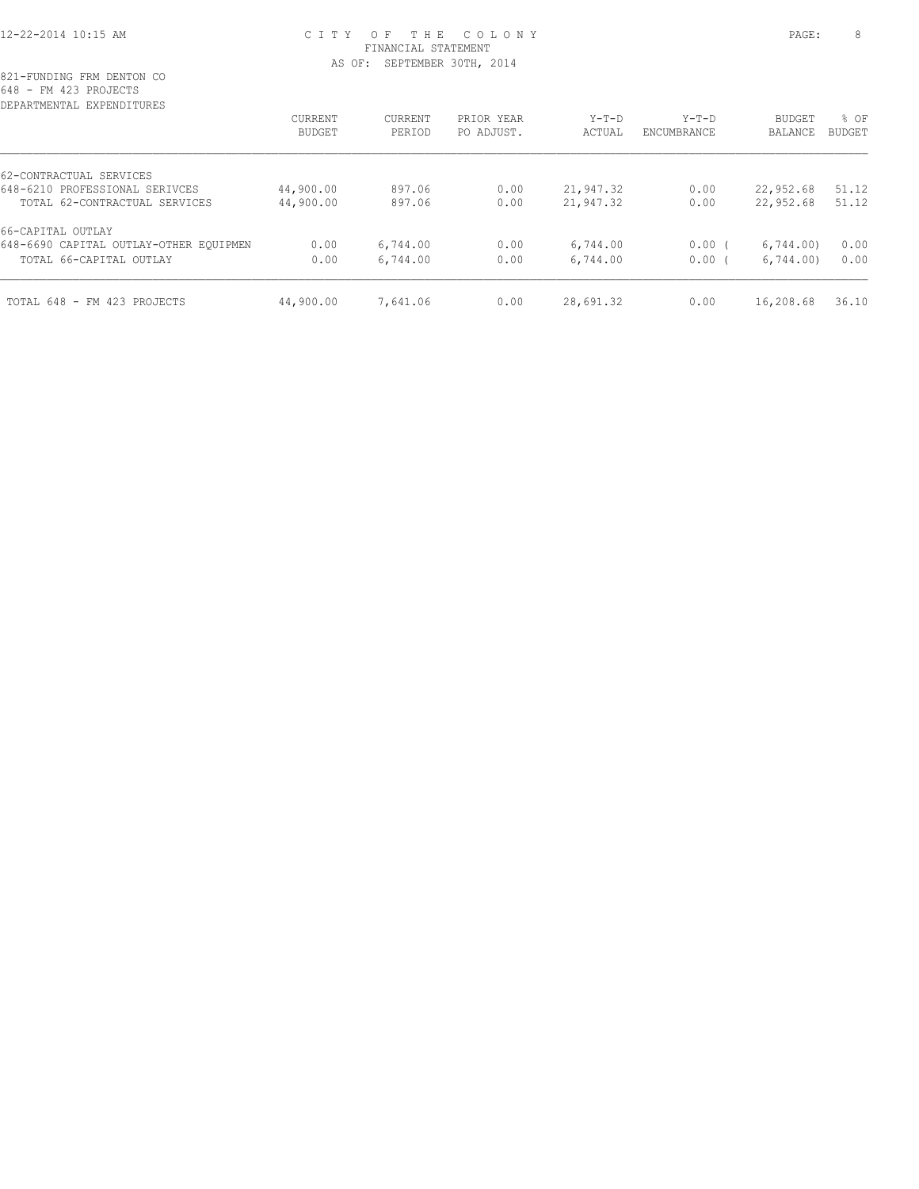CITY OF THE COLONY
FINANCIAL STATEMENT
AS OF: SEPTEMBER 30TH, 2014

821-FUNDING FRM DENTON CO
648 - FM 423 PROJECTS
DEPARTMENTAL EXPENDITURES

| | CURRENT BUDGET | CURRENT PERIOD | PRIOR YEAR PO ADJUST. | Y-T-D ACTUAL | Y-T-D ENCUMBRANCE | BUDGET BALANCE | % OF BUDGET |
|---|---|---|---|---|---|---|---|
| 62-CONTRACTUAL SERVICES | | | | | | | |
| 648-6210 PROFESSIONAL SERIVCES | 44,900.00 | 897.06 | 0.00 | 21,947.32 | 0.00 | 22,952.68 | 51.12 |
| TOTAL 62-CONTRACTUAL SERVICES | 44,900.00 | 897.06 | 0.00 | 21,947.32 | 0.00 | 22,952.68 | 51.12 |
| 66-CAPITAL OUTLAY | | | | | | | |
| 648-6690 CAPITAL OUTLAY-OTHER EQUIPMEN | 0.00 | 6,744.00 | 0.00 | 6,744.00 | 0.00 | ( 6,744.00) | 0.00 |
| TOTAL 66-CAPITAL OUTLAY | 0.00 | 6,744.00 | 0.00 | 6,744.00 | 0.00 | ( 6,744.00) | 0.00 |
| TOTAL 648 - FM 423 PROJECTS | 44,900.00 | 7,641.06 | 0.00 | 28,691.32 | 0.00 | 16,208.68 | 36.10 |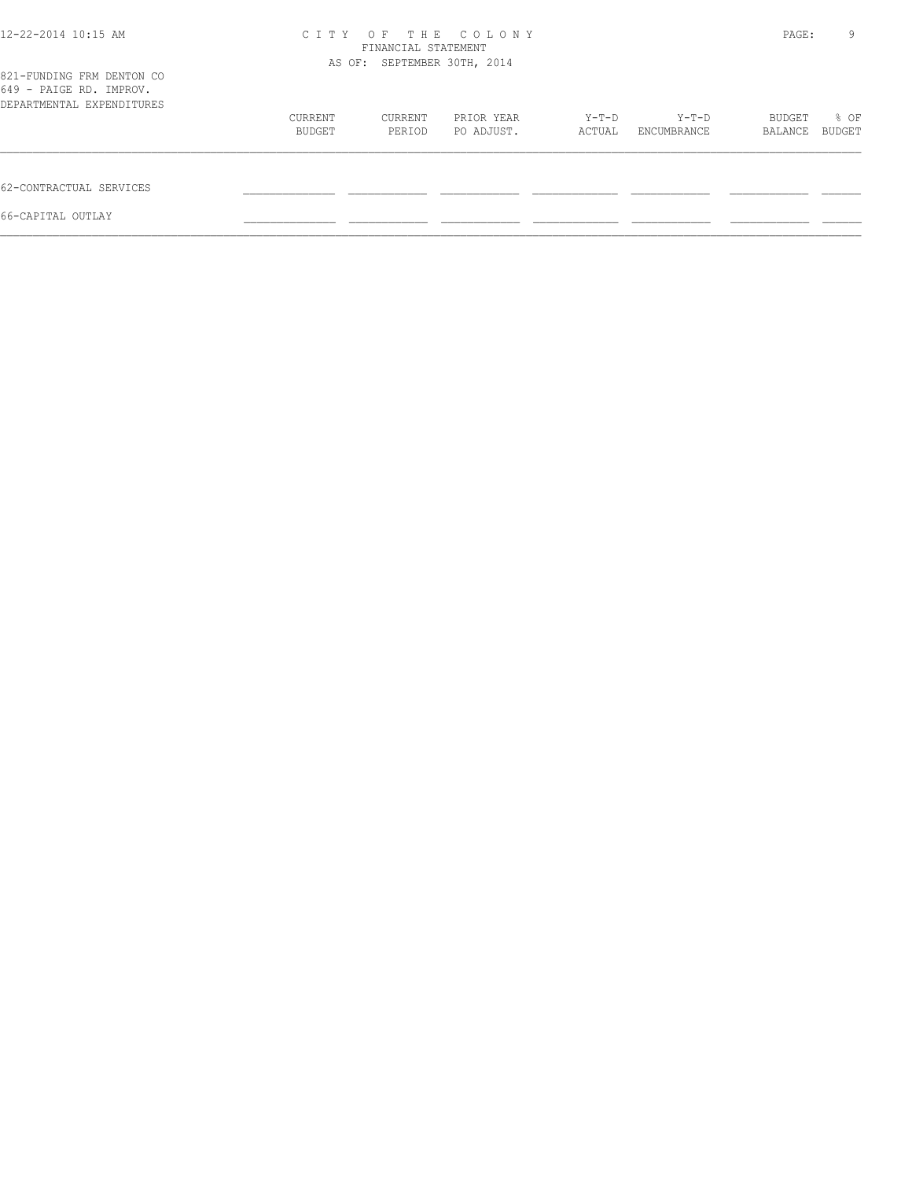CITY OF THE COLONY
FINANCIAL STATEMENT
AS OF: SEPTEMBER 30TH, 2014

821-FUNDING FRM DENTON CO
649 - PAIGE RD. IMPROV.
DEPARTMENTAL EXPENDITURES

| | CURRENT BUDGET | CURRENT PERIOD | PRIOR YEAR PO ADJUST. | Y-T-D ACTUAL | Y-T-D ENCUMBRANCE | BUDGET BALANCE | % OF BUDGET |
|---|---|---|---|---|---|---|---|
| 62-CONTRACTUAL SERVICES | | | | | | | |
| 66-CAPITAL OUTLAY | | | | | | | |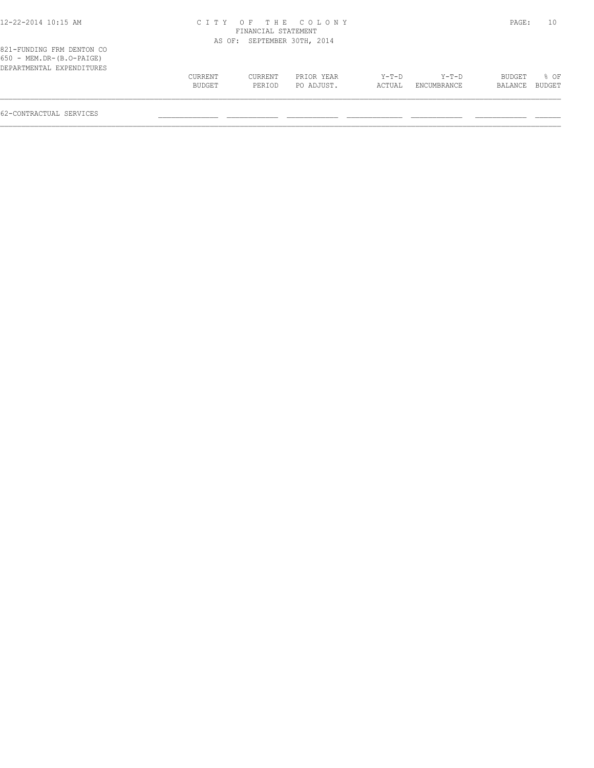CITY OF THE COLONY
FINANCIAL STATEMENT
AS OF: SEPTEMBER 30TH, 2014

821-FUNDING FRM DENTON CO
650 - MEM.DR-(B.O-PAIGE)
DEPARTMENTAL EXPENDITURES

| | CURRENT BUDGET | CURRENT PERIOD | PRIOR YEAR PO ADJUST. | Y-T-D ACTUAL | Y-T-D ENCUMBRANCE | BUDGET BALANCE | % OF BUDGET |
|---|---|---|---|---|---|---|---|
| 62-CONTRACTUAL SERVICES | | | | | | | |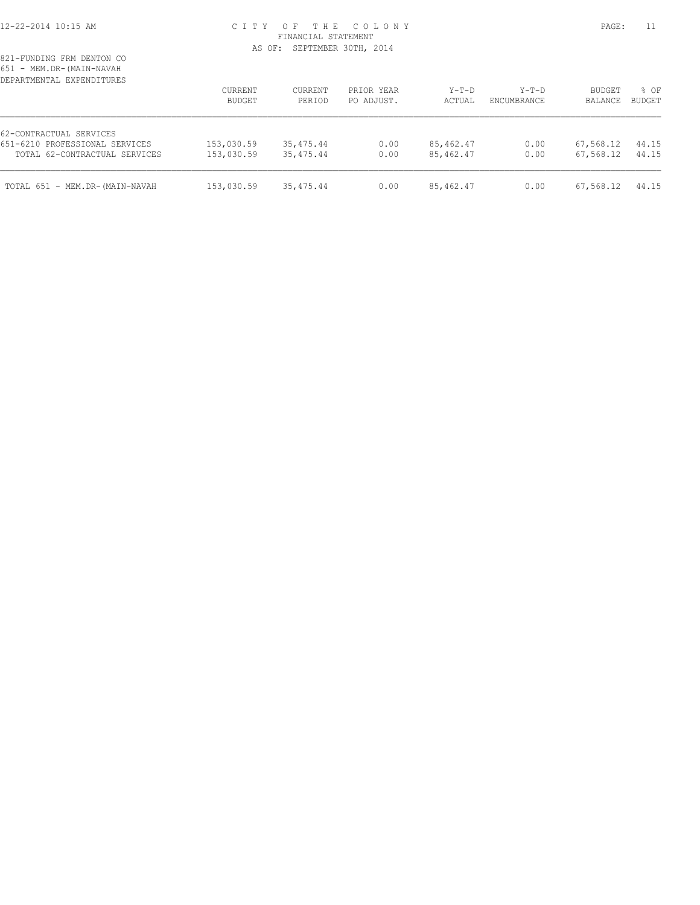CITY OF THE COLONY
FINANCIAL STATEMENT
AS OF: SEPTEMBER 30TH, 2014

821-FUNDING FRM DENTON CO
651 - MEM.DR-(MAIN-NAVAH
DEPARTMENTAL EXPENDITURES

| | CURRENT BUDGET | CURRENT PERIOD | PRIOR YEAR PO ADJUST. | Y-T-D ACTUAL | Y-T-D ENCUMBRANCE | BUDGET BALANCE | % OF BUDGET |
|---|---|---|---|---|---|---|---|
| 62-CONTRACTUAL SERVICES | | | | | | | |
| 651-6210 PROFESSIONAL SERVICES | 153,030.59 | 35,475.44 | 0.00 | 85,462.47 | 0.00 | 67,568.12 | 44.15 |
| TOTAL 62-CONTRACTUAL SERVICES | 153,030.59 | 35,475.44 | 0.00 | 85,462.47 | 0.00 | 67,568.12 | 44.15 |
| TOTAL 651 - MEM.DR-(MAIN-NAVAH | 153,030.59 | 35,475.44 | 0.00 | 85,462.47 | 0.00 | 67,568.12 | 44.15 |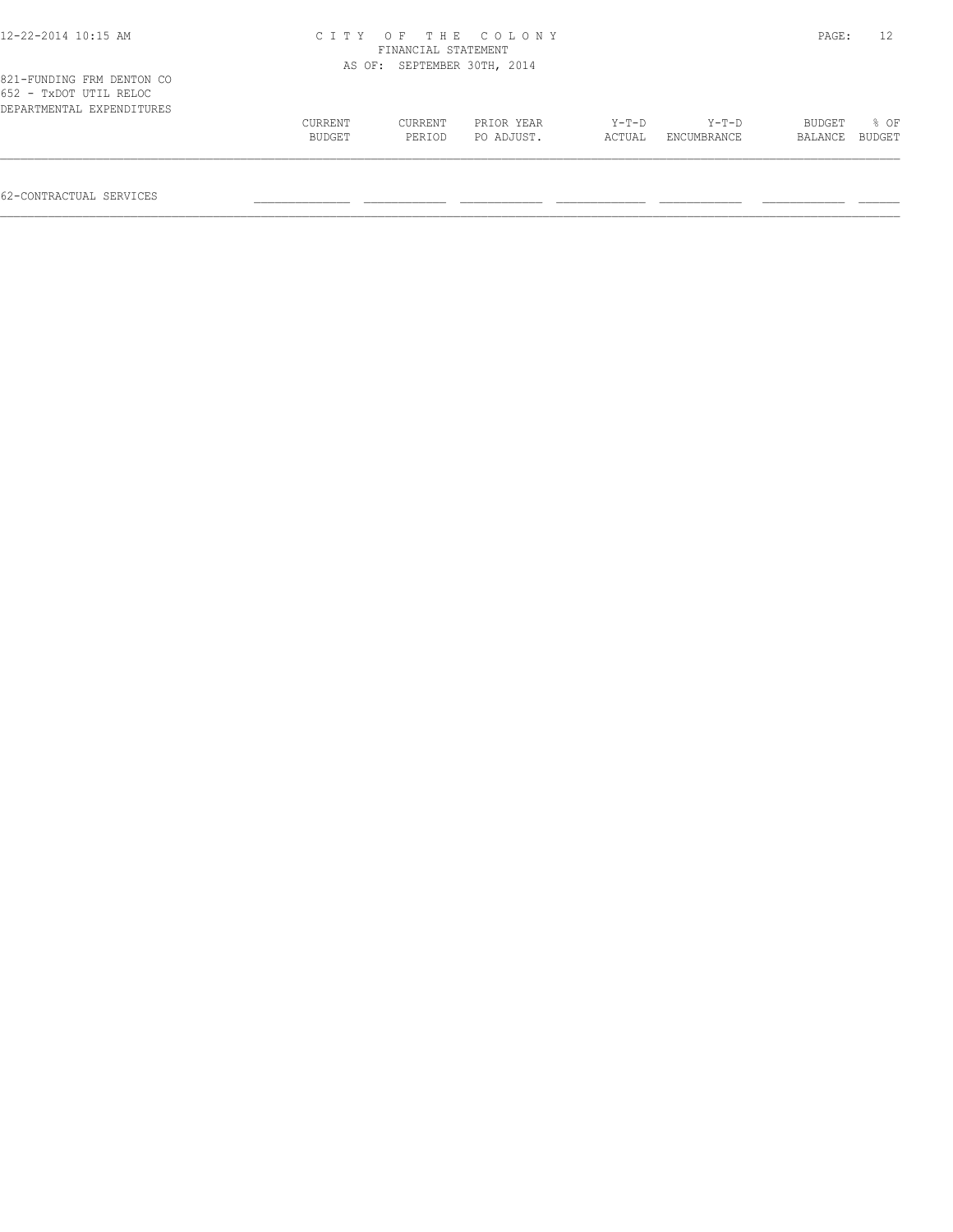821-FUNDING FRM DENTON CO
652 - TxDOT UTIL RELOC
DEPARTMENTAL EXPENDITURES

| | CURRENT BUDGET | CURRENT PERIOD | PRIOR YEAR PO ADJUST. | Y-T-D ACTUAL | Y-T-D ENCUMBRANCE | BUDGET BALANCE | % OF BUDGET |
|---|---|---|---|---|---|---|---|
| 62-CONTRACTUAL SERVICES | | | | | | | |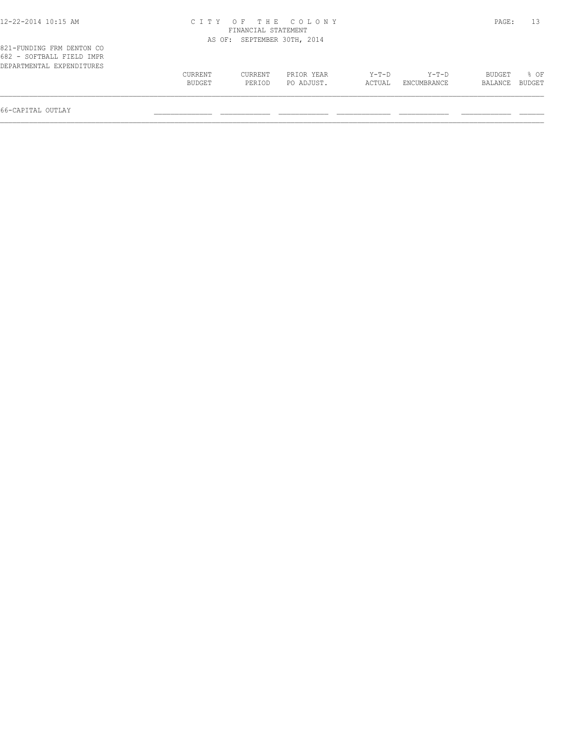# CITY OF THE COLONY
## FINANCIAL STATEMENT
### AS OF: SEPTEMBER 30TH, 2014

821-FUNDING FRM DENTON CO
682 - SOFTBALL FIELD IMPR
DEPARTMENTAL EXPENDITURES

| | CURRENT BUDGET | CURRENT PERIOD | PRIOR YEAR PO ADJUST. | Y-T-D ACTUAL | Y-T-D ENCUMBRANCE | BUDGET BALANCE | % OF BUDGET |
|---|---|---|---|---|---|---|---|
| 66-CAPITAL OUTLAY | | | | | | | |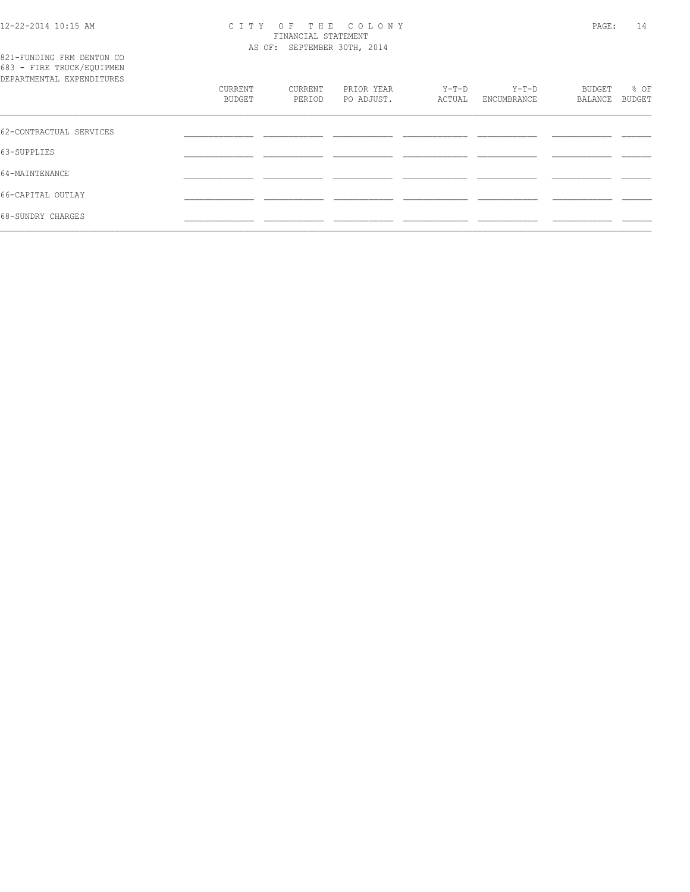821-FUNDING FRM DENTON CO
683 - FIRE TRUCK/EQUIPMEN
DEPARTMENTAL EXPENDITURES

| | CURRENT BUDGET | CURRENT PERIOD | PRIOR YEAR PO ADJUST. | Y-T-D ACTUAL | Y-T-D ENCUMBRANCE | BUDGET BALANCE | % OF BUDGET |
|---|---|---|---|---|---|---|---|
| 62-CONTRACTUAL SERVICES | | | | | | | |
| 63-SUPPLIES | | | | | | | |
| 64-MAINTENANCE | | | | | | | |
| 66-CAPITAL OUTLAY | | | | | | | |
| 68-SUNDRY CHARGES | | | | | | | |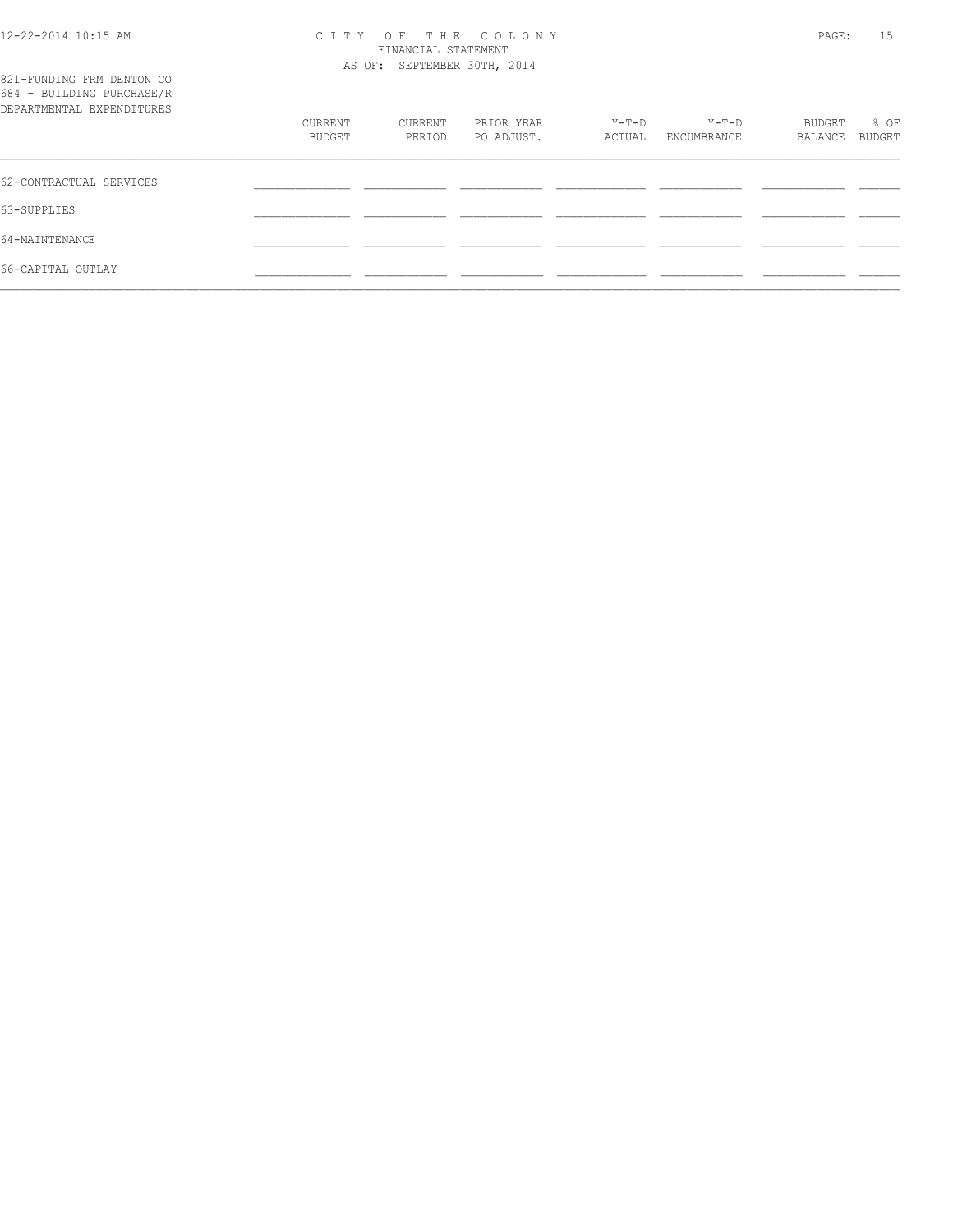# CITY OF THE COLONY

FINANCIAL STATEMENT

AS OF: SEPTEMBER 30TH, 2014

821-FUNDING FRM DENTON CO

684 - BUILDING PURCHASE/R

DEPARTMENTAL EXPENDITURES

| | CURRENT BUDGET | CURRENT PERIOD | PRIOR YEAR PO ADJUST. | Y-T-D ACTUAL | Y-T-D ENCUMBRANCE | BUDGET BALANCE | % OF BUDGET |
|---|---|---|---|---|---|---|---|
| 62-CONTRACTUAL SERVICES | | | | | | | |
| 63-SUPPLIES | | | | | | | |
| 64-MAINTENANCE | | | | | | | |
| 66-CAPITAL OUTLAY | | | | | | | |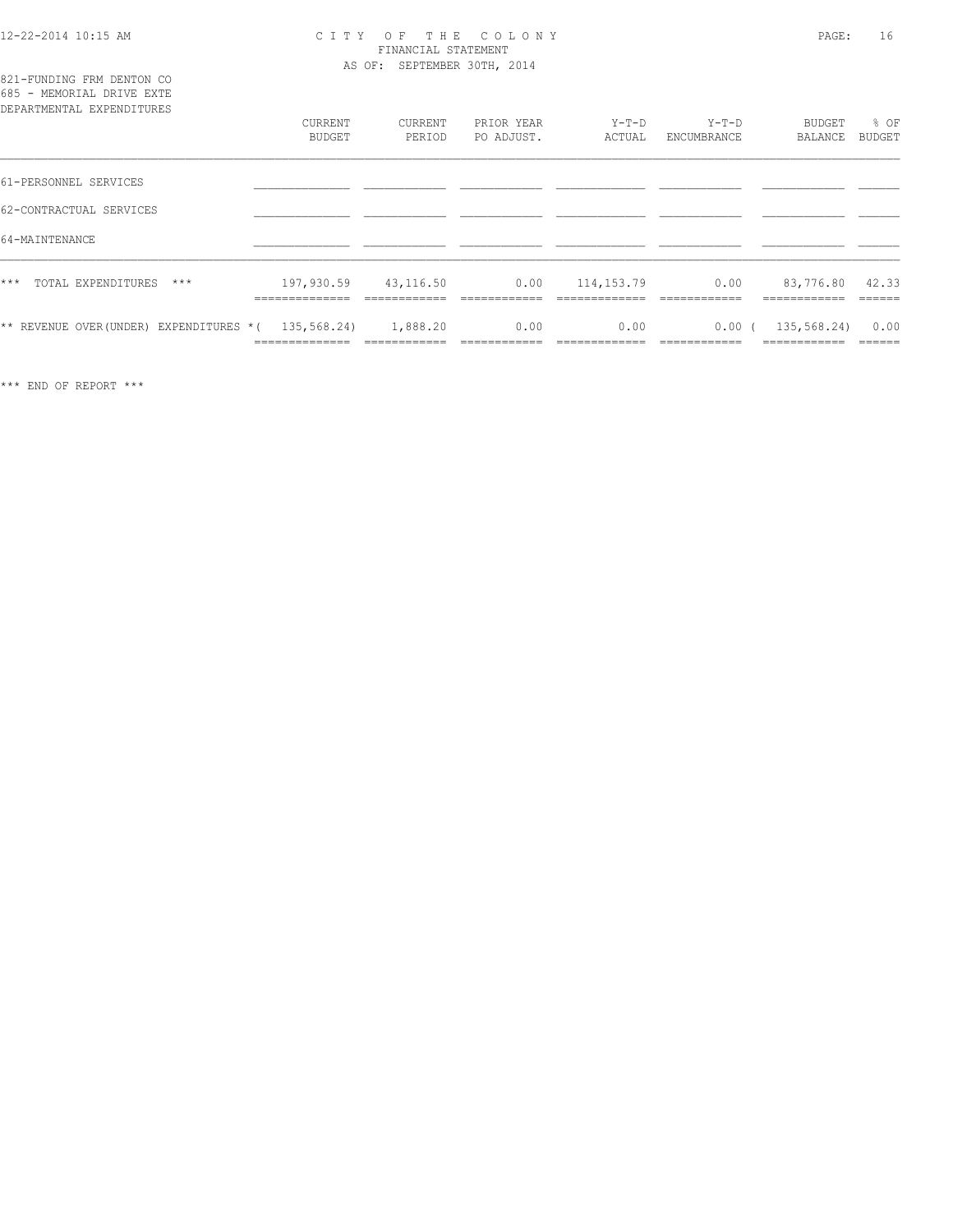CITY OF THE COLONY
FINANCIAL STATEMENT
AS OF: SEPTEMBER 30TH, 2014

821-FUNDING FRM DENTON CO
685 - MEMORIAL DRIVE EXTE
DEPARTMENTAL EXPENDITURES

| | CURRENT BUDGET | CURRENT PERIOD | PRIOR YEAR PO ADJUST. | Y-T-D ACTUAL | Y-T-D ENCUMBRANCE | BUDGET BALANCE | % OF BUDGET |
|---|---|---|---|---|---|---|---|
| 61-PERSONNEL SERVICES | | | | | | | |
| 62-CONTRACTUAL SERVICES | | | | | | | |
| 64-MAINTENANCE | | | | | | | |
| *** TOTAL EXPENDITURES *** | 197,930.59 | 43,116.50 | 0.00 | 114,153.79 | 0.00 | 83,776.80 | 42.33 |
| ** REVENUE OVER(UNDER) EXPENDITURES * | ( 135,568.24) | 1,888.20 | 0.00 | 0.00 | 0.00 | ( 135,568.24) | 0.00 |

*** END OF REPORT ***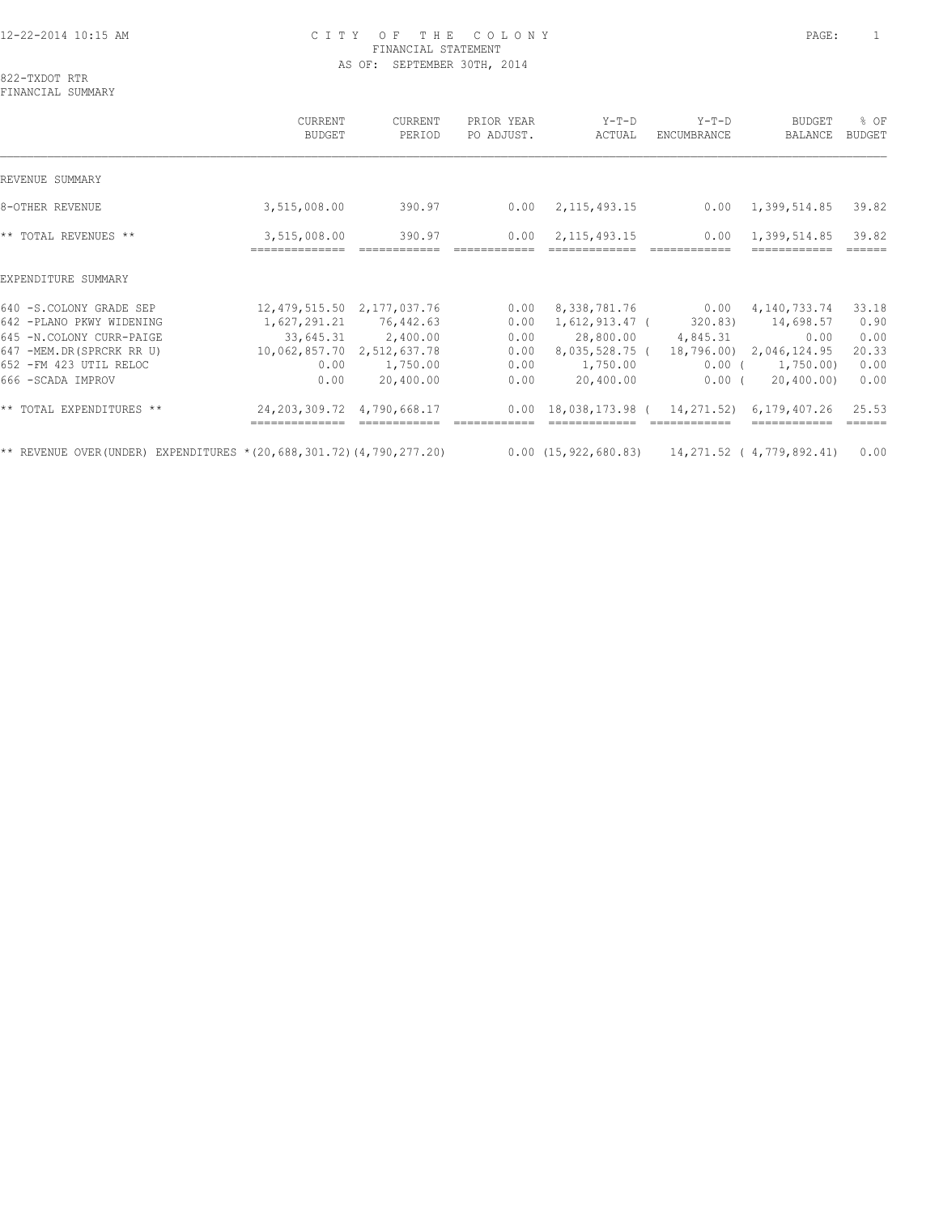# CITY OF THE COLONY
## FINANCIAL STATEMENT
### AS OF: SEPTEMBER 30TH, 2014

822-TXDOT RTR
FINANCIAL SUMMARY

| | CURRENT BUDGET | CURRENT PERIOD | PRIOR YEAR PO ADJUST. | Y-T-D ACTUAL | Y-T-D ENCUMBRANCE | BUDGET BALANCE | % OF BUDGET |
|---|---|---|---|---|---|---|---|
| REVENUE SUMMARY | | | | | | | |
| 8-OTHER REVENUE | 3,515,008.00 | 390.97 | 0.00 | 2,115,493.15 | 0.00 | 1,399,514.85 | 39.82 |
| ** TOTAL REVENUES ** | 3,515,008.00 | 390.97 | 0.00 | 2,115,493.15 | 0.00 | 1,399,514.85 | 39.82 |
| EXPENDITURE SUMMARY | | | | | | | |
| 640 -S.COLONY GRADE SEP | 12,479,515.50 | 2,177,037.76 | 0.00 | 8,338,781.76 | 0.00 | 4,140,733.74 | 33.18 |
| 642 -PLANO PKWY WIDENING | 1,627,291.21 | 76,442.63 | 0.00 | 1,612,913.47 | ( 320.83) | 14,698.57 | 0.90 |
| 645 -N.COLONY CURR-PAIGE | 33,645.31 | 2,400.00 | 0.00 | 28,800.00 | 4,845.31 | 0.00 | 0.00 |
| 647 -MEM.DR(SPRCRK RR U) | 10,062,857.70 | 2,512,637.78 | 0.00 | 8,035,528.75 | ( 18,796.00) | 2,046,124.95 | 20.33 |
| 652 -FM 423 UTIL RELOC | 0.00 | 1,750.00 | 0.00 | 1,750.00 | 0.00 | ( 1,750.00) | 0.00 |
| 666 -SCADA IMPROV | 0.00 | 20,400.00 | 0.00 | 20,400.00 | 0.00 | ( 20,400.00) | 0.00 |
| ** TOTAL EXPENDITURES ** | 24,203,309.72 | 4,790,668.17 | 0.00 | 18,038,173.98 | ( 14,271.52) | 6,179,407.26 | 25.53 |
| ** REVENUE OVER(UNDER) EXPENDITURES * | (20,688,301.72) | (4,790,277.20) | 0.00 | (15,922,680.83) | 14,271.52 | ( 4,779,892.41) | 0.00 |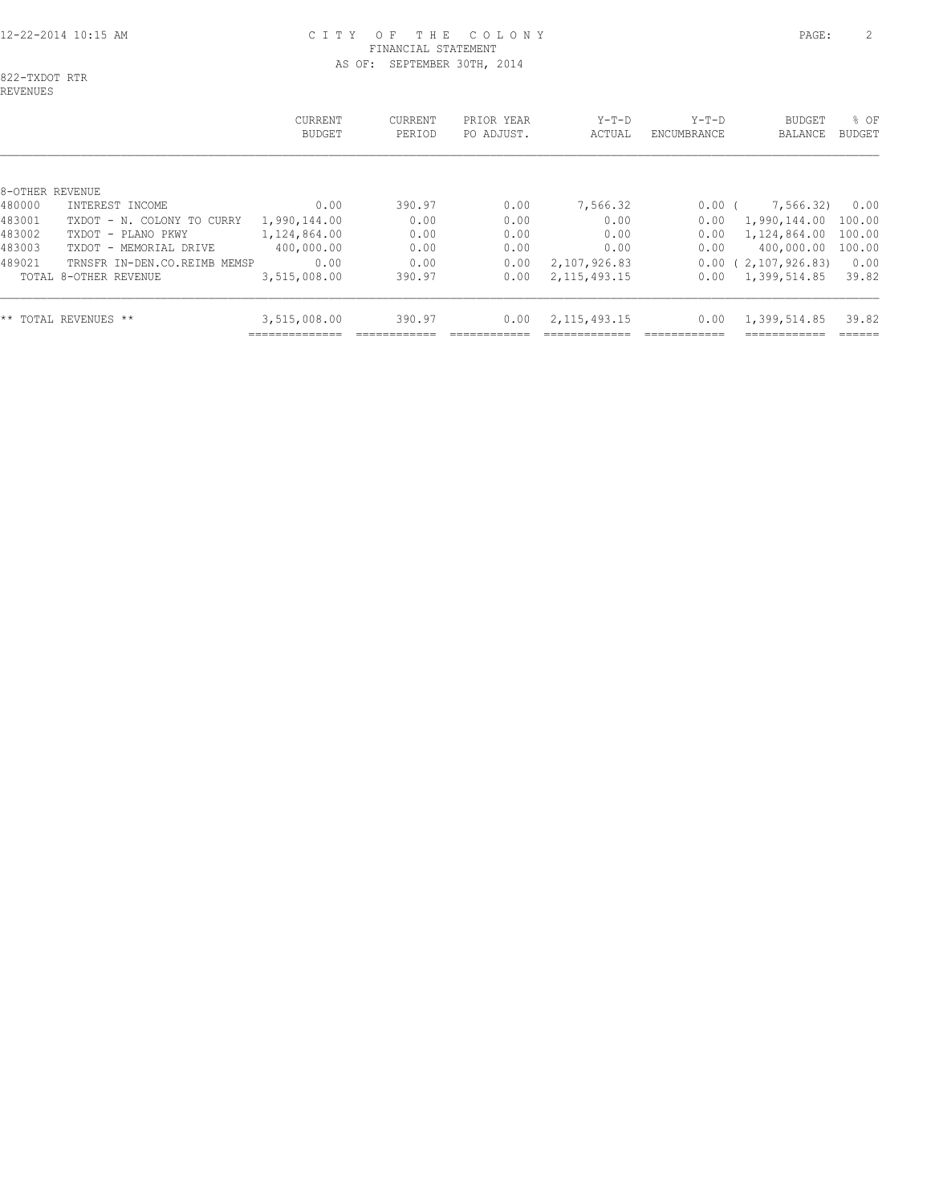# CITY OF THE COLONY
## FINANCIAL STATEMENT
### AS OF: SEPTEMBER 30TH, 2014

822-TXDOT RTR
REVENUES

| | | CURRENT BUDGET | CURRENT PERIOD | PRIOR YEAR PO ADJUST. | Y-T-D ACTUAL | Y-T-D ENCUMBRANCE | BUDGET BALANCE | % OF BUDGET |
|---|---|---|---|---|---|---|---|---|
| 8-OTHER REVENUE | | | | | | | | |
| 480000 | INTEREST INCOME | 0.00 | 390.97 | 0.00 | 7,566.32 | 0.00 | ( 7,566.32) | 0.00 |
| 483001 | TXDOT - N. COLONY TO CURRY | 1,990,144.00 | 0.00 | 0.00 | 0.00 | 0.00 | 1,990,144.00 | 100.00 |
| 483002 | TXDOT - PLANO PKWY | 1,124,864.00 | 0.00 | 0.00 | 0.00 | 0.00 | 1,124,864.00 | 100.00 |
| 483003 | TXDOT - MEMORIAL DRIVE | 400,000.00 | 0.00 | 0.00 | 0.00 | 0.00 | 400,000.00 | 100.00 |
| 489021 | TRNSFR IN-DEN.CO.REIMB MEMSP | 0.00 | 0.00 | 0.00 | 2,107,926.83 | 0.00 | ( 2,107,926.83) | 0.00 |
| | TOTAL 8-OTHER REVENUE | 3,515,008.00 | 390.97 | 0.00 | 2,115,493.15 | 0.00 | 1,399,514.85 | 39.82 |
| | ** TOTAL REVENUES ** | 3,515,008.00 | 390.97 | 0.00 | 2,115,493.15 | 0.00 | 1,399,514.85 | 39.82 |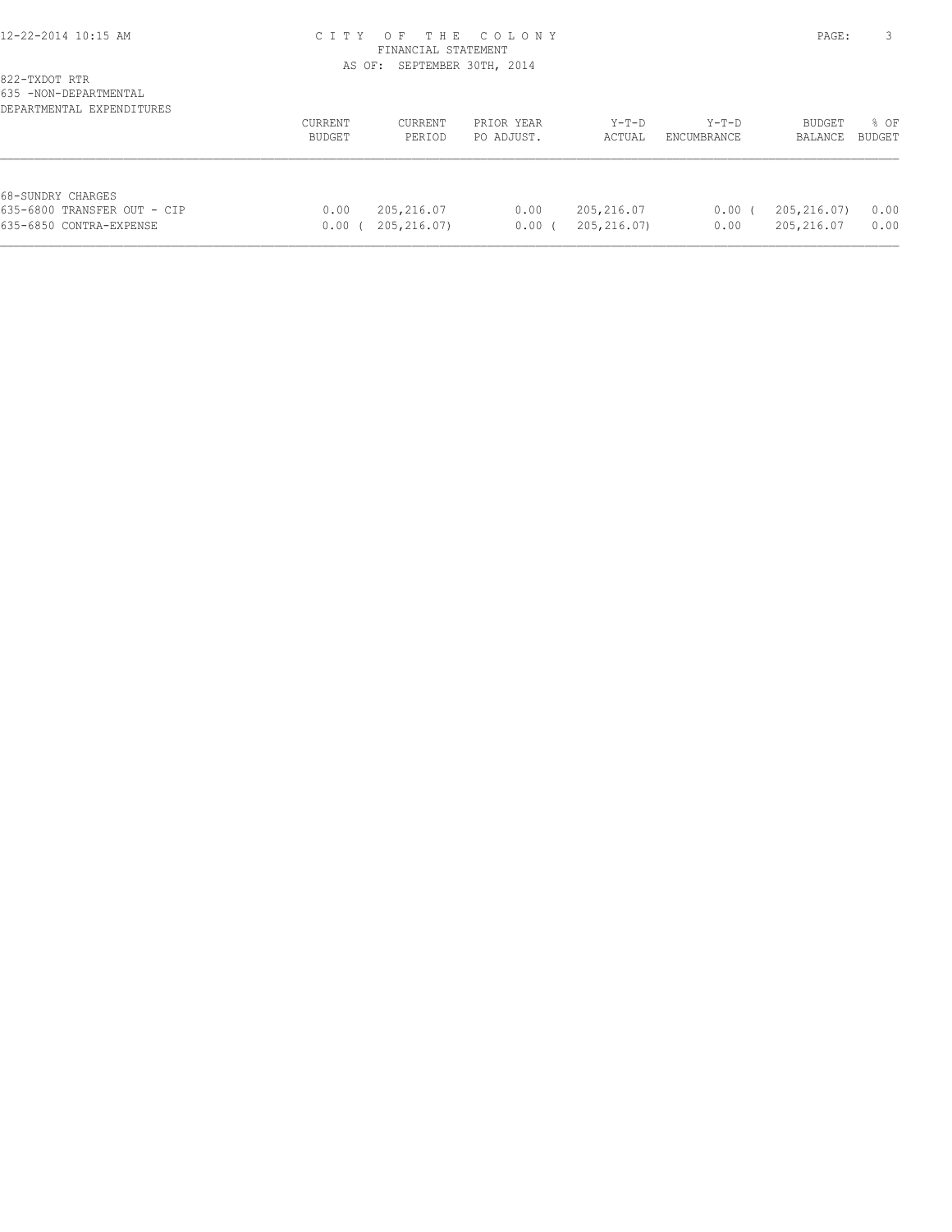CITY OF THE COLONY
FINANCIAL STATEMENT
AS OF: SEPTEMBER 30TH, 2014

822-TXDOT RTR
635 -NON-DEPARTMENTAL
DEPARTMENTAL EXPENDITURES

| | CURRENT BUDGET | CURRENT PERIOD | PRIOR YEAR PO ADJUST. | Y-T-D ACTUAL | Y-T-D ENCUMBRANCE | BUDGET BALANCE | % OF BUDGET |
|---|---|---|---|---|---|---|---|
| 68-SUNDRY CHARGES | | | | | | | |
| 635-6800 TRANSFER OUT - CIP | 0.00 | 205,216.07 | 0.00 | 205,216.07 | 0.00 | ( 205,216.07) | 0.00 |
| 635-6850 CONTRA-EXPENSE | 0.00 | ( 205,216.07) | 0.00 | ( 205,216.07) | 0.00 | 205,216.07 | 0.00 |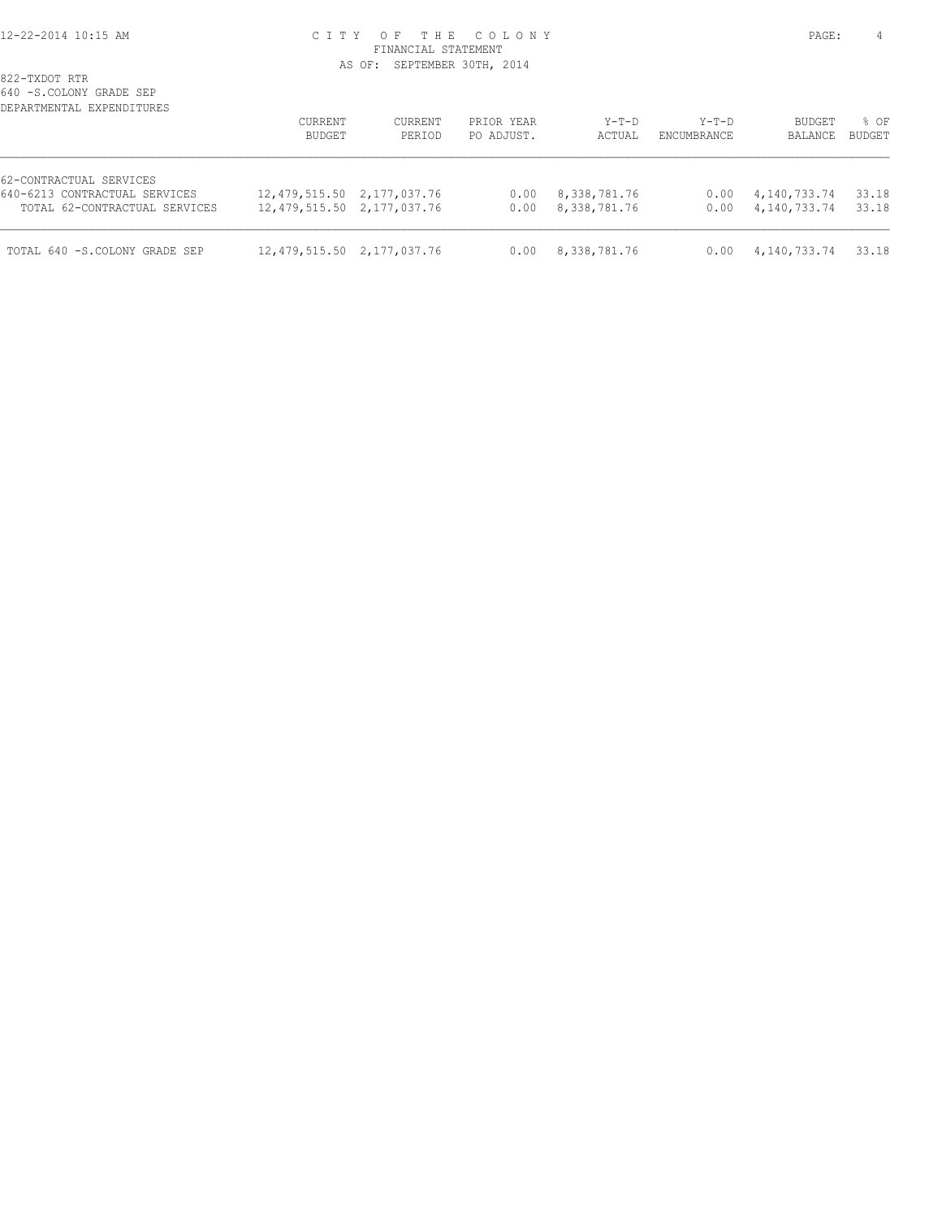# CITY OF THE COLONY
## FINANCIAL STATEMENT
### AS OF: SEPTEMBER 30TH, 2014

822-TXDOT RTR
640 -S.COLONY GRADE SEP
DEPARTMENTAL EXPENDITURES

| | CURRENT BUDGET | CURRENT PERIOD | PRIOR YEAR PO ADJUST. | Y-T-D ACTUAL | Y-T-D ENCUMBRANCE | BUDGET BALANCE | % OF BUDGET |
|---|---|---|---|---|---|---|---|
| 62-CONTRACTUAL SERVICES | | | | | | | |
| 640-6213 CONTRACTUAL SERVICES | 12,479,515.50 | 2,177,037.76 | 0.00 | 8,338,781.76 | 0.00 | 4,140,733.74 | 33.18 |
| TOTAL 62-CONTRACTUAL SERVICES | 12,479,515.50 | 2,177,037.76 | 0.00 | 8,338,781.76 | 0.00 | 4,140,733.74 | 33.18 |
| TOTAL 640 -S.COLONY GRADE SEP | 12,479,515.50 | 2,177,037.76 | 0.00 | 8,338,781.76 | 0.00 | 4,140,733.74 | 33.18 |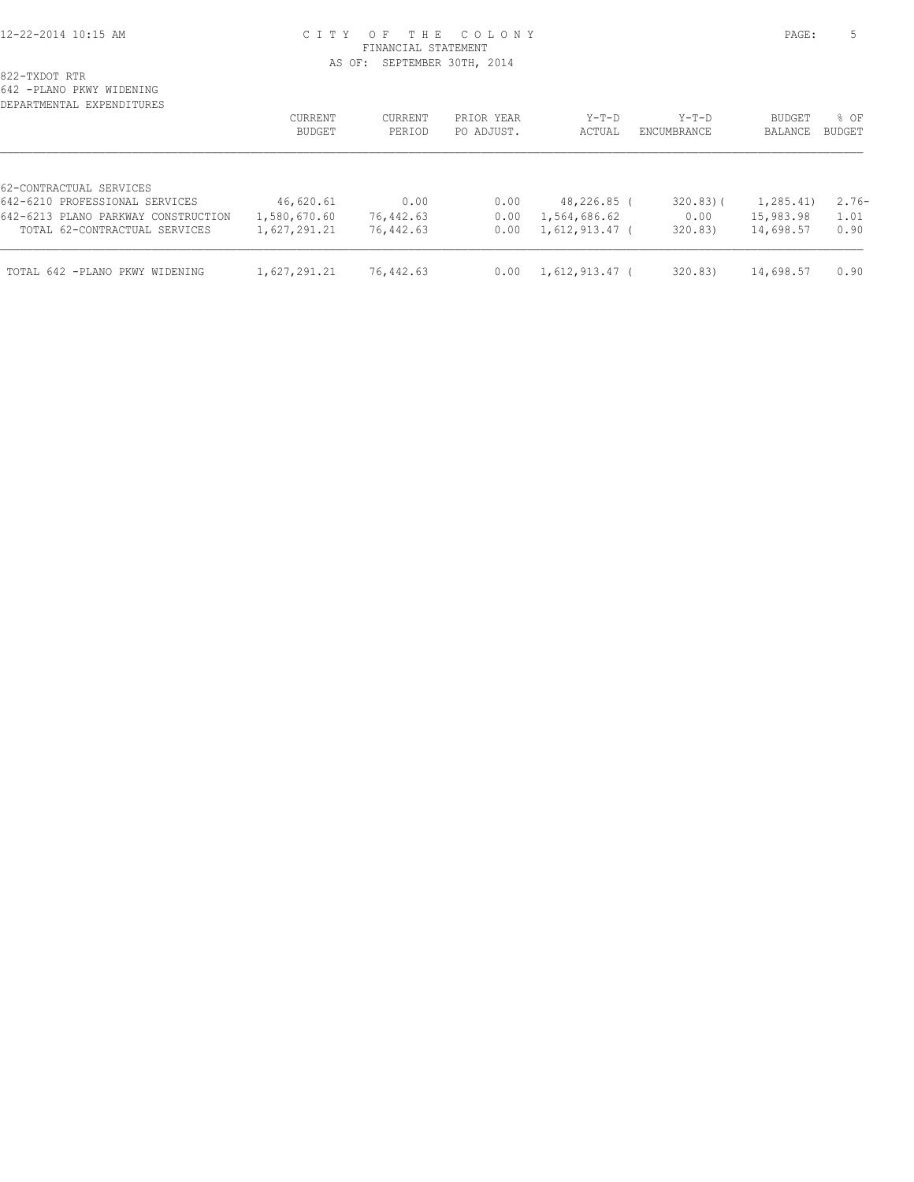822-TXDOT RTR
642 -PLANO PKWY WIDENING
DEPARTMENTAL EXPENDITURES

| | CURRENT BUDGET | CURRENT PERIOD | PRIOR YEAR PO ADJUST. | Y-T-D ACTUAL | Y-T-D ENCUMBRANCE | BUDGET BALANCE | % OF BUDGET |
|---|---|---|---|---|---|---|---|
| 62-CONTRACTUAL SERVICES | | | | | | | |
| 642-6210 PROFESSIONAL SERVICES | 46,620.61 | 0.00 | 0.00 | 48,226.85 | ( 320.83) | ( 1,285.41) | 2.76- |
| 642-6213 PLANO PARKWAY CONSTRUCTION | 1,580,670.60 | 76,442.63 | 0.00 | 1,564,686.62 | 0.00 | 15,983.98 | 1.01 |
| TOTAL 62-CONTRACTUAL SERVICES | 1,627,291.21 | 76,442.63 | 0.00 | 1,612,913.47 | ( 320.83) | 14,698.57 | 0.90 |
| TOTAL 642 -PLANO PKWY WIDENING | 1,627,291.21 | 76,442.63 | 0.00 | 1,612,913.47 | ( 320.83) | 14,698.57 | 0.90 |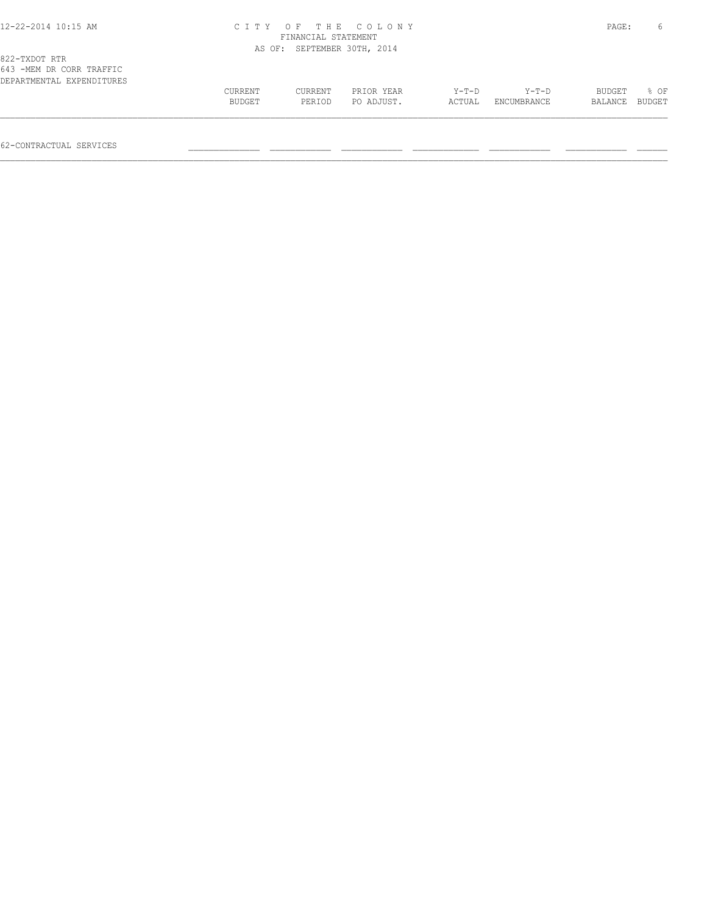# CITY OF THE COLONY
## FINANCIAL STATEMENT
### AS OF: SEPTEMBER 30TH, 2014

822-TXDOT RTR
643 -MEM DR CORR TRAFFIC
DEPARTMENTAL EXPENDITURES

| | CURRENT BUDGET | CURRENT PERIOD | PRIOR YEAR PO ADJUST. | Y-T-D ACTUAL | Y-T-D ENCUMBRANCE | BUDGET BALANCE | % OF BUDGET |
|---|---|---|---|---|---|---|---|
| 62-CONTRACTUAL SERVICES | | | | | | | |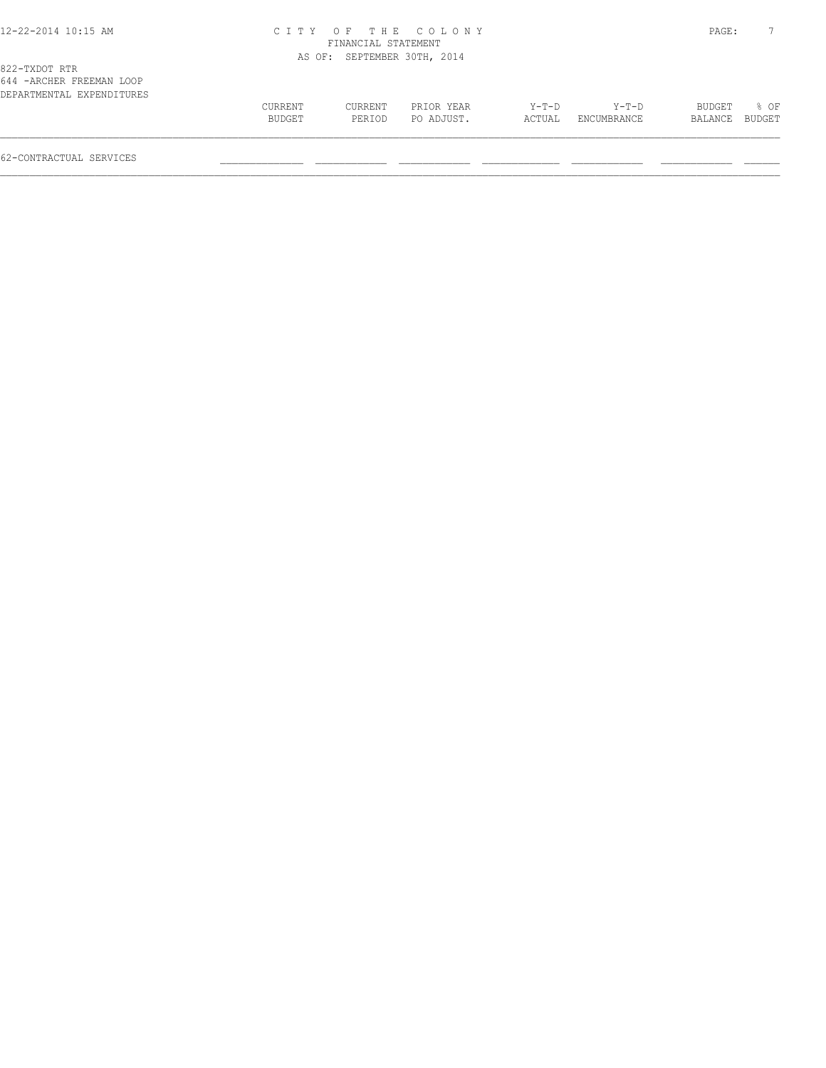822-TXDOT RTR
644 -ARCHER FREEMAN LOOP
DEPARTMENTAL EXPENDITURES

| | CURRENT BUDGET | CURRENT PERIOD | PRIOR YEAR PO ADJUST. | Y-T-D ACTUAL | Y-T-D ENCUMBRANCE | BUDGET BALANCE | % OF BUDGET |
|---|---|---|---|---|---|---|---|
| 62-CONTRACTUAL SERVICES | | | | | | | |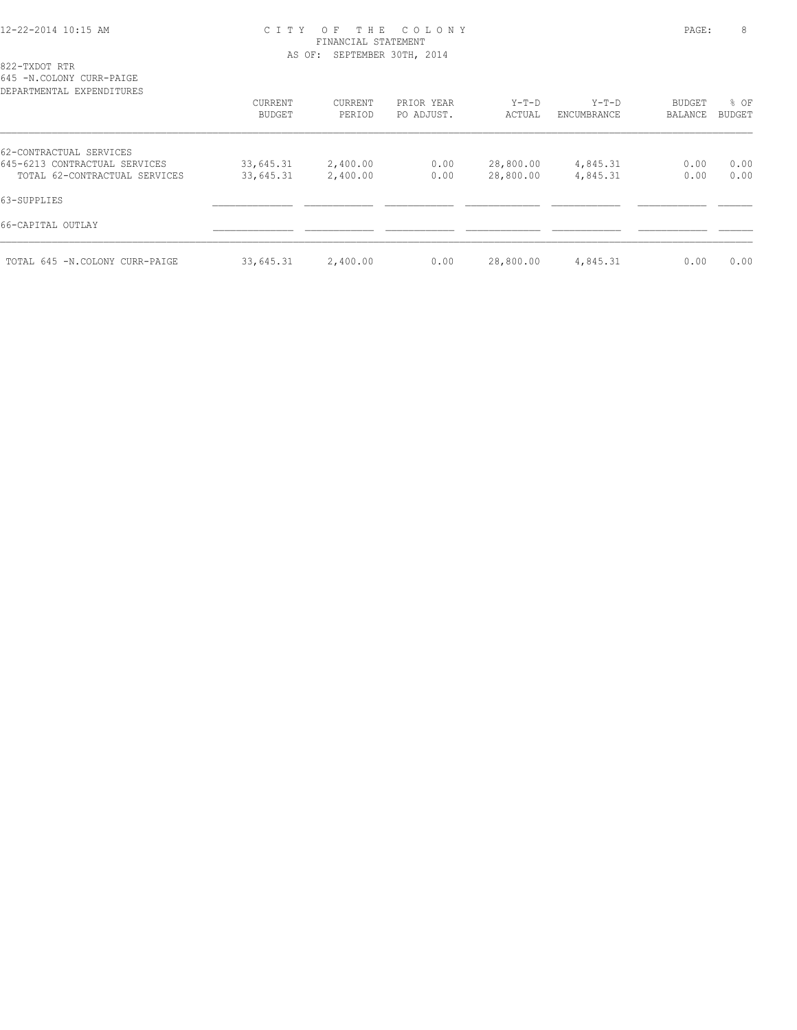# CITY OF THE COLONY
## FINANCIAL STATEMENT
### AS OF: SEPTEMBER 30TH, 2014

822-TXDOT RTR
645 -N.COLONY CURR-PAIGE
DEPARTMENTAL EXPENDITURES

| | CURRENT BUDGET | CURRENT PERIOD | PRIOR YEAR PO ADJUST. | Y-T-D ACTUAL | Y-T-D ENCUMBRANCE | BUDGET BALANCE | % OF BUDGET |
|---|---|---|---|---|---|---|---|
| 62-CONTRACTUAL SERVICES | | | | | | | |
| 645-6213 CONTRACTUAL SERVICES | 33,645.31 | 2,400.00 | 0.00 | 28,800.00 | 4,845.31 | 0.00 | 0.00 |
| TOTAL 62-CONTRACTUAL SERVICES | 33,645.31 | 2,400.00 | 0.00 | 28,800.00 | 4,845.31 | 0.00 | 0.00 |
| 63-SUPPLIES | | | | | | | |
| 66-CAPITAL OUTLAY | | | | | | | |
| TOTAL 645 -N.COLONY CURR-PAIGE | 33,645.31 | 2,400.00 | 0.00 | 28,800.00 | 4,845.31 | 0.00 | 0.00 |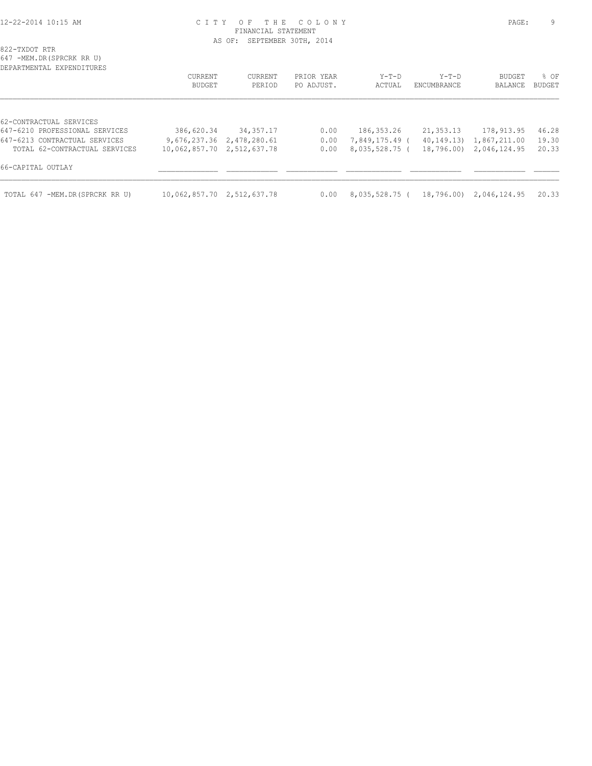CITY OF THE COLONY
FINANCIAL STATEMENT
AS OF: SEPTEMBER 30TH, 2014

822-TXDOT RTR
647 -MEM.DR(SPRCRK RR U)
DEPARTMENTAL EXPENDITURES

| | CURRENT BUDGET | CURRENT PERIOD | PRIOR YEAR PO ADJUST. | Y-T-D ACTUAL | Y-T-D ENCUMBRANCE | BUDGET BALANCE | % OF BUDGET |
|---|---|---|---|---|---|---|---|
| 62-CONTRACTUAL SERVICES | | | | | | | |
| 647-6210 PROFESSIONAL SERVICES | 386,620.34 | 34,357.17 | 0.00 | 186,353.26 | 21,353.13 | 178,913.95 | 46.28 |
| 647-6213 CONTRACTUAL SERVICES | 9,676,237.36 | 2,478,280.61 | 0.00 | 7,849,175.49 | ( 40,149.13) | 1,867,211.00 | 19.30 |
| TOTAL 62-CONTRACTUAL SERVICES | 10,062,857.70 | 2,512,637.78 | 0.00 | 8,035,528.75 | ( 18,796.00) | 2,046,124.95 | 20.33 |
| 66-CAPITAL OUTLAY | | | | | | | |
| TOTAL 647 -MEM.DR(SPRCRK RR U) | 10,062,857.70 | 2,512,637.78 | 0.00 | 8,035,528.75 | ( 18,796.00) | 2,046,124.95 | 20.33 |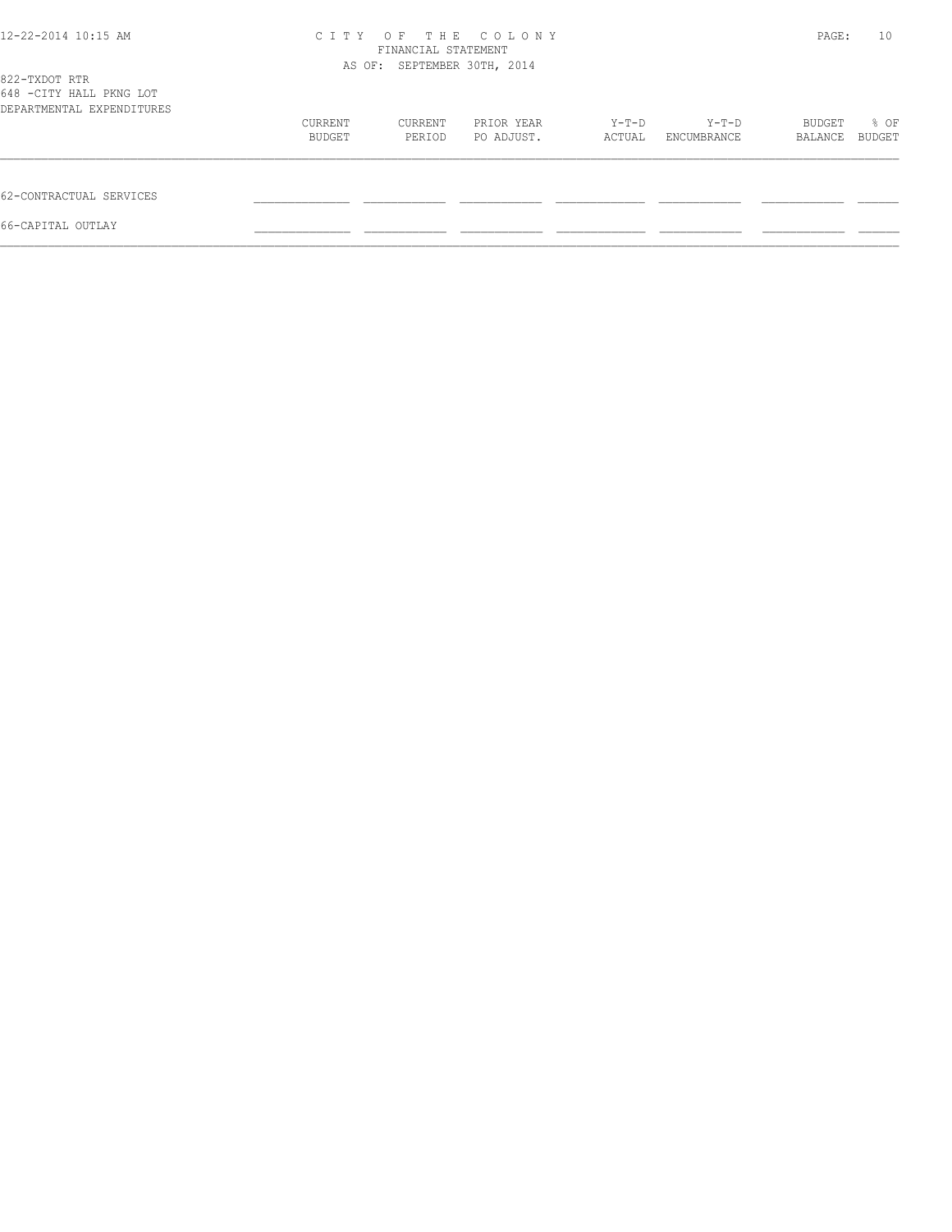# CITY OF THE COLONY
FINANCIAL STATEMENT
AS OF: SEPTEMBER 30TH, 2014

822-TXDOT RTR
648 -CITY HALL PKNG LOT
DEPARTMENTAL EXPENDITURES

| | CURRENT BUDGET | CURRENT PERIOD | PRIOR YEAR PO ADJUST. | Y-T-D ACTUAL | Y-T-D ENCUMBRANCE | BUDGET BALANCE | % OF BUDGET |
|---|---|---|---|---|---|---|---|
| 62-CONTRACTUAL SERVICES | | | | | | | |
| 66-CAPITAL OUTLAY | | | | | | | |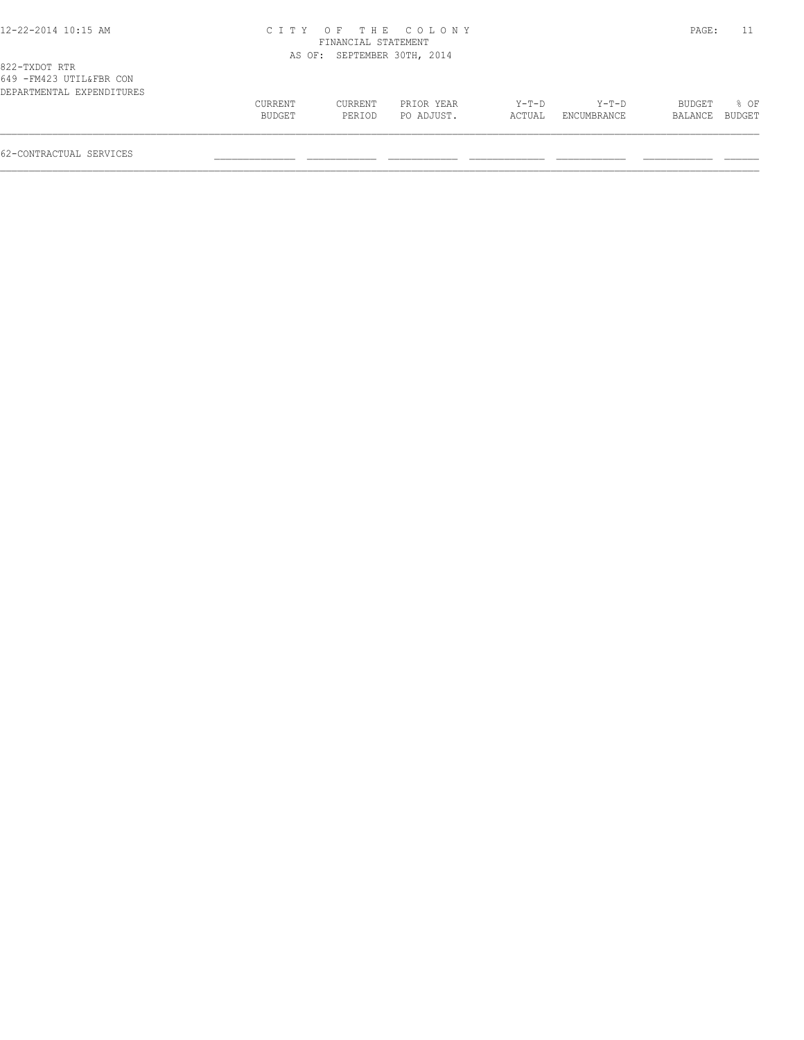822-TXDOT RTR
649 -FM423 UTIL&FBR CON
DEPARTMENTAL EXPENDITURES

| | CURRENT BUDGET | CURRENT PERIOD | PRIOR YEAR PO ADJUST. | Y-T-D ACTUAL | Y-T-D ENCUMBRANCE | BUDGET BALANCE | % OF BUDGET |
|---|---|---|---|---|---|---|---|
| 62-CONTRACTUAL SERVICES | | | | | | | |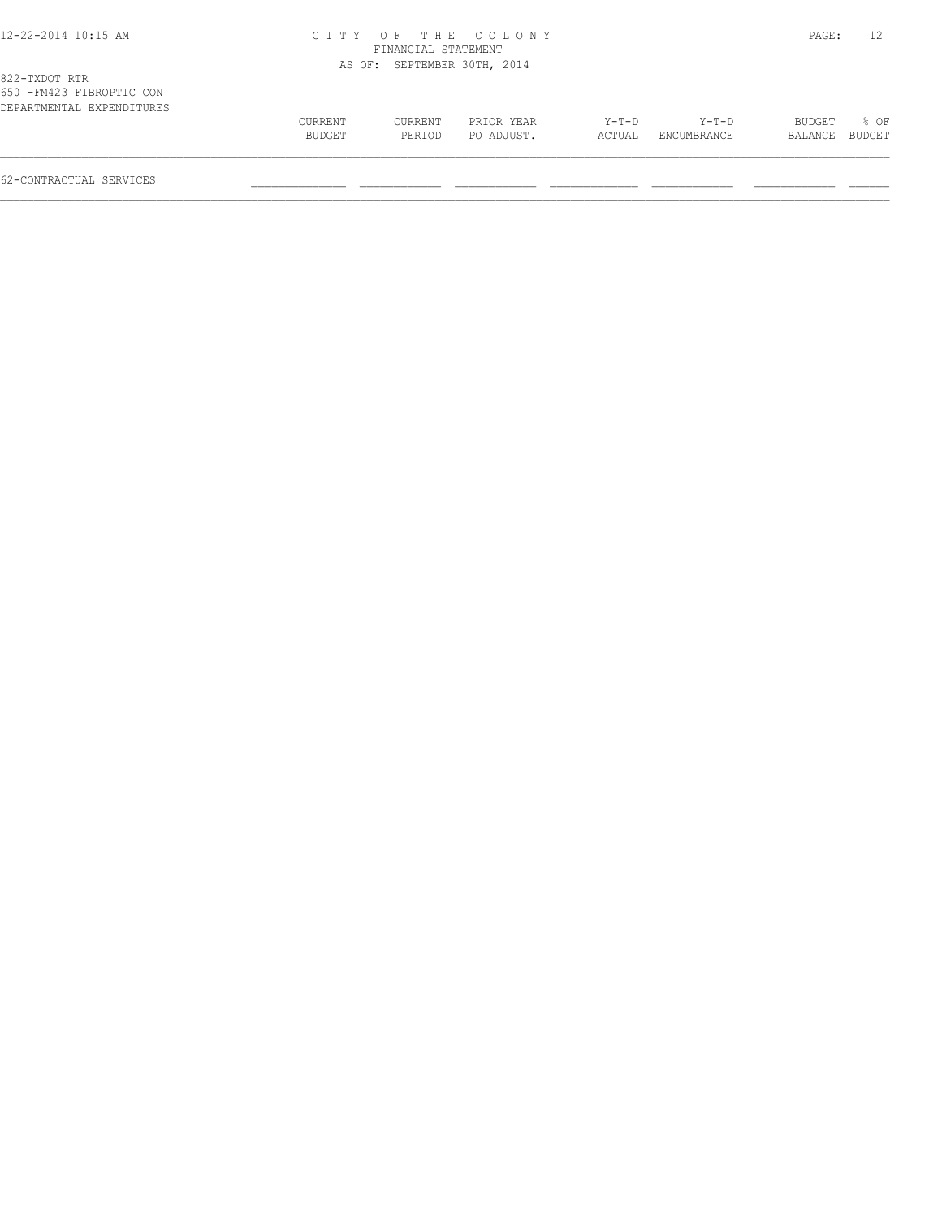822-TXDOT RTR
650 -FM423 FIBROPTIC CON
DEPARTMENTAL EXPENDITURES

| | CURRENT BUDGET | CURRENT PERIOD | PRIOR YEAR PO ADJUST. | Y-T-D ACTUAL | Y-T-D ENCUMBRANCE | BUDGET BALANCE | % OF BUDGET |
|---|---|---|---|---|---|---|---|
| 62-CONTRACTUAL SERVICES | | | | | | | |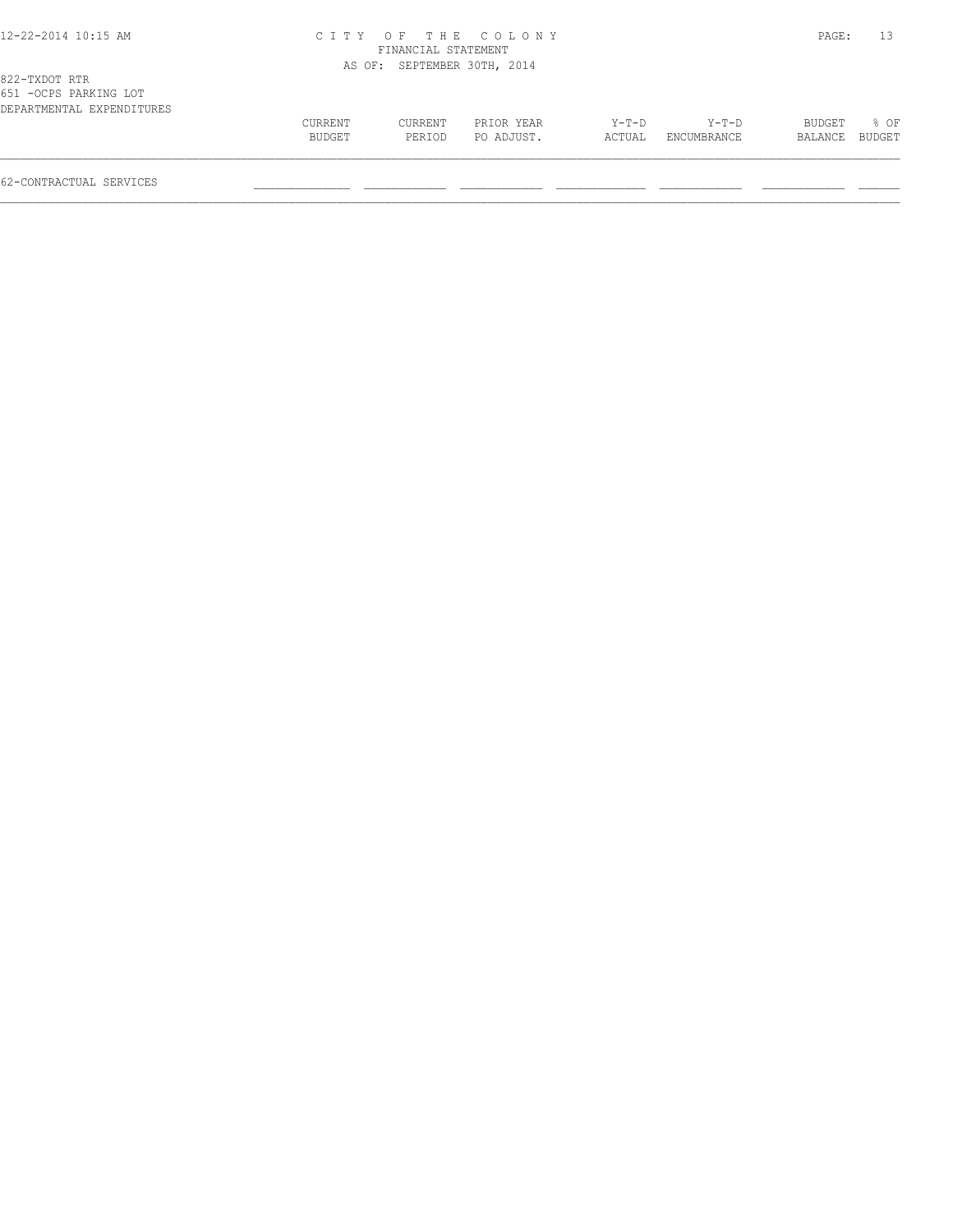# CITY OF THE COLONY

FINANCIAL STATEMENT

AS OF: SEPTEMBER 30TH, 2014

822-TXDOT RTR

651 -OCPS PARKING LOT

DEPARTMENTAL EXPENDITURES

| | CURRENT BUDGET | CURRENT PERIOD | PRIOR YEAR PO ADJUST. | Y-T-D ACTUAL | Y-T-D ENCUMBRANCE | BUDGET BALANCE | % OF BUDGET |
|---|---|---|---|---|---|---|---|
| 62-CONTRACTUAL SERVICES | | | | | | | |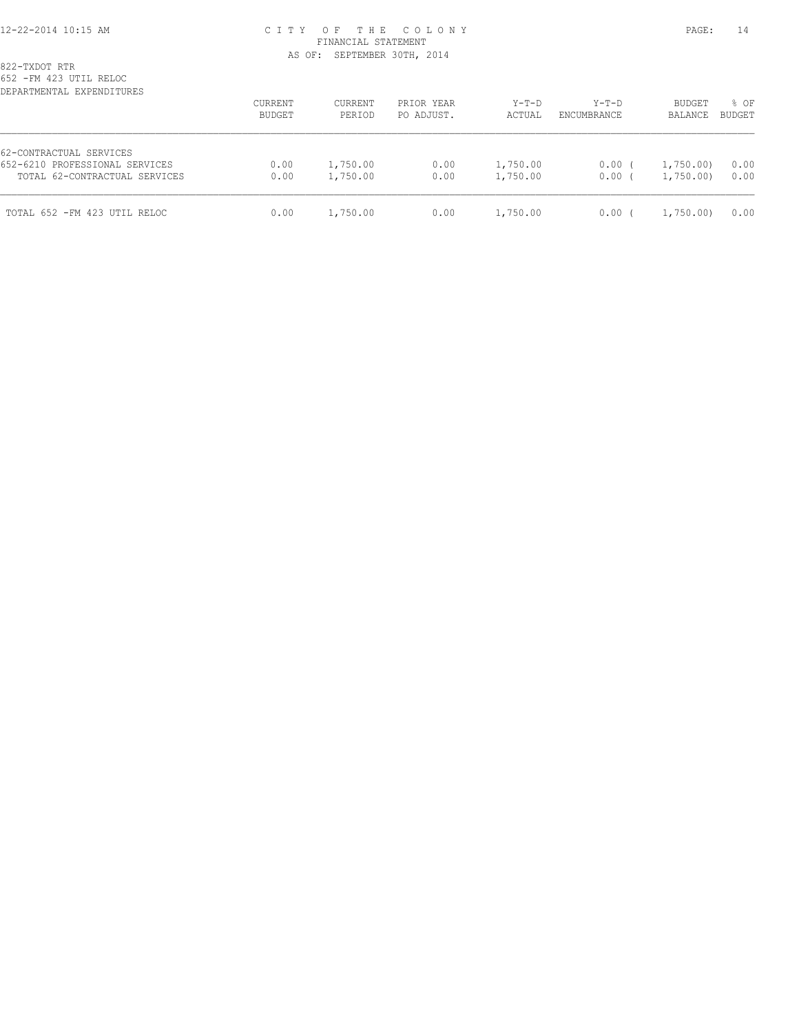# CITY OF THE COLONY
## FINANCIAL STATEMENT
### AS OF: SEPTEMBER 30TH, 2014

822-TXDOT RTR
652 -FM 423 UTIL RELOC
DEPARTMENTAL EXPENDITURES

| | CURRENT BUDGET | CURRENT PERIOD | PRIOR YEAR PO ADJUST. | Y-T-D ACTUAL | Y-T-D ENCUMBRANCE | BUDGET BALANCE | % OF BUDGET |
|---|---|---|---|---|---|---|---|
| 62-CONTRACTUAL SERVICES | | | | | | | |
| 652-6210 PROFESSIONAL SERVICES | 0.00 | 1,750.00 | 0.00 | 1,750.00 | 0.00 | ( 1,750.00) | 0.00 |
| TOTAL 62-CONTRACTUAL SERVICES | 0.00 | 1,750.00 | 0.00 | 1,750.00 | 0.00 | ( 1,750.00) | 0.00 |
| TOTAL 652 -FM 423 UTIL RELOC | 0.00 | 1,750.00 | 0.00 | 1,750.00 | 0.00 | ( 1,750.00) | 0.00 |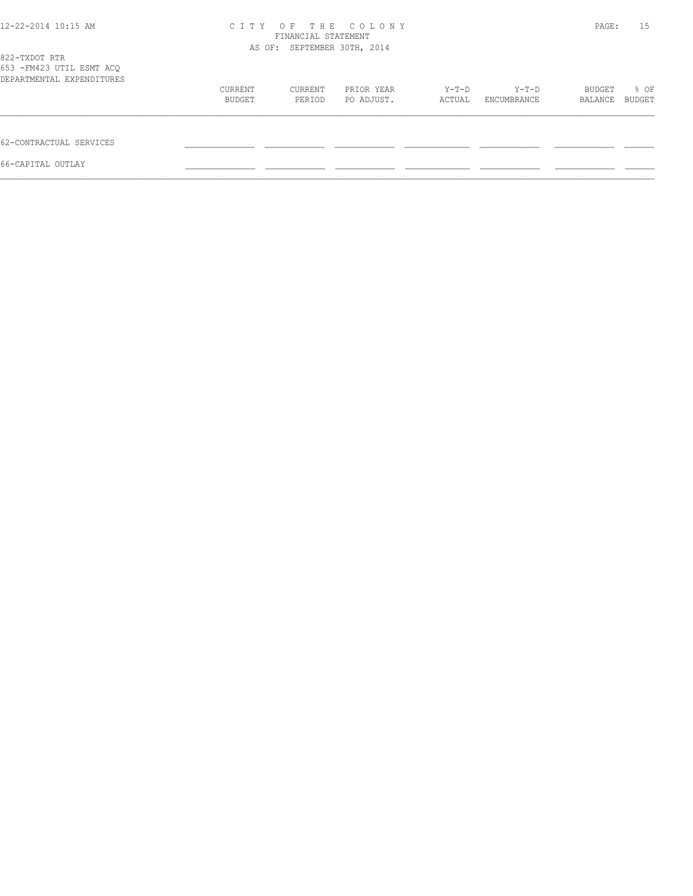822-TXDOT RTR
653 -FM423 UTIL ESMT ACQ
DEPARTMENTAL EXPENDITURES

| | CURRENT BUDGET | CURRENT PERIOD | PRIOR YEAR PO ADJUST. | Y-T-D ACTUAL | Y-T-D ENCUMBRANCE | BUDGET BALANCE | % OF BUDGET |
|---|---|---|---|---|---|---|---|
| 62-CONTRACTUAL SERVICES | | | | | | | |
| 66-CAPITAL OUTLAY | | | | | | | |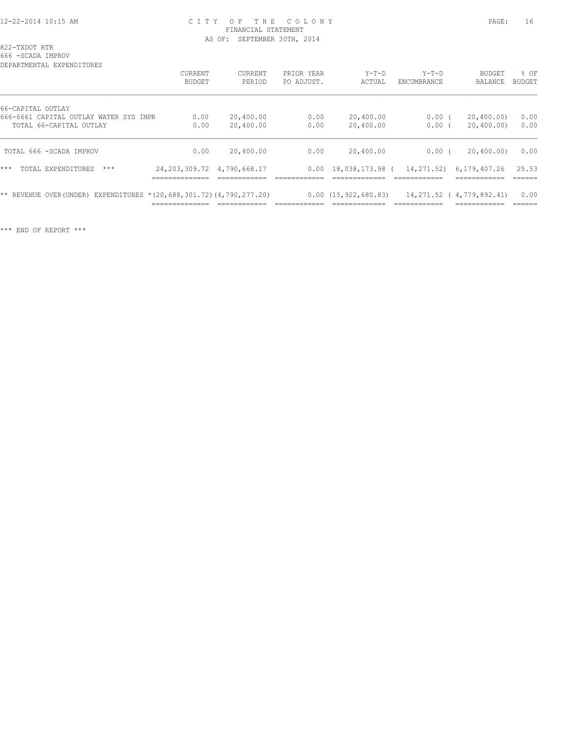# CITY OF THE COLONY
## FINANCIAL STATEMENT
### AS OF: SEPTEMBER 30TH, 2014

822-TXDOT RTR
666 -SCADA IMPROV
DEPARTMENTAL EXPENDITURES

| | CURRENT BUDGET | CURRENT PERIOD | PRIOR YEAR PO ADJUST. | Y-T-D ACTUAL | Y-T-D ENCUMBRANCE | BUDGET BALANCE | % OF BUDGET |
|---|---|---|---|---|---|---|---|
| 66-CAPITAL OUTLAY | | | | | | | |
| 666-6661 CAPITAL OUTLAY WATER SYS IMPR | 0.00 | 20,400.00 | 0.00 | 20,400.00 | 0.00 | ( 20,400.00) | 0.00 |
| TOTAL 66-CAPITAL OUTLAY | 0.00 | 20,400.00 | 0.00 | 20,400.00 | 0.00 | ( 20,400.00) | 0.00 |
| TOTAL 666 -SCADA IMPROV | 0.00 | 20,400.00 | 0.00 | 20,400.00 | 0.00 | ( 20,400.00) | 0.00 |
| *** TOTAL EXPENDITURES *** | 24,203,309.72 | 4,790,668.17 | 0.00 | 18,038,173.98 | ( 14,271.52) | 6,179,407.26 | 25.53 |
| ** REVENUE OVER(UNDER) EXPENDITURES * | (20,688,301.72) | (4,790,277.20) | 0.00 | (15,922,680.83) | 14,271.52 | ( 4,779,892.41) | 0.00 |

*** END OF REPORT ***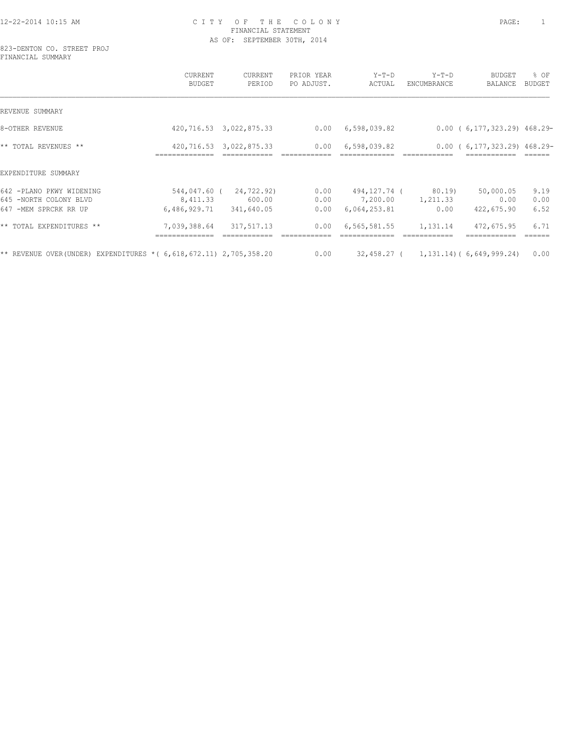# CITY OF THE COLONY
## FINANCIAL STATEMENT
### AS OF: SEPTEMBER 30TH, 2014

823-DENTON CO. STREET PROJ
FINANCIAL SUMMARY

| | CURRENT BUDGET | CURRENT PERIOD | PRIOR YEAR PO ADJUST. | Y-T-D ACTUAL | Y-T-D ENCUMBRANCE | BUDGET BALANCE | % OF BUDGET |
|---|---|---|---|---|---|---|---|
| REVENUE SUMMARY | | | | | | | |
| 8-OTHER REVENUE | 420,716.53 | 3,022,875.33 | 0.00 | 6,598,039.82 | 0.00 | ( 6,177,323.29) | 468.29- |
| ** TOTAL REVENUES ** | 420,716.53 | 3,022,875.33 | 0.00 | 6,598,039.82 | 0.00 | ( 6,177,323.29) | 468.29- |
| EXPENDITURE SUMMARY | | | | | | | |
| 642 -PLANO PKWY WIDENING | 544,047.60 | ( 24,722.92) | 0.00 | 494,127.74 | ( 80.19) | 50,000.05 | 9.19 |
| 645 -NORTH COLONY BLVD | 8,411.33 | 600.00 | 0.00 | 7,200.00 | 1,211.33 | 0.00 | 0.00 |
| 647 -MEM SPRCRK RR UP | 6,486,929.71 | 341,640.05 | 0.00 | 6,064,253.81 | 0.00 | 422,675.90 | 6.52 |
| ** TOTAL EXPENDITURES ** | 7,039,388.64 | 317,517.13 | 0.00 | 6,565,581.55 | 1,131.14 | 472,675.95 | 6.71 |
| ** REVENUE OVER(UNDER) EXPENDITURES * | ( 6,618,672.11) | 2,705,358.20 | 0.00 | 32,458.27 | ( 1,131.14) | ( 6,649,999.24) | 0.00 |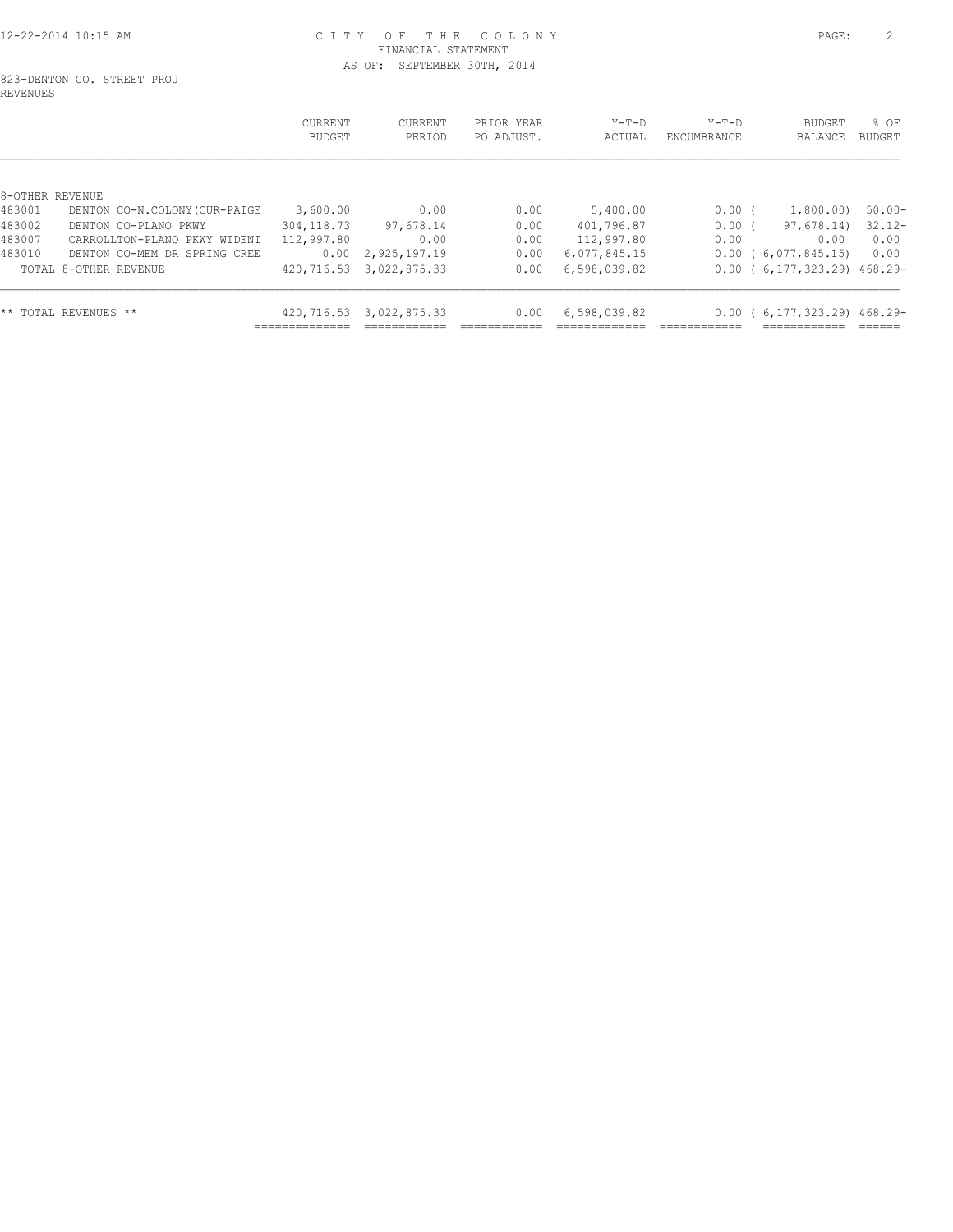CITY OF THE COLONY
FINANCIAL STATEMENT
AS OF: SEPTEMBER 30TH, 2014

823-DENTON CO. STREET PROJ
REVENUES

| | | CURRENT BUDGET | CURRENT PERIOD | PRIOR YEAR PO ADJUST. | Y-T-D ACTUAL | Y-T-D ENCUMBRANCE | BUDGET BALANCE | % OF BUDGET |
|---|---|---|---|---|---|---|---|---|
| 8-OTHER REVENUE | | | | | | | | |
| 483001 | DENTON CO-N.COLONY(CUR-PAIGE | 3,600.00 | 0.00 | 0.00 | 5,400.00 | 0.00 | ( 1,800.00) | 50.00- |
| 483002 | DENTON CO-PLANO PKWY | 304,118.73 | 97,678.14 | 0.00 | 401,796.87 | 0.00 | ( 97,678.14) | 32.12- |
| 483007 | CARROLLTON-PLANO PKWY WIDENI | 112,997.80 | 0.00 | 0.00 | 112,997.80 | 0.00 | 0.00 | 0.00 |
| 483010 | DENTON CO-MEM DR SPRING CREE | 0.00 | 2,925,197.19 | 0.00 | 6,077,845.15 | 0.00 | ( 6,077,845.15) | 0.00 |
| | TOTAL 8-OTHER REVENUE | 420,716.53 | 3,022,875.33 | 0.00 | 6,598,039.82 | 0.00 | ( 6,177,323.29) | 468.29- |
| ** TOTAL REVENUES ** | | 420,716.53 | 3,022,875.33 | 0.00 | 6,598,039.82 | 0.00 | ( 6,177,323.29) | 468.29- |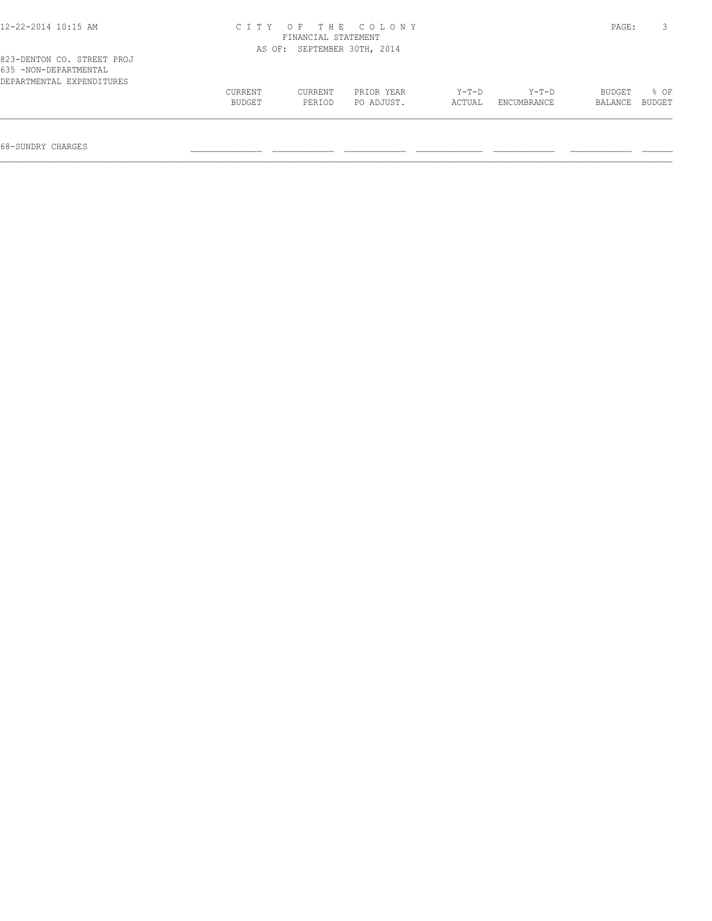CITY OF THE COLONY
FINANCIAL STATEMENT
AS OF: SEPTEMBER 30TH, 2014

823-DENTON CO. STREET PROJ
635 -NON-DEPARTMENTAL
DEPARTMENTAL EXPENDITURES

| | CURRENT BUDGET | CURRENT PERIOD | PRIOR YEAR PO ADJUST. | Y-T-D ACTUAL | Y-T-D ENCUMBRANCE | BUDGET BALANCE | % OF BUDGET |
|---|---|---|---|---|---|---|---|
| 68-SUNDRY CHARGES | | | | | | | |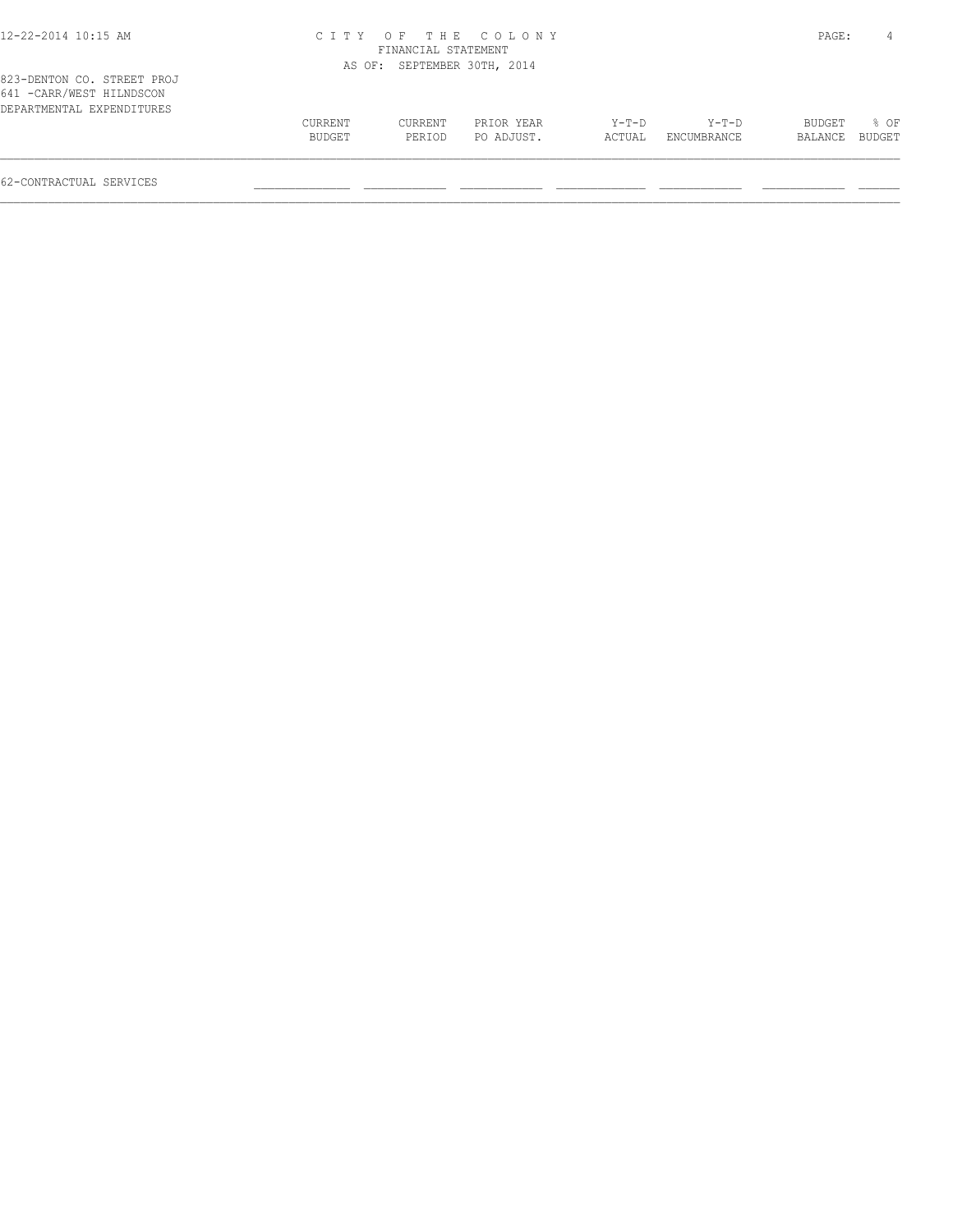CITY OF THE COLONY
FINANCIAL STATEMENT
AS OF: SEPTEMBER 30TH, 2014

823-DENTON CO. STREET PROJ
641 -CARR/WEST HILNDSCON
DEPARTMENTAL EXPENDITURES

| | CURRENT BUDGET | CURRENT PERIOD | PRIOR YEAR PO ADJUST. | Y-T-D ACTUAL | Y-T-D ENCUMBRANCE | BUDGET BALANCE | % OF BUDGET |
|---|---|---|---|---|---|---|---|
| 62-CONTRACTUAL SERVICES | | | | | | | |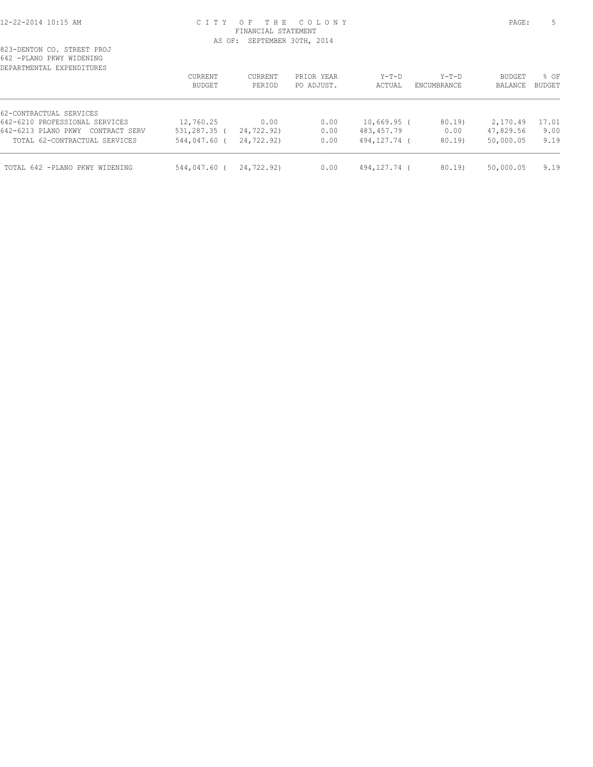# CITY OF THE COLONY

FINANCIAL STATEMENT

AS OF: SEPTEMBER 30TH, 2014

823-DENTON CO. STREET PROJ
642 -PLANO PKWY WIDENING
DEPARTMENTAL EXPENDITURES

| | CURRENT BUDGET | CURRENT PERIOD | PRIOR YEAR PO ADJUST. | Y-T-D ACTUAL | Y-T-D ENCUMBRANCE | BUDGET BALANCE | % OF BUDGET |
|---|---|---|---|---|---|---|---|
| 62-CONTRACTUAL SERVICES | | | | | | | |
| 642-6210 PROFESSIONAL SERVICES | 12,760.25 | 0.00 | 0.00 | 10,669.95 | ( 80.19) | 2,170.49 | 17.01 |
| 642-6213 PLANO PKWY CONTRACT SERV | 531,287.35 | ( 24,722.92) | 0.00 | 483,457.79 | 0.00 | 47,829.56 | 9.00 |
| TOTAL 62-CONTRACTUAL SERVICES | 544,047.60 | ( 24,722.92) | 0.00 | 494,127.74 | ( 80.19) | 50,000.05 | 9.19 |
| TOTAL 642 -PLANO PKWY WIDENING | 544,047.60 | ( 24,722.92) | 0.00 | 494,127.74 | ( 80.19) | 50,000.05 | 9.19 |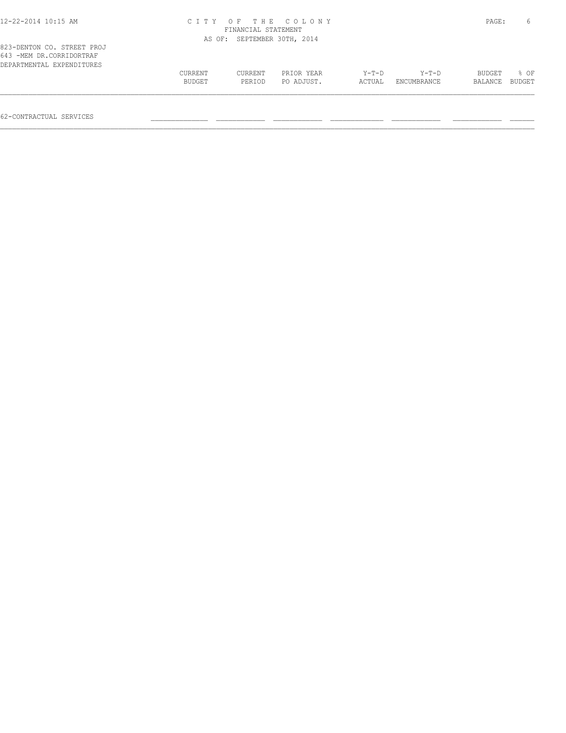CITY OF THE COLONY
FINANCIAL STATEMENT
AS OF: SEPTEMBER 30TH, 2014

823-DENTON CO. STREET PROJ
643 -MEM DR.CORRIDORTRAF
DEPARTMENTAL EXPENDITURES

| | CURRENT BUDGET | CURRENT PERIOD | PRIOR YEAR PO ADJUST. | Y-T-D ACTUAL | Y-T-D ENCUMBRANCE | BUDGET BALANCE | % OF BUDGET |
|---|---|---|---|---|---|---|---|
| 62-CONTRACTUAL SERVICES | | | | | | | |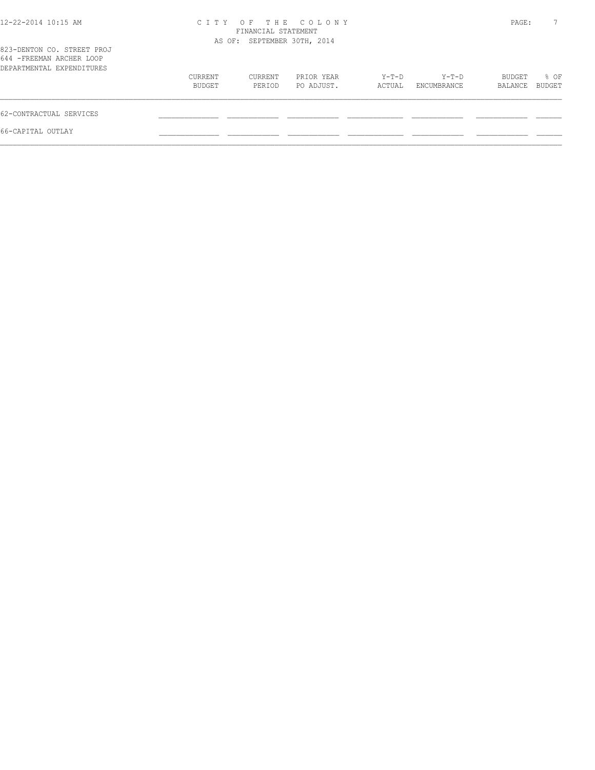# CITY OF THE COLONY

FINANCIAL STATEMENT

AS OF: SEPTEMBER 30TH, 2014

823-DENTON CO. STREET PROJ

644 -FREEMAN ARCHER LOOP

DEPARTMENTAL EXPENDITURES

| | CURRENT BUDGET | CURRENT PERIOD | PRIOR YEAR PO ADJUST. | Y-T-D ACTUAL | Y-T-D ENCUMBRANCE | BUDGET BALANCE | % OF BUDGET |
|---|---|---|---|---|---|---|---|
| 62-CONTRACTUAL SERVICES | | | | | | | |
| 66-CAPITAL OUTLAY | | | | | | | |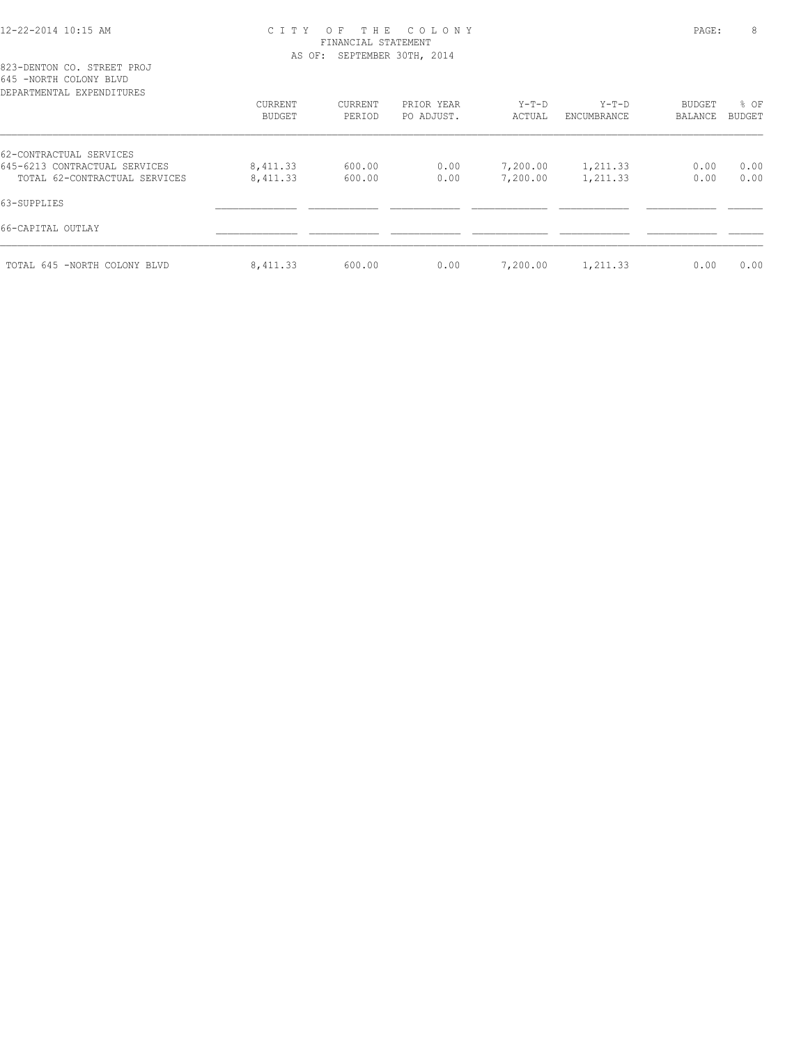# CITY OF THE COLONY

FINANCIAL STATEMENT

AS OF: SEPTEMBER 30TH, 2014

823-DENTON CO. STREET PROJ
645 -NORTH COLONY BLVD
DEPARTMENTAL EXPENDITURES

| | CURRENT BUDGET | CURRENT PERIOD | PRIOR YEAR PO ADJUST. | Y-T-D ACTUAL | Y-T-D ENCUMBRANCE | BUDGET BALANCE | % OF BUDGET |
|---|---|---|---|---|---|---|---|
| 62-CONTRACTUAL SERVICES | | | | | | | |
| 645-6213 CONTRACTUAL SERVICES | 8,411.33 | 600.00 | 0.00 | 7,200.00 | 1,211.33 | 0.00 | 0.00 |
| TOTAL 62-CONTRACTUAL SERVICES | 8,411.33 | 600.00 | 0.00 | 7,200.00 | 1,211.33 | 0.00 | 0.00 |
| 63-SUPPLIES | | | | | | | |
| 66-CAPITAL OUTLAY | | | | | | | |
| TOTAL 645 -NORTH COLONY BLVD | 8,411.33 | 600.00 | 0.00 | 7,200.00 | 1,211.33 | 0.00 | 0.00 |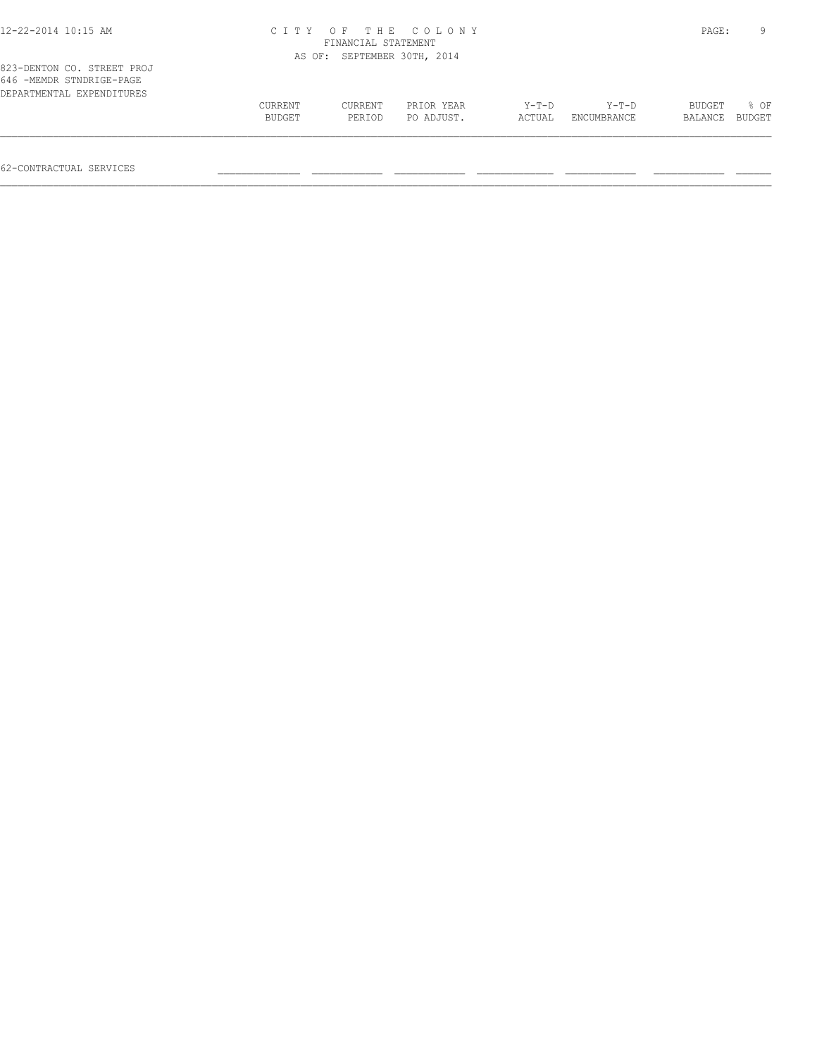CITY OF THE COLONY
FINANCIAL STATEMENT
AS OF: SEPTEMBER 30TH, 2014

823-DENTON CO. STREET PROJ
646 -MEMDR STNDRIGE-PAGE
DEPARTMENTAL EXPENDITURES

| | CURRENT BUDGET | CURRENT PERIOD | PRIOR YEAR PO ADJUST. | Y-T-D ACTUAL | Y-T-D ENCUMBRANCE | BUDGET BALANCE | % OF BUDGET |
|---|---|---|---|---|---|---|---|
| 62-CONTRACTUAL SERVICES | | | | | | | |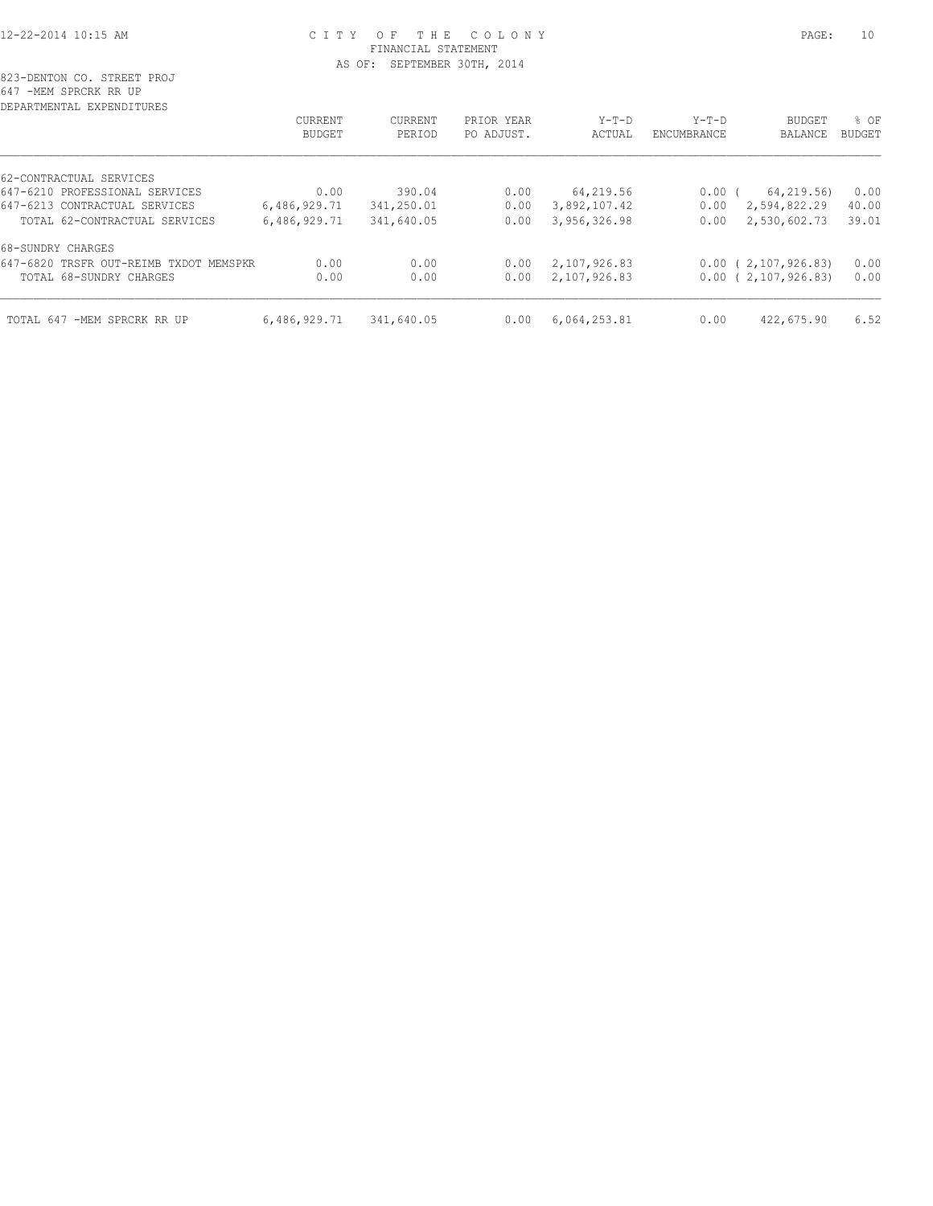# CITY OF THE COLONY
## FINANCIAL STATEMENT
### AS OF: SEPTEMBER 30TH, 2014

823-DENTON CO. STREET PROJ
647 -MEM SPRCRK RR UP
DEPARTMENTAL EXPENDITURES

| | CURRENT BUDGET | CURRENT PERIOD | PRIOR YEAR PO ADJUST. | Y-T-D ACTUAL | Y-T-D ENCUMBRANCE | BUDGET BALANCE | % OF BUDGET |
|---|---|---|---|---|---|---|---|
| 62-CONTRACTUAL SERVICES | | | | | | | |
| 647-6210 PROFESSIONAL SERVICES | 0.00 | 390.04 | 0.00 | 64,219.56 | 0.00 | ( 64,219.56) | 0.00 |
| 647-6213 CONTRACTUAL SERVICES | 6,486,929.71 | 341,250.01 | 0.00 | 3,892,107.42 | 0.00 | 2,594,822.29 | 40.00 |
| TOTAL 62-CONTRACTUAL SERVICES | 6,486,929.71 | 341,640.05 | 0.00 | 3,956,326.98 | 0.00 | 2,530,602.73 | 39.01 |
| 68-SUNDRY CHARGES | | | | | | | |
| 647-6820 TRSFR OUT-REIMB TXDOT MEMSPKR | 0.00 | 0.00 | 0.00 | 2,107,926.83 | 0.00 | ( 2,107,926.83) | 0.00 |
| TOTAL 68-SUNDRY CHARGES | 0.00 | 0.00 | 0.00 | 2,107,926.83 | 0.00 | ( 2,107,926.83) | 0.00 |
| TOTAL 647 -MEM SPRCRK RR UP | 6,486,929.71 | 341,640.05 | 0.00 | 6,064,253.81 | 0.00 | 422,675.90 | 6.52 |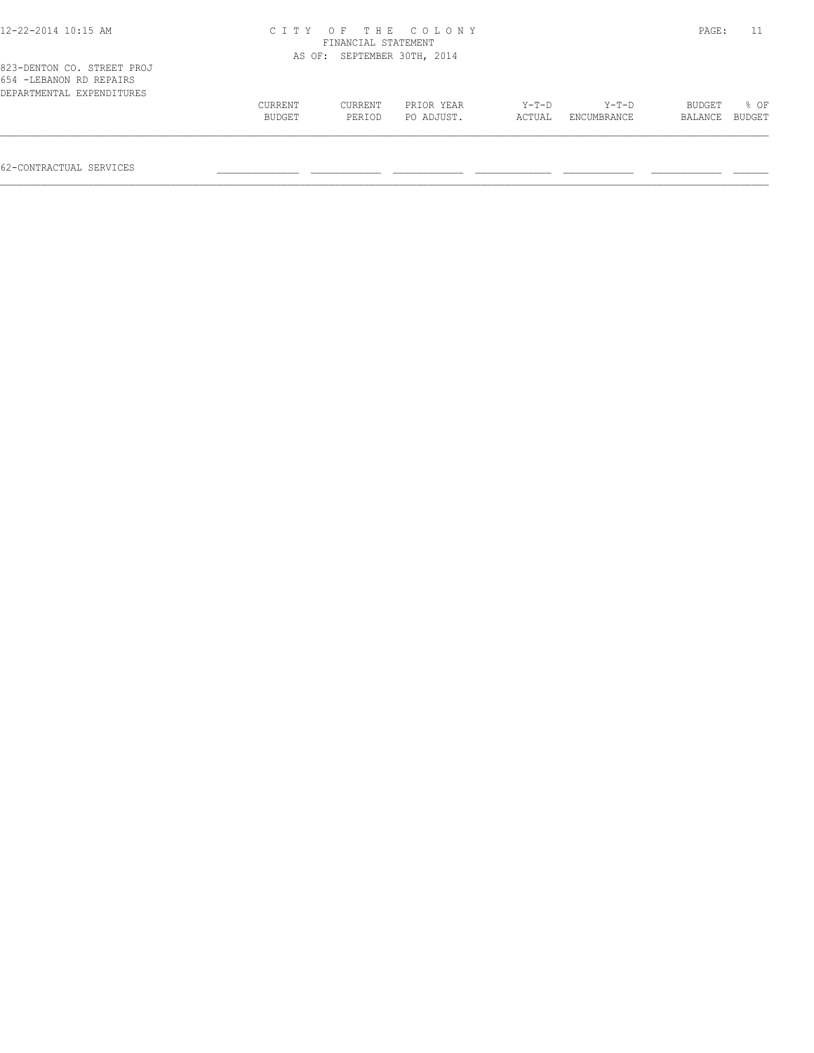CITY OF THE COLONY
FINANCIAL STATEMENT
AS OF: SEPTEMBER 30TH, 2014

823-DENTON CO. STREET PROJ
654 -LEBANON RD REPAIRS
DEPARTMENTAL EXPENDITURES

| | CURRENT BUDGET | CURRENT PERIOD | PRIOR YEAR PO ADJUST. | Y-T-D ACTUAL | Y-T-D ENCUMBRANCE | BUDGET BALANCE | % OF BUDGET |
|---|---|---|---|---|---|---|---|
| 62-CONTRACTUAL SERVICES | | | | | | | |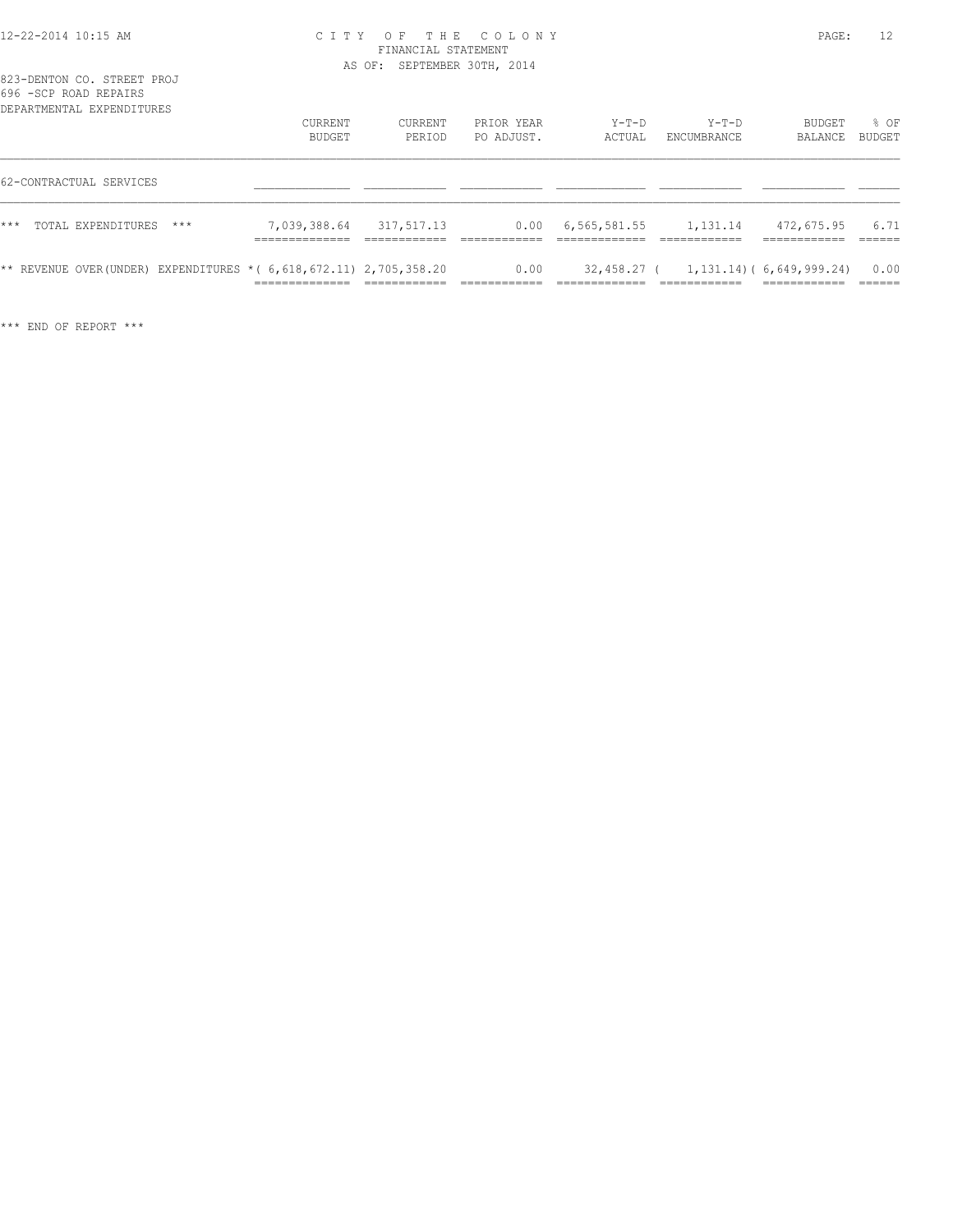CITY OF THE COLONY
FINANCIAL STATEMENT
AS OF: SEPTEMBER 30TH, 2014

823-DENTON CO. STREET PROJ
696 -SCP ROAD REPAIRS
DEPARTMENTAL EXPENDITURES

| | CURRENT BUDGET | CURRENT PERIOD | PRIOR YEAR PO ADJUST. | Y-T-D ACTUAL | Y-T-D ENCUMBRANCE | BUDGET BALANCE | % OF BUDGET |
|---|---|---|---|---|---|---|---|
| 62-CONTRACTUAL SERVICES | | | | | | | |
| *** TOTAL EXPENDITURES *** | 7,039,388.64 | 317,517.13 | 0.00 | 6,565,581.55 | 1,131.14 | 472,675.95 | 6.71 |
| ** REVENUE OVER(UNDER) EXPENDITURES * | ( 6,618,672.11) | 2,705,358.20 | 0.00 | 32,458.27 | ( 1,131.14) | ( 6,649,999.24) | 0.00 |

*** END OF REPORT ***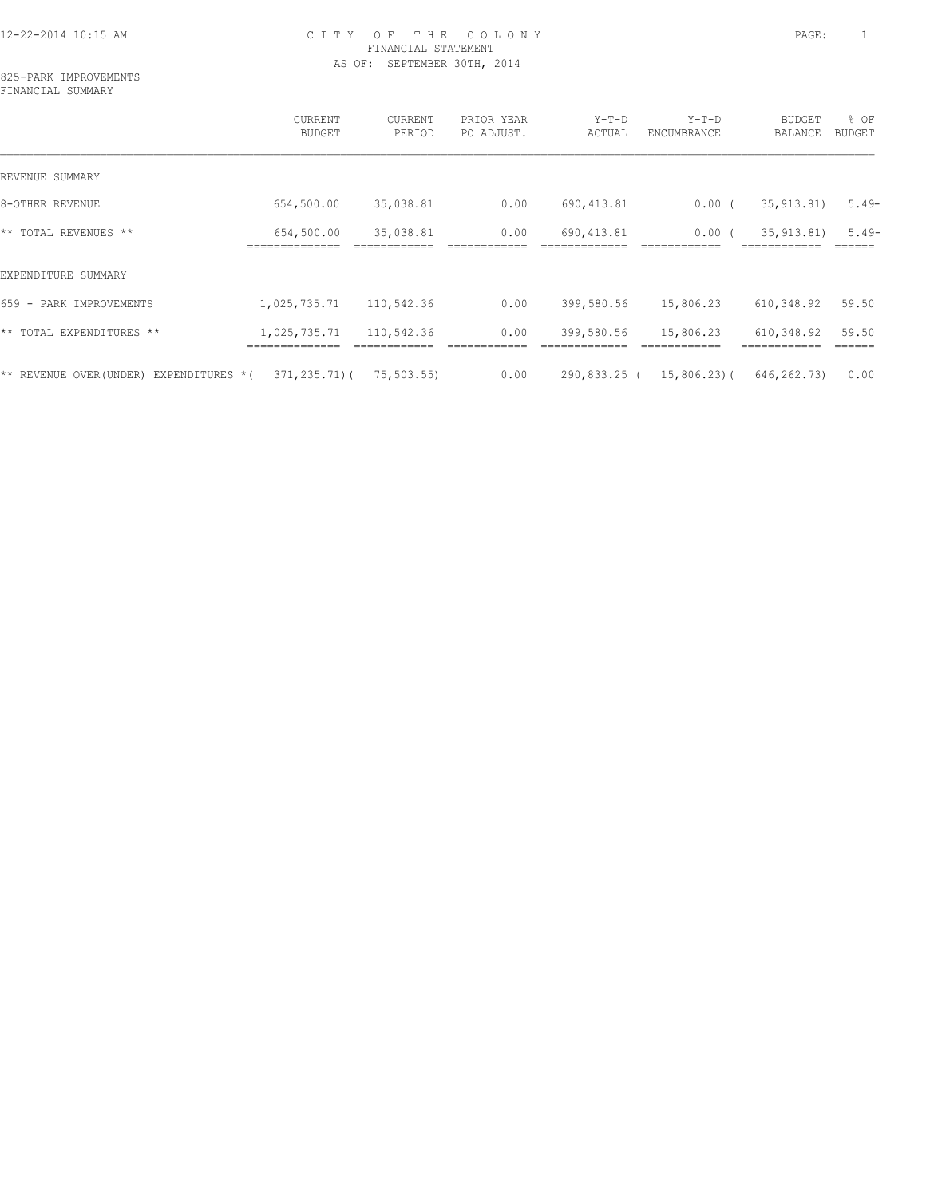# CITY OF THE COLONY
## FINANCIAL STATEMENT
### AS OF: SEPTEMBER 30TH, 2014

825-PARK IMPROVEMENTS
FINANCIAL SUMMARY

| | CURRENT BUDGET | CURRENT PERIOD | PRIOR YEAR PO ADJUST. | Y-T-D ACTUAL | Y-T-D ENCUMBRANCE | BUDGET BALANCE | % OF BUDGET |
|---|---|---|---|---|---|---|---|
| REVENUE SUMMARY | | | | | | | |
| 8-OTHER REVENUE | 654,500.00 | 35,038.81 | 0.00 | 690,413.81 | 0.00 | ( 35,913.81) | 5.49- |
| ** TOTAL REVENUES ** | 654,500.00 | 35,038.81 | 0.00 | 690,413.81 | 0.00 | ( 35,913.81) | 5.49- |
| EXPENDITURE SUMMARY | | | | | | | |
| 659 - PARK IMPROVEMENTS | 1,025,735.71 | 110,542.36 | 0.00 | 399,580.56 | 15,806.23 | 610,348.92 | 59.50 |
| ** TOTAL EXPENDITURES ** | 1,025,735.71 | 110,542.36 | 0.00 | 399,580.56 | 15,806.23 | 610,348.92 | 59.50 |
| ** REVENUE OVER(UNDER) EXPENDITURES * | ( 371,235.71) | ( 75,503.55) | 0.00 | 290,833.25 | ( 15,806.23) | ( 646,262.73) | 0.00 |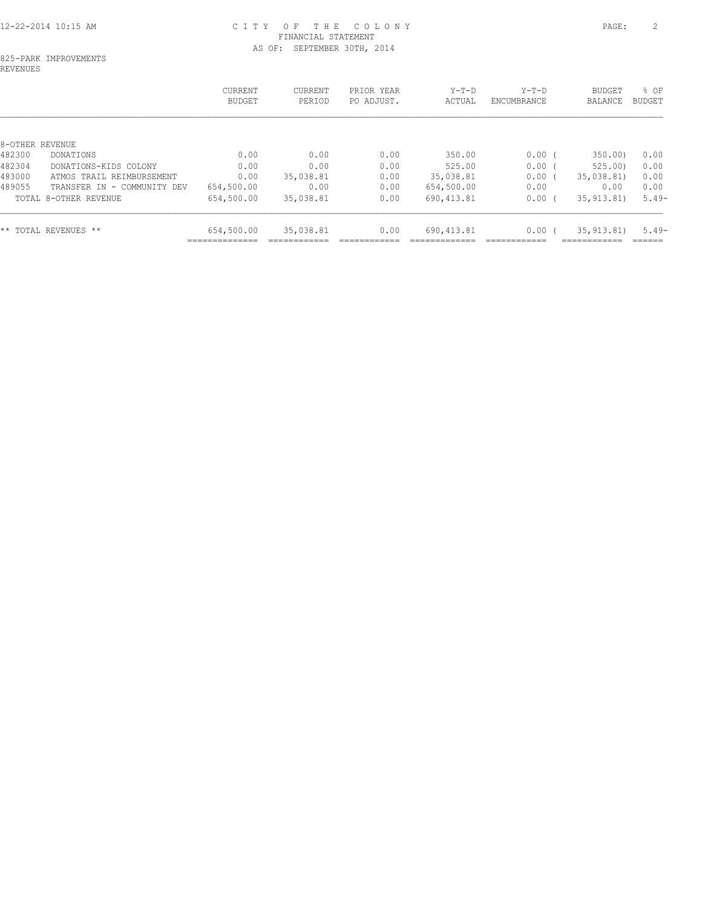CITY OF THE COLONY
FINANCIAL STATEMENT
AS OF: SEPTEMBER 30TH, 2014

825-PARK IMPROVEMENTS
REVENUES

| | | CURRENT BUDGET | CURRENT PERIOD | PRIOR YEAR PO ADJUST. | Y-T-D ACTUAL | Y-T-D ENCUMBRANCE | BUDGET BALANCE | % OF BUDGET |
|---|---|---|---|---|---|---|---|---|
| 8-OTHER REVENUE | | | | | | | | |
| 482300 | DONATIONS | 0.00 | 0.00 | 0.00 | 350.00 | 0.00 | ( 350.00) | 0.00 |
| 482304 | DONATIONS-KIDS COLONY | 0.00 | 0.00 | 0.00 | 525.00 | 0.00 | ( 525.00) | 0.00 |
| 483000 | ATMOS TRAIL REIMBURSEMENT | 0.00 | 35,038.81 | 0.00 | 35,038.81 | 0.00 | ( 35,038.81) | 0.00 |
| 489055 | TRANSFER IN - COMMUNITY DEV | 654,500.00 | 0.00 | 0.00 | 654,500.00 | 0.00 | 0.00 | 0.00 |
| | TOTAL 8-OTHER REVENUE | 654,500.00 | 35,038.81 | 0.00 | 690,413.81 | 0.00 | ( 35,913.81) | 5.49- |
| ** TOTAL REVENUES ** | | 654,500.00 | 35,038.81 | 0.00 | 690,413.81 | 0.00 | ( 35,913.81) | 5.49- |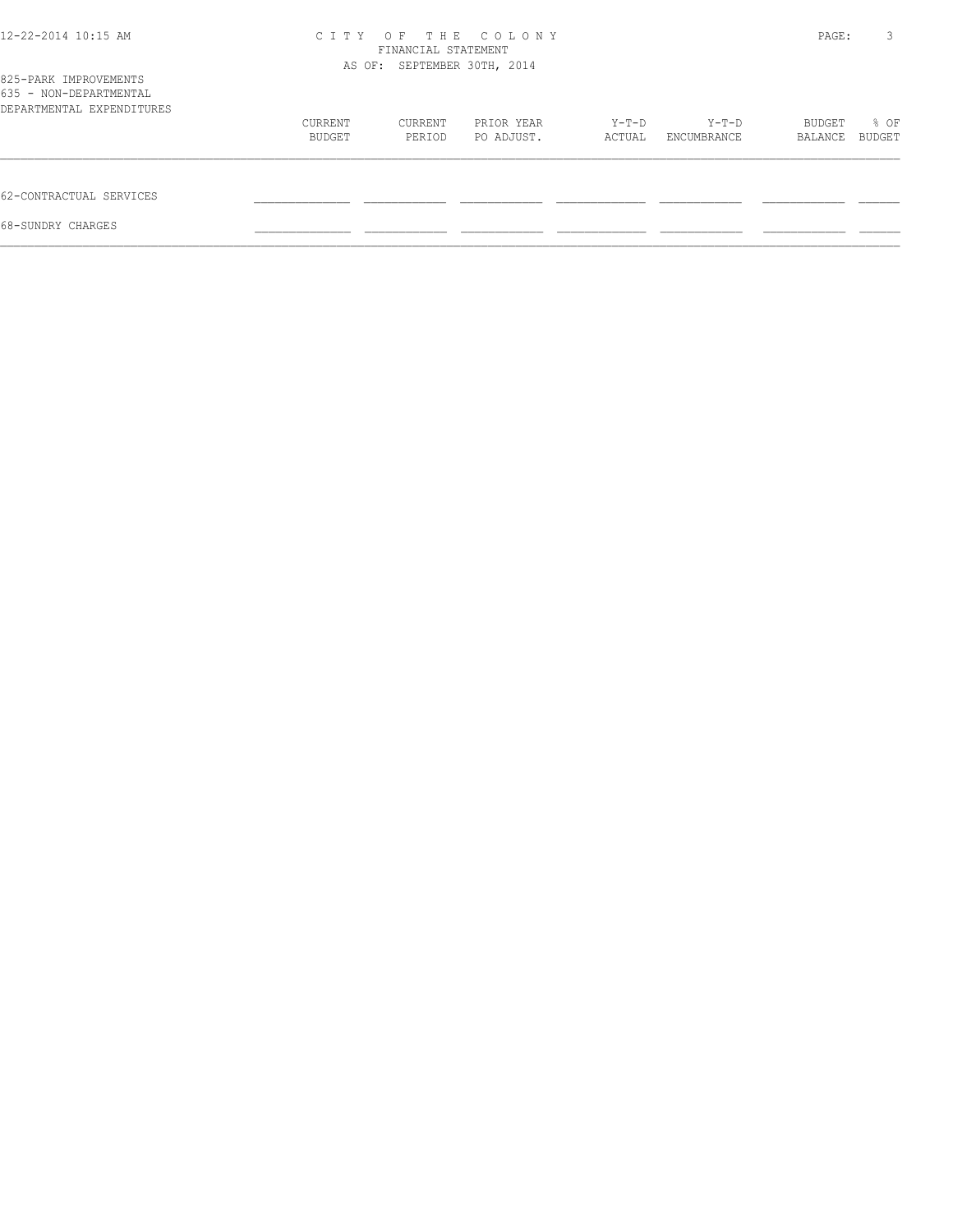CITY OF THE COLONY
FINANCIAL STATEMENT
AS OF: SEPTEMBER 30TH, 2014

825-PARK IMPROVEMENTS
635 - NON-DEPARTMENTAL
DEPARTMENTAL EXPENDITURES

| | CURRENT BUDGET | CURRENT PERIOD | PRIOR YEAR PO ADJUST. | Y-T-D ACTUAL | Y-T-D ENCUMBRANCE | BUDGET BALANCE | % OF BUDGET |
|---|---|---|---|---|---|---|---|
| 62-CONTRACTUAL SERVICES | | | | | | | |
| 68-SUNDRY CHARGES | | | | | | | |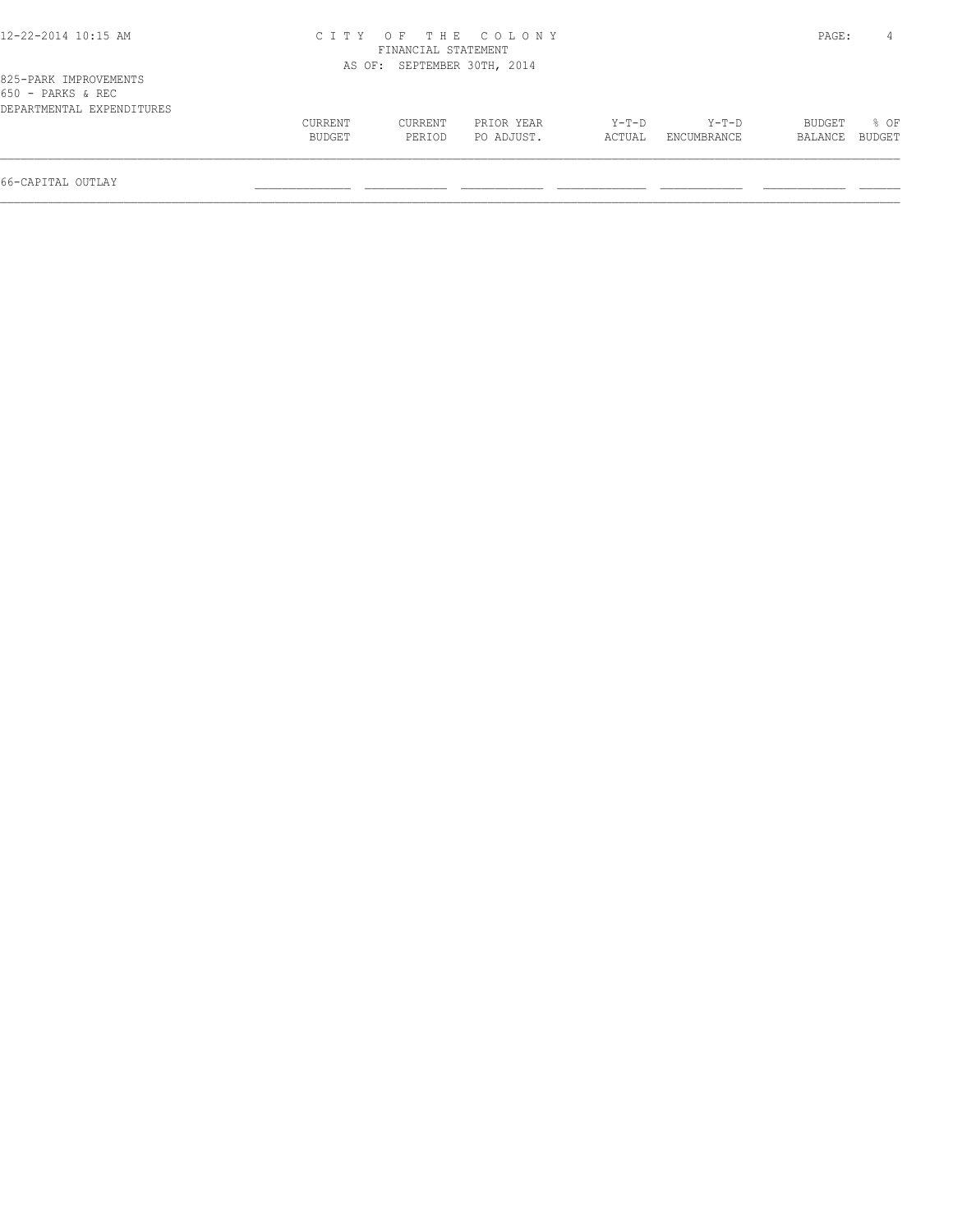CITY OF THE COLONY
FINANCIAL STATEMENT
AS OF: SEPTEMBER 30TH, 2014

825-PARK IMPROVEMENTS
650 - PARKS & REC
DEPARTMENTAL EXPENDITURES

| | CURRENT BUDGET | CURRENT PERIOD | PRIOR YEAR PO ADJUST. | Y-T-D ACTUAL | Y-T-D ENCUMBRANCE | BUDGET BALANCE | % OF BUDGET |
|---|---|---|---|---|---|---|---|
| 66-CAPITAL OUTLAY | | | | | | | |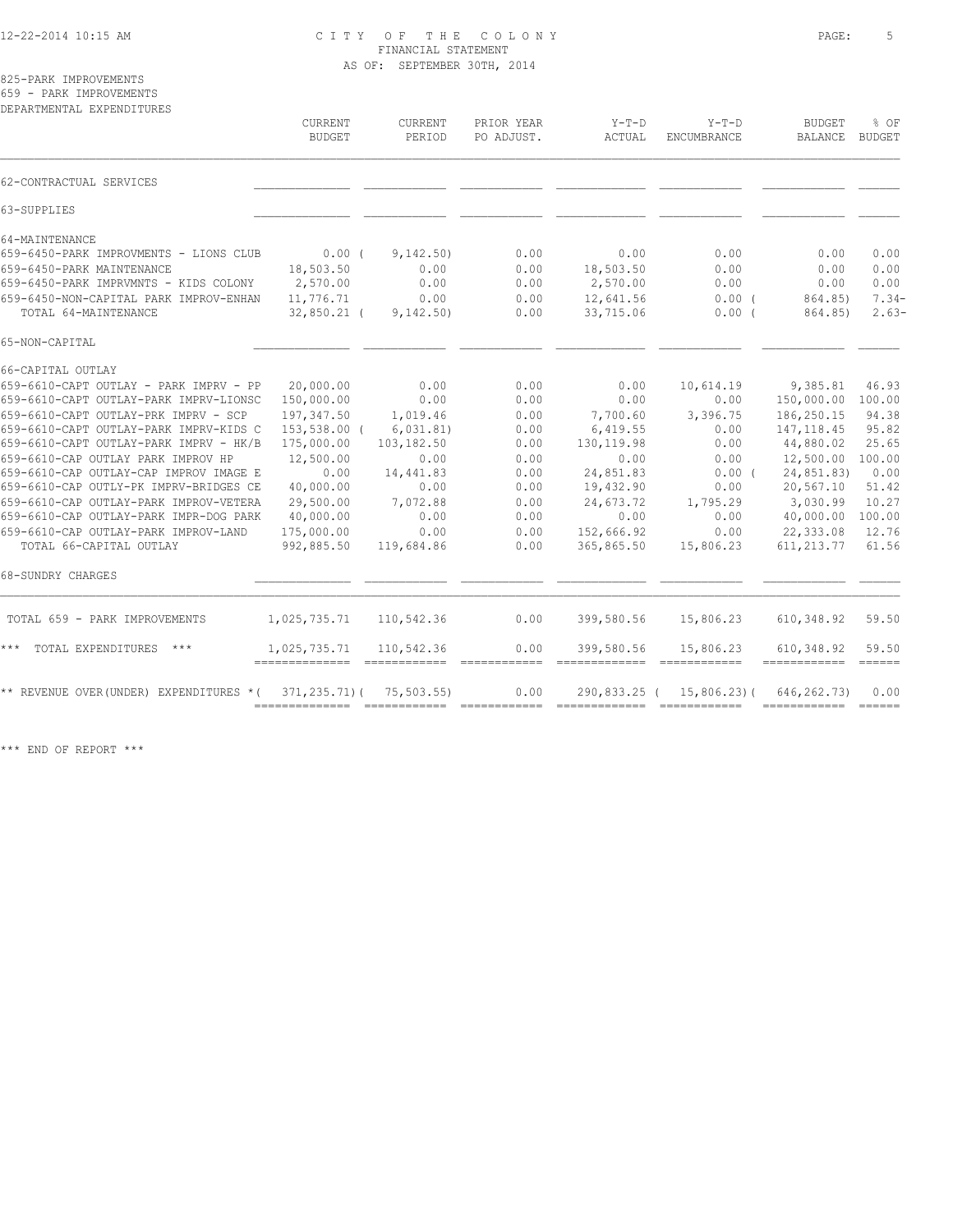CITY OF THE COLONY
FINANCIAL STATEMENT
AS OF: SEPTEMBER 30TH, 2014

825-PARK IMPROVEMENTS
659 - PARK IMPROVEMENTS
DEPARTMENTAL EXPENDITURES

| | CURRENT BUDGET | CURRENT PERIOD | PRIOR YEAR PO ADJUST. | Y-T-D ACTUAL | Y-T-D ENCUMBRANCE | BUDGET BALANCE | % OF BUDGET |
|---|---|---|---|---|---|---|---|
| 62-CONTRACTUAL SERVICES | | | | | | | |
| 63-SUPPLIES | | | | | | | |
| 64-MAINTENANCE | | | | | | | |
| 659-6450-PARK IMPROVMENTS - LIONS CLUB | 0.00 | ( 9,142.50) | 0.00 | 0.00 | 0.00 | 0.00 | 0.00 |
| 659-6450-PARK MAINTENANCE | 18,503.50 | 0.00 | 0.00 | 18,503.50 | 0.00 | 0.00 | 0.00 |
| 659-6450-PARK IMPRVMNTS - KIDS COLONY | 2,570.00 | 0.00 | 0.00 | 2,570.00 | 0.00 | 0.00 | 0.00 |
| 659-6450-NON-CAPITAL PARK IMPROV-ENHAN | 11,776.71 | 0.00 | 0.00 | 12,641.56 | 0.00 | ( 864.85) | 7.34- |
| TOTAL 64-MAINTENANCE | 32,850.21 | ( 9,142.50) | 0.00 | 33,715.06 | 0.00 | ( 864.85) | 2.63- |
| 65-NON-CAPITAL | | | | | | | |
| 66-CAPITAL OUTLAY | | | | | | | |
| 659-6610-CAPT OUTLAY - PARK IMPRV - PP | 20,000.00 | 0.00 | 0.00 | 0.00 | 10,614.19 | 9,385.81 | 46.93 |
| 659-6610-CAPT OUTLAY-PARK IMPRV-LIONSC | 150,000.00 | 0.00 | 0.00 | 0.00 | 0.00 | 150,000.00 | 100.00 |
| 659-6610-CAPT OUTLAY-PRK IMPRV - SCP | 197,347.50 | 1,019.46 | 0.00 | 7,700.60 | 3,396.75 | 186,250.15 | 94.38 |
| 659-6610-CAPT OUTLAY-PARK IMPRV-KIDS C | 153,538.00 | ( 6,031.81) | 0.00 | 6,419.55 | 0.00 | 147,118.45 | 95.82 |
| 659-6610-CAPT OUTLAY-PARK IMPRV - HK/B | 175,000.00 | 103,182.50 | 0.00 | 130,119.98 | 0.00 | 44,880.02 | 25.65 |
| 659-6610-CAP OUTLAY PARK IMPROV HP | 12,500.00 | 0.00 | 0.00 | 0.00 | 0.00 | 12,500.00 | 100.00 |
| 659-6610-CAP OUTLAY-CAP IMPROV IMAGE E | 0.00 | 14,441.83 | 0.00 | 24,851.83 | 0.00 | ( 24,851.83) | 0.00 |
| 659-6610-CAP OUTLY-PK IMPRV-BRIDGES CE | 40,000.00 | 0.00 | 0.00 | 19,432.90 | 0.00 | 20,567.10 | 51.42 |
| 659-6610-CAP OUTLAY-PARK IMPROV-VETERA | 29,500.00 | 7,072.88 | 0.00 | 24,673.72 | 1,795.29 | 3,030.99 | 10.27 |
| 659-6610-CAP OUTLAY-PARK IMPR-DOG PARK | 40,000.00 | 0.00 | 0.00 | 0.00 | 0.00 | 40,000.00 | 100.00 |
| 659-6610-CAP OUTLAY-PARK IMPROV-LAND | 175,000.00 | 0.00 | 0.00 | 152,666.92 | 0.00 | 22,333.08 | 12.76 |
| TOTAL 66-CAPITAL OUTLAY | 992,885.50 | 119,684.86 | 0.00 | 365,865.50 | 15,806.23 | 611,213.77 | 61.56 |
| 68-SUNDRY CHARGES | | | | | | | |
| TOTAL 659 - PARK IMPROVEMENTS | 1,025,735.71 | 110,542.36 | 0.00 | 399,580.56 | 15,806.23 | 610,348.92 | 59.50 |
| *** TOTAL EXPENDITURES *** | 1,025,735.71 | 110,542.36 | 0.00 | 399,580.56 | 15,806.23 | 610,348.92 | 59.50 |
| ** REVENUE OVER(UNDER) EXPENDITURES * | ( 371,235.71) | ( 75,503.55) | 0.00 | 290,833.25 | ( 15,806.23) | ( 646,262.73) | 0.00 |

*** END OF REPORT ***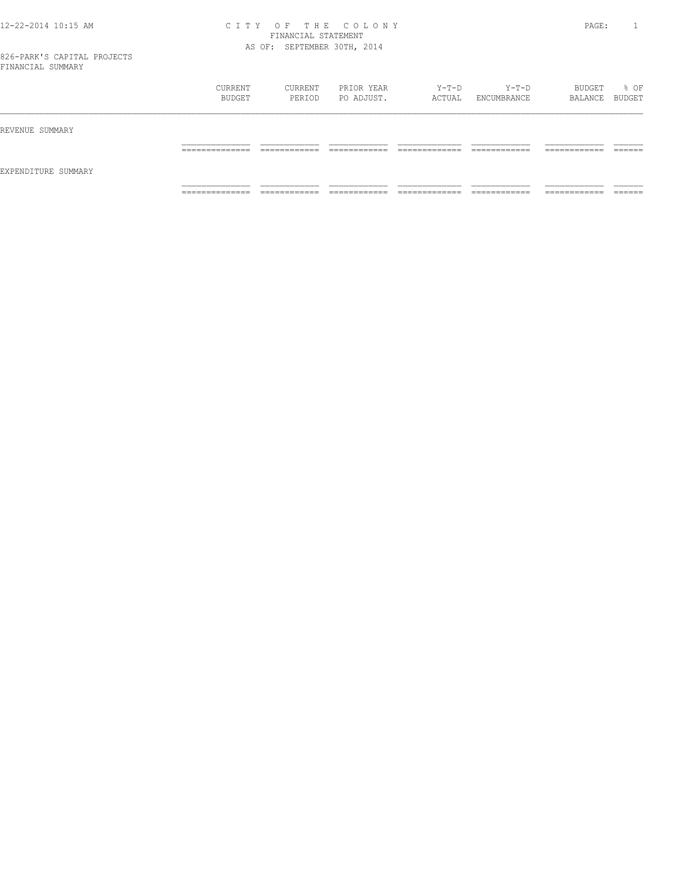CITY OF THE COLONY
FINANCIAL STATEMENT
AS OF: SEPTEMBER 30TH, 2014

826-PARK'S CAPITAL PROJECTS
FINANCIAL SUMMARY

| | CURRENT BUDGET | CURRENT PERIOD | PRIOR YEAR PO ADJUST. | Y-T-D ACTUAL | Y-T-D ENCUMBRANCE | BUDGET BALANCE | % OF BUDGET |
|---|---|---|---|---|---|---|---|
| REVENUE SUMMARY | | | | | | | |
| EXPENDITURE SUMMARY | | | | | | | |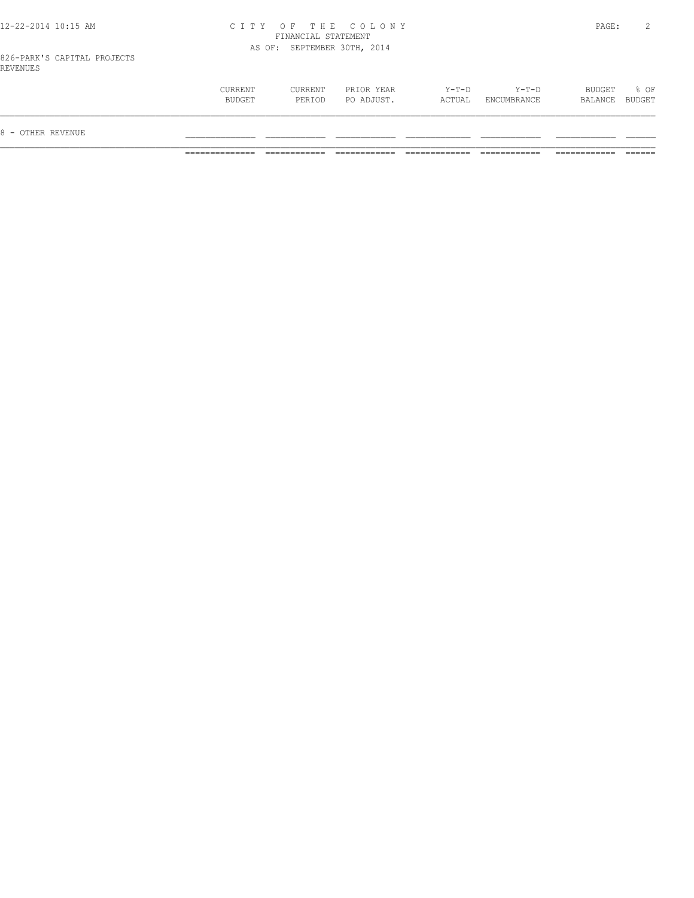826-PARK'S CAPITAL PROJECTS

REVENUES

| | CURRENT BUDGET | CURRENT PERIOD | PRIOR YEAR PO ADJUST. | Y-T-D ACTUAL | Y-T-D ENCUMBRANCE | BUDGET BALANCE | % OF BUDGET |
|---|---|---|---|---|---|---|---|
| 8 - OTHER REVENUE | | | | | | | |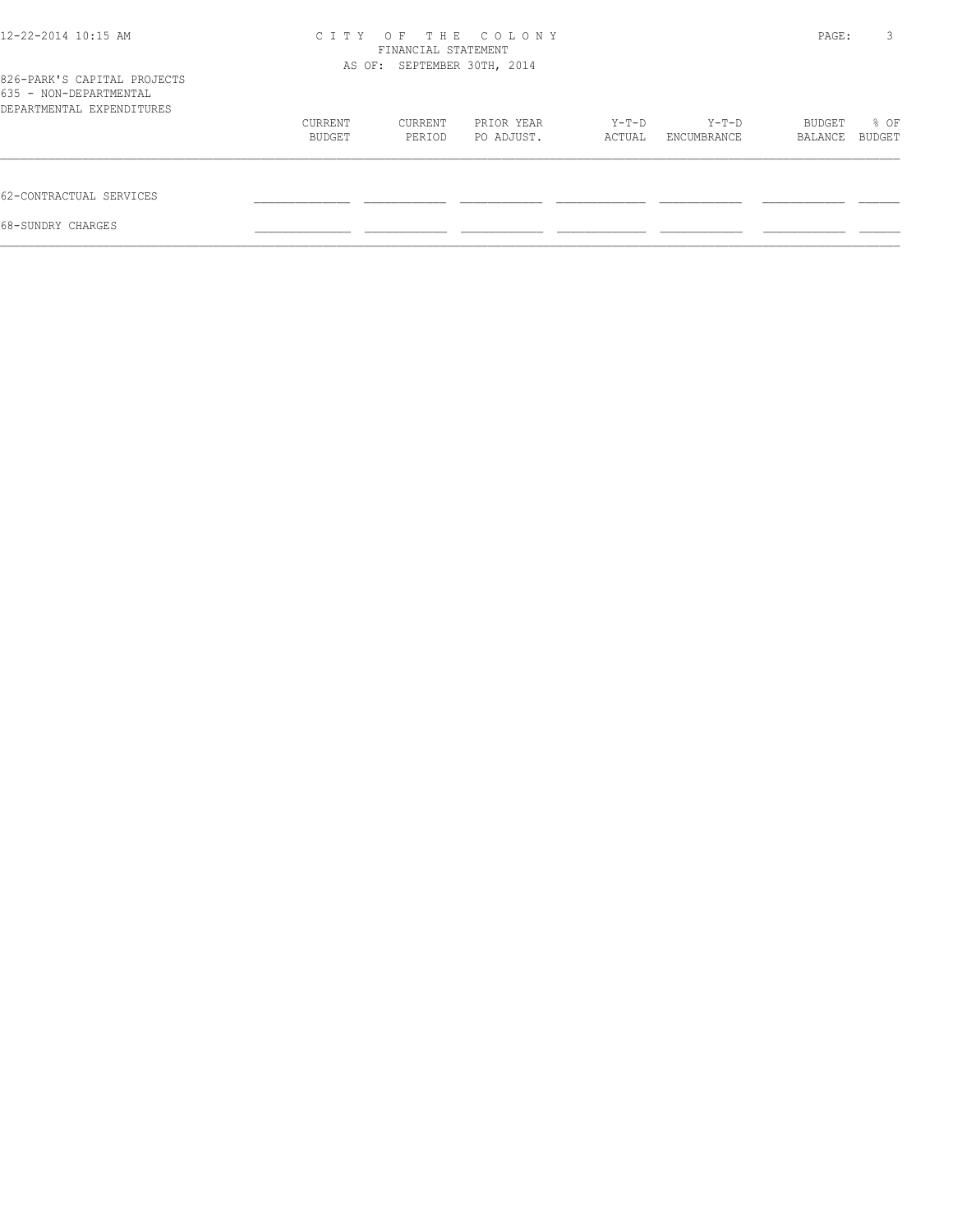CITY OF THE COLONY
FINANCIAL STATEMENT
AS OF: SEPTEMBER 30TH, 2014

826-PARK'S CAPITAL PROJECTS
635 - NON-DEPARTMENTAL
DEPARTMENTAL EXPENDITURES

| | CURRENT BUDGET | CURRENT PERIOD | PRIOR YEAR PO ADJUST. | Y-T-D ACTUAL | Y-T-D ENCUMBRANCE | BUDGET BALANCE | % OF BUDGET |
|---|---|---|---|---|---|---|---|
| 62-CONTRACTUAL SERVICES | | | | | | | |
| 68-SUNDRY CHARGES | | | | | | | |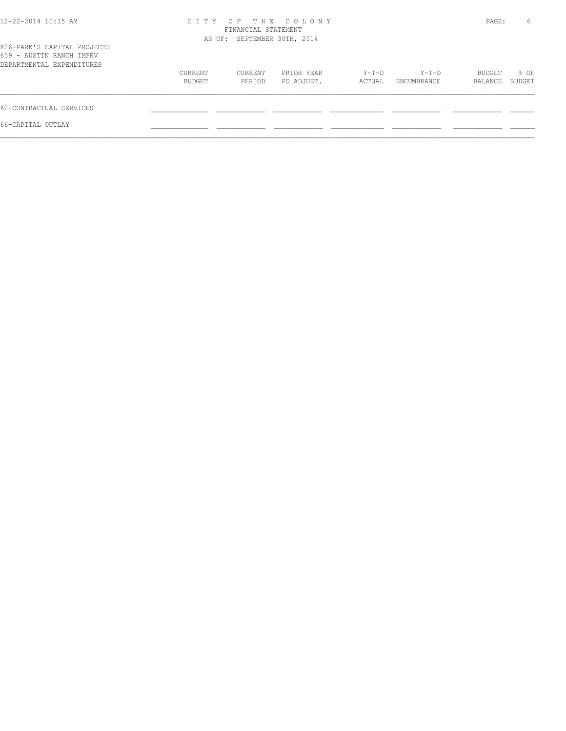CITY OF THE COLONY
FINANCIAL STATEMENT
AS OF: SEPTEMBER 30TH, 2014

826-PARK'S CAPITAL PROJECTS
659 - AUSTIN RANCH IMPRV
DEPARTMENTAL EXPENDITURES

| | CURRENT BUDGET | CURRENT PERIOD | PRIOR YEAR PO ADJUST. | Y-T-D ACTUAL | Y-T-D ENCUMBRANCE | BUDGET BALANCE | % OF BUDGET |
|---|---|---|---|---|---|---|---|
| 62-CONTRACTUAL SERVICES | | | | | | | |
| 66-CAPITAL OUTLAY | | | | | | | |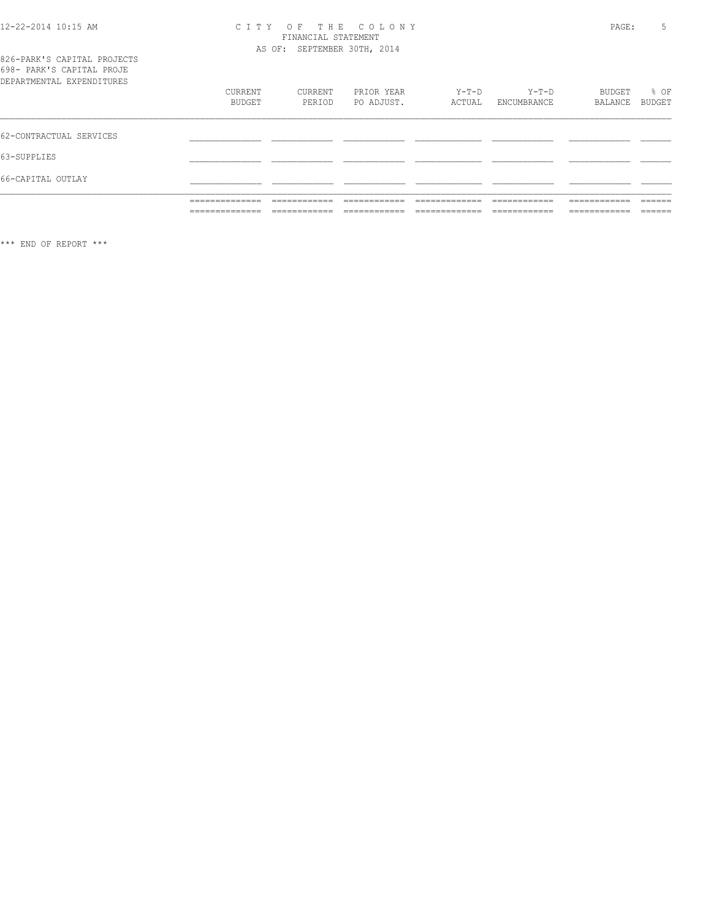CITY OF THE COLONY
FINANCIAL STATEMENT
AS OF: SEPTEMBER 30TH, 2014

826-PARK'S CAPITAL PROJECTS
698- PARK'S CAPITAL PROJE
DEPARTMENTAL EXPENDITURES

| | CURRENT BUDGET | CURRENT PERIOD | PRIOR YEAR PO ADJUST. | Y-T-D ACTUAL | Y-T-D ENCUMBRANCE | BUDGET BALANCE | % OF BUDGET |
|---|---|---|---|---|---|---|---|
| 62-CONTRACTUAL SERVICES | | | | | | | |
| 63-SUPPLIES | | | | | | | |
| 66-CAPITAL OUTLAY | | | | | | | |

*** END OF REPORT ***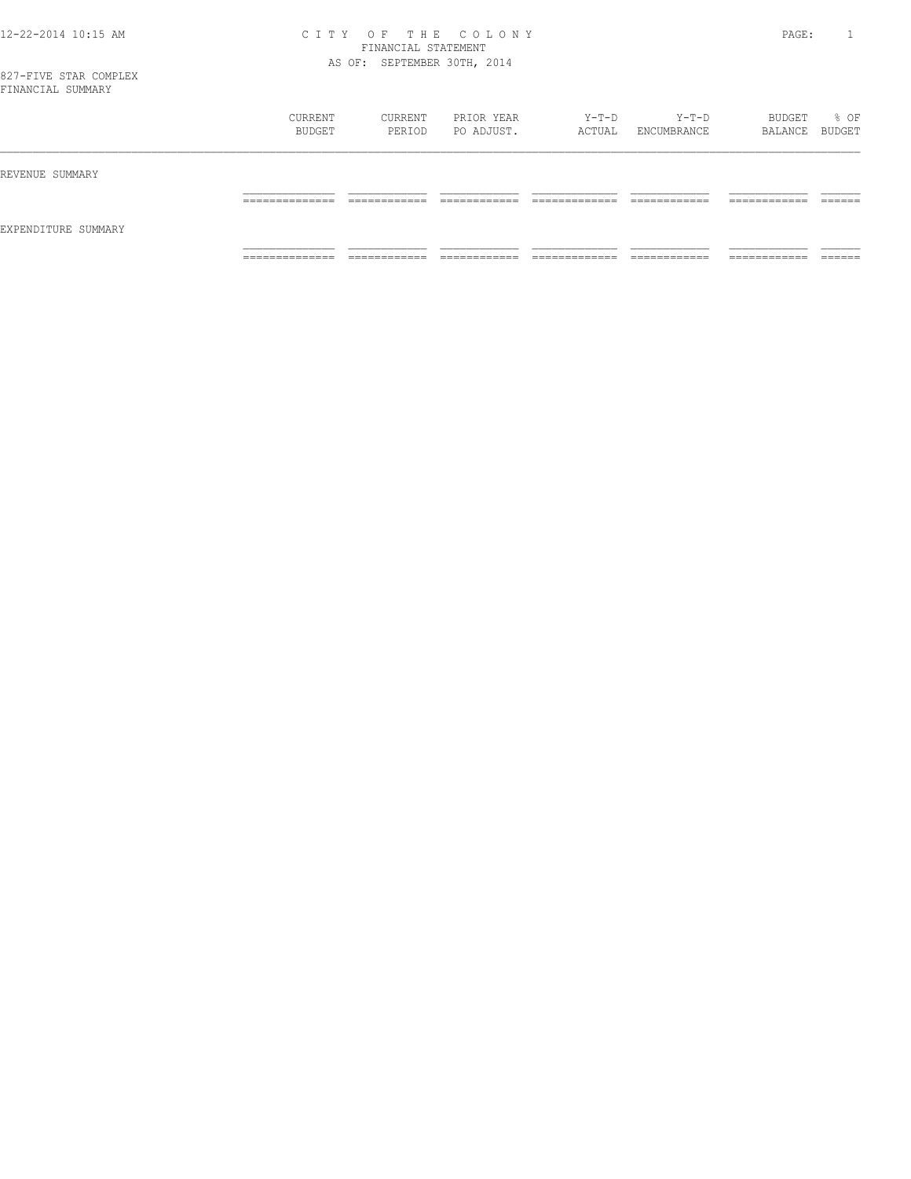# CITY OF THE COLONY
## FINANCIAL STATEMENT
### AS OF: SEPTEMBER 30TH, 2014

827-FIVE STAR COMPLEX
FINANCIAL SUMMARY

| | CURRENT BUDGET | CURRENT PERIOD | PRIOR YEAR PO ADJUST. | Y-T-D ACTUAL | Y-T-D ENCUMBRANCE | BUDGET BALANCE | % OF BUDGET |
|---|---|---|---|---|---|---|---|
| REVENUE SUMMARY | | | | | | | |
| EXPENDITURE SUMMARY | | | | | | | |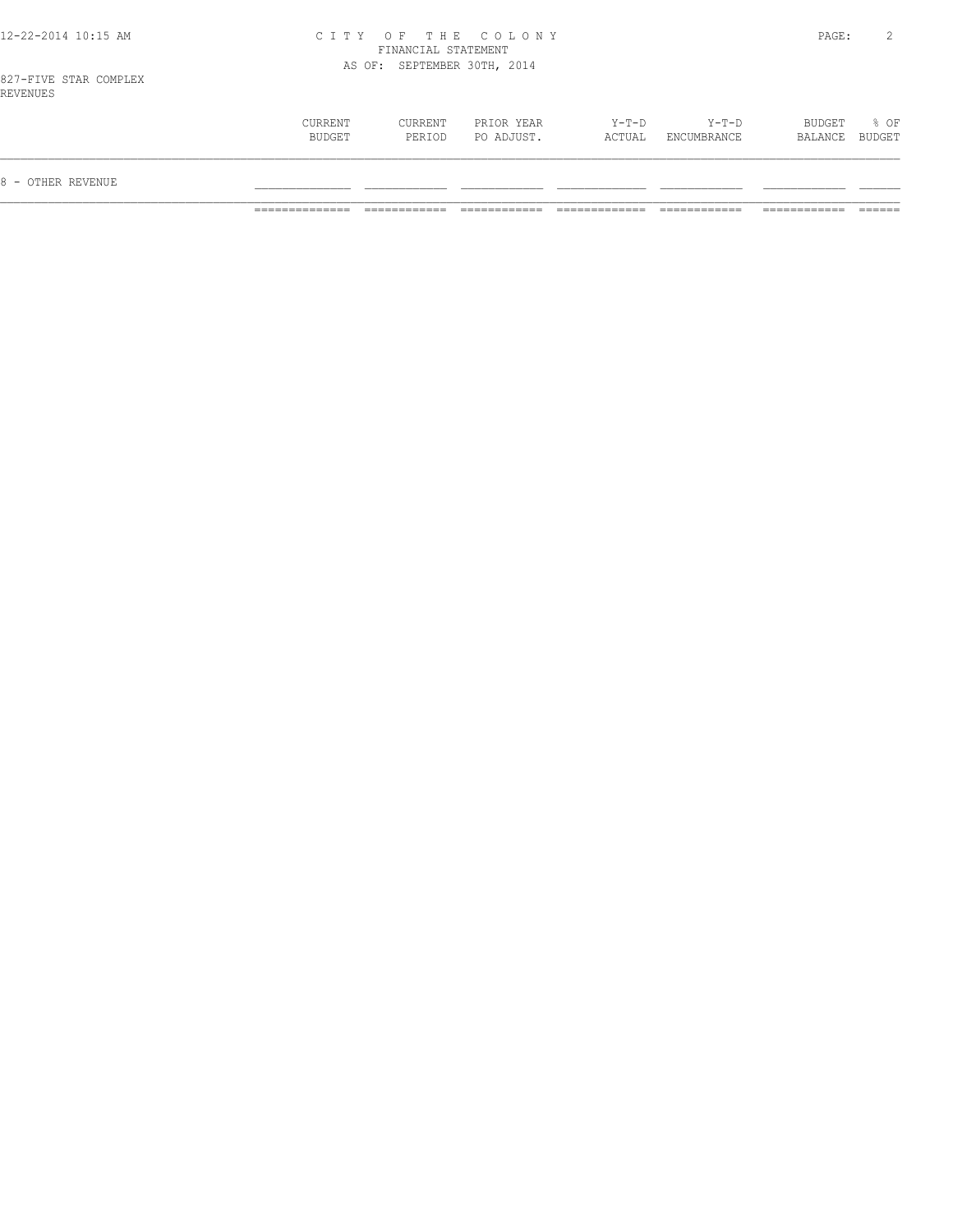827-FIVE STAR COMPLEX
REVENUES

| | CURRENT BUDGET | CURRENT PERIOD | PRIOR YEAR PO ADJUST. | Y-T-D ACTUAL | Y-T-D ENCUMBRANCE | BUDGET BALANCE | % OF BUDGET |
|---|---|---|---|---|---|---|---|
| 8 - OTHER REVENUE | | | | | | | |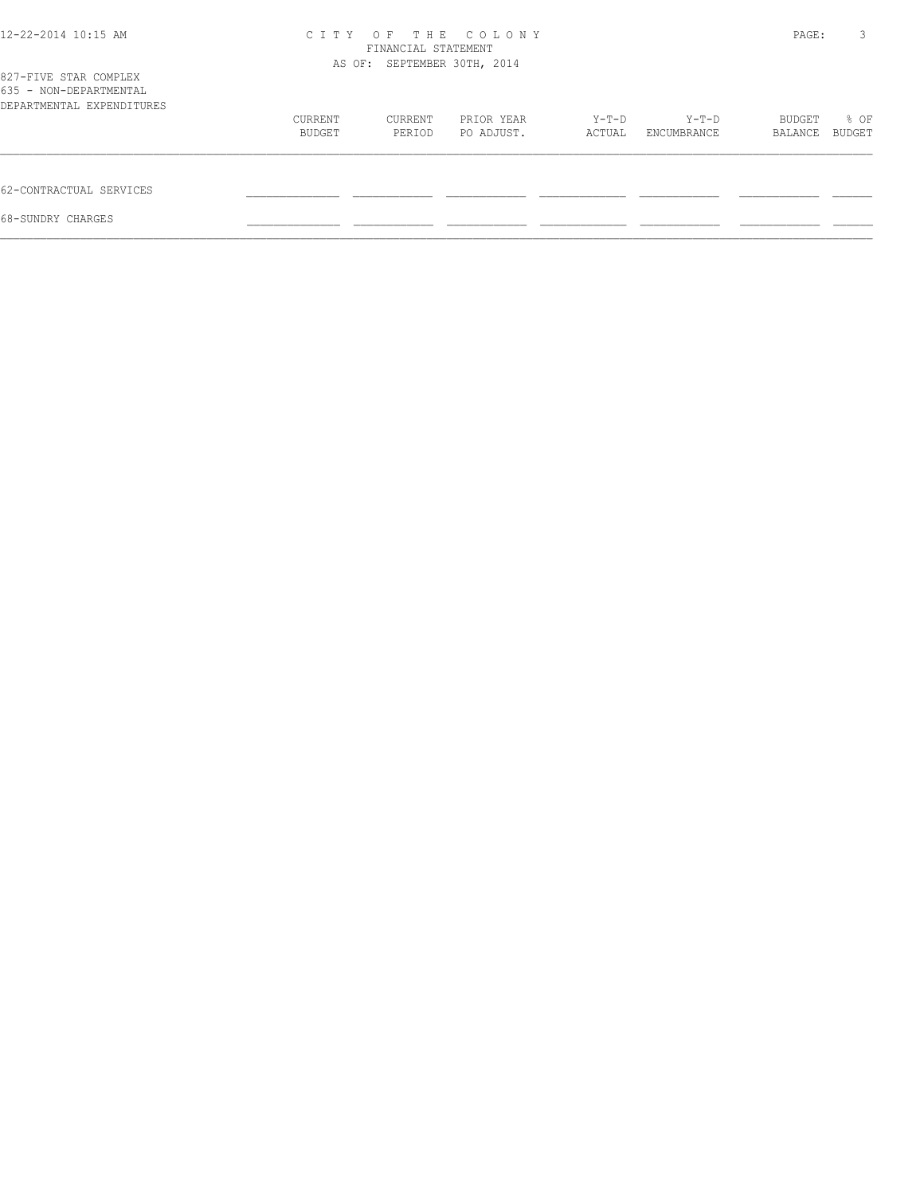CITY OF THE COLONY
FINANCIAL STATEMENT
AS OF: SEPTEMBER 30TH, 2014

827-FIVE STAR COMPLEX
635 - NON-DEPARTMENTAL
DEPARTMENTAL EXPENDITURES

| | CURRENT BUDGET | CURRENT PERIOD | PRIOR YEAR PO ADJUST. | Y-T-D ACTUAL | Y-T-D ENCUMBRANCE | BUDGET BALANCE | % OF BUDGET |
|---|---|---|---|---|---|---|---|
| 62-CONTRACTUAL SERVICES | | | | | | | |
| 68-SUNDRY CHARGES | | | | | | | |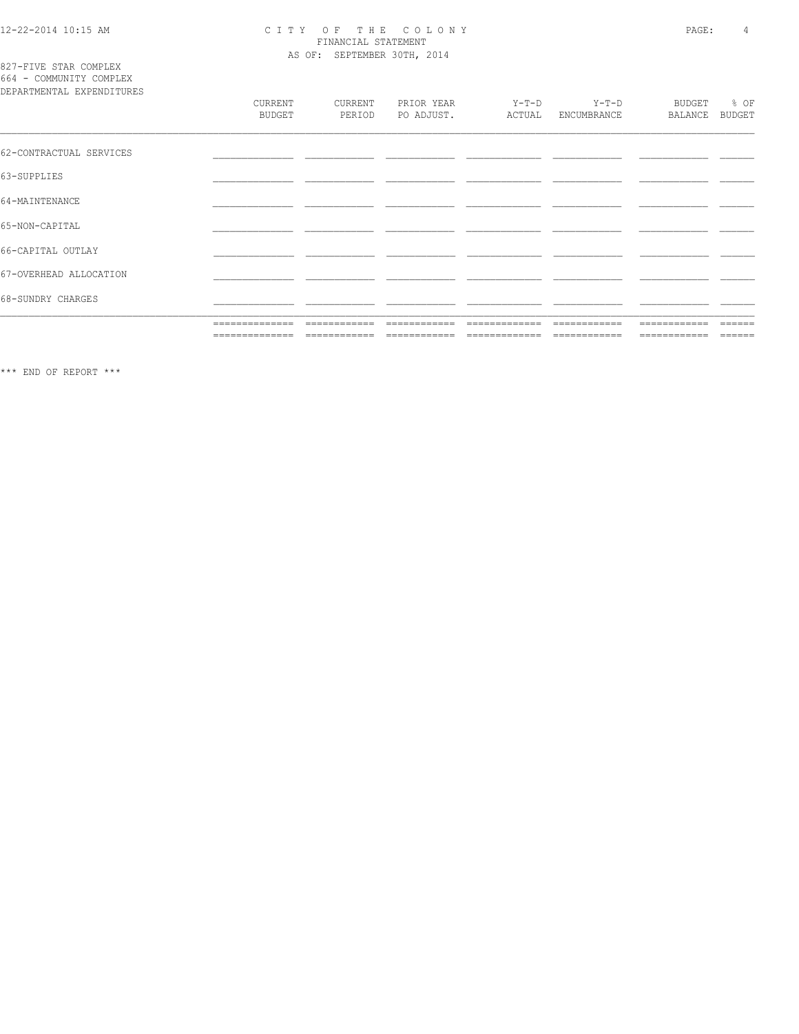# CITY OF THE COLONY
## FINANCIAL STATEMENT
### AS OF: SEPTEMBER 30TH, 2014

827-FIVE STAR COMPLEX
664 - COMMUNITY COMPLEX
DEPARTMENTAL EXPENDITURES

| | CURRENT BUDGET | CURRENT PERIOD | PRIOR YEAR PO ADJUST. | Y-T-D ACTUAL | Y-T-D ENCUMBRANCE | BUDGET BALANCE | % OF BUDGET |
|---|---|---|---|---|---|---|---|
| 62-CONTRACTUAL SERVICES | | | | | | | |
| 63-SUPPLIES | | | | | | | |
| 64-MAINTENANCE | | | | | | | |
| 65-NON-CAPITAL | | | | | | | |
| 66-CAPITAL OUTLAY | | | | | | | |
| 67-OVERHEAD ALLOCATION | | | | | | | |
| 68-SUNDRY CHARGES | | | | | | | |

*** END OF REPORT ***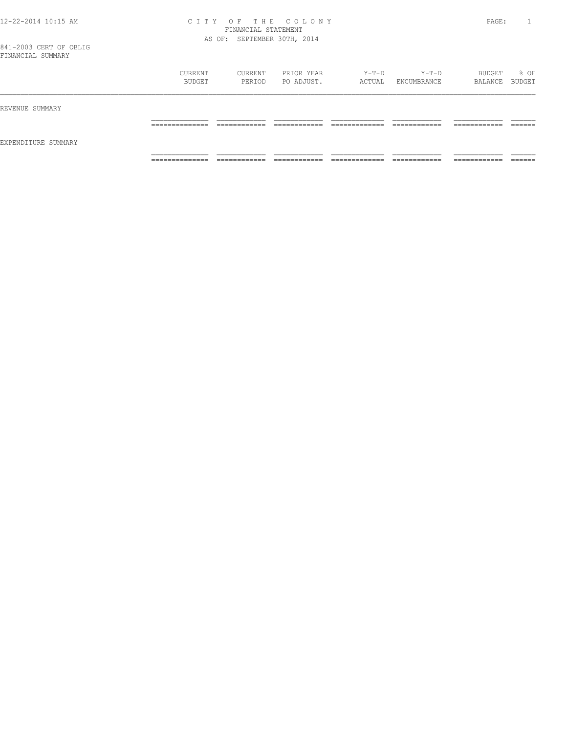CITY OF THE COLONY
FINANCIAL STATEMENT
AS OF: SEPTEMBER 30TH, 2014

841-2003 CERT OF OBLIG
FINANCIAL SUMMARY

| | CURRENT BUDGET | CURRENT PERIOD | PRIOR YEAR PO ADJUST. | Y-T-D ACTUAL | Y-T-D ENCUMBRANCE | BUDGET BALANCE | % OF BUDGET |
|---|---|---|---|---|---|---|---|
| REVENUE SUMMARY | | | | | | | |
| EXPENDITURE SUMMARY | | | | | | | |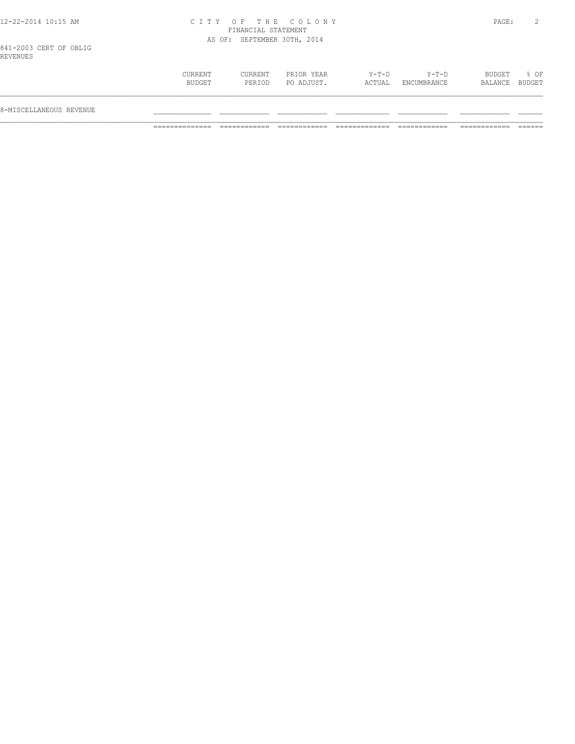# CITY OF THE COLONY

FINANCIAL STATEMENT

AS OF: SEPTEMBER 30TH, 2014

841-2003 CERT OF OBLIG

REVENUES

| | CURRENT BUDGET | CURRENT PERIOD | PRIOR YEAR PO ADJUST. | Y-T-D ACTUAL | Y-T-D ENCUMBRANCE | BUDGET BALANCE | % OF BUDGET |
|---|---|---|---|---|---|---|---|
| 8-MISCELLANEOUS REVENUE | | | | | | | |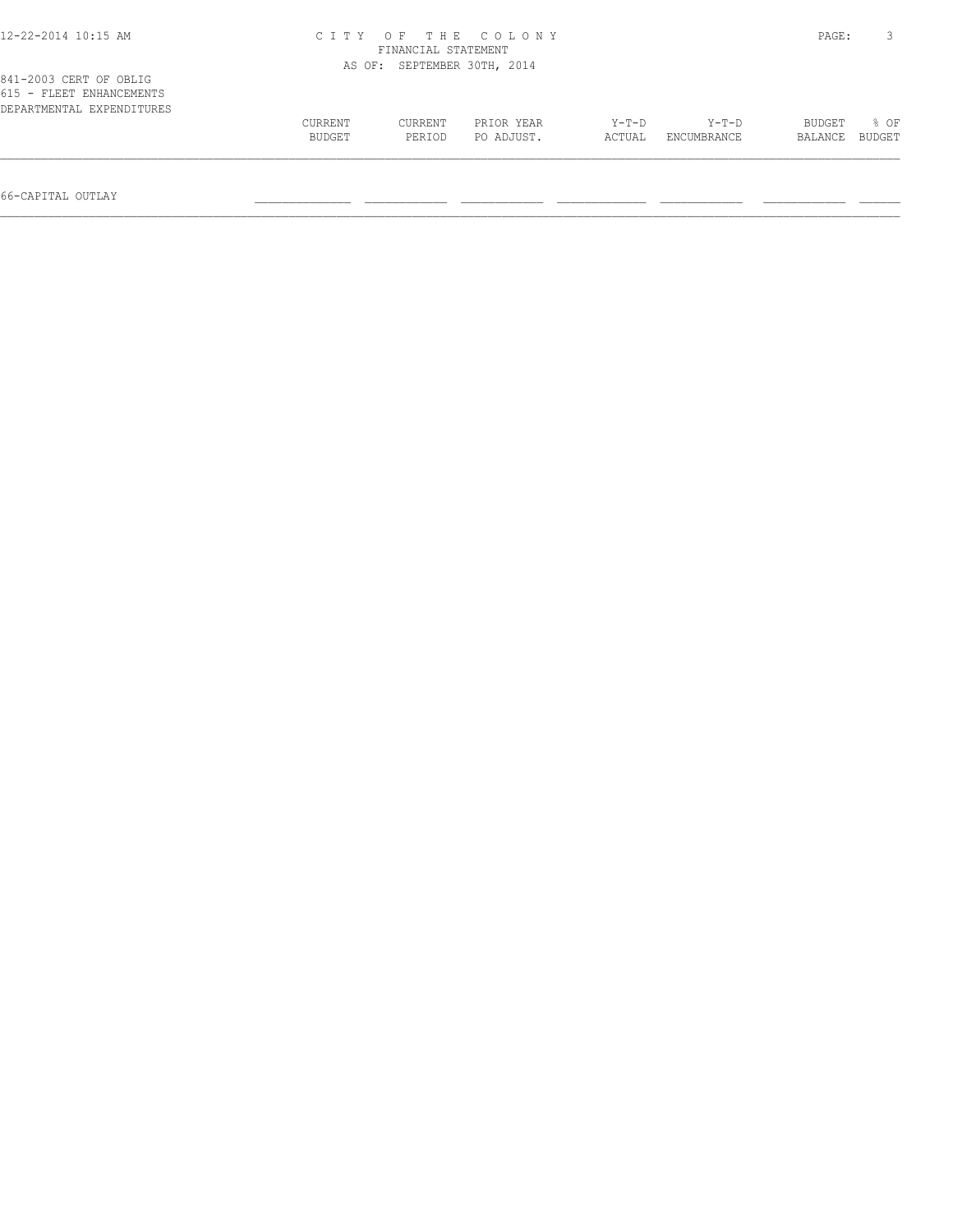841-2003 CERT OF OBLIG
615 - FLEET ENHANCEMENTS
DEPARTMENTAL EXPENDITURES

| | CURRENT BUDGET | CURRENT PERIOD | PRIOR YEAR PO ADJUST. | Y-T-D ACTUAL | Y-T-D ENCUMBRANCE | BUDGET BALANCE | % OF BUDGET |
|---|---|---|---|---|---|---|---|
| 66-CAPITAL OUTLAY | | | | | | | |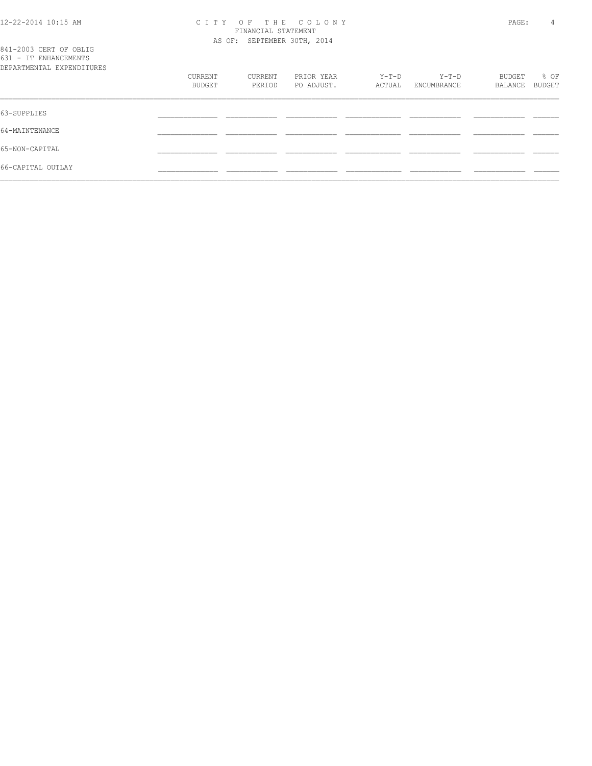# CITY OF THE COLONY
## FINANCIAL STATEMENT
### AS OF: SEPTEMBER 30TH, 2014

841-2003 CERT OF OBLIG
631 - IT ENHANCEMENTS
DEPARTMENTAL EXPENDITURES

| | CURRENT BUDGET | CURRENT PERIOD | PRIOR YEAR PO ADJUST. | Y-T-D ACTUAL | Y-T-D ENCUMBRANCE | BUDGET BALANCE | % OF BUDGET |
|---|---|---|---|---|---|---|---|
| 63-SUPPLIES | | | | | | | |
| 64-MAINTENANCE | | | | | | | |
| 65-NON-CAPITAL | | | | | | | |
| 66-CAPITAL OUTLAY | | | | | | | |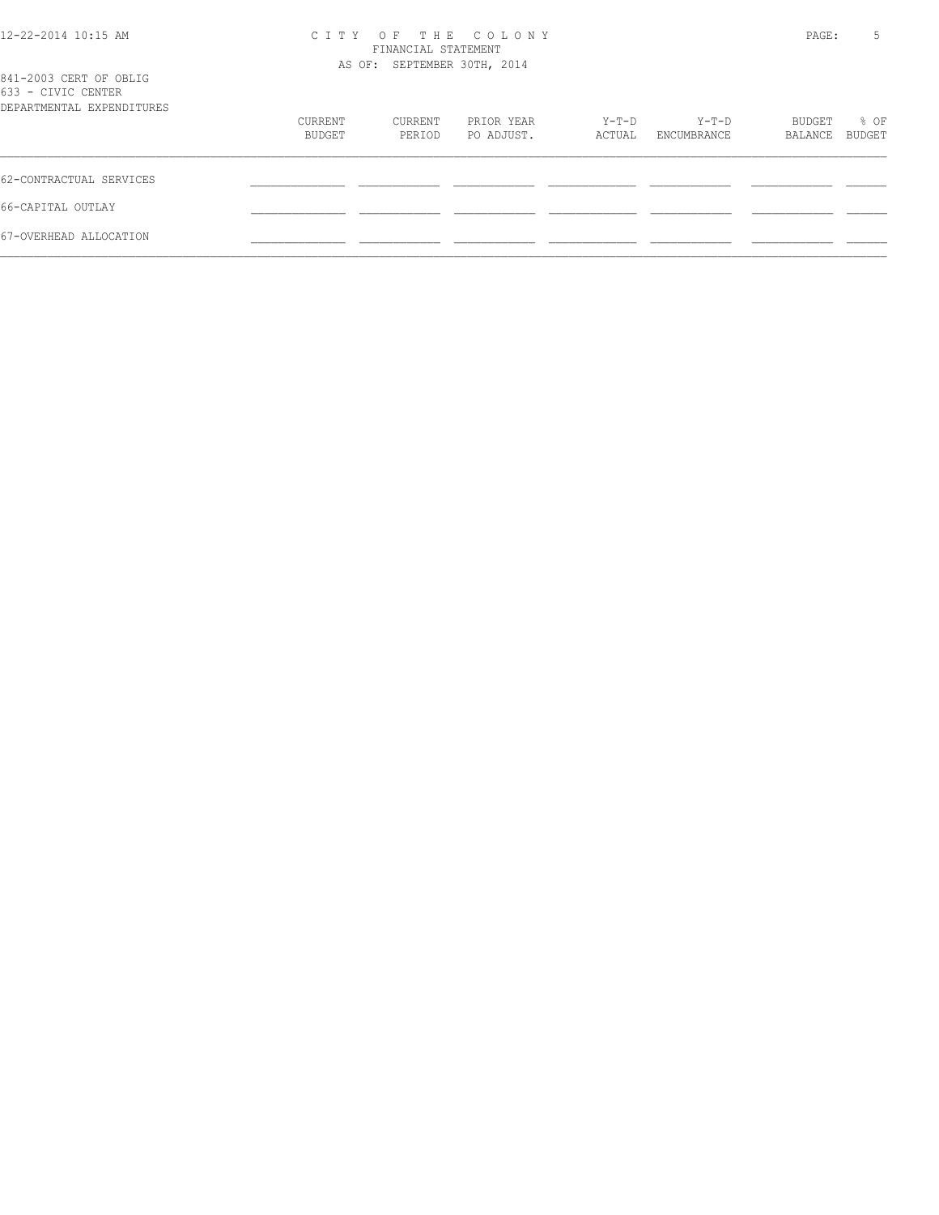841-2003 CERT OF OBLIG
633 - CIVIC CENTER
DEPARTMENTAL EXPENDITURES

| | CURRENT BUDGET | CURRENT PERIOD | PRIOR YEAR PO ADJUST. | Y-T-D ACTUAL | Y-T-D ENCUMBRANCE | BUDGET BALANCE | % OF BUDGET |
|---|---|---|---|---|---|---|---|
| 62-CONTRACTUAL SERVICES | | | | | | | |
| 66-CAPITAL OUTLAY | | | | | | | |
| 67-OVERHEAD ALLOCATION | | | | | | | |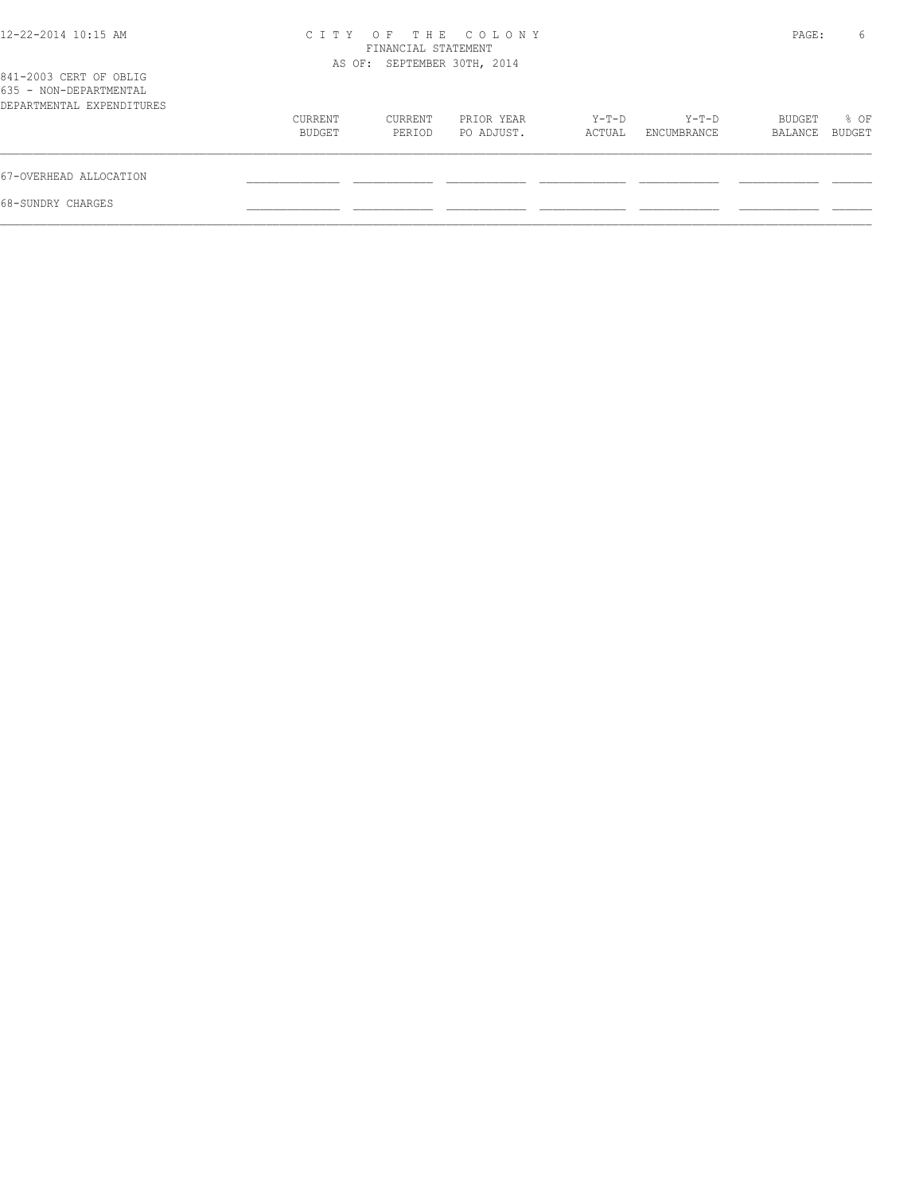CITY OF THE COLONY
FINANCIAL STATEMENT
AS OF: SEPTEMBER 30TH, 2014

841-2003 CERT OF OBLIG
635 - NON-DEPARTMENTAL
DEPARTMENTAL EXPENDITURES

| | CURRENT BUDGET | CURRENT PERIOD | PRIOR YEAR PO ADJUST. | Y-T-D ACTUAL | Y-T-D ENCUMBRANCE | BUDGET BALANCE | % OF BUDGET |
|---|---|---|---|---|---|---|---|
| 67-OVERHEAD ALLOCATION | | | | | | | |
| 68-SUNDRY CHARGES | | | | | | | |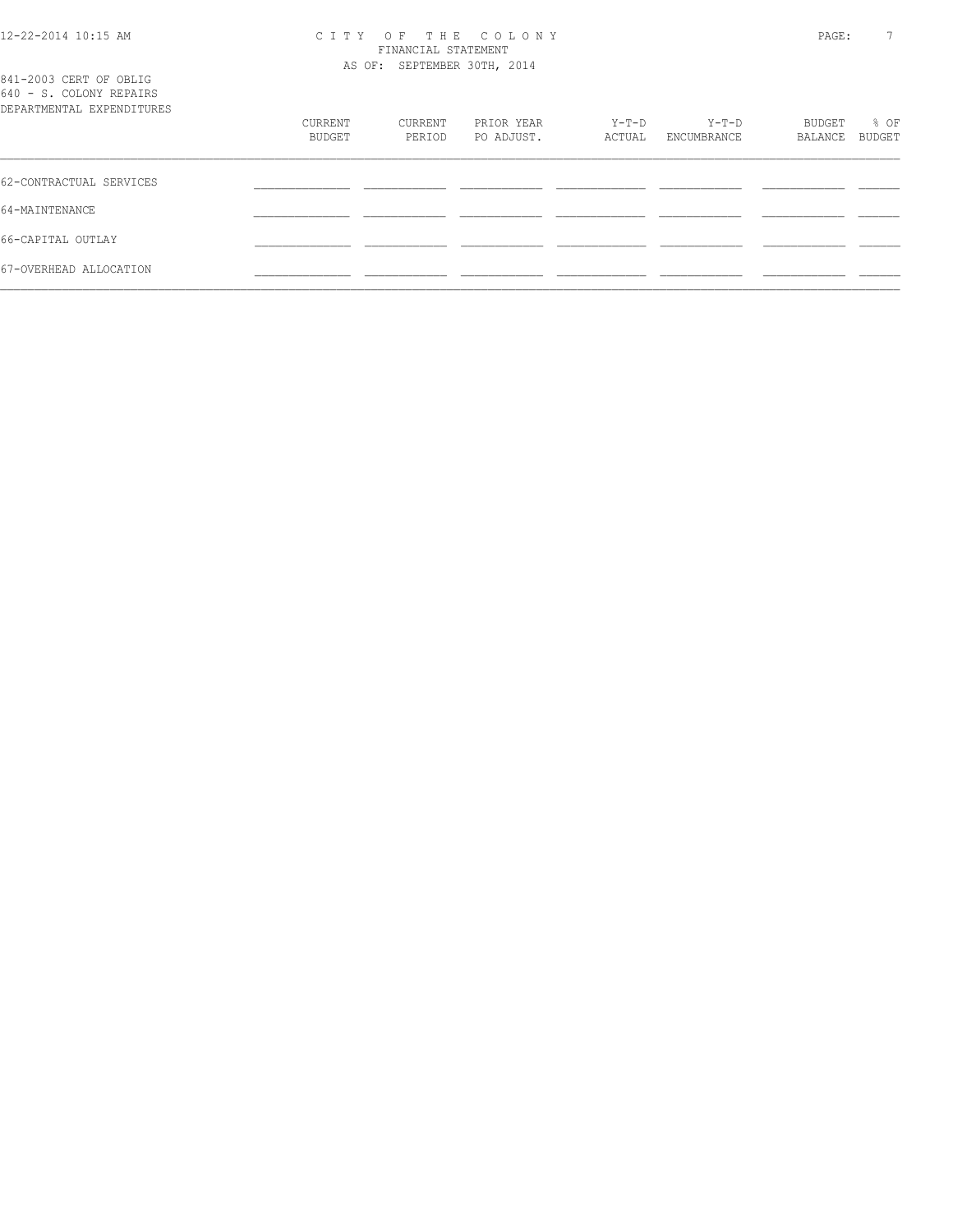CITY OF THE COLONY
FINANCIAL STATEMENT
AS OF: SEPTEMBER 30TH, 2014

841-2003 CERT OF OBLIG
640 - S. COLONY REPAIRS
DEPARTMENTAL EXPENDITURES

| | CURRENT BUDGET | CURRENT PERIOD | PRIOR YEAR PO ADJUST. | Y-T-D ACTUAL | Y-T-D ENCUMBRANCE | BUDGET BALANCE | % OF BUDGET |
|---|---|---|---|---|---|---|---|
| 62-CONTRACTUAL SERVICES | | | | | | | |
| 64-MAINTENANCE | | | | | | | |
| 66-CAPITAL OUTLAY | | | | | | | |
| 67-OVERHEAD ALLOCATION | | | | | | | |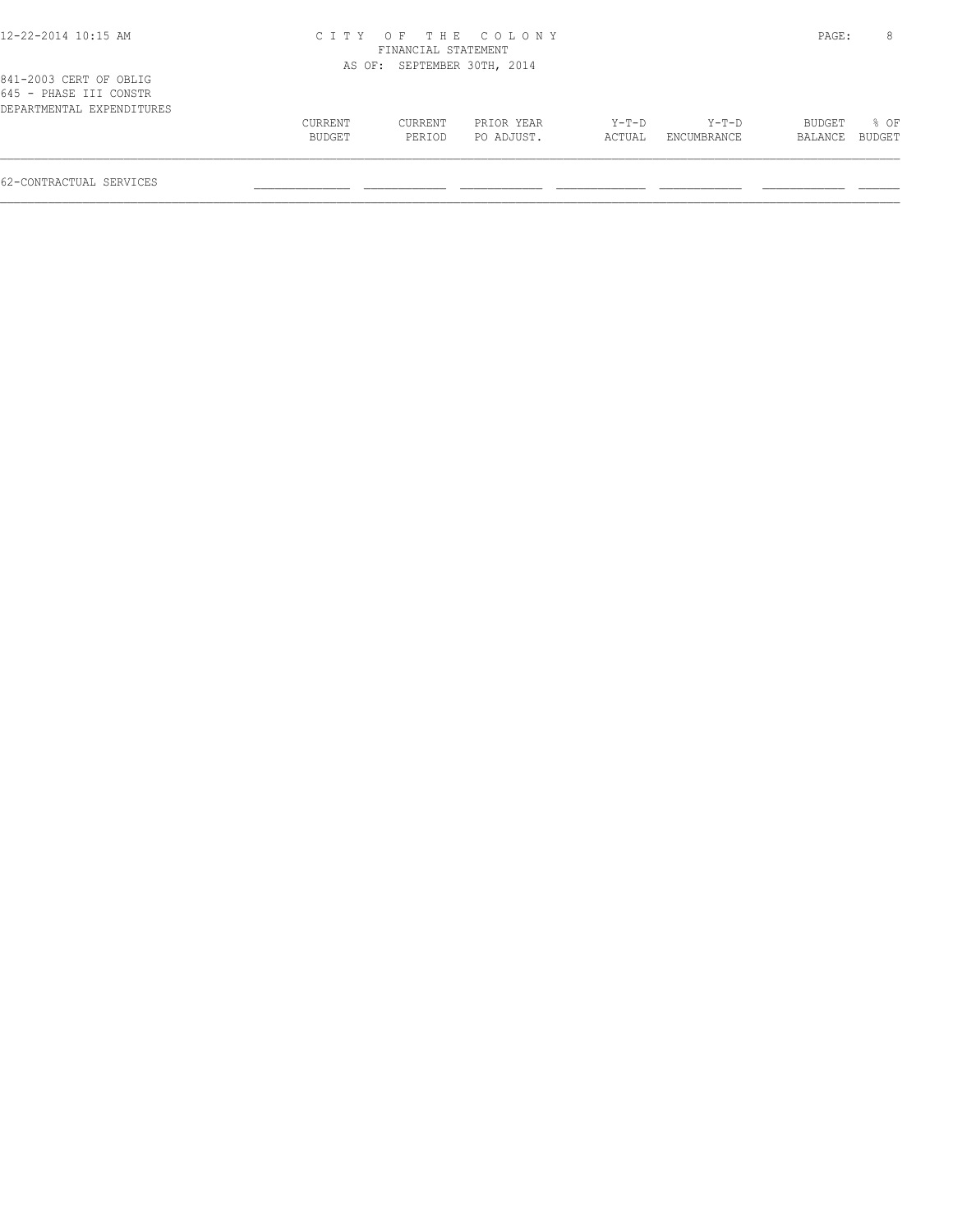CITY OF THE COLONY
FINANCIAL STATEMENT
AS OF: SEPTEMBER 30TH, 2014

841-2003 CERT OF OBLIG
645 - PHASE III CONSTR
DEPARTMENTAL EXPENDITURES

| | CURRENT BUDGET | CURRENT PERIOD | PRIOR YEAR PO ADJUST. | Y-T-D ACTUAL | Y-T-D ENCUMBRANCE | BUDGET BALANCE | % OF BUDGET |
|---|---|---|---|---|---|---|---|
| 62-CONTRACTUAL SERVICES | | | | | | | |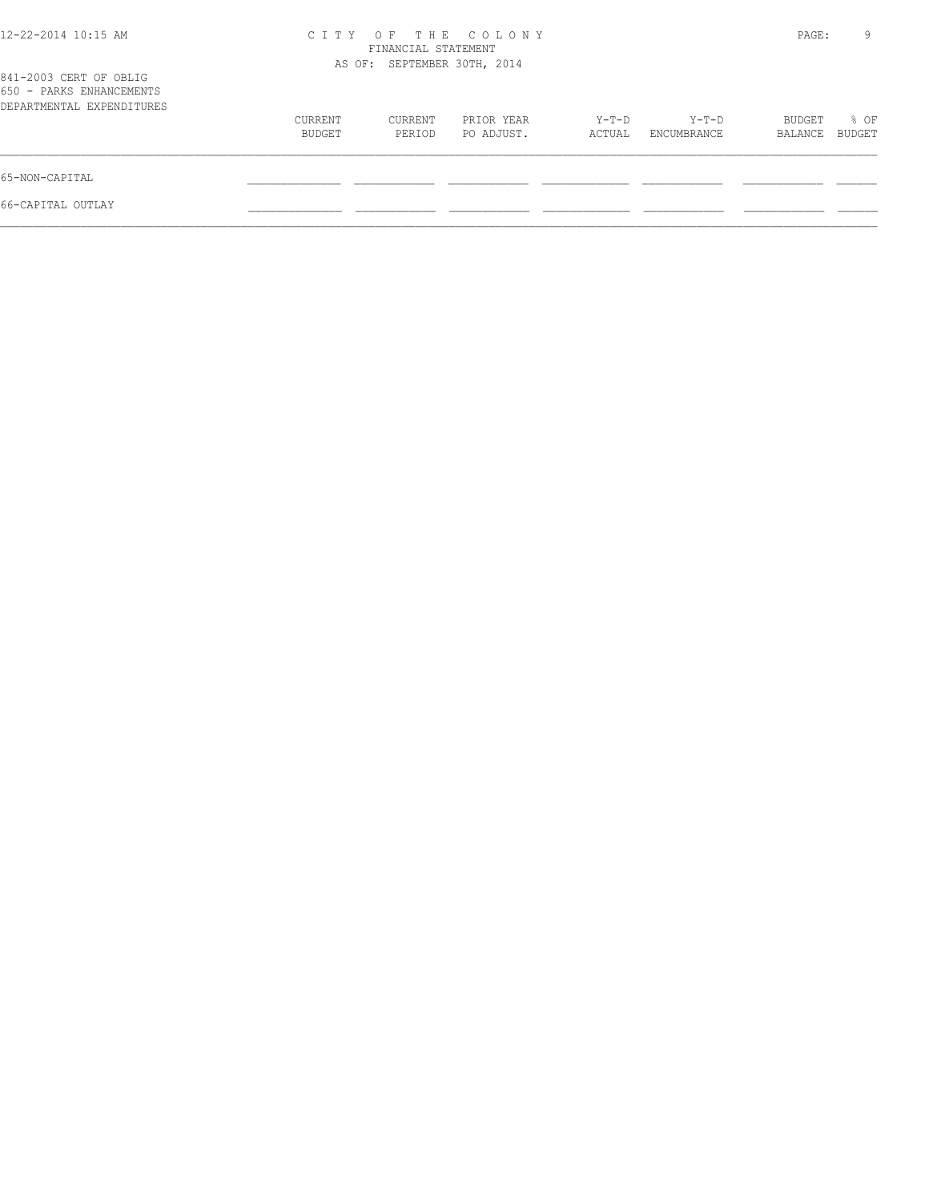CITY OF THE COLONY
FINANCIAL STATEMENT
AS OF: SEPTEMBER 30TH, 2014

841-2003 CERT OF OBLIG
650 - PARKS ENHANCEMENTS
DEPARTMENTAL EXPENDITURES

| | CURRENT BUDGET | CURRENT PERIOD | PRIOR YEAR PO ADJUST. | Y-T-D ACTUAL | Y-T-D ENCUMBRANCE | BUDGET BALANCE | % OF BUDGET |
|---|---|---|---|---|---|---|---|
| 65-NON-CAPITAL | | | | | | | |
| 66-CAPITAL OUTLAY | | | | | | | |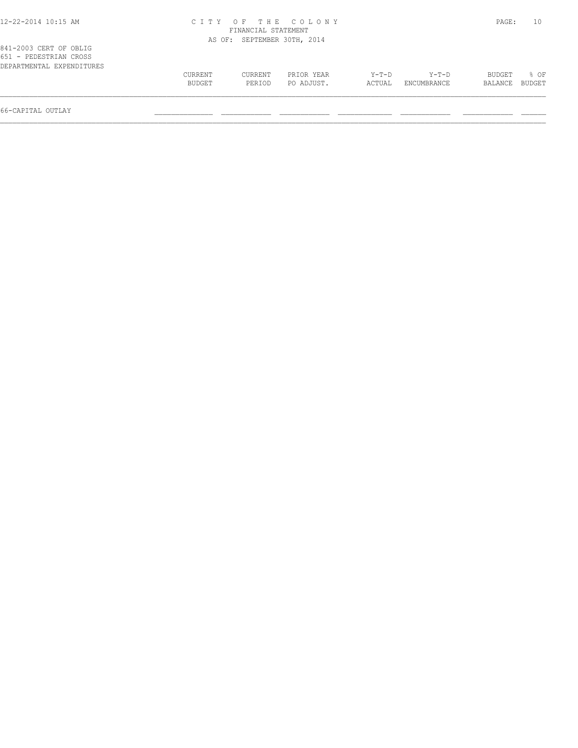CITY OF THE COLONY
FINANCIAL STATEMENT
AS OF: SEPTEMBER 30TH, 2014

841-2003 CERT OF OBLIG
651 - PEDESTRIAN CROSS
DEPARTMENTAL EXPENDITURES

| | CURRENT BUDGET | CURRENT PERIOD | PRIOR YEAR PO ADJUST. | Y-T-D ACTUAL | Y-T-D ENCUMBRANCE | BUDGET BALANCE | % OF BUDGET |
|---|---|---|---|---|---|---|---|
| 66-CAPITAL OUTLAY | | | | | | | |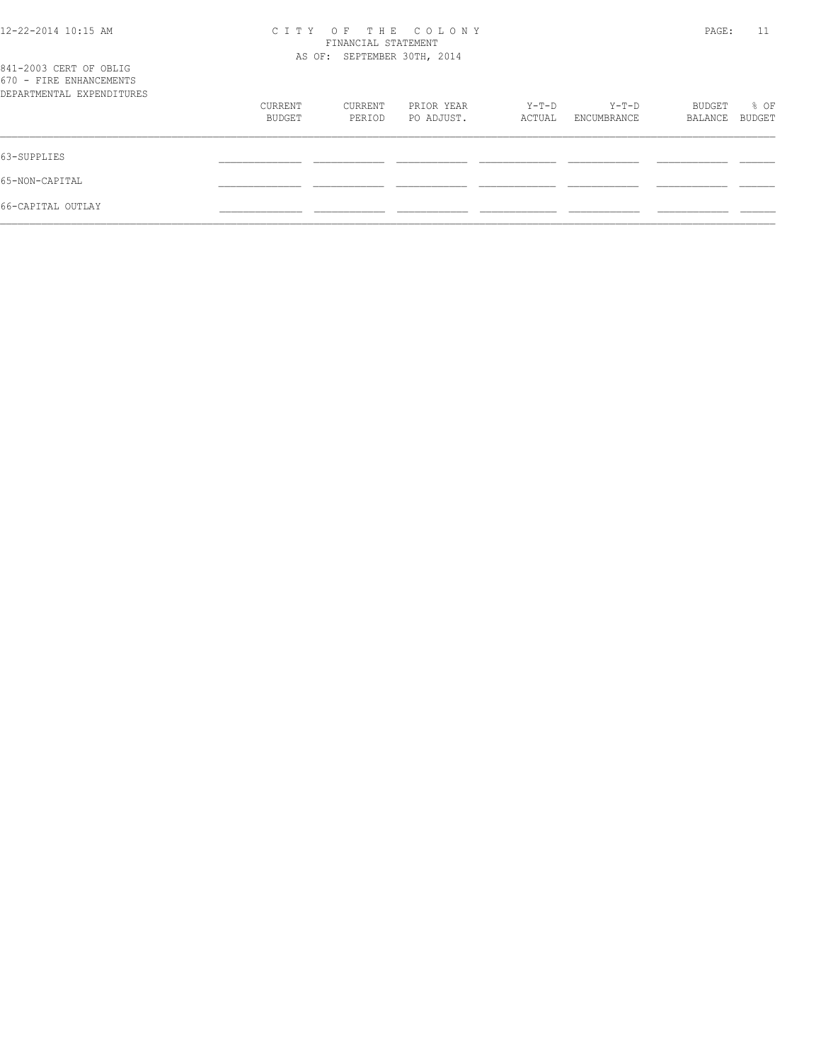CITY OF THE COLONY
FINANCIAL STATEMENT
AS OF: SEPTEMBER 30TH, 2014

841-2003 CERT OF OBLIG
670 - FIRE ENHANCEMENTS
DEPARTMENTAL EXPENDITURES

| | CURRENT BUDGET | CURRENT PERIOD | PRIOR YEAR PO ADJUST. | Y-T-D ACTUAL | Y-T-D ENCUMBRANCE | BUDGET BALANCE | % OF BUDGET |
|---|---|---|---|---|---|---|---|
| 63-SUPPLIES | | | | | | | |
| 65-NON-CAPITAL | | | | | | | |
| 66-CAPITAL OUTLAY | | | | | | | |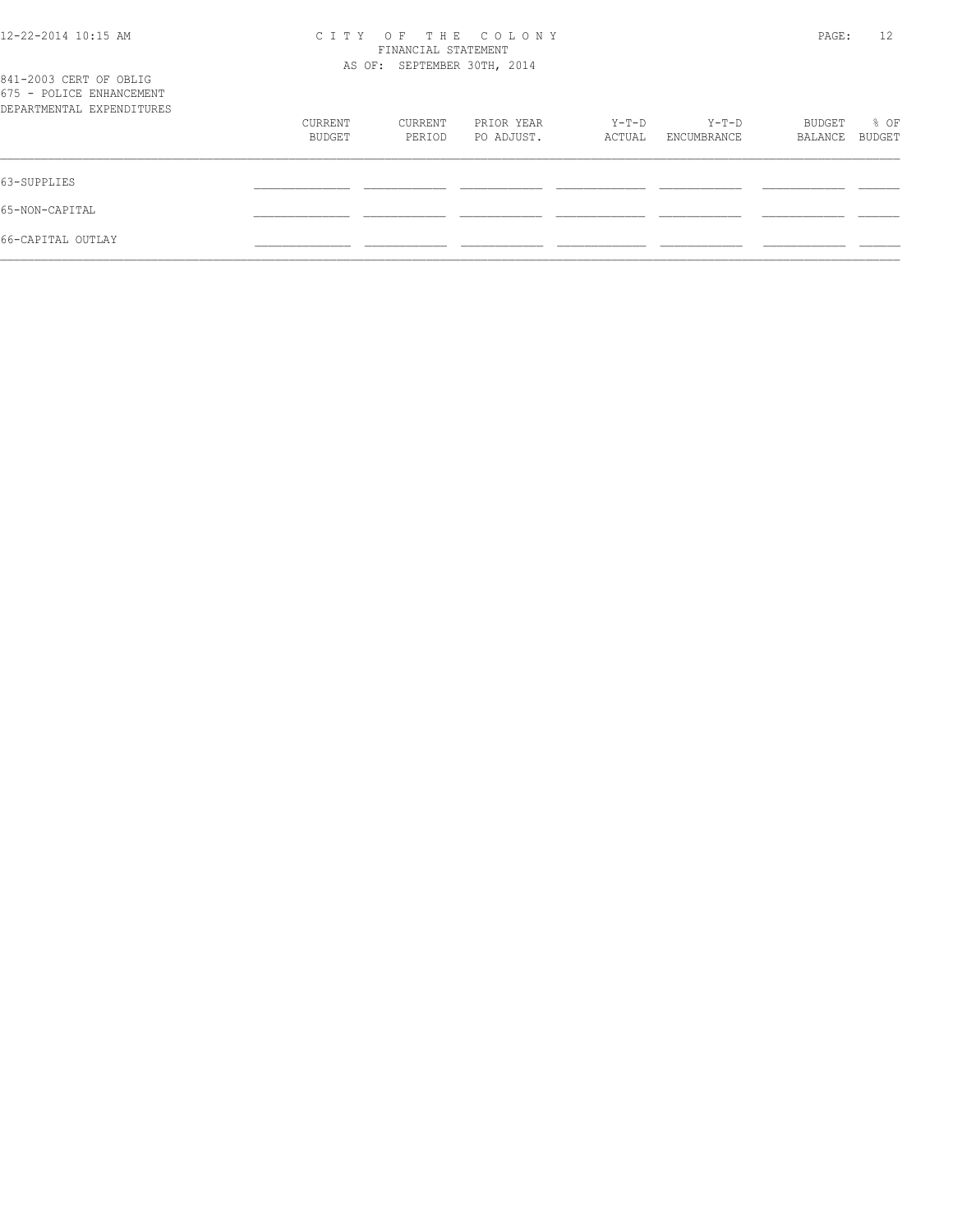CITY OF THE COLONY
FINANCIAL STATEMENT
AS OF: SEPTEMBER 30TH, 2014

841-2003 CERT OF OBLIG
675 - POLICE ENHANCEMENT
DEPARTMENTAL EXPENDITURES

| | CURRENT BUDGET | CURRENT PERIOD | PRIOR YEAR PO ADJUST. | Y-T-D ACTUAL | Y-T-D ENCUMBRANCE | BUDGET BALANCE | % OF BUDGET |
|---|---|---|---|---|---|---|---|
| 63-SUPPLIES | | | | | | | |
| 65-NON-CAPITAL | | | | | | | |
| 66-CAPITAL OUTLAY | | | | | | | |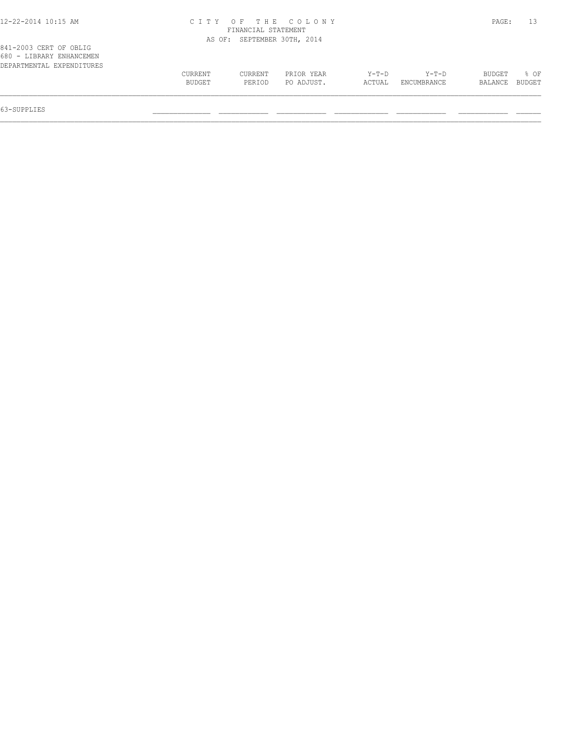841-2003 CERT OF OBLIG
680 - LIBRARY ENHANCEMEN
DEPARTMENTAL EXPENDITURES

| | CURRENT BUDGET | CURRENT PERIOD | PRIOR YEAR PO ADJUST. | Y-T-D ACTUAL | Y-T-D ENCUMBRANCE | BUDGET BALANCE | % OF BUDGET |
|---|---|---|---|---|---|---|---|
| 63-SUPPLIES | | | | | | | |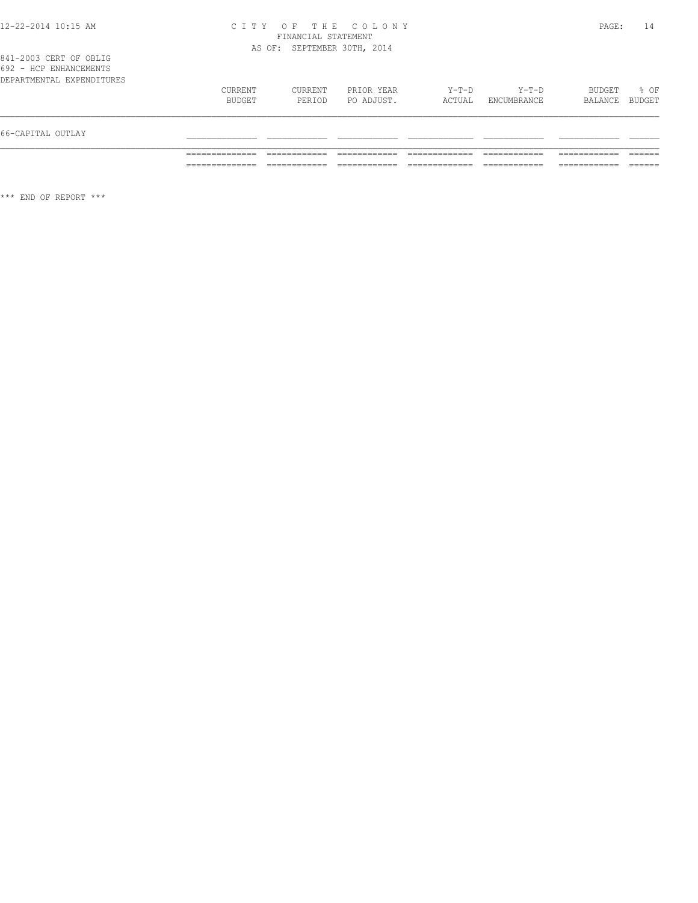CITY OF THE COLONY
FINANCIAL STATEMENT
AS OF: SEPTEMBER 30TH, 2014

841-2003 CERT OF OBLIG
692 - HCP ENHANCEMENTS
DEPARTMENTAL EXPENDITURES

| | CURRENT BUDGET | CURRENT PERIOD | PRIOR YEAR PO ADJUST. | Y-T-D ACTUAL | Y-T-D ENCUMBRANCE | BUDGET BALANCE | % OF BUDGET |
|---|---|---|---|---|---|---|---|
| 66-CAPITAL OUTLAY | | | | | | | |

\*\*\* END OF REPORT \*\*\*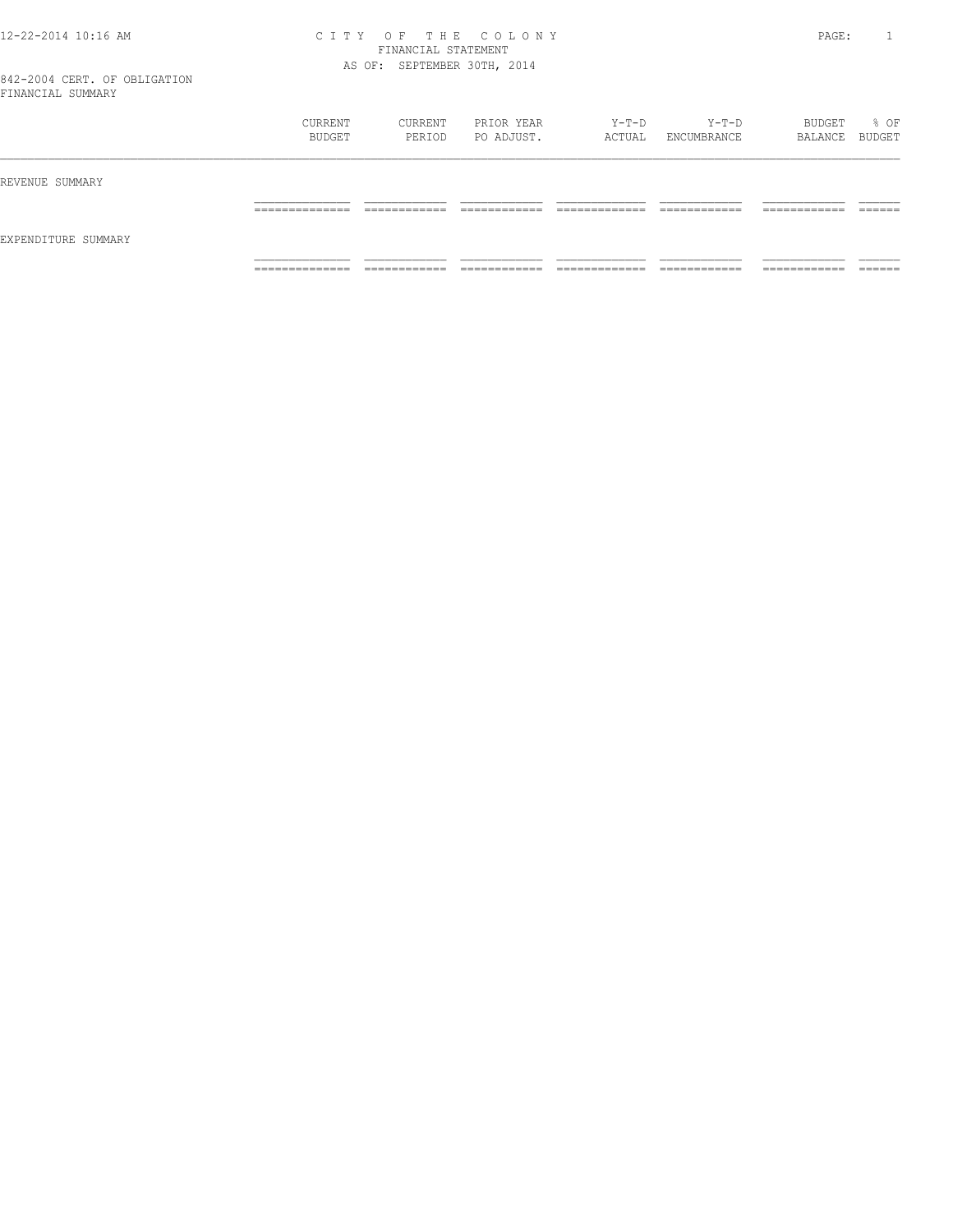# CITY OF THE COLONY
## FINANCIAL STATEMENT
### AS OF: SEPTEMBER 30TH, 2014

842-2004 CERT. OF OBLIGATION
FINANCIAL SUMMARY

| | CURRENT BUDGET | CURRENT PERIOD | PRIOR YEAR PO ADJUST. | Y-T-D ACTUAL | Y-T-D ENCUMBRANCE | BUDGET BALANCE | % OF BUDGET |
|---|---|---|---|---|---|---|---|
| REVENUE SUMMARY | | | | | | | |
| EXPENDITURE SUMMARY | | | | | | | |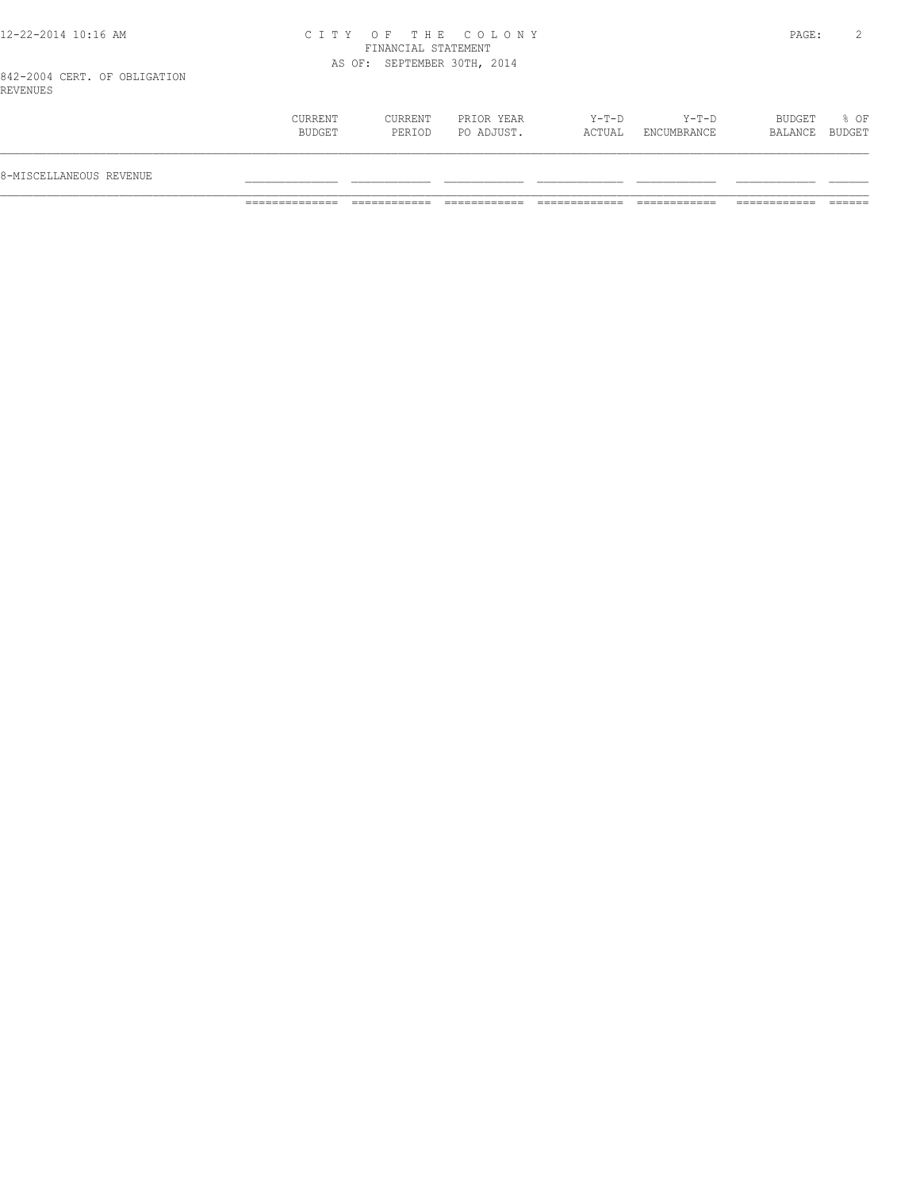CITY OF THE COLONY
FINANCIAL STATEMENT
AS OF: SEPTEMBER 30TH, 2014

842-2004 CERT. OF OBLIGATION
REVENUES

| | CURRENT BUDGET | CURRENT PERIOD | PRIOR YEAR PO ADJUST. | Y-T-D ACTUAL | Y-T-D ENCUMBRANCE | BUDGET BALANCE | % OF BUDGET |
|---|---|---|---|---|---|---|---|
| 8-MISCELLANEOUS REVENUE | | | | | | | |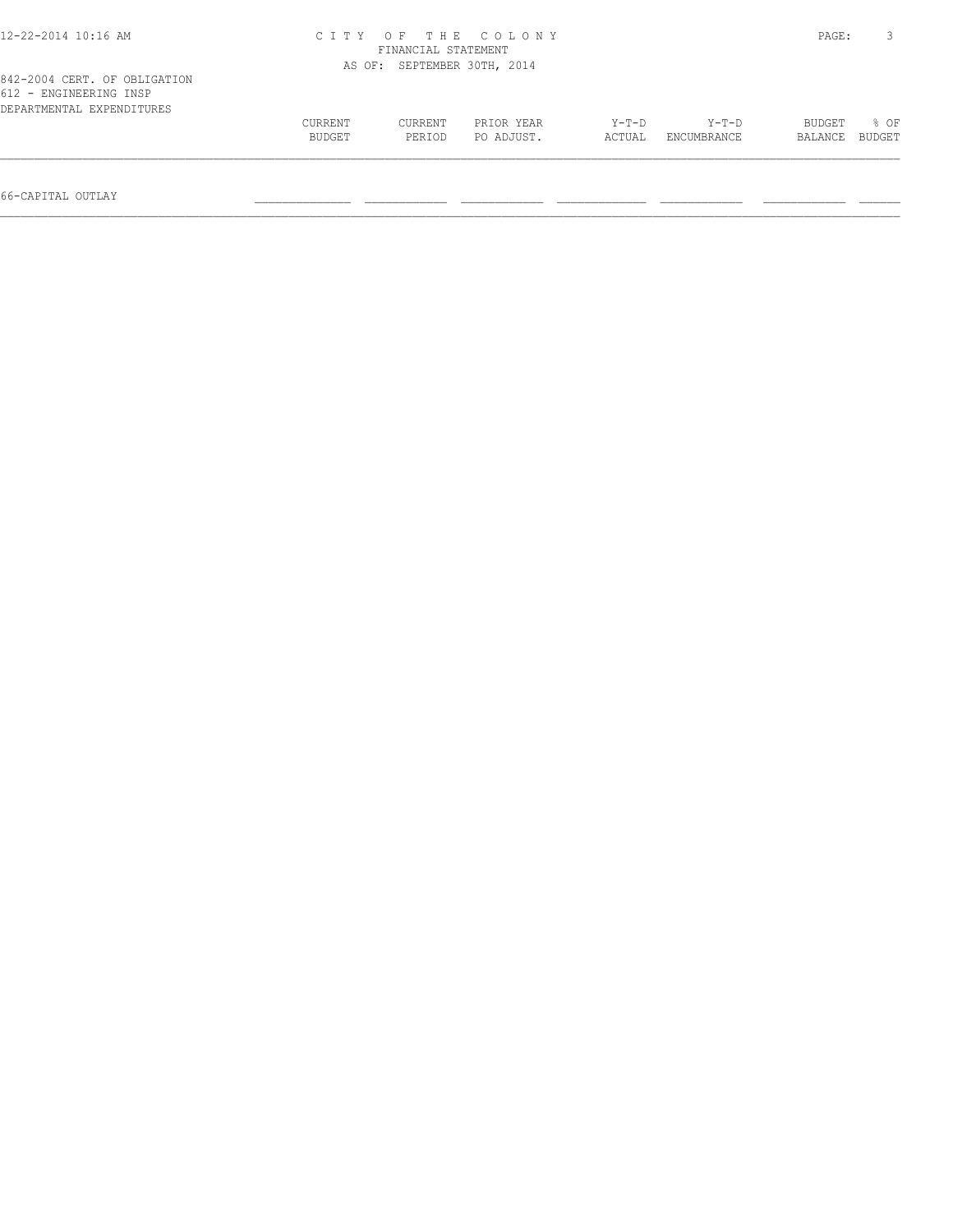CITY OF THE COLONY
FINANCIAL STATEMENT
AS OF: SEPTEMBER 30TH, 2014

842-2004 CERT. OF OBLIGATION
612 - ENGINEERING INSP
DEPARTMENTAL EXPENDITURES

| | CURRENT BUDGET | CURRENT PERIOD | PRIOR YEAR PO ADJUST. | Y-T-D ACTUAL | Y-T-D ENCUMBRANCE | BUDGET BALANCE | % OF BUDGET |
|---|---|---|---|---|---|---|---|
| 66-CAPITAL OUTLAY | | | | | | | |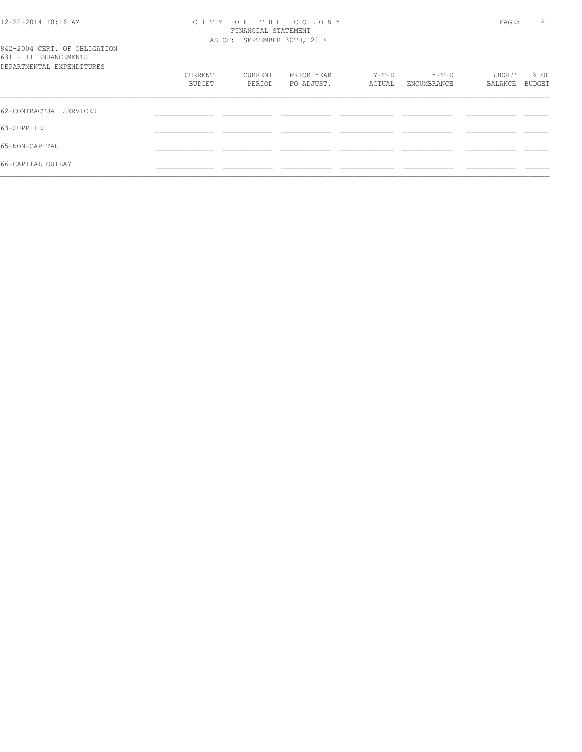CITY OF THE COLONY
FINANCIAL STATEMENT
AS OF: SEPTEMBER 30TH, 2014

842-2004 CERT. OF OBLIGATION
631 - IT ENHANCEMENTS
DEPARTMENTAL EXPENDITURES

| | CURRENT BUDGET | CURRENT PERIOD | PRIOR YEAR PO ADJUST. | Y-T-D ACTUAL | Y-T-D ENCUMBRANCE | BUDGET BALANCE | % OF BUDGET |
|---|---|---|---|---|---|---|---|
| 62-CONTRACTUAL SERVICES | | | | | | | |
| 63-SUPPLIES | | | | | | | |
| 65-NON-CAPITAL | | | | | | | |
| 66-CAPITAL OUTLAY | | | | | | | |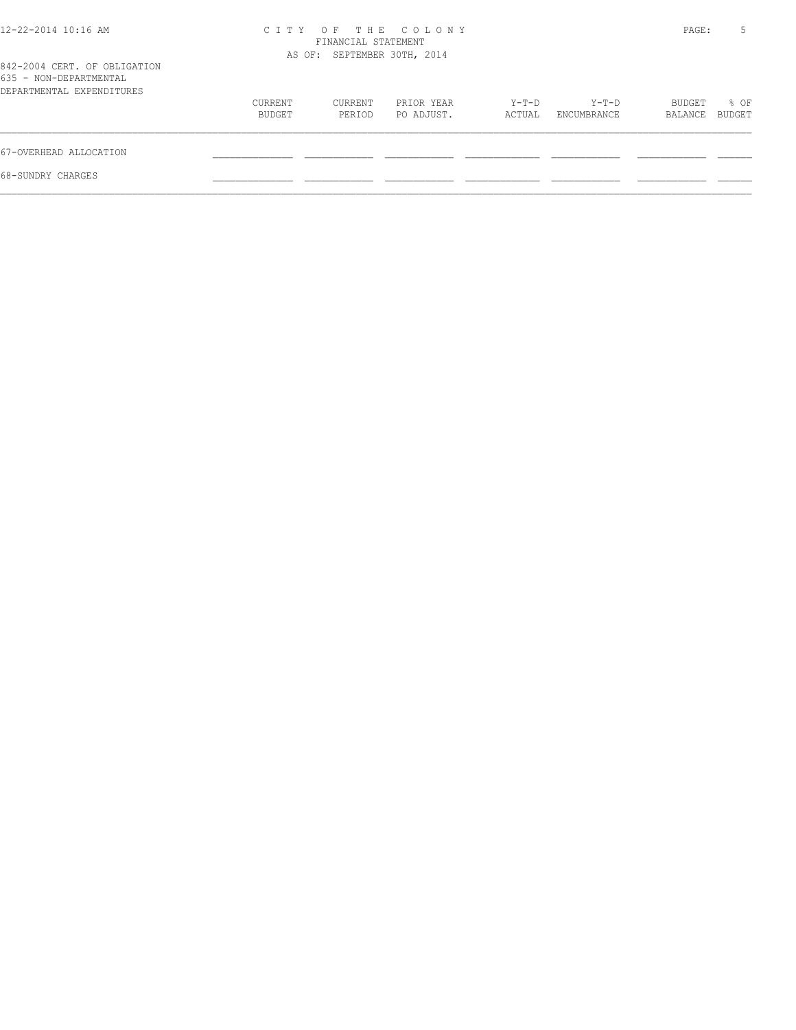CITY OF THE COLONY
FINANCIAL STATEMENT
AS OF: SEPTEMBER 30TH, 2014

842-2004 CERT. OF OBLIGATION
635 - NON-DEPARTMENTAL
DEPARTMENTAL EXPENDITURES

| | CURRENT BUDGET | CURRENT PERIOD | PRIOR YEAR PO ADJUST. | Y-T-D ACTUAL | Y-T-D ENCUMBRANCE | BUDGET BALANCE | % OF BUDGET |
|---|---|---|---|---|---|---|---|
| 67-OVERHEAD ALLOCATION | | | | | | | |
| 68-SUNDRY CHARGES | | | | | | | |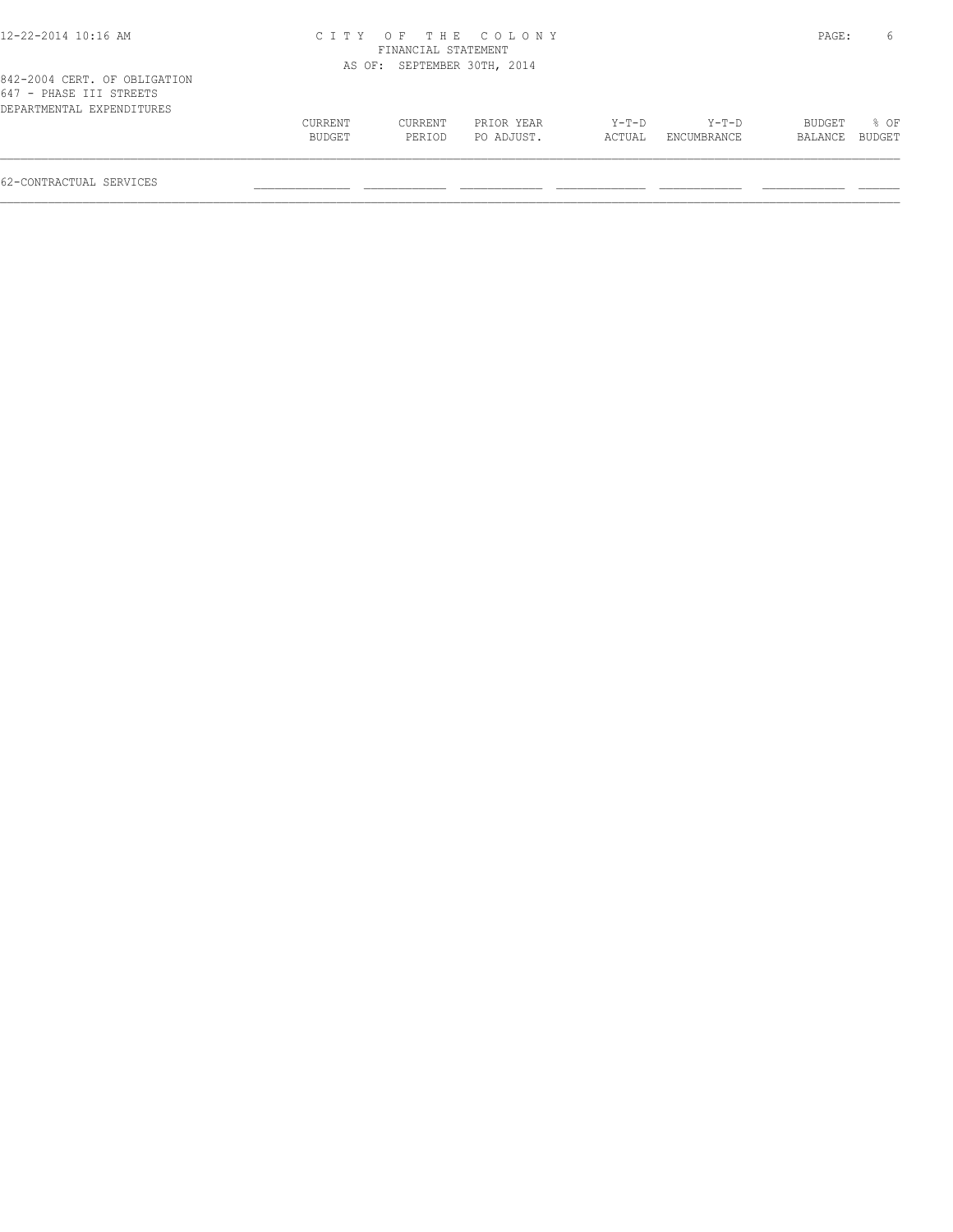842-2004 CERT. OF OBLIGATION
647 - PHASE III STREETS
DEPARTMENTAL EXPENDITURES

| | CURRENT BUDGET | CURRENT PERIOD | PRIOR YEAR PO ADJUST. | Y-T-D ACTUAL | Y-T-D ENCUMBRANCE | BUDGET BALANCE | % OF BUDGET |
|---|---|---|---|---|---|---|---|
| 62-CONTRACTUAL SERVICES | | | | | | | |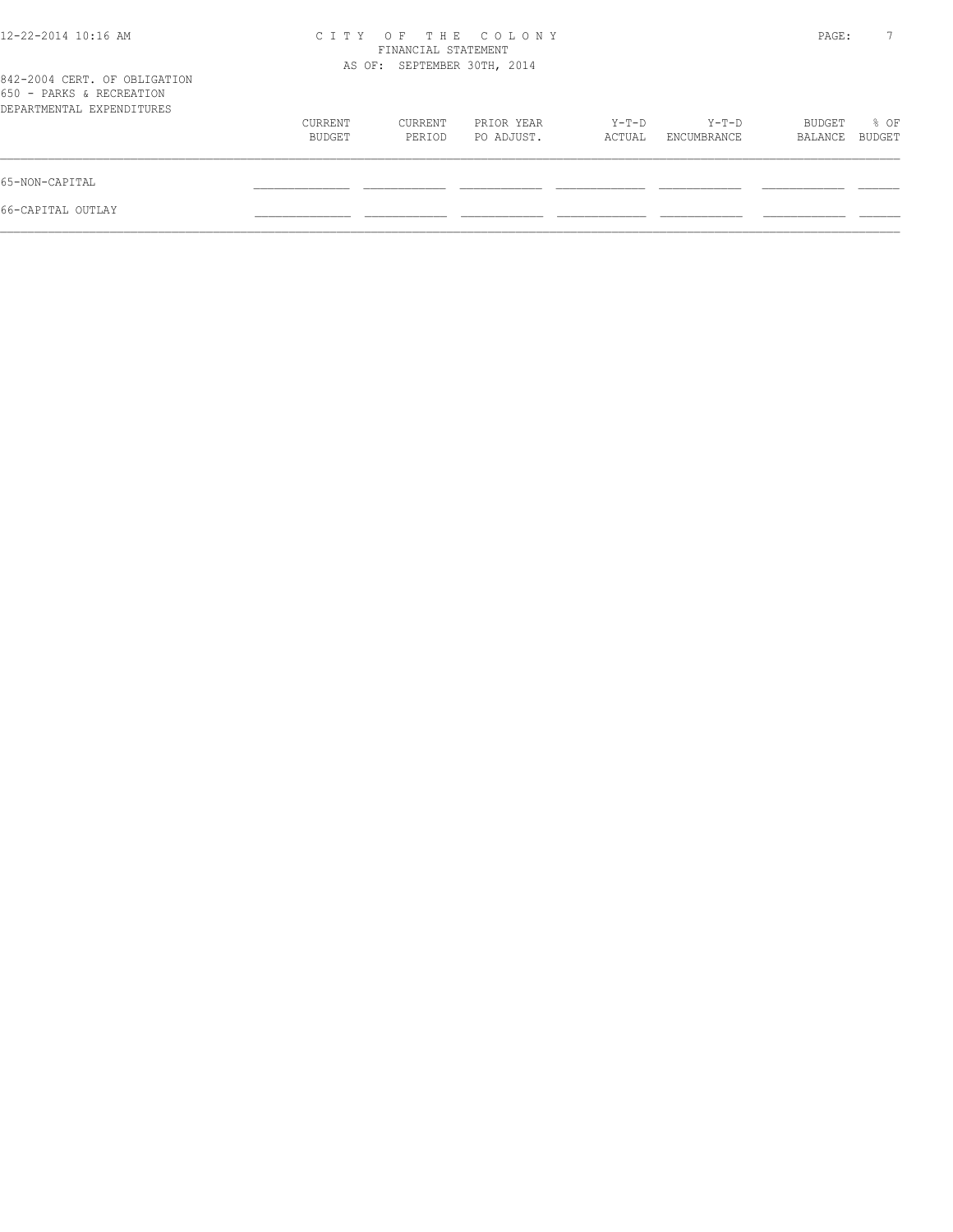CITY OF THE COLONY
FINANCIAL STATEMENT
AS OF: SEPTEMBER 30TH, 2014

842-2004 CERT. OF OBLIGATION
650 - PARKS & RECREATION
DEPARTMENTAL EXPENDITURES

| | CURRENT BUDGET | CURRENT PERIOD | PRIOR YEAR PO ADJUST. | Y-T-D ACTUAL | Y-T-D ENCUMBRANCE | BUDGET BALANCE | % OF BUDGET |
|---|---|---|---|---|---|---|---|
| 65-NON-CAPITAL | | | | | | | |
| 66-CAPITAL OUTLAY | | | | | | | |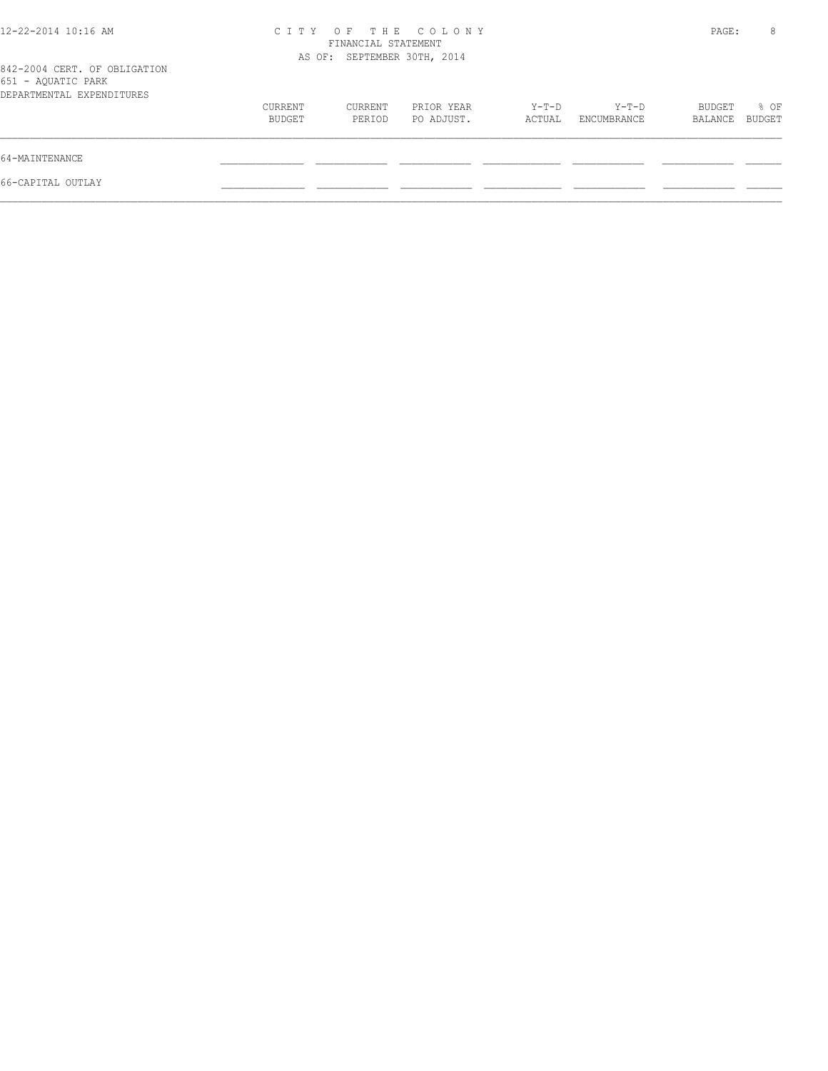# CITY OF THE COLONY
FINANCIAL STATEMENT
AS OF: SEPTEMBER 30TH, 2014

842-2004 CERT. OF OBLIGATION
651 - AQUATIC PARK
DEPARTMENTAL EXPENDITURES

| | CURRENT BUDGET | CURRENT PERIOD | PRIOR YEAR PO ADJUST. | Y-T-D ACTUAL | Y-T-D ENCUMBRANCE | BUDGET BALANCE | % OF BUDGET |
|---|---|---|---|---|---|---|---|
| 64-MAINTENANCE | | | | | | | |
| 66-CAPITAL OUTLAY | | | | | | | |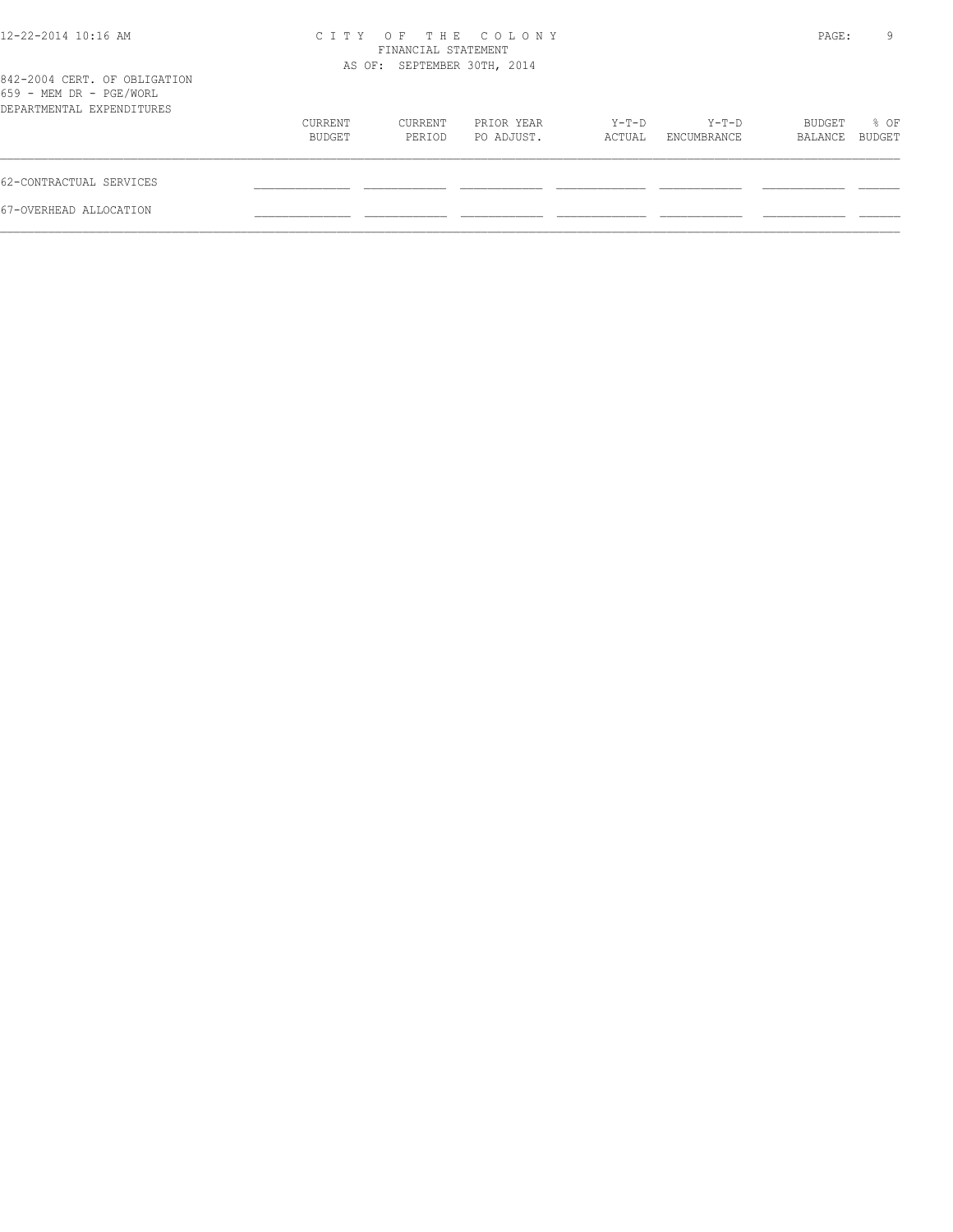CITY OF THE COLONY
FINANCIAL STATEMENT
AS OF: SEPTEMBER 30TH, 2014

842-2004 CERT. OF OBLIGATION
659 - MEM DR - PGE/WORL
DEPARTMENTAL EXPENDITURES

| | CURRENT BUDGET | CURRENT PERIOD | PRIOR YEAR PO ADJUST. | Y-T-D ACTUAL | Y-T-D ENCUMBRANCE | BUDGET BALANCE | % OF BUDGET |
|---|---|---|---|---|---|---|---|
| 62-CONTRACTUAL SERVICES | | | | | | | |
| 67-OVERHEAD ALLOCATION | | | | | | | |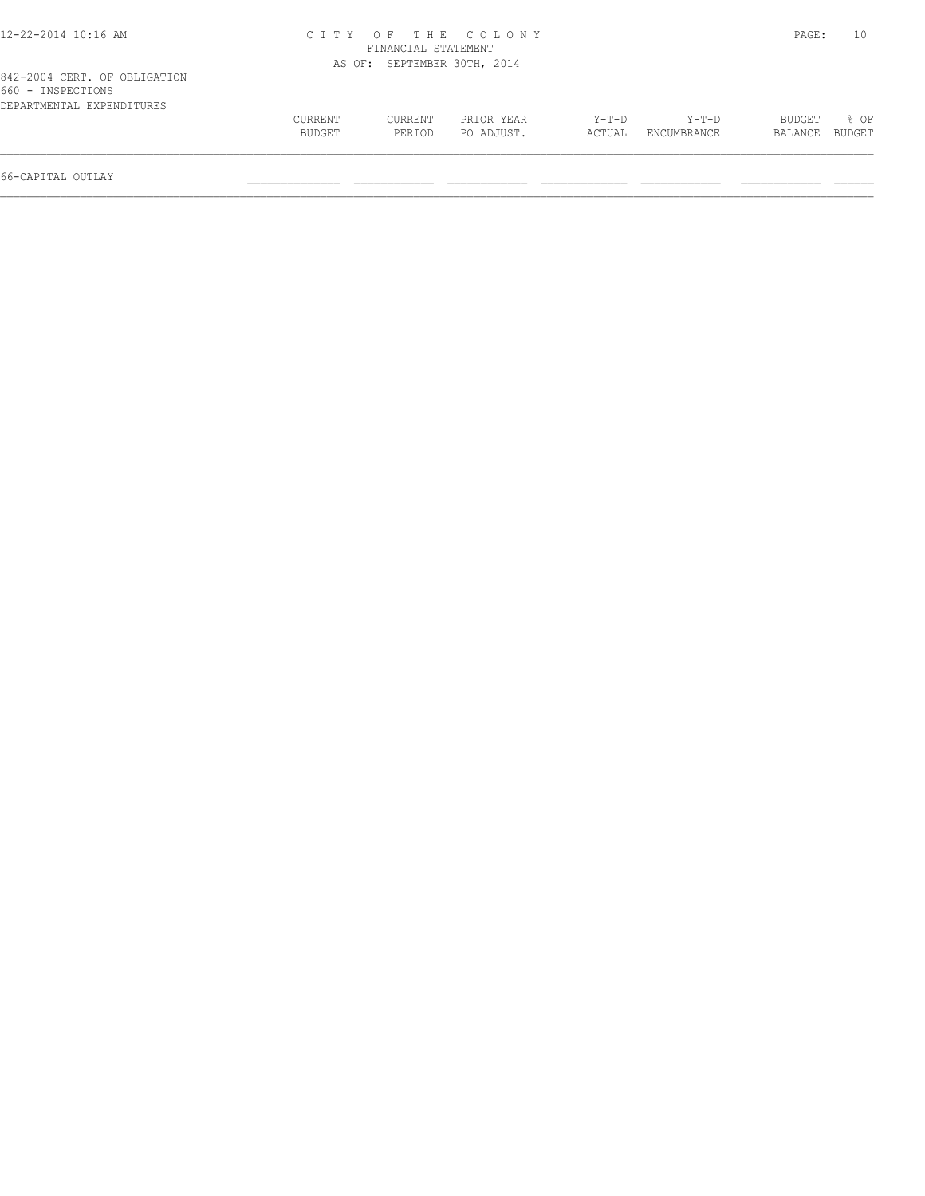CITY OF THE COLONY
FINANCIAL STATEMENT
AS OF: SEPTEMBER 30TH, 2014

842-2004 CERT. OF OBLIGATION
660 - INSPECTIONS
DEPARTMENTAL EXPENDITURES

| | CURRENT BUDGET | CURRENT PERIOD | PRIOR YEAR PO ADJUST. | Y-T-D ACTUAL | Y-T-D ENCUMBRANCE | BUDGET BALANCE | % OF BUDGET |
|---|---|---|---|---|---|---|---|
| 66-CAPITAL OUTLAY | | | | | | | |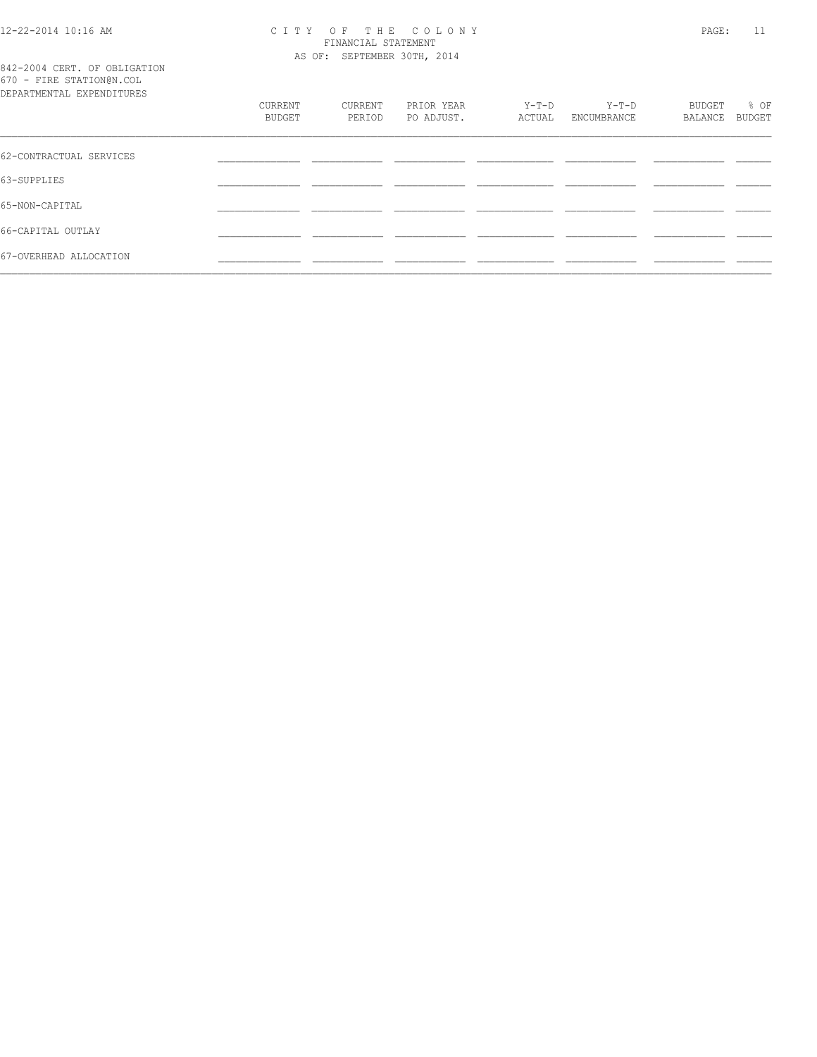CITY OF THE COLONY
FINANCIAL STATEMENT
AS OF: SEPTEMBER 30TH, 2014

842-2004 CERT. OF OBLIGATION
670 - FIRE STATION@N.COL
DEPARTMENTAL EXPENDITURES

| | CURRENT BUDGET | CURRENT PERIOD | PRIOR YEAR PO ADJUST. | Y-T-D ACTUAL | Y-T-D ENCUMBRANCE | BUDGET BALANCE | % OF BUDGET |
|---|---|---|---|---|---|---|---|
| 62-CONTRACTUAL SERVICES | | | | | | | |
| 63-SUPPLIES | | | | | | | |
| 65-NON-CAPITAL | | | | | | | |
| 66-CAPITAL OUTLAY | | | | | | | |
| 67-OVERHEAD ALLOCATION | | | | | | | |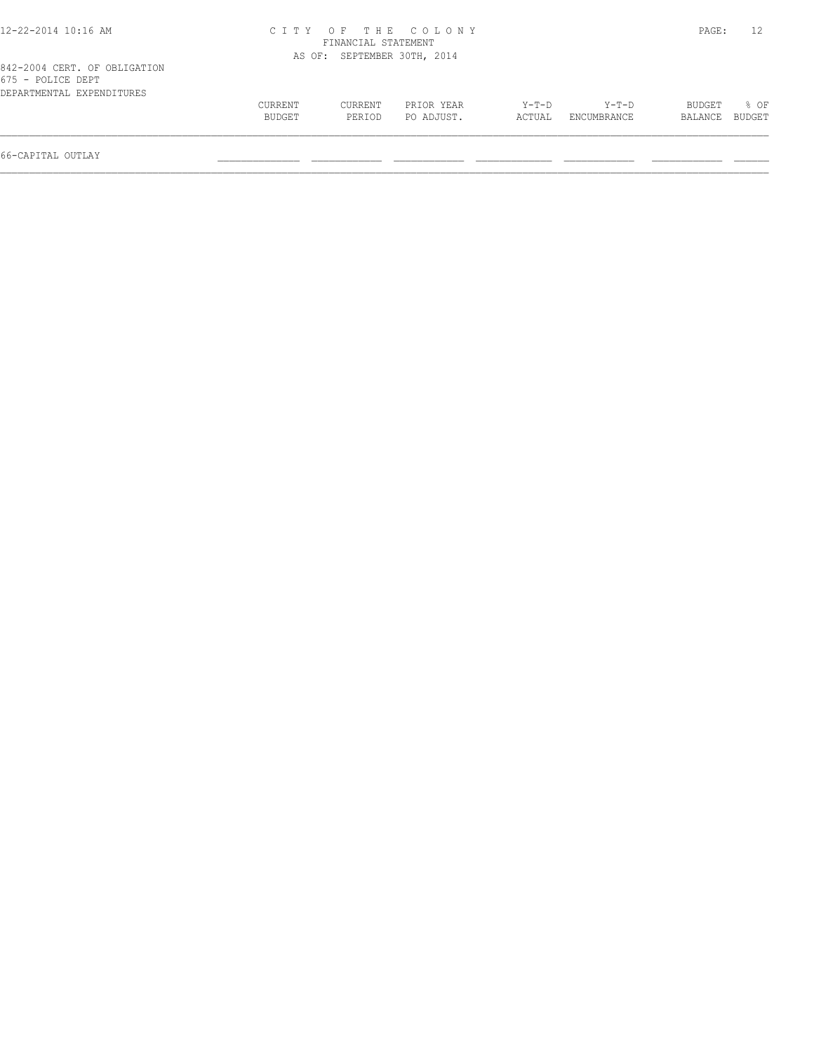CITY OF THE COLONY
FINANCIAL STATEMENT
AS OF: SEPTEMBER 30TH, 2014

842-2004 CERT. OF OBLIGATION
675 - POLICE DEPT
DEPARTMENTAL EXPENDITURES

| | CURRENT BUDGET | CURRENT PERIOD | PRIOR YEAR PO ADJUST. | Y-T-D ACTUAL | Y-T-D ENCUMBRANCE | BUDGET BALANCE | % OF BUDGET |
|---|---|---|---|---|---|---|---|
| 66-CAPITAL OUTLAY | | | | | | | |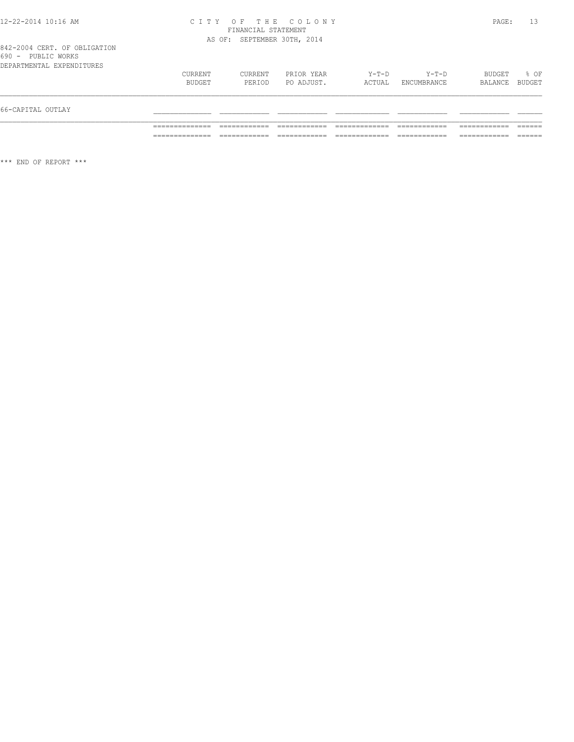CITY OF THE COLONY
FINANCIAL STATEMENT
AS OF: SEPTEMBER 30TH, 2014

842-2004 CERT. OF OBLIGATION
690 - PUBLIC WORKS
DEPARTMENTAL EXPENDITURES

| | CURRENT BUDGET | CURRENT PERIOD | PRIOR YEAR PO ADJUST. | Y-T-D ACTUAL | Y-T-D ENCUMBRANCE | BUDGET BALANCE | % OF BUDGET |
|---|---|---|---|---|---|---|---|
| 66-CAPITAL OUTLAY | | | | | | | |

*** END OF REPORT ***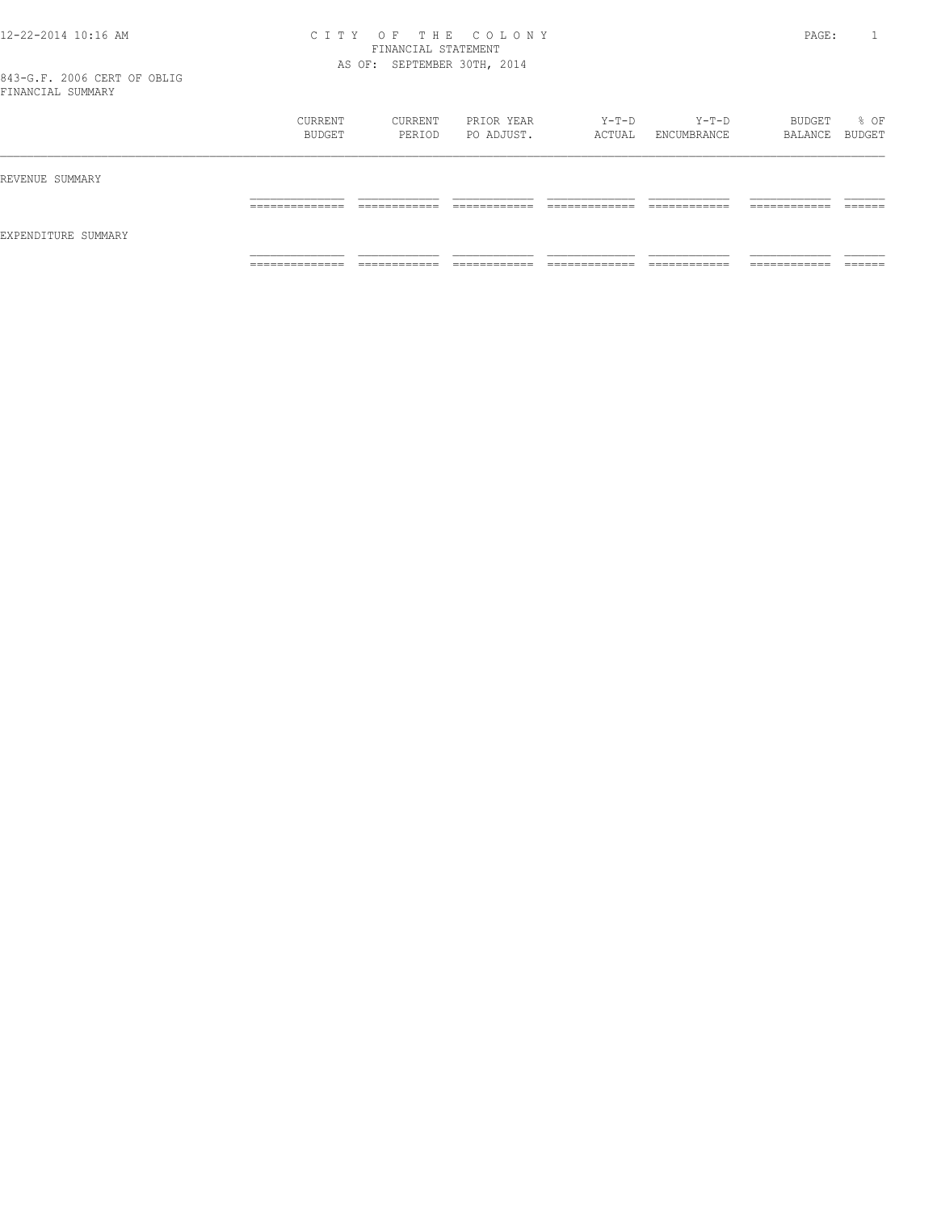# CITY OF THE COLONY

FINANCIAL STATEMENT

AS OF: SEPTEMBER 30TH, 2014

843-G.F. 2006 CERT OF OBLIG

FINANCIAL SUMMARY

| | CURRENT BUDGET | CURRENT PERIOD | PRIOR YEAR PO ADJUST. | Y-T-D ACTUAL | Y-T-D ENCUMBRANCE | BUDGET BALANCE | % OF BUDGET |
|---|---|---|---|---|---|---|---|
| REVENUE SUMMARY | | | | | | | |
| EXPENDITURE SUMMARY | | | | | | | |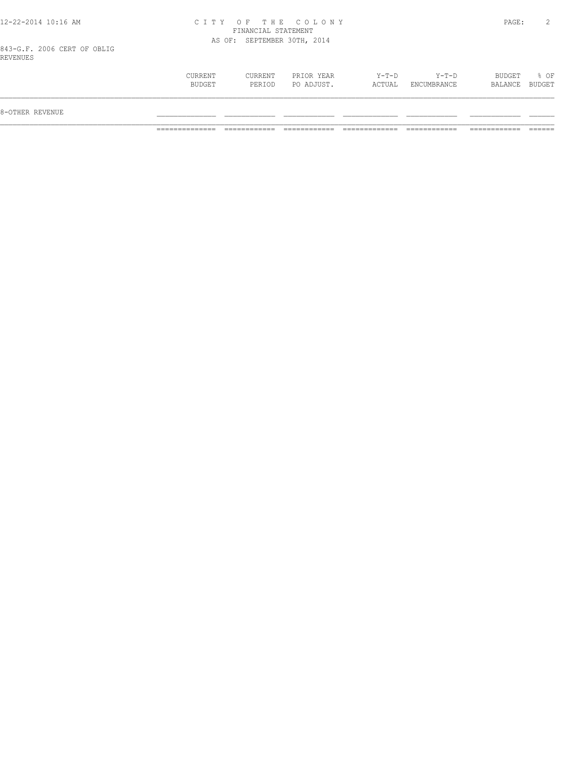CITY OF THE COLONY
FINANCIAL STATEMENT
AS OF: SEPTEMBER 30TH, 2014

843-G.F. 2006 CERT OF OBLIG
REVENUES

| | CURRENT BUDGET | CURRENT PERIOD | PRIOR YEAR PO ADJUST. | Y-T-D ACTUAL | Y-T-D ENCUMBRANCE | BUDGET BALANCE | % OF BUDGET |
|---|---|---|---|---|---|---|---|
| 8-OTHER REVENUE | | | | | | | |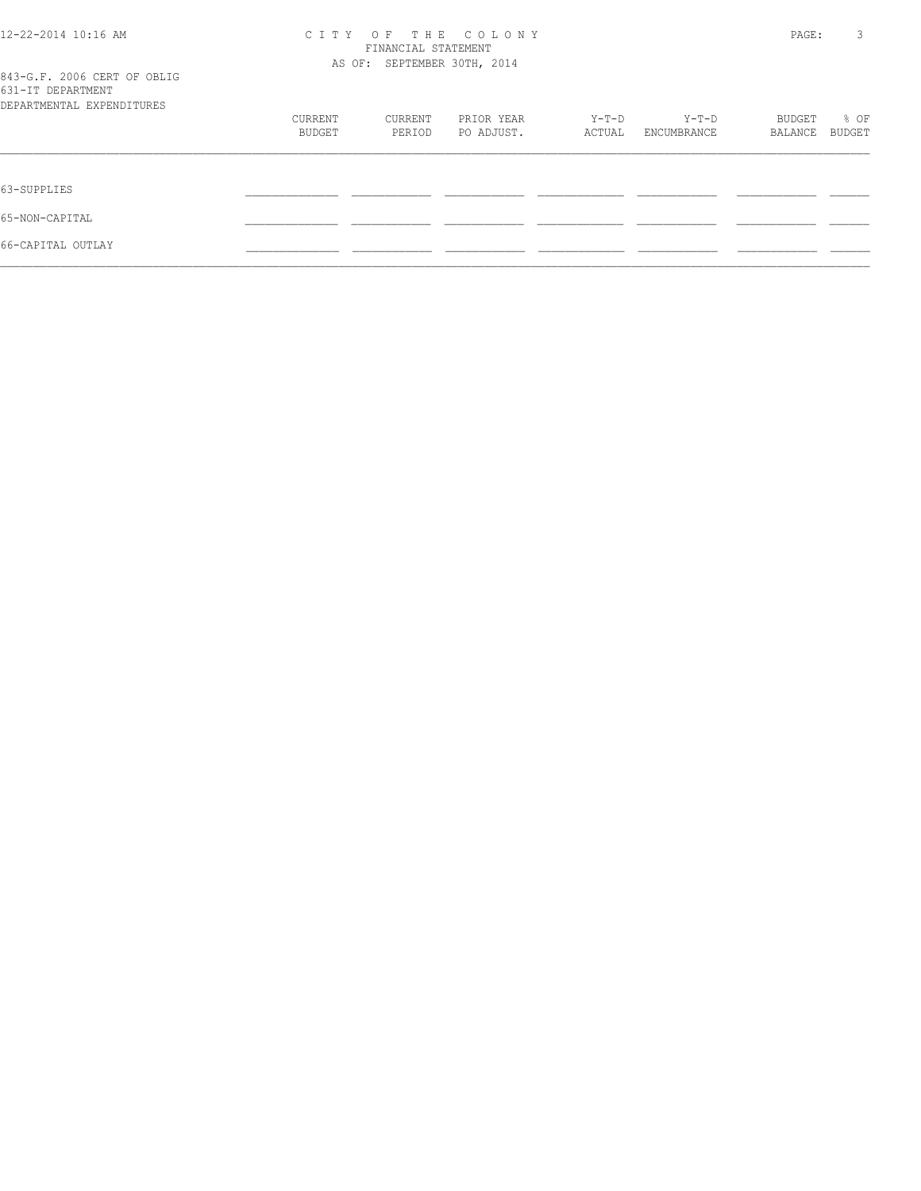CITY OF THE COLONY
FINANCIAL STATEMENT
AS OF: SEPTEMBER 30TH, 2014

843-G.F. 2006 CERT OF OBLIG
631-IT DEPARTMENT
DEPARTMENTAL EXPENDITURES

| | CURRENT BUDGET | CURRENT PERIOD | PRIOR YEAR PO ADJUST. | Y-T-D ACTUAL | Y-T-D ENCUMBRANCE | BUDGET BALANCE | % OF BUDGET |
|---|---|---|---|---|---|---|---|
| 63-SUPPLIES | | | | | | | |
| 65-NON-CAPITAL | | | | | | | |
| 66-CAPITAL OUTLAY | | | | | | | |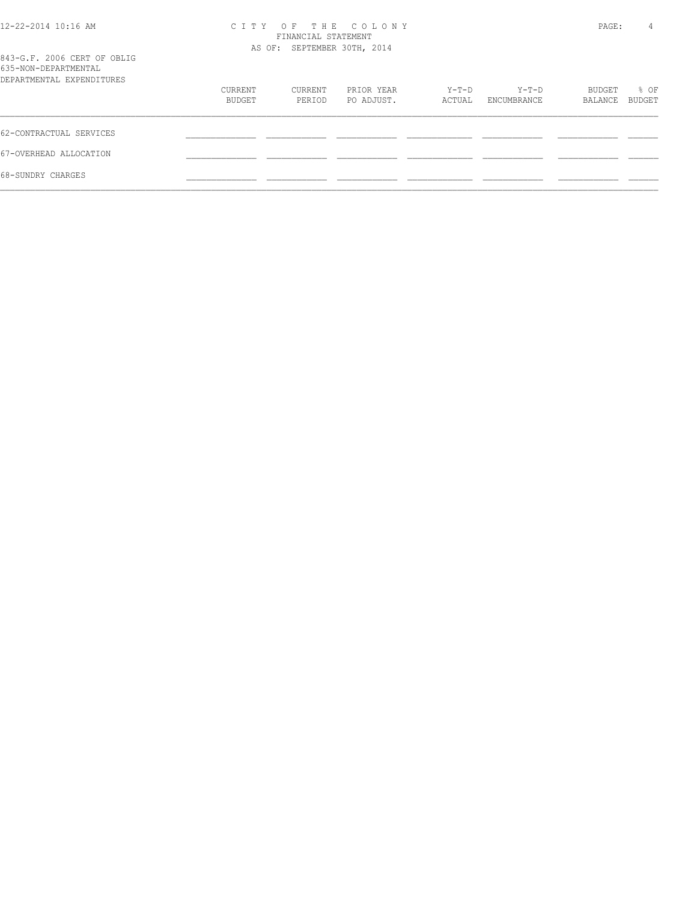# CITY OF THE COLONY

FINANCIAL STATEMENT

AS OF: SEPTEMBER 30TH, 2014

843-G.F. 2006 CERT OF OBLIG

635-NON-DEPARTMENTAL

DEPARTMENTAL EXPENDITURES

| | CURRENT BUDGET | CURRENT PERIOD | PRIOR YEAR PO ADJUST. | Y-T-D ACTUAL | Y-T-D ENCUMBRANCE | BUDGET BALANCE | % OF BUDGET |
|---|---|---|---|---|---|---|---|
| 62-CONTRACTUAL SERVICES | | | | | | | |
| 67-OVERHEAD ALLOCATION | | | | | | | |
| 68-SUNDRY CHARGES | | | | | | | |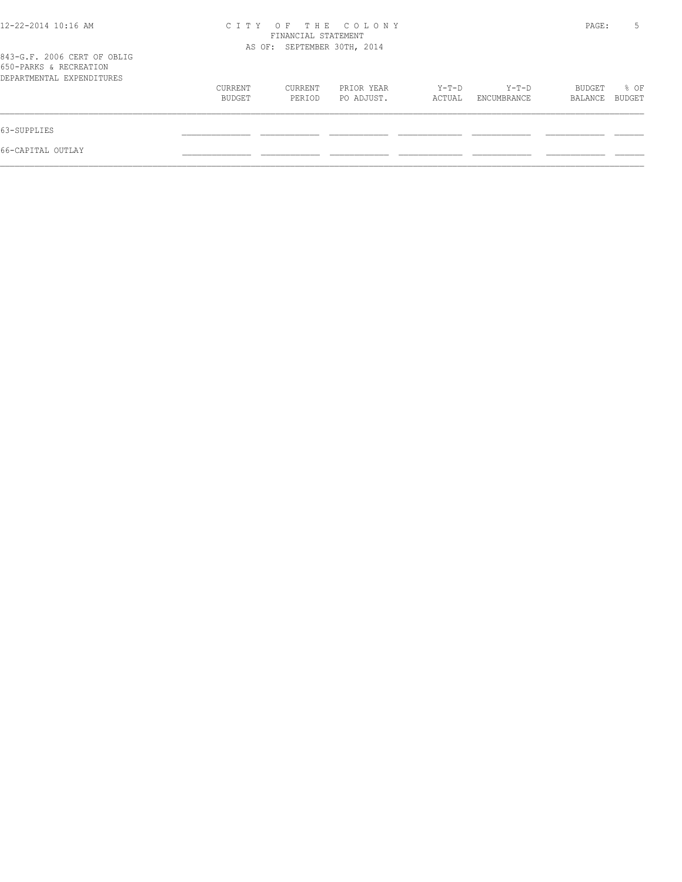CITY OF THE COLONY
FINANCIAL STATEMENT
AS OF: SEPTEMBER 30TH, 2014

843-G.F. 2006 CERT OF OBLIG
650-PARKS & RECREATION
DEPARTMENTAL EXPENDITURES

| | CURRENT BUDGET | CURRENT PERIOD | PRIOR YEAR PO ADJUST. | Y-T-D ACTUAL | Y-T-D ENCUMBRANCE | BUDGET BALANCE | % OF BUDGET |
|---|---|---|---|---|---|---|---|
| 63-SUPPLIES | | | | | | | |
| 66-CAPITAL OUTLAY | | | | | | | |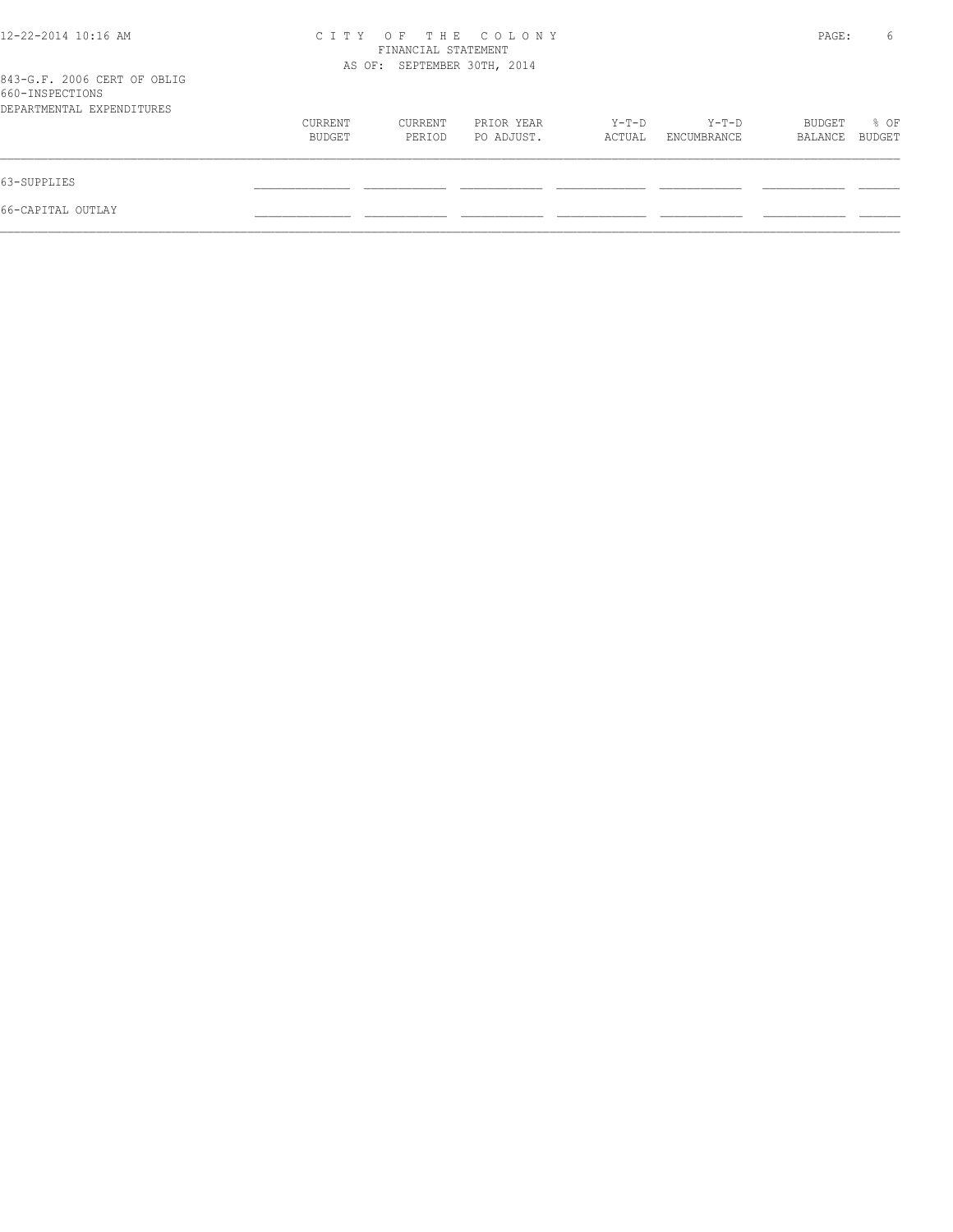843-G.F. 2006 CERT OF OBLIG
660-INSPECTIONS
DEPARTMENTAL EXPENDITURES

| | CURRENT BUDGET | CURRENT PERIOD | PRIOR YEAR PO ADJUST. | Y-T-D ACTUAL | Y-T-D ENCUMBRANCE | BUDGET BALANCE | % OF BUDGET |
|---|---|---|---|---|---|---|---|
| 63-SUPPLIES | | | | | | | |
| 66-CAPITAL OUTLAY | | | | | | | |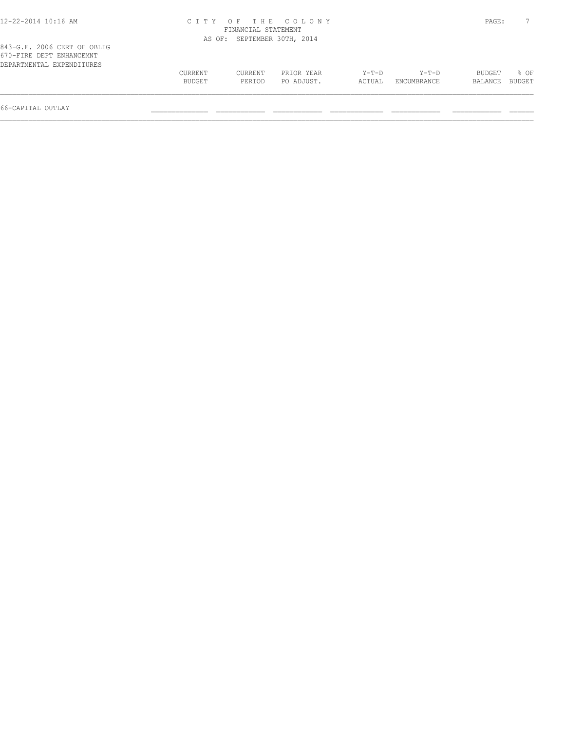CITY OF THE COLONY
FINANCIAL STATEMENT
AS OF: SEPTEMBER 30TH, 2014

843-G.F. 2006 CERT OF OBLIG
670-FIRE DEPT ENHANCEMNT
DEPARTMENTAL EXPENDITURES

| | CURRENT BUDGET | CURRENT PERIOD | PRIOR YEAR PO ADJUST. | Y-T-D ACTUAL | Y-T-D ENCUMBRANCE | BUDGET BALANCE | % OF BUDGET |
|---|---|---|---|---|---|---|---|
| 66-CAPITAL OUTLAY | | | | | | | |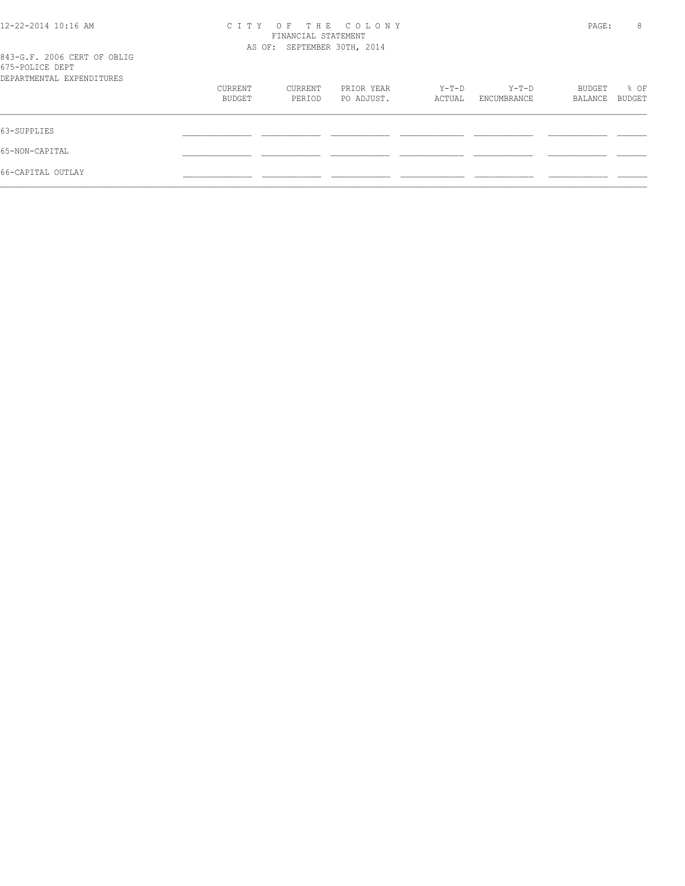843-G.F. 2006 CERT OF OBLIG
675-POLICE DEPT
DEPARTMENTAL EXPENDITURES

| | CURRENT BUDGET | CURRENT PERIOD | PRIOR YEAR PO ADJUST. | Y-T-D ACTUAL | Y-T-D ENCUMBRANCE | BUDGET BALANCE | % OF BUDGET |
|---|---|---|---|---|---|---|---|
| 63-SUPPLIES | | | | | | | |
| 65-NON-CAPITAL | | | | | | | |
| 66-CAPITAL OUTLAY | | | | | | | |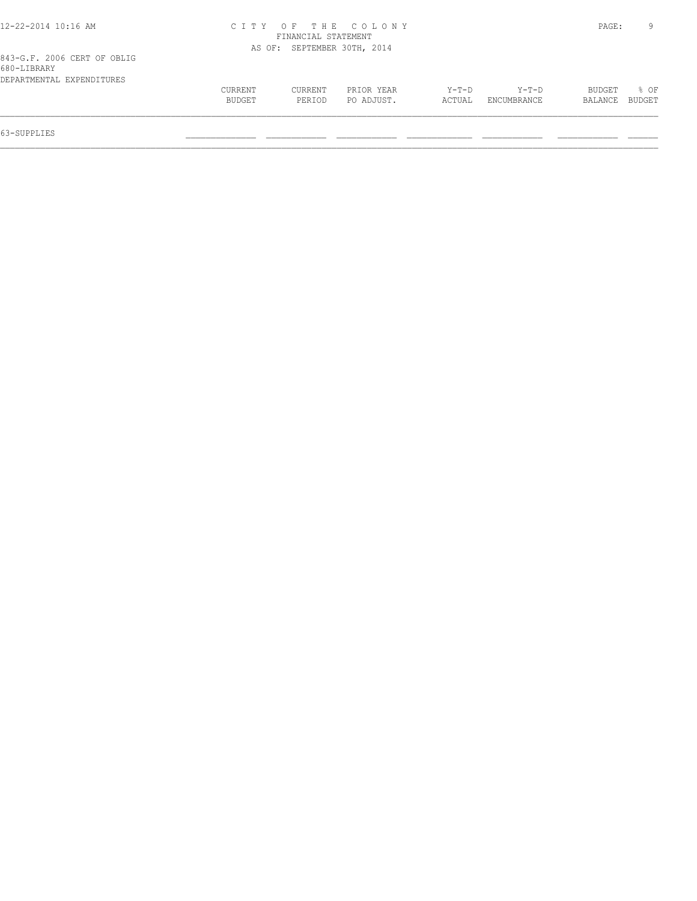CITY OF THE COLONY
FINANCIAL STATEMENT
AS OF: SEPTEMBER 30TH, 2014

843-G.F. 2006 CERT OF OBLIG
680-LIBRARY
DEPARTMENTAL EXPENDITURES

| | CURRENT BUDGET | CURRENT PERIOD | PRIOR YEAR PO ADJUST. | Y-T-D ACTUAL | Y-T-D ENCUMBRANCE | BUDGET BALANCE | % OF BUDGET |
|---|---|---|---|---|---|---|---|
| 63-SUPPLIES | | | | | | | |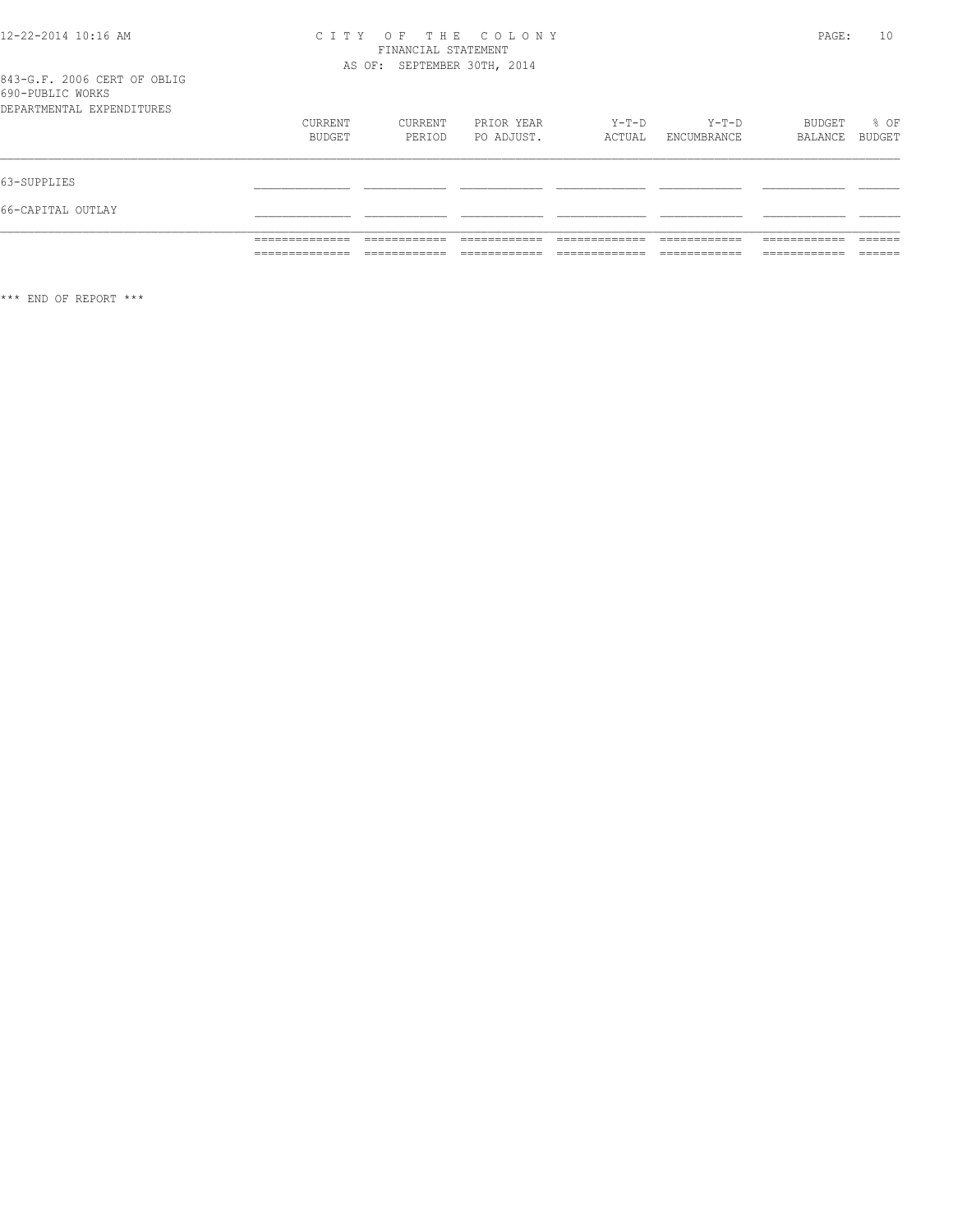CITY OF THE COLONY
FINANCIAL STATEMENT
AS OF: SEPTEMBER 30TH, 2014

843-G.F. 2006 CERT OF OBLIG
690-PUBLIC WORKS
DEPARTMENTAL EXPENDITURES

| | CURRENT BUDGET | CURRENT PERIOD | PRIOR YEAR PO ADJUST. | Y-T-D ACTUAL | Y-T-D ENCUMBRANCE | BUDGET BALANCE | % OF BUDGET |
|---|---|---|---|---|---|---|---|
| 63-SUPPLIES | | | | | | | |
| 66-CAPITAL OUTLAY | | | | | | | |
| | | | | | | | |

*** END OF REPORT ***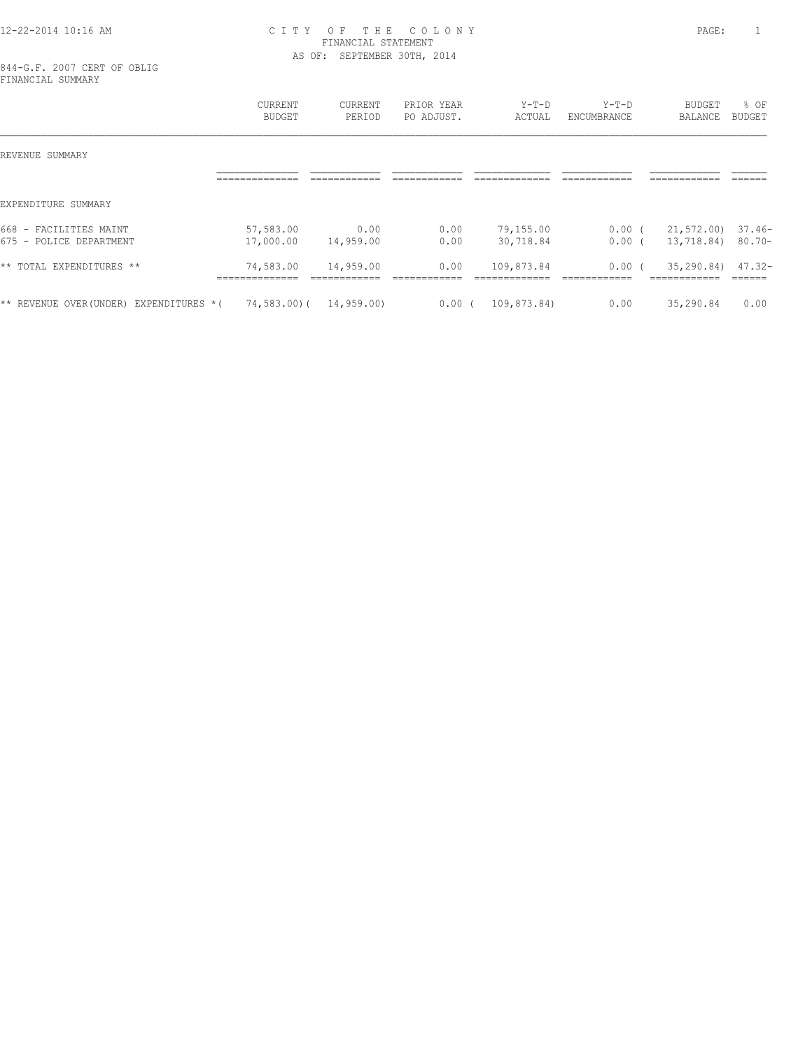12-22-2014 10:16 AM

# CITY OF THE COLONY
## FINANCIAL STATEMENT
AS OF: SEPTEMBER 30TH, 2014

844-G.F. 2007 CERT OF OBLIG
FINANCIAL SUMMARY

| | CURRENT BUDGET | CURRENT PERIOD | PRIOR YEAR PO ADJUST. | Y-T-D ACTUAL | Y-T-D ENCUMBRANCE | BUDGET BALANCE | % OF BUDGET |
|---|---|---|---|---|---|---|---|
| REVENUE SUMMARY | | | | | | | |
| EXPENDITURE SUMMARY | | | | | | | |
| 668 - FACILITIES MAINT | 57,583.00 | 0.00 | 0.00 | 79,155.00 | 0.00 | ( 21,572.00) | 37.46- |
| 675 - POLICE DEPARTMENT | 17,000.00 | 14,959.00 | 0.00 | 30,718.84 | 0.00 | ( 13,718.84) | 80.70- |
| ** TOTAL EXPENDITURES ** | 74,583.00 | 14,959.00 | 0.00 | 109,873.84 | 0.00 | ( 35,290.84) | 47.32- |
| ** REVENUE OVER(UNDER) EXPENDITURES * | ( 74,583.00) | ( 14,959.00) | 0.00 | ( 109,873.84) | 0.00 | 35,290.84 | 0.00 |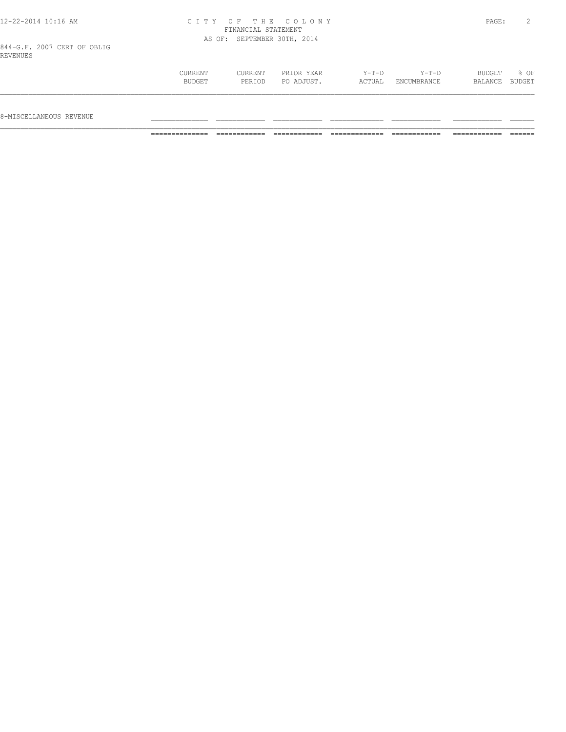CITY OF THE COLONY
FINANCIAL STATEMENT
AS OF: SEPTEMBER 30TH, 2014

844-G.F. 2007 CERT OF OBLIG
REVENUES

| | CURRENT BUDGET | CURRENT PERIOD | PRIOR YEAR PO ADJUST. | Y-T-D ACTUAL | Y-T-D ENCUMBRANCE | BUDGET BALANCE | % OF BUDGET |
|---|---|---|---|---|---|---|---|
| 8-MISCELLANEOUS REVENUE | | | | | | | |
| | | | | | | | |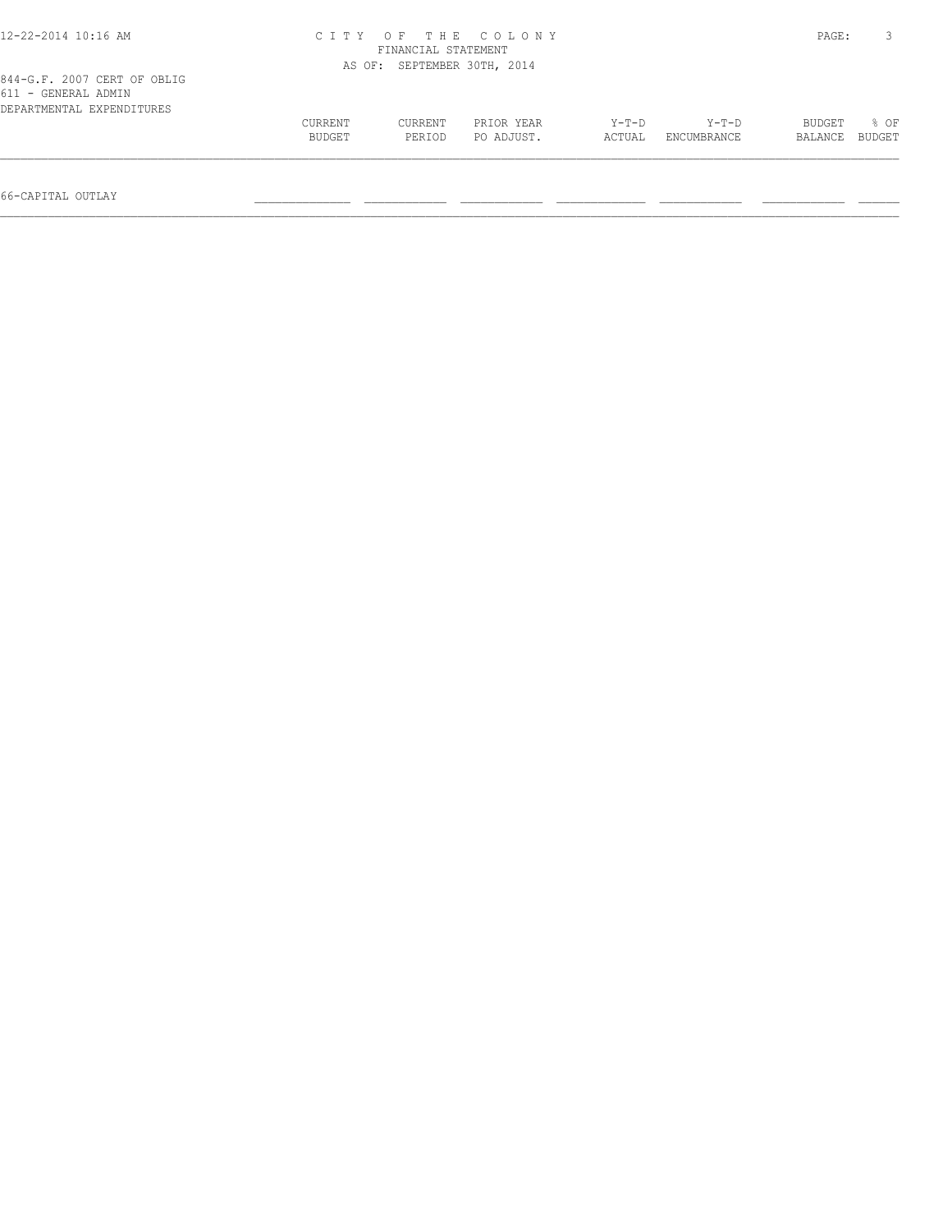CITY OF THE COLONY
FINANCIAL STATEMENT
AS OF: SEPTEMBER 30TH, 2014

844-G.F. 2007 CERT OF OBLIG
611 - GENERAL ADMIN
DEPARTMENTAL EXPENDITURES

| | CURRENT BUDGET | CURRENT PERIOD | PRIOR YEAR PO ADJUST. | Y-T-D ACTUAL | Y-T-D ENCUMBRANCE | BUDGET BALANCE | % OF BUDGET |
|---|---|---|---|---|---|---|---|
| 66-CAPITAL OUTLAY | | | | | | | |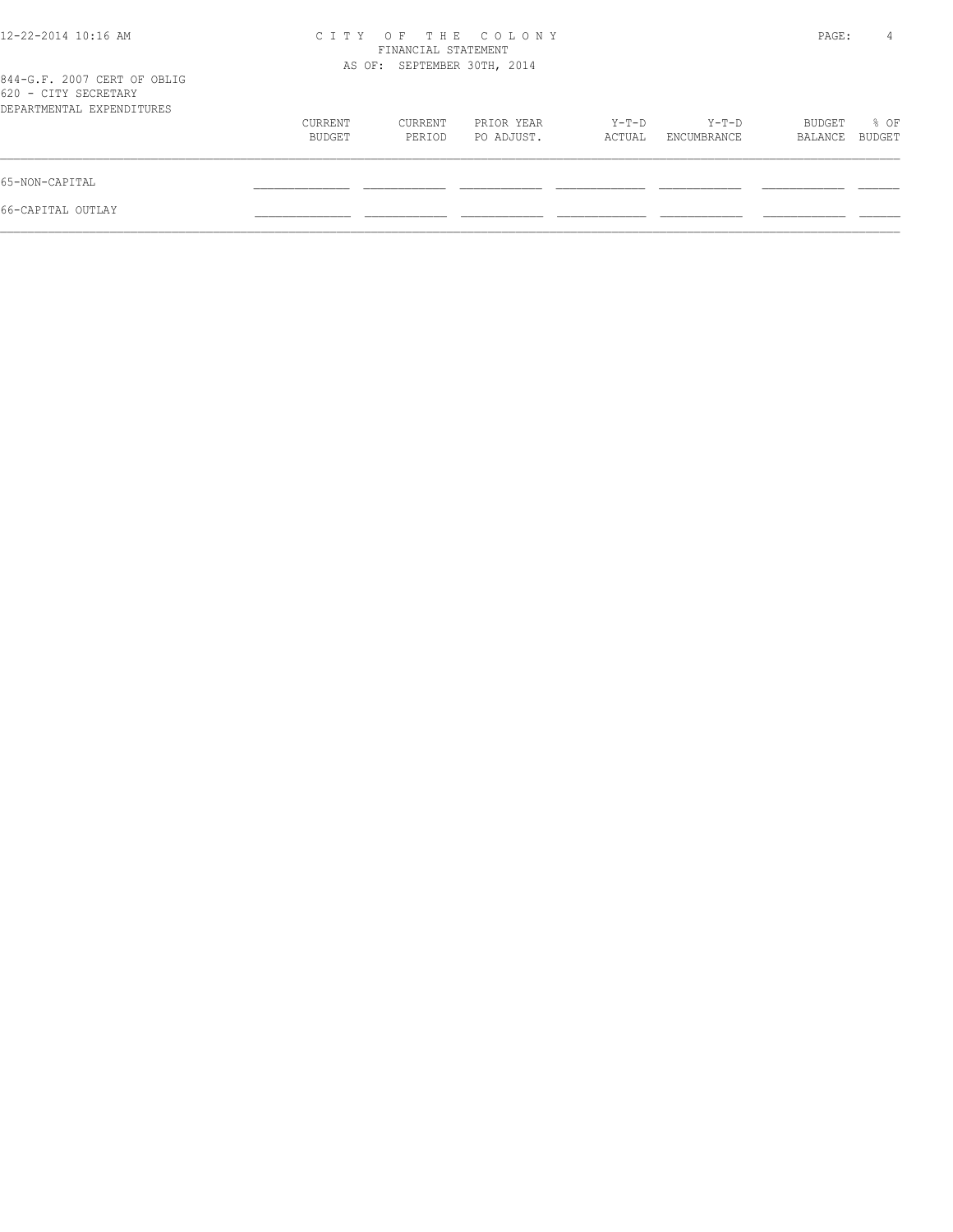## CITY OF THE COLONY
### FINANCIAL STATEMENT
AS OF: SEPTEMBER 30TH, 2014

844-G.F. 2007 CERT OF OBLIG
620 - CITY SECRETARY
DEPARTMENTAL EXPENDITURES

| | CURRENT BUDGET | CURRENT PERIOD | PRIOR YEAR PO ADJUST. | Y-T-D ACTUAL | Y-T-D ENCUMBRANCE | BUDGET BALANCE | % OF BUDGET |
|---|---|---|---|---|---|---|---|
| 65-NON-CAPITAL | | | | | | | |
| 66-CAPITAL OUTLAY | | | | | | | |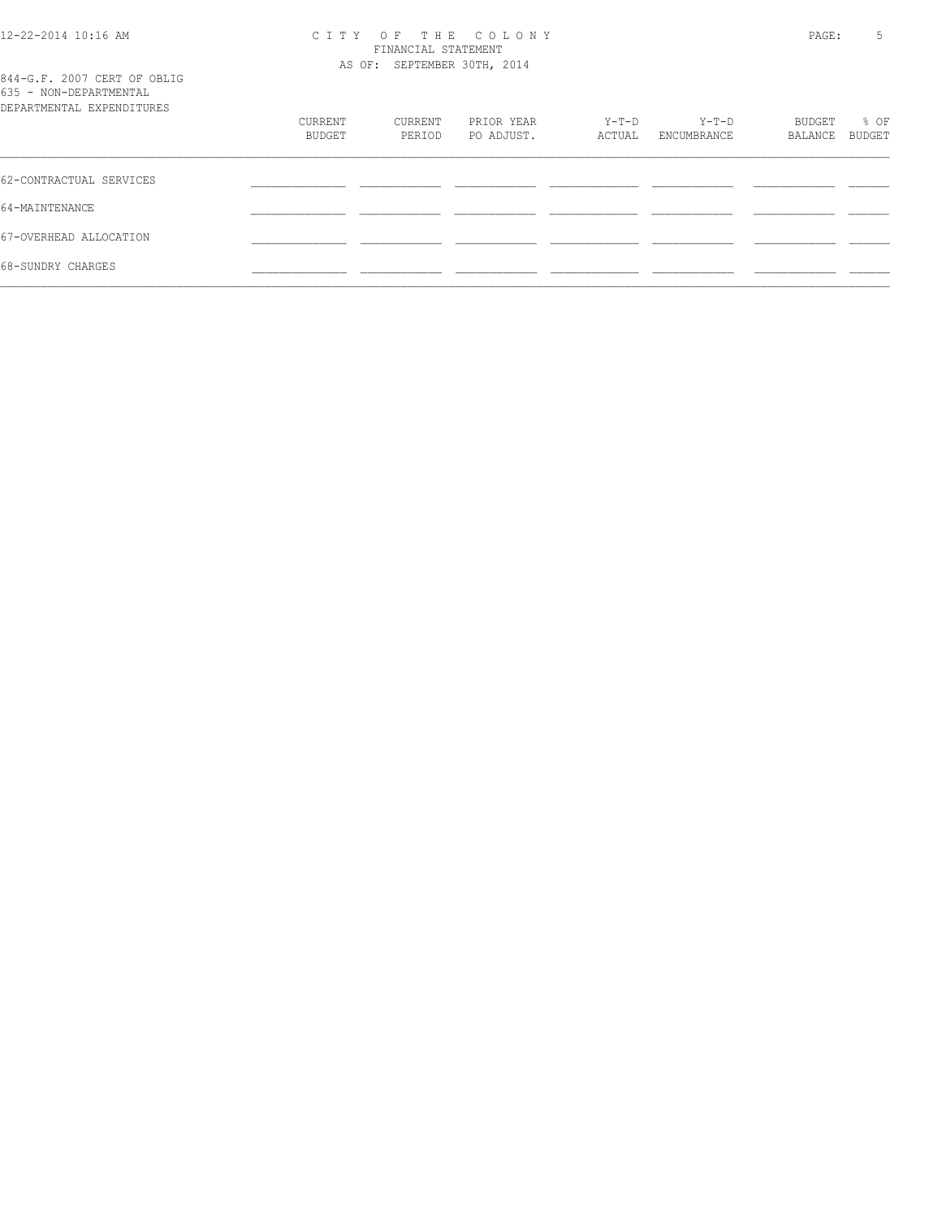C I T Y O F T H E C O L O N Y
FINANCIAL STATEMENT
AS OF: SEPTEMBER 30TH, 2014

844-G.F. 2007 CERT OF OBLIG
635 - NON-DEPARTMENTAL
DEPARTMENTAL EXPENDITURES

| | CURRENT BUDGET | CURRENT PERIOD | PRIOR YEAR PO ADJUST. | Y-T-D ACTUAL | Y-T-D ENCUMBRANCE | BUDGET BALANCE | % OF BUDGET |
|---|---|---|---|---|---|---|---|
| 62-CONTRACTUAL SERVICES | | | | | | | |
| 64-MAINTENANCE | | | | | | | |
| 67-OVERHEAD ALLOCATION | | | | | | | |
| 68-SUNDRY CHARGES | | | | | | | |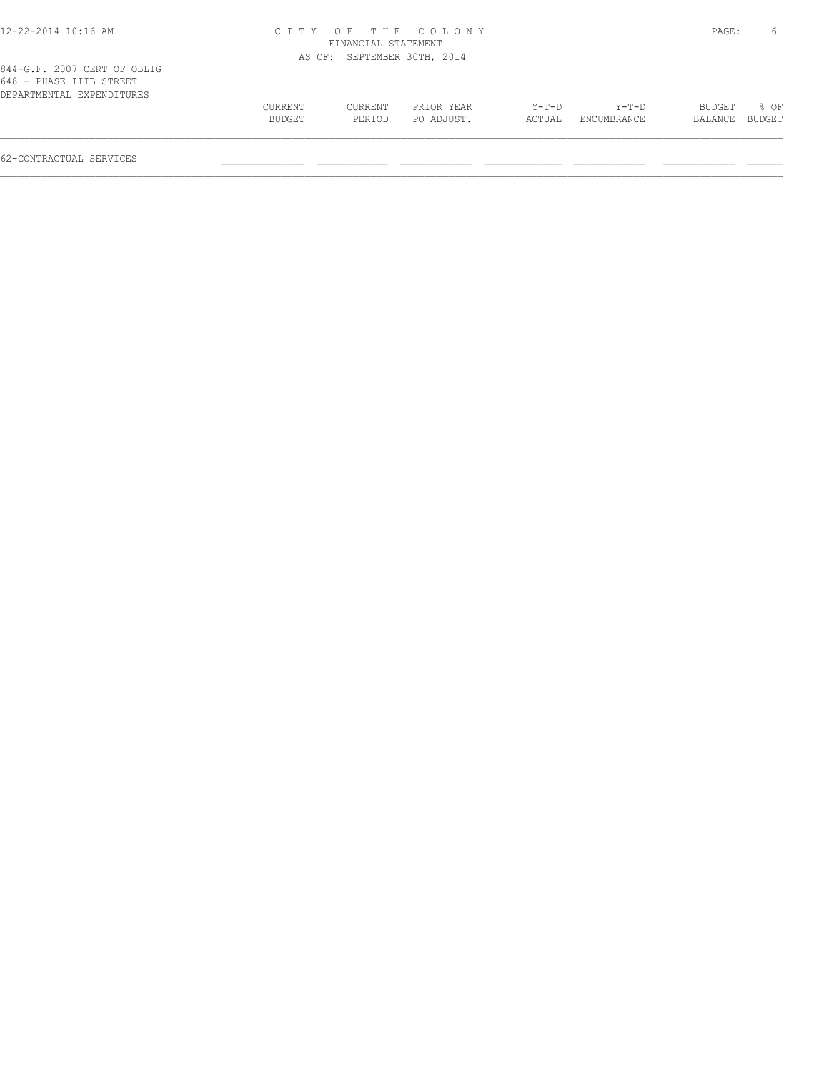C I T Y  O F  T H E  C O L O N Y
FINANCIAL STATEMENT
AS OF: SEPTEMBER 30TH, 2014

844-G.F. 2007 CERT OF OBLIG
648 - PHASE IIIB STREET
DEPARTMENTAL EXPENDITURES

| | CURRENT BUDGET | CURRENT PERIOD | PRIOR YEAR PO ADJUST. | Y-T-D ACTUAL | Y-T-D ENCUMBRANCE | BUDGET BALANCE | % OF BUDGET |
|---|---|---|---|---|---|---|---|
| 62-CONTRACTUAL SERVICES | | | | | | | |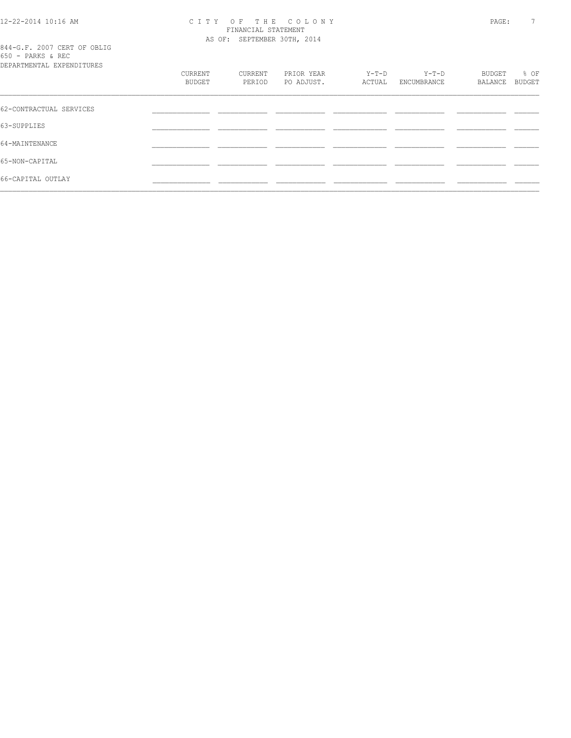# CITY OF THE COLONY

FINANCIAL STATEMENT

AS OF: SEPTEMBER 30TH, 2014

844-G.F. 2007 CERT OF OBLIG

650 - PARKS & REC

DEPARTMENTAL EXPENDITURES

| | CURRENT BUDGET | CURRENT PERIOD | PRIOR YEAR PO ADJUST. | Y-T-D ACTUAL | Y-T-D ENCUMBRANCE | BUDGET BALANCE | % OF BUDGET |
|---|---|---|---|---|---|---|---|
| 62-CONTRACTUAL SERVICES | | | | | | | |
| 63-SUPPLIES | | | | | | | |
| 64-MAINTENANCE | | | | | | | |
| 65-NON-CAPITAL | | | | | | | |
| 66-CAPITAL OUTLAY | | | | | | | |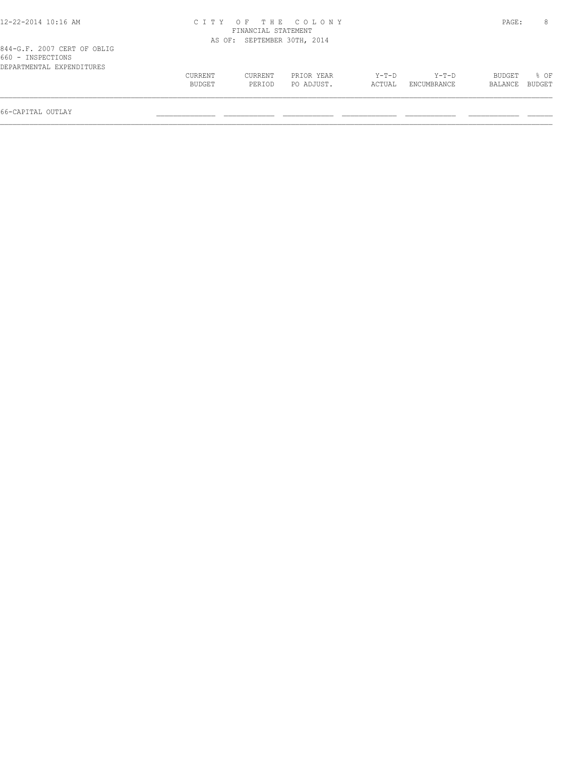844-G.F. 2007 CERT OF OBLIG
660 - INSPECTIONS
DEPARTMENTAL EXPENDITURES

| | CURRENT BUDGET | CURRENT PERIOD | PRIOR YEAR PO ADJUST. | Y-T-D ACTUAL | Y-T-D ENCUMBRANCE | BUDGET BALANCE | % OF BUDGET |
|---|---|---|---|---|---|---|---|
| 66-CAPITAL OUTLAY | | | | | | | |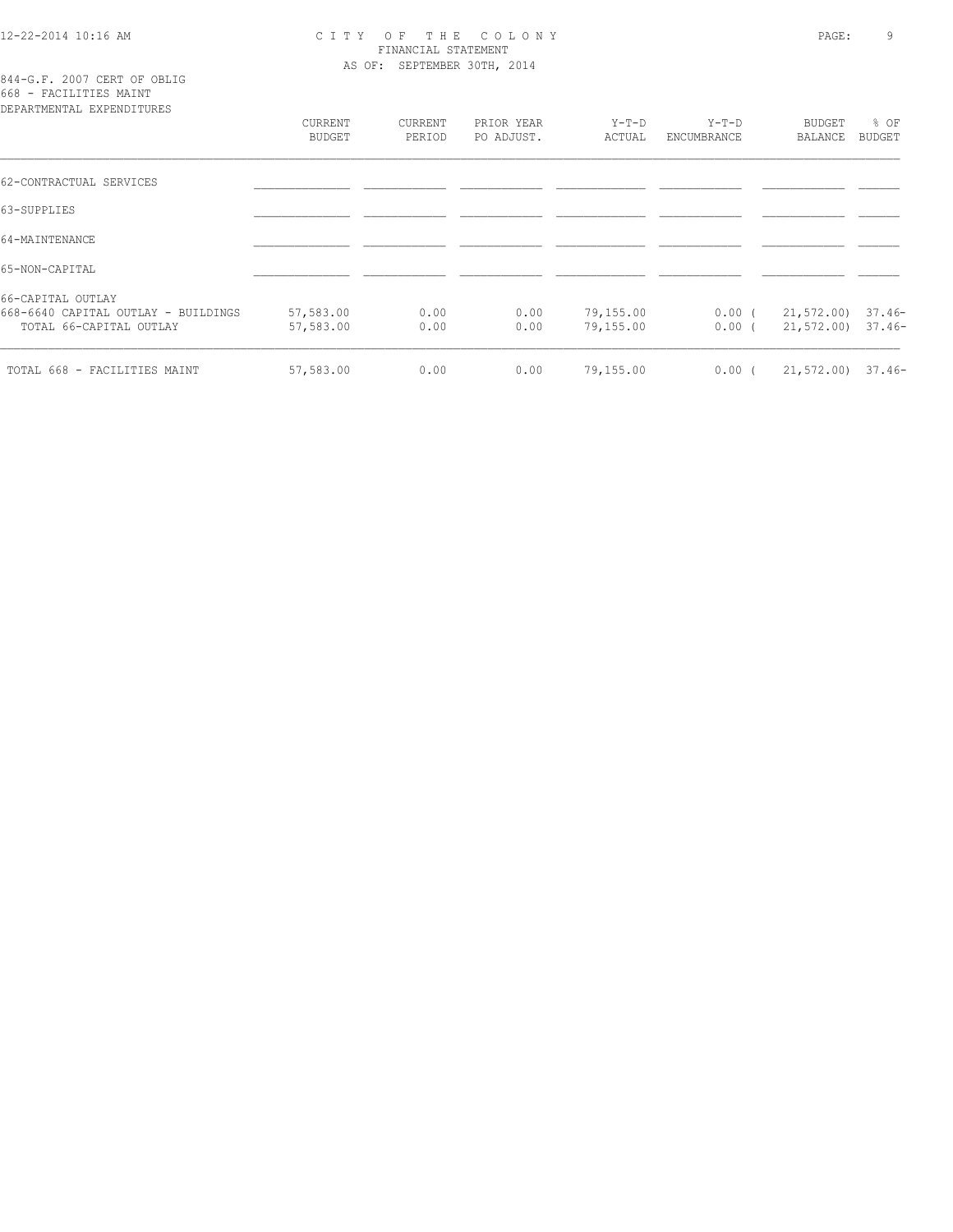CITY OF THE COLONY
FINANCIAL STATEMENT
AS OF: SEPTEMBER 30TH, 2014

844-G.F. 2007 CERT OF OBLIG
668 - FACILITIES MAINT
DEPARTMENTAL EXPENDITURES

| | CURRENT BUDGET | CURRENT PERIOD | PRIOR YEAR PO ADJUST. | Y-T-D ACTUAL | Y-T-D ENCUMBRANCE | BUDGET BALANCE | % OF BUDGET |
|---|---|---|---|---|---|---|---|
| 62-CONTRACTUAL SERVICES | | | | | | | |
| 63-SUPPLIES | | | | | | | |
| 64-MAINTENANCE | | | | | | | |
| 65-NON-CAPITAL | | | | | | | |
| 66-CAPITAL OUTLAY | | | | | | | |
| 668-6640 CAPITAL OUTLAY - BUILDINGS | 57,583.00 | 0.00 | 0.00 | 79,155.00 | 0.00 | ( 21,572.00) | 37.46- |
| TOTAL 66-CAPITAL OUTLAY | 57,583.00 | 0.00 | 0.00 | 79,155.00 | 0.00 | ( 21,572.00) | 37.46- |
| TOTAL 668 - FACILITIES MAINT | 57,583.00 | 0.00 | 0.00 | 79,155.00 | 0.00 | ( 21,572.00) | 37.46- |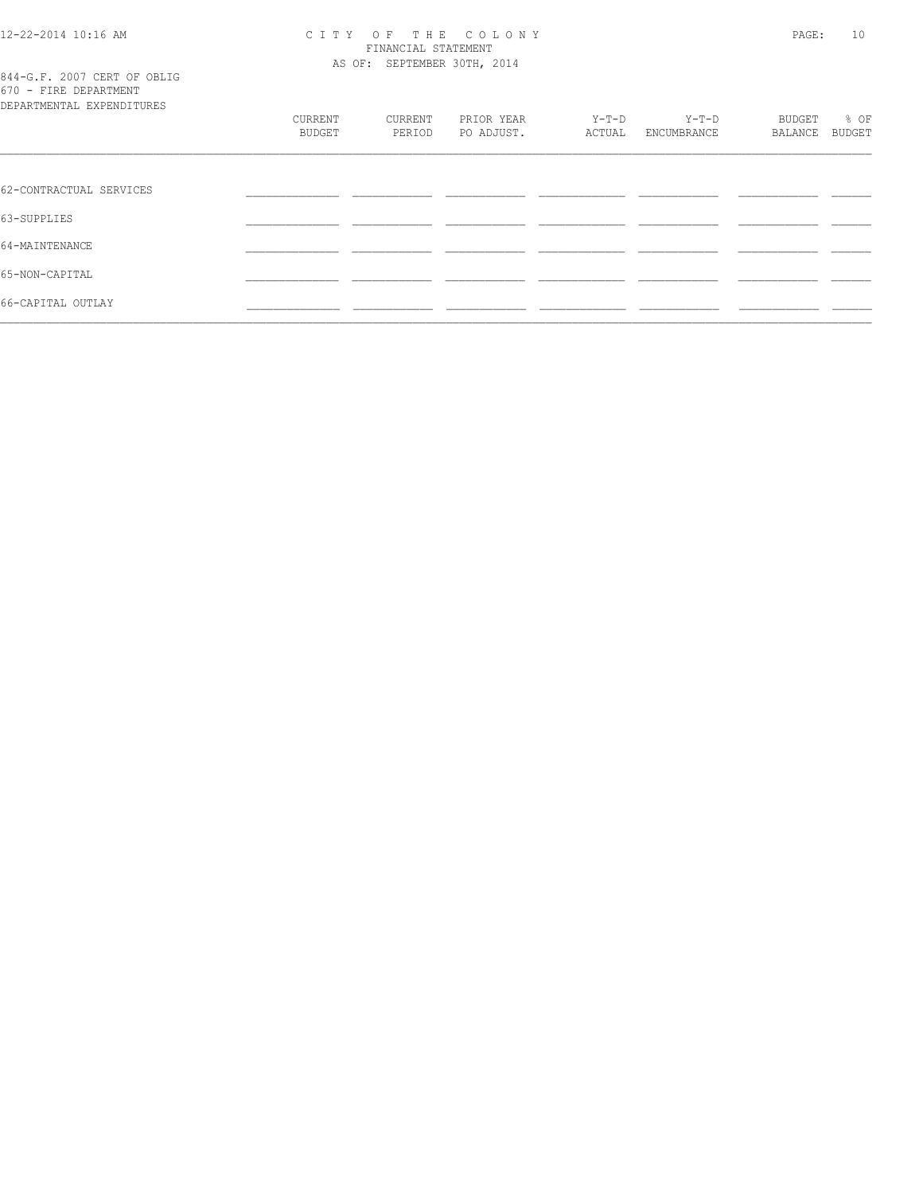844-G.F. 2007 CERT OF OBLIG
670 - FIRE DEPARTMENT
DEPARTMENTAL EXPENDITURES

|  | CURRENT BUDGET | CURRENT PERIOD | PRIOR YEAR PO ADJUST. | Y-T-D ACTUAL | Y-T-D ENCUMBRANCE | BUDGET BALANCE | % OF BUDGET |
|---|---|---|---|---|---|---|---|
| 62-CONTRACTUAL SERVICES | | | | | | | |
| 63-SUPPLIES | | | | | | | |
| 64-MAINTENANCE | | | | | | | |
| 65-NON-CAPITAL | | | | | | | |
| 66-CAPITAL OUTLAY | | | | | | | |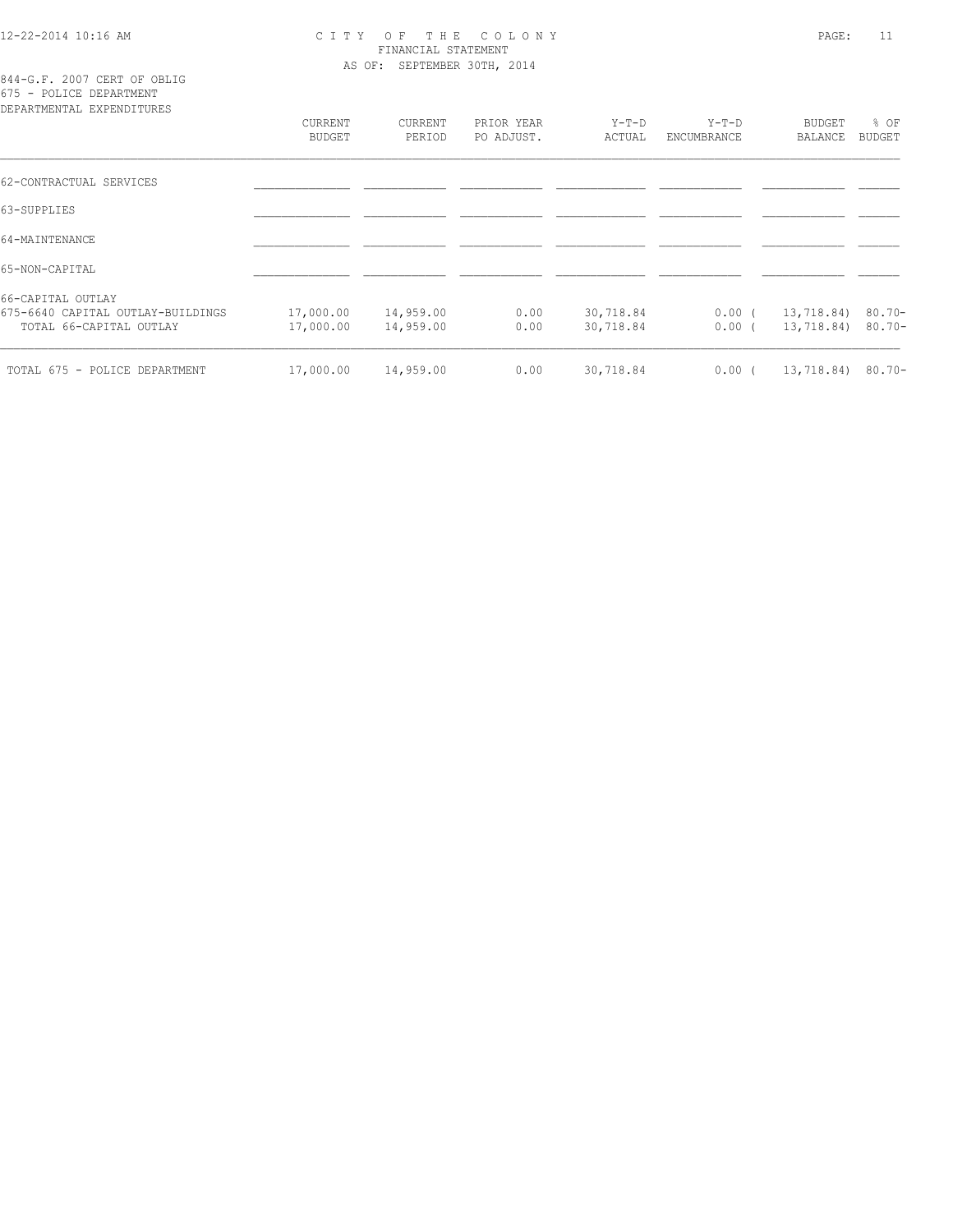# CITY OF THE COLONY

FINANCIAL STATEMENT

AS OF: SEPTEMBER 30TH, 2014

844-G.F. 2007 CERT OF OBLIG
675 - POLICE DEPARTMENT
DEPARTMENTAL EXPENDITURES

| | CURRENT BUDGET | CURRENT PERIOD | PRIOR YEAR PO ADJUST. | Y-T-D ACTUAL | Y-T-D ENCUMBRANCE | BUDGET BALANCE | % OF BUDGET |
|---|---|---|---|---|---|---|---|
| 62-CONTRACTUAL SERVICES | | | | | | | |
| 63-SUPPLIES | | | | | | | |
| 64-MAINTENANCE | | | | | | | |
| 65-NON-CAPITAL | | | | | | | |
| 66-CAPITAL OUTLAY | | | | | | | |
| 675-6640 CAPITAL OUTLAY-BUILDINGS | 17,000.00 | 14,959.00 | 0.00 | 30,718.84 | 0.00 | ( 13,718.84) | 80.70- |
| TOTAL 66-CAPITAL OUTLAY | 17,000.00 | 14,959.00 | 0.00 | 30,718.84 | 0.00 | ( 13,718.84) | 80.70- |
| TOTAL 675 - POLICE DEPARTMENT | 17,000.00 | 14,959.00 | 0.00 | 30,718.84 | 0.00 | ( 13,718.84) | 80.70- |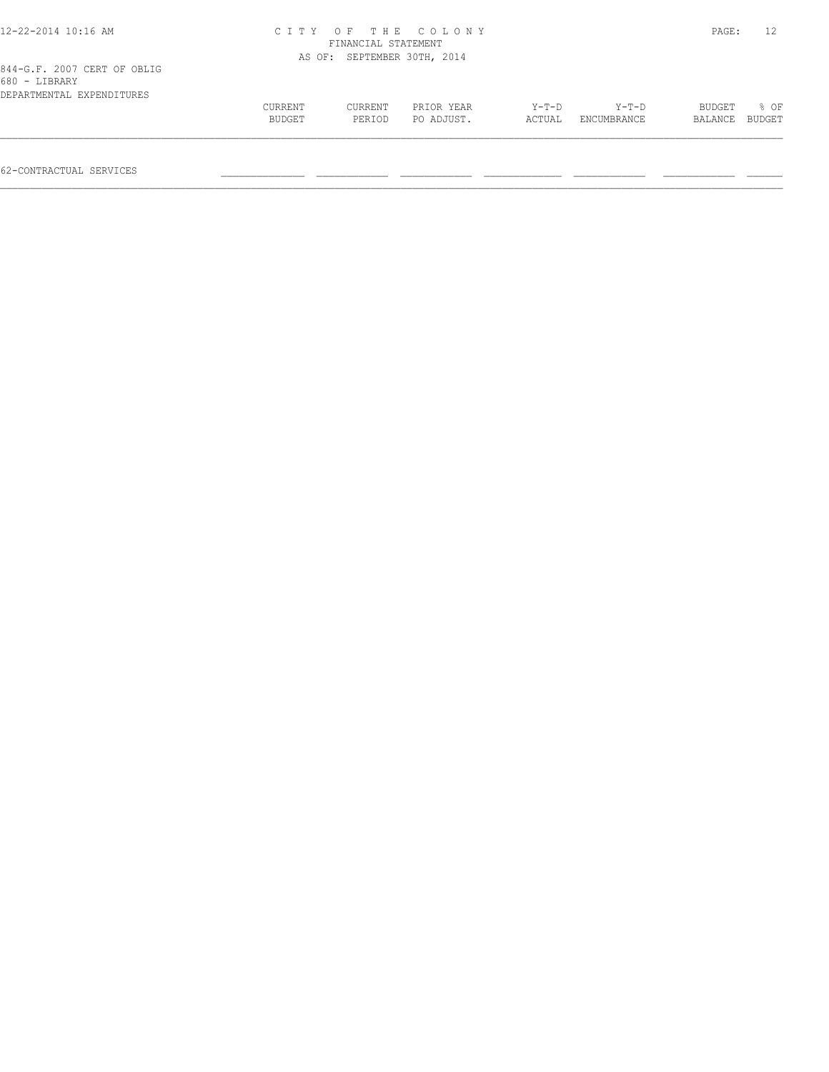CITY OF THE COLONY
FINANCIAL STATEMENT
AS OF: SEPTEMBER 30TH, 2014

844-G.F. 2007 CERT OF OBLIG
680 - LIBRARY
DEPARTMENTAL EXPENDITURES

| | CURRENT BUDGET | CURRENT PERIOD | PRIOR YEAR PO ADJUST. | Y-T-D ACTUAL | Y-T-D ENCUMBRANCE | BUDGET BALANCE | % OF BUDGET |
|---|---|---|---|---|---|---|---|
| 62-CONTRACTUAL SERVICES | | | | | | | |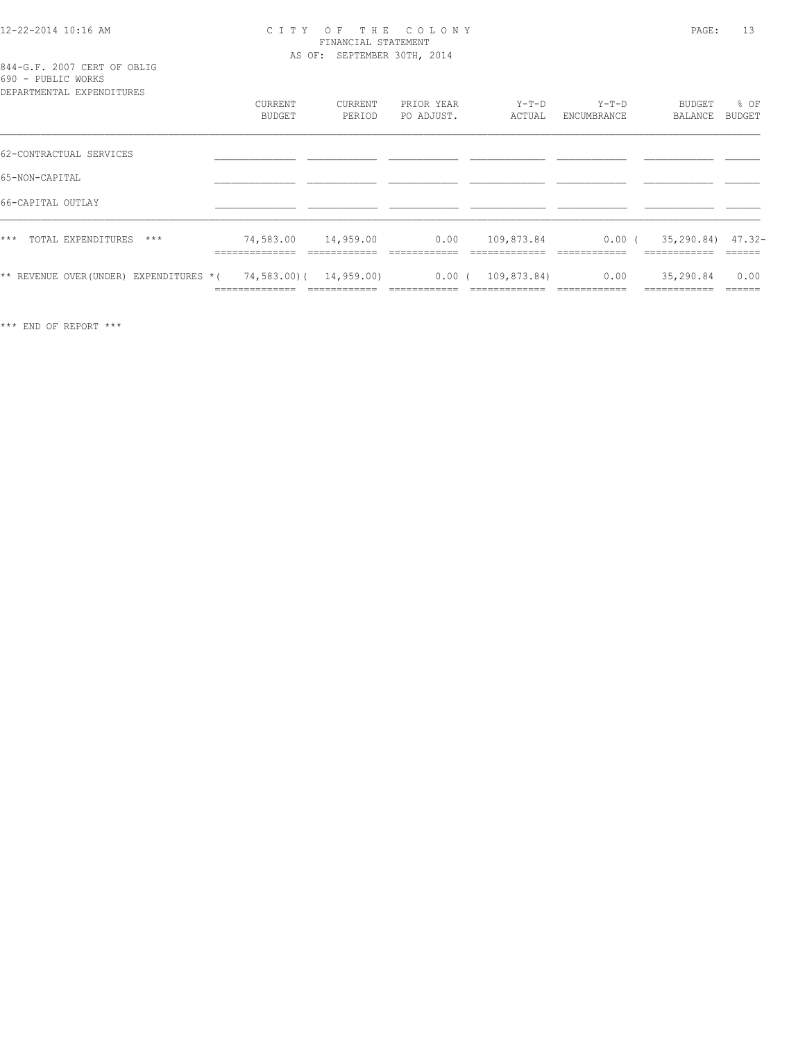# CITY OF THE COLONY
FINANCIAL STATEMENT
AS OF: SEPTEMBER 30TH, 2014

844-G.F. 2007 CERT OF OBLIG
690 - PUBLIC WORKS
DEPARTMENTAL EXPENDITURES

| | CURRENT BUDGET | CURRENT PERIOD | PRIOR YEAR PO ADJUST. | Y-T-D ACTUAL | Y-T-D ENCUMBRANCE | BUDGET BALANCE | % OF BUDGET |
|---|---|---|---|---|---|---|---|
| 62-CONTRACTUAL SERVICES | | | | | | | |
| 65-NON-CAPITAL | | | | | | | |
| 66-CAPITAL OUTLAY | | | | | | | |
| *** TOTAL EXPENDITURES *** | 74,583.00 | 14,959.00 | 0.00 | 109,873.84 | 0.00 | ( 35,290.84) | 47.32- |
| ** REVENUE OVER(UNDER) EXPENDITURES * | ( 74,583.00) | ( 14,959.00) | 0.00 | ( 109,873.84) | 0.00 | 35,290.84 | 0.00 |

*** END OF REPORT ***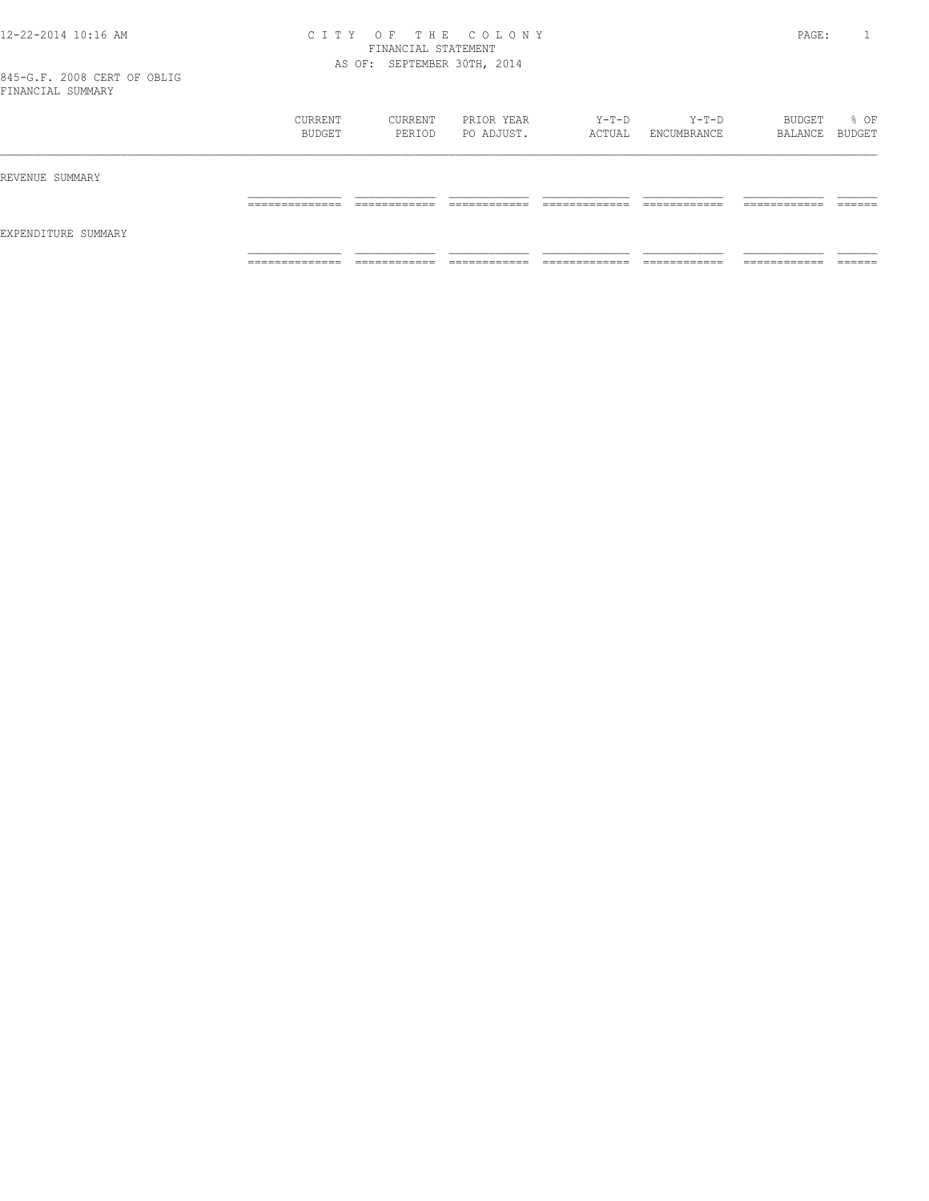CITY OF THE COLONY
FINANCIAL STATEMENT
AS OF: SEPTEMBER 30TH, 2014

845-G.F. 2008 CERT OF OBLIG
FINANCIAL SUMMARY

| | CURRENT BUDGET | CURRENT PERIOD | PRIOR YEAR PO ADJUST. | Y-T-D ACTUAL | Y-T-D ENCUMBRANCE | BUDGET BALANCE | % OF BUDGET |
|---|---|---|---|---|---|---|---|
| REVENUE SUMMARY | | | | | | | |
| EXPENDITURE SUMMARY | | | | | | | |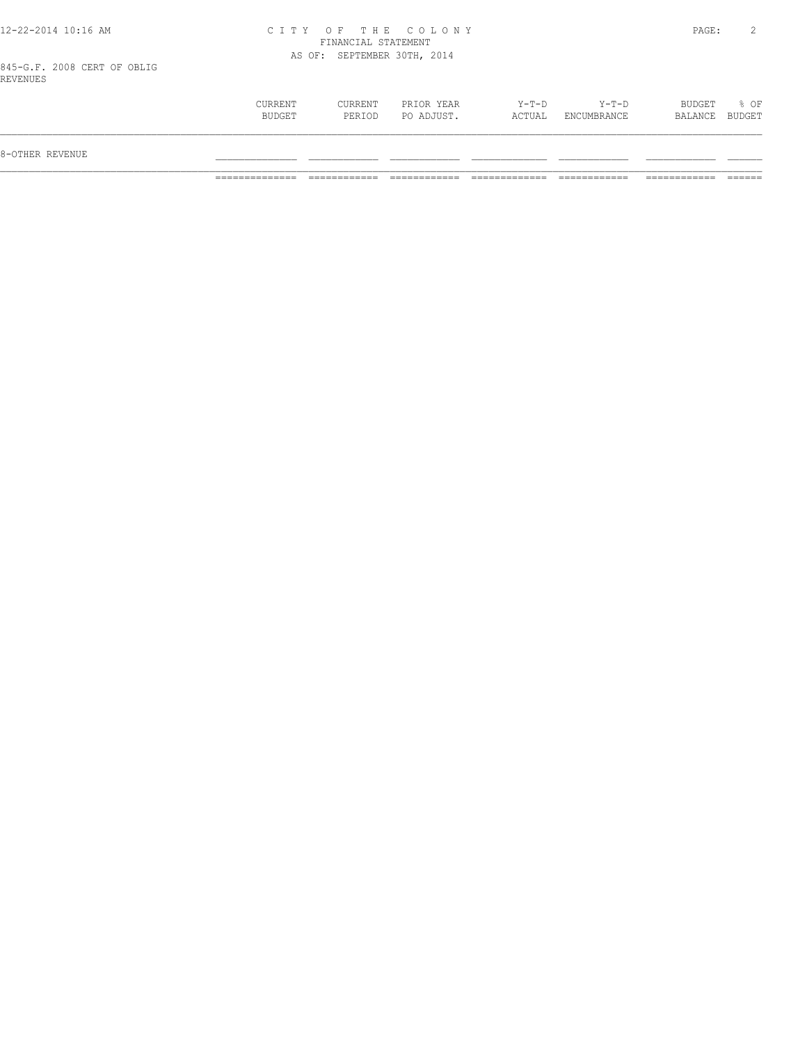# CITY OF THE COLONY

FINANCIAL STATEMENT

AS OF: SEPTEMBER 30TH, 2014

845-G.F. 2008 CERT OF OBLIG

REVENUES

| | CURRENT BUDGET | CURRENT PERIOD | PRIOR YEAR PO ADJUST. | Y-T-D ACTUAL | Y-T-D ENCUMBRANCE | BUDGET BALANCE | % OF BUDGET |
|---|---|---|---|---|---|---|---|
| 8-OTHER REVENUE | | | | | | | |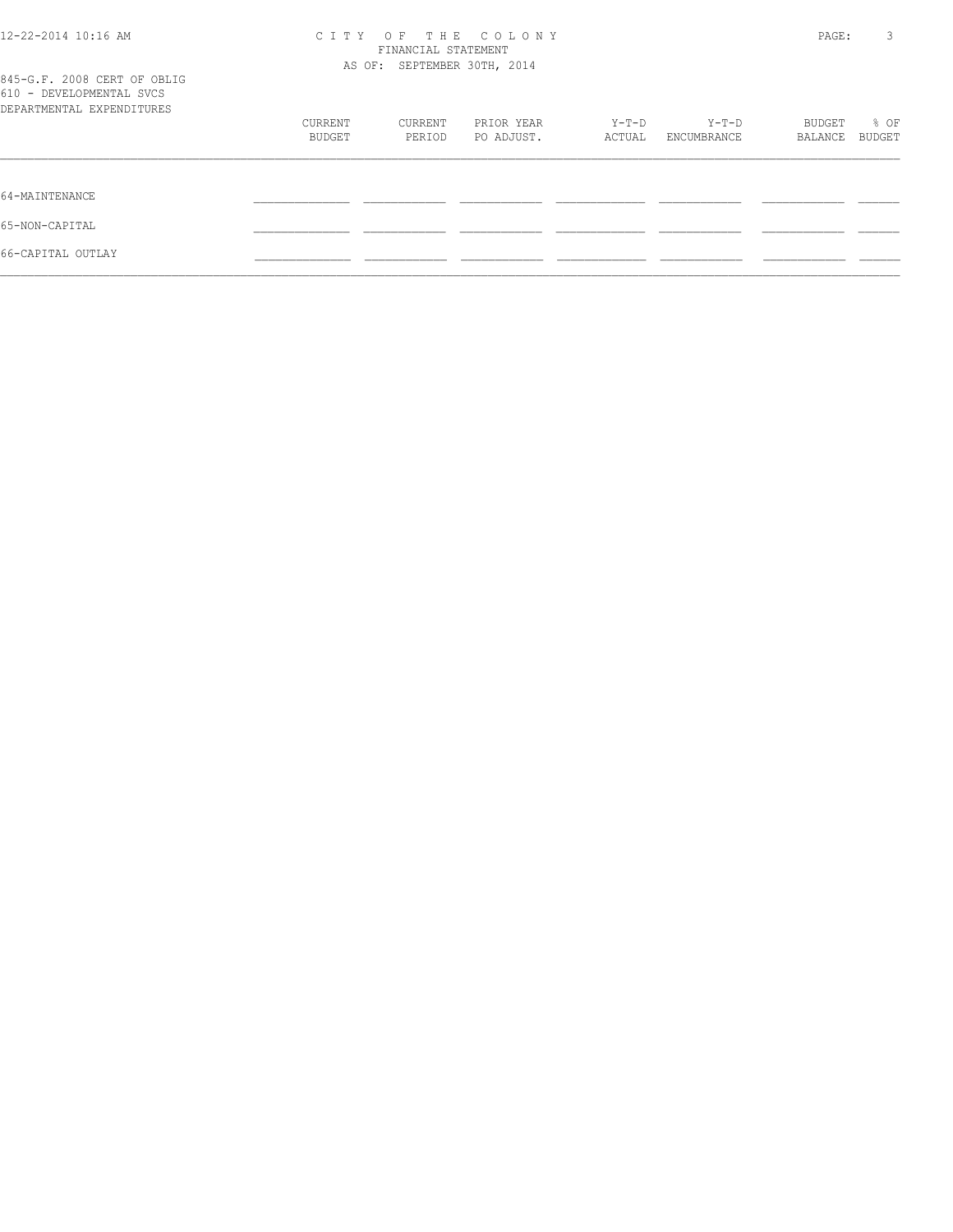CITY OF THE COLONY
FINANCIAL STATEMENT
AS OF: SEPTEMBER 30TH, 2014

845-G.F. 2008 CERT OF OBLIG
610 - DEVELOPMENTAL SVCS
DEPARTMENTAL EXPENDITURES

| | CURRENT BUDGET | CURRENT PERIOD | PRIOR YEAR PO ADJUST. | Y-T-D ACTUAL | Y-T-D ENCUMBRANCE | BUDGET BALANCE | % OF BUDGET |
|---|---|---|---|---|---|---|---|
| 64-MAINTENANCE | | | | | | | |
| 65-NON-CAPITAL | | | | | | | |
| 66-CAPITAL OUTLAY | | | | | | | |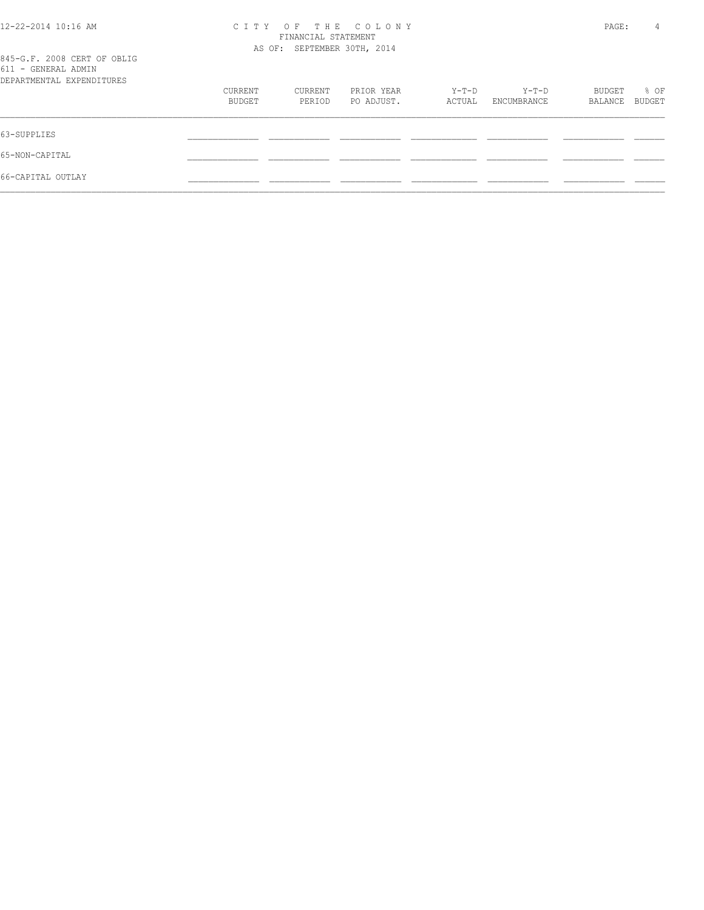845-G.F. 2008 CERT OF OBLIG
611 - GENERAL ADMIN
DEPARTMENTAL EXPENDITURES

| | CURRENT BUDGET | CURRENT PERIOD | PRIOR YEAR PO ADJUST. | Y-T-D ACTUAL | Y-T-D ENCUMBRANCE | BUDGET BALANCE | % OF BUDGET |
|---|---|---|---|---|---|---|---|
| 63-SUPPLIES | | | | | | | |
| 65-NON-CAPITAL | | | | | | | |
| 66-CAPITAL OUTLAY | | | | | | | |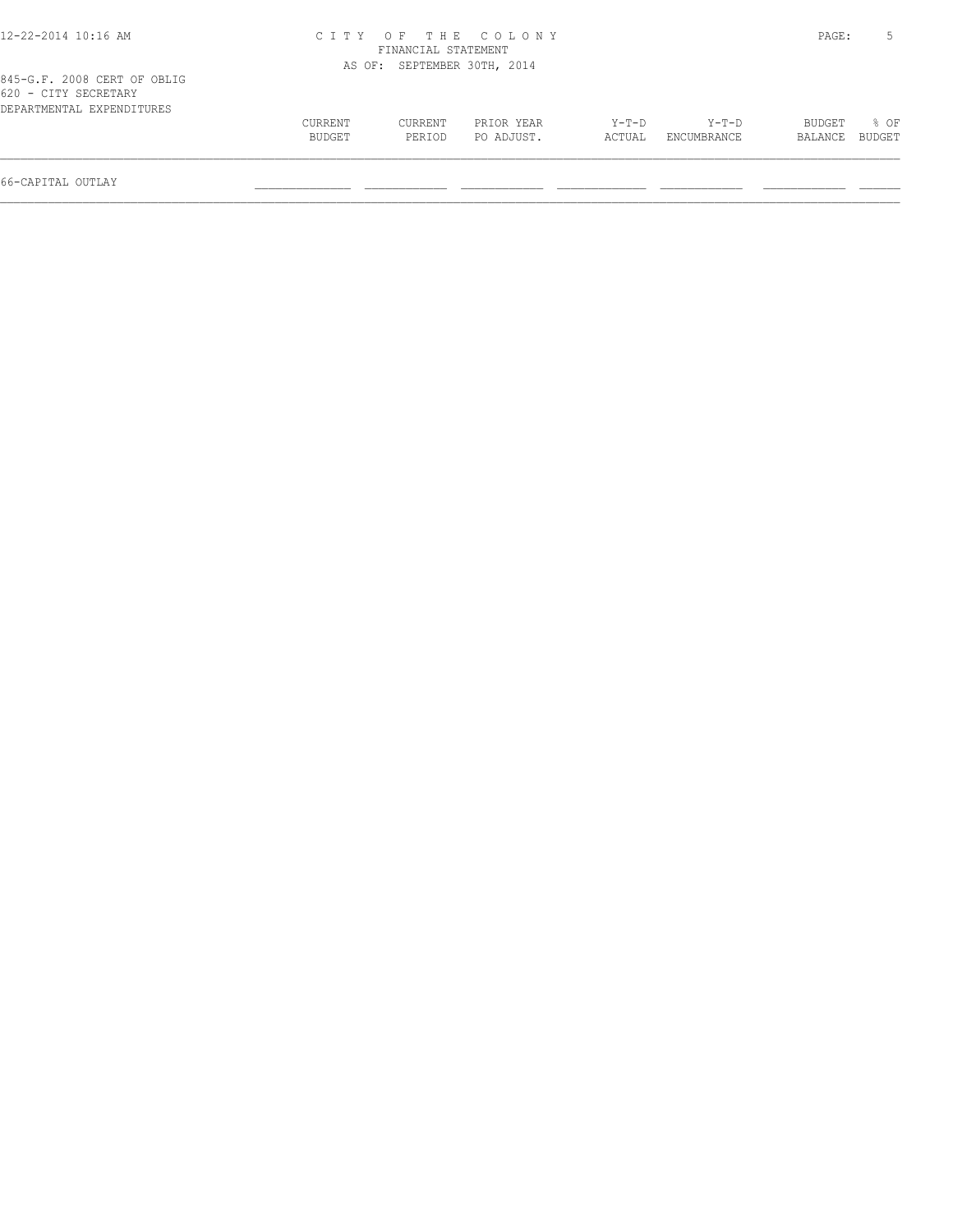845-G.F. 2008 CERT OF OBLIG
620 - CITY SECRETARY
DEPARTMENTAL EXPENDITURES

| | CURRENT BUDGET | CURRENT PERIOD | PRIOR YEAR PO ADJUST. | Y-T-D ACTUAL | Y-T-D ENCUMBRANCE | BUDGET BALANCE | % OF BUDGET |
|---|---|---|---|---|---|---|---|
| 66-CAPITAL OUTLAY | | | | | | | |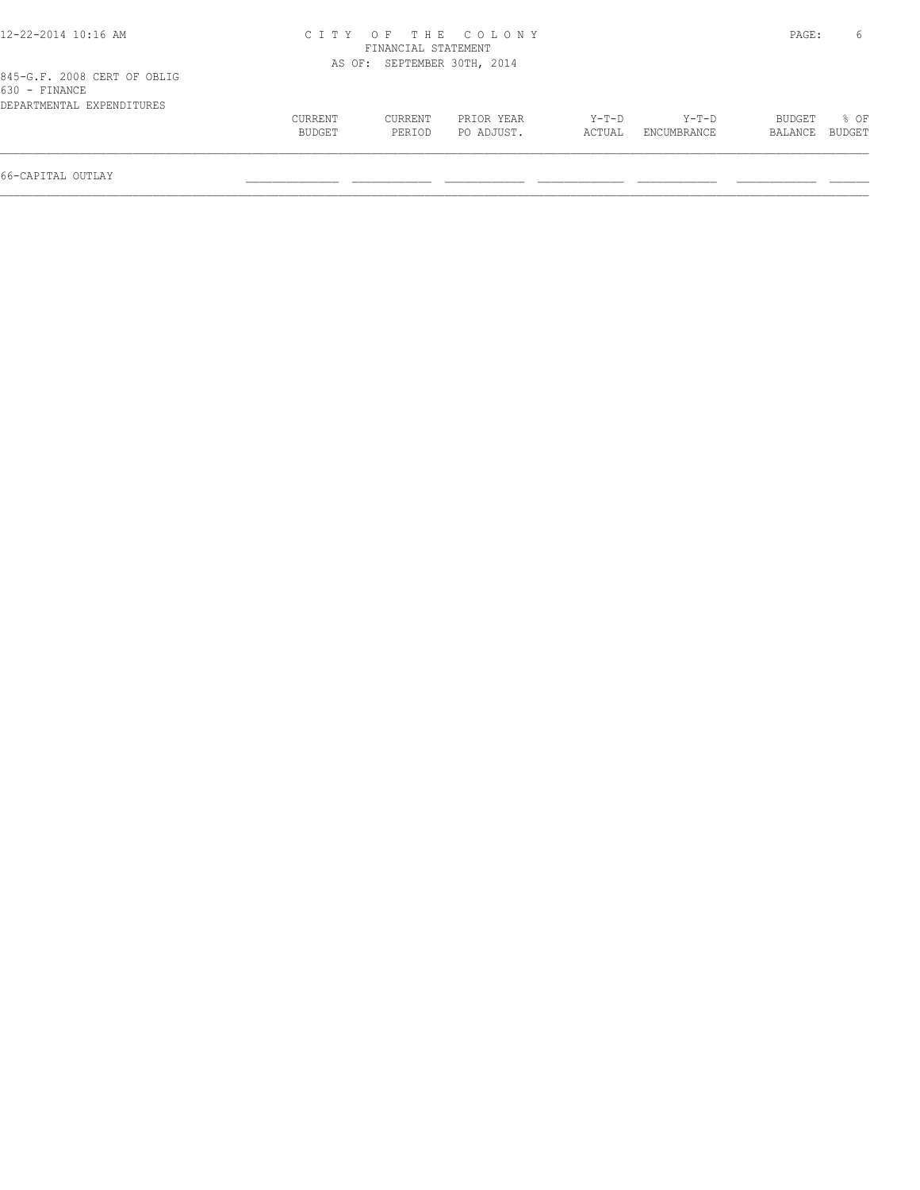CITY OF THE COLONY
FINANCIAL STATEMENT
AS OF: SEPTEMBER 30TH, 2014

845-G.F. 2008 CERT OF OBLIG
630 - FINANCE
DEPARTMENTAL EXPENDITURES

| | CURRENT BUDGET | CURRENT PERIOD | PRIOR YEAR PO ADJUST. | Y-T-D ACTUAL | Y-T-D ENCUMBRANCE | BUDGET BALANCE | % OF BUDGET |
|---|---|---|---|---|---|---|---|
| 66-CAPITAL OUTLAY | | | | | | | |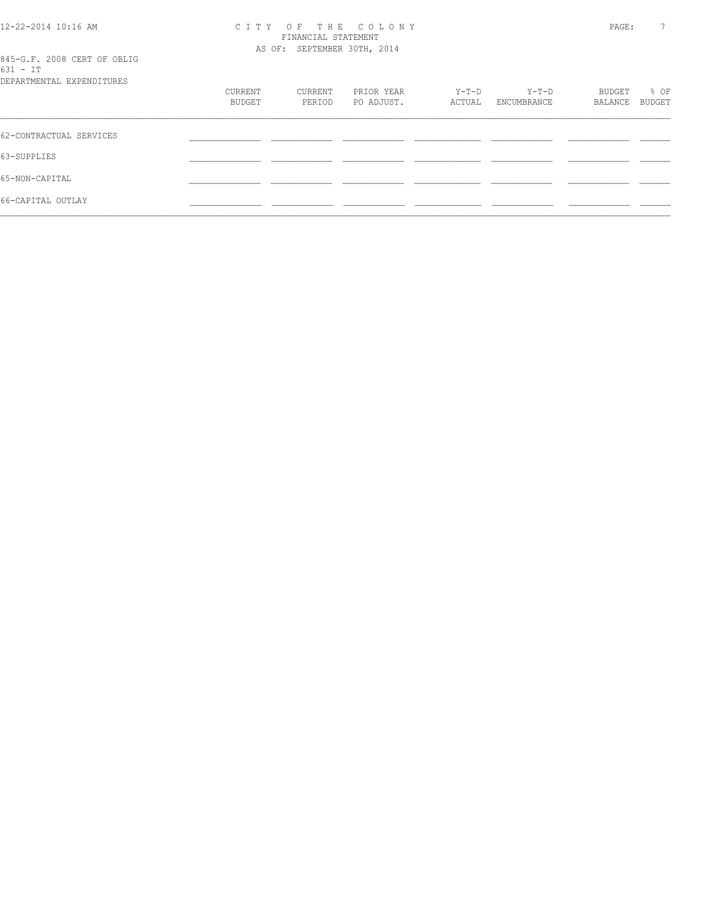CITY OF THE COLONY
FINANCIAL STATEMENT
AS OF: SEPTEMBER 30TH, 2014

845-G.F. 2008 CERT OF OBLIG
631 - IT
DEPARTMENTAL EXPENDITURES

| | CURRENT BUDGET | CURRENT PERIOD | PRIOR YEAR PO ADJUST. | Y-T-D ACTUAL | Y-T-D ENCUMBRANCE | BUDGET BALANCE | % OF BUDGET |
|---|---|---|---|---|---|---|---|
| 62-CONTRACTUAL SERVICES | | | | | | | |
| 63-SUPPLIES | | | | | | | |
| 65-NON-CAPITAL | | | | | | | |
| 66-CAPITAL OUTLAY | | | | | | | |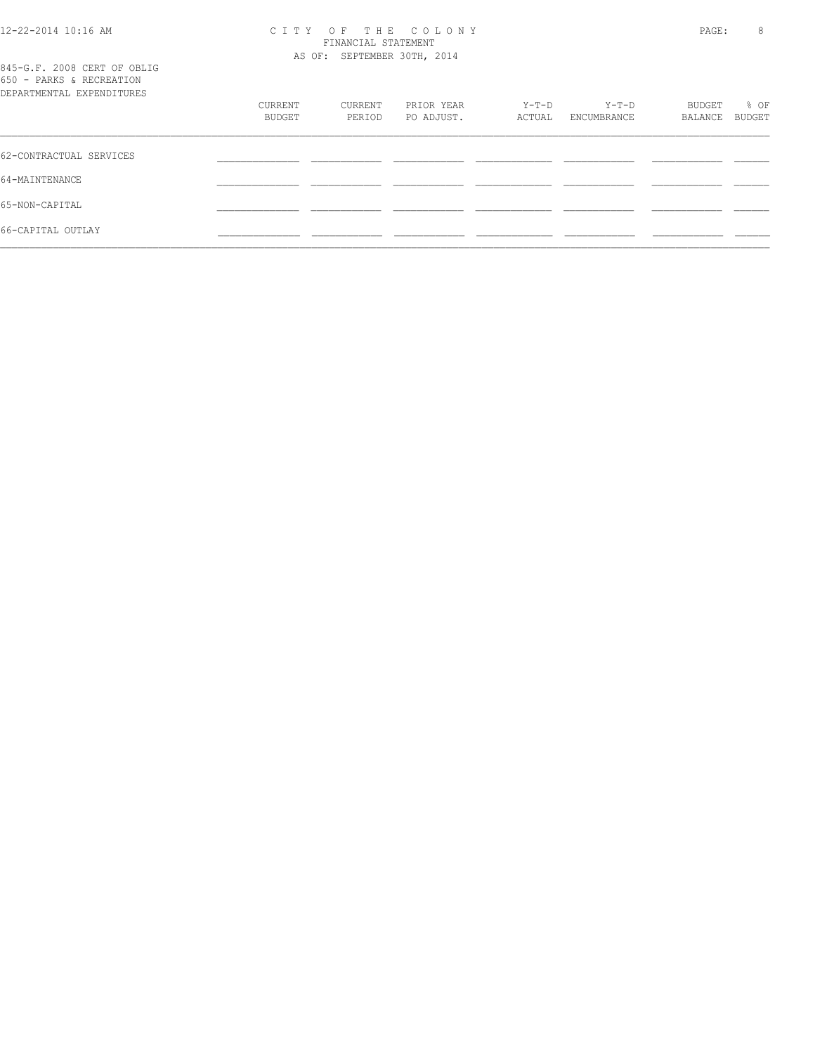# CITY OF THE COLONY

FINANCIAL STATEMENT

AS OF: SEPTEMBER 30TH, 2014

845-G.F. 2008 CERT OF OBLIG

650 - PARKS & RECREATION

DEPARTMENTAL EXPENDITURES

| | CURRENT BUDGET | CURRENT PERIOD | PRIOR YEAR PO ADJUST. | Y-T-D ACTUAL | Y-T-D ENCUMBRANCE | BUDGET BALANCE | % OF BUDGET |
|---|---|---|---|---|---|---|---|
| 62-CONTRACTUAL SERVICES | | | | | | | |
| 64-MAINTENANCE | | | | | | | |
| 65-NON-CAPITAL | | | | | | | |
| 66-CAPITAL OUTLAY | | | | | | | |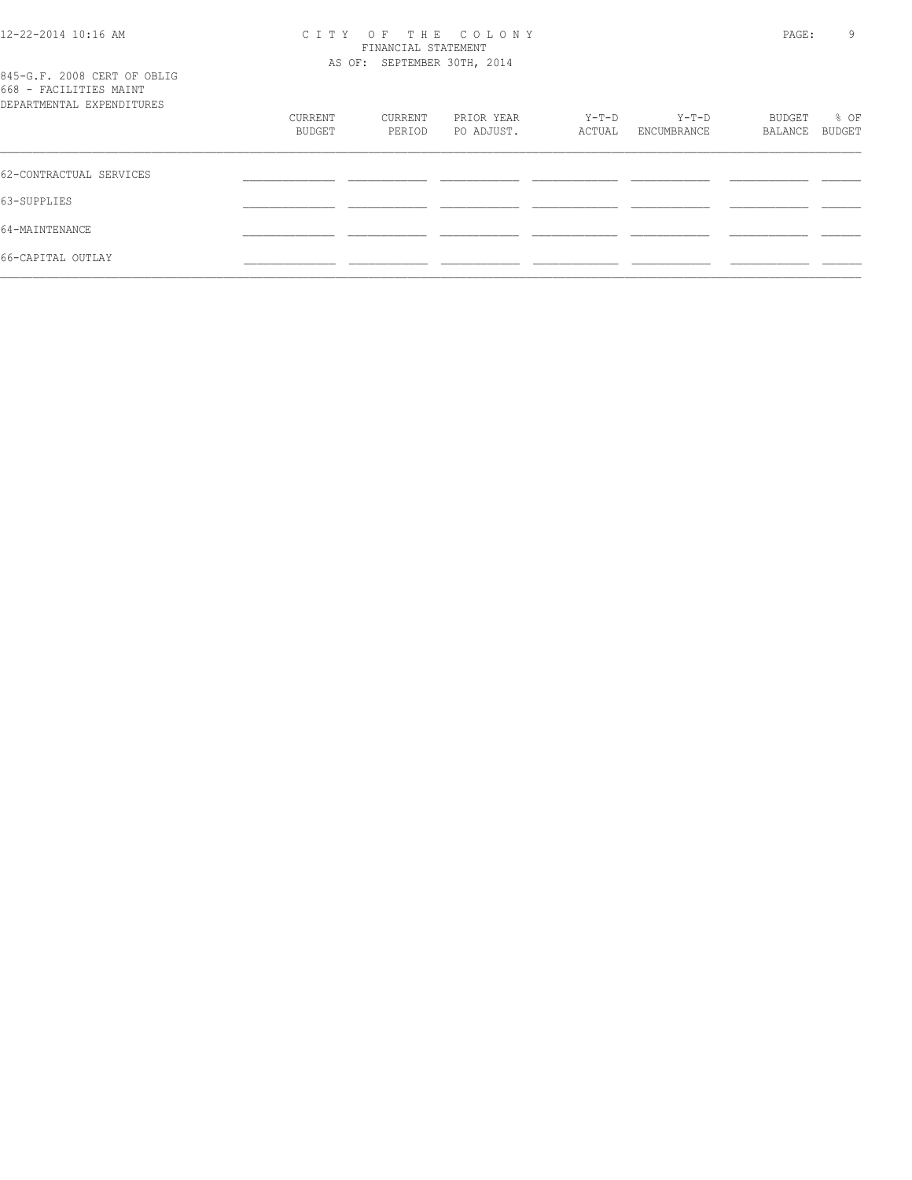CITY OF THE COLONY
FINANCIAL STATEMENT
AS OF: SEPTEMBER 30TH, 2014

845-G.F. 2008 CERT OF OBLIG
668 - FACILITIES MAINT
DEPARTMENTAL EXPENDITURES

| | CURRENT BUDGET | CURRENT PERIOD | PRIOR YEAR PO ADJUST. | Y-T-D ACTUAL | Y-T-D ENCUMBRANCE | BUDGET BALANCE | % OF BUDGET |
|---|---|---|---|---|---|---|---|
| 62-CONTRACTUAL SERVICES | | | | | | | |
| 63-SUPPLIES | | | | | | | |
| 64-MAINTENANCE | | | | | | | |
| 66-CAPITAL OUTLAY | | | | | | | |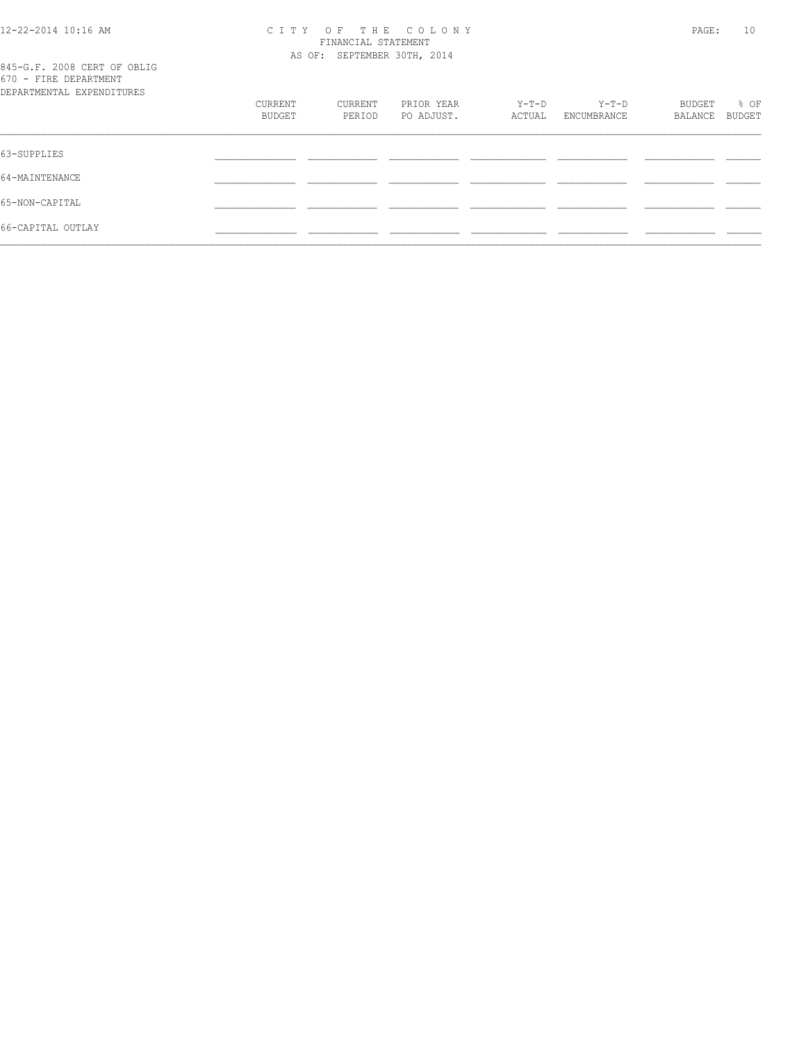845-G.F. 2008 CERT OF OBLIG
670 - FIRE DEPARTMENT
DEPARTMENTAL EXPENDITURES

| | CURRENT BUDGET | CURRENT PERIOD | PRIOR YEAR PO ADJUST. | Y-T-D ACTUAL | Y-T-D ENCUMBRANCE | BUDGET BALANCE | % OF BUDGET |
|---|---|---|---|---|---|---|---|
| 63-SUPPLIES | | | | | | | |
| 64-MAINTENANCE | | | | | | | |
| 65-NON-CAPITAL | | | | | | | |
| 66-CAPITAL OUTLAY | | | | | | | |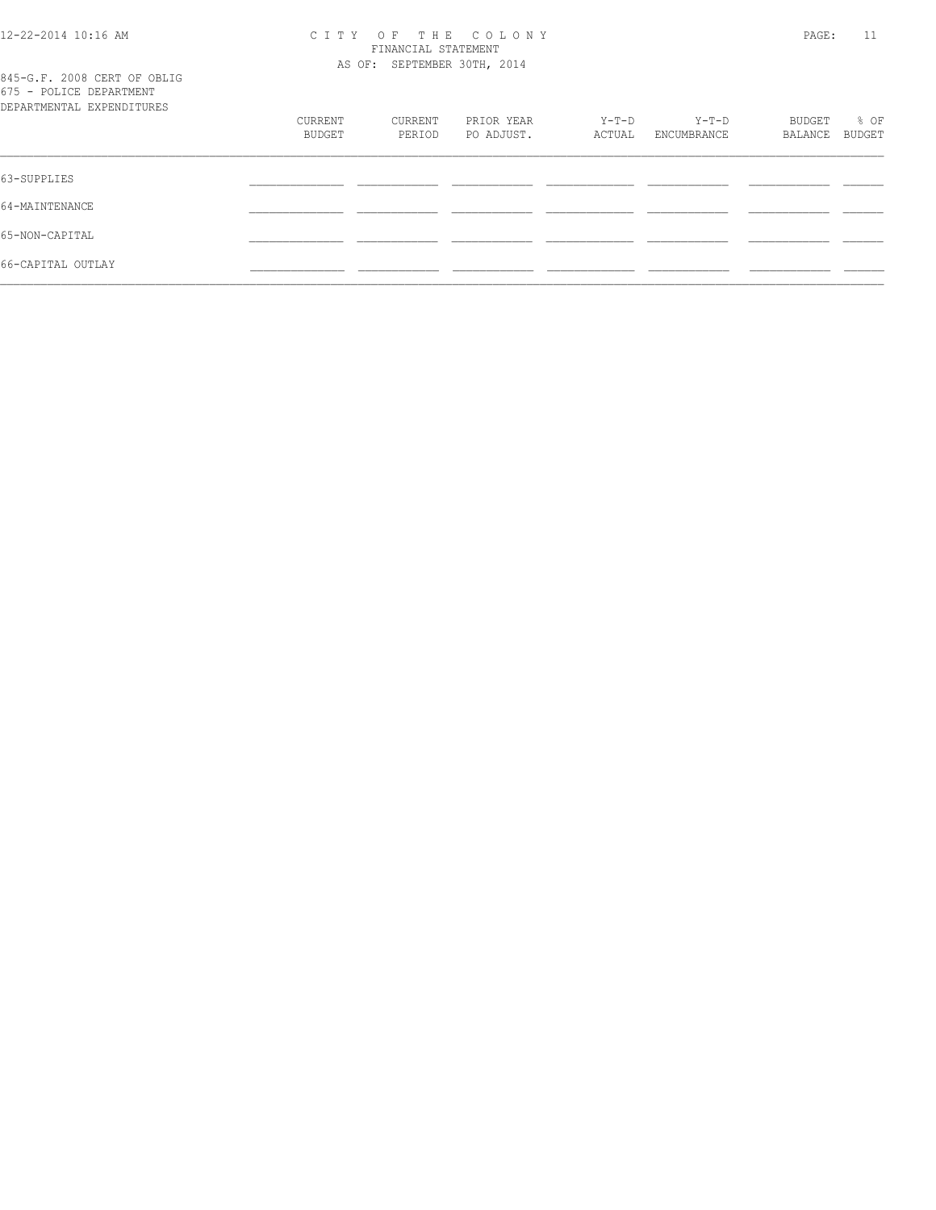CITY OF THE COLONY
FINANCIAL STATEMENT
AS OF: SEPTEMBER 30TH, 2014

845-G.F. 2008 CERT OF OBLIG
675 - POLICE DEPARTMENT
DEPARTMENTAL EXPENDITURES

| | CURRENT BUDGET | CURRENT PERIOD | PRIOR YEAR PO ADJUST. | Y-T-D ACTUAL | Y-T-D ENCUMBRANCE | BUDGET BALANCE | % OF BUDGET |
|---|---|---|---|---|---|---|---|
| 63-SUPPLIES | | | | | | | |
| 64-MAINTENANCE | | | | | | | |
| 65-NON-CAPITAL | | | | | | | |
| 66-CAPITAL OUTLAY | | | | | | | |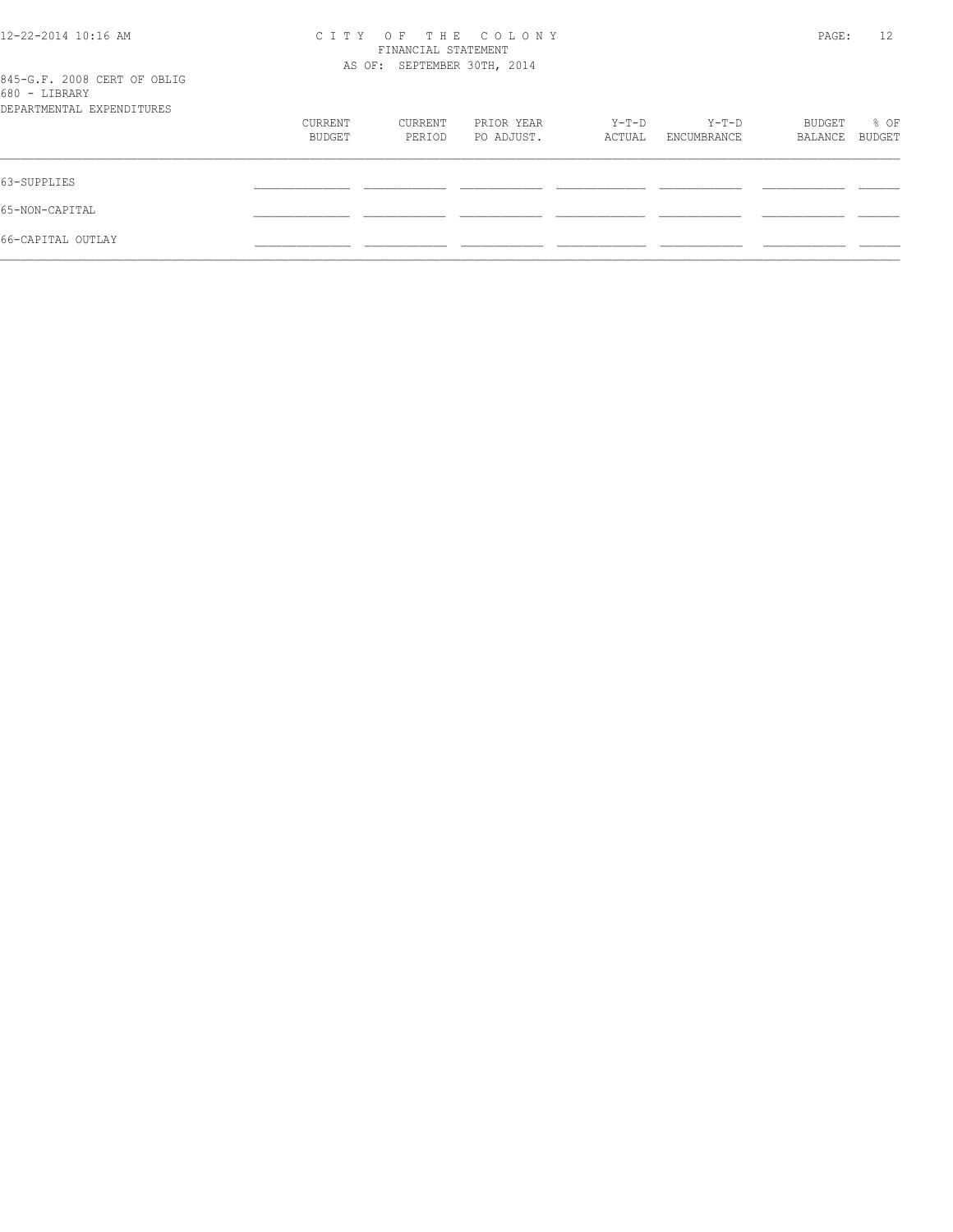# CITY OF THE COLONY

FINANCIAL STATEMENT

AS OF: SEPTEMBER 30TH, 2014

845-G.F. 2008 CERT OF OBLIG

680 - LIBRARY

DEPARTMENTAL EXPENDITURES

| | CURRENT BUDGET | CURRENT PERIOD | PRIOR YEAR PO ADJUST. | Y-T-D ACTUAL | Y-T-D ENCUMBRANCE | BUDGET BALANCE | % OF BUDGET |
|---|---|---|---|---|---|---|---|
| 63-SUPPLIES | | | | | | | |
| 65-NON-CAPITAL | | | | | | | |
| 66-CAPITAL OUTLAY | | | | | | | |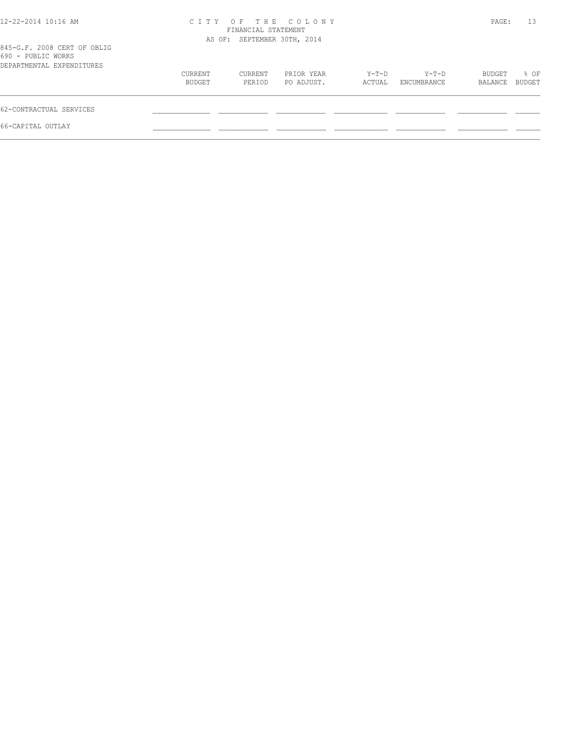845-G.F. 2008 CERT OF OBLIG
690 - PUBLIC WORKS
DEPARTMENTAL EXPENDITURES

| | CURRENT BUDGET | CURRENT PERIOD | PRIOR YEAR PO ADJUST. | Y-T-D ACTUAL | Y-T-D ENCUMBRANCE | BUDGET BALANCE | % OF BUDGET |
|---|---|---|---|---|---|---|---|
| 62-CONTRACTUAL SERVICES | | | | | | | |
| 66-CAPITAL OUTLAY | | | | | | | |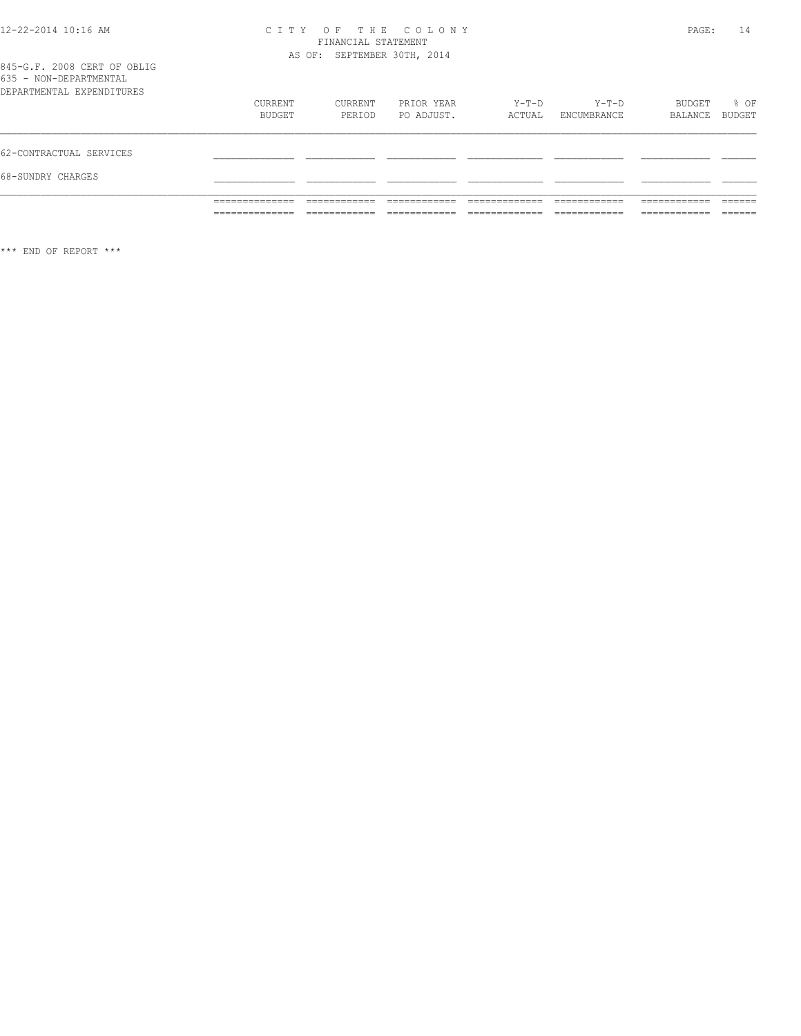# CITY OF THE COLONY
FINANCIAL STATEMENT
AS OF: SEPTEMBER 30TH, 2014

845-G.F. 2008 CERT OF OBLIG
635 - NON-DEPARTMENTAL
DEPARTMENTAL EXPENDITURES

| | CURRENT BUDGET | CURRENT PERIOD | PRIOR YEAR PO ADJUST. | Y-T-D ACTUAL | Y-T-D ENCUMBRANCE | BUDGET BALANCE | % OF BUDGET |
|---|---|---|---|---|---|---|---|
| 62-CONTRACTUAL SERVICES | | | | | | | |
| 68-SUNDRY CHARGES | | | | | | | |

\*\*\* END OF REPORT \*\*\*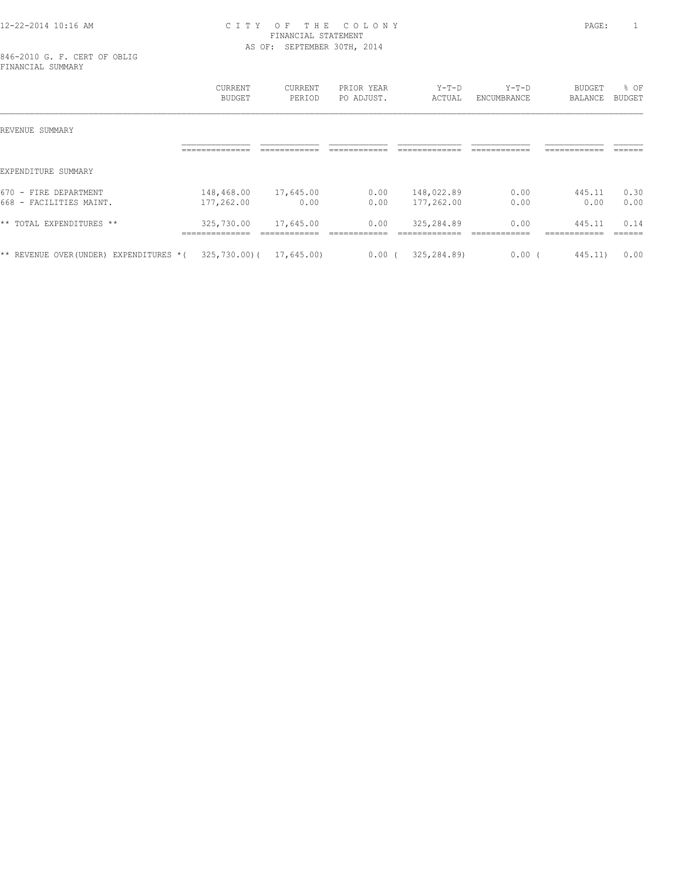# CITY OF THE COLONY

FINANCIAL STATEMENT

AS OF: SEPTEMBER 30TH, 2014

846-2010 G. F. CERT OF OBLIG

FINANCIAL SUMMARY

| | CURRENT BUDGET | CURRENT PERIOD | PRIOR YEAR PO ADJUST. | Y-T-D ACTUAL | Y-T-D ENCUMBRANCE | BUDGET BALANCE | % OF BUDGET |
|---|---|---|---|---|---|---|---|
| REVENUE SUMMARY | | | | | | | |
| EXPENDITURE SUMMARY | | | | | | | |
| 670 - FIRE DEPARTMENT | 148,468.00 | 17,645.00 | 0.00 | 148,022.89 | 0.00 | 445.11 | 0.30 |
| 668 - FACILITIES MAINT. | 177,262.00 | 0.00 | 0.00 | 177,262.00 | 0.00 | 0.00 | 0.00 |
| ** TOTAL EXPENDITURES ** | 325,730.00 | 17,645.00 | 0.00 | 325,284.89 | 0.00 | 445.11 | 0.14 |
| ** REVENUE OVER(UNDER) EXPENDITURES * | (325,730.00) | (17,645.00) | 0.00 | (325,284.89) | 0.00 | (445.11) | 0.00 |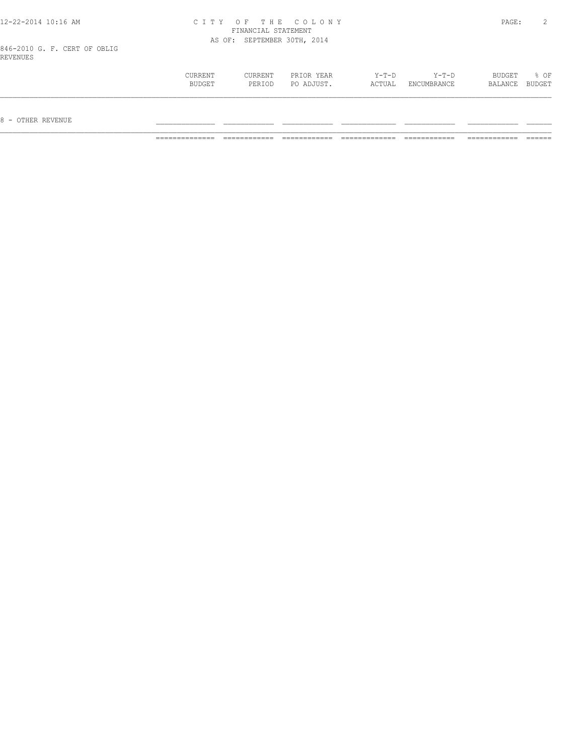846-2010 G. F. CERT OF OBLIG
REVENUES

CITY OF THE COLONY
FINANCIAL STATEMENT
AS OF: SEPTEMBER 30TH, 2014

| | CURRENT BUDGET | CURRENT PERIOD | PRIOR YEAR PO ADJUST. | Y-T-D ACTUAL | Y-T-D ENCUMBRANCE | BUDGET BALANCE | % OF BUDGET |
|---|---|---|---|---|---|---|---|
| 8 - OTHER REVENUE | | | | | | | |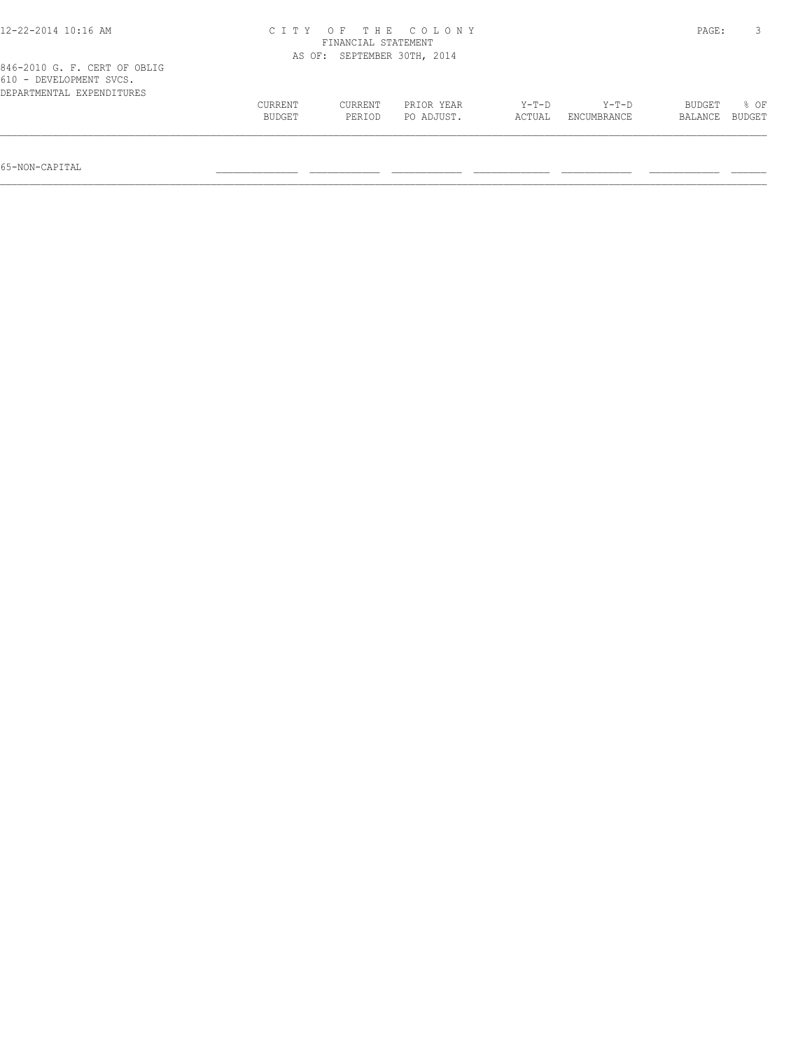# CITY OF THE COLONY
## FINANCIAL STATEMENT
### AS OF: SEPTEMBER 30TH, 2014

846-2010 G. F. CERT OF OBLIG
610 - DEVELOPMENT SVCS.
DEPARTMENTAL EXPENDITURES

| | CURRENT BUDGET | CURRENT PERIOD | PRIOR YEAR PO ADJUST. | Y-T-D ACTUAL | Y-T-D ENCUMBRANCE | BUDGET BALANCE | % OF BUDGET |
|---|---|---|---|---|---|---|---|
| 65-NON-CAPITAL | | | | | | | |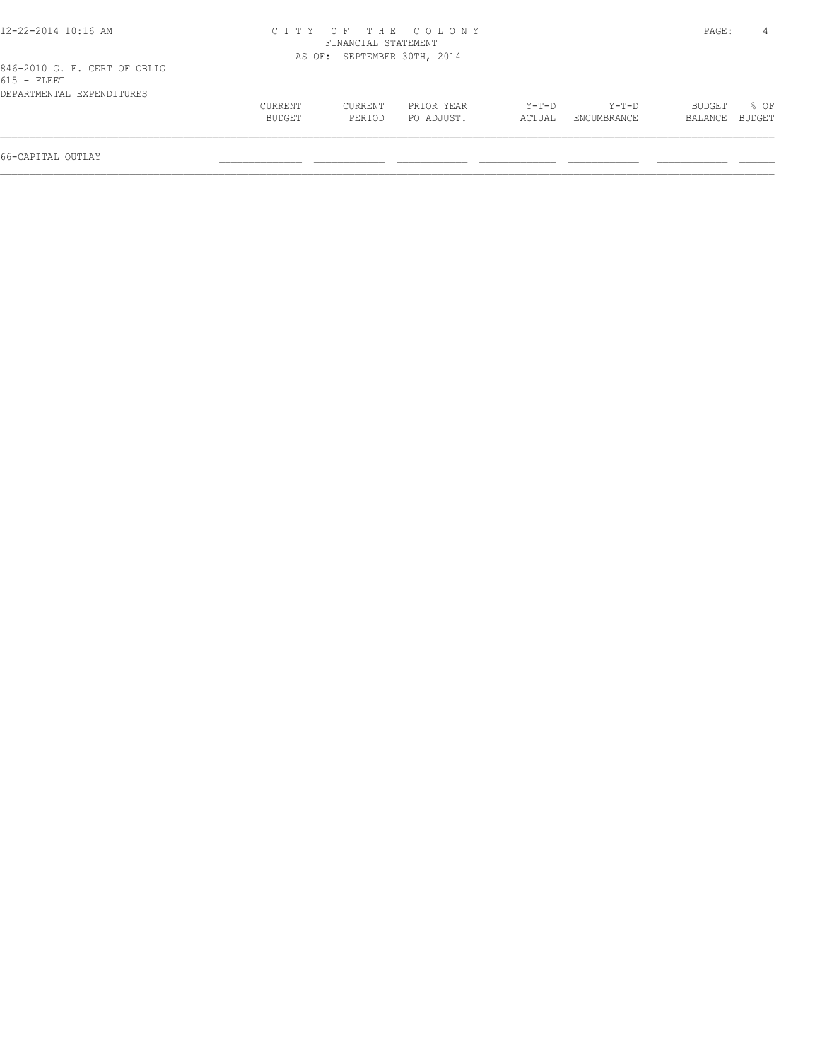CITY OF THE COLONY
FINANCIAL STATEMENT
AS OF: SEPTEMBER 30TH, 2014

846-2010 G. F. CERT OF OBLIG
615 - FLEET
DEPARTMENTAL EXPENDITURES

| | CURRENT BUDGET | CURRENT PERIOD | PRIOR YEAR PO ADJUST. | Y-T-D ACTUAL | Y-T-D ENCUMBRANCE | BUDGET BALANCE | % OF BUDGET |
|---|---|---|---|---|---|---|---|
| 66-CAPITAL OUTLAY | | | | | | | |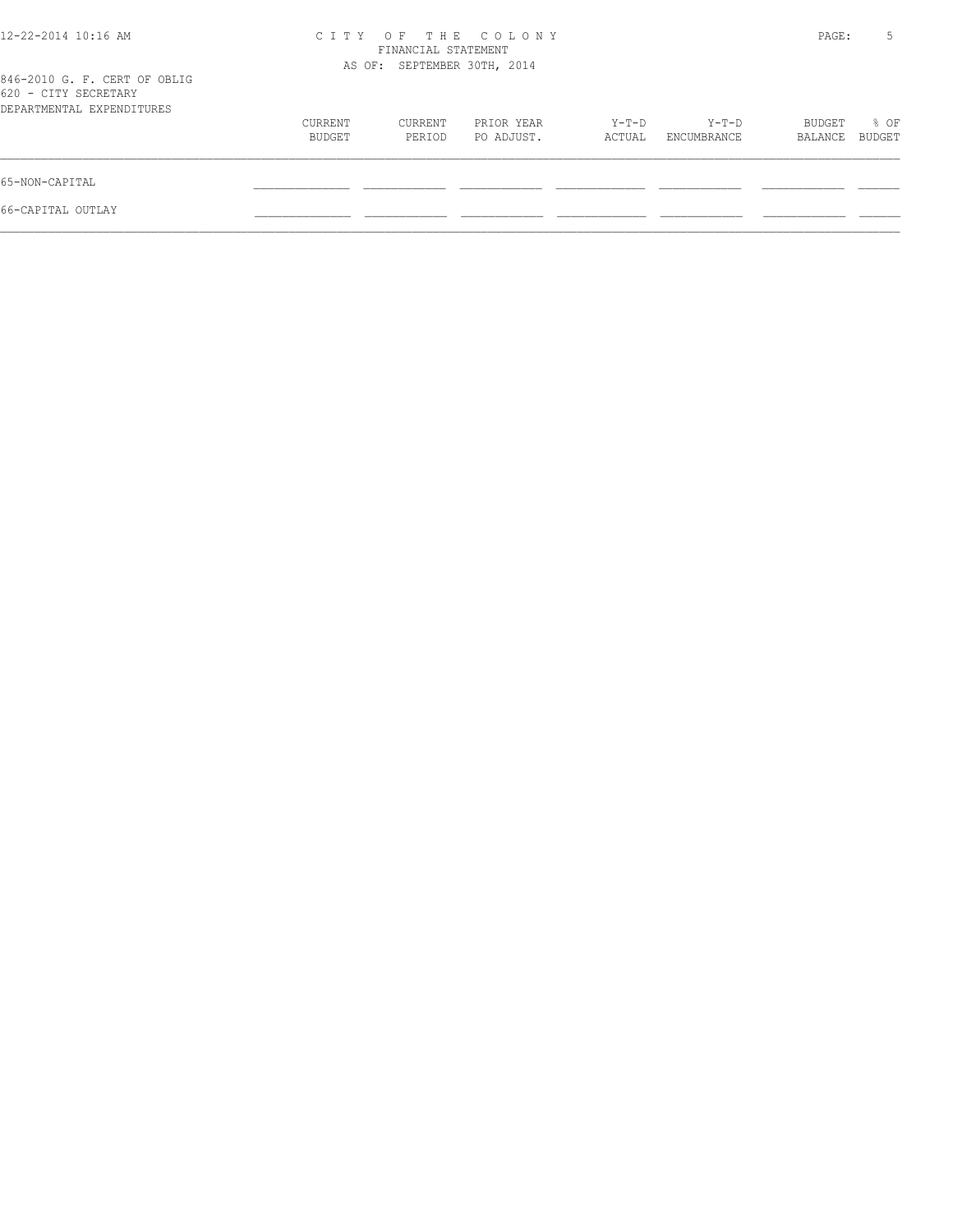CITY OF THE COLONY
FINANCIAL STATEMENT
AS OF: SEPTEMBER 30TH, 2014

846-2010 G. F. CERT OF OBLIG
620 - CITY SECRETARY
DEPARTMENTAL EXPENDITURES

| | CURRENT BUDGET | CURRENT PERIOD | PRIOR YEAR PO ADJUST. | Y-T-D ACTUAL | Y-T-D ENCUMBRANCE | BUDGET BALANCE | % OF BUDGET |
|---|---|---|---|---|---|---|---|
| 65-NON-CAPITAL | | | | | | | |
| 66-CAPITAL OUTLAY | | | | | | | |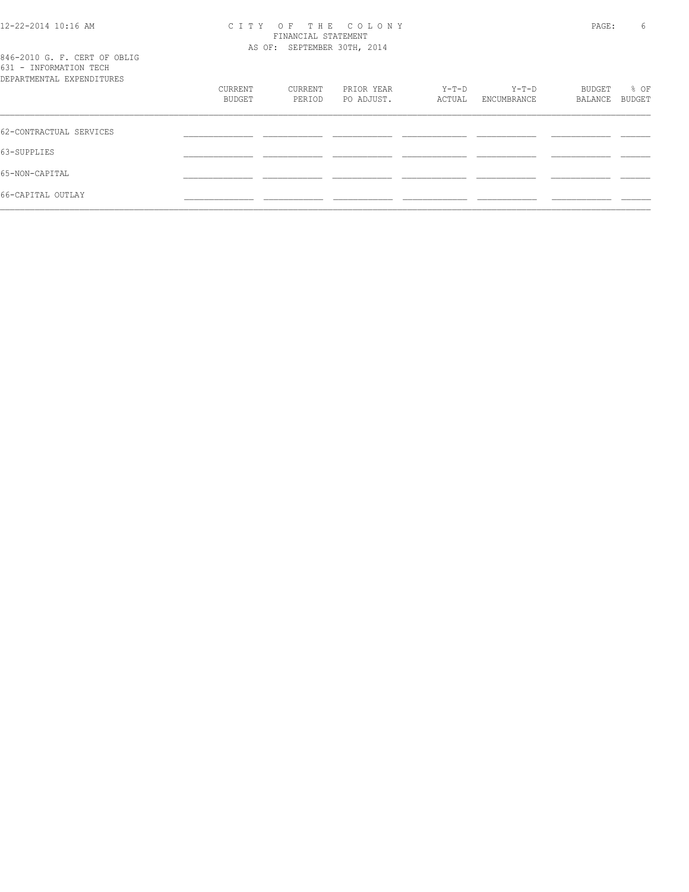846-2010 G. F. CERT OF OBLIG
631 - INFORMATION TECH
DEPARTMENTAL EXPENDITURES

| | CURRENT BUDGET | CURRENT PERIOD | PRIOR YEAR PO ADJUST. | Y-T-D ACTUAL | Y-T-D ENCUMBRANCE | BUDGET BALANCE | % OF BUDGET |
|---|---|---|---|---|---|---|---|
| 62-CONTRACTUAL SERVICES | | | | | | | |
| 63-SUPPLIES | | | | | | | |
| 65-NON-CAPITAL | | | | | | | |
| 66-CAPITAL OUTLAY | | | | | | | |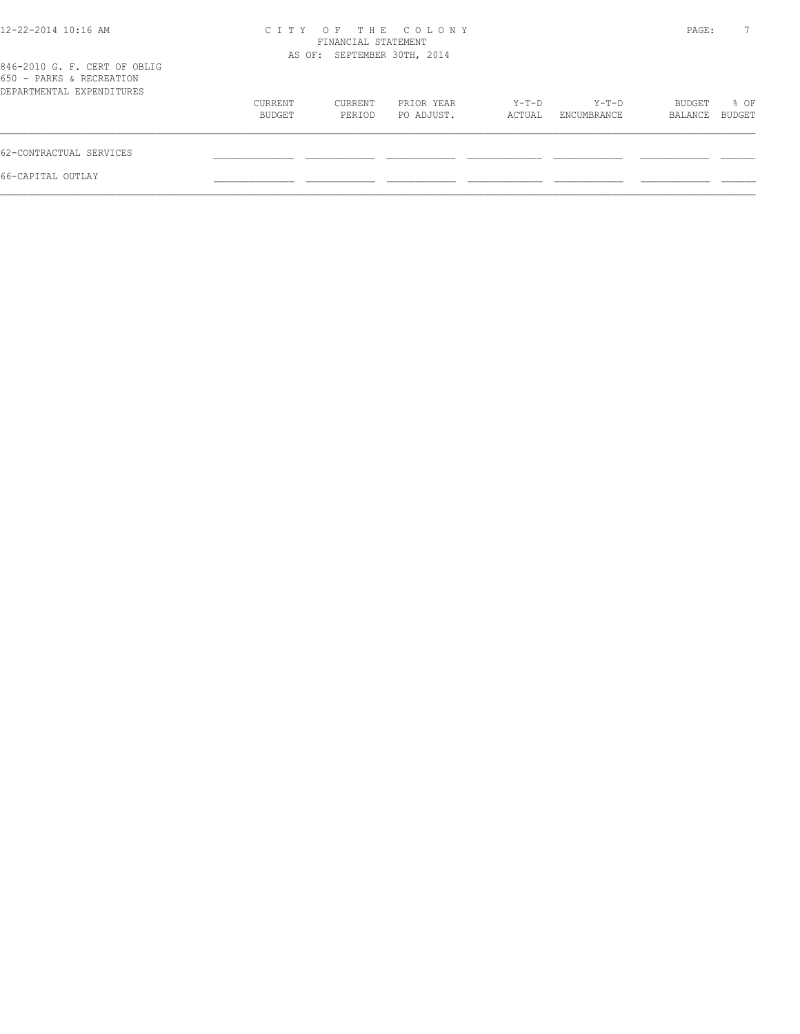# CITY OF THE COLONY

FINANCIAL STATEMENT

AS OF: SEPTEMBER 30TH, 2014

846-2010 G. F. CERT OF OBLIG

650 - PARKS & RECREATION

DEPARTMENTAL EXPENDITURES

| | CURRENT BUDGET | CURRENT PERIOD | PRIOR YEAR PO ADJUST. | Y-T-D ACTUAL | Y-T-D ENCUMBRANCE | BUDGET BALANCE | % OF BUDGET |
|---|---|---|---|---|---|---|---|
| 62-CONTRACTUAL SERVICES | | | | | | | |
| 66-CAPITAL OUTLAY | | | | | | | |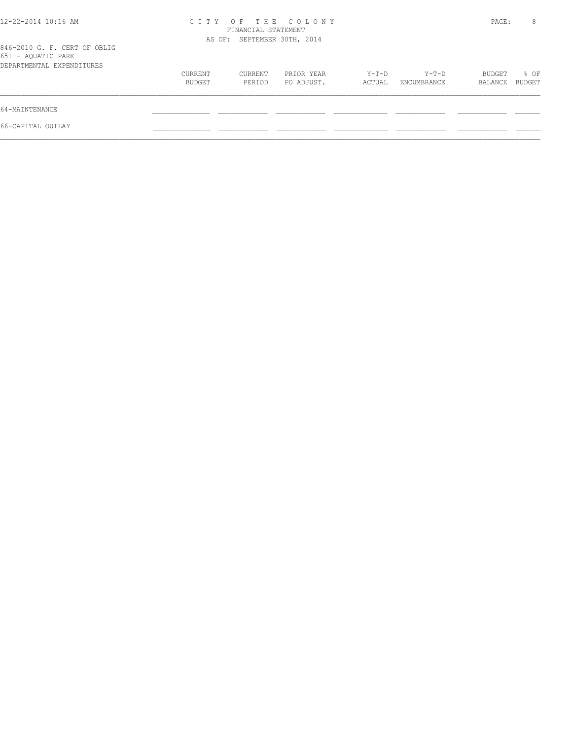CITY OF THE COLONY
FINANCIAL STATEMENT
AS OF: SEPTEMBER 30TH, 2014

846-2010 G. F. CERT OF OBLIG
651 - AQUATIC PARK
DEPARTMENTAL EXPENDITURES

| | CURRENT BUDGET | CURRENT PERIOD | PRIOR YEAR PO ADJUST. | Y-T-D ACTUAL | Y-T-D ENCUMBRANCE | BUDGET BALANCE | % OF BUDGET |
|---|---|---|---|---|---|---|---|
| 64-MAINTENANCE | | | | | | | |
| 66-CAPITAL OUTLAY | | | | | | | |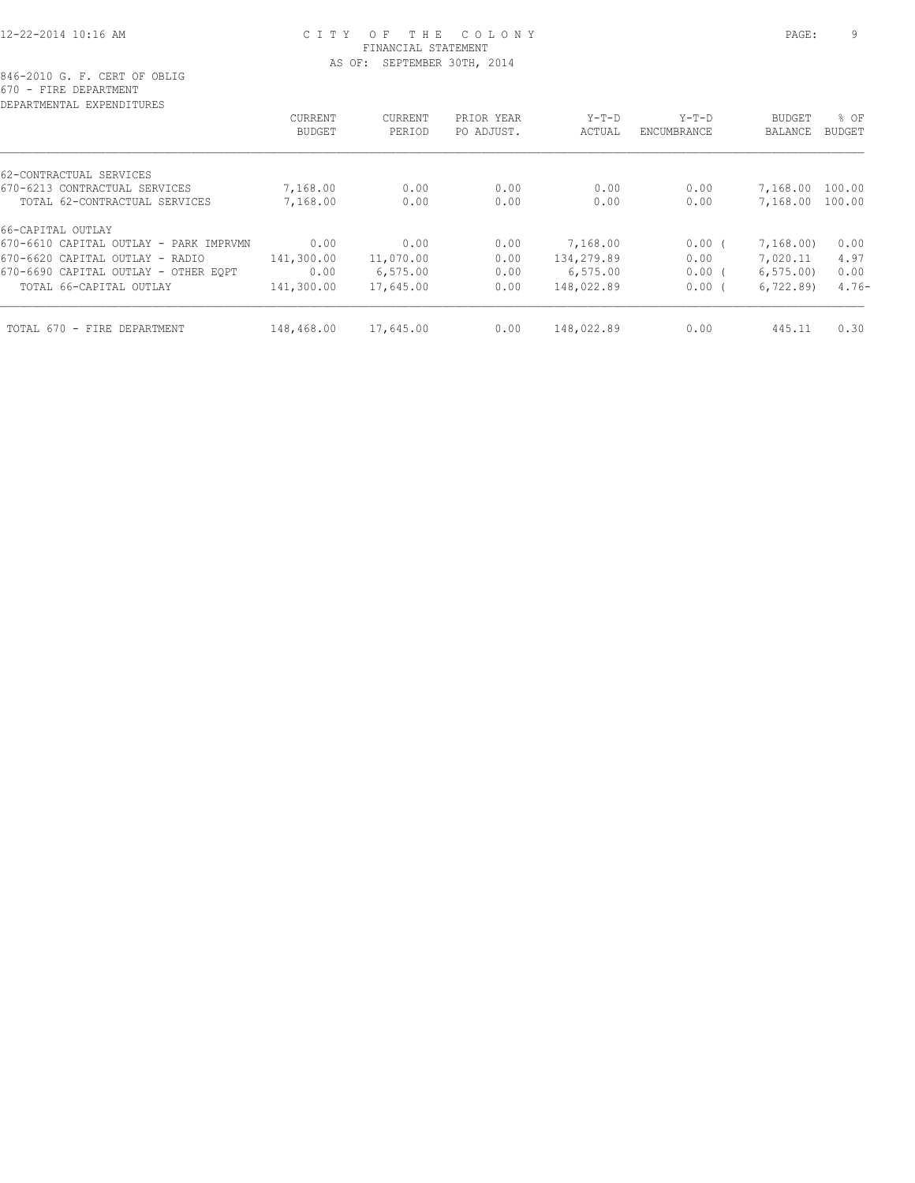CITY OF THE COLONY
FINANCIAL STATEMENT
AS OF: SEPTEMBER 30TH, 2014

846-2010 G. F. CERT OF OBLIG
670 - FIRE DEPARTMENT
DEPARTMENTAL EXPENDITURES

| | CURRENT BUDGET | CURRENT PERIOD | PRIOR YEAR PO ADJUST. | Y-T-D ACTUAL | Y-T-D ENCUMBRANCE | BUDGET BALANCE | % OF BUDGET |
|---|---|---|---|---|---|---|---|
| 62-CONTRACTUAL SERVICES | | | | | | | |
| 670-6213 CONTRACTUAL SERVICES | 7,168.00 | 0.00 | 0.00 | 0.00 | 0.00 | 7,168.00 | 100.00 |
| TOTAL 62-CONTRACTUAL SERVICES | 7,168.00 | 0.00 | 0.00 | 0.00 | 0.00 | 7,168.00 | 100.00 |
| 66-CAPITAL OUTLAY | | | | | | | |
| 670-6610 CAPITAL OUTLAY - PARK IMPRVMN | 0.00 | 0.00 | 0.00 | 7,168.00 | 0.00 | ( 7,168.00) | 0.00 |
| 670-6620 CAPITAL OUTLAY - RADIO | 141,300.00 | 11,070.00 | 0.00 | 134,279.89 | 0.00 | 7,020.11 | 4.97 |
| 670-6690 CAPITAL OUTLAY - OTHER EQPT | 0.00 | 6,575.00 | 0.00 | 6,575.00 | 0.00 | ( 6,575.00) | 0.00 |
| TOTAL 66-CAPITAL OUTLAY | 141,300.00 | 17,645.00 | 0.00 | 148,022.89 | 0.00 | ( 6,722.89) | 4.76- |
| TOTAL 670 - FIRE DEPARTMENT | 148,468.00 | 17,645.00 | 0.00 | 148,022.89 | 0.00 | 445.11 | 0.30 |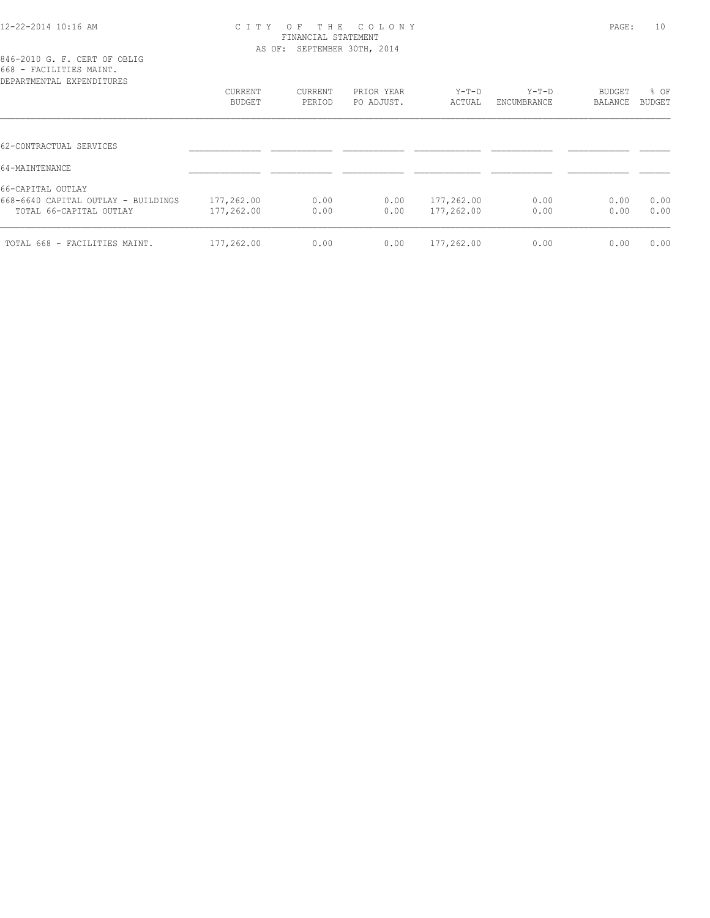# CITY OF THE COLONY
## FINANCIAL STATEMENT
### AS OF: SEPTEMBER 30TH, 2014

846-2010 G. F. CERT OF OBLIG
668 - FACILITIES MAINT.
DEPARTMENTAL EXPENDITURES

| | CURRENT BUDGET | CURRENT PERIOD | PRIOR YEAR PO ADJUST. | Y-T-D ACTUAL | Y-T-D ENCUMBRANCE | BUDGET BALANCE | % OF BUDGET |
|---|---|---|---|---|---|---|---|
| 62-CONTRACTUAL SERVICES | | | | | | | |
| 64-MAINTENANCE | | | | | | | |
| 66-CAPITAL OUTLAY | | | | | | | |
| 668-6640 CAPITAL OUTLAY - BUILDINGS | 177,262.00 | 0.00 | 0.00 | 177,262.00 | 0.00 | 0.00 | 0.00 |
| TOTAL 66-CAPITAL OUTLAY | 177,262.00 | 0.00 | 0.00 | 177,262.00 | 0.00 | 0.00 | 0.00 |
| TOTAL 668 - FACILITIES MAINT. | 177,262.00 | 0.00 | 0.00 | 177,262.00 | 0.00 | 0.00 | 0.00 |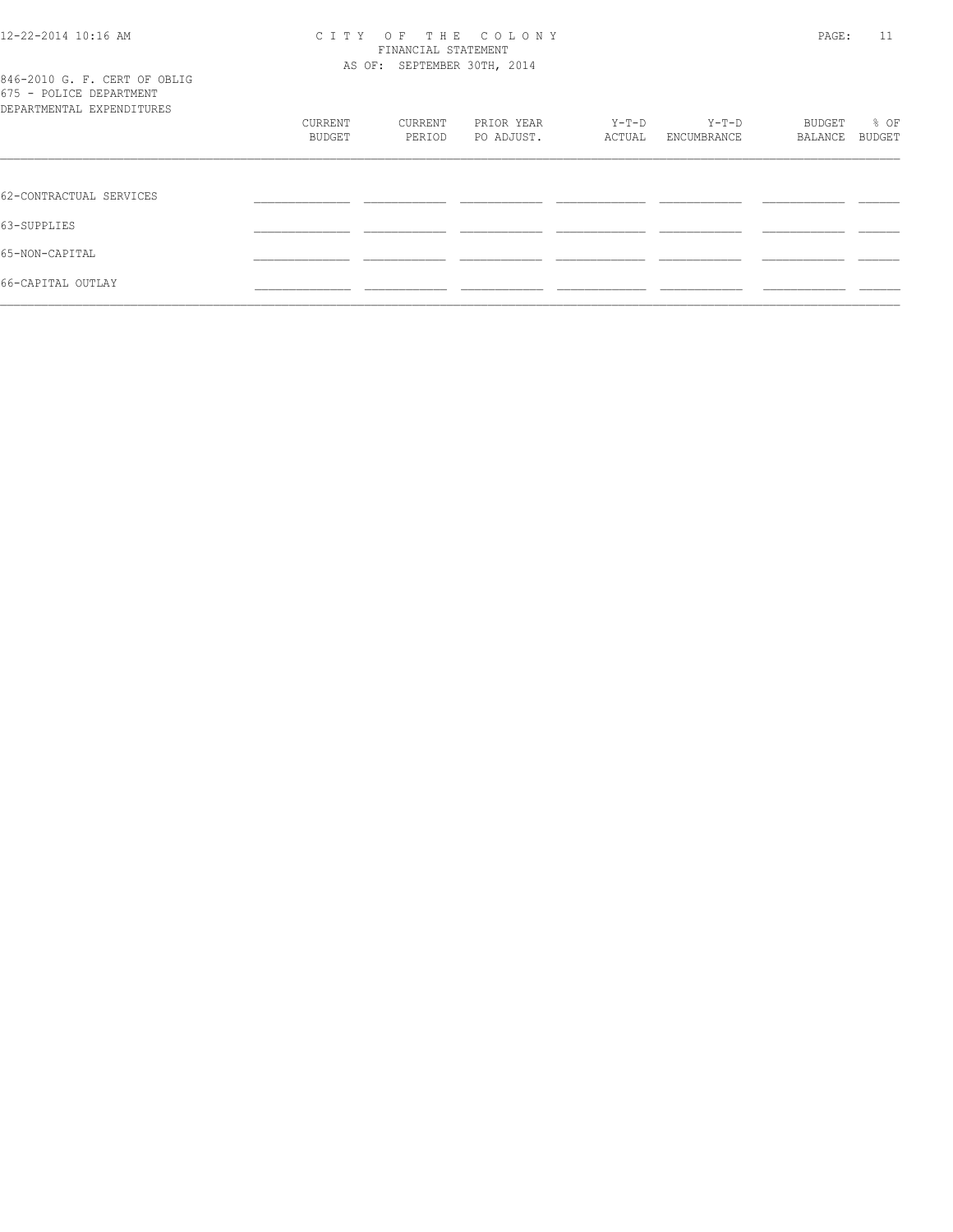CITY OF THE COLONY
FINANCIAL STATEMENT
AS OF: SEPTEMBER 30TH, 2014

846-2010 G. F. CERT OF OBLIG
675 - POLICE DEPARTMENT
DEPARTMENTAL EXPENDITURES

| | CURRENT BUDGET | CURRENT PERIOD | PRIOR YEAR PO ADJUST. | Y-T-D ACTUAL | Y-T-D ENCUMBRANCE | BUDGET BALANCE | % OF BUDGET |
|---|---|---|---|---|---|---|---|
| 62-CONTRACTUAL SERVICES | | | | | | | |
| 63-SUPPLIES | | | | | | | |
| 65-NON-CAPITAL | | | | | | | |
| 66-CAPITAL OUTLAY | | | | | | | |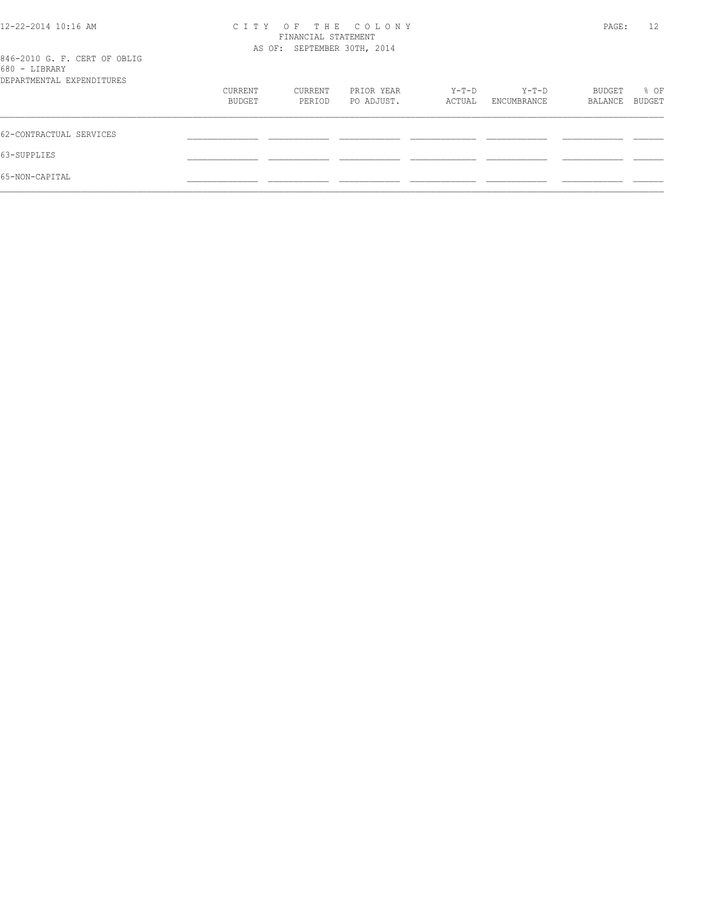CITY OF THE COLONY
FINANCIAL STATEMENT
AS OF: SEPTEMBER 30TH, 2014

846-2010 G. F. CERT OF OBLIG
680 - LIBRARY
DEPARTMENTAL EXPENDITURES

| | CURRENT BUDGET | CURRENT PERIOD | PRIOR YEAR PO ADJUST. | Y-T-D ACTUAL | Y-T-D ENCUMBRANCE | BUDGET BALANCE | % OF BUDGET |
|---|---|---|---|---|---|---|---|
| 62-CONTRACTUAL SERVICES | | | | | | | |
| 63-SUPPLIES | | | | | | | |
| 65-NON-CAPITAL | | | | | | | |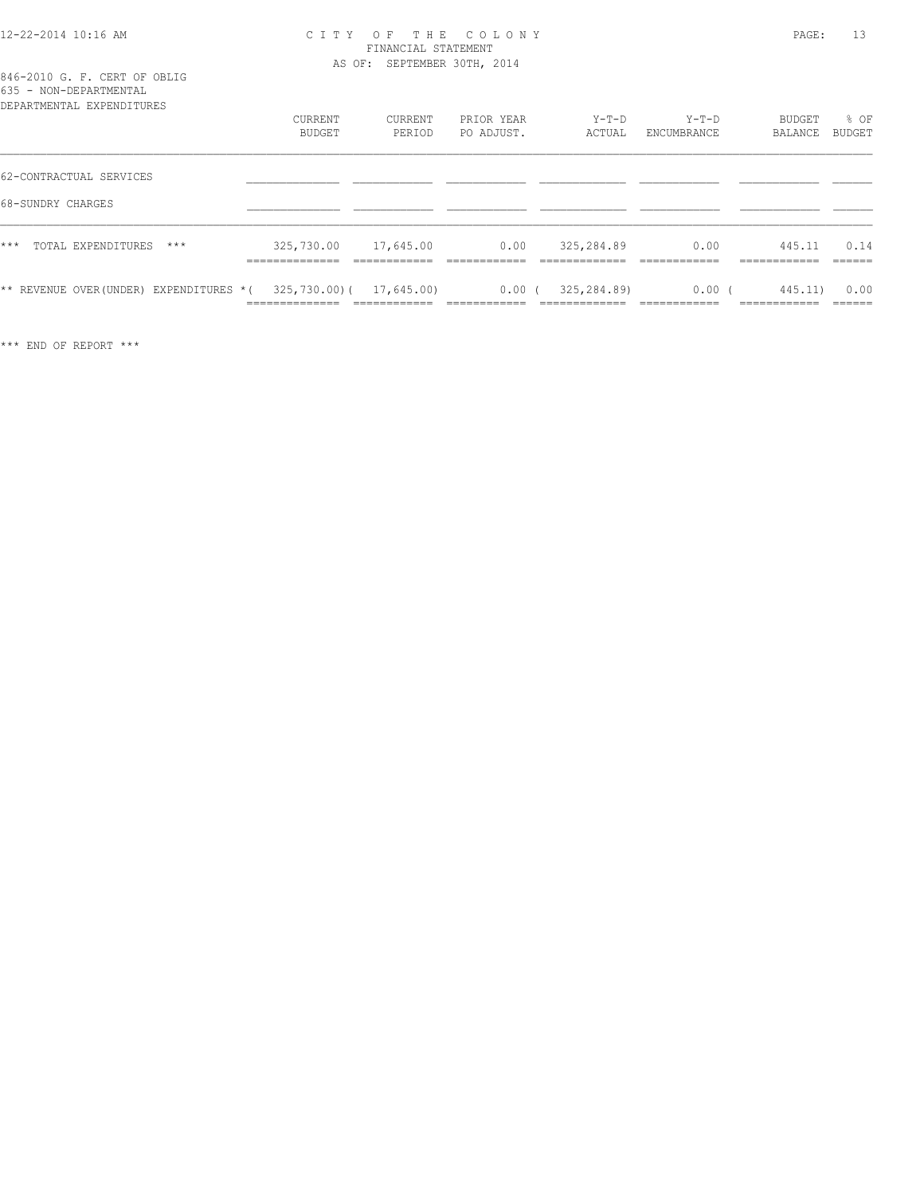CITY OF THE COLONY
FINANCIAL STATEMENT
AS OF: SEPTEMBER 30TH, 2014

846-2010 G. F. CERT OF OBLIG
635 - NON-DEPARTMENTAL

| DEPARTMENTAL EXPENDITURES | CURRENT BUDGET | CURRENT PERIOD | PRIOR YEAR PO ADJUST. | Y-T-D ACTUAL | Y-T-D ENCUMBRANCE | BUDGET BALANCE | % OF BUDGET |
|---|---|---|---|---|---|---|---|
| 62-CONTRACTUAL SERVICES | | | | | | | |
| 68-SUNDRY CHARGES | | | | | | | |
| *** TOTAL EXPENDITURES *** | 325,730.00 | 17,645.00 | 0.00 | 325,284.89 | 0.00 | 445.11 | 0.14 |
| ** REVENUE OVER(UNDER) EXPENDITURES * | ( 325,730.00) | ( 17,645.00) | 0.00 | ( 325,284.89) | 0.00 | ( 445.11) | 0.00 |

*** END OF REPORT ***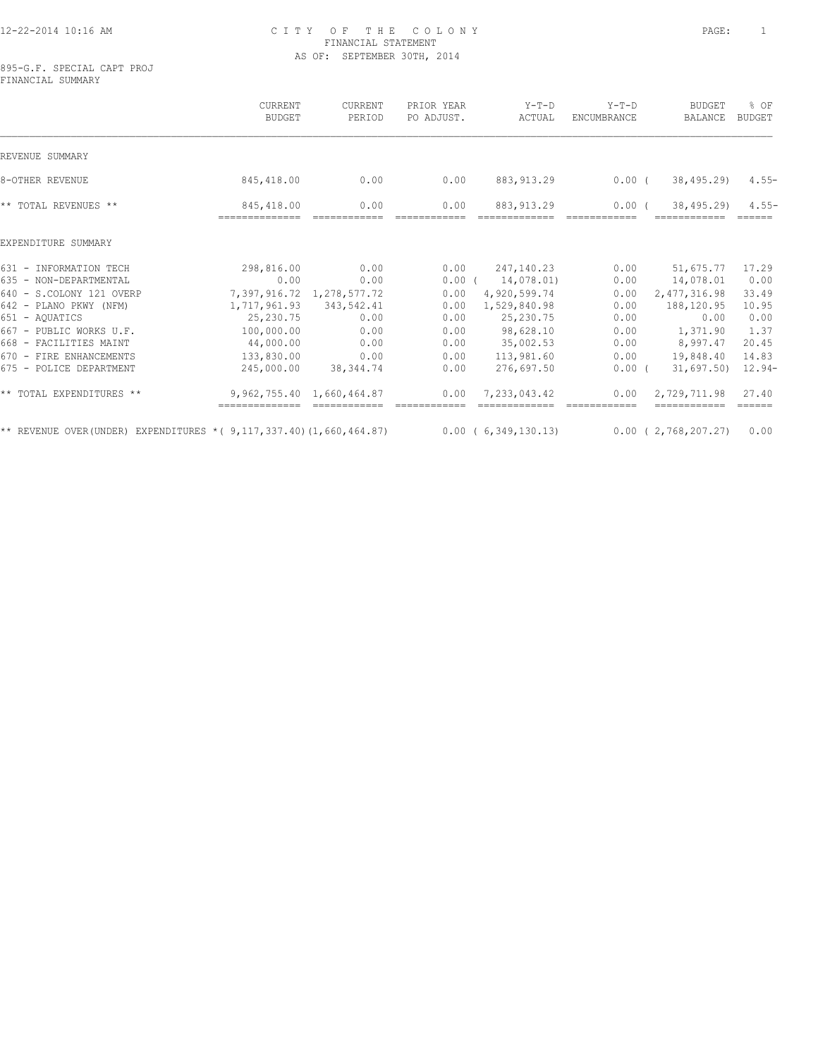# CITY OF THE COLONY
## FINANCIAL STATEMENT
### AS OF: SEPTEMBER 30TH, 2014

895-G.F. SPECIAL CAPT PROJ
FINANCIAL SUMMARY

| | CURRENT BUDGET | CURRENT PERIOD | PRIOR YEAR PO ADJUST. | Y-T-D ACTUAL | Y-T-D ENCUMBRANCE | BUDGET BALANCE | % OF BUDGET |
|---|---|---|---|---|---|---|---|
| REVENUE SUMMARY | | | | | | | |
| 8-OTHER REVENUE | 845,418.00 | 0.00 | 0.00 | 883,913.29 | 0.00 | ( 38,495.29) | 4.55- |
| ** TOTAL REVENUES ** | 845,418.00 | 0.00 | 0.00 | 883,913.29 | 0.00 | ( 38,495.29) | 4.55- |
| EXPENDITURE SUMMARY | | | | | | | |
| 631 - INFORMATION TECH | 298,816.00 | 0.00 | 0.00 | 247,140.23 | 0.00 | 51,675.77 | 17.29 |
| 635 - NON-DEPARTMENTAL | 0.00 | 0.00 | 0.00 | ( 14,078.01) | 0.00 | 14,078.01 | 0.00 |
| 640 - S.COLONY 121 OVERP | 7,397,916.72 | 1,278,577.72 | 0.00 | 4,920,599.74 | 0.00 | 2,477,316.98 | 33.49 |
| 642 - PLANO PKWY (NFM) | 1,717,961.93 | 343,542.41 | 0.00 | 1,529,840.98 | 0.00 | 188,120.95 | 10.95 |
| 651 - AQUATICS | 25,230.75 | 0.00 | 0.00 | 25,230.75 | 0.00 | 0.00 | 0.00 |
| 667 - PUBLIC WORKS U.F. | 100,000.00 | 0.00 | 0.00 | 98,628.10 | 0.00 | 1,371.90 | 1.37 |
| 668 - FACILITIES MAINT | 44,000.00 | 0.00 | 0.00 | 35,002.53 | 0.00 | 8,997.47 | 20.45 |
| 670 - FIRE ENHANCEMENTS | 133,830.00 | 0.00 | 0.00 | 113,981.60 | 0.00 | 19,848.40 | 14.83 |
| 675 - POLICE DEPARTMENT | 245,000.00 | 38,344.74 | 0.00 | 276,697.50 | 0.00 | ( 31,697.50) | 12.94- |
| ** TOTAL EXPENDITURES ** | 9,962,755.40 | 1,660,464.87 | 0.00 | 7,233,043.42 | 0.00 | 2,729,711.98 | 27.40 |
| ** REVENUE OVER(UNDER) EXPENDITURES * | ( 9,117,337.40) | (1,660,464.87) | 0.00 | ( 6,349,130.13) | 0.00 | ( 2,768,207.27) | 0.00 |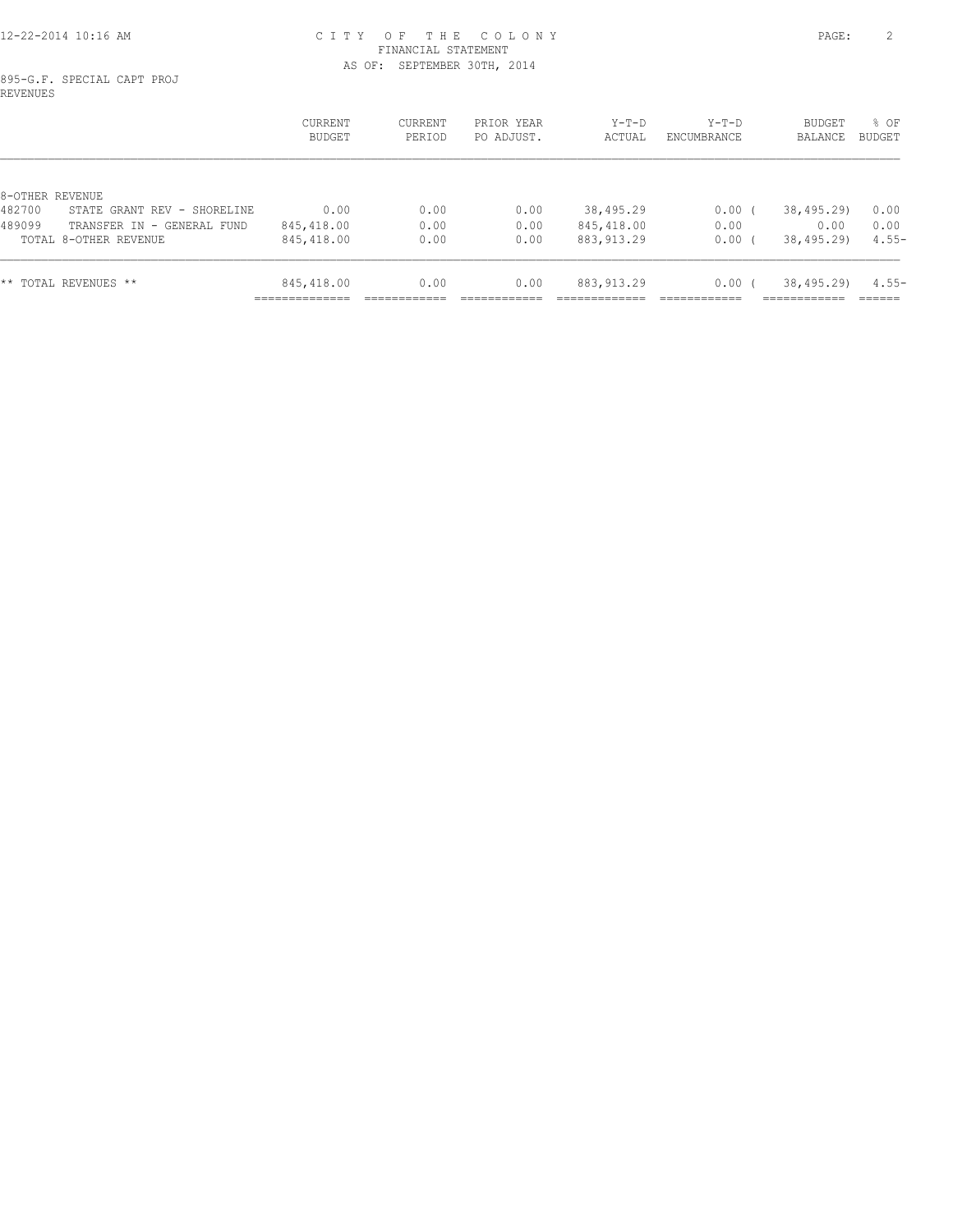# CITY OF THE COLONY
## FINANCIAL STATEMENT
### AS OF: SEPTEMBER 30TH, 2014

895-G.F. SPECIAL CAPT PROJ
REVENUES

| | CURRENT BUDGET | CURRENT PERIOD | PRIOR YEAR PO ADJUST. | Y-T-D ACTUAL | Y-T-D ENCUMBRANCE | BUDGET BALANCE | % OF BUDGET |
|---|---|---|---|---|---|---|---|
| 8-OTHER REVENUE | | | | | | | |
| 482700 STATE GRANT REV - SHORELINE | 0.00 | 0.00 | 0.00 | 38,495.29 | 0.00 | ( 38,495.29) | 0.00 |
| 489099 TRANSFER IN - GENERAL FUND | 845,418.00 | 0.00 | 0.00 | 845,418.00 | 0.00 | 0.00 | 0.00 |
| TOTAL 8-OTHER REVENUE | 845,418.00 | 0.00 | 0.00 | 883,913.29 | 0.00 | ( 38,495.29) | 4.55- |
| ** TOTAL REVENUES ** | 845,418.00 | 0.00 | 0.00 | 883,913.29 | 0.00 | ( 38,495.29) | 4.55- |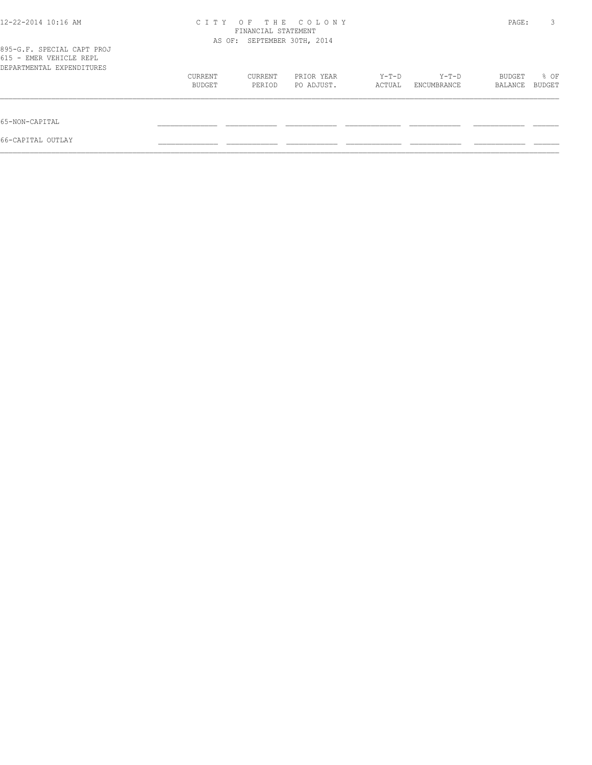CITY OF THE COLONY
FINANCIAL STATEMENT
AS OF: SEPTEMBER 30TH, 2014

895-G.F. SPECIAL CAPT PROJ
615 - EMER VEHICLE REPL
DEPARTMENTAL EXPENDITURES

| | CURRENT BUDGET | CURRENT PERIOD | PRIOR YEAR PO ADJUST. | Y-T-D ACTUAL | Y-T-D ENCUMBRANCE | BUDGET BALANCE | % OF BUDGET |
|---|---|---|---|---|---|---|---|
| 65-NON-CAPITAL | | | | | | | |
| 66-CAPITAL OUTLAY | | | | | | | |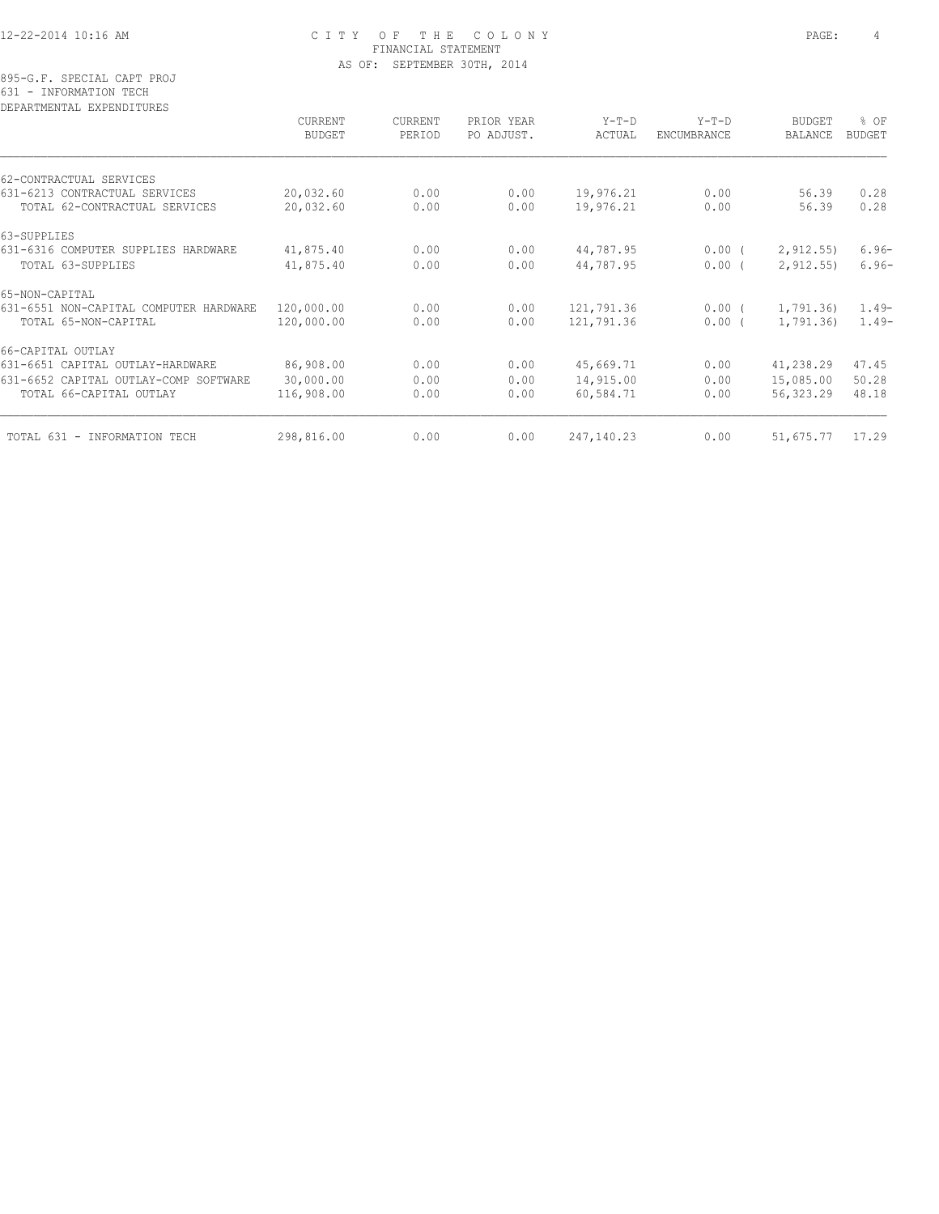# CITY OF THE COLONY
## FINANCIAL STATEMENT
### AS OF: SEPTEMBER 30TH, 2014

895-G.F. SPECIAL CAPT PROJ
631 - INFORMATION TECH
DEPARTMENTAL EXPENDITURES

| | CURRENT BUDGET | CURRENT PERIOD | PRIOR YEAR PO ADJUST. | Y-T-D ACTUAL | Y-T-D ENCUMBRANCE | BUDGET BALANCE | % OF BUDGET |
|---|---|---|---|---|---|---|---|
| 62-CONTRACTUAL SERVICES | | | | | | | |
| 631-6213 CONTRACTUAL SERVICES | 20,032.60 | 0.00 | 0.00 | 19,976.21 | 0.00 | 56.39 | 0.28 |
| TOTAL 62-CONTRACTUAL SERVICES | 20,032.60 | 0.00 | 0.00 | 19,976.21 | 0.00 | 56.39 | 0.28 |
| 63-SUPPLIES | | | | | | | |
| 631-6316 COMPUTER SUPPLIES HARDWARE | 41,875.40 | 0.00 | 0.00 | 44,787.95 | 0.00 | ( 2,912.55) | 6.96- |
| TOTAL 63-SUPPLIES | 41,875.40 | 0.00 | 0.00 | 44,787.95 | 0.00 | ( 2,912.55) | 6.96- |
| 65-NON-CAPITAL | | | | | | | |
| 631-6551 NON-CAPITAL COMPUTER HARDWARE | 120,000.00 | 0.00 | 0.00 | 121,791.36 | 0.00 | ( 1,791.36) | 1.49- |
| TOTAL 65-NON-CAPITAL | 120,000.00 | 0.00 | 0.00 | 121,791.36 | 0.00 | ( 1,791.36) | 1.49- |
| 66-CAPITAL OUTLAY | | | | | | | |
| 631-6651 CAPITAL OUTLAY-HARDWARE | 86,908.00 | 0.00 | 0.00 | 45,669.71 | 0.00 | 41,238.29 | 47.45 |
| 631-6652 CAPITAL OUTLAY-COMP SOFTWARE | 30,000.00 | 0.00 | 0.00 | 14,915.00 | 0.00 | 15,085.00 | 50.28 |
| TOTAL 66-CAPITAL OUTLAY | 116,908.00 | 0.00 | 0.00 | 60,584.71 | 0.00 | 56,323.29 | 48.18 |
| TOTAL 631 - INFORMATION TECH | 298,816.00 | 0.00 | 0.00 | 247,140.23 | 0.00 | 51,675.77 | 17.29 |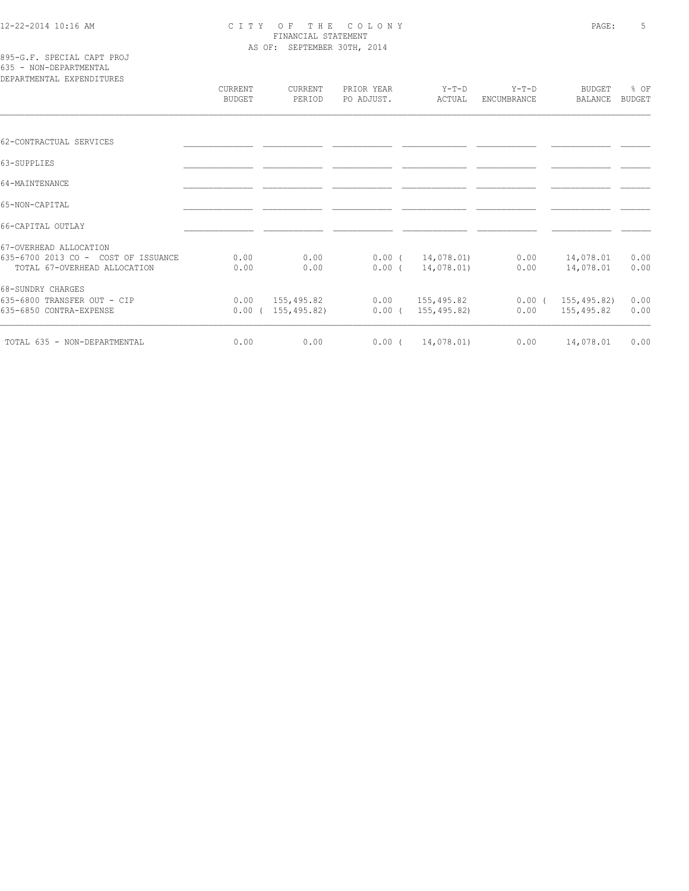# CITY OF THE COLONY
## FINANCIAL STATEMENT
### AS OF: SEPTEMBER 30TH, 2014

895-G.F. SPECIAL CAPT PROJ
635 - NON-DEPARTMENTAL
DEPARTMENTAL EXPENDITURES

| | CURRENT BUDGET | CURRENT PERIOD | PRIOR YEAR PO ADJUST. | Y-T-D ACTUAL | Y-T-D ENCUMBRANCE | BUDGET BALANCE | % OF BUDGET |
|---|---|---|---|---|---|---|---|
| 62-CONTRACTUAL SERVICES | | | | | | | |
| 63-SUPPLIES | | | | | | | |
| 64-MAINTENANCE | | | | | | | |
| 65-NON-CAPITAL | | | | | | | |
| 66-CAPITAL OUTLAY | | | | | | | |
| 67-OVERHEAD ALLOCATION | | | | | | | |
| 635-6700 2013 CO - COST OF ISSUANCE | 0.00 | 0.00 | 0.00 | ( 14,078.01) | 0.00 | 14,078.01 | 0.00 |
| TOTAL 67-OVERHEAD ALLOCATION | 0.00 | 0.00 | 0.00 | ( 14,078.01) | 0.00 | 14,078.01 | 0.00 |
| 68-SUNDRY CHARGES | | | | | | | |
| 635-6800 TRANSFER OUT - CIP | 0.00 | 155,495.82 | 0.00 | 155,495.82 | 0.00 | ( 155,495.82) | 0.00 |
| 635-6850 CONTRA-EXPENSE | 0.00 | ( 155,495.82) | 0.00 | ( 155,495.82) | 0.00 | 155,495.82 | 0.00 |
| TOTAL 635 - NON-DEPARTMENTAL | 0.00 | 0.00 | 0.00 | ( 14,078.01) | 0.00 | 14,078.01 | 0.00 |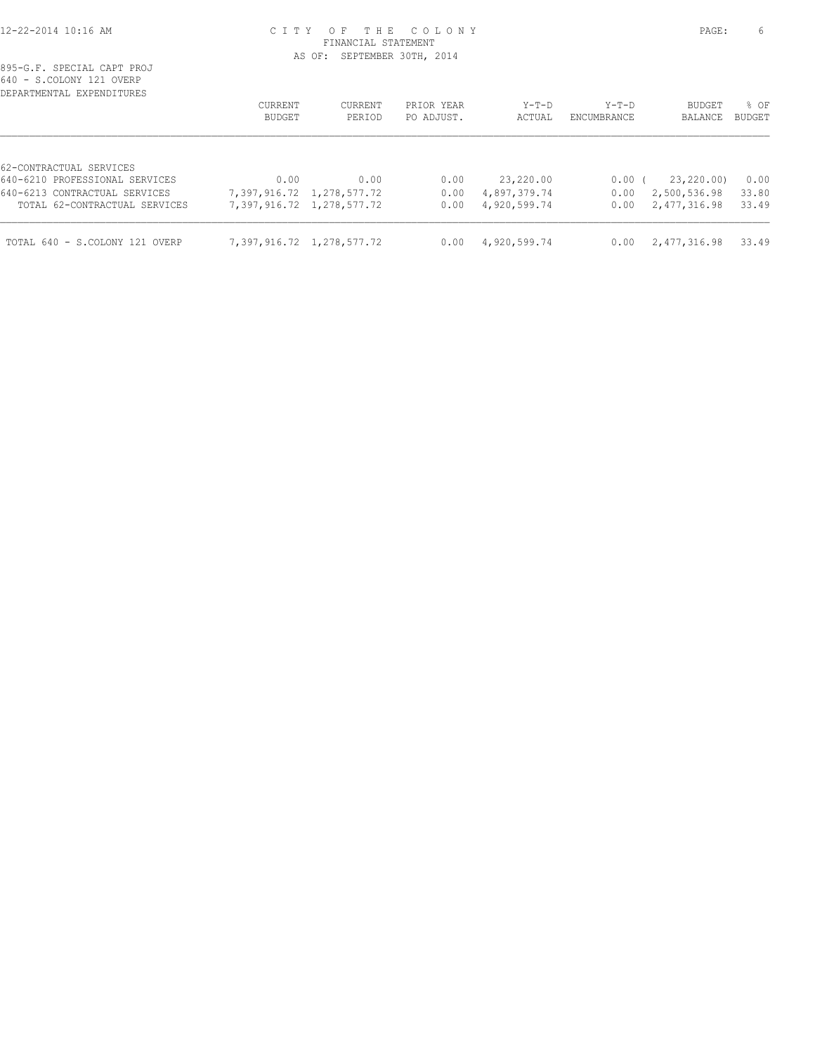CITY OF THE COLONY
FINANCIAL STATEMENT
AS OF: SEPTEMBER 30TH, 2014

895-G.F. SPECIAL CAPT PROJ
640 - S.COLONY 121 OVERP
DEPARTMENTAL EXPENDITURES

| | CURRENT BUDGET | CURRENT PERIOD | PRIOR YEAR PO ADJUST. | Y-T-D ACTUAL | Y-T-D ENCUMBRANCE | BUDGET BALANCE | % OF BUDGET |
|---|---|---|---|---|---|---|---|
| 62-CONTRACTUAL SERVICES | | | | | | | |
| 640-6210 PROFESSIONAL SERVICES | 0.00 | 0.00 | 0.00 | 23,220.00 | 0.00 | ( 23,220.00) | 0.00 |
| 640-6213 CONTRACTUAL SERVICES | 7,397,916.72 | 1,278,577.72 | 0.00 | 4,897,379.74 | 0.00 | 2,500,536.98 | 33.80 |
| TOTAL 62-CONTRACTUAL SERVICES | 7,397,916.72 | 1,278,577.72 | 0.00 | 4,920,599.74 | 0.00 | 2,477,316.98 | 33.49 |
| TOTAL 640 - S.COLONY 121 OVERP | 7,397,916.72 | 1,278,577.72 | 0.00 | 4,920,599.74 | 0.00 | 2,477,316.98 | 33.49 |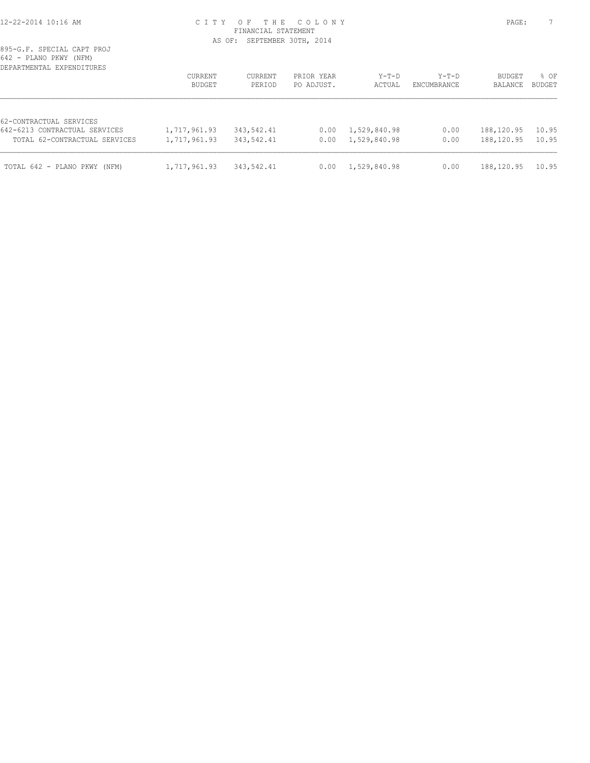# CITY OF THE COLONY
FINANCIAL STATEMENT
AS OF: SEPTEMBER 30TH, 2014

895-G.F. SPECIAL CAPT PROJ
642 - PLANO PKWY (NFM)
DEPARTMENTAL EXPENDITURES

| | CURRENT BUDGET | CURRENT PERIOD | PRIOR YEAR PO ADJUST. | Y-T-D ACTUAL | Y-T-D ENCUMBRANCE | BUDGET BALANCE | % OF BUDGET |
|---|---|---|---|---|---|---|---|
| 62-CONTRACTUAL SERVICES | | | | | | | |
| 642-6213 CONTRACTUAL SERVICES | 1,717,961.93 | 343,542.41 | 0.00 | 1,529,840.98 | 0.00 | 188,120.95 | 10.95 |
| TOTAL 62-CONTRACTUAL SERVICES | 1,717,961.93 | 343,542.41 | 0.00 | 1,529,840.98 | 0.00 | 188,120.95 | 10.95 |
| TOTAL 642 - PLANO PKWY (NFM) | 1,717,961.93 | 343,542.41 | 0.00 | 1,529,840.98 | 0.00 | 188,120.95 | 10.95 |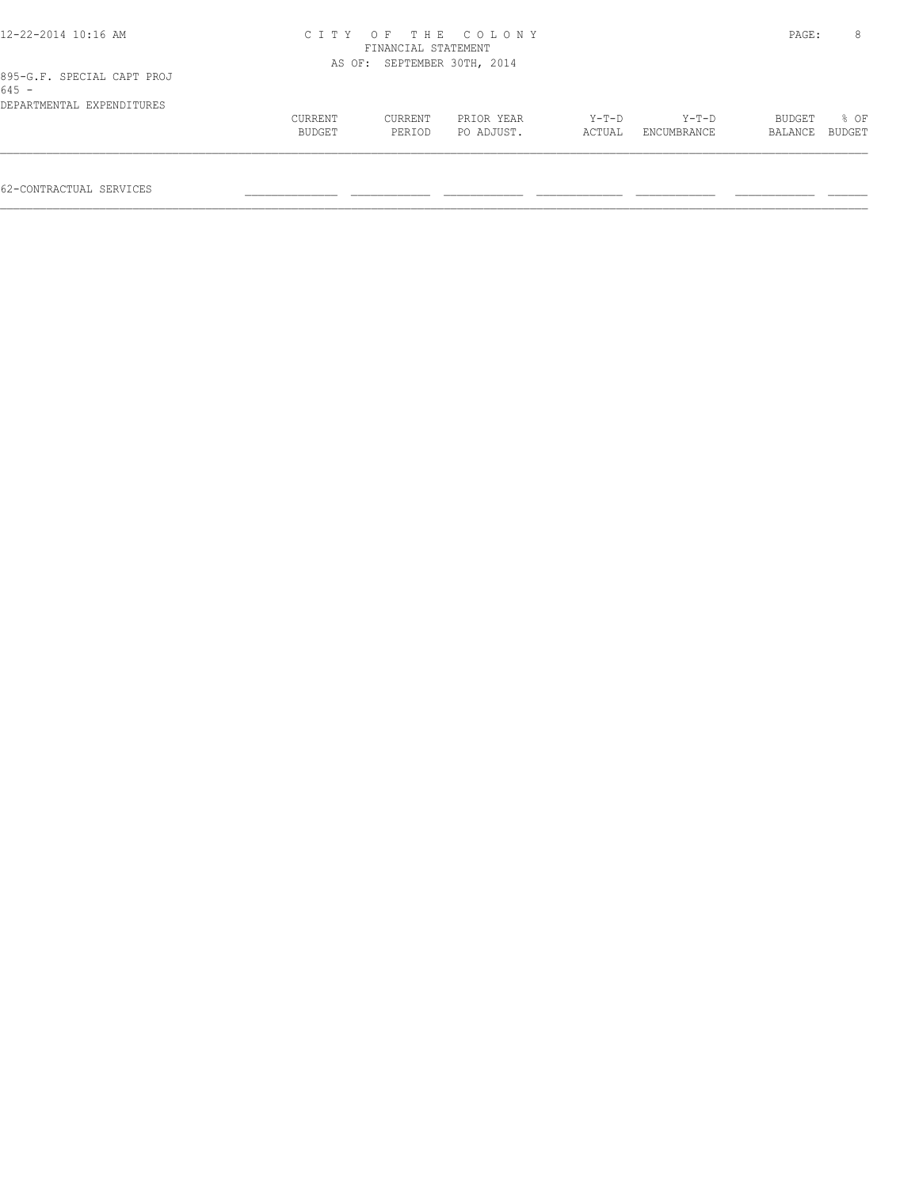CITY OF THE COLONY
FINANCIAL STATEMENT
AS OF: SEPTEMBER 30TH, 2014

895-G.F. SPECIAL CAPT PROJ
645 -
DEPARTMENTAL EXPENDITURES

| | CURRENT BUDGET | CURRENT PERIOD | PRIOR YEAR PO ADJUST. | Y-T-D ACTUAL | Y-T-D ENCUMBRANCE | BUDGET BALANCE | % OF BUDGET |
|---|---|---|---|---|---|---|---|
| 62-CONTRACTUAL SERVICES | | | | | | | |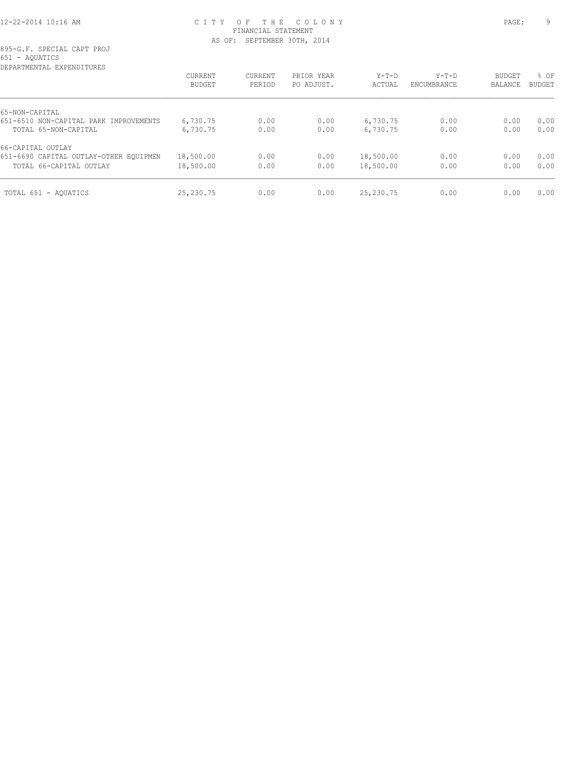CITY OF THE COLONY
FINANCIAL STATEMENT
AS OF: SEPTEMBER 30TH, 2014

895-G.F. SPECIAL CAPT PROJ
651 - AQUATICS
DEPARTMENTAL EXPENDITURES

| | CURRENT BUDGET | CURRENT PERIOD | PRIOR YEAR PO ADJUST. | Y-T-D ACTUAL | Y-T-D ENCUMBRANCE | BUDGET BALANCE | % OF BUDGET |
|---|---|---|---|---|---|---|---|
| 65-NON-CAPITAL | | | | | | | |
| 651-6510 NON-CAPITAL PARK IMPROVEMENTS | 6,730.75 | 0.00 | 0.00 | 6,730.75 | 0.00 | 0.00 | 0.00 |
| TOTAL 65-NON-CAPITAL | 6,730.75 | 0.00 | 0.00 | 6,730.75 | 0.00 | 0.00 | 0.00 |
| 66-CAPITAL OUTLAY | | | | | | | |
| 651-6690 CAPITAL OUTLAY-OTHER EQUIPMEN | 18,500.00 | 0.00 | 0.00 | 18,500.00 | 0.00 | 0.00 | 0.00 |
| TOTAL 66-CAPITAL OUTLAY | 18,500.00 | 0.00 | 0.00 | 18,500.00 | 0.00 | 0.00 | 0.00 |
| TOTAL 651 - AQUATICS | 25,230.75 | 0.00 | 0.00 | 25,230.75 | 0.00 | 0.00 | 0.00 |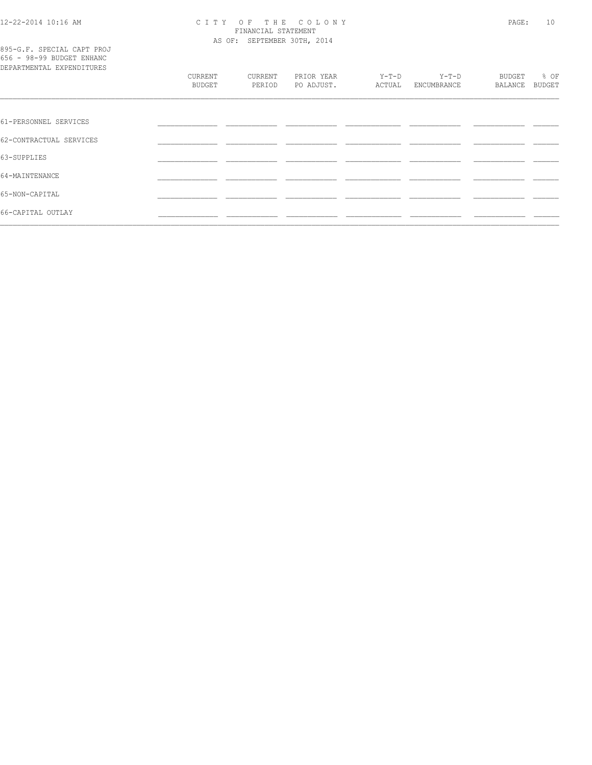895-G.F. SPECIAL CAPT PROJ
656 - 98-99 BUDGET ENHANC
DEPARTMENTAL EXPENDITURES

| | CURRENT BUDGET | CURRENT PERIOD | PRIOR YEAR PO ADJUST. | Y-T-D ACTUAL | Y-T-D ENCUMBRANCE | BUDGET BALANCE | % OF BUDGET |
|---|---|---|---|---|---|---|---|
| 61-PERSONNEL SERVICES | | | | | | | |
| 62-CONTRACTUAL SERVICES | | | | | | | |
| 63-SUPPLIES | | | | | | | |
| 64-MAINTENANCE | | | | | | | |
| 65-NON-CAPITAL | | | | | | | |
| 66-CAPITAL OUTLAY | | | | | | | |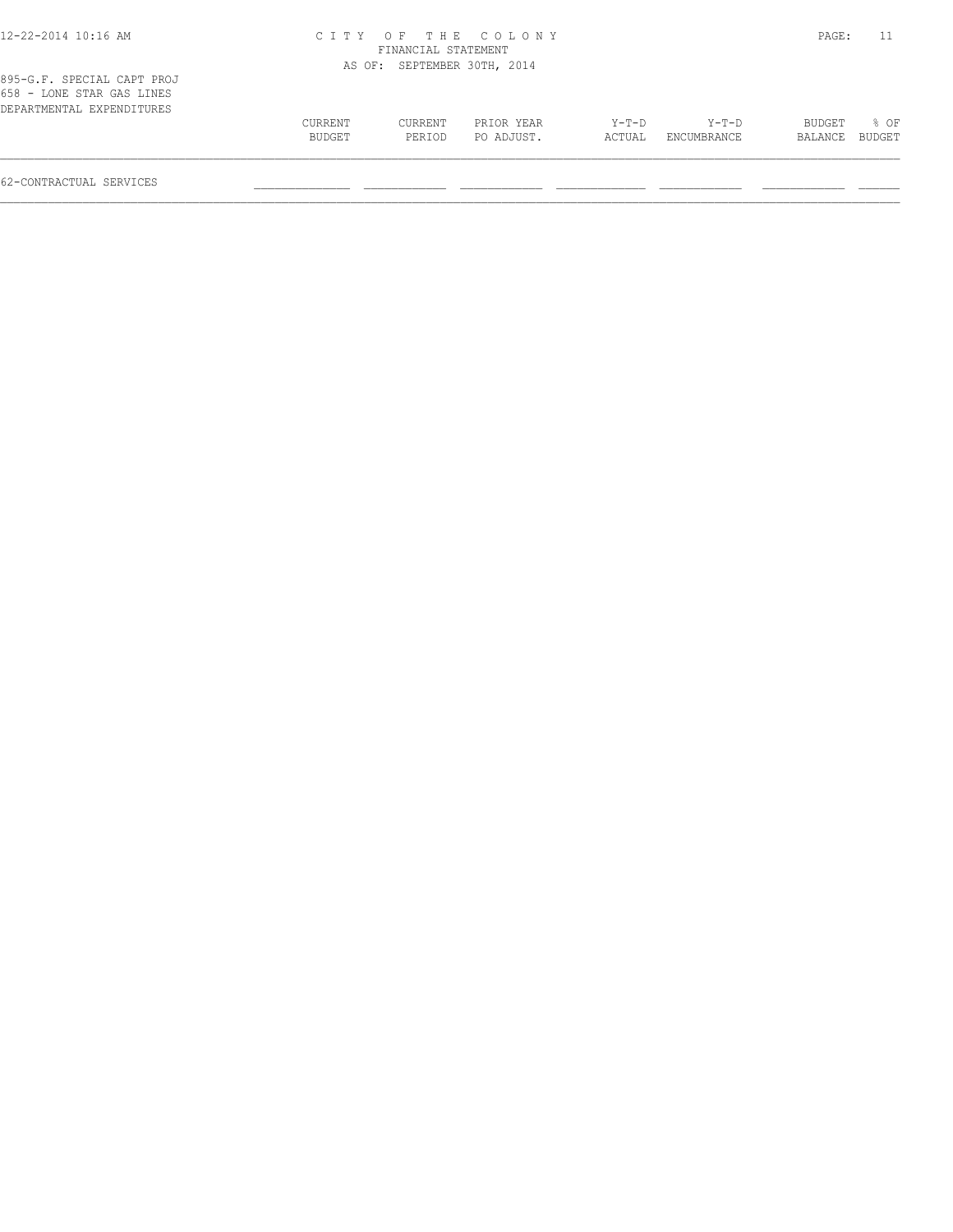CITY OF THE COLONY
FINANCIAL STATEMENT
AS OF: SEPTEMBER 30TH, 2014

895-G.F. SPECIAL CAPT PROJ
658 - LONE STAR GAS LINES
DEPARTMENTAL EXPENDITURES

| | CURRENT BUDGET | CURRENT PERIOD | PRIOR YEAR PO ADJUST. | Y-T-D ACTUAL | Y-T-D ENCUMBRANCE | BUDGET BALANCE | % OF BUDGET |
|---|---|---|---|---|---|---|---|
| 62-CONTRACTUAL SERVICES | | | | | | | |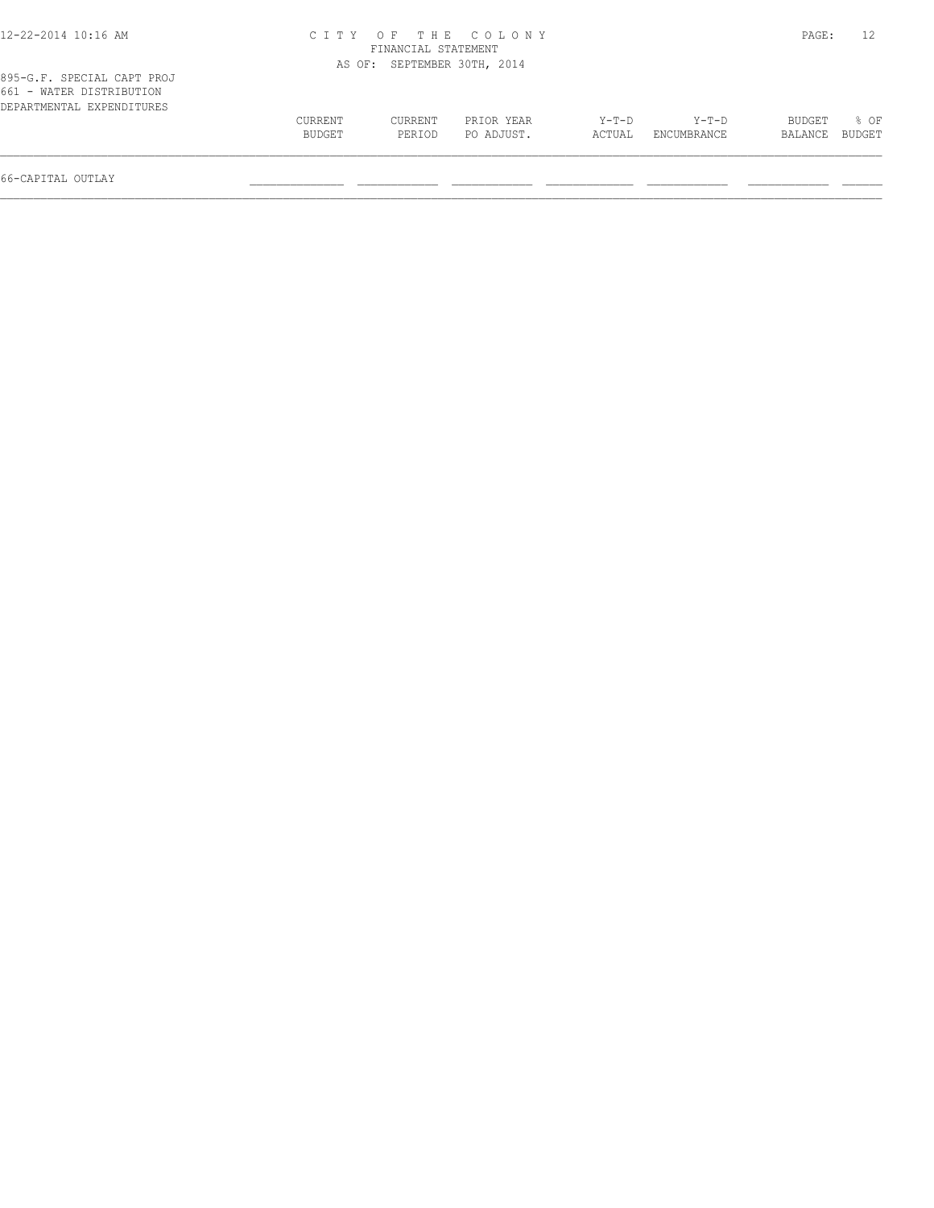CITY OF THE COLONY
FINANCIAL STATEMENT
AS OF: SEPTEMBER 30TH, 2014

895-G.F. SPECIAL CAPT PROJ
661 - WATER DISTRIBUTION
DEPARTMENTAL EXPENDITURES

| | CURRENT BUDGET | CURRENT PERIOD | PRIOR YEAR PO ADJUST. | Y-T-D ACTUAL | Y-T-D ENCUMBRANCE | BUDGET BALANCE | % OF BUDGET |
|---|---|---|---|---|---|---|---|
| 66-CAPITAL OUTLAY | | | | | | | |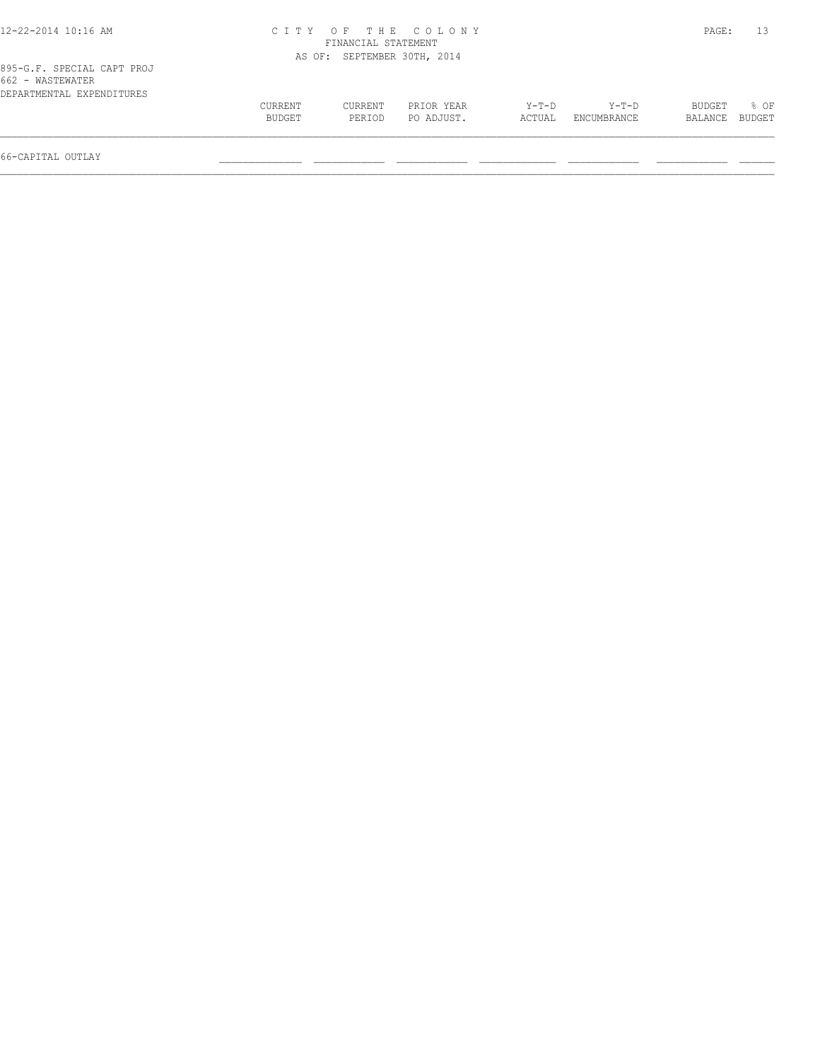895-G.F. SPECIAL CAPT PROJ
662 - WASTEWATER
DEPARTMENTAL EXPENDITURES

| | CURRENT BUDGET | CURRENT PERIOD | PRIOR YEAR PO ADJUST. | Y-T-D ACTUAL | Y-T-D ENCUMBRANCE | BUDGET BALANCE | % OF BUDGET |
|---|---|---|---|---|---|---|---|
| 66-CAPITAL OUTLAY | | | | | | | |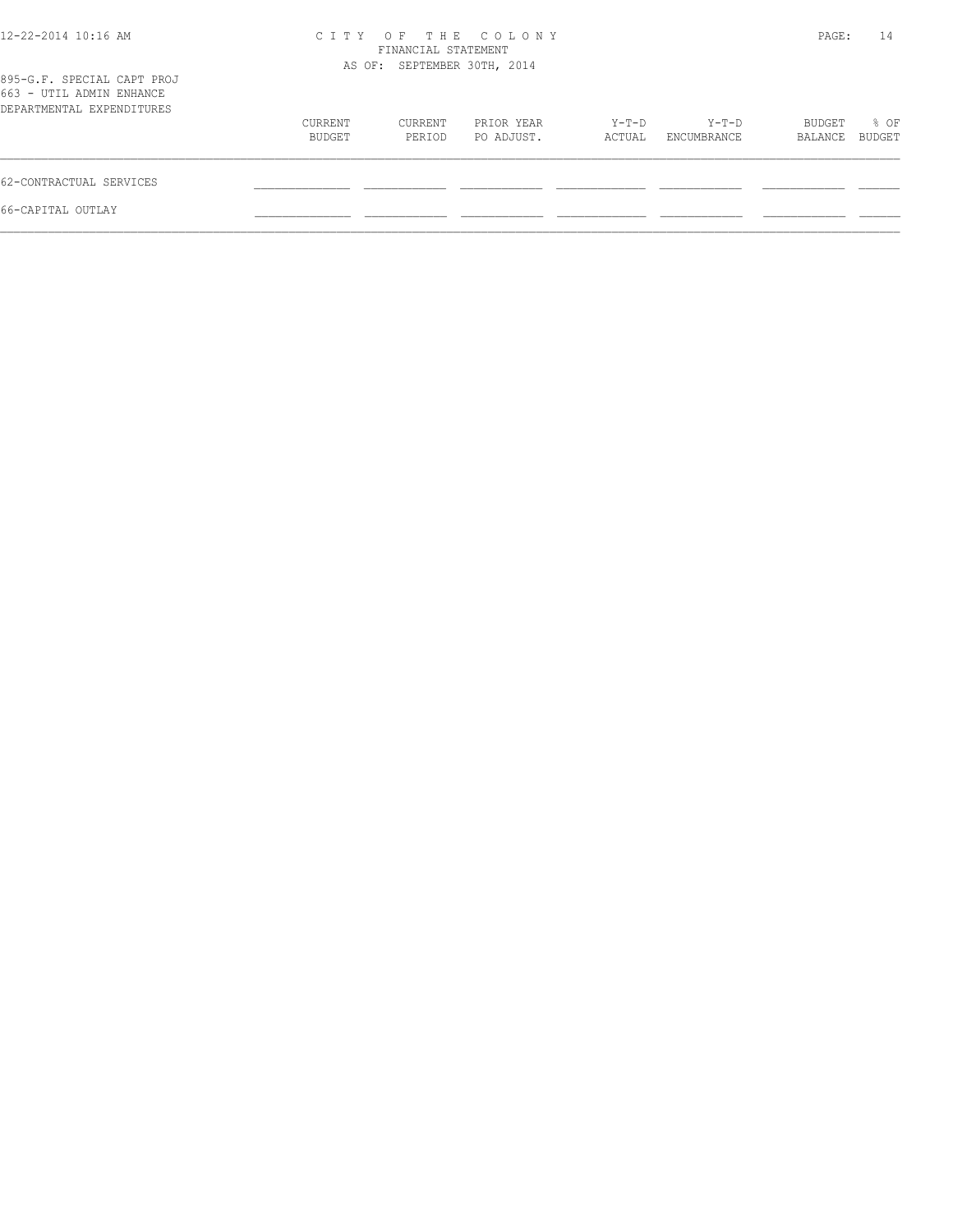CITY OF THE COLONY
FINANCIAL STATEMENT
AS OF: SEPTEMBER 30TH, 2014

895-G.F. SPECIAL CAPT PROJ
663 - UTIL ADMIN ENHANCE
DEPARTMENTAL EXPENDITURES

| | CURRENT BUDGET | CURRENT PERIOD | PRIOR YEAR PO ADJUST. | Y-T-D ACTUAL | Y-T-D ENCUMBRANCE | BUDGET BALANCE | % OF BUDGET |
|---|---|---|---|---|---|---|---|
| 62-CONTRACTUAL SERVICES | | | | | | | |
| 66-CAPITAL OUTLAY | | | | | | | |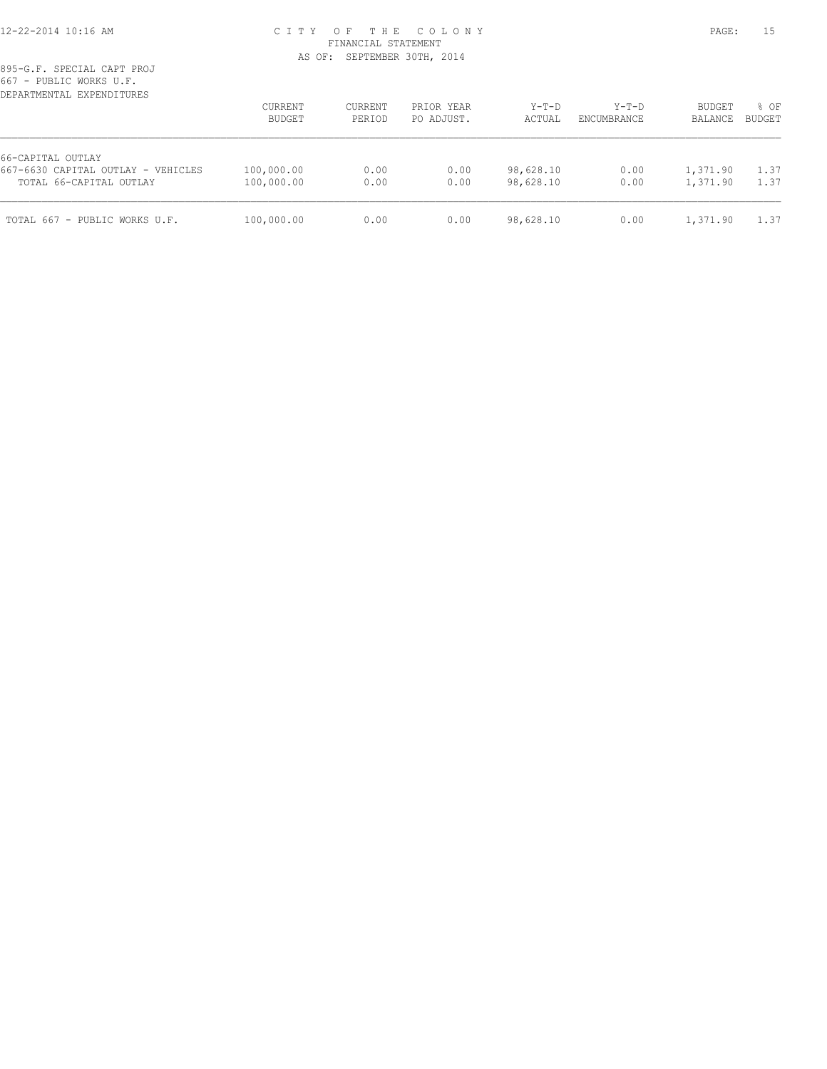CITY OF THE COLONY
FINANCIAL STATEMENT
AS OF: SEPTEMBER 30TH, 2014

895-G.F. SPECIAL CAPT PROJ
667 - PUBLIC WORKS U.F.
DEPARTMENTAL EXPENDITURES

| | CURRENT BUDGET | CURRENT PERIOD | PRIOR YEAR PO ADJUST. | Y-T-D ACTUAL | Y-T-D ENCUMBRANCE | BUDGET BALANCE | % OF BUDGET |
|---|---|---|---|---|---|---|---|
| 66-CAPITAL OUTLAY | | | | | | | |
| 667-6630 CAPITAL OUTLAY - VEHICLES | 100,000.00 | 0.00 | 0.00 | 98,628.10 | 0.00 | 1,371.90 | 1.37 |
| TOTAL 66-CAPITAL OUTLAY | 100,000.00 | 0.00 | 0.00 | 98,628.10 | 0.00 | 1,371.90 | 1.37 |
| TOTAL 667 - PUBLIC WORKS U.F. | 100,000.00 | 0.00 | 0.00 | 98,628.10 | 0.00 | 1,371.90 | 1.37 |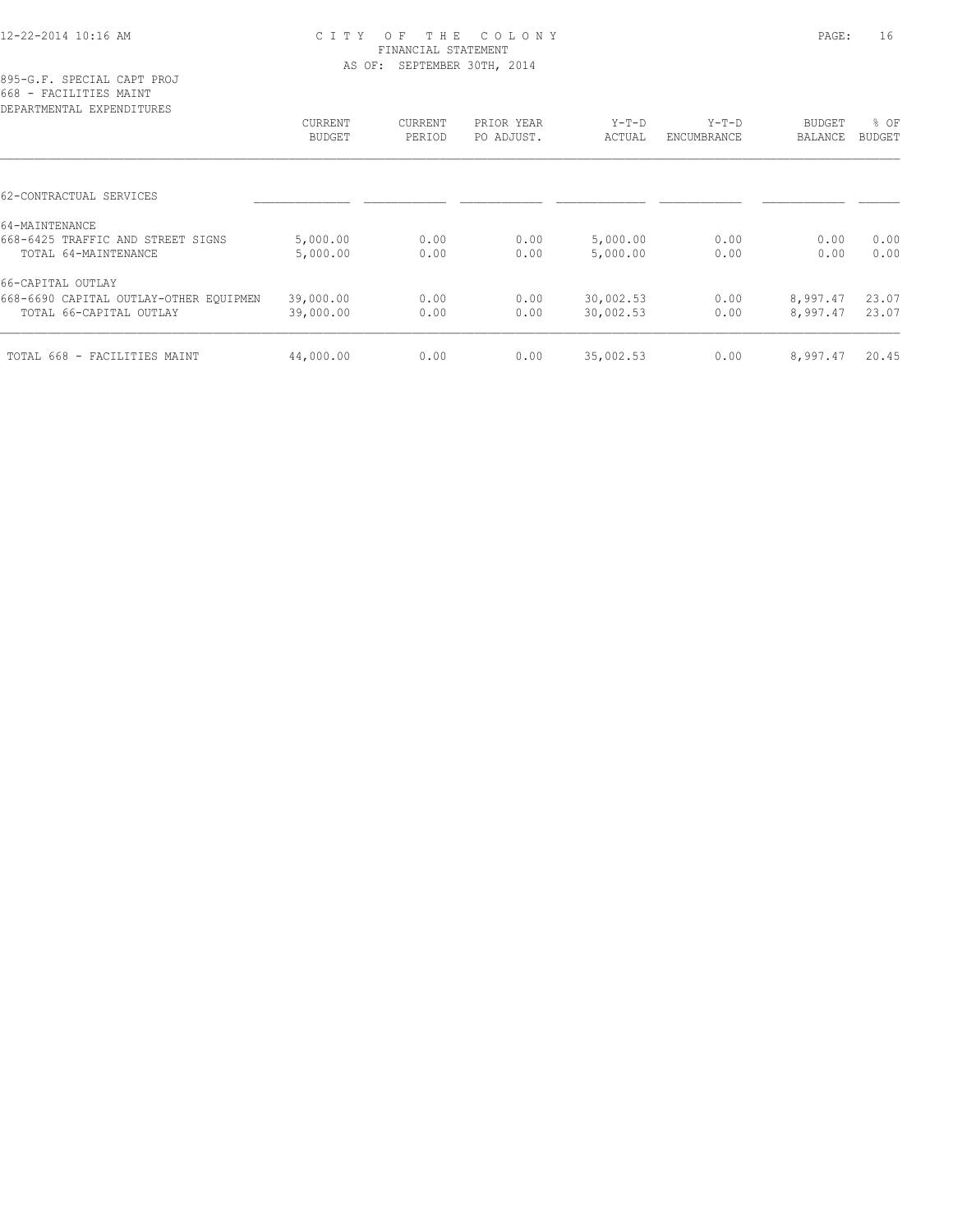CITY OF THE COLONY
FINANCIAL STATEMENT
AS OF: SEPTEMBER 30TH, 2014

895-G.F. SPECIAL CAPT PROJ
668 - FACILITIES MAINT
DEPARTMENTAL EXPENDITURES

| | CURRENT BUDGET | CURRENT PERIOD | PRIOR YEAR PO ADJUST. | Y-T-D ACTUAL | Y-T-D ENCUMBRANCE | BUDGET BALANCE | % OF BUDGET |
|---|---|---|---|---|---|---|---|
| 62-CONTRACTUAL SERVICES | | | | | | | |
| 64-MAINTENANCE | | | | | | | |
| 668-6425 TRAFFIC AND STREET SIGNS | 5,000.00 | 0.00 | 0.00 | 5,000.00 | 0.00 | 0.00 | 0.00 |
| TOTAL 64-MAINTENANCE | 5,000.00 | 0.00 | 0.00 | 5,000.00 | 0.00 | 0.00 | 0.00 |
| 66-CAPITAL OUTLAY | | | | | | | |
| 668-6690 CAPITAL OUTLAY-OTHER EQUIPMEN | 39,000.00 | 0.00 | 0.00 | 30,002.53 | 0.00 | 8,997.47 | 23.07 |
| TOTAL 66-CAPITAL OUTLAY | 39,000.00 | 0.00 | 0.00 | 30,002.53 | 0.00 | 8,997.47 | 23.07 |
| TOTAL 668 - FACILITIES MAINT | 44,000.00 | 0.00 | 0.00 | 35,002.53 | 0.00 | 8,997.47 | 20.45 |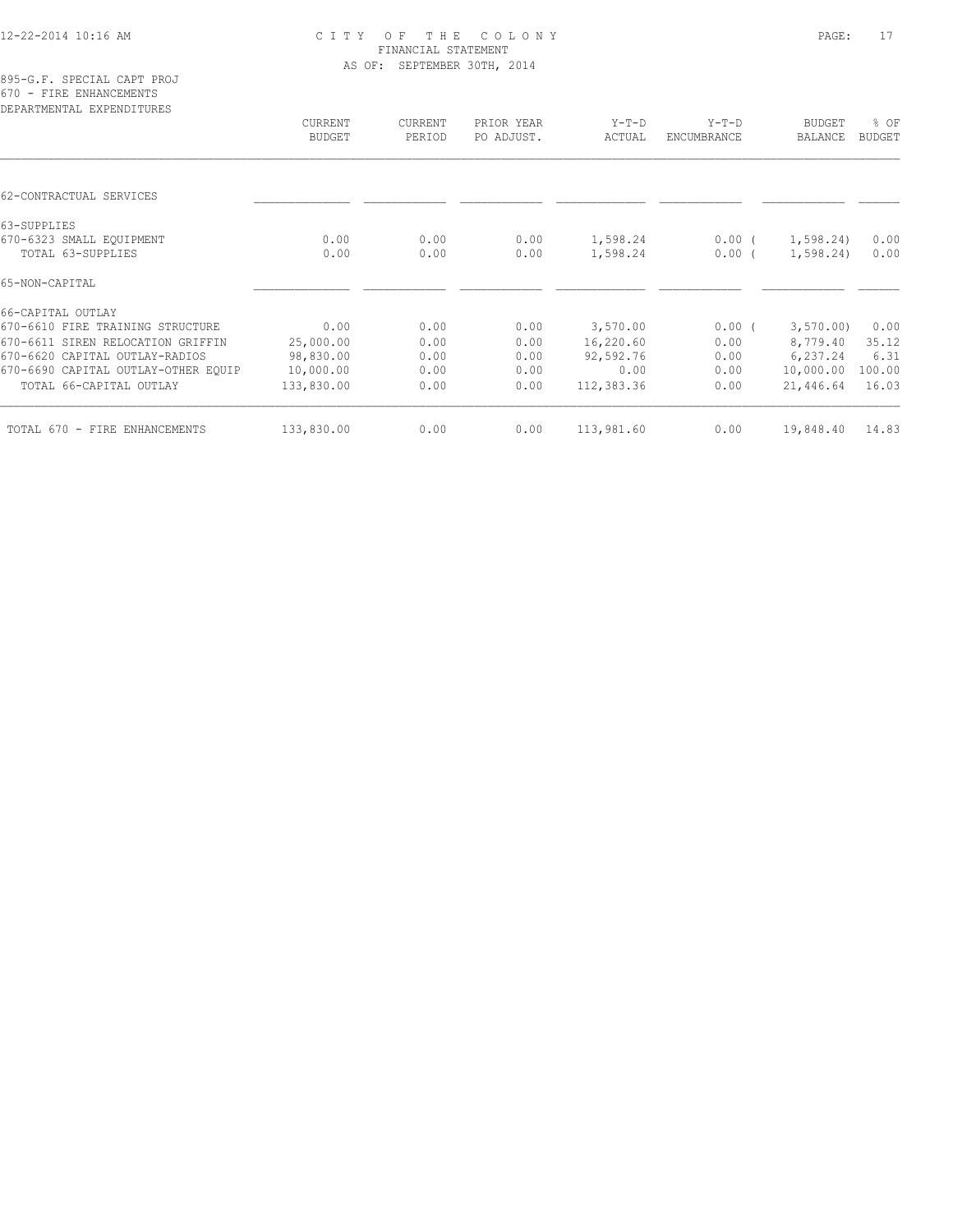CITY OF THE COLONY
FINANCIAL STATEMENT
AS OF: SEPTEMBER 30TH, 2014

895-G.F. SPECIAL CAPT PROJ
670 - FIRE ENHANCEMENTS
DEPARTMENTAL EXPENDITURES

| | CURRENT BUDGET | CURRENT PERIOD | PRIOR YEAR PO ADJUST. | Y-T-D ACTUAL | Y-T-D ENCUMBRANCE | BUDGET BALANCE | % OF BUDGET |
|---|---|---|---|---|---|---|---|
| 62-CONTRACTUAL SERVICES | | | | | | | |
| 63-SUPPLIES | | | | | | | |
| 670-6323 SMALL EQUIPMENT | 0.00 | 0.00 | 0.00 | 1,598.24 | 0.00 | ( 1,598.24) | 0.00 |
| TOTAL 63-SUPPLIES | 0.00 | 0.00 | 0.00 | 1,598.24 | 0.00 | ( 1,598.24) | 0.00 |
| 65-NON-CAPITAL | | | | | | | |
| 66-CAPITAL OUTLAY | | | | | | | |
| 670-6610 FIRE TRAINING STRUCTURE | 0.00 | 0.00 | 0.00 | 3,570.00 | 0.00 | ( 3,570.00) | 0.00 |
| 670-6611 SIREN RELOCATION GRIFFIN | 25,000.00 | 0.00 | 0.00 | 16,220.60 | 0.00 | 8,779.40 | 35.12 |
| 670-6620 CAPITAL OUTLAY-RADIOS | 98,830.00 | 0.00 | 0.00 | 92,592.76 | 0.00 | 6,237.24 | 6.31 |
| 670-6690 CAPITAL OUTLAY-OTHER EQUIP | 10,000.00 | 0.00 | 0.00 | 0.00 | 0.00 | 10,000.00 | 100.00 |
| TOTAL 66-CAPITAL OUTLAY | 133,830.00 | 0.00 | 0.00 | 112,383.36 | 0.00 | 21,446.64 | 16.03 |
| TOTAL 670 - FIRE ENHANCEMENTS | 133,830.00 | 0.00 | 0.00 | 113,981.60 | 0.00 | 19,848.40 | 14.83 |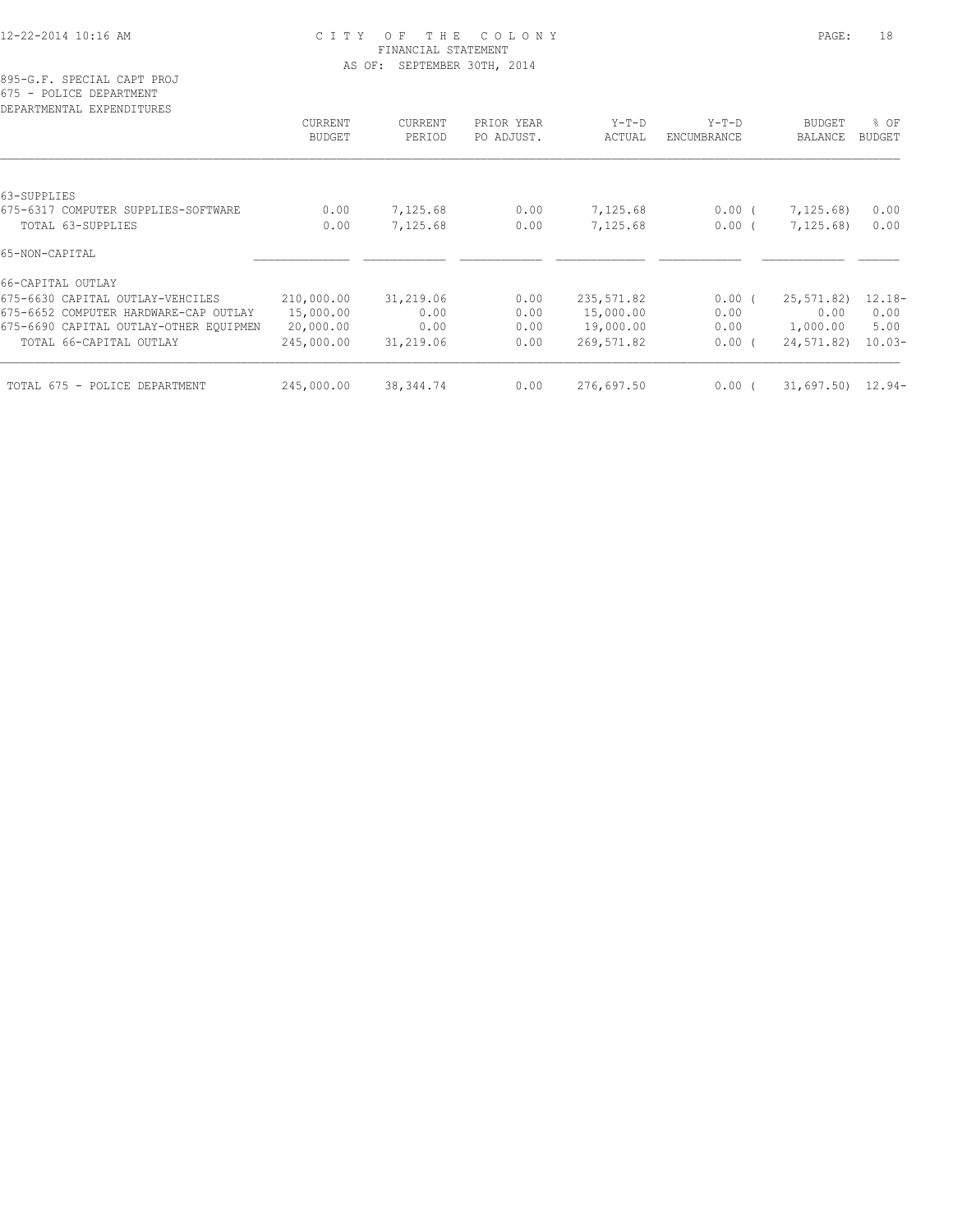CITY OF THE COLONY
FINANCIAL STATEMENT
AS OF: SEPTEMBER 30TH, 2014

895-G.F. SPECIAL CAPT PROJ
675 - POLICE DEPARTMENT
DEPARTMENTAL EXPENDITURES

| | CURRENT BUDGET | CURRENT PERIOD | PRIOR YEAR PO ADJUST. | Y-T-D ACTUAL | Y-T-D ENCUMBRANCE | BUDGET BALANCE | % OF BUDGET |
|---|---|---|---|---|---|---|---|
| 63-SUPPLIES | | | | | | | |
| 675-6317 COMPUTER SUPPLIES-SOFTWARE | 0.00 | 7,125.68 | 0.00 | 7,125.68 | 0.00 | ( 7,125.68) | 0.00 |
| TOTAL 63-SUPPLIES | 0.00 | 7,125.68 | 0.00 | 7,125.68 | 0.00 | ( 7,125.68) | 0.00 |
| 65-NON-CAPITAL | | | | | | | |
| 66-CAPITAL OUTLAY | | | | | | | |
| 675-6630 CAPITAL OUTLAY-VEHCILES | 210,000.00 | 31,219.06 | 0.00 | 235,571.82 | 0.00 | ( 25,571.82) | 12.18- |
| 675-6652 COMPUTER HARDWARE-CAP OUTLAY | 15,000.00 | 0.00 | 0.00 | 15,000.00 | 0.00 | 0.00 | 0.00 |
| 675-6690 CAPITAL OUTLAY-OTHER EQUIPMEN | 20,000.00 | 0.00 | 0.00 | 19,000.00 | 0.00 | 1,000.00 | 5.00 |
| TOTAL 66-CAPITAL OUTLAY | 245,000.00 | 31,219.06 | 0.00 | 269,571.82 | 0.00 | ( 24,571.82) | 10.03- |
| TOTAL 675 - POLICE DEPARTMENT | 245,000.00 | 38,344.74 | 0.00 | 276,697.50 | 0.00 | ( 31,697.50) | 12.94- |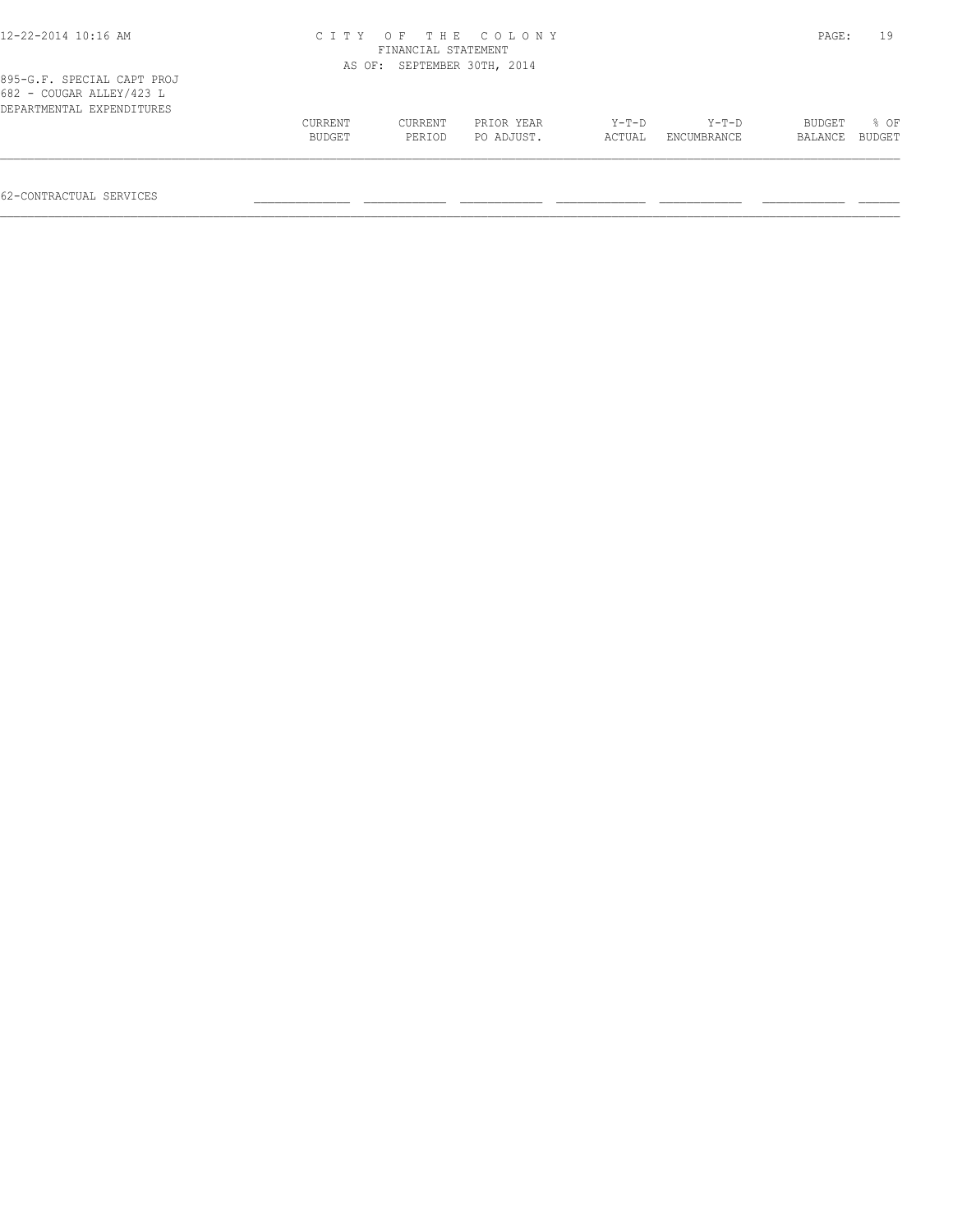895-G.F. SPECIAL CAPT PROJ
682 - COUGAR ALLEY/423 L
DEPARTMENTAL EXPENDITURES

| | CURRENT BUDGET | CURRENT PERIOD | PRIOR YEAR PO ADJUST. | Y-T-D ACTUAL | Y-T-D ENCUMBRANCE | BUDGET BALANCE | % OF BUDGET |
|---|---|---|---|---|---|---|---|
| 62-CONTRACTUAL SERVICES | | | | | | | |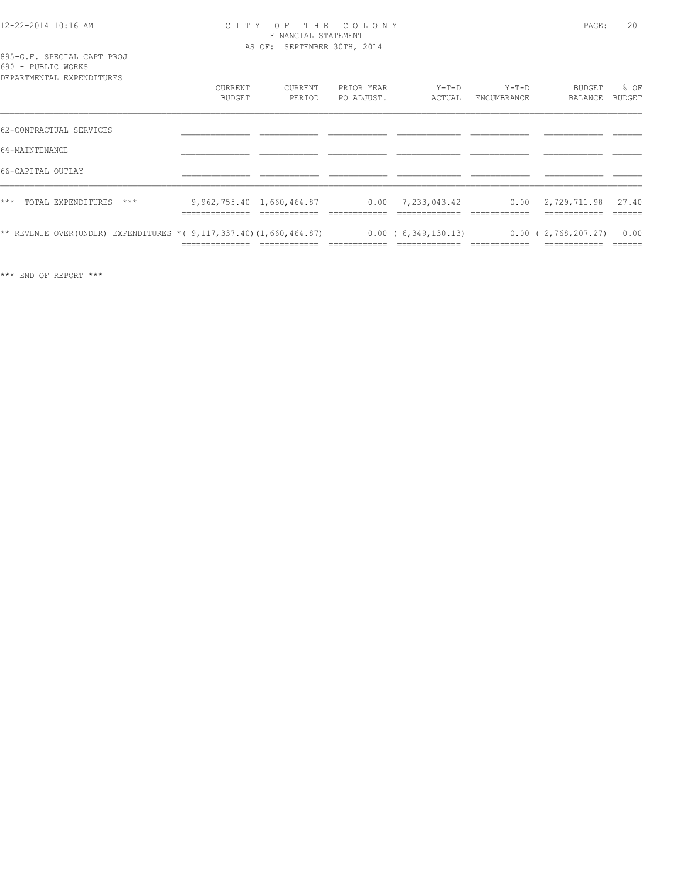CITY OF THE COLONY
FINANCIAL STATEMENT
AS OF: SEPTEMBER 30TH, 2014

895-G.F. SPECIAL CAPT PROJ
690 - PUBLIC WORKS
DEPARTMENTAL EXPENDITURES

| | CURRENT BUDGET | CURRENT PERIOD | PRIOR YEAR PO ADJUST. | Y-T-D ACTUAL | Y-T-D ENCUMBRANCE | BUDGET BALANCE | % OF BUDGET |
|---|---|---|---|---|---|---|---|
| 62-CONTRACTUAL SERVICES | | | | | | | |
| 64-MAINTENANCE | | | | | | | |
| 66-CAPITAL OUTLAY | | | | | | | |
| *** TOTAL EXPENDITURES *** | 9,962,755.40 | 1,660,464.87 | 0.00 | 7,233,043.42 | 0.00 | 2,729,711.98 | 27.40 |
| ** REVENUE OVER(UNDER) EXPENDITURES * | ( 9,117,337.40) | (1,660,464.87) | 0.00 | ( 6,349,130.13) | 0.00 | ( 2,768,207.27) | 0.00 |

*** END OF REPORT ***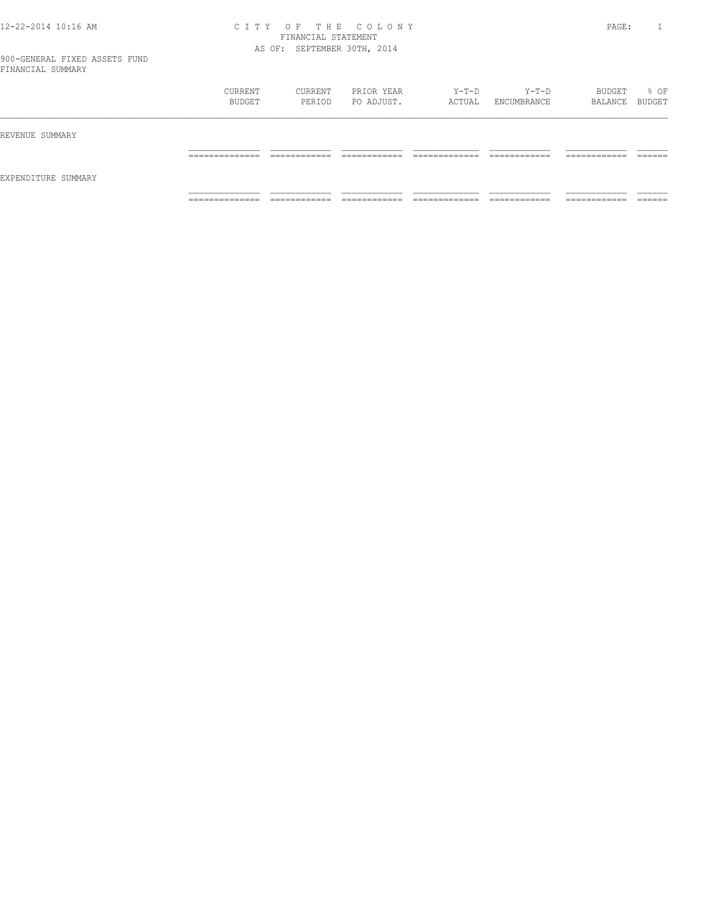# CITY OF THE COLONY
## FINANCIAL STATEMENT
### AS OF: SEPTEMBER 30TH, 2014

900-GENERAL FIXED ASSETS FUND
FINANCIAL SUMMARY

| | CURRENT BUDGET | CURRENT PERIOD | PRIOR YEAR PO ADJUST. | Y-T-D ACTUAL | Y-T-D ENCUMBRANCE | BUDGET BALANCE | % OF BUDGET |
|---|---|---|---|---|---|---|---|
| REVENUE SUMMARY | | | | | | | |
| EXPENDITURE SUMMARY | | | | | | | |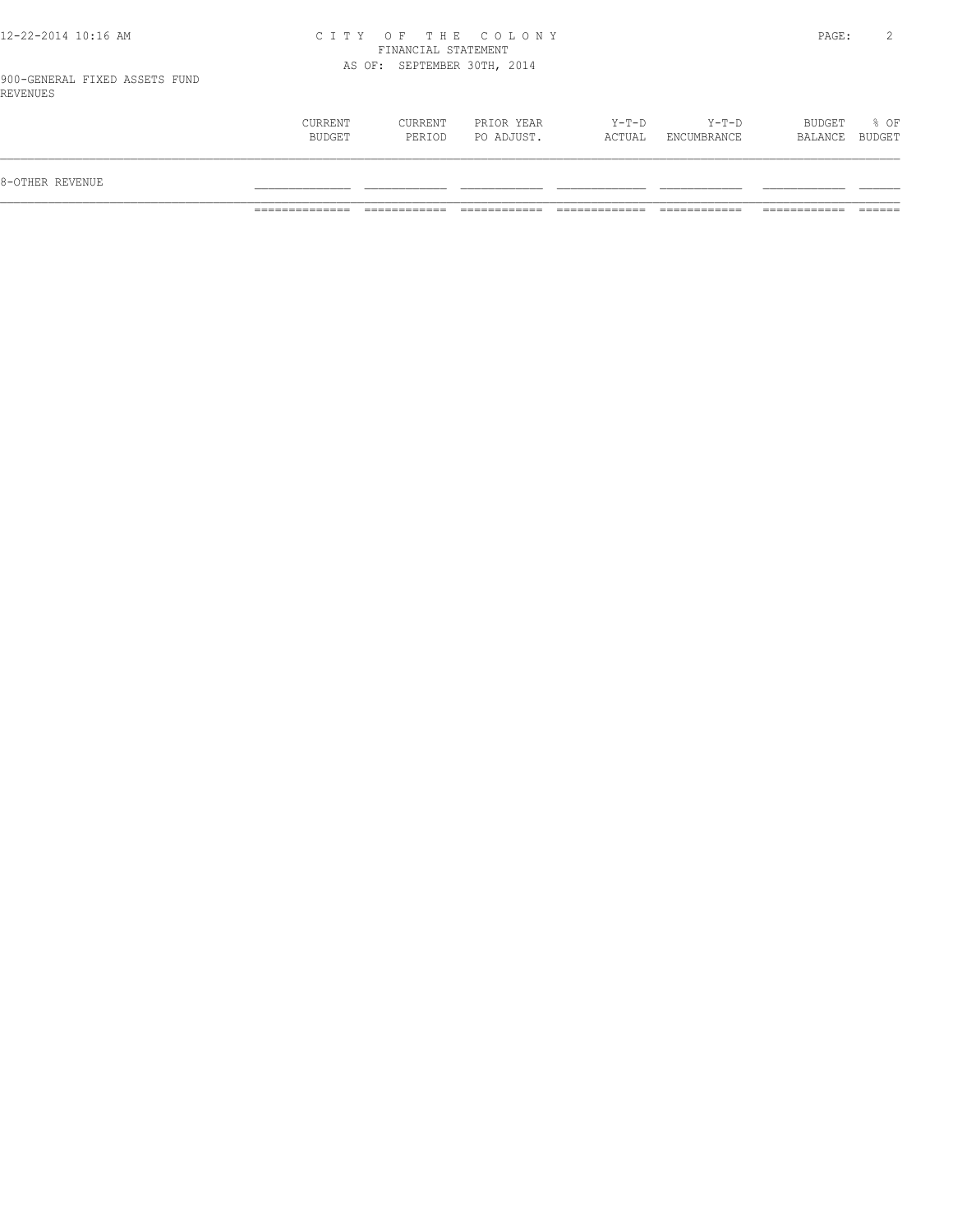# CITY OF THE COLONY
## FINANCIAL STATEMENT
### AS OF: SEPTEMBER 30TH, 2014

900-GENERAL FIXED ASSETS FUND
REVENUES

| | CURRENT BUDGET | CURRENT PERIOD | PRIOR YEAR PO ADJUST. | Y-T-D ACTUAL | Y-T-D ENCUMBRANCE | BUDGET BALANCE | % OF BUDGET |
|---|---|---|---|---|---|---|---|
| 8-OTHER REVENUE | | | | | | | |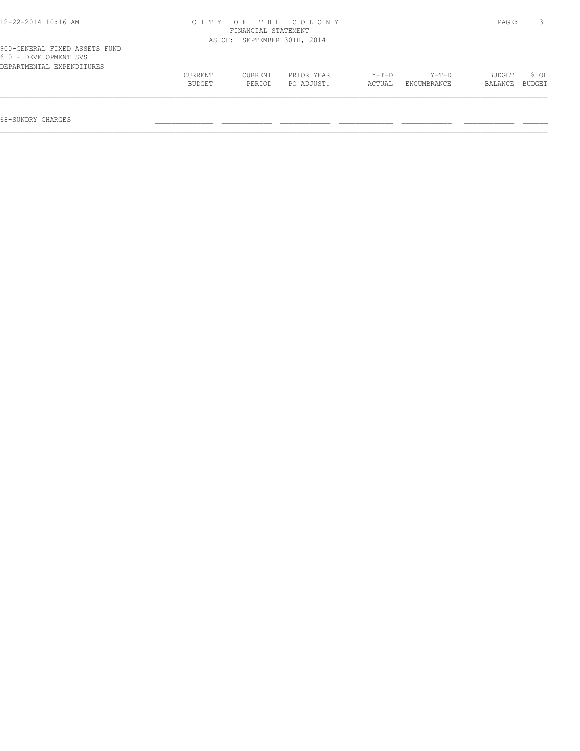# CITY OF THE COLONY
## FINANCIAL STATEMENT
### AS OF: SEPTEMBER 30TH, 2014

900-GENERAL FIXED ASSETS FUND
610 - DEVELOPMENT SVS
DEPARTMENTAL EXPENDITURES

| | CURRENT BUDGET | CURRENT PERIOD | PRIOR YEAR PO ADJUST. | Y-T-D ACTUAL | Y-T-D ENCUMBRANCE | BUDGET BALANCE | % OF BUDGET |
|---|---|---|---|---|---|---|---|
| 68-SUNDRY CHARGES | | | | | | | |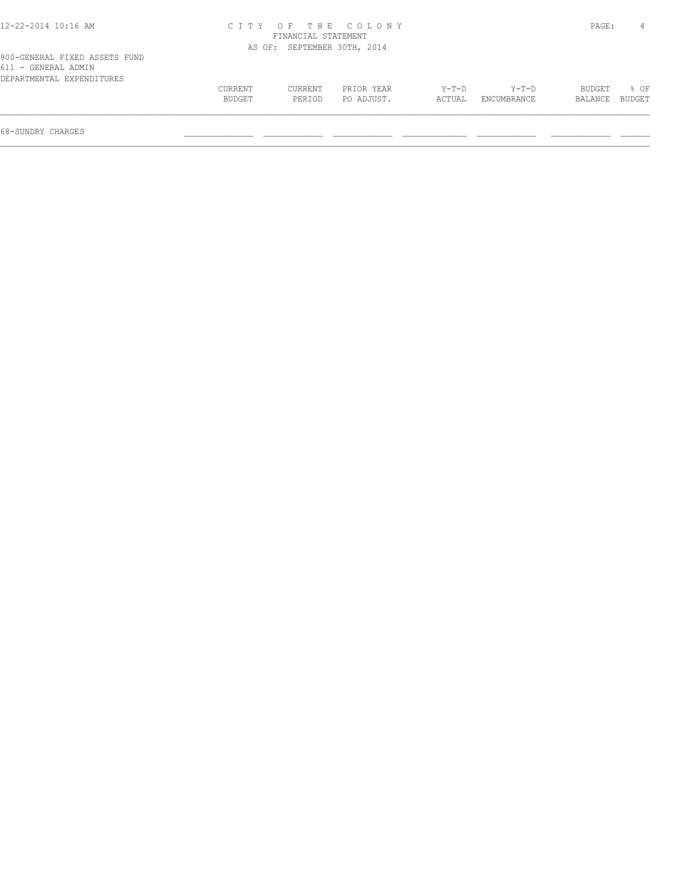CITY OF THE COLONY
FINANCIAL STATEMENT
AS OF: SEPTEMBER 30TH, 2014

900-GENERAL FIXED ASSETS FUND
611 - GENERAL ADMIN
DEPARTMENTAL EXPENDITURES

| | CURRENT BUDGET | CURRENT PERIOD | PRIOR YEAR PO ADJUST. | Y-T-D ACTUAL | Y-T-D ENCUMBRANCE | BUDGET BALANCE | % OF BUDGET |
|---|---|---|---|---|---|---|---|
| 68-SUNDRY CHARGES | | | | | | | |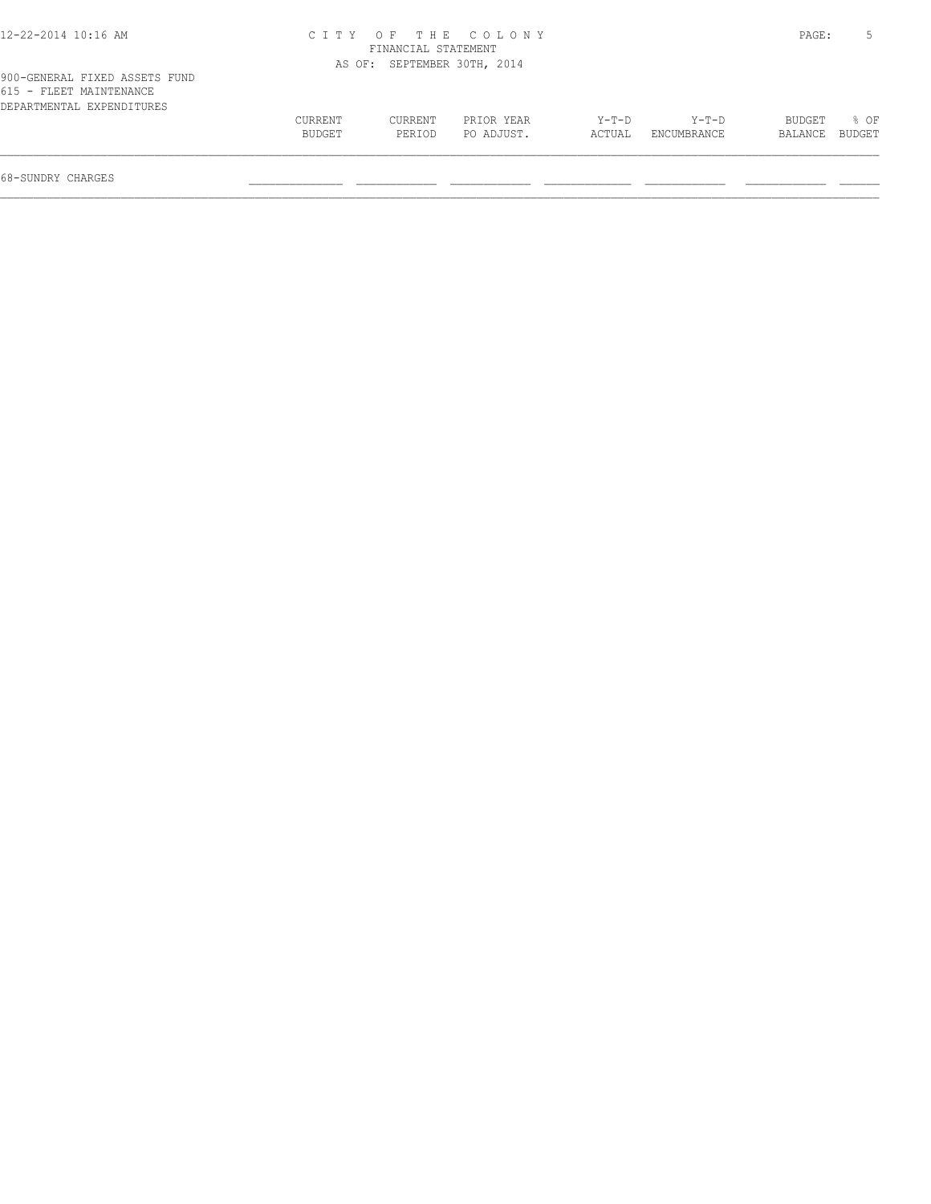900-GENERAL FIXED ASSETS FUND
615 - FLEET MAINTENANCE
DEPARTMENTAL EXPENDITURES

| | CURRENT BUDGET | CURRENT PERIOD | PRIOR YEAR PO ADJUST. | Y-T-D ACTUAL | Y-T-D ENCUMBRANCE | BUDGET BALANCE | % OF BUDGET |
|---|---|---|---|---|---|---|---|
| 68-SUNDRY CHARGES | | | | | | | |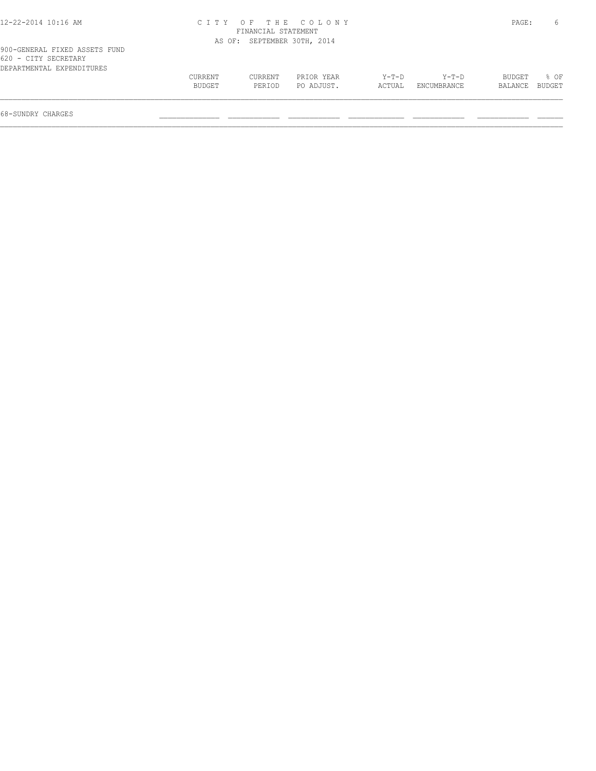CITY OF THE COLONY
FINANCIAL STATEMENT
AS OF: SEPTEMBER 30TH, 2014

900-GENERAL FIXED ASSETS FUND
620 - CITY SECRETARY
DEPARTMENTAL EXPENDITURES

| | CURRENT BUDGET | CURRENT PERIOD | PRIOR YEAR PO ADJUST. | Y-T-D ACTUAL | Y-T-D ENCUMBRANCE | BUDGET BALANCE | % OF BUDGET |
|---|---|---|---|---|---|---|---|
| 68-SUNDRY CHARGES | | | | | | | |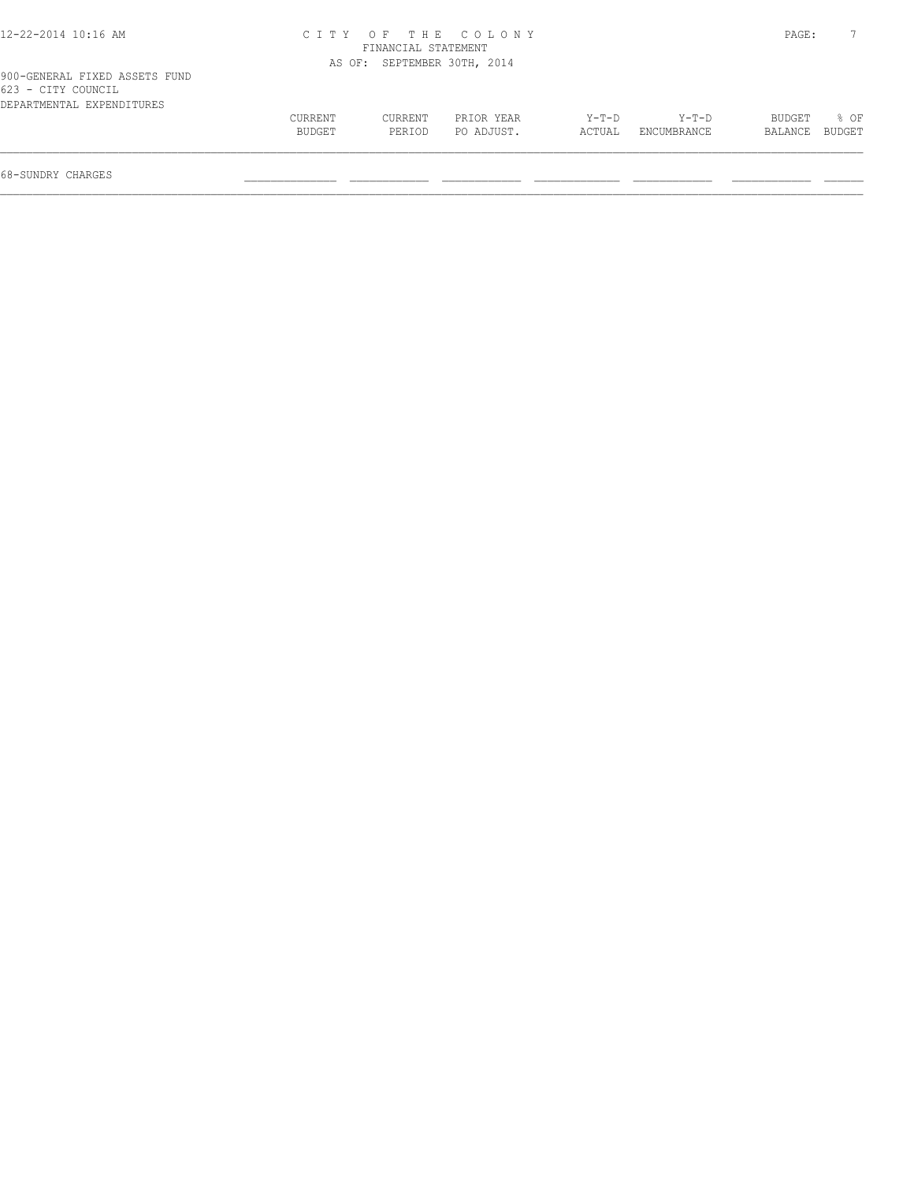900-GENERAL FIXED ASSETS FUND
623 - CITY COUNCIL
DEPARTMENTAL EXPENDITURES

| | CURRENT BUDGET | CURRENT PERIOD | PRIOR YEAR PO ADJUST. | Y-T-D ACTUAL | Y-T-D ENCUMBRANCE | BUDGET BALANCE | % OF BUDGET |
|---|---|---|---|---|---|---|---|
| 68-SUNDRY CHARGES | | | | | | | |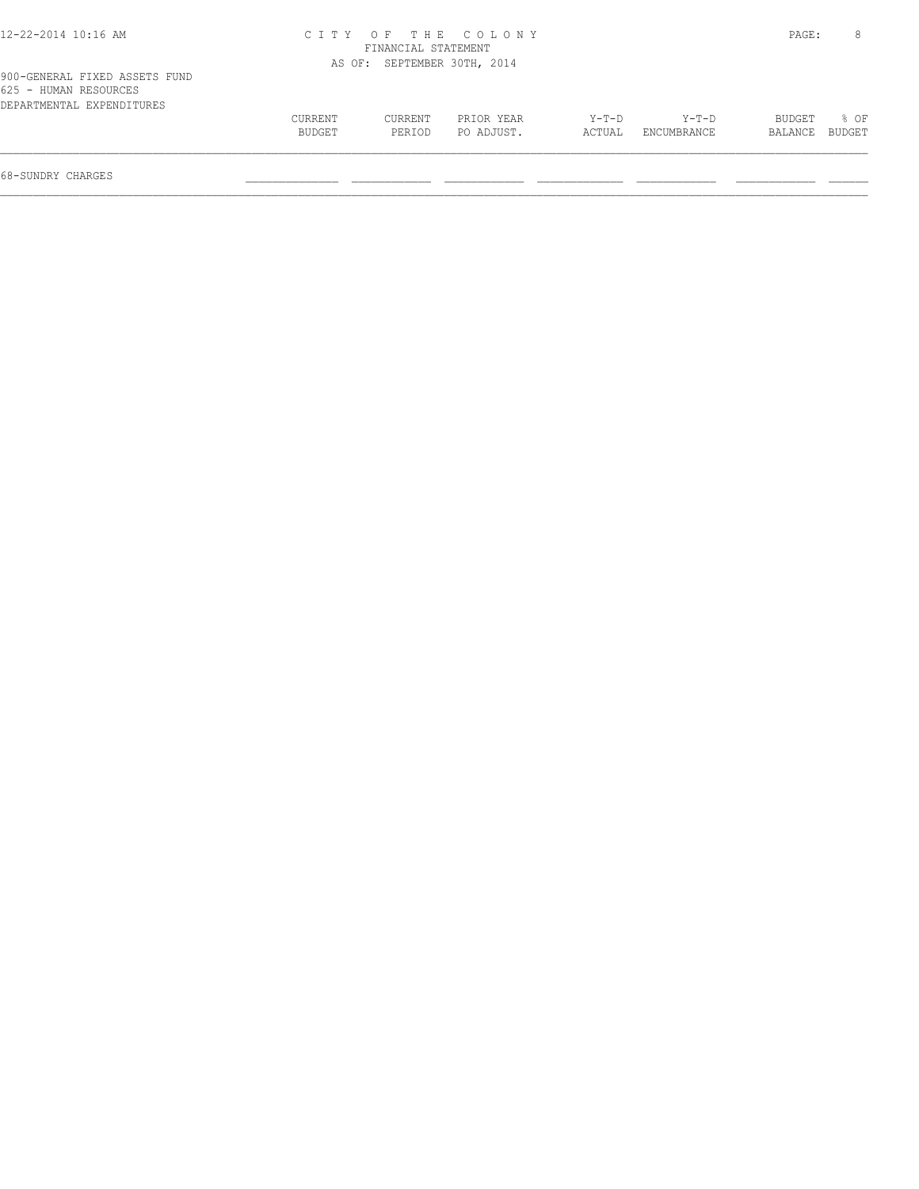CITY OF THE COLONY
FINANCIAL STATEMENT
AS OF: SEPTEMBER 30TH, 2014

900-GENERAL FIXED ASSETS FUND
625 - HUMAN RESOURCES
DEPARTMENTAL EXPENDITURES

| | CURRENT BUDGET | CURRENT PERIOD | PRIOR YEAR PO ADJUST. | Y-T-D ACTUAL | Y-T-D ENCUMBRANCE | BUDGET BALANCE | % OF BUDGET |
|---|---|---|---|---|---|---|---|
| 68-SUNDRY CHARGES | | | | | | | |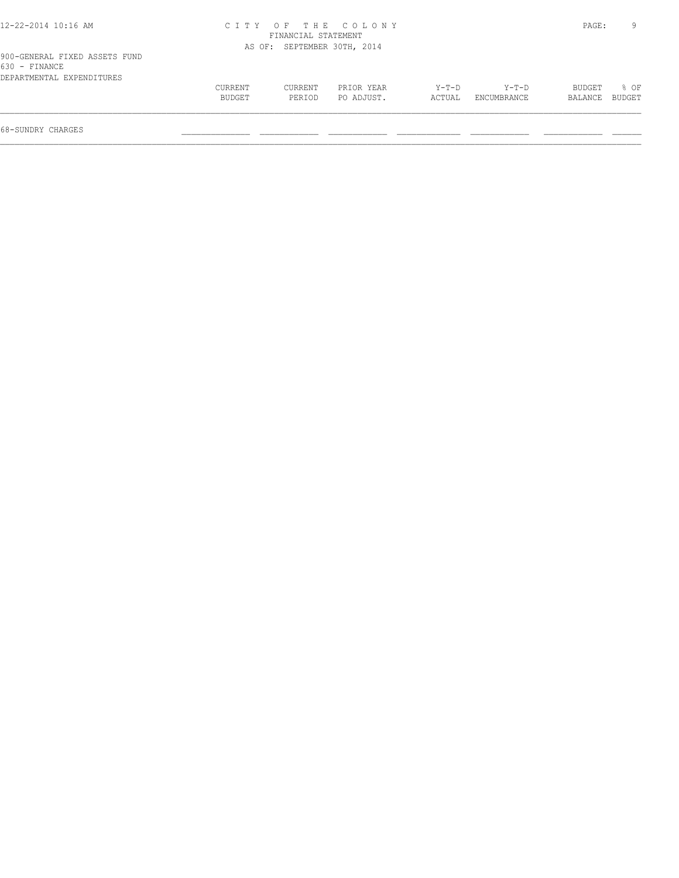900-GENERAL FIXED ASSETS FUND
630 - FINANCE
DEPARTMENTAL EXPENDITURES

|  | CURRENT BUDGET | CURRENT PERIOD | PRIOR YEAR PO ADJUST. | Y-T-D ACTUAL | Y-T-D ENCUMBRANCE | BUDGET BALANCE | % OF BUDGET |
|---|---|---|---|---|---|---|---|
| 68-SUNDRY CHARGES |  |  |  |  |  |  |  |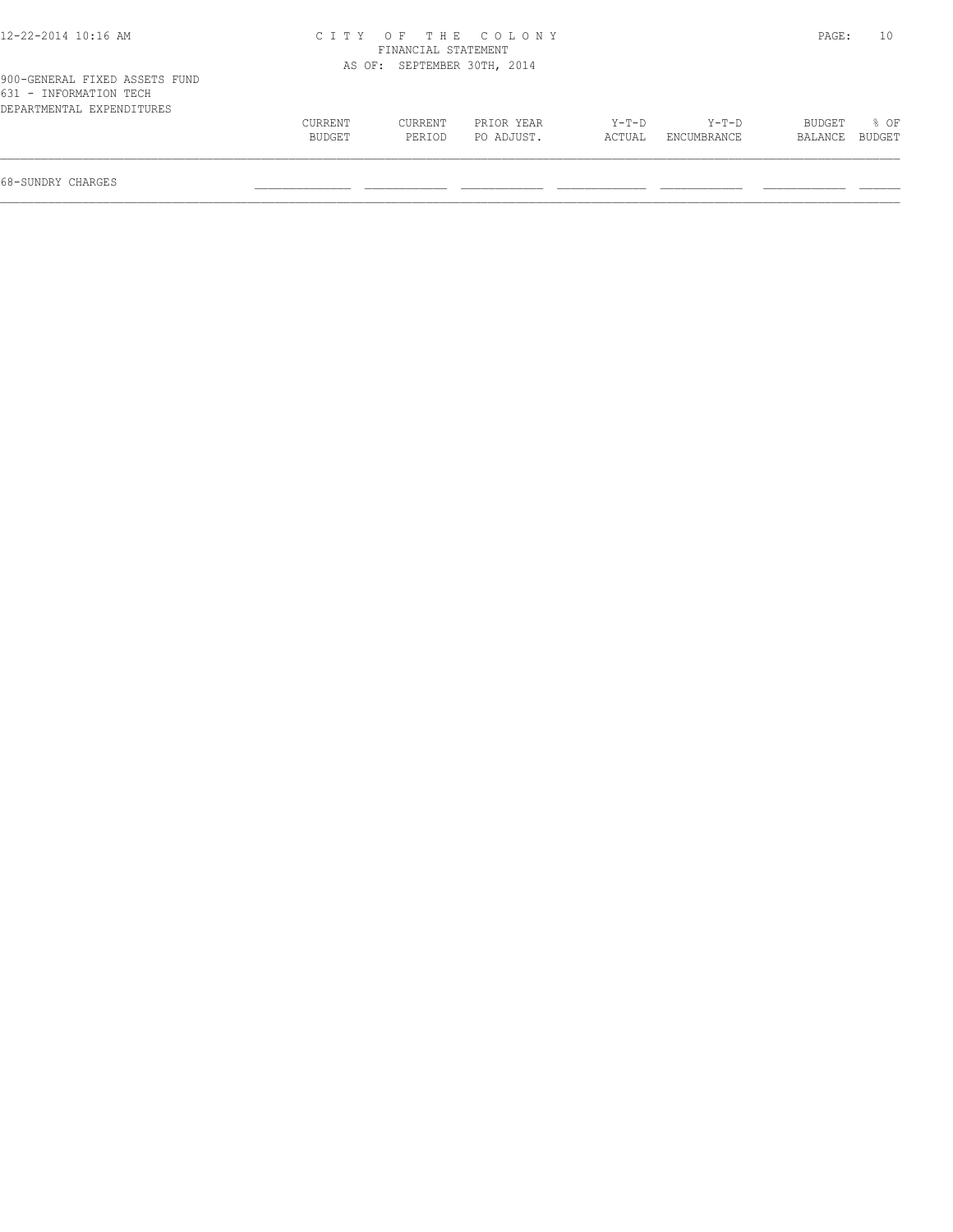# CITY OF THE COLONY

FINANCIAL STATEMENT

AS OF: SEPTEMBER 30TH, 2014

900-GENERAL FIXED ASSETS FUND

631 - INFORMATION TECH

DEPARTMENTAL EXPENDITURES

| | CURRENT BUDGET | CURRENT PERIOD | PRIOR YEAR PO ADJUST. | Y-T-D ACTUAL | Y-T-D ENCUMBRANCE | BUDGET BALANCE | % OF BUDGET |
|---|---|---|---|---|---|---|---|
| 68-SUNDRY CHARGES | | | | | | | |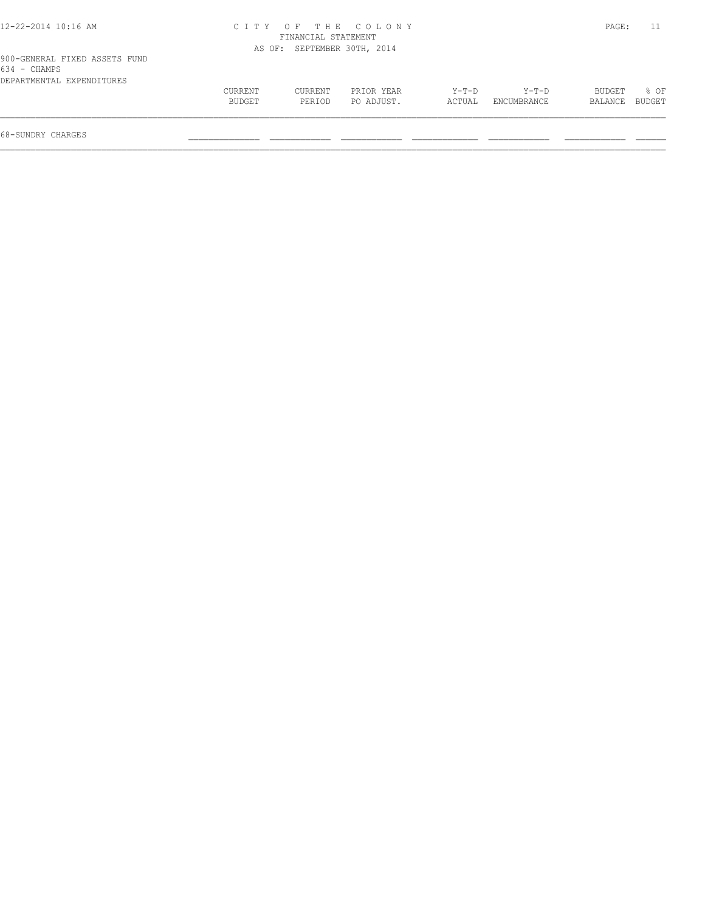CITY OF THE COLONY
FINANCIAL STATEMENT
AS OF: SEPTEMBER 30TH, 2014

900-GENERAL FIXED ASSETS FUND
634 - CHAMPS
DEPARTMENTAL EXPENDITURES

| | CURRENT BUDGET | CURRENT PERIOD | PRIOR YEAR PO ADJUST. | Y-T-D ACTUAL | Y-T-D ENCUMBRANCE | BUDGET BALANCE | % OF BUDGET |
|---|---|---|---|---|---|---|---|
| 68-SUNDRY CHARGES | | | | | | | |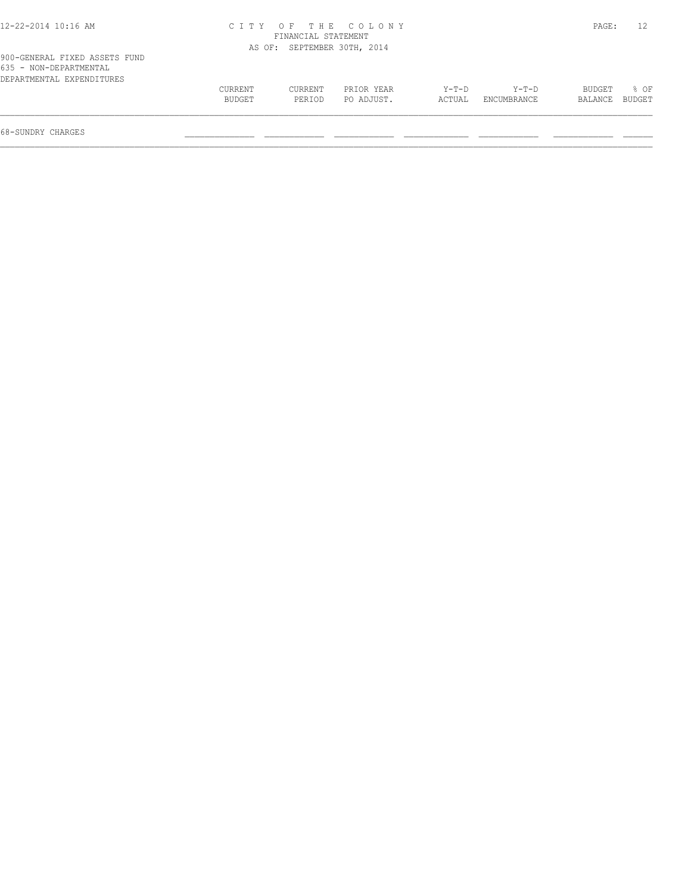CITY OF THE COLONY
FINANCIAL STATEMENT
AS OF: SEPTEMBER 30TH, 2014

900-GENERAL FIXED ASSETS FUND
635 - NON-DEPARTMENTAL
DEPARTMENTAL EXPENDITURES

| | CURRENT BUDGET | CURRENT PERIOD | PRIOR YEAR PO ADJUST. | Y-T-D ACTUAL | Y-T-D ENCUMBRANCE | BUDGET BALANCE | % OF BUDGET |
|---|---|---|---|---|---|---|---|
| 68-SUNDRY CHARGES | | | | | | | |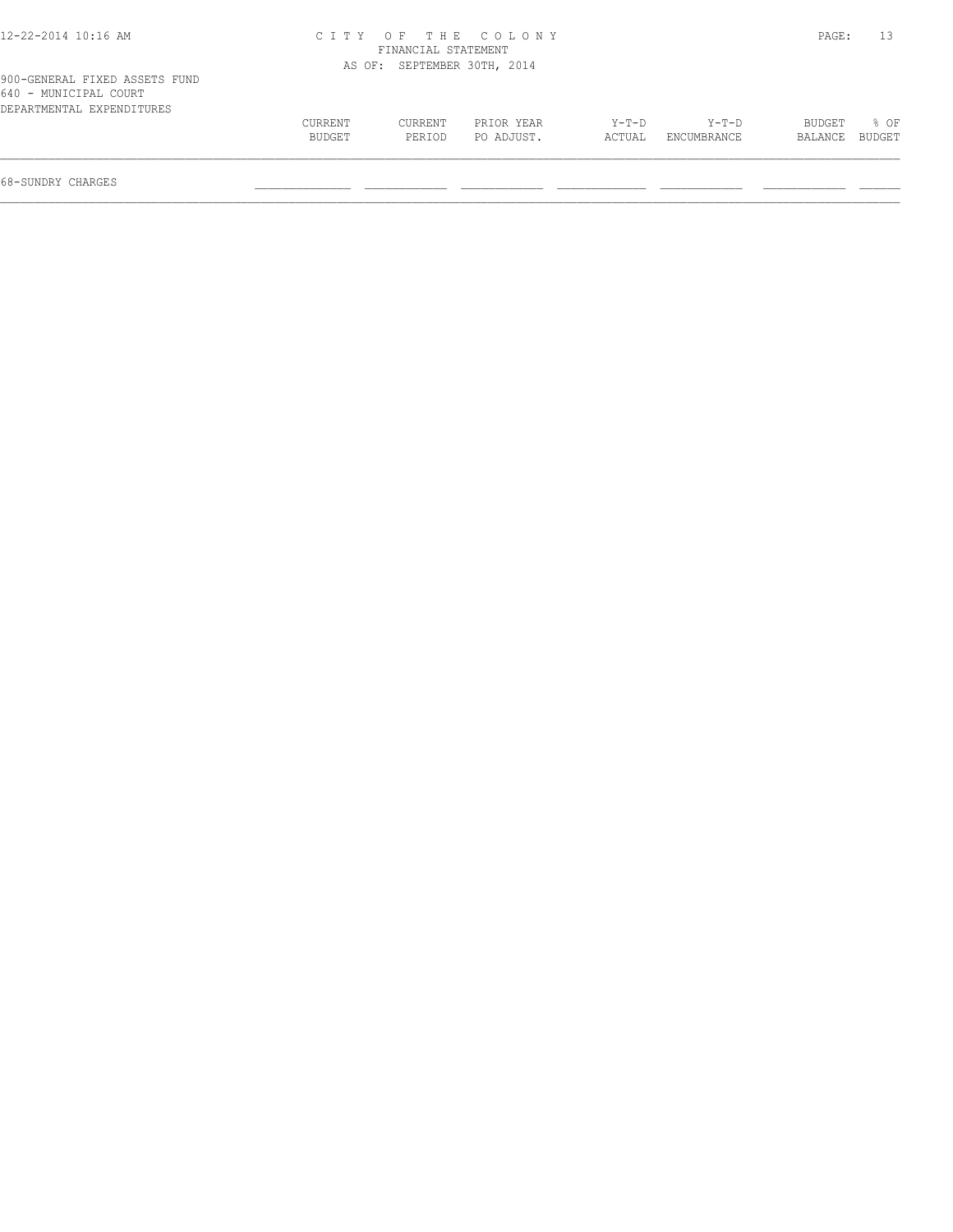900-GENERAL FIXED ASSETS FUND
640 - MUNICIPAL COURT
DEPARTMENTAL EXPENDITURES

|  | CURRENT BUDGET | CURRENT PERIOD | PRIOR YEAR PO ADJUST. | Y-T-D ACTUAL | Y-T-D ENCUMBRANCE | BUDGET BALANCE | % OF BUDGET |
|---|---|---|---|---|---|---|---|
| 68-SUNDRY CHARGES |  |  |  |  |  |  |  |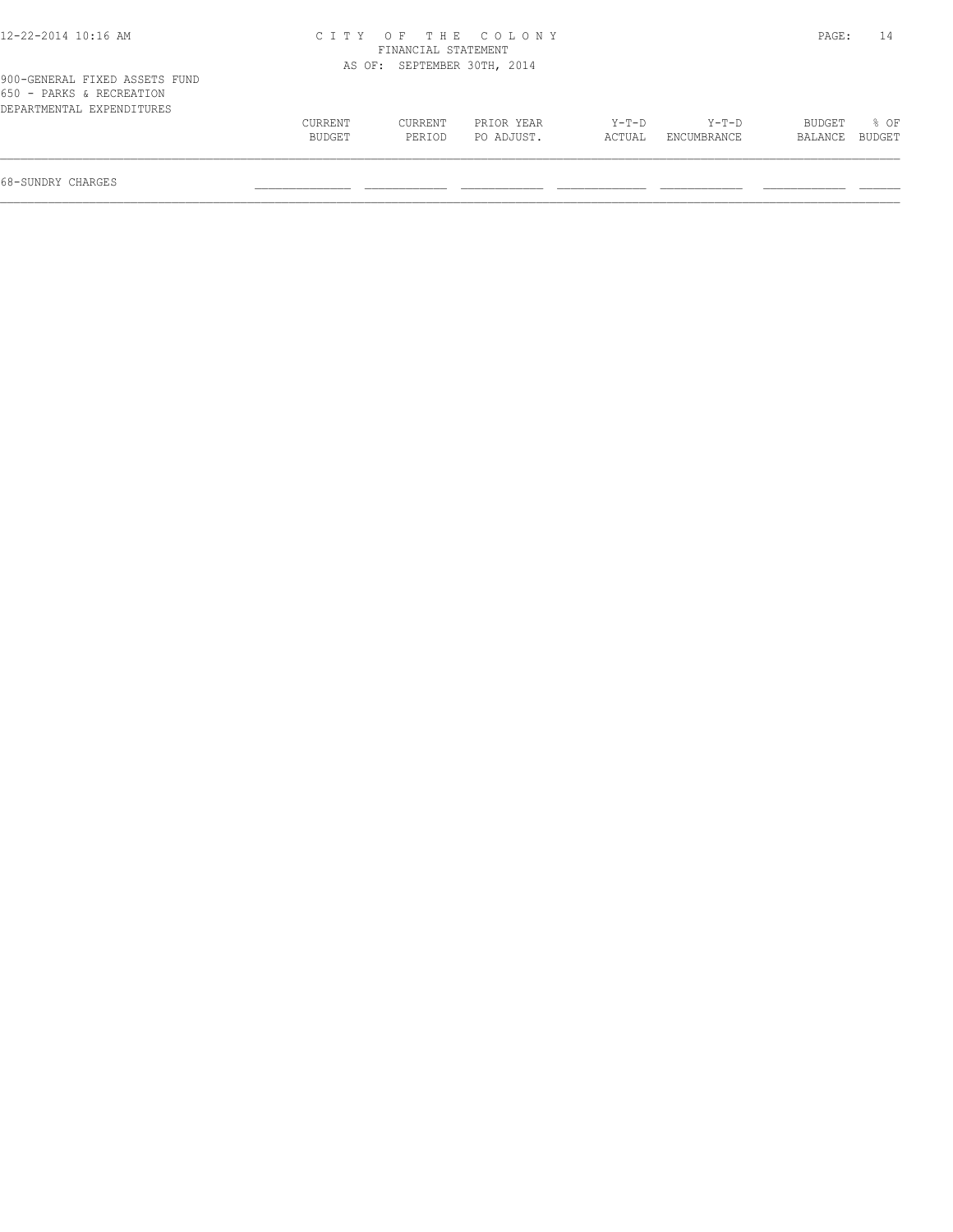CITY OF THE COLONY
FINANCIAL STATEMENT
AS OF: SEPTEMBER 30TH, 2014

900-GENERAL FIXED ASSETS FUND
650 - PARKS & RECREATION
DEPARTMENTAL EXPENDITURES

| | CURRENT BUDGET | CURRENT PERIOD | PRIOR YEAR PO ADJUST. | Y-T-D ACTUAL | Y-T-D ENCUMBRANCE | BUDGET BALANCE | % OF BUDGET |
|---|---|---|---|---|---|---|---|
| 68-SUNDRY CHARGES | | | | | | | |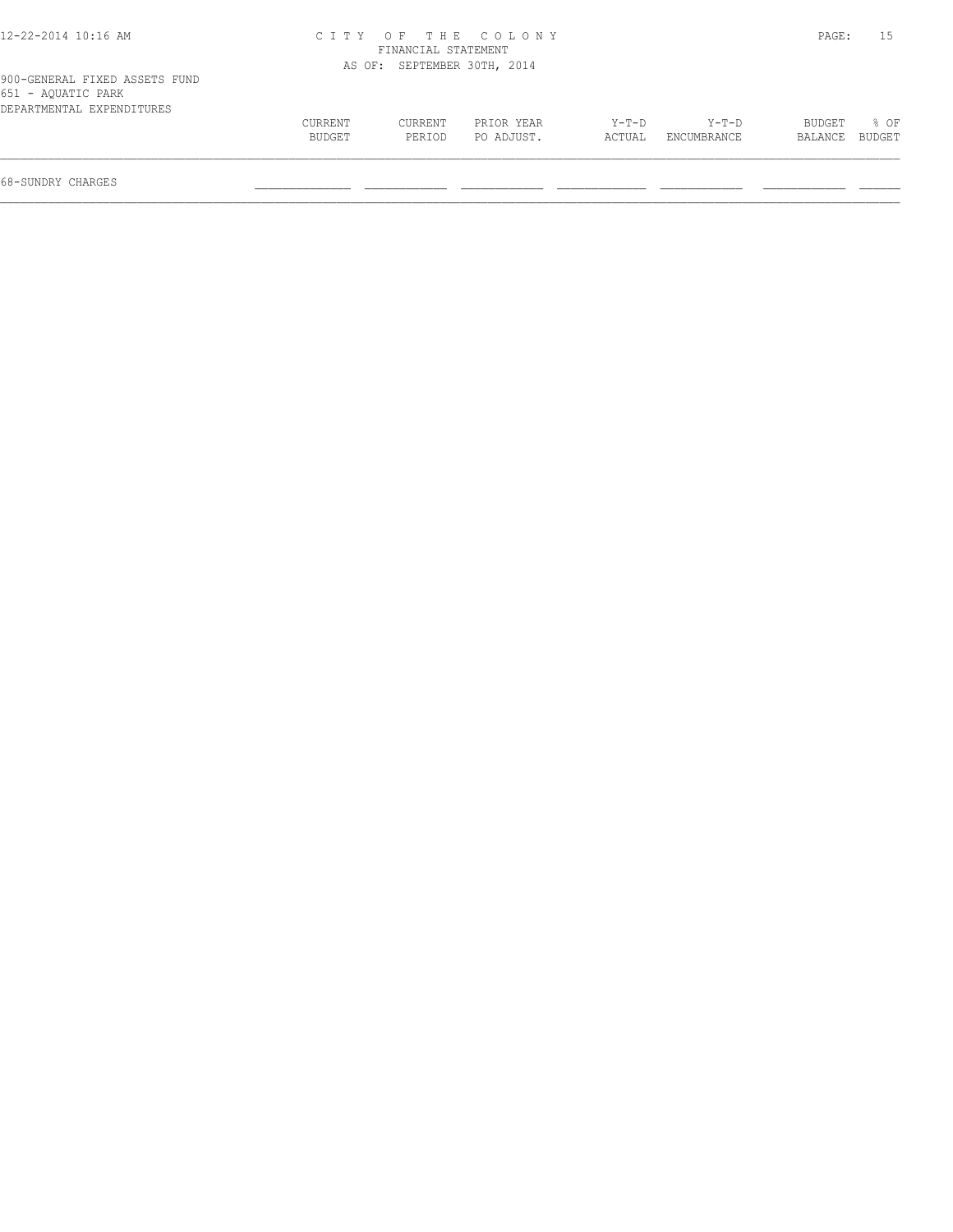900-GENERAL FIXED ASSETS FUND
651 - AQUATIC PARK
DEPARTMENTAL EXPENDITURES

|  | CURRENT BUDGET | CURRENT PERIOD | PRIOR YEAR PO ADJUST. | Y-T-D ACTUAL | Y-T-D ENCUMBRANCE | BUDGET BALANCE | % OF BUDGET |
|---|---|---|---|---|---|---|---|
| 68-SUNDRY CHARGES | | | | | | | |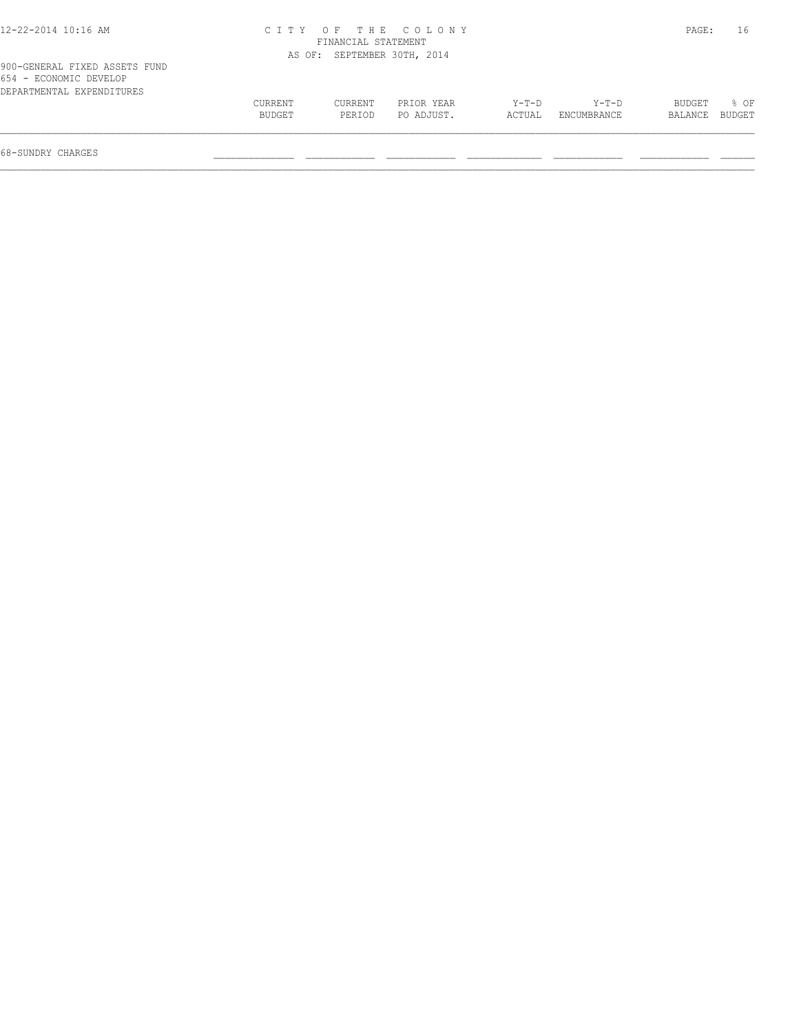CITY OF THE COLONY
FINANCIAL STATEMENT
AS OF: SEPTEMBER 30TH, 2014

900-GENERAL FIXED ASSETS FUND
654 - ECONOMIC DEVELOP
DEPARTMENTAL EXPENDITURES

| | CURRENT BUDGET | CURRENT PERIOD | PRIOR YEAR PO ADJUST. | Y-T-D ACTUAL | Y-T-D ENCUMBRANCE | BUDGET BALANCE | % OF BUDGET |
|---|---|---|---|---|---|---|---|
| 68-SUNDRY CHARGES | | | | | | | |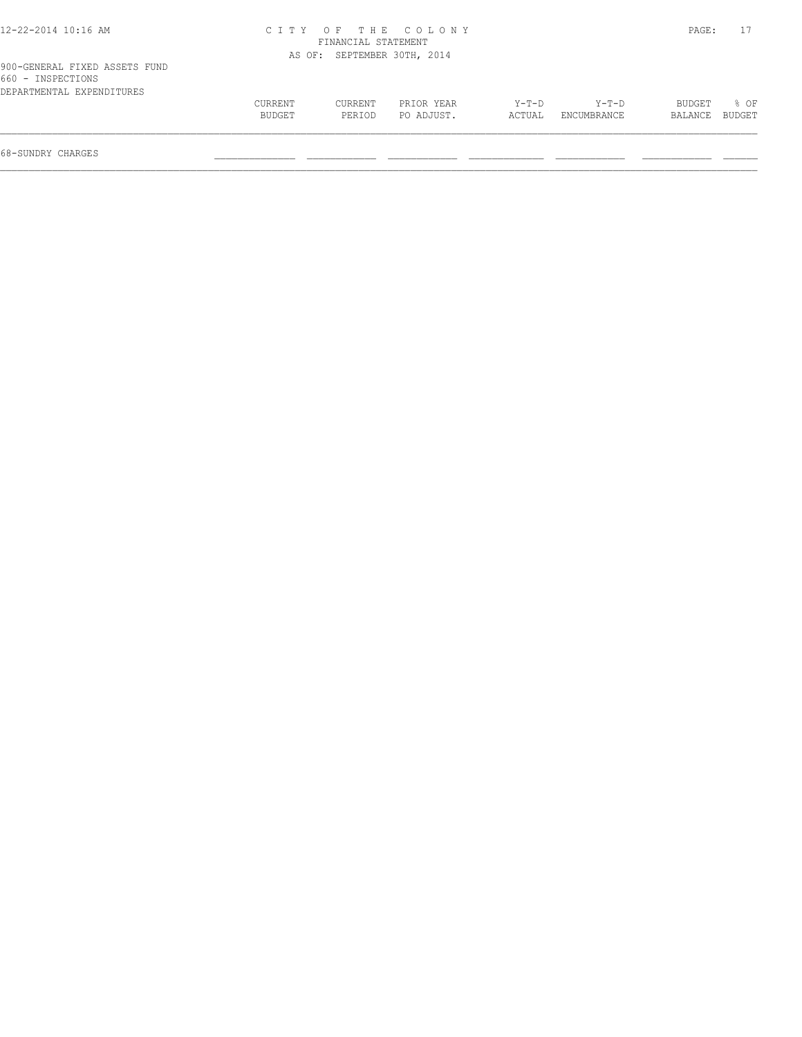CITY OF THE COLONY
FINANCIAL STATEMENT
AS OF: SEPTEMBER 30TH, 2014

900-GENERAL FIXED ASSETS FUND
660 - INSPECTIONS
DEPARTMENTAL EXPENDITURES

| | CURRENT BUDGET | CURRENT PERIOD | PRIOR YEAR PO ADJUST. | Y-T-D ACTUAL | Y-T-D ENCUMBRANCE | BUDGET BALANCE | % OF BUDGET |
|---|---|---|---|---|---|---|---|
| 68-SUNDRY CHARGES | | | | | | | |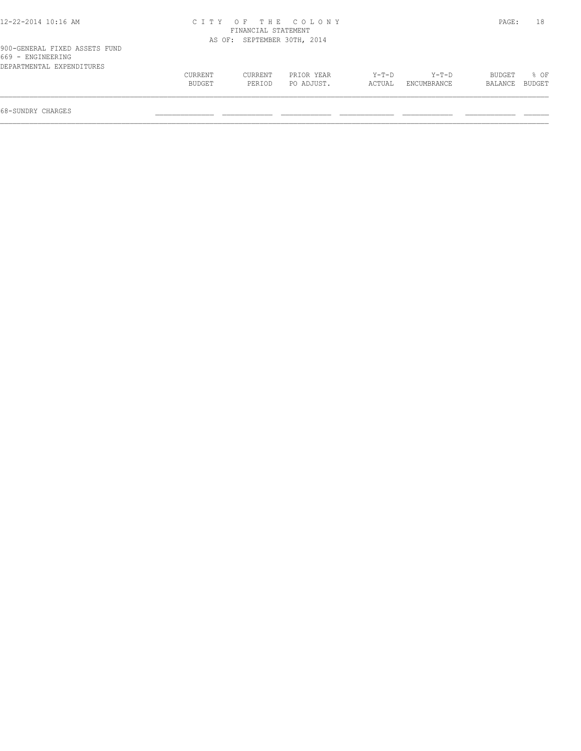CITY OF THE COLONY
FINANCIAL STATEMENT
AS OF: SEPTEMBER 30TH, 2014

900-GENERAL FIXED ASSETS FUND
669 - ENGINEERING
DEPARTMENTAL EXPENDITURES

| | CURRENT BUDGET | CURRENT PERIOD | PRIOR YEAR PO ADJUST. | Y-T-D ACTUAL | Y-T-D ENCUMBRANCE | BUDGET BALANCE | % OF BUDGET |
|---|---|---|---|---|---|---|---|
| 68-SUNDRY CHARGES | | | | | | | |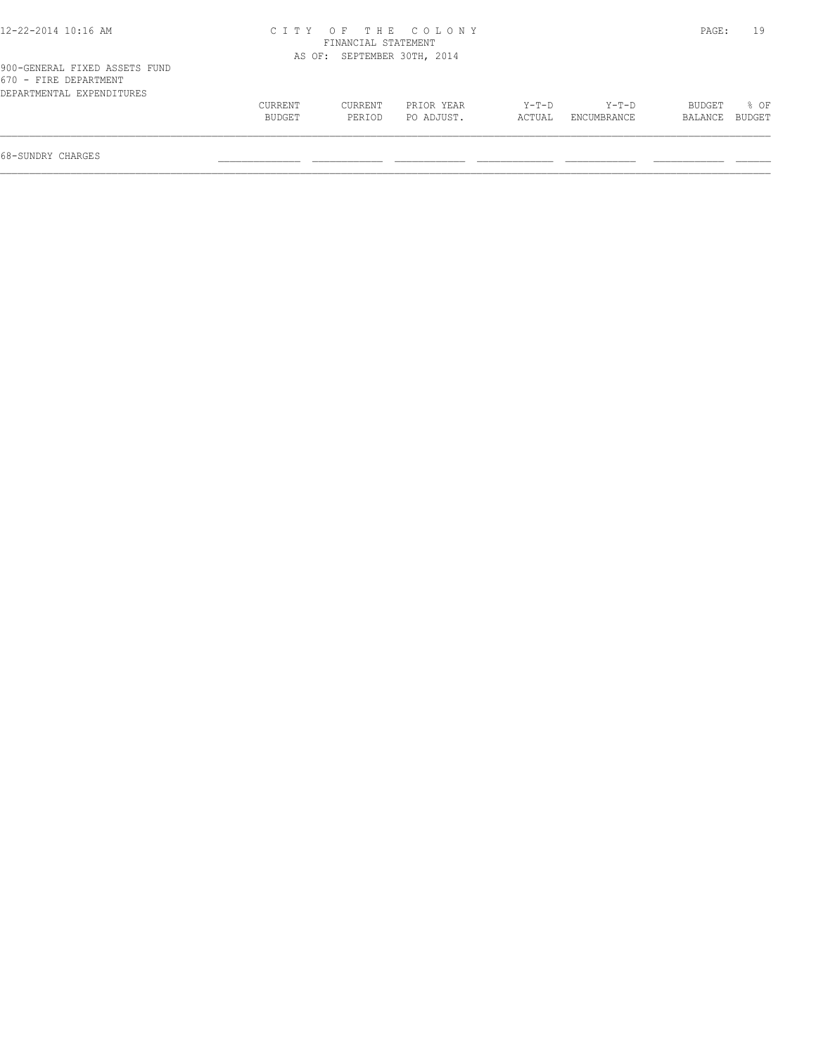CITY OF THE COLONY
FINANCIAL STATEMENT
AS OF: SEPTEMBER 30TH, 2014

900-GENERAL FIXED ASSETS FUND
670 - FIRE DEPARTMENT
DEPARTMENTAL EXPENDITURES

| | CURRENT BUDGET | CURRENT PERIOD | PRIOR YEAR PO ADJUST. | Y-T-D ACTUAL | Y-T-D ENCUMBRANCE | BUDGET BALANCE | % OF BUDGET |
|---|---|---|---|---|---|---|---|
| 68-SUNDRY CHARGES | | | | | | | |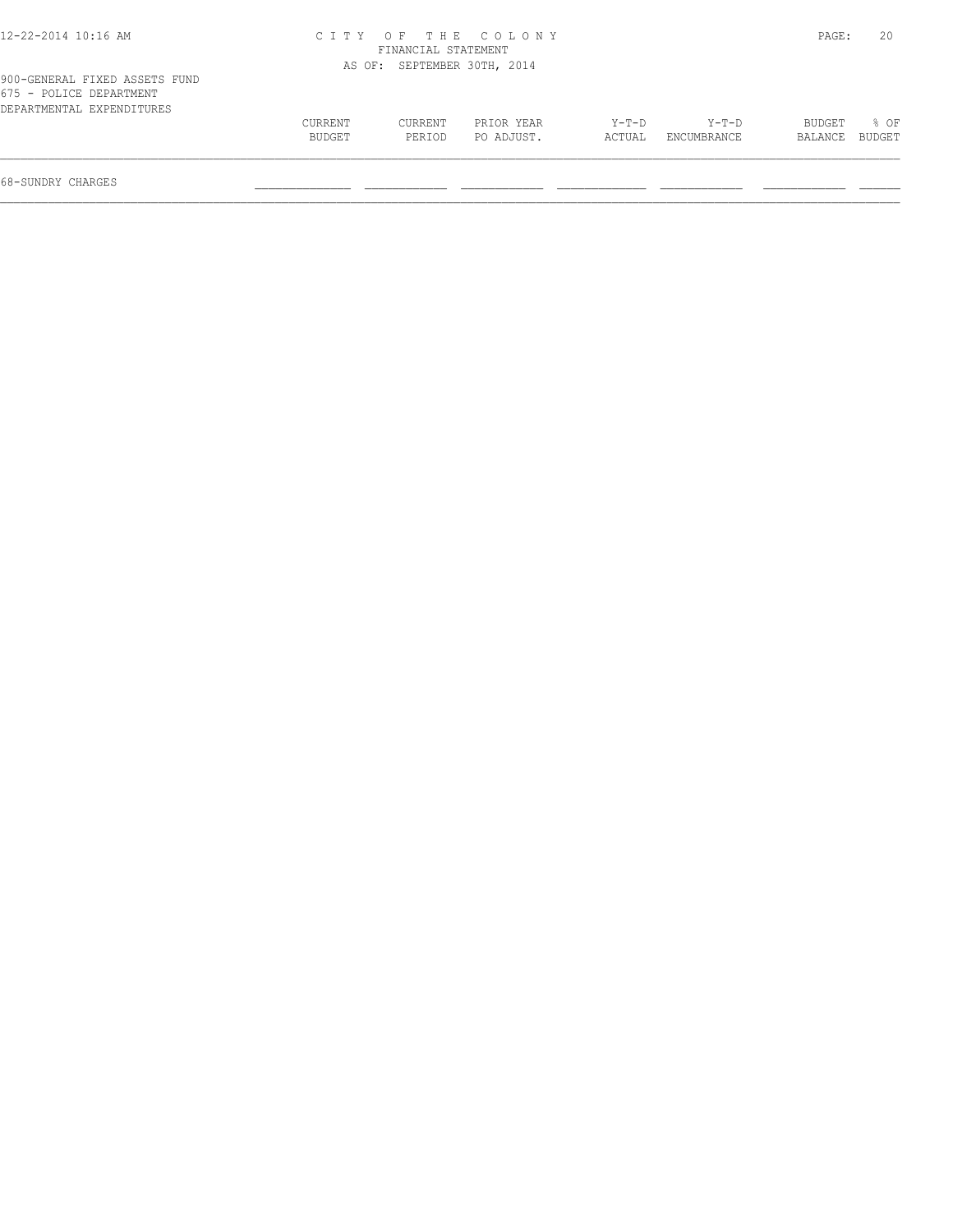900-GENERAL FIXED ASSETS FUND
675 - POLICE DEPARTMENT
DEPARTMENTAL EXPENDITURES

| | CURRENT BUDGET | CURRENT PERIOD | PRIOR YEAR PO ADJUST. | Y-T-D ACTUAL | Y-T-D ENCUMBRANCE | BUDGET BALANCE | % OF BUDGET |
|---|---|---|---|---|---|---|---|
| 68-SUNDRY CHARGES | | | | | | | |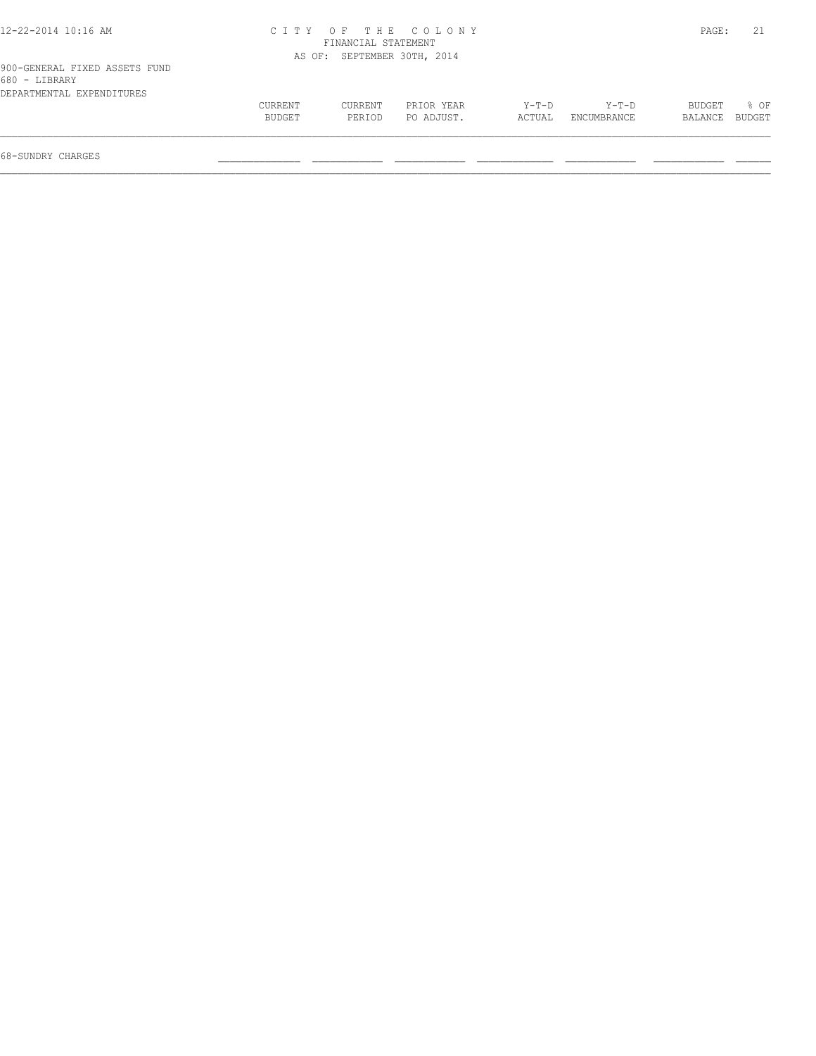900-GENERAL FIXED ASSETS FUND
680 - LIBRARY
DEPARTMENTAL EXPENDITURES

| | CURRENT BUDGET | CURRENT PERIOD | PRIOR YEAR PO ADJUST. | Y-T-D ACTUAL | Y-T-D ENCUMBRANCE | BUDGET BALANCE | % OF BUDGET |
|---|---|---|---|---|---|---|---|
| 68-SUNDRY CHARGES | | | | | | | |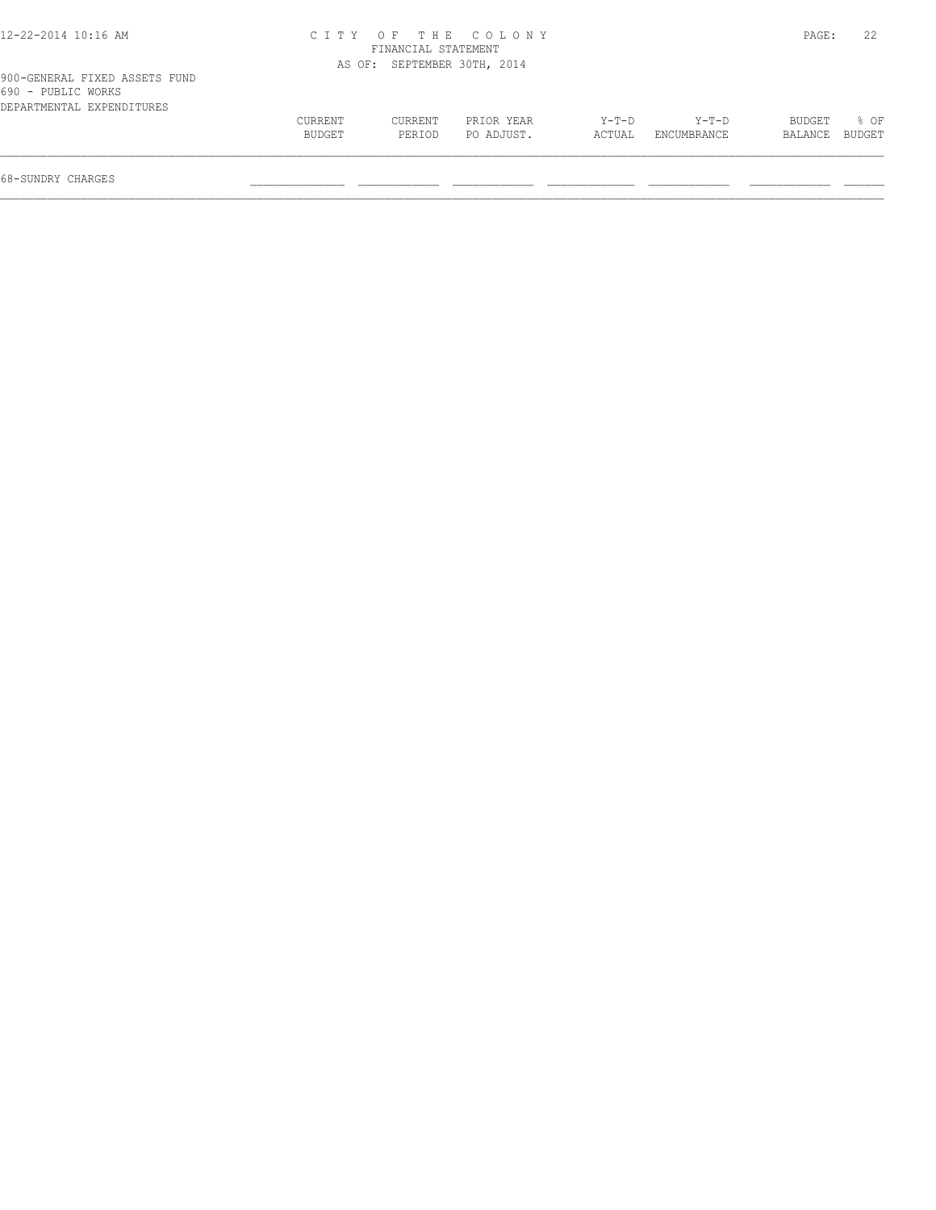CITY OF THE COLONY
FINANCIAL STATEMENT
AS OF: SEPTEMBER 30TH, 2014

900-GENERAL FIXED ASSETS FUND
690 - PUBLIC WORKS
DEPARTMENTAL EXPENDITURES

| | CURRENT BUDGET | CURRENT PERIOD | PRIOR YEAR PO ADJUST. | Y-T-D ACTUAL | Y-T-D ENCUMBRANCE | BUDGET BALANCE | % OF BUDGET |
|---|---|---|---|---|---|---|---|
| 68-SUNDRY CHARGES | | | | | | | |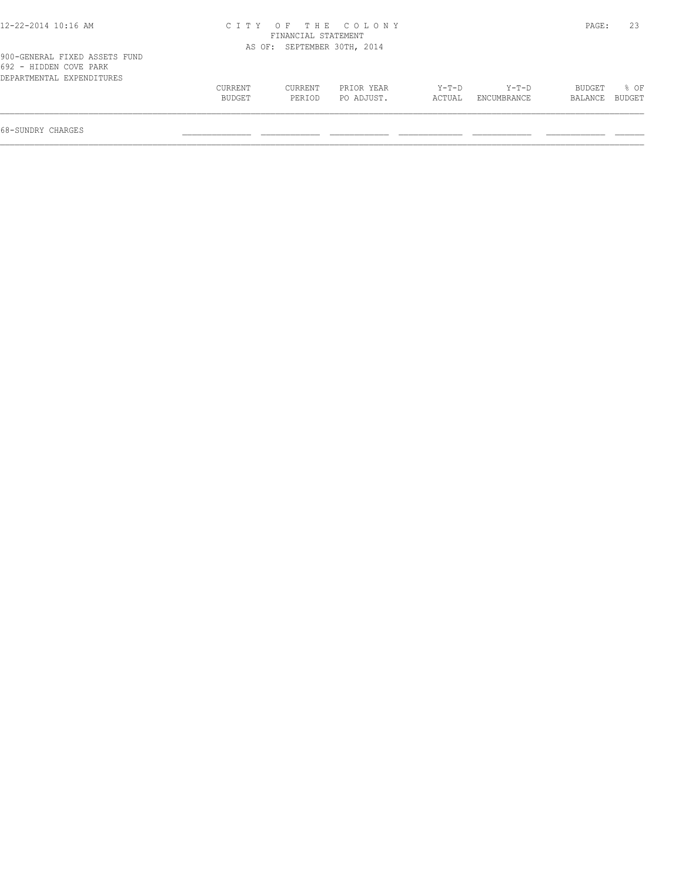CITY OF THE COLONY
FINANCIAL STATEMENT
AS OF: SEPTEMBER 30TH, 2014

900-GENERAL FIXED ASSETS FUND
692 - HIDDEN COVE PARK
DEPARTMENTAL EXPENDITURES

| | CURRENT BUDGET | CURRENT PERIOD | PRIOR YEAR PO ADJUST. | Y-T-D ACTUAL | Y-T-D ENCUMBRANCE | BUDGET BALANCE | % OF BUDGET |
|---|---|---|---|---|---|---|---|
| 68-SUNDRY CHARGES | | | | | | | |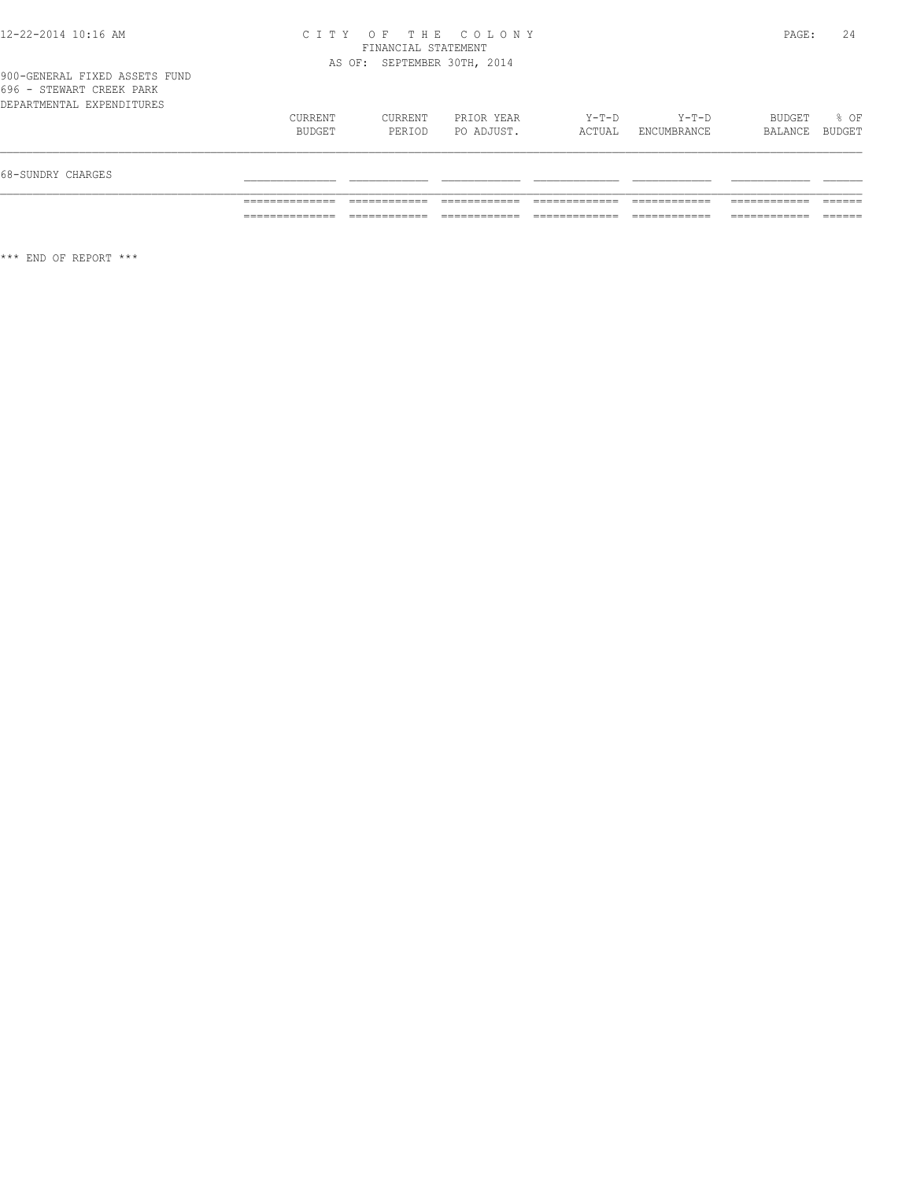900-GENERAL FIXED ASSETS FUND
696 - STEWART CREEK PARK
DEPARTMENTAL EXPENDITURES

| | CURRENT BUDGET | CURRENT PERIOD | PRIOR YEAR PO ADJUST. | Y-T-D ACTUAL | Y-T-D ENCUMBRANCE | BUDGET BALANCE | % OF BUDGET |
|---|---|---|---|---|---|---|---|
| 68-SUNDRY CHARGES | | | | | | | |

\*\*\* END OF REPORT \*\*\*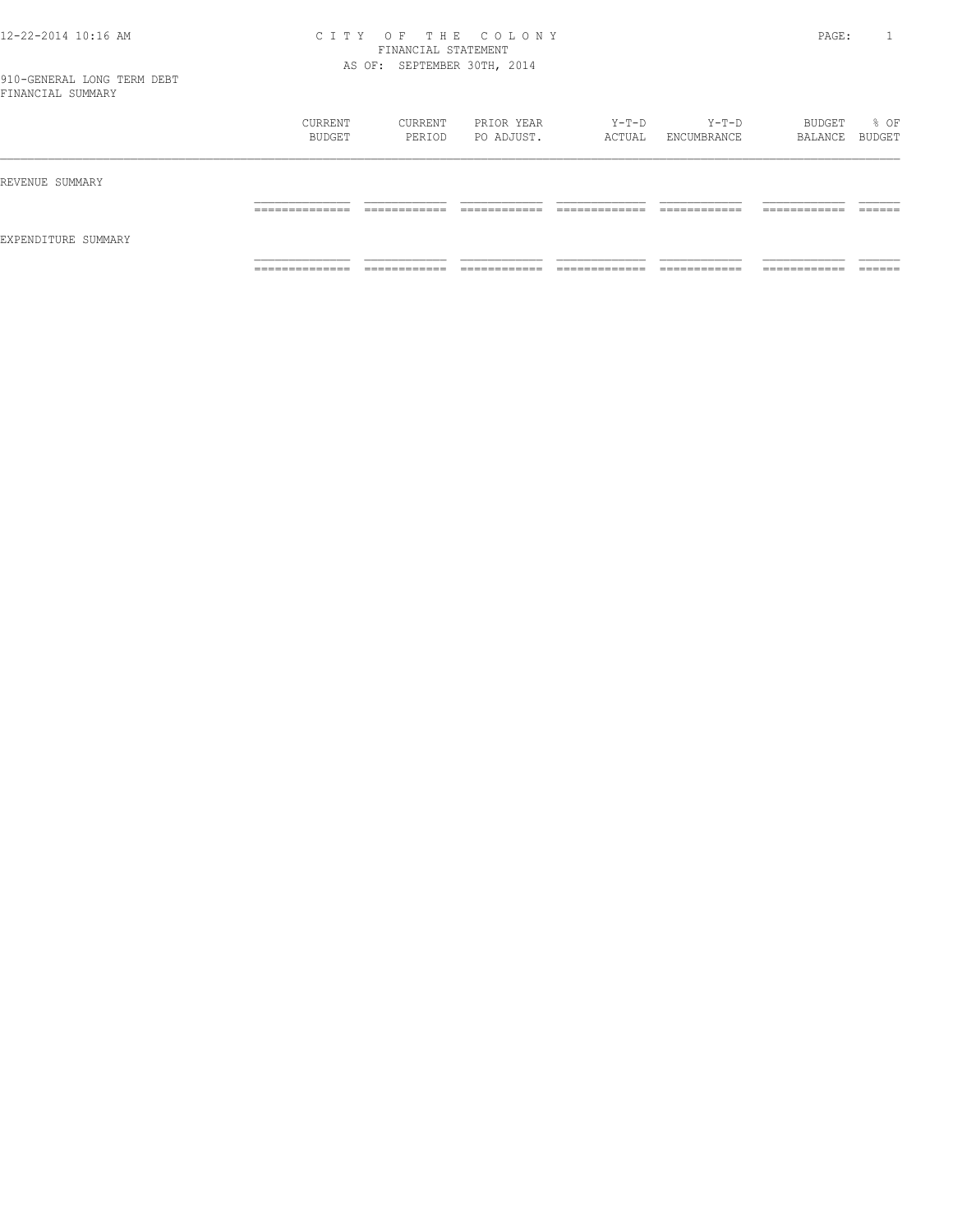# CITY OF THE COLONY
## FINANCIAL STATEMENT
### AS OF: SEPTEMBER 30TH, 2014

910-GENERAL LONG TERM DEBT
FINANCIAL SUMMARY

| | CURRENT BUDGET | CURRENT PERIOD | PRIOR YEAR PO ADJUST. | Y-T-D ACTUAL | Y-T-D ENCUMBRANCE | BUDGET BALANCE | % OF BUDGET |
|---|---|---|---|---|---|---|---|
| REVENUE SUMMARY | | | | | | | |
| EXPENDITURE SUMMARY | | | | | | | |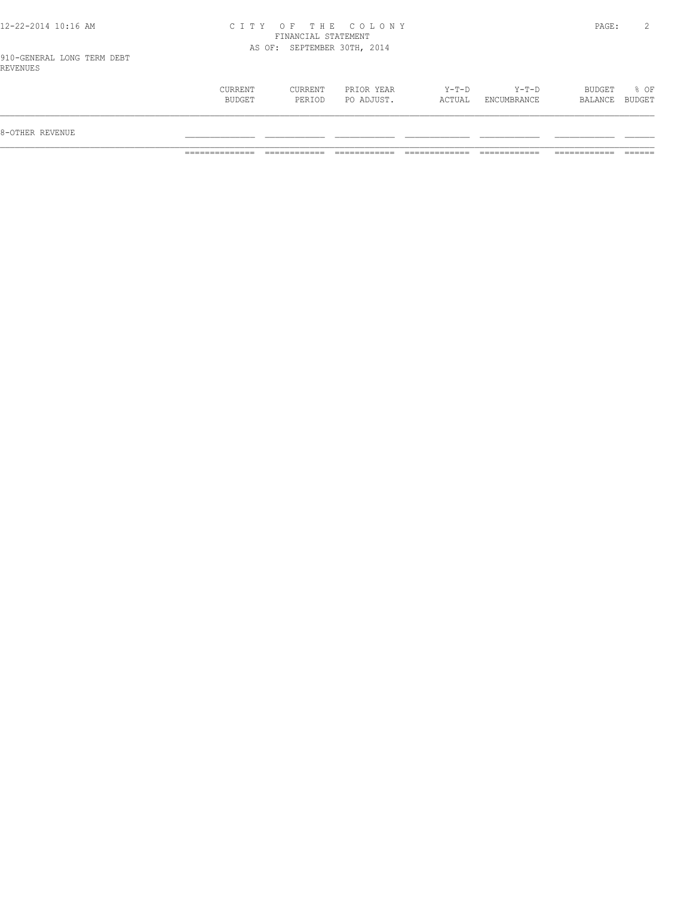CITY OF THE COLONY
FINANCIAL STATEMENT
AS OF: SEPTEMBER 30TH, 2014

910-GENERAL LONG TERM DEBT
REVENUES

| | CURRENT BUDGET | CURRENT PERIOD | PRIOR YEAR PO ADJUST. | Y-T-D ACTUAL | Y-T-D ENCUMBRANCE | BUDGET BALANCE | % OF BUDGET |
|---|---|---|---|---|---|---|---|
| 8-OTHER REVENUE | | | | | | | |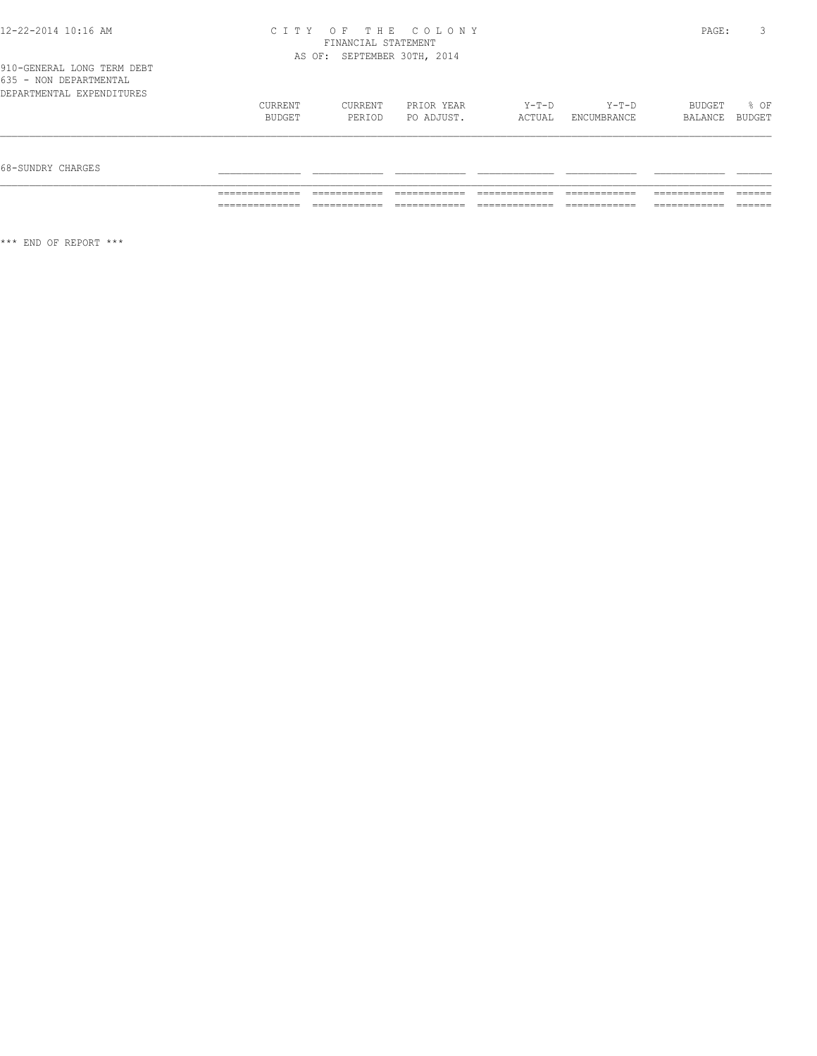CITY OF THE COLONY
FINANCIAL STATEMENT
AS OF: SEPTEMBER 30TH, 2014

910-GENERAL LONG TERM DEBT
635 - NON DEPARTMENTAL
DEPARTMENTAL EXPENDITURES

| | CURRENT BUDGET | CURRENT PERIOD | PRIOR YEAR PO ADJUST. | Y-T-D ACTUAL | Y-T-D ENCUMBRANCE | BUDGET BALANCE | % OF BUDGET |
|---|---|---|---|---|---|---|---|
| 68-SUNDRY CHARGES | | | | | | | |

*** END OF REPORT ***